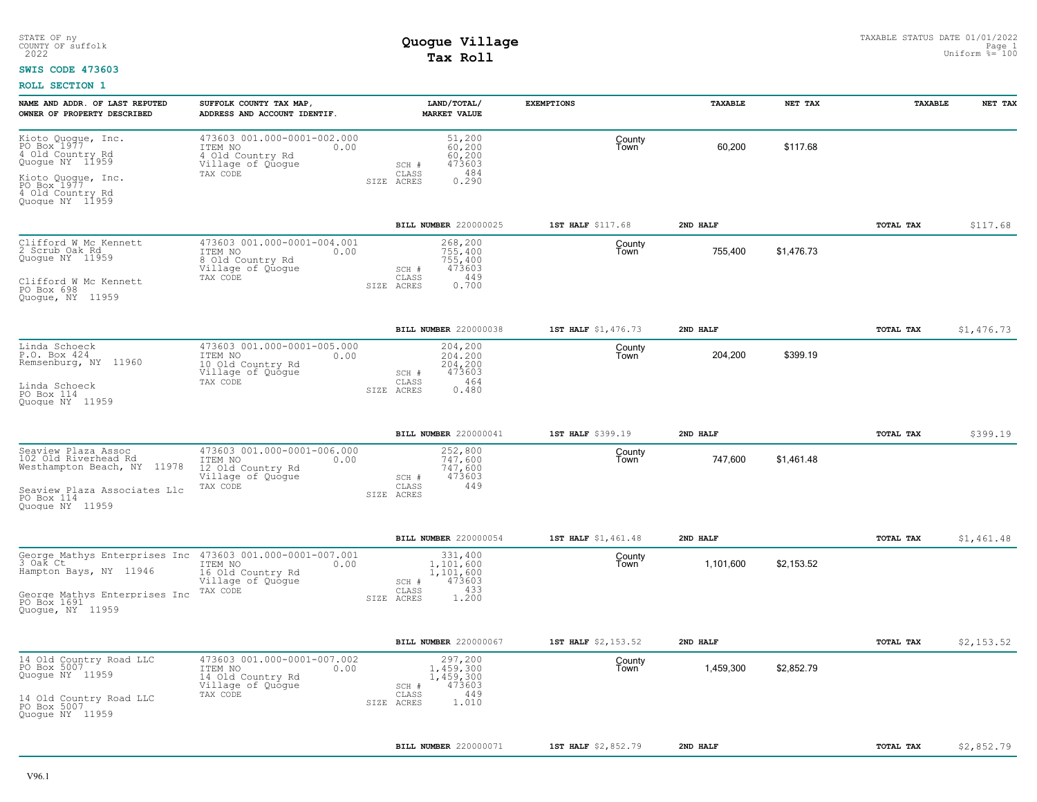STATE OF ny
COUNTY OF suffolk
2022

# Quogue Village
## Tax Roll

TAXABLE STATUS DATE 01/01/2022
Uniform %= 100

**SWIS CODE 473603**

**ROLL SECTION 1**

| NAME AND ADDR. OF LAST REPUTED OWNER OF PROPERTY DESCRIBED | SUFFOLK COUNTY TAX MAP, ADDRESS AND ACCOUNT IDENTIF. | LAND/TOTAL/ MARKET VALUE | EXEMPTIONS | | TAXABLE | NET TAX | TAXABLE | NET TAX |
|---|---|---|---|---|---|---|---|---|
| Kioto Quogue, Inc.<br>PO Box 1977<br>4 Old Country Rd<br>Quogue NY 11959<br><br>Kioto Quogue, Inc.<br>PO Box 1977<br>4 Old Country Rd<br>Quogue NY 11959 | 473603 001.000-0001-002.000<br>ITEM NO 0.00<br>4 Old Country Rd<br>Village of Quogue<br>TAX CODE | 51,200<br>60,200<br>60,200<br>SCH # 473603<br>CLASS 484<br>SIZE ACRES 0.290 | | County<br>Town | 60,200 | $117.68 | | |
| | | **BILL NUMBER** 220000025 | **1ST HALF** $117.68 | **2ND HALF** | | | **TOTAL TAX** | $117.68 |
| Clifford W Mc Kennett<br>2 Scrub Oak Rd<br>Quogue NY 11959<br><br>Clifford W Mc Kennett<br>PO Box 698<br>Quogue, NY 11959 | 473603 001.000-0001-004.001<br>ITEM NO 0.00<br>8 Old Country Rd<br>Village of Quogue<br>TAX CODE | 268,200<br>755,400<br>755,400<br>SCH # 473603<br>CLASS 449<br>SIZE ACRES 0.700 | | County<br>Town | 755,400 | $1,476.73 | | |
| | | **BILL NUMBER** 220000038 | **1ST HALF** $1,476.73 | **2ND HALF** | | | **TOTAL TAX** | $1,476.73 |
| Linda Schoeck<br>P.O. Box 424<br>Remsenburg, NY 11960<br><br>Linda Schoeck<br>PO Box 114<br>Quogue NY 11959 | 473603 001.000-0001-005.000<br>ITEM NO 0.00<br>10 Old Country Rd<br>Village of Quogue<br>TAX CODE | 204,200<br>204,200<br>204,200<br>SCH # 473603<br>CLASS 464<br>SIZE ACRES 0.480 | | County<br>Town | 204,200 | $399.19 | | |
| | | **BILL NUMBER** 220000041 | **1ST HALF** $399.19 | **2ND HALF** | | | **TOTAL TAX** | $399.19 |
| Seaview Plaza Assoc<br>102 Old Riverhead Rd<br>Westhampton Beach, NY 11978<br><br>Seaview Plaza Associates Llc<br>PO Box 114<br>Quogue NY 11959 | 473603 001.000-0001-006.000<br>ITEM NO 0.00<br>12 Old Country Rd<br>Village of Quogue<br>TAX CODE | 252,800<br>747,600<br>747,600<br>SCH # 473603<br>CLASS 449<br>SIZE ACRES | | County<br>Town | 747,600 | $1,461.48 | | |
| | | **BILL NUMBER** 220000054 | **1ST HALF** $1,461.48 | **2ND HALF** | | | **TOTAL TAX** | $1,461.48 |
| George Mathys Enterprises Inc<br>3 Oak Ct<br>Hampton Bays, NY 11946<br><br>George Mathys Enterprises Inc<br>PO Box 1691<br>Quogue, NY 11959 | 473603 001.000-0001-007.001<br>ITEM NO 0.00<br>16 Old Country Rd<br>Village of Quogue<br>TAX CODE | 331,400<br>1,101,600<br>1,101,600<br>SCH # 473603<br>CLASS 433<br>SIZE ACRES 1.200 | | County<br>Town | 1,101,600 | $2,153.52 | | |
| | | **BILL NUMBER** 220000067 | **1ST HALF** $2,153.52 | **2ND HALF** | | | **TOTAL TAX** | $2,153.52 |
| 14 Old Country Road LLC<br>PO Box 5007<br>Quogue NY 11959<br><br>14 Old Country Road LLC<br>PO Box 5007<br>Quogue NY 11959 | 473603 001.000-0001-007.002<br>ITEM NO 0.00<br>14 Old Country Rd<br>Village of Quogue<br>TAX CODE | 297,200<br>1,459,300<br>1,459,300<br>SCH # 473603<br>CLASS 449<br>SIZE ACRES 1.010 | | County<br>Town | 1,459,300 | $2,852.79 | | |
| | | **BILL NUMBER** 220000071 | **1ST HALF** $2,852.79 | **2ND HALF** | | | **TOTAL TAX** | $2,852.79 |

V96.1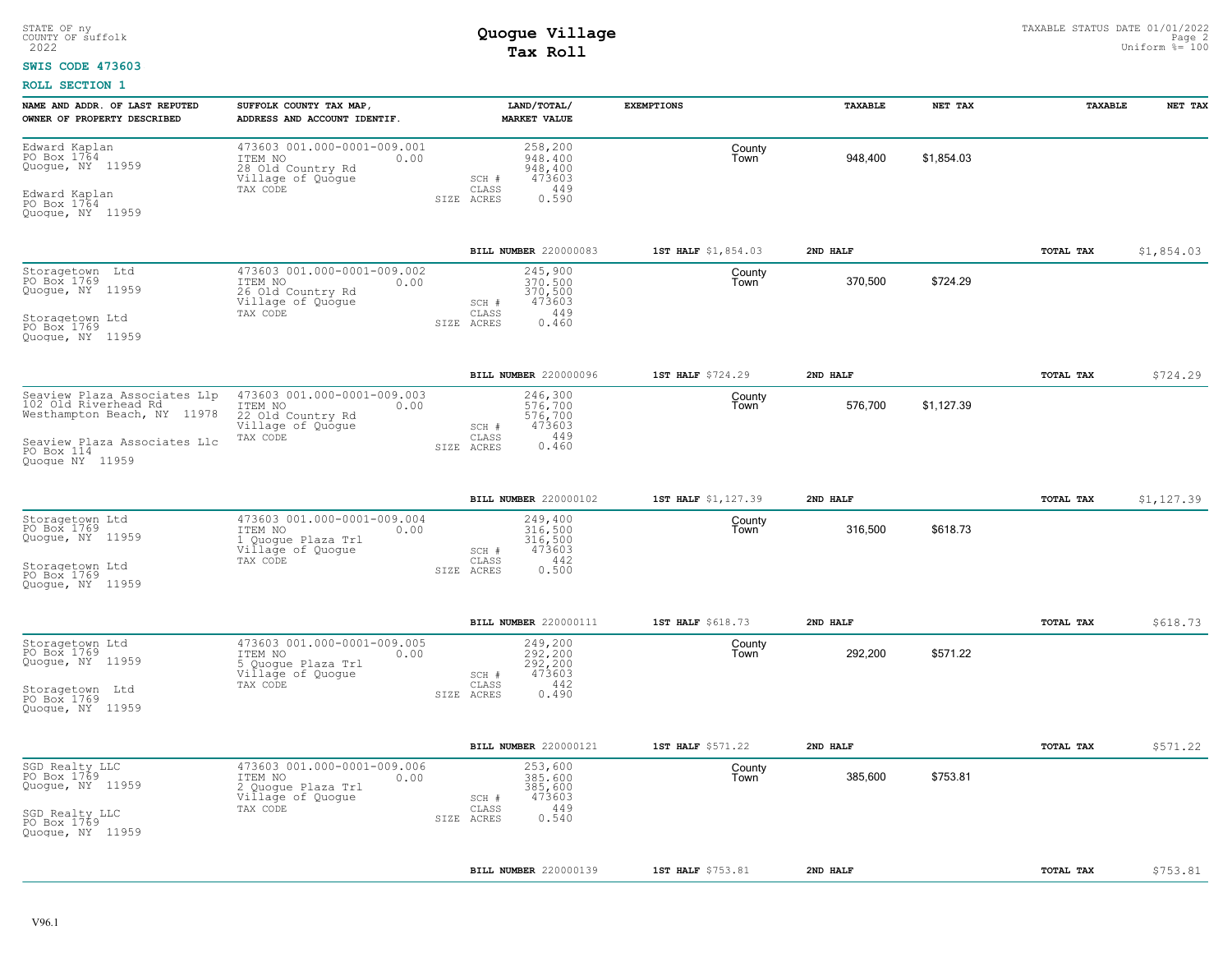STATE OF ny
COUNTY OF suffolk
2022

# Quogue Village
## Tax Roll

TAXABLE STATUS DATE 01/01/2022
Uniform %= 100

**SWIS CODE 473603**

**ROLL SECTION 1**

| NAME AND ADDR. OF LAST REPUTED OWNER OF PROPERTY DESCRIBED | SUFFOLK COUNTY TAX MAP, ADDRESS AND ACCOUNT IDENTIF. | LAND/TOTAL/ MARKET VALUE | EXEMPTIONS | TAXABLE | NET TAX | TAXABLE | NET TAX |
|---|---|---|---|---|---|---|---|
| Edward Kaplan<br>PO Box 1764<br>Quogue, NY 11959<br><br>Edward Kaplan<br>PO Box 1764<br>Quogue, NY 11959 | 473603 001.000-0001-009.001<br>ITEM NO 0.00<br>28 Old Country Rd<br>Village of Quogue<br>TAX CODE | 258,200<br>948,400<br>948,400<br>SCH # 473603<br>CLASS 449<br>SIZE ACRES 0.590 | County<br>Town | 948,400 | $1,854.03 | | |
| | | **BILL NUMBER** 220000083 | **1ST HALF** $1,854.03 | **2ND HALF** | | **TOTAL TAX** | $1,854.03 |
| Storagetown Ltd<br>PO Box 1769<br>Quogue, NY 11959<br><br>Storagetown Ltd<br>PO Box 1769<br>Quogue, NY 11959 | 473603 001.000-0001-009.002<br>ITEM NO 0.00<br>26 Old Country Rd<br>Village of Quogue<br>TAX CODE | 245,900<br>370,500<br>370,500<br>SCH # 473603<br>CLASS 449<br>SIZE ACRES 0.460 | County<br>Town | 370,500 | $724.29 | | |
| | | **BILL NUMBER** 220000096 | **1ST HALF** $724.29 | **2ND HALF** | | **TOTAL TAX** | $724.29 |
| Seaview Plaza Associates Llp<br>102 Old Riverhead Rd<br>Westhampton Beach, NY 11978<br><br>Seaview Plaza Associates Llc<br>PO Box 114<br>Quogue NY 11959 | 473603 001.000-0001-009.003<br>ITEM NO 0.00<br>22 Old Country Rd<br>Village of Quogue<br>TAX CODE | 246,300<br>576,700<br>576,700<br>SCH # 473603<br>CLASS 449<br>SIZE ACRES 0.460 | County<br>Town | 576,700 | $1,127.39 | | |
| | | **BILL NUMBER** 220000102 | **1ST HALF** $1,127.39 | **2ND HALF** | | **TOTAL TAX** | $1,127.39 |
| Storagetown Ltd<br>PO Box 1769<br>Quogue, NY 11959<br><br>Storagetown Ltd<br>PO Box 1769<br>Quogue, NY 11959 | 473603 001.000-0001-009.004<br>ITEM NO 0.00<br>1 Quogue Plaza Trl<br>Village of Quogue<br>TAX CODE | 249,400<br>316,500<br>316,500<br>SCH # 473603<br>CLASS 442<br>SIZE ACRES 0.500 | County<br>Town | 316,500 | $618.73 | | |
| | | **BILL NUMBER** 220000111 | **1ST HALF** $618.73 | **2ND HALF** | | **TOTAL TAX** | $618.73 |
| Storagetown Ltd<br>PO Box 1769<br>Quogue, NY 11959<br><br>Storagetown Ltd<br>PO Box 1769<br>Quogue, NY 11959 | 473603 001.000-0001-009.005<br>ITEM NO 0.00<br>5 Quogue Plaza Trl<br>Village of Quogue<br>TAX CODE | 249,200<br>292,200<br>292,200<br>SCH # 473603<br>CLASS 442<br>SIZE ACRES 0.490 | County<br>Town | 292,200 | $571.22 | | |
| | | **BILL NUMBER** 220000121 | **1ST HALF** $571.22 | **2ND HALF** | | **TOTAL TAX** | $571.22 |
| SGD Realty LLC<br>PO Box 1769<br>Quogue, NY 11959<br><br>SGD Realty LLC<br>PO Box 1769<br>Quogue, NY 11959 | 473603 001.000-0001-009.006<br>ITEM NO 0.00<br>2 Quogue Plaza Trl<br>Village of Quogue<br>TAX CODE | 253,600<br>385,600<br>385,600<br>SCH # 473603<br>CLASS 449<br>SIZE ACRES 0.540 | County<br>Town | 385,600 | $753.81 | | |
| | | **BILL NUMBER** 220000139 | **1ST HALF** $753.81 | **2ND HALF** | | **TOTAL TAX** | $753.81 |

V96.1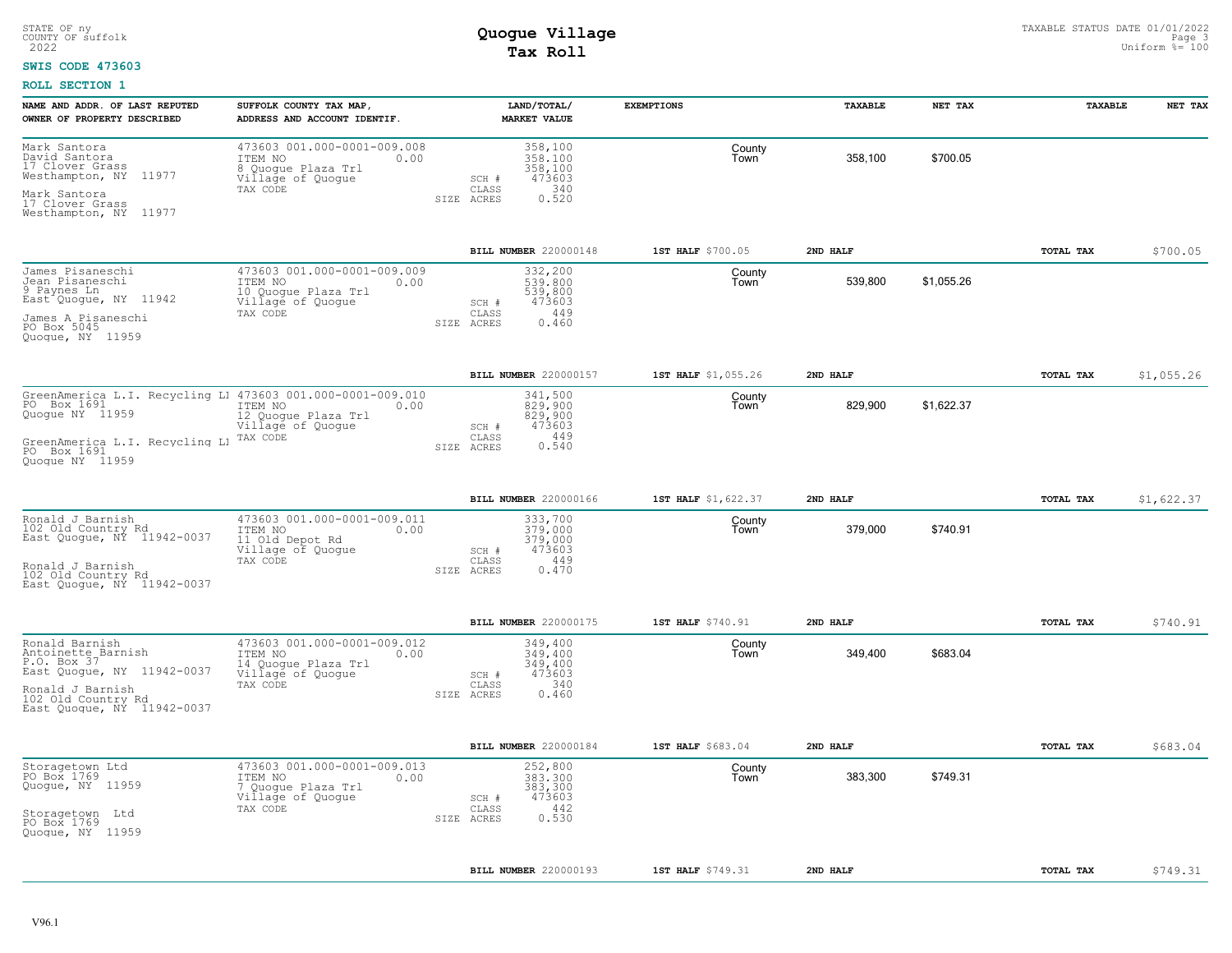STATE OF ny
COUNTY OF suffolk
2022

# Quogue Village
## Tax Roll

TAXABLE STATUS DATE 01/01/2022
Uniform %= 100

**SWIS CODE 473603**

**ROLL SECTION 1**

| NAME AND ADDR. OF LAST REPUTED OWNER OF PROPERTY DESCRIBED | SUFFOLK COUNTY TAX MAP, ADDRESS AND ACCOUNT IDENTIF. | LAND/TOTAL/ MARKET VALUE | EXEMPTIONS | TAXABLE | NET TAX | TAXABLE | NET TAX |
|---|---|---|---|---|---|---|---|
| Mark Santora<br>David Santora<br>17 Clover Grass<br>Westhampton, NY 11977<br><br>Mark Santora<br>17 Clover Grass<br>Westhampton, NY 11977 | 473603 001.000-0001-009.008<br>ITEM NO 0.00<br>8 Quogue Plaza Trl<br>Village of Quogue<br>TAX CODE | 358,100<br>358,100<br>358,100<br>SCH # 473603<br>CLASS 340<br>SIZE ACRES 0.520 | County<br>Town | 358,100 | $700.05 | | |
| | | **BILL NUMBER** 220000148 | **1ST HALF** $700.05 | **2ND HALF** | | **TOTAL TAX** | $700.05 |
| James Pisaneschi<br>Jean Pisaneschi<br>9 Paynes Ln<br>East Quogue, NY 11942<br><br>James A Pisaneschi<br>PO Box 5045<br>Quogue, NY 11959 | 473603 001.000-0001-009.009<br>ITEM NO 0.00<br>10 Quogue Plaza Trl<br>Village of Quogue<br>TAX CODE | 332,200<br>539,800<br>539,800<br>SCH # 473603<br>CLASS 449<br>SIZE ACRES 0.460 | County<br>Town | 539,800 | $1,055.26 | | |
| | | **BILL NUMBER** 220000157 | **1ST HALF** $1,055.26 | **2ND HALF** | | **TOTAL TAX** | $1,055.26 |
| GreenAmerica L.I. Recycling LI<br>PO Box 1691<br>Quogue NY 11959<br><br>GreenAmerica L.I. Recycling LI<br>PO Box 1691<br>Quogue NY 11959 | 473603 001.000-0001-009.010<br>ITEM NO 0.00<br>12 Quogue Plaza Trl<br>Village of Quogue<br>TAX CODE | 341,500<br>829,900<br>829,900<br>SCH # 473603<br>CLASS 449<br>SIZE ACRES 0.540 | County<br>Town | 829,900 | $1,622.37 | | |
| | | **BILL NUMBER** 220000166 | **1ST HALF** $1,622.37 | **2ND HALF** | | **TOTAL TAX** | $1,622.37 |
| Ronald J Barnish<br>102 Old Country Rd<br>East Quogue, NY 11942-0037<br><br>Ronald J Barnish<br>102 Old Country Rd<br>East Quogue, NY 11942-0037 | 473603 001.000-0001-009.011<br>ITEM NO 0.00<br>11 Old Depot Rd<br>Village of Quogue<br>TAX CODE | 333,700<br>379,000<br>379,000<br>SCH # 473603<br>CLASS 449<br>SIZE ACRES 0.470 | County<br>Town | 379,000 | $740.91 | | |
| | | **BILL NUMBER** 220000175 | **1ST HALF** $740.91 | **2ND HALF** | | **TOTAL TAX** | $740.91 |
| Ronald Barnish<br>Antoinette Barnish<br>P.O. Box 37<br>East Quogue, NY 11942-0037<br><br>Ronald J Barnish<br>102 Old Country Rd<br>East Quogue, NY 11942-0037 | 473603 001.000-0001-009.012<br>ITEM NO 0.00<br>14 Quogue Plaza Trl<br>Village of Quogue<br>TAX CODE | 349,400<br>349,400<br>349,400<br>SCH # 473603<br>CLASS 340<br>SIZE ACRES 0.460 | County<br>Town | 349,400 | $683.04 | | |
| | | **BILL NUMBER** 220000184 | **1ST HALF** $683.04 | **2ND HALF** | | **TOTAL TAX** | $683.04 |
| Storagetown Ltd<br>PO Box 1769<br>Quogue, NY 11959<br><br>Storagetown Ltd<br>PO Box 1769<br>Quogue, NY 11959 | 473603 001.000-0001-009.013<br>ITEM NO 0.00<br>7 Quogue Plaza Trl<br>Village of Quogue<br>TAX CODE | 252,800<br>383,300<br>383,300<br>SCH # 473603<br>CLASS 442<br>SIZE ACRES 0.530 | County<br>Town | 383,300 | $749.31 | | |
| | | **BILL NUMBER** 220000193 | **1ST HALF** $749.31 | **2ND HALF** | | **TOTAL TAX** | $749.31 |

V96.1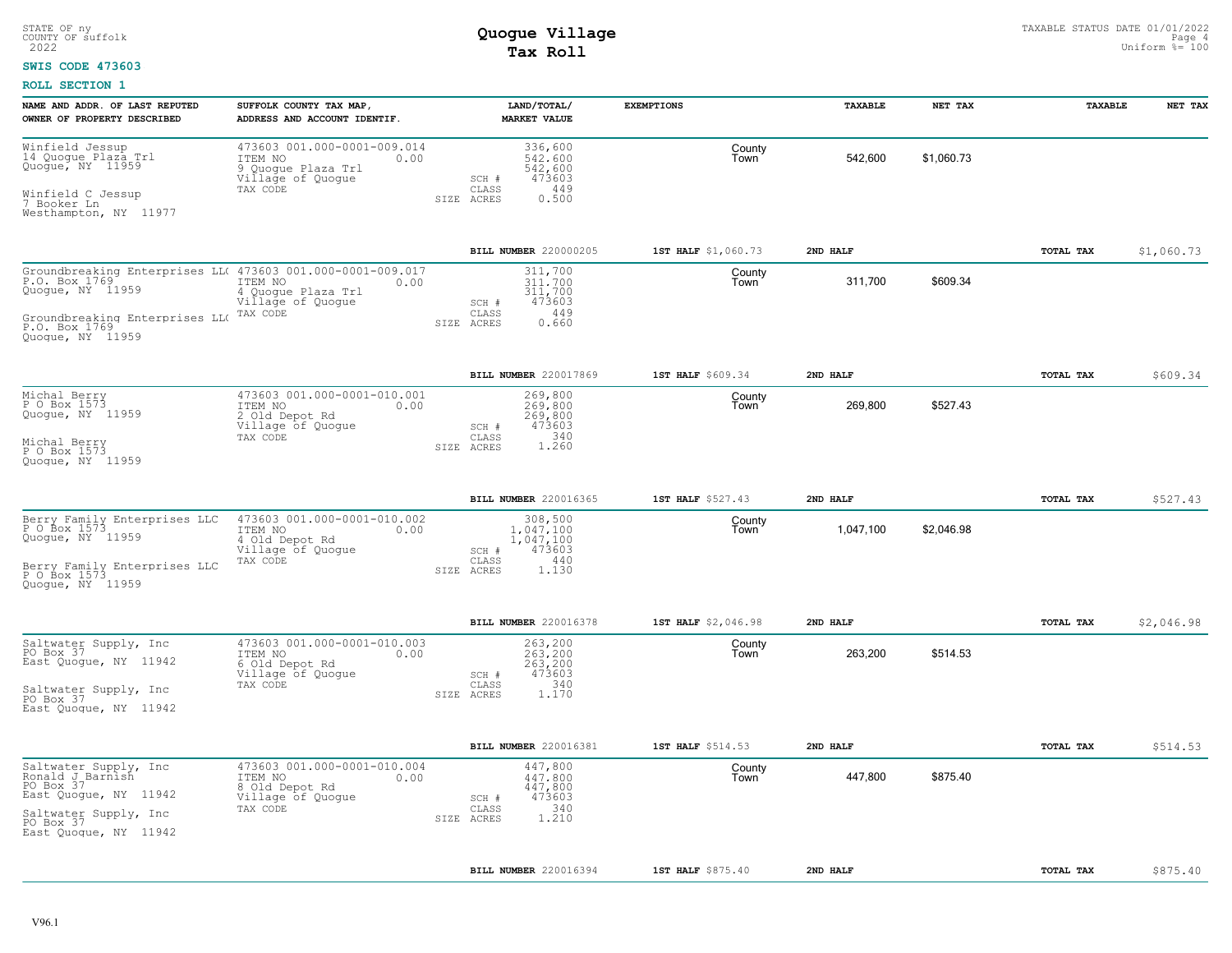STATE OF ny
COUNTY OF suffolk
2022

# Quogue Village
## Tax Roll

TAXABLE STATUS DATE 01/01/2022
Uniform %= 100

**SWIS CODE 473603**

**ROLL SECTION 1**

| NAME AND ADDR. OF LAST REPUTED OWNER OF PROPERTY DESCRIBED | SUFFOLK COUNTY TAX MAP, ADDRESS AND ACCOUNT IDENTIF. | LAND/TOTAL/ MARKET VALUE | EXEMPTIONS | TAXABLE | NET TAX | TAXABLE | NET TAX |
|---|---|---|---|---|---|---|---|
| Winfield Jessup<br>14 Quogue Plaza Trl<br>Quogue, NY 11959<br><br>Winfield C Jessup<br>7 Booker Ln<br>Westhampton, NY 11977 | 473603 001.000-0001-009.014<br>ITEM NO 0.00<br>9 Quogue Plaza Trl<br>Village of Quogue<br>TAX CODE | 336,600<br>542,600<br>542,600<br>SCH # 473603<br>CLASS 449<br>SIZE ACRES 0.500 | County<br>Town | 542,600 | $1,060.73 | | |
| | | **BILL NUMBER** 220000205 | **1ST HALF** $1,060.73 | **2ND HALF** | | **TOTAL TAX** | $1,060.73 |
| Groundbreaking Enterprises LL(<br>P.O. Box 1769<br>Quogue, NY 11959<br><br>Groundbreaking Enterprises LL(<br>P.O. Box 1769<br>Quogue, NY 11959 | 473603 001.000-0001-009.017<br>ITEM NO 0.00<br>4 Quogue Plaza Trl<br>Village of Quogue<br>TAX CODE | 311,700<br>311,700<br>311,700<br>SCH # 473603<br>CLASS 449<br>SIZE ACRES 0.660 | County<br>Town | 311,700 | $609.34 | | |
| | | **BILL NUMBER** 220017869 | **1ST HALF** $609.34 | **2ND HALF** | | **TOTAL TAX** | $609.34 |
| Michal Berry<br>P O Box 1573<br>Quogue, NY 11959<br><br>Michal Berry<br>P O Box 1573<br>Quogue, NY 11959 | 473603 001.000-0001-010.001<br>ITEM NO 0.00<br>2 Old Depot Rd<br>Village of Quogue<br>TAX CODE | 269,800<br>269,800<br>269,800<br>SCH # 473603<br>CLASS 340<br>SIZE ACRES 1.260 | County<br>Town | 269,800 | $527.43 | | |
| | | **BILL NUMBER** 220016365 | **1ST HALF** $527.43 | **2ND HALF** | | **TOTAL TAX** | $527.43 |
| Berry Family Enterprises LLC<br>P O Box 1573<br>Quogue, NY 11959<br><br>Berry Family Enterprises LLC<br>P O Box 1573<br>Quogue, NY 11959 | 473603 001.000-0001-010.002<br>ITEM NO 0.00<br>4 Old Depot Rd<br>Village of Quogue<br>TAX CODE | 308,500<br>1,047,100<br>1,047,100<br>SCH # 473603<br>CLASS 440<br>SIZE ACRES 1.130 | County<br>Town | 1,047,100 | $2,046.98 | | |
| | | **BILL NUMBER** 220016378 | **1ST HALF** $2,046.98 | **2ND HALF** | | **TOTAL TAX** | $2,046.98 |
| Saltwater Supply, Inc<br>PO Box 37<br>East Quogue, NY 11942<br><br>Saltwater Supply, Inc<br>PO Box 37<br>East Quogue, NY 11942 | 473603 001.000-0001-010.003<br>ITEM NO 0.00<br>6 Old Depot Rd<br>Village of Quogue<br>TAX CODE | 263,200<br>263,200<br>263,200<br>SCH # 473603<br>CLASS 340<br>SIZE ACRES 1.170 | County<br>Town | 263,200 | $514.53 | | |
| | | **BILL NUMBER** 220016381 | **1ST HALF** $514.53 | **2ND HALF** | | **TOTAL TAX** | $514.53 |
| Saltwater Supply, Inc<br>Ronald J Barnish<br>PO Box 37<br>East Quogue, NY 11942<br><br>Saltwater Supply, Inc<br>PO Box 37<br>East Quogue, NY 11942 | 473603 001.000-0001-010.004<br>ITEM NO 0.00<br>8 Old Depot Rd<br>Village of Quogue<br>TAX CODE | 447,800<br>447,800<br>447,800<br>SCH # 473603<br>CLASS 340<br>SIZE ACRES 1.210 | County<br>Town | 447,800 | $875.40 | | |
| | | **BILL NUMBER** 220016394 | **1ST HALF** $875.40 | **2ND HALF** | | **TOTAL TAX** | $875.40 |

V96.1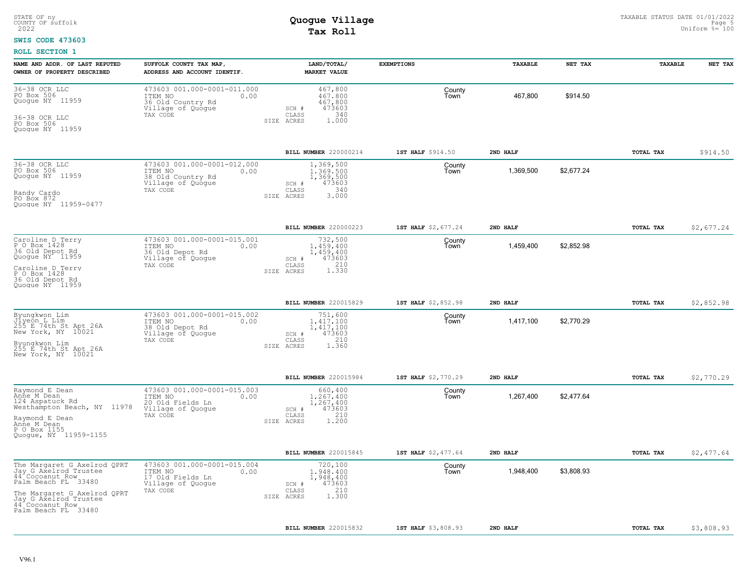STATE OF ny
COUNTY OF suffolk
2022

# Quogue Village
## Tax Roll

TAXABLE STATUS DATE 01/01/2022
Uniform %= 100

**SWIS CODE 473603**

**ROLL SECTION 1**

| NAME AND ADDR. OF LAST REPUTED OWNER OF PROPERTY DESCRIBED | SUFFOLK COUNTY TAX MAP, ADDRESS AND ACCOUNT IDENTIF. | LAND/TOTAL/ MARKET VALUE | EXEMPTIONS | TAXABLE | NET TAX | TAXABLE | NET TAX |
|---|---|---|---|---|---|---|---|
| 36-38 OCR LLC<br>PO Box 506<br>Quogue NY 11959<br><br>36-38 OCR LLC<br>PO Box 506<br>Quogue NY 11959 | 473603 001.000-0001-011.000<br>ITEM NO 0.00<br>36 Old Country Rd<br>Village of Quogue<br>TAX CODE | 467,800<br>467,800<br>467,800<br>SCH # 473603<br>CLASS 340<br>SIZE ACRES 1.000 | County<br>Town | 467,800 | $914.50 | | |
| | | BILL NUMBER 220000214 | 1ST HALF $914.50 | 2ND HALF | | TOTAL TAX | $914.50 |
| 36-38 OCR LLC<br>PO Box 506<br>Quogue NY 11959<br><br>Randy Cardo<br>PO Box 872<br>Quogue NY 11959-0477 | 473603 001.000-0001-012.000<br>ITEM NO 0.00<br>38 Old Country Rd<br>Village of Quogue<br>TAX CODE | 1,369,500<br>1,369,500<br>1,369,500<br>SCH # 473603<br>CLASS 340<br>SIZE ACRES 3.000 | County<br>Town | 1,369,500 | $2,677.24 | | |
| | | BILL NUMBER 220000223 | 1ST HALF $2,677.24 | 2ND HALF | | TOTAL TAX | $2,677.24 |
| Caroline D Terry<br>P O Box 1428<br>36 Old Depot Rd<br>Quogue NY 11959<br><br>Caroline D Terry<br>P O Box 1428<br>36 Old Depot Rd<br>Quogue NY 11959 | 473603 001.000-0001-015.001<br>ITEM NO 0.00<br>36 Old Depot Rd<br>Village of Quogue<br>TAX CODE | 732,500<br>1,459,400<br>1,459,400<br>SCH # 473603<br>CLASS 210<br>SIZE ACRES 1.330 | County<br>Town | 1,459,400 | $2,852.98 | | |
| | | BILL NUMBER 220015829 | 1ST HALF $2,852.98 | 2ND HALF | | TOTAL TAX | $2,852.98 |
| Byungkwon Lim<br>Jiyeon L Lim<br>255 E 74th St Apt 26A<br>New York, NY 10021<br><br>Byungkwon Lim<br>255 E 74th St Apt 26A<br>New York, NY 10021 | 473603 001.000-0001-015.002<br>ITEM NO 0.00<br>38 Old Depot Rd<br>Village of Quogue<br>TAX CODE | 751,600<br>1,417,100<br>1,417,100<br>SCH # 473603<br>CLASS 210<br>SIZE ACRES 1.360 | County<br>Town | 1,417,100 | $2,770.29 | | |
| | | BILL NUMBER 220015984 | 1ST HALF $2,770.29 | 2ND HALF | | TOTAL TAX | $2,770.29 |
| Raymond E Dean<br>Anne M Dean<br>124 Aspatuck Rd<br>Westhampton Beach, NY 11978<br><br>Raymond E Dean<br>Anne M Dean<br>P O Box 1155<br>Quogue, NY 11959-1155 | 473603 001.000-0001-015.003<br>ITEM NO 0.00<br>20 Old Fields Ln<br>Village of Quogue<br>TAX CODE | 660,400<br>1,267,400<br>1,267,400<br>SCH # 473603<br>CLASS 210<br>SIZE ACRES 1.200 | County<br>Town | 1,267,400 | $2,477.64 | | |
| | | BILL NUMBER 220015845 | 1ST HALF $2,477.64 | 2ND HALF | | TOTAL TAX | $2,477.64 |
| The Margaret G Axelrod QPRT<br>Jay G Axelrod Trustee<br>44 Cocoanut Row<br>Palm Beach FL 33480<br><br>The Margaret G Axelrod QPRT<br>Jay G Axelrod Trustee<br>44 Cocoanut Row<br>Palm Beach FL 33480 | 473603 001.000-0001-015.004<br>ITEM NO 0.00<br>17 Old Fields Ln<br>Village of Quogue<br>TAX CODE | 720,100<br>1,948,400<br>1,948,400<br>SCH # 473603<br>CLASS 210<br>SIZE ACRES 1.300 | County<br>Town | 1,948,400 | $3,808.93 | | |
| | | BILL NUMBER 220015832 | 1ST HALF $3,808.93 | 2ND HALF | | TOTAL TAX | $3,808.93 |

V96.1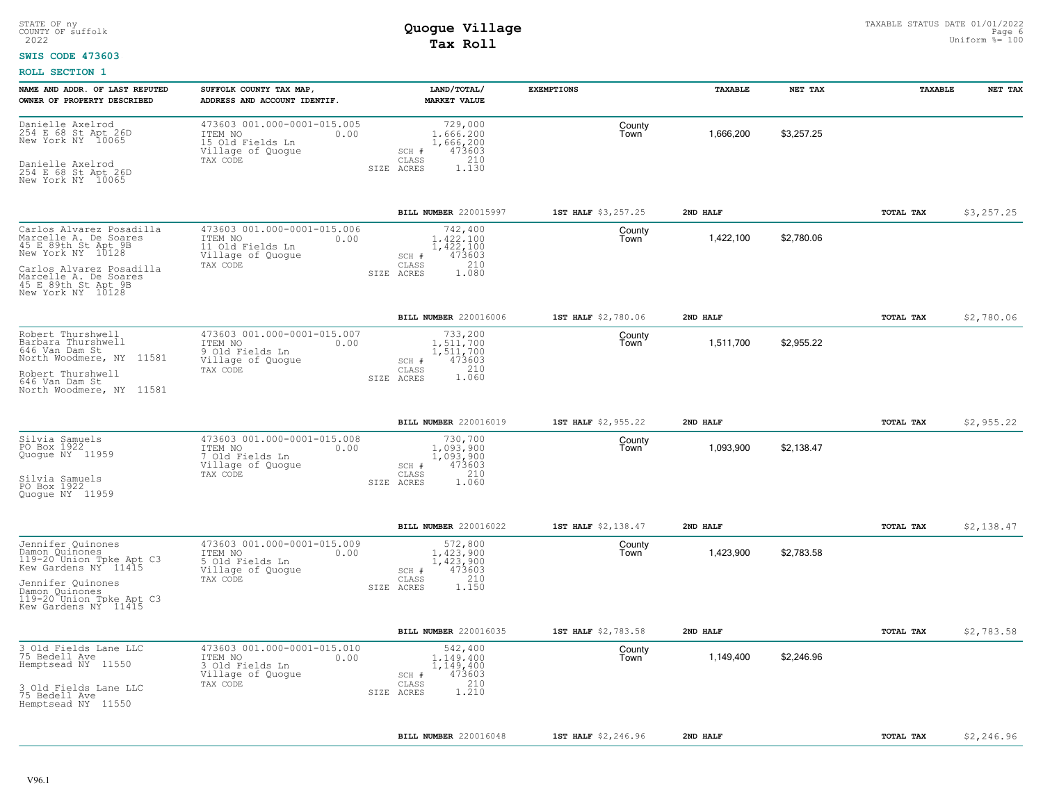STATE OF ny
COUNTY OF suffolk
2022

# Quogue Village
## Tax Roll

TAXABLE STATUS DATE 01/01/2022
Uniform %= 100

**SWIS CODE 473603**

**ROLL SECTION 1**

| NAME AND ADDR. OF LAST REPUTED OWNER OF PROPERTY DESCRIBED | SUFFOLK COUNTY TAX MAP, ADDRESS AND ACCOUNT IDENTIF. | LAND/TOTAL/ MARKET VALUE | EXEMPTIONS | TAXABLE | NET TAX | TAXABLE | NET TAX |
|---|---|---|---|---|---|---|---|
| Danielle Axelrod<br>254 E 68 St Apt 26D<br>New York NY 10065<br><br>Danielle Axelrod<br>254 E 68 St Apt 26D<br>New York NY 10065 | 473603 001.000-0001-015.005<br>ITEM NO 0.00<br>15 Old Fields Ln<br>Village of Quogue<br>TAX CODE | 729,000<br>1,666,200<br>1,666,200<br>SCH # 473603<br>CLASS 210<br>SIZE ACRES 1.130 | County<br>Town | 1,666,200 | $3,257.25 | | |
| | | BILL NUMBER 220015997 | 1ST HALF $3,257.25 | 2ND HALF | | TOTAL TAX | $3,257.25 |
| Carlos Alvarez Posadilla<br>Marcelle A. De Soares<br>45 E 89th St Apt 9B<br>New York NY 10128<br><br>Carlos Alvarez Posadilla<br>Marcelle A. De Soares<br>45 E 89th St Apt 9B<br>New York NY 10128 | 473603 001.000-0001-015.006<br>ITEM NO 0.00<br>11 Old Fields Ln<br>Village of Quogue<br>TAX CODE | 742,400<br>1,422,100<br>1,422,100<br>SCH # 473603<br>CLASS 210<br>SIZE ACRES 1.080 | County<br>Town | 1,422,100 | $2,780.06 | | |
| | | BILL NUMBER 220016006 | 1ST HALF $2,780.06 | 2ND HALF | | TOTAL TAX | $2,780.06 |
| Robert Thurshwell<br>Barbara Thurshwell<br>646 Van Dam St<br>North Woodmere, NY 11581<br><br>Robert Thurshwell<br>646 Van Dam St<br>North Woodmere, NY 11581 | 473603 001.000-0001-015.007<br>ITEM NO 0.00<br>9 Old Fields Ln<br>Village of Quogue<br>TAX CODE | 733,200<br>1,511,700<br>1,511,700<br>SCH # 473603<br>CLASS 210<br>SIZE ACRES 1.060 | County<br>Town | 1,511,700 | $2,955.22 | | |
| | | BILL NUMBER 220016019 | 1ST HALF $2,955.22 | 2ND HALF | | TOTAL TAX | $2,955.22 |
| Silvia Samuels<br>PO Box 1922<br>Quogue NY 11959<br><br>Silvia Samuels<br>PO Box 1922<br>Quogue NY 11959 | 473603 001.000-0001-015.008<br>ITEM NO 0.00<br>7 Old Fields Ln<br>Village of Quogue<br>TAX CODE | 730,700<br>1,093,900<br>1,093,900<br>SCH # 473603<br>CLASS 210<br>SIZE ACRES 1.060 | County<br>Town | 1,093,900 | $2,138.47 | | |
| | | BILL NUMBER 220016022 | 1ST HALF $2,138.47 | 2ND HALF | | TOTAL TAX | $2,138.47 |
| Jennifer Quinones<br>Damon Quinones<br>119-20 Union Tpke Apt C3<br>Kew Gardens NY 11415<br><br>Jennifer Quinones<br>Damon Quinones<br>119-20 Union Tpke Apt C3<br>Kew Gardens NY 11415 | 473603 001.000-0001-015.009<br>ITEM NO 0.00<br>5 Old Fields Ln<br>Village of Quogue<br>TAX CODE | 572,800<br>1,423,900<br>1,423,900<br>SCH # 473603<br>CLASS 210<br>SIZE ACRES 1.150 | County<br>Town | 1,423,900 | $2,783.58 | | |
| | | BILL NUMBER 220016035 | 1ST HALF $2,783.58 | 2ND HALF | | TOTAL TAX | $2,783.58 |
| 3 Old Fields Lane LLC<br>75 Bedell Ave<br>Hemptsead NY 11550<br><br>3 Old Fields Lane LLC<br>75 Bedell Ave<br>Hemptsead NY 11550 | 473603 001.000-0001-015.010<br>ITEM NO 0.00<br>3 Old Fields Ln<br>Village of Quogue<br>TAX CODE | 542,400<br>1,149,400<br>1,149,400<br>SCH # 473603<br>CLASS 210<br>SIZE ACRES 1.210 | County<br>Town | 1,149,400 | $2,246.96 | | |
| | | BILL NUMBER 220016048 | 1ST HALF $2,246.96 | 2ND HALF | | TOTAL TAX | $2,246.96 |

V96.1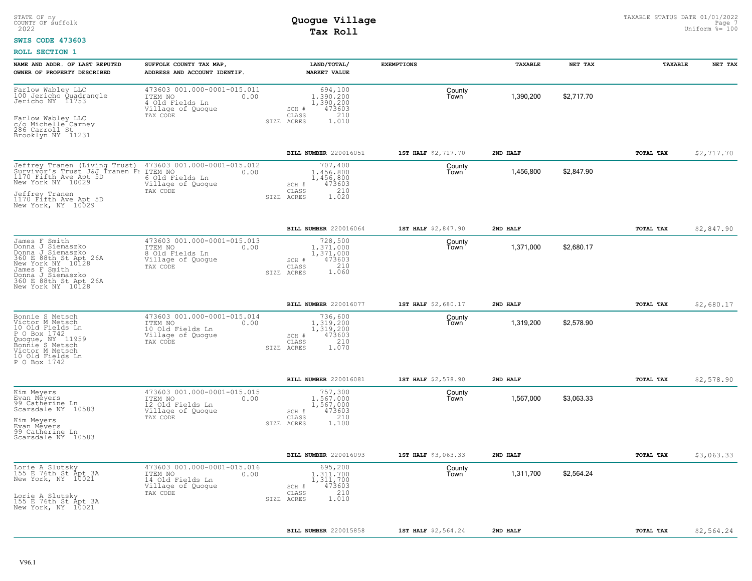STATE OF ny
COUNTY OF suffolk
2022

# Quogue Village
## Tax Roll

TAXABLE STATUS DATE 01/01/2022
Uniform %= 100

**SWIS CODE 473603**

**ROLL SECTION 1**

| NAME AND ADDR. OF LAST REPUTED OWNER OF PROPERTY DESCRIBED | SUFFOLK COUNTY TAX MAP, ADDRESS AND ACCOUNT IDENTIF. | LAND/TOTAL/ MARKET VALUE | EXEMPTIONS | TAXABLE | NET TAX | TAXABLE | NET TAX |
|---|---|---|---|---|---|---|---|
| Farlow Wabley LLC<br>100 Jericho Quadrangle<br>Jericho NY 11753<br><br>Farlow Wabley LLC<br>c/o Michelle Carney<br>286 Carroll St<br>Brooklyn NY 11231 | 473603 001.000-0001-015.011<br>ITEM NO 0.00<br>4 Old Fields Ln<br>Village of Quogue<br>TAX CODE | 694,100<br>1,390,200<br>1,390,200<br>SCH # 473603<br>CLASS 210<br>SIZE ACRES 1.010 | County<br>Town | 1,390,200 | $2,717.70 | | |
| | | **BILL NUMBER** 220016051 | **1ST HALF** $2,717.70 | **2ND HALF** | | **TOTAL TAX** | $2,717.70 |
| Jeffrey Tranen (Living Trust)<br>Survivor's Trust J&J Tranen Fa<br>1170 Fifth Ave Apt 5D<br>New York NY 10029<br><br>Jeffrey Tranen<br>1170 Fifth Ave Apt 5D<br>New York, NY 10029 | 473603 001.000-0001-015.012<br>ITEM NO 0.00<br>6 Old Fields Ln<br>Village of Quogue<br>TAX CODE | 707,400<br>1,456,800<br>1,456,800<br>SCH # 473603<br>CLASS 210<br>SIZE ACRES 1.020 | County<br>Town | 1,456,800 | $2,847.90 | | |
| | | **BILL NUMBER** 220016064 | **1ST HALF** $2,847.90 | **2ND HALF** | | **TOTAL TAX** | $2,847.90 |
| James F Smith<br>Donna J Siemaszko<br>Donna J Siemaszko<br>360 E 88th St Apt 26A<br>New York NY 10128<br>James F Smith<br>Donna J Siemaszko<br>360 E 88th St Apt 26A<br>New York NY 10128 | 473603 001.000-0001-015.013<br>ITEM NO 0.00<br>8 Old Fields Ln<br>Village of Quogue<br>TAX CODE | 728,500<br>1,371,000<br>1,371,000<br>SCH # 473603<br>CLASS 210<br>SIZE ACRES 1.060 | County<br>Town | 1,371,000 | $2,680.17 | | |
| | | **BILL NUMBER** 220016077 | **1ST HALF** $2,680.17 | **2ND HALF** | | **TOTAL TAX** | $2,680.17 |
| Bonnie S Metsch<br>Victor M Metsch<br>10 Old Fields Ln<br>P O Box 1742<br>Quogue, NY 11959<br>Bonnie S Metsch<br>Victor M Metsch<br>10 Old Fields Ln<br>P O Box 1742 | 473603 001.000-0001-015.014<br>ITEM NO 0.00<br>10 Old Fields Ln<br>Village of Quogue<br>TAX CODE | 736,600<br>1,319,200<br>1,319,200<br>SCH # 473603<br>CLASS 210<br>SIZE ACRES 1.070 | County<br>Town | 1,319,200 | $2,578.90 | | |
| | | **BILL NUMBER** 220016081 | **1ST HALF** $2,578.90 | **2ND HALF** | | **TOTAL TAX** | $2,578.90 |
| Kim Meyers<br>Evan Meyers<br>99 Catherine Ln<br>Scarsdale NY 10583<br><br>Kim Meyers<br>Evan Meyers<br>99 Catherine Ln<br>Scarsdale NY 10583 | 473603 001.000-0001-015.015<br>ITEM NO 0.00<br>12 Old Fields Ln<br>Village of Quogue<br>TAX CODE | 757,300<br>1,567,000<br>1,567,000<br>SCH # 473603<br>CLASS 210<br>SIZE ACRES 1.100 | County<br>Town | 1,567,000 | $3,063.33 | | |
| | | **BILL NUMBER** 220016093 | **1ST HALF** $3,063.33 | **2ND HALF** | | **TOTAL TAX** | $3,063.33 |
| Lorie A Slutsky<br>155 E 76th St Apt 3A<br>New York, NY 10021<br><br>Lorie A Slutsky<br>155 E 76th St Apt 3A<br>New York, NY 10021 | 473603 001.000-0001-015.016<br>ITEM NO 0.00<br>14 Old Fields Ln<br>Village of Quogue<br>TAX CODE | 695,200<br>1,311,700<br>1,311,700<br>SCH # 473603<br>CLASS 210<br>SIZE ACRES 1.010 | County<br>Town | 1,311,700 | $2,564.24 | | |
| | | **BILL NUMBER** 220015858 | **1ST HALF** $2,564.24 | **2ND HALF** | | **TOTAL TAX** | $2,564.24 |

V96.1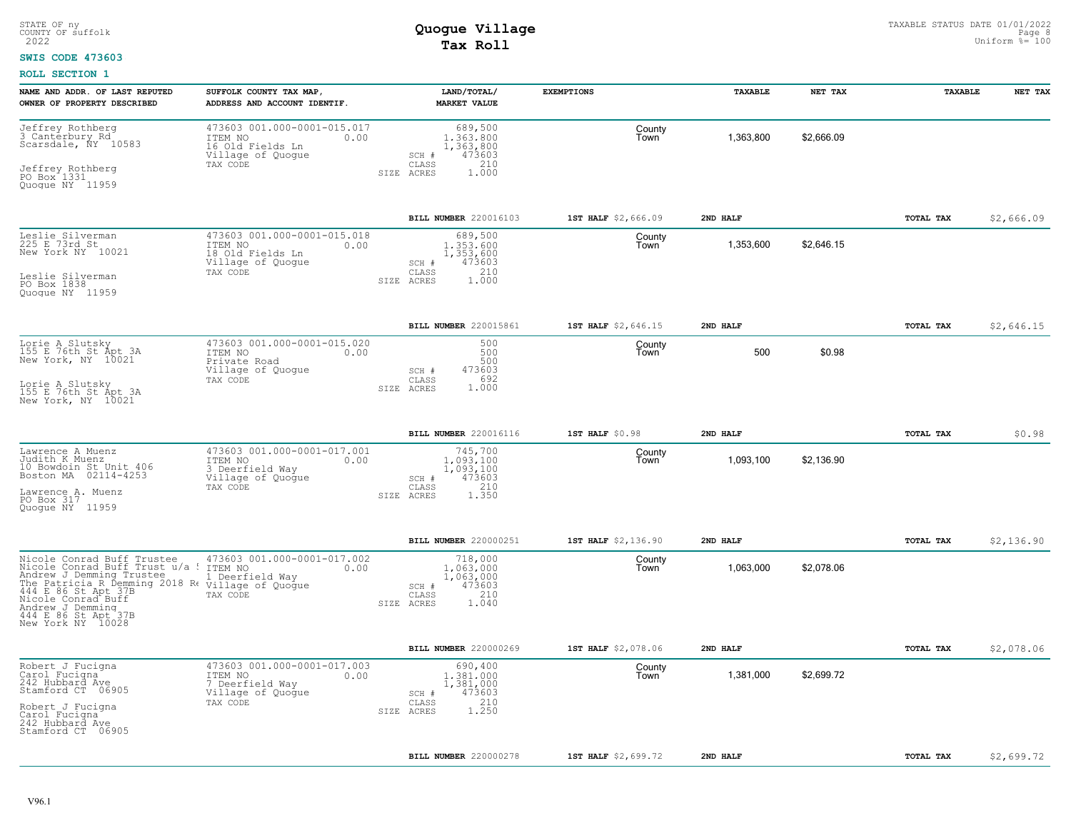STATE OF ny
COUNTY OF suffolk
2022

# Quogue Village
## Tax Roll

TAXABLE STATUS DATE 01/01/2022
Uniform %= 100

**SWIS CODE 473603**

**ROLL SECTION 1**

| NAME AND ADDR. OF LAST REPUTED OWNER OF PROPERTY DESCRIBED | SUFFOLK COUNTY TAX MAP, ADDRESS AND ACCOUNT IDENTIF. | LAND/TOTAL/ MARKET VALUE | EXEMPTIONS | | TAXABLE | NET TAX | TAXABLE | NET TAX |
|---|---|---|---|---|---|---|---|---|
| Jeffrey Rothberg<br>3 Canterbury Rd<br>Scarsdale, NY 10583<br><br>Jeffrey Rothberg<br>PO Box 1331<br>Quogue NY 11959 | 473603 001.000-0001-015.017<br>ITEM NO 0.00<br>16 Old Fields Ln<br>Village of Quogue<br>TAX CODE | 689,500<br>1,363,800<br>1,363,800<br>SCH # 473603<br>CLASS 210<br>SIZE ACRES 1.000 | | County<br>Town | 1,363,800 | $2,666.09 | | |
| | | **BILL NUMBER** 220016103 | **1ST HALF** $2,666.09 | | **2ND HALF** | | **TOTAL TAX** | $2,666.09 |
| Leslie Silverman<br>225 E 73rd St<br>New York NY 10021<br><br>Leslie Silverman<br>PO Box 1838<br>Quogue NY 11959 | 473603 001.000-0001-015.018<br>ITEM NO 0.00<br>18 Old Fields Ln<br>Village of Quogue<br>TAX CODE | 689,500<br>1,353,600<br>1,353,600<br>SCH # 473603<br>CLASS 210<br>SIZE ACRES 1.000 | | County<br>Town | 1,353,600 | $2,646.15 | | |
| | | **BILL NUMBER** 220015861 | **1ST HALF** $2,646.15 | | **2ND HALF** | | **TOTAL TAX** | $2,646.15 |
| Lorie A Slutsky<br>155 E 76th St Apt 3A<br>New York, NY 10021<br><br>Lorie A Slutsky<br>155 E 76th St Apt 3A<br>New York, NY 10021 | 473603 001.000-0001-015.020<br>ITEM NO 0.00<br>Private Road<br>Village of Quogue<br>TAX CODE | 500<br>500<br>500<br>SCH # 473603<br>CLASS 692<br>SIZE ACRES 1.000 | | County<br>Town | 500 | $0.98 | | |
| | | **BILL NUMBER** 220016116 | **1ST HALF** $0.98 | | **2ND HALF** | | **TOTAL TAX** | $0.98 |
| Lawrence A Muenz<br>Judith K Muenz<br>10 Bowdoin St Unit 406<br>Boston MA 02114-4253<br><br>Lawrence A. Muenz<br>PO Box 317<br>Quogue NY 11959 | 473603 001.000-0001-017.001<br>ITEM NO 0.00<br>3 Deerfield Way<br>Village of Quogue<br>TAX CODE | 745,700<br>1,093,100<br>1,093,100<br>SCH # 473603<br>CLASS 210<br>SIZE ACRES 1.350 | | County<br>Town | 1,093,100 | $2,136.90 | | |
| | | **BILL NUMBER** 220000251 | **1ST HALF** $2,136.90 | | **2ND HALF** | | **TOTAL TAX** | $2,136.90 |
| Nicole Conrad Buff Trustee<br>Nicole Conrad Buff Trust u/a<br>Andrew J Demming Trustee<br>The Patricia R Demming 2018 Re<br>444 E 86 St Apt 37B<br>Nicole Conrad Buff<br>Andrew J Demming<br>444 E 86 St Apt 37B<br>New York NY 10028 | 473603 001.000-0001-017.002<br>ITEM NO 0.00<br>1 Deerfield Way<br>Village of Quogue<br>TAX CODE | 718,000<br>1,063,000<br>1,063,000<br>SCH # 473603<br>CLASS 210<br>SIZE ACRES 1.040 | | County<br>Town | 1,063,000 | $2,078.06 | | |
| | | **BILL NUMBER** 220000269 | **1ST HALF** $2,078.06 | | **2ND HALF** | | **TOTAL TAX** | $2,078.06 |
| Robert J Fucigna<br>Carol Fucigna<br>242 Hubbard Ave<br>Stamford CT 06905<br><br>Robert J Fucigna<br>Carol Fucigna<br>242 Hubbard Ave<br>Stamford CT 06905 | 473603 001.000-0001-017.003<br>ITEM NO 0.00<br>7 Deerfield Way<br>Village of Quogue<br>TAX CODE | 690,400<br>1,381,000<br>1,381,000<br>SCH # 473603<br>CLASS 210<br>SIZE ACRES 1.250 | | County<br>Town | 1,381,000 | $2,699.72 | | |
| | | **BILL NUMBER** 220000278 | **1ST HALF** $2,699.72 | | **2ND HALF** | | **TOTAL TAX** | $2,699.72 |

V96.1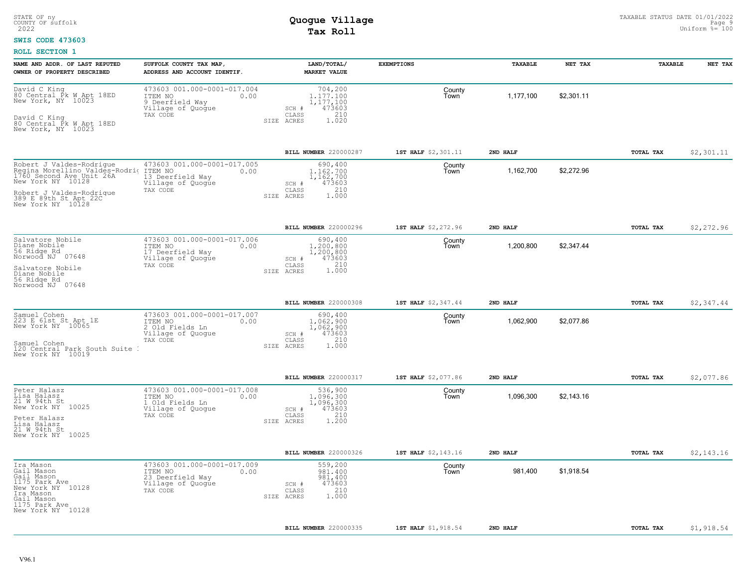STATE OF ny
COUNTY OF suffolk
2022

# Quogue Village
## Tax Roll

TAXABLE STATUS DATE 01/01/2022
Uniform %= 100

**SWIS CODE 473603**

**ROLL SECTION 1**

| NAME AND ADDR. OF LAST REPUTED OWNER OF PROPERTY DESCRIBED | SUFFOLK COUNTY TAX MAP, ADDRESS AND ACCOUNT IDENTIF. | LAND/TOTAL/ MARKET VALUE | EXEMPTIONS | TAXABLE | NET TAX | TAXABLE | NET TAX |
|---|---|---|---|---|---|---|---|
| David C King<br>80 Central Pk W Apt 18ED<br>New York, NY 10023<br><br>David C King<br>80 Central Pk W Apt 18ED<br>New York, NY 10023 | 473603 001.000-0001-017.004<br>ITEM NO 0.00<br>9 Deerfield Way<br>Village of Quogue<br>TAX CODE | 704,200<br>1,177,100<br>1,177,100<br>SCH # 473603<br>CLASS 210<br>SIZE ACRES 1.020 | County<br>Town | 1,177,100 | $2,301.11 | | |
| | | BILL NUMBER 220000287 | 1ST HALF $2,301.11 | 2ND HALF | | TOTAL TAX | $2,301.11 |
| Robert J Valdes-Rodrigue<br>Regina Morellino Valdes-Rodric<br>1760 Second Ave Unit 26A<br>New York NY 10128<br><br>Robert J Valdes-Rodrigue<br>389 E 89th St Apt 22C<br>New York NY 10128 | 473603 001.000-0001-017.005<br>ITEM NO 0.00<br>13 Deerfield Way<br>Village of Quogue<br>TAX CODE | 690,400<br>1,162,700<br>1,162,700<br>SCH # 473603<br>CLASS 210<br>SIZE ACRES 1.000 | County<br>Town | 1,162,700 | $2,272.96 | | |
| | | BILL NUMBER 220000296 | 1ST HALF $2,272.96 | 2ND HALF | | TOTAL TAX | $2,272.96 |
| Salvatore Nobile<br>Diane Nobile<br>56 Ridge Rd<br>Norwood NJ 07648<br><br>Salvatore Nobile<br>Diane Nobile<br>56 Ridge Rd<br>Norwood NJ 07648 | 473603 001.000-0001-017.006<br>ITEM NO 0.00<br>17 Deerfield Way<br>Village of Quogue<br>TAX CODE | 690,400<br>1,200,800<br>1,200,800<br>SCH # 473603<br>CLASS 210<br>SIZE ACRES 1.000 | County<br>Town | 1,200,800 | $2,347.44 | | |
| | | BILL NUMBER 220000308 | 1ST HALF $2,347.44 | 2ND HALF | | TOTAL TAX | $2,347.44 |
| Samuel Cohen<br>223 E 61st St Apt 1E<br>New York NY 10065<br><br>Samuel Cohen<br>120 Central Park South Suite 1<br>New York NY 10019 | 473603 001.000-0001-017.007<br>ITEM NO 0.00<br>2 Old Fields Ln<br>Village of Quogue<br>TAX CODE | 690,400<br>1,062,900<br>1,062,900<br>SCH # 473603<br>CLASS 210<br>SIZE ACRES 1.000 | County<br>Town | 1,062,900 | $2,077.86 | | |
| | | BILL NUMBER 220000317 | 1ST HALF $2,077.86 | 2ND HALF | | TOTAL TAX | $2,077.86 |
| Peter Halasz<br>Lisa Halasz<br>21 W 94th St<br>New York NY 10025<br><br>Peter Halasz<br>Lisa Halasz<br>21 W 94th St<br>New York NY 10025 | 473603 001.000-0001-017.008<br>ITEM NO 0.00<br>1 Old Fields Ln<br>Village of Quogue<br>TAX CODE | 536,900<br>1,096,300<br>1,096,300<br>SCH # 473603<br>CLASS 210<br>SIZE ACRES 1.200 | County<br>Town | 1,096,300 | $2,143.16 | | |
| | | BILL NUMBER 220000326 | 1ST HALF $2,143.16 | 2ND HALF | | TOTAL TAX | $2,143.16 |
| Ira Mason<br>Gail Mason<br>Gail Mason<br>1175 Park Ave<br>New York NY 10128<br>Ira Mason<br>Gail Mason<br>1175 Park Ave<br>New York NY 10128 | 473603 001.000-0001-017.009<br>ITEM NO 0.00<br>23 Deerfield Way<br>Village of Quogue<br>TAX CODE | 559,200<br>981,400<br>981,400<br>SCH # 473603<br>CLASS 210<br>SIZE ACRES 1.000 | County<br>Town | 981,400 | $1,918.54 | | |
| | | BILL NUMBER 220000335 | 1ST HALF $1,918.54 | 2ND HALF | | TOTAL TAX | $1,918.54 |

V96.1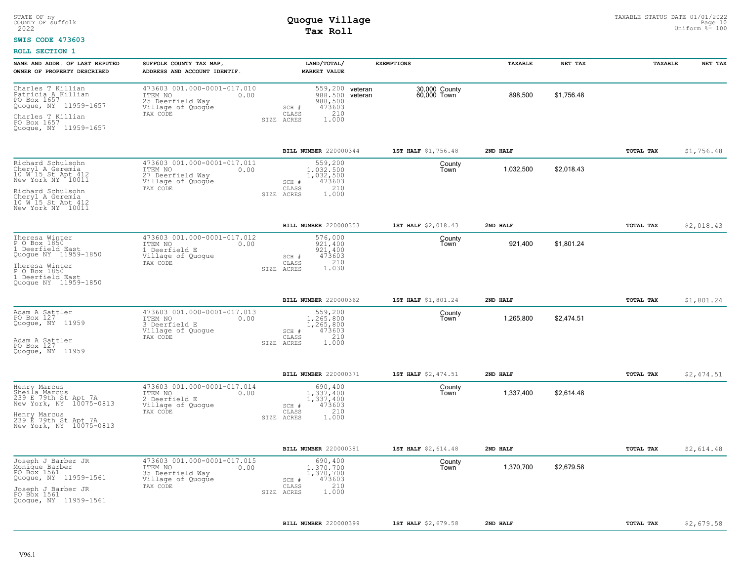STATE OF ny
COUNTY OF suffolk
2022

# Quogue Village
## Tax Roll

TAXABLE STATUS DATE 01/01/2022
Uniform %= 100

**SWIS CODE 473603**

**ROLL SECTION 1**

| NAME AND ADDR. OF LAST REPUTED OWNER OF PROPERTY DESCRIBED | SUFFOLK COUNTY TAX MAP, ADDRESS AND ACCOUNT IDENTIF. | LAND/TOTAL/ MARKET VALUE | EXEMPTIONS | | TAXABLE | NET TAX | TAXABLE | NET TAX |
|---|---|---|---|---|---|---|---|---|
| Charles T Killian<br>Patricia A Killian<br>PO Box 1657<br>Quogue, NY 11959-1657<br><br>Charles T Killian<br>PO Box 1657<br>Quogue, NY 11959-1657 | 473603 001.000-0001-017.010<br>ITEM NO 0.00<br>25 Deerfield Way<br>Village of Quogue<br>TAX CODE | 559,200<br>988,500<br>988,500<br>SCH # 473603<br>CLASS 210<br>SIZE ACRES 1.000 | veteran<br>veteran | 30,000 County<br>60,000 Town | 898,500 | $1,756.48 | | |
| | | BILL NUMBER 220000344 | 1ST HALF $1,756.48 | 2ND HALF | | | TOTAL TAX | $1,756.48 |
| Richard Schulsohn<br>Cheryl A Geremia<br>10 W 15 St Apt 412<br>New York NY 10011<br><br>Richard Schulsohn<br>Cheryl A Geremia<br>10 W 15 St Apt 412<br>New York NY 10011 | 473603 001.000-0001-017.011<br>ITEM NO 0.00<br>27 Deerfield Way<br>Village of Quogue<br>TAX CODE | 559,200<br>1,032,500<br>1,032,500<br>SCH # 473603<br>CLASS 210<br>SIZE ACRES 1.000 | | County<br>Town | 1,032,500 | $2,018.43 | | |
| | | BILL NUMBER 220000353 | 1ST HALF $2,018.43 | 2ND HALF | | | TOTAL TAX | $2,018.43 |
| Theresa Winter<br>P O Box 1850<br>1 Deerfield East<br>Quogue NY 11959-1850<br><br>Theresa Winter<br>P O Box 1850<br>1 Deerfield East<br>Quogue NY 11959-1850 | 473603 001.000-0001-017.012<br>ITEM NO 0.00<br>1 Deerfield E<br>Village of Quogue<br>TAX CODE | 576,000<br>921,400<br>921,400<br>SCH # 473603<br>CLASS 210<br>SIZE ACRES 1.030 | | County<br>Town | 921,400 | $1,801.24 | | |
| | | BILL NUMBER 220000362 | 1ST HALF $1,801.24 | 2ND HALF | | | TOTAL TAX | $1,801.24 |
| Adam A Sattler<br>PO Box 127<br>Quogue, NY 11959<br><br>Adam A Sattler<br>PO Box 127<br>Quogue, NY 11959 | 473603 001.000-0001-017.013<br>ITEM NO 0.00<br>3 Deerfield E<br>Village of Quogue<br>TAX CODE | 559,200<br>1,265,800<br>1,265,800<br>SCH # 473603<br>CLASS 210<br>SIZE ACRES 1.000 | | County<br>Town | 1,265,800 | $2,474.51 | | |
| | | BILL NUMBER 220000371 | 1ST HALF $2,474.51 | 2ND HALF | | | TOTAL TAX | $2,474.51 |
| Henry Marcus<br>Sheila Marcus<br>239 E 79th St Apt 7A<br>New York, NY 10075-0813<br><br>Henry Marcus<br>239 E 79th St Apt 7A<br>New York, NY 10075-0813 | 473603 001.000-0001-017.014<br>ITEM NO 0.00<br>2 Deerfield E<br>Village of Quogue<br>TAX CODE | 690,400<br>1,337,400<br>1,337,400<br>SCH # 473603<br>CLASS 210<br>SIZE ACRES 1.000 | | County<br>Town | 1,337,400 | $2,614.48 | | |
| | | BILL NUMBER 220000381 | 1ST HALF $2,614.48 | 2ND HALF | | | TOTAL TAX | $2,614.48 |
| Joseph J Barber JR<br>Monique Barber<br>PO Box 1561<br>Quogue, NY 11959-1561<br><br>Joseph J Barber JR<br>PO Box 1561<br>Quogue, NY 11959-1561 | 473603 001.000-0001-017.015<br>ITEM NO 0.00<br>35 Deerfield Way<br>Village of Quogue<br>TAX CODE | 690,400<br>1,370,700<br>1,370,700<br>SCH # 473603<br>CLASS 210<br>SIZE ACRES 1.000 | | County<br>Town | 1,370,700 | $2,679.58 | | |
| | | BILL NUMBER 220000399 | 1ST HALF $2,679.58 | 2ND HALF | | | TOTAL TAX | $2,679.58 |

V96.1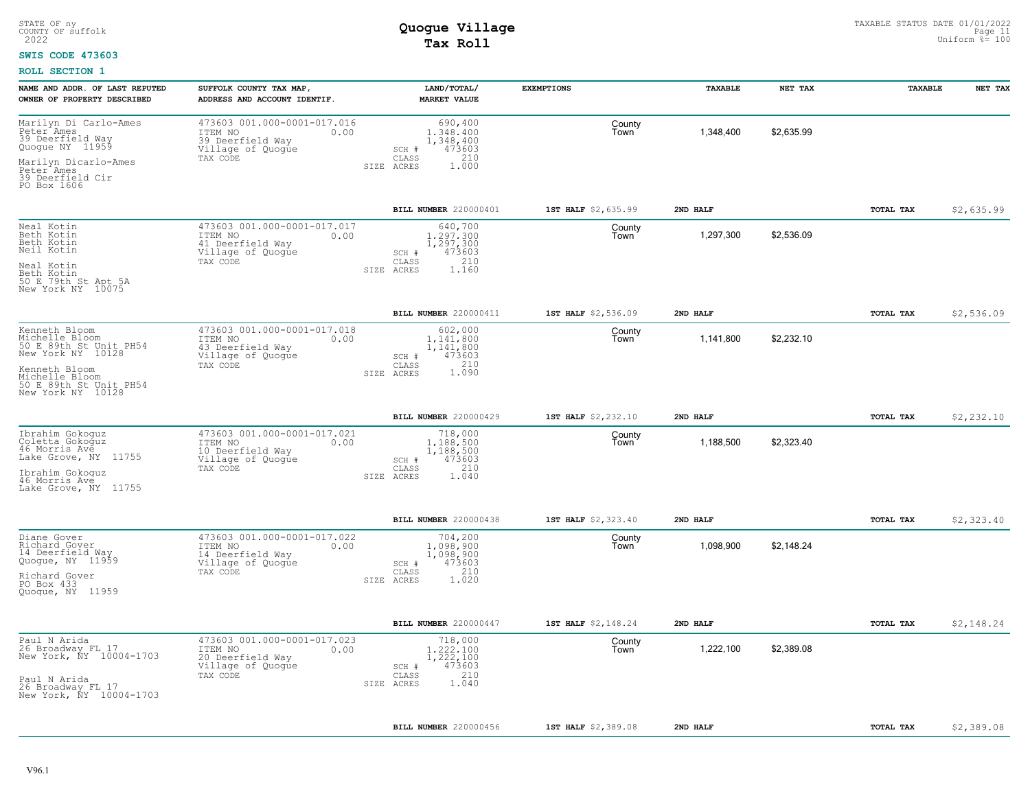STATE OF ny
COUNTY OF suffolk
2022

# Quogue Village
## Tax Roll

TAXABLE STATUS DATE 01/01/2022
Uniform %= 100

**SWIS CODE 473603**

**ROLL SECTION 1**

| NAME AND ADDR. OF LAST REPUTED OWNER OF PROPERTY DESCRIBED | SUFFOLK COUNTY TAX MAP, ADDRESS AND ACCOUNT IDENTIF. | LAND/TOTAL/ MARKET VALUE | EXEMPTIONS | TAXABLE | NET TAX | TAXABLE | NET TAX |
|---|---|---|---|---|---|---|---|
| Marilyn Di Carlo-Ames<br>Peter Ames<br>39 Deerfield Way<br>Quogue NY 11959<br><br>Marilyn Dicarlo-Ames<br>Peter Ames<br>39 Deerfield Cir<br>PO Box 1606 | 473603 001.000-0001-017.016<br>ITEM NO 0.00<br>39 Deerfield Way<br>Village of Quogue<br>TAX CODE | 690,400<br>1,348,400<br>1,348,400<br>SCH # 473603<br>CLASS 210<br>SIZE ACRES 1.000 | County<br>Town | 1,348,400 | $2,635.99 | | |
| | | **BILL NUMBER** 220000401 | **1ST HALF** $2,635.99 | **2ND HALF** | | **TOTAL TAX** | $2,635.99 |
| Neal Kotin<br>Beth Kotin<br>Beth Kotin<br>Neil Kotin<br><br>Neal Kotin<br>Beth Kotin<br>50 E 79th St Apt 5A<br>New York NY 10075 | 473603 001.000-0001-017.017<br>ITEM NO 0.00<br>41 Deerfield Way<br>Village of Quogue<br>TAX CODE | 640,700<br>1,297,300<br>1,297,300<br>SCH # 473603<br>CLASS 210<br>SIZE ACRES 1.160 | County<br>Town | 1,297,300 | $2,536.09 | | |
| | | **BILL NUMBER** 220000411 | **1ST HALF** $2,536.09 | **2ND HALF** | | **TOTAL TAX** | $2,536.09 |
| Kenneth Bloom<br>Michelle Bloom<br>50 E 89th St Unit PH54<br>New York NY 10128<br><br>Kenneth Bloom<br>Michelle Bloom<br>50 E 89th St Unit PH54<br>New York NY 10128 | 473603 001.000-0001-017.018<br>ITEM NO 0.00<br>43 Deerfield Way<br>Village of Quogue<br>TAX CODE | 602,000<br>1,141,800<br>1,141,800<br>SCH # 473603<br>CLASS 210<br>SIZE ACRES 1.090 | County<br>Town | 1,141,800 | $2,232.10 | | |
| | | **BILL NUMBER** 220000429 | **1ST HALF** $2,232.10 | **2ND HALF** | | **TOTAL TAX** | $2,232.10 |
| Ibrahim Gokoguz<br>Coletta Gokoguz<br>46 Morris Ave<br>Lake Grove, NY 11755<br><br>Ibrahim Gokoguz<br>46 Morris Ave<br>Lake Grove, NY 11755 | 473603 001.000-0001-017.021<br>ITEM NO 0.00<br>10 Deerfield Way<br>Village of Quogue<br>TAX CODE | 718,000<br>1,188,500<br>1,188,500<br>SCH # 473603<br>CLASS 210<br>SIZE ACRES 1.040 | County<br>Town | 1,188,500 | $2,323.40 | | |
| | | **BILL NUMBER** 220000438 | **1ST HALF** $2,323.40 | **2ND HALF** | | **TOTAL TAX** | $2,323.40 |
| Diane Gover<br>Richard Gover<br>14 Deerfield Way<br>Quogue, NY 11959<br><br>Richard Gover<br>PO Box 433<br>Quogue, NY 11959 | 473603 001.000-0001-017.022<br>ITEM NO 0.00<br>14 Deerfield Way<br>Village of Quogue<br>TAX CODE | 704,200<br>1,098,900<br>1,098,900<br>SCH # 473603<br>CLASS 210<br>SIZE ACRES 1.020 | County<br>Town | 1,098,900 | $2,148.24 | | |
| | | **BILL NUMBER** 220000447 | **1ST HALF** $2,148.24 | **2ND HALF** | | **TOTAL TAX** | $2,148.24 |
| Paul N Arida<br>26 Broadway FL 17<br>New York, NY 10004-1703<br><br>Paul N Arida<br>26 Broadway FL 17<br>New York, NY 10004-1703 | 473603 001.000-0001-017.023<br>ITEM NO 0.00<br>20 Deerfield Way<br>Village of Quogue<br>TAX CODE | 718,000<br>1,222,100<br>1,222,100<br>SCH # 473603<br>CLASS 210<br>SIZE ACRES 1.040 | County<br>Town | 1,222,100 | $2,389.08 | | |
| | | **BILL NUMBER** 220000456 | **1ST HALF** $2,389.08 | **2ND HALF** | | **TOTAL TAX** | $2,389.08 |

V96.1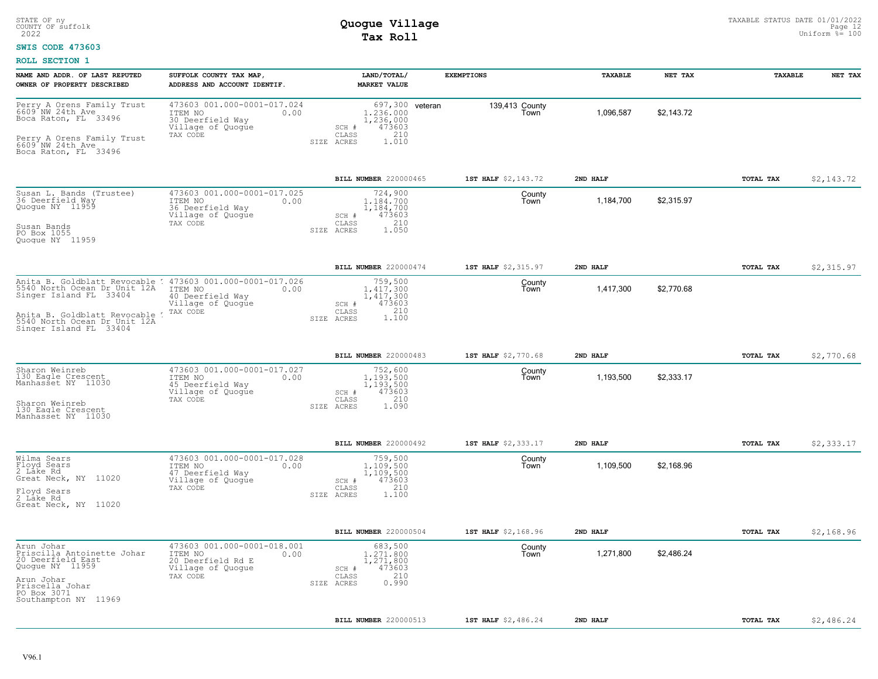STATE OF ny
COUNTY OF suffolk
2022

# Quogue Village
## Tax Roll

TAXABLE STATUS DATE 01/01/2022
Uniform %= 100

**SWIS CODE 473603**

**ROLL SECTION 1**

| NAME AND ADDR. OF LAST REPUTED OWNER OF PROPERTY DESCRIBED | SUFFOLK COUNTY TAX MAP, ADDRESS AND ACCOUNT IDENTIF. | LAND/TOTAL/ MARKET VALUE | EXEMPTIONS | | TAXABLE | NET TAX | TAXABLE | NET TAX |
|---|---|---|---|---|---|---|---|---|
| Perry A Orens Family Trust<br>6609 NW 24th Ave<br>Boca Raton, FL 33496<br><br>Perry A Orens Family Trust<br>6609 NW 24th Ave<br>Boca Raton, FL 33496 | 473603 001.000-0001-017.024<br>ITEM NO 0.00<br>30 Deerfield Way<br>Village of Quogue<br>TAX CODE | 697,300<br>1.236.000<br>1,236,000<br>SCH # 473603<br>CLASS 210<br>SIZE ACRES 1.010 | veteran | 139,413 County<br>Town | 1,096,587 | $2,143.72 | | |
| | | BILL NUMBER 220000465 | 1ST HALF $2,143.72 | | 2ND HALF | | TOTAL TAX | $2,143.72 |
| Susan L. Bands (Trustee)<br>36 Deerfield Way<br>Quogue NY 11959<br><br>Susan Bands<br>PO Box 1055<br>Quogue NY 11959 | 473603 001.000-0001-017.025<br>ITEM NO 0.00<br>36 Deerfield Way<br>Village of Quogue<br>TAX CODE | 724,900<br>1.184.700<br>1,184,700<br>SCH # 473603<br>CLASS 210<br>SIZE ACRES 1.050 | | County<br>Town | 1,184,700 | $2,315.97 | | |
| | | BILL NUMBER 220000474 | 1ST HALF $2,315.97 | | 2ND HALF | | TOTAL TAX | $2,315.97 |
| Anita B. Goldblatt Revocable<br>5540 North Ocean Dr Unit 12A<br>Singer Island FL 33404<br><br>Anita B. Goldblatt Revocable<br>5540 North Ocean Dr Unit 12A<br>Singer Island FL 33404 | 473603 001.000-0001-017.026<br>ITEM NO 0.00<br>40 Deerfield Way<br>Village of Quogue<br>TAX CODE | 759,500<br>1,417,300<br>1,417,300<br>SCH # 473603<br>CLASS 210<br>SIZE ACRES 1.100 | | County<br>Town | 1,417,300 | $2,770.68 | | |
| | | BILL NUMBER 220000483 | 1ST HALF $2,770.68 | | 2ND HALF | | TOTAL TAX | $2,770.68 |
| Sharon Weinreb<br>130 Eagle Crescent<br>Manhasset NY 11030<br><br>Sharon Weinreb<br>130 Eagle Crescent<br>Manhasset NY 11030 | 473603 001.000-0001-017.027<br>ITEM NO 0.00<br>45 Deerfield Way<br>Village of Quogue<br>TAX CODE | 752,600<br>1,193,500<br>1,193,500<br>SCH # 473603<br>CLASS 210<br>SIZE ACRES 1.090 | | County<br>Town | 1,193,500 | $2,333.17 | | |
| | | BILL NUMBER 220000492 | 1ST HALF $2,333.17 | | 2ND HALF | | TOTAL TAX | $2,333.17 |
| Wilma Sears<br>Floyd Sears<br>2 Lake Rd<br>Great Neck, NY 11020<br><br>Floyd Sears<br>2 Lake Rd<br>Great Neck, NY 11020 | 473603 001.000-0001-017.028<br>ITEM NO 0.00<br>47 Deerfield Way<br>Village of Quogue<br>TAX CODE | 759,500<br>1,109,500<br>1,109,500<br>SCH # 473603<br>CLASS 210<br>SIZE ACRES 1.100 | | County<br>Town | 1,109,500 | $2,168.96 | | |
| | | BILL NUMBER 220000504 | 1ST HALF $2,168.96 | | 2ND HALF | | TOTAL TAX | $2,168.96 |
| Arun Johar<br>Priscilla Antoinette Johar<br>20 Deerfield East<br>Quogue NY 11959<br><br>Arun Johar<br>Priscella Johar<br>PO Box 3071<br>Southampton NY 11969 | 473603 001.000-0001-018.001<br>ITEM NO 0.00<br>20 Deerfield Rd E<br>Village of Quogue<br>TAX CODE | 683,500<br>1.271.800<br>1,271,800<br>SCH # 473603<br>CLASS 210<br>SIZE ACRES 0.990 | | County<br>Town | 1,271,800 | $2,486.24 | | |
| | | BILL NUMBER 220000513 | 1ST HALF $2,486.24 | | 2ND HALF | | TOTAL TAX | $2,486.24 |

V96.1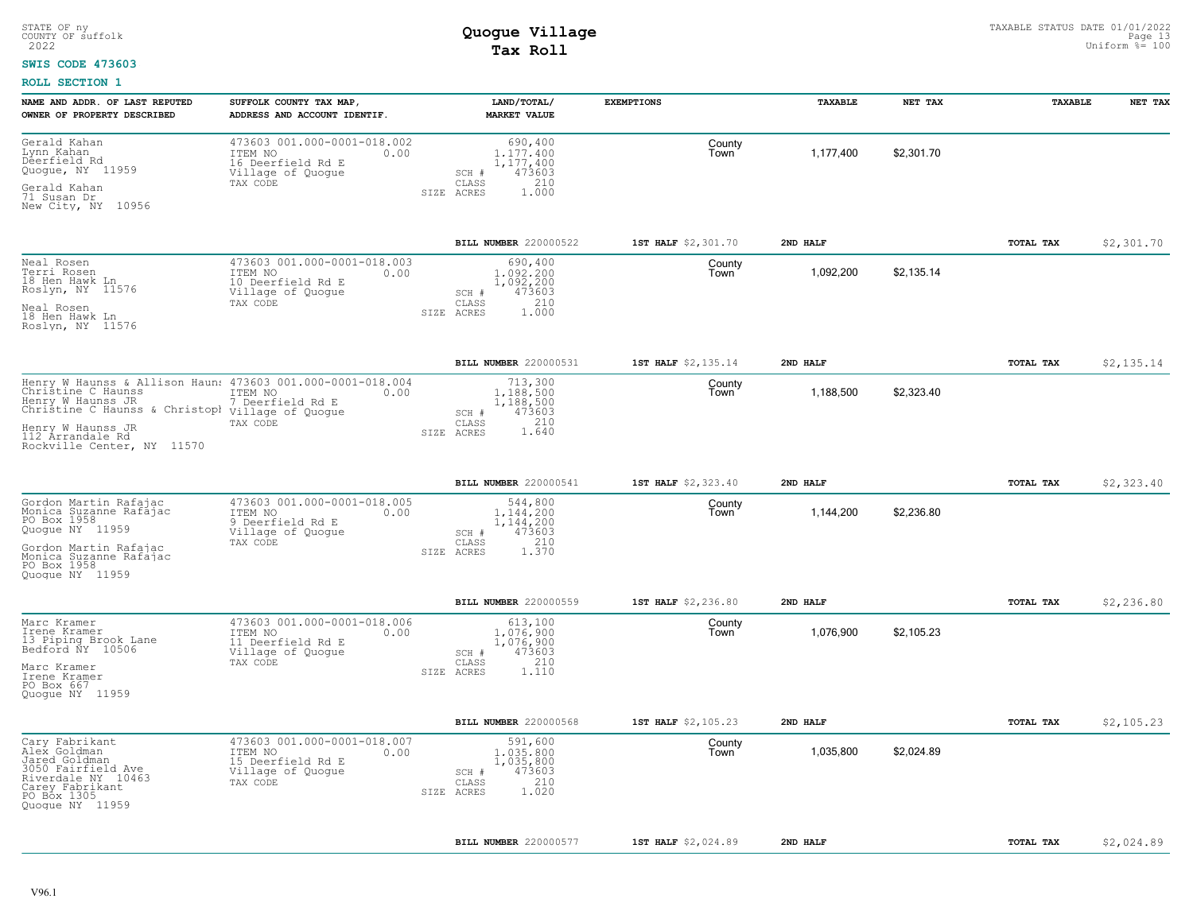STATE OF ny
COUNTY OF suffolk
2022

# Quogue Village
## Tax Roll

TAXABLE STATUS DATE 01/01/2022
Uniform %= 100

**SWIS CODE 473603**

**ROLL SECTION 1**

| NAME AND ADDR. OF LAST REPUTED OWNER OF PROPERTY DESCRIBED | SUFFOLK COUNTY TAX MAP, ADDRESS AND ACCOUNT IDENTIF. | LAND/TOTAL/ MARKET VALUE | EXEMPTIONS | TAXABLE | NET TAX | TAXABLE | NET TAX |
|---|---|---|---|---|---|---|---|
| Gerald Kahan<br>Lynn Kahan<br>Deerfield Rd<br>Quogue, NY 11959<br><br>Gerald Kahan<br>71 Susan Dr<br>New City, NY 10956 | 473603 001.000-0001-018.002<br>ITEM NO 0.00<br>16 Deerfield Rd E<br>Village of Quogue<br>TAX CODE | 690,400<br>1,177,400<br>1,177,400<br>SCH # 473603<br>CLASS 210<br>SIZE ACRES 1.000 | County<br>Town | 1,177,400 | $2,301.70 | | |
| | | **BILL NUMBER** 220000522 | **1ST HALF** $2,301.70 | **2ND HALF** | | **TOTAL TAX** | $2,301.70 |
| Neal Rosen<br>Terri Rosen<br>18 Hen Hawk Ln<br>Roslyn, NY 11576<br><br>Neal Rosen<br>18 Hen Hawk Ln<br>Roslyn, NY 11576 | 473603 001.000-0001-018.003<br>ITEM NO 0.00<br>10 Deerfield Rd E<br>Village of Quogue<br>TAX CODE | 690,400<br>1,092,200<br>1,092,200<br>SCH # 473603<br>CLASS 210<br>SIZE ACRES 1.000 | County<br>Town | 1,092,200 | $2,135.14 | | |
| | | **BILL NUMBER** 220000531 | **1ST HALF** $2,135.14 | **2ND HALF** | | **TOTAL TAX** | $2,135.14 |
| Henry W Haunss & Allison Hauns<br>Christine C Haunss<br>Henry W Haunss JR<br>Christine C Haunss & Christoph<br><br>Henry W Haunss JR<br>112 Arrandale Rd<br>Rockville Center, NY 11570 | 473603 001.000-0001-018.004<br>ITEM NO 0.00<br>7 Deerfield Rd E<br>Village of Quogue<br>TAX CODE | 713,300<br>1,188,500<br>1,188,500<br>SCH # 473603<br>CLASS 210<br>SIZE ACRES 1.640 | County<br>Town | 1,188,500 | $2,323.40 | | |
| | | **BILL NUMBER** 220000541 | **1ST HALF** $2,323.40 | **2ND HALF** | | **TOTAL TAX** | $2,323.40 |
| Gordon Martin Rafajac<br>Monica Suzanne Rafajac<br>PO Box 1958<br>Quogue NY 11959<br><br>Gordon Martin Rafajac<br>Monica Suzanne Rafajac<br>PO Box 1958<br>Quogue NY 11959 | 473603 001.000-0001-018.005<br>ITEM NO 0.00<br>9 Deerfield Rd E<br>Village of Quogue<br>TAX CODE | 544,800<br>1,144,200<br>1,144,200<br>SCH # 473603<br>CLASS 210<br>SIZE ACRES 1.370 | County<br>Town | 1,144,200 | $2,236.80 | | |
| | | **BILL NUMBER** 220000559 | **1ST HALF** $2,236.80 | **2ND HALF** | | **TOTAL TAX** | $2,236.80 |
| Marc Kramer<br>Irene Kramer<br>13 Piping Brook Lane<br>Bedford NY 10506<br><br>Marc Kramer<br>Irene Kramer<br>PO Box 667<br>Quogue NY 11959 | 473603 001.000-0001-018.006<br>ITEM NO 0.00<br>11 Deerfield Rd E<br>Village of Quogue<br>TAX CODE | 613,100<br>1,076,900<br>1,076,900<br>SCH # 473603<br>CLASS 210<br>SIZE ACRES 1.110 | County<br>Town | 1,076,900 | $2,105.23 | | |
| | | **BILL NUMBER** 220000568 | **1ST HALF** $2,105.23 | **2ND HALF** | | **TOTAL TAX** | $2,105.23 |
| Cary Fabrikant<br>Alex Goldman<br>Jared Goldman<br>3050 Fairfield Ave<br>Riverdale NY 10463<br>Carey Fabrikant<br>PO Box 1305<br>Quogue NY 11959 | 473603 001.000-0001-018.007<br>ITEM NO 0.00<br>15 Deerfield Rd E<br>Village of Quogue<br>TAX CODE | 591,600<br>1,035,800<br>1,035,800<br>SCH # 473603<br>CLASS 210<br>SIZE ACRES 1.020 | County<br>Town | 1,035,800 | $2,024.89 | | |
| | | **BILL NUMBER** 220000577 | **1ST HALF** $2,024.89 | **2ND HALF** | | **TOTAL TAX** | $2,024.89 |

V96.1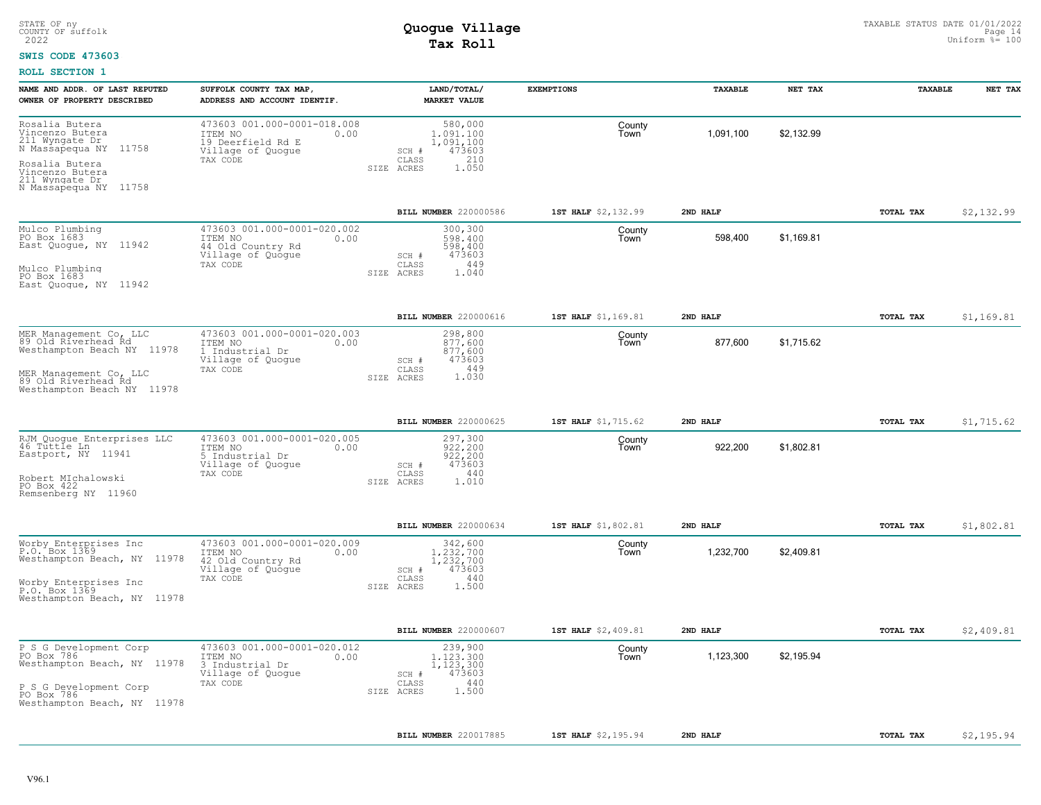STATE OF ny
COUNTY OF suffolk
2022

**Quogue Village**
**Tax Roll**

TAXABLE STATUS DATE 01/01/2022
Uniform %= 100

**SWIS CODE 473603**

**ROLL SECTION 1**

| NAME AND ADDR. OF LAST REPUTED OWNER OF PROPERTY DESCRIBED | SUFFOLK COUNTY TAX MAP, ADDRESS AND ACCOUNT IDENTIF. | LAND/TOTAL/ MARKET VALUE | EXEMPTIONS | TAXABLE | NET TAX | TAXABLE | NET TAX |
|---|---|---|---|---|---|---|---|
| Rosalia Butera<br>Vincenzo Butera<br>211 Wyngate Dr<br>N Massapequa NY 11758<br><br>Rosalia Butera<br>Vincenzo Butera<br>211 Wyngate Dr<br>N Massapequa NY 11758 | 473603 001.000-0001-018.008<br>ITEM NO 0.00<br>19 Deerfield Rd E<br>Village of Quogue<br>TAX CODE | 580,000<br>1,091,100<br>1,091,100<br>SCH # 473603<br>CLASS 210<br>SIZE ACRES 1.050 | County<br>Town | 1,091,100 | $2,132.99 | | |
| | | BILL NUMBER 220000586 | 1ST HALF $2,132.99 | 2ND HALF | | TOTAL TAX | $2,132.99 |
| Mulco Plumbing<br>PO Box 1683<br>East Quogue, NY 11942<br><br>Mulco Plumbing<br>PO Box 1683<br>East Quogue, NY 11942 | 473603 001.000-0001-020.002<br>ITEM NO 0.00<br>44 Old Country Rd<br>Village of Quogue<br>TAX CODE | 300,300<br>598,400<br>598,400<br>SCH # 473603<br>CLASS 449<br>SIZE ACRES 1.040 | County<br>Town | 598,400 | $1,169.81 | | |
| | | BILL NUMBER 220000616 | 1ST HALF $1,169.81 | 2ND HALF | | TOTAL TAX | $1,169.81 |
| MER Management Co, LLC<br>89 Old Riverhead Rd<br>Westhampton Beach NY 11978<br><br>MER Management Co, LLC<br>89 Old Riverhead Rd<br>Westhampton Beach NY 11978 | 473603 001.000-0001-020.003<br>ITEM NO 0.00<br>1 Industrial Dr<br>Village of Quogue<br>TAX CODE | 298,800<br>877,600<br>877,600<br>SCH # 473603<br>CLASS 449<br>SIZE ACRES 1.030 | County<br>Town | 877,600 | $1,715.62 | | |
| | | BILL NUMBER 220000625 | 1ST HALF $1,715.62 | 2ND HALF | | TOTAL TAX | $1,715.62 |
| RJM Quogue Enterprises LLC<br>46 Tuttle Ln<br>Eastport, NY 11941<br><br>Robert MIchalowski<br>PO Box 422<br>Remsenberg NY 11960 | 473603 001.000-0001-020.005<br>ITEM NO 0.00<br>5 Industrial Dr<br>Village of Quogue<br>TAX CODE | 297,300<br>922,200<br>922,200<br>SCH # 473603<br>CLASS 440<br>SIZE ACRES 1.010 | County<br>Town | 922,200 | $1,802.81 | | |
| | | BILL NUMBER 220000634 | 1ST HALF $1,802.81 | 2ND HALF | | TOTAL TAX | $1,802.81 |
| Worby Enterprises Inc<br>P.O. Box 1369<br>Westhampton Beach, NY 11978<br><br>Worby Enterprises Inc<br>P.O. Box 1369<br>Westhampton Beach, NY 11978 | 473603 001.000-0001-020.009<br>ITEM NO 0.00<br>42 Old Country Rd<br>Village of Quogue<br>TAX CODE | 342,600<br>1,232,700<br>1,232,700<br>SCH # 473603<br>CLASS 440<br>SIZE ACRES 1.500 | County<br>Town | 1,232,700 | $2,409.81 | | |
| | | BILL NUMBER 220000607 | 1ST HALF $2,409.81 | 2ND HALF | | TOTAL TAX | $2,409.81 |
| P S G Development Corp<br>PO Box 786<br>Westhampton Beach, NY 11978<br><br>P S G Development Corp<br>PO Box 786<br>Westhampton Beach, NY 11978 | 473603 001.000-0001-020.012<br>ITEM NO 0.00<br>3 Industrial Dr<br>Village of Quogue<br>TAX CODE | 239,900<br>1,123,300<br>1,123,300<br>SCH # 473603<br>CLASS 440<br>SIZE ACRES 1.500 | County<br>Town | 1,123,300 | $2,195.94 | | |
| | | BILL NUMBER 220017885 | 1ST HALF $2,195.94 | 2ND HALF | | TOTAL TAX | $2,195.94 |

V96.1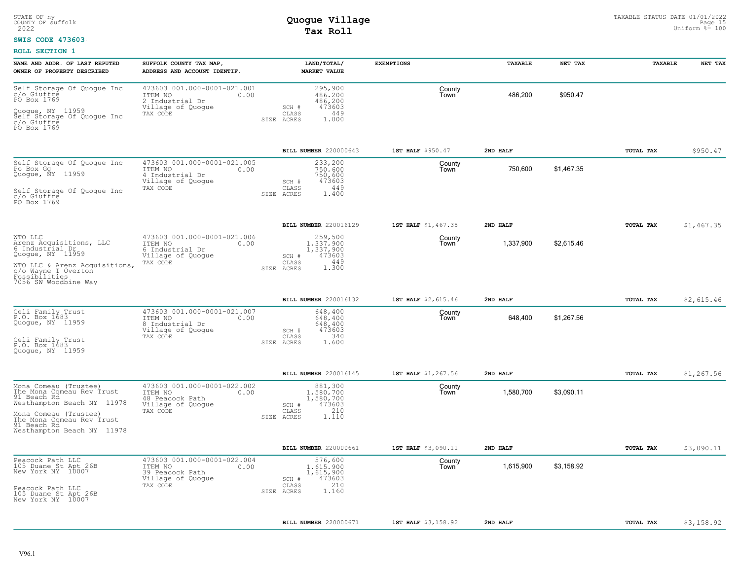STATE OF ny
COUNTY OF suffolk
2022

# Quogue Village Tax Roll

TAXABLE STATUS DATE 01/01/2022
Uniform %= 100

**SWIS CODE 473603**

**ROLL SECTION 1**

| NAME AND ADDR. OF LAST REPUTED OWNER OF PROPERTY DESCRIBED | SUFFOLK COUNTY TAX MAP, ADDRESS AND ACCOUNT IDENTIF. | LAND/TOTAL/ MARKET VALUE | EXEMPTIONS | TAXABLE | NET TAX | TAXABLE | NET TAX |
|---|---|---|---|---|---|---|---|
| Self Storage Of Quogue Inc<br>c/o Giuffre<br>PO Box 1769<br>Quogue, NY 11959<br>Self Storage Of Quogue Inc<br>c/o Giuffre<br>PO Box 1769 | 473603 001.000-0001-021.001<br>ITEM NO 0.00<br>2 Industrial Dr<br>Village of Quogue<br>TAX CODE | 295,900<br>486,200<br>486,200<br>SCH # 473603<br>CLASS 449<br>SIZE ACRES 1.000 | County<br>Town | 486,200 | $950.47 | | |
| | | BILL NUMBER 220000643 | 1ST HALF $950.47 | 2ND HALF | | TOTAL TAX | $950.47 |
| Self Storage Of Quogue Inc<br>Po Box Gg<br>Quogue, NY 11959<br>Self Storage Of Quogue Inc<br>c/o Giuffre<br>PO Box 1769 | 473603 001.000-0001-021.005<br>ITEM NO 0.00<br>4 Industrial Dr<br>Village of Quogue<br>TAX CODE | 233,200<br>750,600<br>750,600<br>SCH # 473603<br>CLASS 449<br>SIZE ACRES 1.400 | County<br>Town | 750,600 | $1,467.35 | | |
| | | BILL NUMBER 220016129 | 1ST HALF $1,467.35 | 2ND HALF | | TOTAL TAX | $1,467.35 |
| WTO LLC<br>Arenz Acquisitions, LLC<br>6 Industrial Dr<br>Quogue, NY 11959<br>WTO LLC & Arenz Acquisitions,<br>c/o Wayne T Overton<br>Fossibilities<br>7056 SW Woodbine Way | 473603 001.000-0001-021.006<br>ITEM NO 0.00<br>6 Industrial Dr<br>Village of Quogue<br>TAX CODE | 259,500<br>1,337,900<br>1,337,900<br>SCH # 473603<br>CLASS 449<br>SIZE ACRES 1.300 | County<br>Town | 1,337,900 | $2,615.46 | | |
| | | BILL NUMBER 220016132 | 1ST HALF $2,615.46 | 2ND HALF | | TOTAL TAX | $2,615.46 |
| Celi Family Trust<br>P.O. Box 1683<br>Quogue, NY 11959<br>Celi Family Trust<br>P.O. Box 1683<br>Quogue, NY 11959 | 473603 001.000-0001-021.007<br>ITEM NO 0.00<br>8 Industrial Dr<br>Village of Quogue<br>TAX CODE | 648,400<br>648,400<br>648,400<br>SCH # 473603<br>CLASS 340<br>SIZE ACRES 1.600 | County<br>Town | 648,400 | $1,267.56 | | |
| | | BILL NUMBER 220016145 | 1ST HALF $1,267.56 | 2ND HALF | | TOTAL TAX | $1,267.56 |
| Mona Comeau (Trustee)<br>The Mona Comeau Rev Trust<br>91 Beach Rd<br>Westhampton Beach NY 11978<br>Mona Comeau (Trustee)<br>The Mona Comeau Rev Trust<br>91 Beach Rd<br>Westhampton Beach NY 11978 | 473603 001.000-0001-022.002<br>ITEM NO 0.00<br>48 Peacock Path<br>Village of Quogue<br>TAX CODE | 881,300<br>1,580,700<br>1,580,700<br>SCH # 473603<br>CLASS 210<br>SIZE ACRES 1.110 | County<br>Town | 1,580,700 | $3,090.11 | | |
| | | BILL NUMBER 220000661 | 1ST HALF $3,090.11 | 2ND HALF | | TOTAL TAX | $3,090.11 |
| Peacock Path LLC<br>105 Duane St Apt 26B<br>New York NY 10007<br>Peacock Path LLC<br>105 Duane St Apt 26B<br>New York NY 10007 | 473603 001.000-0001-022.004<br>ITEM NO 0.00<br>39 Peacock Path<br>Village of Quogue<br>TAX CODE | 576,600<br>1,615,900<br>1,615,900<br>SCH # 473603<br>CLASS 210<br>SIZE ACRES 1.160 | County<br>Town | 1,615,900 | $3,158.92 | | |
| | | BILL NUMBER 220000671 | 1ST HALF $3,158.92 | 2ND HALF | | TOTAL TAX | $3,158.92 |

V96.1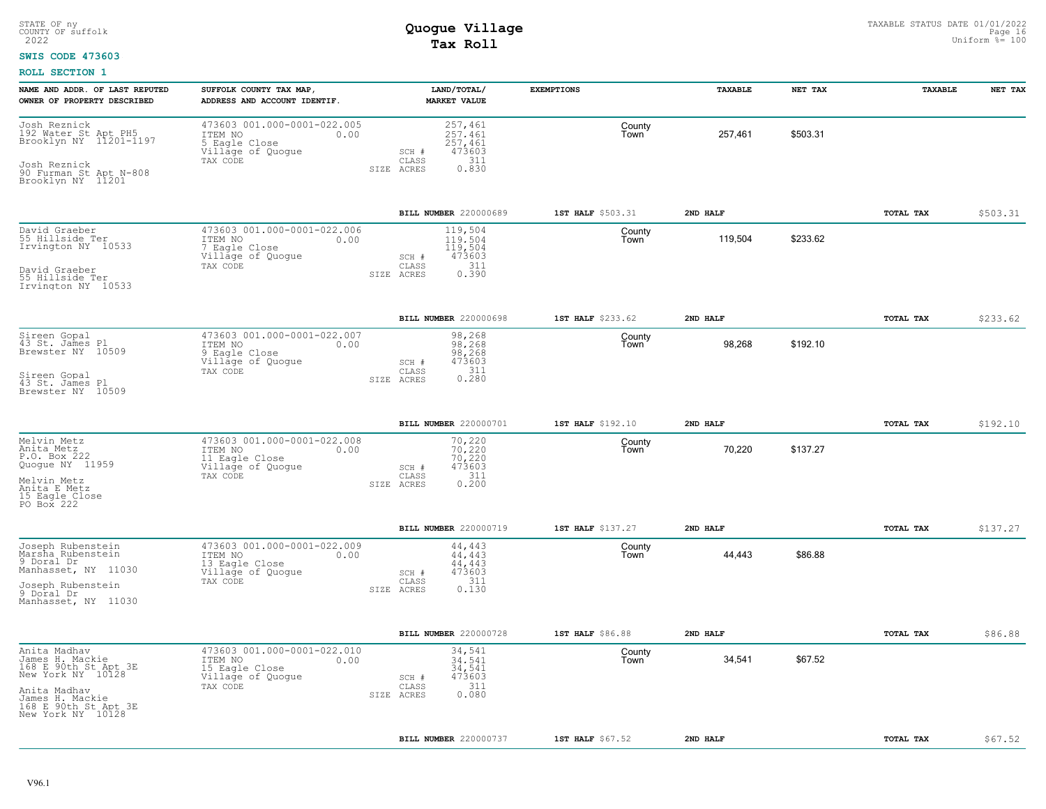STATE OF ny
COUNTY OF suffolk
2022

# Quogue Village
## Tax Roll

TAXABLE STATUS DATE 01/01/2022
Uniform %= 100

**SWIS CODE 473603**

**ROLL SECTION 1**

| NAME AND ADDR. OF LAST REPUTED OWNER OF PROPERTY DESCRIBED | SUFFOLK COUNTY TAX MAP, ADDRESS AND ACCOUNT IDENTIF. | LAND/TOTAL/ MARKET VALUE | EXEMPTIONS | TAXABLE | NET TAX | TAXABLE | NET TAX |
|---|---|---|---|---|---|---|---|
| Josh Reznick<br>192 Water St Apt PH5<br>Brooklyn NY 11201-1197<br><br>Josh Reznick<br>90 Furman St Apt N-808<br>Brooklyn NY 11201 | 473603 001.000-0001-022.005<br>ITEM NO 0.00<br>5 Eagle Close<br>Village of Quogue<br>TAX CODE | 257,461<br>257,461<br>257,461<br>SCH # 473603<br>CLASS 311<br>SIZE ACRES 0.830 | County<br>Town | 257,461 | $503.31 | | |
| | | **BILL NUMBER** 220000689 | **1ST HALF** $503.31 | **2ND HALF** | | **TOTAL TAX** | $503.31 |
| David Graeber<br>55 Hillside Ter<br>Irvington NY 10533<br><br>David Graeber<br>55 Hillside Ter<br>Irvington NY 10533 | 473603 001.000-0001-022.006<br>ITEM NO 0.00<br>7 Eagle Close<br>Village of Quogue<br>TAX CODE | 119,504<br>119,504<br>119,504<br>SCH # 473603<br>CLASS 311<br>SIZE ACRES 0.390 | County<br>Town | 119,504 | $233.62 | | |
| | | **BILL NUMBER** 220000698 | **1ST HALF** $233.62 | **2ND HALF** | | **TOTAL TAX** | $233.62 |
| Sireen Gopal<br>43 St. James Pl<br>Brewster NY 10509<br><br>Sireen Gopal<br>43 St. James Pl<br>Brewster NY 10509 | 473603 001.000-0001-022.007<br>ITEM NO 0.00<br>9 Eagle Close<br>Village of Quogue<br>TAX CODE | 98,268<br>98,268<br>98,268<br>SCH # 473603<br>CLASS 311<br>SIZE ACRES 0.280 | County<br>Town | 98,268 | $192.10 | | |
| | | **BILL NUMBER** 220000701 | **1ST HALF** $192.10 | **2ND HALF** | | **TOTAL TAX** | $192.10 |
| Melvin Metz<br>Anita Metz<br>P.O. Box 222<br>Quogue NY 11959<br><br>Melvin Metz<br>Anita E Metz<br>15 Eagle Close<br>PO Box 222 | 473603 001.000-0001-022.008<br>ITEM NO 0.00<br>11 Eagle Close<br>Village of Quogue<br>TAX CODE | 70,220<br>70,220<br>70,220<br>SCH # 473603<br>CLASS 311<br>SIZE ACRES 0.200 | County<br>Town | 70,220 | $137.27 | | |
| | | **BILL NUMBER** 220000719 | **1ST HALF** $137.27 | **2ND HALF** | | **TOTAL TAX** | $137.27 |
| Joseph Rubenstein<br>Marsha Rubenstein<br>9 Doral Dr<br>Manhasset, NY 11030<br><br>Joseph Rubenstein<br>9 Doral Dr<br>Manhasset, NY 11030 | 473603 001.000-0001-022.009<br>ITEM NO 0.00<br>13 Eagle Close<br>Village of Quogue<br>TAX CODE | 44,443<br>44,443<br>44,443<br>SCH # 473603<br>CLASS 311<br>SIZE ACRES 0.130 | County<br>Town | 44,443 | $86.88 | | |
| | | **BILL NUMBER** 220000728 | **1ST HALF** $86.88 | **2ND HALF** | | **TOTAL TAX** | $86.88 |
| Anita Madhav<br>James H. Mackie<br>168 E 90th St Apt 3E<br>New York NY 10128<br><br>Anita Madhav<br>James H. Mackie<br>168 E 90th St Apt 3E<br>New York NY 10128 | 473603 001.000-0001-022.010<br>ITEM NO 0.00<br>15 Eagle Close<br>Village of Quogue<br>TAX CODE | 34,541<br>34,541<br>34,541<br>SCH # 473603<br>CLASS 311<br>SIZE ACRES 0.080 | County<br>Town | 34,541 | $67.52 | | |
| | | **BILL NUMBER** 220000737 | **1ST HALF** $67.52 | **2ND HALF** | | **TOTAL TAX** | $67.52 |

V96.1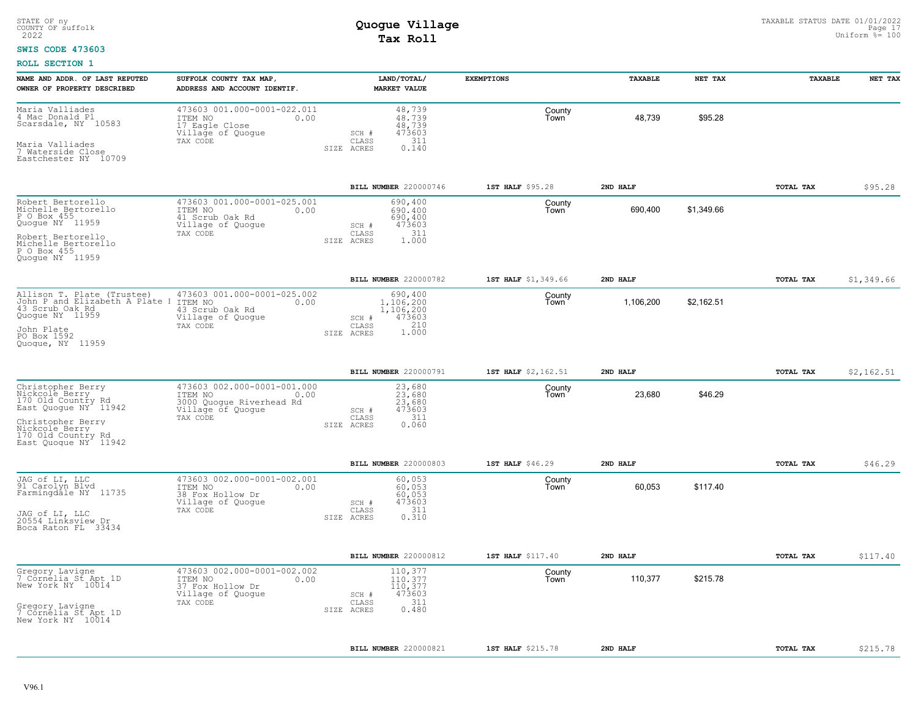STATE OF ny
COUNTY OF suffolk
2022

# Quogue Village
## Tax Roll

TAXABLE STATUS DATE 01/01/2022
Uniform %= 100

**SWIS CODE 473603**

**ROLL SECTION 1**

| NAME AND ADDR. OF LAST REPUTED OWNER OF PROPERTY DESCRIBED | SUFFOLK COUNTY TAX MAP, ADDRESS AND ACCOUNT IDENTIF. | LAND/TOTAL/ MARKET VALUE | EXEMPTIONS | TAXABLE | NET TAX | TAXABLE | NET TAX |
|---|---|---|---|---|---|---|---|
| Maria Valliades<br>4 Mac Donald Pl<br>Scarsdale, NY 10583<br><br>Maria Valliades<br>7 Waterside Close<br>Eastchester NY 10709 | 473603 001.000-0001-022.011<br>ITEM NO 0.00<br>17 Eagle Close<br>Village of Quogue<br>TAX CODE | 48,739<br>48,739<br>48,739<br>SCH # 473603<br>CLASS 311<br>SIZE ACRES 0.140 | County<br>Town | 48,739 | $95.28 | | |
| | | BILL NUMBER 220000746 | 1ST HALF $95.28 | 2ND HALF | | TOTAL TAX | $95.28 |
| Robert Bertorello<br>Michelle Bertorello<br>P O Box 455<br>Quogue NY 11959<br><br>Robert Bertorello<br>Michelle Bertorello<br>P O Box 455<br>Quogue NY 11959 | 473603 001.000-0001-025.001<br>ITEM NO 0.00<br>41 Scrub Oak Rd<br>Village of Quogue<br>TAX CODE | 690,400<br>690,400<br>690,400<br>SCH # 473603<br>CLASS 311<br>SIZE ACRES 1.000 | County<br>Town | 690,400 | $1,349.66 | | |
| | | BILL NUMBER 220000782 | 1ST HALF $1,349.66 | 2ND HALF | | TOTAL TAX | $1,349.66 |
| Allison T. Plate (Trustee)<br>John P and Elizabeth A Plate I<br>43 Scrub Oak Rd<br>Quogue NY 11959<br><br>John Plate<br>PO Box 1592<br>Quogue, NY 11959 | 473603 001.000-0001-025.002<br>ITEM NO 0.00<br>43 Scrub Oak Rd<br>Village of Quogue<br>TAX CODE | 690,400<br>1,106,200<br>1,106,200<br>SCH # 473603<br>CLASS 210<br>SIZE ACRES 1.000 | County<br>Town | 1,106,200 | $2,162.51 | | |
| | | BILL NUMBER 220000791 | 1ST HALF $2,162.51 | 2ND HALF | | TOTAL TAX | $2,162.51 |
| Christopher Berry<br>Nickcole Berry<br>170 Old Country Rd<br>East Quogue NY 11942<br><br>Christopher Berry<br>Nickcole Berry<br>170 Old Country Rd<br>East Quogue NY 11942 | 473603 002.000-0001-001.000<br>ITEM NO 0.00<br>3000 Quogue Riverhead Rd<br>Village of Quogue<br>TAX CODE | 23,680<br>23,680<br>23,680<br>SCH # 473603<br>CLASS 311<br>SIZE ACRES 0.060 | County<br>Town | 23,680 | $46.29 | | |
| | | BILL NUMBER 220000803 | 1ST HALF $46.29 | 2ND HALF | | TOTAL TAX | $46.29 |
| JAG of LI, LLC<br>91 Carolyn Blvd<br>Farmingdale NY 11735<br><br>JAG of LI, LLC<br>20554 Linksview Dr<br>Boca Raton FL 33434 | 473603 002.000-0001-002.001<br>ITEM NO 0.00<br>38 Fox Hollow Dr<br>Village of Quogue<br>TAX CODE | 60,053<br>60,053<br>60,053<br>SCH # 473603<br>CLASS 311<br>SIZE ACRES 0.310 | County<br>Town | 60,053 | $117.40 | | |
| | | BILL NUMBER 220000812 | 1ST HALF $117.40 | 2ND HALF | | TOTAL TAX | $117.40 |
| Gregory Lavigne<br>7 Cornelia St Apt 1D<br>New York NY 10014<br><br>Gregory Lavigne<br>7 Cornelia St Apt 1D<br>New York NY 10014 | 473603 002.000-0001-002.002<br>ITEM NO 0.00<br>37 Fox Hollow Dr<br>Village of Quogue<br>TAX CODE | 110,377<br>110,377<br>110,377<br>SCH # 473603<br>CLASS 311<br>SIZE ACRES 0.480 | County<br>Town | 110,377 | $215.78 | | |
| | | BILL NUMBER 220000821 | 1ST HALF $215.78 | 2ND HALF | | TOTAL TAX | $215.78 |

V96.1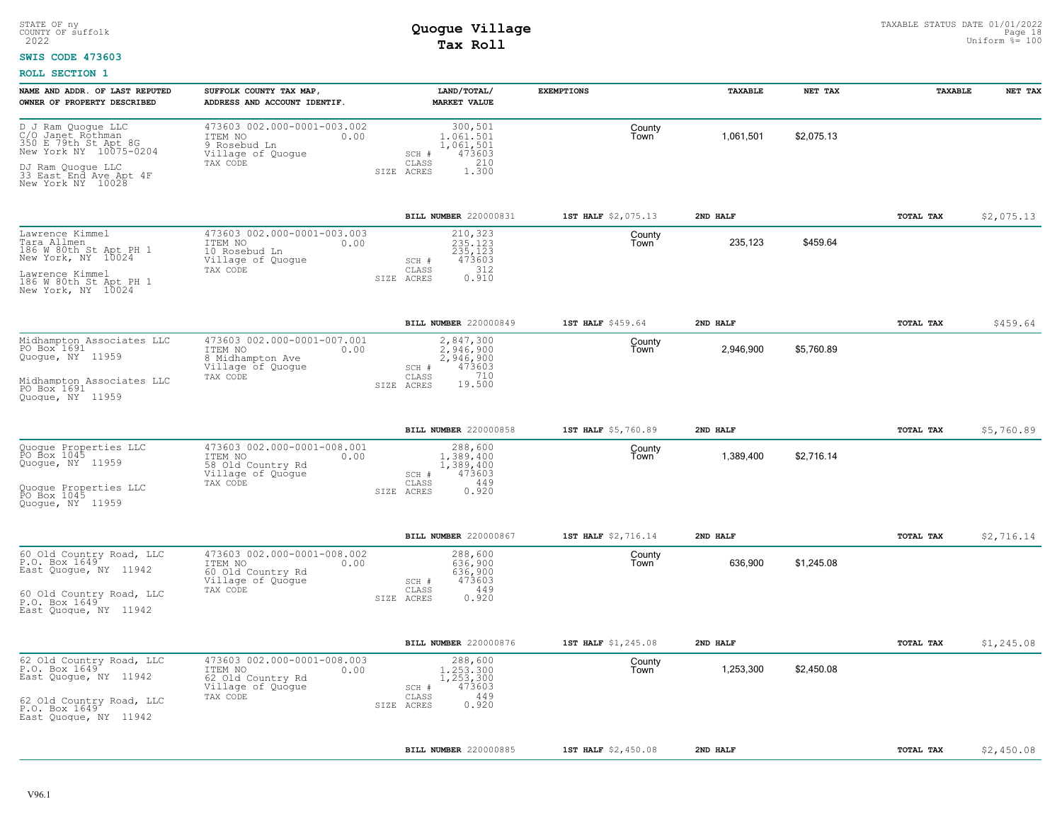STATE OF ny
COUNTY OF suffolk
2022

# Quogue Village
## Tax Roll

TAXABLE STATUS DATE 01/01/2022
Uniform %= 100

**SWIS CODE 473603**

**ROLL SECTION 1**

| NAME AND ADDR. OF LAST REPUTED OWNER OF PROPERTY DESCRIBED | SUFFOLK COUNTY TAX MAP, ADDRESS AND ACCOUNT IDENTIF. | LAND/TOTAL/ MARKET VALUE | EXEMPTIONS | TAXABLE | NET TAX | TAXABLE | NET TAX |
|---|---|---|---|---|---|---|---|
| D J Ram Quogue LLC<br>C/O Janet Rothman<br>350 E 79th St Apt 8G<br>New York NY 10075-0204<br><br>DJ Ram Quogue LLC<br>33 East End Ave Apt 4F<br>New York NY 10028 | 473603 002.000-0001-003.002<br>ITEM NO 0.00<br>9 Rosebud Ln<br>Village of Quogue<br>TAX CODE | 300,501<br>1,061,501<br>1,061,501<br>SCH # 473603<br>CLASS 210<br>SIZE ACRES 1.300 | County<br>Town | 1,061,501 | $2,075.13 | | |
| | | **BILL NUMBER** 220000831 | **1ST HALF** $2,075.13 | **2ND HALF** | | **TOTAL TAX** | $2,075.13 |
| Lawrence Kimmel<br>Tara Allmen<br>186 W 80th St Apt PH 1<br>New York, NY 10024<br><br>Lawrence Kimmel<br>186 W 80th St Apt PH 1<br>New York, NY 10024 | 473603 002.000-0001-003.003<br>ITEM NO 0.00<br>10 Rosebud Ln<br>Village of Quogue<br>TAX CODE | 210,323<br>235,123<br>235,123<br>SCH # 473603<br>CLASS 312<br>SIZE ACRES 0.910 | County<br>Town | 235,123 | $459.64 | | |
| | | **BILL NUMBER** 220000849 | **1ST HALF** $459.64 | **2ND HALF** | | **TOTAL TAX** | $459.64 |
| Midhampton Associates LLC<br>PO Box 1691<br>Quogue, NY 11959<br><br>Midhampton Associates LLC<br>PO Box 1691<br>Quogue, NY 11959 | 473603 002.000-0001-007.001<br>ITEM NO 0.00<br>8 Midhampton Ave<br>Village of Quogue<br>TAX CODE | 2,847,300<br>2,946,900<br>2,946,900<br>SCH # 473603<br>CLASS 710<br>SIZE ACRES 19.500 | County<br>Town | 2,946,900 | $5,760.89 | | |
| | | **BILL NUMBER** 220000858 | **1ST HALF** $5,760.89 | **2ND HALF** | | **TOTAL TAX** | $5,760.89 |
| Quogue Properties LLC<br>PO Box 1045<br>Quogue, NY 11959<br><br>Quogue Properties LLC<br>PO Box 1045<br>Quogue, NY 11959 | 473603 002.000-0001-008.001<br>ITEM NO 0.00<br>58 Old Country Rd<br>Village of Quogue<br>TAX CODE | 288,600<br>1,389,400<br>1,389,400<br>SCH # 473603<br>CLASS 449<br>SIZE ACRES 0.920 | County<br>Town | 1,389,400 | $2,716.14 | | |
| | | **BILL NUMBER** 220000867 | **1ST HALF** $2,716.14 | **2ND HALF** | | **TOTAL TAX** | $2,716.14 |
| 60 Old Country Road, LLC<br>P.O. Box 1649<br>East Quogue, NY 11942<br><br>60 Old Country Road, LLC<br>P.O. Box 1649<br>East Quogue, NY 11942 | 473603 002.000-0001-008.002<br>ITEM NO 0.00<br>60 Old Country Rd<br>Village of Quogue<br>TAX CODE | 288,600<br>636,900<br>636,900<br>SCH # 473603<br>CLASS 449<br>SIZE ACRES 0.920 | County<br>Town | 636,900 | $1,245.08 | | |
| | | **BILL NUMBER** 220000876 | **1ST HALF** $1,245.08 | **2ND HALF** | | **TOTAL TAX** | $1,245.08 |
| 62 Old Country Road, LLC<br>P.O. Box 1649<br>East Quogue, NY 11942<br><br>62 Old Country Road, LLC<br>P.O. Box 1649<br>East Quogue, NY 11942 | 473603 002.000-0001-008.003<br>ITEM NO 0.00<br>62 Old Country Rd<br>Village of Quogue<br>TAX CODE | 288,600<br>1,253,300<br>1,253,300<br>SCH # 473603<br>CLASS 449<br>SIZE ACRES 0.920 | County<br>Town | 1,253,300 | $2,450.08 | | |
| | | **BILL NUMBER** 220000885 | **1ST HALF** $2,450.08 | **2ND HALF** | | **TOTAL TAX** | $2,450.08 |

V96.1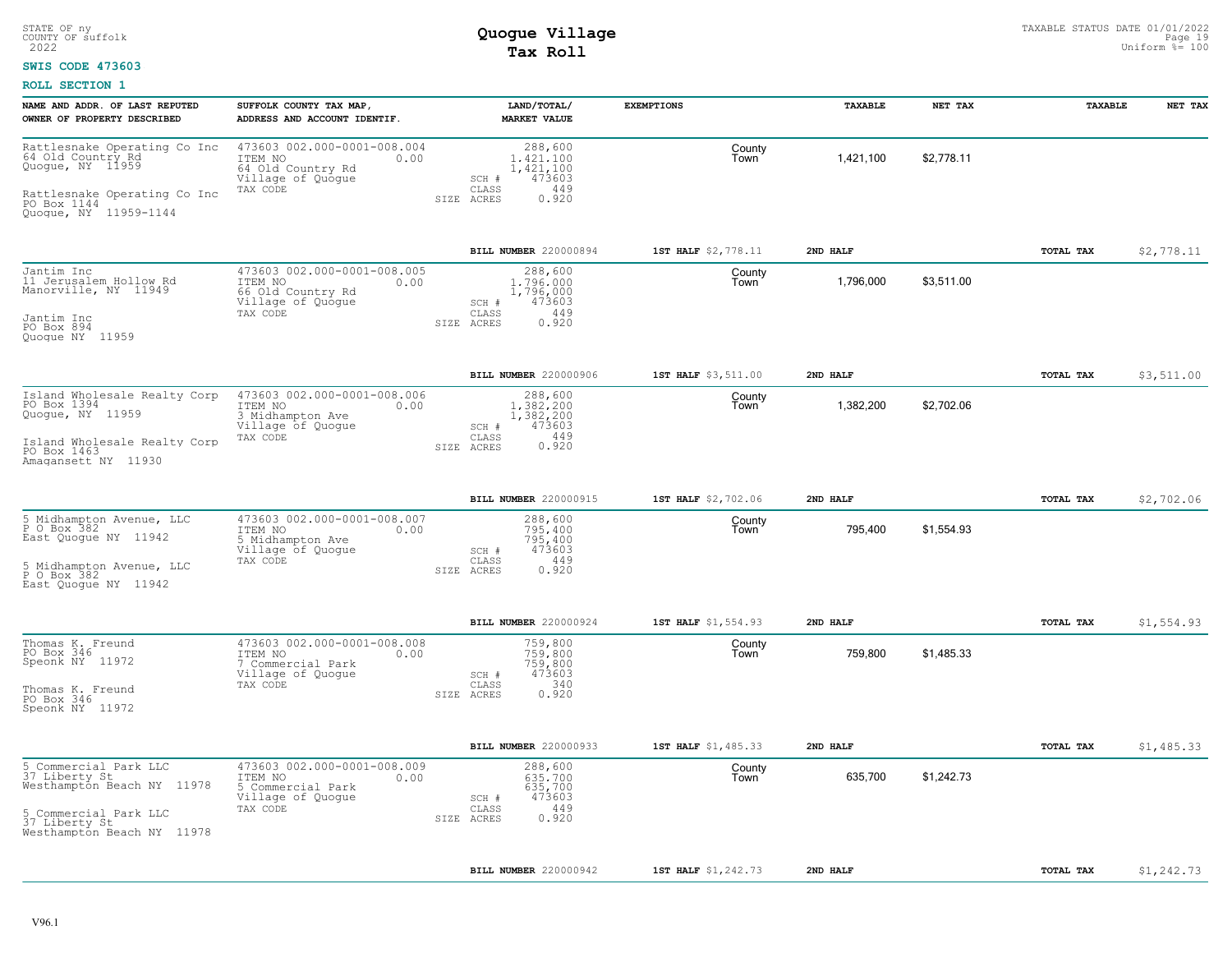STATE OF ny
COUNTY OF suffolk
2022

# Quogue Village
## Tax Roll

TAXABLE STATUS DATE 01/01/2022
Uniform %= 100

**SWIS CODE 473603**

**ROLL SECTION 1**

| NAME AND ADDR. OF LAST REPUTED OWNER OF PROPERTY DESCRIBED | SUFFOLK COUNTY TAX MAP, ADDRESS AND ACCOUNT IDENTIF. | LAND/TOTAL/ MARKET VALUE | EXEMPTIONS | TAXABLE | NET TAX | TAXABLE | NET TAX |
|---|---|---|---|---|---|---|---|
| Rattlesnake Operating Co Inc<br>64 Old Country Rd<br>Quogue, NY 11959<br><br>Rattlesnake Operating Co Inc<br>PO Box 1144<br>Quogue, NY 11959-1144 | 473603 002.000-0001-008.004<br>ITEM NO 0.00<br>64 Old Country Rd<br>Village of Quogue<br>TAX CODE | 288,600<br>1,421,100<br>1,421,100<br>SCH # 473603<br>CLASS 449<br>SIZE ACRES 0.920 | County<br>Town | 1,421,100 | $2,778.11 | | |
| | | **BILL NUMBER** 220000894 | **1ST HALF** $2,778.11 | **2ND HALF** | | **TOTAL TAX** | $2,778.11 |
| Jantim Inc<br>11 Jerusalem Hollow Rd<br>Manorville, NY 11949<br><br>Jantim Inc<br>PO Box 894<br>Quogue NY 11959 | 473603 002.000-0001-008.005<br>ITEM NO 0.00<br>66 Old Country Rd<br>Village of Quogue<br>TAX CODE | 288,600<br>1,796,000<br>1,796,000<br>SCH # 473603<br>CLASS 449<br>SIZE ACRES 0.920 | County<br>Town | 1,796,000 | $3,511.00 | | |
| | | **BILL NUMBER** 220000906 | **1ST HALF** $3,511.00 | **2ND HALF** | | **TOTAL TAX** | $3,511.00 |
| Island Wholesale Realty Corp<br>PO Box 1394<br>Quogue, NY 11959<br><br>Island Wholesale Realty Corp<br>PO Box 1463<br>Amagansett NY 11930 | 473603 002.000-0001-008.006<br>ITEM NO 0.00<br>3 Midhampton Ave<br>Village of Quogue<br>TAX CODE | 288,600<br>1,382,200<br>1,382,200<br>SCH # 473603<br>CLASS 449<br>SIZE ACRES 0.920 | County<br>Town | 1,382,200 | $2,702.06 | | |
| | | **BILL NUMBER** 220000915 | **1ST HALF** $2,702.06 | **2ND HALF** | | **TOTAL TAX** | $2,702.06 |
| 5 Midhampton Avenue, LLC<br>P O Box 382<br>East Quogue NY 11942<br><br>5 Midhampton Avenue, LLC<br>P O Box 382<br>East Quogue NY 11942 | 473603 002.000-0001-008.007<br>ITEM NO 0.00<br>5 Midhampton Ave<br>Village of Quogue<br>TAX CODE | 288,600<br>795,400<br>795,400<br>SCH # 473603<br>CLASS 449<br>SIZE ACRES 0.920 | County<br>Town | 795,400 | $1,554.93 | | |
| | | **BILL NUMBER** 220000924 | **1ST HALF** $1,554.93 | **2ND HALF** | | **TOTAL TAX** | $1,554.93 |
| Thomas K. Freund<br>PO Box 346<br>Speonk NY 11972<br><br>Thomas K. Freund<br>PO Box 346<br>Speonk NY 11972 | 473603 002.000-0001-008.008<br>ITEM NO 0.00<br>7 Commercial Park<br>Village of Quogue<br>TAX CODE | 759,800<br>759,800<br>759,800<br>SCH # 473603<br>CLASS 340<br>SIZE ACRES 0.920 | County<br>Town | 759,800 | $1,485.33 | | |
| | | **BILL NUMBER** 220000933 | **1ST HALF** $1,485.33 | **2ND HALF** | | **TOTAL TAX** | $1,485.33 |
| 5 Commercial Park LLC<br>37 Liberty St<br>Westhampton Beach NY 11978<br><br>5 Commercial Park LLC<br>37 Liberty St<br>Westhampton Beach NY 11978 | 473603 002.000-0001-008.009<br>ITEM NO 0.00<br>5 Commercial Park<br>Village of Quogue<br>TAX CODE | 288,600<br>635,700<br>635,700<br>SCH # 473603<br>CLASS 449<br>SIZE ACRES 0.920 | County<br>Town | 635,700 | $1,242.73 | | |
| | | **BILL NUMBER** 220000942 | **1ST HALF** $1,242.73 | **2ND HALF** | | **TOTAL TAX** | $1,242.73 |

V96.1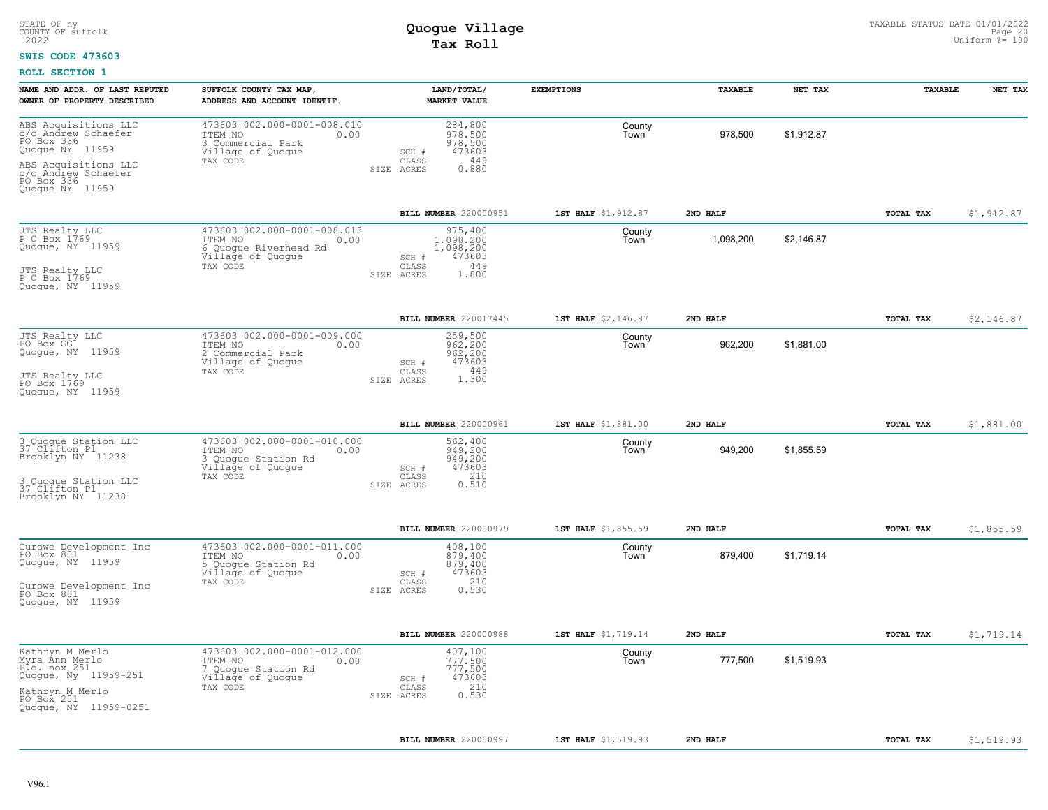STATE OF ny
COUNTY OF suffolk
2022

# Quogue Village
## Tax Roll

TAXABLE STATUS DATE 01/01/2022
Uniform %= 100

**SWIS CODE 473603**

**ROLL SECTION 1**

| NAME AND ADDR. OF LAST REPUTED OWNER OF PROPERTY DESCRIBED | SUFFOLK COUNTY TAX MAP, ADDRESS AND ACCOUNT IDENTIF. | LAND/TOTAL/ MARKET VALUE | EXEMPTIONS | TAXABLE | NET TAX | TAXABLE | NET TAX |
|---|---|---|---|---|---|---|---|
| ABS Acquisitions LLC<br>c/o Andrew Schaefer<br>PO Box 336<br>Quogue NY 11959<br><br>ABS Acquisitions LLC<br>c/o Andrew Schaefer<br>PO Box 336<br>Quogue NY 11959 | 473603 002.000-0001-008.010<br>ITEM NO 0.00<br>3 Commercial Park<br>Village of Quogue<br>TAX CODE | 284,800<br>978,500<br>978,500<br>SCH # 473603<br>CLASS 449<br>SIZE ACRES 0.880 | County<br>Town | 978,500 | $1,912.87 | | |
| | | **BILL NUMBER** 220000951 | **1ST HALF** $1,912.87 | **2ND HALF** | | **TOTAL TAX** | $1,912.87 |
| JTS Realty LLC<br>P O Box 1769<br>Quogue, NY 11959<br><br>JTS Realty LLC<br>P O Box 1769<br>Quogue, NY 11959 | 473603 002.000-0001-008.013<br>ITEM NO 0.00<br>6 Quogue Riverhead Rd<br>Village of Quogue<br>TAX CODE | 975,400<br>1,098,200<br>1,098,200<br>SCH # 473603<br>CLASS 449<br>SIZE ACRES 1.800 | County<br>Town | 1,098,200 | $2,146.87 | | |
| | | **BILL NUMBER** 220017445 | **1ST HALF** $2,146.87 | **2ND HALF** | | **TOTAL TAX** | $2,146.87 |
| JTS Realty LLC<br>PO Box GG<br>Quogue, NY 11959<br><br>JTS Realty LLC<br>PO Box 1769<br>Quogue, NY 11959 | 473603 002.000-0001-009.000<br>ITEM NO 0.00<br>2 Commercial Park<br>Village of Quogue<br>TAX CODE | 259,500<br>962,200<br>962,200<br>SCH # 473603<br>CLASS 449<br>SIZE ACRES 1.300 | County<br>Town | 962,200 | $1,881.00 | | |
| | | **BILL NUMBER** 220000961 | **1ST HALF** $1,881.00 | **2ND HALF** | | **TOTAL TAX** | $1,881.00 |
| 3 Quogue Station LLC<br>37 Clifton Pl<br>Brooklyn NY 11238<br><br>3 Quogue Station LLC<br>37 Clifton Pl<br>Brooklyn NY 11238 | 473603 002.000-0001-010.000<br>ITEM NO 0.00<br>3 Quogue Station Rd<br>Village of Quogue<br>TAX CODE | 562,400<br>949,200<br>949,200<br>SCH # 473603<br>CLASS 210<br>SIZE ACRES 0.510 | County<br>Town | 949,200 | $1,855.59 | | |
| | | **BILL NUMBER** 220000979 | **1ST HALF** $1,855.59 | **2ND HALF** | | **TOTAL TAX** | $1,855.59 |
| Curowe Development Inc<br>PO Box 801<br>Quogue, NY 11959<br><br>Curowe Development Inc<br>PO Box 801<br>Quogue, NY 11959 | 473603 002.000-0001-011.000<br>ITEM NO 0.00<br>5 Quogue Station Rd<br>Village of Quogue<br>TAX CODE | 408,100<br>879,400<br>879,400<br>SCH # 473603<br>CLASS 210<br>SIZE ACRES 0.530 | County<br>Town | 879,400 | $1,719.14 | | |
| | | **BILL NUMBER** 220000988 | **1ST HALF** $1,719.14 | **2ND HALF** | | **TOTAL TAX** | $1,719.14 |
| Kathryn M Merlo<br>Myra Ann Merlo<br>P.o. nox 251<br>Quogue, Ny 11959-251<br><br>Kathryn M Merlo<br>PO Box 251<br>Quogue, NY 11959-0251 | 473603 002.000-0001-012.000<br>ITEM NO 0.00<br>7 Quogue Station Rd<br>Village of Quogue<br>TAX CODE | 407,100<br>777,500<br>777,500<br>SCH # 473603<br>CLASS 210<br>SIZE ACRES 0.530 | County<br>Town | 777,500 | $1,519.93 | | |
| | | **BILL NUMBER** 220000997 | **1ST HALF** $1,519.93 | **2ND HALF** | | **TOTAL TAX** | $1,519.93 |

V96.1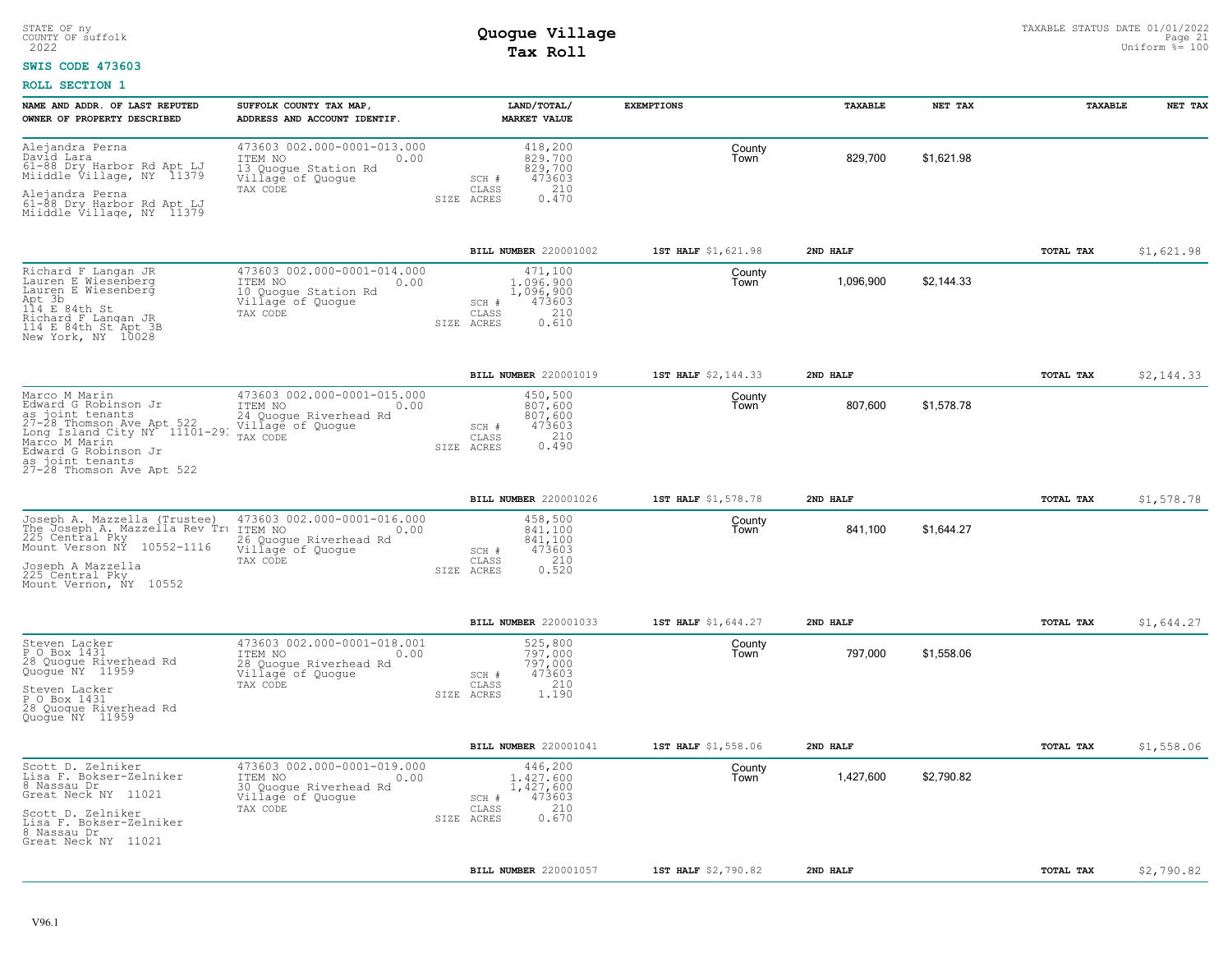STATE OF ny
COUNTY OF suffolk
2022

# Quogue Village
## Tax Roll

TAXABLE STATUS DATE 01/01/2022
Uniform %= 100

**SWIS CODE 473603**

**ROLL SECTION 1**

| NAME AND ADDR. OF LAST REPUTED OWNER OF PROPERTY DESCRIBED | SUFFOLK COUNTY TAX MAP, ADDRESS AND ACCOUNT IDENTIF. | LAND/TOTAL/ MARKET VALUE | EXEMPTIONS | TAXABLE | NET TAX | TAXABLE | NET TAX |
|---|---|---|---|---|---|---|---|
| Alejandra Perna<br>David Lara<br>61-88 Dry Harbor Rd Apt LJ<br>Miiddle Village, NY 11379<br><br>Alejandra Perna<br>61-88 Dry Harbor Rd Apt LJ<br>Miiddle Village, NY 11379 | 473603 002.000-0001-013.000<br>ITEM NO 0.00<br>13 Quogue Station Rd<br>Village of Quogue<br>TAX CODE | 418,200<br>829,700<br>829,700<br>SCH # 473603<br>CLASS 210<br>SIZE ACRES 0.470 | County<br>Town | 829,700 | $1,621.98 | | |
| | | **BILL NUMBER** 220001002 | **1ST HALF** $1,621.98 | **2ND HALF** | | **TOTAL TAX** | $1,621.98 |
| Richard F Langan JR<br>Lauren E Wiesenberg<br>Lauren E Wiesenberg<br>Apt 3b<br>114 E 84th St<br>Richard F Langan JR<br>114 E 84th St Apt 3B<br>New York, NY 10028 | 473603 002.000-0001-014.000<br>ITEM NO 0.00<br>10 Quogue Station Rd<br>Village of Quogue<br>TAX CODE | 471,100<br>1,096,900<br>1,096,900<br>SCH # 473603<br>CLASS 210<br>SIZE ACRES 0.610 | County<br>Town | 1,096,900 | $2,144.33 | | |
| | | **BILL NUMBER** 220001019 | **1ST HALF** $2,144.33 | **2ND HALF** | | **TOTAL TAX** | $2,144.33 |
| Marco M Marin<br>Edward G Robinson Jr<br>as joint tenants<br>27-28 Thomson Ave Apt 522<br>Long Island City NY 11101-291<br>Marco M Marin<br>Edward G Robinson Jr<br>as joint tenants<br>27-28 Thomson Ave Apt 522 | 473603 002.000-0001-015.000<br>ITEM NO 0.00<br>24 Quogue Riverhead Rd<br>Village of Quogue<br>TAX CODE | 450,500<br>807,600<br>807,600<br>SCH # 473603<br>CLASS 210<br>SIZE ACRES 0.490 | County<br>Town | 807,600 | $1,578.78 | | |
| | | **BILL NUMBER** 220001026 | **1ST HALF** $1,578.78 | **2ND HALF** | | **TOTAL TAX** | $1,578.78 |
| Joseph A. Mazzella (Trustee)<br>The Joseph A. Mazzella Rev Tru<br>225 Central Pky<br>Mount Verson NY 10552-1116<br><br>Joseph A Mazzella<br>225 Central Pky<br>Mount Vernon, NY 10552 | 473603 002.000-0001-016.000<br>ITEM NO 0.00<br>26 Quogue Riverhead Rd<br>Village of Quogue<br>TAX CODE | 458,500<br>841,100<br>841,100<br>SCH # 473603<br>CLASS 210<br>SIZE ACRES 0.520 | County<br>Town | 841,100 | $1,644.27 | | |
| | | **BILL NUMBER** 220001033 | **1ST HALF** $1,644.27 | **2ND HALF** | | **TOTAL TAX** | $1,644.27 |
| Steven Lacker<br>P O Box 1431<br>28 Quogue Riverhead Rd<br>Quogue NY 11959<br><br>Steven Lacker<br>P O Box 1431<br>28 Quogue Riverhead Rd<br>Quogue NY 11959 | 473603 002.000-0001-018.001<br>ITEM NO 0.00<br>28 Quogue Riverhead Rd<br>Village of Quogue<br>TAX CODE | 525,800<br>797,000<br>797,000<br>SCH # 473603<br>CLASS 210<br>SIZE ACRES 1.190 | County<br>Town | 797,000 | $1,558.06 | | |
| | | **BILL NUMBER** 220001041 | **1ST HALF** $1,558.06 | **2ND HALF** | | **TOTAL TAX** | $1,558.06 |
| Scott D. Zelniker<br>Lisa F. Bokser-Zelniker<br>8 Nassau Dr<br>Great Neck NY 11021<br><br>Scott D. Zelniker<br>Lisa F. Bokser-Zelniker<br>8 Nassau Dr<br>Great Neck NY 11021 | 473603 002.000-0001-019.000<br>ITEM NO 0.00<br>30 Quogue Riverhead Rd<br>Village of Quogue<br>TAX CODE | 446,200<br>1,427,600<br>1,427,600<br>SCH # 473603<br>CLASS 210<br>SIZE ACRES 0.670 | County<br>Town | 1,427,600 | $2,790.82 | | |
| | | **BILL NUMBER** 220001057 | **1ST HALF** $2,790.82 | **2ND HALF** | | **TOTAL TAX** | $2,790.82 |

V96.1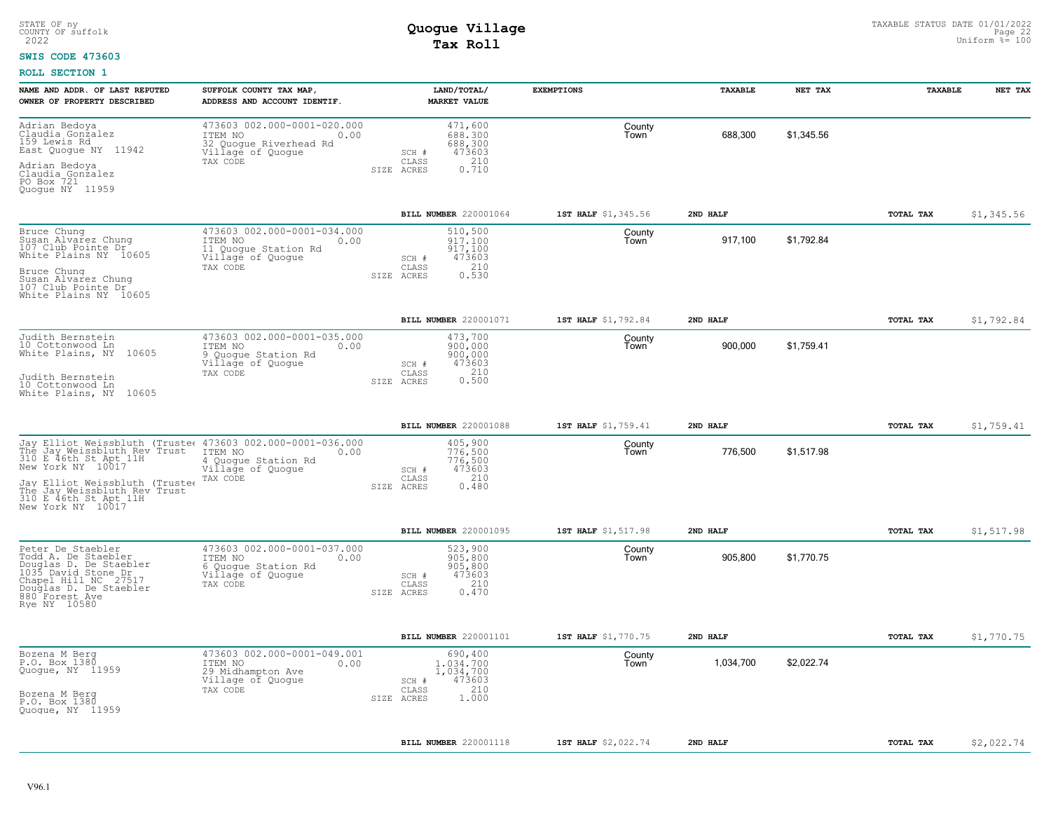STATE OF ny
COUNTY OF suffolk
2022

# Quogue Village
## Tax Roll

TAXABLE STATUS DATE 01/01/2022
Uniform %= 100

**SWIS CODE 473603**

**ROLL SECTION 1**

| NAME AND ADDR. OF LAST REPUTED OWNER OF PROPERTY DESCRIBED | SUFFOLK COUNTY TAX MAP, ADDRESS AND ACCOUNT IDENTIF. | LAND/TOTAL/ MARKET VALUE | EXEMPTIONS | | TAXABLE | NET TAX | TAXABLE | NET TAX |
|---|---|---|---|---|---|---|---|---|
| Adrian Bedoya<br>Claudia Gonzalez<br>159 Lewis Rd<br>East Quogue NY 11942<br><br>Adrian Bedoya<br>Claudia Gonzalez<br>PO Box 721<br>Quogue NY 11959 | 473603 002.000-0001-020.000<br>ITEM NO 0.00<br>32 Quogue Riverhead Rd<br>Village of Quogue<br>TAX CODE | 471,600<br>688,300<br>688,300<br>SCH # 473603<br>CLASS 210<br>SIZE ACRES 0.710 | | County<br>Town | 688,300 | $1,345.56 | | |
| | | **BILL NUMBER** 220001064 | **1ST HALF** $1,345.56 | **2ND HALF** | | | **TOTAL TAX** | $1,345.56 |
| Bruce Chung<br>Susan Alvarez Chung<br>107 Club Pointe Dr<br>White Plains NY 10605<br><br>Bruce Chung<br>Susan Alvarez Chung<br>107 Club Pointe Dr<br>White Plains NY 10605 | 473603 002.000-0001-034.000<br>ITEM NO 0.00<br>11 Quogue Station Rd<br>Village of Quogue<br>TAX CODE | 510,500<br>917,100<br>917,100<br>SCH # 473603<br>CLASS 210<br>SIZE ACRES 0.530 | | County<br>Town | 917,100 | $1,792.84 | | |
| | | **BILL NUMBER** 220001071 | **1ST HALF** $1,792.84 | **2ND HALF** | | | **TOTAL TAX** | $1,792.84 |
| Judith Bernstein<br>10 Cottonwood Ln<br>White Plains, NY 10605<br><br>Judith Bernstein<br>10 Cottonwood Ln<br>White Plains, NY 10605 | 473603 002.000-0001-035.000<br>ITEM NO 0.00<br>9 Quogue Station Rd<br>Village of Quogue<br>TAX CODE | 473,700<br>900,000<br>900,000<br>SCH # 473603<br>CLASS 210<br>SIZE ACRES 0.500 | | County<br>Town | 900,000 | $1,759.41 | | |
| | | **BILL NUMBER** 220001088 | **1ST HALF** $1,759.41 | **2ND HALF** | | | **TOTAL TAX** | $1,759.41 |
| Jay Elliot Weissbluth (Trustee<br>The Jay Weissbluth Rev Trust<br>310 E 46th St Apt 11H<br>New York NY 10017<br><br>Jay Elliot Weissbluth (Trustee<br>The Jay Weissbluth Rev Trust<br>310 E 46th St Apt 11H<br>New York NY 10017 | 473603 002.000-0001-036.000<br>ITEM NO 0.00<br>4 Quogue Station Rd<br>Village of Quogue<br>TAX CODE | 405,900<br>776,500<br>776,500<br>SCH # 473603<br>CLASS 210<br>SIZE ACRES 0.480 | | County<br>Town | 776,500 | $1,517.98 | | |
| | | **BILL NUMBER** 220001095 | **1ST HALF** $1,517.98 | **2ND HALF** | | | **TOTAL TAX** | $1,517.98 |
| Peter De Staebler<br>Todd A. De Staebler<br>Douglas D. De Staebler<br>1035 David Stone Dr<br>Chapel Hill NC 27517<br>Douglas D. De Staebler<br>880 Forest Ave<br>Rye NY 10580 | 473603 002.000-0001-037.000<br>ITEM NO 0.00<br>6 Quogue Station Rd<br>Village of Quogue<br>TAX CODE | 523,900<br>905,800<br>905,800<br>SCH # 473603<br>CLASS 210<br>SIZE ACRES 0.470 | | County<br>Town | 905,800 | $1,770.75 | | |
| | | **BILL NUMBER** 220001101 | **1ST HALF** $1,770.75 | **2ND HALF** | | | **TOTAL TAX** | $1,770.75 |
| Bozena M Berg<br>P.O. Box 1380<br>Quogue, NY 11959<br><br>Bozena M Berg<br>P.O. Box 1380<br>Quogue, NY 11959 | 473603 002.000-0001-049.001<br>ITEM NO 0.00<br>29 Midhampton Ave<br>Village of Quogue<br>TAX CODE | 690,400<br>1,034,700<br>1,034,700<br>SCH # 473603<br>CLASS 210<br>SIZE ACRES 1.000 | | County<br>Town | 1,034,700 | $2,022.74 | | |
| | | **BILL NUMBER** 220001118 | **1ST HALF** $2,022.74 | **2ND HALF** | | | **TOTAL TAX** | $2,022.74 |

V96.1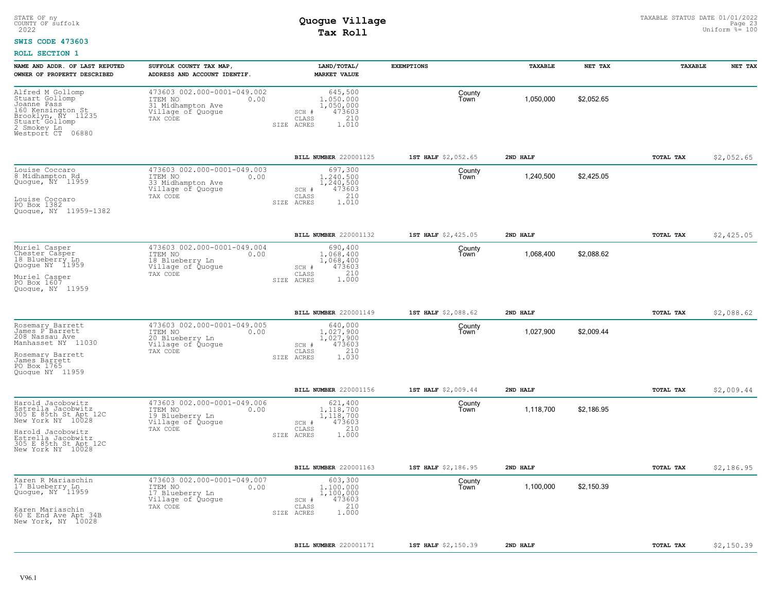STATE OF ny
COUNTY OF suffolk
2022

# Quogue Village
## Tax Roll

TAXABLE STATUS DATE 01/01/2022
Uniform %= 100

**SWIS CODE 473603**

**ROLL SECTION 1**

| NAME AND ADDR. OF LAST REPUTED OWNER OF PROPERTY DESCRIBED | SUFFOLK COUNTY TAX MAP, ADDRESS AND ACCOUNT IDENTIF. | LAND/TOTAL/ MARKET VALUE | EXEMPTIONS | | TAXABLE | NET TAX | TAXABLE | NET TAX |
|---|---|---|---|---|---|---|---|---|
| Alfred M Gollomp<br>Stuart Gollomp<br>Joanne Pass<br>160 Kensington St<br>Brooklyn, NY 11235<br>Stuart Gollomp<br>2 Smokey Ln<br>Westport CT 06880 | 473603 002.000-0001-049.002<br>ITEM NO 0.00<br>31 Midhampton Ave<br>Village of Quogue<br>TAX CODE | 645,500<br>1,050,000<br>1,050,000<br>SCH # 473603<br>CLASS 210<br>SIZE ACRES 1.010 | | County<br>Town | 1,050,000 | $2,052.65 | | |
| | | **BILL NUMBER** 220001125 | **1ST HALF** $2,052.65 | **2ND HALF** | | | **TOTAL TAX** | $2,052.65 |
| Louise Coccaro<br>8 Midhampton Rd<br>Quogue, NY 11959<br><br>Louise Coccaro<br>PO Box 1382<br>Quogue, NY 11959-1382 | 473603 002.000-0001-049.003<br>ITEM NO 0.00<br>33 Midhampton Ave<br>Village of Quogue<br>TAX CODE | 697,300<br>1,240,500<br>1,240,500<br>SCH # 473603<br>CLASS 210<br>SIZE ACRES 1.010 | | County<br>Town | 1,240,500 | $2,425.05 | | |
| | | **BILL NUMBER** 220001132 | **1ST HALF** $2,425.05 | **2ND HALF** | | | **TOTAL TAX** | $2,425.05 |
| Muriel Casper<br>Chester Casper<br>18 Blueberry Ln<br>Quogue NY 11959<br><br>Muriel Casper<br>PO Box 1607<br>Quogue, NY 11959 | 473603 002.000-0001-049.004<br>ITEM NO 0.00<br>18 Blueberry Ln<br>Village of Quogue<br>TAX CODE | 690,400<br>1,068,400<br>1,068,400<br>SCH # 473603<br>CLASS 210<br>SIZE ACRES 1.000 | | County<br>Town | 1,068,400 | $2,088.62 | | |
| | | **BILL NUMBER** 220001149 | **1ST HALF** $2,088.62 | **2ND HALF** | | | **TOTAL TAX** | $2,088.62 |
| Rosemary Barrett<br>James P Barrett<br>208 Nassau Ave<br>Manhasset NY 11030<br><br>Rosemary Barrett<br>James Barrett<br>PO Box 1765<br>Quogue NY 11959 | 473603 002.000-0001-049.005<br>ITEM NO 0.00<br>20 Blueberry Ln<br>Village of Quogue<br>TAX CODE | 640,000<br>1,027,900<br>1,027,900<br>SCH # 473603<br>CLASS 210<br>SIZE ACRES 1.030 | | County<br>Town | 1,027,900 | $2,009.44 | | |
| | | **BILL NUMBER** 220001156 | **1ST HALF** $2,009.44 | **2ND HALF** | | | **TOTAL TAX** | $2,009.44 |
| Harold Jacobowitz<br>Estrella Jacobwitz<br>305 E 85th St Apt 12C<br>New York NY 10028<br><br>Harold Jacobowitz<br>Estrella Jacobwitz<br>305 E 85th St Apt 12C<br>New York NY 10028 | 473603 002.000-0001-049.006<br>ITEM NO 0.00<br>19 Blueberry Ln<br>Village of Quogue<br>TAX CODE | 621,400<br>1,118,700<br>1,118,700<br>SCH # 473603<br>CLASS 210<br>SIZE ACRES 1.000 | | County<br>Town | 1,118,700 | $2,186.95 | | |
| | | **BILL NUMBER** 220001163 | **1ST HALF** $2,186.95 | **2ND HALF** | | | **TOTAL TAX** | $2,186.95 |
| Karen R Mariaschin<br>17 Blueberry Ln<br>Quogue, NY 11959<br><br>Karen Mariaschin<br>60 E End Ave Apt 34B<br>New York, NY 10028 | 473603 002.000-0001-049.007<br>ITEM NO 0.00<br>17 Blueberry Ln<br>Village of Quogue<br>TAX CODE | 603,300<br>1,100,000<br>1,100,000<br>SCH # 473603<br>CLASS 210<br>SIZE ACRES 1.000 | | County<br>Town | 1,100,000 | $2,150.39 | | |
| | | **BILL NUMBER** 220001171 | **1ST HALF** $2,150.39 | **2ND HALF** | | | **TOTAL TAX** | $2,150.39 |

V96.1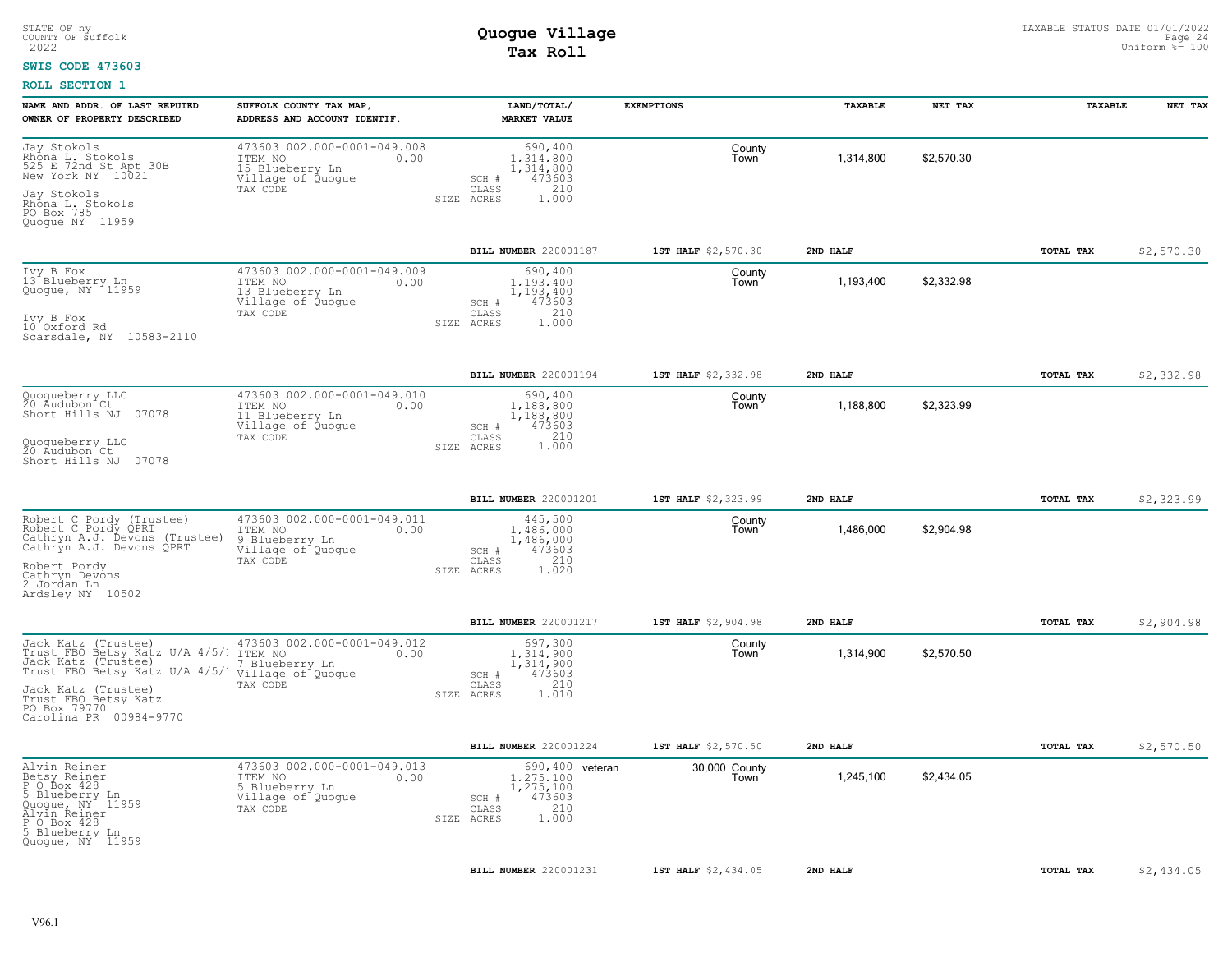STATE OF ny
COUNTY OF suffolk
2022

# Quogue Village
## Tax Roll

TAXABLE STATUS DATE 01/01/2022
Uniform %= 100

**SWIS CODE 473603**

**ROLL SECTION 1**

| NAME AND ADDR. OF LAST REPUTED OWNER OF PROPERTY DESCRIBED | SUFFOLK COUNTY TAX MAP, ADDRESS AND ACCOUNT IDENTIF. | LAND/TOTAL/ MARKET VALUE | EXEMPTIONS | | TAXABLE | NET TAX | TAXABLE | NET TAX |
|---|---|---|---|---|---|---|---|---|
| Jay Stokols<br>Rhona L. Stokols<br>525 E 72nd St Apt 30B<br>New York NY 10021<br><br>Jay Stokols<br>Rhona L. Stokols<br>PO Box 785<br>Quogue NY 11959 | 473603 002.000-0001-049.008<br>ITEM NO 0.00<br>15 Blueberry Ln<br>Village of Quogue<br>TAX CODE | 690,400<br>1,314,800<br>1,314,800<br>SCH # 473603<br>CLASS 210<br>SIZE ACRES 1.000 | | County<br>Town | 1,314,800 | $2,570.30 | | |
| | | BILL NUMBER 220001187 | 1ST HALF $2,570.30 | | 2ND HALF | | TOTAL TAX | $2,570.30 |
| Ivy B Fox<br>13 Blueberry Ln<br>Quogue, NY 11959<br><br>Ivy B Fox<br>10 Oxford Rd<br>Scarsdale, NY 10583-2110 | 473603 002.000-0001-049.009<br>ITEM NO 0.00<br>13 Blueberry Ln<br>Village of Quogue<br>TAX CODE | 690,400<br>1,193,400<br>1,193,400<br>SCH # 473603<br>CLASS 210<br>SIZE ACRES 1.000 | | County<br>Town | 1,193,400 | $2,332.98 | | |
| | | BILL NUMBER 220001194 | 1ST HALF $2,332.98 | | 2ND HALF | | TOTAL TAX | $2,332.98 |
| Quogueberry LLC<br>20 Audubon Ct<br>Short Hills NJ 07078<br><br>Quogueberry LLC<br>20 Audubon Ct<br>Short Hills NJ 07078 | 473603 002.000-0001-049.010<br>ITEM NO 0.00<br>11 Blueberry Ln<br>Village of Quogue<br>TAX CODE | 690,400<br>1,188,800<br>1,188,800<br>SCH # 473603<br>CLASS 210<br>SIZE ACRES 1.000 | | County<br>Town | 1,188,800 | $2,323.99 | | |
| | | BILL NUMBER 220001201 | 1ST HALF $2,323.99 | | 2ND HALF | | TOTAL TAX | $2,323.99 |
| Robert C Pordy (Trustee)<br>Robert C Pordy QPRT<br>Cathryn A.J. Devons (Trustee)<br>Cathryn A.J. Devons QPRT<br><br>Robert Pordy<br>Cathryn Devons<br>2 Jordan Ln<br>Ardsley NY 10502 | 473603 002.000-0001-049.011<br>ITEM NO 0.00<br>9 Blueberry Ln<br>Village of Quogue<br>TAX CODE | 445,500<br>1,486,000<br>1,486,000<br>SCH # 473603<br>CLASS 210<br>SIZE ACRES 1.020 | | County<br>Town | 1,486,000 | $2,904.98 | | |
| | | BILL NUMBER 220001217 | 1ST HALF $2,904.98 | | 2ND HALF | | TOTAL TAX | $2,904.98 |
| Jack Katz (Trustee)<br>Trust FBO Betsy Katz U/A 4/5/1<br>Jack Katz (Trustee)<br>Trust FBO Betsy Katz U/A 4/5/1<br><br>Jack Katz (Trustee)<br>Trust FBO Betsy Katz<br>PO Box 79770<br>Carolina PR 00984-9770 | 473603 002.000-0001-049.012<br>ITEM NO 0.00<br>7 Blueberry Ln<br>Village of Quogue<br>TAX CODE | 697,300<br>1,314,900<br>1,314,900<br>SCH # 473603<br>CLASS 210<br>SIZE ACRES 1.010 | | County<br>Town | 1,314,900 | $2,570.50 | | |
| | | BILL NUMBER 220001224 | 1ST HALF $2,570.50 | | 2ND HALF | | TOTAL TAX | $2,570.50 |
| Alvin Reiner<br>Betsy Reiner<br>P O Box 428<br>5 Blueberry Ln<br>Quogue, NY 11959<br>Alvin Reiner<br>P O Box 428<br>5 Blueberry Ln<br>Quogue, NY 11959 | 473603 002.000-0001-049.013<br>ITEM NO 0.00<br>5 Blueberry Ln<br>Village of Quogue<br>TAX CODE | 690,400<br>1,275,100<br>1,275,100<br>SCH # 473603<br>CLASS 210<br>SIZE ACRES 1.000 | veteran 30,000 | County<br>Town | 1,245,100 | $2,434.05 | | |
| | | BILL NUMBER 220001231 | 1ST HALF $2,434.05 | | 2ND HALF | | TOTAL TAX | $2,434.05 |

V96.1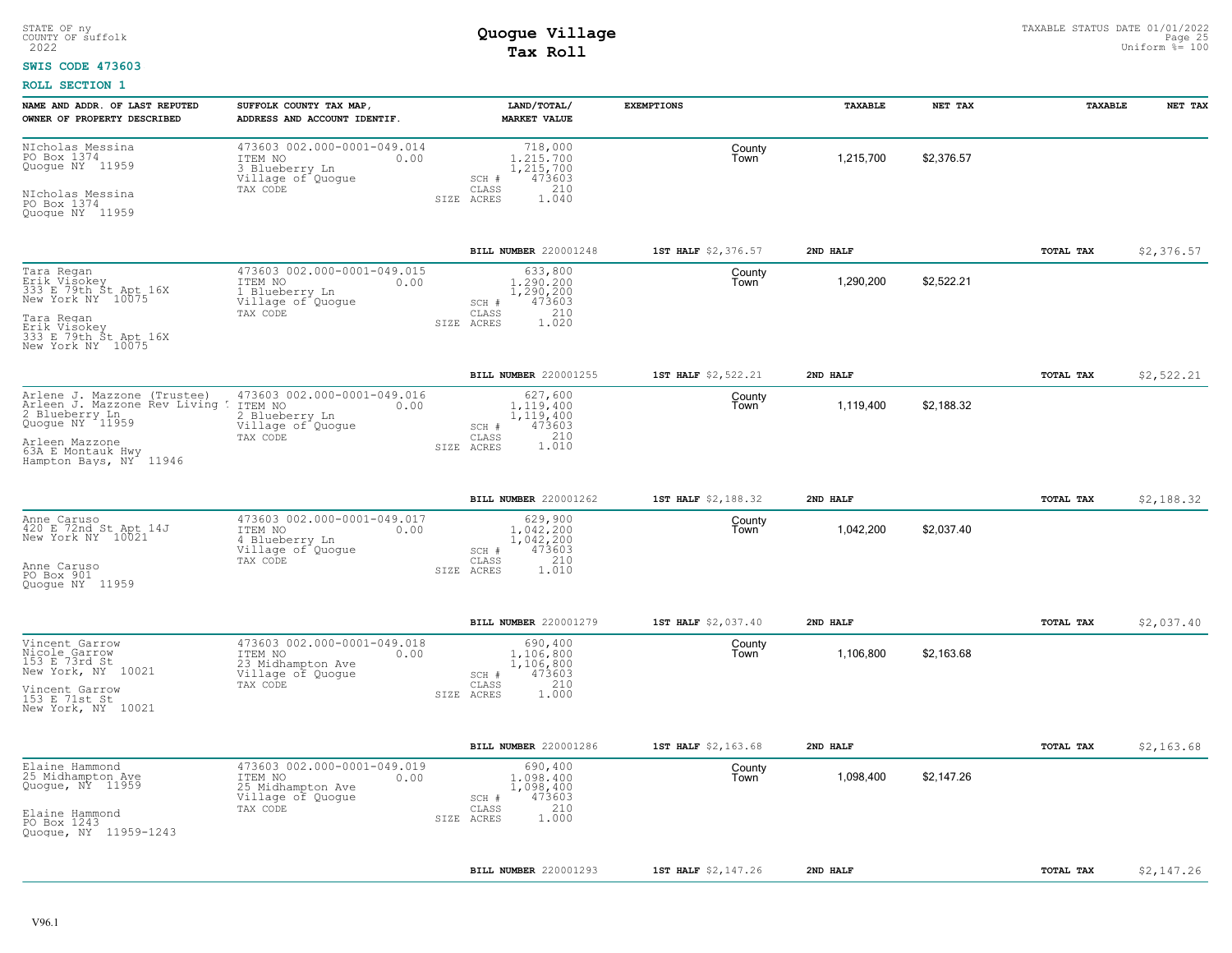STATE OF ny
COUNTY OF suffolk
2022

# Quogue Village
## Tax Roll

TAXABLE STATUS DATE 01/01/2022
Uniform %= 100

**SWIS CODE 473603**

**ROLL SECTION 1**

| NAME AND ADDR. OF LAST REPUTED OWNER OF PROPERTY DESCRIBED | SUFFOLK COUNTY TAX MAP, ADDRESS AND ACCOUNT IDENTIF. | LAND/TOTAL/ MARKET VALUE | EXEMPTIONS | | TAXABLE | NET TAX | TAXABLE | NET TAX |
|---|---|---|---|---|---|---|---|---|
| NIcholas Messina<br>PO Box 1374<br>Quogue NY 11959<br><br>NIcholas Messina<br>PO Box 1374<br>Quogue NY 11959 | 473603 002.000-0001-049.014<br>ITEM NO 0.00<br>3 Blueberry Ln<br>Village of Quogue<br>TAX CODE | 718,000<br>1,215,700<br>1,215,700<br>SCH # 473603<br>CLASS 210<br>SIZE ACRES 1.040 | | County<br>Town | 1,215,700 | $2,376.57 | | |
| | | BILL NUMBER 220001248 | 1ST HALF $2,376.57 | | 2ND HALF | | TOTAL TAX | $2,376.57 |
| Tara Regan<br>Erik Visokey<br>333 E 79th St Apt 16X<br>New York NY 10075<br><br>Tara Regan<br>Erik Visokey<br>333 E 79th St Apt 16X<br>New York NY 10075 | 473603 002.000-0001-049.015<br>ITEM NO 0.00<br>1 Blueberry Ln<br>Village of Quogue<br>TAX CODE | 633,800<br>1,290,200<br>1,290,200<br>SCH # 473603<br>CLASS 210<br>SIZE ACRES 1.020 | | County<br>Town | 1,290,200 | $2,522.21 | | |
| | | BILL NUMBER 220001255 | 1ST HALF $2,522.21 | | 2ND HALF | | TOTAL TAX | $2,522.21 |
| Arlene J. Mazzone (Trustee)<br>Arleen J. Mazzone Rev Living<br>2 Blueberry Ln<br>Quogue NY 11959<br><br>Arleen Mazzone<br>63A E Montauk Hwy<br>Hampton Bays, NY 11946 | 473603 002.000-0001-049.016<br>ITEM NO 0.00<br>2 Blueberry Ln<br>Village of Quogue<br>TAX CODE | 627,600<br>1,119,400<br>1,119,400<br>SCH # 473603<br>CLASS 210<br>SIZE ACRES 1.010 | | County<br>Town | 1,119,400 | $2,188.32 | | |
| | | BILL NUMBER 220001262 | 1ST HALF $2,188.32 | | 2ND HALF | | TOTAL TAX | $2,188.32 |
| Anne Caruso<br>420 E 72nd St Apt 14J<br>New York NY 10021<br><br>Anne Caruso<br>PO Box 901<br>Quogue NY 11959 | 473603 002.000-0001-049.017<br>ITEM NO 0.00<br>4 Blueberry Ln<br>Village of Quogue<br>TAX CODE | 629,900<br>1,042,200<br>1,042,200<br>SCH # 473603<br>CLASS 210<br>SIZE ACRES 1.010 | | County<br>Town | 1,042,200 | $2,037.40 | | |
| | | BILL NUMBER 220001279 | 1ST HALF $2,037.40 | | 2ND HALF | | TOTAL TAX | $2,037.40 |
| Vincent Garrow<br>Nicole Garrow<br>153 E 73rd St<br>New York, NY 10021<br><br>Vincent Garrow<br>153 E 71st St<br>New York, NY 10021 | 473603 002.000-0001-049.018<br>ITEM NO 0.00<br>23 Midhampton Ave<br>Village of Quogue<br>TAX CODE | 690,400<br>1,106,800<br>1,106,800<br>SCH # 473603<br>CLASS 210<br>SIZE ACRES 1.000 | | County<br>Town | 1,106,800 | $2,163.68 | | |
| | | BILL NUMBER 220001286 | 1ST HALF $2,163.68 | | 2ND HALF | | TOTAL TAX | $2,163.68 |
| Elaine Hammond<br>25 Midhampton Ave<br>Quogue, NY 11959<br><br>Elaine Hammond<br>PO Box 1243<br>Quogue, NY 11959-1243 | 473603 002.000-0001-049.019<br>ITEM NO 0.00<br>25 Midhampton Ave<br>Village of Quogue<br>TAX CODE | 690,400<br>1,098,400<br>1,098,400<br>SCH # 473603<br>CLASS 210<br>SIZE ACRES 1.000 | | County<br>Town | 1,098,400 | $2,147.26 | | |
| | | BILL NUMBER 220001293 | 1ST HALF $2,147.26 | | 2ND HALF | | TOTAL TAX | $2,147.26 |

V96.1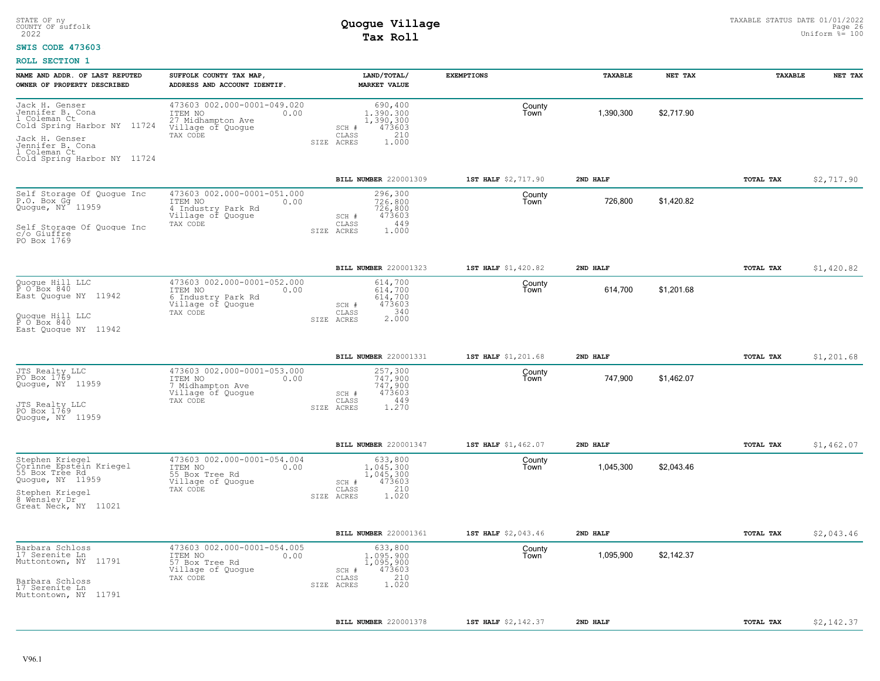STATE OF ny
COUNTY OF suffolk
2022

# Quogue Village
## Tax Roll

TAXABLE STATUS DATE 01/01/2022
Uniform %= 100

**SWIS CODE 473603**

**ROLL SECTION 1**

| NAME AND ADDR. OF LAST REPUTED OWNER OF PROPERTY DESCRIBED | SUFFOLK COUNTY TAX MAP, ADDRESS AND ACCOUNT IDENTIF. | LAND/TOTAL/ MARKET VALUE | EXEMPTIONS | TAXABLE | NET TAX | TAXABLE | NET TAX |
|---|---|---|---|---|---|---|---|
| Jack H. Genser<br>Jennifer B. Cona<br>1 Coleman Ct<br>Cold Spring Harbor NY 11724<br><br>Jack H. Genser<br>Jennifer B. Cona<br>1 Coleman Ct<br>Cold Spring Harbor NY 11724 | 473603 002.000-0001-049.020<br>ITEM NO 0.00<br>27 Midhampton Ave<br>Village of Quogue<br>TAX CODE | 690,400<br>1,390,300<br>1,390,300<br>SCH # 473603<br>CLASS 210<br>SIZE ACRES 1.000 | County<br>Town | 1,390,300 | $2,717.90 | | |
| | | **BILL NUMBER** 220001309 | **1ST HALF** $2,717.90 | **2ND HALF** | | **TOTAL TAX** | $2,717.90 |
| Self Storage Of Quogue Inc<br>P.O. Box Gg<br>Quogue, NY 11959<br><br>Self Storage Of Quogue Inc<br>c/o Giuffre<br>PO Box 1769 | 473603 002.000-0001-051.000<br>ITEM NO 0.00<br>4 Industry Park Rd<br>Village of Quogue<br>TAX CODE | 296,300<br>726,800<br>726,800<br>SCH # 473603<br>CLASS 449<br>SIZE ACRES 1.000 | County<br>Town | 726,800 | $1,420.82 | | |
| | | **BILL NUMBER** 220001323 | **1ST HALF** $1,420.82 | **2ND HALF** | | **TOTAL TAX** | $1,420.82 |
| Quogue Hill LLC<br>P O Box 840<br>East Quogue NY 11942<br><br>Quogue Hill LLC<br>P O Box 840<br>East Quogue NY 11942 | 473603 002.000-0001-052.000<br>ITEM NO 0.00<br>6 Industry Park Rd<br>Village of Quogue<br>TAX CODE | 614,700<br>614,700<br>614,700<br>SCH # 473603<br>CLASS 340<br>SIZE ACRES 2.000 | County<br>Town | 614,700 | $1,201.68 | | |
| | | **BILL NUMBER** 220001331 | **1ST HALF** $1,201.68 | **2ND HALF** | | **TOTAL TAX** | $1,201.68 |
| JTS Realty LLC<br>PO Box 1769<br>Quogue, NY 11959<br><br>JTS Realty LLC<br>PO Box 1769<br>Quogue, NY 11959 | 473603 002.000-0001-053.000<br>ITEM NO 0.00<br>7 Midhampton Ave<br>Village of Quogue<br>TAX CODE | 257,300<br>747,900<br>747,900<br>SCH # 473603<br>CLASS 449<br>SIZE ACRES 1.270 | County<br>Town | 747,900 | $1,462.07 | | |
| | | **BILL NUMBER** 220001347 | **1ST HALF** $1,462.07 | **2ND HALF** | | **TOTAL TAX** | $1,462.07 |
| Stephen Kriegel<br>Corinne Epstein Kriegel<br>55 Box Tree Rd<br>Quogue, NY 11959<br><br>Stephen Kriegel<br>8 Wensley Dr<br>Great Neck, NY 11021 | 473603 002.000-0001-054.004<br>ITEM NO 0.00<br>55 Box Tree Rd<br>Village of Quogue<br>TAX CODE | 633,800<br>1,045,300<br>1,045,300<br>SCH # 473603<br>CLASS 210<br>SIZE ACRES 1.020 | County<br>Town | 1,045,300 | $2,043.46 | | |
| | | **BILL NUMBER** 220001361 | **1ST HALF** $2,043.46 | **2ND HALF** | | **TOTAL TAX** | $2,043.46 |
| Barbara Schloss<br>17 Serenite Ln<br>Muttontown, NY 11791<br><br>Barbara Schloss<br>17 Serenite Ln<br>Muttontown, NY 11791 | 473603 002.000-0001-054.005<br>ITEM NO 0.00<br>57 Box Tree Rd<br>Village of Quogue<br>TAX CODE | 633,800<br>1,095,900<br>1,095,900<br>SCH # 473603<br>CLASS 210<br>SIZE ACRES 1.020 | County<br>Town | 1,095,900 | $2,142.37 | | |
| | | **BILL NUMBER** 220001378 | **1ST HALF** $2,142.37 | **2ND HALF** | | **TOTAL TAX** | $2,142.37 |

V96.1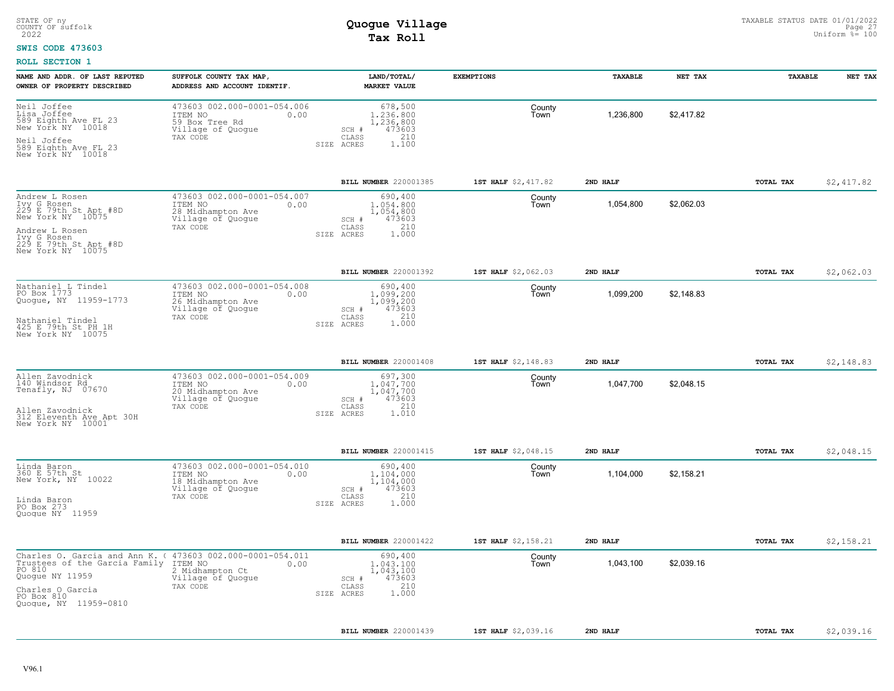STATE OF ny
COUNTY OF suffolk
2022

# Quogue Village
## Tax Roll

TAXABLE STATUS DATE 01/01/2022
Uniform %= 100

**SWIS CODE 473603**

**ROLL SECTION 1**

| NAME AND ADDR. OF LAST REPUTED OWNER OF PROPERTY DESCRIBED | SUFFOLK COUNTY TAX MAP, ADDRESS AND ACCOUNT IDENTIF. | LAND/TOTAL/ MARKET VALUE | EXEMPTIONS | TAXABLE | NET TAX | TAXABLE | NET TAX |
|---|---|---|---|---|---|---|---|
| Neil Joffee<br>Lisa Joffee<br>589 Eighth Ave FL 23<br>New York NY 10018<br><br>Neil Joffee<br>589 Eighth Ave FL 23<br>New York NY 10018 | 473603 002.000-0001-054.006<br>ITEM NO 0.00<br>59 Box Tree Rd<br>Village of Quogue<br>TAX CODE | 678,500<br>1,236,800<br>1,236,800<br>SCH # 473603<br>CLASS 210<br>SIZE ACRES 1.100 | County<br>Town | 1,236,800 | $2,417.82 | | |
| | | BILL NUMBER 220001385 | 1ST HALF $2,417.82 | 2ND HALF | | TOTAL TAX | $2,417.82 |
| Andrew L Rosen<br>Ivy G Rosen<br>229 E 79th St Apt #8D<br>New York NY 10075<br><br>Andrew L Rosen<br>Ivy G Rosen<br>229 E 79th St Apt #8D<br>New York NY 10075 | 473603 002.000-0001-054.007<br>ITEM NO 0.00<br>28 Midhampton Ave<br>Village of Quogue<br>TAX CODE | 690,400<br>1,054,800<br>1,054,800<br>SCH # 473603<br>CLASS 210<br>SIZE ACRES 1.000 | County<br>Town | 1,054,800 | $2,062.03 | | |
| | | BILL NUMBER 220001392 | 1ST HALF $2,062.03 | 2ND HALF | | TOTAL TAX | $2,062.03 |
| Nathaniel L Tindel<br>PO Box 1773<br>Quogue, NY 11959-1773<br><br>Nathaniel Tindel<br>425 E 79th St PH 1H<br>New York NY 10075 | 473603 002.000-0001-054.008<br>ITEM NO 0.00<br>26 Midhampton Ave<br>Village of Quogue<br>TAX CODE | 690,400<br>1,099,200<br>1,099,200<br>SCH # 473603<br>CLASS 210<br>SIZE ACRES 1.000 | County<br>Town | 1,099,200 | $2,148.83 | | |
| | | BILL NUMBER 220001408 | 1ST HALF $2,148.83 | 2ND HALF | | TOTAL TAX | $2,148.83 |
| Allen Zavodnick<br>140 Windsor Rd<br>Tenafly, NJ 07670<br><br>Allen Zavodnick<br>312 Eleventh Ave Apt 30H<br>New York NY 10001 | 473603 002.000-0001-054.009<br>ITEM NO 0.00<br>20 Midhampton Ave<br>Village of Quogue<br>TAX CODE | 697,300<br>1,047,700<br>1,047,700<br>SCH # 473603<br>CLASS 210<br>SIZE ACRES 1.010 | County<br>Town | 1,047,700 | $2,048.15 | | |
| | | BILL NUMBER 220001415 | 1ST HALF $2,048.15 | 2ND HALF | | TOTAL TAX | $2,048.15 |
| Linda Baron<br>360 E 57th St<br>New York, NY 10022<br><br>Linda Baron<br>PO Box 273<br>Quogue NY 11959 | 473603 002.000-0001-054.010<br>ITEM NO 0.00<br>18 Midhampton Ave<br>Village of Quogue<br>TAX CODE | 690,400<br>1,104,000<br>1,104,000<br>SCH # 473603<br>CLASS 210<br>SIZE ACRES 1.000 | County<br>Town | 1,104,000 | $2,158.21 | | |
| | | BILL NUMBER 220001422 | 1ST HALF $2,158.21 | 2ND HALF | | TOTAL TAX | $2,158.21 |
| Charles O. Garcia and Ann K. (<br>Trustees of the Garcia Family<br>PO 810<br>Quogue NY 11959<br><br>Charles O Garcia<br>PO Box 810<br>Quogue, NY 11959-0810 | 473603 002.000-0001-054.011<br>ITEM NO 0.00<br>2 Midhampton Ct<br>Village of Quogue<br>TAX CODE | 690,400<br>1,043,100<br>1,043,100<br>SCH # 473603<br>CLASS 210<br>SIZE ACRES 1.000 | County<br>Town | 1,043,100 | $2,039.16 | | |
| | | BILL NUMBER 220001439 | 1ST HALF $2,039.16 | 2ND HALF | | TOTAL TAX | $2,039.16 |

V96.1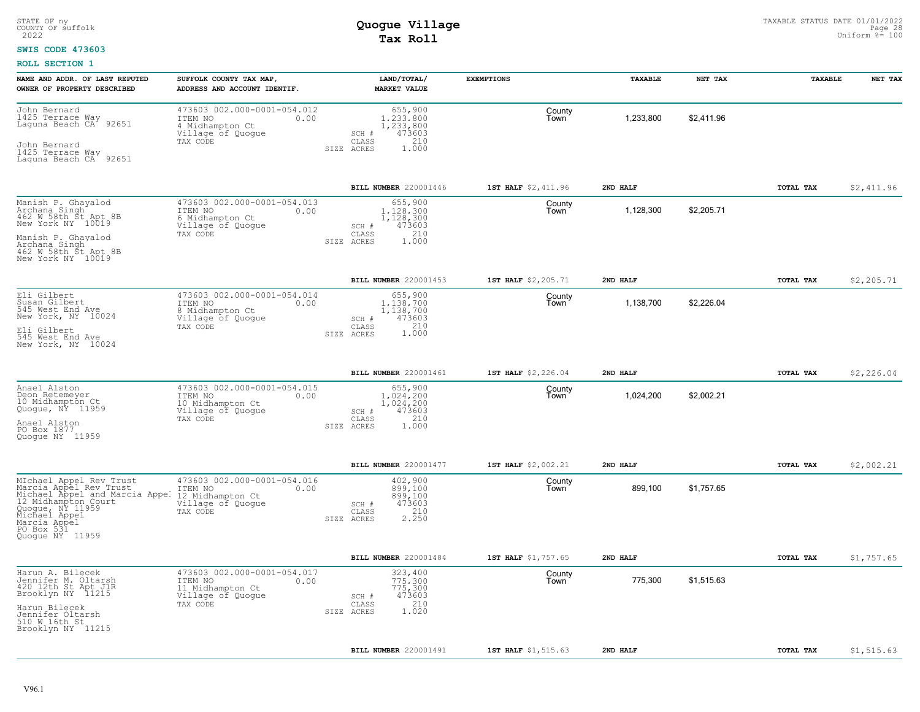STATE OF ny
COUNTY OF suffolk
2022

# Quogue Village
## Tax Roll

TAXABLE STATUS DATE 01/01/2022
Uniform %= 100

**SWIS CODE 473603**

**ROLL SECTION 1**

| NAME AND ADDR. OF LAST REPUTED OWNER OF PROPERTY DESCRIBED | SUFFOLK COUNTY TAX MAP, ADDRESS AND ACCOUNT IDENTIF. | LAND/TOTAL/ MARKET VALUE | EXEMPTIONS | TAXABLE | NET TAX | TAXABLE | NET TAX |
|---|---|---|---|---|---|---|---|
| John Bernard<br>1425 Terrace Way<br>Laguna Beach CA 92651<br><br>John Bernard<br>1425 Terrace Way<br>Laguna Beach CA 92651 | 473603 002.000-0001-054.012<br>ITEM NO 0.00<br>4 Midhampton Ct<br>Village of Quogue<br>TAX CODE | 655,900<br>1,233,800<br>1,233,800<br>SCH # 473603<br>CLASS 210<br>SIZE ACRES 1.000 | County<br>Town | 1,233,800 | $2,411.96 | | |
| | | **BILL NUMBER** 220001446 | **1ST HALF** $2,411.96 | **2ND HALF** | | **TOTAL TAX** | $2,411.96 |
| Manish P. Ghayalod<br>Archana Singh<br>462 W 58th St Apt 8B<br>New York NY 10019<br><br>Manish P. Ghayalod<br>Archana Singh<br>462 W 58th St Apt 8B<br>New York NY 10019 | 473603 002.000-0001-054.013<br>ITEM NO 0.00<br>6 Midhampton Ct<br>Village of Quogue<br>TAX CODE | 655,900<br>1,128,300<br>1,128,300<br>SCH # 473603<br>CLASS 210<br>SIZE ACRES 1.000 | County<br>Town | 1,128,300 | $2,205.71 | | |
| | | **BILL NUMBER** 220001453 | **1ST HALF** $2,205.71 | **2ND HALF** | | **TOTAL TAX** | $2,205.71 |
| Eli Gilbert<br>Susan Gilbert<br>545 West End Ave<br>New York, NY 10024<br><br>Eli Gilbert<br>545 West End Ave<br>New York, NY 10024 | 473603 002.000-0001-054.014<br>ITEM NO 0.00<br>8 Midhampton Ct<br>Village of Quogue<br>TAX CODE | 655,900<br>1,138,700<br>1,138,700<br>SCH # 473603<br>CLASS 210<br>SIZE ACRES 1.000 | County<br>Town | 1,138,700 | $2,226.04 | | |
| | | **BILL NUMBER** 220001461 | **1ST HALF** $2,226.04 | **2ND HALF** | | **TOTAL TAX** | $2,226.04 |
| Anael Alston<br>Deon Retemeyer<br>10 Midhampton Ct<br>Quogue, NY 11959<br><br>Anael Alston<br>PO Box 1877<br>Quogue NY 11959 | 473603 002.000-0001-054.015<br>ITEM NO 0.00<br>10 Midhampton Ct<br>Village of Quogue<br>TAX CODE | 655,900<br>1,024,200<br>1,024,200<br>SCH # 473603<br>CLASS 210<br>SIZE ACRES 1.000 | County<br>Town | 1,024,200 | $2,002.21 | | |
| | | **BILL NUMBER** 220001477 | **1ST HALF** $2,002.21 | **2ND HALF** | | **TOTAL TAX** | $2,002.21 |
| MIchael Appel Rev Trust<br>Marcia Appel Rev Trust<br>Michael Appel and Marcia Appel<br>12 Midhampton Court<br>Quogue, NY 11959<br>Michael Appel<br>Marcia Appel<br>PO Box 531<br>Quogue NY 11959 | 473603 002.000-0001-054.016<br>ITEM NO 0.00<br>12 Midhampton Ct<br>Village of Quogue<br>TAX CODE | 402,900<br>899,100<br>899,100<br>SCH # 473603<br>CLASS 210<br>SIZE ACRES 2.250 | County<br>Town | 899,100 | $1,757.65 | | |
| | | **BILL NUMBER** 220001484 | **1ST HALF** $1,757.65 | **2ND HALF** | | **TOTAL TAX** | $1,757.65 |
| Harun A. Bilecek<br>Jennifer M. Oltarsh<br>420 12th St Apt J1R<br>Brooklyn NY 11215<br><br>Harun Bilecek<br>Jennifer Oltarsh<br>510 W 16th St<br>Brooklyn NY 11215 | 473603 002.000-0001-054.017<br>ITEM NO 0.00<br>11 Midhampton Ct<br>Village of Quogue<br>TAX CODE | 323,400<br>775,300<br>775,300<br>SCH # 473603<br>CLASS 210<br>SIZE ACRES 1.020 | County<br>Town | 775,300 | $1,515.63 | | |
| | | **BILL NUMBER** 220001491 | **1ST HALF** $1,515.63 | **2ND HALF** | | **TOTAL TAX** | $1,515.63 |

V96.1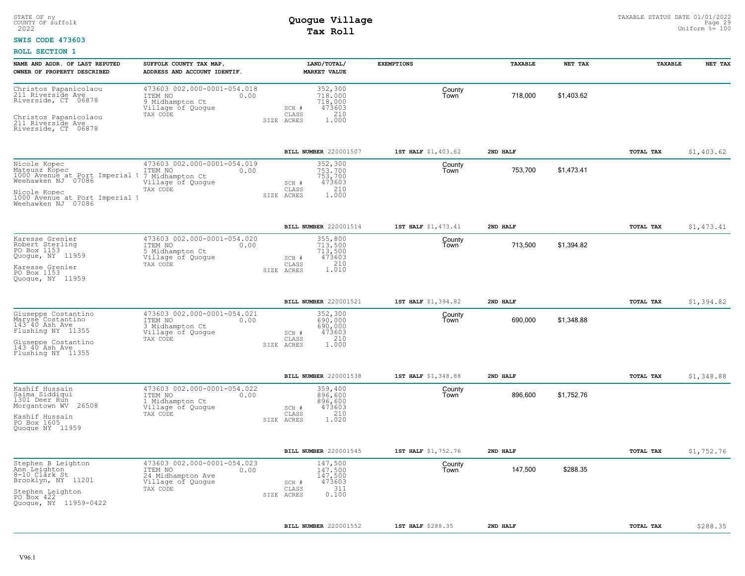STATE OF ny
COUNTY OF suffolk
2022

# Quogue Village
## Tax Roll

TAXABLE STATUS DATE 01/01/2022
Uniform %= 100

**SWIS CODE 473603**

**ROLL SECTION 1**

| NAME AND ADDR. OF LAST REPUTED OWNER OF PROPERTY DESCRIBED | SUFFOLK COUNTY TAX MAP, ADDRESS AND ACCOUNT IDENTIF. | LAND/TOTAL/ MARKET VALUE | EXEMPTIONS | TAXABLE | NET TAX | TAXABLE | NET TAX |
|---|---|---|---|---|---|---|---|
| Christos Papanicolaou<br>211 Riverside Ave<br>Riverside, CT 06878<br><br>Christos Papanicolaou<br>211 Riverside Ave<br>Riverside, CT 06878 | 473603 002.000-0001-054.018<br>ITEM NO 0.00<br>9 Midhampton Ct<br>Village of Quogue<br>TAX CODE | 352,300<br>718,000<br>718,000<br>SCH # 473603<br>CLASS 210<br>SIZE ACRES 1.000 | County<br>Town | 718,000 | $1,403.62 | | |
| | | BILL NUMBER 220001507 | 1ST HALF $1,403.62 | 2ND HALF | | TOTAL TAX | $1,403.62 |
| Nicole Kopec<br>Mateusz Kopec<br>1000 Avenue at Port Imperial U<br>Weehawken NJ 07086<br><br>Nicole Kopec<br>1000 Avenue at Port Imperial U<br>Weehawken NJ 07086 | 473603 002.000-0001-054.019<br>ITEM NO 0.00<br>7 Midhampton Ct<br>Village of Quogue<br>TAX CODE | 352,300<br>753,700<br>753,700<br>SCH # 473603<br>CLASS 210<br>SIZE ACRES 1.000 | County<br>Town | 753,700 | $1,473.41 | | |
| | | BILL NUMBER 220001514 | 1ST HALF $1,473.41 | 2ND HALF | | TOTAL TAX | $1,473.41 |
| Karesse Grenier<br>Robert Sterling<br>PO Box 1153<br>Quogue, NY 11959<br><br>Karesse Grenier<br>PO Box 1153<br>Quogue, NY 11959 | 473603 002.000-0001-054.020<br>ITEM NO 0.00<br>5 Midhampton Ct<br>Village of Quogue<br>TAX CODE | 355,800<br>713,500<br>713,500<br>SCH # 473603<br>CLASS 210<br>SIZE ACRES 1.010 | County<br>Town | 713,500 | $1,394.82 | | |
| | | BILL NUMBER 220001521 | 1ST HALF $1,394.82 | 2ND HALF | | TOTAL TAX | $1,394.82 |
| Giuseppe Costantino<br>Maryse Costantino<br>143 40 Ash Ave<br>Flushing NY 11355<br><br>Giuseppe Costantino<br>143 40 Ash Ave<br>Flushing NY 11355 | 473603 002.000-0001-054.021<br>ITEM NO 0.00<br>3 Midhampton Ct<br>Village of Quogue<br>TAX CODE | 352,300<br>690,000<br>690,000<br>SCH # 473603<br>CLASS 210<br>SIZE ACRES 1.000 | County<br>Town | 690,000 | $1,348.88 | | |
| | | BILL NUMBER 220001538 | 1ST HALF $1,348.88 | 2ND HALF | | TOTAL TAX | $1,348.88 |
| Kashif Hussain<br>Saima Siddiqui<br>1301 Deer Run<br>Morgantown WV 26508<br><br>Kashif Hussain<br>PO Box 1605<br>Quogue NY 11959 | 473603 002.000-0001-054.022<br>ITEM NO 0.00<br>1 Midhampton Ct<br>Village of Quogue<br>TAX CODE | 359,400<br>896,600<br>896,600<br>SCH # 473603<br>CLASS 210<br>SIZE ACRES 1.020 | County<br>Town | 896,600 | $1,752.76 | | |
| | | BILL NUMBER 220001545 | 1ST HALF $1,752.76 | 2ND HALF | | TOTAL TAX | $1,752.76 |
| Stephen B Leighton<br>Ann Leighton<br>8-10 Clark St<br>Brooklyn, NY 11201<br><br>Stephen Leighton<br>PO Box 422<br>Quogue, NY 11959-0422 | 473603 002.000-0001-054.023<br>ITEM NO 0.00<br>24 Midhampton Ave<br>Village of Quogue<br>TAX CODE | 147,500<br>147,500<br>147,500<br>SCH # 473603<br>CLASS 311<br>SIZE ACRES 0.100 | County<br>Town | 147,500 | $288.35 | | |
| | | BILL NUMBER 220001552 | 1ST HALF $288.35 | 2ND HALF | | TOTAL TAX | $288.35 |

V96.1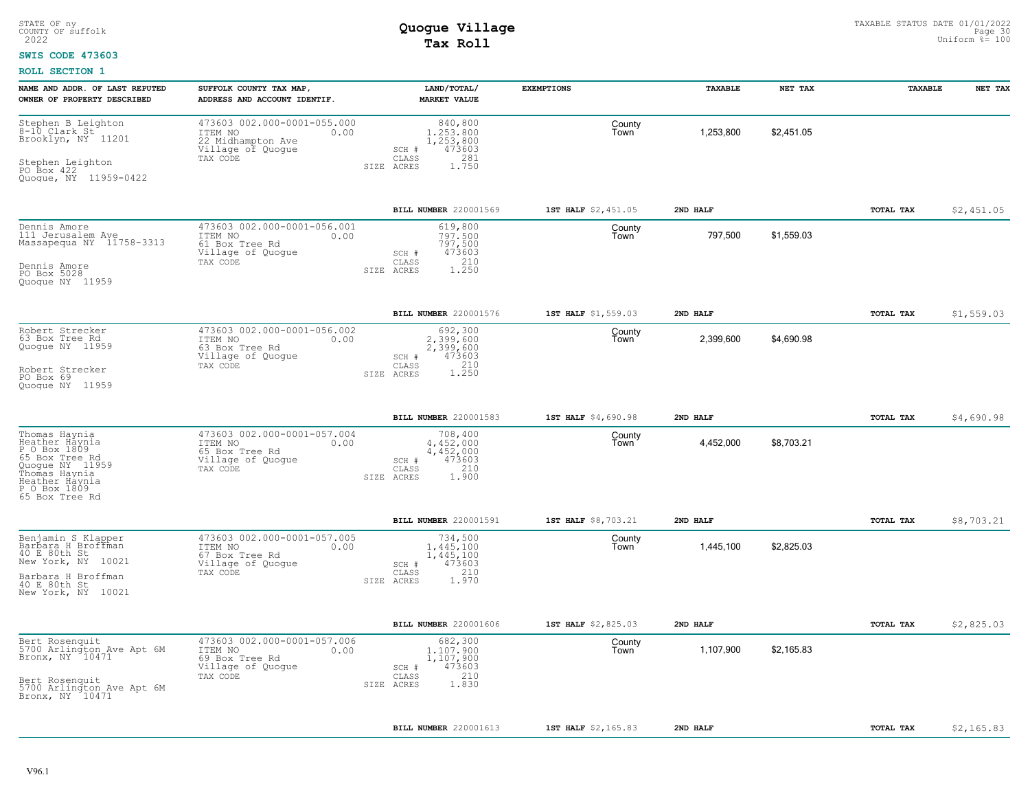STATE OF ny
COUNTY OF suffolk
2022

# Quogue Village
## Tax Roll

TAXABLE STATUS DATE 01/01/2022
Uniform %= 100

**SWIS CODE 473603**

**ROLL SECTION 1**

| NAME AND ADDR. OF LAST REPUTED OWNER OF PROPERTY DESCRIBED | SUFFOLK COUNTY TAX MAP, ADDRESS AND ACCOUNT IDENTIF. | LAND/TOTAL/ MARKET VALUE | EXEMPTIONS | TAXABLE | NET TAX | TAXABLE | NET TAX |
|---|---|---|---|---|---|---|---|
| Stephen B Leighton<br>8-10 Clark St<br>Brooklyn, NY 11201<br><br>Stephen Leighton<br>PO Box 422<br>Quogue, NY 11959-0422 | 473603 002.000-0001-055.000<br>ITEM NO 0.00<br>22 Midhampton Ave<br>Village of Quogue<br>TAX CODE | 840,800<br>1,253,800<br>1,253,800<br>SCH # 473603<br>CLASS 281<br>SIZE ACRES 1.750 | County<br>Town | 1,253,800 | $2,451.05 | | |
| | | **BILL NUMBER** 220001569 | **1ST HALF** $2,451.05 | **2ND HALF** | | **TOTAL TAX** | $2,451.05 |
| Dennis Amore<br>111 Jerusalem Ave<br>Massapequa NY 11758-3313<br><br>Dennis Amore<br>PO Box 5028<br>Quogue NY 11959 | 473603 002.000-0001-056.001<br>ITEM NO 0.00<br>61 Box Tree Rd<br>Village of Quogue<br>TAX CODE | 619,800<br>797,500<br>797,500<br>SCH # 473603<br>CLASS 210<br>SIZE ACRES 1.250 | County<br>Town | 797,500 | $1,559.03 | | |
| | | **BILL NUMBER** 220001576 | **1ST HALF** $1,559.03 | **2ND HALF** | | **TOTAL TAX** | $1,559.03 |
| Robert Strecker<br>63 Box Tree Rd<br>Quogue NY 11959<br><br>Robert Strecker<br>PO Box 69<br>Quogue NY 11959 | 473603 002.000-0001-056.002<br>ITEM NO 0.00<br>63 Box Tree Rd<br>Village of Quogue<br>TAX CODE | 692,300<br>2,399,600<br>2,399,600<br>SCH # 473603<br>CLASS 210<br>SIZE ACRES 1.250 | County<br>Town | 2,399,600 | $4,690.98 | | |
| | | **BILL NUMBER** 220001583 | **1ST HALF** $4,690.98 | **2ND HALF** | | **TOTAL TAX** | $4,690.98 |
| Thomas Haynia<br>Heather Haynia<br>P O Box 1809<br>65 Box Tree Rd<br>Quogue NY 11959<br>Thomas Haynia<br>Heather Haynia<br>P O Box 1809<br>65 Box Tree Rd | 473603 002.000-0001-057.004<br>ITEM NO 0.00<br>65 Box Tree Rd<br>Village of Quogue<br>TAX CODE | 708,400<br>4,452,000<br>4,452,000<br>SCH # 473603<br>CLASS 210<br>SIZE ACRES 1.900 | County<br>Town | 4,452,000 | $8,703.21 | | |
| | | **BILL NUMBER** 220001591 | **1ST HALF** $8,703.21 | **2ND HALF** | | **TOTAL TAX** | $8,703.21 |
| Benjamin S Klapper<br>Barbara H Broffman<br>40 E 80th St<br>New York, NY 10021<br><br>Barbara H Broffman<br>40 E 80th St<br>New York, NY 10021 | 473603 002.000-0001-057.005<br>ITEM NO 0.00<br>67 Box Tree Rd<br>Village of Quogue<br>TAX CODE | 734,500<br>1,445,100<br>1,445,100<br>SCH # 473603<br>CLASS 210<br>SIZE ACRES 1.970 | County<br>Town | 1,445,100 | $2,825.03 | | |
| | | **BILL NUMBER** 220001606 | **1ST HALF** $2,825.03 | **2ND HALF** | | **TOTAL TAX** | $2,825.03 |
| Bert Rosenquit<br>5700 Arlington Ave Apt 6M<br>Bronx, NY 10471<br><br>Bert Rosenquit<br>5700 Arlington Ave Apt 6M<br>Bronx, NY 10471 | 473603 002.000-0001-057.006<br>ITEM NO 0.00<br>69 Box Tree Rd<br>Village of Quogue<br>TAX CODE | 682,300<br>1,107,900<br>1,107,900<br>SCH # 473603<br>CLASS 210<br>SIZE ACRES 1.830 | County<br>Town | 1,107,900 | $2,165.83 | | |
| | | **BILL NUMBER** 220001613 | **1ST HALF** $2,165.83 | **2ND HALF** | | **TOTAL TAX** | $2,165.83 |

V96.1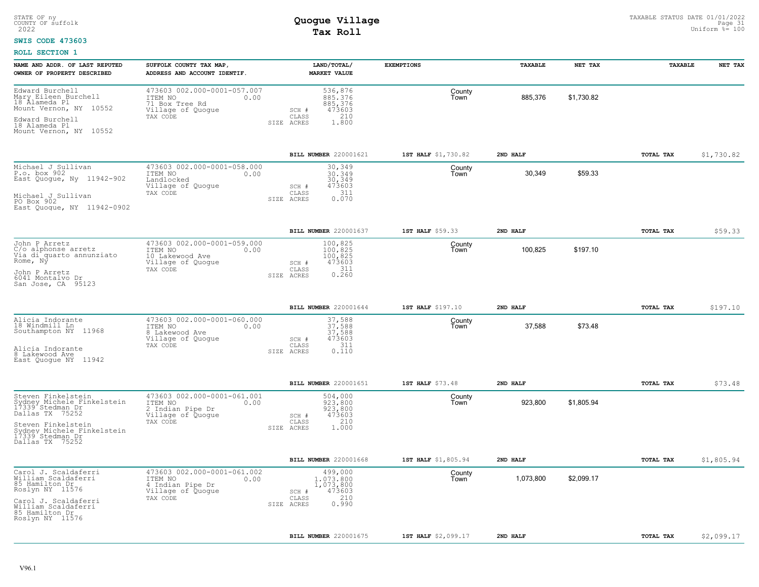STATE OF ny
COUNTY OF suffolk
2022

# Quogue Village
## Tax Roll

TAXABLE STATUS DATE 01/01/2022
Uniform %= 100

**SWIS CODE 473603**

**ROLL SECTION 1**

| NAME AND ADDR. OF LAST REPUTED OWNER OF PROPERTY DESCRIBED | SUFFOLK COUNTY TAX MAP, ADDRESS AND ACCOUNT IDENTIF. | LAND/TOTAL/ MARKET VALUE | EXEMPTIONS | TAXABLE | NET TAX | TAXABLE | NET TAX |
|---|---|---|---|---|---|---|---|
| Edward Burchell<br>Mary Eileen Burchell<br>18 Alameda Pl<br>Mount Vernon, NY 10552<br><br>Edward Burchell<br>18 Alameda Pl<br>Mount Vernon, NY 10552 | 473603 002.000-0001-057.007<br>ITEM NO 0.00<br>71 Box Tree Rd<br>Village of Quogue<br>TAX CODE | 536,876<br>885,376<br>885,376<br>SCH # 473603<br>CLASS 210<br>SIZE ACRES 1.800 | County<br>Town | 885,376 | $1,730.82 | | |
| | | BILL NUMBER 220001621 | 1ST HALF $1,730.82 | 2ND HALF | | TOTAL TAX | $1,730.82 |
| Michael J Sullivan<br>P.o. box 902<br>East Quogue, Ny 11942-902<br><br>Michael J Sullivan<br>PO Box 902<br>East Quogue, NY 11942-0902 | 473603 002.000-0001-058.000<br>ITEM NO 0.00<br>Landlocked<br>Village of Quogue<br>TAX CODE | 30,349<br>30,349<br>30,349<br>SCH # 473603<br>CLASS 311<br>SIZE ACRES 0.070 | County<br>Town | 30,349 | $59.33 | | |
| | | BILL NUMBER 220001637 | 1ST HALF $59.33 | 2ND HALF | | TOTAL TAX | $59.33 |
| John P Arretz<br>C/o alphonse arretz<br>Via di quarto annunziato<br>Rome, Ny<br><br>John P Arretz<br>6041 Montalvo Dr<br>San Jose, CA 95123 | 473603 002.000-0001-059.000<br>ITEM NO 0.00<br>10 Lakewood Ave<br>Village of Quogue<br>TAX CODE | 100,825<br>100,825<br>100,825<br>SCH # 473603<br>CLASS 311<br>SIZE ACRES 0.260 | County<br>Town | 100,825 | $197.10 | | |
| | | BILL NUMBER 220001644 | 1ST HALF $197.10 | 2ND HALF | | TOTAL TAX | $197.10 |
| Alicia Indorante<br>18 Windmill Ln<br>Southampton NY 11968<br><br>Alicia Indorante<br>8 Lakewood Ave<br>East Quogue NY 11942 | 473603 002.000-0001-060.000<br>ITEM NO 0.00<br>8 Lakewood Ave<br>Village of Quogue<br>TAX CODE | 37,588<br>37,588<br>37,588<br>SCH # 473603<br>CLASS 311<br>SIZE ACRES 0.110 | County<br>Town | 37,588 | $73.48 | | |
| | | BILL NUMBER 220001651 | 1ST HALF $73.48 | 2ND HALF | | TOTAL TAX | $73.48 |
| Steven Finkelstein<br>Sydney Michele Finkelstein<br>17339 Stedman Dr<br>Dallas TX 75252<br><br>Steven Finkelstein<br>Sydney Michele Finkelstein<br>17339 Stedman Dr<br>Dallas TX 75252 | 473603 002.000-0001-061.001<br>ITEM NO 0.00<br>2 Indian Pipe Dr<br>Village of Quogue<br>TAX CODE | 504,000<br>923,800<br>923,800<br>SCH # 473603<br>CLASS 210<br>SIZE ACRES 1.000 | County<br>Town | 923,800 | $1,805.94 | | |
| | | BILL NUMBER 220001668 | 1ST HALF $1,805.94 | 2ND HALF | | TOTAL TAX | $1,805.94 |
| Carol J. Scaldaferri<br>William Scaldaferri<br>85 Hamilton Dr<br>Roslyn NY 11576<br><br>Carol J. Scaldaferri<br>William Scaldaferri<br>85 Hamilton Dr<br>Roslyn NY 11576 | 473603 002.000-0001-061.002<br>ITEM NO 0.00<br>4 Indian Pipe Dr<br>Village of Quogue<br>TAX CODE | 499,000<br>1,073,800<br>1,073,800<br>SCH # 473603<br>CLASS 210<br>SIZE ACRES 0.990 | County<br>Town | 1,073,800 | $2,099.17 | | |
| | | BILL NUMBER 220001675 | 1ST HALF $2,099.17 | 2ND HALF | | TOTAL TAX | $2,099.17 |

V96.1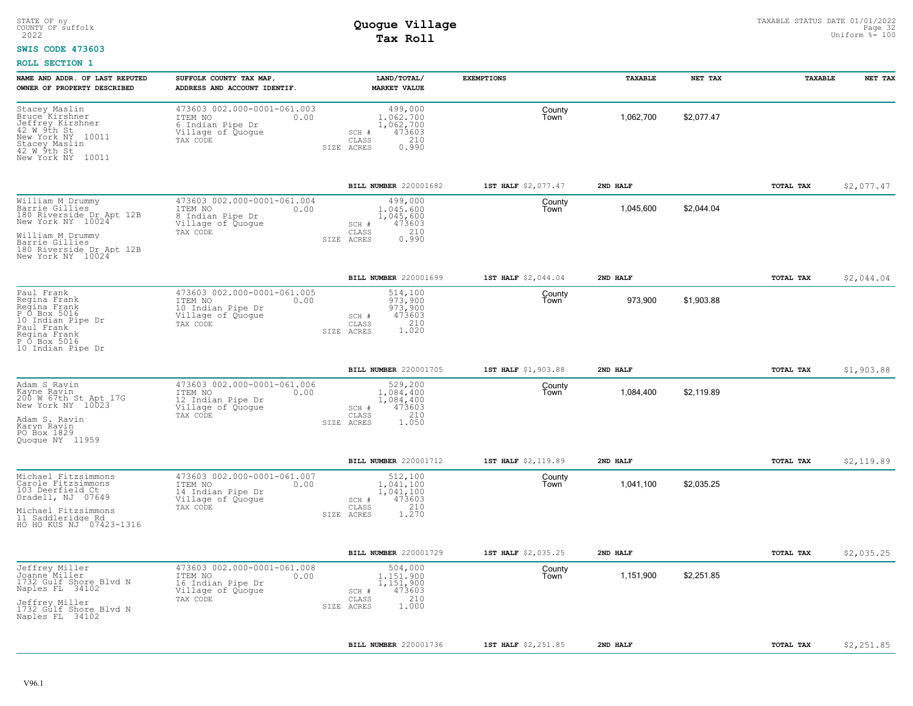STATE OF ny
COUNTY OF suffolk
2022

# Quogue Village
## Tax Roll

TAXABLE STATUS DATE 01/01/2022
Uniform %= 100

**SWIS CODE 473603**

**ROLL SECTION 1**

| NAME AND ADDR. OF LAST REPUTED OWNER OF PROPERTY DESCRIBED | SUFFOLK COUNTY TAX MAP, ADDRESS AND ACCOUNT IDENTIF. | LAND/TOTAL/ MARKET VALUE | EXEMPTIONS | TAXABLE | NET TAX | TAXABLE | NET TAX |
|---|---|---|---|---|---|---|---|
| Stacey Maslin<br>Bruce Kirshner<br>Jeffrey Kirshner<br>42 W 9th St<br>New York NY 10011<br>Stacey Maslin<br>42 W 9th St<br>New York NY 10011 | 473603 002.000-0001-061.003<br>ITEM NO 0.00<br>6 Indian Pipe Dr<br>Village of Quogue<br>TAX CODE | 499,000<br>1,062,700<br>1,062,700<br>SCH # 473603<br>CLASS 210<br>SIZE ACRES 0.990 | County<br>Town | 1,062,700 | $2,077.47 | | |
| | | BILL NUMBER 220001682 | 1ST HALF $2,077.47 | 2ND HALF | | TOTAL TAX | $2,077.47 |
| William M Drummy<br>Barrie Gillies<br>180 Riverside Dr Apt 12B<br>New York NY 10024<br>William M Drummy<br>Barrie Gillies<br>180 Riverside Dr Apt 12B<br>New York NY 10024 | 473603 002.000-0001-061.004<br>ITEM NO 0.00<br>8 Indian Pipe Dr<br>Village of Quogue<br>TAX CODE | 499,000<br>1,045,600<br>1,045,600<br>SCH # 473603<br>CLASS 210<br>SIZE ACRES 0.990 | County<br>Town | 1,045,600 | $2,044.04 | | |
| | | BILL NUMBER 220001699 | 1ST HALF $2,044.04 | 2ND HALF | | TOTAL TAX | $2,044.04 |
| Paul Frank<br>Regina Frank<br>Regina Frank<br>P O Box 5016<br>10 Indian Pipe Dr<br>Paul Frank<br>Regina Frank<br>P O Box 5016<br>10 Indian Pipe Dr | 473603 002.000-0001-061.005<br>ITEM NO 0.00<br>10 Indian Pipe Dr<br>Village of Quogue<br>TAX CODE | 514,100<br>973,900<br>973,900<br>SCH # 473603<br>CLASS 210<br>SIZE ACRES 1.020 | County<br>Town | 973,900 | $1,903.88 | | |
| | | BILL NUMBER 220001705 | 1ST HALF $1,903.88 | 2ND HALF | | TOTAL TAX | $1,903.88 |
| Adam S Ravin<br>Kayne Ravin<br>200 W 67th St Apt 17G<br>New York NY 10023<br>Adam S. Ravin<br>Karyn Ravin<br>PO Box 1829<br>Quogue NY 11959 | 473603 002.000-0001-061.006<br>ITEM NO 0.00<br>12 Indian Pipe Dr<br>Village of Quogue<br>TAX CODE | 529,200<br>1,084,400<br>1,084,400<br>SCH # 473603<br>CLASS 210<br>SIZE ACRES 1.050 | County<br>Town | 1,084,400 | $2,119.89 | | |
| | | BILL NUMBER 220001712 | 1ST HALF $2,119.89 | 2ND HALF | | TOTAL TAX | $2,119.89 |
| Michael Fitzsimmons<br>Carole Fitzsimmons<br>103 Deerfield Ct<br>Oradell, NJ 07649<br>Michael Fitzsimmons<br>11 Saddleridge Rd<br>HO HO KUS NJ 07423-1316 | 473603 002.000-0001-061.007<br>ITEM NO 0.00<br>14 Indian Pipe Dr<br>Village of Quogue<br>TAX CODE | 512,100<br>1,041,100<br>1,041,100<br>SCH # 473603<br>CLASS 210<br>SIZE ACRES 1.270 | County<br>Town | 1,041,100 | $2,035.25 | | |
| | | BILL NUMBER 220001729 | 1ST HALF $2,035.25 | 2ND HALF | | TOTAL TAX | $2,035.25 |
| Jeffrey Miller<br>Joanne Miller<br>1732 Gulf Shore Blvd N<br>Naples FL 34102<br>Jeffrey Miller<br>1732 Gulf Shore Blvd N<br>Naples FL 34102 | 473603 002.000-0001-061.008<br>ITEM NO 0.00<br>16 Indian Pipe Dr<br>Village of Quogue<br>TAX CODE | 504,000<br>1,151,900<br>1,151,900<br>SCH # 473603<br>CLASS 210<br>SIZE ACRES 1.000 | County<br>Town | 1,151,900 | $2,251.85 | | |
| | | BILL NUMBER 220001736 | 1ST HALF $2,251.85 | 2ND HALF | | TOTAL TAX | $2,251.85 |

V96.1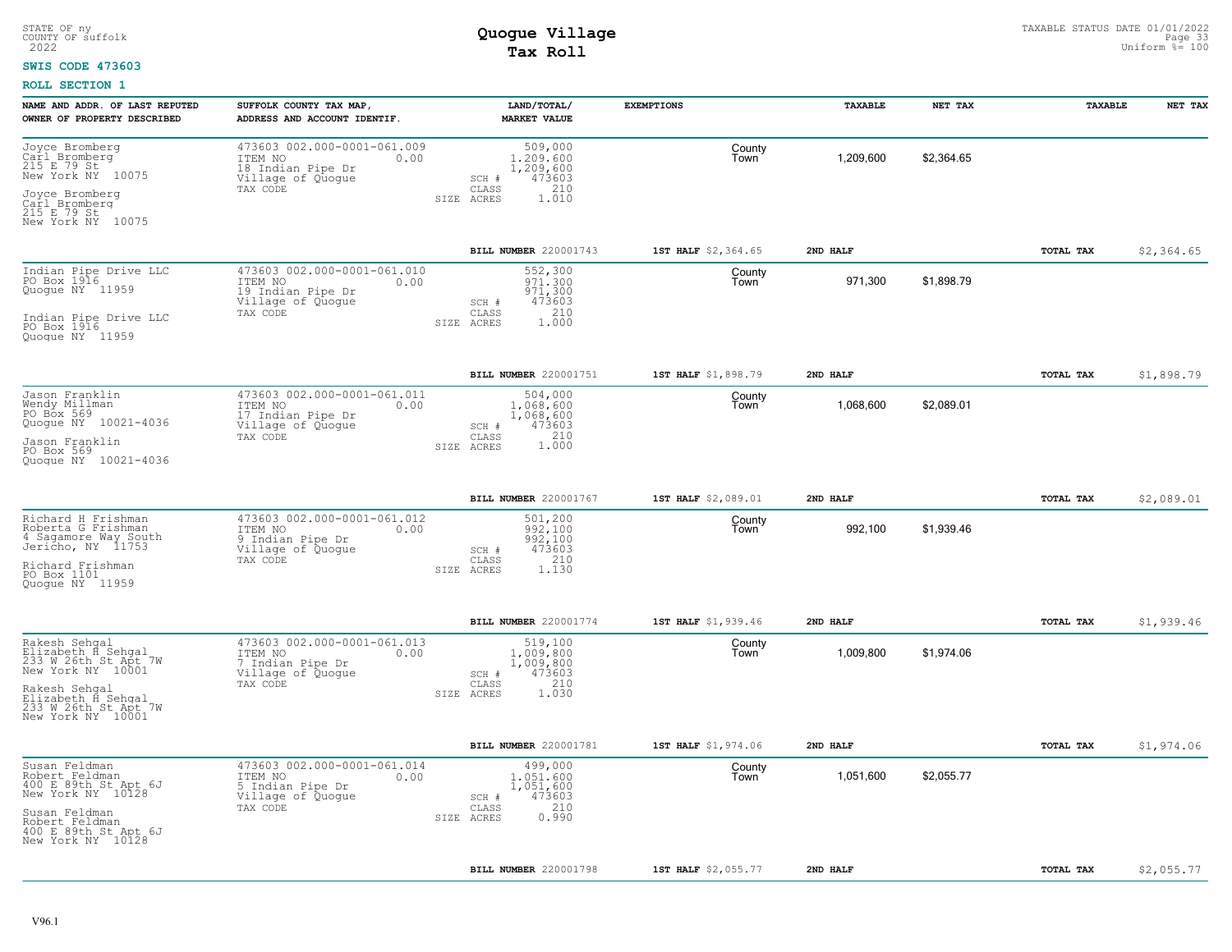STATE OF ny
COUNTY OF suffolk
2022

# Quogue Village
## Tax Roll

TAXABLE STATUS DATE 01/01/2022
Uniform %= 100

**SWIS CODE 473603**

**ROLL SECTION 1**

| NAME AND ADDR. OF LAST REPUTED OWNER OF PROPERTY DESCRIBED | SUFFOLK COUNTY TAX MAP, ADDRESS AND ACCOUNT IDENTIF. | LAND/TOTAL/ MARKET VALUE | EXEMPTIONS | | TAXABLE | NET TAX | TAXABLE | NET TAX |
|---|---|---|---|---|---|---|---|---|
| Joyce Bromberg<br>Carl Bromberg<br>215 E 79 St<br>New York NY 10075<br><br>Joyce Bromberg<br>Carl Bromberg<br>215 E 79 St<br>New York NY 10075 | 473603 002.000-0001-061.009<br>ITEM NO 0.00<br>18 Indian Pipe Dr<br>Village of Quogue<br>TAX CODE | 509,000<br>1,209,600<br>1,209,600<br>SCH # 473603<br>CLASS 210<br>SIZE ACRES 1.010 | | County<br>Town | 1,209,600 | $2,364.65 | | |
| | | BILL NUMBER 220001743 | 1ST HALF $2,364.65 | | 2ND HALF | | TOTAL TAX | $2,364.65 |
| Indian Pipe Drive LLC<br>PO Box 1916<br>Quogue NY 11959<br><br>Indian Pipe Drive LLC<br>PO Box 1916<br>Quogue NY 11959 | 473603 002.000-0001-061.010<br>ITEM NO 0.00<br>19 Indian Pipe Dr<br>Village of Quogue<br>TAX CODE | 552,300<br>971,300<br>971,300<br>SCH # 473603<br>CLASS 210<br>SIZE ACRES 1.000 | | County<br>Town | 971,300 | $1,898.79 | | |
| | | BILL NUMBER 220001751 | 1ST HALF $1,898.79 | | 2ND HALF | | TOTAL TAX | $1,898.79 |
| Jason Franklin<br>Wendy Millman<br>PO Box 569<br>Quogue NY 10021-4036<br><br>Jason Franklin<br>PO Box 569<br>Quogue NY 10021-4036 | 473603 002.000-0001-061.011<br>ITEM NO 0.00<br>17 Indian Pipe Dr<br>Village of Quogue<br>TAX CODE | 504,000<br>1,068,600<br>1,068,600<br>SCH # 473603<br>CLASS 210<br>SIZE ACRES 1.000 | | County<br>Town | 1,068,600 | $2,089.01 | | |
| | | BILL NUMBER 220001767 | 1ST HALF $2,089.01 | | 2ND HALF | | TOTAL TAX | $2,089.01 |
| Richard H Frishman<br>Roberta G Frishman<br>4 Sagamore Way South<br>Jericho, NY 11753<br><br>Richard Frishman<br>PO Box 1101<br>Quogue NY 11959 | 473603 002.000-0001-061.012<br>ITEM NO 0.00<br>9 Indian Pipe Dr<br>Village of Quogue<br>TAX CODE | 501,200<br>992,100<br>992,100<br>SCH # 473603<br>CLASS 210<br>SIZE ACRES 1.130 | | County<br>Town | 992,100 | $1,939.46 | | |
| | | BILL NUMBER 220001774 | 1ST HALF $1,939.46 | | 2ND HALF | | TOTAL TAX | $1,939.46 |
| Rakesh Sehgal<br>Elizabeth H Sehgal<br>233 W 26th St Apt 7W<br>New York NY 10001<br><br>Rakesh Sehgal<br>Elizabeth H Sehgal<br>233 W 26th St Apt 7W<br>New York NY 10001 | 473603 002.000-0001-061.013<br>ITEM NO 0.00<br>7 Indian Pipe Dr<br>Village of Quogue<br>TAX CODE | 519,100<br>1,009,800<br>1,009,800<br>SCH # 473603<br>CLASS 210<br>SIZE ACRES 1.030 | | County<br>Town | 1,009,800 | $1,974.06 | | |
| | | BILL NUMBER 220001781 | 1ST HALF $1,974.06 | | 2ND HALF | | TOTAL TAX | $1,974.06 |
| Susan Feldman<br>Robert Feldman<br>400 E 89th St Apt 6J<br>New York NY 10128<br><br>Susan Feldman<br>Robert Feldman<br>400 E 89th St Apt 6J<br>New York NY 10128 | 473603 002.000-0001-061.014<br>ITEM NO 0.00<br>5 Indian Pipe Dr<br>Village of Quogue<br>TAX CODE | 499,000<br>1,051,600<br>1,051,600<br>SCH # 473603<br>CLASS 210<br>SIZE ACRES 0.990 | | County<br>Town | 1,051,600 | $2,055.77 | | |
| | | BILL NUMBER 220001798 | 1ST HALF $2,055.77 | | 2ND HALF | | TOTAL TAX | $2,055.77 |

V96.1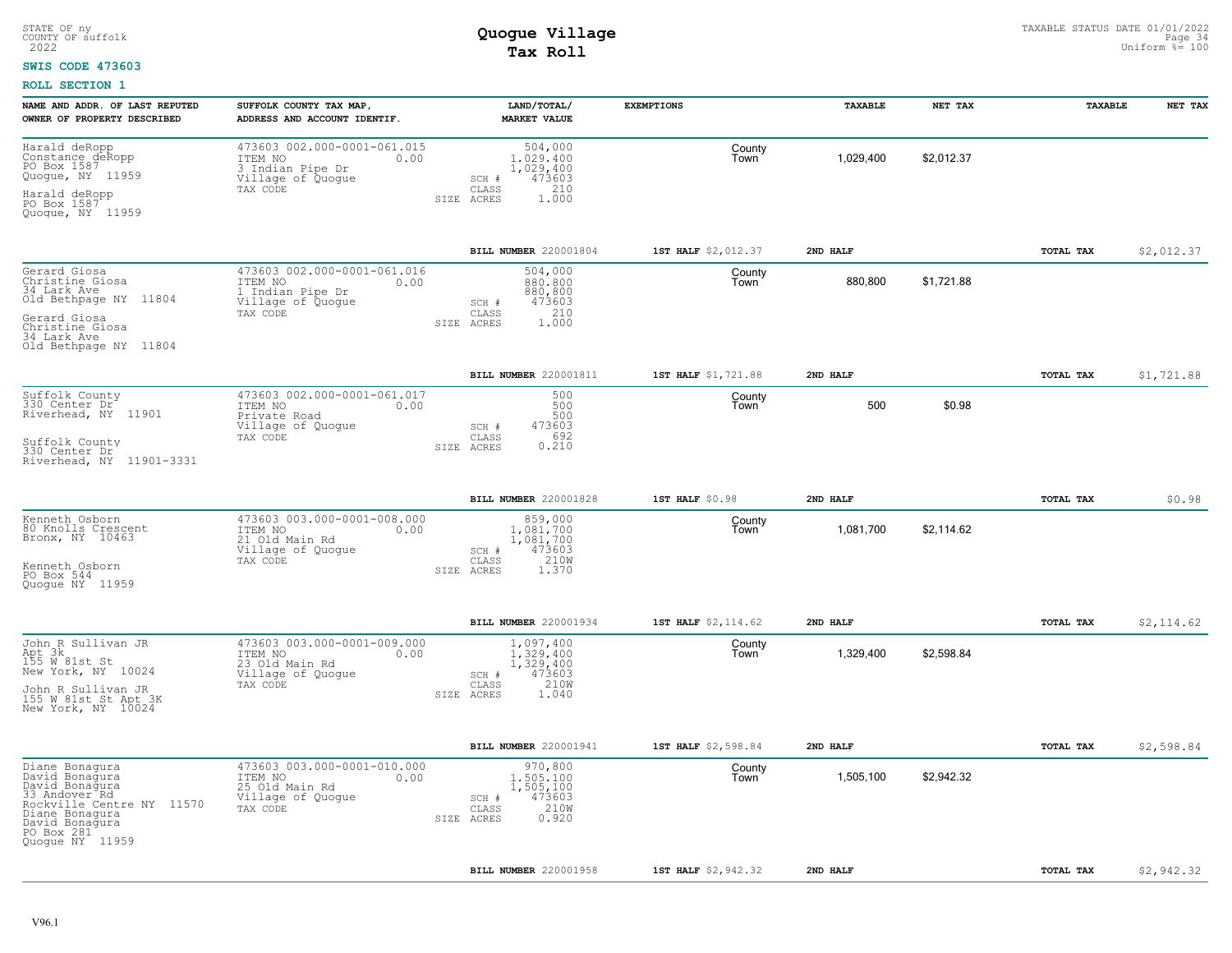STATE OF ny
COUNTY OF suffolk
2022

# Quogue Village
## Tax Roll

TAXABLE STATUS DATE 01/01/2022
Uniform %= 100

**SWIS CODE 473603**

**ROLL SECTION 1**

| NAME AND ADDR. OF LAST REPUTED OWNER OF PROPERTY DESCRIBED | SUFFOLK COUNTY TAX MAP, ADDRESS AND ACCOUNT IDENTIF. | LAND/TOTAL/ MARKET VALUE | EXEMPTIONS | | TAXABLE | NET TAX | TAXABLE | NET TAX |
|---|---|---|---|---|---|---|---|---|
| Harald deRopp<br>Constance deRopp<br>PO Box 1587<br>Quogue, NY 11959<br><br>Harald deRopp<br>PO Box 1587<br>Quogue, NY 11959 | 473603 002.000-0001-061.015<br>ITEM NO 0.00<br>3 Indian Pipe Dr<br>Village of Quogue<br>TAX CODE | 504,000<br>1,029,400<br>1,029,400<br>SCH # 473603<br>CLASS 210<br>SIZE ACRES 1.000 | | County<br>Town | 1,029,400 | $2,012.37 | | |
| | | BILL NUMBER 220001804 | 1ST HALF $2,012.37 | 2ND HALF | | | TOTAL TAX | $2,012.37 |
| Gerard Giosa<br>Christine Giosa<br>34 Lark Ave<br>Old Bethpage NY 11804<br><br>Gerard Giosa<br>Christine Giosa<br>34 Lark Ave<br>Old Bethpage NY 11804 | 473603 002.000-0001-061.016<br>ITEM NO 0.00<br>1 Indian Pipe Dr<br>Village of Quogue<br>TAX CODE | 504,000<br>880,800<br>880,800<br>SCH # 473603<br>CLASS 210<br>SIZE ACRES 1.000 | | County<br>Town | 880,800 | $1,721.88 | | |
| | | BILL NUMBER 220001811 | 1ST HALF $1,721.88 | 2ND HALF | | | TOTAL TAX | $1,721.88 |
| Suffolk County<br>330 Center Dr<br>Riverhead, NY 11901<br><br>Suffolk County<br>330 Center Dr<br>Riverhead, NY 11901-3331 | 473603 002.000-0001-061.017<br>ITEM NO 0.00<br>Private Road<br>Village of Quogue<br>TAX CODE | 500<br>500<br>500<br>SCH # 473603<br>CLASS 692<br>SIZE ACRES 0.210 | | County<br>Town | 500 | $0.98 | | |
| | | BILL NUMBER 220001828 | 1ST HALF $0.98 | 2ND HALF | | | TOTAL TAX | $0.98 |
| Kenneth Osborn<br>80 Knolls Crescent<br>Bronx, NY 10463<br><br>Kenneth Osborn<br>PO Box 544<br>Quogue NY 11959 | 473603 003.000-0001-008.000<br>ITEM NO 0.00<br>21 Old Main Rd<br>Village of Quogue<br>TAX CODE | 859,000<br>1,081,700<br>1,081,700<br>SCH # 473603<br>CLASS 210W<br>SIZE ACRES 1.370 | | County<br>Town | 1,081,700 | $2,114.62 | | |
| | | BILL NUMBER 220001934 | 1ST HALF $2,114.62 | 2ND HALF | | | TOTAL TAX | $2,114.62 |
| John R Sullivan JR<br>Apt 3k<br>155 W 81st St<br>New York, NY 10024<br><br>John R Sullivan JR<br>155 W 81st St Apt 3K<br>New York, NY 10024 | 473603 003.000-0001-009.000<br>ITEM NO 0.00<br>23 Old Main Rd<br>Village of Quogue<br>TAX CODE | 1,097,400<br>1,329,400<br>1,329,400<br>SCH # 473603<br>CLASS 210W<br>SIZE ACRES 1.040 | | County<br>Town | 1,329,400 | $2,598.84 | | |
| | | BILL NUMBER 220001941 | 1ST HALF $2,598.84 | 2ND HALF | | | TOTAL TAX | $2,598.84 |
| Diane Bonagura<br>David Bonagura<br>David Bonagura<br>33 Andover Rd<br>Rockville Centre NY 11570<br>Diane Bonagura<br>David Bonagura<br>PO Box 281<br>Quogue NY 11959 | 473603 003.000-0001-010.000<br>ITEM NO 0.00<br>25 Old Main Rd<br>Village of Quogue<br>TAX CODE | 970,800<br>1,505,100<br>1,505,100<br>SCH # 473603<br>CLASS 210W<br>SIZE ACRES 0.920 | | County<br>Town | 1,505,100 | $2,942.32 | | |
| | | BILL NUMBER 220001958 | 1ST HALF $2,942.32 | 2ND HALF | | | TOTAL TAX | $2,942.32 |

V96.1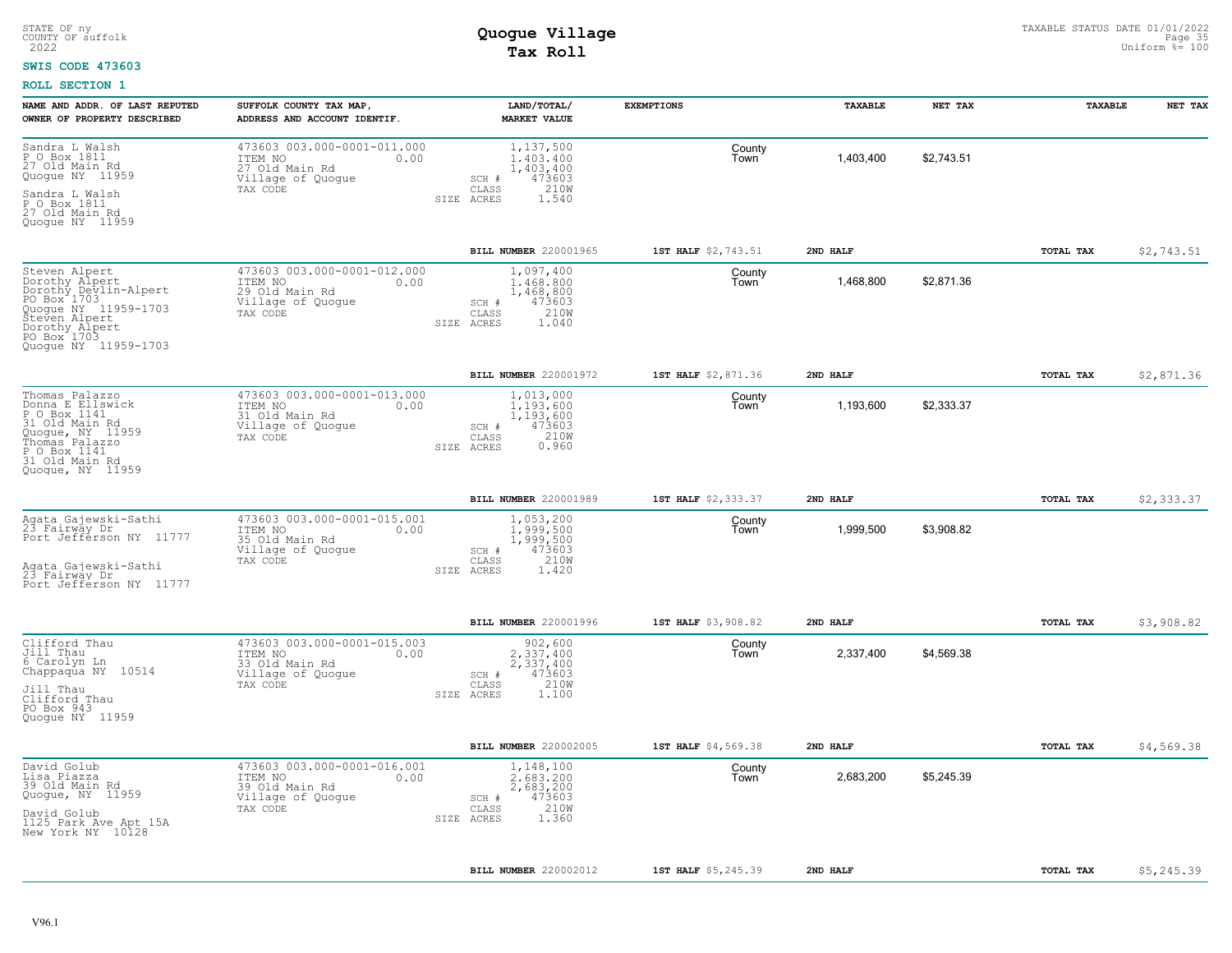STATE OF ny
COUNTY OF suffolk
2022

# Quogue Village
## Tax Roll

TAXABLE STATUS DATE 01/01/2022
Uniform %= 100

**SWIS CODE 473603**

**ROLL SECTION 1**

| NAME AND ADDR. OF LAST REPUTED OWNER OF PROPERTY DESCRIBED | SUFFOLK COUNTY TAX MAP, ADDRESS AND ACCOUNT IDENTIF. | LAND/TOTAL/ MARKET VALUE | EXEMPTIONS | TAXABLE | NET TAX | TAXABLE | NET TAX |
|---|---|---|---|---|---|---|---|
| Sandra L Walsh<br>P O Box 1811<br>27 Old Main Rd<br>Quogue NY 11959<br><br>Sandra L Walsh<br>P O Box 1811<br>27 Old Main Rd<br>Quogue NY 11959 | 473603 003.000-0001-011.000<br>ITEM NO 0.00<br>27 Old Main Rd<br>Village of Quogue<br>TAX CODE | 1,137,500<br>1,403,400<br>1,403,400<br>SCH # 473603<br>CLASS 210W<br>SIZE ACRES 1.540 | County<br>Town | 1,403,400 | $2,743.51 | | |
| | | **BILL NUMBER** 220001965 | **1ST HALF** $2,743.51 | **2ND HALF** | | **TOTAL TAX** | $2,743.51 |
| Steven Alpert<br>Dorothy Alpert<br>Dorothy Devlin-Alpert<br>PO Box 1703<br>Quogue NY 11959-1703<br>Steven Alpert<br>Dorothy Alpert<br>PO Box 1703<br>Quogue NY 11959-1703 | 473603 003.000-0001-012.000<br>ITEM NO 0.00<br>29 Old Main Rd<br>Village of Quogue<br>TAX CODE | 1,097,400<br>1,468,800<br>1,468,800<br>SCH # 473603<br>CLASS 210W<br>SIZE ACRES 1.040 | County<br>Town | 1,468,800 | $2,871.36 | | |
| | | **BILL NUMBER** 220001972 | **1ST HALF** $2,871.36 | **2ND HALF** | | **TOTAL TAX** | $2,871.36 |
| Thomas Palazzo<br>Donna E Ellswick<br>P O Box 1141<br>31 Old Main Rd<br>Quogue, NY 11959<br>Thomas Palazzo<br>P O Box 1141<br>31 Old Main Rd<br>Quogue, NY 11959 | 473603 003.000-0001-013.000<br>ITEM NO 0.00<br>31 Old Main Rd<br>Village of Quogue<br>TAX CODE | 1,013,000<br>1,193,600<br>1,193,600<br>SCH # 473603<br>CLASS 210W<br>SIZE ACRES 0.960 | County<br>Town | 1,193,600 | $2,333.37 | | |
| | | **BILL NUMBER** 220001989 | **1ST HALF** $2,333.37 | **2ND HALF** | | **TOTAL TAX** | $2,333.37 |
| Agata Gajewski-Sathi<br>23 Fairway Dr<br>Port Jefferson NY 11777<br><br>Agata Gajewski-Sathi<br>23 Fairway Dr<br>Port Jefferson NY 11777 | 473603 003.000-0001-015.001<br>ITEM NO 0.00<br>35 Old Main Rd<br>Village of Quogue<br>TAX CODE | 1,053,200<br>1,999,500<br>1,999,500<br>SCH # 473603<br>CLASS 210W<br>SIZE ACRES 1.420 | County<br>Town | 1,999,500 | $3,908.82 | | |
| | | **BILL NUMBER** 220001996 | **1ST HALF** $3,908.82 | **2ND HALF** | | **TOTAL TAX** | $3,908.82 |
| Clifford Thau<br>Jill Thau<br>6 Carolyn Ln<br>Chappaqua NY 10514<br><br>Jill Thau<br>Clifford Thau<br>PO Box 943<br>Quogue NY 11959 | 473603 003.000-0001-015.003<br>ITEM NO 0.00<br>33 Old Main Rd<br>Village of Quogue<br>TAX CODE | 902,600<br>2,337,400<br>2,337,400<br>SCH # 473603<br>CLASS 210W<br>SIZE ACRES 1.100 | County<br>Town | 2,337,400 | $4,569.38 | | |
| | | **BILL NUMBER** 220002005 | **1ST HALF** $4,569.38 | **2ND HALF** | | **TOTAL TAX** | $4,569.38 |
| David Golub<br>Lisa Piazza<br>39 Old Main Rd<br>Quogue, NY 11959<br><br>David Golub<br>1125 Park Ave Apt 15A<br>New York NY 10128 | 473603 003.000-0001-016.001<br>ITEM NO 0.00<br>39 Old Main Rd<br>Village of Quogue<br>TAX CODE | 1,148,100<br>2,683,200<br>2,683,200<br>SCH # 473603<br>CLASS 210W<br>SIZE ACRES 1.360 | County<br>Town | 2,683,200 | $5,245.39 | | |
| | | **BILL NUMBER** 220002012 | **1ST HALF** $5,245.39 | **2ND HALF** | | **TOTAL TAX** | $5,245.39 |

V96.1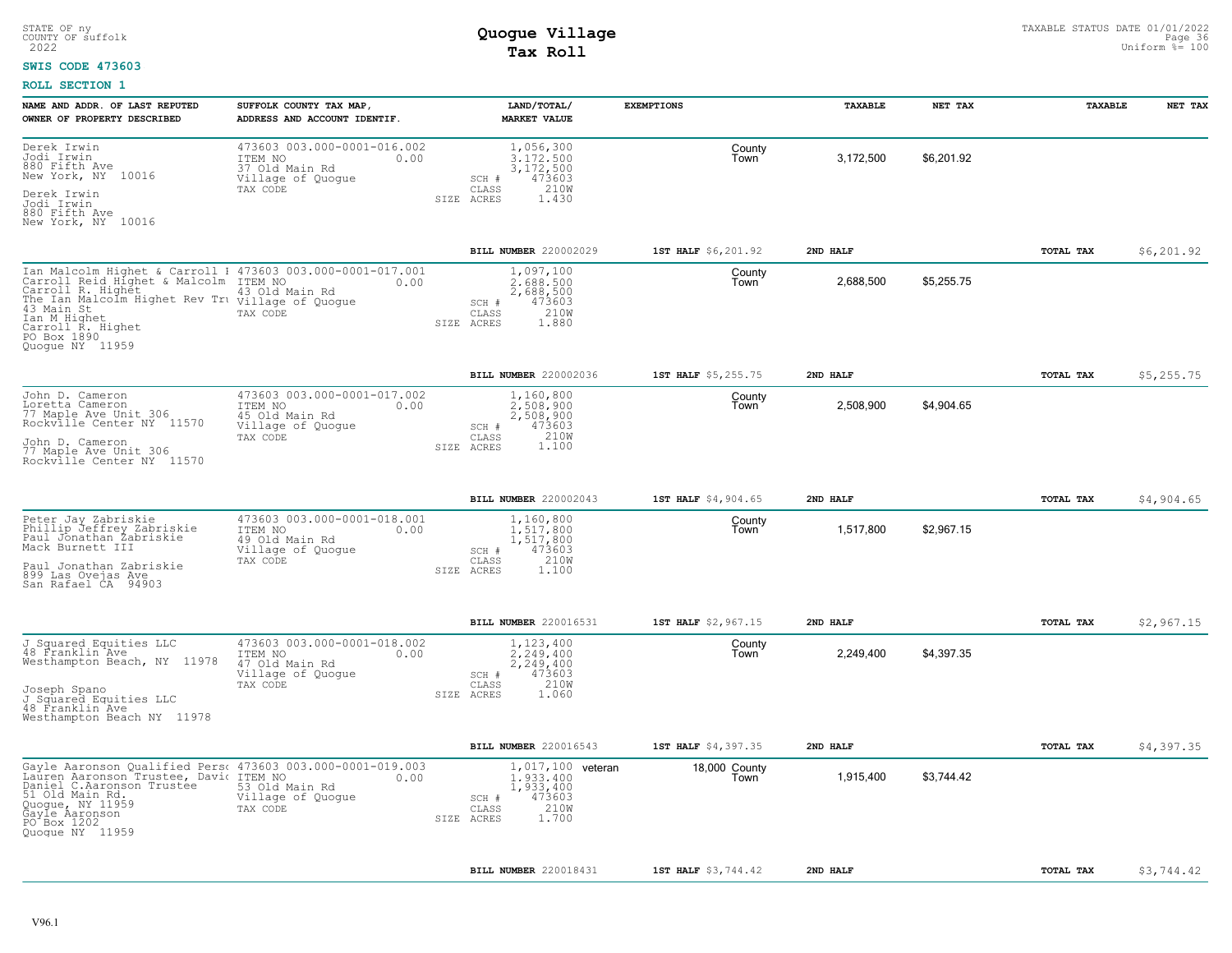STATE OF ny
COUNTY OF suffolk
2022

# Quogue Village
## Tax Roll

TAXABLE STATUS DATE 01/01/2022
Uniform %= 100

**SWIS CODE 473603**

**ROLL SECTION 1**

| NAME AND ADDR. OF LAST REPUTED OWNER OF PROPERTY DESCRIBED | SUFFOLK COUNTY TAX MAP, ADDRESS AND ACCOUNT IDENTIF. | LAND/TOTAL/ MARKET VALUE | EXEMPTIONS | TAXABLE | NET TAX | TAXABLE | NET TAX |
|---|---|---|---|---|---|---|---|
| Derek Irwin<br>Jodi Irwin<br>880 Fifth Ave<br>New York, NY 10016<br><br>Derek Irwin<br>Jodi Irwin<br>880 Fifth Ave<br>New York, NY 10016 | 473603 003.000-0001-016.002<br>ITEM NO 0.00<br>37 Old Main Rd<br>Village of Quogue<br>TAX CODE | 1,056,300<br>3,172,500<br>3,172,500<br>SCH # 473603<br>CLASS 210W<br>SIZE ACRES 1.430 | County<br>Town | 3,172,500 | $6,201.92 | | |
| | | BILL NUMBER 220002029 | 1ST HALF $6,201.92 | 2ND HALF | | TOTAL TAX | $6,201.92 |
| Ian Malcolm Highet & Carroll I<br>Carroll Reid Highet & Malcolm<br>Carroll R. Highet<br>The Ian Malcolm Highet Rev Tru<br>43 Main St<br>Ian M Highet<br>Carroll R. Highet<br>PO Box 1890<br>Quogue NY 11959 | 473603 003.000-0001-017.001<br>ITEM NO 0.00<br>43 Old Main Rd<br>Village of Quogue<br>TAX CODE | 1,097,100<br>2,688,500<br>2,688,500<br>SCH # 473603<br>CLASS 210W<br>SIZE ACRES 1.880 | County<br>Town | 2,688,500 | $5,255.75 | | |
| | | BILL NUMBER 220002036 | 1ST HALF $5,255.75 | 2ND HALF | | TOTAL TAX | $5,255.75 |
| John D. Cameron<br>Loretta Cameron<br>77 Maple Ave Unit 306<br>Rockville Center NY 11570<br><br>John D. Cameron<br>77 Maple Ave Unit 306<br>Rockville Center NY 11570 | 473603 003.000-0001-017.002<br>ITEM NO 0.00<br>45 Old Main Rd<br>Village of Quogue<br>TAX CODE | 1,160,800<br>2,508,900<br>2,508,900<br>SCH # 473603<br>CLASS 210W<br>SIZE ACRES 1.100 | County<br>Town | 2,508,900 | $4,904.65 | | |
| | | BILL NUMBER 220002043 | 1ST HALF $4,904.65 | 2ND HALF | | TOTAL TAX | $4,904.65 |
| Peter Jay Zabriskie<br>Phillip Jeffrey Zabriskie<br>Paul Jonathan Zabriskie<br>Mack Burnett III<br><br>Paul Jonathan Zabriskie<br>899 Las Ovejas Ave<br>San Rafael CA 94903 | 473603 003.000-0001-018.001<br>ITEM NO 0.00<br>49 Old Main Rd<br>Village of Quogue<br>TAX CODE | 1,160,800<br>1,517,800<br>1,517,800<br>SCH # 473603<br>CLASS 210W<br>SIZE ACRES 1.100 | County<br>Town | 1,517,800 | $2,967.15 | | |
| | | BILL NUMBER 220016531 | 1ST HALF $2,967.15 | 2ND HALF | | TOTAL TAX | $2,967.15 |
| J Squared Equities LLC<br>48 Franklin Ave<br>Westhampton Beach, NY 11978<br><br>Joseph Spano<br>J Squared Equities LLC<br>48 Franklin Ave<br>Westhampton Beach NY 11978 | 473603 003.000-0001-018.002<br>ITEM NO 0.00<br>47 Old Main Rd<br>Village of Quogue<br>TAX CODE | 1,123,400<br>2,249,400<br>2,249,400<br>SCH # 473603<br>CLASS 210W<br>SIZE ACRES 1.060 | County<br>Town | 2,249,400 | $4,397.35 | | |
| | | BILL NUMBER 220016543 | 1ST HALF $4,397.35 | 2ND HALF | | TOTAL TAX | $4,397.35 |
| Gayle Aaronson Qualified Pers<br>Lauren Aaronson Trustee, Davi<br>Daniel C.Aaronson Trustee<br>51 Old Main Rd.<br>Quogue, NY 11959<br>Gayle Aaronson<br>PO Box 1202<br>Quogue NY 11959 | 473603 003.000-0001-019.003<br>ITEM NO 0.00<br>53 Old Main Rd<br>Village of Quogue<br>TAX CODE | 1,017,100<br>1,933,400<br>1,933,400<br>SCH # 473603<br>CLASS 210W<br>SIZE ACRES 1.700 | veteran 18,000 County<br>Town | 1,915,400 | $3,744.42 | | |
| | | BILL NUMBER 220018431 | 1ST HALF $3,744.42 | 2ND HALF | | TOTAL TAX | $3,744.42 |

V96.1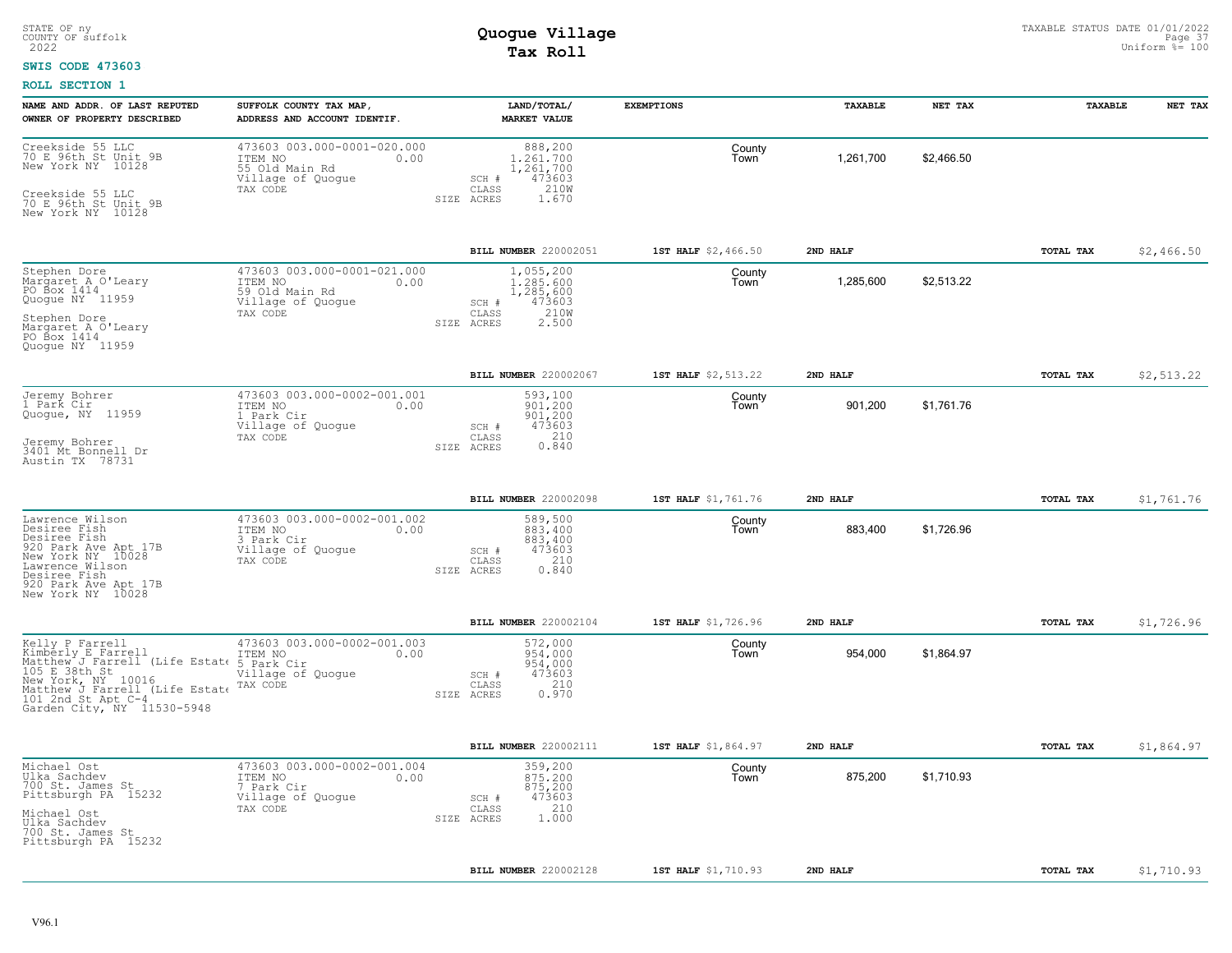STATE OF ny
COUNTY OF suffolk
2022

# Quogue Village
## Tax Roll

TAXABLE STATUS DATE 01/01/2022
Uniform %= 100

**SWIS CODE 473603**

**ROLL SECTION 1**

| NAME AND ADDR. OF LAST REPUTED OWNER OF PROPERTY DESCRIBED | SUFFOLK COUNTY TAX MAP, ADDRESS AND ACCOUNT IDENTIF. | LAND/TOTAL/ MARKET VALUE | EXEMPTIONS | TAXABLE | NET TAX | TAXABLE | NET TAX |
|---|---|---|---|---|---|---|---|
| Creekside 55 LLC<br>70 E 96th St Unit 9B<br>New York NY 10128<br><br>Creekside 55 LLC<br>70 E 96th St Unit 9B<br>New York NY 10128 | 473603 003.000-0001-020.000<br>ITEM NO 0.00<br>55 Old Main Rd<br>Village of Quogue<br>TAX CODE | 888,200<br>1,261,700<br>1,261,700<br>SCH # 473603<br>CLASS 210W<br>SIZE ACRES 1.670 | County<br>Town | 1,261,700 | $2,466.50 | | |
| | | **BILL NUMBER** 220002051 | **1ST HALF** $2,466.50 | **2ND HALF** | | **TOTAL TAX** | $2,466.50 |
| Stephen Dore<br>Margaret A O'Leary<br>PO Box 1414<br>Quogue NY 11959<br><br>Stephen Dore<br>Margaret A O'Leary<br>PO Box 1414<br>Quogue NY 11959 | 473603 003.000-0001-021.000<br>ITEM NO 0.00<br>59 Old Main Rd<br>Village of Quogue<br>TAX CODE | 1,055,200<br>1,285,600<br>1,285,600<br>SCH # 473603<br>CLASS 210W<br>SIZE ACRES 2.500 | County<br>Town | 1,285,600 | $2,513.22 | | |
| | | **BILL NUMBER** 220002067 | **1ST HALF** $2,513.22 | **2ND HALF** | | **TOTAL TAX** | $2,513.22 |
| Jeremy Bohrer<br>1 Park Cir<br>Quogue, NY 11959<br><br>Jeremy Bohrer<br>3401 Mt Bonnell Dr<br>Austin TX 78731 | 473603 003.000-0002-001.001<br>ITEM NO 0.00<br>1 Park Cir<br>Village of Quogue<br>TAX CODE | 593,100<br>901,200<br>901,200<br>SCH # 473603<br>CLASS 210<br>SIZE ACRES 0.840 | County<br>Town | 901,200 | $1,761.76 | | |
| | | **BILL NUMBER** 220002098 | **1ST HALF** $1,761.76 | **2ND HALF** | | **TOTAL TAX** | $1,761.76 |
| Lawrence Wilson<br>Desiree Fish<br>Desiree Fish<br>920 Park Ave Apt 17B<br>New York NY 10028<br>Lawrence Wilson<br>Desiree Fish<br>920 Park Ave Apt 17B<br>New York NY 10028 | 473603 003.000-0002-001.002<br>ITEM NO 0.00<br>3 Park Cir<br>Village of Quogue<br>TAX CODE | 589,500<br>883,400<br>883,400<br>SCH # 473603<br>CLASS 210<br>SIZE ACRES 0.840 | County<br>Town | 883,400 | $1,726.96 | | |
| | | **BILL NUMBER** 220002104 | **1ST HALF** $1,726.96 | **2ND HALF** | | **TOTAL TAX** | $1,726.96 |
| Kelly P Farrell<br>Kimberly E Farrell<br>Matthew J Farrell (Life Estate<br>105 E 38th St<br>New York, NY 10016<br>Matthew J Farrell (Life Estate<br>101 2nd St Apt C-4<br>Garden City, NY 11530-5948 | 473603 003.000-0002-001.003<br>ITEM NO 0.00<br>5 Park Cir<br>Village of Quogue<br>TAX CODE | 572,000<br>954,000<br>954,000<br>SCH # 473603<br>CLASS 210<br>SIZE ACRES 0.970 | County<br>Town | 954,000 | $1,864.97 | | |
| | | **BILL NUMBER** 220002111 | **1ST HALF** $1,864.97 | **2ND HALF** | | **TOTAL TAX** | $1,864.97 |
| Michael Ost<br>Ulka Sachdev<br>700 St. James St<br>Pittsburgh PA 15232<br><br>Michael Ost<br>Ulka Sachdev<br>700 St. James St<br>Pittsburgh PA 15232 | 473603 003.000-0002-001.004<br>ITEM NO 0.00<br>7 Park Cir<br>Village of Quogue<br>TAX CODE | 359,200<br>875,200<br>875,200<br>SCH # 473603<br>CLASS 210<br>SIZE ACRES 1.000 | County<br>Town | 875,200 | $1,710.93 | | |
| | | **BILL NUMBER** 220002128 | **1ST HALF** $1,710.93 | **2ND HALF** | | **TOTAL TAX** | $1,710.93 |

V96.1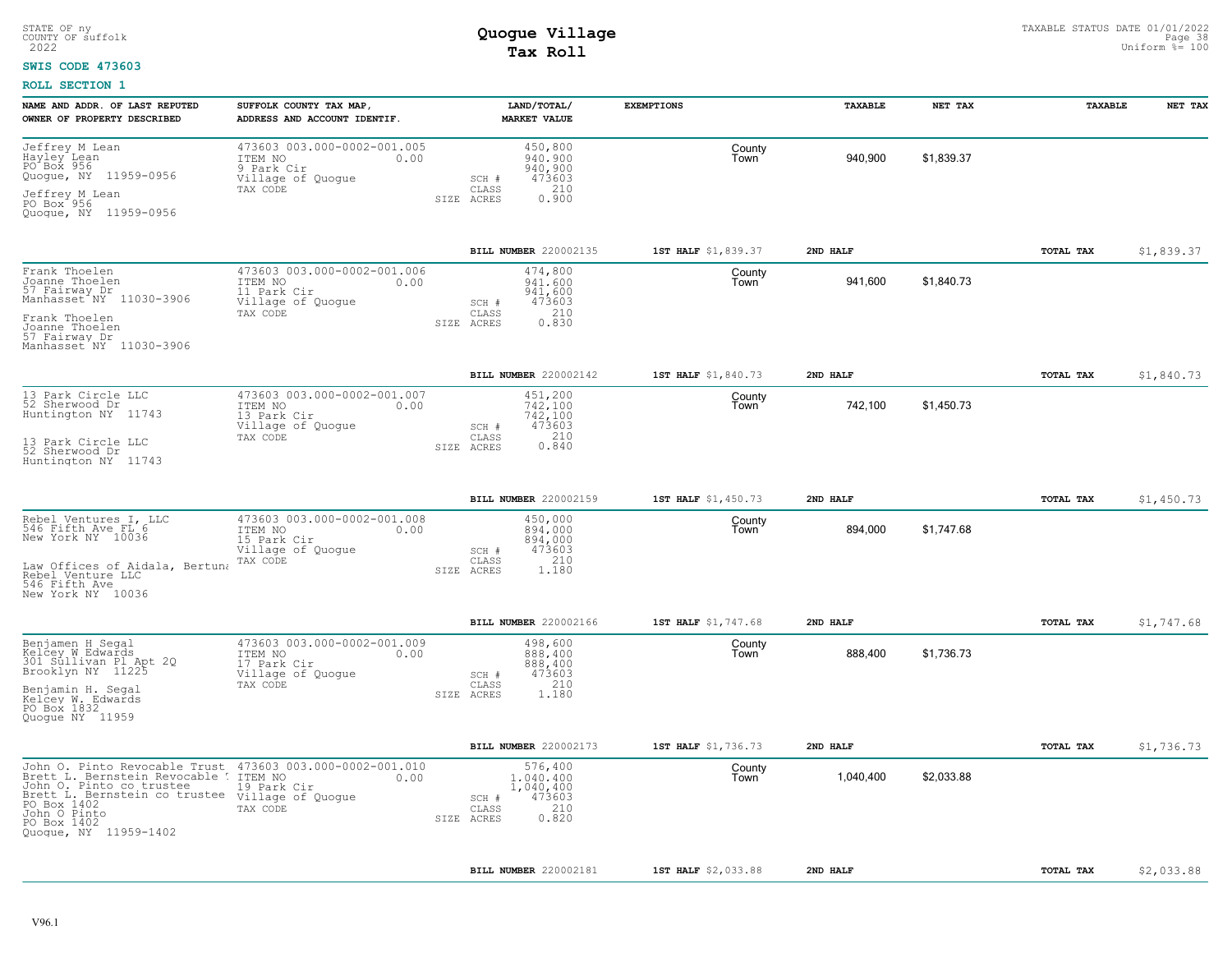STATE OF ny
COUNTY OF suffolk
2022

# Quogue Village
## Tax Roll

TAXABLE STATUS DATE 01/01/2022
Uniform %= 100

**SWIS CODE 473603**

**ROLL SECTION 1**

| NAME AND ADDR. OF LAST REPUTED OWNER OF PROPERTY DESCRIBED | SUFFOLK COUNTY TAX MAP, ADDRESS AND ACCOUNT IDENTIF. | LAND/TOTAL/ MARKET VALUE | EXEMPTIONS | TAXABLE | NET TAX | TAXABLE | NET TAX |
|---|---|---|---|---|---|---|---|
| Jeffrey M Lean<br>Hayley Lean<br>PO Box 956<br>Quogue, NY 11959-0956<br><br>Jeffrey M Lean<br>PO Box 956<br>Quogue, NY 11959-0956 | 473603 003.000-0002-001.005<br>ITEM NO 0.00<br>9 Park Cir<br>Village of Quogue<br>TAX CODE | 450,800<br>940,900<br>940,900<br>SCH # 473603<br>CLASS 210<br>SIZE ACRES 0.900 | County<br>Town | 940,900 | $1,839.37 | | |
| | | **BILL NUMBER** 220002135 | **1ST HALF** $1,839.37 | **2ND HALF** | | **TOTAL TAX** | $1,839.37 |
| Frank Thoelen<br>Joanne Thoelen<br>57 Fairway Dr<br>Manhasset NY 11030-3906<br><br>Frank Thoelen<br>Joanne Thoelen<br>57 Fairway Dr<br>Manhasset NY 11030-3906 | 473603 003.000-0002-001.006<br>ITEM NO 0.00<br>11 Park Cir<br>Village of Quogue<br>TAX CODE | 474,800<br>941,600<br>941,600<br>SCH # 473603<br>CLASS 210<br>SIZE ACRES 0.830 | County<br>Town | 941,600 | $1,840.73 | | |
| | | **BILL NUMBER** 220002142 | **1ST HALF** $1,840.73 | **2ND HALF** | | **TOTAL TAX** | $1,840.73 |
| 13 Park Circle LLC<br>52 Sherwood Dr<br>Huntington NY 11743<br><br>13 Park Circle LLC<br>52 Sherwood Dr<br>Huntington NY 11743 | 473603 003.000-0002-001.007<br>ITEM NO 0.00<br>13 Park Cir<br>Village of Quogue<br>TAX CODE | 451,200<br>742,100<br>742,100<br>SCH # 473603<br>CLASS 210<br>SIZE ACRES 0.840 | County<br>Town | 742,100 | $1,450.73 | | |
| | | **BILL NUMBER** 220002159 | **1ST HALF** $1,450.73 | **2ND HALF** | | **TOTAL TAX** | $1,450.73 |
| Rebel Ventures I, LLC<br>546 Fifth Ave FL 6<br>New York NY 10036<br><br>Law Offices of Aidala, Bertuna<br>Rebel Venture LLC<br>546 Fifth Ave<br>New York NY 10036 | 473603 003.000-0002-001.008<br>ITEM NO 0.00<br>15 Park Cir<br>Village of Quogue<br>TAX CODE | 450,000<br>894,000<br>894,000<br>SCH # 473603<br>CLASS 210<br>SIZE ACRES 1.180 | County<br>Town | 894,000 | $1,747.68 | | |
| | | **BILL NUMBER** 220002166 | **1ST HALF** $1,747.68 | **2ND HALF** | | **TOTAL TAX** | $1,747.68 |
| Benjamen H Segal<br>Kelcey W Edwards<br>301 Sullivan Pl Apt 2Q<br>Brooklyn NY 11225<br><br>Benjamin H. Segal<br>Kelcey W. Edwards<br>PO Box 1832<br>Quogue NY 11959 | 473603 003.000-0002-001.009<br>ITEM NO 0.00<br>17 Park Cir<br>Village of Quogue<br>TAX CODE | 498,600<br>888,400<br>888,400<br>SCH # 473603<br>CLASS 210<br>SIZE ACRES 1.180 | County<br>Town | 888,400 | $1,736.73 | | |
| | | **BILL NUMBER** 220002173 | **1ST HALF** $1,736.73 | **2ND HALF** | | **TOTAL TAX** | $1,736.73 |
| John O. Pinto Revocable Trust<br>Brett L. Bernstein Revocable<br>John O. Pinto co trustee<br>Brett L. Bernstein co trustee<br>PO Box 1402<br>John O Pinto<br>PO Box 1402<br>Quogue, NY 11959-1402 | 473603 003.000-0002-001.010<br>ITEM NO 0.00<br>19 Park Cir<br>Village of Quogue<br>TAX CODE | 576,400<br>1,040,400<br>1,040,400<br>SCH # 473603<br>CLASS 210<br>SIZE ACRES 0.820 | County<br>Town | 1,040,400 | $2,033.88 | | |
| | | **BILL NUMBER** 220002181 | **1ST HALF** $2,033.88 | **2ND HALF** | | **TOTAL TAX** | $2,033.88 |

V96.1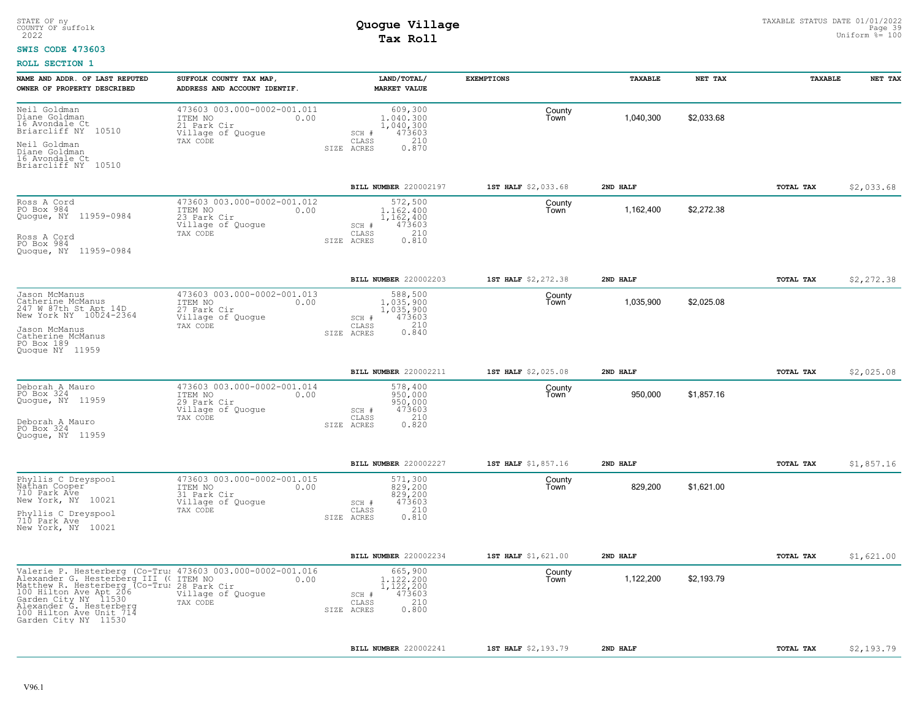STATE OF ny
COUNTY OF suffolk
2022

# Quogue Village
## Tax Roll

TAXABLE STATUS DATE 01/01/2022
Uniform %= 100

**SWIS CODE 473603**

**ROLL SECTION 1**

| NAME AND ADDR. OF LAST REPUTED OWNER OF PROPERTY DESCRIBED | SUFFOLK COUNTY TAX MAP, ADDRESS AND ACCOUNT IDENTIF. | LAND/TOTAL/ MARKET VALUE | EXEMPTIONS | TAXABLE | NET TAX | TAXABLE | NET TAX |
|---|---|---|---|---|---|---|---|
| Neil Goldman<br>Diane Goldman<br>16 Avondale Ct<br>Briarcliff NY 10510<br><br>Neil Goldman<br>Diane Goldman<br>16 Avondale Ct<br>Briarcliff NY 10510 | 473603 003.000-0002-001.011<br>ITEM NO 0.00<br>21 Park Cir<br>Village of Quogue<br>TAX CODE | 609,300<br>1,040,300<br>1,040,300<br>SCH # 473603<br>CLASS 210<br>SIZE ACRES 0.870 | County<br>Town | 1,040,300 | $2,033.68 | | |
| | | BILL NUMBER 220002197 | 1ST HALF $2,033.68 | 2ND HALF | | TOTAL TAX | $2,033.68 |
| Ross A Cord<br>PO Box 984<br>Quogue, NY 11959-0984<br><br>Ross A Cord<br>PO Box 984<br>Quogue, NY 11959-0984 | 473603 003.000-0002-001.012<br>ITEM NO 0.00<br>23 Park Cir<br>Village of Quogue<br>TAX CODE | 572,500<br>1,162,400<br>1,162,400<br>SCH # 473603<br>CLASS 210<br>SIZE ACRES 0.810 | County<br>Town | 1,162,400 | $2,272.38 | | |
| | | BILL NUMBER 220002203 | 1ST HALF $2,272.38 | 2ND HALF | | TOTAL TAX | $2,272.38 |
| Jason McManus<br>Catherine McManus<br>247 W 87th St Apt 14D<br>New York NY 10024-2364<br><br>Jason McManus<br>Catherine McManus<br>PO Box 189<br>Quogue NY 11959 | 473603 003.000-0002-001.013<br>ITEM NO 0.00<br>27 Park Cir<br>Village of Quogue<br>TAX CODE | 588,500<br>1,035,900<br>1,035,900<br>SCH # 473603<br>CLASS 210<br>SIZE ACRES 0.840 | County<br>Town | 1,035,900 | $2,025.08 | | |
| | | BILL NUMBER 220002211 | 1ST HALF $2,025.08 | 2ND HALF | | TOTAL TAX | $2,025.08 |
| Deborah A Mauro<br>PO Box 324<br>Quogue, NY 11959<br><br>Deborah A Mauro<br>PO Box 324<br>Quogue, NY 11959 | 473603 003.000-0002-001.014<br>ITEM NO 0.00<br>29 Park Cir<br>Village of Quogue<br>TAX CODE | 578,400<br>950,000<br>950,000<br>SCH # 473603<br>CLASS 210<br>SIZE ACRES 0.820 | County<br>Town | 950,000 | $1,857.16 | | |
| | | BILL NUMBER 220002227 | 1ST HALF $1,857.16 | 2ND HALF | | TOTAL TAX | $1,857.16 |
| Phyllis C Dreyspool<br>Nathan Cooper<br>710 Park Ave<br>New York, NY 10021<br><br>Phyllis C Dreyspool<br>710 Park Ave<br>New York, NY 10021 | 473603 003.000-0002-001.015<br>ITEM NO 0.00<br>31 Park Cir<br>Village of Quogue<br>TAX CODE | 571,300<br>829,200<br>829,200<br>SCH # 473603<br>CLASS 210<br>SIZE ACRES 0.810 | County<br>Town | 829,200 | $1,621.00 | | |
| | | BILL NUMBER 220002234 | 1ST HALF $1,621.00 | 2ND HALF | | TOTAL TAX | $1,621.00 |
| Valerie P. Hesterberg (Co-Tru<br>Alexander G. Hesterberg III ((<br>Matthew R. Hesterberg (Co-Tru<br>100 Hilton Ave Apt 206<br>Garden City NY 11530<br>Alexander G. Hesterberg<br>100 Hilton Ave Unit 714<br>Garden City NY 11530 | 473603 003.000-0002-001.016<br>ITEM NO 0.00<br>28 Park Cir<br>Village of Quogue<br>TAX CODE | 665,900<br>1,122,200<br>1,122,200<br>SCH # 473603<br>CLASS 210<br>SIZE ACRES 0.800 | County<br>Town | 1,122,200 | $2,193.79 | | |
| | | BILL NUMBER 220002241 | 1ST HALF $2,193.79 | 2ND HALF | | TOTAL TAX | $2,193.79 |

V96.1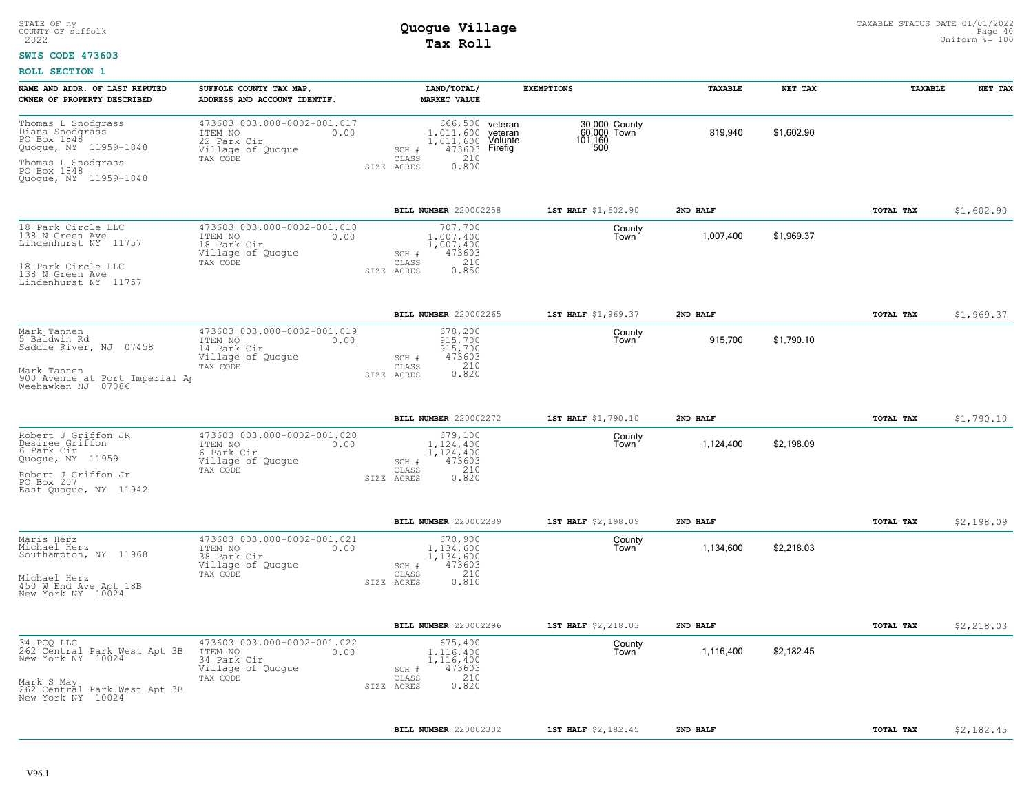STATE OF ny
COUNTY OF suffolk
2022

# Quogue Village
## Tax Roll

TAXABLE STATUS DATE 01/01/2022
Uniform %= 100

**SWIS CODE 473603**

**ROLL SECTION 1**

| NAME AND ADDR. OF LAST REPUTED OWNER OF PROPERTY DESCRIBED | SUFFOLK COUNTY TAX MAP, ADDRESS AND ACCOUNT IDENTIF. | LAND/TOTAL/ MARKET VALUE | EXEMPTIONS | | TAXABLE | NET TAX | TAXABLE | NET TAX |
|---|---|---|---|---|---|---|---|---|
| Thomas L Snodgrass<br>Diana Snodgrass<br>PO Box 1848<br>Quogue, NY 11959-1848<br><br>Thomas L Snodgrass<br>PO Box 1848<br>Quogue, NY 11959-1848 | 473603 003.000-0002-001.017<br>ITEM NO 0.00<br>22 Park Cir<br>Village of Quogue<br>TAX CODE | 666,500<br>1,011,600<br>1,011,600<br>SCH # 473603<br>CLASS 210<br>SIZE ACRES 0.800 | veteran 30,000<br>veteran 60,000<br>Volunte 101,160<br>Firefig 500 | County<br>Town | 819,940 | $1,602.90 | | |
| | | BILL NUMBER 220002258 | 1ST HALF $1,602.90 | | 2ND HALF | | TOTAL TAX | $1,602.90 |
| 18 Park Circle LLC<br>138 N Green Ave<br>Lindenhurst NY 11757<br><br>18 Park Circle LLC<br>138 N Green Ave<br>Lindenhurst NY 11757 | 473603 003.000-0002-001.018<br>ITEM NO 0.00<br>18 Park Cir<br>Village of Quogue<br>TAX CODE | 707,700<br>1,007,400<br>1,007,400<br>SCH # 473603<br>CLASS 210<br>SIZE ACRES 0.850 | | County<br>Town | 1,007,400 | $1,969.37 | | |
| | | BILL NUMBER 220002265 | 1ST HALF $1,969.37 | | 2ND HALF | | TOTAL TAX | $1,969.37 |
| Mark Tannen<br>5 Baldwin Rd<br>Saddle River, NJ 07458<br><br>Mark Tannen<br>900 Avenue at Port Imperial Ap<br>Weehawken NJ 07086 | 473603 003.000-0002-001.019<br>ITEM NO 0.00<br>14 Park Cir<br>Village of Quogue<br>TAX CODE | 678,200<br>915,700<br>915,700<br>SCH # 473603<br>CLASS 210<br>SIZE ACRES 0.820 | | County<br>Town | 915,700 | $1,790.10 | | |
| | | BILL NUMBER 220002272 | 1ST HALF $1,790.10 | | 2ND HALF | | TOTAL TAX | $1,790.10 |
| Robert J Griffon JR<br>Desiree Griffon<br>6 Park Cir<br>Quogue, NY 11959<br><br>Robert J Griffon Jr<br>PO Box 207<br>East Quogue, NY 11942 | 473603 003.000-0002-001.020<br>ITEM NO 0.00<br>6 Park Cir<br>Village of Quogue<br>TAX CODE | 679,100<br>1,124,400<br>1,124,400<br>SCH # 473603<br>CLASS 210<br>SIZE ACRES 0.820 | | County<br>Town | 1,124,400 | $2,198.09 | | |
| | | BILL NUMBER 220002289 | 1ST HALF $2,198.09 | | 2ND HALF | | TOTAL TAX | $2,198.09 |
| Maris Herz<br>Michael Herz<br>Southampton, NY 11968<br><br>Michael Herz<br>450 W End Ave Apt 18B<br>New York NY 10024 | 473603 003.000-0002-001.021<br>ITEM NO 0.00<br>38 Park Cir<br>Village of Quogue<br>TAX CODE | 670,900<br>1,134,600<br>1,134,600<br>SCH # 473603<br>CLASS 210<br>SIZE ACRES 0.810 | | County<br>Town | 1,134,600 | $2,218.03 | | |
| | | BILL NUMBER 220002296 | 1ST HALF $2,218.03 | | 2ND HALF | | TOTAL TAX | $2,218.03 |
| 34 PCQ LLC<br>262 Central Park West Apt 3B<br>New York NY 10024<br><br>Mark S May<br>262 Central Park West Apt 3B<br>New York NY 10024 | 473603 003.000-0002-001.022<br>ITEM NO 0.00<br>34 Park Cir<br>Village of Quogue<br>TAX CODE | 675,400<br>1,116,400<br>1,116,400<br>SCH # 473603<br>CLASS 210<br>SIZE ACRES 0.820 | | County<br>Town | 1,116,400 | $2,182.45 | | |
| | | BILL NUMBER 220002302 | 1ST HALF $2,182.45 | | 2ND HALF | | TOTAL TAX | $2,182.45 |

V96.1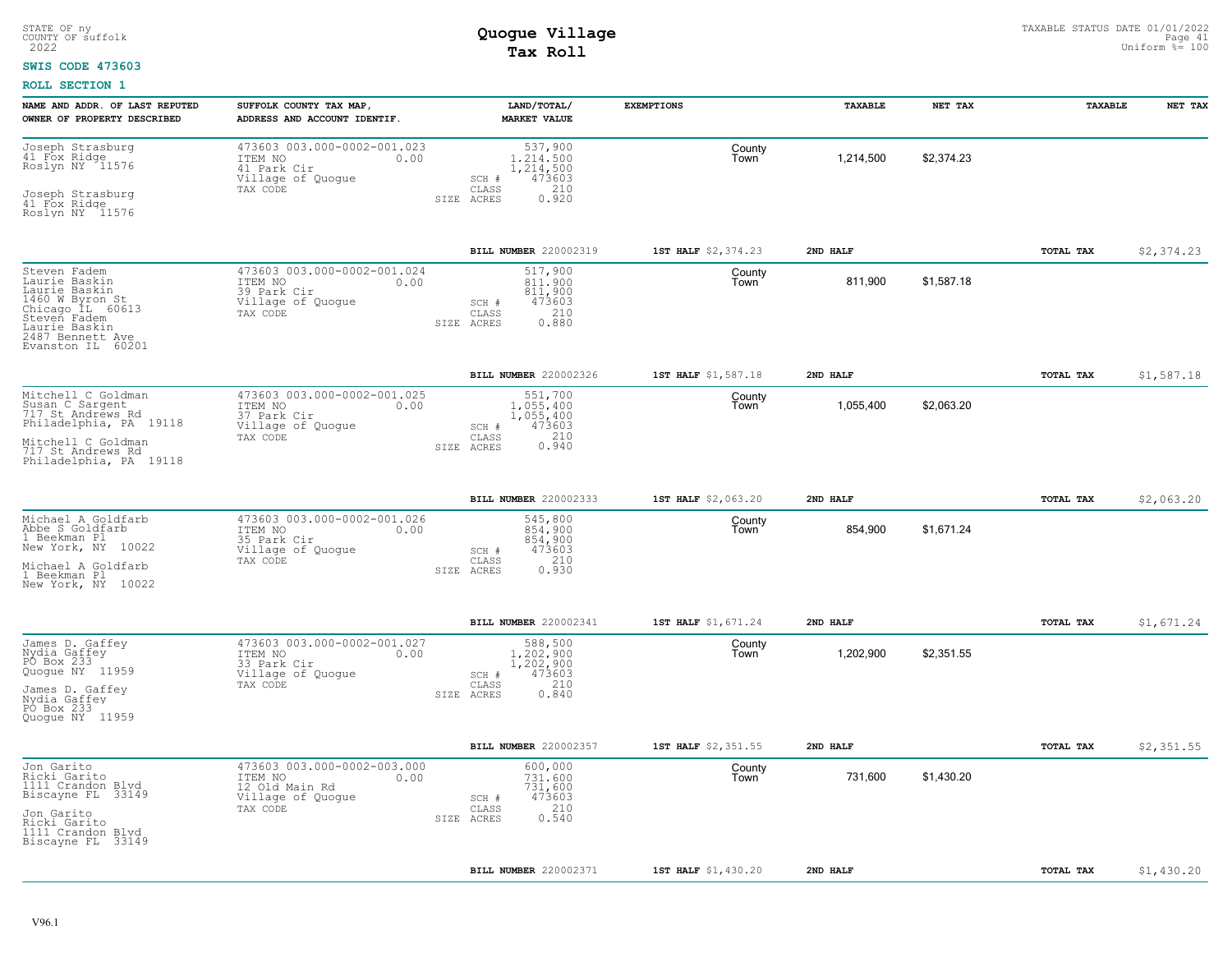STATE OF ny
COUNTY OF suffolk
2022

# Quogue Village
## Tax Roll

TAXABLE STATUS DATE 01/01/2022
Uniform %= 100

**SWIS CODE 473603**

**ROLL SECTION 1**

| NAME AND ADDR. OF LAST REPUTED OWNER OF PROPERTY DESCRIBED | SUFFOLK COUNTY TAX MAP, ADDRESS AND ACCOUNT IDENTIF. | LAND/TOTAL/ MARKET VALUE | EXEMPTIONS | TAXABLE | NET TAX | TAXABLE | NET TAX |
|---|---|---|---|---|---|---|---|
| Joseph Strasburg<br>41 Fox Ridge<br>Roslyn NY 11576<br><br>Joseph Strasburg<br>41 Fox Ridge<br>Roslyn NY 11576 | 473603 003.000-0002-001.023<br>ITEM NO 0.00<br>41 Park Cir<br>Village of Quogue<br>TAX CODE | 537,900<br>1,214,500<br>1,214,500<br>SCH # 473603<br>CLASS 210<br>SIZE ACRES 0.920 | County<br>Town | 1,214,500 | $2,374.23 | | |
| | | BILL NUMBER 220002319 | 1ST HALF $2,374.23 | 2ND HALF | | TOTAL TAX | $2,374.23 |
| Steven Fadem<br>Laurie Baskin<br>Laurie Baskin<br>1460 W Byron St<br>Chicago IL 60613<br>Steven Fadem<br>Laurie Baskin<br>2487 Bennett Ave<br>Evanston IL 60201 | 473603 003.000-0002-001.024<br>ITEM NO 0.00<br>39 Park Cir<br>Village of Quogue<br>TAX CODE | 517,900<br>811,900<br>811,900<br>SCH # 473603<br>CLASS 210<br>SIZE ACRES 0.880 | County<br>Town | 811,900 | $1,587.18 | | |
| | | BILL NUMBER 220002326 | 1ST HALF $1,587.18 | 2ND HALF | | TOTAL TAX | $1,587.18 |
| Mitchell C Goldman<br>Susan C Sargent<br>717 St Andrews Rd<br>Philadelphia, PA 19118<br><br>Mitchell C Goldman<br>717 St Andrews Rd<br>Philadelphia, PA 19118 | 473603 003.000-0002-001.025<br>ITEM NO 0.00<br>37 Park Cir<br>Village of Quogue<br>TAX CODE | 551,700<br>1,055,400<br>1,055,400<br>SCH # 473603<br>CLASS 210<br>SIZE ACRES 0.940 | County<br>Town | 1,055,400 | $2,063.20 | | |
| | | BILL NUMBER 220002333 | 1ST HALF $2,063.20 | 2ND HALF | | TOTAL TAX | $2,063.20 |
| Michael A Goldfarb<br>Abbe S Goldfarb<br>1 Beekman Pl<br>New York, NY 10022<br><br>Michael A Goldfarb<br>1 Beekman Pl<br>New York, NY 10022 | 473603 003.000-0002-001.026<br>ITEM NO 0.00<br>35 Park Cir<br>Village of Quogue<br>TAX CODE | 545,800<br>854,900<br>854,900<br>SCH # 473603<br>CLASS 210<br>SIZE ACRES 0.930 | County<br>Town | 854,900 | $1,671.24 | | |
| | | BILL NUMBER 220002341 | 1ST HALF $1,671.24 | 2ND HALF | | TOTAL TAX | $1,671.24 |
| James D. Gaffey<br>Nydia Gaffey<br>PO Box 233<br>Quogue NY 11959<br><br>James D. Gaffey<br>Nydia Gaffey<br>PO Box 233<br>Quogue NY 11959 | 473603 003.000-0002-001.027<br>ITEM NO 0.00<br>33 Park Cir<br>Village of Quogue<br>TAX CODE | 588,500<br>1,202,900<br>1,202,900<br>SCH # 473603<br>CLASS 210<br>SIZE ACRES 0.840 | County<br>Town | 1,202,900 | $2,351.55 | | |
| | | BILL NUMBER 220002357 | 1ST HALF $2,351.55 | 2ND HALF | | TOTAL TAX | $2,351.55 |
| Jon Garito<br>Ricki Garito<br>1111 Crandon Blvd<br>Biscayne FL 33149<br><br>Jon Garito<br>Ricki Garito<br>1111 Crandon Blvd<br>Biscayne FL 33149 | 473603 003.000-0002-003.000<br>ITEM NO 0.00<br>12 Old Main Rd<br>Village of Quogue<br>TAX CODE | 600,000<br>731,600<br>731,600<br>SCH # 473603<br>CLASS 210<br>SIZE ACRES 0.540 | County<br>Town | 731,600 | $1,430.20 | | |
| | | BILL NUMBER 220002371 | 1ST HALF $1,430.20 | 2ND HALF | | TOTAL TAX | $1,430.20 |

V96.1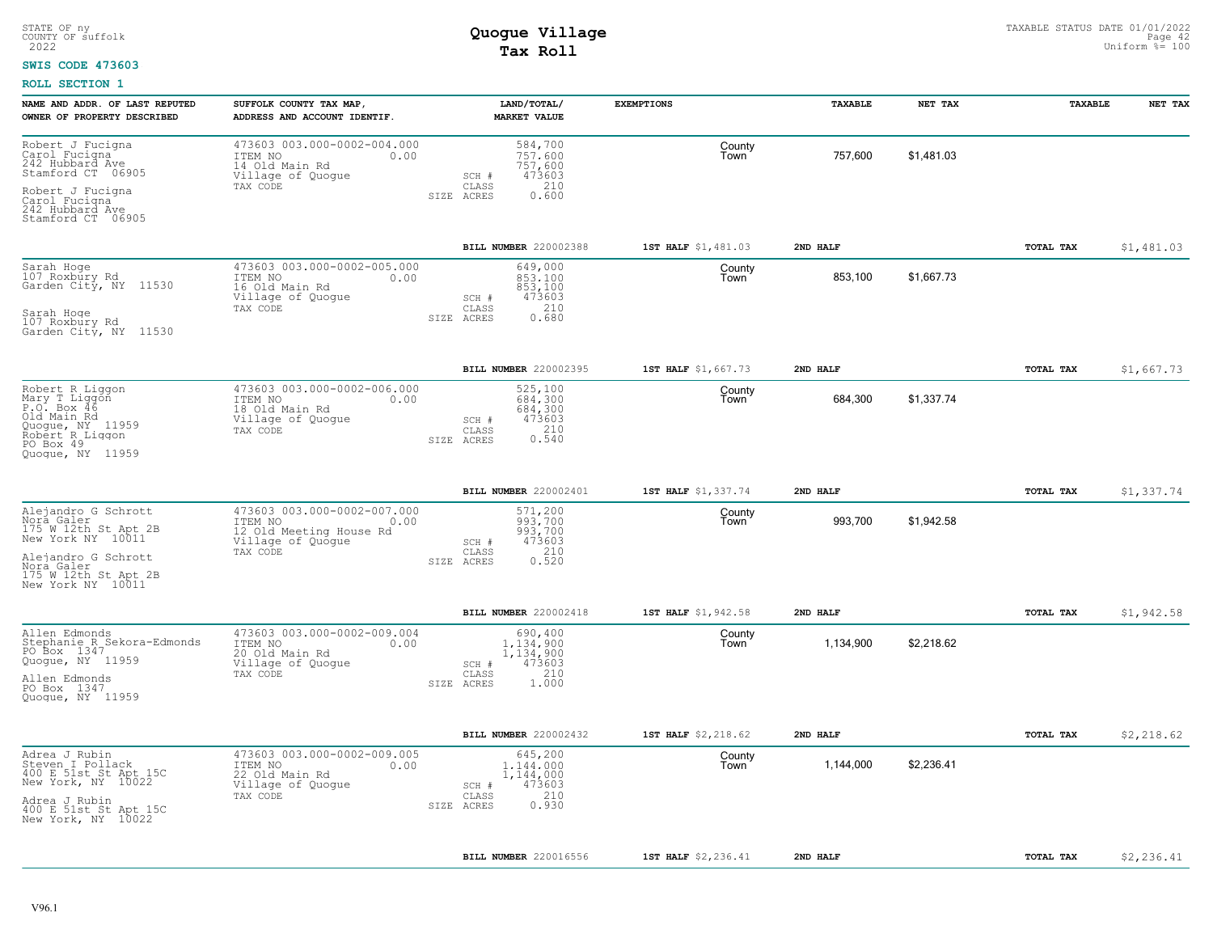STATE OF ny
COUNTY OF suffolk
2022

# Quogue Village
## Tax Roll

TAXABLE STATUS DATE 01/01/2022
Uniform %= 100

**SWIS CODE 473603**

**ROLL SECTION 1**

| NAME AND ADDR. OF LAST REPUTED OWNER OF PROPERTY DESCRIBED | SUFFOLK COUNTY TAX MAP, ADDRESS AND ACCOUNT IDENTIF. | LAND/TOTAL/ MARKET VALUE | EXEMPTIONS | TAXABLE | NET TAX | TAXABLE | NET TAX |
|---|---|---|---|---|---|---|---|
| Robert J Fucigna<br>Carol Fucigna<br>242 Hubbard Ave<br>Stamford CT 06905<br><br>Robert J Fucigna<br>Carol Fucigna<br>242 Hubbard Ave<br>Stamford CT 06905 | 473603 003.000-0002-004.000<br>ITEM NO 0.00<br>14 Old Main Rd<br>Village of Quogue<br>TAX CODE | 584,700<br>757,600<br>757,600<br>SCH # 473603<br>CLASS 210<br>SIZE ACRES 0.600 | County<br>Town | 757,600 | $1,481.03 | | |
| | | **BILL NUMBER** 220002388 | **1ST HALF** $1,481.03 | **2ND HALF** | | **TOTAL TAX** | $1,481.03 |
| Sarah Hoge<br>107 Roxbury Rd<br>Garden City, NY 11530<br><br>Sarah Hoge<br>107 Roxbury Rd<br>Garden City, NY 11530 | 473603 003.000-0002-005.000<br>ITEM NO 0.00<br>16 Old Main Rd<br>Village of Quogue<br>TAX CODE | 649,000<br>853,100<br>853,100<br>SCH # 473603<br>CLASS 210<br>SIZE ACRES 0.680 | County<br>Town | 853,100 | $1,667.73 | | |
| | | **BILL NUMBER** 220002395 | **1ST HALF** $1,667.73 | **2ND HALF** | | **TOTAL TAX** | $1,667.73 |
| Robert R Liggon<br>Mary T Liggon<br>P.O. Box 46<br>Old Main Rd<br>Quogue, NY 11959<br>Robert R Liggon<br>PO Box 49<br>Quogue, NY 11959 | 473603 003.000-0002-006.000<br>ITEM NO 0.00<br>18 Old Main Rd<br>Village of Quogue<br>TAX CODE | 525,100<br>684,300<br>684,300<br>SCH # 473603<br>CLASS 210<br>SIZE ACRES 0.540 | County<br>Town | 684,300 | $1,337.74 | | |
| | | **BILL NUMBER** 220002401 | **1ST HALF** $1,337.74 | **2ND HALF** | | **TOTAL TAX** | $1,337.74 |
| Alejandro G Schrott<br>Nora Galer<br>175 W 12th St Apt 2B<br>New York NY 10011<br><br>Alejandro G Schrott<br>Nora Galer<br>175 W 12th St Apt 2B<br>New York NY 10011 | 473603 003.000-0002-007.000<br>ITEM NO 0.00<br>12 Old Meeting House Rd<br>Village of Quogue<br>TAX CODE | 571,200<br>993,700<br>993,700<br>SCH # 473603<br>CLASS 210<br>SIZE ACRES 0.520 | County<br>Town | 993,700 | $1,942.58 | | |
| | | **BILL NUMBER** 220002418 | **1ST HALF** $1,942.58 | **2ND HALF** | | **TOTAL TAX** | $1,942.58 |
| Allen Edmonds<br>Stephanie R Sekora-Edmonds<br>PO Box 1347<br>Quogue, NY 11959<br><br>Allen Edmonds<br>PO Box 1347<br>Quogue, NY 11959 | 473603 003.000-0002-009.004<br>ITEM NO 0.00<br>20 Old Main Rd<br>Village of Quogue<br>TAX CODE | 690,400<br>1,134,900<br>1,134,900<br>SCH # 473603<br>CLASS 210<br>SIZE ACRES 1.000 | County<br>Town | 1,134,900 | $2,218.62 | | |
| | | **BILL NUMBER** 220002432 | **1ST HALF** $2,218.62 | **2ND HALF** | | **TOTAL TAX** | $2,218.62 |
| Adrea J Rubin<br>Steven I Pollack<br>400 E 51st St Apt 15C<br>New York, NY 10022<br><br>Adrea J Rubin<br>400 E 51st St Apt 15C<br>New York, NY 10022 | 473603 003.000-0002-009.005<br>ITEM NO 0.00<br>22 Old Main Rd<br>Village of Quogue<br>TAX CODE | 645,200<br>1,144,000<br>1,144,000<br>SCH # 473603<br>CLASS 210<br>SIZE ACRES 0.930 | County<br>Town | 1,144,000 | $2,236.41 | | |
| | | **BILL NUMBER** 220016556 | **1ST HALF** $2,236.41 | **2ND HALF** | | **TOTAL TAX** | $2,236.41 |

V96.1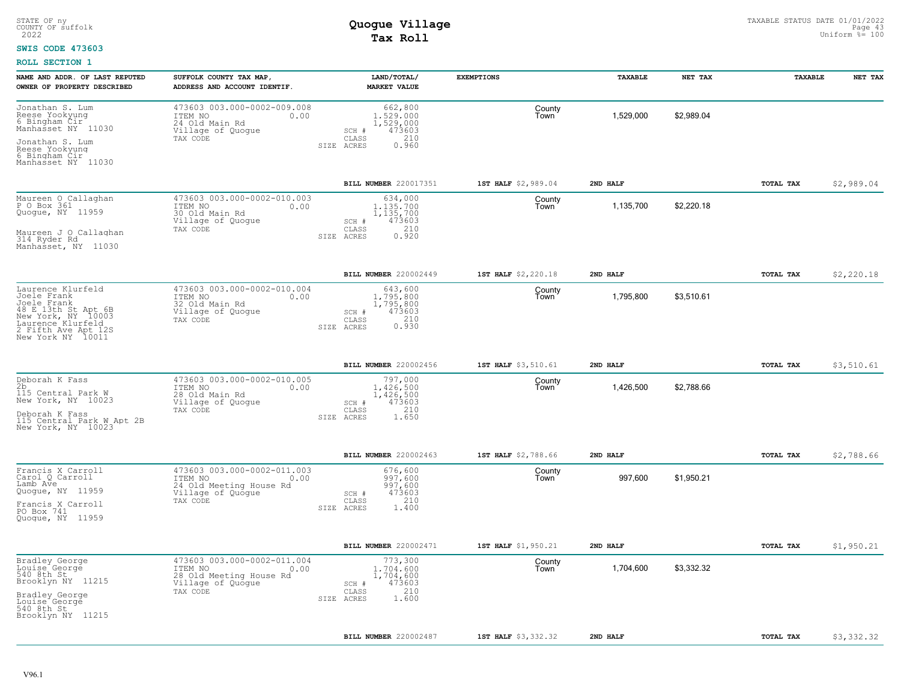STATE OF ny
COUNTY OF suffolk
2022

# Quogue Village
## Tax Roll

TAXABLE STATUS DATE 01/01/2022
Uniform %= 100

**SWIS CODE 473603**

**ROLL SECTION 1**

| NAME AND ADDR. OF LAST REPUTED OWNER OF PROPERTY DESCRIBED | SUFFOLK COUNTY TAX MAP, ADDRESS AND ACCOUNT IDENTIF. | LAND/TOTAL/ MARKET VALUE | EXEMPTIONS | TAXABLE | NET TAX | TAXABLE | NET TAX |
|---|---|---|---|---|---|---|---|
| Jonathan S. Lum<br>Reese Yookyung<br>6 Bingham Cir<br>Manhasset NY 11030<br><br>Jonathan S. Lum<br>Reese Yookyung<br>6 Bingham Cir<br>Manhasset NY 11030 | 473603 003.000-0002-009.008<br>ITEM NO 0.00<br>24 Old Main Rd<br>Village of Quogue<br>TAX CODE | 662,800<br>1,529,000<br>1,529,000<br>SCH # 473603<br>CLASS 210<br>SIZE ACRES 0.960 | County<br>Town | 1,529,000 | $2,989.04 | | |
| | | **BILL NUMBER** 220017351 | **1ST HALF** $2,989.04 | **2ND HALF** | | **TOTAL TAX** | $2,989.04 |
| Maureen O Callaghan<br>P O Box 361<br>Quogue, NY 11959<br><br>Maureen J O Callaghan<br>314 Ryder Rd<br>Manhasset, NY 11030 | 473603 003.000-0002-010.003<br>ITEM NO 0.00<br>30 Old Main Rd<br>Village of Quogue<br>TAX CODE | 634,000<br>1,135,700<br>1,135,700<br>SCH # 473603<br>CLASS 210<br>SIZE ACRES 0.920 | County<br>Town | 1,135,700 | $2,220.18 | | |
| | | **BILL NUMBER** 220002449 | **1ST HALF** $2,220.18 | **2ND HALF** | | **TOTAL TAX** | $2,220.18 |
| Laurence Klurfeld<br>Joele Frank<br>Joele Frank<br>48 E 13th St Apt 6B<br>New York, NY 10003<br>Laurence Klurfeld<br>2 Fifth Ave Apt 12S<br>New York NY 10011 | 473603 003.000-0002-010.004<br>ITEM NO 0.00<br>32 Old Main Rd<br>Village of Quogue<br>TAX CODE | 643,600<br>1,795,800<br>1,795,800<br>SCH # 473603<br>CLASS 210<br>SIZE ACRES 0.930 | County<br>Town | 1,795,800 | $3,510.61 | | |
| | | **BILL NUMBER** 220002456 | **1ST HALF** $3,510.61 | **2ND HALF** | | **TOTAL TAX** | $3,510.61 |
| Deborah K Fass<br>2b<br>115 Central Park W<br>New York, NY 10023<br><br>Deborah K Fass<br>115 Central Park W Apt 2B<br>New York, NY 10023 | 473603 003.000-0002-010.005<br>ITEM NO 0.00<br>28 Old Main Rd<br>Village of Quogue<br>TAX CODE | 797,000<br>1,426,500<br>1,426,500<br>SCH # 473603<br>CLASS 210<br>SIZE ACRES 1.650 | County<br>Town | 1,426,500 | $2,788.66 | | |
| | | **BILL NUMBER** 220002463 | **1ST HALF** $2,788.66 | **2ND HALF** | | **TOTAL TAX** | $2,788.66 |
| Francis X Carroll<br>Carol Q Carroll<br>Lamb Ave<br>Quogue, NY 11959<br><br>Francis X Carroll<br>PO Box 741<br>Quogue, NY 11959 | 473603 003.000-0002-011.003<br>ITEM NO 0.00<br>24 Old Meeting House Rd<br>Village of Quogue<br>TAX CODE | 676,600<br>997,600<br>997,600<br>SCH # 473603<br>CLASS 210<br>SIZE ACRES 1.400 | County<br>Town | 997,600 | $1,950.21 | | |
| | | **BILL NUMBER** 220002471 | **1ST HALF** $1,950.21 | **2ND HALF** | | **TOTAL TAX** | $1,950.21 |
| Bradley George<br>Louise George<br>540 8th St<br>Brooklyn NY 11215<br><br>Bradley George<br>Louise George<br>540 8th St<br>Brooklyn NY 11215 | 473603 003.000-0002-011.004<br>ITEM NO 0.00<br>28 Old Meeting House Rd<br>Village of Quogue<br>TAX CODE | 773,300<br>1,704,600<br>1,704,600<br>SCH # 473603<br>CLASS 210<br>SIZE ACRES 1.600 | County<br>Town | 1,704,600 | $3,332.32 | | |
| | | **BILL NUMBER** 220002487 | **1ST HALF** $3,332.32 | **2ND HALF** | | **TOTAL TAX** | $3,332.32 |

V96.1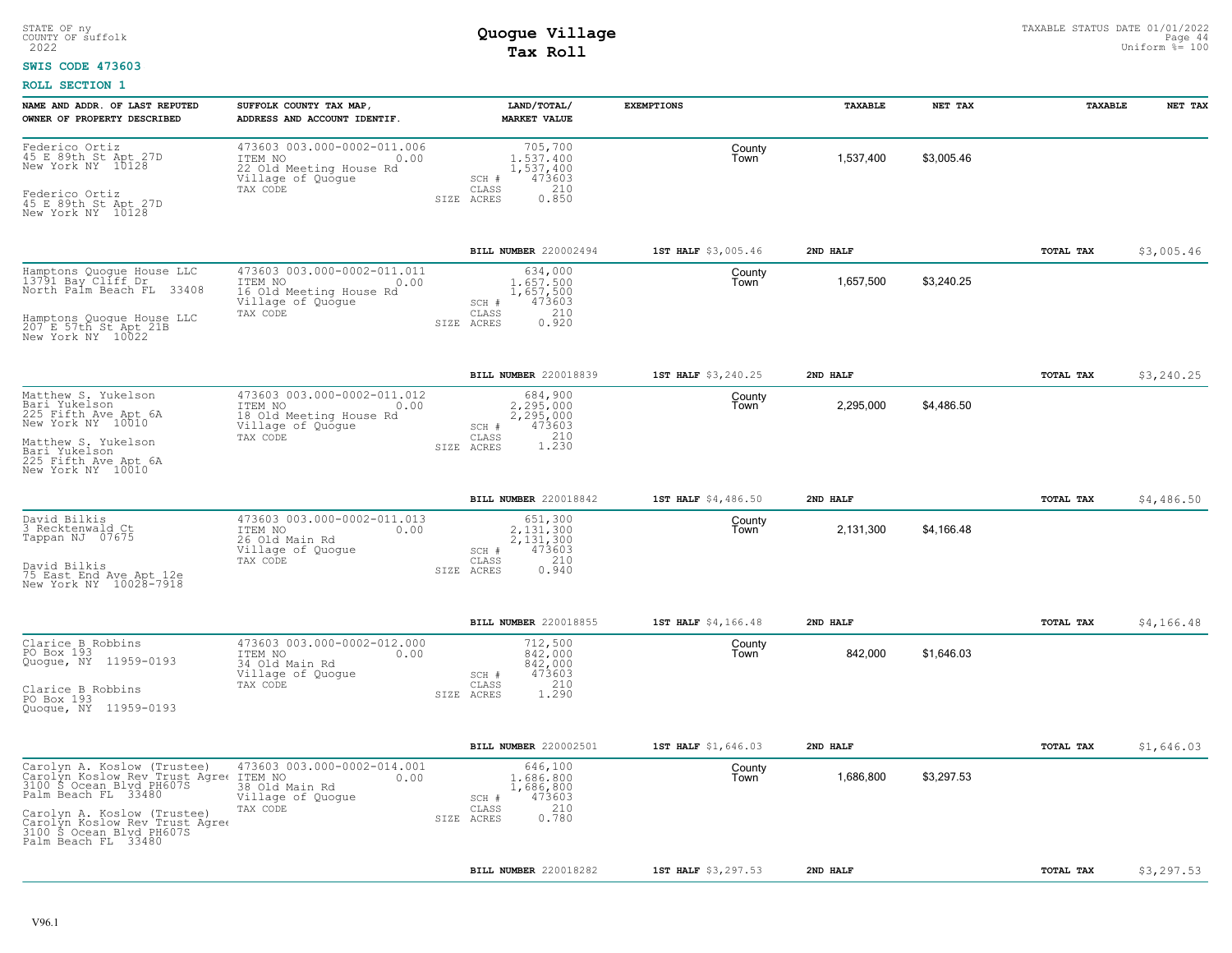STATE OF ny
COUNTY OF suffolk
2022

# Quogue Village
## Tax Roll

TAXABLE STATUS DATE 01/01/2022
Uniform %= 100

**SWIS CODE 473603**

**ROLL SECTION 1**

| NAME AND ADDR. OF LAST REPUTED OWNER OF PROPERTY DESCRIBED | SUFFOLK COUNTY TAX MAP, ADDRESS AND ACCOUNT IDENTIF. | LAND/TOTAL/ MARKET VALUE | EXEMPTIONS | TAXABLE | NET TAX | TAXABLE | NET TAX |
|---|---|---|---|---|---|---|---|
| Federico Ortiz<br>45 E 89th St Apt 27D<br>New York NY 10128<br><br>Federico Ortiz<br>45 E 89th St Apt 27D<br>New York NY 10128 | 473603 003.000-0002-011.006<br>ITEM NO 0.00<br>22 Old Meeting House Rd<br>Village of Quogue<br>TAX CODE | 705,700<br>1,537,400<br>1,537,400<br>SCH # 473603<br>CLASS 210<br>SIZE ACRES 0.850 | County<br>Town | 1,537,400 | $3,005.46 | | |
| | | BILL NUMBER 220002494 | 1ST HALF $3,005.46 | 2ND HALF | | TOTAL TAX | $3,005.46 |
| Hamptons Quogue House LLC<br>13791 Bay Cliff Dr<br>North Palm Beach FL 33408<br><br>Hamptons Quogue House LLC<br>207 E 57th St Apt 21B<br>New York NY 10022 | 473603 003.000-0002-011.011<br>ITEM NO 0.00<br>16 Old Meeting House Rd<br>Village of Quogue<br>TAX CODE | 634,000<br>1,657,500<br>1,657,500<br>SCH # 473603<br>CLASS 210<br>SIZE ACRES 0.920 | County<br>Town | 1,657,500 | $3,240.25 | | |
| | | BILL NUMBER 220018839 | 1ST HALF $3,240.25 | 2ND HALF | | TOTAL TAX | $3,240.25 |
| Matthew S. Yukelson<br>Bari Yukelson<br>225 Fifth Ave Apt 6A<br>New York NY 10010<br><br>Matthew S. Yukelson<br>Bari Yukelson<br>225 Fifth Ave Apt 6A<br>New York NY 10010 | 473603 003.000-0002-011.012<br>ITEM NO 0.00<br>18 Old Meeting House Rd<br>Village of Quogue<br>TAX CODE | 684,900<br>2,295,000<br>2,295,000<br>SCH # 473603<br>CLASS 210<br>SIZE ACRES 1.230 | County<br>Town | 2,295,000 | $4,486.50 | | |
| | | BILL NUMBER 220018842 | 1ST HALF $4,486.50 | 2ND HALF | | TOTAL TAX | $4,486.50 |
| David Bilkis<br>3 Recktenwald Ct<br>Tappan NJ 07675<br><br>David Bilkis<br>75 East End Ave Apt 12e<br>New York NY 10028-7918 | 473603 003.000-0002-011.013<br>ITEM NO 0.00<br>26 Old Main Rd<br>Village of Quogue<br>TAX CODE | 651,300<br>2,131,300<br>2,131,300<br>SCH # 473603<br>CLASS 210<br>SIZE ACRES 0.940 | County<br>Town | 2,131,300 | $4,166.48 | | |
| | | BILL NUMBER 220018855 | 1ST HALF $4,166.48 | 2ND HALF | | TOTAL TAX | $4,166.48 |
| Clarice B Robbins<br>PO Box 193<br>Quogue, NY 11959-0193<br><br>Clarice B Robbins<br>PO Box 193<br>Quogue, NY 11959-0193 | 473603 003.000-0002-012.000<br>ITEM NO 0.00<br>34 Old Main Rd<br>Village of Quogue<br>TAX CODE | 712,500<br>842,000<br>842,000<br>SCH # 473603<br>CLASS 210<br>SIZE ACRES 1.290 | County<br>Town | 842,000 | $1,646.03 | | |
| | | BILL NUMBER 220002501 | 1ST HALF $1,646.03 | 2ND HALF | | TOTAL TAX | $1,646.03 |
| Carolyn A. Koslow (Trustee)<br>Carolyn Koslow Rev Trust Agree<br>3100 S Ocean Blvd PH607S<br>Palm Beach FL 33480<br><br>Carolyn A. Koslow (Trustee)<br>Carolyn Koslow Rev Trust Agree<br>3100 S Ocean Blvd PH607S<br>Palm Beach FL 33480 | 473603 003.000-0002-014.001<br>ITEM NO 0.00<br>38 Old Main Rd<br>Village of Quogue<br>TAX CODE | 646,100<br>1,686,800<br>1,686,800<br>SCH # 473603<br>CLASS 210<br>SIZE ACRES 0.780 | County<br>Town | 1,686,800 | $3,297.53 | | |
| | | BILL NUMBER 220018282 | 1ST HALF $3,297.53 | 2ND HALF | | TOTAL TAX | $3,297.53 |

V96.1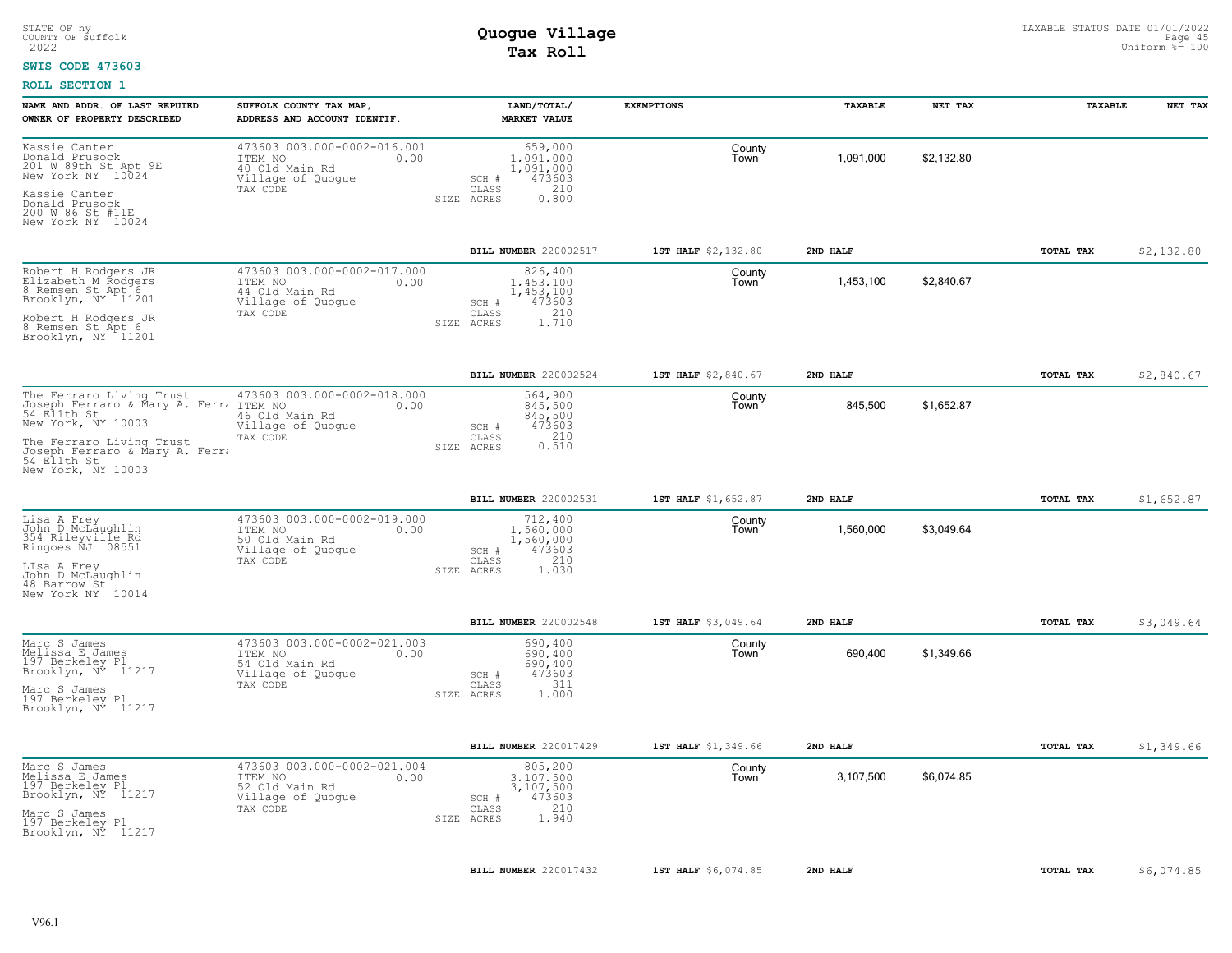STATE OF ny
COUNTY OF suffolk
2022

# Quogue Village
## Tax Roll

TAXABLE STATUS DATE 01/01/2022
Uniform %= 100

**SWIS CODE 473603**

**ROLL SECTION 1**

| NAME AND ADDR. OF LAST REPUTED OWNER OF PROPERTY DESCRIBED | SUFFOLK COUNTY TAX MAP, ADDRESS AND ACCOUNT IDENTIF. | LAND/TOTAL/ MARKET VALUE | EXEMPTIONS | TAXABLE | NET TAX | TAXABLE | NET TAX |
|---|---|---|---|---|---|---|---|
| Kassie Canter<br>Donald Prusock<br>201 W 89th St Apt 9E<br>New York NY 10024<br><br>Kassie Canter<br>Donald Prusock<br>200 W 86 St #11E<br>New York NY 10024 | 473603 003.000-0002-016.001<br>ITEM NO 0.00<br>40 Old Main Rd<br>Village of Quogue<br>TAX CODE | 659,000<br>1,091,000<br>1,091,000<br>SCH # 473603<br>CLASS 210<br>SIZE ACRES 0.800 | County<br>Town | 1,091,000 | $2,132.80 | | |
| | | BILL NUMBER 220002517 | 1ST HALF $2,132.80 | 2ND HALF | | TOTAL TAX | $2,132.80 |
| Robert H Rodgers JR<br>Elizabeth M Rodgers<br>8 Remsen St Apt 6<br>Brooklyn, NY 11201<br><br>Robert H Rodgers JR<br>8 Remsen St Apt 6<br>Brooklyn, NY 11201 | 473603 003.000-0002-017.000<br>ITEM NO 0.00<br>44 Old Main Rd<br>Village of Quogue<br>TAX CODE | 826,400<br>1,453,100<br>1,453,100<br>SCH # 473603<br>CLASS 210<br>SIZE ACRES 1.710 | County<br>Town | 1,453,100 | $2,840.67 | | |
| | | BILL NUMBER 220002524 | 1ST HALF $2,840.67 | 2ND HALF | | TOTAL TAX | $2,840.67 |
| The Ferraro Living Trust<br>Joseph Ferraro & Mary A. Ferra<br>54 E11th St<br>New York, NY 10003<br><br>The Ferraro Living Trust<br>Joseph Ferraro & Mary A. Ferra<br>54 E11th St<br>New York, NY 10003 | 473603 003.000-0002-018.000<br>ITEM NO 0.00<br>46 Old Main Rd<br>Village of Quogue<br>TAX CODE | 564,900<br>845,500<br>845,500<br>SCH # 473603<br>CLASS 210<br>SIZE ACRES 0.510 | County<br>Town | 845,500 | $1,652.87 | | |
| | | BILL NUMBER 220002531 | 1ST HALF $1,652.87 | 2ND HALF | | TOTAL TAX | $1,652.87 |
| Lisa A Frey<br>John D McLaughlin<br>354 Rileyville Rd<br>Ringoes NJ 08551<br><br>LIsa A Frey<br>John D McLaughlin<br>48 Barrow St<br>New York NY 10014 | 473603 003.000-0002-019.000<br>ITEM NO 0.00<br>50 Old Main Rd<br>Village of Quogue<br>TAX CODE | 712,400<br>1,560,000<br>1,560,000<br>SCH # 473603<br>CLASS 210<br>SIZE ACRES 1.030 | County<br>Town | 1,560,000 | $3,049.64 | | |
| | | BILL NUMBER 220002548 | 1ST HALF $3,049.64 | 2ND HALF | | TOTAL TAX | $3,049.64 |
| Marc S James<br>Melissa E James<br>197 Berkeley Pl<br>Brooklyn, NY 11217<br><br>Marc S James<br>197 Berkeley Pl<br>Brooklyn, NY 11217 | 473603 003.000-0002-021.003<br>ITEM NO 0.00<br>54 Old Main Rd<br>Village of Quogue<br>TAX CODE | 690,400<br>690,400<br>690,400<br>SCH # 473603<br>CLASS 311<br>SIZE ACRES 1.000 | County<br>Town | 690,400 | $1,349.66 | | |
| | | BILL NUMBER 220017429 | 1ST HALF $1,349.66 | 2ND HALF | | TOTAL TAX | $1,349.66 |
| Marc S James<br>Melissa E James<br>197 Berkeley Pl<br>Brooklyn, NY 11217<br><br>Marc S James<br>197 Berkeley Pl<br>Brooklyn, NY 11217 | 473603 003.000-0002-021.004<br>ITEM NO 0.00<br>52 Old Main Rd<br>Village of Quogue<br>TAX CODE | 805,200<br>3,107,500<br>3,107,500<br>SCH # 473603<br>CLASS 210<br>SIZE ACRES 1.940 | County<br>Town | 3,107,500 | $6,074.85 | | |
| | | BILL NUMBER 220017432 | 1ST HALF $6,074.85 | 2ND HALF | | TOTAL TAX | $6,074.85 |

V96.1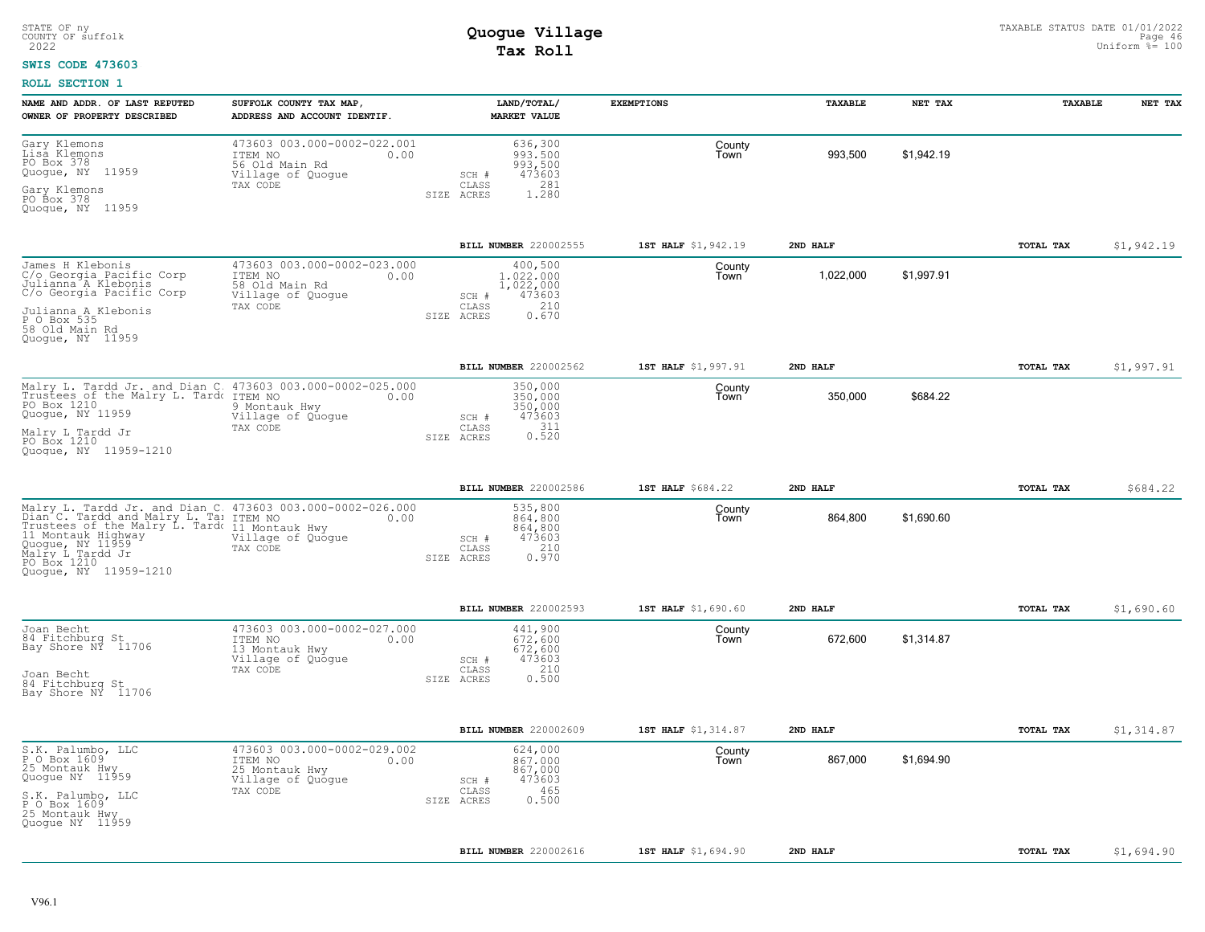STATE OF ny
COUNTY OF suffolk
2022

# Quogue Village
## Tax Roll

TAXABLE STATUS DATE 01/01/2022
Uniform %= 100

**SWIS CODE 473603**

**ROLL SECTION 1**

| NAME AND ADDR. OF LAST REPUTED OWNER OF PROPERTY DESCRIBED | SUFFOLK COUNTY TAX MAP, ADDRESS AND ACCOUNT IDENTIF. | LAND/TOTAL/ MARKET VALUE | EXEMPTIONS | TAXABLE | NET TAX | TAXABLE | NET TAX |
|---|---|---|---|---|---|---|---|
| Gary Klemons<br>Lisa Klemons<br>PO Box 378<br>Quogue, NY 11959<br><br>Gary Klemons<br>PO Box 378<br>Quogue, NY 11959 | 473603 003.000-0002-022.001<br>ITEM NO 0.00<br>56 Old Main Rd<br>Village of Quogue<br>TAX CODE | 636,300<br>993,500<br>993,500<br>SCH # 473603<br>CLASS 281<br>SIZE ACRES 1.280 | County<br>Town | 993,500 | $1,942.19 | | |
| | | BILL NUMBER 220002555 | 1ST HALF $1,942.19 | 2ND HALF | | TOTAL TAX | $1,942.19 |
| James H Klebonis<br>C/o Georgia Pacific Corp<br>Julianna A Klebonis<br>C/o Georgia Pacific Corp<br><br>Julianna A Klebonis<br>P O Box 535<br>58 Old Main Rd<br>Quogue, NY 11959 | 473603 003.000-0002-023.000<br>ITEM NO 0.00<br>58 Old Main Rd<br>Village of Quogue<br>TAX CODE | 400,500<br>1,022,000<br>1,022,000<br>SCH # 473603<br>CLASS 210<br>SIZE ACRES 0.670 | County<br>Town | 1,022,000 | $1,997.91 | | |
| | | BILL NUMBER 220002562 | 1ST HALF $1,997.91 | 2ND HALF | | TOTAL TAX | $1,997.91 |
| Malry L. Tardd Jr. and Dian C.<br>Trustees of the Malry L. Tardd<br>PO Box 1210<br>Quogue, NY 11959<br><br>Malry L Tardd Jr<br>PO Box 1210<br>Quogue, NY 11959-1210 | 473603 003.000-0002-025.000<br>ITEM NO 0.00<br>9 Montauk Hwy<br>Village of Quogue<br>TAX CODE | 350,000<br>350,000<br>350,000<br>SCH # 473603<br>CLASS 311<br>SIZE ACRES 0.520 | County<br>Town | 350,000 | $684.22 | | |
| | | BILL NUMBER 220002586 | 1ST HALF $684.22 | 2ND HALF | | TOTAL TAX | $684.22 |
| Malry L. Tardd Jr. and Dian C.<br>Dian C. Tardd and Malry L. Ta<br>Trustees of the Malry L. Tardd<br>11 Montauk Highway<br>Quogue, NY 11959<br>Malry L Tardd Jr<br>PO Box 1210<br>Quogue, NY 11959-1210 | 473603 003.000-0002-026.000<br>ITEM NO 0.00<br>11 Montauk Hwy<br>Village of Quogue<br>TAX CODE | 535,800<br>864,800<br>864,800<br>SCH # 473603<br>CLASS 210<br>SIZE ACRES 0.970 | County<br>Town | 864,800 | $1,690.60 | | |
| | | BILL NUMBER 220002593 | 1ST HALF $1,690.60 | 2ND HALF | | TOTAL TAX | $1,690.60 |
| Joan Becht<br>84 Fitchburg St<br>Bay Shore NY 11706<br><br>Joan Becht<br>84 Fitchburg St<br>Bay Shore NY 11706 | 473603 003.000-0002-027.000<br>ITEM NO 0.00<br>13 Montauk Hwy<br>Village of Quogue<br>TAX CODE | 441,900<br>672,600<br>672,600<br>SCH # 473603<br>CLASS 210<br>SIZE ACRES 0.500 | County<br>Town | 672,600 | $1,314.87 | | |
| | | BILL NUMBER 220002609 | 1ST HALF $1,314.87 | 2ND HALF | | TOTAL TAX | $1,314.87 |
| S.K. Palumbo, LLC<br>P O Box 1609<br>25 Montauk Hwy<br>Quogue NY 11959<br><br>S.K. Palumbo, LLC<br>P O Box 1609<br>25 Montauk Hwy<br>Quogue NY 11959 | 473603 003.000-0002-029.002<br>ITEM NO 0.00<br>25 Montauk Hwy<br>Village of Quogue<br>TAX CODE | 624,000<br>867,000<br>867,000<br>SCH # 473603<br>CLASS 465<br>SIZE ACRES 0.500 | County<br>Town | 867,000 | $1,694.90 | | |
| | | BILL NUMBER 220002616 | 1ST HALF $1,694.90 | 2ND HALF | | TOTAL TAX | $1,694.90 |

V96.1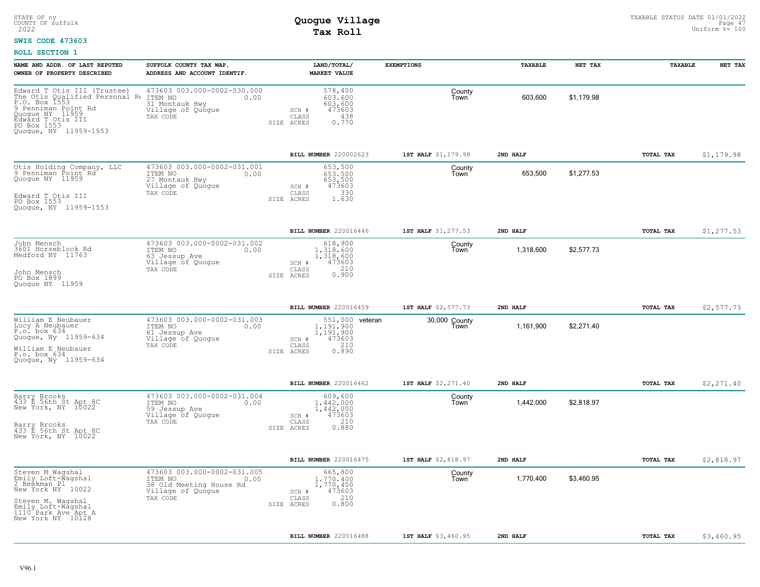STATE OF ny
COUNTY OF suffolk
2022

# Quogue Village
## Tax Roll

TAXABLE STATUS DATE 01/01/2022
Uniform %= 100

**SWIS CODE 473603**

**ROLL SECTION 1**

| NAME AND ADDR. OF LAST REPUTED OWNER OF PROPERTY DESCRIBED | SUFFOLK COUNTY TAX MAP, ADDRESS AND ACCOUNT IDENTIF. | LAND/TOTAL/ MARKET VALUE | EXEMPTIONS | | TAXABLE | NET TAX | TAXABLE | NET TAX |
|---|---|---|---|---|---|---|---|---|
| Edward T Otis III (Trustee)<br>The Otis Qualified Personal Re<br>P.O. Box 1553<br>9 Penniman Point Rd<br>Quogue NY 11959<br>Edward T Otis III<br>PO Box 1553<br>Quogue, NY 11959-1553 | 473603 003.000-0002-030.000<br>ITEM NO 0.00<br>31 Montauk Hwy<br>Village of Quogue<br>TAX CODE | 578,400<br>603,600<br>603,600<br>SCH # 473603<br>CLASS 438<br>SIZE ACRES 0.770 | | County<br>Town | 603,600 | $1,179.98 | | |
| | | BILL NUMBER 220002623 | 1ST HALF $1,179.98 | | 2ND HALF | | TOTAL TAX | $1,179.98 |
| Otis Holding Company, LLC<br>9 Penniman Point Rd<br>Quogue NY 11959<br><br>Edward T Otis III<br>PO Box 1553<br>Quogue, NY 11959-1553 | 473603 003.000-0002-031.001<br>ITEM NO 0.00<br>27 Montauk Hwy<br>Village of Quogue<br>TAX CODE | 653,500<br>653,500<br>653,500<br>SCH # 473603<br>CLASS 330<br>SIZE ACRES 1.630 | | County<br>Town | 653,500 | $1,277.53 | | |
| | | BILL NUMBER 220016446 | 1ST HALF $1,277.53 | | 2ND HALF | | TOTAL TAX | $1,277.53 |
| John Mensch<br>3601 Horseblock Rd<br>Medford NY 11763<br><br>John Mensch<br>PO Box 1899<br>Quogue NY 11959 | 473603 003.000-0002-031.002<br>ITEM NO 0.00<br>63 Jessup Ave<br>Village of Quogue<br>TAX CODE | 618,900<br>1,318,600<br>1,318,600<br>SCH # 473603<br>CLASS 210<br>SIZE ACRES 0.900 | | County<br>Town | 1,318,600 | $2,577.73 | | |
| | | BILL NUMBER 220016459 | 1ST HALF $2,577.73 | | 2ND HALF | | TOTAL TAX | $2,577.73 |
| William E Neubauer<br>Lucy A Neubauer<br>P.o. box 634<br>Quogue, Ny 11959-634<br><br>William E Neubauer<br>P.o. box 634<br>Quogue, Ny 11959-634 | 473603 003.000-0002-031.003<br>ITEM NO 0.00<br>61 Jessup Ave<br>Village of Quogue<br>TAX CODE | 551,000<br>1,191,900<br>1,191,900<br>SCH # 473603<br>CLASS 210<br>SIZE ACRES 0.890 | veteran 30,000 | County<br>Town | 1,161,900 | $2,271.40 | | |
| | | BILL NUMBER 220016462 | 1ST HALF $2,271.40 | | 2ND HALF | | TOTAL TAX | $2,271.40 |
| Barry Brooks<br>433 E 56th St Apt 8C<br>New York, NY 10022<br><br>Barry Brooks<br>433 E 56th St Apt 8C<br>New York, NY 10022 | 473603 003.000-0002-031.004<br>ITEM NO 0.00<br>59 Jessup Ave<br>Village of Quogue<br>TAX CODE | 609,600<br>1,442,000<br>1,442,000<br>SCH # 473603<br>CLASS 210<br>SIZE ACRES 0.880 | | County<br>Town | 1,442,000 | $2,818.97 | | |
| | | BILL NUMBER 220016475 | 1ST HALF $2,818.97 | | 2ND HALF | | TOTAL TAX | $2,818.97 |
| Steven M Wagshal<br>Emily Loft-Wagshal<br>2 Beekman Pl<br>New York NY 10022<br><br>Steven M. Wagshal<br>Emily Loft-Wagshal<br>1110 Park Ave Apt A<br>New York NY 10128 | 473603 003.000-0002-031.005<br>ITEM NO 0.00<br>38 Old Meeting House Rd<br>Village of Quogue<br>TAX CODE | 665,800<br>1,770,400<br>1,770,400<br>SCH # 473603<br>CLASS 210<br>SIZE ACRES 0.800 | | County<br>Town | 1,770,400 | $3,460.95 | | |
| | | BILL NUMBER 220016488 | 1ST HALF $3,460.95 | | 2ND HALF | | TOTAL TAX | $3,460.95 |

V96.1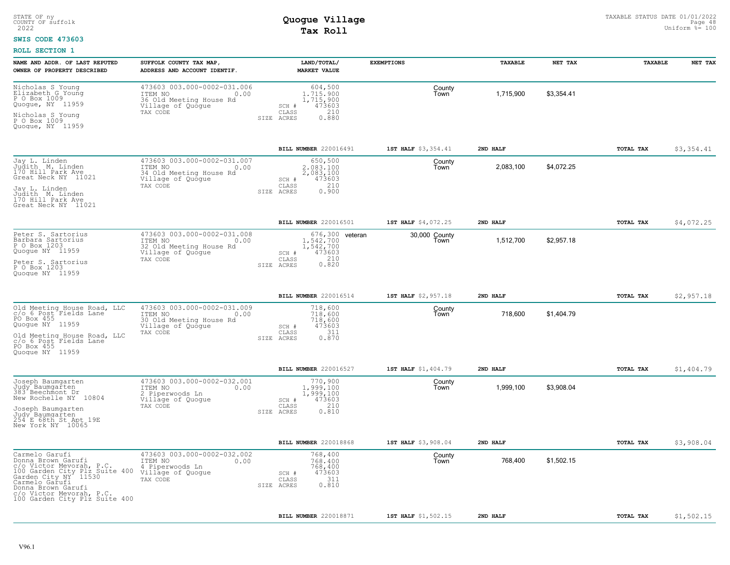STATE OF ny
COUNTY OF suffolk
2022

# Quogue Village
## Tax Roll

TAXABLE STATUS DATE 01/01/2022
Uniform %= 100

**SWIS CODE 473603**

**ROLL SECTION 1**

| NAME AND ADDR. OF LAST REPUTED OWNER OF PROPERTY DESCRIBED | SUFFOLK COUNTY TAX MAP, ADDRESS AND ACCOUNT IDENTIF. | LAND/TOTAL/ MARKET VALUE | EXEMPTIONS | | TAXABLE | NET TAX | TAXABLE | NET TAX |
|---|---|---|---|---|---|---|---|---|
| Nicholas S Young<br>Elizabeth G Young<br>P O Box 1009<br>Quogue, NY 11959<br>Nicholas S Young<br>P O Box 1009<br>Quogue, NY 11959 | 473603 003.000-0002-031.006<br>ITEM NO 0.00<br>36 Old Meeting House Rd<br>Village of Quogue<br>TAX CODE | 604,500<br>1,715,900<br>1,715,900<br>SCH # 473603<br>CLASS 210<br>SIZE ACRES 0.880 | | County<br>Town | 1,715,900 | $3,354.41 | | |
| | | BILL NUMBER 220016491 | 1ST HALF $3,354.41 | | 2ND HALF | | TOTAL TAX | $3,354.41 |
| Jay L. Linden<br>Judith M. Linden<br>170 Hill Park Ave<br>Great Neck NY 11021<br>Jay L. Linden<br>Judith M. Linden<br>170 Hill Park Ave<br>Great Neck NY 11021 | 473603 003.000-0002-031.007<br>ITEM NO 0.00<br>34 Old Meeting House Rd<br>Village of Quogue<br>TAX CODE | 650,500<br>2,083,100<br>2,083,100<br>SCH # 473603<br>CLASS 210<br>SIZE ACRES 0.900 | | County<br>Town | 2,083,100 | $4,072.25 | | |
| | | BILL NUMBER 220016501 | 1ST HALF $4,072.25 | | 2ND HALF | | TOTAL TAX | $4,072.25 |
| Peter S. Sartorius<br>Barbara Sartorius<br>P O Box 1203<br>Quogue NY 11959<br>Peter S. Sartorius<br>P O Box 1203<br>Quogue NY 11959 | 473603 003.000-0002-031.008<br>ITEM NO 0.00<br>32 Old Meeting House Rd<br>Village of Quogue<br>TAX CODE | 676,300<br>1,542,700<br>1,542,700<br>SCH # 473603<br>CLASS 210<br>SIZE ACRES 0.820 | veteran 30,000 | County<br>Town | 1,512,700 | $2,957.18 | | |
| | | BILL NUMBER 220016514 | 1ST HALF $2,957.18 | | 2ND HALF | | TOTAL TAX | $2,957.18 |
| Old Meeting House Road, LLC<br>c/o 6 Post Fields Lane<br>PO Box 455<br>Quogue NY 11959<br>Old Meeting House Road, LLC<br>c/o 6 Post Fields Lane<br>PO Box 455<br>Quogue NY 11959 | 473603 003.000-0002-031.009<br>ITEM NO 0.00<br>30 Old Meeting House Rd<br>Village of Quogue<br>TAX CODE | 718,600<br>718,600<br>718,600<br>SCH # 473603<br>CLASS 311<br>SIZE ACRES 0.870 | | County<br>Town | 718,600 | $1,404.79 | | |
| | | BILL NUMBER 220016527 | 1ST HALF $1,404.79 | | 2ND HALF | | TOTAL TAX | $1,404.79 |
| Joseph Baumgarten<br>Judy Baumgarten<br>383 Beechmont Dr<br>New Rochelle NY 10804<br>Joseph Baumgarten<br>Judy Baumgarten<br>254 E 68th St Apt 19E<br>New York NY 10065 | 473603 003.000-0002-032.001<br>ITEM NO 0.00<br>2 Piperwoods Ln<br>Village of Quogue<br>TAX CODE | 770,900<br>1,999,100<br>1,999,100<br>SCH # 473603<br>CLASS 210<br>SIZE ACRES 0.810 | | County<br>Town | 1,999,100 | $3,908.04 | | |
| | | BILL NUMBER 220018868 | 1ST HALF $3,908.04 | | 2ND HALF | | TOTAL TAX | $3,908.04 |
| Carmelo Garufi<br>Donna Brown Garufi<br>c/o Victor Mevorah, P.C.<br>100 Garden City Plz Suite 400<br>Garden City NY 11530<br>Carmelo Garufi<br>Donna Brown Garufi<br>c/o Victor Mevorah, P.C.<br>100 Garden City Plz Suite 400 | 473603 003.000-0002-032.002<br>ITEM NO 0.00<br>4 Piperwoods Ln<br>Village of Quogue<br>TAX CODE | 768,400<br>768,400<br>768,400<br>SCH # 473603<br>CLASS 311<br>SIZE ACRES 0.810 | | County<br>Town | 768,400 | $1,502.15 | | |
| | | BILL NUMBER 220018871 | 1ST HALF $1,502.15 | | 2ND HALF | | TOTAL TAX | $1,502.15 |

V96.1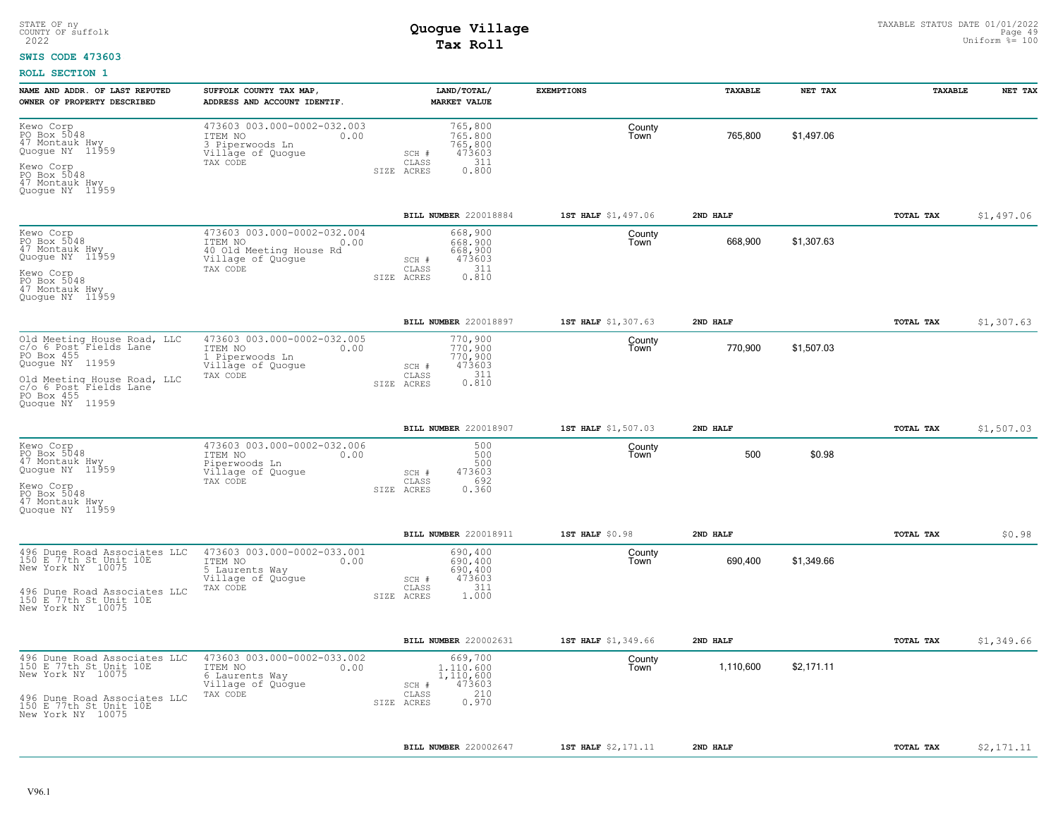STATE OF ny
COUNTY OF suffolk
2022

# Quogue Village
## Tax Roll

TAXABLE STATUS DATE 01/01/2022
Uniform %= 100

**SWIS CODE 473603**

**ROLL SECTION 1**

| NAME AND ADDR. OF LAST REPUTED OWNER OF PROPERTY DESCRIBED | SUFFOLK COUNTY TAX MAP, ADDRESS AND ACCOUNT IDENTIF. | LAND/TOTAL/ MARKET VALUE | EXEMPTIONS | TAXABLE | NET TAX | TAXABLE | NET TAX |
|---|---|---|---|---|---|---|---|
| Kewo Corp<br>PO Box 5048<br>47 Montauk Hwy<br>Quogue NY 11959<br><br>Kewo Corp<br>PO Box 5048<br>47 Montauk Hwy<br>Quogue NY 11959 | 473603 003.000-0002-032.003<br>ITEM NO 0.00<br>3 Piperwoods Ln<br>Village of Quogue<br>TAX CODE | 765,800<br>765,800<br>765,800<br>SCH # 473603<br>CLASS 311<br>SIZE ACRES 0.800 | County<br>Town | 765,800 | $1,497.06 | | |
| | | BILL NUMBER 220018884 | 1ST HALF $1,497.06 | 2ND HALF | | TOTAL TAX | $1,497.06 |
| Kewo Corp<br>PO Box 5048<br>47 Montauk Hwy<br>Quogue NY 11959<br><br>Kewo Corp<br>PO Box 5048<br>47 Montauk Hwy<br>Quogue NY 11959 | 473603 003.000-0002-032.004<br>ITEM NO 0.00<br>40 Old Meeting House Rd<br>Village of Quogue<br>TAX CODE | 668,900<br>668,900<br>668,900<br>SCH # 473603<br>CLASS 311<br>SIZE ACRES 0.810 | County<br>Town | 668,900 | $1,307.63 | | |
| | | BILL NUMBER 220018897 | 1ST HALF $1,307.63 | 2ND HALF | | TOTAL TAX | $1,307.63 |
| Old Meeting House Road, LLC<br>c/o 6 Post Fields Lane<br>PO Box 455<br>Quogue NY 11959<br><br>Old Meeting House Road, LLC<br>c/o 6 Post Fields Lane<br>PO Box 455<br>Quogue NY 11959 | 473603 003.000-0002-032.005<br>ITEM NO 0.00<br>1 Piperwoods Ln<br>Village of Quogue<br>TAX CODE | 770,900<br>770,900<br>770,900<br>SCH # 473603<br>CLASS 311<br>SIZE ACRES 0.810 | County<br>Town | 770,900 | $1,507.03 | | |
| | | BILL NUMBER 220018907 | 1ST HALF $1,507.03 | 2ND HALF | | TOTAL TAX | $1,507.03 |
| Kewo Corp<br>PO Box 5048<br>47 Montauk Hwy<br>Quogue NY 11959<br><br>Kewo Corp<br>PO Box 5048<br>47 Montauk Hwy<br>Quogue NY 11959 | 473603 003.000-0002-032.006<br>ITEM NO 0.00<br>Piperwoods Ln<br>Village of Quogue<br>TAX CODE | 500<br>500<br>500<br>SCH # 473603<br>CLASS 692<br>SIZE ACRES 0.360 | County<br>Town | 500 | $0.98 | | |
| | | BILL NUMBER 220018911 | 1ST HALF $0.98 | 2ND HALF | | TOTAL TAX | $0.98 |
| 496 Dune Road Associates LLC<br>150 E 77th St Unit 10E<br>New York NY 10075<br><br>496 Dune Road Associates LLC<br>150 E 77th St Unit 10E<br>New York NY 10075 | 473603 003.000-0002-033.001<br>ITEM NO 0.00<br>5 Laurents Way<br>Village of Quogue<br>TAX CODE | 690,400<br>690,400<br>690,400<br>SCH # 473603<br>CLASS 311<br>SIZE ACRES 1.000 | County<br>Town | 690,400 | $1,349.66 | | |
| | | BILL NUMBER 220002631 | 1ST HALF $1,349.66 | 2ND HALF | | TOTAL TAX | $1,349.66 |
| 496 Dune Road Associates LLC<br>150 E 77th St Unit 10E<br>New York NY 10075<br><br>496 Dune Road Associates LLC<br>150 E 77th St Unit 10E<br>New York NY 10075 | 473603 003.000-0002-033.002<br>ITEM NO 0.00<br>6 Laurents Way<br>Village of Quogue<br>TAX CODE | 669,700<br>1,110,600<br>1,110,600<br>SCH # 473603<br>CLASS 210<br>SIZE ACRES 0.970 | County<br>Town | 1,110,600 | $2,171.11 | | |
| | | BILL NUMBER 220002647 | 1ST HALF $2,171.11 | 2ND HALF | | TOTAL TAX | $2,171.11 |

V96.1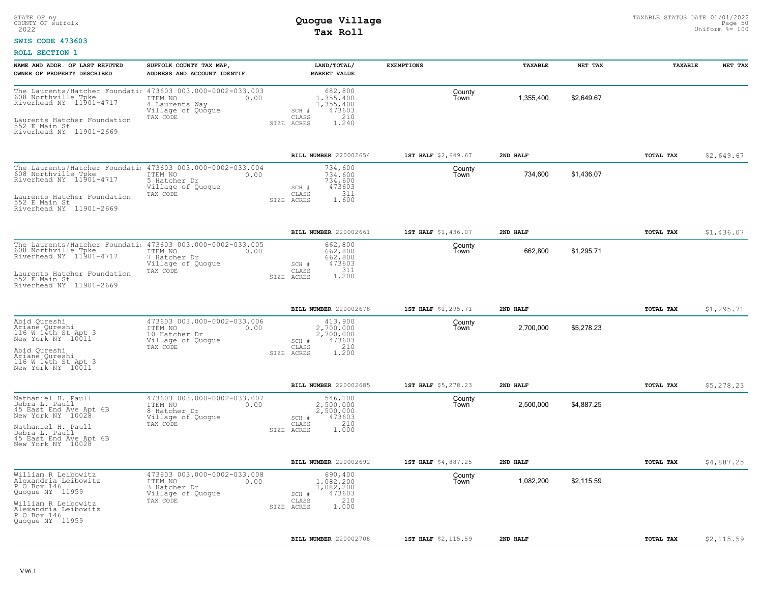STATE OF ny
COUNTY OF suffolk
2022

# Quogue Village
## Tax Roll

TAXABLE STATUS DATE 01/01/2022
Uniform %= 100

**SWIS CODE 473603**

**ROLL SECTION 1**

| NAME AND ADDR. OF LAST REPUTED OWNER OF PROPERTY DESCRIBED | SUFFOLK COUNTY TAX MAP, ADDRESS AND ACCOUNT IDENTIF. | LAND/TOTAL/ MARKET VALUE | EXEMPTIONS | | TAXABLE | NET TAX | TAXABLE | NET TAX |
|---|---|---|---|---|---|---|---|---|
| The Laurents/Hatcher Foundatic 608 Northville Tpke Riverhead NY 11901-4717 Laurents Hatcher Foundation 552 E Main St Riverhead NY 11901-2669 | 473603 003.000-0002-033.003 ITEM NO 0.00 4 Laurents Way Village of Quogue TAX CODE | 682,800 1,355,400 1,355,400 SCH # 473603 CLASS 210 SIZE ACRES 1.240 | | County Town | 1,355,400 | $2,649.67 | | |
| | | BILL NUMBER 220002654 | 1ST HALF $2,649.67 | 2ND HALF | | | TOTAL TAX | $2,649.67 |
| The Laurents/Hatcher Foundatic 608 Northville Tpke Riverhead NY 11901-4717 Laurents Hatcher Foundation 552 E Main St Riverhead NY 11901-2669 | 473603 003.000-0002-033.004 ITEM NO 0.00 5 Hatcher Dr Village of Quogue TAX CODE | 734,600 734,600 734,600 SCH # 473603 CLASS 311 SIZE ACRES 1.600 | | County Town | 734,600 | $1,436.07 | | |
| | | BILL NUMBER 220002661 | 1ST HALF $1,436.07 | 2ND HALF | | | TOTAL TAX | $1,436.07 |
| The Laurents/Hatcher Foundatic 608 Northville Tpke Riverhead NY 11901-4717 Laurents Hatcher Foundation 552 E Main St Riverhead NY 11901-2669 | 473603 003.000-0002-033.005 ITEM NO 0.00 7 Hatcher Dr Village of Quogue TAX CODE | 662,800 662,800 662,800 SCH # 473603 CLASS 311 SIZE ACRES 1.200 | | County Town | 662,800 | $1,295.71 | | |
| | | BILL NUMBER 220002678 | 1ST HALF $1,295.71 | 2ND HALF | | | TOTAL TAX | $1,295.71 |
| Abid Qureshi Ariane Qureshi 116 W 14th St Apt 3 New York NY 10011 Abid Qureshi Ariane Qureshi 116 W 14th St Apt 3 New York NY 10011 | 473603 003.000-0002-033.006 ITEM NO 0.00 10 Hatcher Dr Village of Quogue TAX CODE | 413,900 2,700,000 2,700,000 SCH # 473603 CLASS 210 SIZE ACRES 1.200 | | County Town | 2,700,000 | $5,278.23 | | |
| | | BILL NUMBER 220002685 | 1ST HALF $5,278.23 | 2ND HALF | | | TOTAL TAX | $5,278.23 |
| Nathaniel H. Paull Debra L. Paull 45 East End Ave Apt 6B New York NY 10028 Nathaniel H. Paull Debra L. Paull 45 East End Ave Apt 6B New York NY 10028 | 473603 003.000-0002-033.007 ITEM NO 0.00 8 Hatcher Dr Village of Quogue TAX CODE | 546,100 2,500,000 2,500,000 SCH # 473603 CLASS 210 SIZE ACRES 1.000 | | County Town | 2,500,000 | $4,887.25 | | |
| | | BILL NUMBER 220002692 | 1ST HALF $4,887.25 | 2ND HALF | | | TOTAL TAX | $4,887.25 |
| William R Leibowitz Alexandria Leibowitz P O Box 146 Quogue NY 11959 William R Leibowitz Alexandria Leibowitz P O Box 146 Quogue NY 11959 | 473603 003.000-0002-033.008 ITEM NO 0.00 3 Hatcher Dr Village of Quogue TAX CODE | 690,400 1,082,200 1,082,200 SCH # 473603 CLASS 210 SIZE ACRES 1.000 | | County Town | 1,082,200 | $2,115.59 | | |
| | | BILL NUMBER 220002708 | 1ST HALF $2,115.59 | 2ND HALF | | | TOTAL TAX | $2,115.59 |

V96.1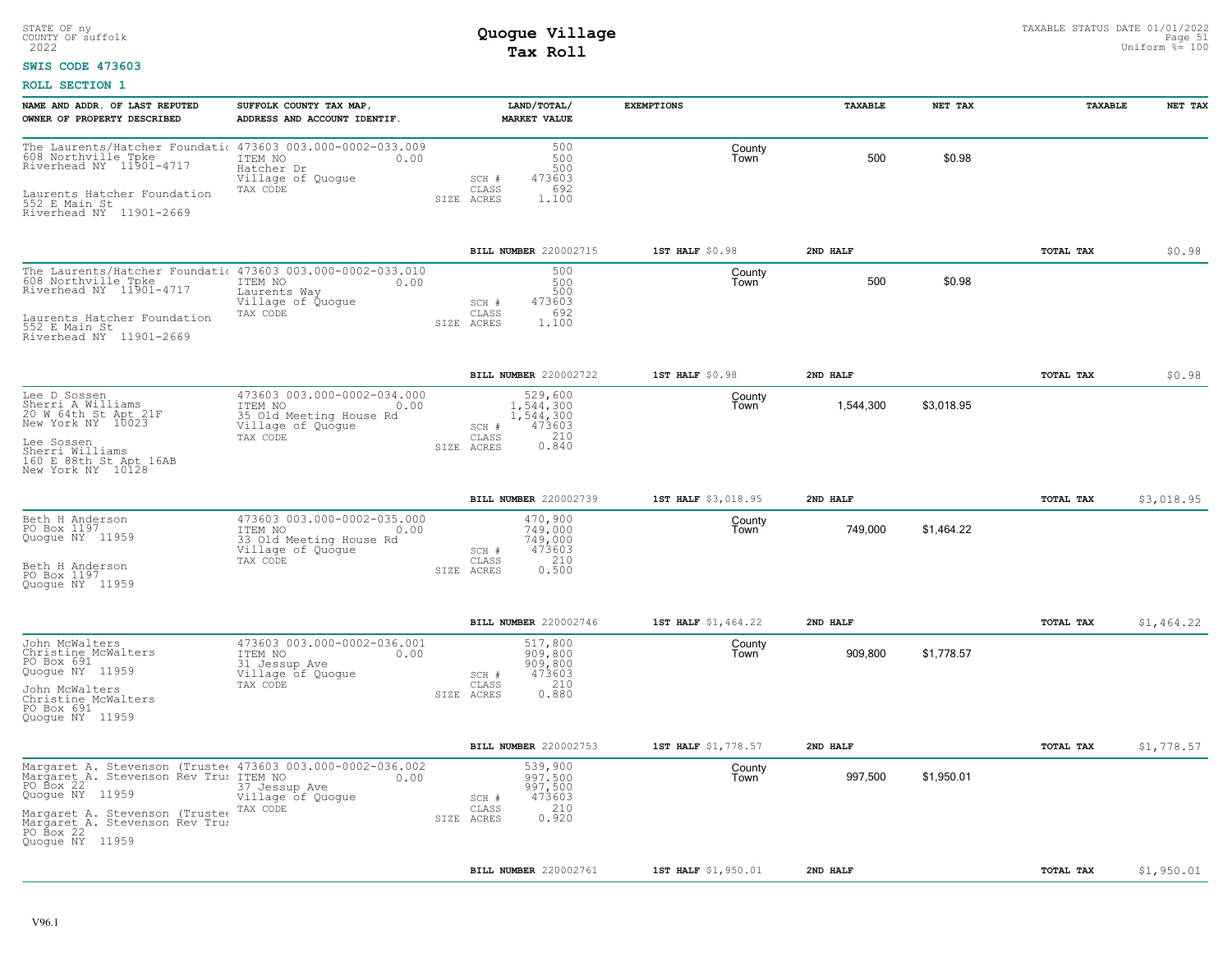STATE OF ny
COUNTY OF suffolk
2022

# Quogue Village
## Tax Roll

TAXABLE STATUS DATE 01/01/2022
Uniform %= 100

**SWIS CODE 473603**

**ROLL SECTION 1**

| NAME AND ADDR. OF LAST REPUTED OWNER OF PROPERTY DESCRIBED | SUFFOLK COUNTY TAX MAP, ADDRESS AND ACCOUNT IDENTIF. | LAND/TOTAL/ MARKET VALUE | EXEMPTIONS | | TAXABLE | NET TAX | TAXABLE | NET TAX |
|---|---|---|---|---|---|---|---|---|
| The Laurents/Hatcher Foundatio<br>608 Northville Tpke<br>Riverhead NY 11901-4717<br><br>Laurents Hatcher Foundation<br>552 E Main St<br>Riverhead NY 11901-2669 | 473603 003.000-0002-033.009<br>ITEM NO 0.00<br>Hatcher Dr<br>Village of Quogue<br>TAX CODE | 500<br>500<br>500<br>SCH # 473603<br>CLASS 692<br>SIZE ACRES 1.100 | | County<br>Town | 500 | $0.98 | | |
| | | **BILL NUMBER** 220002715 | **1ST HALF** $0.98 | **2ND HALF** | | | **TOTAL TAX** | $0.98 |
| The Laurents/Hatcher Foundatio<br>608 Northville Tpke<br>Riverhead NY 11901-4717<br><br>Laurents Hatcher Foundation<br>552 E Main St<br>Riverhead NY 11901-2669 | 473603 003.000-0002-033.010<br>ITEM NO 0.00<br>Laurents Way<br>Village of Quogue<br>TAX CODE | 500<br>500<br>500<br>SCH # 473603<br>CLASS 692<br>SIZE ACRES 1.100 | | County<br>Town | 500 | $0.98 | | |
| | | **BILL NUMBER** 220002722 | **1ST HALF** $0.98 | **2ND HALF** | | | **TOTAL TAX** | $0.98 |
| Lee D Sossen<br>Sherri A Williams<br>20 W 64th St Apt 21F<br>New York NY 10023<br><br>Lee Sossen<br>Sherri Williams<br>160 E 88th St Apt 16AB<br>New York NY 10128 | 473603 003.000-0002-034.000<br>ITEM NO 0.00<br>35 Old Meeting House Rd<br>Village of Quogue<br>TAX CODE | 529,600<br>1,544,300<br>1,544,300<br>SCH # 473603<br>CLASS 210<br>SIZE ACRES 0.840 | | County<br>Town | 1,544,300 | $3,018.95 | | |
| | | **BILL NUMBER** 220002739 | **1ST HALF** $3,018.95 | **2ND HALF** | | | **TOTAL TAX** | $3,018.95 |
| Beth H Anderson<br>PO Box 1197<br>Quogue NY 11959<br><br>Beth H Anderson<br>PO Box 1197<br>Quogue NY 11959 | 473603 003.000-0002-035.000<br>ITEM NO 0.00<br>33 Old Meeting House Rd<br>Village of Quogue<br>TAX CODE | 470,900<br>749,000<br>749,000<br>SCH # 473603<br>CLASS 210<br>SIZE ACRES 0.500 | | County<br>Town | 749,000 | $1,464.22 | | |
| | | **BILL NUMBER** 220002746 | **1ST HALF** $1,464.22 | **2ND HALF** | | | **TOTAL TAX** | $1,464.22 |
| John McWalters<br>Christine McWalters<br>PO Box 691<br>Quogue NY 11959<br><br>John McWalters<br>Christine McWalters<br>PO Box 691<br>Quogue NY 11959 | 473603 003.000-0002-036.001<br>ITEM NO 0.00<br>31 Jessup Ave<br>Village of Quogue<br>TAX CODE | 517,800<br>909,800<br>909,800<br>SCH # 473603<br>CLASS 210<br>SIZE ACRES 0.880 | | County<br>Town | 909,800 | $1,778.57 | | |
| | | **BILL NUMBER** 220002753 | **1ST HALF** $1,778.57 | **2ND HALF** | | | **TOTAL TAX** | $1,778.57 |
| Margaret A. Stevenson (Trustee<br>Margaret A. Stevenson Rev Trus<br>PO Box 22<br>Quogue NY 11959<br><br>Margaret A. Stevenson (Trustee<br>Margaret A. Stevenson Rev Trus<br>PO Box 22<br>Quogue NY 11959 | 473603 003.000-0002-036.002<br>ITEM NO 0.00<br>37 Jessup Ave<br>Village of Quogue<br>TAX CODE | 539,900<br>997,500<br>997,500<br>SCH # 473603<br>CLASS 210<br>SIZE ACRES 0.920 | | County<br>Town | 997,500 | $1,950.01 | | |
| | | **BILL NUMBER** 220002761 | **1ST HALF** $1,950.01 | **2ND HALF** | | | **TOTAL TAX** | $1,950.01 |

V96.1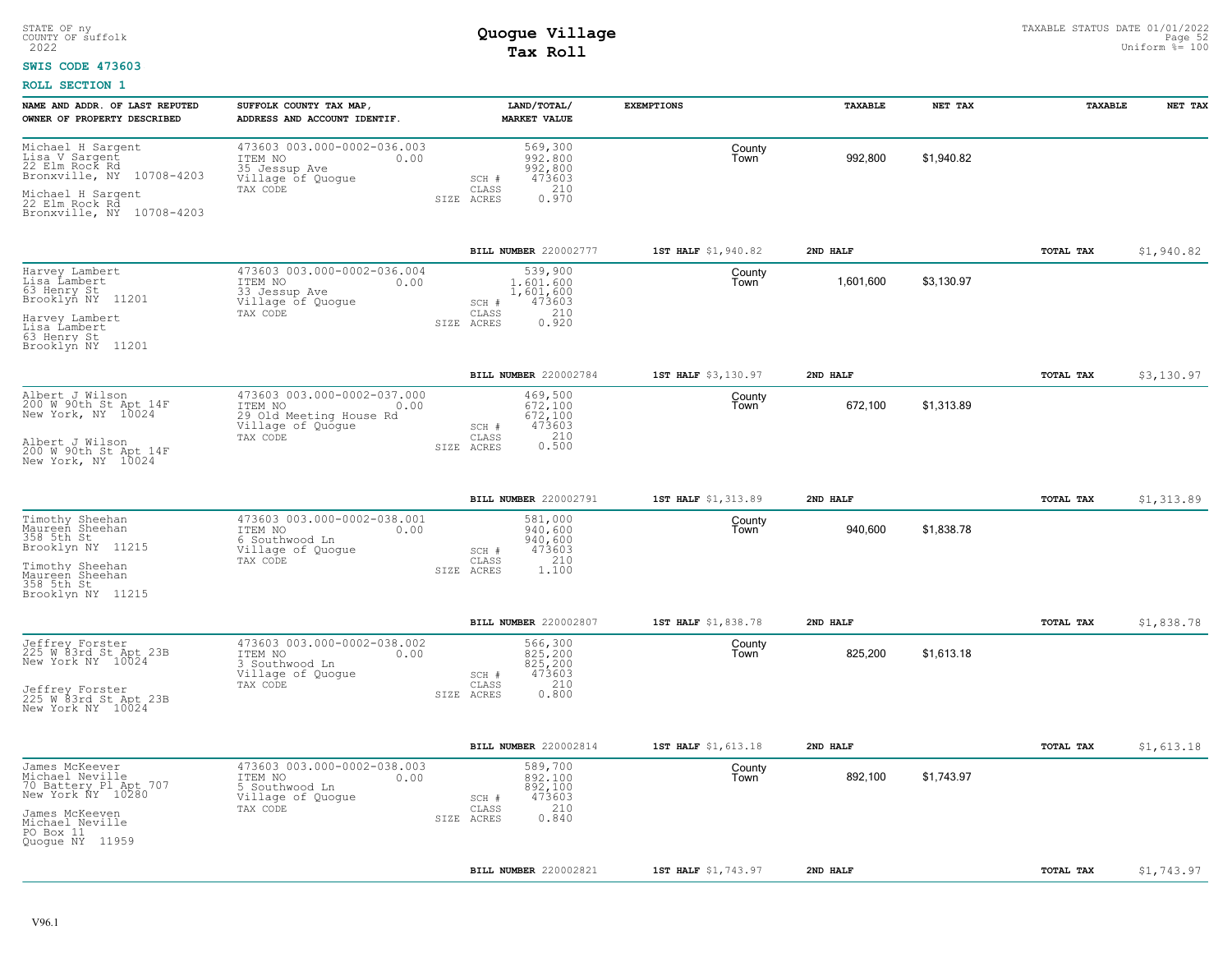STATE OF ny
COUNTY OF suffolk
2022

# Quogue Village
## Tax Roll

TAXABLE STATUS DATE 01/01/2022
Uniform %= 100

**SWIS CODE 473603**

**ROLL SECTION 1**

| NAME AND ADDR. OF LAST REPUTED OWNER OF PROPERTY DESCRIBED | SUFFOLK COUNTY TAX MAP, ADDRESS AND ACCOUNT IDENTIF. | LAND/TOTAL/ MARKET VALUE | EXEMPTIONS | TAXABLE | NET TAX | TAXABLE | NET TAX |
|---|---|---|---|---|---|---|---|
| Michael H Sargent<br>Lisa V Sargent<br>22 Elm Rock Rd<br>Bronxville, NY 10708-4203<br><br>Michael H Sargent<br>22 Elm Rock Rd<br>Bronxville, NY 10708-4203 | 473603 003.000-0002-036.003<br>ITEM NO 0.00<br>35 Jessup Ave<br>Village of Quogue<br>TAX CODE | 569,300<br>992,800<br>992,800<br>SCH # 473603<br>CLASS 210<br>SIZE ACRES 0.970 | County<br>Town | 992,800 | $1,940.82 | | |
| | | **BILL NUMBER** 220002777 | **1ST HALF** $1,940.82 | **2ND HALF** | | **TOTAL TAX** | $1,940.82 |
| Harvey Lambert<br>Lisa Lambert<br>63 Henry St<br>Brooklyn NY 11201<br><br>Harvey Lambert<br>Lisa Lambert<br>63 Henry St<br>Brooklyn NY 11201 | 473603 003.000-0002-036.004<br>ITEM NO 0.00<br>33 Jessup Ave<br>Village of Quogue<br>TAX CODE | 539,900<br>1,601,600<br>1,601,600<br>SCH # 473603<br>CLASS 210<br>SIZE ACRES 0.920 | County<br>Town | 1,601,600 | $3,130.97 | | |
| | | **BILL NUMBER** 220002784 | **1ST HALF** $3,130.97 | **2ND HALF** | | **TOTAL TAX** | $3,130.97 |
| Albert J Wilson<br>200 W 90th St Apt 14F<br>New York, NY 10024<br><br>Albert J Wilson<br>200 W 90th St Apt 14F<br>New York, NY 10024 | 473603 003.000-0002-037.000<br>ITEM NO 0.00<br>29 Old Meeting House Rd<br>Village of Quogue<br>TAX CODE | 469,500<br>672,100<br>672,100<br>SCH # 473603<br>CLASS 210<br>SIZE ACRES 0.500 | County<br>Town | 672,100 | $1,313.89 | | |
| | | **BILL NUMBER** 220002791 | **1ST HALF** $1,313.89 | **2ND HALF** | | **TOTAL TAX** | $1,313.89 |
| Timothy Sheehan<br>Maureen Sheehan<br>358 5th St<br>Brooklyn NY 11215<br><br>Timothy Sheehan<br>Maureen Sheehan<br>358 5th St<br>Brooklyn NY 11215 | 473603 003.000-0002-038.001<br>ITEM NO 0.00<br>6 Southwood Ln<br>Village of Quogue<br>TAX CODE | 581,000<br>940,600<br>940,600<br>SCH # 473603<br>CLASS 210<br>SIZE ACRES 1.100 | County<br>Town | 940,600 | $1,838.78 | | |
| | | **BILL NUMBER** 220002807 | **1ST HALF** $1,838.78 | **2ND HALF** | | **TOTAL TAX** | $1,838.78 |
| Jeffrey Forster<br>225 W 83rd St Apt 23B<br>New York NY 10024<br><br>Jeffrey Forster<br>225 W 83rd St Apt 23B<br>New York NY 10024 | 473603 003.000-0002-038.002<br>ITEM NO 0.00<br>3 Southwood Ln<br>Village of Quogue<br>TAX CODE | 566,300<br>825,200<br>825,200<br>SCH # 473603<br>CLASS 210<br>SIZE ACRES 0.800 | County<br>Town | 825,200 | $1,613.18 | | |
| | | **BILL NUMBER** 220002814 | **1ST HALF** $1,613.18 | **2ND HALF** | | **TOTAL TAX** | $1,613.18 |
| James McKeever<br>Michael Neville<br>70 Battery Pl Apt 707<br>New York NY 10280<br><br>James McKeeven<br>Michael Neville<br>PO Box 11<br>Quogue NY 11959 | 473603 003.000-0002-038.003<br>ITEM NO 0.00<br>5 Southwood Ln<br>Village of Quogue<br>TAX CODE | 589,700<br>892,100<br>892,100<br>SCH # 473603<br>CLASS 210<br>SIZE ACRES 0.840 | County<br>Town | 892,100 | $1,743.97 | | |
| | | **BILL NUMBER** 220002821 | **1ST HALF** $1,743.97 | **2ND HALF** | | **TOTAL TAX** | $1,743.97 |

V96.1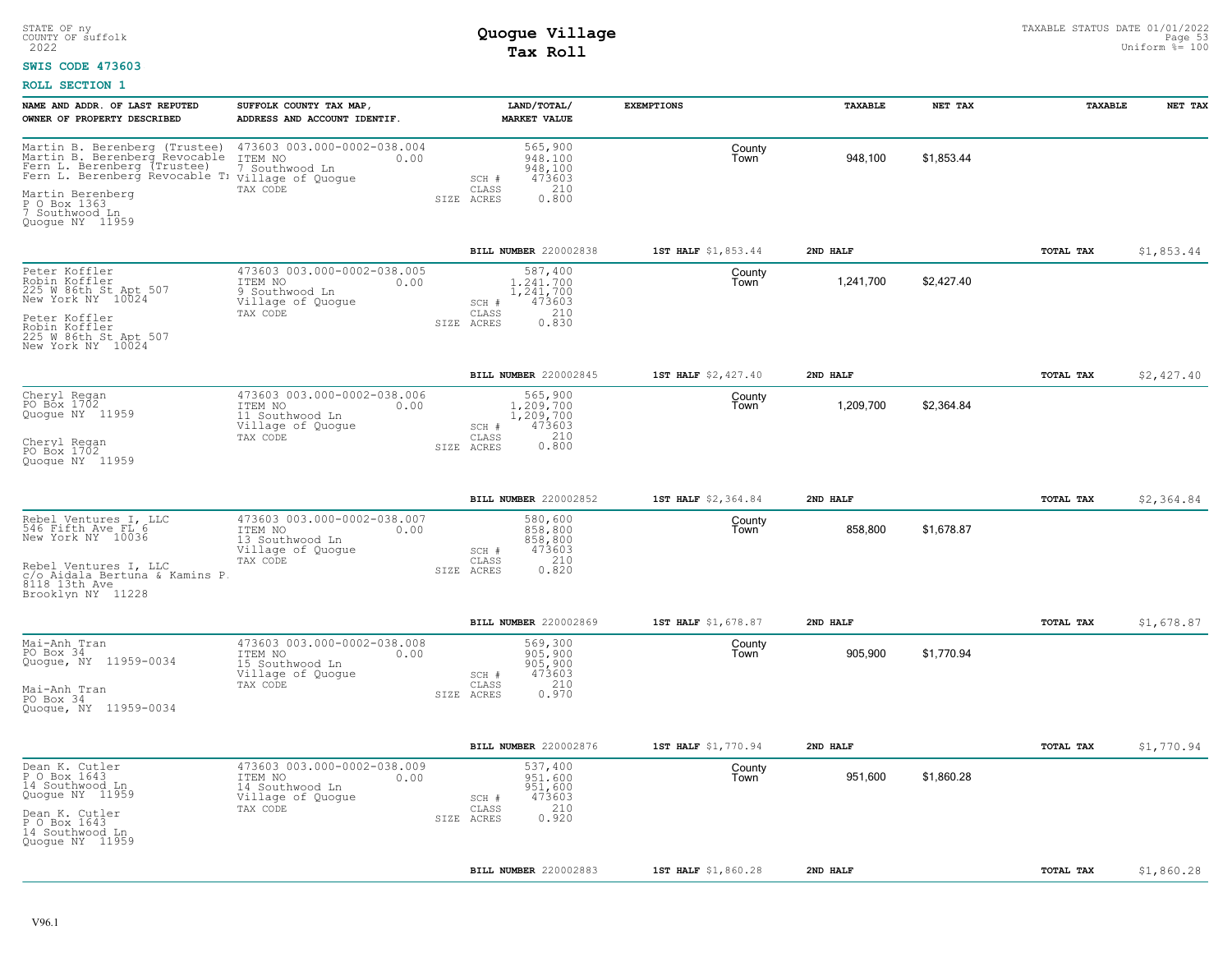STATE OF ny
COUNTY OF suffolk
2022

# Quogue Village
## Tax Roll

TAXABLE STATUS DATE 01/01/2022
Uniform %= 100

**SWIS CODE 473603**

**ROLL SECTION 1**

| NAME AND ADDR. OF LAST REPUTED OWNER OF PROPERTY DESCRIBED | SUFFOLK COUNTY TAX MAP, ADDRESS AND ACCOUNT IDENTIF. | LAND/TOTAL/ MARKET VALUE | EXEMPTIONS | TAXABLE | NET TAX | TAXABLE | NET TAX |
|---|---|---|---|---|---|---|---|
| Martin B. Berenberg (Trustee)<br>Martin B. Berenberg Revocable<br>Fern L. Berenberg (Trustee)<br>Fern L. Berenberg Revocable T<br><br>Martin Berenberg<br>P O Box 1363<br>7 Southwood Ln<br>Quogue NY 11959 | 473603 003.000-0002-038.004<br>ITEM NO 0.00<br>7 Southwood Ln<br>Village of Quogue<br>TAX CODE | 565,900<br>948,100<br>948,100<br>SCH # 473603<br>CLASS 210<br>SIZE ACRES 0.800 | County<br>Town | 948,100 | $1,853.44 | | |
| | | BILL NUMBER 220002838 | 1ST HALF $1,853.44 | 2ND HALF | | TOTAL TAX | $1,853.44 |
| Peter Koffler<br>Robin Koffler<br>225 W 86th St Apt 507<br>New York NY 10024<br><br>Peter Koffler<br>Robin Koffler<br>225 W 86th St Apt 507<br>New York NY 10024 | 473603 003.000-0002-038.005<br>ITEM NO 0.00<br>9 Southwood Ln<br>Village of Quogue<br>TAX CODE | 587,400<br>1,241,700<br>1,241,700<br>SCH # 473603<br>CLASS 210<br>SIZE ACRES 0.830 | County<br>Town | 1,241,700 | $2,427.40 | | |
| | | BILL NUMBER 220002845 | 1ST HALF $2,427.40 | 2ND HALF | | TOTAL TAX | $2,427.40 |
| Cheryl Regan<br>PO Box 1702<br>Quogue NY 11959<br><br>Cheryl Regan<br>PO Box 1702<br>Quogue NY 11959 | 473603 003.000-0002-038.006<br>ITEM NO 0.00<br>11 Southwood Ln<br>Village of Quogue<br>TAX CODE | 565,900<br>1,209,700<br>1,209,700<br>SCH # 473603<br>CLASS 210<br>SIZE ACRES 0.800 | County<br>Town | 1,209,700 | $2,364.84 | | |
| | | BILL NUMBER 220002852 | 1ST HALF $2,364.84 | 2ND HALF | | TOTAL TAX | $2,364.84 |
| Rebel Ventures I, LLC<br>546 Fifth Ave FL 6<br>New York NY 10036<br><br>Rebel Ventures I, LLC<br>c/o Aidala Bertuna & Kamins P.<br>8118 13th Ave<br>Brooklyn NY 11228 | 473603 003.000-0002-038.007<br>ITEM NO 0.00<br>13 Southwood Ln<br>Village of Quogue<br>TAX CODE | 580,600<br>858,800<br>858,800<br>SCH # 473603<br>CLASS 210<br>SIZE ACRES 0.820 | County<br>Town | 858,800 | $1,678.87 | | |
| | | BILL NUMBER 220002869 | 1ST HALF $1,678.87 | 2ND HALF | | TOTAL TAX | $1,678.87 |
| Mai-Anh Tran<br>PO Box 34<br>Quogue, NY 11959-0034<br><br>Mai-Anh Tran<br>PO Box 34<br>Quogue, NY 11959-0034 | 473603 003.000-0002-038.008<br>ITEM NO 0.00<br>15 Southwood Ln<br>Village of Quogue<br>TAX CODE | 569,300<br>905,900<br>905,900<br>SCH # 473603<br>CLASS 210<br>SIZE ACRES 0.970 | County<br>Town | 905,900 | $1,770.94 | | |
| | | BILL NUMBER 220002876 | 1ST HALF $1,770.94 | 2ND HALF | | TOTAL TAX | $1,770.94 |
| Dean K. Cutler<br>P O Box 1643<br>14 Southwood Ln<br>Quogue NY 11959<br><br>Dean K. Cutler<br>P O Box 1643<br>14 Southwood Ln<br>Quogue NY 11959 | 473603 003.000-0002-038.009<br>ITEM NO 0.00<br>14 Southwood Ln<br>Village of Quogue<br>TAX CODE | 537,400<br>951,600<br>951,600<br>SCH # 473603<br>CLASS 210<br>SIZE ACRES 0.920 | County<br>Town | 951,600 | $1,860.28 | | |
| | | BILL NUMBER 220002883 | 1ST HALF $1,860.28 | 2ND HALF | | TOTAL TAX | $1,860.28 |

V96.1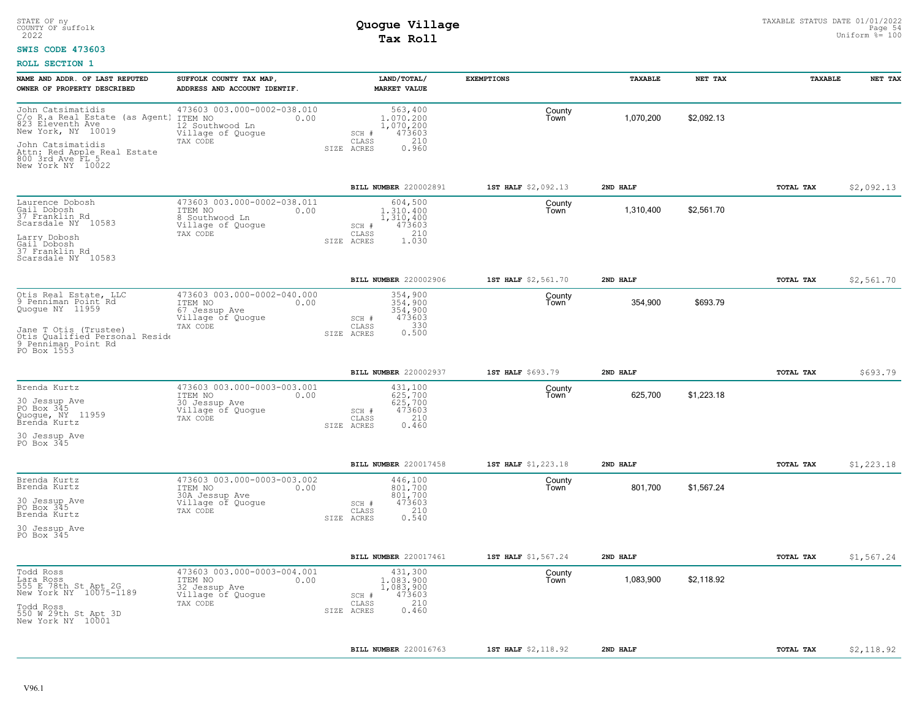STATE OF ny
COUNTY OF suffolk
2022

# Quogue Village
## Tax Roll

TAXABLE STATUS DATE 01/01/2022
Uniform %= 100

**SWIS CODE 473603**

**ROLL SECTION 1**

| NAME AND ADDR. OF LAST REPUTED OWNER OF PROPERTY DESCRIBED | SUFFOLK COUNTY TAX MAP, ADDRESS AND ACCOUNT IDENTIF. | LAND/TOTAL/ MARKET VALUE | EXEMPTIONS | TAXABLE | NET TAX | TAXABLE | NET TAX |
|---|---|---|---|---|---|---|---|
| John Catsimatidis<br>C/o R.a Real Estate (as Agent)<br>823 Eleventh Ave<br>New York, NY 10019<br><br>John Catsimatidis<br>Attn: Red Apple Real Estate<br>800 3rd Ave FL 5<br>New York NY 10022 | 473603 003.000-0002-038.010<br>ITEM NO 0.00<br>12 Southwood Ln<br>Village of Quogue<br>TAX CODE | 563,400<br>1,070,200<br>1,070,200<br>SCH # 473603<br>CLASS 210<br>SIZE ACRES 0.960 | County<br>Town | 1,070,200 | $2,092.13 | | |
| | | **BILL NUMBER** 220002891 | **1ST HALF** $2,092.13 | **2ND HALF** | | **TOTAL TAX** | $2,092.13 |
| Laurence Dobosh<br>Gail Dobosh<br>37 Franklin Rd<br>Scarsdale NY 10583<br><br>Larry Dobosh<br>Gail Dobosh<br>37 Franklin Rd<br>Scarsdale NY 10583 | 473603 003.000-0002-038.011<br>ITEM NO 0.00<br>8 Southwood Ln<br>Village of Quogue<br>TAX CODE | 604,500<br>1,310,400<br>1,310,400<br>SCH # 473603<br>CLASS 210<br>SIZE ACRES 1.030 | County<br>Town | 1,310,400 | $2,561.70 | | |
| | | **BILL NUMBER** 220002906 | **1ST HALF** $2,561.70 | **2ND HALF** | | **TOTAL TAX** | $2,561.70 |
| Otis Real Estate, LLC<br>9 Penniman Point Rd<br>Quogue NY 11959<br><br>Jane T Otis (Trustee)<br>Otis Qualified Personal Reside<br>9 Penniman Point Rd<br>PO Box 1553 | 473603 003.000-0002-040.000<br>ITEM NO 0.00<br>67 Jessup Ave<br>Village of Quogue<br>TAX CODE | 354,900<br>354,900<br>354,900<br>SCH # 473603<br>CLASS 330<br>SIZE ACRES 0.500 | County<br>Town | 354,900 | $693.79 | | |
| | | **BILL NUMBER** 220002937 | **1ST HALF** $693.79 | **2ND HALF** | | **TOTAL TAX** | $693.79 |
| Brenda Kurtz<br><br>30 Jessup Ave<br>PO Box 345<br>Quogue, NY 11959<br>Brenda Kurtz<br><br>30 Jessup Ave<br>PO Box 345 | 473603 003.000-0003-003.001<br>ITEM NO 0.00<br>30 Jessup Ave<br>Village of Quogue<br>TAX CODE | 431,100<br>625,700<br>625,700<br>SCH # 473603<br>CLASS 210<br>SIZE ACRES 0.460 | County<br>Town | 625,700 | $1,223.18 | | |
| | | **BILL NUMBER** 220017458 | **1ST HALF** $1,223.18 | **2ND HALF** | | **TOTAL TAX** | $1,223.18 |
| Brenda Kurtz<br>Brenda Kurtz<br><br>30 Jessup Ave<br>PO Box 345<br>Brenda Kurtz<br><br>30 Jessup Ave<br>PO Box 345 | 473603 003.000-0003-003.002<br>ITEM NO 0.00<br>30A Jessup Ave<br>Village of Quogue<br>TAX CODE | 446,100<br>801,700<br>801,700<br>SCH # 473603<br>CLASS 210<br>SIZE ACRES 0.540 | County<br>Town | 801,700 | $1,567.24 | | |
| | | **BILL NUMBER** 220017461 | **1ST HALF** $1,567.24 | **2ND HALF** | | **TOTAL TAX** | $1,567.24 |
| Todd Ross<br>Lara Ross<br>555 E 78th St Apt 2G<br>New York NY 10075-1189<br><br>Todd Ross<br>550 W 29th St Apt 3D<br>New York NY 10001 | 473603 003.000-0003-004.001<br>ITEM NO 0.00<br>32 Jessup Ave<br>Village of Quogue<br>TAX CODE | 431,300<br>1,083,900<br>1,083,900<br>SCH # 473603<br>CLASS 210<br>SIZE ACRES 0.460 | County<br>Town | 1,083,900 | $2,118.92 | | |
| | | **BILL NUMBER** 220016763 | **1ST HALF** $2,118.92 | **2ND HALF** | | **TOTAL TAX** | $2,118.92 |

V96.1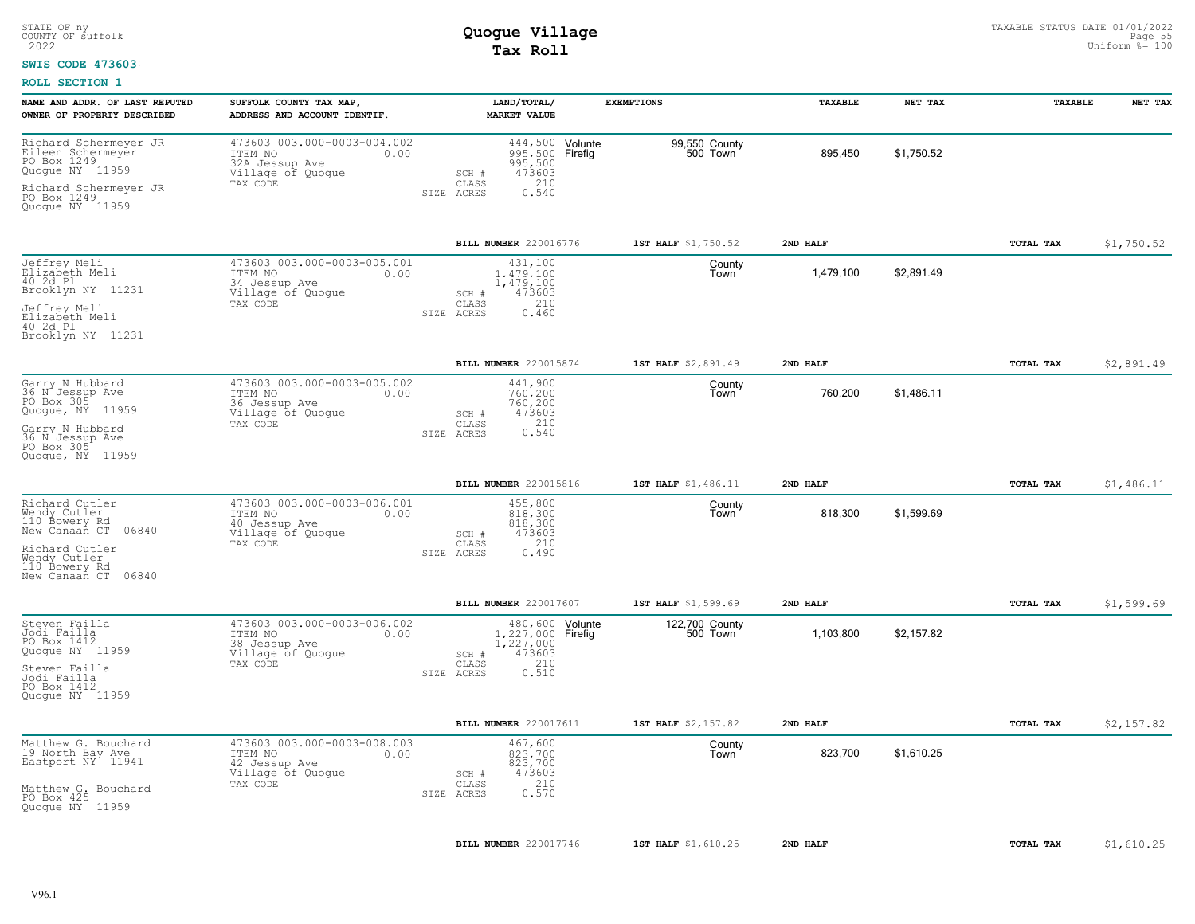STATE OF ny
COUNTY OF suffolk
2022

# Quogue Village
## Tax Roll

TAXABLE STATUS DATE 01/01/2022
Uniform %= 100

**SWIS CODE 473603**

**ROLL SECTION 1**

| NAME AND ADDR. OF LAST REPUTED OWNER OF PROPERTY DESCRIBED | SUFFOLK COUNTY TAX MAP, ADDRESS AND ACCOUNT IDENTIF. | LAND/TOTAL/ MARKET VALUE | EXEMPTIONS | | TAXABLE | NET TAX | TAXABLE | NET TAX |
|---|---|---|---|---|---|---|---|---|
| Richard Schermeyer JR<br>Eileen Schermeyer<br>PO Box 1249<br>Quogue NY 11959<br><br>Richard Schermeyer JR<br>PO Box 1249<br>Quogue NY 11959 | 473603 003.000-0003-004.002<br>ITEM NO 0.00<br>32A Jessup Ave<br>Village of Quogue<br>TAX CODE | 444,500<br>995,500<br>995,500<br>SCH # 473603<br>CLASS 210<br>SIZE ACRES 0.540 | Volunte<br>Firefig | 99,550 County<br>500 Town | 895,450 | $1,750.52 | | |
| | | BILL NUMBER 220016776 | 1ST HALF $1,750.52 | | 2ND HALF | | TOTAL TAX | $1,750.52 |
| Jeffrey Meli<br>Elizabeth Meli<br>40 2d Pl<br>Brooklyn NY 11231<br><br>Jeffrey Meli<br>Elizabeth Meli<br>40 2d Pl<br>Brooklyn NY 11231 | 473603 003.000-0003-005.001<br>ITEM NO 0.00<br>34 Jessup Ave<br>Village of Quogue<br>TAX CODE | 431,100<br>1,479,100<br>1,479,100<br>SCH # 473603<br>CLASS 210<br>SIZE ACRES 0.460 | | County<br>Town | 1,479,100 | $2,891.49 | | |
| | | BILL NUMBER 220015874 | 1ST HALF $2,891.49 | | 2ND HALF | | TOTAL TAX | $2,891.49 |
| Garry N Hubbard<br>36 N Jessup Ave<br>PO Box 305<br>Quogue, NY 11959<br><br>Garry N Hubbard<br>36 N Jessup Ave<br>PO Box 305<br>Quogue, NY 11959 | 473603 003.000-0003-005.002<br>ITEM NO 0.00<br>36 Jessup Ave<br>Village of Quogue<br>TAX CODE | 441,900<br>760,200<br>760,200<br>SCH # 473603<br>CLASS 210<br>SIZE ACRES 0.540 | | County<br>Town | 760,200 | $1,486.11 | | |
| | | BILL NUMBER 220015816 | 1ST HALF $1,486.11 | | 2ND HALF | | TOTAL TAX | $1,486.11 |
| Richard Cutler<br>Wendy Cutler<br>110 Bowery Rd<br>New Canaan CT 06840<br><br>Richard Cutler<br>Wendy Cutler<br>110 Bowery Rd<br>New Canaan CT 06840 | 473603 003.000-0003-006.001<br>ITEM NO 0.00<br>40 Jessup Ave<br>Village of Quogue<br>TAX CODE | 455,800<br>818,300<br>818,300<br>SCH # 473603<br>CLASS 210<br>SIZE ACRES 0.490 | | County<br>Town | 818,300 | $1,599.69 | | |
| | | BILL NUMBER 220017607 | 1ST HALF $1,599.69 | | 2ND HALF | | TOTAL TAX | $1,599.69 |
| Steven Failla<br>Jodi Failla<br>PO Box 1412<br>Quogue NY 11959<br><br>Steven Failla<br>Jodi Failla<br>PO Box 1412<br>Quogue NY 11959 | 473603 003.000-0003-006.002<br>ITEM NO 0.00<br>38 Jessup Ave<br>Village of Quogue<br>TAX CODE | 480,600<br>1,227,000<br>1,227,000<br>SCH # 473603<br>CLASS 210<br>SIZE ACRES 0.510 | Volunte<br>Firefig | 122,700 County<br>500 Town | 1,103,800 | $2,157.82 | | |
| | | BILL NUMBER 220017611 | 1ST HALF $2,157.82 | | 2ND HALF | | TOTAL TAX | $2,157.82 |
| Matthew G. Bouchard<br>19 North Bay Ave<br>Eastport NY 11941<br><br>Matthew G. Bouchard<br>PO Box 425<br>Quogue NY 11959 | 473603 003.000-0003-008.003<br>ITEM NO 0.00<br>42 Jessup Ave<br>Village of Quogue<br>TAX CODE | 467,600<br>823,700<br>823,700<br>SCH # 473603<br>CLASS 210<br>SIZE ACRES 0.570 | | County<br>Town | 823,700 | $1,610.25 | | |
| | | BILL NUMBER 220017746 | 1ST HALF $1,610.25 | | 2ND HALF | | TOTAL TAX | $1,610.25 |

V96.1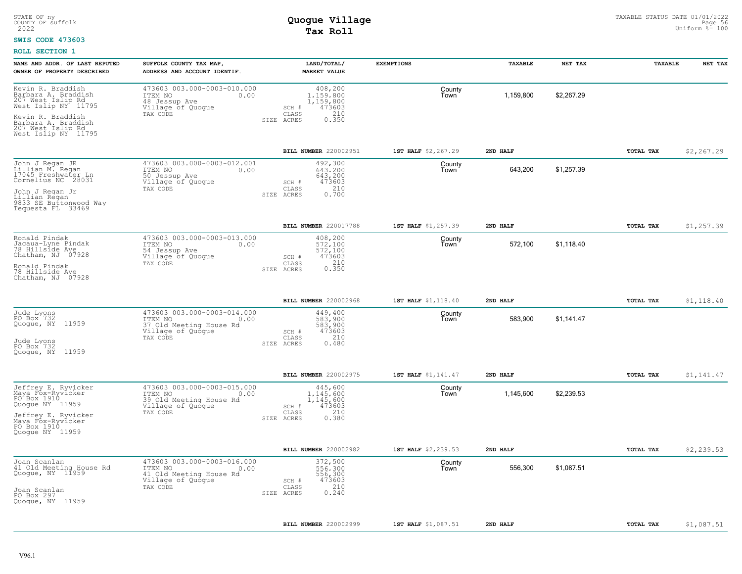STATE OF ny
COUNTY OF suffolk
2022

# Quogue Village
## Tax Roll

TAXABLE STATUS DATE 01/01/2022
Uniform %= 100

**SWIS CODE 473603**

**ROLL SECTION 1**

| NAME AND ADDR. OF LAST REPUTED OWNER OF PROPERTY DESCRIBED | SUFFOLK COUNTY TAX MAP, ADDRESS AND ACCOUNT IDENTIF. | LAND/TOTAL/ MARKET VALUE | EXEMPTIONS | TAXABLE | NET TAX | TAXABLE | NET TAX |
|---|---|---|---|---|---|---|---|
| Kevin R. Braddish<br>Barbara A. Braddish<br>207 West Islip Rd<br>West Islip NY 11795<br><br>Kevin R. Braddish<br>Barbara A. Braddish<br>207 West Islip Rd<br>West Islip NY 11795 | 473603 003.000-0003-010.000<br>ITEM NO 0.00<br>48 Jessup Ave<br>Village of Quogue<br>TAX CODE | 408,200<br>1,159,800<br>1,159,800<br>SCH # 473603<br>CLASS 210<br>SIZE ACRES 0.350 | County<br>Town | 1,159,800 | $2,267.29 | | |
| | | **BILL NUMBER** 220002951 | **1ST HALF** $2,267.29 | **2ND HALF** | | **TOTAL TAX** | $2,267.29 |
| John J Regan JR<br>Lillian M. Regan<br>17045 Freshwater Ln<br>Cornelius NC 28031<br><br>John J Regan Jr<br>Lillian Regan<br>9833 SE Buttonwood Way<br>Tequesta FL 33469 | 473603 003.000-0003-012.001<br>ITEM NO 0.00<br>50 Jessup Ave<br>Village of Quogue<br>TAX CODE | 492,300<br>643,200<br>643,200<br>SCH # 473603<br>CLASS 210<br>SIZE ACRES 0.700 | County<br>Town | 643,200 | $1,257.39 | | |
| | | **BILL NUMBER** 220017788 | **1ST HALF** $1,257.39 | **2ND HALF** | | **TOTAL TAX** | $1,257.39 |
| Ronald Pindak<br>Jacqua-Lyne Pindak<br>78 Hillside Ave<br>Chatham, NJ 07928<br><br>Ronald Pindak<br>78 Hillside Ave<br>Chatham, NJ 07928 | 473603 003.000-0003-013.000<br>ITEM NO 0.00<br>54 Jessup Ave<br>Village of Quogue<br>TAX CODE | 408,200<br>572,100<br>572,100<br>SCH # 473603<br>CLASS 210<br>SIZE ACRES 0.350 | County<br>Town | 572,100 | $1,118.40 | | |
| | | **BILL NUMBER** 220002968 | **1ST HALF** $1,118.40 | **2ND HALF** | | **TOTAL TAX** | $1,118.40 |
| Jude Lyons<br>PO Box 732<br>Quogue, NY 11959<br><br>Jude Lyons<br>PO Box 732<br>Quogue, NY 11959 | 473603 003.000-0003-014.000<br>ITEM NO 0.00<br>37 Old Meeting House Rd<br>Village of Quogue<br>TAX CODE | 449,400<br>583,900<br>583,900<br>SCH # 473603<br>CLASS 210<br>SIZE ACRES 0.480 | County<br>Town | 583,900 | $1,141.47 | | |
| | | **BILL NUMBER** 220002975 | **1ST HALF** $1,141.47 | **2ND HALF** | | **TOTAL TAX** | $1,141.47 |
| Jeffrey E. Ryvicker<br>Maya Fox-Ryvicker<br>PO Box 1910<br>Quogue NY 11959<br><br>Jeffrey E. Ryvicker<br>Maya Fox-Ryvicker<br>PO Box 1910<br>Quogue NY 11959 | 473603 003.000-0003-015.000<br>ITEM NO 0.00<br>39 Old Meeting House Rd<br>Village of Quogue<br>TAX CODE | 445,600<br>1,145,600<br>1,145,600<br>SCH # 473603<br>CLASS 210<br>SIZE ACRES 0.380 | County<br>Town | 1,145,600 | $2,239.53 | | |
| | | **BILL NUMBER** 220002982 | **1ST HALF** $2,239.53 | **2ND HALF** | | **TOTAL TAX** | $2,239.53 |
| Joan Scanlan<br>41 Old Meeting House Rd<br>Quogue, NY 11959<br><br>Joan Scanlan<br>PO Box 297<br>Quogue, NY 11959 | 473603 003.000-0003-016.000<br>ITEM NO 0.00<br>41 Old Meeting House Rd<br>Village of Quogue<br>TAX CODE | 372,500<br>556,300<br>556,300<br>SCH # 473603<br>CLASS 210<br>SIZE ACRES 0.240 | County<br>Town | 556,300 | $1,087.51 | | |
| | | **BILL NUMBER** 220002999 | **1ST HALF** $1,087.51 | **2ND HALF** | | **TOTAL TAX** | $1,087.51 |

V96.1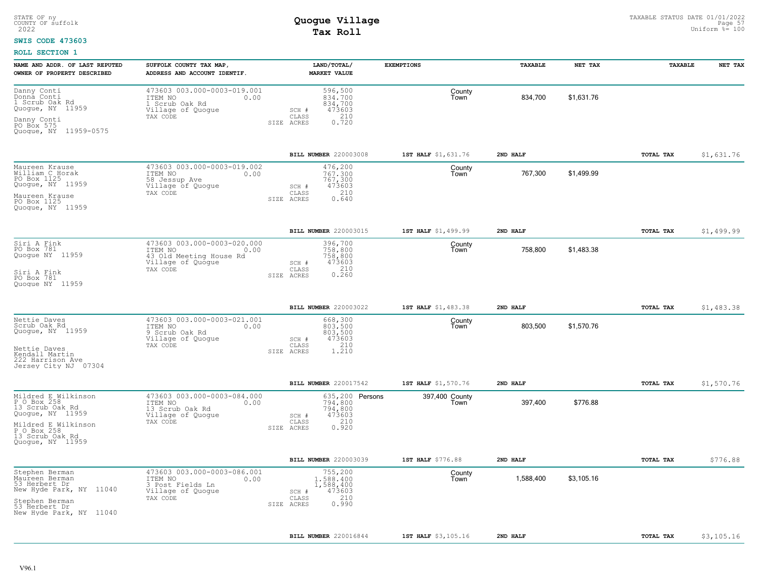STATE OF ny
COUNTY OF suffolk
2022

# Quogue Village
## Tax Roll

TAXABLE STATUS DATE 01/01/2022
Uniform %= 100

**SWIS CODE 473603**

**ROLL SECTION 1**

| NAME AND ADDR. OF LAST REPUTED OWNER OF PROPERTY DESCRIBED | SUFFOLK COUNTY TAX MAP, ADDRESS AND ACCOUNT IDENTIF. | LAND/TOTAL/ MARKET VALUE | EXEMPTIONS | | TAXABLE | NET TAX | TAXABLE | NET TAX |
|---|---|---|---|---|---|---|---|---|
| Danny Conti<br>Donna Conti<br>1 Scrub Oak Rd<br>Quogue, NY 11959<br><br>Danny Conti<br>PO Box 575<br>Quogue, NY 11959-0575 | 473603 003.000-0003-019.001<br>ITEM NO 0.00<br>1 Scrub Oak Rd<br>Village of Quogue<br>TAX CODE | 596,500<br>834,700<br>834,700<br>SCH # 473603<br>CLASS 210<br>SIZE ACRES 0.720 | | County<br>Town | 834,700 | $1,631.76 | | |
| | | BILL NUMBER 220003008 | 1ST HALF $1,631.76 | | 2ND HALF | | TOTAL TAX | $1,631.76 |
| Maureen Krause<br>William C Horak<br>PO Box 1125<br>Quogue, NY 11959<br><br>Maureen Krause<br>PO Box 1125<br>Quogue, NY 11959 | 473603 003.000-0003-019.002<br>ITEM NO 0.00<br>58 Jessup Ave<br>Village of Quogue<br>TAX CODE | 476,200<br>767,300<br>767,300<br>SCH # 473603<br>CLASS 210<br>SIZE ACRES 0.640 | | County<br>Town | 767,300 | $1,499.99 | | |
| | | BILL NUMBER 220003015 | 1ST HALF $1,499.99 | | 2ND HALF | | TOTAL TAX | $1,499.99 |
| Siri A Fink<br>PO Box 781<br>Quogue NY 11959<br><br>Siri A Fink<br>PO Box 781<br>Quogue NY 11959 | 473603 003.000-0003-020.000<br>ITEM NO 0.00<br>43 Old Meeting House Rd<br>Village of Quogue<br>TAX CODE | 396,700<br>758,800<br>758,800<br>SCH # 473603<br>CLASS 210<br>SIZE ACRES 0.260 | | County<br>Town | 758,800 | $1,483.38 | | |
| | | BILL NUMBER 220003022 | 1ST HALF $1,483.38 | | 2ND HALF | | TOTAL TAX | $1,483.38 |
| Nettie Daves<br>Scrub Oak Rd<br>Quogue, NY 11959<br><br>Nettie Daves<br>Kendall Martin<br>222 Harrison Ave<br>Jersey City NJ 07304 | 473603 003.000-0003-021.001<br>ITEM NO 0.00<br>9 Scrub Oak Rd<br>Village of Quogue<br>TAX CODE | 668,300<br>803,500<br>803,500<br>SCH # 473603<br>CLASS 210<br>SIZE ACRES 1.210 | | County<br>Town | 803,500 | $1,570.76 | | |
| | | BILL NUMBER 220017542 | 1ST HALF $1,570.76 | | 2ND HALF | | TOTAL TAX | $1,570.76 |
| Mildred E Wilkinson<br>P O Box 258<br>13 Scrub Oak Rd<br>Quogue, NY 11959<br><br>Mildred E Wilkinson<br>P O Box 258<br>13 Scrub Oak Rd<br>Quogue, NY 11959 | 473603 003.000-0003-084.000<br>ITEM NO 0.00<br>13 Scrub Oak Rd<br>Village of Quogue<br>TAX CODE | 635,200<br>794,800<br>794,800<br>SCH # 473603<br>CLASS 210<br>SIZE ACRES 0.920 | Persons | 397,400 County<br>Town | 397,400 | $776.88 | | |
| | | BILL NUMBER 220003039 | 1ST HALF $776.88 | | 2ND HALF | | TOTAL TAX | $776.88 |
| Stephen Berman<br>Maureen Berman<br>53 Herbert Dr<br>New Hyde Park, NY 11040<br><br>Stephen Berman<br>53 Herbert Dr<br>New Hyde Park, NY 11040 | 473603 003.000-0003-086.001<br>ITEM NO 0.00<br>3 Post Fields Ln<br>Village of Quogue<br>TAX CODE | 755,200<br>1,588,400<br>1,588,400<br>SCH # 473603<br>CLASS 210<br>SIZE ACRES 0.990 | | County<br>Town | 1,588,400 | $3,105.16 | | |
| | | BILL NUMBER 220016844 | 1ST HALF $3,105.16 | | 2ND HALF | | TOTAL TAX | $3,105.16 |

V96.1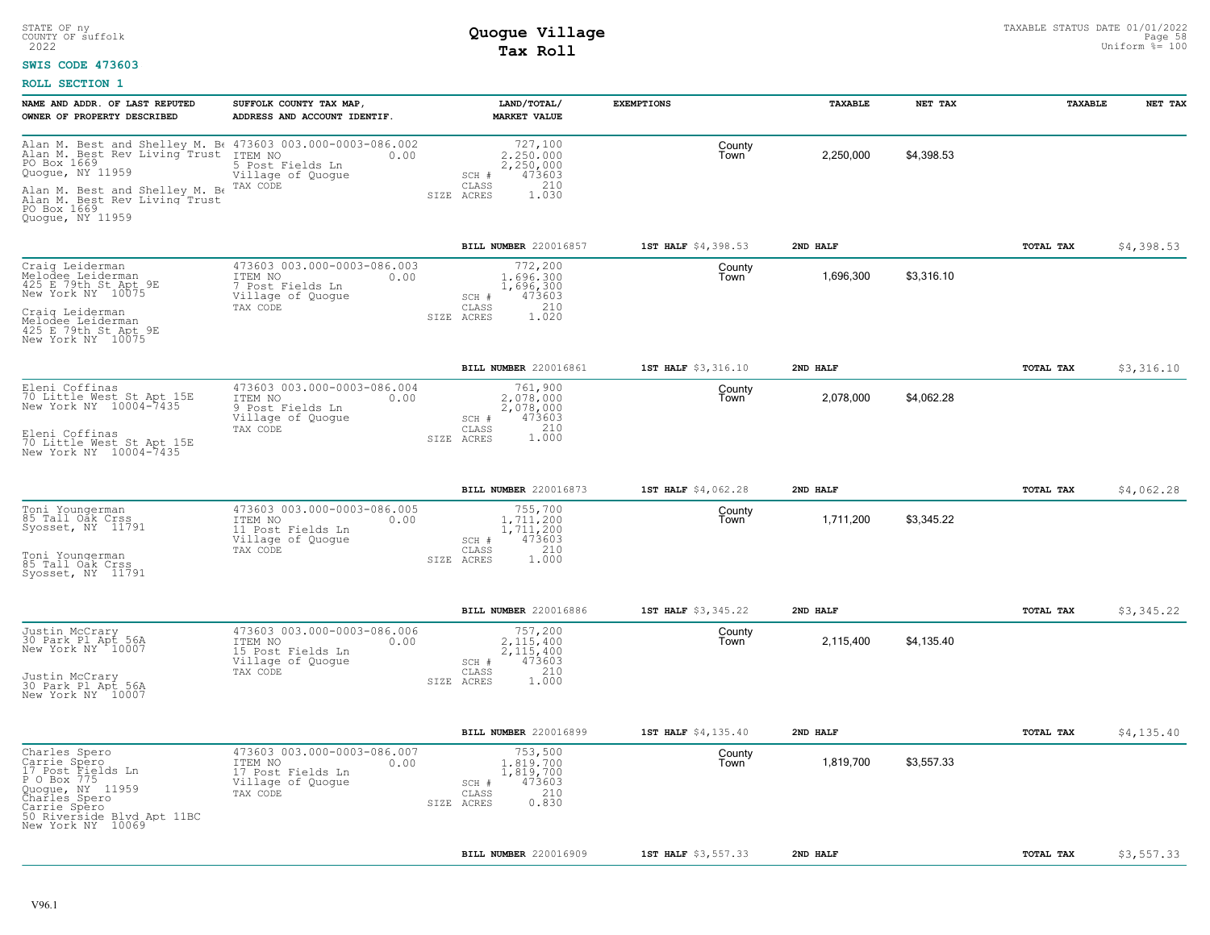STATE OF ny
COUNTY OF suffolk
2022

# Quogue Village
## Tax Roll

TAXABLE STATUS DATE 01/01/2022
Uniform %= 100

**SWIS CODE 473603**

**ROLL SECTION 1**

| NAME AND ADDR. OF LAST REPUTED OWNER OF PROPERTY DESCRIBED | SUFFOLK COUNTY TAX MAP, ADDRESS AND ACCOUNT IDENTIF. | LAND/TOTAL/ MARKET VALUE | EXEMPTIONS | TAXABLE | NET TAX | TAXABLE | NET TAX |
|---|---|---|---|---|---|---|---|
| Alan M. Best and Shelley M. Be<br>Alan M. Best Rev Living Trust<br>PO Box 1669<br>Quogue, NY 11959<br><br>Alan M. Best and Shelley M. Be<br>Alan M. Best Rev Living Trust<br>PO Box 1669<br>Quogue, NY 11959 | 473603 003.000-0003-086.002<br>ITEM NO 0.00<br>5 Post Fields Ln<br>Village of Quogue<br>TAX CODE | 727,100<br>2,250,000<br>2,250,000<br>SCH # 473603<br>CLASS 210<br>SIZE ACRES 1.030 | County<br>Town | 2,250,000 | $4,398.53 | | |
| | | **BILL NUMBER** 220016857 | **1ST HALF** $4,398.53 | **2ND HALF** | | **TOTAL TAX** | $4,398.53 |
| Craig Leiderman<br>Melodee Leiderman<br>425 E 79th St Apt 9E<br>New York NY 10075<br><br>Craig Leiderman<br>Melodee Leiderman<br>425 E 79th St Apt 9E<br>New York NY 10075 | 473603 003.000-0003-086.003<br>ITEM NO 0.00<br>7 Post Fields Ln<br>Village of Quogue<br>TAX CODE | 772,200<br>1,696,300<br>1,696,300<br>SCH # 473603<br>CLASS 210<br>SIZE ACRES 1.020 | County<br>Town | 1,696,300 | $3,316.10 | | |
| | | **BILL NUMBER** 220016861 | **1ST HALF** $3,316.10 | **2ND HALF** | | **TOTAL TAX** | $3,316.10 |
| Eleni Coffinas<br>70 Little West St Apt 15E<br>New York NY 10004-7435<br><br>Eleni Coffinas<br>70 Little West St Apt 15E<br>New York NY 10004-7435 | 473603 003.000-0003-086.004<br>ITEM NO 0.00<br>9 Post Fields Ln<br>Village of Quogue<br>TAX CODE | 761,900<br>2,078,000<br>2,078,000<br>SCH # 473603<br>CLASS 210<br>SIZE ACRES 1.000 | County<br>Town | 2,078,000 | $4,062.28 | | |
| | | **BILL NUMBER** 220016873 | **1ST HALF** $4,062.28 | **2ND HALF** | | **TOTAL TAX** | $4,062.28 |
| Toni Youngerman<br>85 Tall Oak Crss<br>Syosset, NY 11791<br><br>Toni Youngerman<br>85 Tall Oak Crss<br>Syosset, NY 11791 | 473603 003.000-0003-086.005<br>ITEM NO 0.00<br>11 Post Fields Ln<br>Village of Quogue<br>TAX CODE | 755,700<br>1,711,200<br>1,711,200<br>SCH # 473603<br>CLASS 210<br>SIZE ACRES 1.000 | County<br>Town | 1,711,200 | $3,345.22 | | |
| | | **BILL NUMBER** 220016886 | **1ST HALF** $3,345.22 | **2ND HALF** | | **TOTAL TAX** | $3,345.22 |
| Justin McCrary<br>30 Park Pl Apt 56A<br>New York NY 10007<br><br>Justin McCrary<br>30 Park Pl Apt 56A<br>New York NY 10007 | 473603 003.000-0003-086.006<br>ITEM NO 0.00<br>15 Post Fields Ln<br>Village of Quogue<br>TAX CODE | 757,200<br>2,115,400<br>2,115,400<br>SCH # 473603<br>CLASS 210<br>SIZE ACRES 1.000 | County<br>Town | 2,115,400 | $4,135.40 | | |
| | | **BILL NUMBER** 220016899 | **1ST HALF** $4,135.40 | **2ND HALF** | | **TOTAL TAX** | $4,135.40 |
| Charles Spero<br>Carrie Spero<br>17 Post Fields Ln<br>P O Box 775<br>Quogue, NY 11959<br>Charles Spero<br>Carrie Spero<br>50 Riverside Blvd Apt 11BC<br>New York NY 10069 | 473603 003.000-0003-086.007<br>ITEM NO 0.00<br>17 Post Fields Ln<br>Village of Quogue<br>TAX CODE | 753,500<br>1,819,700<br>1,819,700<br>SCH # 473603<br>CLASS 210<br>SIZE ACRES 0.830 | County<br>Town | 1,819,700 | $3,557.33 | | |
| | | **BILL NUMBER** 220016909 | **1ST HALF** $3,557.33 | **2ND HALF** | | **TOTAL TAX** | $3,557.33 |

V96.1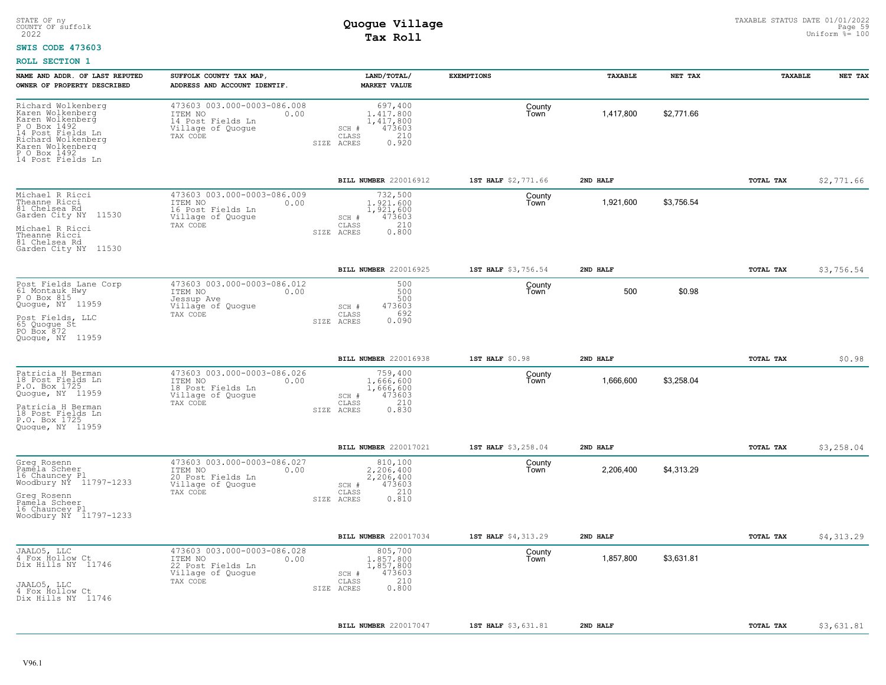STATE OF ny
COUNTY OF suffolk
2022

# Quogue Village
## Tax Roll

TAXABLE STATUS DATE 01/01/2022
Uniform %= 100

**SWIS CODE 473603**

**ROLL SECTION 1**

| NAME AND ADDR. OF LAST REPUTED OWNER OF PROPERTY DESCRIBED | SUFFOLK COUNTY TAX MAP, ADDRESS AND ACCOUNT IDENTIF. | LAND/TOTAL/ MARKET VALUE | EXEMPTIONS | TAXABLE | NET TAX | TAXABLE | NET TAX |
|---|---|---|---|---|---|---|---|
| Richard Wolkenberg<br>Karen Wolkenberg<br>Karen Wolkenberg<br>P O Box 1492<br>14 Post Fields Ln<br>Richard Wolkenberg<br>Karen Wolkenberg<br>P O Box 1492<br>14 Post Fields Ln | 473603 003.000-0003-086.008<br>ITEM NO 0.00<br>14 Post Fields Ln<br>Village of Quogue<br>TAX CODE | 697,400<br>1.417.800<br>1,417,800<br>SCH # 473603<br>CLASS 210<br>SIZE ACRES 0.920 | County<br>Town | 1,417,800 | $2,771.66 | | |
| | | BILL NUMBER 220016912 | 1ST HALF $2,771.66 | 2ND HALF | | TOTAL TAX | $2,771.66 |
| Michael R Ricci<br>Theanne Ricci<br>81 Chelsea Rd<br>Garden City NY 11530<br><br>Michael R Ricci<br>Theanne Ricci<br>81 Chelsea Rd<br>Garden City NY 11530 | 473603 003.000-0003-086.009<br>ITEM NO 0.00<br>16 Post Fields Ln<br>Village of Quogue<br>TAX CODE | 732,500<br>1.921.600<br>1,921,600<br>SCH # 473603<br>CLASS 210<br>SIZE ACRES 0.800 | County<br>Town | 1,921,600 | $3,756.54 | | |
| | | BILL NUMBER 220016925 | 1ST HALF $3,756.54 | 2ND HALF | | TOTAL TAX | $3,756.54 |
| Post Fields Lane Corp<br>61 Montauk Hwy<br>P O Box 815<br>Quogue, NY 11959<br><br>Post Fields, LLC<br>65 Quogue St<br>PO Box 872<br>Quogue, NY 11959 | 473603 003.000-0003-086.012<br>ITEM NO 0.00<br>Jessup Ave<br>Village of Quogue<br>TAX CODE | 500<br>500<br>500<br>SCH # 473603<br>CLASS 692<br>SIZE ACRES 0.090 | County<br>Town | 500 | $0.98 | | |
| | | BILL NUMBER 220016938 | 1ST HALF $0.98 | 2ND HALF | | TOTAL TAX | $0.98 |
| Patricia H Berman<br>18 Post Fields Ln<br>P.O. Box 1725<br>Quogue, NY 11959<br><br>Patricia H Berman<br>18 Post Fields Ln<br>P.O. Box 1725<br>Quogue, NY 11959 | 473603 003.000-0003-086.026<br>ITEM NO 0.00<br>18 Post Fields Ln<br>Village of Quogue<br>TAX CODE | 759,400<br>1,666,600<br>1,666,600<br>SCH # 473603<br>CLASS 210<br>SIZE ACRES 0.830 | County<br>Town | 1,666,600 | $3,258.04 | | |
| | | BILL NUMBER 220017021 | 1ST HALF $3,258.04 | 2ND HALF | | TOTAL TAX | $3,258.04 |
| Greg Rosenn<br>Pamela Scheer<br>16 Chauncey Pl<br>Woodbury NY 11797-1233<br><br>Greg Rosenn<br>Pamela Scheer<br>16 Chauncey Pl<br>Woodbury NY 11797-1233 | 473603 003.000-0003-086.027<br>ITEM NO 0.00<br>20 Post Fields Ln<br>Village of Quogue<br>TAX CODE | 810,100<br>2,206,400<br>2,206,400<br>SCH # 473603<br>CLASS 210<br>SIZE ACRES 0.810 | County<br>Town | 2,206,400 | $4,313.29 | | |
| | | BILL NUMBER 220017034 | 1ST HALF $4,313.29 | 2ND HALF | | TOTAL TAX | $4,313.29 |
| JAALO5, LLC<br>4 Fox Hollow Ct<br>Dix Hills NY 11746<br><br>JAALO5, LLC<br>4 Fox Hollow Ct<br>Dix Hills NY 11746 | 473603 003.000-0003-086.028<br>ITEM NO 0.00<br>22 Post Fields Ln<br>Village of Quogue<br>TAX CODE | 805,700<br>1.857.800<br>1,857,800<br>SCH # 473603<br>CLASS 210<br>SIZE ACRES 0.800 | County<br>Town | 1,857,800 | $3,631.81 | | |
| | | BILL NUMBER 220017047 | 1ST HALF $3,631.81 | 2ND HALF | | TOTAL TAX | $3,631.81 |

V96.1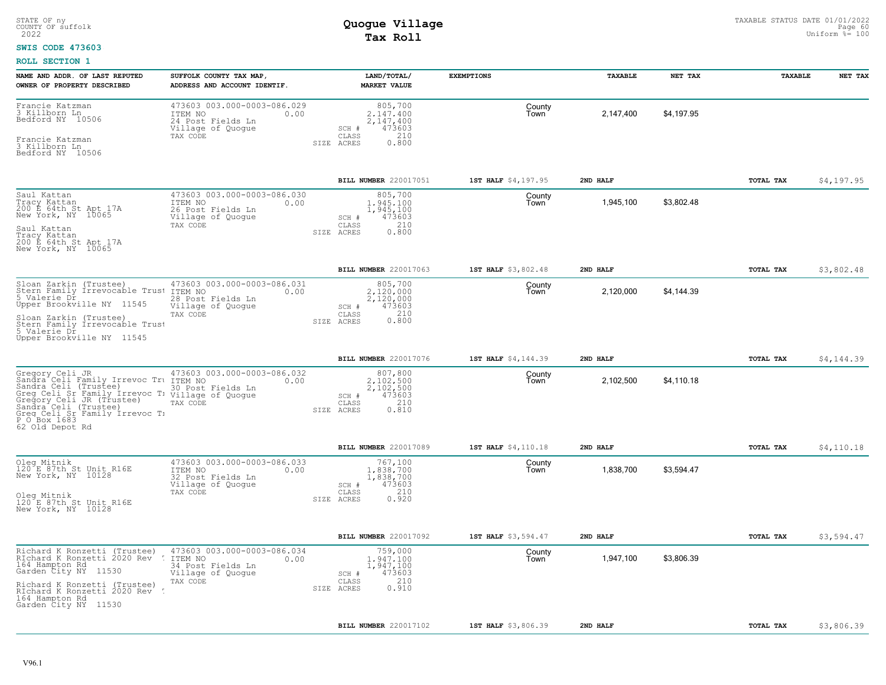STATE OF ny
COUNTY OF suffolk
2022

# Quogue Village
## Tax Roll

TAXABLE STATUS DATE 01/01/2022
Uniform %= 100

**SWIS CODE 473603**

**ROLL SECTION 1**

| NAME AND ADDR. OF LAST REPUTED OWNER OF PROPERTY DESCRIBED | SUFFOLK COUNTY TAX MAP, ADDRESS AND ACCOUNT IDENTIF. | LAND/TOTAL/ MARKET VALUE | EXEMPTIONS | | TAXABLE | NET TAX | TAXABLE | NET TAX |
|---|---|---|---|---|---|---|---|---|
| Francie Katzman<br>3 Killborn Ln<br>Bedford NY 10506<br><br>Francie Katzman<br>3 Killborn Ln<br>Bedford NY 10506 | 473603 003.000-0003-086.029<br>ITEM NO 0.00<br>24 Post Fields Ln<br>Village of Quogue<br>TAX CODE | 805,700<br>2,147,400<br>2,147,400<br>SCH # 473603<br>CLASS 210<br>SIZE ACRES 0.800 | | County<br>Town | 2,147,400 | $4,197.95 | | |
| | | BILL NUMBER 220017051 | 1ST HALF $4,197.95 | 2ND HALF | | | TOTAL TAX | $4,197.95 |
| Saul Kattan<br>Tracy Kattan<br>200 E 64th St Apt 17A<br>New York, NY 10065<br><br>Saul Kattan<br>Tracy Kattan<br>200 E 64th St Apt 17A<br>New York, NY 10065 | 473603 003.000-0003-086.030<br>ITEM NO 0.00<br>26 Post Fields Ln<br>Village of Quogue<br>TAX CODE | 805,700<br>1,945,100<br>1,945,100<br>SCH # 473603<br>CLASS 210<br>SIZE ACRES 0.800 | | County<br>Town | 1,945,100 | $3,802.48 | | |
| | | BILL NUMBER 220017063 | 1ST HALF $3,802.48 | 2ND HALF | | | TOTAL TAX | $3,802.48 |
| Sloan Zarkin (Trustee)<br>Stern Family Irrevocable Trust<br>5 Valerie Dr<br>Upper Brookville NY 11545<br><br>Sloan Zarkin (Trustee)<br>Stern Family Irrevocable Trust<br>5 Valerie Dr<br>Upper Brookville NY 11545 | 473603 003.000-0003-086.031<br>ITEM NO 0.00<br>28 Post Fields Ln<br>Village of Quogue<br>TAX CODE | 805,700<br>2,120,000<br>2,120,000<br>SCH # 473603<br>CLASS 210<br>SIZE ACRES 0.800 | | County<br>Town | 2,120,000 | $4,144.39 | | |
| | | BILL NUMBER 220017076 | 1ST HALF $4,144.39 | 2ND HALF | | | TOTAL TAX | $4,144.39 |
| Gregory Celi JR<br>Sandra Celi Family Irrevoc Tru<br>Sandra Celi (Trustee)<br>Greg Celi Sr Family Irrevoc Tr<br>Gregory Celi JR (Trustee)<br>Sandra Celi (Trustee)<br>Greg Celi Sr Family Irrevoc Tr<br>P O Box 1683<br>62 Old Depot Rd | 473603 003.000-0003-086.032<br>ITEM NO 0.00<br>30 Post Fields Ln<br>Village of Quogue<br>TAX CODE | 807,800<br>2,102,500<br>2,102,500<br>SCH # 473603<br>CLASS 210<br>SIZE ACRES 0.810 | | County<br>Town | 2,102,500 | $4,110.18 | | |
| | | BILL NUMBER 220017089 | 1ST HALF $4,110.18 | 2ND HALF | | | TOTAL TAX | $4,110.18 |
| Oleg Mitnik<br>120 E 87th St Unit R16E<br>New York, NY 10128<br><br>Oleg Mitnik<br>120 E 87th St Unit R16E<br>New York, NY 10128 | 473603 003.000-0003-086.033<br>ITEM NO 0.00<br>32 Post Fields Ln<br>Village of Quogue<br>TAX CODE | 767,100<br>1,838,700<br>1,838,700<br>SCH # 473603<br>CLASS 210<br>SIZE ACRES 0.920 | | County<br>Town | 1,838,700 | $3,594.47 | | |
| | | BILL NUMBER 220017092 | 1ST HALF $3,594.47 | 2ND HALF | | | TOTAL TAX | $3,594.47 |
| Richard K Ronzetti (Trustee)<br>RIchard K Ronzetti 2020 Rev<br>164 Hampton Rd<br>Garden City NY 11530<br><br>Richard K Ronzetti (Trustee)<br>RIchard K Ronzetti 2020 Rev<br>164 Hampton Rd<br>Garden City NY 11530 | 473603 003.000-0003-086.034<br>ITEM NO 0.00<br>34 Post Fields Ln<br>Village of Quogue<br>TAX CODE | 759,000<br>1,947,100<br>1,947,100<br>SCH # 473603<br>CLASS 210<br>SIZE ACRES 0.910 | | County<br>Town | 1,947,100 | $3,806.39 | | |
| | | BILL NUMBER 220017102 | 1ST HALF $3,806.39 | 2ND HALF | | | TOTAL TAX | $3,806.39 |

V96.1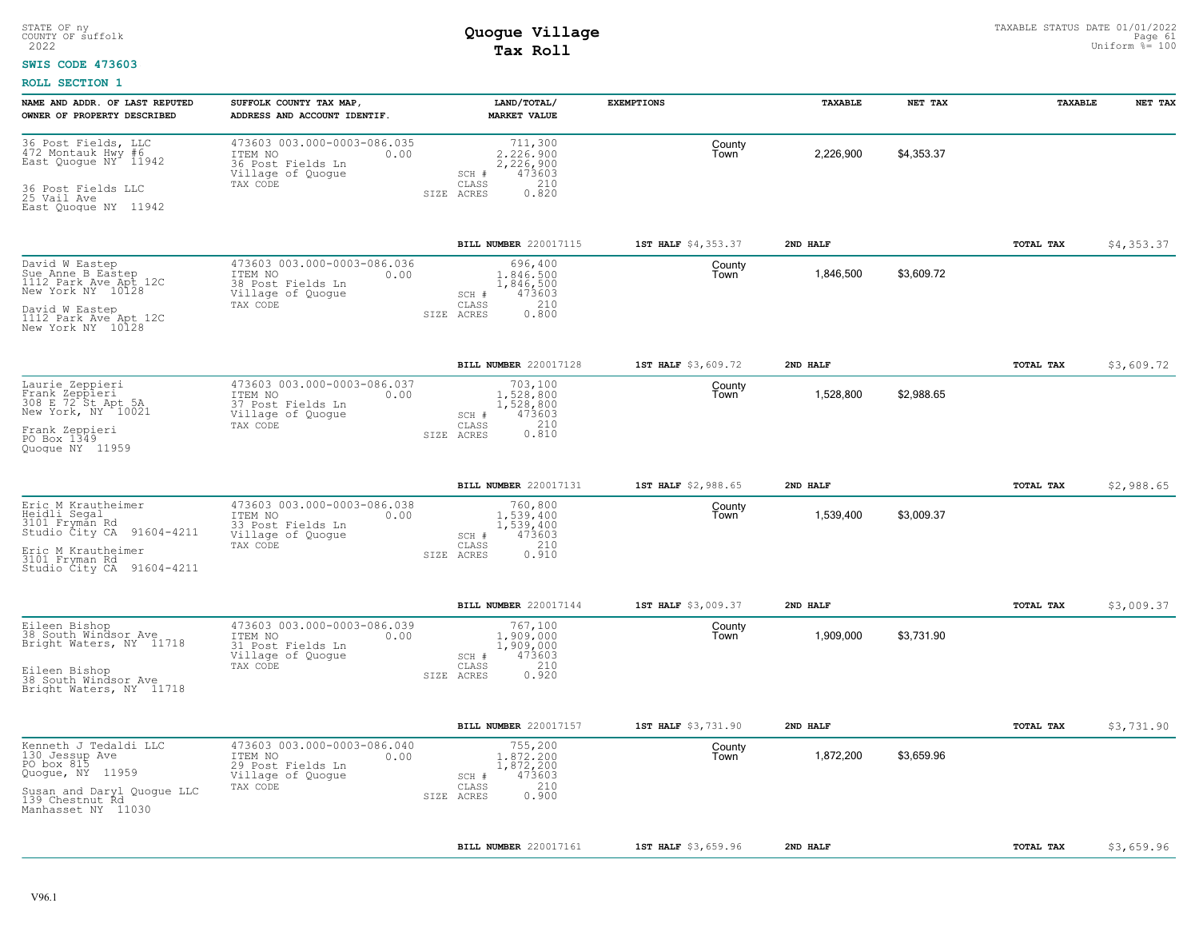STATE OF ny
COUNTY OF suffolk
2022

# Quogue Village
## Tax Roll

TAXABLE STATUS DATE 01/01/2022
Uniform %= 100

**SWIS CODE 473603**

**ROLL SECTION 1**

| NAME AND ADDR. OF LAST REPUTED OWNER OF PROPERTY DESCRIBED | SUFFOLK COUNTY TAX MAP, ADDRESS AND ACCOUNT IDENTIF. | LAND/TOTAL/ MARKET VALUE | EXEMPTIONS | TAXABLE | NET TAX | TAXABLE | NET TAX |
|---|---|---|---|---|---|---|---|
| 36 Post Fields, LLC<br>472 Montauk Hwy #6<br>East Quogue NY 11942<br><br>36 Post Fields LLC<br>25 Vail Ave<br>East Quogue NY 11942 | 473603 003.000-0003-086.035<br>ITEM NO 0.00<br>36 Post Fields Ln<br>Village of Quogue<br>TAX CODE | 711,300<br>2,226,900<br>2,226,900<br>SCH # 473603<br>CLASS 210<br>SIZE ACRES 0.820 | County<br>Town | 2,226,900 | $4,353.37 | | |
| | | **BILL NUMBER** 220017115 | **1ST HALF** $4,353.37 | **2ND HALF** | | **TOTAL TAX** | $4,353.37 |
| David W Eastep<br>Sue Anne B Eastep<br>1112 Park Ave Apt 12C<br>New York NY 10128<br><br>David W Eastep<br>1112 Park Ave Apt 12C<br>New York NY 10128 | 473603 003.000-0003-086.036<br>ITEM NO 0.00<br>38 Post Fields Ln<br>Village of Quogue<br>TAX CODE | 696,400<br>1,846,500<br>1,846,500<br>SCH # 473603<br>CLASS 210<br>SIZE ACRES 0.800 | County<br>Town | 1,846,500 | $3,609.72 | | |
| | | **BILL NUMBER** 220017128 | **1ST HALF** $3,609.72 | **2ND HALF** | | **TOTAL TAX** | $3,609.72 |
| Laurie Zeppieri<br>Frank Zeppieri<br>308 E 72 St Apt 5A<br>New York, NY 10021<br><br>Frank Zeppieri<br>PO Box 1349<br>Quogue NY 11959 | 473603 003.000-0003-086.037<br>ITEM NO 0.00<br>37 Post Fields Ln<br>Village of Quogue<br>TAX CODE | 703,100<br>1,528,800<br>1,528,800<br>SCH # 473603<br>CLASS 210<br>SIZE ACRES 0.810 | County<br>Town | 1,528,800 | $2,988.65 | | |
| | | **BILL NUMBER** 220017131 | **1ST HALF** $2,988.65 | **2ND HALF** | | **TOTAL TAX** | $2,988.65 |
| Eric M Krautheimer<br>Heidli Segal<br>3101 Fryman Rd<br>Studio City CA 91604-4211<br><br>Eric M Krautheimer<br>3101 Fryman Rd<br>Studio City CA 91604-4211 | 473603 003.000-0003-086.038<br>ITEM NO 0.00<br>33 Post Fields Ln<br>Village of Quogue<br>TAX CODE | 760,800<br>1,539,400<br>1,539,400<br>SCH # 473603<br>CLASS 210<br>SIZE ACRES 0.910 | County<br>Town | 1,539,400 | $3,009.37 | | |
| | | **BILL NUMBER** 220017144 | **1ST HALF** $3,009.37 | **2ND HALF** | | **TOTAL TAX** | $3,009.37 |
| Eileen Bishop<br>38 South Windsor Ave<br>Bright Waters, NY 11718<br><br>Eileen Bishop<br>38 South Windsor Ave<br>Bright Waters, NY 11718 | 473603 003.000-0003-086.039<br>ITEM NO 0.00<br>31 Post Fields Ln<br>Village of Quogue<br>TAX CODE | 767,100<br>1,909,000<br>1,909,000<br>SCH # 473603<br>CLASS 210<br>SIZE ACRES 0.920 | County<br>Town | 1,909,000 | $3,731.90 | | |
| | | **BILL NUMBER** 220017157 | **1ST HALF** $3,731.90 | **2ND HALF** | | **TOTAL TAX** | $3,731.90 |
| Kenneth J Tedaldi LLC<br>130 Jessup Ave<br>PO box 815<br>Quogue, NY 11959<br><br>Susan and Daryl Quogue LLC<br>139 Chestnut Rd<br>Manhasset NY 11030 | 473603 003.000-0003-086.040<br>ITEM NO 0.00<br>29 Post Fields Ln<br>Village of Quogue<br>TAX CODE | 755,200<br>1,872,200<br>1,872,200<br>SCH # 473603<br>CLASS 210<br>SIZE ACRES 0.900 | County<br>Town | 1,872,200 | $3,659.96 | | |
| | | **BILL NUMBER** 220017161 | **1ST HALF** $3,659.96 | **2ND HALF** | | **TOTAL TAX** | $3,659.96 |

V96.1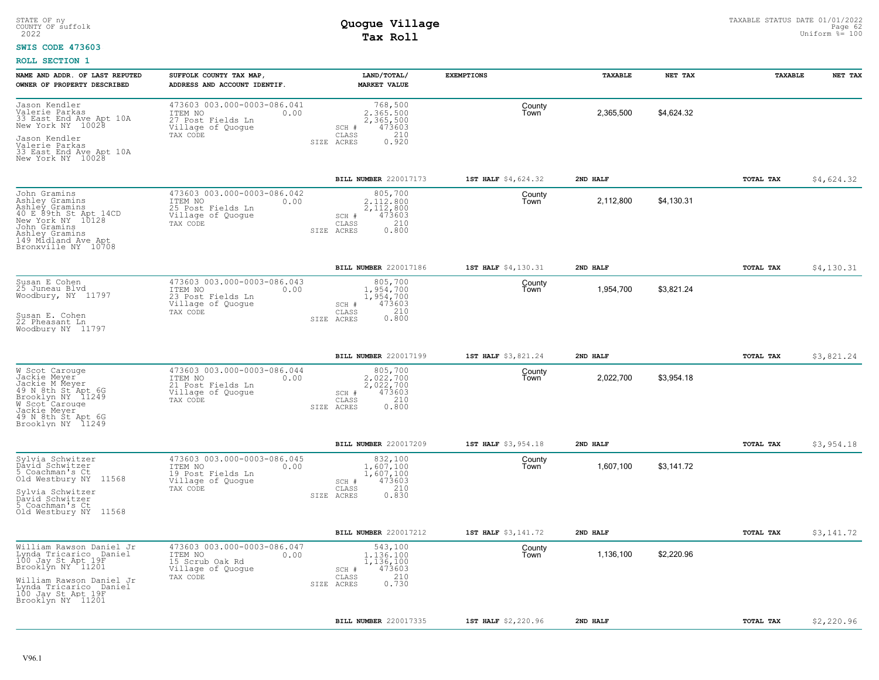STATE OF ny
COUNTY OF suffolk
2022

**Quogue Village**
**Tax Roll**

TAXABLE STATUS DATE 01/01/2022
Uniform %= 100

**SWIS CODE 473603**

**ROLL SECTION 1**

| NAME AND ADDR. OF LAST REPUTED OWNER OF PROPERTY DESCRIBED | SUFFOLK COUNTY TAX MAP, ADDRESS AND ACCOUNT IDENTIF. | LAND/TOTAL/ MARKET VALUE | EXEMPTIONS | TAXABLE | NET TAX | TAXABLE | NET TAX |
|---|---|---|---|---|---|---|---|
| Jason Kendler<br>Valerie Parkas<br>33 East End Ave Apt 10A<br>New York NY 10028<br>Jason Kendler<br>Valerie Parkas<br>33 East End Ave Apt 10A<br>New York NY 10028 | 473603 003.000-0003-086.041<br>ITEM NO 0.00<br>27 Post Fields Ln<br>Village of Quogue<br>TAX CODE | 768,500<br>2,365,500<br>2,365,500<br>SCH # 473603<br>CLASS 210<br>SIZE ACRES 0.920 | County<br>Town | 2,365,500 | $4,624.32 | | |
| | | **BILL NUMBER** 220017173 | **1ST HALF** $4,624.32 | **2ND HALF** | | **TOTAL TAX** | $4,624.32 |
| John Gramins<br>Ashley Gramins<br>Ashley Gramins<br>40 E 89th St Apt 14CD<br>New York NY 10128<br>John Gramins<br>Ashley Gramins<br>149 Midland Ave Apt<br>Bronxville NY 10708 | 473603 003.000-0003-086.042<br>ITEM NO 0.00<br>25 Post Fields Ln<br>Village of Quogue<br>TAX CODE | 805,700<br>2,112,800<br>2,112,800<br>SCH # 473603<br>CLASS 210<br>SIZE ACRES 0.800 | County<br>Town | 2,112,800 | $4,130.31 | | |
| | | **BILL NUMBER** 220017186 | **1ST HALF** $4,130.31 | **2ND HALF** | | **TOTAL TAX** | $4,130.31 |
| Susan E Cohen<br>25 Juneau Blvd<br>Woodbury, NY 11797<br>Susan E. Cohen<br>22 Pheasant Ln<br>Woodbury NY 11797 | 473603 003.000-0003-086.043<br>ITEM NO 0.00<br>23 Post Fields Ln<br>Village of Quogue<br>TAX CODE | 805,700<br>1,954,700<br>1,954,700<br>SCH # 473603<br>CLASS 210<br>SIZE ACRES 0.800 | County<br>Town | 1,954,700 | $3,821.24 | | |
| | | **BILL NUMBER** 220017199 | **1ST HALF** $3,821.24 | **2ND HALF** | | **TOTAL TAX** | $3,821.24 |
| W Scot Carouge<br>Jackie Meyer<br>Jackie M Meyer<br>49 N 8th St Apt 6G<br>Brooklyn NY 11249<br>W Scot Carouge<br>Jackie Meyer<br>49 N 8th St Apt 6G<br>Brooklyn NY 11249 | 473603 003.000-0003-086.044<br>ITEM NO 0.00<br>21 Post Fields Ln<br>Village of Quogue<br>TAX CODE | 805,700<br>2,022,700<br>2,022,700<br>SCH # 473603<br>CLASS 210<br>SIZE ACRES 0.800 | County<br>Town | 2,022,700 | $3,954.18 | | |
| | | **BILL NUMBER** 220017209 | **1ST HALF** $3,954.18 | **2ND HALF** | | **TOTAL TAX** | $3,954.18 |
| Sylvia Schwitzer<br>David Schwitzer<br>5 Coachman's Ct<br>Old Westbury NY 11568<br>Sylvia Schwitzer<br>David Schwitzer<br>5 Coachman's Ct<br>Old Westbury NY 11568 | 473603 003.000-0003-086.045<br>ITEM NO 0.00<br>19 Post Fields Ln<br>Village of Quogue<br>TAX CODE | 832,100<br>1,607,100<br>1,607,100<br>SCH # 473603<br>CLASS 210<br>SIZE ACRES 0.830 | County<br>Town | 1,607,100 | $3,141.72 | | |
| | | **BILL NUMBER** 220017212 | **1ST HALF** $3,141.72 | **2ND HALF** | | **TOTAL TAX** | $3,141.72 |
| William Rawson Daniel Jr<br>Lynda Tricarico Daniel<br>100 Jay St Apt 19F<br>Brooklyn NY 11201<br>William Rawson Daniel Jr<br>Lynda Tricarico Daniel<br>100 Jay St Apt 19F<br>Brooklyn NY 11201 | 473603 003.000-0003-086.047<br>ITEM NO 0.00<br>15 Scrub Oak Rd<br>Village of Quogue<br>TAX CODE | 543,100<br>1,136,100<br>1,136,100<br>SCH # 473603<br>CLASS 210<br>SIZE ACRES 0.730 | County<br>Town | 1,136,100 | $2,220.96 | | |
| | | **BILL NUMBER** 220017335 | **1ST HALF** $2,220.96 | **2ND HALF** | | **TOTAL TAX** | $2,220.96 |

V96.1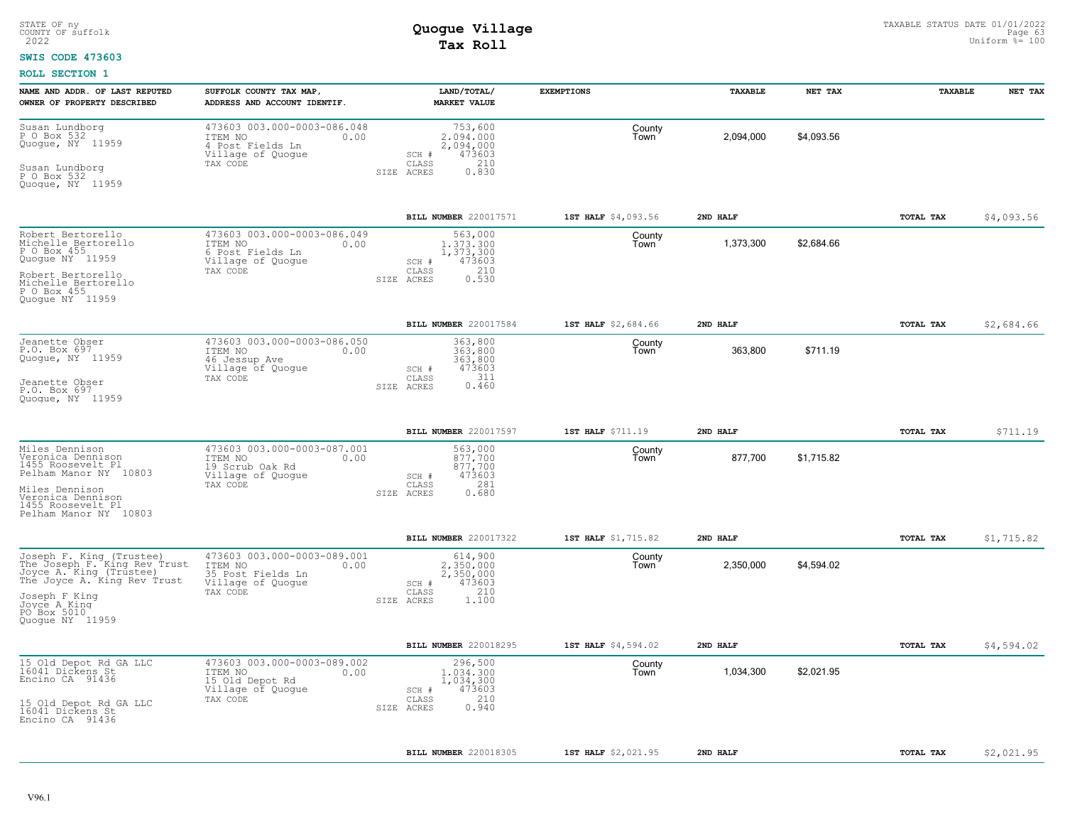STATE OF ny
COUNTY OF suffolk
2022

# Quogue Village
## Tax Roll

TAXABLE STATUS DATE 01/01/2022
Uniform %= 100

**SWIS CODE 473603**

**ROLL SECTION 1**

| NAME AND ADDR. OF LAST REPUTED OWNER OF PROPERTY DESCRIBED | SUFFOLK COUNTY TAX MAP, ADDRESS AND ACCOUNT IDENTIF. | LAND/TOTAL/ MARKET VALUE | EXEMPTIONS | TAXABLE | NET TAX | TAXABLE | NET TAX |
|---|---|---|---|---|---|---|---|
| Susan Lundborg<br>P O Box 532<br>Quogue, NY 11959<br><br>Susan Lundborg<br>P O Box 532<br>Quogue, NY 11959 | 473603 003.000-0003-086.048<br>ITEM NO 0.00<br>4 Post Fields Ln<br>Village of Quogue<br>TAX CODE | 753,600<br>2,094,000<br>2,094,000<br>SCH # 473603<br>CLASS 210<br>SIZE ACRES 0.830 | County<br>Town | 2,094,000 | $4,093.56 | | |
| | | **BILL NUMBER** 220017571 | **1ST HALF** $4,093.56 | **2ND HALF** | | **TOTAL TAX** | $4,093.56 |
| Robert Bertorello<br>Michelle Bertorello<br>P O Box 455<br>Quogue NY 11959<br><br>Robert Bertorello<br>Michelle Bertorello<br>P O Box 455<br>Quogue NY 11959 | 473603 003.000-0003-086.049<br>ITEM NO 0.00<br>6 Post Fields Ln<br>Village of Quogue<br>TAX CODE | 563,000<br>1,373,300<br>1,373,300<br>SCH # 473603<br>CLASS 210<br>SIZE ACRES 0.530 | County<br>Town | 1,373,300 | $2,684.66 | | |
| | | **BILL NUMBER** 220017584 | **1ST HALF** $2,684.66 | **2ND HALF** | | **TOTAL TAX** | $2,684.66 |
| Jeanette Obser<br>P.O. Box 697<br>Quogue, NY 11959<br><br>Jeanette Obser<br>P.O. Box 697<br>Quogue, NY 11959 | 473603 003.000-0003-086.050<br>ITEM NO 0.00<br>46 Jessup Ave<br>Village of Quogue<br>TAX CODE | 363,800<br>363,800<br>363,800<br>SCH # 473603<br>CLASS 311<br>SIZE ACRES 0.460 | County<br>Town | 363,800 | $711.19 | | |
| | | **BILL NUMBER** 220017597 | **1ST HALF** $711.19 | **2ND HALF** | | **TOTAL TAX** | $711.19 |
| Miles Dennison<br>Veronica Dennison<br>1455 Roosevelt Pl<br>Pelham Manor NY 10803<br><br>Miles Dennison<br>Veronica Dennison<br>1455 Roosevelt Pl<br>Pelham Manor NY 10803 | 473603 003.000-0003-087.001<br>ITEM NO 0.00<br>19 Scrub Oak Rd<br>Village of Quogue<br>TAX CODE | 563,000<br>877,700<br>877,700<br>SCH # 473603<br>CLASS 281<br>SIZE ACRES 0.680 | County<br>Town | 877,700 | $1,715.82 | | |
| | | **BILL NUMBER** 220017322 | **1ST HALF** $1,715.82 | **2ND HALF** | | **TOTAL TAX** | $1,715.82 |
| Joseph F. King (Trustee)<br>The Joseph F. King Rev Trust<br>Joyce A. King (Trustee)<br>The Joyce A. King Rev Trust<br><br>Joseph F King<br>Joyce A King<br>PO Box 5010<br>Quogue NY 11959 | 473603 003.000-0003-089.001<br>ITEM NO 0.00<br>35 Post Fields Ln<br>Village of Quogue<br>TAX CODE | 614,900<br>2,350,000<br>2,350,000<br>SCH # 473603<br>CLASS 210<br>SIZE ACRES 1.100 | County<br>Town | 2,350,000 | $4,594.02 | | |
| | | **BILL NUMBER** 220018295 | **1ST HALF** $4,594.02 | **2ND HALF** | | **TOTAL TAX** | $4,594.02 |
| 15 Old Depot Rd GA LLC<br>16041 Dickens St<br>Encino CA 91436<br><br>15 Old Depot Rd GA LLC<br>16041 Dickens St<br>Encino CA 91436 | 473603 003.000-0003-089.002<br>ITEM NO 0.00<br>15 Old Depot Rd<br>Village of Quogue<br>TAX CODE | 296,500<br>1,034,300<br>1,034,300<br>SCH # 473603<br>CLASS 210<br>SIZE ACRES 0.940 | County<br>Town | 1,034,300 | $2,021.95 | | |
| | | **BILL NUMBER** 220018305 | **1ST HALF** $2,021.95 | **2ND HALF** | | **TOTAL TAX** | $2,021.95 |

V96.1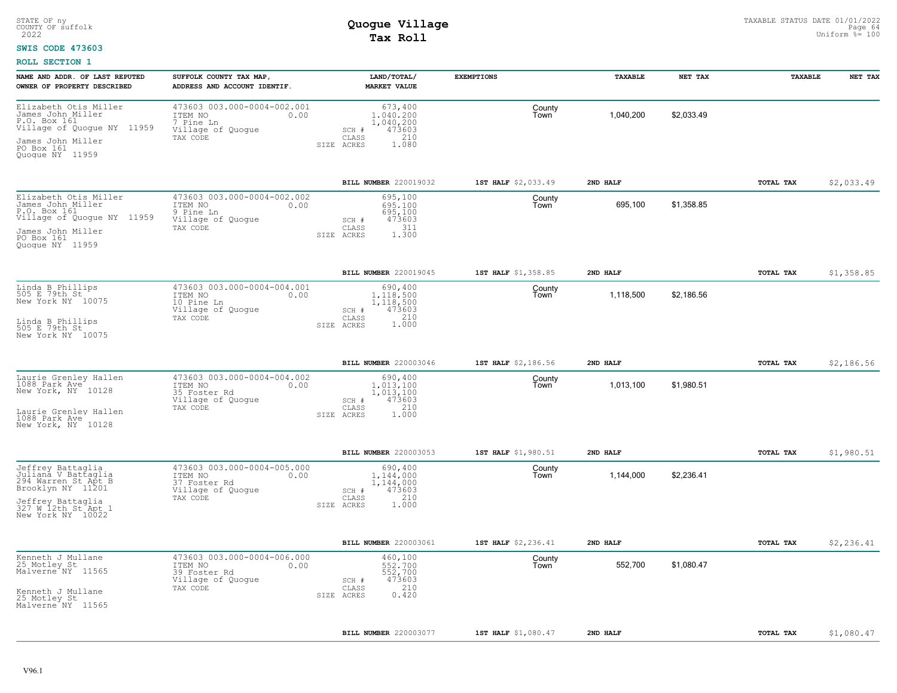STATE OF ny
COUNTY OF suffolk
2022

# Quogue Village
## Tax Roll

TAXABLE STATUS DATE 01/01/2022
Uniform %= 100

**SWIS CODE 473603**

**ROLL SECTION 1**

| NAME AND ADDR. OF LAST REPUTED OWNER OF PROPERTY DESCRIBED | SUFFOLK COUNTY TAX MAP, ADDRESS AND ACCOUNT IDENTIF. | LAND/TOTAL/ MARKET VALUE | EXEMPTIONS | TAXABLE | NET TAX | TAXABLE | NET TAX |
|---|---|---|---|---|---|---|---|
| Elizabeth Otis Miller<br>James John Miller<br>P.O. Box 161<br>Village of Quogue NY 11959<br>James John Miller<br>PO Box 161<br>Quogue NY 11959 | 473603 003.000-0004-002.001<br>ITEM NO 0.00<br>7 Pine Ln<br>Village of Quogue<br>TAX CODE | 673,400<br>1,040,200<br>1,040,200<br>SCH # 473603<br>CLASS 210<br>SIZE ACRES 1.080 | County<br>Town | 1,040,200 | $2,033.49 | | |
| | | BILL NUMBER 220019032 | 1ST HALF $2,033.49 | 2ND HALF | | TOTAL TAX | $2,033.49 |
| Elizabeth Otis Miller<br>James John Miller<br>P.O. Box 161<br>Village of Quogue NY 11959<br>James John Miller<br>PO Box 161<br>Quogue NY 11959 | 473603 003.000-0004-002.002<br>ITEM NO 0.00<br>9 Pine Ln<br>Village of Quogue<br>TAX CODE | 695,100<br>695,100<br>695,100<br>SCH # 473603<br>CLASS 311<br>SIZE ACRES 1.300 | County<br>Town | 695,100 | $1,358.85 | | |
| | | BILL NUMBER 220019045 | 1ST HALF $1,358.85 | 2ND HALF | | TOTAL TAX | $1,358.85 |
| Linda B Phillips<br>505 E 79th St<br>New York NY 10075<br>Linda B Phillips<br>505 E 79th St<br>New York NY 10075 | 473603 003.000-0004-004.001<br>ITEM NO 0.00<br>10 Pine Ln<br>Village of Quogue<br>TAX CODE | 690,400<br>1,118,500<br>1,118,500<br>SCH # 473603<br>CLASS 210<br>SIZE ACRES 1.000 | County<br>Town | 1,118,500 | $2,186.56 | | |
| | | BILL NUMBER 220003046 | 1ST HALF $2,186.56 | 2ND HALF | | TOTAL TAX | $2,186.56 |
| Laurie Grenley Hallen<br>1088 Park Ave<br>New York, NY 10128<br>Laurie Grenley Hallen<br>1088 Park Ave<br>New York, NY 10128 | 473603 003.000-0004-004.002<br>ITEM NO 0.00<br>35 Foster Rd<br>Village of Quogue<br>TAX CODE | 690,400<br>1,013,100<br>1,013,100<br>SCH # 473603<br>CLASS 210<br>SIZE ACRES 1.000 | County<br>Town | 1,013,100 | $1,980.51 | | |
| | | BILL NUMBER 220003053 | 1ST HALF $1,980.51 | 2ND HALF | | TOTAL TAX | $1,980.51 |
| Jeffrey Battaglia<br>Juliana V Battaglia<br>294 Warren St Apt B<br>Brooklyn NY 11201<br>Jeffrey Battaglia<br>327 W 12th St Apt 1<br>New York NY 10022 | 473603 003.000-0004-005.000<br>ITEM NO 0.00<br>37 Foster Rd<br>Village of Quogue<br>TAX CODE | 690,400<br>1,144,000<br>1,144,000<br>SCH # 473603<br>CLASS 210<br>SIZE ACRES 1.000 | County<br>Town | 1,144,000 | $2,236.41 | | |
| | | BILL NUMBER 220003061 | 1ST HALF $2,236.41 | 2ND HALF | | TOTAL TAX | $2,236.41 |
| Kenneth J Mullane<br>25 Motley St<br>Malverne NY 11565<br>Kenneth J Mullane<br>25 Motley St<br>Malverne NY 11565 | 473603 003.000-0004-006.000<br>ITEM NO 0.00<br>39 Foster Rd<br>Village of Quogue<br>TAX CODE | 460,100<br>552,700<br>552,700<br>SCH # 473603<br>CLASS 210<br>SIZE ACRES 0.420 | County<br>Town | 552,700 | $1,080.47 | | |
| | | BILL NUMBER 220003077 | 1ST HALF $1,080.47 | 2ND HALF | | TOTAL TAX | $1,080.47 |

V96.1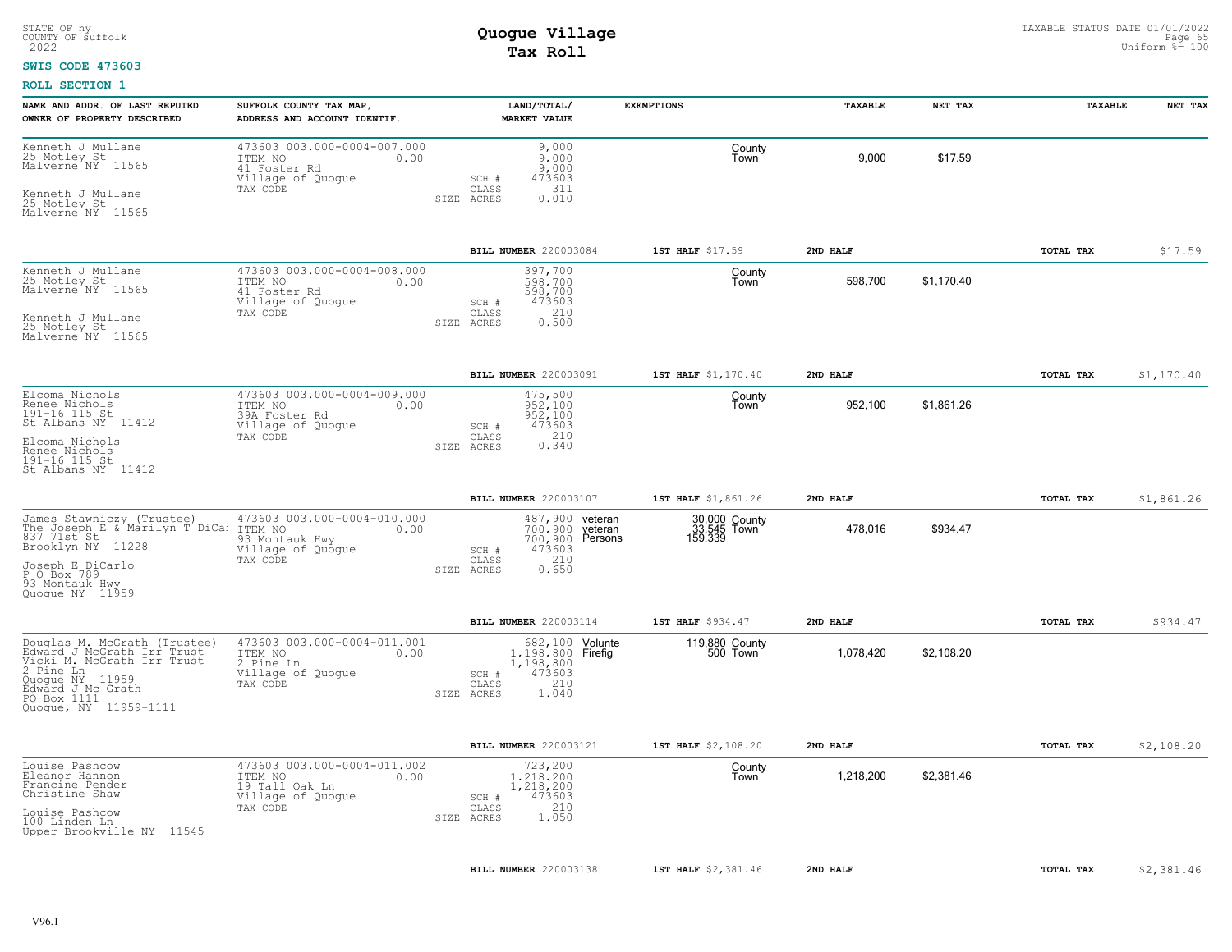STATE OF ny
COUNTY OF suffolk
2022

# Quogue Village
## Tax Roll

TAXABLE STATUS DATE 01/01/2022
Uniform %= 100

**SWIS CODE 473603**

**ROLL SECTION 1**

| NAME AND ADDR. OF LAST REPUTED OWNER OF PROPERTY DESCRIBED | SUFFOLK COUNTY TAX MAP, ADDRESS AND ACCOUNT IDENTIF. | LAND/TOTAL/ MARKET VALUE | EXEMPTIONS | | TAXABLE | NET TAX | TAXABLE | NET TAX |
|---|---|---|---|---|---|---|---|---|
| Kenneth J Mullane<br>25 Motley St<br>Malverne NY 11565<br><br>Kenneth J Mullane<br>25 Motley St<br>Malverne NY 11565 | 473603 003.000-0004-007.000<br>ITEM NO 0.00<br>41 Foster Rd<br>Village of Quogue<br>TAX CODE | 9,000<br>9,000<br>9,000<br>SCH # 473603<br>CLASS 311<br>SIZE ACRES 0.010 | | County<br>Town | 9,000 | $17.59 | | |
| | | BILL NUMBER 220003084 | 1ST HALF $17.59 | | 2ND HALF | | TOTAL TAX | $17.59 |
| Kenneth J Mullane<br>25 Motley St<br>Malverne NY 11565<br><br>Kenneth J Mullane<br>25 Motley St<br>Malverne NY 11565 | 473603 003.000-0004-008.000<br>ITEM NO 0.00<br>41 Foster Rd<br>Village of Quogue<br>TAX CODE | 397,700<br>598,700<br>598,700<br>SCH # 473603<br>CLASS 210<br>SIZE ACRES 0.500 | | County<br>Town | 598,700 | $1,170.40 | | |
| | | BILL NUMBER 220003091 | 1ST HALF $1,170.40 | | 2ND HALF | | TOTAL TAX | $1,170.40 |
| Elcoma Nichols<br>Renee Nichols<br>191-16 115 St<br>St Albans NY 11412<br><br>Elcoma Nichols<br>Renee Nichols<br>191-16 115 St<br>St Albans NY 11412 | 473603 003.000-0004-009.000<br>ITEM NO 0.00<br>39A Foster Rd<br>Village of Quogue<br>TAX CODE | 475,500<br>952,100<br>952,100<br>SCH # 473603<br>CLASS 210<br>SIZE ACRES 0.340 | | County<br>Town | 952,100 | $1,861.26 | | |
| | | BILL NUMBER 220003107 | 1ST HALF $1,861.26 | | 2ND HALF | | TOTAL TAX | $1,861.26 |
| James Stawniczy (Trustee)<br>The Joseph E & Marilyn T DiCa<br>837 71st St<br>Brooklyn NY 11228<br><br>Joseph E DiCarlo<br>P O Box 789<br>93 Montauk Hwy<br>Quogue NY 11959 | 473603 003.000-0004-010.000<br>ITEM NO 0.00<br>93 Montauk Hwy<br>Village of Quogue<br>TAX CODE | 487,900<br>700,900<br>700,900<br>SCH # 473603<br>CLASS 210<br>SIZE ACRES 0.650 | veteran 30,000<br>veteran 33,545<br>Persons 159,339 | County<br>Town | 478,016 | $934.47 | | |
| | | BILL NUMBER 220003114 | 1ST HALF $934.47 | | 2ND HALF | | TOTAL TAX | $934.47 |
| Douglas M. McGrath (Trustee)<br>Edward J McGrath Irr Trust<br>Vicki M. McGrath Irr Trust<br>2 Pine Ln<br>Quogue NY 11959<br>Edward J Mc Grath<br>PO Box 1111<br>Quogue, NY 11959-1111 | 473603 003.000-0004-011.001<br>ITEM NO 0.00<br>2 Pine Ln<br>Village of Quogue<br>TAX CODE | 682,100<br>1,198,800<br>1,198,800<br>SCH # 473603<br>CLASS 210<br>SIZE ACRES 1.040 | Volunte 119,880<br>Firefig 500 | County<br>Town | 1,078,420 | $2,108.20 | | |
| | | BILL NUMBER 220003121 | 1ST HALF $2,108.20 | | 2ND HALF | | TOTAL TAX | $2,108.20 |
| Louise Pashcow<br>Eleanor Hannon<br>Francine Pender<br>Christine Shaw<br><br>Louise Pashcow<br>100 Linden Ln<br>Upper Brookville NY 11545 | 473603 003.000-0004-011.002<br>ITEM NO 0.00<br>19 Tall Oak Ln<br>Village of Quogue<br>TAX CODE | 723,200<br>1,218,200<br>1,218,200<br>SCH # 473603<br>CLASS 210<br>SIZE ACRES 1.050 | | County<br>Town | 1,218,200 | $2,381.46 | | |
| | | BILL NUMBER 220003138 | 1ST HALF $2,381.46 | | 2ND HALF | | TOTAL TAX | $2,381.46 |

V96.1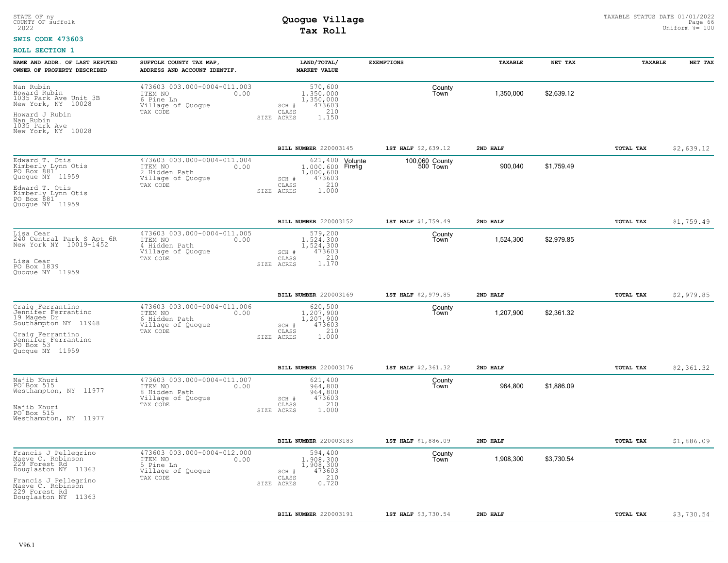STATE OF ny
COUNTY OF suffolk
2022

# Quogue Village
## Tax Roll

TAXABLE STATUS DATE 01/01/2022
Uniform %= 100

**SWIS CODE 473603**

**ROLL SECTION 1**

| NAME AND ADDR. OF LAST REPUTED OWNER OF PROPERTY DESCRIBED | SUFFOLK COUNTY TAX MAP, ADDRESS AND ACCOUNT IDENTIF. | LAND/TOTAL/ MARKET VALUE | EXEMPTIONS | | TAXABLE | NET TAX | TAXABLE | NET TAX |
|---|---|---|---|---|---|---|---|---|
| Nan Rubin<br>Howard Rubin<br>1035 Park Ave Unit 3B<br>New York, NY 10028<br><br>Howard J Rubin<br>Nan Rubin<br>1035 Park Ave<br>New York, NY 10028 | 473603 003.000-0004-011.003<br>ITEM NO 0.00<br>6 Pine Ln<br>Village of Quogue<br>TAX CODE | 570,600<br>1,350,000<br>1,350,000<br>SCH # 473603<br>CLASS 210<br>SIZE ACRES 1.150 | | County<br>Town | 1,350,000 | $2,639.12 | | |
| | | BILL NUMBER 220003145 | 1ST HALF $2,639.12 | | 2ND HALF | | TOTAL TAX | $2,639.12 |
| Edward T. Otis<br>Kimberly Lynn Otis<br>PO Box 881<br>Quogue NY 11959<br><br>Edward T. Otis<br>Kimberly Lynn Otis<br>PO Box 881<br>Quogue NY 11959 | 473603 003.000-0004-011.004<br>ITEM NO 0.00<br>2 Hidden Path<br>Village of Quogue<br>TAX CODE | 621,400<br>1,000,600<br>1,000,600<br>SCH # 473603<br>CLASS 210<br>SIZE ACRES 1.000 | Volunte<br>Firefig | 100,060 County<br>500 Town | 900,040 | $1,759.49 | | |
| | | BILL NUMBER 220003152 | 1ST HALF $1,759.49 | | 2ND HALF | | TOTAL TAX | $1,759.49 |
| Lisa Cear<br>240 Central Park S Apt 6R<br>New York NY 10019-1452<br><br>Lisa Cear<br>PO Box 1839<br>Quogue NY 11959 | 473603 003.000-0004-011.005<br>ITEM NO 0.00<br>4 Hidden Path<br>Village of Quogue<br>TAX CODE | 579,200<br>1,524,300<br>1,524,300<br>SCH # 473603<br>CLASS 210<br>SIZE ACRES 1.170 | | County<br>Town | 1,524,300 | $2,979.85 | | |
| | | BILL NUMBER 220003169 | 1ST HALF $2,979.85 | | 2ND HALF | | TOTAL TAX | $2,979.85 |
| Craig Ferrantino<br>Jennifer Ferrantino<br>19 Magee Dr<br>Southampton NY 11968<br><br>Craig Ferrantino<br>Jennifer Ferrantino<br>PO Box 53<br>Quogue NY 11959 | 473603 003.000-0004-011.006<br>ITEM NO 0.00<br>6 Hidden Path<br>Village of Quogue<br>TAX CODE | 620,500<br>1,207,900<br>1,207,900<br>SCH # 473603<br>CLASS 210<br>SIZE ACRES 1.000 | | County<br>Town | 1,207,900 | $2,361.32 | | |
| | | BILL NUMBER 220003176 | 1ST HALF $2,361.32 | | 2ND HALF | | TOTAL TAX | $2,361.32 |
| Najib Khuri<br>PO Box 515<br>Westhampton, NY 11977<br><br>Najib Khuri<br>PO Box 515<br>Westhampton, NY 11977 | 473603 003.000-0004-011.007<br>ITEM NO 0.00<br>8 Hidden Path<br>Village of Quogue<br>TAX CODE | 621,400<br>964,800<br>964,800<br>SCH # 473603<br>CLASS 210<br>SIZE ACRES 1.000 | | County<br>Town | 964,800 | $1,886.09 | | |
| | | BILL NUMBER 220003183 | 1ST HALF $1,886.09 | | 2ND HALF | | TOTAL TAX | $1,886.09 |
| Francis J Pellegrino<br>Maeve C. Robinson<br>229 Forest Rd<br>Douglaston NY 11363<br><br>Francis J Pellegrino<br>Maeve C. Robinson<br>229 Forest Rd<br>Douglaston NY 11363 | 473603 003.000-0004-012.000<br>ITEM NO 0.00<br>5 Pine Ln<br>Village of Quogue<br>TAX CODE | 594,400<br>1,908,300<br>1,908,300<br>SCH # 473603<br>CLASS 210<br>SIZE ACRES 0.720 | | County<br>Town | 1,908,300 | $3,730.54 | | |
| | | BILL NUMBER 220003191 | 1ST HALF $3,730.54 | | 2ND HALF | | TOTAL TAX | $3,730.54 |

V96.1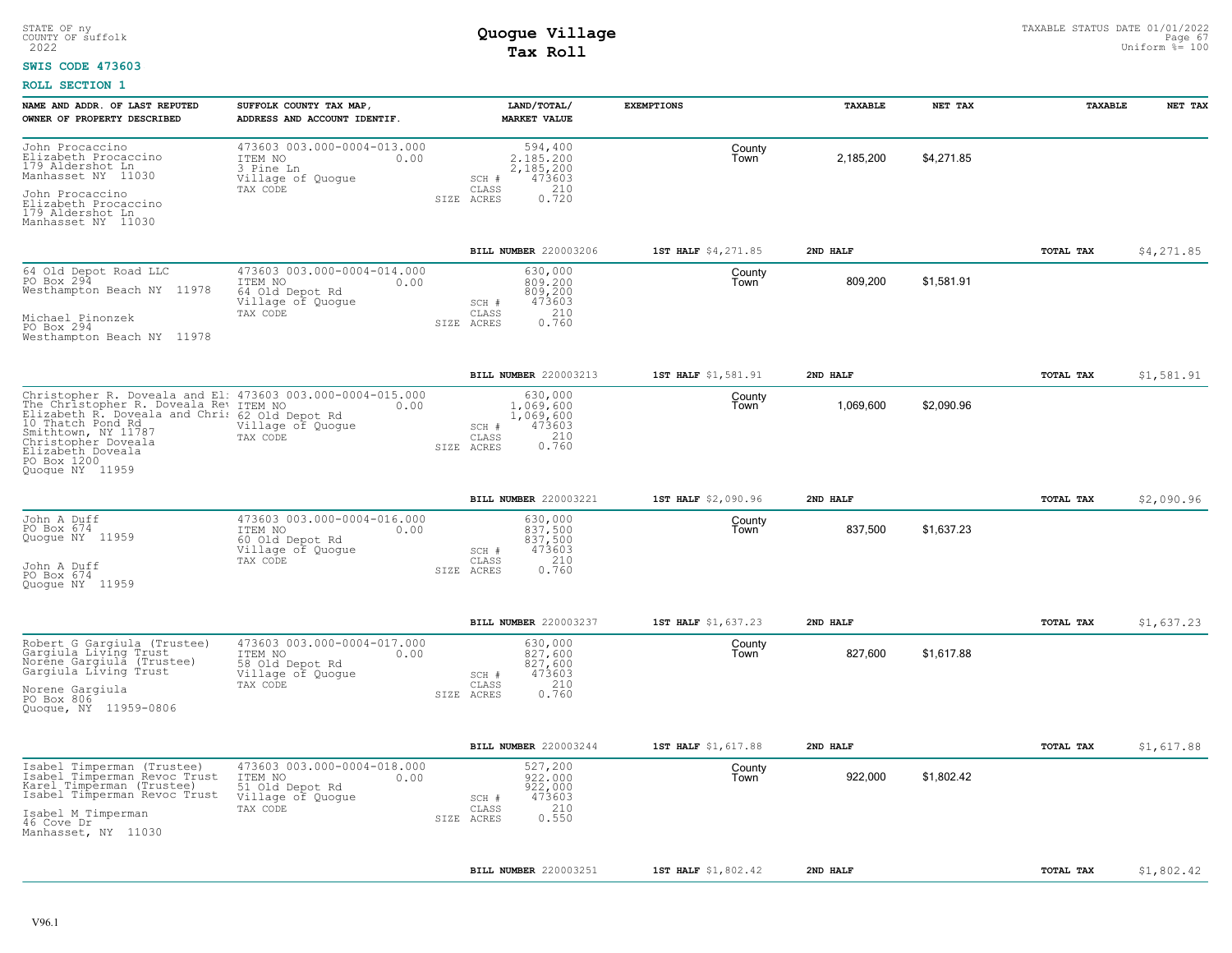STATE OF ny
COUNTY OF suffolk
2022

# Quogue Village
## Tax Roll

TAXABLE STATUS DATE 01/01/2022
Uniform %= 100

**SWIS CODE 473603**

**ROLL SECTION 1**

| NAME AND ADDR. OF LAST REPUTED OWNER OF PROPERTY DESCRIBED | SUFFOLK COUNTY TAX MAP, ADDRESS AND ACCOUNT IDENTIF. | LAND/TOTAL/ MARKET VALUE | EXEMPTIONS | | TAXABLE | NET TAX | TAXABLE | NET TAX |
|---|---|---|---|---|---|---|---|---|
| John Procaccino<br>Elizabeth Procaccino<br>179 Aldershot Ln<br>Manhasset NY 11030<br><br>John Procaccino<br>Elizabeth Procaccino<br>179 Aldershot Ln<br>Manhasset NY 11030 | 473603 003.000-0004-013.000<br>ITEM NO 0.00<br>3 Pine Ln<br>Village of Quogue<br>TAX CODE | 594,400<br>2,185,200<br>2,185,200<br>SCH # 473603<br>CLASS 210<br>SIZE ACRES 0.720 | | County<br>Town | 2,185,200 | $4,271.85 | | |
| | | BILL NUMBER 220003206 | 1ST HALF $4,271.85 | | 2ND HALF | | TOTAL TAX | $4,271.85 |
| 64 Old Depot Road LLC<br>PO Box 294<br>Westhampton Beach NY 11978<br><br>Michael Pinonzek<br>PO Box 294<br>Westhampton Beach NY 11978 | 473603 003.000-0004-014.000<br>ITEM NO 0.00<br>64 Old Depot Rd<br>Village of Quogue<br>TAX CODE | 630,000<br>809,200<br>809,200<br>SCH # 473603<br>CLASS 210<br>SIZE ACRES 0.760 | | County<br>Town | 809,200 | $1,581.91 | | |
| | | BILL NUMBER 220003213 | 1ST HALF $1,581.91 | | 2ND HALF | | TOTAL TAX | $1,581.91 |
| Christopher R. Doveala and El:<br>The Christopher R. Doveala Rev<br>Elizabeth R. Doveala and Chri:<br>10 Thatch Pond Rd<br>Smithtown, NY 11787<br>Christopher Doveala<br>Elizabeth Doveala<br>PO Box 1200<br>Quogue NY 11959 | 473603 003.000-0004-015.000<br>ITEM NO 0.00<br>62 Old Depot Rd<br>Village of Quogue<br>TAX CODE | 630,000<br>1,069,600<br>1,069,600<br>SCH # 473603<br>CLASS 210<br>SIZE ACRES 0.760 | | County<br>Town | 1,069,600 | $2,090.96 | | |
| | | BILL NUMBER 220003221 | 1ST HALF $2,090.96 | | 2ND HALF | | TOTAL TAX | $2,090.96 |
| John A Duff<br>PO Box 674<br>Quogue NY 11959<br><br>John A Duff<br>PO Box 674<br>Quogue NY 11959 | 473603 003.000-0004-016.000<br>ITEM NO 0.00<br>60 Old Depot Rd<br>Village of Quogue<br>TAX CODE | 630,000<br>837,500<br>837,500<br>SCH # 473603<br>CLASS 210<br>SIZE ACRES 0.760 | | County<br>Town | 837,500 | $1,637.23 | | |
| | | BILL NUMBER 220003237 | 1ST HALF $1,637.23 | | 2ND HALF | | TOTAL TAX | $1,637.23 |
| Robert G Gargiula (Trustee)<br>Gargiula Living Trust<br>Norene Gargiula (Trustee)<br>Gargiula Living Trust<br><br>Norene Gargiula<br>PO Box 806<br>Quogue, NY 11959-0806 | 473603 003.000-0004-017.000<br>ITEM NO 0.00<br>58 Old Depot Rd<br>Village of Quogue<br>TAX CODE | 630,000<br>827,600<br>827,600<br>SCH # 473603<br>CLASS 210<br>SIZE ACRES 0.760 | | County<br>Town | 827,600 | $1,617.88 | | |
| | | BILL NUMBER 220003244 | 1ST HALF $1,617.88 | | 2ND HALF | | TOTAL TAX | $1,617.88 |
| Isabel Timperman (Trustee)<br>Isabel Timperman Revoc Trust<br>Karel Timperman (Trustee)<br>Isabel Timperman Revoc Trust<br><br>Isabel M Timperman<br>46 Cove Dr<br>Manhasset, NY 11030 | 473603 003.000-0004-018.000<br>ITEM NO 0.00<br>51 Old Depot Rd<br>Village of Quogue<br>TAX CODE | 527,200<br>922,000<br>922,000<br>SCH # 473603<br>CLASS 210<br>SIZE ACRES 0.550 | | County<br>Town | 922,000 | $1,802.42 | | |
| | | BILL NUMBER 220003251 | 1ST HALF $1,802.42 | | 2ND HALF | | TOTAL TAX | $1,802.42 |

V96.1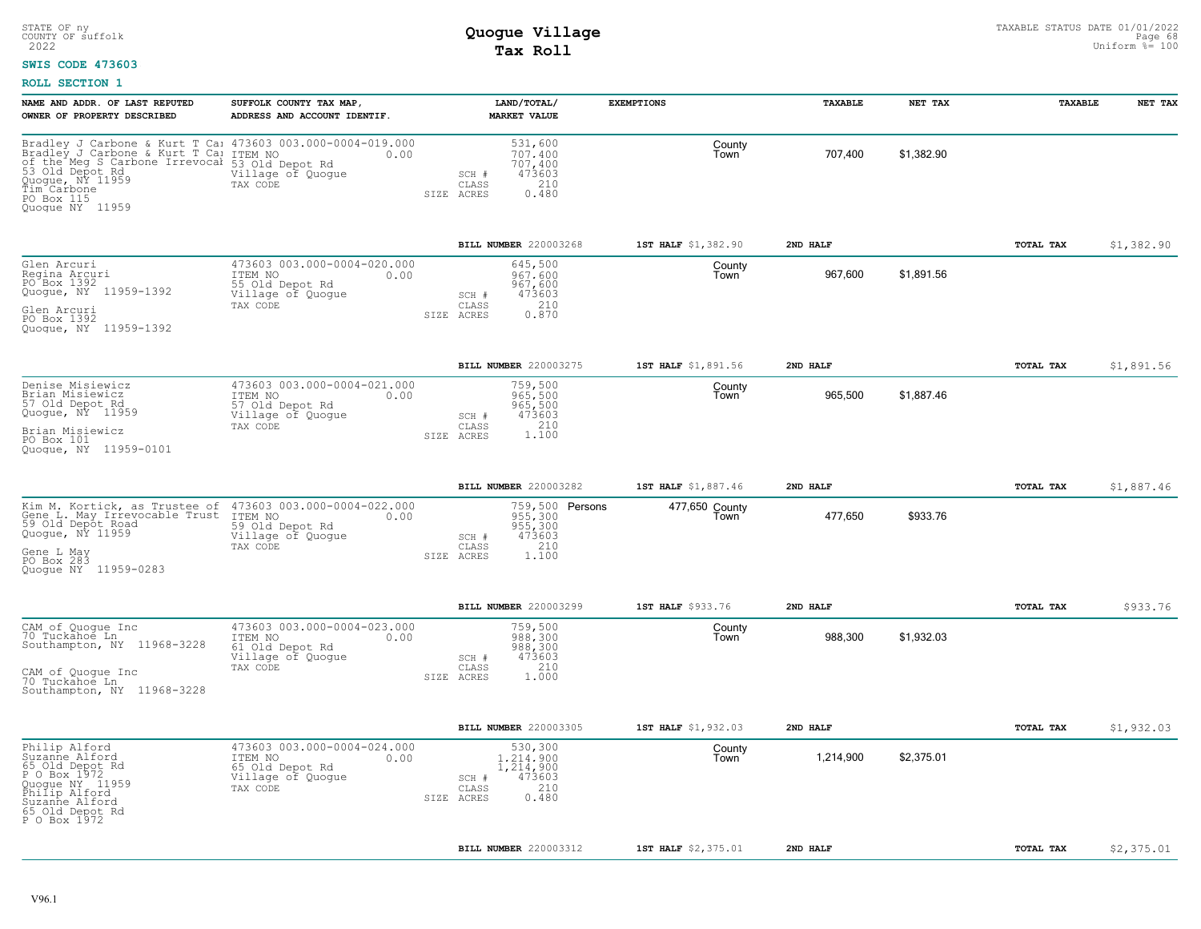STATE OF ny
COUNTY OF suffolk
2022

# Quogue Village
## Tax Roll

TAXABLE STATUS DATE 01/01/2022
Uniform %= 100

**SWIS CODE 473603**

**ROLL SECTION 1**

| NAME AND ADDR. OF LAST REPUTED OWNER OF PROPERTY DESCRIBED | SUFFOLK COUNTY TAX MAP, ADDRESS AND ACCOUNT IDENTIF. | LAND/TOTAL/ MARKET VALUE | EXEMPTIONS | | TAXABLE | NET TAX | TAXABLE | NET TAX |
|---|---|---|---|---|---|---|---|---|
| Bradley J Carbone & Kurt T Ca Bradley J Carbone & Kurt T Ca of the Meg S Carbone Irrevocab 53 Old Depot Rd Quogue, NY 11959 Tim Carbone PO Box 115 Quogue NY 11959 | 473603 003.000-0004-019.000 ITEM NO 0.00 53 Old Depot Rd Village of Quogue TAX CODE | 531,600 707,400 707,400 SCH # 473603 CLASS 210 SIZE ACRES 0.480 | | County Town | 707,400 | $1,382.90 | | |
| | | BILL NUMBER 220003268 | 1ST HALF $1,382.90 | | 2ND HALF | | TOTAL TAX | $1,382.90 |
| Glen Arcuri Regina Arcuri PO Box 1392 Quogue, NY 11959-1392 Glen Arcuri PO Box 1392 Quogue, NY 11959-1392 | 473603 003.000-0004-020.000 ITEM NO 0.00 55 Old Depot Rd Village of Quogue TAX CODE | 645,500 967,600 967,600 SCH # 473603 CLASS 210 SIZE ACRES 0.870 | | County Town | 967,600 | $1,891.56 | | |
| | | BILL NUMBER 220003275 | 1ST HALF $1,891.56 | | 2ND HALF | | TOTAL TAX | $1,891.56 |
| Denise Misiewicz Brian Misiewicz 57 Old Depot Rd Quogue, NY 11959 Brian Misiewicz PO Box 101 Quogue, NY 11959-0101 | 473603 003.000-0004-021.000 ITEM NO 0.00 57 Old Depot Rd Village of Quogue TAX CODE | 759,500 965,500 965,500 SCH # 473603 CLASS 210 SIZE ACRES 1.100 | | County Town | 965,500 | $1,887.46 | | |
| | | BILL NUMBER 220003282 | 1ST HALF $1,887.46 | | 2ND HALF | | TOTAL TAX | $1,887.46 |
| Kim M. Kortick, as Trustee of Gene L. May Irrevocable Trust 59 Old Depot Road Quogue, NY 11959 Gene L May PO Box 283 Quogue NY 11959-0283 | 473603 003.000-0004-022.000 ITEM NO 0.00 59 Old Depot Rd Village of Quogue TAX CODE | 759,500 955,300 955,300 SCH # 473603 CLASS 210 SIZE ACRES 1.100 | Persons 477,650 | County Town | 477,650 | $933.76 | | |
| | | BILL NUMBER 220003299 | 1ST HALF $933.76 | | 2ND HALF | | TOTAL TAX | $933.76 |
| CAM of Quogue Inc 70 Tuckahoe Ln Southampton, NY 11968-3228 CAM of Quogue Inc 70 Tuckahoe Ln Southampton, NY 11968-3228 | 473603 003.000-0004-023.000 ITEM NO 0.00 61 Old Depot Rd Village of Quogue TAX CODE | 759,500 988,300 988,300 SCH # 473603 CLASS 210 SIZE ACRES 1.000 | | County Town | 988,300 | $1,932.03 | | |
| | | BILL NUMBER 220003305 | 1ST HALF $1,932.03 | | 2ND HALF | | TOTAL TAX | $1,932.03 |
| Philip Alford Suzanne Alford 65 Old Depot Rd P O Box 1972 Quogue NY 11959 Philip Alford Suzanne Alford 65 Old Depot Rd P O Box 1972 | 473603 003.000-0004-024.000 ITEM NO 0.00 65 Old Depot Rd Village of Quogue TAX CODE | 530,300 1,214,900 1,214,900 SCH # 473603 CLASS 210 SIZE ACRES 0.480 | | County Town | 1,214,900 | $2,375.01 | | |
| | | BILL NUMBER 220003312 | 1ST HALF $2,375.01 | | 2ND HALF | | TOTAL TAX | $2,375.01 |

V96.1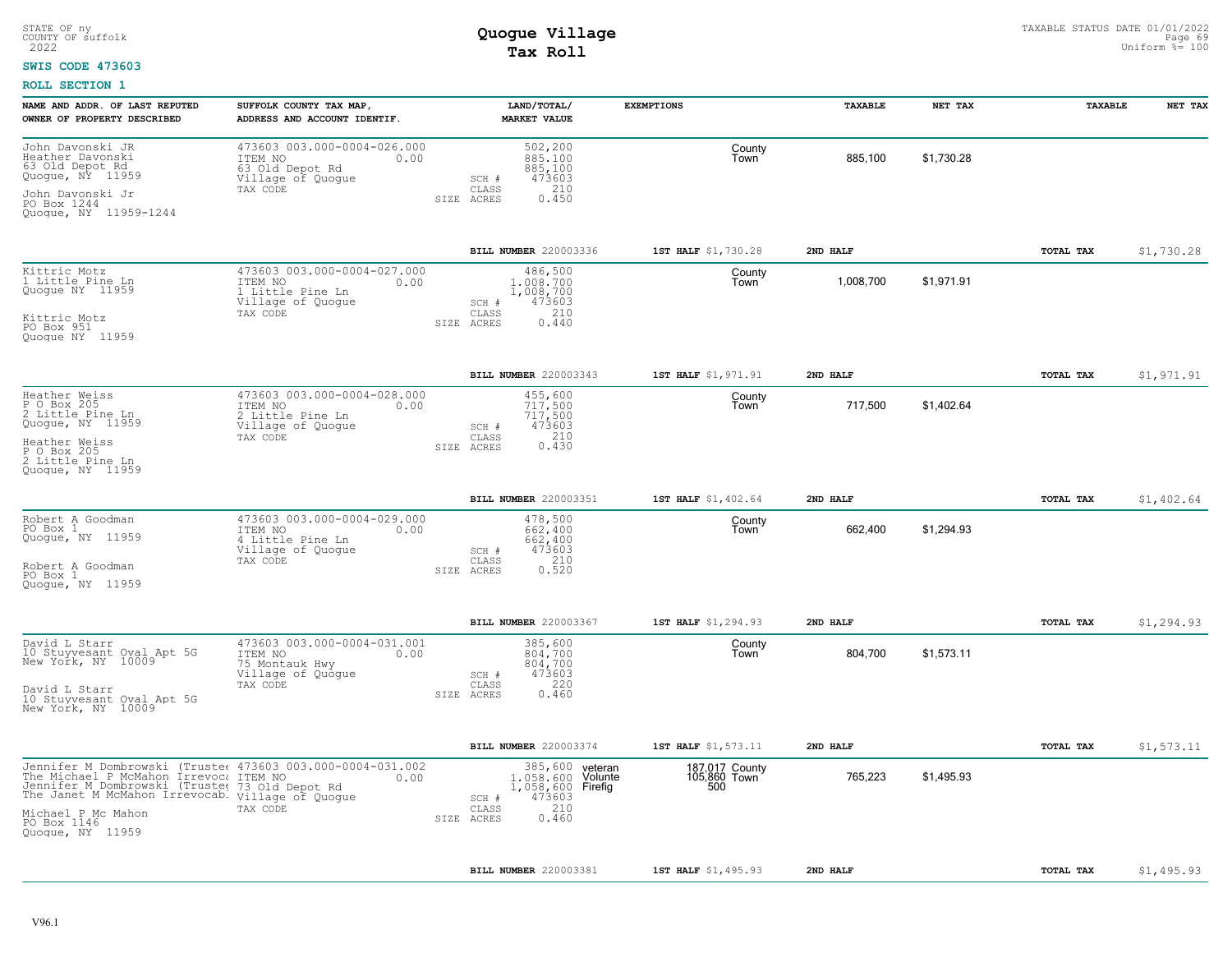STATE OF ny
COUNTY OF suffolk
2022

# Quogue Village
## Tax Roll

TAXABLE STATUS DATE 01/01/2022
Uniform %= 100

**SWIS CODE 473603**

**ROLL SECTION 1**

| NAME AND ADDR. OF LAST REPUTED OWNER OF PROPERTY DESCRIBED | SUFFOLK COUNTY TAX MAP, ADDRESS AND ACCOUNT IDENTIF. | LAND/TOTAL/ MARKET VALUE | EXEMPTIONS | | TAXABLE | NET TAX | TAXABLE | NET TAX |
|---|---|---|---|---|---|---|---|---|
| John Davonski JR<br>Heather Davonski<br>63 Old Depot Rd<br>Quogue, NY 11959<br>John Davonski Jr<br>PO Box 1244<br>Quogue, NY 11959-1244 | 473603 003.000-0004-026.000<br>ITEM NO 0.00<br>63 Old Depot Rd<br>Village of Quogue<br>TAX CODE | 502,200<br>885,100<br>885,100<br>SCH # 473603<br>CLASS 210<br>SIZE ACRES 0.450 | | County<br>Town | 885,100 | $1,730.28 | | |
| | | BILL NUMBER 220003336 | 1ST HALF $1,730.28 | | 2ND HALF | | TOTAL TAX | $1,730.28 |
| Kittric Motz<br>1 Little Pine Ln<br>Quogue NY 11959<br>Kittric Motz<br>PO Box 951<br>Quogue NY 11959 | 473603 003.000-0004-027.000<br>ITEM NO 0.00<br>1 Little Pine Ln<br>Village of Quogue<br>TAX CODE | 486,500<br>1,008,700<br>1,008,700<br>SCH # 473603<br>CLASS 210<br>SIZE ACRES 0.440 | | County<br>Town | 1,008,700 | $1,971.91 | | |
| | | BILL NUMBER 220003343 | 1ST HALF $1,971.91 | | 2ND HALF | | TOTAL TAX | $1,971.91 |
| Heather Weiss<br>P O Box 205<br>2 Little Pine Ln<br>Quogue, NY 11959<br>Heather Weiss<br>P O Box 205<br>2 Little Pine Ln<br>Quogue, NY 11959 | 473603 003.000-0004-028.000<br>ITEM NO 0.00<br>2 Little Pine Ln<br>Village of Quogue<br>TAX CODE | 455,600<br>717,500<br>717,500<br>SCH # 473603<br>CLASS 210<br>SIZE ACRES 0.430 | | County<br>Town | 717,500 | $1,402.64 | | |
| | | BILL NUMBER 220003351 | 1ST HALF $1,402.64 | | 2ND HALF | | TOTAL TAX | $1,402.64 |
| Robert A Goodman<br>PO Box 1<br>Quogue, NY 11959<br>Robert A Goodman<br>PO Box 1<br>Quogue, NY 11959 | 473603 003.000-0004-029.000<br>ITEM NO 0.00<br>4 Little Pine Ln<br>Village of Quogue<br>TAX CODE | 478,500<br>662,400<br>662,400<br>SCH # 473603<br>CLASS 210<br>SIZE ACRES 0.520 | | County<br>Town | 662,400 | $1,294.93 | | |
| | | BILL NUMBER 220003367 | 1ST HALF $1,294.93 | | 2ND HALF | | TOTAL TAX | $1,294.93 |
| David L Starr<br>10 Stuyvesant Oval Apt 5G<br>New York, NY 10009<br>David L Starr<br>10 Stuyvesant Oval Apt 5G<br>New York, NY 10009 | 473603 003.000-0004-031.001<br>ITEM NO 0.00<br>75 Montauk Hwy<br>Village of Quogue<br>TAX CODE | 385,600<br>804,700<br>804,700<br>SCH # 473603<br>CLASS 220<br>SIZE ACRES 0.460 | | County<br>Town | 804,700 | $1,573.11 | | |
| | | BILL NUMBER 220003374 | 1ST HALF $1,573.11 | | 2ND HALF | | TOTAL TAX | $1,573.11 |
| Jennifer M Dombrowski (Trustee<br>The Michael P McMahon Irrevoca<br>Jennifer M Dombrowski (Trustee<br>The Janet M McMahon Irrevocab.<br>Michael P Mc Mahon<br>PO Box 1146<br>Quogue, NY 11959 | 473603 003.000-0004-031.002<br>ITEM NO 0.00<br>73 Old Depot Rd<br>Village of Quogue<br>TAX CODE | 385,600<br>1,058,600<br>1,058,600<br>SCH # 473603<br>CLASS 210<br>SIZE ACRES 0.460 | veteran<br>Volunte<br>Firefig | 187,017 County<br>105,860 Town<br>500 | 765,223 | $1,495.93 | | |
| | | BILL NUMBER 220003381 | 1ST HALF $1,495.93 | | 2ND HALF | | TOTAL TAX | $1,495.93 |

V96.1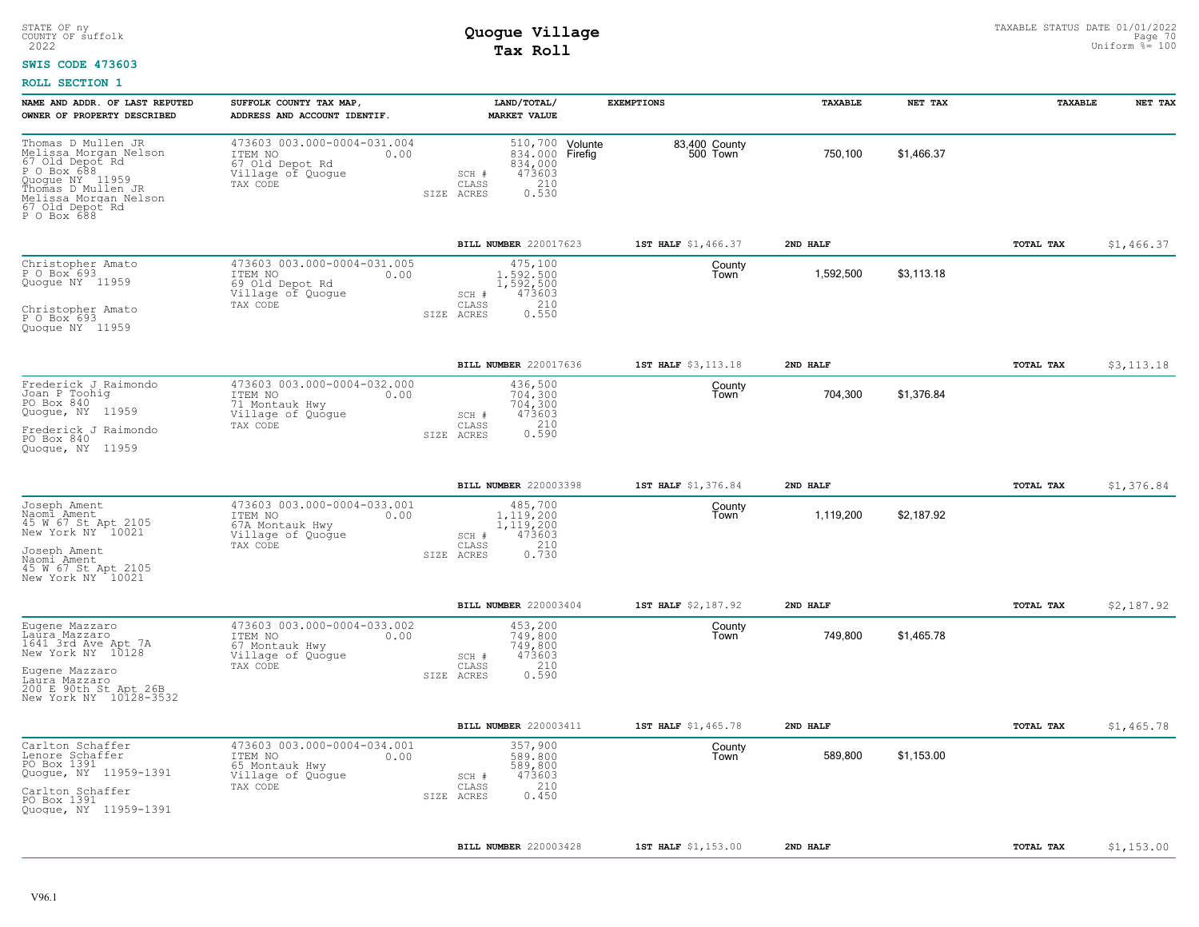STATE OF ny
COUNTY OF suffolk
2022

# Quogue Village
## Tax Roll

TAXABLE STATUS DATE 01/01/2022
Uniform %= 100

**SWIS CODE 473603**

**ROLL SECTION 1**

| NAME AND ADDR. OF LAST REPUTED OWNER OF PROPERTY DESCRIBED | SUFFOLK COUNTY TAX MAP, ADDRESS AND ACCOUNT IDENTIF. | LAND/TOTAL/ MARKET VALUE | EXEMPTIONS | | TAXABLE | NET TAX | TAXABLE | NET TAX |
|---|---|---|---|---|---|---|---|---|
| Thomas D Mullen JR<br>Melissa Morgan Nelson<br>67 Old Depot Rd<br>P O Box 688<br>Quogue NY 11959<br>Thomas D Mullen JR<br>Melissa Morgan Nelson<br>67 Old Depot Rd<br>P O Box 688 | 473603 003.000-0004-031.004<br>ITEM NO 0.00<br>67 Old Depot Rd<br>Village of Quogue<br>TAX CODE | 510,700<br>834,000<br>834,000<br>SCH # 473603<br>CLASS 210<br>SIZE ACRES 0.530 | Volunte<br>Firefig | 83,400 County<br>500 Town | 750,100 | $1,466.37 | | |
| | | **BILL NUMBER** 220017623 | **1ST HALF** $1,466.37 | | **2ND HALF** | | **TOTAL TAX** | $1,466.37 |
| Christopher Amato<br>P O Box 693<br>Quogue NY 11959<br>Christopher Amato<br>P O Box 693<br>Quogue NY 11959 | 473603 003.000-0004-031.005<br>ITEM NO 0.00<br>69 Old Depot Rd<br>Village of Quogue<br>TAX CODE | 475,100<br>1,592,500<br>1,592,500<br>SCH # 473603<br>CLASS 210<br>SIZE ACRES 0.550 | | County<br>Town | 1,592,500 | $3,113.18 | | |
| | | **BILL NUMBER** 220017636 | **1ST HALF** $3,113.18 | | **2ND HALF** | | **TOTAL TAX** | $3,113.18 |
| Frederick J Raimondo<br>Joan P Toohig<br>PO Box 840<br>Quogue, NY 11959<br>Frederick J Raimondo<br>PO Box 840<br>Quogue, NY 11959 | 473603 003.000-0004-032.000<br>ITEM NO 0.00<br>71 Montauk Hwy<br>Village of Quogue<br>TAX CODE | 436,500<br>704,300<br>704,300<br>SCH # 473603<br>CLASS 210<br>SIZE ACRES 0.590 | | County<br>Town | 704,300 | $1,376.84 | | |
| | | **BILL NUMBER** 220003398 | **1ST HALF** $1,376.84 | | **2ND HALF** | | **TOTAL TAX** | $1,376.84 |
| Joseph Ament<br>Naomi Ament<br>45 W 67 St Apt 2105<br>New York NY 10021<br>Joseph Ament<br>Naomi Ament<br>45 W 67 St Apt 2105<br>New York NY 10021 | 473603 003.000-0004-033.001<br>ITEM NO 0.00<br>67A Montauk Hwy<br>Village of Quogue<br>TAX CODE | 485,700<br>1,119,200<br>1,119,200<br>SCH # 473603<br>CLASS 210<br>SIZE ACRES 0.730 | | County<br>Town | 1,119,200 | $2,187.92 | | |
| | | **BILL NUMBER** 220003404 | **1ST HALF** $2,187.92 | | **2ND HALF** | | **TOTAL TAX** | $2,187.92 |
| Eugene Mazzaro<br>Laura Mazzaro<br>1641 3rd Ave Apt 7A<br>New York NY 10128<br>Eugene Mazzaro<br>Laura Mazzaro<br>200 E 90th St Apt 26B<br>New York NY 10128-3532 | 473603 003.000-0004-033.002<br>ITEM NO 0.00<br>67 Montauk Hwy<br>Village of Quogue<br>TAX CODE | 453,200<br>749,800<br>749,800<br>SCH # 473603<br>CLASS 210<br>SIZE ACRES 0.590 | | County<br>Town | 749,800 | $1,465.78 | | |
| | | **BILL NUMBER** 220003411 | **1ST HALF** $1,465.78 | | **2ND HALF** | | **TOTAL TAX** | $1,465.78 |
| Carlton Schaffer<br>Lenore Schaffer<br>PO Box 1391<br>Quogue, NY 11959-1391<br>Carlton Schaffer<br>PO Box 1391<br>Quogue, NY 11959-1391 | 473603 003.000-0004-034.001<br>ITEM NO 0.00<br>65 Montauk Hwy<br>Village of Quogue<br>TAX CODE | 357,900<br>589,800<br>589,800<br>SCH # 473603<br>CLASS 210<br>SIZE ACRES 0.450 | | County<br>Town | 589,800 | $1,153.00 | | |
| | | **BILL NUMBER** 220003428 | **1ST HALF** $1,153.00 | | **2ND HALF** | | **TOTAL TAX** | $1,153.00 |

V96.1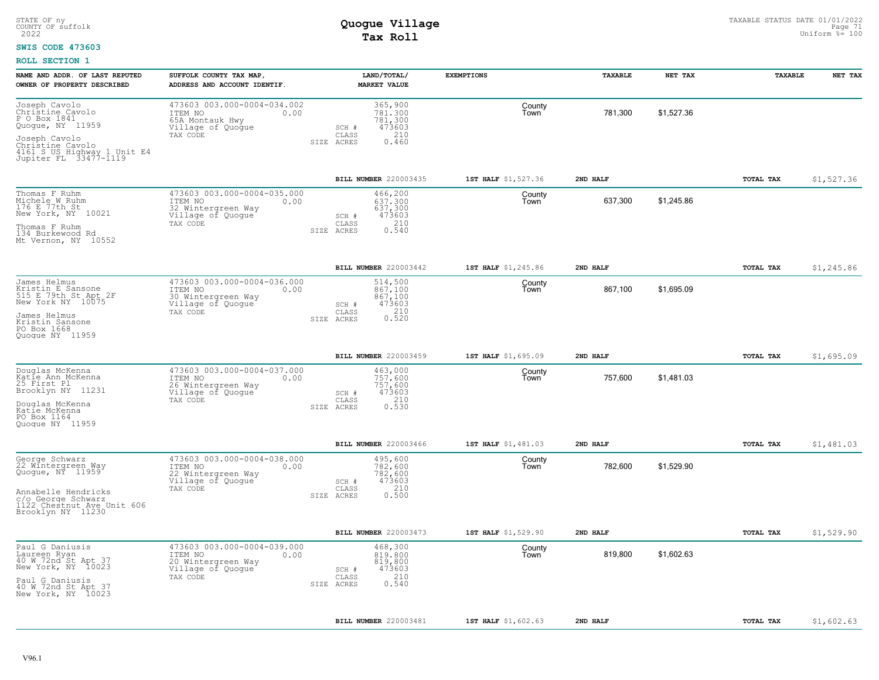STATE OF ny
COUNTY OF suffolk
2022

# Quogue Village
## Tax Roll

TAXABLE STATUS DATE 01/01/2022
Uniform %= 100

**SWIS CODE 473603**

**ROLL SECTION 1**

| NAME AND ADDR. OF LAST REPUTED OWNER OF PROPERTY DESCRIBED | SUFFOLK COUNTY TAX MAP, ADDRESS AND ACCOUNT IDENTIF. | LAND/TOTAL/ MARKET VALUE | EXEMPTIONS | | TAXABLE | NET TAX | TAXABLE | NET TAX |
|---|---|---|---|---|---|---|---|---|
| Joseph Cavolo<br>Christine Cavolo<br>P O Box 1841<br>Quogue, NY 11959<br><br>Joseph Cavolo<br>Christine Cavolo<br>4161 S US Highway 1 Unit E4<br>Jupiter FL 33477-1119 | 473603 003.000-0004-034.002<br>ITEM NO 0.00<br>65A Montauk Hwy<br>Village of Quogue<br>TAX CODE | 365,900<br>781,300<br>781,300<br>SCH # 473603<br>CLASS 210<br>SIZE ACRES 0.460 | | County<br>Town | 781,300 | $1,527.36 | | |
| | | **BILL NUMBER** 220003435 | **1ST HALF** $1,527.36 | **2ND HALF** | | | **TOTAL TAX** | $1,527.36 |
| Thomas F Ruhm<br>Michele W Ruhm<br>176 E 77th St<br>New York, NY 10021<br><br>Thomas F Ruhm<br>134 Burkewood Rd<br>Mt Vernon, NY 10552 | 473603 003.000-0004-035.000<br>ITEM NO 0.00<br>32 Wintergreen Way<br>Village of Quogue<br>TAX CODE | 466,200<br>637,300<br>637,300<br>SCH # 473603<br>CLASS 210<br>SIZE ACRES 0.540 | | County<br>Town | 637,300 | $1,245.86 | | |
| | | **BILL NUMBER** 220003442 | **1ST HALF** $1,245.86 | **2ND HALF** | | | **TOTAL TAX** | $1,245.86 |
| James Helmus<br>Kristin E Sansone<br>515 E 79th St Apt 2F<br>New York NY 10075<br><br>James Helmus<br>Kristin Sansone<br>PO Box 1668<br>Quogue NY 11959 | 473603 003.000-0004-036.000<br>ITEM NO 0.00<br>30 Wintergreen Way<br>Village of Quogue<br>TAX CODE | 514,500<br>867,100<br>867,100<br>SCH # 473603<br>CLASS 210<br>SIZE ACRES 0.520 | | County<br>Town | 867,100 | $1,695.09 | | |
| | | **BILL NUMBER** 220003459 | **1ST HALF** $1,695.09 | **2ND HALF** | | | **TOTAL TAX** | $1,695.09 |
| Douglas McKenna<br>Katie Ann McKenna<br>25 First Pl<br>Brooklyn NY 11231<br><br>Douglas McKenna<br>Katie McKenna<br>PO Box 1164<br>Quogue NY 11959 | 473603 003.000-0004-037.000<br>ITEM NO 0.00<br>26 Wintergreen Way<br>Village of Quogue<br>TAX CODE | 463,000<br>757,600<br>757,600<br>SCH # 473603<br>CLASS 210<br>SIZE ACRES 0.530 | | County<br>Town | 757,600 | $1,481.03 | | |
| | | **BILL NUMBER** 220003466 | **1ST HALF** $1,481.03 | **2ND HALF** | | | **TOTAL TAX** | $1,481.03 |
| George Schwarz<br>22 Wintergreen Way<br>Quogue, NY 11959<br><br>Annabelle Hendricks<br>c/o George Schwarz<br>1122 Chestnut Ave Unit 606<br>Brooklyn NY 11230 | 473603 003.000-0004-038.000<br>ITEM NO 0.00<br>22 Wintergreen Way<br>Village of Quogue<br>TAX CODE | 495,600<br>782,600<br>782,600<br>SCH # 473603<br>CLASS 210<br>SIZE ACRES 0.500 | | County<br>Town | 782,600 | $1,529.90 | | |
| | | **BILL NUMBER** 220003473 | **1ST HALF** $1,529.90 | **2ND HALF** | | | **TOTAL TAX** | $1,529.90 |
| Paul G Daniusis<br>Laureen Ryan<br>40 W 72nd St Apt 37<br>New York, NY 10023<br><br>Paul G Daniusis<br>40 W 72nd St Apt 37<br>New York, NY 10023 | 473603 003.000-0004-039.000<br>ITEM NO 0.00<br>20 Wintergreen Way<br>Village of Quogue<br>TAX CODE | 468,300<br>819,800<br>819,800<br>SCH # 473603<br>CLASS 210<br>SIZE ACRES 0.540 | | County<br>Town | 819,800 | $1,602.63 | | |
| | | **BILL NUMBER** 220003481 | **1ST HALF** $1,602.63 | **2ND HALF** | | | **TOTAL TAX** | $1,602.63 |

V96.1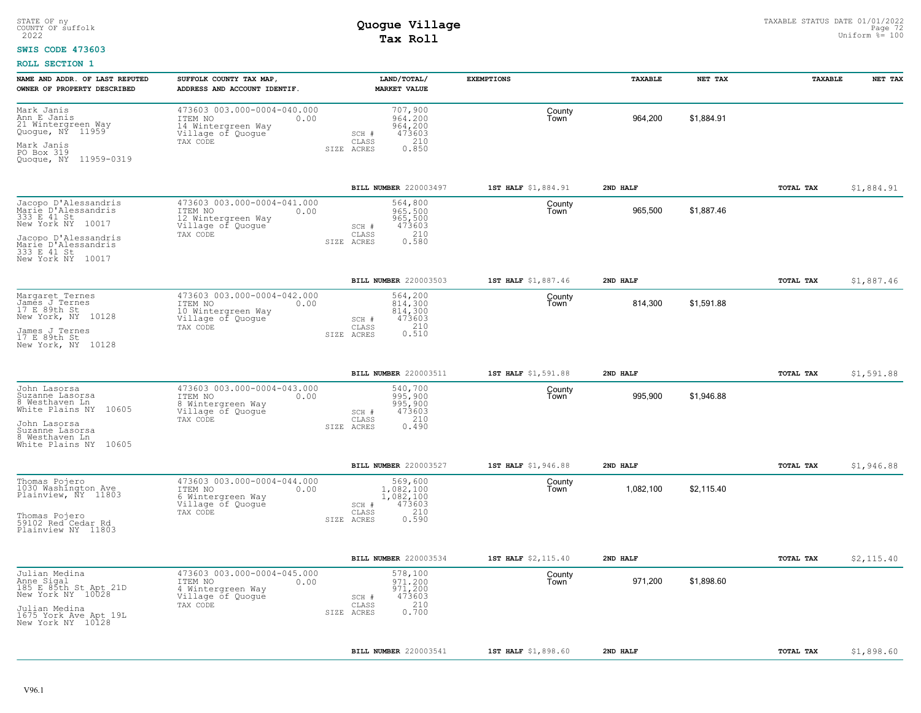STATE OF ny
COUNTY OF suffolk
2022

# Quogue Village
## Tax Roll

TAXABLE STATUS DATE 01/01/2022
Uniform %= 100

**SWIS CODE 473603**

**ROLL SECTION 1**

| NAME AND ADDR. OF LAST REPUTED OWNER OF PROPERTY DESCRIBED | SUFFOLK COUNTY TAX MAP, ADDRESS AND ACCOUNT IDENTIF. | LAND/TOTAL/ MARKET VALUE | EXEMPTIONS | TAXABLE | NET TAX | TAXABLE | NET TAX |
|---|---|---|---|---|---|---|---|
| Mark Janis<br>Ann E Janis<br>21 Wintergreen Way<br>Quogue, NY 11959<br><br>Mark Janis<br>PO Box 319<br>Quogue, NY 11959-0319 | 473603 003.000-0004-040.000<br>ITEM NO 0.00<br>14 Wintergreen Way<br>Village of Quogue<br>TAX CODE | 707,900<br>964,200<br>964,200<br>SCH # 473603<br>CLASS 210<br>SIZE ACRES 0.850 | County<br>Town | 964,200 | $1,884.91 | | |
| | | BILL NUMBER 220003497 | 1ST HALF $1,884.91 | 2ND HALF | | TOTAL TAX | $1,884.91 |
| Jacopo D'Alessandris<br>Marie D'Alessandris<br>333 E 41 St<br>New York NY 10017<br><br>Jacopo D'Alessandris<br>Marie D'Alessandris<br>333 E 41 St<br>New York NY 10017 | 473603 003.000-0004-041.000<br>ITEM NO 0.00<br>12 Wintergreen Way<br>Village of Quogue<br>TAX CODE | 564,800<br>965,500<br>965,500<br>SCH # 473603<br>CLASS 210<br>SIZE ACRES 0.580 | County<br>Town | 965,500 | $1,887.46 | | |
| | | BILL NUMBER 220003503 | 1ST HALF $1,887.46 | 2ND HALF | | TOTAL TAX | $1,887.46 |
| Margaret Ternes<br>James J Ternes<br>17 E 89th St<br>New York, NY 10128<br><br>James J Ternes<br>17 E 89th St<br>New York, NY 10128 | 473603 003.000-0004-042.000<br>ITEM NO 0.00<br>10 Wintergreen Way<br>Village of Quogue<br>TAX CODE | 564,200<br>814,300<br>814,300<br>SCH # 473603<br>CLASS 210<br>SIZE ACRES 0.510 | County<br>Town | 814,300 | $1,591.88 | | |
| | | BILL NUMBER 220003511 | 1ST HALF $1,591.88 | 2ND HALF | | TOTAL TAX | $1,591.88 |
| John Lasorsa<br>Suzanne Lasorsa<br>8 Westhaven Ln<br>White Plains NY 10605<br><br>John Lasorsa<br>Suzanne Lasorsa<br>8 Westhaven Ln<br>White Plains NY 10605 | 473603 003.000-0004-043.000<br>ITEM NO 0.00<br>8 Wintergreen Way<br>Village of Quogue<br>TAX CODE | 540,700<br>995,900<br>995,900<br>SCH # 473603<br>CLASS 210<br>SIZE ACRES 0.490 | County<br>Town | 995,900 | $1,946.88 | | |
| | | BILL NUMBER 220003527 | 1ST HALF $1,946.88 | 2ND HALF | | TOTAL TAX | $1,946.88 |
| Thomas Pojero<br>1030 Washington Ave<br>Plainview, NY 11803<br><br>Thomas Pojero<br>59102 Red Cedar Rd<br>Plainview NY 11803 | 473603 003.000-0004-044.000<br>ITEM NO 0.00<br>6 Wintergreen Way<br>Village of Quogue<br>TAX CODE | 569,600<br>1,082,100<br>1,082,100<br>SCH # 473603<br>CLASS 210<br>SIZE ACRES 0.590 | County<br>Town | 1,082,100 | $2,115.40 | | |
| | | BILL NUMBER 220003534 | 1ST HALF $2,115.40 | 2ND HALF | | TOTAL TAX | $2,115.40 |
| Julian Medina<br>Anne Sigal<br>185 E 85th St Apt 21D<br>New York NY 10028<br><br>Julian Medina<br>1675 York Ave Apt 19L<br>New York NY 10128 | 473603 003.000-0004-045.000<br>ITEM NO 0.00<br>4 Wintergreen Way<br>Village of Quogue<br>TAX CODE | 578,100<br>971,200<br>971,200<br>SCH # 473603<br>CLASS 210<br>SIZE ACRES 0.700 | County<br>Town | 971,200 | $1,898.60 | | |
| | | BILL NUMBER 220003541 | 1ST HALF $1,898.60 | 2ND HALF | | TOTAL TAX | $1,898.60 |

V96.1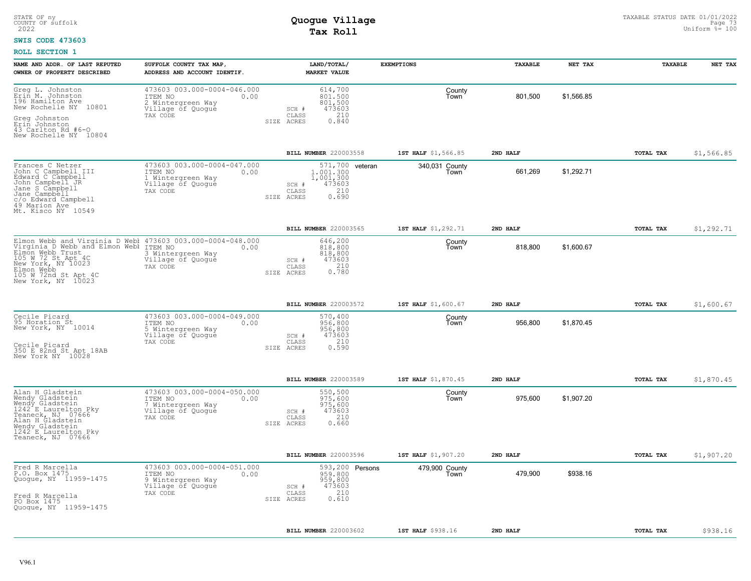STATE OF ny
COUNTY OF suffolk
2022

# Quogue Village
## Tax Roll

TAXABLE STATUS DATE 01/01/2022
Uniform %= 100

**SWIS CODE 473603**

**ROLL SECTION 1**

| NAME AND ADDR. OF LAST REPUTED OWNER OF PROPERTY DESCRIBED | SUFFOLK COUNTY TAX MAP, ADDRESS AND ACCOUNT IDENTIF. | LAND/TOTAL/ MARKET VALUE | EXEMPTIONS | | TAXABLE | NET TAX | TAXABLE | NET TAX |
|---|---|---|---|---|---|---|---|---|
| Greg L. Johnston<br>Erin M. Johnston<br>196 Hamilton Ave<br>New Rochelle NY 10801<br><br>Greg Johnston<br>Erin Johnston<br>43 Carlton Rd #6-O<br>New Rochelle NY 10804 | 473603 003.000-0004-046.000<br>ITEM NO 0.00<br>2 Wintergreen Way<br>Village of Quogue<br>TAX CODE | 614,700<br>801,500<br>801,500<br>SCH # 473603<br>CLASS 210<br>SIZE ACRES 0.840 | | County<br>Town | 801,500 | $1,566.85 | | |
| | | BILL NUMBER 220003558 | 1ST HALF $1,566.85 | | 2ND HALF | | TOTAL TAX | $1,566.85 |
| Frances C Netzer<br>John C Campbell III<br>Edward C Campbell<br>John Campbell JR<br>Jane S Campbell<br>Jane Campbell<br>c/o Edward Campbell<br>49 Marion Ave<br>Mt. Kisco NY 10549 | 473603 003.000-0004-047.000<br>ITEM NO 0.00<br>1 Wintergreen Way<br>Village of Quogue<br>TAX CODE | 571,700<br>1,001,300<br>1,001,300<br>SCH # 473603<br>CLASS 210<br>SIZE ACRES 0.690 | veteran | 340,031 County<br>Town | 661,269 | $1,292.71 | | |
| | | BILL NUMBER 220003565 | 1ST HALF $1,292.71 | | 2ND HALF | | TOTAL TAX | $1,292.71 |
| Elmon Webb and Virginia D Webb<br>Virginia D Webb and Elmon Webb<br>Elmon Webb Trust<br>105 W 72 St Apt 4C<br>New York, NY 10023<br>Elmon Webb<br>105 W 72nd St Apt 4C<br>New York, NY 10023 | 473603 003.000-0004-048.000<br>ITEM NO 0.00<br>3 Wintergreen Way<br>Village of Quogue<br>TAX CODE | 646,200<br>818,800<br>818,800<br>SCH # 473603<br>CLASS 210<br>SIZE ACRES 0.780 | | County<br>Town | 818,800 | $1,600.67 | | |
| | | BILL NUMBER 220003572 | 1ST HALF $1,600.67 | | 2ND HALF | | TOTAL TAX | $1,600.67 |
| Cecile Picard<br>95 Horation St<br>New York, NY 10014<br><br>Cecile Picard<br>350 E 82nd St Apt 18AB<br>New York NY 10028 | 473603 003.000-0004-049.000<br>ITEM NO 0.00<br>5 Wintergreen Way<br>Village of Quogue<br>TAX CODE | 570,400<br>956,800<br>956,800<br>SCH # 473603<br>CLASS 210<br>SIZE ACRES 0.590 | | County<br>Town | 956,800 | $1,870.45 | | |
| | | BILL NUMBER 220003589 | 1ST HALF $1,870.45 | | 2ND HALF | | TOTAL TAX | $1,870.45 |
| Alan H Gladstein<br>Wendy Gladstein<br>Wendy Gladstein<br>1242 E Laurelton Pky<br>Teaneck, NJ 07666<br>Alan H Gladstein<br>Wendy Gladstein<br>1242 E Laurelton Pky<br>Teaneck, NJ 07666 | 473603 003.000-0004-050.000<br>ITEM NO 0.00<br>7 Wintergreen Way<br>Village of Quogue<br>TAX CODE | 550,500<br>975,600<br>975,600<br>SCH # 473603<br>CLASS 210<br>SIZE ACRES 0.660 | | County<br>Town | 975,600 | $1,907.20 | | |
| | | BILL NUMBER 220003596 | 1ST HALF $1,907.20 | | 2ND HALF | | TOTAL TAX | $1,907.20 |
| Fred R Marcella<br>P.O. Box 1475<br>Quogue, NY 11959-1475<br><br>Fred R Marcella<br>PO Box 1475<br>Quogue, NY 11959-1475 | 473603 003.000-0004-051.000<br>ITEM NO 0.00<br>9 Wintergreen Way<br>Village of Quogue<br>TAX CODE | 593,200<br>959,800<br>959,800<br>SCH # 473603<br>CLASS 210<br>SIZE ACRES 0.610 | Persons | 479,900 County<br>Town | 479,900 | $938.16 | | |
| | | BILL NUMBER 220003602 | 1ST HALF $938.16 | | 2ND HALF | | TOTAL TAX | $938.16 |

V96.1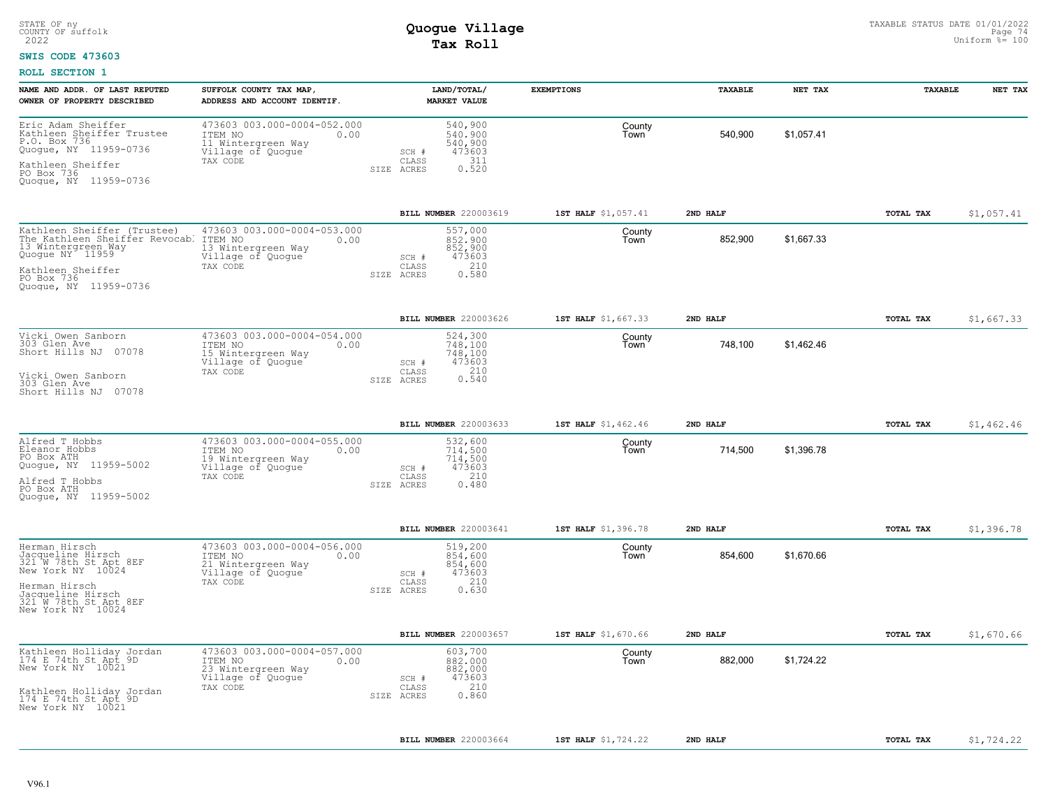STATE OF ny
COUNTY OF suffolk
2022

# Quogue Village
## Tax Roll

TAXABLE STATUS DATE 01/01/2022
Uniform %= 100

**SWIS CODE 473603**

**ROLL SECTION 1**

| NAME AND ADDR. OF LAST REPUTED OWNER OF PROPERTY DESCRIBED | SUFFOLK COUNTY TAX MAP, ADDRESS AND ACCOUNT IDENTIF. | LAND/TOTAL/ MARKET VALUE | EXEMPTIONS | TAXABLE | NET TAX | TAXABLE | NET TAX |
|---|---|---|---|---|---|---|---|
| Eric Adam Sheiffer<br>Kathleen Sheiffer Trustee<br>P.O. Box 736<br>Quogue, NY 11959-0736<br>Kathleen Sheiffer<br>PO Box 736<br>Quogue, NY 11959-0736 | 473603 003.000-0004-052.000<br>ITEM NO 0.00<br>11 Wintergreen Way<br>Village of Quogue<br>TAX CODE | 540,900<br>540,900<br>540,900<br>SCH # 473603<br>CLASS 311<br>SIZE ACRES 0.520 | County<br>Town | 540,900 | $1,057.41 | | |
| | | **BILL NUMBER** 220003619 | **1ST HALF** $1,057.41 | **2ND HALF** | | **TOTAL TAX** | $1,057.41 |
| Kathleen Sheiffer (Trustee)<br>The Kathleen Sheiffer Revocabl<br>13 Wintergreen Way<br>Quogue NY 11959<br>Kathleen Sheiffer<br>PO Box 736<br>Quogue, NY 11959-0736 | 473603 003.000-0004-053.000<br>ITEM NO 0.00<br>13 Wintergreen Way<br>Village of Quogue<br>TAX CODE | 557,000<br>852,900<br>852,900<br>SCH # 473603<br>CLASS 210<br>SIZE ACRES 0.580 | County<br>Town | 852,900 | $1,667.33 | | |
| | | **BILL NUMBER** 220003626 | **1ST HALF** $1,667.33 | **2ND HALF** | | **TOTAL TAX** | $1,667.33 |
| Vicki Owen Sanborn<br>303 Glen Ave<br>Short Hills NJ 07078<br>Vicki Owen Sanborn<br>303 Glen Ave<br>Short Hills NJ 07078 | 473603 003.000-0004-054.000<br>ITEM NO 0.00<br>15 Wintergreen Way<br>Village of Quogue<br>TAX CODE | 524,300<br>748,100<br>748,100<br>SCH # 473603<br>CLASS 210<br>SIZE ACRES 0.540 | County<br>Town | 748,100 | $1,462.46 | | |
| | | **BILL NUMBER** 220003633 | **1ST HALF** $1,462.46 | **2ND HALF** | | **TOTAL TAX** | $1,462.46 |
| Alfred T Hobbs<br>Eleanor Hobbs<br>PO Box ATH<br>Quogue, NY 11959-5002<br>Alfred T Hobbs<br>PO Box ATH<br>Quogue, NY 11959-5002 | 473603 003.000-0004-055.000<br>ITEM NO 0.00<br>19 Wintergreen Way<br>Village of Quogue<br>TAX CODE | 532,600<br>714,500<br>714,500<br>SCH # 473603<br>CLASS 210<br>SIZE ACRES 0.480 | County<br>Town | 714,500 | $1,396.78 | | |
| | | **BILL NUMBER** 220003641 | **1ST HALF** $1,396.78 | **2ND HALF** | | **TOTAL TAX** | $1,396.78 |
| Herman Hirsch<br>Jacqueline Hirsch<br>321 W 78th St Apt 8EF<br>New York NY 10024<br>Herman Hirsch<br>Jacqueline Hirsch<br>321 W 78th St Apt 8EF<br>New York NY 10024 | 473603 003.000-0004-056.000<br>ITEM NO 0.00<br>21 Wintergreen Way<br>Village of Quogue<br>TAX CODE | 519,200<br>854,600<br>854,600<br>SCH # 473603<br>CLASS 210<br>SIZE ACRES 0.630 | County<br>Town | 854,600 | $1,670.66 | | |
| | | **BILL NUMBER** 220003657 | **1ST HALF** $1,670.66 | **2ND HALF** | | **TOTAL TAX** | $1,670.66 |
| Kathleen Holliday Jordan<br>174 E 74th St Apt 9D<br>New York NY 10021<br>Kathleen Holliday Jordan<br>174 E 74th St Apt 9D<br>New York NY 10021 | 473603 003.000-0004-057.000<br>ITEM NO 0.00<br>23 Wintergreen Way<br>Village of Quogue<br>TAX CODE | 603,700<br>882,000<br>882,000<br>SCH # 473603<br>CLASS 210<br>SIZE ACRES 0.860 | County<br>Town | 882,000 | $1,724.22 | | |
| | | **BILL NUMBER** 220003664 | **1ST HALF** $1,724.22 | **2ND HALF** | | **TOTAL TAX** | $1,724.22 |

V96.1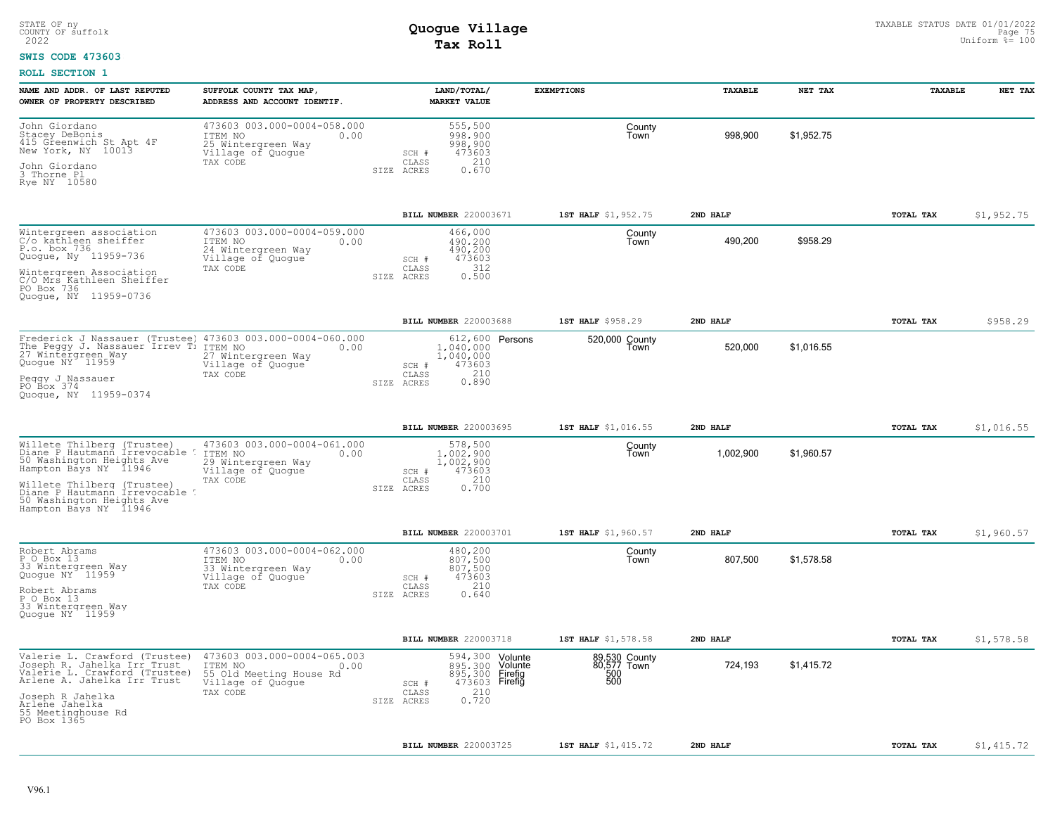STATE OF ny
COUNTY OF suffolk
2022

# Quogue Village
## Tax Roll

TAXABLE STATUS DATE 01/01/2022
Uniform %= 100

**SWIS CODE 473603**

**ROLL SECTION 1**

| NAME AND ADDR. OF LAST REPUTED OWNER OF PROPERTY DESCRIBED | SUFFOLK COUNTY TAX MAP, ADDRESS AND ACCOUNT IDENTIF. | LAND/TOTAL/ MARKET VALUE | EXEMPTIONS | | TAXABLE | NET TAX | TAXABLE | NET TAX |
|---|---|---|---|---|---|---|---|---|
| John Giordano<br>Stacey DeBonis<br>415 Greenwich St Apt 4F<br>New York, NY 10013<br><br>John Giordano<br>3 Thorne Pl<br>Rye NY 10580 | 473603 003.000-0004-058.000<br>ITEM NO 0.00<br>25 Wintergreen Way<br>Village of Quogue<br>TAX CODE | 555,500<br>998,900<br>998,900<br>SCH # 473603<br>CLASS 210<br>SIZE ACRES 0.670 | | County<br>Town | 998,900 | $1,952.75 | | |
| | | BILL NUMBER 220003671 | 1ST HALF $1,952.75 | 2ND HALF | | | TOTAL TAX | $1,952.75 |
| Wintergreen association<br>C/o kathleen sheiffer<br>P.o. box 736<br>Quogue, Ny 11959-736<br><br>Wintergreen Association<br>C/O Mrs Kathleen Sheiffer<br>PO Box 736<br>Quogue, NY 11959-0736 | 473603 003.000-0004-059.000<br>ITEM NO 0.00<br>24 Wintergreen Way<br>Village of Quogue<br>TAX CODE | 466,000<br>490,200<br>490,200<br>SCH # 473603<br>CLASS 312<br>SIZE ACRES 0.500 | | County<br>Town | 490,200 | $958.29 | | |
| | | BILL NUMBER 220003688 | 1ST HALF $958.29 | 2ND HALF | | | TOTAL TAX | $958.29 |
| Frederick J Nassauer (Trustee)<br>The Peggy J. Nassauer Irrev Tr<br>27 Wintergreen Way<br>Quogue NY 11959<br><br>Peggy J Nassauer<br>PO Box 374<br>Quogue, NY 11959-0374 | 473603 003.000-0004-060.000<br>ITEM NO 0.00<br>27 Wintergreen Way<br>Village of Quogue<br>TAX CODE | 612,600<br>1,040,000<br>1,040,000<br>SCH # 473603<br>CLASS 210<br>SIZE ACRES 0.890 | Persons 520,000 | County<br>Town | 520,000 | $1,016.55 | | |
| | | BILL NUMBER 220003695 | 1ST HALF $1,016.55 | 2ND HALF | | | TOTAL TAX | $1,016.55 |
| Willete Thilberg (Trustee)<br>Diane P Hautmann Irrevocable T<br>50 Washington Heights Ave<br>Hampton Bays NY 11946<br><br>Willete Thilberg (Trustee)<br>Diane P Hautmann Irrevocable T<br>50 Washington Heights Ave<br>Hampton Bays NY 11946 | 473603 003.000-0004-061.000<br>ITEM NO 0.00<br>29 Wintergreen Way<br>Village of Quogue<br>TAX CODE | 578,500<br>1,002,900<br>1,002,900<br>SCH # 473603<br>CLASS 210<br>SIZE ACRES 0.700 | | County<br>Town | 1,002,900 | $1,960.57 | | |
| | | BILL NUMBER 220003701 | 1ST HALF $1,960.57 | 2ND HALF | | | TOTAL TAX | $1,960.57 |
| Robert Abrams<br>P O Box 13<br>33 Wintergreen Way<br>Quogue NY 11959<br><br>Robert Abrams<br>P O Box 13<br>33 Wintergreen Way<br>Quogue NY 11959 | 473603 003.000-0004-062.000<br>ITEM NO 0.00<br>33 Wintergreen Way<br>Village of Quogue<br>TAX CODE | 480,200<br>807,500<br>807,500<br>SCH # 473603<br>CLASS 210<br>SIZE ACRES 0.640 | | County<br>Town | 807,500 | $1,578.58 | | |
| | | BILL NUMBER 220003718 | 1ST HALF $1,578.58 | 2ND HALF | | | TOTAL TAX | $1,578.58 |
| Valerie L. Crawford (Trustee)<br>Joseph R. Jahelka Irr Trust<br>Valerie L. Crawford (Trustee)<br>Arlene A. Jahelka Irr Trust<br><br>Joseph R Jahelka<br>Arlene Jahelka<br>55 Meetinghouse Rd<br>PO Box 1365 | 473603 003.000-0004-065.003<br>ITEM NO 0.00<br>55 Old Meeting House Rd<br>Village of Quogue<br>TAX CODE | 594,300<br>895,300<br>895,300<br>SCH # 473603<br>CLASS 210<br>SIZE ACRES 0.720 | Volunte 89,530<br>Volunte 80,577<br>Firefig 500<br>Firefig 500 | County<br>Town | 724,193 | $1,415.72 | | |
| | | BILL NUMBER 220003725 | 1ST HALF $1,415.72 | 2ND HALF | | | TOTAL TAX | $1,415.72 |

V96.1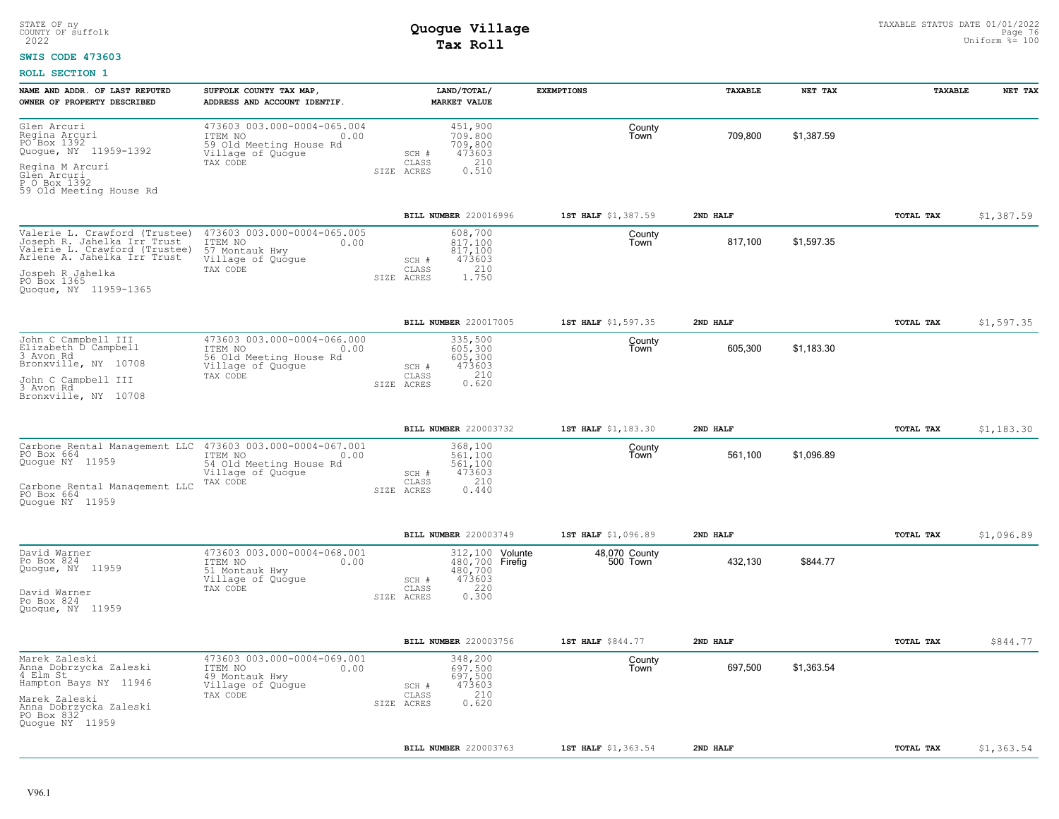STATE OF ny
COUNTY OF suffolk
2022

# Quogue Village
## Tax Roll

TAXABLE STATUS DATE 01/01/2022
Uniform %= 100

**SWIS CODE 473603**

**ROLL SECTION 1**

| NAME AND ADDR. OF LAST REPUTED OWNER OF PROPERTY DESCRIBED | SUFFOLK COUNTY TAX MAP, ADDRESS AND ACCOUNT IDENTIF. | LAND/TOTAL/ MARKET VALUE | EXEMPTIONS | | TAXABLE | NET TAX | TAXABLE | NET TAX |
|---|---|---|---|---|---|---|---|---|
| Glen Arcuri<br>Regina Arcuri<br>PO Box 1392<br>Quogue, NY 11959-1392<br><br>Regina M Arcuri<br>Glen Arcuri<br>P O Box 1392<br>59 Old Meeting House Rd | 473603 003.000-0004-065.004<br>ITEM NO 0.00<br>59 Old Meeting House Rd<br>Village of Quogue<br>TAX CODE | 451,900<br>709,800<br>709,800<br>SCH # 473603<br>CLASS 210<br>SIZE ACRES 0.510 | | County<br>Town | 709,800 | $1,387.59 | | |
| | | BILL NUMBER 220016996 | 1ST HALF $1,387.59 | 2ND HALF | | | TOTAL TAX | $1,387.59 |
| Valerie L. Crawford (Trustee)<br>Joseph R. Jahelka Irr Trust<br>Valerie L. Crawford (Trustee)<br>Arlene A. Jahelka Irr Trust<br><br>Jospeh R Jahelka<br>PO Box 1365<br>Quogue, NY 11959-1365 | 473603 003.000-0004-065.005<br>ITEM NO 0.00<br>57 Montauk Hwy<br>Village of Quogue<br>TAX CODE | 608,700<br>817,100<br>817,100<br>SCH # 473603<br>CLASS 210<br>SIZE ACRES 1.750 | | County<br>Town | 817,100 | $1,597.35 | | |
| | | BILL NUMBER 220017005 | 1ST HALF $1,597.35 | 2ND HALF | | | TOTAL TAX | $1,597.35 |
| John C Campbell III<br>Elizabeth D Campbell<br>3 Avon Rd<br>Bronxville, NY 10708<br><br>John C Campbell III<br>3 Avon Rd<br>Bronxville, NY 10708 | 473603 003.000-0004-066.000<br>ITEM NO 0.00<br>56 Old Meeting House Rd<br>Village of Quogue<br>TAX CODE | 335,500<br>605,300<br>605,300<br>SCH # 473603<br>CLASS 210<br>SIZE ACRES 0.620 | | County<br>Town | 605,300 | $1,183.30 | | |
| | | BILL NUMBER 220003732 | 1ST HALF $1,183.30 | 2ND HALF | | | TOTAL TAX | $1,183.30 |
| Carbone Rental Management LLC<br>PO Box 664<br>Quogue NY 11959<br><br>Carbone Rental Management LLC<br>PO Box 664<br>Quogue NY 11959 | 473603 003.000-0004-067.001<br>ITEM NO 0.00<br>54 Old Meeting House Rd<br>Village of Quogue<br>TAX CODE | 368,100<br>561,100<br>561,100<br>SCH # 473603<br>CLASS 210<br>SIZE ACRES 0.440 | | County<br>Town | 561,100 | $1,096.89 | | |
| | | BILL NUMBER 220003749 | 1ST HALF $1,096.89 | 2ND HALF | | | TOTAL TAX | $1,096.89 |
| David Warner<br>Po Box 824<br>Quogue, NY 11959<br><br>David Warner<br>Po Box 824<br>Quogue, NY 11959 | 473603 003.000-0004-068.001<br>ITEM NO 0.00<br>51 Montauk Hwy<br>Village of Quogue<br>TAX CODE | 312,100<br>480,700<br>480,700<br>SCH # 473603<br>CLASS 220<br>SIZE ACRES 0.300 | Volunte 48,070<br>Firefig 500 | County<br>Town | 432,130 | $844.77 | | |
| | | BILL NUMBER 220003756 | 1ST HALF $844.77 | 2ND HALF | | | TOTAL TAX | $844.77 |
| Marek Zaleski<br>Anna Dobrzycka Zaleski<br>4 Elm St<br>Hampton Bays NY 11946<br><br>Marek Zaleski<br>Anna Dobrzycka Zaleski<br>PO Box 832<br>Quogue NY 11959 | 473603 003.000-0004-069.001<br>ITEM NO 0.00<br>49 Montauk Hwy<br>Village of Quogue<br>TAX CODE | 348,200<br>697,500<br>697,500<br>SCH # 473603<br>CLASS 210<br>SIZE ACRES 0.620 | | County<br>Town | 697,500 | $1,363.54 | | |
| | | BILL NUMBER 220003763 | 1ST HALF $1,363.54 | 2ND HALF | | | TOTAL TAX | $1,363.54 |

V96.1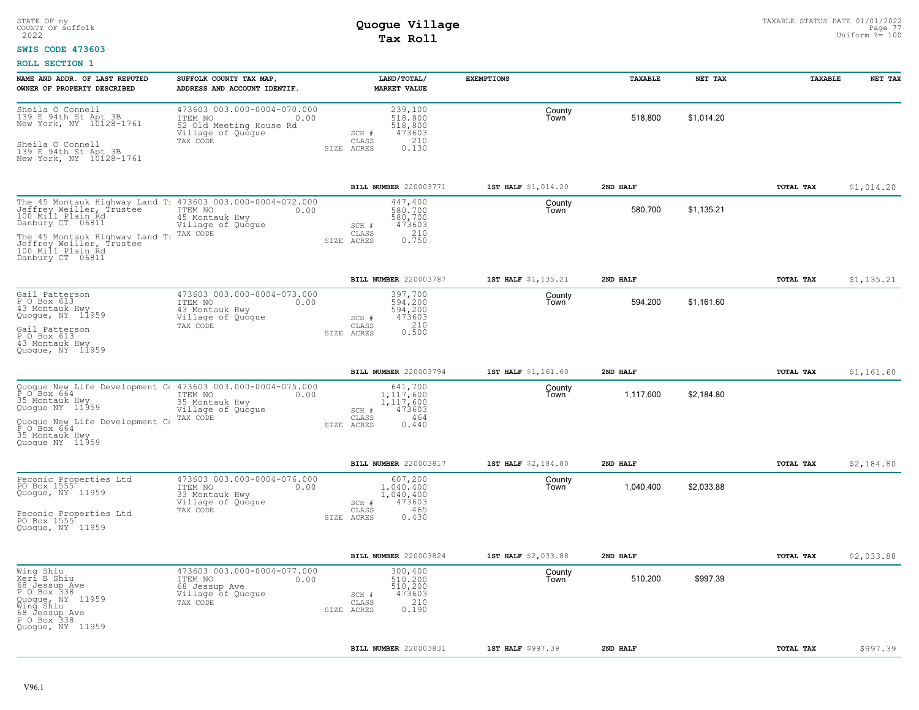STATE OF ny
COUNTY OF suffolk
2022

# Quogue Village
## Tax Roll

TAXABLE STATUS DATE 01/01/2022
Uniform %= 100

**SWIS CODE 473603**

**ROLL SECTION 1**

| NAME AND ADDR. OF LAST REPUTED OWNER OF PROPERTY DESCRIBED | SUFFOLK COUNTY TAX MAP, ADDRESS AND ACCOUNT IDENTIF. | LAND/TOTAL/ MARKET VALUE | EXEMPTIONS | TAXABLE | NET TAX | TAXABLE | NET TAX |
|---|---|---|---|---|---|---|---|
| Sheila O Connell<br>139 E 94th St Apt 3B<br>New York, NY 10128-1761<br><br>Sheila O Connell<br>139 E 94th St Apt 3B<br>New York, NY 10128-1761 | 473603 003.000-0004-070.000<br>ITEM NO 0.00<br>52 Old Meeting House Rd<br>Village of Quogue<br>TAX CODE | 239,100<br>518,800<br>518,800<br>SCH # 473603<br>CLASS 210<br>SIZE ACRES 0.130 | County<br>Town | 518,800 | $1,014.20 | | |
| | | BILL NUMBER 220003771 | 1ST HALF $1,014.20 | 2ND HALF | | TOTAL TAX | $1,014.20 |
| The 45 Montauk Highway Land Tr<br>Jeffrey Weiller, Trustee<br>100 Mill Plain Rd<br>Danbury CT 06811<br><br>The 45 Montauk Highway Land Tr<br>Jeffrey Weiller, Trustee<br>100 Mill Plain Rd<br>Danbury CT 06811 | 473603 003.000-0004-072.000<br>ITEM NO 0.00<br>45 Montauk Hwy<br>Village of Quogue<br>TAX CODE | 447,400<br>580,700<br>580,700<br>SCH # 473603<br>CLASS 210<br>SIZE ACRES 0.750 | County<br>Town | 580,700 | $1,135.21 | | |
| | | BILL NUMBER 220003787 | 1ST HALF $1,135.21 | 2ND HALF | | TOTAL TAX | $1,135.21 |
| Gail Patterson<br>P O Box 613<br>43 Montauk Hwy<br>Quogue, NY 11959<br><br>Gail Patterson<br>P O Box 613<br>43 Montauk Hwy<br>Quogue, NY 11959 | 473603 003.000-0004-073.000<br>ITEM NO 0.00<br>43 Montauk Hwy<br>Village of Quogue<br>TAX CODE | 397,700<br>594,200<br>594,200<br>SCH # 473603<br>CLASS 210<br>SIZE ACRES 0.500 | County<br>Town | 594,200 | $1,161.60 | | |
| | | BILL NUMBER 220003794 | 1ST HALF $1,161.60 | 2ND HALF | | TOTAL TAX | $1,161.60 |
| Quogue New Life Development Co<br>P O Box 664<br>35 Montauk Hwy<br>Quogue NY 11959<br><br>Quogue New Life Development Co<br>P O Box 664<br>35 Montauk Hwy<br>Quogue NY 11959 | 473603 003.000-0004-075.000<br>ITEM NO 0.00<br>35 Montauk Hwy<br>Village of Quogue<br>TAX CODE | 641,700<br>1,117,600<br>1,117,600<br>SCH # 473603<br>CLASS 464<br>SIZE ACRES 0.440 | County<br>Town | 1,117,600 | $2,184.80 | | |
| | | BILL NUMBER 220003817 | 1ST HALF $2,184.80 | 2ND HALF | | TOTAL TAX | $2,184.80 |
| Peconic Properties Ltd<br>PO Box 1555<br>Quogue, NY 11959<br><br>Peconic Properties Ltd<br>PO Box 1555<br>Quogue, NY 11959 | 473603 003.000-0004-076.000<br>ITEM NO 0.00<br>33 Montauk Hwy<br>Village of Quogue<br>TAX CODE | 607,200<br>1,040,400<br>1,040,400<br>SCH # 473603<br>CLASS 465<br>SIZE ACRES 0.430 | County<br>Town | 1,040,400 | $2,033.88 | | |
| | | BILL NUMBER 220003824 | 1ST HALF $2,033.88 | 2ND HALF | | TOTAL TAX | $2,033.88 |
| Wing Shiu<br>Keri B Shiu<br>68 Jessup Ave<br>P O Box 338<br>Quogue, NY 11959<br>Wing Shiu<br>68 Jessup Ave<br>P O Box 338<br>Quogue, NY 11959 | 473603 003.000-0004-077.000<br>ITEM NO 0.00<br>68 Jessup Ave<br>Village of Quogue<br>TAX CODE | 300,400<br>510,200<br>510,200<br>SCH # 473603<br>CLASS 210<br>SIZE ACRES 0.190 | County<br>Town | 510,200 | $997.39 | | |
| | | BILL NUMBER 220003831 | 1ST HALF $997.39 | 2ND HALF | | TOTAL TAX | $997.39 |

V96.1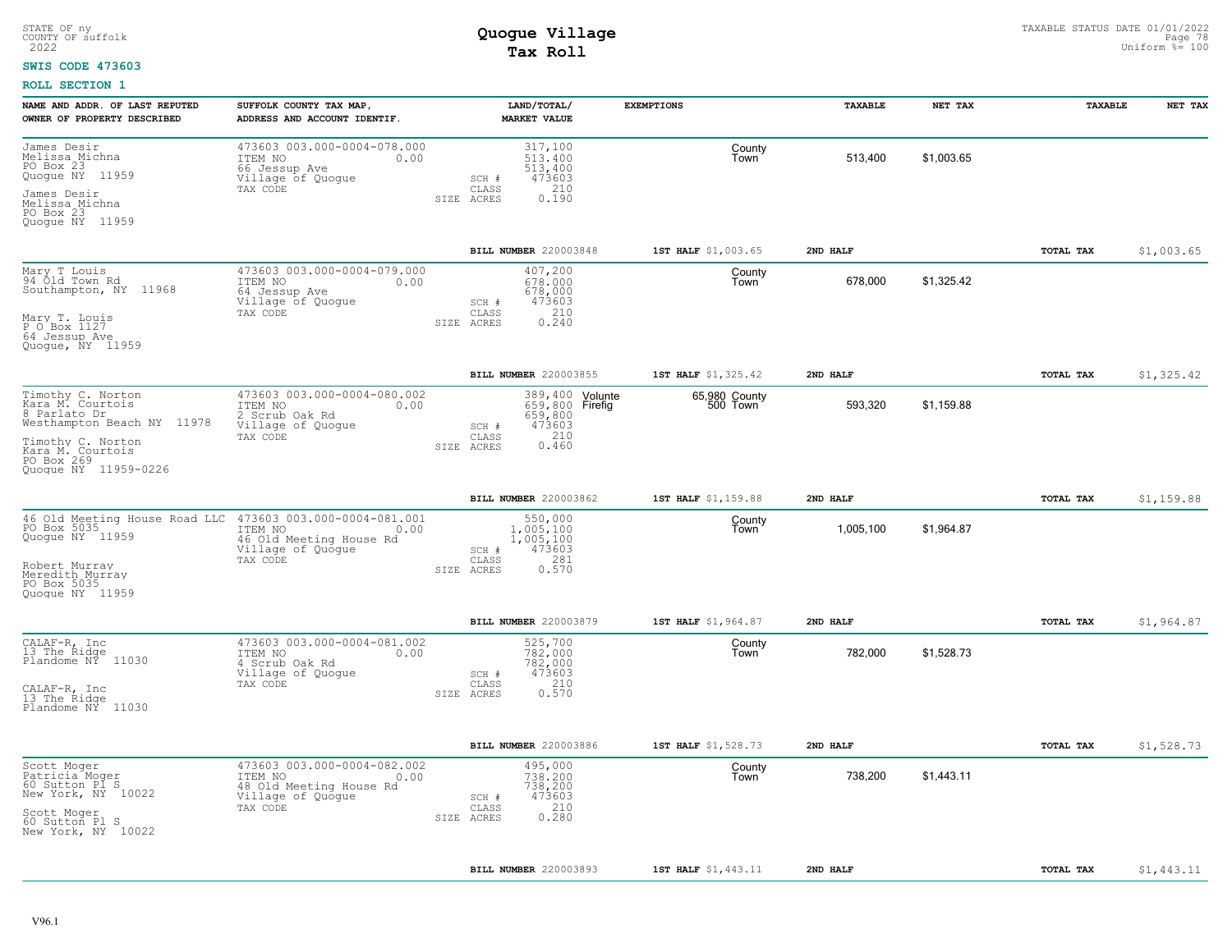STATE OF ny
COUNTY OF suffolk
2022

# Quogue Village
## Tax Roll

TAXABLE STATUS DATE 01/01/2022
Uniform %= 100

**SWIS CODE 473603**

**ROLL SECTION 1**

| NAME AND ADDR. OF LAST REPUTED OWNER OF PROPERTY DESCRIBED | SUFFOLK COUNTY TAX MAP, ADDRESS AND ACCOUNT IDENTIF. | LAND/TOTAL/ MARKET VALUE | EXEMPTIONS | TAXABLE | NET TAX | TAXABLE | NET TAX |
|---|---|---|---|---|---|---|---|
| James Desir<br>Melissa Michna<br>PO Box 23<br>Quogue NY 11959<br><br>James Desir<br>Melissa Michna<br>PO Box 23<br>Quogue NY 11959 | 473603 003.000-0004-078.000<br>ITEM NO 0.00<br>66 Jessup Ave<br>Village of Quogue<br>TAX CODE | 317,100<br>513,400<br>513,400<br>SCH # 473603<br>CLASS 210<br>SIZE ACRES 0.190 | County<br>Town | 513,400 | $1,003.65 | | |
| | | BILL NUMBER 220003848 | 1ST HALF $1,003.65 | 2ND HALF | | TOTAL TAX | $1,003.65 |
| Mary T Louis<br>94 Old Town Rd<br>Southampton, NY 11968<br><br>Mary T. Louis<br>P O Box 1127<br>64 Jessup Ave<br>Quogue, NY 11959 | 473603 003.000-0004-079.000<br>ITEM NO 0.00<br>64 Jessup Ave<br>Village of Quogue<br>TAX CODE | 407,200<br>678,000<br>678,000<br>SCH # 473603<br>CLASS 210<br>SIZE ACRES 0.240 | County<br>Town | 678,000 | $1,325.42 | | |
| | | BILL NUMBER 220003855 | 1ST HALF $1,325.42 | 2ND HALF | | TOTAL TAX | $1,325.42 |
| Timothy C. Norton<br>Kara M. Courtois<br>8 Parlato Dr<br>Westhampton Beach NY 11978<br><br>Timothy C. Norton<br>Kara M. Courtois<br>PO Box 269<br>Quogue NY 11959-0226 | 473603 003.000-0004-080.002<br>ITEM NO 0.00<br>2 Scrub Oak Rd<br>Village of Quogue<br>TAX CODE | 389,400<br>659,800<br>659,800<br>SCH # 473603<br>CLASS 210<br>SIZE ACRES 0.460 | Volunte 65,980 County<br>Firefig 500 Town | 593,320 | $1,159.88 | | |
| | | BILL NUMBER 220003862 | 1ST HALF $1,159.88 | 2ND HALF | | TOTAL TAX | $1,159.88 |
| 46 Old Meeting House Road LLC<br>PO Box 5035<br>Quogue NY 11959<br><br>Robert Murray<br>Meredith Murray<br>PO Box 5035<br>Quogue NY 11959 | 473603 003.000-0004-081.001<br>ITEM NO 0.00<br>46 Old Meeting House Rd<br>Village of Quogue<br>TAX CODE | 550,000<br>1,005,100<br>1,005,100<br>SCH # 473603<br>CLASS 281<br>SIZE ACRES 0.570 | County<br>Town | 1,005,100 | $1,964.87 | | |
| | | BILL NUMBER 220003879 | 1ST HALF $1,964.87 | 2ND HALF | | TOTAL TAX | $1,964.87 |
| CALAF-R, Inc<br>13 The Ridge<br>Plandome NY 11030<br><br>CALAF-R, Inc<br>13 The Ridge<br>Plandome NY 11030 | 473603 003.000-0004-081.002<br>ITEM NO 0.00<br>4 Scrub Oak Rd<br>Village of Quogue<br>TAX CODE | 525,700<br>782,000<br>782,000<br>SCH # 473603<br>CLASS 210<br>SIZE ACRES 0.570 | County<br>Town | 782,000 | $1,528.73 | | |
| | | BILL NUMBER 220003886 | 1ST HALF $1,528.73 | 2ND HALF | | TOTAL TAX | $1,528.73 |
| Scott Moger<br>Patricia Moger<br>60 Sutton Pl S<br>New York, NY 10022<br><br>Scott Moger<br>60 Sutton Pl S<br>New York, NY 10022 | 473603 003.000-0004-082.002<br>ITEM NO 0.00<br>48 Old Meeting House Rd<br>Village of Quogue<br>TAX CODE | 495,000<br>738,200<br>738,200<br>SCH # 473603<br>CLASS 210<br>SIZE ACRES 0.280 | County<br>Town | 738,200 | $1,443.11 | | |
| | | BILL NUMBER 220003893 | 1ST HALF $1,443.11 | 2ND HALF | | TOTAL TAX | $1,443.11 |

V96.1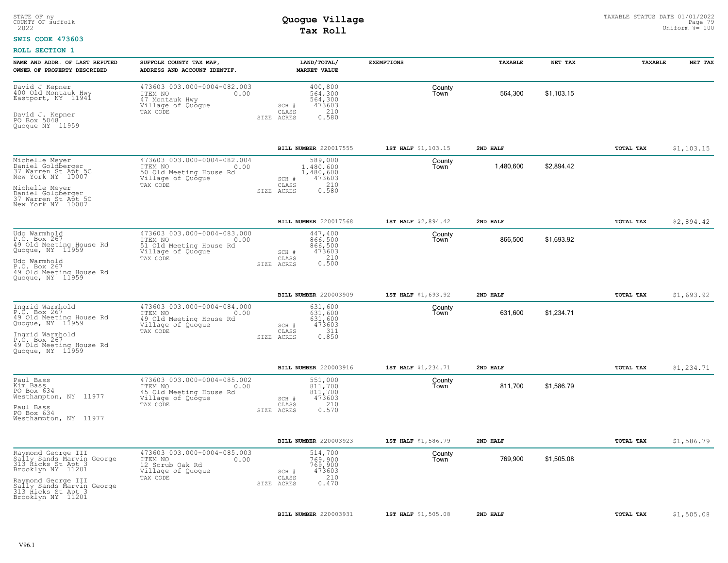STATE OF ny
COUNTY OF suffolk
2022

# Quogue Village
## Tax Roll

TAXABLE STATUS DATE 01/01/2022
Uniform %= 100

**SWIS CODE 473603**

**ROLL SECTION 1**

| NAME AND ADDR. OF LAST REPUTED OWNER OF PROPERTY DESCRIBED | SUFFOLK COUNTY TAX MAP, ADDRESS AND ACCOUNT IDENTIF. | LAND/TOTAL/ MARKET VALUE | EXEMPTIONS | TAXABLE | NET TAX | TAXABLE | NET TAX |
|---|---|---|---|---|---|---|---|
| David J Kepner<br>400 Old Montauk Hwy<br>Eastport, NY 11941<br><br>David J. Kepner<br>PO Box 5048<br>Quogue NY 11959 | 473603 003.000-0004-082.003<br>ITEM NO 0.00<br>47 Montauk Hwy<br>Village of Quogue<br>TAX CODE | 400,800<br>564,300<br>564,300<br>SCH # 473603<br>CLASS 210<br>SIZE ACRES 0.580 | County<br>Town | 564,300 | $1,103.15 | | |
| | | **BILL NUMBER** 220017555 | **1ST HALF** $1,103.15 | **2ND HALF** | | **TOTAL TAX** | $1,103.15 |
| Michelle Meyer<br>Daniel Goldberger<br>37 Warren St Apt 5C<br>New York NY 10007<br><br>Michelle Meyer<br>Daniel Goldberger<br>37 Warren St Apt 5C<br>New York NY 10007 | 473603 003.000-0004-082.004<br>ITEM NO 0.00<br>50 Old Meeting House Rd<br>Village of Quogue<br>TAX CODE | 589,000<br>1,480,600<br>1,480,600<br>SCH # 473603<br>CLASS 210<br>SIZE ACRES 0.580 | County<br>Town | 1,480,600 | $2,894.42 | | |
| | | **BILL NUMBER** 220017568 | **1ST HALF** $2,894.42 | **2ND HALF** | | **TOTAL TAX** | $2,894.42 |
| Udo Warmhold<br>P.O. Box 267<br>49 Old Meeting House Rd<br>Quogue, NY 11959<br><br>Udo Warmhold<br>P.O. Box 267<br>49 Old Meeting House Rd<br>Quogue, NY 11959 | 473603 003.000-0004-083.000<br>ITEM NO 0.00<br>51 Old Meeting House Rd<br>Village of Quogue<br>TAX CODE | 447,400<br>866,500<br>866,500<br>SCH # 473603<br>CLASS 210<br>SIZE ACRES 0.500 | County<br>Town | 866,500 | $1,693.92 | | |
| | | **BILL NUMBER** 220003909 | **1ST HALF** $1,693.92 | **2ND HALF** | | **TOTAL TAX** | $1,693.92 |
| Ingrid Warmhold<br>P.O. Box 267<br>49 Old Meeting House Rd<br>Quogue, NY 11959<br><br>Ingrid Warmhold<br>P.O. Box 267<br>49 Old Meeting House Rd<br>Quogue, NY 11959 | 473603 003.000-0004-084.000<br>ITEM NO 0.00<br>49 Old Meeting House Rd<br>Village of Quogue<br>TAX CODE | 631,600<br>631,600<br>631,600<br>SCH # 473603<br>CLASS 311<br>SIZE ACRES 0.850 | County<br>Town | 631,600 | $1,234.71 | | |
| | | **BILL NUMBER** 220003916 | **1ST HALF** $1,234.71 | **2ND HALF** | | **TOTAL TAX** | $1,234.71 |
| Paul Bass<br>Kim Bass<br>PO Box 634<br>Westhampton, NY 11977<br><br>Paul Bass<br>PO Box 634<br>Westhampton, NY 11977 | 473603 003.000-0004-085.002<br>ITEM NO 0.00<br>45 Old Meeting House Rd<br>Village of Quogue<br>TAX CODE | 551,000<br>811,700<br>811,700<br>SCH # 473603<br>CLASS 210<br>SIZE ACRES 0.570 | County<br>Town | 811,700 | $1,586.79 | | |
| | | **BILL NUMBER** 220003923 | **1ST HALF** $1,586.79 | **2ND HALF** | | **TOTAL TAX** | $1,586.79 |
| Raymond George III<br>Sally Sands Marvin George<br>313 Hicks St Apt 3<br>Brooklyn NY 11201<br><br>Raymond George III<br>Sally Sands Marvin George<br>313 Hicks St Apt 3<br>Brooklyn NY 11201 | 473603 003.000-0004-085.003<br>ITEM NO 0.00<br>12 Scrub Oak Rd<br>Village of Quogue<br>TAX CODE | 514,700<br>769,900<br>769,900<br>SCH # 473603<br>CLASS 210<br>SIZE ACRES 0.470 | County<br>Town | 769,900 | $1,505.08 | | |
| | | **BILL NUMBER** 220003931 | **1ST HALF** $1,505.08 | **2ND HALF** | | **TOTAL TAX** | $1,505.08 |

V96.1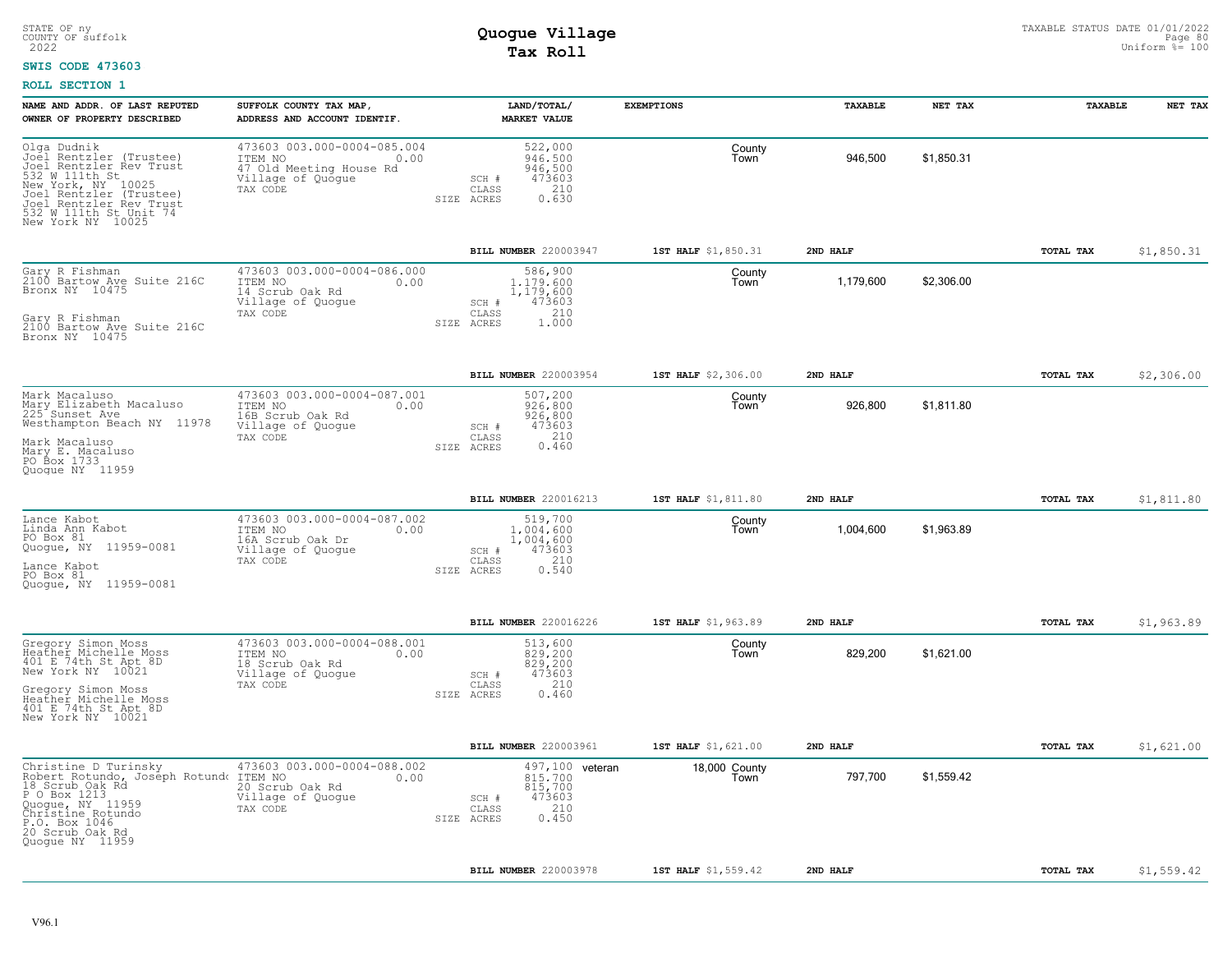STATE OF ny
COUNTY OF suffolk
2022

# Quogue Village
## Tax Roll

TAXABLE STATUS DATE 01/01/2022
Uniform %= 100

**SWIS CODE 473603**

**ROLL SECTION 1**

| NAME AND ADDR. OF LAST REPUTED OWNER OF PROPERTY DESCRIBED | SUFFOLK COUNTY TAX MAP, ADDRESS AND ACCOUNT IDENTIF. | LAND/TOTAL/ MARKET VALUE | EXEMPTIONS | | TAXABLE | NET TAX | TAXABLE | NET TAX |
|---|---|---|---|---|---|---|---|---|
| Olga Dudnik<br>Joel Rentzler (Trustee)<br>Joel Rentzler Rev Trust<br>532 W 111th St<br>New York, NY 10025<br>Joel Rentzler (Trustee)<br>Joel Rentzler Rev Trust<br>532 W 111th St Unit 74<br>New York NY 10025 | 473603 003.000-0004-085.004<br>ITEM NO 0.00<br>47 Old Meeting House Rd<br>Village of Quogue<br>TAX CODE | 522,000<br>946,500<br>946,500<br>SCH # 473603<br>CLASS 210<br>SIZE ACRES 0.630 | | County<br>Town | 946,500 | $1,850.31 | | |
| | | BILL NUMBER 220003947 | 1ST HALF $1,850.31 | | 2ND HALF | | TOTAL TAX | $1,850.31 |
| Gary R Fishman<br>2100 Bartow Ave Suite 216C<br>Bronx NY 10475<br><br>Gary R Fishman<br>2100 Bartow Ave Suite 216C<br>Bronx NY 10475 | 473603 003.000-0004-086.000<br>ITEM NO 0.00<br>14 Scrub Oak Rd<br>Village of Quogue<br>TAX CODE | 586,900<br>1,179,600<br>1,179,600<br>SCH # 473603<br>CLASS 210<br>SIZE ACRES 1.000 | | County<br>Town | 1,179,600 | $2,306.00 | | |
| | | BILL NUMBER 220003954 | 1ST HALF $2,306.00 | | 2ND HALF | | TOTAL TAX | $2,306.00 |
| Mark Macaluso<br>Mary Elizabeth Macaluso<br>225 Sunset Ave<br>Westhampton Beach NY 11978<br><br>Mark Macaluso<br>Mary E. Macaluso<br>PO Box 1733<br>Quogue NY 11959 | 473603 003.000-0004-087.001<br>ITEM NO 0.00<br>16B Scrub Oak Rd<br>Village of Quogue<br>TAX CODE | 507,200<br>926,800<br>926,800<br>SCH # 473603<br>CLASS 210<br>SIZE ACRES 0.460 | | County<br>Town | 926,800 | $1,811.80 | | |
| | | BILL NUMBER 220016213 | 1ST HALF $1,811.80 | | 2ND HALF | | TOTAL TAX | $1,811.80 |
| Lance Kabot<br>Linda Ann Kabot<br>PO Box 81<br>Quogue, NY 11959-0081<br><br>Lance Kabot<br>PO Box 81<br>Quogue, NY 11959-0081 | 473603 003.000-0004-087.002<br>ITEM NO 0.00<br>16A Scrub Oak Dr<br>Village of Quogue<br>TAX CODE | 519,700<br>1,004,600<br>1,004,600<br>SCH # 473603<br>CLASS 210<br>SIZE ACRES 0.540 | | County<br>Town | 1,004,600 | $1,963.89 | | |
| | | BILL NUMBER 220016226 | 1ST HALF $1,963.89 | | 2ND HALF | | TOTAL TAX | $1,963.89 |
| Gregory Simon Moss<br>Heather Michelle Moss<br>401 E 74th St Apt 8D<br>New York NY 10021<br><br>Gregory Simon Moss<br>Heather Michelle Moss<br>401 E 74th St Apt 8D<br>New York NY 10021 | 473603 003.000-0004-088.001<br>ITEM NO 0.00<br>18 Scrub Oak Rd<br>Village of Quogue<br>TAX CODE | 513,600<br>829,200<br>829,200<br>SCH # 473603<br>CLASS 210<br>SIZE ACRES 0.460 | | County<br>Town | 829,200 | $1,621.00 | | |
| | | BILL NUMBER 220003961 | 1ST HALF $1,621.00 | | 2ND HALF | | TOTAL TAX | $1,621.00 |
| Christine D Turinsky<br>Robert Rotundo, Joseph Rotundo<br>18 Scrub Oak Rd<br>P O Box 1213<br>Quogue, NY 11959<br>Christine Rotundo<br>P.O. Box 1046<br>20 Scrub Oak Rd<br>Quogue NY 11959 | 473603 003.000-0004-088.002<br>ITEM NO 0.00<br>20 Scrub Oak Rd<br>Village of Quogue<br>TAX CODE | 497,100<br>815,700<br>815,700<br>SCH # 473603<br>CLASS 210<br>SIZE ACRES 0.450 | veteran 18,000 | County<br>Town | 797,700 | $1,559.42 | | |
| | | BILL NUMBER 220003978 | 1ST HALF $1,559.42 | | 2ND HALF | | TOTAL TAX | $1,559.42 |

V96.1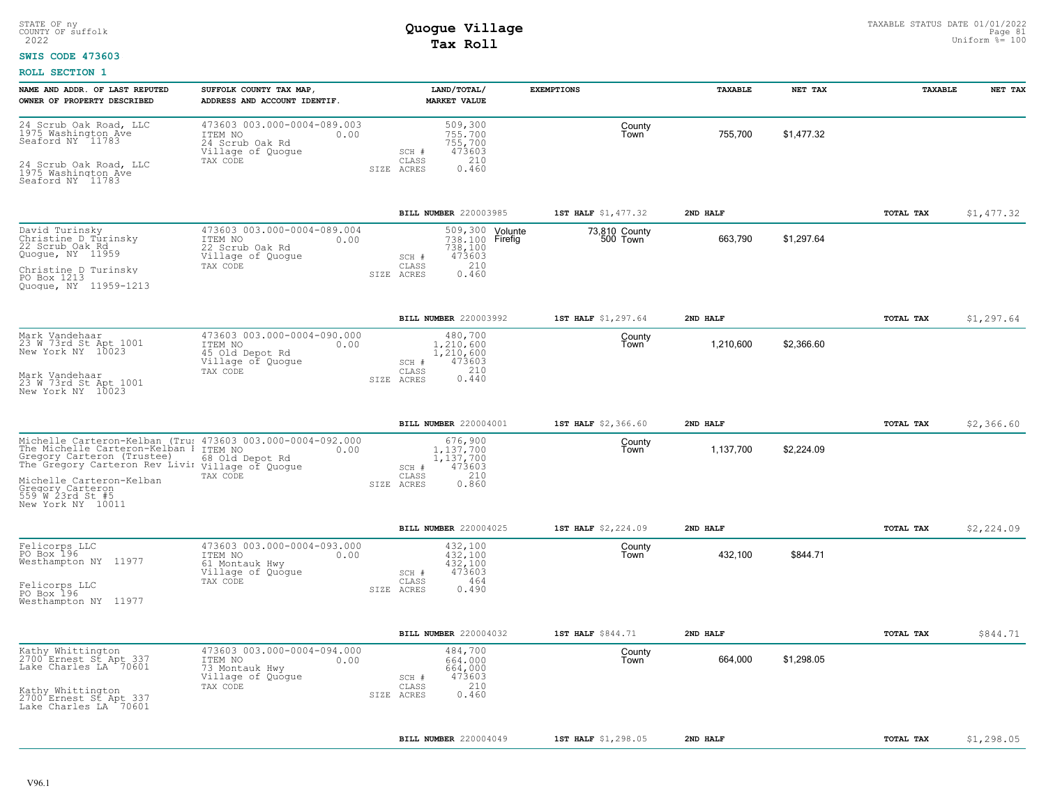STATE OF ny
COUNTY OF suffolk
2022

# Quogue Village
## Tax Roll

TAXABLE STATUS DATE 01/01/2022
Uniform %= 100

**SWIS CODE 473603**

**ROLL SECTION 1**

| NAME AND ADDR. OF LAST REPUTED OWNER OF PROPERTY DESCRIBED | SUFFOLK COUNTY TAX MAP, ADDRESS AND ACCOUNT IDENTIF. | LAND/TOTAL/ MARKET VALUE | EXEMPTIONS | | TAXABLE | NET TAX | TAXABLE | NET TAX |
|---|---|---|---|---|---|---|---|---|
| 24 Scrub Oak Road, LLC<br>1975 Washington Ave<br>Seaford NY 11783<br><br>24 Scrub Oak Road, LLC<br>1975 Washington Ave<br>Seaford NY 11783 | 473603 003.000-0004-089.003<br>ITEM NO 0.00<br>24 Scrub Oak Rd<br>Village of Quogue<br>TAX CODE | 509,300<br>755,700<br>755,700<br>SCH # 473603<br>CLASS 210<br>SIZE ACRES 0.460 | | County<br>Town | 755,700 | $1,477.32 | | |
| | | BILL NUMBER 220003985 | 1ST HALF $1,477.32 | 2ND HALF | | | TOTAL TAX | $1,477.32 |
| David Turinsky<br>Christine D Turinsky<br>22 Scrub Oak Rd<br>Quogue, NY 11959<br><br>Christine D Turinsky<br>PO Box 1213<br>Quogue, NY 11959-1213 | 473603 003.000-0004-089.004<br>ITEM NO 0.00<br>22 Scrub Oak Rd<br>Village of Quogue<br>TAX CODE | 509,300<br>738,100<br>738,100<br>SCH # 473603<br>CLASS 210<br>SIZE ACRES 0.460 | Volunte 73,810<br>Firefig 500 | County<br>Town | 663,790 | $1,297.64 | | |
| | | BILL NUMBER 220003992 | 1ST HALF $1,297.64 | 2ND HALF | | | TOTAL TAX | $1,297.64 |
| Mark Vandehaar<br>23 W 73rd St Apt 1001<br>New York NY 10023<br><br>Mark Vandehaar<br>23 W 73rd St Apt 1001<br>New York NY 10023 | 473603 003.000-0004-090.000<br>ITEM NO 0.00<br>45 Old Depot Rd<br>Village of Quogue<br>TAX CODE | 480,700<br>1,210,600<br>1,210,600<br>SCH # 473603<br>CLASS 210<br>SIZE ACRES 0.440 | | County<br>Town | 1,210,600 | $2,366.60 | | |
| | | BILL NUMBER 220004001 | 1ST HALF $2,366.60 | 2ND HALF | | | TOTAL TAX | $2,366.60 |
| Michelle Carteron-Kelban (Trus<br>The Michelle Carteron-Kelban I<br>Gregory Carteron (Trustee)<br>The Gregory Carteron Rev Livi<br><br>Michelle Carteron-Kelban<br>Gregory Carteron<br>559 W 23rd St #5<br>New York NY 10011 | 473603 003.000-0004-092.000<br>ITEM NO 0.00<br>68 Old Depot Rd<br>Village of Quogue<br>TAX CODE | 676,900<br>1,137,700<br>1,137,700<br>SCH # 473603<br>CLASS 210<br>SIZE ACRES 0.860 | | County<br>Town | 1,137,700 | $2,224.09 | | |
| | | BILL NUMBER 220004025 | 1ST HALF $2,224.09 | 2ND HALF | | | TOTAL TAX | $2,224.09 |
| Felicorps LLC<br>PO Box 196<br>Westhampton NY 11977<br><br>Felicorps LLC<br>PO Box 196<br>Westhampton NY 11977 | 473603 003.000-0004-093.000<br>ITEM NO 0.00<br>61 Montauk Hwy<br>Village of Quogue<br>TAX CODE | 432,100<br>432,100<br>432,100<br>SCH # 473603<br>CLASS 464<br>SIZE ACRES 0.490 | | County<br>Town | 432,100 | $844.71 | | |
| | | BILL NUMBER 220004032 | 1ST HALF $844.71 | 2ND HALF | | | TOTAL TAX | $844.71 |
| Kathy Whittington<br>2700 Ernest St Apt 337<br>Lake Charles LA 70601<br><br>Kathy Whittington<br>2700 Ernest St Apt 337<br>Lake Charles LA 70601 | 473603 003.000-0004-094.000<br>ITEM NO 0.00<br>73 Montauk Hwy<br>Village of Quogue<br>TAX CODE | 484,700<br>664,000<br>664,000<br>SCH # 473603<br>CLASS 210<br>SIZE ACRES 0.460 | | County<br>Town | 664,000 | $1,298.05 | | |
| | | BILL NUMBER 220004049 | 1ST HALF $1,298.05 | 2ND HALF | | | TOTAL TAX | $1,298.05 |

V96.1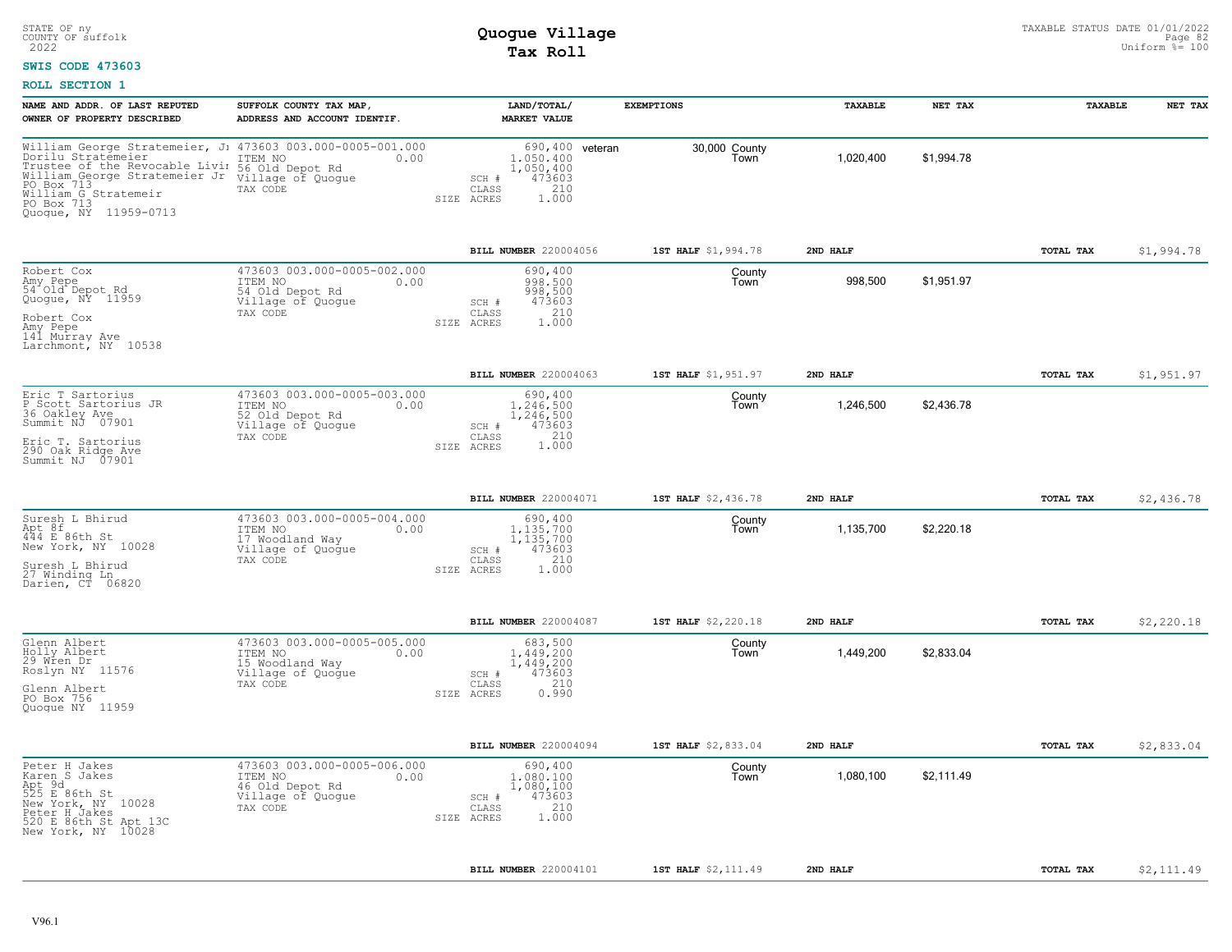STATE OF ny
COUNTY OF suffolk
2022

**Quogue Village**
**Tax Roll**

TAXABLE STATUS DATE 01/01/2022
Uniform %= 100

**SWIS CODE 473603**

**ROLL SECTION 1**

| NAME AND ADDR. OF LAST REPUTED OWNER OF PROPERTY DESCRIBED | SUFFOLK COUNTY TAX MAP, ADDRESS AND ACCOUNT IDENTIF. | LAND/TOTAL/ MARKET VALUE | EXEMPTIONS | | TAXABLE | NET TAX | TAXABLE | NET TAX |
|---|---|---|---|---|---|---|---|---|
| William George Stratemeier, Jr<br>Dorilu Stratemeier<br>Trustee of the Revocable Livin<br>William George Stratemeier Jr<br>PO Box 713<br>William G Stratemeir<br>PO Box 713<br>Quogue, NY 11959-0713 | 473603 003.000-0005-001.000<br>ITEM NO 0.00<br>56 Old Depot Rd<br>Village of Quogue<br>TAX CODE | 690,400<br>1,050,400<br>1,050,400<br>SCH # 473603<br>CLASS 210<br>SIZE ACRES 1.000 | veteran | 30,000 County<br>Town | 1,020,400 | $1,994.78 | | |
| | | BILL NUMBER 220004056 | 1ST HALF $1,994.78 | | 2ND HALF | | TOTAL TAX | $1,994.78 |
| Robert Cox<br>Amy Pepe<br>54 Old Depot Rd<br>Quogue, NY 11959<br>Robert Cox<br>Amy Pepe<br>141 Murray Ave<br>Larchmont, NY 10538 | 473603 003.000-0005-002.000<br>ITEM NO 0.00<br>54 Old Depot Rd<br>Village of Quogue<br>TAX CODE | 690,400<br>998,500<br>998,500<br>SCH # 473603<br>CLASS 210<br>SIZE ACRES 1.000 | | County<br>Town | 998,500 | $1,951.97 | | |
| | | BILL NUMBER 220004063 | 1ST HALF $1,951.97 | | 2ND HALF | | TOTAL TAX | $1,951.97 |
| Eric T Sartorius<br>P Scott Sartorius JR<br>36 Oakley Ave<br>Summit NJ 07901<br>Eric T. Sartorius<br>290 Oak Ridge Ave<br>Summit NJ 07901 | 473603 003.000-0005-003.000<br>ITEM NO 0.00<br>52 Old Depot Rd<br>Village of Quogue<br>TAX CODE | 690,400<br>1,246,500<br>1,246,500<br>SCH # 473603<br>CLASS 210<br>SIZE ACRES 1.000 | | County<br>Town | 1,246,500 | $2,436.78 | | |
| | | BILL NUMBER 220004071 | 1ST HALF $2,436.78 | | 2ND HALF | | TOTAL TAX | $2,436.78 |
| Suresh L Bhirud<br>Apt 8f<br>444 E 86th St<br>New York, NY 10028<br>Suresh L Bhirud<br>27 Winding Ln<br>Darien, CT 06820 | 473603 003.000-0005-004.000<br>ITEM NO 0.00<br>17 Woodland Way<br>Village of Quogue<br>TAX CODE | 690,400<br>1,135,700<br>1,135,700<br>SCH # 473603<br>CLASS 210<br>SIZE ACRES 1.000 | | County<br>Town | 1,135,700 | $2,220.18 | | |
| | | BILL NUMBER 220004087 | 1ST HALF $2,220.18 | | 2ND HALF | | TOTAL TAX | $2,220.18 |
| Glenn Albert<br>Holly Albert<br>29 Wren Dr<br>Roslyn NY 11576<br>Glenn Albert<br>PO Box 756<br>Quogue NY 11959 | 473603 003.000-0005-005.000<br>ITEM NO 0.00<br>15 Woodland Way<br>Village of Quogue<br>TAX CODE | 683,500<br>1,449,200<br>1,449,200<br>SCH # 473603<br>CLASS 210<br>SIZE ACRES 0.990 | | County<br>Town | 1,449,200 | $2,833.04 | | |
| | | BILL NUMBER 220004094 | 1ST HALF $2,833.04 | | 2ND HALF | | TOTAL TAX | $2,833.04 |
| Peter H Jakes<br>Karen S Jakes<br>Apt 9d<br>525 E 86th St<br>New York, NY 10028<br>Peter H Jakes<br>520 E 86th St Apt 13C<br>New York, NY 10028 | 473603 003.000-0005-006.000<br>ITEM NO 0.00<br>46 Old Depot Rd<br>Village of Quogue<br>TAX CODE | 690,400<br>1,080,100<br>1,080,100<br>SCH # 473603<br>CLASS 210<br>SIZE ACRES 1.000 | | County<br>Town | 1,080,100 | $2,111.49 | | |
| | | BILL NUMBER 220004101 | 1ST HALF $2,111.49 | | 2ND HALF | | TOTAL TAX | $2,111.49 |

V96.1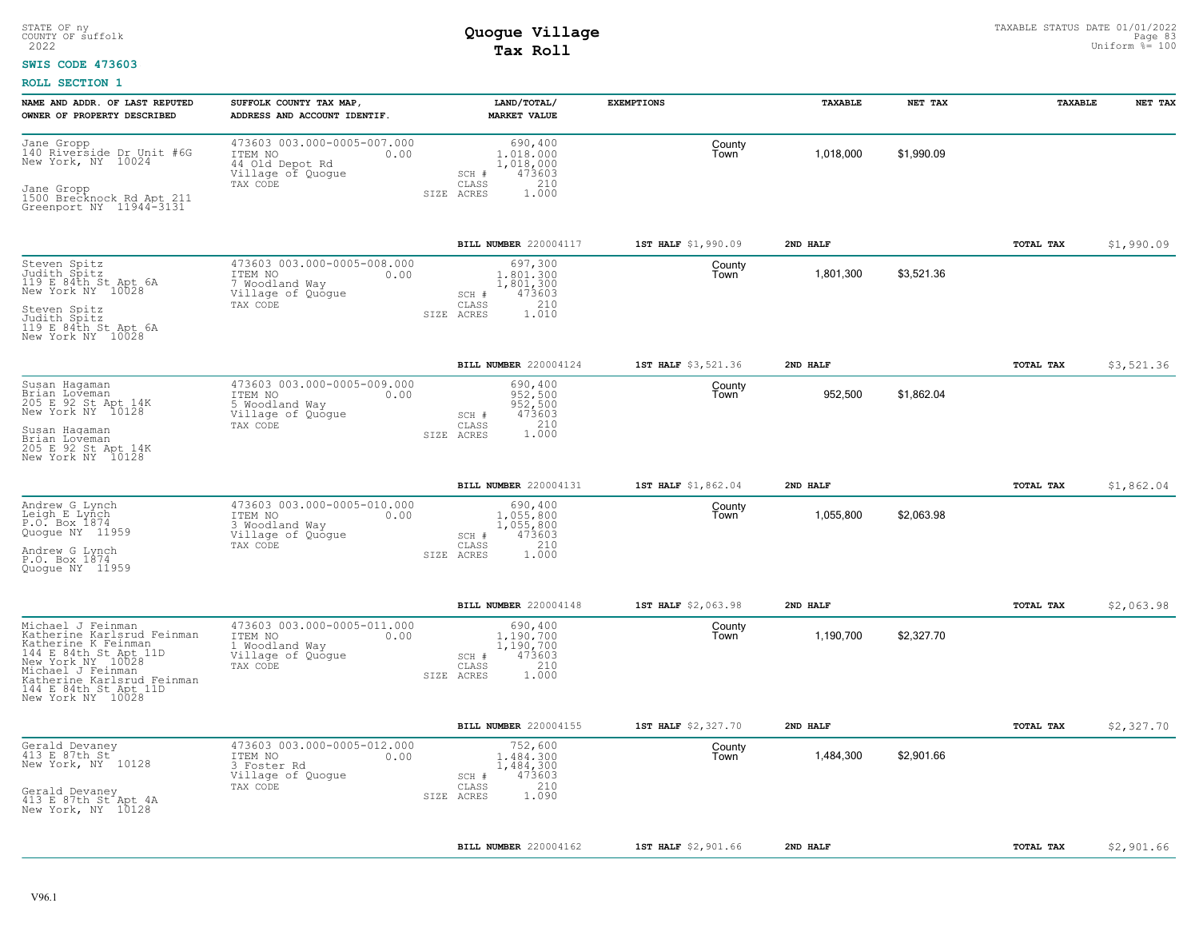STATE OF ny
COUNTY OF suffolk
2022

# Quogue Village
## Tax Roll

TAXABLE STATUS DATE 01/01/2022
Uniform %= 100

**SWIS CODE 473603**

**ROLL SECTION 1**

| NAME AND ADDR. OF LAST REPUTED OWNER OF PROPERTY DESCRIBED | SUFFOLK COUNTY TAX MAP, ADDRESS AND ACCOUNT IDENTIF. | LAND/TOTAL/ MARKET VALUE | EXEMPTIONS | TAXABLE | NET TAX | TAXABLE | NET TAX |
|---|---|---|---|---|---|---|---|
| Jane Gropp<br>140 Riverside Dr Unit #6G<br>New York, NY 10024<br><br>Jane Gropp<br>1500 Brecknock Rd Apt 211<br>Greenport NY 11944-3131 | 473603 003.000-0005-007.000<br>ITEM NO 0.00<br>44 Old Depot Rd<br>Village of Quogue<br>TAX CODE | 690,400<br>1,018,000<br>1,018,000<br>SCH # 473603<br>CLASS 210<br>SIZE ACRES 1.000 | County<br>Town | 1,018,000 | $1,990.09 | | |
| | | BILL NUMBER 220004117 | 1ST HALF $1,990.09 | 2ND HALF | | TOTAL TAX | $1,990.09 |
| Steven Spitz<br>Judith Spitz<br>119 E 84th St Apt 6A<br>New York NY 10028<br><br>Steven Spitz<br>Judith Spitz<br>119 E 84th St Apt 6A<br>New York NY 10028 | 473603 003.000-0005-008.000<br>ITEM NO 0.00<br>7 Woodland Way<br>Village of Quogue<br>TAX CODE | 697,300<br>1,801,300<br>1,801,300<br>SCH # 473603<br>CLASS 210<br>SIZE ACRES 1.010 | County<br>Town | 1,801,300 | $3,521.36 | | |
| | | BILL NUMBER 220004124 | 1ST HALF $3,521.36 | 2ND HALF | | TOTAL TAX | $3,521.36 |
| Susan Hagaman<br>Brian Loveman<br>205 E 92 St Apt 14K<br>New York NY 10128<br><br>Susan Hagaman<br>Brian Loveman<br>205 E 92 St Apt 14K<br>New York NY 10128 | 473603 003.000-0005-009.000<br>ITEM NO 0.00<br>5 Woodland Way<br>Village of Quogue<br>TAX CODE | 690,400<br>952,500<br>952,500<br>SCH # 473603<br>CLASS 210<br>SIZE ACRES 1.000 | County<br>Town | 952,500 | $1,862.04 | | |
| | | BILL NUMBER 220004131 | 1ST HALF $1,862.04 | 2ND HALF | | TOTAL TAX | $1,862.04 |
| Andrew G Lynch<br>Leigh E Lynch<br>P.O. Box 1874<br>Quogue NY 11959<br><br>Andrew G Lynch<br>P.O. Box 1874<br>Quogue NY 11959 | 473603 003.000-0005-010.000<br>ITEM NO 0.00<br>3 Woodland Way<br>Village of Quogue<br>TAX CODE | 690,400<br>1,055,800<br>1,055,800<br>SCH # 473603<br>CLASS 210<br>SIZE ACRES 1.000 | County<br>Town | 1,055,800 | $2,063.98 | | |
| | | BILL NUMBER 220004148 | 1ST HALF $2,063.98 | 2ND HALF | | TOTAL TAX | $2,063.98 |
| Michael J Feinman<br>Katherine Karlsrud Feinman<br>Katherine K Feinman<br>144 E 84th St Apt 11D<br>New York NY 10028<br>Michael J Feinman<br>Katherine Karlsrud Feinman<br>144 E 84th St Apt 11D<br>New York NY 10028 | 473603 003.000-0005-011.000<br>ITEM NO 0.00<br>1 Woodland Way<br>Village of Quogue<br>TAX CODE | 690,400<br>1,190,700<br>1,190,700<br>SCH # 473603<br>CLASS 210<br>SIZE ACRES 1.000 | County<br>Town | 1,190,700 | $2,327.70 | | |
| | | BILL NUMBER 220004155 | 1ST HALF $2,327.70 | 2ND HALF | | TOTAL TAX | $2,327.70 |
| Gerald Devaney<br>413 E 87th St<br>New York, NY 10128<br><br>Gerald Devaney<br>413 E 87th St Apt 4A<br>New York, NY 10128 | 473603 003.000-0005-012.000<br>ITEM NO 0.00<br>3 Foster Rd<br>Village of Quogue<br>TAX CODE | 752,600<br>1,484,300<br>1,484,300<br>SCH # 473603<br>CLASS 210<br>SIZE ACRES 1.090 | County<br>Town | 1,484,300 | $2,901.66 | | |
| | | BILL NUMBER 220004162 | 1ST HALF $2,901.66 | 2ND HALF | | TOTAL TAX | $2,901.66 |

V96.1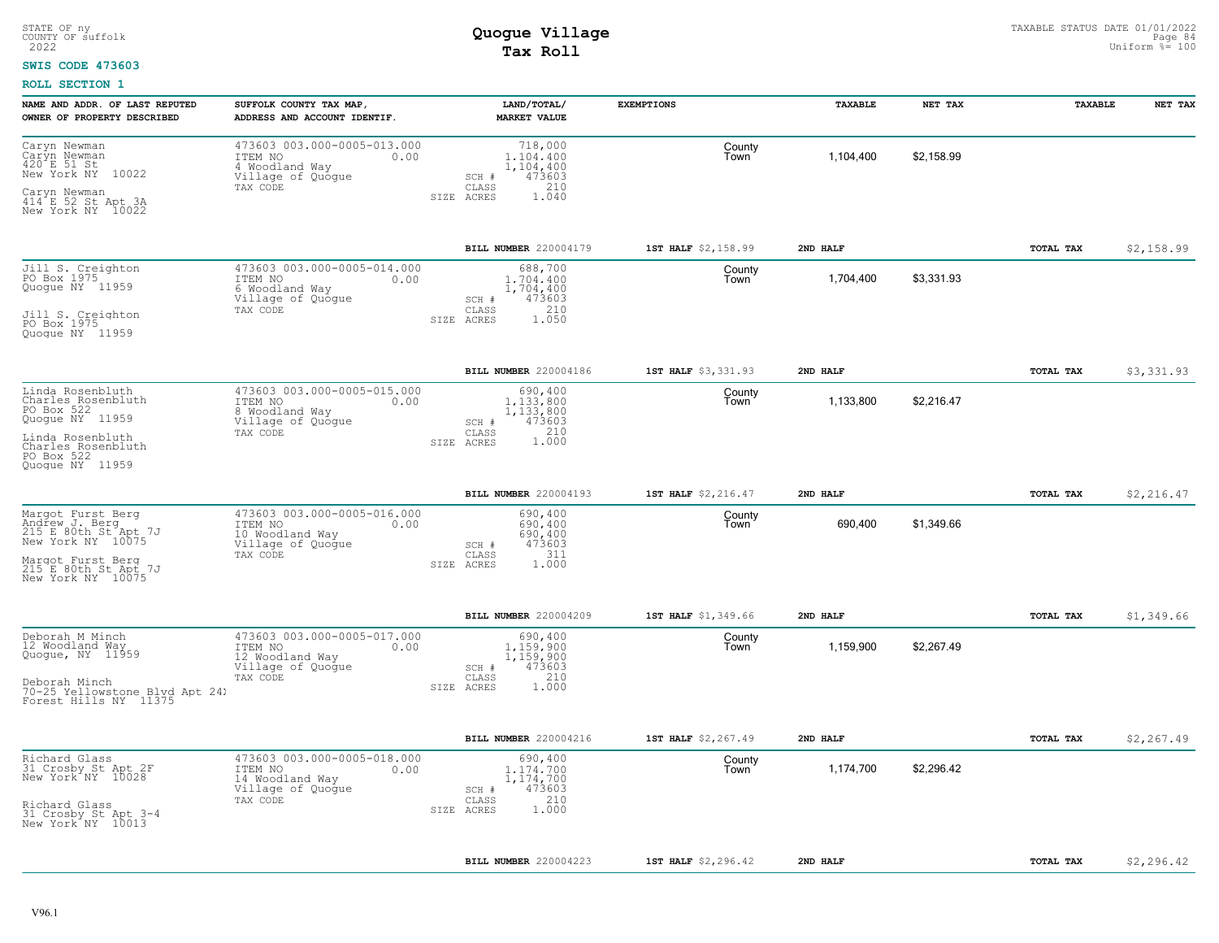STATE OF ny
COUNTY OF suffolk
2022

# Quogue Village
## Tax Roll

TAXABLE STATUS DATE 01/01/2022
Uniform %= 100

**SWIS CODE 473603**

**ROLL SECTION 1**

| NAME AND ADDR. OF LAST REPUTED OWNER OF PROPERTY DESCRIBED | SUFFOLK COUNTY TAX MAP, ADDRESS AND ACCOUNT IDENTIF. | LAND/TOTAL/ MARKET VALUE | EXEMPTIONS | TAXABLE | NET TAX | TAXABLE | NET TAX |
|---|---|---|---|---|---|---|---|
| Caryn Newman<br>Caryn Newman<br>420 E 51 St<br>New York NY 10022<br><br>Caryn Newman<br>414 E 52 St Apt 3A<br>New York NY 10022 | 473603 003.000-0005-013.000<br>ITEM NO 0.00<br>4 Woodland Way<br>Village of Quogue<br>TAX CODE | 718,000<br>1,104,400<br>1,104,400<br>SCH # 473603<br>CLASS 210<br>SIZE ACRES 1.040 | County<br>Town | 1,104,400 | $2,158.99 | | |
| | | **BILL NUMBER** 220004179 | **1ST HALF** $2,158.99 | **2ND HALF** | | **TOTAL TAX** | $2,158.99 |
| Jill S. Creighton<br>PO Box 1975<br>Quogue NY 11959<br><br>Jill S. Creighton<br>PO Box 1975<br>Quogue NY 11959 | 473603 003.000-0005-014.000<br>ITEM NO 0.00<br>6 Woodland Way<br>Village of Quogue<br>TAX CODE | 688,700<br>1,704,400<br>1,704,400<br>SCH # 473603<br>CLASS 210<br>SIZE ACRES 1.050 | County<br>Town | 1,704,400 | $3,331.93 | | |
| | | **BILL NUMBER** 220004186 | **1ST HALF** $3,331.93 | **2ND HALF** | | **TOTAL TAX** | $3,331.93 |
| Linda Rosenbluth<br>Charles Rosenbluth<br>PO Box 522<br>Quogue NY 11959<br><br>Linda Rosenbluth<br>Charles Rosenbluth<br>PO Box 522<br>Quogue NY 11959 | 473603 003.000-0005-015.000<br>ITEM NO 0.00<br>8 Woodland Way<br>Village of Quogue<br>TAX CODE | 690,400<br>1,133,800<br>1,133,800<br>SCH # 473603<br>CLASS 210<br>SIZE ACRES 1.000 | County<br>Town | 1,133,800 | $2,216.47 | | |
| | | **BILL NUMBER** 220004193 | **1ST HALF** $2,216.47 | **2ND HALF** | | **TOTAL TAX** | $2,216.47 |
| Margot Furst Berg<br>Andrew J. Berg<br>215 E 80th St Apt 7J<br>New York NY 10075<br><br>Margot Furst Berg<br>215 E 80th St Apt 7J<br>New York NY 10075 | 473603 003.000-0005-016.000<br>ITEM NO 0.00<br>10 Woodland Way<br>Village of Quogue<br>TAX CODE | 690,400<br>690,400<br>690,400<br>SCH # 473603<br>CLASS 311<br>SIZE ACRES 1.000 | County<br>Town | 690,400 | $1,349.66 | | |
| | | **BILL NUMBER** 220004209 | **1ST HALF** $1,349.66 | **2ND HALF** | | **TOTAL TAX** | $1,349.66 |
| Deborah M Minch<br>12 Woodland Way<br>Quogue, NY 11959<br><br>Deborah Minch<br>70-25 Yellowstone Blvd Apt 24I<br>Forest Hills NY 11375 | 473603 003.000-0005-017.000<br>ITEM NO 0.00<br>12 Woodland Way<br>Village of Quogue<br>TAX CODE | 690,400<br>1,159,900<br>1,159,900<br>SCH # 473603<br>CLASS 210<br>SIZE ACRES 1.000 | County<br>Town | 1,159,900 | $2,267.49 | | |
| | | **BILL NUMBER** 220004216 | **1ST HALF** $2,267.49 | **2ND HALF** | | **TOTAL TAX** | $2,267.49 |
| Richard Glass<br>31 Crosby St Apt 2F<br>New York NY 10028<br><br>Richard Glass<br>31 Crosby St Apt 3-4<br>New York NY 10013 | 473603 003.000-0005-018.000<br>ITEM NO 0.00<br>14 Woodland Way<br>Village of Quogue<br>TAX CODE | 690,400<br>1,174,700<br>1,174,700<br>SCH # 473603<br>CLASS 210<br>SIZE ACRES 1.000 | County<br>Town | 1,174,700 | $2,296.42 | | |
| | | **BILL NUMBER** 220004223 | **1ST HALF** $2,296.42 | **2ND HALF** | | **TOTAL TAX** | $2,296.42 |

V96.1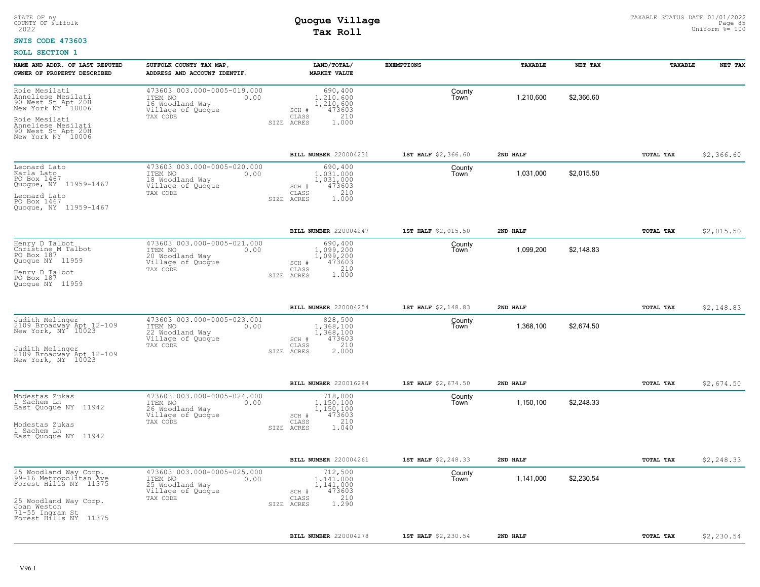STATE OF ny
COUNTY OF suffolk
2022

# Quogue Village
## Tax Roll

TAXABLE STATUS DATE 01/01/2022
Uniform %= 100

**SWIS CODE 473603**

**ROLL SECTION 1**

| NAME AND ADDR. OF LAST REPUTED OWNER OF PROPERTY DESCRIBED | SUFFOLK COUNTY TAX MAP, ADDRESS AND ACCOUNT IDENTIF. | LAND/TOTAL/ MARKET VALUE | EXEMPTIONS | TAXABLE | NET TAX | TAXABLE | NET TAX |
|---|---|---|---|---|---|---|---|
| Roie Mesilati<br>Anneliese Mesilati<br>90 West St Apt 20H<br>New York NY 10006<br><br>Roie Mesilati<br>Anneliese Mesilati<br>90 West St Apt 20H<br>New York NY 10006 | 473603 003.000-0005-019.000<br>ITEM NO 0.00<br>16 Woodland Way<br>Village of Quogue<br>TAX CODE | 690,400<br>1,210,600<br>1,210,600<br>SCH # 473603<br>CLASS 210<br>SIZE ACRES 1.000 | County<br>Town | 1,210,600 | $2,366.60 | | |
| | | **BILL NUMBER** 220004231 | **1ST HALF** $2,366.60 | **2ND HALF** | | **TOTAL TAX** | $2,366.60 |
| Leonard Lato<br>Karla Lato<br>PO Box 1467<br>Quogue, NY 11959-1467<br><br>Leonard Lato<br>PO Box 1467<br>Quogue, NY 11959-1467 | 473603 003.000-0005-020.000<br>ITEM NO 0.00<br>18 Woodland Way<br>Village of Quogue<br>TAX CODE | 690,400<br>1,031,000<br>1,031,000<br>SCH # 473603<br>CLASS 210<br>SIZE ACRES 1.000 | County<br>Town | 1,031,000 | $2,015.50 | | |
| | | **BILL NUMBER** 220004247 | **1ST HALF** $2,015.50 | **2ND HALF** | | **TOTAL TAX** | $2,015.50 |
| Henry D Talbot<br>Christine M Talbot<br>PO Box 187<br>Quogue NY 11959<br><br>Henry D Talbot<br>PO Box 187<br>Quogue NY 11959 | 473603 003.000-0005-021.000<br>ITEM NO 0.00<br>20 Woodland Way<br>Village of Quogue<br>TAX CODE | 690,400<br>1,099,200<br>1,099,200<br>SCH # 473603<br>CLASS 210<br>SIZE ACRES 1.000 | County<br>Town | 1,099,200 | $2,148.83 | | |
| | | **BILL NUMBER** 220004254 | **1ST HALF** $2,148.83 | **2ND HALF** | | **TOTAL TAX** | $2,148.83 |
| Judith Melinger<br>2109 Broadway Apt 12-109<br>New York, NY 10023<br><br>Judith Melinger<br>2109 Broadway Apt 12-109<br>New York, NY 10023 | 473603 003.000-0005-023.001<br>ITEM NO 0.00<br>22 Woodland Way<br>Village of Quogue<br>TAX CODE | 828,500<br>1,368,100<br>1,368,100<br>SCH # 473603<br>CLASS 210<br>SIZE ACRES 2.000 | County<br>Town | 1,368,100 | $2,674.50 | | |
| | | **BILL NUMBER** 220016284 | **1ST HALF** $2,674.50 | **2ND HALF** | | **TOTAL TAX** | $2,674.50 |
| Modestas Zukas<br>1 Sachem Ln<br>East Quogue NY 11942<br><br>Modestas Zukas<br>1 Sachem Ln<br>East Quogue NY 11942 | 473603 003.000-0005-024.000<br>ITEM NO 0.00<br>26 Woodland Way<br>Village of Quogue<br>TAX CODE | 718,000<br>1,150,100<br>1,150,100<br>SCH # 473603<br>CLASS 210<br>SIZE ACRES 1.040 | County<br>Town | 1,150,100 | $2,248.33 | | |
| | | **BILL NUMBER** 220004261 | **1ST HALF** $2,248.33 | **2ND HALF** | | **TOTAL TAX** | $2,248.33 |
| 25 Woodland Way Corp.<br>99-16 Metropolitan Ave<br>Forest Hills NY 11375<br><br>25 Woodland Way Corp.<br>Joan Weston<br>71-55 Ingram St<br>Forest Hills NY 11375 | 473603 003.000-0005-025.000<br>ITEM NO 0.00<br>25 Woodland Way<br>Village of Quogue<br>TAX CODE | 712,500<br>1,141,000<br>1,141,000<br>SCH # 473603<br>CLASS 210<br>SIZE ACRES 1.290 | County<br>Town | 1,141,000 | $2,230.54 | | |
| | | **BILL NUMBER** 220004278 | **1ST HALF** $2,230.54 | **2ND HALF** | | **TOTAL TAX** | $2,230.54 |

V96.1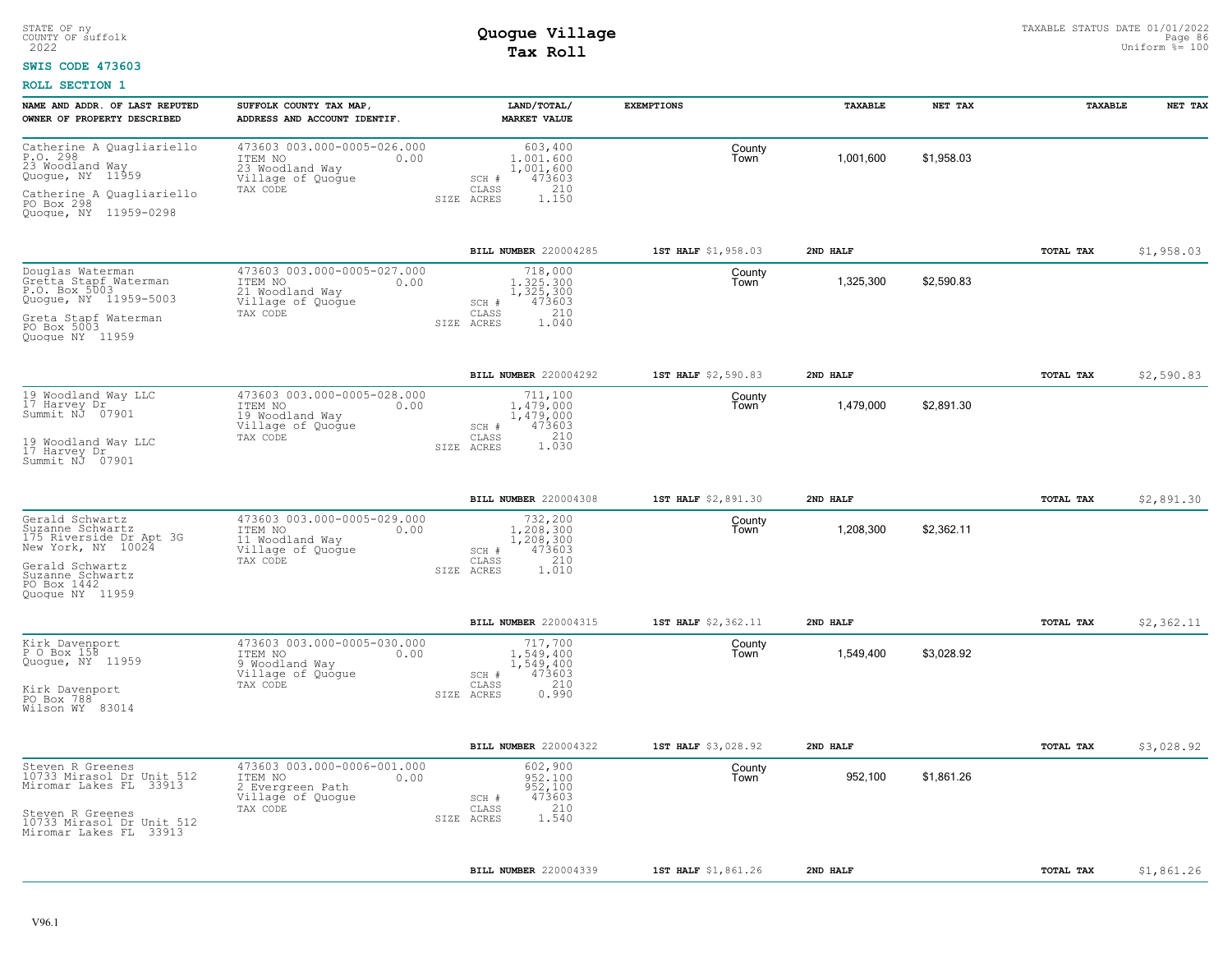STATE OF ny
COUNTY OF suffolk
2022

# Quogue Village
## Tax Roll

TAXABLE STATUS DATE 01/01/2022
Uniform %= 100

**SWIS CODE 473603**

**ROLL SECTION 1**

| NAME AND ADDR. OF LAST REPUTED OWNER OF PROPERTY DESCRIBED | SUFFOLK COUNTY TAX MAP, ADDRESS AND ACCOUNT IDENTIF. | LAND/TOTAL/ MARKET VALUE | EXEMPTIONS | TAXABLE | NET TAX | TAXABLE | NET TAX |
|---|---|---|---|---|---|---|---|
| Catherine A Quagliariello<br>P.O. 298<br>23 Woodland Way<br>Quogue, NY 11959<br><br>Catherine A Quagliariello<br>PO Box 298<br>Quogue, NY 11959-0298 | 473603 003.000-0005-026.000<br>ITEM NO 0.00<br>23 Woodland Way<br>Village of Quogue<br>TAX CODE | 603,400<br>1,001,600<br>1,001,600<br>SCH # 473603<br>CLASS 210<br>SIZE ACRES 1.150 | County<br>Town | 1,001,600 | $1,958.03 | | |
| | | BILL NUMBER 220004285 | 1ST HALF $1,958.03 | 2ND HALF | | TOTAL TAX | $1,958.03 |
| Douglas Waterman<br>Gretta Stapf Waterman<br>P.O. Box 5003<br>Quogue, NY 11959-5003<br><br>Greta Stapf Waterman<br>PO Box 5003<br>Quogue NY 11959 | 473603 003.000-0005-027.000<br>ITEM NO 0.00<br>21 Woodland Way<br>Village of Quogue<br>TAX CODE | 718,000<br>1,325,300<br>1,325,300<br>SCH # 473603<br>CLASS 210<br>SIZE ACRES 1.040 | County<br>Town | 1,325,300 | $2,590.83 | | |
| | | BILL NUMBER 220004292 | 1ST HALF $2,590.83 | 2ND HALF | | TOTAL TAX | $2,590.83 |
| 19 Woodland Way LLC<br>17 Harvey Dr<br>Summit NJ 07901<br><br>19 Woodland Way LLC<br>17 Harvey Dr<br>Summit NJ 07901 | 473603 003.000-0005-028.000<br>ITEM NO 0.00<br>19 Woodland Way<br>Village of Quogue<br>TAX CODE | 711,100<br>1,479,000<br>1,479,000<br>SCH # 473603<br>CLASS 210<br>SIZE ACRES 1.030 | County<br>Town | 1,479,000 | $2,891.30 | | |
| | | BILL NUMBER 220004308 | 1ST HALF $2,891.30 | 2ND HALF | | TOTAL TAX | $2,891.30 |
| Gerald Schwartz<br>Suzanne Schwartz<br>175 Riverside Dr Apt 3G<br>New York, NY 10024<br><br>Gerald Schwartz<br>Suzanne Schwartz<br>PO Box 1442<br>Quogue NY 11959 | 473603 003.000-0005-029.000<br>ITEM NO 0.00<br>11 Woodland Way<br>Village of Quogue<br>TAX CODE | 732,200<br>1,208,300<br>1,208,300<br>SCH # 473603<br>CLASS 210<br>SIZE ACRES 1.010 | County<br>Town | 1,208,300 | $2,362.11 | | |
| | | BILL NUMBER 220004315 | 1ST HALF $2,362.11 | 2ND HALF | | TOTAL TAX | $2,362.11 |
| Kirk Davenport<br>P O Box 158<br>Quogue, NY 11959<br><br>Kirk Davenport<br>PO Box 788<br>Wilson WY 83014 | 473603 003.000-0005-030.000<br>ITEM NO 0.00<br>9 Woodland Way<br>Village of Quogue<br>TAX CODE | 717,700<br>1,549,400<br>1,549,400<br>SCH # 473603<br>CLASS 210<br>SIZE ACRES 0.990 | County<br>Town | 1,549,400 | $3,028.92 | | |
| | | BILL NUMBER 220004322 | 1ST HALF $3,028.92 | 2ND HALF | | TOTAL TAX | $3,028.92 |
| Steven R Greenes<br>10733 Mirasol Dr Unit 512<br>Miromar Lakes FL 33913<br><br>Steven R Greenes<br>10733 Mirasol Dr Unit 512<br>Miromar Lakes FL 33913 | 473603 003.000-0006-001.000<br>ITEM NO 0.00<br>2 Evergreen Path<br>Village of Quogue<br>TAX CODE | 602,900<br>952,100<br>952,100<br>SCH # 473603<br>CLASS 210<br>SIZE ACRES 1.540 | County<br>Town | 952,100 | $1,861.26 | | |
| | | BILL NUMBER 220004339 | 1ST HALF $1,861.26 | 2ND HALF | | TOTAL TAX | $1,861.26 |

V96.1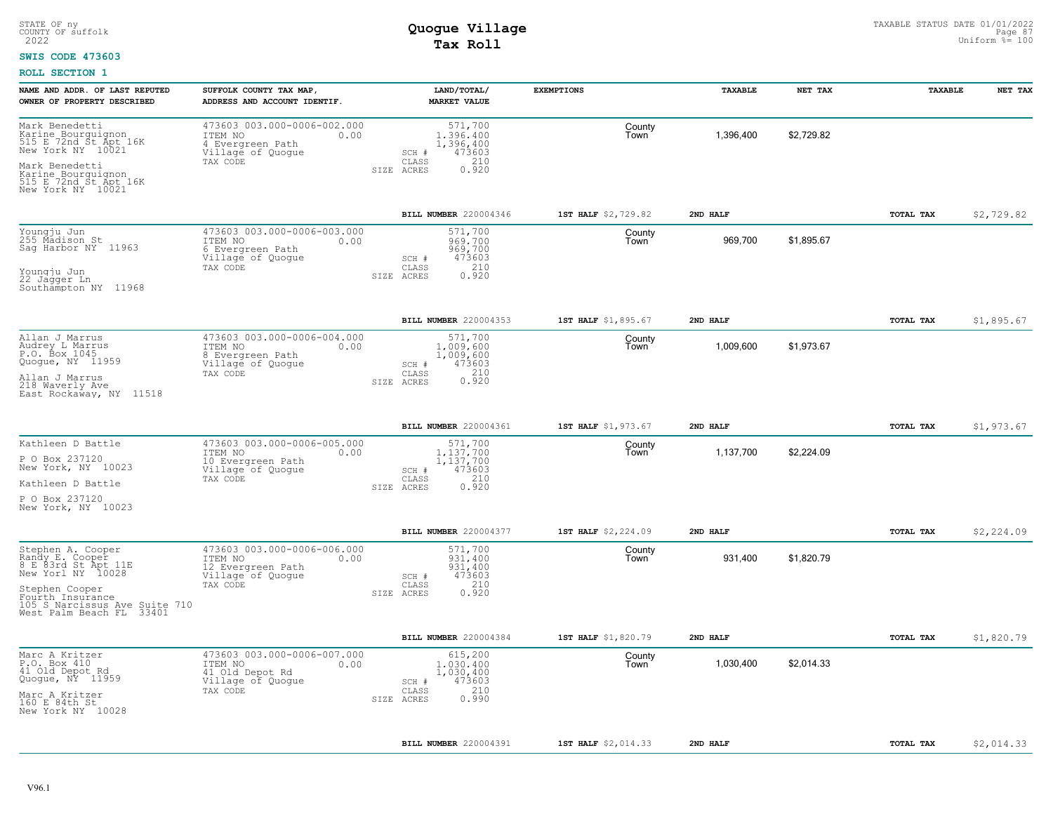STATE OF ny
COUNTY OF suffolk
2022

# Quogue Village
## Tax Roll

TAXABLE STATUS DATE 01/01/2022
Uniform %= 100

**SWIS CODE 473603**

**ROLL SECTION 1**

| NAME AND ADDR. OF LAST REPUTED OWNER OF PROPERTY DESCRIBED | SUFFOLK COUNTY TAX MAP, ADDRESS AND ACCOUNT IDENTIF. | LAND/TOTAL/ MARKET VALUE | EXEMPTIONS | TAXABLE | NET TAX | TAXABLE | NET TAX |
|---|---|---|---|---|---|---|---|
| Mark Benedetti<br>Karine Bourguignon<br>515 E 72nd St Apt 16K<br>New York NY 10021<br>Mark Benedetti<br>Karine Bourguignon<br>515 E 72nd St Apt 16K<br>New York NY 10021 | 473603 003.000-0006-002.000<br>ITEM NO 0.00<br>4 Evergreen Path<br>Village of Quogue<br>TAX CODE | 571,700<br>1,396,400<br>1,396,400<br>SCH # 473603<br>CLASS 210<br>SIZE ACRES 0.920 | County<br>Town | 1,396,400 | $2,729.82 | | |
| | | **BILL NUMBER** 220004346 | **1ST HALF** $2,729.82 | **2ND HALF** | | **TOTAL TAX** | $2,729.82 |
| Youngju Jun<br>255 Madison St<br>Sag Harbor NY 11963<br>Youngju Jun<br>22 Jagger Ln<br>Southampton NY 11968 | 473603 003.000-0006-003.000<br>ITEM NO 0.00<br>6 Evergreen Path<br>Village of Quogue<br>TAX CODE | 571,700<br>969,700<br>969,700<br>SCH # 473603<br>CLASS 210<br>SIZE ACRES 0.920 | County<br>Town | 969,700 | $1,895.67 | | |
| | | **BILL NUMBER** 220004353 | **1ST HALF** $1,895.67 | **2ND HALF** | | **TOTAL TAX** | $1,895.67 |
| Allan J Marrus<br>Audrey L Marrus<br>P.O. Box 1045<br>Quogue, NY 11959<br>Allan J Marrus<br>218 Waverly Ave<br>East Rockaway, NY 11518 | 473603 003.000-0006-004.000<br>ITEM NO 0.00<br>8 Evergreen Path<br>Village of Quogue<br>TAX CODE | 571,700<br>1,009,600<br>1,009,600<br>SCH # 473603<br>CLASS 210<br>SIZE ACRES 0.920 | County<br>Town | 1,009,600 | $1,973.67 | | |
| | | **BILL NUMBER** 220004361 | **1ST HALF** $1,973.67 | **2ND HALF** | | **TOTAL TAX** | $1,973.67 |
| Kathleen D Battle<br>P O Box 237120<br>New York, NY 10023<br>Kathleen D Battle<br>P O Box 237120<br>New York, NY 10023 | 473603 003.000-0006-005.000<br>ITEM NO 0.00<br>10 Evergreen Path<br>Village of Quogue<br>TAX CODE | 571,700<br>1,137,700<br>1,137,700<br>SCH # 473603<br>CLASS 210<br>SIZE ACRES 0.920 | County<br>Town | 1,137,700 | $2,224.09 | | |
| | | **BILL NUMBER** 220004377 | **1ST HALF** $2,224.09 | **2ND HALF** | | **TOTAL TAX** | $2,224.09 |
| Stephen A. Cooper<br>Randy E. Cooper<br>8 E 83rd St Apt 11E<br>New Yorl NY 10028<br>Stephen Cooper<br>Fourth Insurance<br>105 S Narcissus Ave Suite 710<br>West Palm Beach FL 33401 | 473603 003.000-0006-006.000<br>ITEM NO 0.00<br>12 Evergreen Path<br>Village of Quogue<br>TAX CODE | 571,700<br>931,400<br>931,400<br>SCH # 473603<br>CLASS 210<br>SIZE ACRES 0.920 | County<br>Town | 931,400 | $1,820.79 | | |
| | | **BILL NUMBER** 220004384 | **1ST HALF** $1,820.79 | **2ND HALF** | | **TOTAL TAX** | $1,820.79 |
| Marc A Kritzer<br>P.O. Box 410<br>41 Old Depot Rd<br>Quogue, NY 11959<br>Marc A Kritzer<br>160 E 84th St<br>New York NY 10028 | 473603 003.000-0006-007.000<br>ITEM NO 0.00<br>41 Old Depot Rd<br>Village of Quogue<br>TAX CODE | 615,200<br>1,030,400<br>1,030,400<br>SCH # 473603<br>CLASS 210<br>SIZE ACRES 0.990 | County<br>Town | 1,030,400 | $2,014.33 | | |
| | | **BILL NUMBER** 220004391 | **1ST HALF** $2,014.33 | **2ND HALF** | | **TOTAL TAX** | $2,014.33 |

V96.1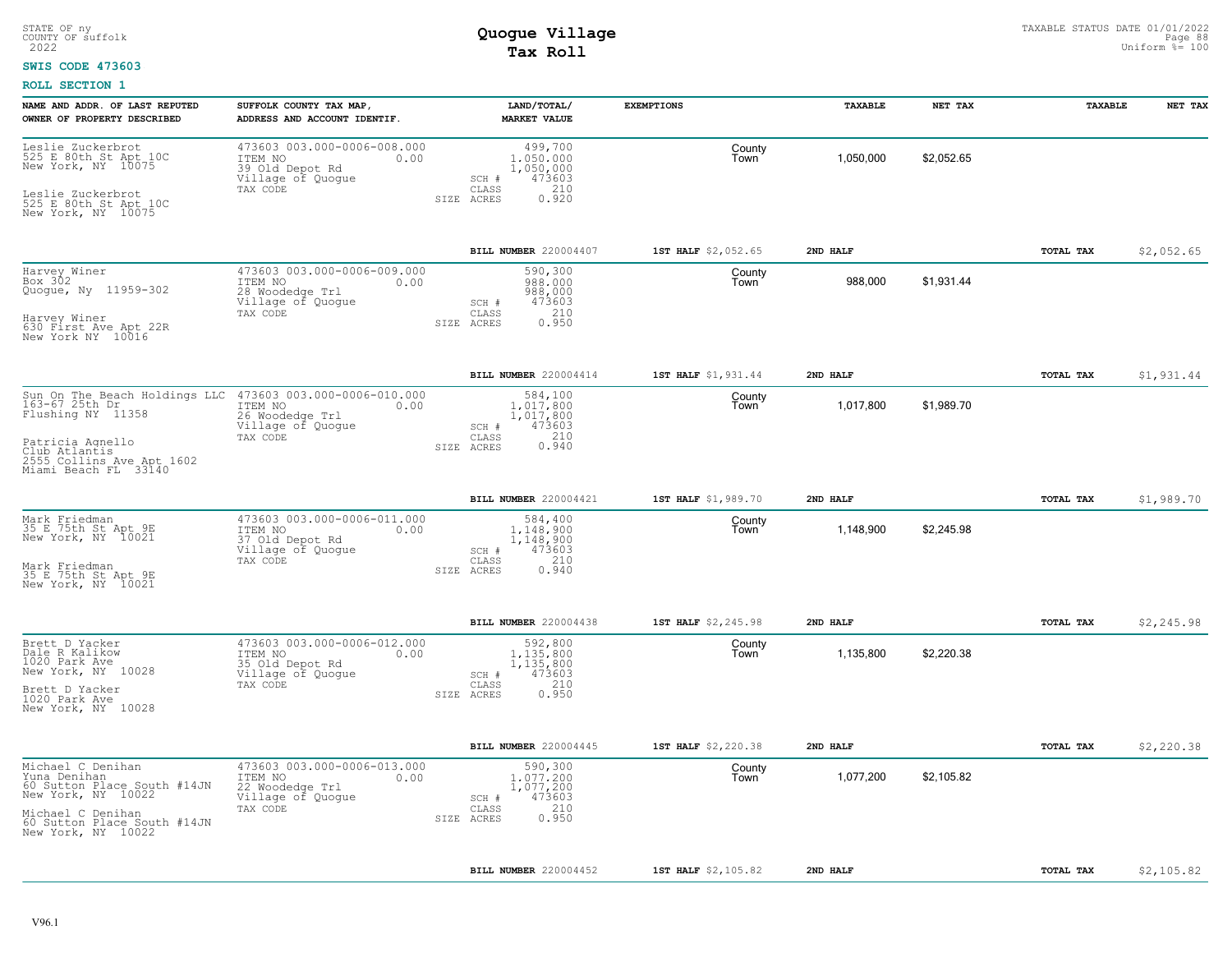STATE OF ny
COUNTY OF suffolk
2022

# Quogue Village
## Tax Roll

TAXABLE STATUS DATE 01/01/2022
Uniform %= 100

**SWIS CODE 473603**

**ROLL SECTION 1**

| NAME AND ADDR. OF LAST REPUTED OWNER OF PROPERTY DESCRIBED | SUFFOLK COUNTY TAX MAP, ADDRESS AND ACCOUNT IDENTIF. | LAND/TOTAL/ MARKET VALUE | EXEMPTIONS | TAXABLE | NET TAX | TAXABLE | NET TAX |
|---|---|---|---|---|---|---|---|
| Leslie Zuckerbrot<br>525 E 80th St Apt 10C<br>New York, NY 10075<br><br>Leslie Zuckerbrot<br>525 E 80th St Apt 10C<br>New York, NY 10075 | 473603 003.000-0006-008.000<br>ITEM NO 0.00<br>39 Old Depot Rd<br>Village of Quogue<br>TAX CODE | 499,700<br>1,050,000<br>1,050,000<br>SCH # 473603<br>CLASS 210<br>SIZE ACRES 0.920 | County<br>Town | 1,050,000 | $2,052.65 | | |
| | | **BILL NUMBER** 220004407 | **1ST HALF** $2,052.65 | **2ND HALF** | | **TOTAL TAX** | $2,052.65 |
| Harvey Winer<br>Box 302<br>Quogue, Ny 11959-302<br><br>Harvey Winer<br>630 First Ave Apt 22R<br>New York NY 10016 | 473603 003.000-0006-009.000<br>ITEM NO 0.00<br>28 Woodedge Trl<br>Village of Quogue<br>TAX CODE | 590,300<br>988,000<br>988,000<br>SCH # 473603<br>CLASS 210<br>SIZE ACRES 0.950 | County<br>Town | 988,000 | $1,931.44 | | |
| | | **BILL NUMBER** 220004414 | **1ST HALF** $1,931.44 | **2ND HALF** | | **TOTAL TAX** | $1,931.44 |
| Sun On The Beach Holdings LLC<br>163-67 25th Dr<br>Flushing NY 11358<br><br>Patricia Agnello<br>Club Atlantis<br>2555 Collins Ave Apt 1602<br>Miami Beach FL 33140 | 473603 003.000-0006-010.000<br>ITEM NO 0.00<br>26 Woodedge Trl<br>Village of Quogue<br>TAX CODE | 584,100<br>1,017,800<br>1,017,800<br>SCH # 473603<br>CLASS 210<br>SIZE ACRES 0.940 | County<br>Town | 1,017,800 | $1,989.70 | | |
| | | **BILL NUMBER** 220004421 | **1ST HALF** $1,989.70 | **2ND HALF** | | **TOTAL TAX** | $1,989.70 |
| Mark Friedman<br>35 E 75th St Apt 9E<br>New York, NY 10021<br><br>Mark Friedman<br>35 E 75th St Apt 9E<br>New York, NY 10021 | 473603 003.000-0006-011.000<br>ITEM NO 0.00<br>37 Old Depot Rd<br>Village of Quogue<br>TAX CODE | 584,400<br>1,148,900<br>1,148,900<br>SCH # 473603<br>CLASS 210<br>SIZE ACRES 0.940 | County<br>Town | 1,148,900 | $2,245.98 | | |
| | | **BILL NUMBER** 220004438 | **1ST HALF** $2,245.98 | **2ND HALF** | | **TOTAL TAX** | $2,245.98 |
| Brett D Yacker<br>Dale R Kalikow<br>1020 Park Ave<br>New York, NY 10028<br><br>Brett D Yacker<br>1020 Park Ave<br>New York, NY 10028 | 473603 003.000-0006-012.000<br>ITEM NO 0.00<br>35 Old Depot Rd<br>Village of Quogue<br>TAX CODE | 592,800<br>1,135,800<br>1,135,800<br>SCH # 473603<br>CLASS 210<br>SIZE ACRES 0.950 | County<br>Town | 1,135,800 | $2,220.38 | | |
| | | **BILL NUMBER** 220004445 | **1ST HALF** $2,220.38 | **2ND HALF** | | **TOTAL TAX** | $2,220.38 |
| Michael C Denihan<br>Yuna Denihan<br>60 Sutton Place South #14JN<br>New York, NY 10022<br><br>Michael C Denihan<br>60 Sutton Place South #14JN<br>New York, NY 10022 | 473603 003.000-0006-013.000<br>ITEM NO 0.00<br>22 Woodedge Trl<br>Village of Quogue<br>TAX CODE | 590,300<br>1,077,200<br>1,077,200<br>SCH # 473603<br>CLASS 210<br>SIZE ACRES 0.950 | County<br>Town | 1,077,200 | $2,105.82 | | |
| | | **BILL NUMBER** 220004452 | **1ST HALF** $2,105.82 | **2ND HALF** | | **TOTAL TAX** | $2,105.82 |

V96.1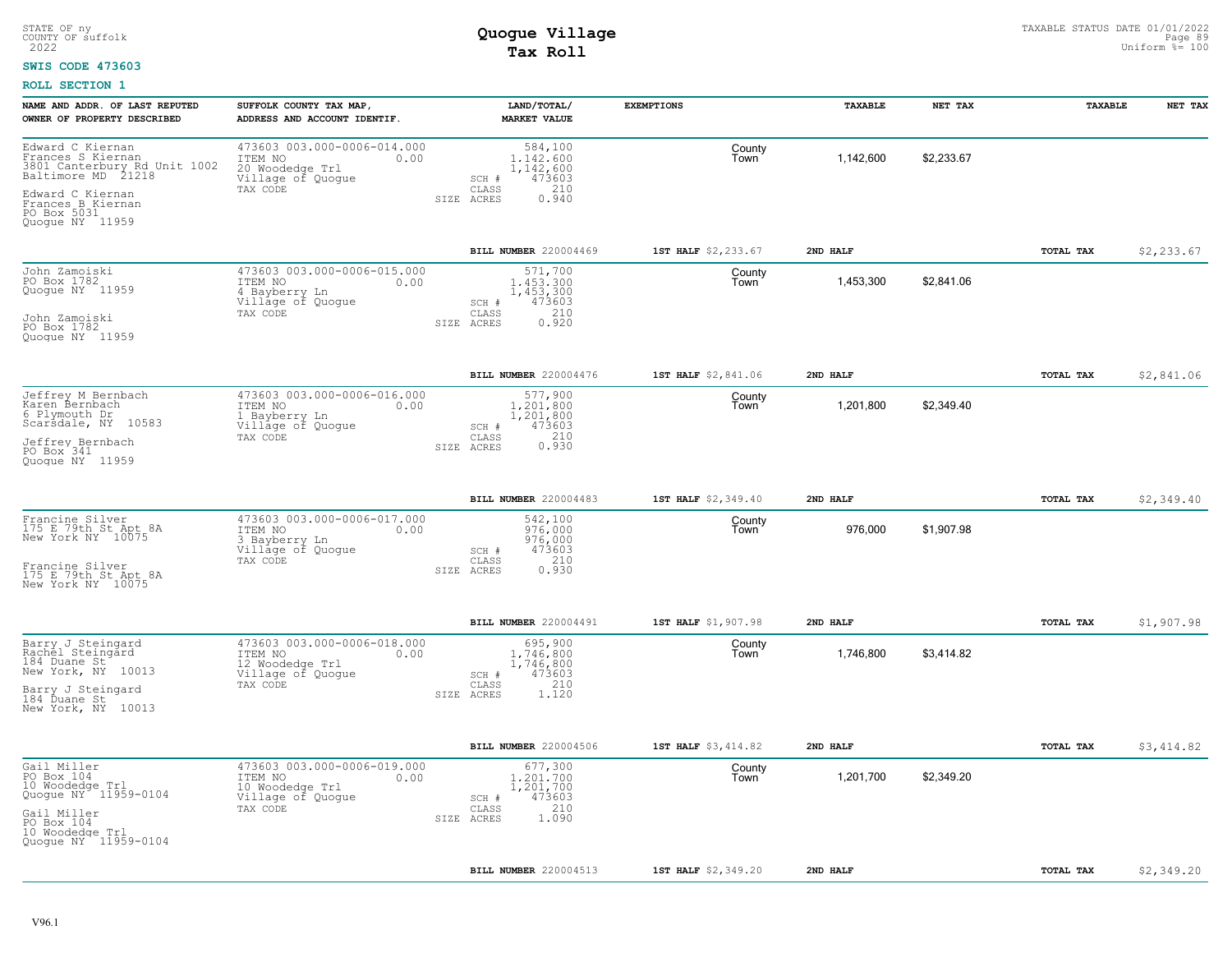STATE OF ny
COUNTY OF suffolk
2022

# Quogue Village
## Tax Roll

TAXABLE STATUS DATE 01/01/2022
Uniform %= 100

**SWIS CODE 473603**

**ROLL SECTION 1**

| NAME AND ADDR. OF LAST REPUTED OWNER OF PROPERTY DESCRIBED | SUFFOLK COUNTY TAX MAP, ADDRESS AND ACCOUNT IDENTIF. | LAND/TOTAL/ MARKET VALUE | EXEMPTIONS | TAXABLE | NET TAX | TAXABLE | NET TAX |
|---|---|---|---|---|---|---|---|
| Edward C Kiernan<br>Frances S Kiernan<br>3801 Canterbury Rd Unit 1002<br>Baltimore MD 21218<br><br>Edward C Kiernan<br>Frances B Kiernan<br>PO Box 5031<br>Quogue NY 11959 | 473603 003.000-0006-014.000<br>ITEM NO 0.00<br>20 Woodedge Trl<br>Village of Quogue<br>TAX CODE | 584,100<br>1,142,600<br>1,142,600<br>SCH # 473603<br>CLASS 210<br>SIZE ACRES 0.940 | County<br>Town | 1,142,600 | $2,233.67 | | |
| | | BILL NUMBER 220004469 | 1ST HALF $2,233.67 | 2ND HALF | | TOTAL TAX | $2,233.67 |
| John Zamoiski<br>PO Box 1782<br>Quogue NY 11959<br><br>John Zamoiski<br>PO Box 1782<br>Quogue NY 11959 | 473603 003.000-0006-015.000<br>ITEM NO 0.00<br>4 Bayberry Ln<br>Village of Quogue<br>TAX CODE | 571,700<br>1,453,300<br>1,453,300<br>SCH # 473603<br>CLASS 210<br>SIZE ACRES 0.920 | County<br>Town | 1,453,300 | $2,841.06 | | |
| | | BILL NUMBER 220004476 | 1ST HALF $2,841.06 | 2ND HALF | | TOTAL TAX | $2,841.06 |
| Jeffrey M Bernbach<br>Karen Bernbach<br>6 Plymouth Dr<br>Scarsdale, NY 10583<br><br>Jeffrey Bernbach<br>PO Box 341<br>Quogue NY 11959 | 473603 003.000-0006-016.000<br>ITEM NO 0.00<br>1 Bayberry Ln<br>Village of Quogue<br>TAX CODE | 577,900<br>1,201,800<br>1,201,800<br>SCH # 473603<br>CLASS 210<br>SIZE ACRES 0.930 | County<br>Town | 1,201,800 | $2,349.40 | | |
| | | BILL NUMBER 220004483 | 1ST HALF $2,349.40 | 2ND HALF | | TOTAL TAX | $2,349.40 |
| Francine Silver<br>175 E 79th St Apt 8A<br>New York NY 10075<br><br>Francine Silver<br>175 E 79th St Apt 8A<br>New York NY 10075 | 473603 003.000-0006-017.000<br>ITEM NO 0.00<br>3 Bayberry Ln<br>Village of Quogue<br>TAX CODE | 542,100<br>976,000<br>976,000<br>SCH # 473603<br>CLASS 210<br>SIZE ACRES 0.930 | County<br>Town | 976,000 | $1,907.98 | | |
| | | BILL NUMBER 220004491 | 1ST HALF $1,907.98 | 2ND HALF | | TOTAL TAX | $1,907.98 |
| Barry J Steingard<br>Rachel Steingard<br>184 Duane St<br>New York, NY 10013<br><br>Barry J Steingard<br>184 Duane St<br>New York, NY 10013 | 473603 003.000-0006-018.000<br>ITEM NO 0.00<br>12 Woodedge Trl<br>Village of Quogue<br>TAX CODE | 695,900<br>1,746,800<br>1,746,800<br>SCH # 473603<br>CLASS 210<br>SIZE ACRES 1.120 | County<br>Town | 1,746,800 | $3,414.82 | | |
| | | BILL NUMBER 220004506 | 1ST HALF $3,414.82 | 2ND HALF | | TOTAL TAX | $3,414.82 |
| Gail Miller<br>PO Box 104<br>10 Woodedge Trl<br>Quogue NY 11959-0104<br><br>Gail Miller<br>PO Box 104<br>10 Woodedge Trl<br>Quogue NY 11959-0104 | 473603 003.000-0006-019.000<br>ITEM NO 0.00<br>10 Woodedge Trl<br>Village of Quogue<br>TAX CODE | 677,300<br>1,201,700<br>1,201,700<br>SCH # 473603<br>CLASS 210<br>SIZE ACRES 1.090 | County<br>Town | 1,201,700 | $2,349.20 | | |
| | | BILL NUMBER 220004513 | 1ST HALF $2,349.20 | 2ND HALF | | TOTAL TAX | $2,349.20 |

V96.1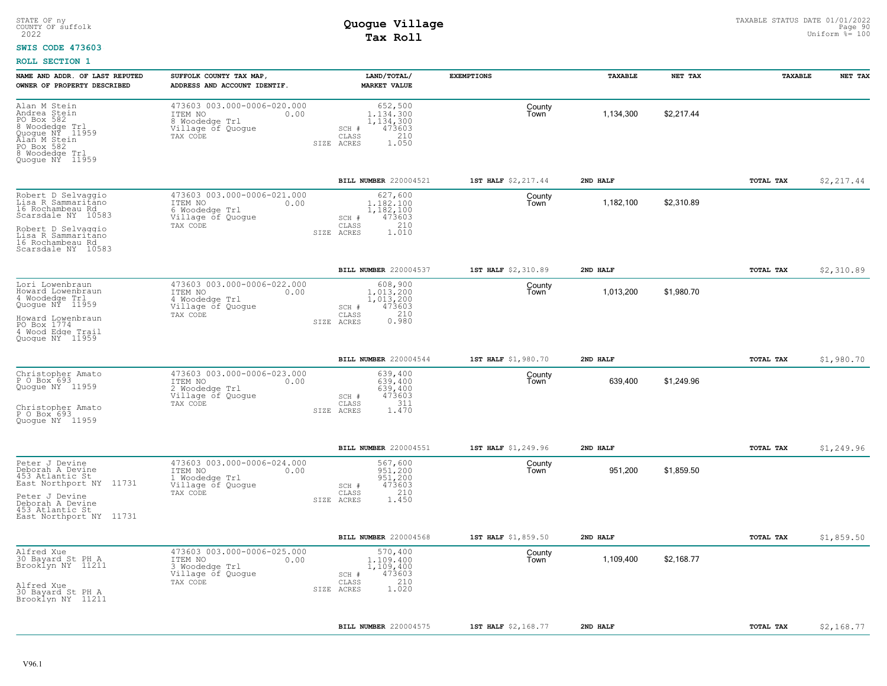STATE OF ny
COUNTY OF suffolk
2022

# Quogue Village
## Tax Roll

TAXABLE STATUS DATE 01/01/2022
Uniform %= 100

**SWIS CODE 473603**

**ROLL SECTION 1**

| NAME AND ADDR. OF LAST REPUTED OWNER OF PROPERTY DESCRIBED | SUFFOLK COUNTY TAX MAP, ADDRESS AND ACCOUNT IDENTIF. | LAND/TOTAL/ MARKET VALUE | EXEMPTIONS | | TAXABLE | NET TAX | TAXABLE | NET TAX |
|---|---|---|---|---|---|---|---|---|
| Alan M Stein<br>Andrea Stein<br>PO Box 582<br>8 Woodedge Trl<br>Quogue NY 11959<br>Alan M Stein<br>PO Box 582<br>8 Woodedge Trl<br>Quogue NY 11959 | 473603 003.000-0006-020.000<br>ITEM NO 0.00<br>8 Woodedge Trl<br>Village of Quogue<br>TAX CODE | 652,500<br>1,134,300<br>1,134,300<br>SCH # 473603<br>CLASS 210<br>SIZE ACRES 1.050 | | County<br>Town | 1,134,300 | $2,217.44 | | |
| | | **BILL NUMBER** 220004521 | **1ST HALF** $2,217.44 | | **2ND HALF** | | **TOTAL TAX** | $2,217.44 |
| Robert D Selvaggio<br>Lisa R Sammaritano<br>16 Rochambeau Rd<br>Scarsdale NY 10583<br>Robert D Selvaggio<br>Lisa R Sammaritano<br>16 Rochambeau Rd<br>Scarsdale NY 10583 | 473603 003.000-0006-021.000<br>ITEM NO 0.00<br>6 Woodedge Trl<br>Village of Quogue<br>TAX CODE | 627,600<br>1,182,100<br>1,182,100<br>SCH # 473603<br>CLASS 210<br>SIZE ACRES 1.010 | | County<br>Town | 1,182,100 | $2,310.89 | | |
| | | **BILL NUMBER** 220004537 | **1ST HALF** $2,310.89 | | **2ND HALF** | | **TOTAL TAX** | $2,310.89 |
| Lori Lowenbraun<br>Howard Lowenbraun<br>4 Woodedge Trl<br>Quogue NY 11959<br>Howard Lowenbraun<br>PO Box 1774<br>4 Wood Edge Trail<br>Quogue NY 11959 | 473603 003.000-0006-022.000<br>ITEM NO 0.00<br>4 Woodedge Trl<br>Village of Quogue<br>TAX CODE | 608,900<br>1,013,200<br>1,013,200<br>SCH # 473603<br>CLASS 210<br>SIZE ACRES 0.980 | | County<br>Town | 1,013,200 | $1,980.70 | | |
| | | **BILL NUMBER** 220004544 | **1ST HALF** $1,980.70 | | **2ND HALF** | | **TOTAL TAX** | $1,980.70 |
| Christopher Amato<br>P O Box 693<br>Quogue NY 11959<br>Christopher Amato<br>P O Box 693<br>Quogue NY 11959 | 473603 003.000-0006-023.000<br>ITEM NO 0.00<br>2 Woodedge Trl<br>Village of Quogue<br>TAX CODE | 639,400<br>639,400<br>639,400<br>SCH # 473603<br>CLASS 311<br>SIZE ACRES 1.470 | | County<br>Town | 639,400 | $1,249.96 | | |
| | | **BILL NUMBER** 220004551 | **1ST HALF** $1,249.96 | | **2ND HALF** | | **TOTAL TAX** | $1,249.96 |
| Peter J Devine<br>Deborah A Devine<br>453 Atlantic St<br>East Northport NY 11731<br>Peter J Devine<br>Deborah A Devine<br>453 Atlantic St<br>East Northport NY 11731 | 473603 003.000-0006-024.000<br>ITEM NO 0.00<br>1 Woodedge Trl<br>Village of Quogue<br>TAX CODE | 567,600<br>951,200<br>951,200<br>SCH # 473603<br>CLASS 210<br>SIZE ACRES 1.450 | | County<br>Town | 951,200 | $1,859.50 | | |
| | | **BILL NUMBER** 220004568 | **1ST HALF** $1,859.50 | | **2ND HALF** | | **TOTAL TAX** | $1,859.50 |
| Alfred Xue<br>30 Bayard St PH A<br>Brooklyn NY 11211<br>Alfred Xue<br>30 Bayard St PH A<br>Brooklyn NY 11211 | 473603 003.000-0006-025.000<br>ITEM NO 0.00<br>3 Woodedge Trl<br>Village of Quogue<br>TAX CODE | 570,400<br>1,109,400<br>1,109,400<br>SCH # 473603<br>CLASS 210<br>SIZE ACRES 1.020 | | County<br>Town | 1,109,400 | $2,168.77 | | |
| | | **BILL NUMBER** 220004575 | **1ST HALF** $2,168.77 | | **2ND HALF** | | **TOTAL TAX** | $2,168.77 |

V96.1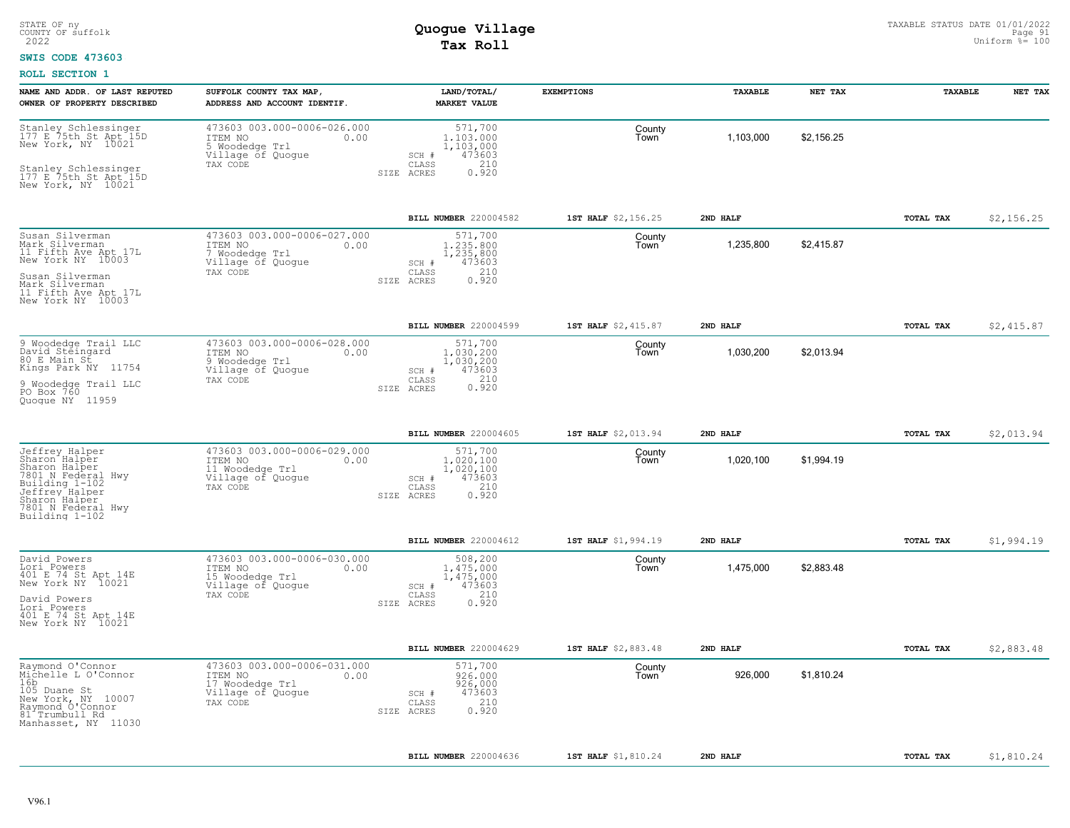STATE OF ny
COUNTY OF suffolk
2022

# Quogue Village
## Tax Roll

TAXABLE STATUS DATE 01/01/2022
Uniform %= 100

**SWIS CODE 473603**

**ROLL SECTION 1**

| NAME AND ADDR. OF LAST REPUTED OWNER OF PROPERTY DESCRIBED | SUFFOLK COUNTY TAX MAP, ADDRESS AND ACCOUNT IDENTIF. | LAND/TOTAL/ MARKET VALUE | EXEMPTIONS | TAXABLE | NET TAX | TAXABLE | NET TAX |
|---|---|---|---|---|---|---|---|
| Stanley Schlessinger<br>177 E 75th St Apt 15D<br>New York, NY 10021<br><br>Stanley Schlessinger<br>177 E 75th St Apt 15D<br>New York, NY 10021 | 473603 003.000-0006-026.000<br>ITEM NO 0.00<br>5 Woodedge Trl<br>Village of Quogue<br>TAX CODE | 571,700<br>1,103,000<br>1,103,000<br>SCH # 473603<br>CLASS 210<br>SIZE ACRES 0.920 | County<br>Town | 1,103,000 | $2,156.25 | | |
| | | **BILL NUMBER** 220004582 | **1ST HALF** $2,156.25 | **2ND HALF** | | **TOTAL TAX** | $2,156.25 |
| Susan Silverman<br>Mark Silverman<br>11 Fifth Ave Apt 17L<br>New York NY 10003<br><br>Susan Silverman<br>Mark Silverman<br>11 Fifth Ave Apt 17L<br>New York NY 10003 | 473603 003.000-0006-027.000<br>ITEM NO 0.00<br>7 Woodedge Trl<br>Village of Quogue<br>TAX CODE | 571,700<br>1,235,800<br>1,235,800<br>SCH # 473603<br>CLASS 210<br>SIZE ACRES 0.920 | County<br>Town | 1,235,800 | $2,415.87 | | |
| | | **BILL NUMBER** 220004599 | **1ST HALF** $2,415.87 | **2ND HALF** | | **TOTAL TAX** | $2,415.87 |
| 9 Woodedge Trail LLC<br>David Steingard<br>80 E Main St<br>Kings Park NY 11754<br><br>9 Woodedge Trail LLC<br>PO Box 760<br>Quogue NY 11959 | 473603 003.000-0006-028.000<br>ITEM NO 0.00<br>9 Woodedge Trl<br>Village of Quogue<br>TAX CODE | 571,700<br>1,030,200<br>1,030,200<br>SCH # 473603<br>CLASS 210<br>SIZE ACRES 0.920 | County<br>Town | 1,030,200 | $2,013.94 | | |
| | | **BILL NUMBER** 220004605 | **1ST HALF** $2,013.94 | **2ND HALF** | | **TOTAL TAX** | $2,013.94 |
| Jeffrey Halper<br>Sharon Halper<br>Sharon Halper<br>7801 N Federal Hwy<br>Building 1-102<br>Jeffrey Halper<br>Sharon Halper<br>7801 N Federal Hwy<br>Building 1-102 | 473603 003.000-0006-029.000<br>ITEM NO 0.00<br>11 Woodedge Trl<br>Village of Quogue<br>TAX CODE | 571,700<br>1,020,100<br>1,020,100<br>SCH # 473603<br>CLASS 210<br>SIZE ACRES 0.920 | County<br>Town | 1,020,100 | $1,994.19 | | |
| | | **BILL NUMBER** 220004612 | **1ST HALF** $1,994.19 | **2ND HALF** | | **TOTAL TAX** | $1,994.19 |
| David Powers<br>Lori Powers<br>401 E 74 St Apt 14E<br>New York NY 10021<br><br>David Powers<br>Lori Powers<br>401 E 74 St Apt 14E<br>New York NY 10021 | 473603 003.000-0006-030.000<br>ITEM NO 0.00<br>15 Woodedge Trl<br>Village of Quogue<br>TAX CODE | 508,200<br>1,475,000<br>1,475,000<br>SCH # 473603<br>CLASS 210<br>SIZE ACRES 0.920 | County<br>Town | 1,475,000 | $2,883.48 | | |
| | | **BILL NUMBER** 220004629 | **1ST HALF** $2,883.48 | **2ND HALF** | | **TOTAL TAX** | $2,883.48 |
| Raymond O'Connor<br>Michelle L O'Connor<br>16b<br>105 Duane St<br>New York, NY 10007<br>Raymond O'Connor<br>81 Trumbull Rd<br>Manhasset, NY 11030 | 473603 003.000-0006-031.000<br>ITEM NO 0.00<br>17 Woodedge Trl<br>Village of Quogue<br>TAX CODE | 571,700<br>926,000<br>926,000<br>SCH # 473603<br>CLASS 210<br>SIZE ACRES 0.920 | County<br>Town | 926,000 | $1,810.24 | | |
| | | **BILL NUMBER** 220004636 | **1ST HALF** $1,810.24 | **2ND HALF** | | **TOTAL TAX** | $1,810.24 |

V96.1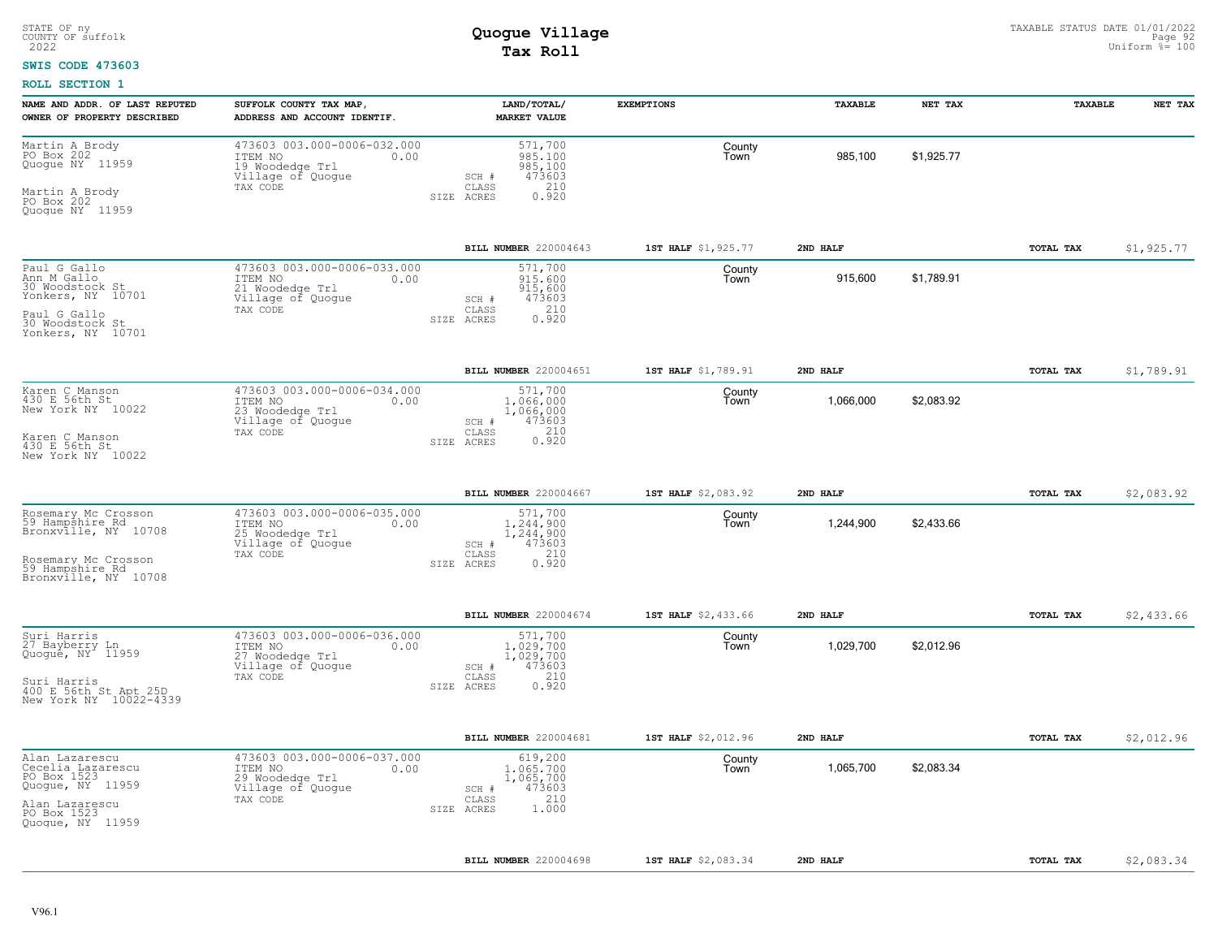STATE OF ny
COUNTY OF suffolk
2022

# Quogue Village
## Tax Roll

TAXABLE STATUS DATE 01/01/2022
Uniform %= 100

**SWIS CODE 473603**

**ROLL SECTION 1**

| NAME AND ADDR. OF LAST REPUTED OWNER OF PROPERTY DESCRIBED | SUFFOLK COUNTY TAX MAP, ADDRESS AND ACCOUNT IDENTIF. | LAND/TOTAL/ MARKET VALUE | EXEMPTIONS | TAXABLE | NET TAX | TAXABLE | NET TAX |
|---|---|---|---|---|---|---|---|
| Martin A Brody<br>PO Box 202<br>Quogue NY 11959<br><br>Martin A Brody<br>PO Box 202<br>Quogue NY 11959 | 473603 003.000-0006-032.000<br>ITEM NO 0.00<br>19 Woodedge Trl<br>Village of Quogue<br>TAX CODE | 571,700<br>985,100<br>985,100<br>SCH # 473603<br>CLASS 210<br>SIZE ACRES 0.920 | County<br>Town | 985,100 | $1,925.77 | | |
| | | BILL NUMBER 220004643 | 1ST HALF $1,925.77 | 2ND HALF | | TOTAL TAX | $1,925.77 |
| Paul G Gallo<br>Ann M Gallo<br>30 Woodstock St<br>Yonkers, NY 10701<br><br>Paul G Gallo<br>30 Woodstock St<br>Yonkers, NY 10701 | 473603 003.000-0006-033.000<br>ITEM NO 0.00<br>21 Woodedge Trl<br>Village of Quogue<br>TAX CODE | 571,700<br>915,600<br>915,600<br>SCH # 473603<br>CLASS 210<br>SIZE ACRES 0.920 | County<br>Town | 915,600 | $1,789.91 | | |
| | | BILL NUMBER 220004651 | 1ST HALF $1,789.91 | 2ND HALF | | TOTAL TAX | $1,789.91 |
| Karen C Manson<br>430 E 56th St<br>New York NY 10022<br><br>Karen C Manson<br>430 E 56th St<br>New York NY 10022 | 473603 003.000-0006-034.000<br>ITEM NO 0.00<br>23 Woodedge Trl<br>Village of Quogue<br>TAX CODE | 571,700<br>1,066,000<br>1,066,000<br>SCH # 473603<br>CLASS 210<br>SIZE ACRES 0.920 | County<br>Town | 1,066,000 | $2,083.92 | | |
| | | BILL NUMBER 220004667 | 1ST HALF $2,083.92 | 2ND HALF | | TOTAL TAX | $2,083.92 |
| Rosemary Mc Crosson<br>59 Hampshire Rd<br>Bronxville, NY 10708<br><br>Rosemary Mc Crosson<br>59 Hampshire Rd<br>Bronxville, NY 10708 | 473603 003.000-0006-035.000<br>ITEM NO 0.00<br>25 Woodedge Trl<br>Village of Quogue<br>TAX CODE | 571,700<br>1,244,900<br>1,244,900<br>SCH # 473603<br>CLASS 210<br>SIZE ACRES 0.920 | County<br>Town | 1,244,900 | $2,433.66 | | |
| | | BILL NUMBER 220004674 | 1ST HALF $2,433.66 | 2ND HALF | | TOTAL TAX | $2,433.66 |
| Suri Harris<br>27 Bayberry Ln<br>Quogue, NY 11959<br><br>Suri Harris<br>400 E 56th St Apt 25D<br>New York NY 10022-4339 | 473603 003.000-0006-036.000<br>ITEM NO 0.00<br>27 Woodedge Trl<br>Village of Quogue<br>TAX CODE | 571,700<br>1,029,700<br>1,029,700<br>SCH # 473603<br>CLASS 210<br>SIZE ACRES 0.920 | County<br>Town | 1,029,700 | $2,012.96 | | |
| | | BILL NUMBER 220004681 | 1ST HALF $2,012.96 | 2ND HALF | | TOTAL TAX | $2,012.96 |
| Alan Lazarescu<br>Cecelia Lazarescu<br>PO Box 1523<br>Quogue, NY 11959<br><br>Alan Lazarescu<br>PO Box 1523<br>Quogue, NY 11959 | 473603 003.000-0006-037.000<br>ITEM NO 0.00<br>29 Woodedge Trl<br>Village of Quogue<br>TAX CODE | 619,200<br>1,065,700<br>1,065,700<br>SCH # 473603<br>CLASS 210<br>SIZE ACRES 1.000 | County<br>Town | 1,065,700 | $2,083.34 | | |
| | | BILL NUMBER 220004698 | 1ST HALF $2,083.34 | 2ND HALF | | TOTAL TAX | $2,083.34 |

V96.1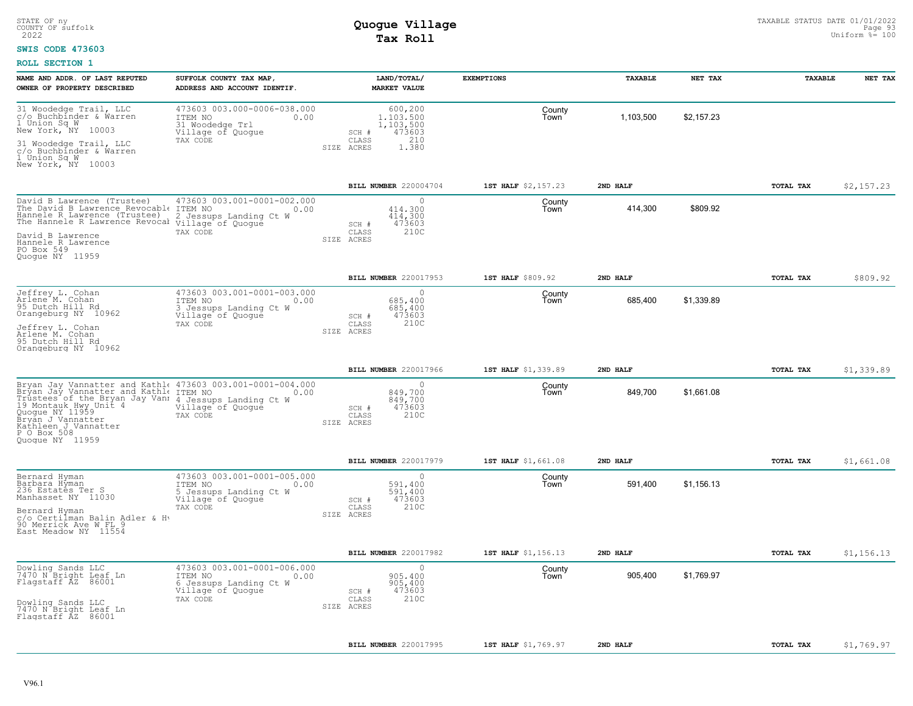STATE OF ny
COUNTY OF suffolk
2022

# Quogue Village
## Tax Roll

TAXABLE STATUS DATE 01/01/2022
Uniform %= 100

**SWIS CODE 473603**

**ROLL SECTION 1**

| NAME AND ADDR. OF LAST REPUTED OWNER OF PROPERTY DESCRIBED | SUFFOLK COUNTY TAX MAP, ADDRESS AND ACCOUNT IDENTIF. | LAND/TOTAL/ MARKET VALUE | EXEMPTIONS | TAXABLE | NET TAX | TAXABLE | NET TAX |
|---|---|---|---|---|---|---|---|
| 31 Woodedge Trail, LLC<br>c/o Buchbinder & Warren<br>1 Union Sq W<br>New York, NY 10003<br><br>31 Woodedge Trail, LLC<br>c/o Buchbinder & Warren<br>1 Union Sq W<br>New York, NY 10003 | 473603 003.000-0006-038.000<br>ITEM NO 0.00<br>31 Woodedge Trl<br>Village of Quogue<br>TAX CODE | 600,200<br>1,103,500<br>1,103,500<br>SCH # 473603<br>CLASS 210<br>SIZE ACRES 1.380 | County<br>Town | 1,103,500 | $2,157.23 | | |
| | | **BILL NUMBER** 220004704 | **1ST HALF** $2,157.23 | **2ND HALF** | | **TOTAL TAX** | $2,157.23 |
| David B Lawrence (Trustee)<br>The David B Lawrence Revocable<br>Hannele R Lawrence (Trustee)<br>The Hannele R Lawrence Revocat<br><br>David B Lawrence<br>Hannele R Lawrence<br>PO Box 549<br>Quogue NY 11959 | 473603 003.001-0001-002.000<br>ITEM NO 0.00<br>2 Jessups Landing Ct W<br>Village of Quogue<br>TAX CODE | 0<br>414,300<br>414,300<br>SCH # 473603<br>CLASS 210C<br>SIZE ACRES | County<br>Town | 414,300 | $809.92 | | |
| | | **BILL NUMBER** 220017953 | **1ST HALF** $809.92 | **2ND HALF** | | **TOTAL TAX** | $809.92 |
| Jeffrey L. Cohan<br>Arlene M. Cohan<br>95 Dutch Hill Rd<br>Orangeburg NY 10962<br><br>Jeffrey L. Cohan<br>Arlene M. Cohan<br>95 Dutch Hill Rd<br>Orangeburg NY 10962 | 473603 003.001-0001-003.000<br>ITEM NO 0.00<br>3 Jessups Landing Ct W<br>Village of Quogue<br>TAX CODE | 0<br>685,400<br>685,400<br>SCH # 473603<br>CLASS 210C<br>SIZE ACRES | County<br>Town | 685,400 | $1,339.89 | | |
| | | **BILL NUMBER** 220017966 | **1ST HALF** $1,339.89 | **2ND HALF** | | **TOTAL TAX** | $1,339.89 |
| Bryan Jay Vannatter and Kathle<br>Bryan Jay Vannatter and Kathle<br>Trustees of the Bryan Jay Vanr<br>19 Montauk Hwy Unit 4<br>Quogue NY 11959<br>Bryan J Vannatter<br>Kathleen J Vannatter<br>P O Box 508<br>Quogue NY 11959 | 473603 003.001-0001-004.000<br>ITEM NO 0.00<br>4 Jessups Landing Ct W<br>Village of Quogue<br>TAX CODE | 0<br>849,700<br>849,700<br>SCH # 473603<br>CLASS 210C<br>SIZE ACRES | County<br>Town | 849,700 | $1,661.08 | | |
| | | **BILL NUMBER** 220017979 | **1ST HALF** $1,661.08 | **2ND HALF** | | **TOTAL TAX** | $1,661.08 |
| Bernard Hyman<br>Barbara Hyman<br>236 Estates Ter S<br>Manhasset NY 11030<br><br>Bernard Hyman<br>c/o Certilman Balin Adler & Hy<br>90 Merrick Ave W FL 9<br>East Meadow NY 11554 | 473603 003.001-0001-005.000<br>ITEM NO 0.00<br>5 Jessups Landing Ct W<br>Village of Quogue<br>TAX CODE | 0<br>591,400<br>591,400<br>SCH # 473603<br>CLASS 210C<br>SIZE ACRES | County<br>Town | 591,400 | $1,156.13 | | |
| | | **BILL NUMBER** 220017982 | **1ST HALF** $1,156.13 | **2ND HALF** | | **TOTAL TAX** | $1,156.13 |
| Dowling Sands LLC<br>7470 N Bright Leaf Ln<br>Flagstaff AZ 86001<br><br>Dowling Sands LLC<br>7470 N Bright Leaf Ln<br>Flagstaff AZ 86001 | 473603 003.001-0001-006.000<br>ITEM NO 0.00<br>6 Jessups Landing Ct W<br>Village of Quogue<br>TAX CODE | 0<br>905,400<br>905,400<br>SCH # 473603<br>CLASS 210C<br>SIZE ACRES | County<br>Town | 905,400 | $1,769.97 | | |
| | | **BILL NUMBER** 220017995 | **1ST HALF** $1,769.97 | **2ND HALF** | | **TOTAL TAX** | $1,769.97 |

V96.1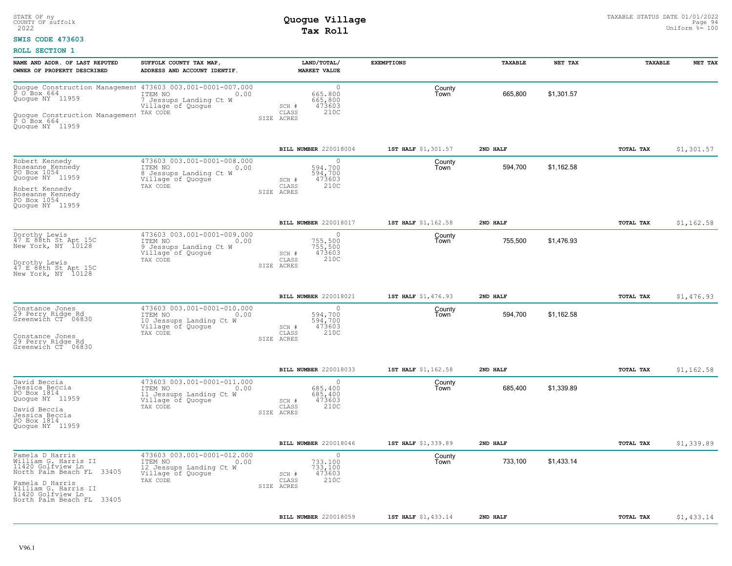STATE OF ny
COUNTY OF suffolk
2022

# Quogue Village
## Tax Roll

TAXABLE STATUS DATE 01/01/2022
Uniform %= 100

**SWIS CODE 473603**

**ROLL SECTION 1**

| NAME AND ADDR. OF LAST REPUTED OWNER OF PROPERTY DESCRIBED | SUFFOLK COUNTY TAX MAP, ADDRESS AND ACCOUNT IDENTIF. | LAND/TOTAL/ MARKET VALUE | EXEMPTIONS | TAXABLE | NET TAX | TAXABLE | NET TAX |
|---|---|---|---|---|---|---|---|
| Quogue Construction Management<br>P O Box 664<br>Quogue NY 11959<br><br>Quogue Construction Management<br>P O Box 664<br>Quogue NY 11959 | 473603 003.001-0001-007.000<br>ITEM NO 0.00<br>7 Jessups Landing Ct W<br>Village of Quogue<br>TAX CODE | 0<br>665,800<br>665,800<br>SCH # 473603<br>CLASS 210C<br>SIZE ACRES | County<br>Town | 665,800 | $1,301.57 | | |
| | | **BILL NUMBER** 220018004 | **1ST HALF** $1,301.57 | **2ND HALF** | | **TOTAL TAX** | $1,301.57 |
| Robert Kennedy<br>Roseanne Kennedy<br>PO Box 1054<br>Quogue NY 11959<br><br>Robert Kennedy<br>Roseanne Kennedy<br>PO Box 1054<br>Quogue NY 11959 | 473603 003.001-0001-008.000<br>ITEM NO 0.00<br>8 Jessups Landing Ct W<br>Village of Quogue<br>TAX CODE | 0<br>594,700<br>594,700<br>SCH # 473603<br>CLASS 210C<br>SIZE ACRES | County<br>Town | 594,700 | $1,162.58 | | |
| | | **BILL NUMBER** 220018017 | **1ST HALF** $1,162.58 | **2ND HALF** | | **TOTAL TAX** | $1,162.58 |
| Dorothy Lewis<br>47 E 88th St Apt 15C<br>New York, NY 10128<br><br>Dorothy Lewis<br>47 E 88th St Apt 15C<br>New York, NY 10128 | 473603 003.001-0001-009.000<br>ITEM NO 0.00<br>9 Jessups Landing Ct W<br>Village of Quogue<br>TAX CODE | 0<br>755,500<br>755,500<br>SCH # 473603<br>CLASS 210C<br>SIZE ACRES | County<br>Town | 755,500 | $1,476.93 | | |
| | | **BILL NUMBER** 220018021 | **1ST HALF** $1,476.93 | **2ND HALF** | | **TOTAL TAX** | $1,476.93 |
| Constance Jones<br>29 Perry Ridge Rd<br>Greenwich CT 06830<br><br>Constance Jones<br>29 Perry Ridge Rd<br>Greenwich CT 06830 | 473603 003.001-0001-010.000<br>ITEM NO 0.00<br>10 Jessups Landing Ct W<br>Village of Quogue<br>TAX CODE | 0<br>594,700<br>594,700<br>SCH # 473603<br>CLASS 210C<br>SIZE ACRES | County<br>Town | 594,700 | $1,162.58 | | |
| | | **BILL NUMBER** 220018033 | **1ST HALF** $1,162.58 | **2ND HALF** | | **TOTAL TAX** | $1,162.58 |
| David Beccia<br>Jessica Beccia<br>PO Box 1814<br>Quogue NY 11959<br><br>David Beccia<br>Jessica Beccia<br>PO Box 1814<br>Quogue NY 11959 | 473603 003.001-0001-011.000<br>ITEM NO 0.00<br>11 Jessups Landing Ct W<br>Village of Quogue<br>TAX CODE | 0<br>685,400<br>685,400<br>SCH # 473603<br>CLASS 210C<br>SIZE ACRES | County<br>Town | 685,400 | $1,339.89 | | |
| | | **BILL NUMBER** 220018046 | **1ST HALF** $1,339.89 | **2ND HALF** | | **TOTAL TAX** | $1,339.89 |
| Pamela D Harris<br>William G. Harris II<br>11420 Golfview Ln<br>North Palm Beach FL 33405<br><br>Pamela D Harris<br>William G. Harris II<br>11420 Golfview Ln<br>North Palm Beach FL 33405 | 473603 003.001-0001-012.000<br>ITEM NO 0.00<br>12 Jessups Landing Ct W<br>Village of Quogue<br>TAX CODE | 0<br>733,100<br>733,100<br>SCH # 473603<br>CLASS 210C<br>SIZE ACRES | County<br>Town | 733,100 | $1,433.14 | | |
| | | **BILL NUMBER** 220018059 | **1ST HALF** $1,433.14 | **2ND HALF** | | **TOTAL TAX** | $1,433.14 |

V96.1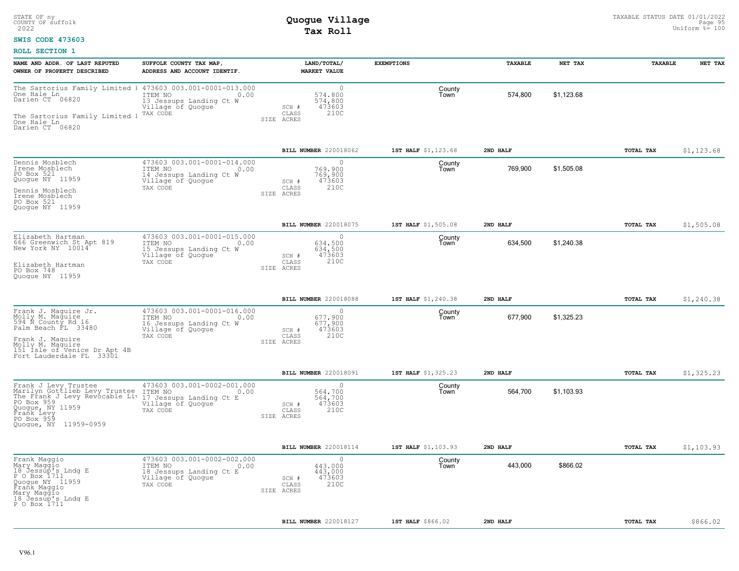STATE OF ny
COUNTY OF suffolk
2022

# Quogue Village
## Tax Roll

TAXABLE STATUS DATE 01/01/2022
Uniform %= 100

**SWIS CODE 473603**

**ROLL SECTION 1**

| NAME AND ADDR. OF LAST REPUTED OWNER OF PROPERTY DESCRIBED | SUFFOLK COUNTY TAX MAP, ADDRESS AND ACCOUNT IDENTIF. | LAND/TOTAL/ MARKET VALUE | EXEMPTIONS | TAXABLE | NET TAX | TAXABLE | NET TAX |
|---|---|---|---|---|---|---|---|
| The Sartorius Family Limited I<br>One Hale Ln<br>Darien CT 06820<br><br>The Sartorius Family Limited I<br>One Hale Ln<br>Darien CT 06820 | 473603 003.001-0001-013.000<br>ITEM NO 0.00<br>13 Jessups Landing Ct W<br>Village of Quogue<br>TAX CODE | 0<br>574,800<br>574,800<br>SCH # 473603<br>CLASS 210C<br>SIZE ACRES | County<br>Town | 574,800 | $1,123.68 | | |
| | | **BILL NUMBER** 220018062 | **1ST HALF** $1,123.68 | **2ND HALF** | | **TOTAL TAX** | $1,123.68 |
| Dennis Mosblech<br>Irene Mosblech<br>PO Box 521<br>Quogue NY 11959<br><br>Dennis Mosblech<br>Irene Mosblech<br>PO Box 521<br>Quogue NY 11959 | 473603 003.001-0001-014.000<br>ITEM NO 0.00<br>14 Jessups Landing Ct W<br>Village of Quogue<br>TAX CODE | 0<br>769,900<br>769,900<br>SCH # 473603<br>CLASS 210C<br>SIZE ACRES | County<br>Town | 769,900 | $1,505.08 | | |
| | | **BILL NUMBER** 220018075 | **1ST HALF** $1,505.08 | **2ND HALF** | | **TOTAL TAX** | $1,505.08 |
| Elizabeth Hartman<br>666 Greenwich St Apt 819<br>New York NY 10014<br><br>Elizabeth Hartman<br>PO Box 748<br>Quogue NY 11959 | 473603 003.001-0001-015.000<br>ITEM NO 0.00<br>15 Jessups Landing Ct W<br>Village of Quogue<br>TAX CODE | 0<br>634,500<br>634,500<br>SCH # 473603<br>CLASS 210C<br>SIZE ACRES | County<br>Town | 634,500 | $1,240.38 | | |
| | | **BILL NUMBER** 220018088 | **1ST HALF** $1,240.38 | **2ND HALF** | | **TOTAL TAX** | $1,240.38 |
| Frank J. Maguire Jr.<br>Molly M. Maguire<br>594 N County Rd 16<br>Palm Beach FL 33480<br><br>Frank J. Maguire<br>Molly M. Maguire<br>151 Isle of Venice Dr Apt 4B<br>Fort Lauderdale FL 33301 | 473603 003.001-0001-016.000<br>ITEM NO 0.00<br>16 Jessups Landing Ct W<br>Village of Quogue<br>TAX CODE | 0<br>677,900<br>677,900<br>SCH # 473603<br>CLASS 210C<br>SIZE ACRES | County<br>Town | 677,900 | $1,325.23 | | |
| | | **BILL NUMBER** 220018091 | **1ST HALF** $1,325.23 | **2ND HALF** | | **TOTAL TAX** | $1,325.23 |
| Frank J Levy Trustee<br>Marilyn Gottlieb Levy Trustee<br>The Frank J Levy Revocable Li<br>PO Box 959<br>Quogue, NY 11959<br>Frank Levy<br>PO Box 959<br>Quogue, NY 11959-0959 | 473603 003.001-0002-001.000<br>ITEM NO 0.00<br>17 Jessups Landing Ct E<br>Village of Quogue<br>TAX CODE | 0<br>564,700<br>564,700<br>SCH # 473603<br>CLASS 210C<br>SIZE ACRES | County<br>Town | 564,700 | $1,103.93 | | |
| | | **BILL NUMBER** 220018114 | **1ST HALF** $1,103.93 | **2ND HALF** | | **TOTAL TAX** | $1,103.93 |
| Frank Maggio<br>Mary Maggio<br>18 Jessup's Lndg E<br>P O Box 1711<br>Quogue NY 11959<br>Frank Maggio<br>Mary Maggio<br>18 Jessup's Lndg E<br>P O Box 1711 | 473603 003.001-0002-002.000<br>ITEM NO 0.00<br>18 Jessups Landing Ct E<br>Village of Quogue<br>TAX CODE | 0<br>443,000<br>443,000<br>SCH # 473603<br>CLASS 210C<br>SIZE ACRES | County<br>Town | 443,000 | $866.02 | | |
| | | **BILL NUMBER** 220018127 | **1ST HALF** $866.02 | **2ND HALF** | | **TOTAL TAX** | $866.02 |

V96.1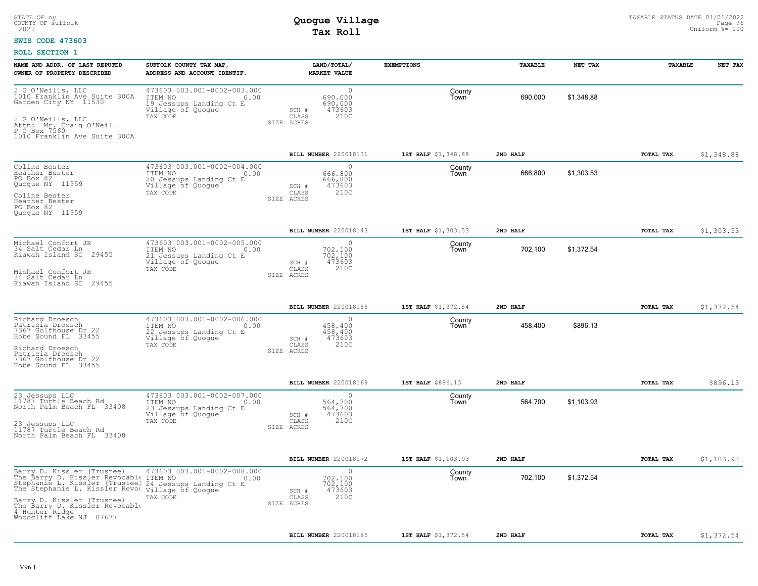STATE OF ny
COUNTY OF suffolk
2022

# Quogue Village
## Tax Roll

TAXABLE STATUS DATE 01/01/2022
Uniform %= 100

**SWIS CODE 473603**

**ROLL SECTION 1**

| NAME AND ADDR. OF LAST REPUTED OWNER OF PROPERTY DESCRIBED | SUFFOLK COUNTY TAX MAP, ADDRESS AND ACCOUNT IDENTIF. | LAND/TOTAL/ MARKET VALUE | EXEMPTIONS | TAXABLE | NET TAX | TAXABLE | NET TAX |
|---|---|---|---|---|---|---|---|
| 2 G O'Neills, LLC<br>1010 Franklin Ave Suite 300A<br>Garden City NY 11530<br><br>2 G O'Neills, LLC<br>Attn: Mr. Craig O'Neill<br>P O Box 7560<br>1010 Franklin Ave Suite 300A | 473603 003.001-0002-003.000<br>ITEM NO 0.00<br>19 Jessups Landing Ct E<br>Village of Quogue<br>TAX CODE | 0<br>690,000<br>690,000<br>SCH # 473603<br>CLASS 210C<br>SIZE ACRES | County<br>Town | 690,000 | $1,348.88 | | |
| | | **BILL NUMBER** 220018131 | **1ST HALF** $1,348.88 | **2ND HALF** | | **TOTAL TAX** | $1,348.88 |
| Coline Bester<br>Heather Bester<br>PO Box 82<br>Quogue NY 11959<br><br>Coline Bester<br>Heather Bester<br>PO Box 82<br>Quogue NY 11959 | 473603 003.001-0002-004.000<br>ITEM NO 0.00<br>20 Jessups Landing Ct E<br>Village of Quogue<br>TAX CODE | 0<br>666,800<br>666,800<br>SCH # 473603<br>CLASS 210C<br>SIZE ACRES | County<br>Town | 666,800 | $1,303.53 | | |
| | | **BILL NUMBER** 220018143 | **1ST HALF** $1,303.53 | **2ND HALF** | | **TOTAL TAX** | $1,303.53 |
| Michael Confort JR<br>34 Salt Cedar Ln<br>Kiawah Island SC 29455<br><br>Michael Confort JR<br>34 Salt Cedar Ln<br>Kiawah Island SC 29455 | 473603 003.001-0002-005.000<br>ITEM NO 0.00<br>21 Jessups Landing Ct E<br>Village of Quogue<br>TAX CODE | 0<br>702,100<br>702,100<br>SCH # 473603<br>CLASS 210C<br>SIZE ACRES | County<br>Town | 702,100 | $1,372.54 | | |
| | | **BILL NUMBER** 220018156 | **1ST HALF** $1,372.54 | **2ND HALF** | | **TOTAL TAX** | $1,372.54 |
| Richard Droesch<br>Patricia Droesch<br>7367 Golfhouse Dr 22<br>Hobe Sound FL 33455<br><br>Richard Droesch<br>Patricia Droesch<br>7367 Golfhouse Dr 22<br>Hobe Sound FL 33455 | 473603 003.001-0002-006.000<br>ITEM NO 0.00<br>22 Jessups Landing Ct E<br>Village of Quogue<br>TAX CODE | 0<br>458,400<br>458,400<br>SCH # 473603<br>CLASS 210C<br>SIZE ACRES | County<br>Town | 458,400 | $896.13 | | |
| | | **BILL NUMBER** 220018169 | **1ST HALF** $896.13 | **2ND HALF** | | **TOTAL TAX** | $896.13 |
| 23 Jessups LLC<br>11787 Turtle Beach Rd<br>North Palm Beach FL 33408<br><br>23 Jessups LLC<br>11787 Turtle Beach Rd<br>North Palm Beach FL 33408 | 473603 003.001-0002-007.000<br>ITEM NO 0.00<br>23 Jessups Landing Ct E<br>Village of Quogue<br>TAX CODE | 0<br>564,700<br>564,700<br>SCH # 473603<br>CLASS 210C<br>SIZE ACRES | County<br>Town | 564,700 | $1,103.93 | | |
| | | **BILL NUMBER** 220018172 | **1ST HALF** $1,103.93 | **2ND HALF** | | **TOTAL TAX** | $1,103.93 |
| Barry D. Kissler (Trustee)<br>The Barry D. Kissler Revocable<br>Stephanie L. Kissler (Trustee)<br>The Stephanie L. Kissler Revoc<br><br>Barry D. Kissler (Trustee)<br>The Barry D. Kissler Revocable<br>4 Hunter Ridge<br>Woodcliff Lake NJ 07677 | 473603 003.001-0002-008.000<br>ITEM NO 0.00<br>24 Jessups Landing Ct E<br>Village of Quogue<br>TAX CODE | 0<br>702,100<br>702,100<br>SCH # 473603<br>CLASS 210C<br>SIZE ACRES | County<br>Town | 702,100 | $1,372.54 | | |
| | | **BILL NUMBER** 220018185 | **1ST HALF** $1,372.54 | **2ND HALF** | | **TOTAL TAX** | $1,372.54 |

V96.1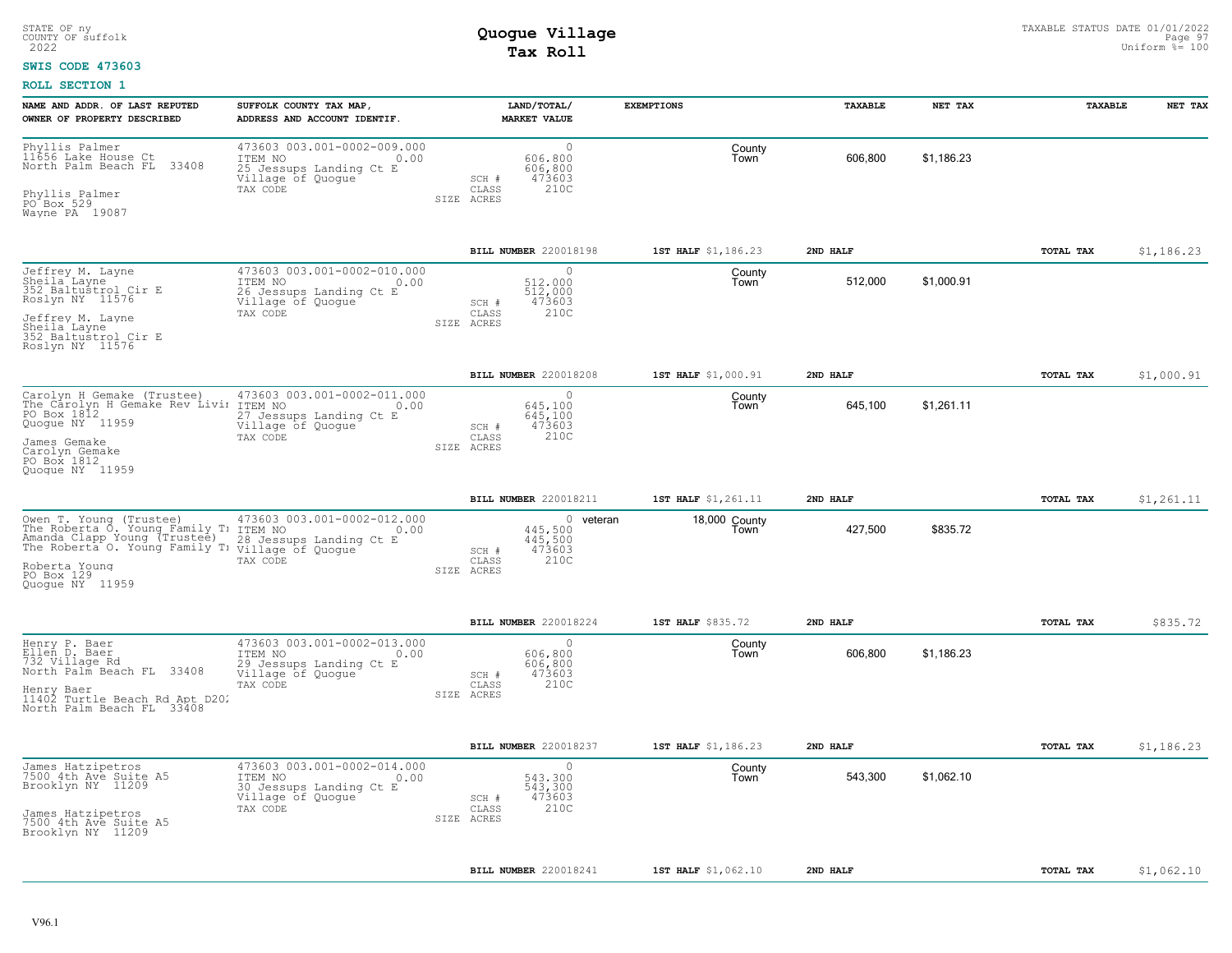STATE OF ny
COUNTY OF suffolk
2022

# Quogue Village
## Tax Roll

TAXABLE STATUS DATE 01/01/2022
Uniform %= 100

**SWIS CODE 473603**

**ROLL SECTION 1**

| NAME AND ADDR. OF LAST REPUTED OWNER OF PROPERTY DESCRIBED | SUFFOLK COUNTY TAX MAP, ADDRESS AND ACCOUNT IDENTIF. | LAND/TOTAL/ MARKET VALUE | EXEMPTIONS | | TAXABLE | NET TAX | TAXABLE | NET TAX |
|---|---|---|---|---|---|---|---|---|
| Phyllis Palmer<br>11656 Lake House Ct<br>North Palm Beach FL 33408<br><br>Phyllis Palmer<br>PO Box 529<br>Wayne PA 19087 | 473603 003.001-0002-009.000<br>ITEM NO 0.00<br>25 Jessups Landing Ct E<br>Village of Quogue<br>TAX CODE | 0<br>606,800<br>606,800<br>SCH # 473603<br>CLASS 210C<br>SIZE ACRES | | County<br>Town | 606,800 | $1,186.23 | | |
| | | BILL NUMBER 220018198 | 1ST HALF $1,186.23 | | 2ND HALF | | TOTAL TAX | $1,186.23 |
| Jeffrey M. Layne<br>Sheila Layne<br>352 Baltustrol Cir E<br>Roslyn NY 11576<br><br>Jeffrey M. Layne<br>Sheila Layne<br>352 Baltustrol Cir E<br>Roslyn NY 11576 | 473603 003.001-0002-010.000<br>ITEM NO 0.00<br>26 Jessups Landing Ct E<br>Village of Quogue<br>TAX CODE | 0<br>512,000<br>512,000<br>SCH # 473603<br>CLASS 210C<br>SIZE ACRES | | County<br>Town | 512,000 | $1,000.91 | | |
| | | BILL NUMBER 220018208 | 1ST HALF $1,000.91 | | 2ND HALF | | TOTAL TAX | $1,000.91 |
| Carolyn H Gemake (Trustee)<br>The Carolyn H Gemake Rev Livi<br>PO Box 1812<br>Quogue NY 11959<br><br>James Gemake<br>Carolyn Gemake<br>PO Box 1812<br>Quogue NY 11959 | 473603 003.001-0002-011.000<br>ITEM NO 0.00<br>27 Jessups Landing Ct E<br>Village of Quogue<br>TAX CODE | 0<br>645,100<br>645,100<br>SCH # 473603<br>CLASS 210C<br>SIZE ACRES | | County<br>Town | 645,100 | $1,261.11 | | |
| | | BILL NUMBER 220018211 | 1ST HALF $1,261.11 | | 2ND HALF | | TOTAL TAX | $1,261.11 |
| Owen T. Young (Trustee)<br>The Roberta O. Young Family T<br>Amanda Clapp Young (Trustee)<br>The Roberta O. Young Family T<br><br>Roberta Young<br>PO Box 129<br>Quogue NY 11959 | 473603 003.001-0002-012.000<br>ITEM NO 0.00<br>28 Jessups Landing Ct E<br>Village of Quogue<br>TAX CODE | 0<br>445,500<br>445,500<br>SCH # 473603<br>CLASS 210C<br>SIZE ACRES | veteran 18,000 | County<br>Town | 427,500 | $835.72 | | |
| | | BILL NUMBER 220018224 | 1ST HALF $835.72 | | 2ND HALF | | TOTAL TAX | $835.72 |
| Henry P. Baer<br>Ellen D. Baer<br>732 Village Rd<br>North Palm Beach FL 33408<br><br>Henry Baer<br>11402 Turtle Beach Rd Apt D20<br>North Palm Beach FL 33408 | 473603 003.001-0002-013.000<br>ITEM NO 0.00<br>29 Jessups Landing Ct E<br>Village of Quogue<br>TAX CODE | 0<br>606,800<br>606,800<br>SCH # 473603<br>CLASS 210C<br>SIZE ACRES | | County<br>Town | 606,800 | $1,186.23 | | |
| | | BILL NUMBER 220018237 | 1ST HALF $1,186.23 | | 2ND HALF | | TOTAL TAX | $1,186.23 |
| James Hatzipetros<br>7500 4th Ave Suite A5<br>Brooklyn NY 11209<br><br>James Hatzipetros<br>7500 4th Ave Suite A5<br>Brooklyn NY 11209 | 473603 003.001-0002-014.000<br>ITEM NO 0.00<br>30 Jessups Landing Ct E<br>Village of Quogue<br>TAX CODE | 0<br>543,300<br>543,300<br>SCH # 473603<br>CLASS 210C<br>SIZE ACRES | | County<br>Town | 543,300 | $1,062.10 | | |
| | | BILL NUMBER 220018241 | 1ST HALF $1,062.10 | | 2ND HALF | | TOTAL TAX | $1,062.10 |

V96.1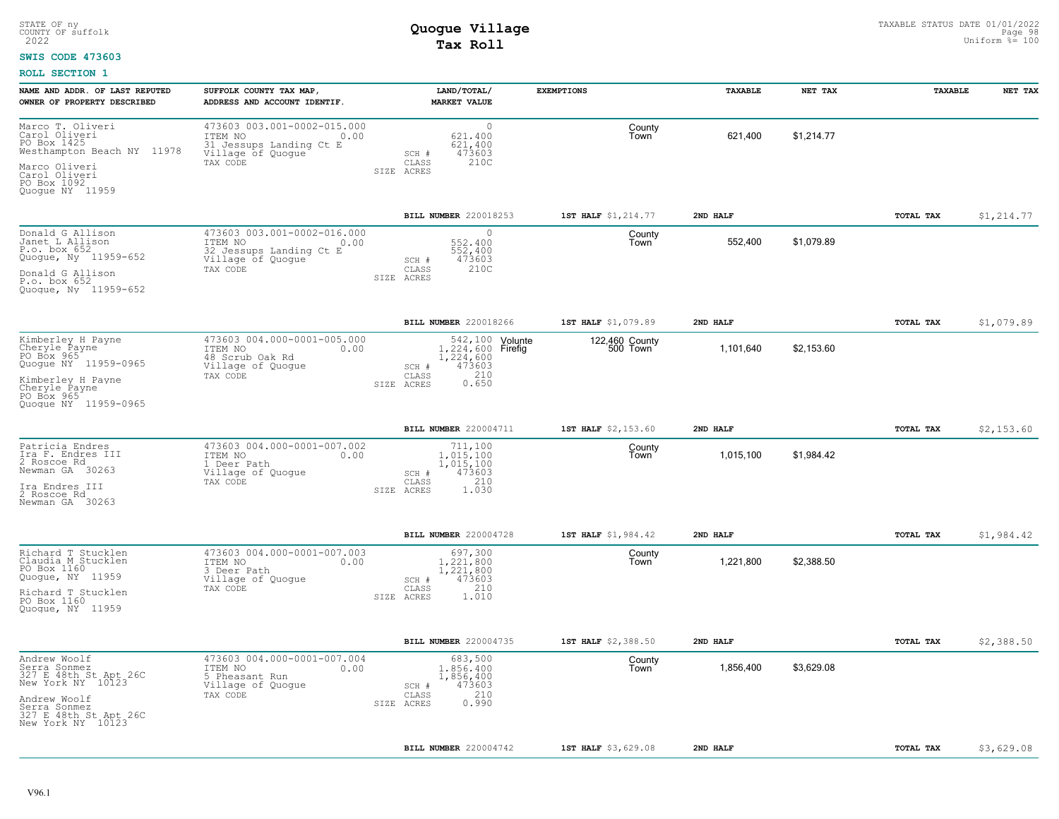STATE OF ny
COUNTY OF suffolk
2022

# Quogue Village
## Tax Roll

TAXABLE STATUS DATE 01/01/2022
Uniform %= 100

**SWIS CODE 473603**

**ROLL SECTION 1**

| NAME AND ADDR. OF LAST REPUTED OWNER OF PROPERTY DESCRIBED | SUFFOLK COUNTY TAX MAP, ADDRESS AND ACCOUNT IDENTIF. | LAND/TOTAL/ MARKET VALUE | EXEMPTIONS | | TAXABLE | NET TAX | TAXABLE | NET TAX |
|---|---|---|---|---|---|---|---|---|
| Marco T. Oliveri<br>Carol Oliveri<br>PO Box 1425<br>Westhampton Beach NY 11978<br><br>Marco Oliveri<br>Carol Oliveri<br>PO Box 1092<br>Quogue NY 11959 | 473603 003.001-0002-015.000<br>ITEM NO 0.00<br>31 Jessups Landing Ct E<br>Village of Quogue<br>TAX CODE | 0<br>621,400<br>621,400<br>SCH # 473603<br>CLASS 210C<br>SIZE ACRES | | County<br>Town | 621,400 | $1,214.77 | | |
| | | BILL NUMBER 220018253 | 1ST HALF $1,214.77 | | 2ND HALF | | TOTAL TAX | $1,214.77 |
| Donald G Allison<br>Janet L Allison<br>P.o. box 652<br>Quogue, Ny 11959-652<br><br>Donald G Allison<br>P.o. box 652<br>Quogue, Ny 11959-652 | 473603 003.001-0002-016.000<br>ITEM NO 0.00<br>32 Jessups Landing Ct E<br>Village of Quogue<br>TAX CODE | 0<br>552,400<br>552,400<br>SCH # 473603<br>CLASS 210C<br>SIZE ACRES | | County<br>Town | 552,400 | $1,079.89 | | |
| | | BILL NUMBER 220018266 | 1ST HALF $1,079.89 | | 2ND HALF | | TOTAL TAX | $1,079.89 |
| Kimberley H Payne<br>Cheryle Payne<br>PO Box 965<br>Quogue NY 11959-0965<br><br>Kimberley H Payne<br>Cheryle Payne<br>PO Box 965<br>Quogue NY 11959-0965 | 473603 004.000-0001-005.000<br>ITEM NO 0.00<br>48 Scrub Oak Rd<br>Village of Quogue<br>TAX CODE | 542,100<br>1,224,600<br>1,224,600<br>SCH # 473603<br>CLASS 210<br>SIZE ACRES 0.650 | Volunte<br>Firefig | 122,460 County<br>500 Town | 1,101,640 | $2,153.60 | | |
| | | BILL NUMBER 220004711 | 1ST HALF $2,153.60 | | 2ND HALF | | TOTAL TAX | $2,153.60 |
| Patricia Endres<br>Ira F. Endres III<br>2 Roscoe Rd<br>Newman GA 30263<br><br>Ira Endres III<br>2 Roscoe Rd<br>Newman GA 30263 | 473603 004.000-0001-007.002<br>ITEM NO 0.00<br>1 Deer Path<br>Village of Quogue<br>TAX CODE | 711,100<br>1,015,100<br>1,015,100<br>SCH # 473603<br>CLASS 210<br>SIZE ACRES 1.030 | | County<br>Town | 1,015,100 | $1,984.42 | | |
| | | BILL NUMBER 220004728 | 1ST HALF $1,984.42 | | 2ND HALF | | TOTAL TAX | $1,984.42 |
| Richard T Stucklen<br>Claudia M Stucklen<br>PO Box 1160<br>Quogue, NY 11959<br><br>Richard T Stucklen<br>PO Box 1160<br>Quogue, NY 11959 | 473603 004.000-0001-007.003<br>ITEM NO 0.00<br>3 Deer Path<br>Village of Quogue<br>TAX CODE | 697,300<br>1,221,800<br>1,221,800<br>SCH # 473603<br>CLASS 210<br>SIZE ACRES 1.010 | | County<br>Town | 1,221,800 | $2,388.50 | | |
| | | BILL NUMBER 220004735 | 1ST HALF $2,388.50 | | 2ND HALF | | TOTAL TAX | $2,388.50 |
| Andrew Woolf<br>Serra Sonmez<br>327 E 48th St Apt 26C<br>New York NY 10123<br><br>Andrew Woolf<br>Serra Sonmez<br>327 E 48th St Apt 26C<br>New York NY 10123 | 473603 004.000-0001-007.004<br>ITEM NO 0.00<br>5 Pheasant Run<br>Village of Quogue<br>TAX CODE | 683,500<br>1,856,400<br>1,856,400<br>SCH # 473603<br>CLASS 210<br>SIZE ACRES 0.990 | | County<br>Town | 1,856,400 | $3,629.08 | | |
| | | BILL NUMBER 220004742 | 1ST HALF $3,629.08 | | 2ND HALF | | TOTAL TAX | $3,629.08 |

V96.1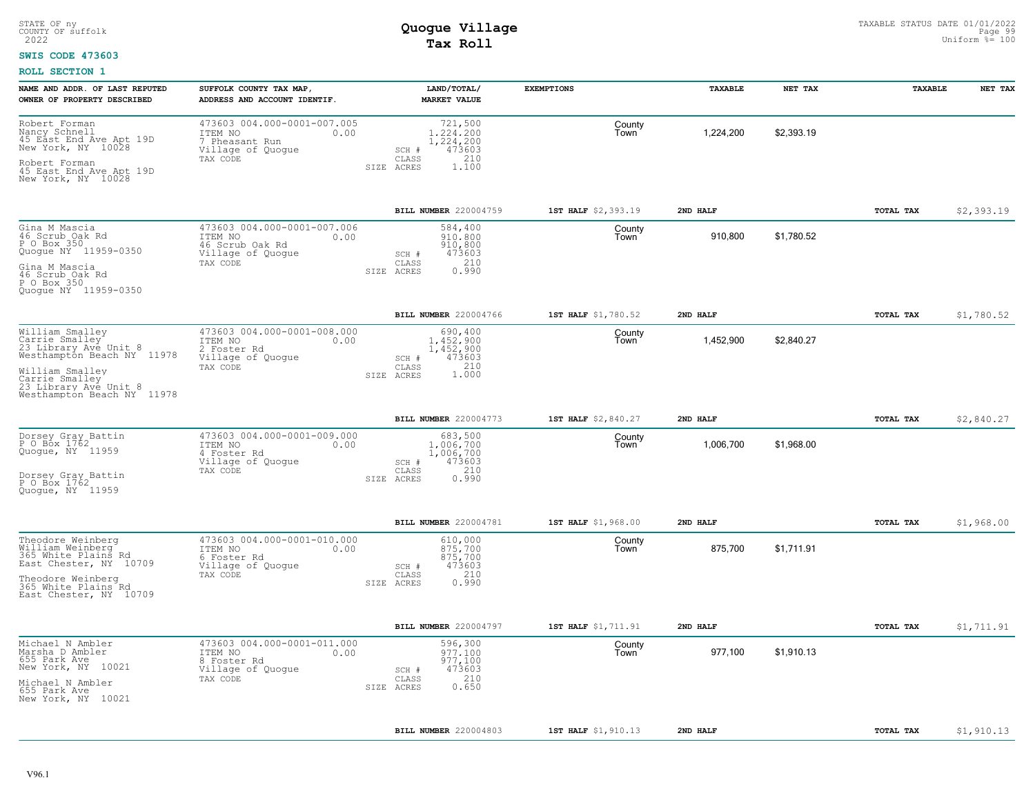STATE OF ny
COUNTY OF suffolk
2022

# Quogue Village
## Tax Roll

TAXABLE STATUS DATE 01/01/2022
Uniform %= 100

**SWIS CODE 473603**

**ROLL SECTION 1**

| NAME AND ADDR. OF LAST REPUTED OWNER OF PROPERTY DESCRIBED | SUFFOLK COUNTY TAX MAP, ADDRESS AND ACCOUNT IDENTIF. | LAND/TOTAL/ MARKET VALUE | EXEMPTIONS | TAXABLE | NET TAX | TAXABLE | NET TAX |
|---|---|---|---|---|---|---|---|
| Robert Forman<br>Nancy Schnell<br>45 East End Ave Apt 19D<br>New York, NY 10028<br><br>Robert Forman<br>45 East End Ave Apt 19D<br>New York, NY 10028 | 473603 004.000-0001-007.005<br>ITEM NO 0.00<br>7 Pheasant Run<br>Village of Quogue<br>TAX CODE | 721,500<br>1,224,200<br>1,224,200<br>SCH # 473603<br>CLASS 210<br>SIZE ACRES 1.100 | County<br>Town | 1,224,200 | $2,393.19 | | |
| | | BILL NUMBER 220004759 | 1ST HALF $2,393.19 | 2ND HALF | | TOTAL TAX | $2,393.19 |
| Gina M Mascia<br>46 Scrub Oak Rd<br>P O Box 350<br>Quogue NY 11959-0350<br><br>Gina M Mascia<br>46 Scrub Oak Rd<br>P O Box 350<br>Quogue NY 11959-0350 | 473603 004.000-0001-007.006<br>ITEM NO 0.00<br>46 Scrub Oak Rd<br>Village of Quogue<br>TAX CODE | 584,400<br>910,800<br>910,800<br>SCH # 473603<br>CLASS 210<br>SIZE ACRES 0.990 | County<br>Town | 910,800 | $1,780.52 | | |
| | | BILL NUMBER 220004766 | 1ST HALF $1,780.52 | 2ND HALF | | TOTAL TAX | $1,780.52 |
| William Smalley<br>Carrie Smalley<br>23 Library Ave Unit 8<br>Westhampton Beach NY 11978<br><br>William Smalley<br>Carrie Smalley<br>23 Library Ave Unit 8<br>Westhampton Beach NY 11978 | 473603 004.000-0001-008.000<br>ITEM NO 0.00<br>2 Foster Rd<br>Village of Quogue<br>TAX CODE | 690,400<br>1,452,900<br>1,452,900<br>SCH # 473603<br>CLASS 210<br>SIZE ACRES 1.000 | County<br>Town | 1,452,900 | $2,840.27 | | |
| | | BILL NUMBER 220004773 | 1ST HALF $2,840.27 | 2ND HALF | | TOTAL TAX | $2,840.27 |
| Dorsey Gray Battin<br>P O Box 1762<br>Quogue, NY 11959<br><br>Dorsey Gray Battin<br>P O Box 1762<br>Quogue, NY 11959 | 473603 004.000-0001-009.000<br>ITEM NO 0.00<br>4 Foster Rd<br>Village of Quogue<br>TAX CODE | 683,500<br>1,006,700<br>1,006,700<br>SCH # 473603<br>CLASS 210<br>SIZE ACRES 0.990 | County<br>Town | 1,006,700 | $1,968.00 | | |
| | | BILL NUMBER 220004781 | 1ST HALF $1,968.00 | 2ND HALF | | TOTAL TAX | $1,968.00 |
| Theodore Weinberg<br>William Weinberg<br>365 White Plains Rd<br>East Chester, NY 10709<br><br>Theodore Weinberg<br>365 White Plains Rd<br>East Chester, NY 10709 | 473603 004.000-0001-010.000<br>ITEM NO 0.00<br>6 Foster Rd<br>Village of Quogue<br>TAX CODE | 610,000<br>875,700<br>875,700<br>SCH # 473603<br>CLASS 210<br>SIZE ACRES 0.990 | County<br>Town | 875,700 | $1,711.91 | | |
| | | BILL NUMBER 220004797 | 1ST HALF $1,711.91 | 2ND HALF | | TOTAL TAX | $1,711.91 |
| Michael N Ambler<br>Marsha D Ambler<br>655 Park Ave<br>New York, NY 10021<br><br>Michael N Ambler<br>655 Park Ave<br>New York, NY 10021 | 473603 004.000-0001-011.000<br>ITEM NO 0.00<br>8 Foster Rd<br>Village of Quogue<br>TAX CODE | 596,300<br>977,100<br>977,100<br>SCH # 473603<br>CLASS 210<br>SIZE ACRES 0.650 | County<br>Town | 977,100 | $1,910.13 | | |
| | | BILL NUMBER 220004803 | 1ST HALF $1,910.13 | 2ND HALF | | TOTAL TAX | $1,910.13 |

V96.1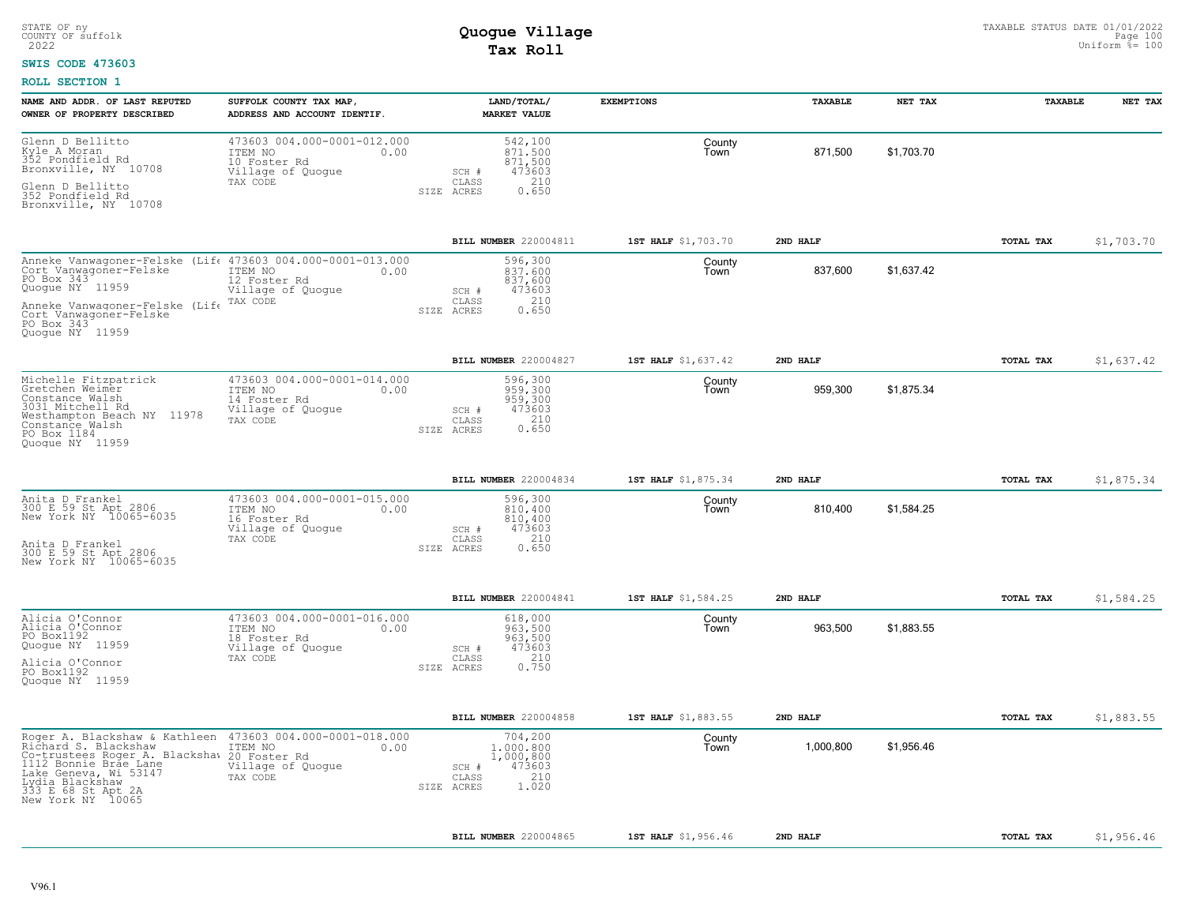STATE OF ny
COUNTY OF suffolk
2022

# Quogue Village
## Tax Roll

TAXABLE STATUS DATE 01/01/2022
Uniform %= 100

**SWIS CODE 473603**

**ROLL SECTION 1**

| NAME AND ADDR. OF LAST REPUTED OWNER OF PROPERTY DESCRIBED | SUFFOLK COUNTY TAX MAP, ADDRESS AND ACCOUNT IDENTIF. | LAND/TOTAL/ MARKET VALUE | EXEMPTIONS | TAXABLE | NET TAX | TAXABLE | NET TAX |
|---|---|---|---|---|---|---|---|
| Glenn D Bellitto<br>Kyle A Moran<br>352 Pondfield Rd<br>Bronxville, NY 10708<br><br>Glenn D Bellitto<br>352 Pondfield Rd<br>Bronxville, NY 10708 | 473603 004.000-0001-012.000<br>ITEM NO 0.00<br>10 Foster Rd<br>Village of Quogue<br>TAX CODE | 542,100<br>871,500<br>871,500<br>SCH # 473603<br>CLASS 210<br>SIZE ACRES 0.650 | County<br>Town | 871,500 | $1,703.70 | | |
| | | **BILL NUMBER** 220004811 | **1ST HALF** $1,703.70 | **2ND HALF** | | **TOTAL TAX** | $1,703.70 |
| Anneke Vanwagoner-Felske (Life<br>Cort Vanwagoner-Felske<br>PO Box 343<br>Quogue NY 11959<br><br>Anneke Vanwagoner-Felske (Life<br>Cort Vanwagoner-Felske<br>PO Box 343<br>Quogue NY 11959 | 473603 004.000-0001-013.000<br>ITEM NO 0.00<br>12 Foster Rd<br>Village of Quogue<br>TAX CODE | 596,300<br>837,600<br>837,600<br>SCH # 473603<br>CLASS 210<br>SIZE ACRES 0.650 | County<br>Town | 837,600 | $1,637.42 | | |
| | | **BILL NUMBER** 220004827 | **1ST HALF** $1,637.42 | **2ND HALF** | | **TOTAL TAX** | $1,637.42 |
| Michelle Fitzpatrick<br>Gretchen Weimer<br>Constance Walsh<br>3031 Mitchell Rd<br>Westhampton Beach NY 11978<br>Constance Walsh<br>PO Box 1184<br>Quogue NY 11959 | 473603 004.000-0001-014.000<br>ITEM NO 0.00<br>14 Foster Rd<br>Village of Quogue<br>TAX CODE | 596,300<br>959,300<br>959,300<br>SCH # 473603<br>CLASS 210<br>SIZE ACRES 0.650 | County<br>Town | 959,300 | $1,875.34 | | |
| | | **BILL NUMBER** 220004834 | **1ST HALF** $1,875.34 | **2ND HALF** | | **TOTAL TAX** | $1,875.34 |
| Anita D Frankel<br>300 E 59 St Apt 2806<br>New York NY 10065-6035<br><br>Anita D Frankel<br>300 E 59 St Apt 2806<br>New York NY 10065-6035 | 473603 004.000-0001-015.000<br>ITEM NO 0.00<br>16 Foster Rd<br>Village of Quogue<br>TAX CODE | 596,300<br>810,400<br>810,400<br>SCH # 473603<br>CLASS 210<br>SIZE ACRES 0.650 | County<br>Town | 810,400 | $1,584.25 | | |
| | | **BILL NUMBER** 220004841 | **1ST HALF** $1,584.25 | **2ND HALF** | | **TOTAL TAX** | $1,584.25 |
| Alicia O'Connor<br>Alicia O'Connor<br>PO Box1192<br>Quogue NY 11959<br><br>Alicia O'Connor<br>PO Box1192<br>Quogue NY 11959 | 473603 004.000-0001-016.000<br>ITEM NO 0.00<br>18 Foster Rd<br>Village of Quogue<br>TAX CODE | 618,000<br>963,500<br>963,500<br>SCH # 473603<br>CLASS 210<br>SIZE ACRES 0.750 | County<br>Town | 963,500 | $1,883.55 | | |
| | | **BILL NUMBER** 220004858 | **1ST HALF** $1,883.55 | **2ND HALF** | | **TOTAL TAX** | $1,883.55 |
| Roger A. Blackshaw & Kathleen<br>Richard S. Blackshaw<br>Co-trustees Roger A. Blackshaw<br>1112 Bonnie Brae Lane<br>Lake Geneva, Wi 53147<br>Lydia Blackshaw<br>333 E 68 St Apt 2A<br>New York NY 10065 | 473603 004.000-0001-018.000<br>ITEM NO 0.00<br>20 Foster Rd<br>Village of Quogue<br>TAX CODE | 704,200<br>1,000,800<br>1,000,800<br>SCH # 473603<br>CLASS 210<br>SIZE ACRES 1.020 | County<br>Town | 1,000,800 | $1,956.46 | | |
| | | **BILL NUMBER** 220004865 | **1ST HALF** $1,956.46 | **2ND HALF** | | **TOTAL TAX** | $1,956.46 |

V96.1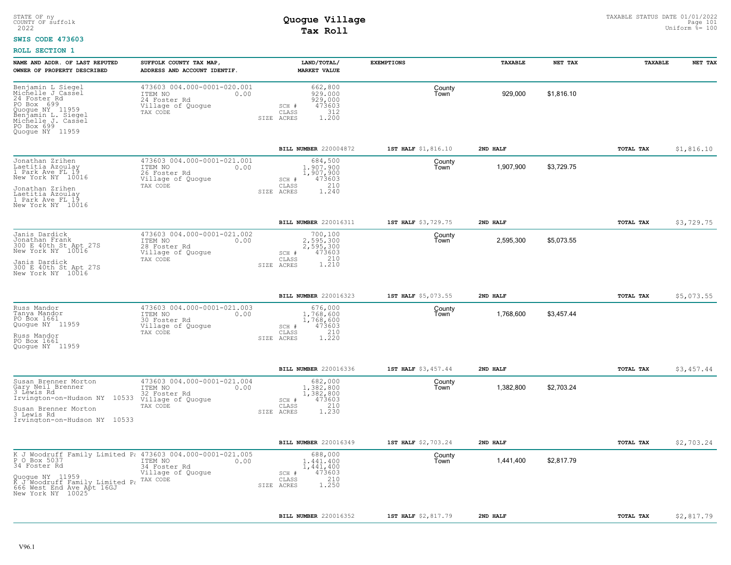STATE OF ny
COUNTY OF suffolk
2022

# Quogue Village
## Tax Roll

TAXABLE STATUS DATE 01/01/2022
Uniform %= 100

**SWIS CODE 473603**

**ROLL SECTION 1**

| NAME AND ADDR. OF LAST REPUTED OWNER OF PROPERTY DESCRIBED | SUFFOLK COUNTY TAX MAP, ADDRESS AND ACCOUNT IDENTIF. | LAND/TOTAL/ MARKET VALUE | EXEMPTIONS | TAXABLE | NET TAX | TAXABLE | NET TAX |
|---|---|---|---|---|---|---|---|
| Benjamin L Siegel<br>Michelle J Cassel<br>24 Foster Rd<br>PO Box 699<br>Quogue NY 11959<br>Benjamin L. Siegel<br>Michelle J. Cassel<br>PO Box 699<br>Quogue NY 11959 | 473603 004.000-0001-020.001<br>ITEM NO 0.00<br>24 Foster Rd<br>Village of Quogue<br>TAX CODE | 662,800<br>929,000<br>929,000<br>SCH # 473603<br>CLASS 312<br>SIZE ACRES 1.200 | County<br>Town | 929,000 | $1,816.10 | | |
| | | BILL NUMBER 220004872 | 1ST HALF $1,816.10 | 2ND HALF | | TOTAL TAX | $1,816.10 |
| Jonathan Zrihen<br>Laetitia Azoulay<br>1 Park Ave FL 19<br>New York NY 10016<br><br>Jonathan Zrihen<br>Laetitia Azoulay<br>1 Park Ave FL 19<br>New York NY 10016 | 473603 004.000-0001-021.001<br>ITEM NO 0.00<br>26 Foster Rd<br>Village of Quogue<br>TAX CODE | 684,500<br>1,907,900<br>1,907,900<br>SCH # 473603<br>CLASS 210<br>SIZE ACRES 1.240 | County<br>Town | 1,907,900 | $3,729.75 | | |
| | | BILL NUMBER 220016311 | 1ST HALF $3,729.75 | 2ND HALF | | TOTAL TAX | $3,729.75 |
| Janis Dardick<br>Jonathan Frank<br>300 E 40th St Apt 27S<br>New York NY 10016<br><br>Janis Dardick<br>300 E 40th St Apt 27S<br>New York NY 10016 | 473603 004.000-0001-021.002<br>ITEM NO 0.00<br>28 Foster Rd<br>Village of Quogue<br>TAX CODE | 700,100<br>2,595,300<br>2,595,300<br>SCH # 473603<br>CLASS 210<br>SIZE ACRES 1.210 | County<br>Town | 2,595,300 | $5,073.55 | | |
| | | BILL NUMBER 220016323 | 1ST HALF $5,073.55 | 2ND HALF | | TOTAL TAX | $5,073.55 |
| Russ Mandor<br>Tanya Mandor<br>PO Box 1661<br>Quogue NY 11959<br><br>Russ Mandor<br>PO Box 1661<br>Quogue NY 11959 | 473603 004.000-0001-021.003<br>ITEM NO 0.00<br>30 Foster Rd<br>Village of Quogue<br>TAX CODE | 676,000<br>1,768,600<br>1,768,600<br>SCH # 473603<br>CLASS 210<br>SIZE ACRES 1.220 | County<br>Town | 1,768,600 | $3,457.44 | | |
| | | BILL NUMBER 220016336 | 1ST HALF $3,457.44 | 2ND HALF | | TOTAL TAX | $3,457.44 |
| Susan Brenner Morton<br>Gary Neil Brenner<br>3 Lewis Rd<br>Irvington-on-Hudson NY 10533<br><br>Susan Brenner Morton<br>3 Lewis Rd<br>Irvington-on-Hudson NY 10533 | 473603 004.000-0001-021.004<br>ITEM NO 0.00<br>32 Foster Rd<br>Village of Quogue<br>TAX CODE | 682,000<br>1,382,800<br>1,382,800<br>SCH # 473603<br>CLASS 210<br>SIZE ACRES 1.230 | County<br>Town | 1,382,800 | $2,703.24 | | |
| | | BILL NUMBER 220016349 | 1ST HALF $2,703.24 | 2ND HALF | | TOTAL TAX | $2,703.24 |
| K J Woodruff Family Limited Pa<br>P O Box 5037<br>34 Foster Rd<br><br>Quogue NY 11959<br>K J Woodruff Family Limited Pa<br>666 West End Ave Apt 16GJ<br>New York NY 10025 | 473603 004.000-0001-021.005<br>ITEM NO 0.00<br>34 Foster Rd<br>Village of Quogue<br>TAX CODE | 688,000<br>1,441,400<br>1,441,400<br>SCH # 473603<br>CLASS 210<br>SIZE ACRES 1.250 | County<br>Town | 1,441,400 | $2,817.79 | | |
| | | BILL NUMBER 220016352 | 1ST HALF $2,817.79 | 2ND HALF | | TOTAL TAX | $2,817.79 |

V96.1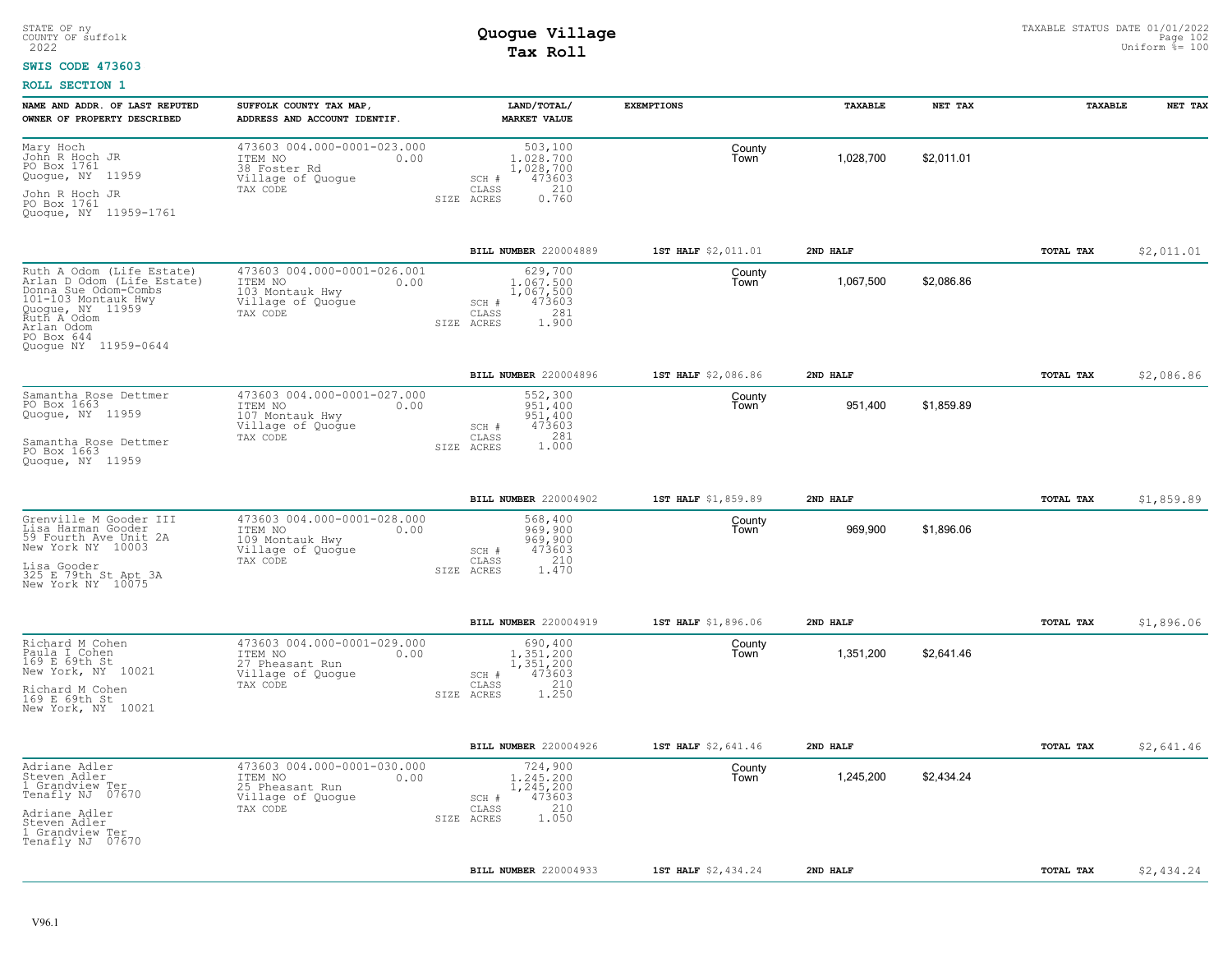STATE OF ny
COUNTY OF suffolk
2022

# Quogue Village
## Tax Roll

TAXABLE STATUS DATE 01/01/2022
Uniform %= 100

**SWIS CODE 473603**

**ROLL SECTION 1**

| NAME AND ADDR. OF LAST REPUTED OWNER OF PROPERTY DESCRIBED | SUFFOLK COUNTY TAX MAP, ADDRESS AND ACCOUNT IDENTIF. | LAND/TOTAL/ MARKET VALUE | EXEMPTIONS | TAXABLE | NET TAX | TAXABLE | NET TAX |
|---|---|---|---|---|---|---|---|
| Mary Hoch<br>John R Hoch JR<br>PO Box 1761<br>Quogue, NY 11959<br>John R Hoch JR<br>PO Box 1761<br>Quogue, NY 11959-1761 | 473603 004.000-0001-023.000<br>ITEM NO 0.00<br>38 Foster Rd<br>Village of Quogue<br>TAX CODE | 503,100<br>1,028,700<br>1,028,700<br>SCH # 473603<br>CLASS 210<br>SIZE ACRES 0.760 | County<br>Town | 1,028,700 | $2,011.01 | | |
| | | BILL NUMBER 220004889 | 1ST HALF $2,011.01 | 2ND HALF | | TOTAL TAX | $2,011.01 |
| Ruth A Odom (Life Estate)<br>Arlan D Odom (Life Estate)<br>Donna Sue Odom-Combs<br>101-103 Montauk Hwy<br>Quogue, NY 11959<br>Ruth A Odom<br>Arlan Odom<br>PO Box 644<br>Quogue NY 11959-0644 | 473603 004.000-0001-026.001<br>ITEM NO 0.00<br>103 Montauk Hwy<br>Village of Quogue<br>TAX CODE | 629,700<br>1,067,500<br>1,067,500<br>SCH # 473603<br>CLASS 281<br>SIZE ACRES 1.900 | County<br>Town | 1,067,500 | $2,086.86 | | |
| | | BILL NUMBER 220004896 | 1ST HALF $2,086.86 | 2ND HALF | | TOTAL TAX | $2,086.86 |
| Samantha Rose Dettmer<br>PO Box 1663<br>Quogue, NY 11959<br>Samantha Rose Dettmer<br>PO Box 1663<br>Quogue, NY 11959 | 473603 004.000-0001-027.000<br>ITEM NO 0.00<br>107 Montauk Hwy<br>Village of Quogue<br>TAX CODE | 552,300<br>951,400<br>951,400<br>SCH # 473603<br>CLASS 281<br>SIZE ACRES 1.000 | County<br>Town | 951,400 | $1,859.89 | | |
| | | BILL NUMBER 220004902 | 1ST HALF $1,859.89 | 2ND HALF | | TOTAL TAX | $1,859.89 |
| Grenville M Gooder III<br>Lisa Harman Gooder<br>59 Fourth Ave Unit 2A<br>New York NY 10003<br>Lisa Gooder<br>325 E 79th St Apt 3A<br>New York NY 10075 | 473603 004.000-0001-028.000<br>ITEM NO 0.00<br>109 Montauk Hwy<br>Village of Quogue<br>TAX CODE | 568,400<br>969,900<br>969,900<br>SCH # 473603<br>CLASS 210<br>SIZE ACRES 1.470 | County<br>Town | 969,900 | $1,896.06 | | |
| | | BILL NUMBER 220004919 | 1ST HALF $1,896.06 | 2ND HALF | | TOTAL TAX | $1,896.06 |
| Richard M Cohen<br>Paula I Cohen<br>169 E 69th St<br>New York, NY 10021<br>Richard M Cohen<br>169 E 69th St<br>New York, NY 10021 | 473603 004.000-0001-029.000<br>ITEM NO 0.00<br>27 Pheasant Run<br>Village of Quogue<br>TAX CODE | 690,400<br>1,351,200<br>1,351,200<br>SCH # 473603<br>CLASS 210<br>SIZE ACRES 1.250 | County<br>Town | 1,351,200 | $2,641.46 | | |
| | | BILL NUMBER 220004926 | 1ST HALF $2,641.46 | 2ND HALF | | TOTAL TAX | $2,641.46 |
| Adriane Adler<br>Steven Adler<br>1 Grandview Ter<br>Tenafly NJ 07670<br>Adriane Adler<br>Steven Adler<br>1 Grandview Ter<br>Tenafly NJ 07670 | 473603 004.000-0001-030.000<br>ITEM NO 0.00<br>25 Pheasant Run<br>Village of Quogue<br>TAX CODE | 724,900<br>1,245,200<br>1,245,200<br>SCH # 473603<br>CLASS 210<br>SIZE ACRES 1.050 | County<br>Town | 1,245,200 | $2,434.24 | | |
| | | BILL NUMBER 220004933 | 1ST HALF $2,434.24 | 2ND HALF | | TOTAL TAX | $2,434.24 |

V96.1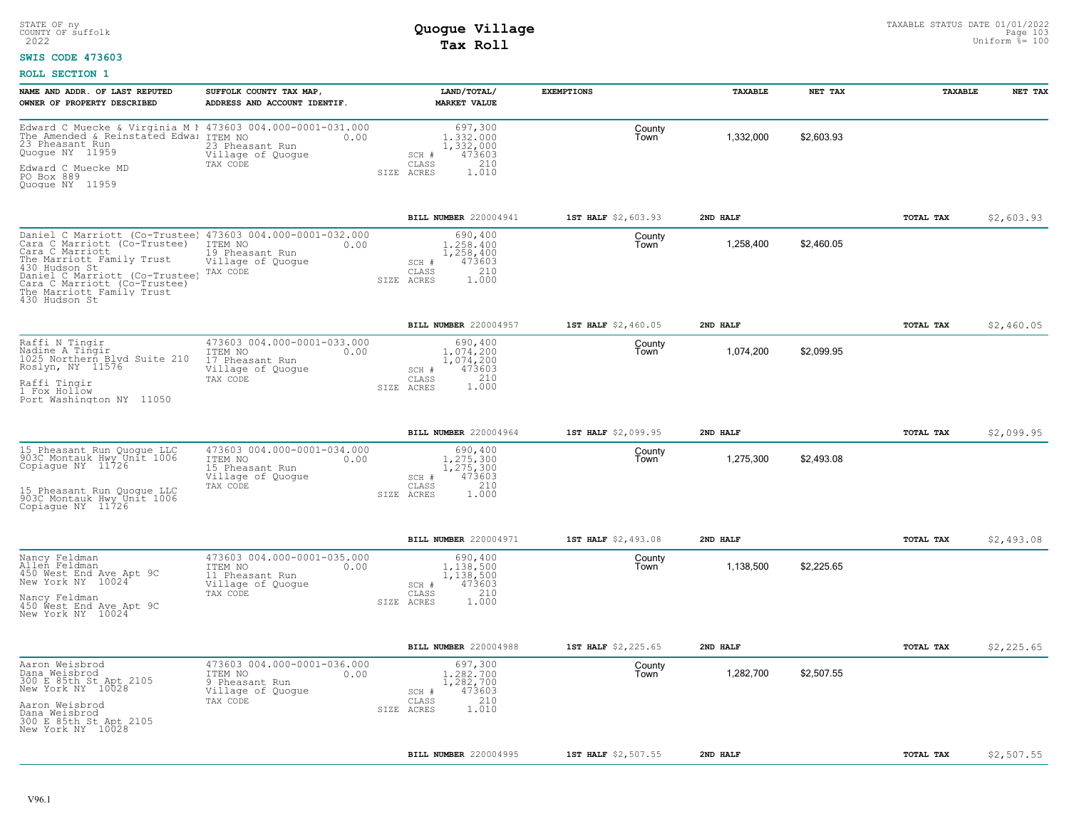STATE OF ny
COUNTY OF suffolk
2022

# Quogue Village
## Tax Roll

TAXABLE STATUS DATE 01/01/2022
Uniform %= 100

**SWIS CODE 473603**

**ROLL SECTION 1**

| NAME AND ADDR. OF LAST REPUTED OWNER OF PROPERTY DESCRIBED | SUFFOLK COUNTY TAX MAP, ADDRESS AND ACCOUNT IDENTIF. | LAND/TOTAL/ MARKET VALUE | EXEMPTIONS | | TAXABLE | NET TAX | TAXABLE | NET TAX |
|---|---|---|---|---|---|---|---|---|
| Edward C Muecke & Virginia M I<br>The Amended & Reinstated Edwai<br>23 Pheasant Run<br>Quogue NY 11959<br><br>Edward C Muecke MD<br>PO Box 889<br>Quogue NY 11959 | 473603 004.000-0001-031.000<br>ITEM NO 0.00<br>23 Pheasant Run<br>Village of Quogue<br>TAX CODE | 697,300<br>1,332,000<br>1,332,000<br>SCH # 473603<br>CLASS 210<br>SIZE ACRES 1.010 | | County<br>Town | 1,332,000 | $2,603.93 | | |
| | | BILL NUMBER 220004941 | 1ST HALF $2,603.93 | | 2ND HALF | | TOTAL TAX | $2,603.93 |
| Daniel C Marriott (Co-Trustee)<br>Cara C Marriott (Co-Trustee)<br>Cara C Marriott<br>The Marriott Family Trust<br>430 Hudson St<br>Daniel C Marriott (Co-Trustee)<br>Cara C Marriott (Co-Trustee)<br>The Marriott Family Trust<br>430 Hudson St | 473603 004.000-0001-032.000<br>ITEM NO 0.00<br>19 Pheasant Run<br>Village of Quogue<br>TAX CODE | 690,400<br>1,258,400<br>1,258,400<br>SCH # 473603<br>CLASS 210<br>SIZE ACRES 1.000 | | County<br>Town | 1,258,400 | $2,460.05 | | |
| | | BILL NUMBER 220004957 | 1ST HALF $2,460.05 | | 2ND HALF | | TOTAL TAX | $2,460.05 |
| Raffi N Tingir<br>Nadine A Tingir<br>1025 Northern Blvd Suite 210<br>Roslyn, NY 11576<br><br>Raffi Tingir<br>1 Fox Hollow<br>Port Washington NY 11050 | 473603 004.000-0001-033.000<br>ITEM NO 0.00<br>17 Pheasant Run<br>Village of Quogue<br>TAX CODE | 690,400<br>1,074,200<br>1,074,200<br>SCH # 473603<br>CLASS 210<br>SIZE ACRES 1.000 | | County<br>Town | 1,074,200 | $2,099.95 | | |
| | | BILL NUMBER 220004964 | 1ST HALF $2,099.95 | | 2ND HALF | | TOTAL TAX | $2,099.95 |
| 15 Pheasant Run Quogue LLC<br>903C Montauk Hwy Unit 1006<br>Copiague NY 11726<br><br>15 Pheasant Run Quogue LLC<br>903C Montauk Hwy Unit 1006<br>Copiague NY 11726 | 473603 004.000-0001-034.000<br>ITEM NO 0.00<br>15 Pheasant Run<br>Village of Quogue<br>TAX CODE | 690,400<br>1,275,300<br>1,275,300<br>SCH # 473603<br>CLASS 210<br>SIZE ACRES 1.000 | | County<br>Town | 1,275,300 | $2,493.08 | | |
| | | BILL NUMBER 220004971 | 1ST HALF $2,493.08 | | 2ND HALF | | TOTAL TAX | $2,493.08 |
| Nancy Feldman<br>Allen Feldman<br>450 West End Ave Apt 9C<br>New York NY 10024<br><br>Nancy Feldman<br>450 West End Ave Apt 9C<br>New York NY 10024 | 473603 004.000-0001-035.000<br>ITEM NO 0.00<br>11 Pheasant Run<br>Village of Quogue<br>TAX CODE | 690,400<br>1,138,500<br>1,138,500<br>SCH # 473603<br>CLASS 210<br>SIZE ACRES 1.000 | | County<br>Town | 1,138,500 | $2,225.65 | | |
| | | BILL NUMBER 220004988 | 1ST HALF $2,225.65 | | 2ND HALF | | TOTAL TAX | $2,225.65 |
| Aaron Weisbrod<br>Dana Weisbrod<br>300 E 85th St Apt 2105<br>New York NY 10028<br><br>Aaron Weisbrod<br>Dana Weisbrod<br>300 E 85th St Apt 2105<br>New York NY 10028 | 473603 004.000-0001-036.000<br>ITEM NO 0.00<br>9 Pheasant Run<br>Village of Quogue<br>TAX CODE | 697,300<br>1,282,700<br>1,282,700<br>SCH # 473603<br>CLASS 210<br>SIZE ACRES 1.010 | | County<br>Town | 1,282,700 | $2,507.55 | | |
| | | BILL NUMBER 220004995 | 1ST HALF $2,507.55 | | 2ND HALF | | TOTAL TAX | $2,507.55 |

V96.1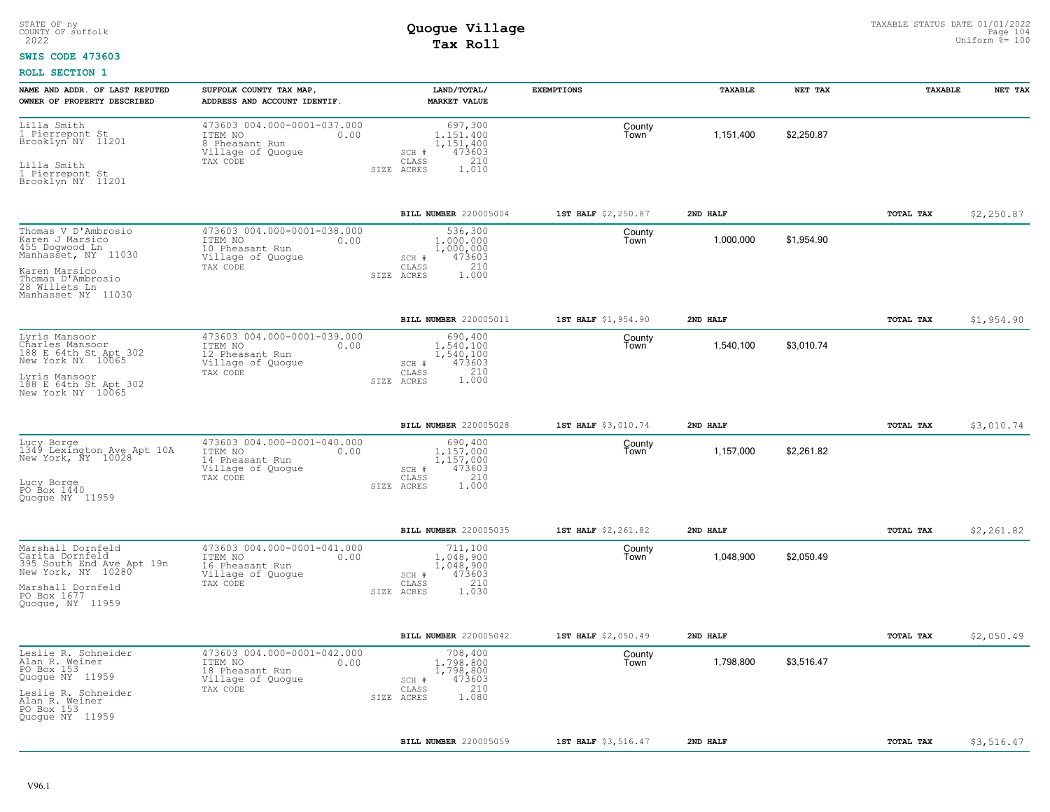STATE OF ny
COUNTY OF suffolk
2022

# Quogue Village
## Tax Roll

TAXABLE STATUS DATE 01/01/2022
Uniform %= 100

**SWIS CODE 473603**

**ROLL SECTION 1**

| NAME AND ADDR. OF LAST REPUTED OWNER OF PROPERTY DESCRIBED | SUFFOLK COUNTY TAX MAP, ADDRESS AND ACCOUNT IDENTIF. | LAND/TOTAL/ MARKET VALUE | EXEMPTIONS | | TAXABLE | NET TAX | TAXABLE | NET TAX |
|---|---|---|---|---|---|---|---|---|
| Lilla Smith<br>1 Pierrepont St<br>Brooklyn NY 11201<br><br>Lilla Smith<br>1 Pierrepont St<br>Brooklyn NY 11201 | 473603 004.000-0001-037.000<br>ITEM NO 0.00<br>8 Pheasant Run<br>Village of Quogue<br>TAX CODE | 697,300<br>1,151,400<br>1,151,400<br>SCH # 473603<br>CLASS 210<br>SIZE ACRES 1.010 | County<br>Town | | 1,151,400 | $2,250.87 | | |
| | | BILL NUMBER 220005004 | 1ST HALF $2,250.87 | 2ND HALF | | | TOTAL TAX | $2,250.87 |
| Thomas V D'Ambrosio<br>Karen J Marsico<br>455 Dogwood Ln<br>Manhasset, NY 11030<br><br>Karen Marsico<br>Thomas D'Ambrosio<br>28 Willets Ln<br>Manhasset NY 11030 | 473603 004.000-0001-038.000<br>ITEM NO 0.00<br>10 Pheasant Run<br>Village of Quogue<br>TAX CODE | 536,300<br>1,000,000<br>1,000,000<br>SCH # 473603<br>CLASS 210<br>SIZE ACRES 1.000 | County<br>Town | | 1,000,000 | $1,954.90 | | |
| | | BILL NUMBER 220005011 | 1ST HALF $1,954.90 | 2ND HALF | | | TOTAL TAX | $1,954.90 |
| Lyris Mansoor<br>Charles Mansoor<br>188 E 64th St Apt 302<br>New York NY 10065<br><br>Lyris Mansoor<br>188 E 64th St Apt 302<br>New York NY 10065 | 473603 004.000-0001-039.000<br>ITEM NO 0.00<br>12 Pheasant Run<br>Village of Quogue<br>TAX CODE | 690,400<br>1,540,100<br>1,540,100<br>SCH # 473603<br>CLASS 210<br>SIZE ACRES 1.000 | County<br>Town | | 1,540,100 | $3,010.74 | | |
| | | BILL NUMBER 220005028 | 1ST HALF $3,010.74 | 2ND HALF | | | TOTAL TAX | $3,010.74 |
| Lucy Borge<br>1349 Lexington Ave Apt 10A<br>New York, NY 10028<br><br>Lucy Borge<br>PO Box 1440<br>Quogue NY 11959 | 473603 004.000-0001-040.000<br>ITEM NO 0.00<br>14 Pheasant Run<br>Village of Quogue<br>TAX CODE | 690,400<br>1,157,000<br>1,157,000<br>SCH # 473603<br>CLASS 210<br>SIZE ACRES 1.000 | County<br>Town | | 1,157,000 | $2,261.82 | | |
| | | BILL NUMBER 220005035 | 1ST HALF $2,261.82 | 2ND HALF | | | TOTAL TAX | $2,261.82 |
| Marshall Dornfeld<br>Carita Dornfeld<br>395 South End Ave Apt 19n<br>New York, NY 10280<br><br>Marshall Dornfeld<br>PO Box 1677<br>Quogue, NY 11959 | 473603 004.000-0001-041.000<br>ITEM NO 0.00<br>16 Pheasant Run<br>Village of Quogue<br>TAX CODE | 711,100<br>1,048,900<br>1,048,900<br>SCH # 473603<br>CLASS 210<br>SIZE ACRES 1.030 | County<br>Town | | 1,048,900 | $2,050.49 | | |
| | | BILL NUMBER 220005042 | 1ST HALF $2,050.49 | 2ND HALF | | | TOTAL TAX | $2,050.49 |
| Leslie R. Schneider<br>Alan R. Weiner<br>PO Box 153<br>Quogue NY 11959<br><br>Leslie R. Schneider<br>Alan R. Weiner<br>PO Box 153<br>Quogue NY 11959 | 473603 004.000-0001-042.000<br>ITEM NO 0.00<br>18 Pheasant Run<br>Village of Quogue<br>TAX CODE | 708,400<br>1,798,800<br>1,798,800<br>SCH # 473603<br>CLASS 210<br>SIZE ACRES 1.080 | County<br>Town | | 1,798,800 | $3,516.47 | | |
| | | BILL NUMBER 220005059 | 1ST HALF $3,516.47 | 2ND HALF | | | TOTAL TAX | $3,516.47 |

V96.1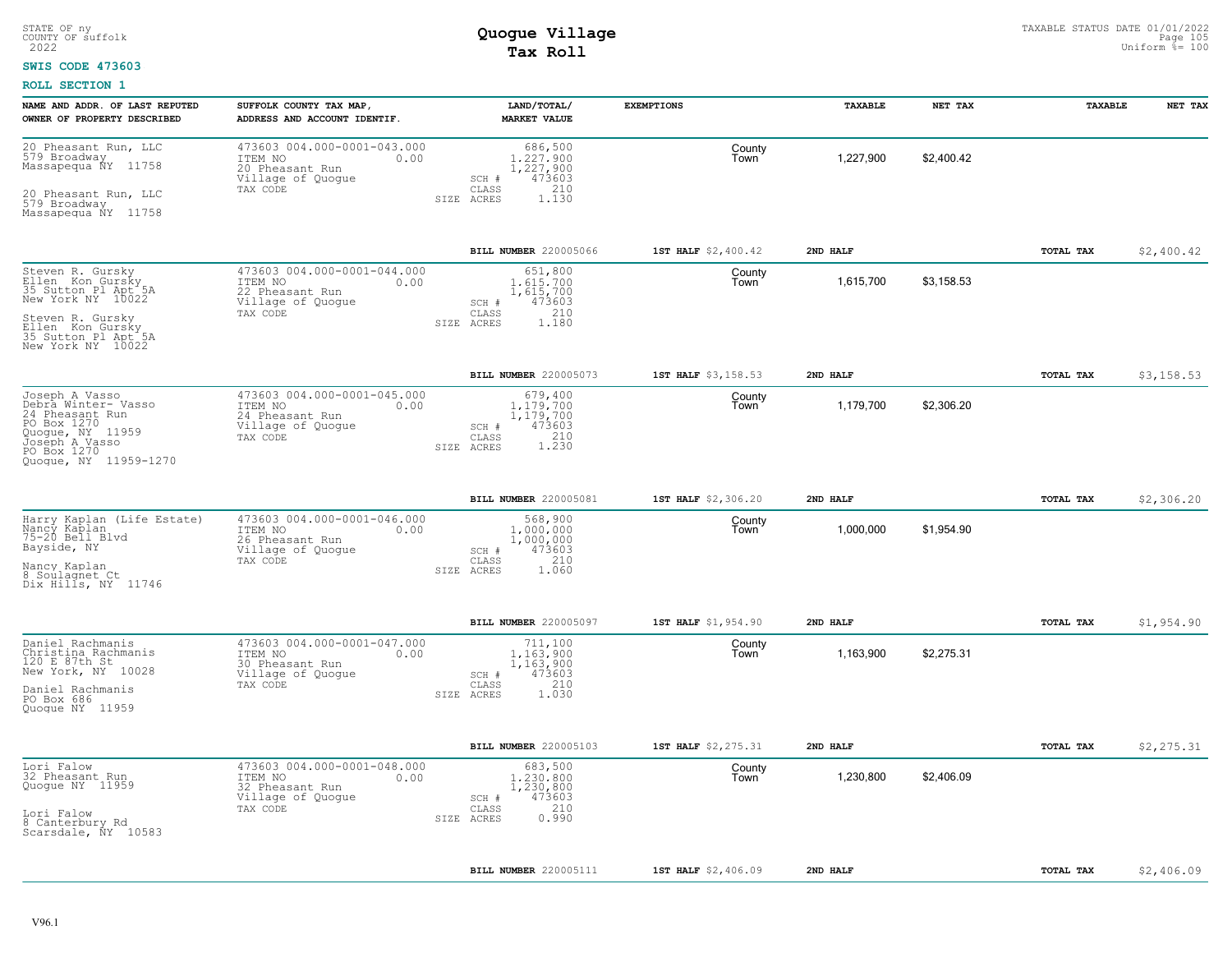STATE OF ny
COUNTY OF suffolk
2022

# Quogue Village
## Tax Roll

TAXABLE STATUS DATE 01/01/2022
Uniform %= 100

**SWIS CODE 473603**

**ROLL SECTION 1**

| NAME AND ADDR. OF LAST REPUTED OWNER OF PROPERTY DESCRIBED | SUFFOLK COUNTY TAX MAP, ADDRESS AND ACCOUNT IDENTIF. | LAND/TOTAL/ MARKET VALUE | EXEMPTIONS | TAXABLE | NET TAX | TAXABLE | NET TAX |
|---|---|---|---|---|---|---|---|
| 20 Pheasant Run, LLC<br>579 Broadway<br>Massapequa NY 11758<br><br>20 Pheasant Run, LLC<br>579 Broadway<br>Massapequa NY 11758 | 473603 004.000-0001-043.000<br>ITEM NO 0.00<br>20 Pheasant Run<br>Village of Quogue<br>TAX CODE | 686,500<br>1,227,900<br>1,227,900<br>SCH # 473603<br>CLASS 210<br>SIZE ACRES 1.130 | County<br>Town | 1,227,900 | $2,400.42 | | |
| | | BILL NUMBER 220005066 | 1ST HALF $2,400.42 | 2ND HALF | | TOTAL TAX | $2,400.42 |
| Steven R. Gursky<br>Ellen Kon Gursky<br>35 Sutton Pl Apt 5A<br>New York NY 10022<br><br>Steven R. Gursky<br>Ellen Kon Gursky<br>35 Sutton Pl Apt 5A<br>New York NY 10022 | 473603 004.000-0001-044.000<br>ITEM NO 0.00<br>22 Pheasant Run<br>Village of Quogue<br>TAX CODE | 651,800<br>1,615,700<br>1,615,700<br>SCH # 473603<br>CLASS 210<br>SIZE ACRES 1.180 | County<br>Town | 1,615,700 | $3,158.53 | | |
| | | BILL NUMBER 220005073 | 1ST HALF $3,158.53 | 2ND HALF | | TOTAL TAX | $3,158.53 |
| Joseph A Vasso<br>Debra Winter- Vasso<br>24 Pheasant Run<br>PO Box 1270<br>Quogue, NY 11959<br>Joseph A Vasso<br>PO Box 1270<br>Quogue, NY 11959-1270 | 473603 004.000-0001-045.000<br>ITEM NO 0.00<br>24 Pheasant Run<br>Village of Quogue<br>TAX CODE | 679,400<br>1,179,700<br>1,179,700<br>SCH # 473603<br>CLASS 210<br>SIZE ACRES 1.230 | County<br>Town | 1,179,700 | $2,306.20 | | |
| | | BILL NUMBER 220005081 | 1ST HALF $2,306.20 | 2ND HALF | | TOTAL TAX | $2,306.20 |
| Harry Kaplan (Life Estate)<br>Nancy Kaplan<br>75-20 Bell Blvd<br>Bayside, NY<br><br>Nancy Kaplan<br>8 Soulagnet Ct<br>Dix Hills, NY 11746 | 473603 004.000-0001-046.000<br>ITEM NO 0.00<br>26 Pheasant Run<br>Village of Quogue<br>TAX CODE | 568,900<br>1,000,000<br>1,000,000<br>SCH # 473603<br>CLASS 210<br>SIZE ACRES 1.060 | County<br>Town | 1,000,000 | $1,954.90 | | |
| | | BILL NUMBER 220005097 | 1ST HALF $1,954.90 | 2ND HALF | | TOTAL TAX | $1,954.90 |
| Daniel Rachmanis<br>Christina Rachmanis<br>120 E 87th St<br>New York, NY 10028<br><br>Daniel Rachmanis<br>PO Box 686<br>Quogue NY 11959 | 473603 004.000-0001-047.000<br>ITEM NO 0.00<br>30 Pheasant Run<br>Village of Quogue<br>TAX CODE | 711,100<br>1,163,900<br>1,163,900<br>SCH # 473603<br>CLASS 210<br>SIZE ACRES 1.030 | County<br>Town | 1,163,900 | $2,275.31 | | |
| | | BILL NUMBER 220005103 | 1ST HALF $2,275.31 | 2ND HALF | | TOTAL TAX | $2,275.31 |
| Lori Falow<br>32 Pheasant Run<br>Quogue NY 11959<br><br>Lori Falow<br>8 Canterbury Rd<br>Scarsdale, NY 10583 | 473603 004.000-0001-048.000<br>ITEM NO 0.00<br>32 Pheasant Run<br>Village of Quogue<br>TAX CODE | 683,500<br>1,230,800<br>1,230,800<br>SCH # 473603<br>CLASS 210<br>SIZE ACRES 0.990 | County<br>Town | 1,230,800 | $2,406.09 | | |
| | | BILL NUMBER 220005111 | 1ST HALF $2,406.09 | 2ND HALF | | TOTAL TAX | $2,406.09 |

V96.1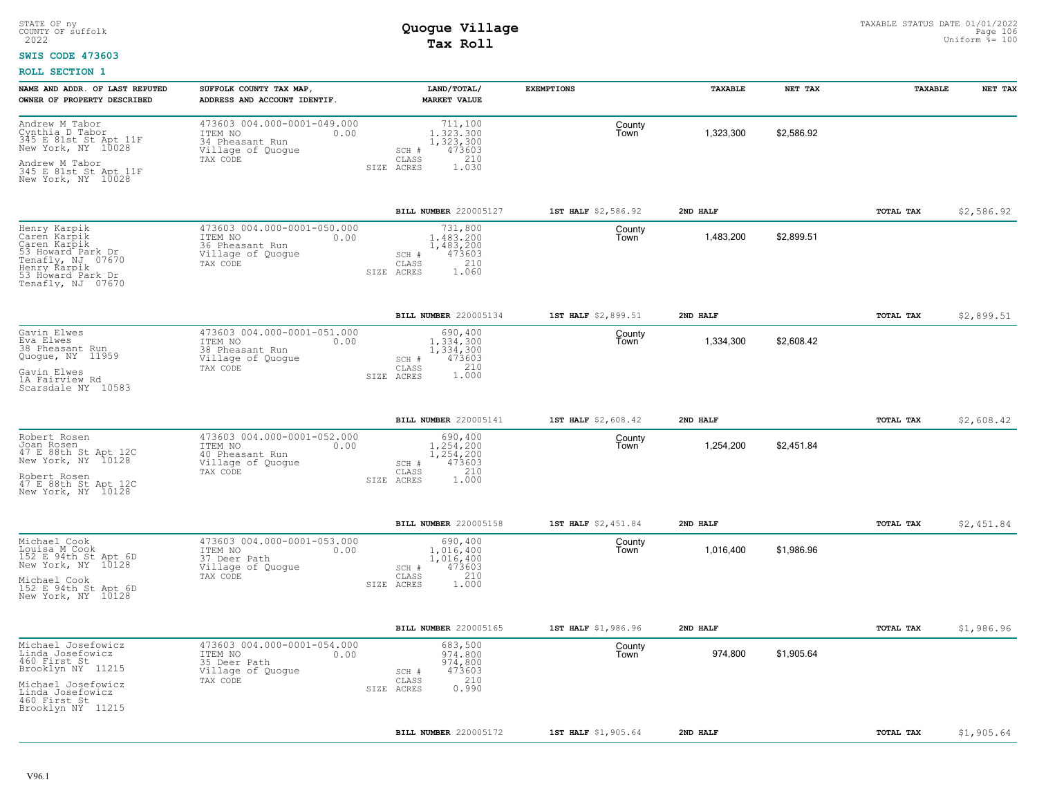STATE OF ny
COUNTY OF suffolk
2022

# Quogue Village
## Tax Roll

TAXABLE STATUS DATE 01/01/2022
Uniform %= 100

**SWIS CODE 473603**

**ROLL SECTION 1**

| NAME AND ADDR. OF LAST REPUTED OWNER OF PROPERTY DESCRIBED | SUFFOLK COUNTY TAX MAP, ADDRESS AND ACCOUNT IDENTIF. | LAND/TOTAL/ MARKET VALUE | EXEMPTIONS | TAXABLE | NET TAX | TAXABLE | NET TAX |
|---|---|---|---|---|---|---|---|
| Andrew M Tabor<br>Cynthia D Tabor<br>345 E 81st St Apt 11F<br>New York, NY 10028<br>Andrew M Tabor<br>345 E 81st St Apt 11F<br>New York, NY 10028 | 473603 004.000-0001-049.000<br>ITEM NO 0.00<br>34 Pheasant Run<br>Village of Quogue<br>TAX CODE | 711,100<br>1,323,300<br>1,323,300<br>SCH # 473603<br>CLASS 210<br>SIZE ACRES 1.030 | County<br>Town | 1,323,300 | $2,586.92 | | |
| | | BILL NUMBER 220005127 | 1ST HALF $2,586.92 | 2ND HALF | | TOTAL TAX | $2,586.92 |
| Henry Karpik<br>Caren Karpik<br>Caren Karpik<br>53 Howard Park Dr<br>Tenafly, NJ 07670<br>Henry Karpik<br>53 Howard Park Dr<br>Tenafly, NJ 07670 | 473603 004.000-0001-050.000<br>ITEM NO 0.00<br>36 Pheasant Run<br>Village of Quogue<br>TAX CODE | 731,800<br>1,483,200<br>1,483,200<br>SCH # 473603<br>CLASS 210<br>SIZE ACRES 1.060 | County<br>Town | 1,483,200 | $2,899.51 | | |
| | | BILL NUMBER 220005134 | 1ST HALF $2,899.51 | 2ND HALF | | TOTAL TAX | $2,899.51 |
| Gavin Elwes<br>Eva Elwes<br>38 Pheasant Run<br>Quogue, NY 11959<br>Gavin Elwes<br>1A Fairview Rd<br>Scarsdale NY 10583 | 473603 004.000-0001-051.000<br>ITEM NO 0.00<br>38 Pheasant Run<br>Village of Quogue<br>TAX CODE | 690,400<br>1,334,300<br>1,334,300<br>SCH # 473603<br>CLASS 210<br>SIZE ACRES 1.000 | County<br>Town | 1,334,300 | $2,608.42 | | |
| | | BILL NUMBER 220005141 | 1ST HALF $2,608.42 | 2ND HALF | | TOTAL TAX | $2,608.42 |
| Robert Rosen<br>Joan Rosen<br>47 E 88th St Apt 12C<br>New York, NY 10128<br>Robert Rosen<br>47 E 88th St Apt 12C<br>New York, NY 10128 | 473603 004.000-0001-052.000<br>ITEM NO 0.00<br>40 Pheasant Run<br>Village of Quogue<br>TAX CODE | 690,400<br>1,254,200<br>1,254,200<br>SCH # 473603<br>CLASS 210<br>SIZE ACRES 1.000 | County<br>Town | 1,254,200 | $2,451.84 | | |
| | | BILL NUMBER 220005158 | 1ST HALF $2,451.84 | 2ND HALF | | TOTAL TAX | $2,451.84 |
| Michael Cook<br>Louisa M Cook<br>152 E 94th St Apt 6D<br>New York, NY 10128<br>Michael Cook<br>152 E 94th St Apt 6D<br>New York, NY 10128 | 473603 004.000-0001-053.000<br>ITEM NO 0.00<br>37 Deer Path<br>Village of Quogue<br>TAX CODE | 690,400<br>1,016,400<br>1,016,400<br>SCH # 473603<br>CLASS 210<br>SIZE ACRES 1.000 | County<br>Town | 1,016,400 | $1,986.96 | | |
| | | BILL NUMBER 220005165 | 1ST HALF $1,986.96 | 2ND HALF | | TOTAL TAX | $1,986.96 |
| Michael Josefowicz<br>Linda Josefowicz<br>460 First St<br>Brooklyn NY 11215<br>Michael Josefowicz<br>Linda Josefowicz<br>460 First St<br>Brooklyn NY 11215 | 473603 004.000-0001-054.000<br>ITEM NO 0.00<br>35 Deer Path<br>Village of Quogue<br>TAX CODE | 683,500<br>974,800<br>974,800<br>SCH # 473603<br>CLASS 210<br>SIZE ACRES 0.990 | County<br>Town | 974,800 | $1,905.64 | | |
| | | BILL NUMBER 220005172 | 1ST HALF $1,905.64 | 2ND HALF | | TOTAL TAX | $1,905.64 |

V96.1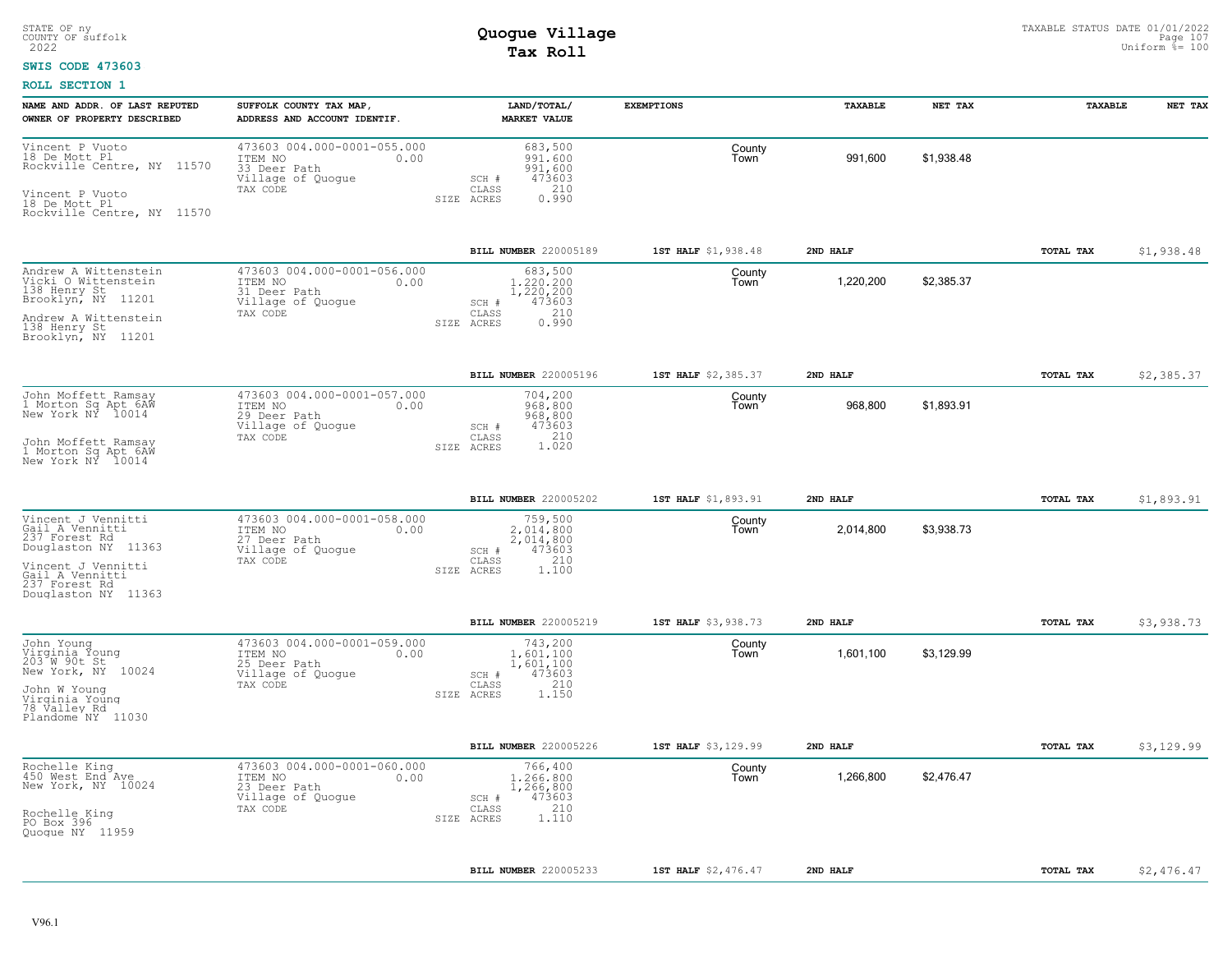STATE OF ny
COUNTY OF suffolk
2022

# Quogue Village
## Tax Roll

TAXABLE STATUS DATE 01/01/2022
Uniform %= 100

**SWIS CODE 473603**

**ROLL SECTION 1**

| NAME AND ADDR. OF LAST REPUTED OWNER OF PROPERTY DESCRIBED | SUFFOLK COUNTY TAX MAP, ADDRESS AND ACCOUNT IDENTIF. | LAND/TOTAL/ MARKET VALUE | EXEMPTIONS | TAXABLE | NET TAX | TAXABLE | NET TAX |
|---|---|---|---|---|---|---|---|
| Vincent P Vuoto<br>18 De Mott Pl<br>Rockville Centre, NY 11570<br><br>Vincent P Vuoto<br>18 De Mott Pl<br>Rockville Centre, NY 11570 | 473603 004.000-0001-055.000<br>ITEM NO 0.00<br>33 Deer Path<br>Village of Quogue<br>TAX CODE | 683,500<br>991,600<br>991,600<br>SCH # 473603<br>CLASS 210<br>SIZE ACRES 0.990 | County<br>Town | 991,600 | $1,938.48 | | |
| | | **BILL NUMBER** 220005189 | **1ST HALF** $1,938.48 | **2ND HALF** | | **TOTAL TAX** | $1,938.48 |
| Andrew A Wittenstein<br>Vicki O Wittenstein<br>138 Henry St<br>Brooklyn, NY 11201<br><br>Andrew A Wittenstein<br>138 Henry St<br>Brooklyn, NY 11201 | 473603 004.000-0001-056.000<br>ITEM NO 0.00<br>31 Deer Path<br>Village of Quogue<br>TAX CODE | 683,500<br>1,220,200<br>1,220,200<br>SCH # 473603<br>CLASS 210<br>SIZE ACRES 0.990 | County<br>Town | 1,220,200 | $2,385.37 | | |
| | | **BILL NUMBER** 220005196 | **1ST HALF** $2,385.37 | **2ND HALF** | | **TOTAL TAX** | $2,385.37 |
| John Moffett Ramsay<br>1 Morton Sq Apt 6AW<br>New York NY 10014<br><br>John Moffett Ramsay<br>1 Morton Sq Apt 6AW<br>New York NY 10014 | 473603 004.000-0001-057.000<br>ITEM NO 0.00<br>29 Deer Path<br>Village of Quogue<br>TAX CODE | 704,200<br>968,800<br>968,800<br>SCH # 473603<br>CLASS 210<br>SIZE ACRES 1.020 | County<br>Town | 968,800 | $1,893.91 | | |
| | | **BILL NUMBER** 220005202 | **1ST HALF** $1,893.91 | **2ND HALF** | | **TOTAL TAX** | $1,893.91 |
| Vincent J Vennitti<br>Gail A Vennitti<br>237 Forest Rd<br>Douglaston NY 11363<br><br>Vincent J Vennitti<br>Gail A Vennitti<br>237 Forest Rd<br>Douglaston NY 11363 | 473603 004.000-0001-058.000<br>ITEM NO 0.00<br>27 Deer Path<br>Village of Quogue<br>TAX CODE | 759,500<br>2,014,800<br>2,014,800<br>SCH # 473603<br>CLASS 210<br>SIZE ACRES 1.100 | County<br>Town | 2,014,800 | $3,938.73 | | |
| | | **BILL NUMBER** 220005219 | **1ST HALF** $3,938.73 | **2ND HALF** | | **TOTAL TAX** | $3,938.73 |
| John Young<br>Virginia Young<br>203 W 90t St<br>New York, NY 10024<br><br>John W Young<br>Virginia Young<br>78 Valley Rd<br>Plandome NY 11030 | 473603 004.000-0001-059.000<br>ITEM NO 0.00<br>25 Deer Path<br>Village of Quogue<br>TAX CODE | 743,200<br>1,601,100<br>1,601,100<br>SCH # 473603<br>CLASS 210<br>SIZE ACRES 1.150 | County<br>Town | 1,601,100 | $3,129.99 | | |
| | | **BILL NUMBER** 220005226 | **1ST HALF** $3,129.99 | **2ND HALF** | | **TOTAL TAX** | $3,129.99 |
| Rochelle King<br>450 West End Ave<br>New York, NY 10024<br><br>Rochelle King<br>PO Box 396<br>Quogue NY 11959 | 473603 004.000-0001-060.000<br>ITEM NO 0.00<br>23 Deer Path<br>Village of Quogue<br>TAX CODE | 766,400<br>1,266,800<br>1,266,800<br>SCH # 473603<br>CLASS 210<br>SIZE ACRES 1.110 | County<br>Town | 1,266,800 | $2,476.47 | | |
| | | **BILL NUMBER** 220005233 | **1ST HALF** $2,476.47 | **2ND HALF** | | **TOTAL TAX** | $2,476.47 |

V96.1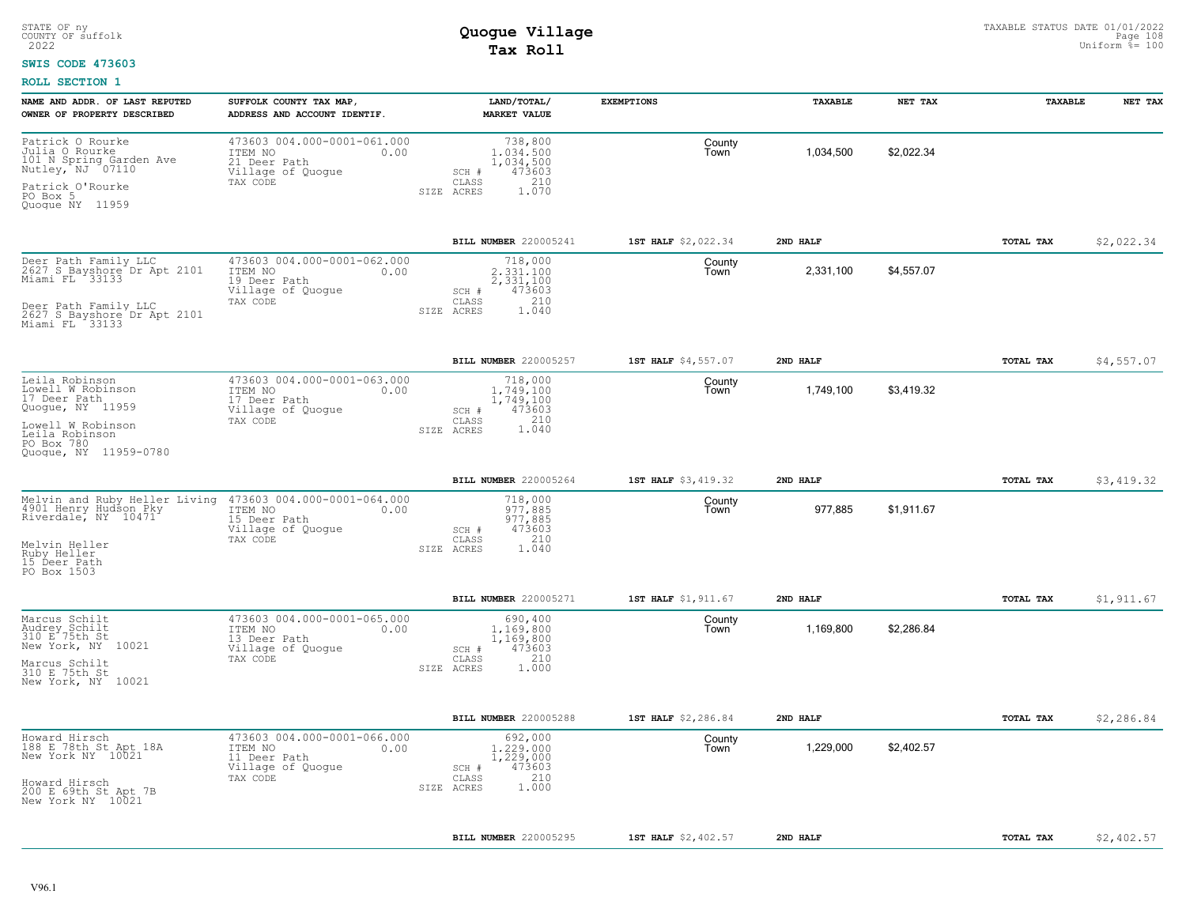STATE OF ny
COUNTY OF suffolk
2022

# Quogue Village
## Tax Roll

TAXABLE STATUS DATE 01/01/2022
Uniform %= 100

**SWIS CODE 473603**

**ROLL SECTION 1**

| NAME AND ADDR. OF LAST REPUTED OWNER OF PROPERTY DESCRIBED | SUFFOLK COUNTY TAX MAP, ADDRESS AND ACCOUNT IDENTIF. | LAND/TOTAL/ MARKET VALUE | EXEMPTIONS | TAXABLE | NET TAX | TAXABLE | NET TAX |
|---|---|---|---|---|---|---|---|
| Patrick O Rourke<br>Julia O Rourke<br>101 N Spring Garden Ave<br>Nutley, NJ 07110<br>Patrick O'Rourke<br>PO Box 5<br>Quogue NY 11959 | 473603 004.000-0001-061.000<br>ITEM NO 0.00<br>21 Deer Path<br>Village of Quogue<br>TAX CODE | 738,800<br>1,034,500<br>1,034,500<br>SCH # 473603<br>CLASS 210<br>SIZE ACRES 1.070 | County<br>Town | 1,034,500 | $2,022.34 | | |
| | | BILL NUMBER 220005241 | 1ST HALF $2,022.34 | 2ND HALF | | TOTAL TAX | $2,022.34 |
| Deer Path Family LLC<br>2627 S Bayshore Dr Apt 2101<br>Miami FL 33133<br>Deer Path Family LLC<br>2627 S Bayshore Dr Apt 2101<br>Miami FL 33133 | 473603 004.000-0001-062.000<br>ITEM NO 0.00<br>19 Deer Path<br>Village of Quogue<br>TAX CODE | 718,000<br>2,331,100<br>2,331,100<br>SCH # 473603<br>CLASS 210<br>SIZE ACRES 1.040 | County<br>Town | 2,331,100 | $4,557.07 | | |
| | | BILL NUMBER 220005257 | 1ST HALF $4,557.07 | 2ND HALF | | TOTAL TAX | $4,557.07 |
| Leila Robinson<br>Lowell W Robinson<br>17 Deer Path<br>Quogue, NY 11959<br>Lowell W Robinson<br>Leila Robinson<br>PO Box 780<br>Quogue, NY 11959-0780 | 473603 004.000-0001-063.000<br>ITEM NO 0.00<br>17 Deer Path<br>Village of Quogue<br>TAX CODE | 718,000<br>1,749,100<br>1,749,100<br>SCH # 473603<br>CLASS 210<br>SIZE ACRES 1.040 | County<br>Town | 1,749,100 | $3,419.32 | | |
| | | BILL NUMBER 220005264 | 1ST HALF $3,419.32 | 2ND HALF | | TOTAL TAX | $3,419.32 |
| Melvin and Ruby Heller Living<br>4901 Henry Hudson Pky<br>Riverdale, NY 10471<br>Melvin Heller<br>Ruby Heller<br>15 Deer Path<br>PO Box 1503 | 473603 004.000-0001-064.000<br>ITEM NO 0.00<br>15 Deer Path<br>Village of Quogue<br>TAX CODE | 718,000<br>977,885<br>977,885<br>SCH # 473603<br>CLASS 210<br>SIZE ACRES 1.040 | County<br>Town | 977,885 | $1,911.67 | | |
| | | BILL NUMBER 220005271 | 1ST HALF $1,911.67 | 2ND HALF | | TOTAL TAX | $1,911.67 |
| Marcus Schilt<br>Audrey Schilt<br>310 E 75th St<br>New York, NY 10021<br>Marcus Schilt<br>310 E 75th St<br>New York, NY 10021 | 473603 004.000-0001-065.000<br>ITEM NO 0.00<br>13 Deer Path<br>Village of Quogue<br>TAX CODE | 690,400<br>1,169,800<br>1,169,800<br>SCH # 473603<br>CLASS 210<br>SIZE ACRES 1.000 | County<br>Town | 1,169,800 | $2,286.84 | | |
| | | BILL NUMBER 220005288 | 1ST HALF $2,286.84 | 2ND HALF | | TOTAL TAX | $2,286.84 |
| Howard Hirsch<br>188 E 78th St Apt 18A<br>New York NY 10021<br>Howard Hirsch<br>200 E 69th St Apt 7B<br>New York NY 10021 | 473603 004.000-0001-066.000<br>ITEM NO 0.00<br>11 Deer Path<br>Village of Quogue<br>TAX CODE | 692,000<br>1,229,000<br>1,229,000<br>SCH # 473603<br>CLASS 210<br>SIZE ACRES 1.000 | County<br>Town | 1,229,000 | $2,402.57 | | |
| | | BILL NUMBER 220005295 | 1ST HALF $2,402.57 | 2ND HALF | | TOTAL TAX | $2,402.57 |

V96.1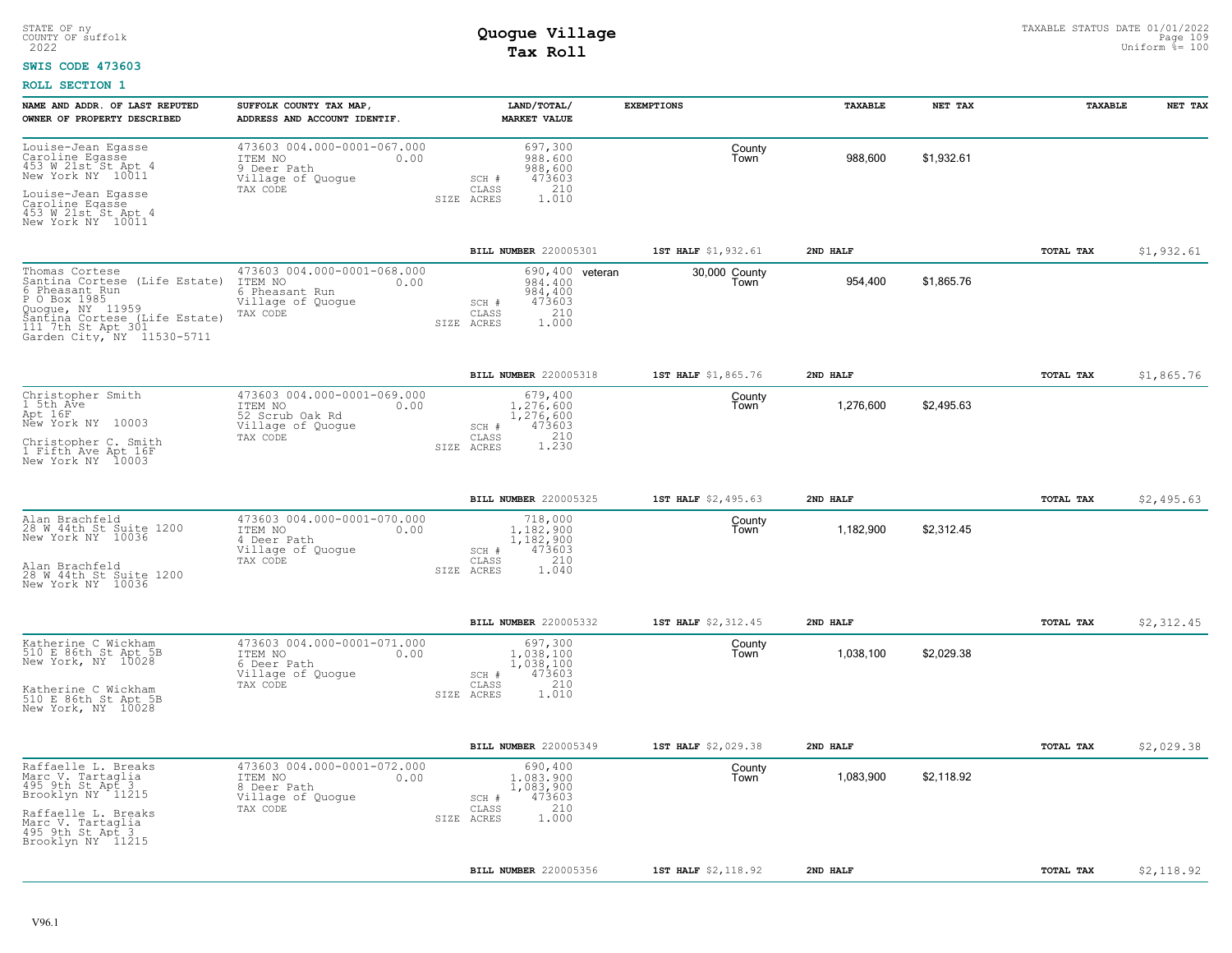STATE OF ny
COUNTY OF suffolk
2022

# Quogue Village
## Tax Roll

TAXABLE STATUS DATE 01/01/2022
Uniform %= 100

**SWIS CODE 473603**

**ROLL SECTION 1**

| NAME AND ADDR. OF LAST REPUTED OWNER OF PROPERTY DESCRIBED | SUFFOLK COUNTY TAX MAP, ADDRESS AND ACCOUNT IDENTIF. | LAND/TOTAL/ MARKET VALUE | EXEMPTIONS | | TAXABLE | NET TAX | TAXABLE | NET TAX |
|---|---|---|---|---|---|---|---|---|
| Louise-Jean Egasse<br>Caroline Egasse<br>453 W 21st St Apt 4<br>New York NY 10011<br><br>Louise-Jean Egasse<br>Caroline Egasse<br>453 W 21st St Apt 4<br>New York NY 10011 | 473603 004.000-0001-067.000<br>ITEM NO 0.00<br>9 Deer Path<br>Village of Quogue<br>TAX CODE | 697,300<br>988,600<br>988,600<br>SCH # 473603<br>CLASS 210<br>SIZE ACRES 1.010 | | County<br>Town | 988,600 | $1,932.61 | | |
| | | **BILL NUMBER** 220005301 | **1ST HALF** $1,932.61 | | **2ND HALF** | | **TOTAL TAX** | $1,932.61 |
| Thomas Cortese<br>Santina Cortese (Life Estate)<br>6 Pheasant Run<br>P O Box 1985<br>Quogue, NY 11959<br>Santina Cortese (Life Estate)<br>111 7th St Apt 301<br>Garden City, NY 11530-5711 | 473603 004.000-0001-068.000<br>ITEM NO 0.00<br>6 Pheasant Run<br>Village of Quogue<br>TAX CODE | 690,400<br>984,400<br>984,400<br>SCH # 473603<br>CLASS 210<br>SIZE ACRES 1.000 | veteran | 30,000 County<br>Town | 954,400 | $1,865.76 | | |
| | | **BILL NUMBER** 220005318 | **1ST HALF** $1,865.76 | | **2ND HALF** | | **TOTAL TAX** | $1,865.76 |
| Christopher Smith<br>1 5th Ave<br>Apt 16F<br>New York NY 10003<br><br>Christopher C. Smith<br>1 Fifth Ave Apt 16F<br>New York NY 10003 | 473603 004.000-0001-069.000<br>ITEM NO 0.00<br>52 Scrub Oak Rd<br>Village of Quogue<br>TAX CODE | 679,400<br>1,276,600<br>1,276,600<br>SCH # 473603<br>CLASS 210<br>SIZE ACRES 1.230 | | County<br>Town | 1,276,600 | $2,495.63 | | |
| | | **BILL NUMBER** 220005325 | **1ST HALF** $2,495.63 | | **2ND HALF** | | **TOTAL TAX** | $2,495.63 |
| Alan Brachfeld<br>28 W 44th St Suite 1200<br>New York NY 10036<br><br>Alan Brachfeld<br>28 W 44th St Suite 1200<br>New York NY 10036 | 473603 004.000-0001-070.000<br>ITEM NO 0.00<br>4 Deer Path<br>Village of Quogue<br>TAX CODE | 718,000<br>1,182,900<br>1,182,900<br>SCH # 473603<br>CLASS 210<br>SIZE ACRES 1.040 | | County<br>Town | 1,182,900 | $2,312.45 | | |
| | | **BILL NUMBER** 220005332 | **1ST HALF** $2,312.45 | | **2ND HALF** | | **TOTAL TAX** | $2,312.45 |
| Katherine C Wickham<br>510 E 86th St Apt 5B<br>New York, NY 10028<br><br>Katherine C Wickham<br>510 E 86th St Apt 5B<br>New York, NY 10028 | 473603 004.000-0001-071.000<br>ITEM NO 0.00<br>6 Deer Path<br>Village of Quogue<br>TAX CODE | 697,300<br>1,038,100<br>1,038,100<br>SCH # 473603<br>CLASS 210<br>SIZE ACRES 1.010 | | County<br>Town | 1,038,100 | $2,029.38 | | |
| | | **BILL NUMBER** 220005349 | **1ST HALF** $2,029.38 | | **2ND HALF** | | **TOTAL TAX** | $2,029.38 |
| Raffaelle L. Breaks<br>Marc V. Tartaglia<br>495 9th St Apt 3<br>Brooklyn NY 11215<br><br>Raffaelle L. Breaks<br>Marc V. Tartaglia<br>495 9th St Apt 3<br>Brooklyn NY 11215 | 473603 004.000-0001-072.000<br>ITEM NO 0.00<br>8 Deer Path<br>Village of Quogue<br>TAX CODE | 690,400<br>1,083,900<br>1,083,900<br>SCH # 473603<br>CLASS 210<br>SIZE ACRES 1.000 | | County<br>Town | 1,083,900 | $2,118.92 | | |
| | | **BILL NUMBER** 220005356 | **1ST HALF** $2,118.92 | | **2ND HALF** | | **TOTAL TAX** | $2,118.92 |

V96.1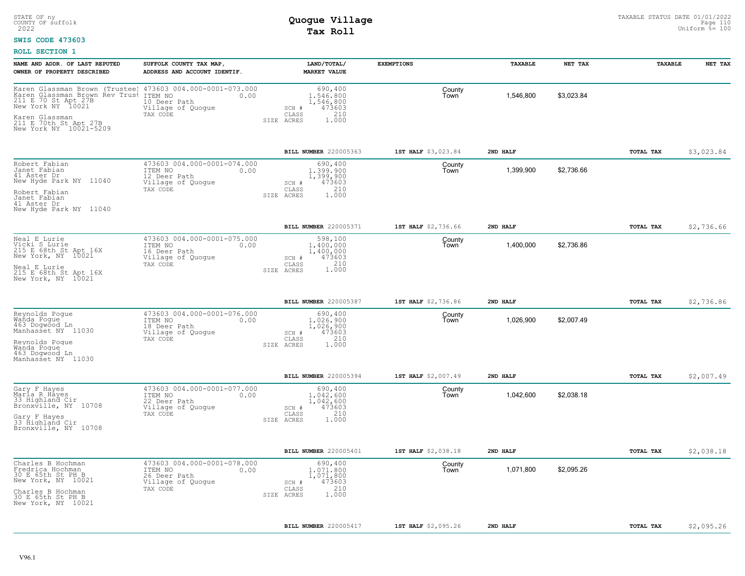STATE OF ny
COUNTY OF suffolk
2022

# Quogue Village
## Tax Roll

TAXABLE STATUS DATE 01/01/2022
Uniform %= 100

**SWIS CODE 473603**

**ROLL SECTION 1**

| NAME AND ADDR. OF LAST REPUTED OWNER OF PROPERTY DESCRIBED | SUFFOLK COUNTY TAX MAP, ADDRESS AND ACCOUNT IDENTIF. | LAND/TOTAL/ MARKET VALUE | EXEMPTIONS | | TAXABLE | NET TAX | TAXABLE | NET TAX |
|---|---|---|---|---|---|---|---|---|
| Karen Glassman Brown (Trustee) Karen Glassman Brown Rev Trust 211 E 70 St Apt 27B New York NY 10021 Karen Glassman 211 E 70th St Apt 27B New York NY 10021-5209 | 473603 004.000-0001-073.000 ITEM NO 0.00 10 Deer Path Village of Quogue TAX CODE | 690,400 1,546,800 1,546,800 SCH # 473603 CLASS 210 SIZE ACRES 1.000 | | County Town | 1,546,800 | $3,023.84 | | |
| | | BILL NUMBER 220005363 | 1ST HALF $3,023.84 | 2ND HALF | | | TOTAL TAX | $3,023.84 |
| Robert Fabian Janet Fabian 41 Aster Dr New Hyde Park NY 11040 Robert Fabian Janet Fabian 41 Aster Dr New Hyde Park NY 11040 | 473603 004.000-0001-074.000 ITEM NO 0.00 12 Deer Path Village of Quogue TAX CODE | 690,400 1,399,900 1,399,900 SCH # 473603 CLASS 210 SIZE ACRES 1.000 | | County Town | 1,399,900 | $2,736.66 | | |
| | | BILL NUMBER 220005371 | 1ST HALF $2,736.66 | 2ND HALF | | | TOTAL TAX | $2,736.66 |
| Neal E Lurie Vicki S Lurie 215 E 68th St Apt 16X New York, NY 10021 Neal E Lurie 215 E 68th St Apt 16X New York, NY 10021 | 473603 004.000-0001-075.000 ITEM NO 0.00 16 Deer Path Village of Quogue TAX CODE | 598,100 1,400,000 1,400,000 SCH # 473603 CLASS 210 SIZE ACRES 1.000 | | County Town | 1,400,000 | $2,736.86 | | |
| | | BILL NUMBER 220005387 | 1ST HALF $2,736.86 | 2ND HALF | | | TOTAL TAX | $2,736.86 |
| Reynolds Pogue Wanda Pogue 463 Dogwood Ln Manhasset NY 11030 Reynolds Pogue Wanda Pogue 463 Dogwood Ln Manhasset NY 11030 | 473603 004.000-0001-076.000 ITEM NO 0.00 18 Deer Path Village of Quogue TAX CODE | 690,400 1,026,900 1,026,900 SCH # 473603 CLASS 210 SIZE ACRES 1.000 | | County Town | 1,026,900 | $2,007.49 | | |
| | | BILL NUMBER 220005394 | 1ST HALF $2,007.49 | 2ND HALF | | | TOTAL TAX | $2,007.49 |
| Gary F Hayes Maria R Hayes 33 Highland Cir Bronxville, NY 10708 Gary F Hayes 33 Highland Cir Bronxville, NY 10708 | 473603 004.000-0001-077.000 ITEM NO 0.00 22 Deer Path Village of Quogue TAX CODE | 690,400 1,042,600 1,042,600 SCH # 473603 CLASS 210 SIZE ACRES 1.000 | | County Town | 1,042,600 | $2,038.18 | | |
| | | BILL NUMBER 220005401 | 1ST HALF $2,038.18 | 2ND HALF | | | TOTAL TAX | $2,038.18 |
| Charles B Hochman Fredrica Hochman 30 E 65th St PH B New York, NY 10021 Charles B Hochman 30 E 65th St PH B New York, NY 10021 | 473603 004.000-0001-078.000 ITEM NO 0.00 26 Deer Path Village of Quogue TAX CODE | 690,400 1,071,800 1,071,800 SCH # 473603 CLASS 210 SIZE ACRES 1.000 | | County Town | 1,071,800 | $2,095.26 | | |
| | | BILL NUMBER 220005417 | 1ST HALF $2,095.26 | 2ND HALF | | | TOTAL TAX | $2,095.26 |

V96.1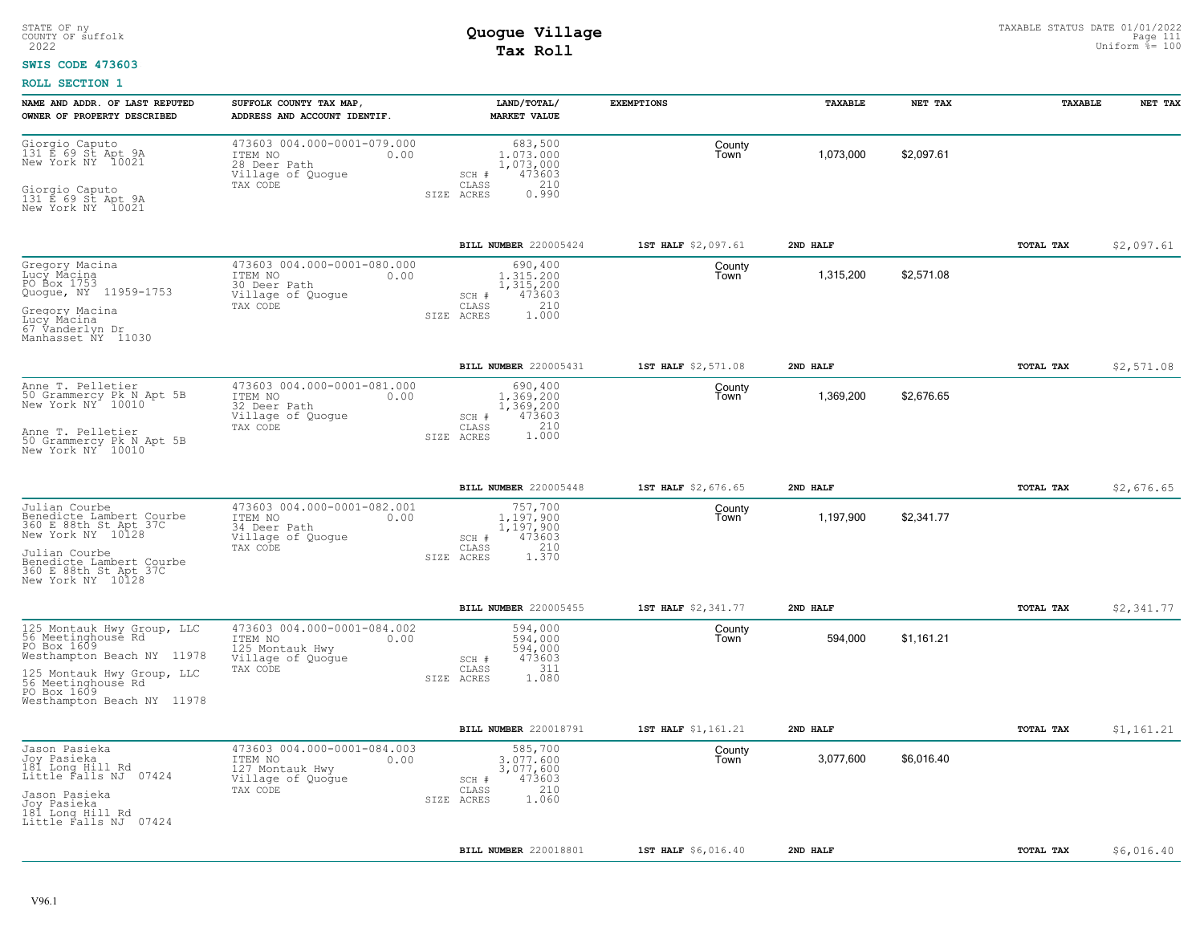STATE OF ny
COUNTY OF suffolk
2022

# Quogue Village
## Tax Roll

TAXABLE STATUS DATE 01/01/2022
Uniform %= 100

**SWIS CODE 473603**

**ROLL SECTION 1**

| NAME AND ADDR. OF LAST REPUTED OWNER OF PROPERTY DESCRIBED | SUFFOLK COUNTY TAX MAP, ADDRESS AND ACCOUNT IDENTIF. | LAND/TOTAL/ MARKET VALUE | EXEMPTIONS | TAXABLE | NET TAX | TAXABLE | NET TAX |
|---|---|---|---|---|---|---|---|
| Giorgio Caputo<br>131 E 69 St Apt 9A<br>New York NY 10021<br><br>Giorgio Caputo<br>131 E 69 St Apt 9A<br>New York NY 10021 | 473603 004.000-0001-079.000<br>ITEM NO 0.00<br>28 Deer Path<br>Village of Quogue<br>TAX CODE | 683,500<br>1,073,000<br>1,073,000<br>SCH # 473603<br>CLASS 210<br>SIZE ACRES 0.990 | County<br>Town | 1,073,000 | $2,097.61 | | |
| | | **BILL NUMBER** 220005424 | **1ST HALF** $2,097.61 | **2ND HALF** | | **TOTAL TAX** | $2,097.61 |
| Gregory Macina<br>Lucy Macina<br>PO Box 1753<br>Quogue, NY 11959-1753<br><br>Gregory Macina<br>Lucy Macina<br>67 Vanderlyn Dr<br>Manhasset NY 11030 | 473603 004.000-0001-080.000<br>ITEM NO 0.00<br>30 Deer Path<br>Village of Quogue<br>TAX CODE | 690,400<br>1,315,200<br>1,315,200<br>SCH # 473603<br>CLASS 210<br>SIZE ACRES 1.000 | County<br>Town | 1,315,200 | $2,571.08 | | |
| | | **BILL NUMBER** 220005431 | **1ST HALF** $2,571.08 | **2ND HALF** | | **TOTAL TAX** | $2,571.08 |
| Anne T. Pelletier<br>50 Grammercy Pk N Apt 5B<br>New York NY 10010<br><br>Anne T. Pelletier<br>50 Grammercy Pk N Apt 5B<br>New York NY 10010 | 473603 004.000-0001-081.000<br>ITEM NO 0.00<br>32 Deer Path<br>Village of Quogue<br>TAX CODE | 690,400<br>1,369,200<br>1,369,200<br>SCH # 473603<br>CLASS 210<br>SIZE ACRES 1.000 | County<br>Town | 1,369,200 | $2,676.65 | | |
| | | **BILL NUMBER** 220005448 | **1ST HALF** $2,676.65 | **2ND HALF** | | **TOTAL TAX** | $2,676.65 |
| Julian Courbe<br>Benedicte Lambert Courbe<br>360 E 88th St Apt 37C<br>New York NY 10128<br><br>Julian Courbe<br>Benedicte Lambert Courbe<br>360 E 88th St Apt 37C<br>New York NY 10128 | 473603 004.000-0001-082.001<br>ITEM NO 0.00<br>34 Deer Path<br>Village of Quogue<br>TAX CODE | 757,700<br>1,197,900<br>1,197,900<br>SCH # 473603<br>CLASS 210<br>SIZE ACRES 1.370 | County<br>Town | 1,197,900 | $2,341.77 | | |
| | | **BILL NUMBER** 220005455 | **1ST HALF** $2,341.77 | **2ND HALF** | | **TOTAL TAX** | $2,341.77 |
| 125 Montauk Hwy Group, LLC<br>56 Meetinghouse Rd<br>PO Box 1609<br>Westhampton Beach NY 11978<br><br>125 Montauk Hwy Group, LLC<br>56 Meetinghouse Rd<br>PO Box 1609<br>Westhampton Beach NY 11978 | 473603 004.000-0001-084.002<br>ITEM NO 0.00<br>125 Montauk Hwy<br>Village of Quogue<br>TAX CODE | 594,000<br>594,000<br>594,000<br>SCH # 473603<br>CLASS 311<br>SIZE ACRES 1.080 | County<br>Town | 594,000 | $1,161.21 | | |
| | | **BILL NUMBER** 220018791 | **1ST HALF** $1,161.21 | **2ND HALF** | | **TOTAL TAX** | $1,161.21 |
| Jason Pasieka<br>Joy Pasieka<br>181 Long Hill Rd<br>Little Falls NJ 07424<br><br>Jason Pasieka<br>Joy Pasieka<br>181 Long Hill Rd<br>Little Falls NJ 07424 | 473603 004.000-0001-084.003<br>ITEM NO 0.00<br>127 Montauk Hwy<br>Village of Quogue<br>TAX CODE | 585,700<br>3,077,600<br>3,077,600<br>SCH # 473603<br>CLASS 210<br>SIZE ACRES 1.060 | County<br>Town | 3,077,600 | $6,016.40 | | |
| | | **BILL NUMBER** 220018801 | **1ST HALF** $6,016.40 | **2ND HALF** | | **TOTAL TAX** | $6,016.40 |

V96.1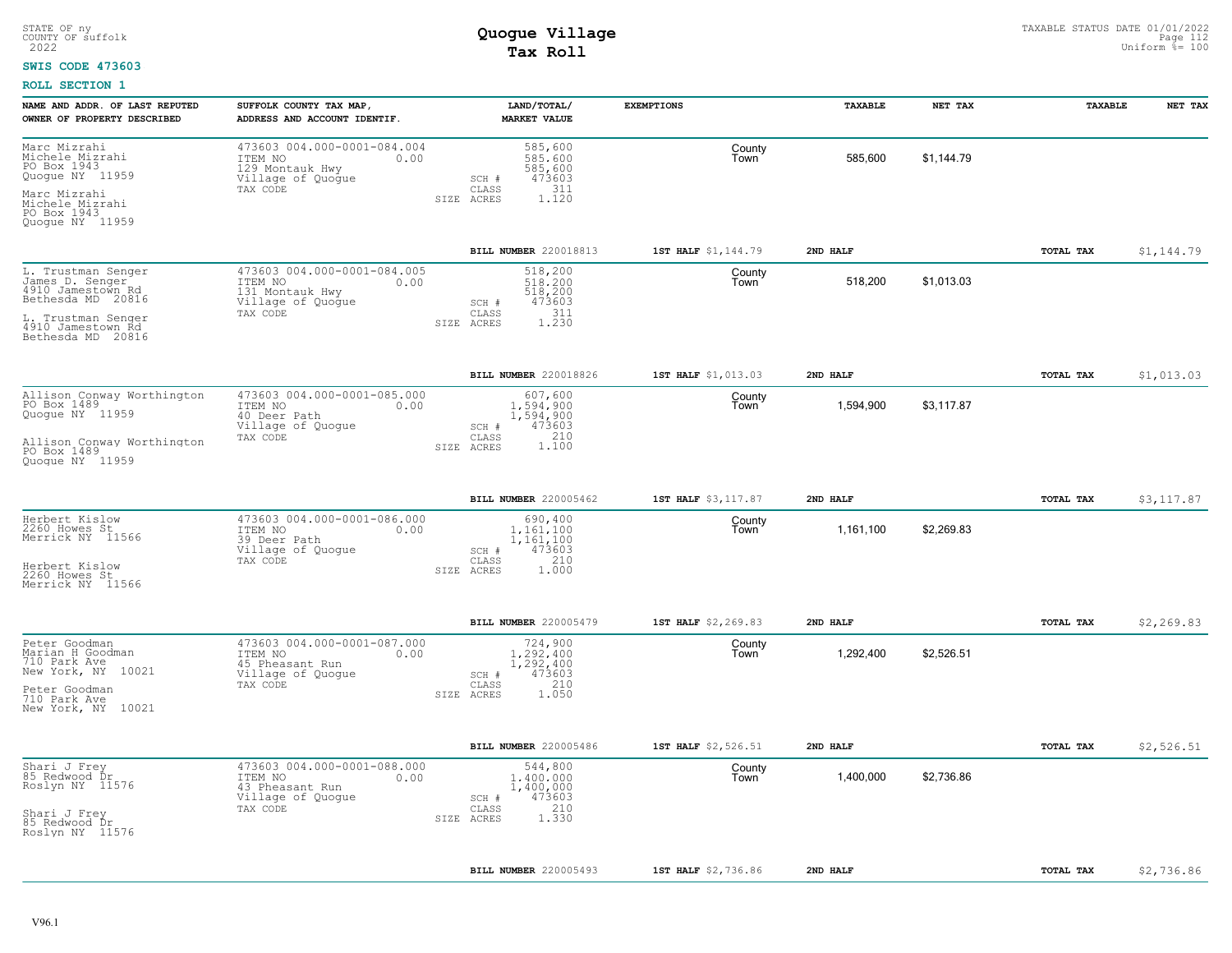STATE OF ny
COUNTY OF suffolk
2022

# Quogue Village
## Tax Roll

TAXABLE STATUS DATE 01/01/2022
Uniform %= 100

**SWIS CODE 473603**

**ROLL SECTION 1**

| NAME AND ADDR. OF LAST REPUTED OWNER OF PROPERTY DESCRIBED | SUFFOLK COUNTY TAX MAP, ADDRESS AND ACCOUNT IDENTIF. | LAND/TOTAL/ MARKET VALUE | EXEMPTIONS | TAXABLE | NET TAX | TAXABLE | NET TAX |
|---|---|---|---|---|---|---|---|
| Marc Mizrahi<br>Michele Mizrahi<br>PO Box 1943<br>Quogue NY 11959<br><br>Marc Mizrahi<br>Michele Mizrahi<br>PO Box 1943<br>Quogue NY 11959 | 473603 004.000-0001-084.004<br>ITEM NO 0.00<br>129 Montauk Hwy<br>Village of Quogue<br>TAX CODE | 585,600<br>585,600<br>585,600<br>SCH # 473603<br>CLASS 311<br>SIZE ACRES 1.120 | County<br>Town | 585,600 | $1,144.79 | | |
| | | **BILL NUMBER** 220018813 | **1ST HALF** $1,144.79 | **2ND HALF** | | **TOTAL TAX** | $1,144.79 |
| L. Trustman Senger<br>James D. Senger<br>4910 Jamestown Rd<br>Bethesda MD 20816<br><br>L. Trustman Senger<br>4910 Jamestown Rd<br>Bethesda MD 20816 | 473603 004.000-0001-084.005<br>ITEM NO 0.00<br>131 Montauk Hwy<br>Village of Quogue<br>TAX CODE | 518,200<br>518,200<br>518,200<br>SCH # 473603<br>CLASS 311<br>SIZE ACRES 1.230 | County<br>Town | 518,200 | $1,013.03 | | |
| | | **BILL NUMBER** 220018826 | **1ST HALF** $1,013.03 | **2ND HALF** | | **TOTAL TAX** | $1,013.03 |
| Allison Conway Worthington<br>PO Box 1489<br>Quogue NY 11959<br><br>Allison Conway Worthington<br>PO Box 1489<br>Quogue NY 11959 | 473603 004.000-0001-085.000<br>ITEM NO 0.00<br>40 Deer Path<br>Village of Quogue<br>TAX CODE | 607,600<br>1,594,900<br>1,594,900<br>SCH # 473603<br>CLASS 210<br>SIZE ACRES 1.100 | County<br>Town | 1,594,900 | $3,117.87 | | |
| | | **BILL NUMBER** 220005462 | **1ST HALF** $3,117.87 | **2ND HALF** | | **TOTAL TAX** | $3,117.87 |
| Herbert Kislow<br>2260 Howes St<br>Merrick NY 11566<br><br>Herbert Kislow<br>2260 Howes St<br>Merrick NY 11566 | 473603 004.000-0001-086.000<br>ITEM NO 0.00<br>39 Deer Path<br>Village of Quogue<br>TAX CODE | 690,400<br>1,161,100<br>1,161,100<br>SCH # 473603<br>CLASS 210<br>SIZE ACRES 1.000 | County<br>Town | 1,161,100 | $2,269.83 | | |
| | | **BILL NUMBER** 220005479 | **1ST HALF** $2,269.83 | **2ND HALF** | | **TOTAL TAX** | $2,269.83 |
| Peter Goodman<br>Marian H Goodman<br>710 Park Ave<br>New York, NY 10021<br><br>Peter Goodman<br>710 Park Ave<br>New York, NY 10021 | 473603 004.000-0001-087.000<br>ITEM NO 0.00<br>45 Pheasant Run<br>Village of Quogue<br>TAX CODE | 724,900<br>1,292,400<br>1,292,400<br>SCH # 473603<br>CLASS 210<br>SIZE ACRES 1.050 | County<br>Town | 1,292,400 | $2,526.51 | | |
| | | **BILL NUMBER** 220005486 | **1ST HALF** $2,526.51 | **2ND HALF** | | **TOTAL TAX** | $2,526.51 |
| Shari J Frey<br>85 Redwood Dr<br>Roslyn NY 11576<br><br>Shari J Frey<br>85 Redwood Dr<br>Roslyn NY 11576 | 473603 004.000-0001-088.000<br>ITEM NO 0.00<br>43 Pheasant Run<br>Village of Quogue<br>TAX CODE | 544,800<br>1,400,000<br>1,400,000<br>SCH # 473603<br>CLASS 210<br>SIZE ACRES 1.330 | County<br>Town | 1,400,000 | $2,736.86 | | |
| | | **BILL NUMBER** 220005493 | **1ST HALF** $2,736.86 | **2ND HALF** | | **TOTAL TAX** | $2,736.86 |

V96.1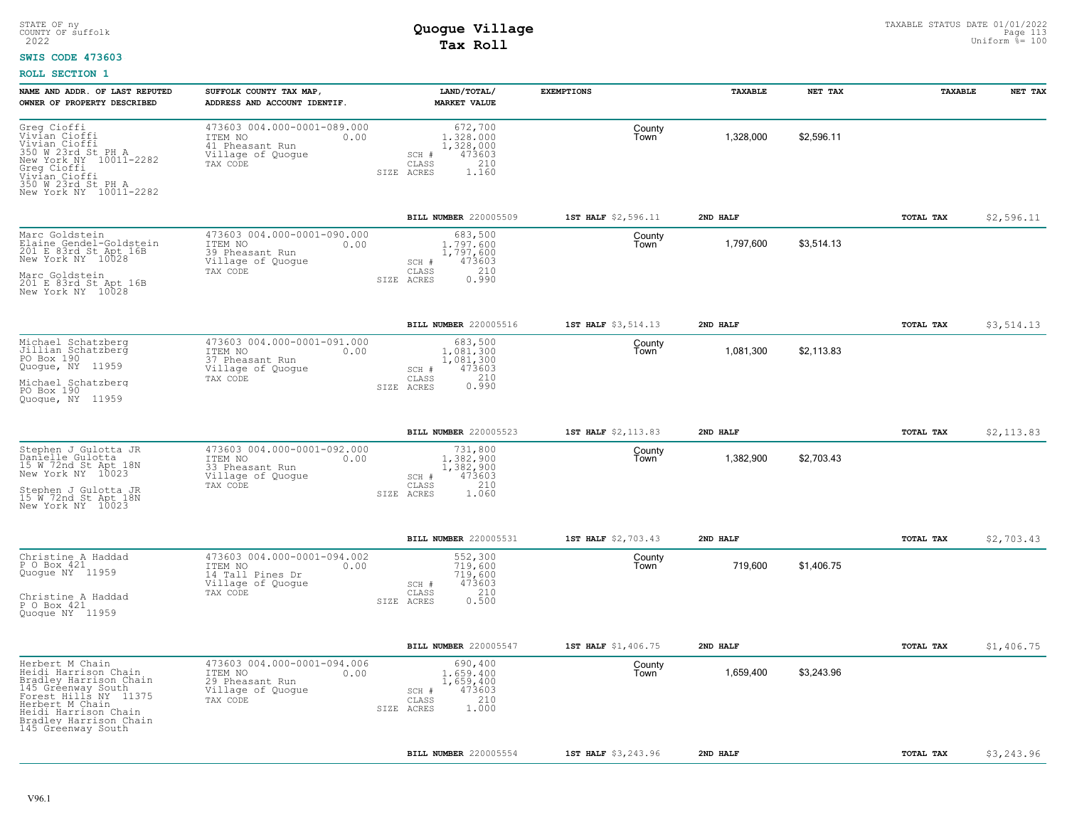STATE OF ny
COUNTY OF suffolk
2022

# Quogue Village
## Tax Roll

TAXABLE STATUS DATE 01/01/2022
Uniform %= 100

**SWIS CODE 473603**

**ROLL SECTION 1**

| NAME AND ADDR. OF LAST REPUTED OWNER OF PROPERTY DESCRIBED | SUFFOLK COUNTY TAX MAP, ADDRESS AND ACCOUNT IDENTIF. | LAND/TOTAL/ MARKET VALUE | EXEMPTIONS | TAXABLE | NET TAX | TAXABLE | NET TAX |
|---|---|---|---|---|---|---|---|
| Greg Cioffi<br>Vivian Cioffi<br>Vivian Cioffi<br>350 W 23rd St PH A<br>New York NY 10011-2282<br>Greg Cioffi<br>Vivian Cioffi<br>350 W 23rd St PH A<br>New York NY 10011-2282 | 473603 004.000-0001-089.000<br>ITEM NO 0.00<br>41 Pheasant Run<br>Village of Quogue<br>TAX CODE | 672,700<br>1,328,000<br>1,328,000<br>SCH # 473603<br>CLASS 210<br>SIZE ACRES 1.160 | County<br>Town | 1,328,000 | $2,596.11 | | |
| | | **BILL NUMBER** 220005509 | **1ST HALF** $2,596.11 | **2ND HALF** | | **TOTAL TAX** | $2,596.11 |
| Marc Goldstein<br>Elaine Gendel-Goldstein<br>201 E 83rd St Apt 16B<br>New York NY 10028<br>Marc Goldstein<br>201 E 83rd St Apt 16B<br>New York NY 10028 | 473603 004.000-0001-090.000<br>ITEM NO 0.00<br>39 Pheasant Run<br>Village of Quogue<br>TAX CODE | 683,500<br>1,797,600<br>1,797,600<br>SCH # 473603<br>CLASS 210<br>SIZE ACRES 0.990 | County<br>Town | 1,797,600 | $3,514.13 | | |
| | | **BILL NUMBER** 220005516 | **1ST HALF** $3,514.13 | **2ND HALF** | | **TOTAL TAX** | $3,514.13 |
| Michael Schatzberg<br>Jillian Schatzberg<br>PO Box 190<br>Quogue, NY 11959<br>Michael Schatzberg<br>PO Box 190<br>Quogue, NY 11959 | 473603 004.000-0001-091.000<br>ITEM NO 0.00<br>37 Pheasant Run<br>Village of Quogue<br>TAX CODE | 683,500<br>1,081,300<br>1,081,300<br>SCH # 473603<br>CLASS 210<br>SIZE ACRES 0.990 | County<br>Town | 1,081,300 | $2,113.83 | | |
| | | **BILL NUMBER** 220005523 | **1ST HALF** $2,113.83 | **2ND HALF** | | **TOTAL TAX** | $2,113.83 |
| Stephen J Gulotta JR<br>Danielle Gulotta<br>15 W 72nd St Apt 18N<br>New York NY 10023<br>Stephen J Gulotta JR<br>15 W 72nd St Apt 18N<br>New York NY 10023 | 473603 004.000-0001-092.000<br>ITEM NO 0.00<br>33 Pheasant Run<br>Village of Quogue<br>TAX CODE | 731,800<br>1,382,900<br>1,382,900<br>SCH # 473603<br>CLASS 210<br>SIZE ACRES 1.060 | County<br>Town | 1,382,900 | $2,703.43 | | |
| | | **BILL NUMBER** 220005531 | **1ST HALF** $2,703.43 | **2ND HALF** | | **TOTAL TAX** | $2,703.43 |
| Christine A Haddad<br>P O Box 421<br>Quogue NY 11959<br>Christine A Haddad<br>P O Box 421<br>Quogue NY 11959 | 473603 004.000-0001-094.002<br>ITEM NO 0.00<br>14 Tall Pines Dr<br>Village of Quogue<br>TAX CODE | 552,300<br>719,600<br>719,600<br>SCH # 473603<br>CLASS 210<br>SIZE ACRES 0.500 | County<br>Town | 719,600 | $1,406.75 | | |
| | | **BILL NUMBER** 220005547 | **1ST HALF** $1,406.75 | **2ND HALF** | | **TOTAL TAX** | $1,406.75 |
| Herbert M Chain<br>Heidi Harrison Chain<br>Bradley Harrison Chain<br>145 Greenway South<br>Forest Hills NY 11375<br>Herbert M Chain<br>Heidi Harrison Chain<br>Bradley Harrison Chain<br>145 Greenway South | 473603 004.000-0001-094.006<br>ITEM NO 0.00<br>29 Pheasant Run<br>Village of Quogue<br>TAX CODE | 690,400<br>1,659,400<br>1,659,400<br>SCH # 473603<br>CLASS 210<br>SIZE ACRES 1.000 | County<br>Town | 1,659,400 | $3,243.96 | | |
| | | **BILL NUMBER** 220005554 | **1ST HALF** $3,243.96 | **2ND HALF** | | **TOTAL TAX** | $3,243.96 |

V96.1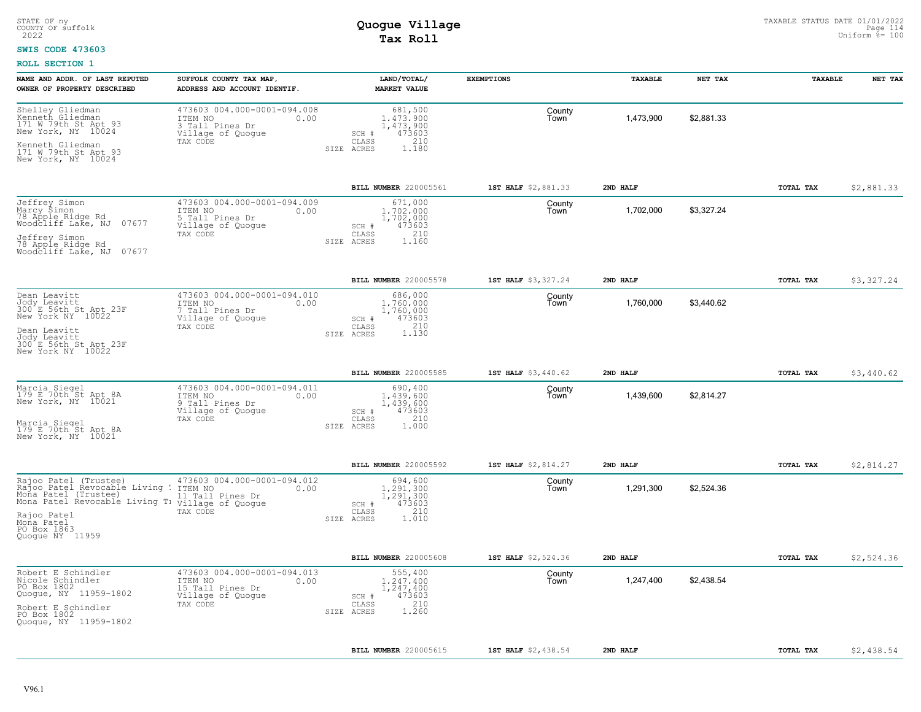STATE OF ny
COUNTY OF suffolk
2022

# Quogue Village
## Tax Roll

TAXABLE STATUS DATE 01/01/2022
Uniform %= 100

**SWIS CODE 473603**

**ROLL SECTION 1**

| NAME AND ADDR. OF LAST REPUTED OWNER OF PROPERTY DESCRIBED | SUFFOLK COUNTY TAX MAP, ADDRESS AND ACCOUNT IDENTIF. | LAND/TOTAL/ MARKET VALUE | EXEMPTIONS | TAXABLE | NET TAX | TAXABLE | NET TAX |
|---|---|---|---|---|---|---|---|
| Shelley Gliedman<br>Kenneth Gliedman<br>171 W 79th St Apt 93<br>New York, NY 10024<br><br>Kenneth Gliedman<br>171 W 79th St Apt 93<br>New York, NY 10024 | 473603 004.000-0001-094.008<br>ITEM NO 0.00<br>3 Tall Pines Dr<br>Village of Quogue<br>TAX CODE | 681,500<br>1,473,900<br>1,473,900<br>SCH # 473603<br>CLASS 210<br>SIZE ACRES 1.180 | County<br>Town | 1,473,900 | $2,881.33 | | |
| | | BILL NUMBER 220005561 | 1ST HALF $2,881.33 | 2ND HALF | | TOTAL TAX | $2,881.33 |
| Jeffrey Simon<br>Marcy Simon<br>78 Apple Ridge Rd<br>Woodcliff Lake, NJ 07677<br><br>Jeffrey Simon<br>78 Apple Ridge Rd<br>Woodcliff Lake, NJ 07677 | 473603 004.000-0001-094.009<br>ITEM NO 0.00<br>5 Tall Pines Dr<br>Village of Quogue<br>TAX CODE | 671,000<br>1,702,000<br>1,702,000<br>SCH # 473603<br>CLASS 210<br>SIZE ACRES 1.160 | County<br>Town | 1,702,000 | $3,327.24 | | |
| | | BILL NUMBER 220005578 | 1ST HALF $3,327.24 | 2ND HALF | | TOTAL TAX | $3,327.24 |
| Dean Leavitt<br>Jody Leavitt<br>300 E 56th St Apt 23F<br>New York NY 10022<br><br>Dean Leavitt<br>Jody Leavitt<br>300 E 56th St Apt 23F<br>New York NY 10022 | 473603 004.000-0001-094.010<br>ITEM NO 0.00<br>7 Tall Pines Dr<br>Village of Quogue<br>TAX CODE | 686,000<br>1,760,000<br>1,760,000<br>SCH # 473603<br>CLASS 210<br>SIZE ACRES 1.130 | County<br>Town | 1,760,000 | $3,440.62 | | |
| | | BILL NUMBER 220005585 | 1ST HALF $3,440.62 | 2ND HALF | | TOTAL TAX | $3,440.62 |
| Marcia Siegel<br>179 E 70th St Apt 8A<br>New York, NY 10021<br><br>Marcia Siegel<br>179 E 70th St Apt 8A<br>New York, NY 10021 | 473603 004.000-0001-094.011<br>ITEM NO 0.00<br>9 Tall Pines Dr<br>Village of Quogue<br>TAX CODE | 690,400<br>1,439,600<br>1,439,600<br>SCH # 473603<br>CLASS 210<br>SIZE ACRES 1.000 | County<br>Town | 1,439,600 | $2,814.27 | | |
| | | BILL NUMBER 220005592 | 1ST HALF $2,814.27 | 2ND HALF | | TOTAL TAX | $2,814.27 |
| Rajoo Patel (Trustee)<br>Rajoo Patel Revocable Living<br>Mona Patel (Trustee)<br>Mona Patel Revocable Living T<br><br>Rajoo Patel<br>Mona Patel<br>PO Box 1863<br>Quogue NY 11959 | 473603 004.000-0001-094.012<br>ITEM NO 0.00<br>11 Tall Pines Dr<br>Village of Quogue<br>TAX CODE | 694,600<br>1,291,300<br>1,291,300<br>SCH # 473603<br>CLASS 210<br>SIZE ACRES 1.010 | County<br>Town | 1,291,300 | $2,524.36 | | |
| | | BILL NUMBER 220005608 | 1ST HALF $2,524.36 | 2ND HALF | | TOTAL TAX | $2,524.36 |
| Robert E Schindler<br>Nicole Schindler<br>PO Box 1802<br>Quogue, NY 11959-1802<br><br>Robert E Schindler<br>PO Box 1802<br>Quogue, NY 11959-1802 | 473603 004.000-0001-094.013<br>ITEM NO 0.00<br>15 Tall Pines Dr<br>Village of Quogue<br>TAX CODE | 555,400<br>1,247,400<br>1,247,400<br>SCH # 473603<br>CLASS 210<br>SIZE ACRES 1.260 | County<br>Town | 1,247,400 | $2,438.54 | | |
| | | BILL NUMBER 220005615 | 1ST HALF $2,438.54 | 2ND HALF | | TOTAL TAX | $2,438.54 |

V96.1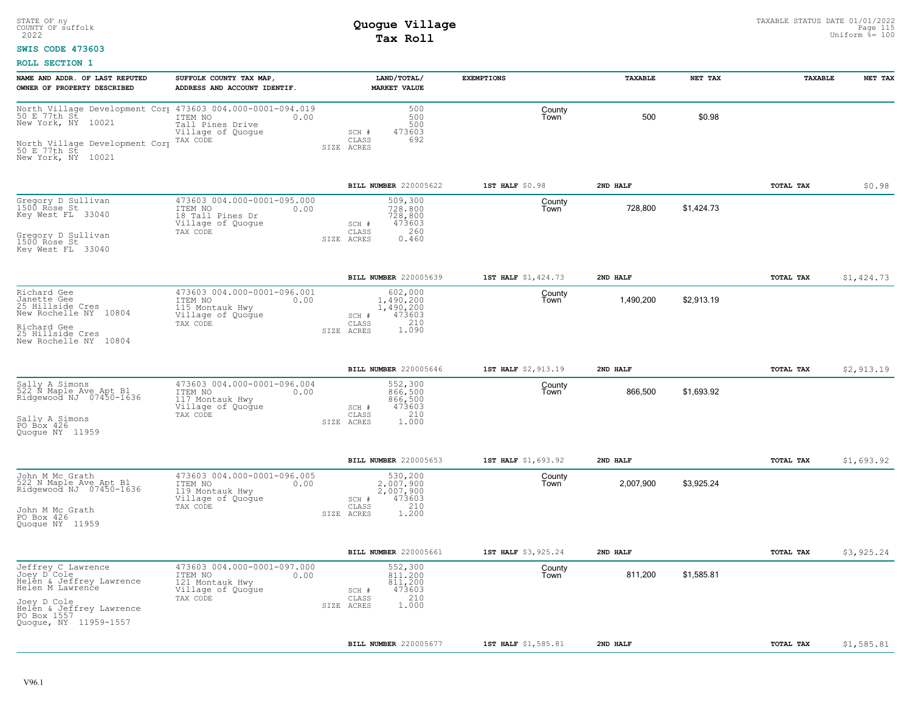STATE OF ny
COUNTY OF suffolk
2022

# Quogue Village
## Tax Roll

TAXABLE STATUS DATE 01/01/2022
Uniform %= 100

**SWIS CODE 473603**

**ROLL SECTION 1**

| NAME AND ADDR. OF LAST REPUTED OWNER OF PROPERTY DESCRIBED | SUFFOLK COUNTY TAX MAP, ADDRESS AND ACCOUNT IDENTIF. | LAND/TOTAL/ MARKET VALUE | EXEMPTIONS | | TAXABLE | NET TAX | TAXABLE | NET TAX |
|---|---|---|---|---|---|---|---|---|
| North Village Development Corp<br>50 E 77th St<br>New York, NY 10021<br><br>North Village Development Corp<br>50 E 77th St<br>New York, NY 10021 | 473603 004.000-0001-094.019<br>ITEM NO 0.00<br>Tall Pines Drive<br>Village of Quogue<br>TAX CODE | 500<br>500<br>500<br>SCH # 473603<br>CLASS 692<br>SIZE ACRES | | County<br>Town | 500 | $0.98 | | |
| | | BILL NUMBER 220005622 | 1ST HALF $0.98 | 2ND HALF | | | TOTAL TAX | $0.98 |
| Gregory D Sullivan<br>1500 Rose St<br>Key West FL 33040<br><br>Gregory D Sullivan<br>1500 Rose St<br>Key West FL 33040 | 473603 004.000-0001-095.000<br>ITEM NO 0.00<br>18 Tall Pines Dr<br>Village of Quogue<br>TAX CODE | 509,300<br>728,800<br>728,800<br>SCH # 473603<br>CLASS 260<br>SIZE ACRES 0.460 | | County<br>Town | 728,800 | $1,424.73 | | |
| | | BILL NUMBER 220005639 | 1ST HALF $1,424.73 | 2ND HALF | | | TOTAL TAX | $1,424.73 |
| Richard Gee<br>Janette Gee<br>25 Hillside Cres<br>New Rochelle NY 10804<br><br>Richard Gee<br>25 Hillside Cres<br>New Rochelle NY 10804 | 473603 004.000-0001-096.001<br>ITEM NO 0.00<br>115 Montauk Hwy<br>Village of Quogue<br>TAX CODE | 602,000<br>1,490,200<br>1,490,200<br>SCH # 473603<br>CLASS 210<br>SIZE ACRES 1.090 | | County<br>Town | 1,490,200 | $2,913.19 | | |
| | | BILL NUMBER 220005646 | 1ST HALF $2,913.19 | 2ND HALF | | | TOTAL TAX | $2,913.19 |
| Sally A Simons<br>522 N Maple Ave Apt B1<br>Ridgewood NJ 07450-1636<br><br>Sally A Simons<br>PO Box 426<br>Quogue NY 11959 | 473603 004.000-0001-096.004<br>ITEM NO 0.00<br>117 Montauk Hwy<br>Village of Quogue<br>TAX CODE | 552,300<br>866,500<br>866,500<br>SCH # 473603<br>CLASS 210<br>SIZE ACRES 1.000 | | County<br>Town | 866,500 | $1,693.92 | | |
| | | BILL NUMBER 220005653 | 1ST HALF $1,693.92 | 2ND HALF | | | TOTAL TAX | $1,693.92 |
| John M Mc Grath<br>522 N Maple Ave Apt B1<br>Ridgewood NJ 07450-1636<br><br>John M Mc Grath<br>PO Box 426<br>Quogue NY 11959 | 473603 004.000-0001-096.005<br>ITEM NO 0.00<br>119 Montauk Hwy<br>Village of Quogue<br>TAX CODE | 530,200<br>2,007,900<br>2,007,900<br>SCH # 473603<br>CLASS 210<br>SIZE ACRES 1.200 | | County<br>Town | 2,007,900 | $3,925.24 | | |
| | | BILL NUMBER 220005661 | 1ST HALF $3,925.24 | 2ND HALF | | | TOTAL TAX | $3,925.24 |
| Jeffrey C Lawrence<br>Joey D Cole<br>Helen & Jeffrey Lawrence<br>Helen M Lawrence<br><br>Joey D Cole<br>Helen & Jeffrey Lawrence<br>PO Box 1557<br>Quogue, NY 11959-1557 | 473603 004.000-0001-097.000<br>ITEM NO 0.00<br>121 Montauk Hwy<br>Village of Quogue<br>TAX CODE | 552,300<br>811,200<br>811,200<br>SCH # 473603<br>CLASS 210<br>SIZE ACRES 1.000 | | County<br>Town | 811,200 | $1,585.81 | | |
| | | BILL NUMBER 220005677 | 1ST HALF $1,585.81 | 2ND HALF | | | TOTAL TAX | $1,585.81 |

V96.1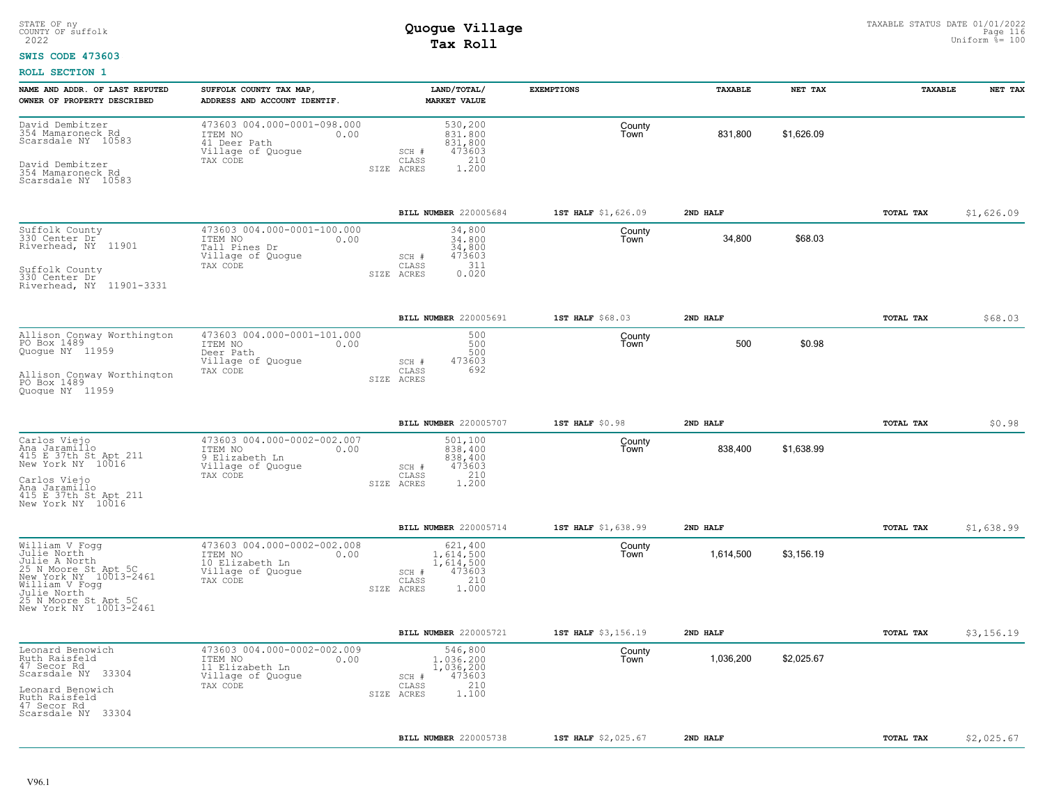STATE OF ny
COUNTY OF suffolk
2022

# Quogue Village Tax Roll

TAXABLE STATUS DATE 01/01/2022
Uniform %= 100

**SWIS CODE 473603**

**ROLL SECTION 1**

| NAME AND ADDR. OF LAST REPUTED OWNER OF PROPERTY DESCRIBED | SUFFOLK COUNTY TAX MAP, ADDRESS AND ACCOUNT IDENTIF. | LAND/TOTAL/ MARKET VALUE | EXEMPTIONS | TAXABLE | NET TAX | TAXABLE | NET TAX |
|---|---|---|---|---|---|---|---|
| David Dembitzer<br>354 Mamaroneck Rd<br>Scarsdale NY 10583<br><br>David Dembitzer<br>354 Mamaroneck Rd<br>Scarsdale NY 10583 | 473603 004.000-0001-098.000<br>ITEM NO 0.00<br>41 Deer Path<br>Village of Quogue<br>TAX CODE | 530,200<br>831,800<br>831,800<br>SCH # 473603<br>CLASS 210<br>SIZE ACRES 1.200 | County<br>Town | 831,800 | $1,626.09 | | |
| | | BILL NUMBER 220005684 | 1ST HALF $1,626.09 | 2ND HALF | | TOTAL TAX | $1,626.09 |
| Suffolk County<br>330 Center Dr<br>Riverhead, NY 11901<br><br>Suffolk County<br>330 Center Dr<br>Riverhead, NY 11901-3331 | 473603 004.000-0001-100.000<br>ITEM NO 0.00<br>Tall Pines Dr<br>Village of Quogue<br>TAX CODE | 34,800<br>34,800<br>34,800<br>SCH # 473603<br>CLASS 311<br>SIZE ACRES 0.020 | County<br>Town | 34,800 | $68.03 | | |
| | | BILL NUMBER 220005691 | 1ST HALF $68.03 | 2ND HALF | | TOTAL TAX | $68.03 |
| Allison Conway Worthington<br>PO Box 1489<br>Quogue NY 11959<br><br>Allison Conway Worthington<br>PO Box 1489<br>Quogue NY 11959 | 473603 004.000-0001-101.000<br>ITEM NO 0.00<br>Deer Path<br>Village of Quogue<br>TAX CODE | 500<br>500<br>500<br>SCH # 473603<br>CLASS 692<br>SIZE ACRES | County<br>Town | 500 | $0.98 | | |
| | | BILL NUMBER 220005707 | 1ST HALF $0.98 | 2ND HALF | | TOTAL TAX | $0.98 |
| Carlos Viejo<br>Ana Jaramillo<br>415 E 37th St Apt 211<br>New York NY 10016<br><br>Carlos Viejo<br>Ana Jaramillo<br>415 E 37th St Apt 211<br>New York NY 10016 | 473603 004.000-0002-002.007<br>ITEM NO 0.00<br>9 Elizabeth Ln<br>Village of Quogue<br>TAX CODE | 501,100<br>838,400<br>838,400<br>SCH # 473603<br>CLASS 210<br>SIZE ACRES 1.200 | County<br>Town | 838,400 | $1,638.99 | | |
| | | BILL NUMBER 220005714 | 1ST HALF $1,638.99 | 2ND HALF | | TOTAL TAX | $1,638.99 |
| William V Fogg<br>Julie North<br>Julie A North<br>25 N Moore St Apt 5C<br>New York NY 10013-2461<br>William V Fogg<br>Julie North<br>25 N Moore St Apt 5C<br>New York NY 10013-2461 | 473603 004.000-0002-002.008<br>ITEM NO 0.00<br>10 Elizabeth Ln<br>Village of Quogue<br>TAX CODE | 621,400<br>1,614,500<br>1,614,500<br>SCH # 473603<br>CLASS 210<br>SIZE ACRES 1.000 | County<br>Town | 1,614,500 | $3,156.19 | | |
| | | BILL NUMBER 220005721 | 1ST HALF $3,156.19 | 2ND HALF | | TOTAL TAX | $3,156.19 |
| Leonard Benowich<br>Ruth Raisfeld<br>47 Secor Rd<br>Scarsdale NY 33304<br><br>Leonard Benowich<br>Ruth Raisfeld<br>47 Secor Rd<br>Scarsdale NY 33304 | 473603 004.000-0002-002.009<br>ITEM NO 0.00<br>11 Elizabeth Ln<br>Village of Quogue<br>TAX CODE | 546,800<br>1,036,200<br>1,036,200<br>SCH # 473603<br>CLASS 210<br>SIZE ACRES 1.100 | County<br>Town | 1,036,200 | $2,025.67 | | |
| | | BILL NUMBER 220005738 | 1ST HALF $2,025.67 | 2ND HALF | | TOTAL TAX | $2,025.67 |

V96.1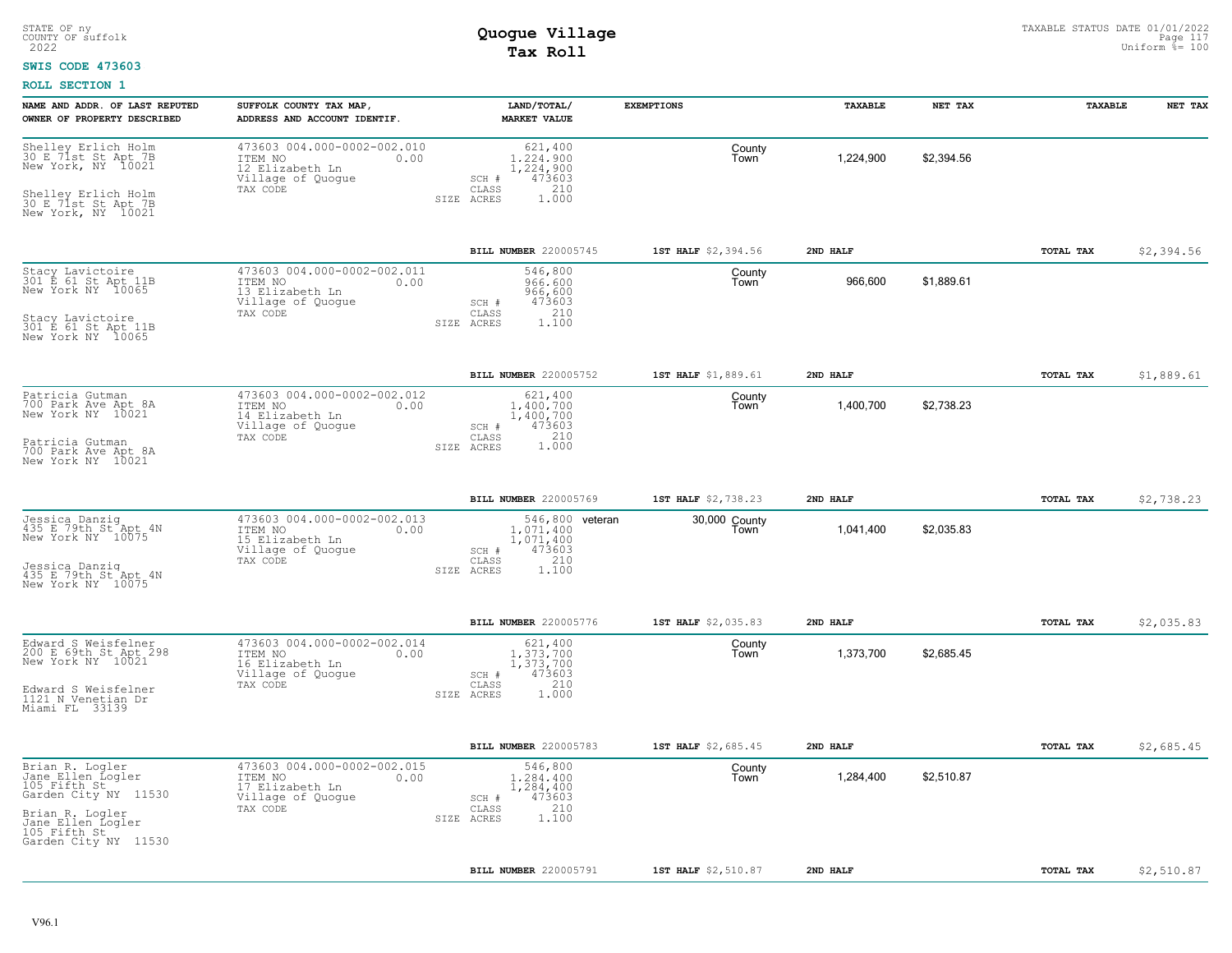STATE OF ny
COUNTY OF suffolk
2022

# Quogue Village
## Tax Roll

TAXABLE STATUS DATE 01/01/2022
Uniform %= 100

**SWIS CODE 473603**

**ROLL SECTION 1**

| NAME AND ADDR. OF LAST REPUTED OWNER OF PROPERTY DESCRIBED | SUFFOLK COUNTY TAX MAP, ADDRESS AND ACCOUNT IDENTIF. | LAND/TOTAL/ MARKET VALUE | EXEMPTIONS | | TAXABLE | NET TAX | TAXABLE | NET TAX |
|---|---|---|---|---|---|---|---|---|
| Shelley Erlich Holm<br>30 E 71st St Apt 7B<br>New York, NY 10021<br><br>Shelley Erlich Holm<br>30 E 71st St Apt 7B<br>New York, NY 10021 | 473603 004.000-0002-002.010<br>ITEM NO 0.00<br>12 Elizabeth Ln<br>Village of Quogue<br>TAX CODE | 621,400<br>1,224,900<br>1,224,900<br>SCH # 473603<br>CLASS 210<br>SIZE ACRES 1.000 | | County<br>Town | 1,224,900 | $2,394.56 | | |
| | | BILL NUMBER 220005745 | 1ST HALF $2,394.56 | | 2ND HALF | | TOTAL TAX | $2,394.56 |
| Stacy Lavictoire<br>301 E 61 St Apt 11B<br>New York NY 10065<br><br>Stacy Lavictoire<br>301 E 61 St Apt 11B<br>New York NY 10065 | 473603 004.000-0002-002.011<br>ITEM NO 0.00<br>13 Elizabeth Ln<br>Village of Quogue<br>TAX CODE | 546,800<br>966,600<br>966,600<br>SCH # 473603<br>CLASS 210<br>SIZE ACRES 1.100 | | County<br>Town | 966,600 | $1,889.61 | | |
| | | BILL NUMBER 220005752 | 1ST HALF $1,889.61 | | 2ND HALF | | TOTAL TAX | $1,889.61 |
| Patricia Gutman<br>700 Park Ave Apt 8A<br>New York NY 10021<br><br>Patricia Gutman<br>700 Park Ave Apt 8A<br>New York NY 10021 | 473603 004.000-0002-002.012<br>ITEM NO 0.00<br>14 Elizabeth Ln<br>Village of Quogue<br>TAX CODE | 621,400<br>1,400,700<br>1,400,700<br>SCH # 473603<br>CLASS 210<br>SIZE ACRES 1.000 | | County<br>Town | 1,400,700 | $2,738.23 | | |
| | | BILL NUMBER 220005769 | 1ST HALF $2,738.23 | | 2ND HALF | | TOTAL TAX | $2,738.23 |
| Jessica Danzig<br>435 E 79th St Apt 4N<br>New York NY 10075<br><br>Jessica Danzig<br>435 E 79th St Apt 4N<br>New York NY 10075 | 473603 004.000-0002-002.013<br>ITEM NO 0.00<br>15 Elizabeth Ln<br>Village of Quogue<br>TAX CODE | 546,800<br>1,071,400<br>1,071,400<br>SCH # 473603<br>CLASS 210<br>SIZE ACRES 1.100 | veteran 30,000 | County<br>Town | 1,041,400 | $2,035.83 | | |
| | | BILL NUMBER 220005776 | 1ST HALF $2,035.83 | | 2ND HALF | | TOTAL TAX | $2,035.83 |
| Edward S Weisfelner<br>200 E 69th St Apt 298<br>New York NY 10021<br><br>Edward S Weisfelner<br>1121 N Venetian Dr<br>Miami FL 33139 | 473603 004.000-0002-002.014<br>ITEM NO 0.00<br>16 Elizabeth Ln<br>Village of Quogue<br>TAX CODE | 621,400<br>1,373,700<br>1,373,700<br>SCH # 473603<br>CLASS 210<br>SIZE ACRES 1.000 | | County<br>Town | 1,373,700 | $2,685.45 | | |
| | | BILL NUMBER 220005783 | 1ST HALF $2,685.45 | | 2ND HALF | | TOTAL TAX | $2,685.45 |
| Brian R. Logler<br>Jane Ellen Logler<br>105 Fifth St<br>Garden City NY 11530<br><br>Brian R. Logler<br>Jane Ellen Logler<br>105 Fifth St<br>Garden City NY 11530 | 473603 004.000-0002-002.015<br>ITEM NO 0.00<br>17 Elizabeth Ln<br>Village of Quogue<br>TAX CODE | 546,800<br>1,284,400<br>1,284,400<br>SCH # 473603<br>CLASS 210<br>SIZE ACRES 1.100 | | County<br>Town | 1,284,400 | $2,510.87 | | |
| | | BILL NUMBER 220005791 | 1ST HALF $2,510.87 | | 2ND HALF | | TOTAL TAX | $2,510.87 |

V96.1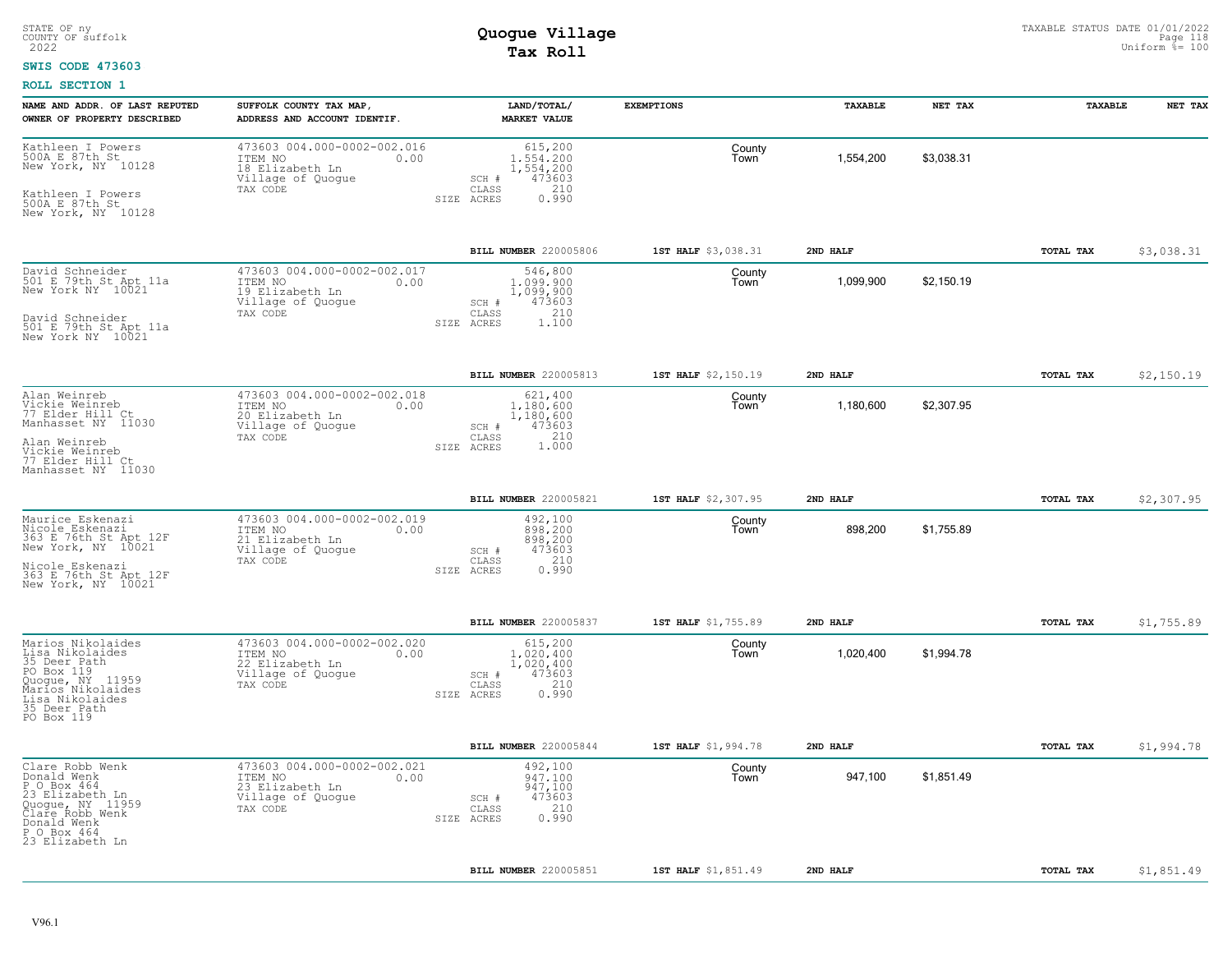STATE OF ny
COUNTY OF suffolk
2022

# Quogue Village
## Tax Roll

TAXABLE STATUS DATE 01/01/2022
Uniform %= 100

**SWIS CODE 473603**

**ROLL SECTION 1**

| NAME AND ADDR. OF LAST REPUTED OWNER OF PROPERTY DESCRIBED | SUFFOLK COUNTY TAX MAP, ADDRESS AND ACCOUNT IDENTIF. | LAND/TOTAL/ MARKET VALUE | EXEMPTIONS | TAXABLE | NET TAX | TAXABLE | NET TAX |
|---|---|---|---|---|---|---|---|
| Kathleen I Powers<br>500A E 87th St<br>New York, NY 10128<br><br>Kathleen I Powers<br>500A E 87th St<br>New York, NY 10128 | 473603 004.000-0002-002.016<br>ITEM NO 0.00<br>18 Elizabeth Ln<br>Village of Quogue<br>TAX CODE | 615,200<br>1,554,200<br>1,554,200<br>SCH # 473603<br>CLASS 210<br>SIZE ACRES 0.990 | County<br>Town | 1,554,200 | $3,038.31 | | |
| | | **BILL NUMBER** 220005806 | **1ST HALF** $3,038.31 | **2ND HALF** | | **TOTAL TAX** | $3,038.31 |
| David Schneider<br>501 E 79th St Apt 11a<br>New York NY 10021<br><br>David Schneider<br>501 E 79th St Apt 11a<br>New York NY 10021 | 473603 004.000-0002-002.017<br>ITEM NO 0.00<br>19 Elizabeth Ln<br>Village of Quogue<br>TAX CODE | 546,800<br>1,099,900<br>1,099,900<br>SCH # 473603<br>CLASS 210<br>SIZE ACRES 1.100 | County<br>Town | 1,099,900 | $2,150.19 | | |
| | | **BILL NUMBER** 220005813 | **1ST HALF** $2,150.19 | **2ND HALF** | | **TOTAL TAX** | $2,150.19 |
| Alan Weinreb<br>Vickie Weinreb<br>77 Elder Hill Ct<br>Manhasset NY 11030<br><br>Alan Weinreb<br>Vickie Weinreb<br>77 Elder Hill Ct<br>Manhasset NY 11030 | 473603 004.000-0002-002.018<br>ITEM NO 0.00<br>20 Elizabeth Ln<br>Village of Quogue<br>TAX CODE | 621,400<br>1,180,600<br>1,180,600<br>SCH # 473603<br>CLASS 210<br>SIZE ACRES 1.000 | County<br>Town | 1,180,600 | $2,307.95 | | |
| | | **BILL NUMBER** 220005821 | **1ST HALF** $2,307.95 | **2ND HALF** | | **TOTAL TAX** | $2,307.95 |
| Maurice Eskenazi<br>Nicole Eskenazi<br>363 E 76th St Apt 12F<br>New York, NY 10021<br><br>Nicole Eskenazi<br>363 E 76th St Apt 12F<br>New York, NY 10021 | 473603 004.000-0002-002.019<br>ITEM NO 0.00<br>21 Elizabeth Ln<br>Village of Quogue<br>TAX CODE | 492,100<br>898,200<br>898,200<br>SCH # 473603<br>CLASS 210<br>SIZE ACRES 0.990 | County<br>Town | 898,200 | $1,755.89 | | |
| | | **BILL NUMBER** 220005837 | **1ST HALF** $1,755.89 | **2ND HALF** | | **TOTAL TAX** | $1,755.89 |
| Marios Nikolaides<br>Lisa Nikolaides<br>35 Deer Path<br>PO Box 119<br>Quogue, NY 11959<br>Marios Nikolaides<br>Lisa Nikolaides<br>35 Deer Path<br>PO Box 119 | 473603 004.000-0002-002.020<br>ITEM NO 0.00<br>22 Elizabeth Ln<br>Village of Quogue<br>TAX CODE | 615,200<br>1,020,400<br>1,020,400<br>SCH # 473603<br>CLASS 210<br>SIZE ACRES 0.990 | County<br>Town | 1,020,400 | $1,994.78 | | |
| | | **BILL NUMBER** 220005844 | **1ST HALF** $1,994.78 | **2ND HALF** | | **TOTAL TAX** | $1,994.78 |
| Clare Robb Wenk<br>Donald Wenk<br>P O Box 464<br>23 Elizabeth Ln<br>Quogue, NY 11959<br>Clare Robb Wenk<br>Donald Wenk<br>P O Box 464<br>23 Elizabeth Ln | 473603 004.000-0002-002.021<br>ITEM NO 0.00<br>23 Elizabeth Ln<br>Village of Quogue<br>TAX CODE | 492,100<br>947,100<br>947,100<br>SCH # 473603<br>CLASS 210<br>SIZE ACRES 0.990 | County<br>Town | 947,100 | $1,851.49 | | |
| | | **BILL NUMBER** 220005851 | **1ST HALF** $1,851.49 | **2ND HALF** | | **TOTAL TAX** | $1,851.49 |

V96.1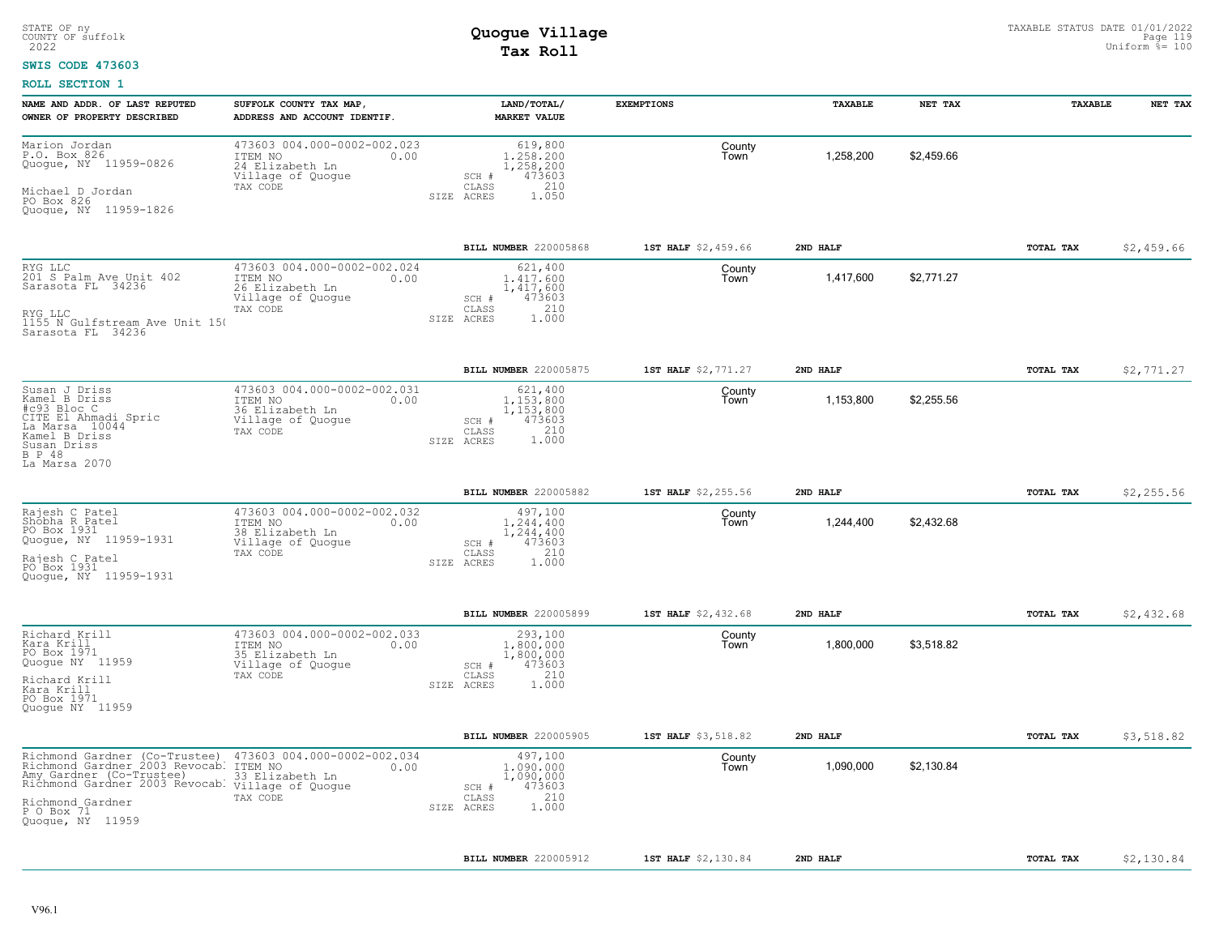STATE OF ny
COUNTY OF suffolk
2022

# Quogue Village
## Tax Roll

TAXABLE STATUS DATE 01/01/2022
Uniform %= 100

**SWIS CODE 473603**

**ROLL SECTION 1**

| NAME AND ADDR. OF LAST REPUTED OWNER OF PROPERTY DESCRIBED | SUFFOLK COUNTY TAX MAP, ADDRESS AND ACCOUNT IDENTIF. | LAND/TOTAL/ MARKET VALUE | EXEMPTIONS | TAXABLE | NET TAX | TAXABLE | NET TAX |
|---|---|---|---|---|---|---|---|
| Marion Jordan<br>P.O. Box 826<br>Quogue, NY 11959-0826<br><br>Michael D Jordan<br>PO Box 826<br>Quogue, NY 11959-1826 | 473603 004.000-0002-002.023<br>ITEM NO 0.00<br>24 Elizabeth Ln<br>Village of Quogue<br>TAX CODE | 619,800<br>1,258,200<br>1,258,200<br>SCH # 473603<br>CLASS 210<br>SIZE ACRES 1.050 | County<br>Town | 1,258,200 | $2,459.66 | | |
| | | BILL NUMBER 220005868 | 1ST HALF $2,459.66 | 2ND HALF | | TOTAL TAX | $2,459.66 |
| RYG LLC<br>201 S Palm Ave Unit 402<br>Sarasota FL 34236<br><br>RYG LLC<br>1155 N Gulfstream Ave Unit 15(<br>Sarasota FL 34236 | 473603 004.000-0002-002.024<br>ITEM NO 0.00<br>26 Elizabeth Ln<br>Village of Quogue<br>TAX CODE | 621,400<br>1,417,600<br>1,417,600<br>SCH # 473603<br>CLASS 210<br>SIZE ACRES 1.000 | County<br>Town | 1,417,600 | $2,771.27 | | |
| | | BILL NUMBER 220005875 | 1ST HALF $2,771.27 | 2ND HALF | | TOTAL TAX | $2,771.27 |
| Susan J Driss<br>Kamel B Driss<br>#c93 Bloc C<br>CITE El Ahmadi Spric<br>La Marsa 10044<br>Kamel B Driss<br>Susan Driss<br>B P 48<br>La Marsa 2070 | 473603 004.000-0002-002.031<br>ITEM NO 0.00<br>36 Elizabeth Ln<br>Village of Quogue<br>TAX CODE | 621,400<br>1,153,800<br>1,153,800<br>SCH # 473603<br>CLASS 210<br>SIZE ACRES 1.000 | County<br>Town | 1,153,800 | $2,255.56 | | |
| | | BILL NUMBER 220005882 | 1ST HALF $2,255.56 | 2ND HALF | | TOTAL TAX | $2,255.56 |
| Rajesh C Patel<br>Shobha R Patel<br>PO Box 1931<br>Quogue, NY 11959-1931<br><br>Rajesh C Patel<br>PO Box 1931<br>Quogue, NY 11959-1931 | 473603 004.000-0002-002.032<br>ITEM NO 0.00<br>38 Elizabeth Ln<br>Village of Quogue<br>TAX CODE | 497,100<br>1,244,400<br>1,244,400<br>SCH # 473603<br>CLASS 210<br>SIZE ACRES 1.000 | County<br>Town | 1,244,400 | $2,432.68 | | |
| | | BILL NUMBER 220005899 | 1ST HALF $2,432.68 | 2ND HALF | | TOTAL TAX | $2,432.68 |
| Richard Krill<br>Kara Krill<br>PO Box 1971<br>Quogue NY 11959<br><br>Richard Krill<br>Kara Krill<br>PO Box 1971<br>Quogue NY 11959 | 473603 004.000-0002-002.033<br>ITEM NO 0.00<br>35 Elizabeth Ln<br>Village of Quogue<br>TAX CODE | 293,100<br>1,800,000<br>1,800,000<br>SCH # 473603<br>CLASS 210<br>SIZE ACRES 1.000 | County<br>Town | 1,800,000 | $3,518.82 | | |
| | | BILL NUMBER 220005905 | 1ST HALF $3,518.82 | 2ND HALF | | TOTAL TAX | $3,518.82 |
| Richmond Gardner (Co-Trustee)<br>Richmond Gardner 2003 Revocab.<br>Amy Gardner (Co-Trustee)<br>Richmond Gardner 2003 Revocab.<br><br>Richmond Gardner<br>P O Box 71<br>Quogue, NY 11959 | 473603 004.000-0002-002.034<br>ITEM NO 0.00<br>33 Elizabeth Ln<br>Village of Quogue<br>TAX CODE | 497,100<br>1,090,000<br>1,090,000<br>SCH # 473603<br>CLASS 210<br>SIZE ACRES 1.000 | County<br>Town | 1,090,000 | $2,130.84 | | |
| | | BILL NUMBER 220005912 | 1ST HALF $2,130.84 | 2ND HALF | | TOTAL TAX | $2,130.84 |

V96.1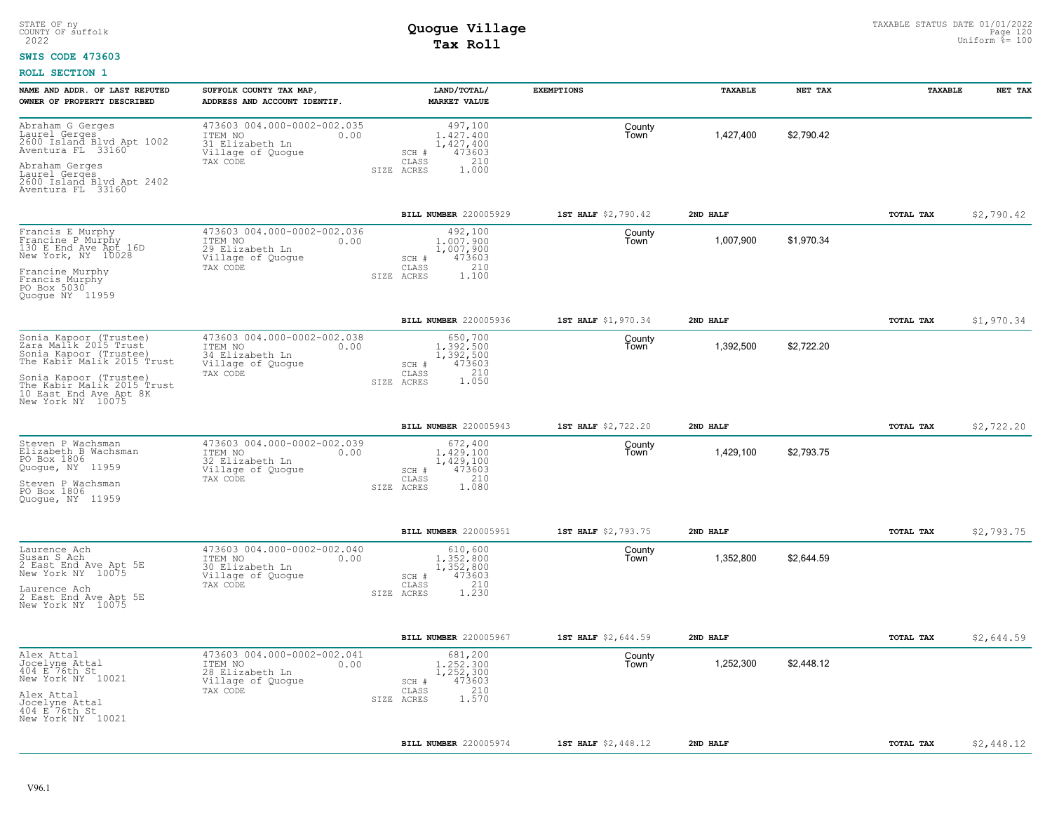STATE OF ny
COUNTY OF suffolk
2022

# Quogue Village
## Tax Roll

TAXABLE STATUS DATE 01/01/2022
Uniform %= 100

**SWIS CODE 473603**

**ROLL SECTION 1**

| NAME AND ADDR. OF LAST REPUTED OWNER OF PROPERTY DESCRIBED | SUFFOLK COUNTY TAX MAP, ADDRESS AND ACCOUNT IDENTIF. | LAND/TOTAL/ MARKET VALUE | EXEMPTIONS | | TAXABLE | NET TAX | TAXABLE | NET TAX |
|---|---|---|---|---|---|---|---|---|
| Abraham G Gerges<br>Laurel Gerges<br>2600 Island Blvd Apt 1002<br>Aventura FL 33160<br><br>Abraham Gerges<br>Laurel Gerges<br>2600 Island Blvd Apt 2402<br>Aventura FL 33160 | 473603 004.000-0002-002.035<br>ITEM NO 0.00<br>31 Elizabeth Ln<br>Village of Quogue<br>TAX CODE | 497,100<br>1,427,400<br>1,427,400<br>SCH # 473603<br>CLASS 210<br>SIZE ACRES 1.000 | | County<br>Town | 1,427,400 | $2,790.42 | | |
| | | BILL NUMBER 220005929 | 1ST HALF $2,790.42 | | 2ND HALF | | TOTAL TAX | $2,790.42 |
| Francis E Murphy<br>Francine P Murphy<br>130 E End Ave Apt 16D<br>New York, NY 10028<br><br>Francine Murphy<br>Francis Murphy<br>PO Box 5030<br>Quogue NY 11959 | 473603 004.000-0002-002.036<br>ITEM NO 0.00<br>29 Elizabeth Ln<br>Village of Quogue<br>TAX CODE | 492,100<br>1,007,900<br>1,007,900<br>SCH # 473603<br>CLASS 210<br>SIZE ACRES 1.100 | | County<br>Town | 1,007,900 | $1,970.34 | | |
| | | BILL NUMBER 220005936 | 1ST HALF $1,970.34 | | 2ND HALF | | TOTAL TAX | $1,970.34 |
| Sonia Kapoor (Trustee)<br>Zara Malik 2015 Trust<br>Sonia Kapoor (Trustee)<br>The Kabir Malik 2015 Trust<br><br>Sonia Kapoor (Trustee)<br>The Kabir Malik 2015 Trust<br>10 East End Ave Apt 8K<br>New York NY 10075 | 473603 004.000-0002-002.038<br>ITEM NO 0.00<br>34 Elizabeth Ln<br>Village of Quogue<br>TAX CODE | 650,700<br>1,392,500<br>1,392,500<br>SCH # 473603<br>CLASS 210<br>SIZE ACRES 1.050 | | County<br>Town | 1,392,500 | $2,722.20 | | |
| | | BILL NUMBER 220005943 | 1ST HALF $2,722.20 | | 2ND HALF | | TOTAL TAX | $2,722.20 |
| Steven P Wachsman<br>Elizabeth B Wachsman<br>PO Box 1806<br>Quogue, NY 11959<br><br>Steven P Wachsman<br>PO Box 1806<br>Quogue, NY 11959 | 473603 004.000-0002-002.039<br>ITEM NO 0.00<br>32 Elizabeth Ln<br>Village of Quogue<br>TAX CODE | 672,400<br>1,429,100<br>1,429,100<br>SCH # 473603<br>CLASS 210<br>SIZE ACRES 1.080 | | County<br>Town | 1,429,100 | $2,793.75 | | |
| | | BILL NUMBER 220005951 | 1ST HALF $2,793.75 | | 2ND HALF | | TOTAL TAX | $2,793.75 |
| Laurence Ach<br>Susan S Ach<br>2 East End Ave Apt 5E<br>New York NY 10075<br><br>Laurence Ach<br>2 East End Ave Apt 5E<br>New York NY 10075 | 473603 004.000-0002-002.040<br>ITEM NO 0.00<br>30 Elizabeth Ln<br>Village of Quogue<br>TAX CODE | 610,600<br>1,352,800<br>1,352,800<br>SCH # 473603<br>CLASS 210<br>SIZE ACRES 1.230 | | County<br>Town | 1,352,800 | $2,644.59 | | |
| | | BILL NUMBER 220005967 | 1ST HALF $2,644.59 | | 2ND HALF | | TOTAL TAX | $2,644.59 |
| Alex Attal<br>Jocelyne Attal<br>404 E 76th St<br>New York NY 10021<br><br>Alex Attal<br>Jocelyne Attal<br>404 E 76th St<br>New York NY 10021 | 473603 004.000-0002-002.041<br>ITEM NO 0.00<br>28 Elizabeth Ln<br>Village of Quogue<br>TAX CODE | 681,200<br>1,252,300<br>1,252,300<br>SCH # 473603<br>CLASS 210<br>SIZE ACRES 1.570 | | County<br>Town | 1,252,300 | $2,448.12 | | |
| | | BILL NUMBER 220005974 | 1ST HALF $2,448.12 | | 2ND HALF | | TOTAL TAX | $2,448.12 |

V96.1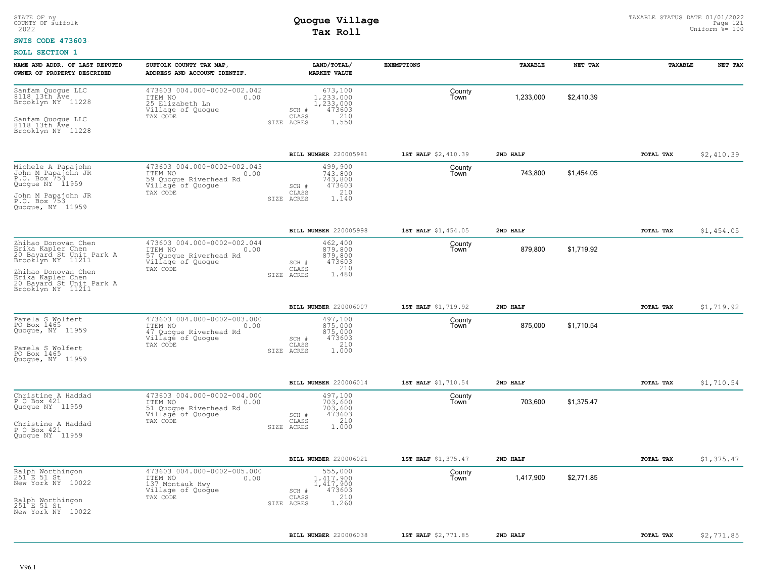STATE OF ny
COUNTY OF suffolk
2022

# Quogue Village
## Tax Roll

TAXABLE STATUS DATE 01/01/2022
Uniform %= 100

**SWIS CODE 473603**

**ROLL SECTION 1**

| NAME AND ADDR. OF LAST REPUTED OWNER OF PROPERTY DESCRIBED | SUFFOLK COUNTY TAX MAP, ADDRESS AND ACCOUNT IDENTIF. | LAND/TOTAL/ MARKET VALUE | EXEMPTIONS | TAXABLE | NET TAX | TAXABLE | NET TAX |
|---|---|---|---|---|---|---|---|
| Sanfam Quogue LLC<br>8118 13th Ave<br>Brooklyn NY 11228<br><br>Sanfam Quogue LLC<br>8118 13th Ave<br>Brooklyn NY 11228 | 473603 004.000-0002-002.042<br>ITEM NO 0.00<br>25 Elizabeth Ln<br>Village of Quogue<br>TAX CODE | 673,100<br>1,233,000<br>1,233,000<br>SCH # 473603<br>CLASS 210<br>SIZE ACRES 1.550 | County<br>Town | 1,233,000 | $2,410.39 | | |
| | | **BILL NUMBER** 220005981 | **1ST HALF** $2,410.39 | **2ND HALF** | | **TOTAL TAX** | $2,410.39 |
| Michele A Papajohn<br>John M Papajohn JR<br>P.O. Box 753<br>Quogue NY 11959<br><br>John M Papajohn JR<br>P.O. Box 753<br>Quogue, NY 11959 | 473603 004.000-0002-002.043<br>ITEM NO 0.00<br>59 Quogue Riverhead Rd<br>Village of Quogue<br>TAX CODE | 499,900<br>743,800<br>743,800<br>SCH # 473603<br>CLASS 210<br>SIZE ACRES 1.140 | County<br>Town | 743,800 | $1,454.05 | | |
| | | **BILL NUMBER** 220005998 | **1ST HALF** $1,454.05 | **2ND HALF** | | **TOTAL TAX** | $1,454.05 |
| Zhihao Donovan Chen<br>Erika Kapler Chen<br>20 Bayard St Unit Park A<br>Brooklyn NY 11211<br><br>Zhihao Donovan Chen<br>Erika Kapler Chen<br>20 Bayard St Unit Park A<br>Brooklyn NY 11211 | 473603 004.000-0002-002.044<br>ITEM NO 0.00<br>57 Quogue Riverhead Rd<br>Village of Quogue<br>TAX CODE | 462,400<br>879,800<br>879,800<br>SCH # 473603<br>CLASS 210<br>SIZE ACRES 1.480 | County<br>Town | 879,800 | $1,719.92 | | |
| | | **BILL NUMBER** 220006007 | **1ST HALF** $1,719.92 | **2ND HALF** | | **TOTAL TAX** | $1,719.92 |
| Pamela S Wolfert<br>PO Box 1465<br>Quogue, NY 11959<br><br>Pamela S Wolfert<br>PO Box 1465<br>Quogue, NY 11959 | 473603 004.000-0002-003.000<br>ITEM NO 0.00<br>47 Quogue Riverhead Rd<br>Village of Quogue<br>TAX CODE | 497,100<br>875,000<br>875,000<br>SCH # 473603<br>CLASS 210<br>SIZE ACRES 1.000 | County<br>Town | 875,000 | $1,710.54 | | |
| | | **BILL NUMBER** 220006014 | **1ST HALF** $1,710.54 | **2ND HALF** | | **TOTAL TAX** | $1,710.54 |
| Christine A Haddad<br>P O Box 421<br>Quogue NY 11959<br><br>Christine A Haddad<br>P O Box 421<br>Quogue NY 11959 | 473603 004.000-0002-004.000<br>ITEM NO 0.00<br>51 Quogue Riverhead Rd<br>Village of Quogue<br>TAX CODE | 497,100<br>703,600<br>703,600<br>SCH # 473603<br>CLASS 210<br>SIZE ACRES 1.000 | County<br>Town | 703,600 | $1,375.47 | | |
| | | **BILL NUMBER** 220006021 | **1ST HALF** $1,375.47 | **2ND HALF** | | **TOTAL TAX** | $1,375.47 |
| Ralph Worthingon<br>251 E 51 St<br>New York NY 10022<br><br>Ralph Worthingon<br>251 E 51 St<br>New York NY 10022 | 473603 004.000-0002-005.000<br>ITEM NO 0.00<br>137 Montauk Hwy<br>Village of Quogue<br>TAX CODE | 555,000<br>1,417,900<br>1,417,900<br>SCH # 473603<br>CLASS 210<br>SIZE ACRES 1.260 | County<br>Town | 1,417,900 | $2,771.85 | | |
| | | **BILL NUMBER** 220006038 | **1ST HALF** $2,771.85 | **2ND HALF** | | **TOTAL TAX** | $2,771.85 |

V96.1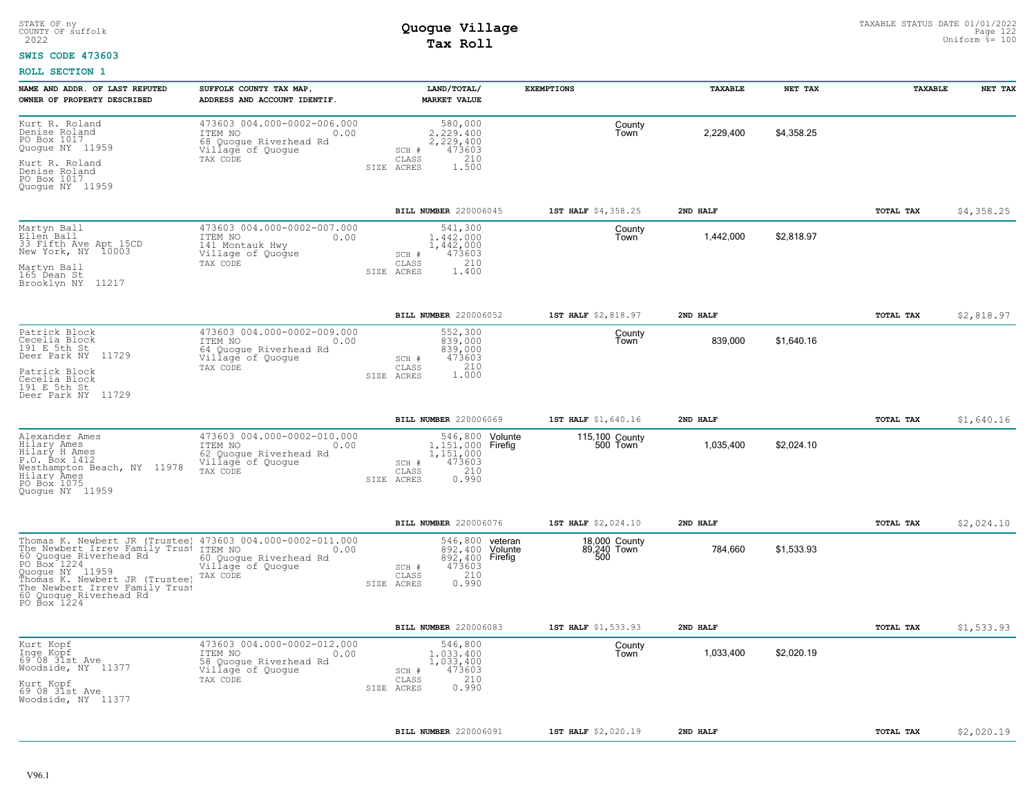STATE OF ny
COUNTY OF suffolk
2022

# Quogue Village
## Tax Roll

TAXABLE STATUS DATE 01/01/2022
Uniform %= 100

**SWIS CODE 473603**

**ROLL SECTION 1**

| NAME AND ADDR. OF LAST REPUTED OWNER OF PROPERTY DESCRIBED | SUFFOLK COUNTY TAX MAP, ADDRESS AND ACCOUNT IDENTIF. | LAND/TOTAL/ MARKET VALUE | EXEMPTIONS | | TAXABLE | NET TAX | TAXABLE | NET TAX |
|---|---|---|---|---|---|---|---|---|
| Kurt R. Roland<br>Denise Roland<br>PO Box 1017<br>Quogue NY 11959<br>Kurt R. Roland<br>Denise Roland<br>PO Box 1017<br>Quogue NY 11959 | 473603 004.000-0002-006.000<br>ITEM NO 0.00<br>68 Quogue Riverhead Rd<br>Village of Quogue<br>TAX CODE | 580,000<br>2,229,400<br>2,229,400<br>SCH # 473603<br>CLASS 210<br>SIZE ACRES 1.500 | | County<br>Town | 2,229,400 | $4,358.25 | | |
| | | BILL NUMBER 220006045 | 1ST HALF $4,358.25 | | 2ND HALF | | TOTAL TAX | $4,358.25 |
| Martyn Ball<br>Ellen Ball<br>33 Fifth Ave Apt 15CD<br>New York, NY 10003<br>Martyn Ball<br>165 Dean St<br>Brooklyn NY 11217 | 473603 004.000-0002-007.000<br>ITEM NO 0.00<br>141 Montauk Hwy<br>Village of Quogue<br>TAX CODE | 541,300<br>1,442,000<br>1,442,000<br>SCH # 473603<br>CLASS 210<br>SIZE ACRES 1.400 | | County<br>Town | 1,442,000 | $2,818.97 | | |
| | | BILL NUMBER 220006052 | 1ST HALF $2,818.97 | | 2ND HALF | | TOTAL TAX | $2,818.97 |
| Patrick Block<br>Cecelia Block<br>191 E 5th St<br>Deer Park NY 11729<br>Patrick Block<br>Cecelia Block<br>191 E 5th St<br>Deer Park NY 11729 | 473603 004.000-0002-009.000<br>ITEM NO 0.00<br>64 Quogue Riverhead Rd<br>Village of Quogue<br>TAX CODE | 552,300<br>839,000<br>839,000<br>SCH # 473603<br>CLASS 210<br>SIZE ACRES 1.000 | | County<br>Town | 839,000 | $1,640.16 | | |
| | | BILL NUMBER 220006069 | 1ST HALF $1,640.16 | | 2ND HALF | | TOTAL TAX | $1,640.16 |
| Alexander Ames<br>Hilary Ames<br>Hilary H Ames<br>P.O. Box 1412<br>Westhampton Beach, NY 11978<br>Hilary Ames<br>PO Box 1075<br>Quogue NY 11959 | 473603 004.000-0002-010.000<br>ITEM NO 0.00<br>62 Quogue Riverhead Rd<br>Village of Quogue<br>TAX CODE | 546,800<br>1,151,000<br>1,151,000<br>SCH # 473603<br>CLASS 210<br>SIZE ACRES 0.990 | Volunte 115,100<br>Firefig 500 | County<br>Town | 1,035,400 | $2,024.10 | | |
| | | BILL NUMBER 220006076 | 1ST HALF $2,024.10 | | 2ND HALF | | TOTAL TAX | $2,024.10 |
| Thomas K. Newbert JR (Trustee)<br>The Newbert Irrev Family Trust<br>60 Quogue Riverhead Rd<br>PO Box 1224<br>Quogue NY 11959<br>Thomas K. Newbert JR (Trustee)<br>The Newbert Irrev Family Trust<br>60 Quogue Riverhead Rd<br>PO Box 1224 | 473603 004.000-0002-011.000<br>ITEM NO 0.00<br>60 Quogue Riverhead Rd<br>Village of Quogue<br>TAX CODE | 546,800<br>892,400<br>892,400<br>SCH # 473603<br>CLASS 210<br>SIZE ACRES 0.990 | veteran 18,000<br>Volunte 89,240<br>Firefig 500 | County<br>Town | 784,660 | $1,533.93 | | |
| | | BILL NUMBER 220006083 | 1ST HALF $1,533.93 | | 2ND HALF | | TOTAL TAX | $1,533.93 |
| Kurt Kopf<br>Inge Kopf<br>69 08 31st Ave<br>Woodside, NY 11377<br>Kurt Kopf<br>69 08 31st Ave<br>Woodside, NY 11377 | 473603 004.000-0002-012.000<br>ITEM NO 0.00<br>58 Quogue Riverhead Rd<br>Village of Quogue<br>TAX CODE | 546,800<br>1,033,400<br>1,033,400<br>SCH # 473603<br>CLASS 210<br>SIZE ACRES 0.990 | | County<br>Town | 1,033,400 | $2,020.19 | | |
| | | BILL NUMBER 220006091 | 1ST HALF $2,020.19 | | 2ND HALF | | TOTAL TAX | $2,020.19 |

V96.1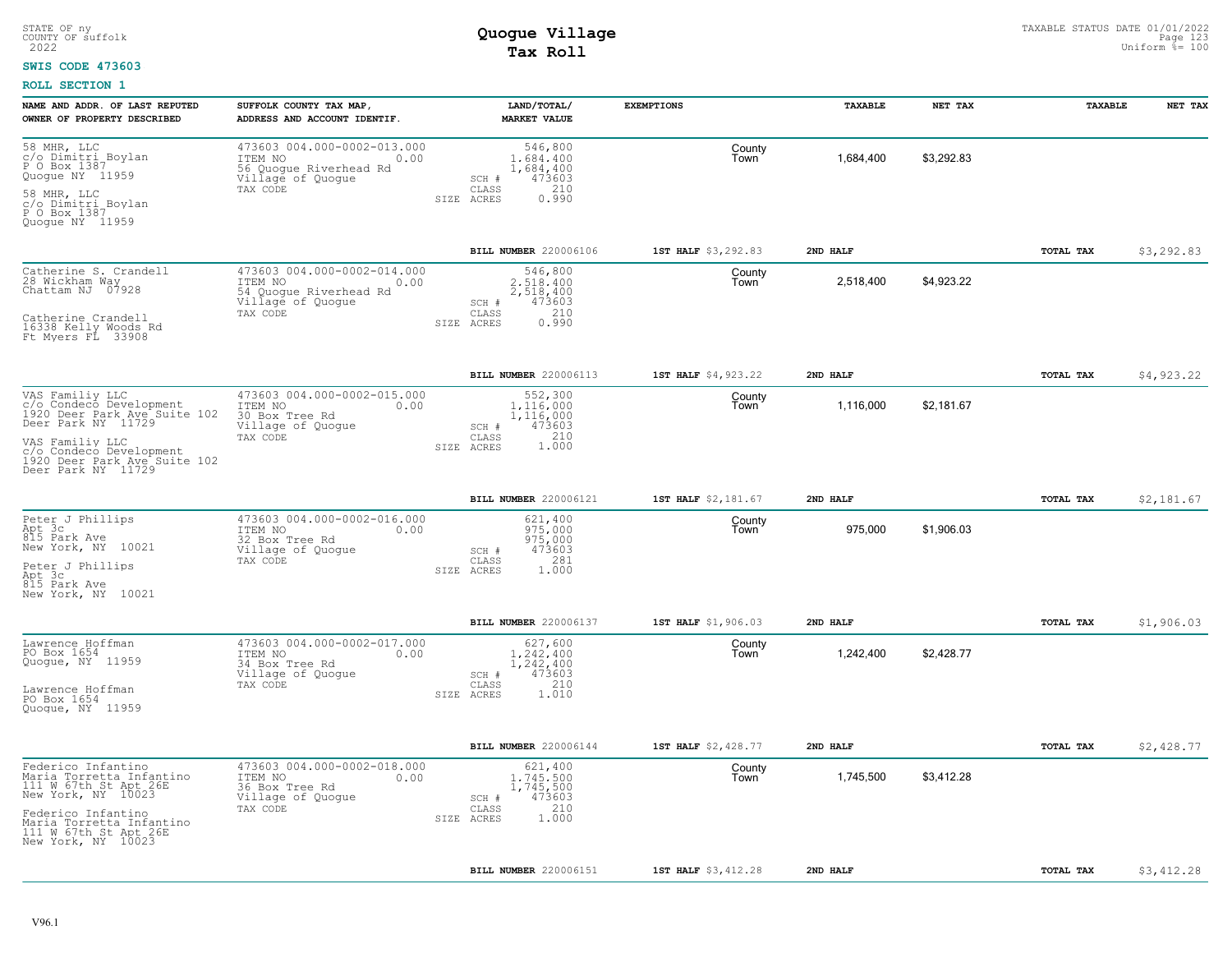STATE OF ny
COUNTY OF suffolk
2022

# Quogue Village
## Tax Roll

TAXABLE STATUS DATE 01/01/2022
Uniform %= 100

**SWIS CODE 473603**

**ROLL SECTION 1**

| NAME AND ADDR. OF LAST REPUTED OWNER OF PROPERTY DESCRIBED | SUFFOLK COUNTY TAX MAP, ADDRESS AND ACCOUNT IDENTIF. | LAND/TOTAL/ MARKET VALUE | EXEMPTIONS | TAXABLE | NET TAX | TAXABLE | NET TAX |
|---|---|---|---|---|---|---|---|
| 58 MHR, LLC<br>c/o Dimitri Boylan<br>P O Box 1387<br>Quogue NY 11959<br><br>58 MHR, LLC<br>c/o Dimitri Boylan<br>P O Box 1387<br>Quogue NY 11959 | 473603 004.000-0002-013.000<br>ITEM NO 0.00<br>56 Quogue Riverhead Rd<br>Village of Quogue<br>TAX CODE | 546,800<br>1,684,400<br>1,684,400<br>SCH # 473603<br>CLASS 210<br>SIZE ACRES 0.990 | County<br>Town | 1,684,400 | $3,292.83 | | |
| | | **BILL NUMBER** 220006106 | **1ST HALF** $3,292.83 | **2ND HALF** | | **TOTAL TAX** | $3,292.83 |
| Catherine S. Crandell<br>28 Wickham Way<br>Chattam NJ 07928<br><br>Catherine Crandell<br>16338 Kelly Woods Rd<br>Ft Myers FL 33908 | 473603 004.000-0002-014.000<br>ITEM NO 0.00<br>54 Quogue Riverhead Rd<br>Village of Quogue<br>TAX CODE | 546,800<br>2,518,400<br>2,518,400<br>SCH # 473603<br>CLASS 210<br>SIZE ACRES 0.990 | County<br>Town | 2,518,400 | $4,923.22 | | |
| | | **BILL NUMBER** 220006113 | **1ST HALF** $4,923.22 | **2ND HALF** | | **TOTAL TAX** | $4,923.22 |
| VAS Familiy LLC<br>c/o Condeco Development<br>1920 Deer Park Ave Suite 102<br>Deer Park NY 11729<br><br>VAS Familiy LLC<br>c/o Condeco Development<br>1920 Deer Park Ave Suite 102<br>Deer Park NY 11729 | 473603 004.000-0002-015.000<br>ITEM NO 0.00<br>30 Box Tree Rd<br>Village of Quogue<br>TAX CODE | 552,300<br>1,116,000<br>1,116,000<br>SCH # 473603<br>CLASS 210<br>SIZE ACRES 1.000 | County<br>Town | 1,116,000 | $2,181.67 | | |
| | | **BILL NUMBER** 220006121 | **1ST HALF** $2,181.67 | **2ND HALF** | | **TOTAL TAX** | $2,181.67 |
| Peter J Phillips<br>Apt 3c<br>815 Park Ave<br>New York, NY 10021<br><br>Peter J Phillips<br>Apt 3c<br>815 Park Ave<br>New York, NY 10021 | 473603 004.000-0002-016.000<br>ITEM NO 0.00<br>32 Box Tree Rd<br>Village of Quogue<br>TAX CODE | 621,400<br>975,000<br>975,000<br>SCH # 473603<br>CLASS 281<br>SIZE ACRES 1.000 | County<br>Town | 975,000 | $1,906.03 | | |
| | | **BILL NUMBER** 220006137 | **1ST HALF** $1,906.03 | **2ND HALF** | | **TOTAL TAX** | $1,906.03 |
| Lawrence Hoffman<br>PO Box 1654<br>Quogue, NY 11959<br><br>Lawrence Hoffman<br>PO Box 1654<br>Quogue, NY 11959 | 473603 004.000-0002-017.000<br>ITEM NO 0.00<br>34 Box Tree Rd<br>Village of Quogue<br>TAX CODE | 627,600<br>1,242,400<br>1,242,400<br>SCH # 473603<br>CLASS 210<br>SIZE ACRES 1.010 | County<br>Town | 1,242,400 | $2,428.77 | | |
| | | **BILL NUMBER** 220006144 | **1ST HALF** $2,428.77 | **2ND HALF** | | **TOTAL TAX** | $2,428.77 |
| Federico Infantino<br>Maria Torretta Infantino<br>111 W 67th St Apt 26E<br>New York, NY 10023<br><br>Federico Infantino<br>Maria Torretta Infantino<br>111 W 67th St Apt 26E<br>New York, NY 10023 | 473603 004.000-0002-018.000<br>ITEM NO 0.00<br>36 Box Tree Rd<br>Village of Quogue<br>TAX CODE | 621,400<br>1,745,500<br>1,745,500<br>SCH # 473603<br>CLASS 210<br>SIZE ACRES 1.000 | County<br>Town | 1,745,500 | $3,412.28 | | |
| | | **BILL NUMBER** 220006151 | **1ST HALF** $3,412.28 | **2ND HALF** | | **TOTAL TAX** | $3,412.28 |

V96.1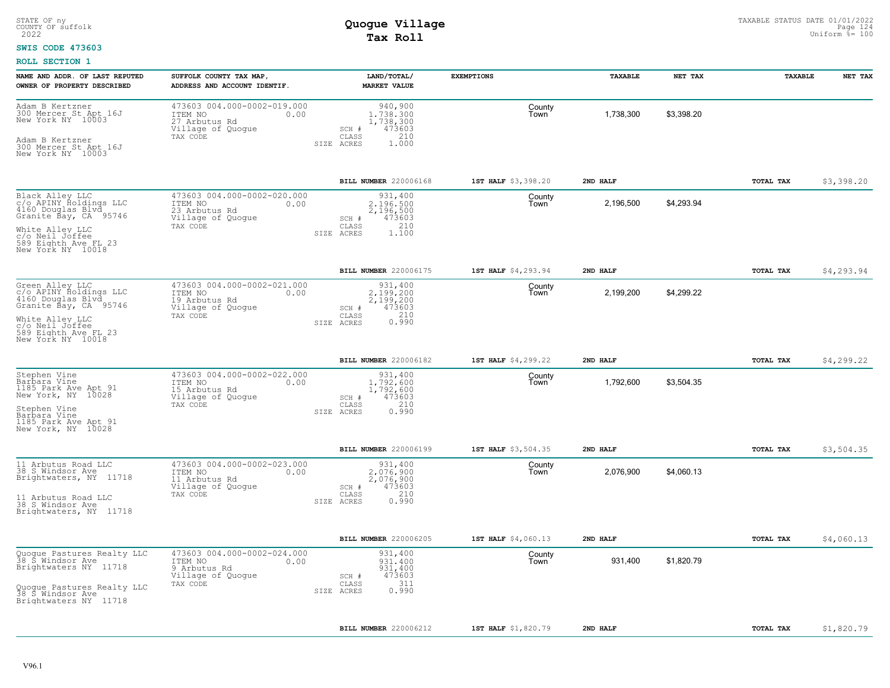STATE OF ny
COUNTY OF suffolk
2022

# Quogue Village
## Tax Roll

TAXABLE STATUS DATE 01/01/2022
Uniform %= 100

**SWIS CODE 473603**

**ROLL SECTION 1**

| NAME AND ADDR. OF LAST REPUTED OWNER OF PROPERTY DESCRIBED | SUFFOLK COUNTY TAX MAP, ADDRESS AND ACCOUNT IDENTIF. | LAND/TOTAL/ MARKET VALUE | EXEMPTIONS | TAXABLE | NET TAX | TAXABLE | NET TAX |
|---|---|---|---|---|---|---|---|
| Adam B Kertzner<br>300 Mercer St Apt 16J<br>New York NY 10003<br><br>Adam B Kertzner<br>300 Mercer St Apt 16J<br>New York NY 10003 | 473603 004.000-0002-019.000<br>ITEM NO 0.00<br>27 Arbutus Rd<br>Village of Quogue<br>TAX CODE | 940,900<br>1,738,300<br>1,738,300<br>SCH # 473603<br>CLASS 210<br>SIZE ACRES 1.000 | County<br>Town | 1,738,300 | $3,398.20 | | |
| | | **BILL NUMBER** 220006168 | **1ST HALF** $3,398.20 | **2ND HALF** | | **TOTAL TAX** | $3,398.20 |
| Black Alley LLC<br>c/o APINY Holdings LLC<br>4160 Douglas Blvd<br>Granite Bay, CA 95746<br><br>White Alley LLC<br>c/o Neil Joffee<br>589 Eighth Ave FL 23<br>New York NY 10018 | 473603 004.000-0002-020.000<br>ITEM NO 0.00<br>23 Arbutus Rd<br>Village of Quogue<br>TAX CODE | 931,400<br>2,196,500<br>2,196,500<br>SCH # 473603<br>CLASS 210<br>SIZE ACRES 1.100 | County<br>Town | 2,196,500 | $4,293.94 | | |
| | | **BILL NUMBER** 220006175 | **1ST HALF** $4,293.94 | **2ND HALF** | | **TOTAL TAX** | $4,293.94 |
| Green Alley LLC<br>c/o APINY Holdings LLC<br>4160 Douglas Blvd<br>Granite Bay, CA 95746<br><br>White Alley LLC<br>c/o Neil Joffee<br>589 Eighth Ave FL 23<br>New York NY 10018 | 473603 004.000-0002-021.000<br>ITEM NO 0.00<br>19 Arbutus Rd<br>Village of Quogue<br>TAX CODE | 931,400<br>2,199,200<br>2,199,200<br>SCH # 473603<br>CLASS 210<br>SIZE ACRES 0.990 | County<br>Town | 2,199,200 | $4,299.22 | | |
| | | **BILL NUMBER** 220006182 | **1ST HALF** $4,299.22 | **2ND HALF** | | **TOTAL TAX** | $4,299.22 |
| Stephen Vine<br>Barbara Vine<br>1185 Park Ave Apt 91<br>New York, NY 10028<br><br>Stephen Vine<br>Barbara Vine<br>1185 Park Ave Apt 91<br>New York, NY 10028 | 473603 004.000-0002-022.000<br>ITEM NO 0.00<br>15 Arbutus Rd<br>Village of Quogue<br>TAX CODE | 931,400<br>1,792,600<br>1,792,600<br>SCH # 473603<br>CLASS 210<br>SIZE ACRES 0.990 | County<br>Town | 1,792,600 | $3,504.35 | | |
| | | **BILL NUMBER** 220006199 | **1ST HALF** $3,504.35 | **2ND HALF** | | **TOTAL TAX** | $3,504.35 |
| 11 Arbutus Road LLC<br>38 S Windsor Ave<br>Brightwaters, NY 11718<br><br>11 Arbutus Road LLC<br>38 S Windsor Ave<br>Brightwaters, NY 11718 | 473603 004.000-0002-023.000<br>ITEM NO 0.00<br>11 Arbutus Rd<br>Village of Quogue<br>TAX CODE | 931,400<br>2,076,900<br>2,076,900<br>SCH # 473603<br>CLASS 210<br>SIZE ACRES 0.990 | County<br>Town | 2,076,900 | $4,060.13 | | |
| | | **BILL NUMBER** 220006205 | **1ST HALF** $4,060.13 | **2ND HALF** | | **TOTAL TAX** | $4,060.13 |
| Quogue Pastures Realty LLC<br>38 S Windsor Ave<br>Brightwaters NY 11718<br><br>Quogue Pastures Realty LLC<br>38 S Windsor Ave<br>Brightwaters NY 11718 | 473603 004.000-0002-024.000<br>ITEM NO 0.00<br>9 Arbutus Rd<br>Village of Quogue<br>TAX CODE | 931,400<br>931,400<br>931,400<br>SCH # 473603<br>CLASS 311<br>SIZE ACRES 0.990 | County<br>Town | 931,400 | $1,820.79 | | |
| | | **BILL NUMBER** 220006212 | **1ST HALF** $1,820.79 | **2ND HALF** | | **TOTAL TAX** | $1,820.79 |

V96.1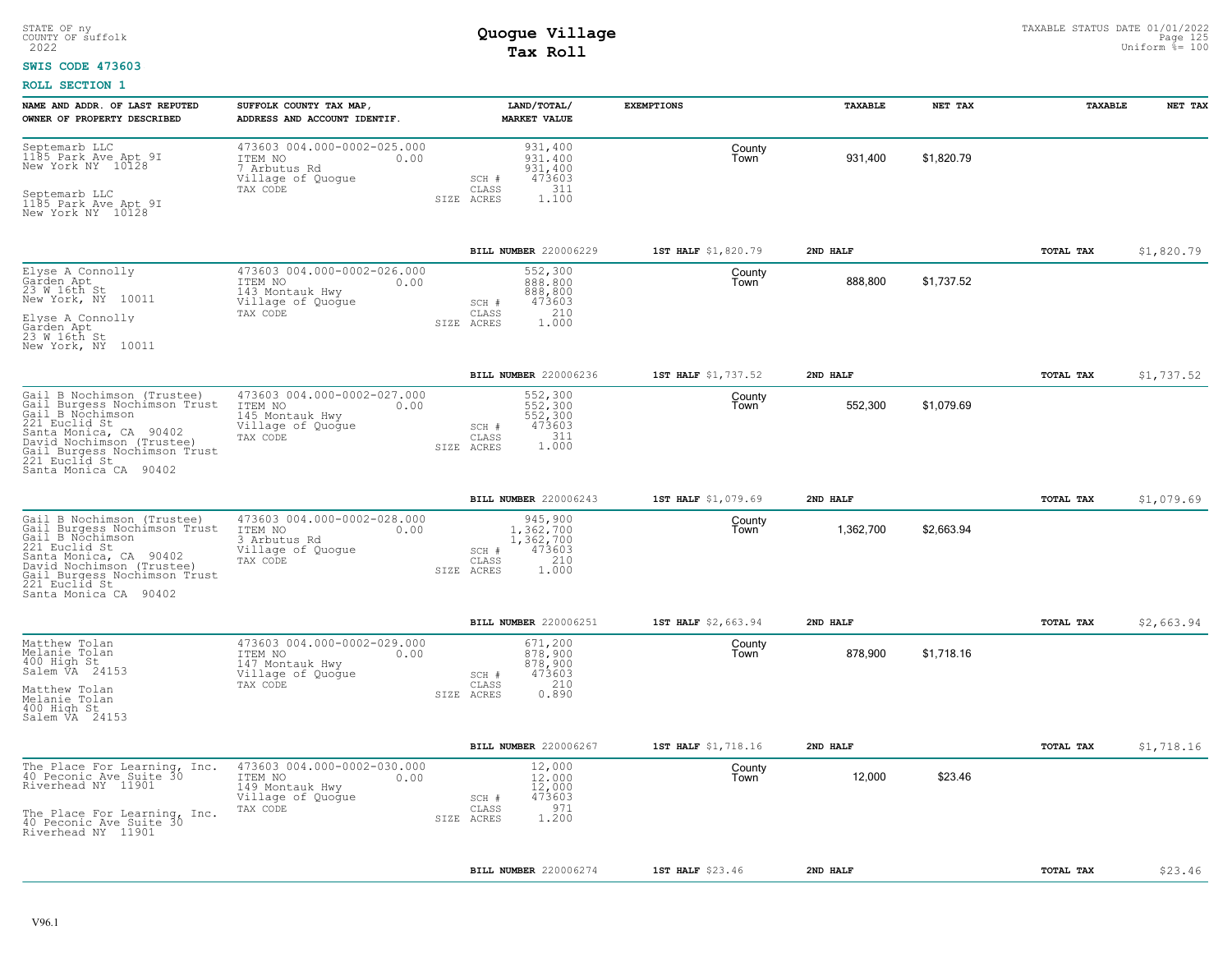STATE OF ny
COUNTY OF suffolk
2022

# Quogue Village
## Tax Roll

TAXABLE STATUS DATE 01/01/2022
Uniform %= 100

**SWIS CODE 473603**

**ROLL SECTION 1**

| NAME AND ADDR. OF LAST REPUTED OWNER OF PROPERTY DESCRIBED | SUFFOLK COUNTY TAX MAP, ADDRESS AND ACCOUNT IDENTIF. | LAND/TOTAL/ MARKET VALUE | EXEMPTIONS | TAXABLE | NET TAX | TAXABLE | NET TAX |
|---|---|---|---|---|---|---|---|
| Septemarb LLC<br>1185 Park Ave Apt 9I<br>New York NY 10128<br><br>Septemarb LLC<br>1185 Park Ave Apt 9I<br>New York NY 10128 | 473603 004.000-0002-025.000<br>ITEM NO 0.00<br>7 Arbutus Rd<br>Village of Quogue<br>TAX CODE | 931,400<br>931,400<br>931,400<br>SCH # 473603<br>CLASS 311<br>SIZE ACRES 1.100 | County<br>Town | 931,400 | $1,820.79 | | |
| | | BILL NUMBER 220006229 | 1ST HALF $1,820.79 | 2ND HALF | | TOTAL TAX | $1,820.79 |
| Elyse A Connolly<br>Garden Apt<br>23 W 16th St<br>New York, NY 10011<br><br>Elyse A Connolly<br>Garden Apt<br>23 W 16th St<br>New York, NY 10011 | 473603 004.000-0002-026.000<br>ITEM NO 0.00<br>143 Montauk Hwy<br>Village of Quogue<br>TAX CODE | 552,300<br>888,800<br>888,800<br>SCH # 473603<br>CLASS 210<br>SIZE ACRES 1.000 | County<br>Town | 888,800 | $1,737.52 | | |
| | | BILL NUMBER 220006236 | 1ST HALF $1,737.52 | 2ND HALF | | TOTAL TAX | $1,737.52 |
| Gail B Nochimson (Trustee)<br>Gail Burgess Nochimson Trust<br>Gail B Nochimson<br>221 Euclid St<br>Santa Monica, CA 90402<br>David Nochimson (Trustee)<br>Gail Burgess Nochimson Trust<br>221 Euclid St<br>Santa Monica CA 90402 | 473603 004.000-0002-027.000<br>ITEM NO 0.00<br>145 Montauk Hwy<br>Village of Quogue<br>TAX CODE | 552,300<br>552,300<br>552,300<br>SCH # 473603<br>CLASS 311<br>SIZE ACRES 1.000 | County<br>Town | 552,300 | $1,079.69 | | |
| | | BILL NUMBER 220006243 | 1ST HALF $1,079.69 | 2ND HALF | | TOTAL TAX | $1,079.69 |
| Gail B Nochimson (Trustee)<br>Gail Burgess Nochimson Trust<br>Gail B Nochimson<br>221 Euclid St<br>Santa Monica, CA 90402<br>David Nochimson (Trustee)<br>Gail Burgess Nochimson Trust<br>221 Euclid St<br>Santa Monica CA 90402 | 473603 004.000-0002-028.000<br>ITEM NO 0.00<br>3 Arbutus Rd<br>Village of Quogue<br>TAX CODE | 945,900<br>1,362,700<br>1,362,700<br>SCH # 473603<br>CLASS 210<br>SIZE ACRES 1.000 | County<br>Town | 1,362,700 | $2,663.94 | | |
| | | BILL NUMBER 220006251 | 1ST HALF $2,663.94 | 2ND HALF | | TOTAL TAX | $2,663.94 |
| Matthew Tolan<br>Melanie Tolan<br>400 High St<br>Salem VA 24153<br><br>Matthew Tolan<br>Melanie Tolan<br>400 High St<br>Salem VA 24153 | 473603 004.000-0002-029.000<br>ITEM NO 0.00<br>147 Montauk Hwy<br>Village of Quogue<br>TAX CODE | 671,200<br>878,900<br>878,900<br>SCH # 473603<br>CLASS 210<br>SIZE ACRES 0.890 | County<br>Town | 878,900 | $1,718.16 | | |
| | | BILL NUMBER 220006267 | 1ST HALF $1,718.16 | 2ND HALF | | TOTAL TAX | $1,718.16 |
| The Place For Learning, Inc.<br>40 Peconic Ave Suite 30<br>Riverhead NY 11901<br><br>The Place For Learning, Inc.<br>40 Peconic Ave Suite 30<br>Riverhead NY 11901 | 473603 004.000-0002-030.000<br>ITEM NO 0.00<br>149 Montauk Hwy<br>Village of Quogue<br>TAX CODE | 12,000<br>12,000<br>12,000<br>SCH # 473603<br>CLASS 971<br>SIZE ACRES 1.200 | County<br>Town | 12,000 | $23.46 | | |
| | | BILL NUMBER 220006274 | 1ST HALF $23.46 | 2ND HALF | | TOTAL TAX | $23.46 |

V96.1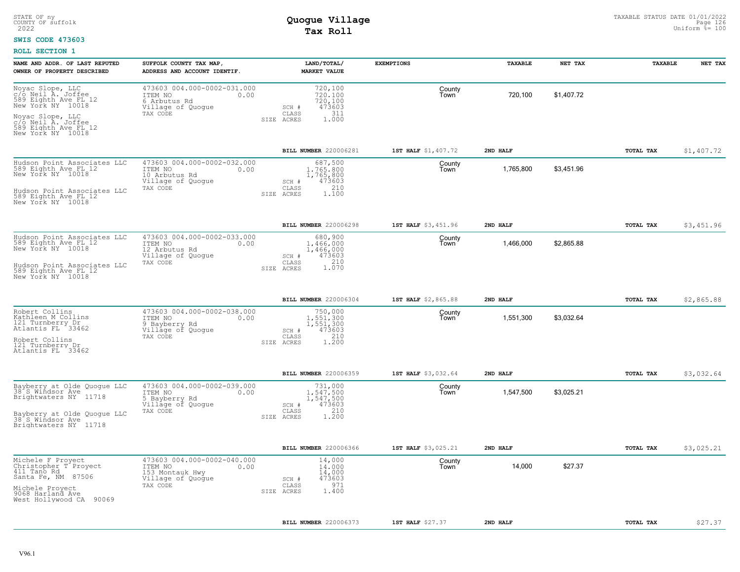STATE OF ny
COUNTY OF suffolk
2022

# Quogue Village
## Tax Roll

TAXABLE STATUS DATE 01/01/2022
Uniform %= 100

**SWIS CODE 473603**

**ROLL SECTION 1**

| NAME AND ADDR. OF LAST REPUTED OWNER OF PROPERTY DESCRIBED | SUFFOLK COUNTY TAX MAP, ADDRESS AND ACCOUNT IDENTIF. | LAND/TOTAL/ MARKET VALUE | EXEMPTIONS | | TAXABLE | NET TAX | TAXABLE | NET TAX |
|---|---|---|---|---|---|---|---|---|
| Noyac Slope, LLC<br>c/o Neil A. Joffee<br>589 Eighth Ave FL 12<br>New York NY 10018<br><br>Noyac Slope, LLC<br>c/o Neil A. Joffee<br>589 Eighth Ave FL 12<br>New York NY 10018 | 473603 004.000-0002-031.000<br>ITEM NO 0.00<br>6 Arbutus Rd<br>Village of Quogue<br>TAX CODE | 720,100<br>720,100<br>720,100<br>SCH # 473603<br>CLASS 311<br>SIZE ACRES 1.000 | | County<br>Town | 720,100 | $1,407.72 | | |
| | | BILL NUMBER 220006281 | 1ST HALF $1,407.72 | | 2ND HALF | | TOTAL TAX | $1,407.72 |
| Hudson Point Associates LLC<br>589 Eighth Ave FL 12<br>New York NY 10018<br><br>Hudson Point Associates LLC<br>589 Eighth Ave FL 12<br>New York NY 10018 | 473603 004.000-0002-032.000<br>ITEM NO 0.00<br>10 Arbutus Rd<br>Village of Quogue<br>TAX CODE | 687,500<br>1,765,800<br>1,765,800<br>SCH # 473603<br>CLASS 210<br>SIZE ACRES 1.100 | | County<br>Town | 1,765,800 | $3,451.96 | | |
| | | BILL NUMBER 220006298 | 1ST HALF $3,451.96 | | 2ND HALF | | TOTAL TAX | $3,451.96 |
| Hudson Point Associates LLC<br>589 Eighth Ave FL 12<br>New York NY 10018<br><br>Hudson Point Associates LLC<br>589 Eighth Ave FL 12<br>New York NY 10018 | 473603 004.000-0002-033.000<br>ITEM NO 0.00<br>12 Arbutus Rd<br>Village of Quogue<br>TAX CODE | 680,900<br>1,466,000<br>1,466,000<br>SCH # 473603<br>CLASS 210<br>SIZE ACRES 1.070 | | County<br>Town | 1,466,000 | $2,865.88 | | |
| | | BILL NUMBER 220006304 | 1ST HALF $2,865.88 | | 2ND HALF | | TOTAL TAX | $2,865.88 |
| Robert Collins<br>Kathleen M Collins<br>121 Turnberry Dr<br>Atlantis FL 33462<br><br>Robert Collins<br>121 Turnberry Dr<br>Atlantis FL 33462 | 473603 004.000-0002-038.000<br>ITEM NO 0.00<br>9 Bayberry Rd<br>Village of Quogue<br>TAX CODE | 750,000<br>1,551,300<br>1,551,300<br>SCH # 473603<br>CLASS 210<br>SIZE ACRES 1.200 | | County<br>Town | 1,551,300 | $3,032.64 | | |
| | | BILL NUMBER 220006359 | 1ST HALF $3,032.64 | | 2ND HALF | | TOTAL TAX | $3,032.64 |
| Bayberry at Olde Quogue LLC<br>38 S Windsor Ave<br>Brightwaters NY 11718<br><br>Bayberry at Olde Quogue LLC<br>38 S Windsor Ave<br>Brightwaters NY 11718 | 473603 004.000-0002-039.000<br>ITEM NO 0.00<br>5 Bayberry Rd<br>Village of Quogue<br>TAX CODE | 731,000<br>1,547,500<br>1,547,500<br>SCH # 473603<br>CLASS 210<br>SIZE ACRES 1.200 | | County<br>Town | 1,547,500 | $3,025.21 | | |
| | | BILL NUMBER 220006366 | 1ST HALF $3,025.21 | | 2ND HALF | | TOTAL TAX | $3,025.21 |
| Michele F Proyect<br>Christopher T Proyect<br>411 Tano Rd<br>Santa Fe, NM 87506<br><br>Michele Proyect<br>9068 Harland Ave<br>West Hollywood CA 90069 | 473603 004.000-0002-040.000<br>ITEM NO 0.00<br>153 Montauk Hwy<br>Village of Quogue<br>TAX CODE | 14,000<br>14,000<br>14,000<br>SCH # 473603<br>CLASS 971<br>SIZE ACRES 1.400 | | County<br>Town | 14,000 | $27.37 | | |
| | | BILL NUMBER 220006373 | 1ST HALF $27.37 | | 2ND HALF | | TOTAL TAX | $27.37 |

V96.1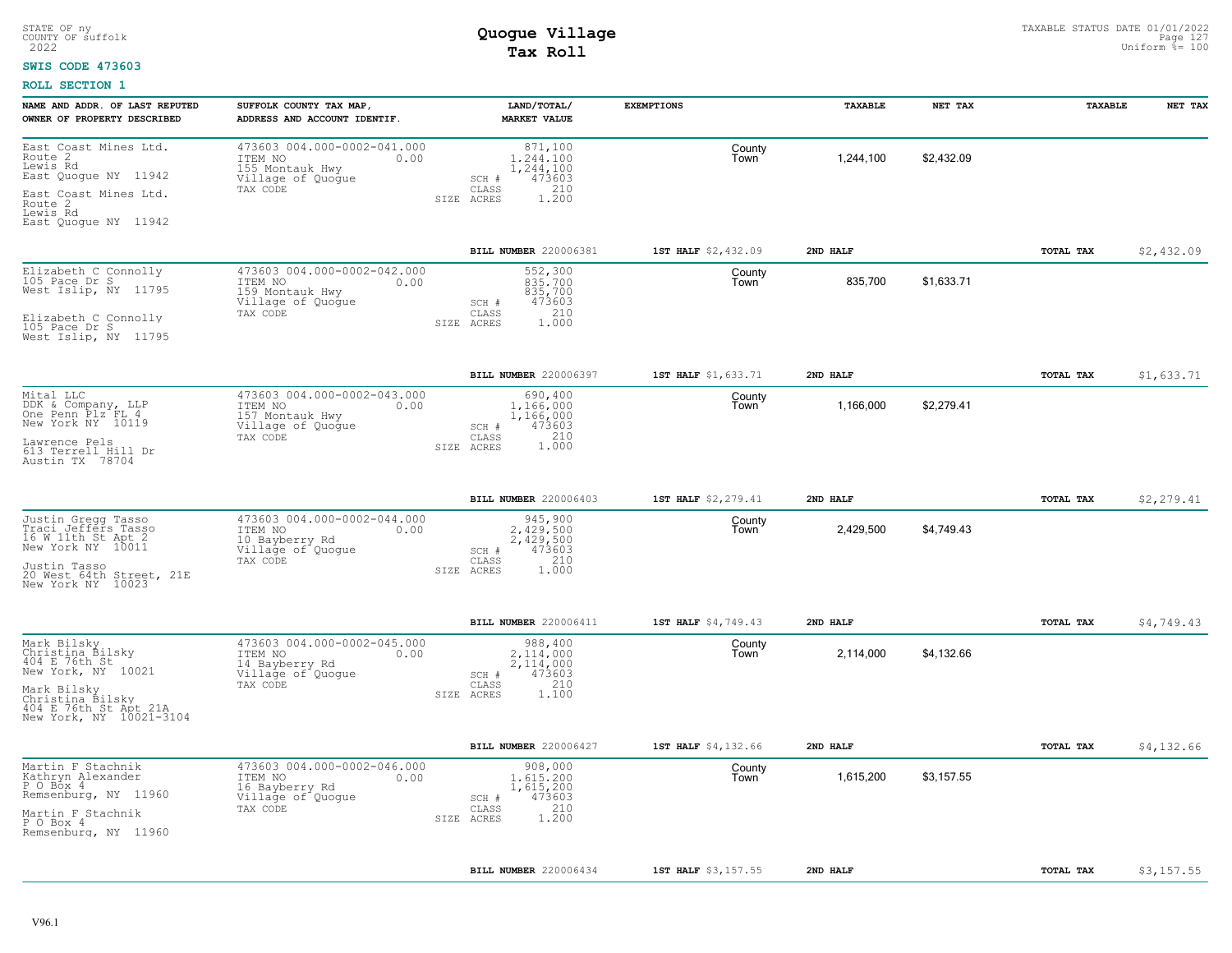STATE OF ny
COUNTY OF suffolk
2022

# Quogue Village
## Tax Roll

TAXABLE STATUS DATE 01/01/2022
Uniform %= 100

**SWIS CODE 473603**

**ROLL SECTION 1**

| NAME AND ADDR. OF LAST REPUTED OWNER OF PROPERTY DESCRIBED | SUFFOLK COUNTY TAX MAP, ADDRESS AND ACCOUNT IDENTIF. | LAND/TOTAL/ MARKET VALUE | EXEMPTIONS | TAXABLE | NET TAX | TAXABLE | NET TAX |
|---|---|---|---|---|---|---|---|
| East Coast Mines Ltd.<br>Route 2<br>Lewis Rd<br>East Quogue NY 11942<br><br>East Coast Mines Ltd.<br>Route 2<br>Lewis Rd<br>East Quogue NY 11942 | 473603 004.000-0002-041.000<br>ITEM NO 0.00<br>155 Montauk Hwy<br>Village of Quogue<br>TAX CODE | 871,100<br>1,244,100<br>1,244,100<br>SCH # 473603<br>CLASS 210<br>SIZE ACRES 1.200 | County<br>Town | 1,244,100 | $2,432.09 | | |
| | | **BILL NUMBER** 220006381 | **1ST HALF** $2,432.09 | **2ND HALF** | | **TOTAL TAX** | $2,432.09 |
| Elizabeth C Connolly<br>105 Pace Dr S<br>West Islip, NY 11795<br><br>Elizabeth C Connolly<br>105 Pace Dr S<br>West Islip, NY 11795 | 473603 004.000-0002-042.000<br>ITEM NO 0.00<br>159 Montauk Hwy<br>Village of Quogue<br>TAX CODE | 552,300<br>835,700<br>835,700<br>SCH # 473603<br>CLASS 210<br>SIZE ACRES 1.000 | County<br>Town | 835,700 | $1,633.71 | | |
| | | **BILL NUMBER** 220006397 | **1ST HALF** $1,633.71 | **2ND HALF** | | **TOTAL TAX** | $1,633.71 |
| Mital LLC<br>DDK & Company, LLP<br>One Penn Plz FL 4<br>New York NY 10119<br><br>Lawrence Pels<br>613 Terrell Hill Dr<br>Austin TX 78704 | 473603 004.000-0002-043.000<br>ITEM NO 0.00<br>157 Montauk Hwy<br>Village of Quogue<br>TAX CODE | 690,400<br>1,166,000<br>1,166,000<br>SCH # 473603<br>CLASS 210<br>SIZE ACRES 1.000 | County<br>Town | 1,166,000 | $2,279.41 | | |
| | | **BILL NUMBER** 220006403 | **1ST HALF** $2,279.41 | **2ND HALF** | | **TOTAL TAX** | $2,279.41 |
| Justin Gregg Tasso<br>Traci Jeffers Tasso<br>16 W 11th St Apt 2<br>New York NY 10011<br><br>Justin Tasso<br>20 West 64th Street, 21E<br>New York NY 10023 | 473603 004.000-0002-044.000<br>ITEM NO 0.00<br>10 Bayberry Rd<br>Village of Quogue<br>TAX CODE | 945,900<br>2,429,500<br>2,429,500<br>SCH # 473603<br>CLASS 210<br>SIZE ACRES 1.000 | County<br>Town | 2,429,500 | $4,749.43 | | |
| | | **BILL NUMBER** 220006411 | **1ST HALF** $4,749.43 | **2ND HALF** | | **TOTAL TAX** | $4,749.43 |
| Mark Bilsky<br>Christina Bilsky<br>404 E 76th St<br>New York, NY 10021<br><br>Mark Bilsky<br>Christina Bilsky<br>404 E 76th St Apt 21A<br>New York, NY 10021-3104 | 473603 004.000-0002-045.000<br>ITEM NO 0.00<br>14 Bayberry Rd<br>Village of Quogue<br>TAX CODE | 988,400<br>2,114,000<br>2,114,000<br>SCH # 473603<br>CLASS 210<br>SIZE ACRES 1.100 | County<br>Town | 2,114,000 | $4,132.66 | | |
| | | **BILL NUMBER** 220006427 | **1ST HALF** $4,132.66 | **2ND HALF** | | **TOTAL TAX** | $4,132.66 |
| Martin F Stachnik<br>Kathryn Alexander<br>P O Box 4<br>Remsenburg, NY 11960<br><br>Martin F Stachnik<br>P O Box 4<br>Remsenburg, NY 11960 | 473603 004.000-0002-046.000<br>ITEM NO 0.00<br>16 Bayberry Rd<br>Village of Quogue<br>TAX CODE | 908,000<br>1,615,200<br>1,615,200<br>SCH # 473603<br>CLASS 210<br>SIZE ACRES 1.200 | County<br>Town | 1,615,200 | $3,157.55 | | |
| | | **BILL NUMBER** 220006434 | **1ST HALF** $3,157.55 | **2ND HALF** | | **TOTAL TAX** | $3,157.55 |

V96.1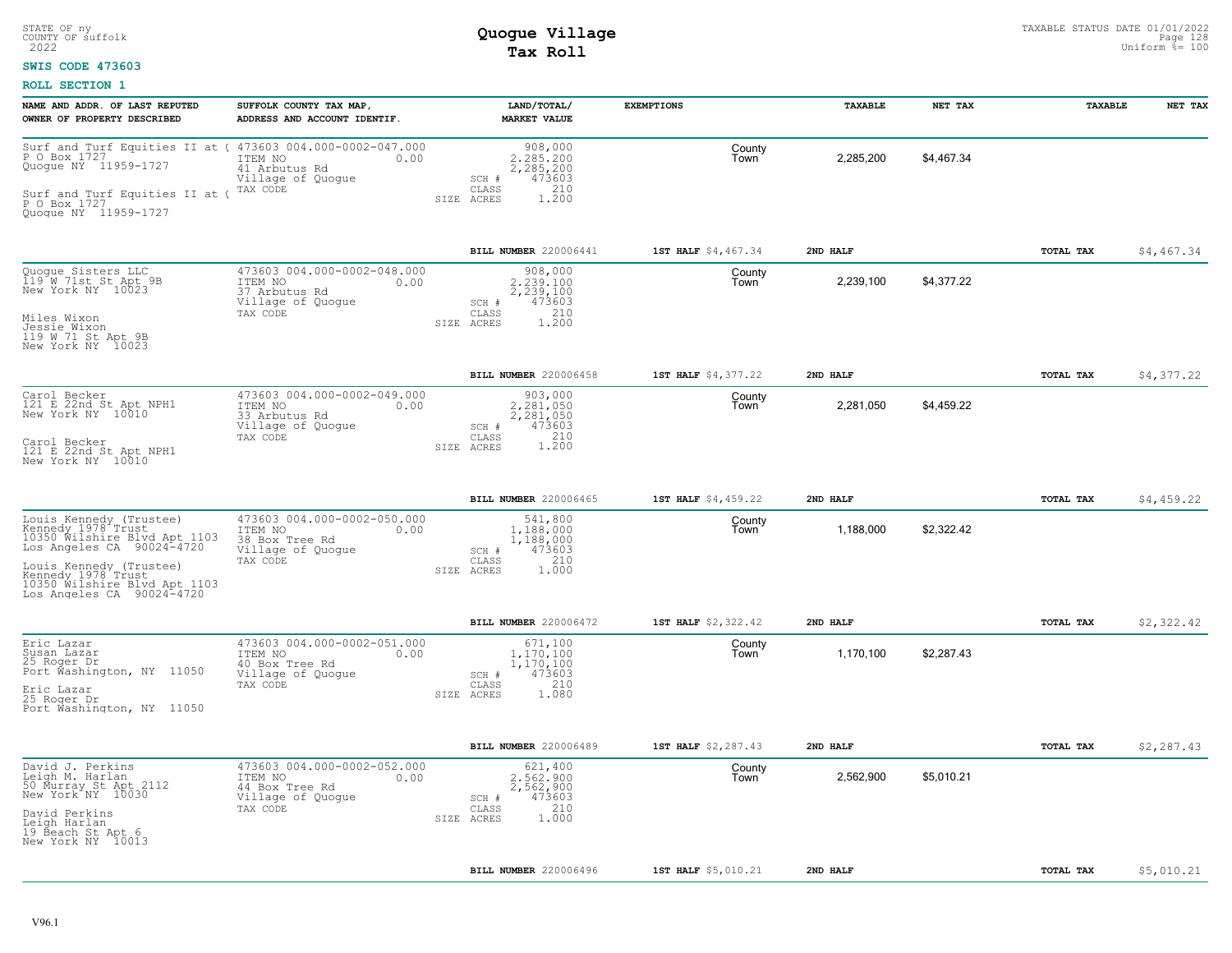STATE OF ny
COUNTY OF suffolk
2022

# Quogue Village
# Tax Roll

TAXABLE STATUS DATE 01/01/2022
Uniform %= 100

**SWIS CODE 473603**

**ROLL SECTION 1**

| NAME AND ADDR. OF LAST REPUTED OWNER OF PROPERTY DESCRIBED | SUFFOLK COUNTY TAX MAP, ADDRESS AND ACCOUNT IDENTIF. | LAND/TOTAL/ MARKET VALUE | EXEMPTIONS | TAXABLE | NET TAX | TAXABLE | NET TAX |
|---|---|---|---|---|---|---|---|
| Surf and Turf Equities II at (<br>P O Box 1727<br>Quogue NY 11959-1727<br><br>Surf and Turf Equities II at (<br>P O Box 1727<br>Quogue NY 11959-1727 | 473603 004.000-0002-047.000<br>ITEM NO 0.00<br>41 Arbutus Rd<br>Village of Quogue<br>TAX CODE | 908,000<br>2,285,200<br>2,285,200<br>SCH # 473603<br>CLASS 210<br>SIZE ACRES 1.200 | County<br>Town | 2,285,200 | $4,467.34 | | |
| | | **BILL NUMBER** 220006441 | **1ST HALF** $4,467.34 | **2ND HALF** | | **TOTAL TAX** | $4,467.34 |
| Quogue Sisters LLC<br>119 W 71st St Apt 9B<br>New York NY 10023<br><br>Miles Wixon<br>Jessie Wixon<br>119 W 71 St Apt 9B<br>New York NY 10023 | 473603 004.000-0002-048.000<br>ITEM NO 0.00<br>37 Arbutus Rd<br>Village of Quogue<br>TAX CODE | 908,000<br>2,239,100<br>2,239,100<br>SCH # 473603<br>CLASS 210<br>SIZE ACRES 1.200 | County<br>Town | 2,239,100 | $4,377.22 | | |
| | | **BILL NUMBER** 220006458 | **1ST HALF** $4,377.22 | **2ND HALF** | | **TOTAL TAX** | $4,377.22 |
| Carol Becker<br>121 E 22nd St Apt NPH1<br>New York NY 10010<br><br>Carol Becker<br>121 E 22nd St Apt NPH1<br>New York NY 10010 | 473603 004.000-0002-049.000<br>ITEM NO 0.00<br>33 Arbutus Rd<br>Village of Quogue<br>TAX CODE | 903,000<br>2,281,050<br>2,281,050<br>SCH # 473603<br>CLASS 210<br>SIZE ACRES 1.200 | County<br>Town | 2,281,050 | $4,459.22 | | |
| | | **BILL NUMBER** 220006465 | **1ST HALF** $4,459.22 | **2ND HALF** | | **TOTAL TAX** | $4,459.22 |
| Louis Kennedy (Trustee)<br>Kennedy 1978 Trust<br>10350 Wilshire Blvd Apt 1103<br>Los Angeles CA 90024-4720<br><br>Louis Kennedy (Trustee)<br>Kennedy 1978 Trust<br>10350 Wilshire Blvd Apt 1103<br>Los Angeles CA 90024-4720 | 473603 004.000-0002-050.000<br>ITEM NO 0.00<br>38 Box Tree Rd<br>Village of Quogue<br>TAX CODE | 541,800<br>1,188,000<br>1,188,000<br>SCH # 473603<br>CLASS 210<br>SIZE ACRES 1.000 | County<br>Town | 1,188,000 | $2,322.42 | | |
| | | **BILL NUMBER** 220006472 | **1ST HALF** $2,322.42 | **2ND HALF** | | **TOTAL TAX** | $2,322.42 |
| Eric Lazar<br>Susan Lazar<br>25 Roger Dr<br>Port Washington, NY 11050<br><br>Eric Lazar<br>25 Roger Dr<br>Port Washington, NY 11050 | 473603 004.000-0002-051.000<br>ITEM NO 0.00<br>40 Box Tree Rd<br>Village of Quogue<br>TAX CODE | 671,100<br>1,170,100<br>1,170,100<br>SCH # 473603<br>CLASS 210<br>SIZE ACRES 1.080 | County<br>Town | 1,170,100 | $2,287.43 | | |
| | | **BILL NUMBER** 220006489 | **1ST HALF** $2,287.43 | **2ND HALF** | | **TOTAL TAX** | $2,287.43 |
| David J. Perkins<br>Leigh M. Harlan<br>50 Murray St Apt 2112<br>New York NY 10030<br><br>David Perkins<br>Leigh Harlan<br>19 Beach St Apt 6<br>New York NY 10013 | 473603 004.000-0002-052.000<br>ITEM NO 0.00<br>44 Box Tree Rd<br>Village of Quogue<br>TAX CODE | 621,400<br>2,562,900<br>2,562,900<br>SCH # 473603<br>CLASS 210<br>SIZE ACRES 1.000 | County<br>Town | 2,562,900 | $5,010.21 | | |
| | | **BILL NUMBER** 220006496 | **1ST HALF** $5,010.21 | **2ND HALF** | | **TOTAL TAX** | $5,010.21 |

V96.1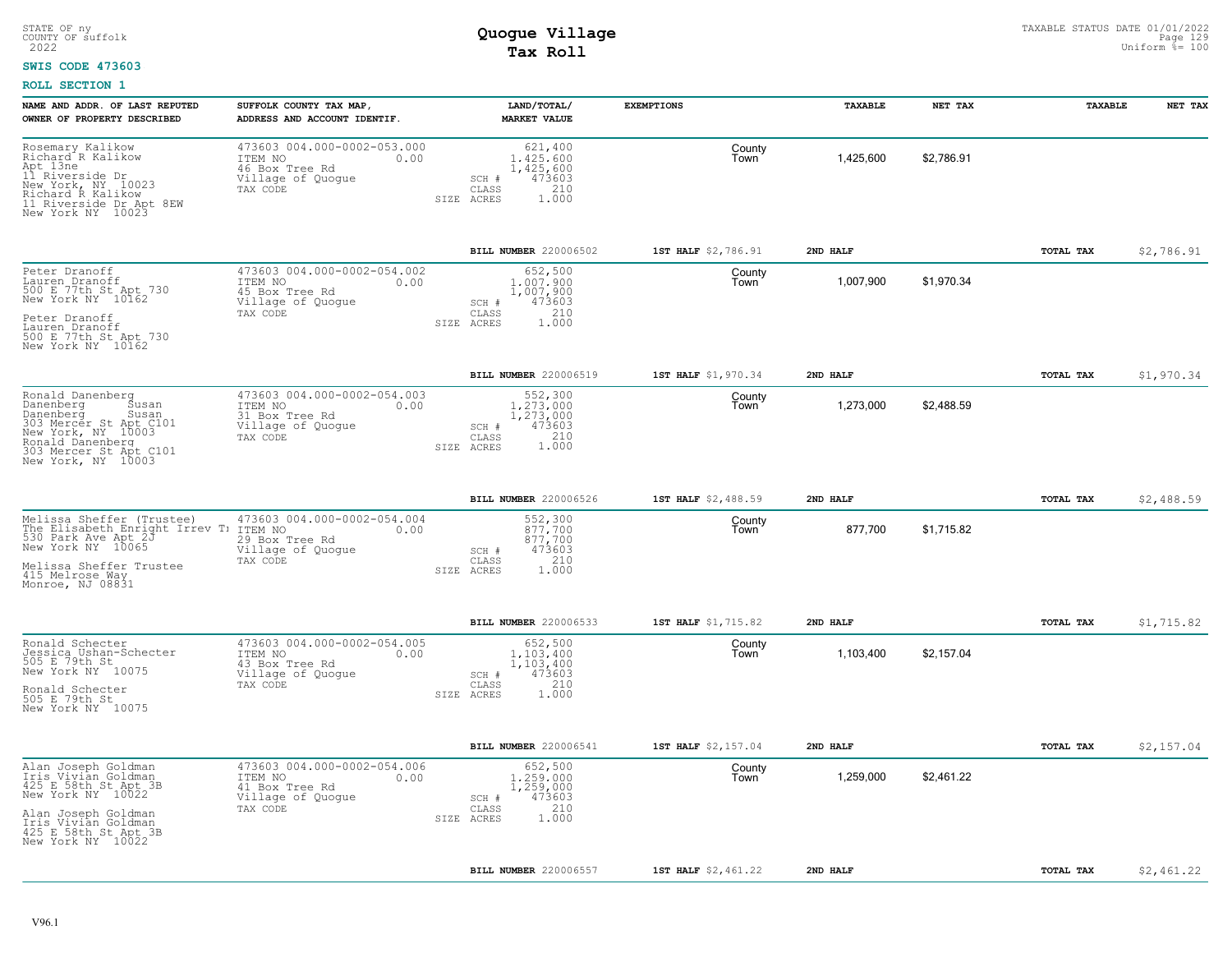STATE OF ny
COUNTY OF suffolk
2022

# Quogue Village
## Tax Roll

TAXABLE STATUS DATE 01/01/2022
Uniform %= 100

**SWIS CODE 473603**

**ROLL SECTION 1**

| NAME AND ADDR. OF LAST REPUTED OWNER OF PROPERTY DESCRIBED | SUFFOLK COUNTY TAX MAP, ADDRESS AND ACCOUNT IDENTIF. | LAND/TOTAL/ MARKET VALUE | EXEMPTIONS | TAXABLE | NET TAX | TAXABLE | NET TAX |
|---|---|---|---|---|---|---|---|
| Rosemary Kalikow<br>Richard R Kalikow<br>Apt 13ne<br>11 Riverside Dr<br>New York, NY 10023<br>Richard R Kalikow<br>11 Riverside Dr Apt 8EW<br>New York NY 10023 | 473603 004.000-0002-053.000<br>ITEM NO 0.00<br>46 Box Tree Rd<br>Village of Quogue<br>TAX CODE | 621,400<br>1,425,600<br>1,425,600<br>SCH # 473603<br>CLASS 210<br>SIZE ACRES 1.000 | County<br>Town | 1,425,600 | $2,786.91 | | |
| | | **BILL NUMBER** 220006502 | **1ST HALF** $2,786.91 | **2ND HALF** | | **TOTAL TAX** | $2,786.91 |
| Peter Dranoff<br>Lauren Dranoff<br>500 E 77th St Apt 730<br>New York NY 10162<br><br>Peter Dranoff<br>Lauren Dranoff<br>500 E 77th St Apt 730<br>New York NY 10162 | 473603 004.000-0002-054.002<br>ITEM NO 0.00<br>45 Box Tree Rd<br>Village of Quogue<br>TAX CODE | 652,500<br>1,007,900<br>1,007,900<br>SCH # 473603<br>CLASS 210<br>SIZE ACRES 1.000 | County<br>Town | 1,007,900 | $1,970.34 | | |
| | | **BILL NUMBER** 220006519 | **1ST HALF** $1,970.34 | **2ND HALF** | | **TOTAL TAX** | $1,970.34 |
| Ronald Danenberg<br>Danenberg Susan<br>Danenberg Susan<br>303 Mercer St Apt C101<br>New York, NY 10003<br>Ronald Danenberg<br>303 Mercer St Apt C101<br>New York, NY 10003 | 473603 004.000-0002-054.003<br>ITEM NO 0.00<br>31 Box Tree Rd<br>Village of Quogue<br>TAX CODE | 552,300<br>1,273,000<br>1,273,000<br>SCH # 473603<br>CLASS 210<br>SIZE ACRES 1.000 | County<br>Town | 1,273,000 | $2,488.59 | | |
| | | **BILL NUMBER** 220006526 | **1ST HALF** $2,488.59 | **2ND HALF** | | **TOTAL TAX** | $2,488.59 |
| Melissa Sheffer (Trustee)<br>The Elisabeth Enright Irrev Tr<br>530 Park Ave Apt 2J<br>New York NY 10065<br><br>Melissa Sheffer Trustee<br>415 Melrose Way<br>Monroe, NJ 08831 | 473603 004.000-0002-054.004<br>ITEM NO 0.00<br>29 Box Tree Rd<br>Village of Quogue<br>TAX CODE | 552,300<br>877,700<br>877,700<br>SCH # 473603<br>CLASS 210<br>SIZE ACRES 1.000 | County<br>Town | 877,700 | $1,715.82 | | |
| | | **BILL NUMBER** 220006533 | **1ST HALF** $1,715.82 | **2ND HALF** | | **TOTAL TAX** | $1,715.82 |
| Ronald Schecter<br>Jessica Ushan-Schecter<br>505 E 79th St<br>New York NY 10075<br><br>Ronald Schecter<br>505 E 79th St<br>New York NY 10075 | 473603 004.000-0002-054.005<br>ITEM NO 0.00<br>43 Box Tree Rd<br>Village of Quogue<br>TAX CODE | 652,500<br>1,103,400<br>1,103,400<br>SCH # 473603<br>CLASS 210<br>SIZE ACRES 1.000 | County<br>Town | 1,103,400 | $2,157.04 | | |
| | | **BILL NUMBER** 220006541 | **1ST HALF** $2,157.04 | **2ND HALF** | | **TOTAL TAX** | $2,157.04 |
| Alan Joseph Goldman<br>Iris Vivian Goldman<br>425 E 58th St Apt 3B<br>New York NY 10022<br><br>Alan Joseph Goldman<br>Iris Vivian Goldman<br>425 E 58th St Apt 3B<br>New York NY 10022 | 473603 004.000-0002-054.006<br>ITEM NO 0.00<br>41 Box Tree Rd<br>Village of Quogue<br>TAX CODE | 652,500<br>1,259,000<br>1,259,000<br>SCH # 473603<br>CLASS 210<br>SIZE ACRES 1.000 | County<br>Town | 1,259,000 | $2,461.22 | | |
| | | **BILL NUMBER** 220006557 | **1ST HALF** $2,461.22 | **2ND HALF** | | **TOTAL TAX** | $2,461.22 |

V96.1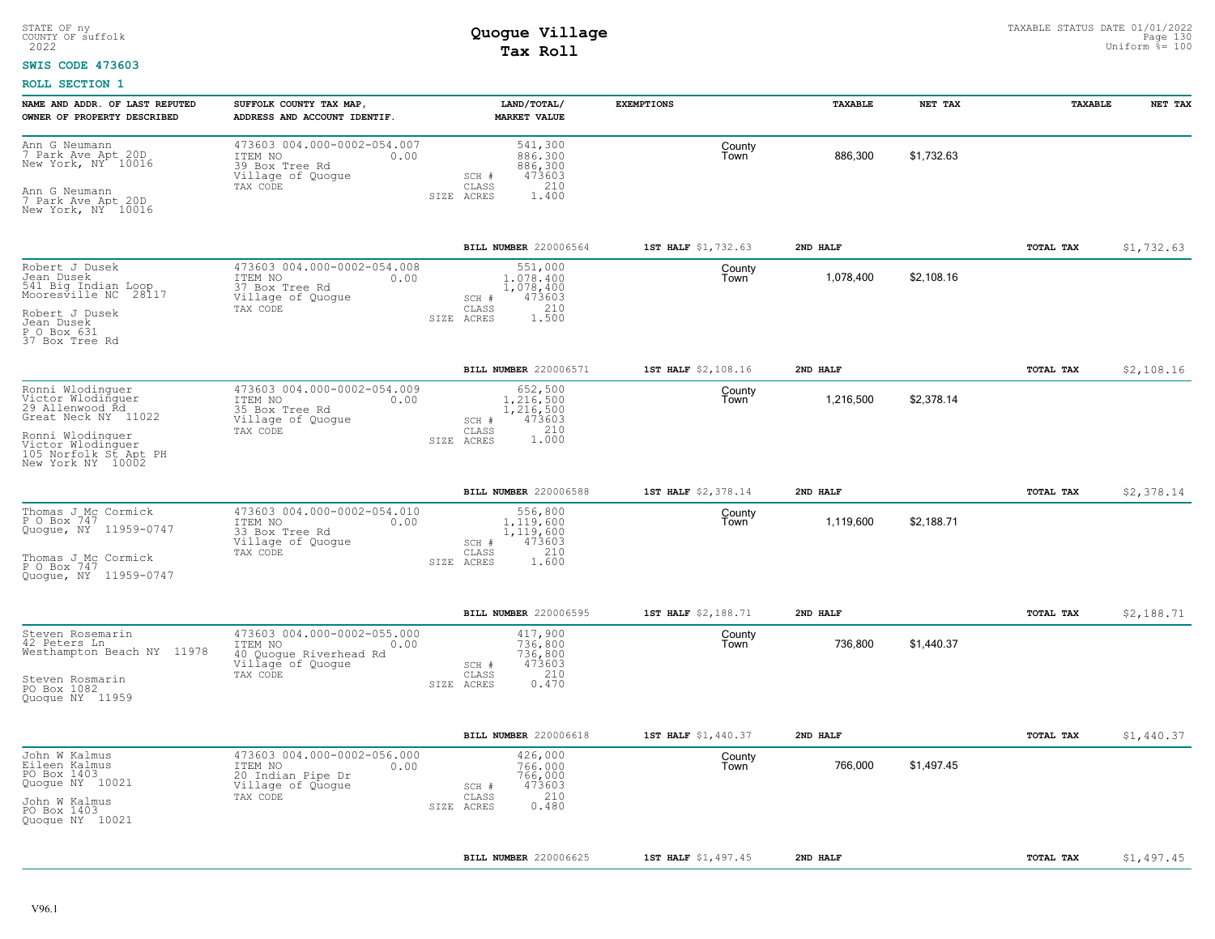STATE OF ny
COUNTY OF suffolk
2022

# Quogue Village
## Tax Roll

TAXABLE STATUS DATE 01/01/2022
Uniform %= 100

**SWIS CODE 473603**

**ROLL SECTION 1**

| NAME AND ADDR. OF LAST REPUTED OWNER OF PROPERTY DESCRIBED | SUFFOLK COUNTY TAX MAP, ADDRESS AND ACCOUNT IDENTIF. | LAND/TOTAL/ MARKET VALUE | EXEMPTIONS | TAXABLE | NET TAX | TAXABLE | NET TAX |
|---|---|---|---|---|---|---|---|
| Ann G Neumann<br>7 Park Ave Apt 20D<br>New York, NY 10016<br><br>Ann G Neumann<br>7 Park Ave Apt 20D<br>New York, NY 10016 | 473603 004.000-0002-054.007<br>ITEM NO 0.00<br>39 Box Tree Rd<br>Village of Quogue<br>TAX CODE | 541,300<br>886,300<br>886,300<br>SCH # 473603<br>CLASS 210<br>SIZE ACRES 1.400 | County<br>Town | 886,300 | $1,732.63 | | |
| | | **BILL NUMBER** 220006564 | **1ST HALF** $1,732.63 | **2ND HALF** | | **TOTAL TAX** | $1,732.63 |
| Robert J Dusek<br>Jean Dusek<br>541 Big Indian Loop<br>Mooresville NC 28117<br><br>Robert J Dusek<br>Jean Dusek<br>P O Box 631<br>37 Box Tree Rd | 473603 004.000-0002-054.008<br>ITEM NO 0.00<br>37 Box Tree Rd<br>Village of Quogue<br>TAX CODE | 551,000<br>1,078,400<br>1,078,400<br>SCH # 473603<br>CLASS 210<br>SIZE ACRES 1.500 | County<br>Town | 1,078,400 | $2,108.16 | | |
| | | **BILL NUMBER** 220006571 | **1ST HALF** $2,108.16 | **2ND HALF** | | **TOTAL TAX** | $2,108.16 |
| Ronni Wlodinguer<br>Victor Wlodinguer<br>29 Allenwood Rd<br>Great Neck NY 11022<br><br>Ronni Wlodinguer<br>Victor Wlodinguer<br>105 Norfolk St Apt PH<br>New York NY 10002 | 473603 004.000-0002-054.009<br>ITEM NO 0.00<br>35 Box Tree Rd<br>Village of Quogue<br>TAX CODE | 652,500<br>1,216,500<br>1,216,500<br>SCH # 473603<br>CLASS 210<br>SIZE ACRES 1.000 | County<br>Town | 1,216,500 | $2,378.14 | | |
| | | **BILL NUMBER** 220006588 | **1ST HALF** $2,378.14 | **2ND HALF** | | **TOTAL TAX** | $2,378.14 |
| Thomas J Mc Cormick<br>P O Box 747<br>Quogue, NY 11959-0747<br><br>Thomas J Mc Cormick<br>P O Box 747<br>Quogue, NY 11959-0747 | 473603 004.000-0002-054.010<br>ITEM NO 0.00<br>33 Box Tree Rd<br>Village of Quogue<br>TAX CODE | 556,800<br>1,119,600<br>1,119,600<br>SCH # 473603<br>CLASS 210<br>SIZE ACRES 1.600 | County<br>Town | 1,119,600 | $2,188.71 | | |
| | | **BILL NUMBER** 220006595 | **1ST HALF** $2,188.71 | **2ND HALF** | | **TOTAL TAX** | $2,188.71 |
| Steven Rosemarin<br>42 Peters Ln<br>Westhampton Beach NY 11978<br><br>Steven Rosmarin<br>PO Box 1082<br>Quogue NY 11959 | 473603 004.000-0002-055.000<br>ITEM NO 0.00<br>40 Quogue Riverhead Rd<br>Village of Quogue<br>TAX CODE | 417,900<br>736,800<br>736,800<br>SCH # 473603<br>CLASS 210<br>SIZE ACRES 0.470 | County<br>Town | 736,800 | $1,440.37 | | |
| | | **BILL NUMBER** 220006618 | **1ST HALF** $1,440.37 | **2ND HALF** | | **TOTAL TAX** | $1,440.37 |
| John W Kalmus<br>Eileen Kalmus<br>PO Box 1403<br>Quogue NY 10021<br><br>John W Kalmus<br>PO Box 1403<br>Quogue NY 10021 | 473603 004.000-0002-056.000<br>ITEM NO 0.00<br>20 Indian Pipe Dr<br>Village of Quogue<br>TAX CODE | 426,000<br>766,000<br>766,000<br>SCH # 473603<br>CLASS 210<br>SIZE ACRES 0.480 | County<br>Town | 766,000 | $1,497.45 | | |
| | | **BILL NUMBER** 220006625 | **1ST HALF** $1,497.45 | **2ND HALF** | | **TOTAL TAX** | $1,497.45 |

V96.1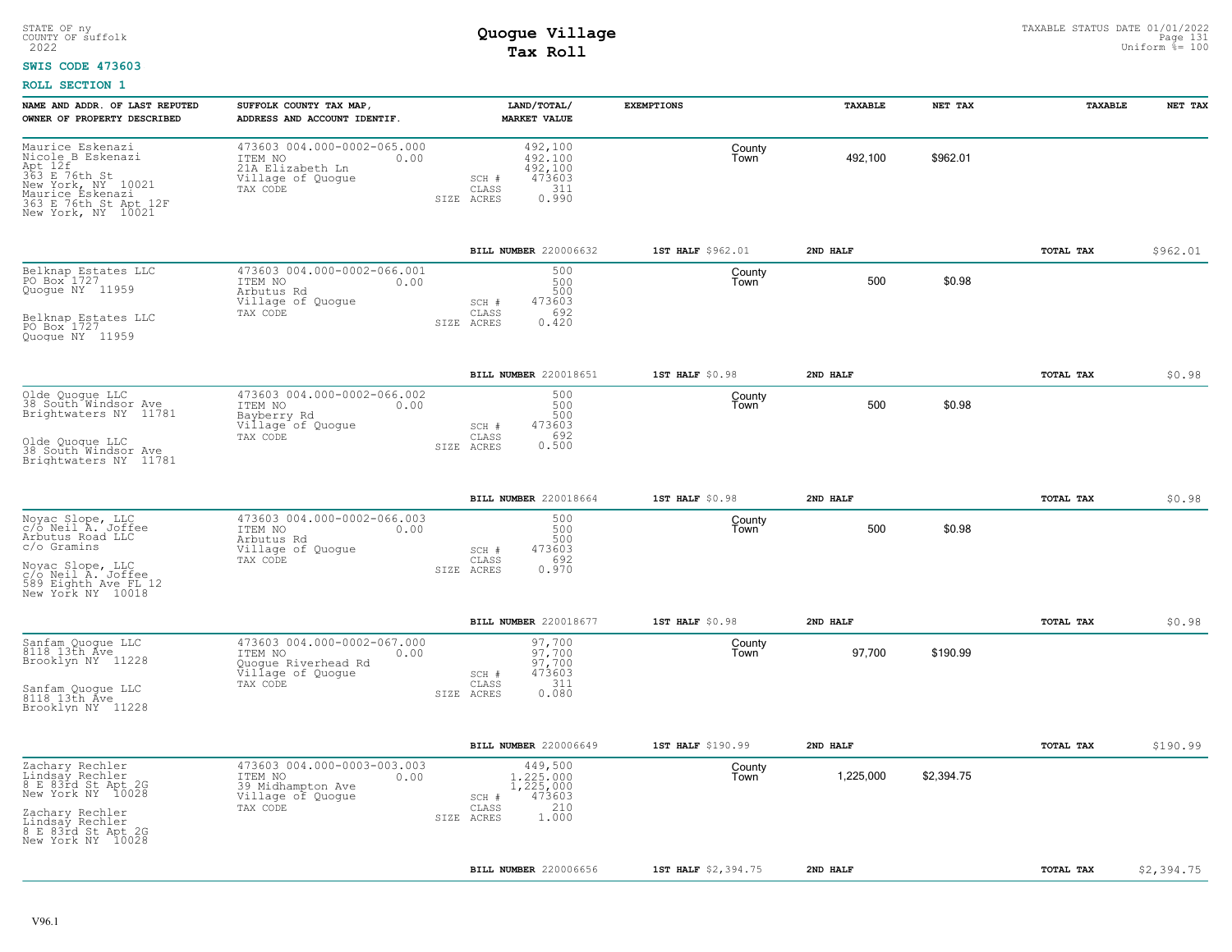STATE OF ny
COUNTY OF suffolk
2022

# Quogue Village
## Tax Roll

TAXABLE STATUS DATE 01/01/2022
Uniform %= 100

**SWIS CODE 473603**

**ROLL SECTION 1**

| NAME AND ADDR. OF LAST REPUTED OWNER OF PROPERTY DESCRIBED | SUFFOLK COUNTY TAX MAP, ADDRESS AND ACCOUNT IDENTIF. | LAND/TOTAL/ MARKET VALUE | EXEMPTIONS | TAXABLE | NET TAX | TAXABLE | NET TAX |
|---|---|---|---|---|---|---|---|
| Maurice Eskenazi<br>Nicole B Eskenazi<br>Apt 12f<br>363 E 76th St<br>New York, NY 10021<br>Maurice Eskenazi<br>363 E 76th St Apt 12F<br>New York, NY 10021 | 473603 004.000-0002-065.000<br>ITEM NO 0.00<br>21A Elizabeth Ln<br>Village of Quogue<br>TAX CODE | 492,100<br>492,100<br>492,100<br>SCH # 473603<br>CLASS 311<br>SIZE ACRES 0.990 | County<br>Town | 492,100 | $962.01 | | |
| | | BILL NUMBER 220006632 | 1ST HALF $962.01 | 2ND HALF | | TOTAL TAX | $962.01 |
| Belknap Estates LLC<br>PO Box 1727<br>Quogue NY 11959<br>Belknap Estates LLC<br>PO Box 1727<br>Quogue NY 11959 | 473603 004.000-0002-066.001<br>ITEM NO 0.00<br>Arbutus Rd<br>Village of Quogue<br>TAX CODE | 500<br>500<br>500<br>SCH # 473603<br>CLASS 692<br>SIZE ACRES 0.420 | County<br>Town | 500 | $0.98 | | |
| | | BILL NUMBER 220018651 | 1ST HALF $0.98 | 2ND HALF | | TOTAL TAX | $0.98 |
| Olde Quogue LLC<br>38 South Windsor Ave<br>Brightwaters NY 11781<br>Olde Quogue LLC<br>38 South Windsor Ave<br>Brightwaters NY 11781 | 473603 004.000-0002-066.002<br>ITEM NO 0.00<br>Bayberry Rd<br>Village of Quogue<br>TAX CODE | 500<br>500<br>500<br>SCH # 473603<br>CLASS 692<br>SIZE ACRES 0.500 | County<br>Town | 500 | $0.98 | | |
| | | BILL NUMBER 220018664 | 1ST HALF $0.98 | 2ND HALF | | TOTAL TAX | $0.98 |
| Noyac Slope, LLC<br>c/o Neil A. Joffee<br>Arbutus Road LLC<br>c/o Gramins<br>Noyac Slope, LLC<br>c/o Neil A. Joffee<br>589 Eighth Ave FL 12<br>New York NY 10018 | 473603 004.000-0002-066.003<br>ITEM NO 0.00<br>Arbutus Rd<br>Village of Quogue<br>TAX CODE | 500<br>500<br>500<br>SCH # 473603<br>CLASS 692<br>SIZE ACRES 0.970 | County<br>Town | 500 | $0.98 | | |
| | | BILL NUMBER 220018677 | 1ST HALF $0.98 | 2ND HALF | | TOTAL TAX | $0.98 |
| Sanfam Quogue LLC<br>8118 13th Ave<br>Brooklyn NY 11228<br>Sanfam Quogue LLC<br>8118 13th Ave<br>Brooklyn NY 11228 | 473603 004.000-0002-067.000<br>ITEM NO 0.00<br>Quogue Riverhead Rd<br>Village of Quogue<br>TAX CODE | 97,700<br>97,700<br>97,700<br>SCH # 473603<br>CLASS 311<br>SIZE ACRES 0.080 | County<br>Town | 97,700 | $190.99 | | |
| | | BILL NUMBER 220006649 | 1ST HALF $190.99 | 2ND HALF | | TOTAL TAX | $190.99 |
| Zachary Rechler<br>Lindsay Rechler<br>8 E 83rd St Apt 2G<br>New York NY 10028<br>Zachary Rechler<br>Lindsay Rechler<br>8 E 83rd St Apt 2G<br>New York NY 10028 | 473603 004.000-0003-003.003<br>ITEM NO 0.00<br>39 Midhampton Ave<br>Village of Quogue<br>TAX CODE | 449,500<br>1,225,000<br>1,225,000<br>SCH # 473603<br>CLASS 210<br>SIZE ACRES 1.000 | County<br>Town | 1,225,000 | $2,394.75 | | |
| | | BILL NUMBER 220006656 | 1ST HALF $2,394.75 | 2ND HALF | | TOTAL TAX | $2,394.75 |

V96.1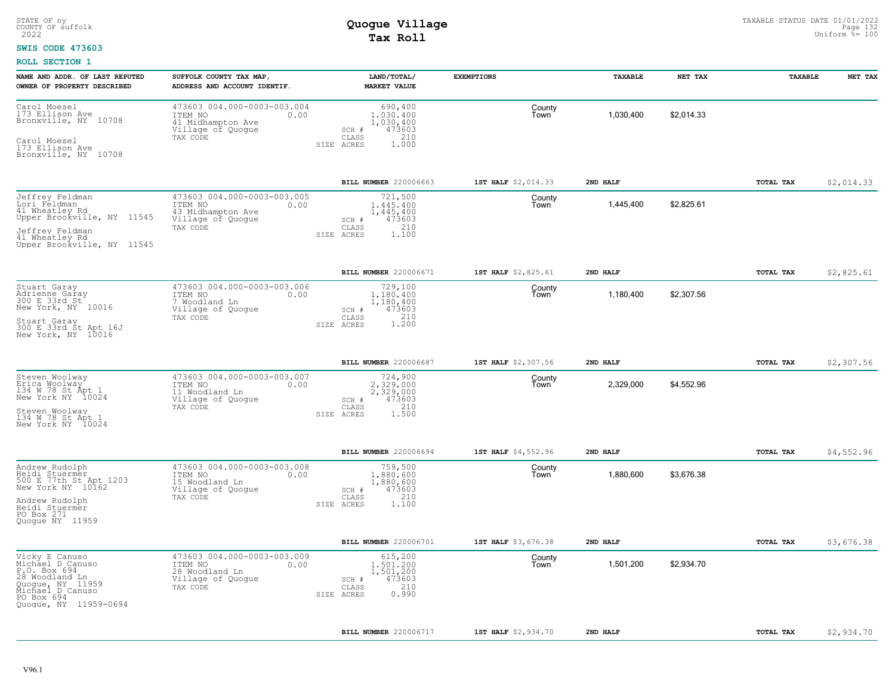STATE OF ny
COUNTY OF suffolk
2022

# Quogue Village
## Tax Roll

TAXABLE STATUS DATE 01/01/2022
Uniform %= 100

**SWIS CODE 473603**

**ROLL SECTION 1**

| NAME AND ADDR. OF LAST REPUTED OWNER OF PROPERTY DESCRIBED | SUFFOLK COUNTY TAX MAP, ADDRESS AND ACCOUNT IDENTIF. | LAND/TOTAL/ MARKET VALUE | EXEMPTIONS | TAXABLE | NET TAX | TAXABLE | NET TAX |
|---|---|---|---|---|---|---|---|
| Carol Moesel<br>173 Ellison Ave<br>Bronxville, NY 10708<br><br>Carol Moesel<br>173 Ellison Ave<br>Bronxville, NY 10708 | 473603 004.000-0003-003.004<br>ITEM NO 0.00<br>41 Midhampton Ave<br>Village of Quogue<br>TAX CODE | 690,400<br>1,030,400<br>1,030,400<br>SCH # 473603<br>CLASS 210<br>SIZE ACRES 1.000 | County<br>Town | 1,030,400 | $2,014.33 | | |
| | | BILL NUMBER 220006663 | 1ST HALF $2,014.33 | 2ND HALF | | TOTAL TAX | $2,014.33 |
| Jeffrey Feldman<br>Lori Feldman<br>41 Wheatley Rd<br>Upper Brookville, NY 11545<br><br>Jeffrey Feldman<br>41 Wheatley Rd<br>Upper Brookville, NY 11545 | 473603 004.000-0003-003.005<br>ITEM NO 0.00<br>43 Midhampton Ave<br>Village of Quogue<br>TAX CODE | 721,500<br>1,445,400<br>1,445,400<br>SCH # 473603<br>CLASS 210<br>SIZE ACRES 1.100 | County<br>Town | 1,445,400 | $2,825.61 | | |
| | | BILL NUMBER 220006671 | 1ST HALF $2,825.61 | 2ND HALF | | TOTAL TAX | $2,825.61 |
| Stuart Garay<br>Adrienne Garay<br>300 E 33rd St<br>New York, NY 10016<br><br>Stuart Garay<br>300 E 33rd St Apt 16J<br>New York, NY 10016 | 473603 004.000-0003-003.006<br>ITEM NO 0.00<br>7 Woodland Ln<br>Village of Quogue<br>TAX CODE | 729,100<br>1,180,400<br>1,180,400<br>SCH # 473603<br>CLASS 210<br>SIZE ACRES 1.200 | County<br>Town | 1,180,400 | $2,307.56 | | |
| | | BILL NUMBER 220006687 | 1ST HALF $2,307.56 | 2ND HALF | | TOTAL TAX | $2,307.56 |
| Steven Woolway<br>Erica Woolway<br>134 W 78 St Apt 1<br>New York NY 10024<br><br>Steven Woolway<br>134 W 78 St Apt 1<br>New York NY 10024 | 473603 004.000-0003-003.007<br>ITEM NO 0.00<br>11 Woodland Ln<br>Village of Quogue<br>TAX CODE | 724,900<br>2,329,000<br>2,329,000<br>SCH # 473603<br>CLASS 210<br>SIZE ACRES 1.500 | County<br>Town | 2,329,000 | $4,552.96 | | |
| | | BILL NUMBER 220006694 | 1ST HALF $4,552.96 | 2ND HALF | | TOTAL TAX | $4,552.96 |
| Andrew Rudolph<br>Heidi Stuermer<br>500 E 77th St Apt 1203<br>New York NY 10162<br><br>Andrew Rudolph<br>Heidi Stuermer<br>PO Box 271<br>Quogue NY 11959 | 473603 004.000-0003-003.008<br>ITEM NO 0.00<br>15 Woodland Ln<br>Village of Quogue<br>TAX CODE | 759,500<br>1,880,600<br>1,880,600<br>SCH # 473603<br>CLASS 210<br>SIZE ACRES 1.100 | County<br>Town | 1,880,600 | $3,676.38 | | |
| | | BILL NUMBER 220006701 | 1ST HALF $3,676.38 | 2ND HALF | | TOTAL TAX | $3,676.38 |
| Vicky E Canuso<br>Michael D Canuso<br>P.O. Box 694<br>28 Woodland Ln<br>Quogue, NY 11959<br>Michael D Canuso<br>PO Box 694<br>Quogue, NY 11959-0694 | 473603 004.000-0003-003.009<br>ITEM NO 0.00<br>28 Woodland Ln<br>Village of Quogue<br>TAX CODE | 615,200<br>1,501,200<br>1,501,200<br>SCH # 473603<br>CLASS 210<br>SIZE ACRES 0.990 | County<br>Town | 1,501,200 | $2,934.70 | | |
| | | BILL NUMBER 220006717 | 1ST HALF $2,934.70 | 2ND HALF | | TOTAL TAX | $2,934.70 |

V96.1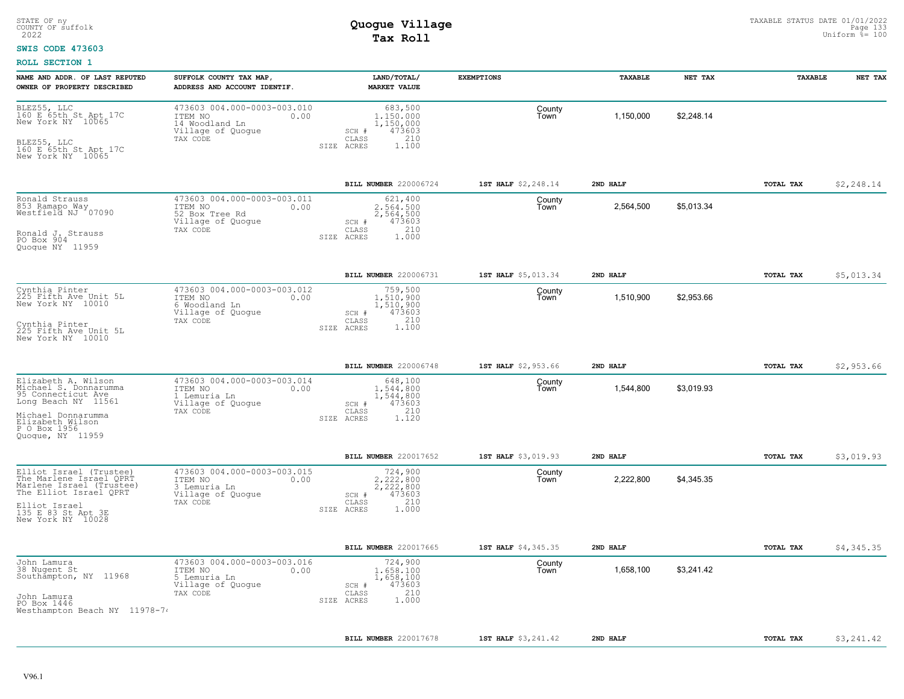STATE OF ny
COUNTY OF suffolk
2022

# Quogue Village
## Tax Roll

TAXABLE STATUS DATE 01/01/2022
Uniform %= 100

**SWIS CODE 473603**

**ROLL SECTION 1**

| NAME AND ADDR. OF LAST REPUTED OWNER OF PROPERTY DESCRIBED | SUFFOLK COUNTY TAX MAP, ADDRESS AND ACCOUNT IDENTIF. | LAND/TOTAL/ MARKET VALUE | EXEMPTIONS | TAXABLE | NET TAX | TAXABLE | NET TAX |
|---|---|---|---|---|---|---|---|
| BLEZ55, LLC<br>160 E 65th St Apt 17C<br>New York NY 10065<br><br>BLEZ55, LLC<br>160 E 65th St Apt 17C<br>New York NY 10065 | 473603 004.000-0003-003.010<br>ITEM NO 0.00<br>14 Woodland Ln<br>Village of Quogue<br>TAX CODE | 683,500<br>1,150,000<br>1,150,000<br>SCH # 473603<br>CLASS 210<br>SIZE ACRES 1.100 | County<br>Town | 1,150,000 | $2,248.14 | | |
| | | BILL NUMBER 220006724 | 1ST HALF $2,248.14 | 2ND HALF | | TOTAL TAX | $2,248.14 |
| Ronald Strauss<br>853 Ramapo Way<br>Westfield NJ 07090<br><br>Ronald J. Strauss<br>PO Box 904<br>Quogue NY 11959 | 473603 004.000-0003-003.011<br>ITEM NO 0.00<br>52 Box Tree Rd<br>Village of Quogue<br>TAX CODE | 621,400<br>2,564,500<br>2,564,500<br>SCH # 473603<br>CLASS 210<br>SIZE ACRES 1.000 | County<br>Town | 2,564,500 | $5,013.34 | | |
| | | BILL NUMBER 220006731 | 1ST HALF $5,013.34 | 2ND HALF | | TOTAL TAX | $5,013.34 |
| Cynthia Pinter<br>225 Fifth Ave Unit 5L<br>New York NY 10010<br><br>Cynthia Pinter<br>225 Fifth Ave Unit 5L<br>New York NY 10010 | 473603 004.000-0003-003.012<br>ITEM NO 0.00<br>6 Woodland Ln<br>Village of Quogue<br>TAX CODE | 759,500<br>1,510,900<br>1,510,900<br>SCH # 473603<br>CLASS 210<br>SIZE ACRES 1.100 | County<br>Town | 1,510,900 | $2,953.66 | | |
| | | BILL NUMBER 220006748 | 1ST HALF $2,953.66 | 2ND HALF | | TOTAL TAX | $2,953.66 |
| Elizabeth A. Wilson<br>Michael S. Donnarumma<br>95 Connecticut Ave<br>Long Beach NY 11561<br><br>Michael Donnarumma<br>Elizabeth Wilson<br>P O Box 1956<br>Quogue, NY 11959 | 473603 004.000-0003-003.014<br>ITEM NO 0.00<br>1 Lemuria Ln<br>Village of Quogue<br>TAX CODE | 648,100<br>1,544,800<br>1,544,800<br>SCH # 473603<br>CLASS 210<br>SIZE ACRES 1.120 | County<br>Town | 1,544,800 | $3,019.93 | | |
| | | BILL NUMBER 220017652 | 1ST HALF $3,019.93 | 2ND HALF | | TOTAL TAX | $3,019.93 |
| Elliot Israel (Trustee)<br>The Marlene Israel QPRT<br>Marlene Israel (Trustee)<br>The Elliot Israel QPRT<br><br>Elliot Israel<br>135 E 83 St Apt 3E<br>New York NY 10028 | 473603 004.000-0003-003.015<br>ITEM NO 0.00<br>3 Lemuria Ln<br>Village of Quogue<br>TAX CODE | 724,900<br>2,222,800<br>2,222,800<br>SCH # 473603<br>CLASS 210<br>SIZE ACRES 1.000 | County<br>Town | 2,222,800 | $4,345.35 | | |
| | | BILL NUMBER 220017665 | 1ST HALF $4,345.35 | 2ND HALF | | TOTAL TAX | $4,345.35 |
| John Lamura<br>38 Nugent St<br>Southampton, NY 11968<br><br>John Lamura<br>PO Box 1446<br>Westhampton Beach NY 11978-74 | 473603 004.000-0003-003.016<br>ITEM NO 0.00<br>5 Lemuria Ln<br>Village of Quogue<br>TAX CODE | 724,900<br>1,658,100<br>1,658,100<br>SCH # 473603<br>CLASS 210<br>SIZE ACRES 1.000 | County<br>Town | 1,658,100 | $3,241.42 | | |
| | | BILL NUMBER 220017678 | 1ST HALF $3,241.42 | 2ND HALF | | TOTAL TAX | $3,241.42 |

V96.1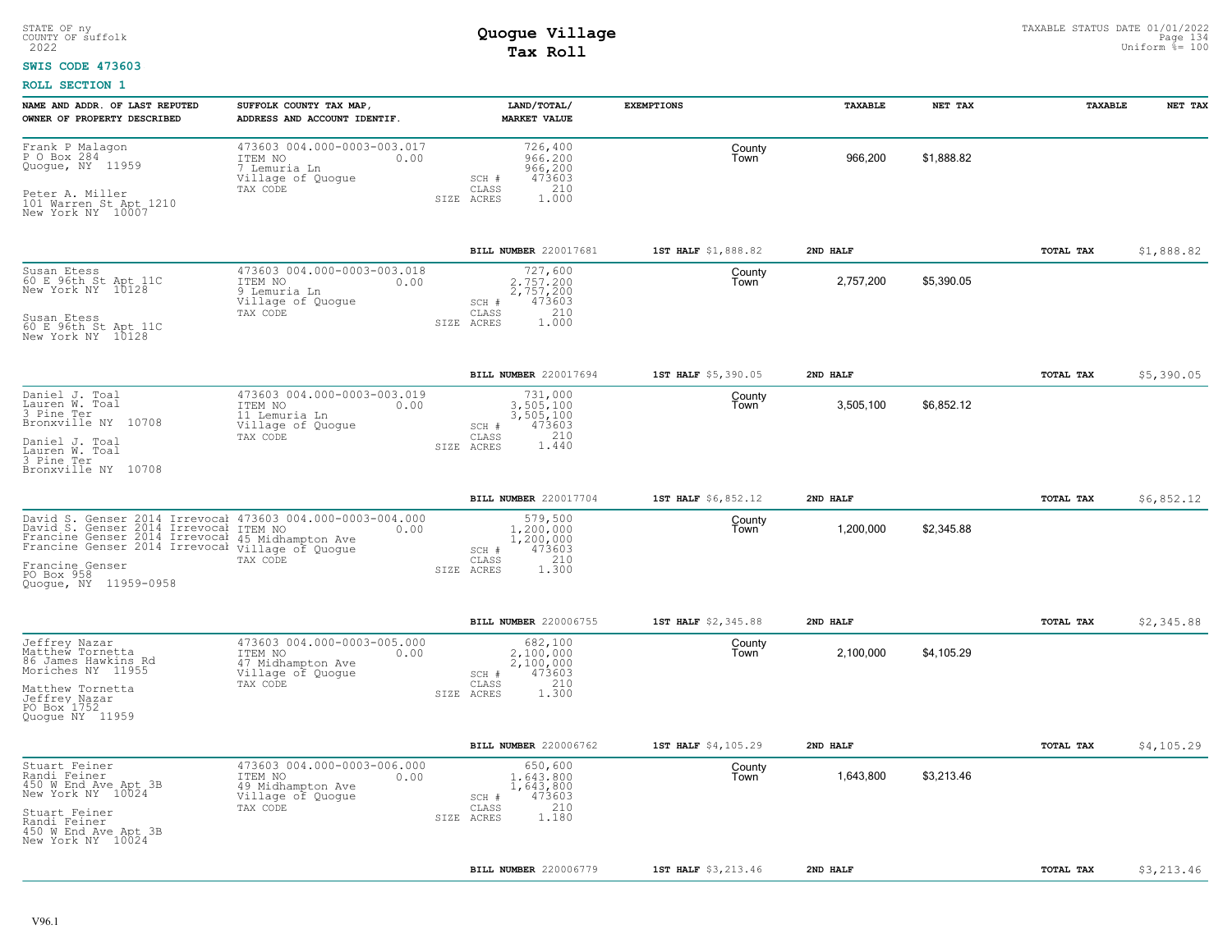STATE OF ny
COUNTY OF suffolk
2022

# Quogue Village
## Tax Roll

TAXABLE STATUS DATE 01/01/2022
Uniform %= 100

**SWIS CODE 473603**

**ROLL SECTION 1**

| NAME AND ADDR. OF LAST REPUTED OWNER OF PROPERTY DESCRIBED | SUFFOLK COUNTY TAX MAP, ADDRESS AND ACCOUNT IDENTIF. | LAND/TOTAL/ MARKET VALUE | EXEMPTIONS | TAXABLE | NET TAX | TAXABLE | NET TAX |
|---|---|---|---|---|---|---|---|
| Frank P Malagon<br>P O Box 284<br>Quogue, NY 11959<br><br>Peter A. Miller<br>101 Warren St Apt 1210<br>New York NY 10007 | 473603 004.000-0003-003.017<br>ITEM NO 0.00<br>7 Lemuria Ln<br>Village of Quogue<br>TAX CODE | 726,400<br>966,200<br>966,200<br>SCH # 473603<br>CLASS 210<br>SIZE ACRES 1.000 | County<br>Town | 966,200 | $1,888.82 | | |
| | | **BILL NUMBER** 220017681 | **1ST HALF** $1,888.82 | **2ND HALF** | | **TOTAL TAX** | $1,888.82 |
| Susan Etess<br>60 E 96th St Apt 11C<br>New York NY 10128<br><br>Susan Etess<br>60 E 96th St Apt 11C<br>New York NY 10128 | 473603 004.000-0003-003.018<br>ITEM NO 0.00<br>9 Lemuria Ln<br>Village of Quogue<br>TAX CODE | 727,600<br>2,757,200<br>2,757,200<br>SCH # 473603<br>CLASS 210<br>SIZE ACRES 1.000 | County<br>Town | 2,757,200 | $5,390.05 | | |
| | | **BILL NUMBER** 220017694 | **1ST HALF** $5,390.05 | **2ND HALF** | | **TOTAL TAX** | $5,390.05 |
| Daniel J. Toal<br>Lauren W. Toal<br>3 Pine Ter<br>Bronxville NY 10708<br><br>Daniel J. Toal<br>Lauren W. Toal<br>3 Pine Ter<br>Bronxville NY 10708 | 473603 004.000-0003-003.019<br>ITEM NO 0.00<br>11 Lemuria Ln<br>Village of Quogue<br>TAX CODE | 731,000<br>3,505,100<br>3,505,100<br>SCH # 473603<br>CLASS 210<br>SIZE ACRES 1.440 | County<br>Town | 3,505,100 | $6,852.12 | | |
| | | **BILL NUMBER** 220017704 | **1ST HALF** $6,852.12 | **2ND HALF** | | **TOTAL TAX** | $6,852.12 |
| David S. Genser 2014 Irrevocal<br>David S. Genser 2014 Irrevocal<br>Francine Genser 2014 Irrevocal<br>Francine Genser 2014 Irrevocal<br><br>Francine Genser<br>PO Box 958<br>Quogue, NY 11959-0958 | 473603 004.000-0003-004.000<br>ITEM NO 0.00<br>45 Midhampton Ave<br>Village of Quogue<br>TAX CODE | 579,500<br>1,200,000<br>1,200,000<br>SCH # 473603<br>CLASS 210<br>SIZE ACRES 1.300 | County<br>Town | 1,200,000 | $2,345.88 | | |
| | | **BILL NUMBER** 220006755 | **1ST HALF** $2,345.88 | **2ND HALF** | | **TOTAL TAX** | $2,345.88 |
| Jeffrey Nazar<br>Matthew Tornetta<br>86 James Hawkins Rd<br>Moriches NY 11955<br><br>Matthew Tornetta<br>Jeffrey Nazar<br>PO Box 1752<br>Quogue NY 11959 | 473603 004.000-0003-005.000<br>ITEM NO 0.00<br>47 Midhampton Ave<br>Village of Quogue<br>TAX CODE | 682,100<br>2,100,000<br>2,100,000<br>SCH # 473603<br>CLASS 210<br>SIZE ACRES 1.300 | County<br>Town | 2,100,000 | $4,105.29 | | |
| | | **BILL NUMBER** 220006762 | **1ST HALF** $4,105.29 | **2ND HALF** | | **TOTAL TAX** | $4,105.29 |
| Stuart Feiner<br>Randi Feiner<br>450 W End Ave Apt 3B<br>New York NY 10024<br><br>Stuart Feiner<br>Randi Feiner<br>450 W End Ave Apt 3B<br>New York NY 10024 | 473603 004.000-0003-006.000<br>ITEM NO 0.00<br>49 Midhampton Ave<br>Village of Quogue<br>TAX CODE | 650,600<br>1,643,800<br>1,643,800<br>SCH # 473603<br>CLASS 210<br>SIZE ACRES 1.180 | County<br>Town | 1,643,800 | $3,213.46 | | |
| | | **BILL NUMBER** 220006779 | **1ST HALF** $3,213.46 | **2ND HALF** | | **TOTAL TAX** | $3,213.46 |

V96.1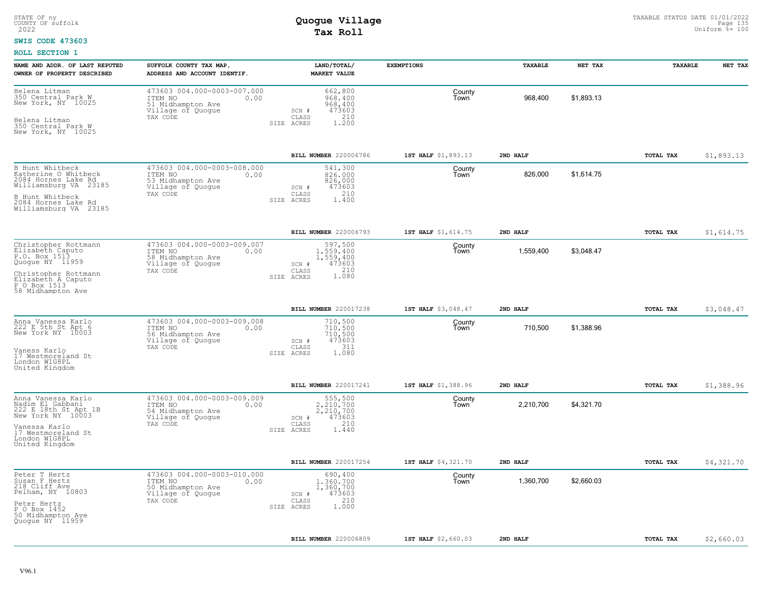STATE OF ny
COUNTY OF suffolk
2022

# Quogue Village
## Tax Roll

TAXABLE STATUS DATE 01/01/2022
Uniform %= 100

**SWIS CODE 473603**

**ROLL SECTION 1**

| NAME AND ADDR. OF LAST REPUTED OWNER OF PROPERTY DESCRIBED | SUFFOLK COUNTY TAX MAP, ADDRESS AND ACCOUNT IDENTIF. | LAND/TOTAL/ MARKET VALUE | EXEMPTIONS | TAXABLE | NET TAX | TAXABLE | NET TAX |
|---|---|---|---|---|---|---|---|
| Helena Litman<br>350 Central Park W<br>New York, NY 10025<br><br>Helena Litman<br>350 Central Park W<br>New York, NY 10025 | 473603 004.000-0003-007.000<br>ITEM NO 0.00<br>51 Midhampton Ave<br>Village of Quogue<br>TAX CODE | 662,800<br>968,400<br>968,400<br>SCH # 473603<br>CLASS 210<br>SIZE ACRES 1.200 | County<br>Town | 968,400 | $1,893.13 | | |
| | | BILL NUMBER 220006786 | 1ST HALF $1,893.13 | 2ND HALF | | TOTAL TAX | $1,893.13 |
| B Hunt Whitbeck<br>Katherine O Whitbeck<br>2084 Hornes Lake Rd<br>Williamsburg VA 23185<br><br>B Hunt Whitbeck<br>2084 Hornes Lake Rd<br>Williamsburg VA 23185 | 473603 004.000-0003-008.000<br>ITEM NO 0.00<br>53 Midhampton Ave<br>Village of Quogue<br>TAX CODE | 541,300<br>826,000<br>826,000<br>SCH # 473603<br>CLASS 210<br>SIZE ACRES 1.400 | County<br>Town | 826,000 | $1,614.75 | | |
| | | BILL NUMBER 220006793 | 1ST HALF $1,614.75 | 2ND HALF | | TOTAL TAX | $1,614.75 |
| Christopher Rottmann<br>Elizabeth Caputo<br>P.O. Box 1513<br>Quogue NY 11959<br><br>Christopher Rottmann<br>Elizabeth A Caputo<br>P O Box 1513<br>58 Midhampton Ave | 473603 004.000-0003-009.007<br>ITEM NO 0.00<br>58 Midhampton Ave<br>Village of Quogue<br>TAX CODE | 597,500<br>1,559,400<br>1,559,400<br>SCH # 473603<br>CLASS 210<br>SIZE ACRES 1.080 | County<br>Town | 1,559,400 | $3,048.47 | | |
| | | BILL NUMBER 220017238 | 1ST HALF $3,048.47 | 2ND HALF | | TOTAL TAX | $3,048.47 |
| Anna Vanessa Karlo<br>222 E 5th St Apt 6<br>New York NY 10003<br><br>Vaness Karlo<br>17 Westmoreland St<br>London W1G8PL<br>United Kingdom | 473603 004.000-0003-009.008<br>ITEM NO 0.00<br>56 Midhampton Ave<br>Village of Quogue<br>TAX CODE | 710,500<br>710,500<br>710,500<br>SCH # 473603<br>CLASS 311<br>SIZE ACRES 1.080 | County<br>Town | 710,500 | $1,388.96 | | |
| | | BILL NUMBER 220017241 | 1ST HALF $1,388.96 | 2ND HALF | | TOTAL TAX | $1,388.96 |
| Anna Vanessa Karlo<br>Nadim El Gabbani<br>222 E 18th St Apt 1B<br>New York NY 10003<br><br>Vanessa Karlo<br>17 Westmoreland St<br>London W1G8PL<br>United Kingdom | 473603 004.000-0003-009.009<br>ITEM NO 0.00<br>54 Midhampton Ave<br>Village of Quogue<br>TAX CODE | 555,500<br>2,210,700<br>2,210,700<br>SCH # 473603<br>CLASS 210<br>SIZE ACRES 1.440 | County<br>Town | 2,210,700 | $4,321.70 | | |
| | | BILL NUMBER 220017254 | 1ST HALF $4,321.70 | 2ND HALF | | TOTAL TAX | $4,321.70 |
| Peter T Hertz<br>Susan F Hertz<br>218 Cliff Ave<br>Pelham, NY 10803<br><br>Peter Hertz<br>P O Box 1452<br>50 Midhampton Ave<br>Quogue NY 11959 | 473603 004.000-0003-010.000<br>ITEM NO 0.00<br>50 Midhampton Ave<br>Village of Quogue<br>TAX CODE | 690,400<br>1,360,700<br>1,360,700<br>SCH # 473603<br>CLASS 210<br>SIZE ACRES 1.000 | County<br>Town | 1,360,700 | $2,660.03 | | |
| | | BILL NUMBER 220006809 | 1ST HALF $2,660.03 | 2ND HALF | | TOTAL TAX | $2,660.03 |

V96.1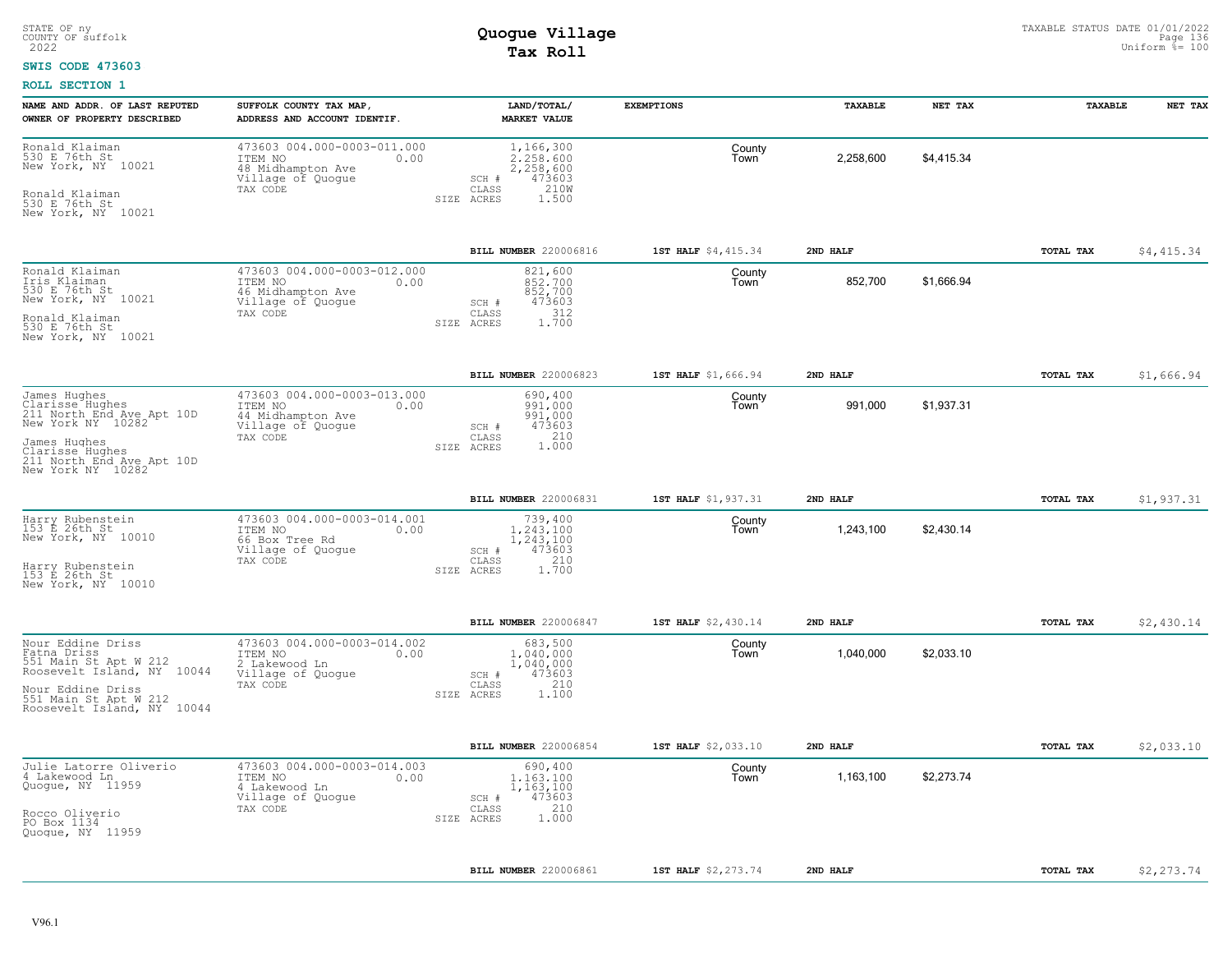STATE OF ny
COUNTY OF suffolk
2022

# Quogue Village
# Tax Roll

TAXABLE STATUS DATE 01/01/2022
Uniform %= 100

**SWIS CODE 473603**

**ROLL SECTION 1**

| NAME AND ADDR. OF LAST REPUTED OWNER OF PROPERTY DESCRIBED | SUFFOLK COUNTY TAX MAP, ADDRESS AND ACCOUNT IDENTIF. | LAND/TOTAL/ MARKET VALUE | EXEMPTIONS | TAXABLE | NET TAX | TAXABLE | NET TAX |
|---|---|---|---|---|---|---|---|
| Ronald Klaiman<br>530 E 76th St<br>New York, NY 10021<br><br>Ronald Klaiman<br>530 E 76th St<br>New York, NY 10021 | 473603 004.000-0003-011.000<br>ITEM NO 0.00<br>48 Midhampton Ave<br>Village of Quogue<br>TAX CODE | 1,166,300<br>2,258,600<br>2,258,600<br>SCH # 473603<br>CLASS 210W<br>SIZE ACRES 1.500 | County<br>Town | 2,258,600 | $4,415.34 | | |
| | | BILL NUMBER 220006816 | 1ST HALF $4,415.34 | 2ND HALF | | TOTAL TAX | $4,415.34 |
| Ronald Klaiman<br>Iris Klaiman<br>530 E 76th St<br>New York, NY 10021<br><br>Ronald Klaiman<br>530 E 76th St<br>New York, NY 10021 | 473603 004.000-0003-012.000<br>ITEM NO 0.00<br>46 Midhampton Ave<br>Village of Quogue<br>TAX CODE | 821,600<br>852,700<br>852,700<br>SCH # 473603<br>CLASS 312<br>SIZE ACRES 1.700 | County<br>Town | 852,700 | $1,666.94 | | |
| | | BILL NUMBER 220006823 | 1ST HALF $1,666.94 | 2ND HALF | | TOTAL TAX | $1,666.94 |
| James Hughes<br>Clarisse Hughes<br>211 North End Ave Apt 10D<br>New York NY 10282<br><br>James Hughes<br>Clarisse Hughes<br>211 North End Ave Apt 10D<br>New York NY 10282 | 473603 004.000-0003-013.000<br>ITEM NO 0.00<br>44 Midhampton Ave<br>Village of Quogue<br>TAX CODE | 690,400<br>991,000<br>991,000<br>SCH # 473603<br>CLASS 210<br>SIZE ACRES 1.000 | County<br>Town | 991,000 | $1,937.31 | | |
| | | BILL NUMBER 220006831 | 1ST HALF $1,937.31 | 2ND HALF | | TOTAL TAX | $1,937.31 |
| Harry Rubenstein<br>153 E 26th St<br>New York, NY 10010<br><br>Harry Rubenstein<br>153 E 26th St<br>New York, NY 10010 | 473603 004.000-0003-014.001<br>ITEM NO 0.00<br>66 Box Tree Rd<br>Village of Quogue<br>TAX CODE | 739,400<br>1,243,100<br>1,243,100<br>SCH # 473603<br>CLASS 210<br>SIZE ACRES 1.700 | County<br>Town | 1,243,100 | $2,430.14 | | |
| | | BILL NUMBER 220006847 | 1ST HALF $2,430.14 | 2ND HALF | | TOTAL TAX | $2,430.14 |
| Nour Eddine Driss<br>Fatna Driss<br>551 Main St Apt W 212<br>Roosevelt Island, NY 10044<br><br>Nour Eddine Driss<br>551 Main St Apt W 212<br>Roosevelt Island, NY 10044 | 473603 004.000-0003-014.002<br>ITEM NO 0.00<br>2 Lakewood Ln<br>Village of Quogue<br>TAX CODE | 683,500<br>1,040,000<br>1,040,000<br>SCH # 473603<br>CLASS 210<br>SIZE ACRES 1.100 | County<br>Town | 1,040,000 | $2,033.10 | | |
| | | BILL NUMBER 220006854 | 1ST HALF $2,033.10 | 2ND HALF | | TOTAL TAX | $2,033.10 |
| Julie Latorre Oliverio<br>4 Lakewood Ln<br>Quogue, NY 11959<br><br>Rocco Oliverio<br>PO Box 1134<br>Quogue, NY 11959 | 473603 004.000-0003-014.003<br>ITEM NO 0.00<br>4 Lakewood Ln<br>Village of Quogue<br>TAX CODE | 690,400<br>1,163,100<br>1,163,100<br>SCH # 473603<br>CLASS 210<br>SIZE ACRES 1.000 | County<br>Town | 1,163,100 | $2,273.74 | | |
| | | BILL NUMBER 220006861 | 1ST HALF $2,273.74 | 2ND HALF | | TOTAL TAX | $2,273.74 |

V96.1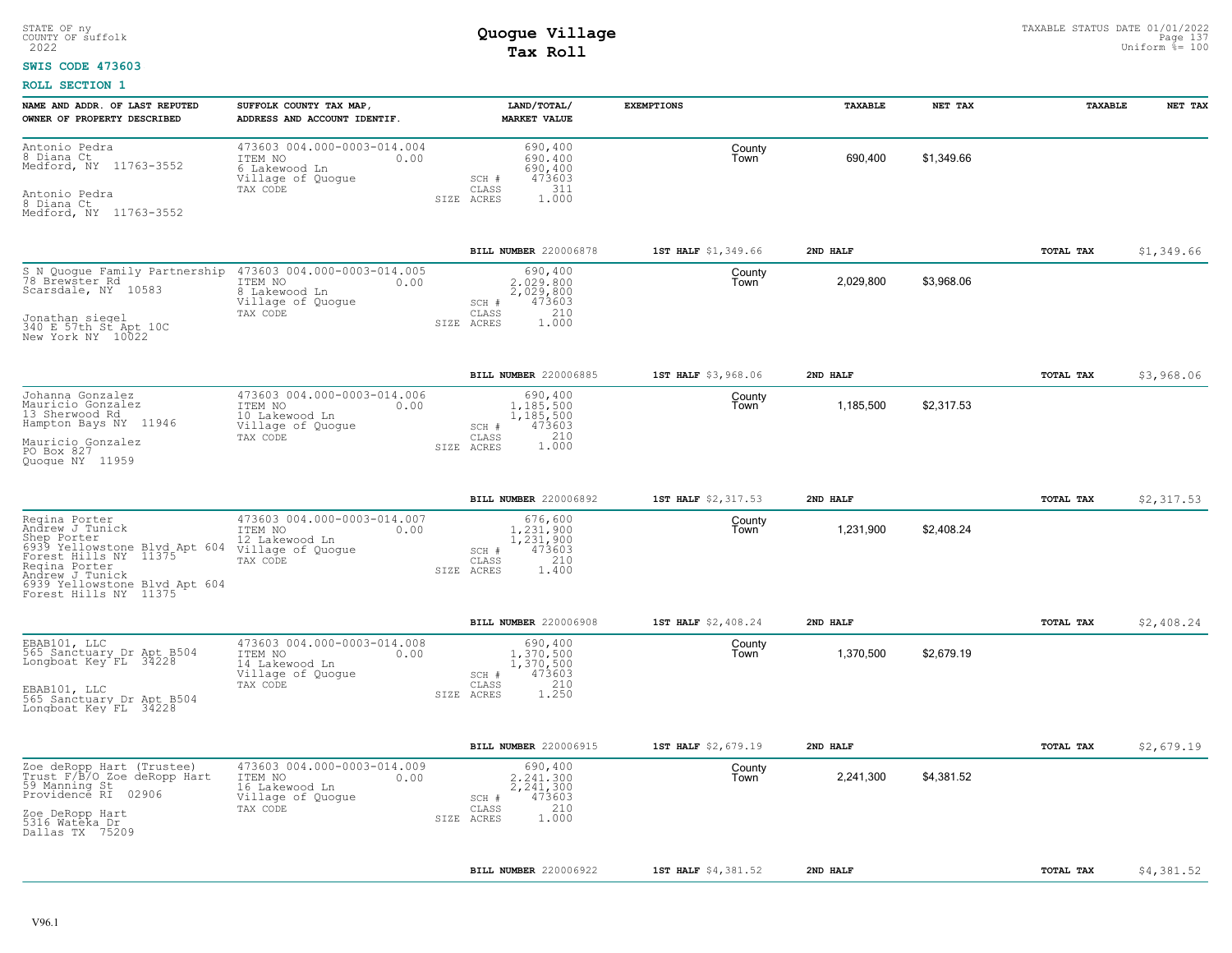STATE OF ny
COUNTY OF suffolk
2022

# Quogue Village
## Tax Roll

TAXABLE STATUS DATE 01/01/2022
Uniform %= 100

**SWIS CODE 473603**

**ROLL SECTION 1**

| NAME AND ADDR. OF LAST REPUTED OWNER OF PROPERTY DESCRIBED | SUFFOLK COUNTY TAX MAP, ADDRESS AND ACCOUNT IDENTIF. | LAND/TOTAL/ MARKET VALUE | EXEMPTIONS | | TAXABLE | NET TAX | TAXABLE | NET TAX |
|---|---|---|---|---|---|---|---|---|
| Antonio Pedra<br>8 Diana Ct<br>Medford, NY 11763-3552<br><br>Antonio Pedra<br>8 Diana Ct<br>Medford, NY 11763-3552 | 473603 004.000-0003-014.004<br>ITEM NO 0.00<br>6 Lakewood Ln<br>Village of Quogue<br>TAX CODE | 690,400<br>690,400<br>690,400<br>SCH # 473603<br>CLASS 311<br>SIZE ACRES 1.000 | | County<br>Town | 690,400 | $1,349.66 | | |
| | | **BILL NUMBER** 220006878 | **1ST HALF** $1,349.66 | | **2ND HALF** | | **TOTAL TAX** | $1,349.66 |
| S N Quogue Family Partnership<br>78 Brewster Rd<br>Scarsdale, NY 10583<br><br>Jonathan siegel<br>340 E 57th St Apt 10C<br>New York NY 10022 | 473603 004.000-0003-014.005<br>ITEM NO 0.00<br>8 Lakewood Ln<br>Village of Quogue<br>TAX CODE | 690,400<br>2,029,800<br>2,029,800<br>SCH # 473603<br>CLASS 210<br>SIZE ACRES 1.000 | | County<br>Town | 2,029,800 | $3,968.06 | | |
| | | **BILL NUMBER** 220006885 | **1ST HALF** $3,968.06 | | **2ND HALF** | | **TOTAL TAX** | $3,968.06 |
| Johanna Gonzalez<br>Mauricio Gonzalez<br>13 Sherwood Rd<br>Hampton Bays NY 11946<br><br>Mauricio Gonzalez<br>PO Box 827<br>Quogue NY 11959 | 473603 004.000-0003-014.006<br>ITEM NO 0.00<br>10 Lakewood Ln<br>Village of Quogue<br>TAX CODE | 690,400<br>1,185,500<br>1,185,500<br>SCH # 473603<br>CLASS 210<br>SIZE ACRES 1.000 | | County<br>Town | 1,185,500 | $2,317.53 | | |
| | | **BILL NUMBER** 220006892 | **1ST HALF** $2,317.53 | | **2ND HALF** | | **TOTAL TAX** | $2,317.53 |
| Regina Porter<br>Andrew J Tunick<br>Shep Porter<br>6939 Yellowstone Blvd Apt 604<br>Forest Hills NY 11375<br>Regina Porter<br>Andrew J Tunick<br>6939 Yellowstone Blvd Apt 604<br>Forest Hills NY 11375 | 473603 004.000-0003-014.007<br>ITEM NO 0.00<br>12 Lakewood Ln<br>Village of Quogue<br>TAX CODE | 676,600<br>1,231,900<br>1,231,900<br>SCH # 473603<br>CLASS 210<br>SIZE ACRES 1.400 | | County<br>Town | 1,231,900 | $2,408.24 | | |
| | | **BILL NUMBER** 220006908 | **1ST HALF** $2,408.24 | | **2ND HALF** | | **TOTAL TAX** | $2,408.24 |
| EBAB101, LLC<br>565 Sanctuary Dr Apt B504<br>Longboat Key FL 34228<br><br>EBAB101, LLC<br>565 Sanctuary Dr Apt B504<br>Longboat Key FL 34228 | 473603 004.000-0003-014.008<br>ITEM NO 0.00<br>14 Lakewood Ln<br>Village of Quogue<br>TAX CODE | 690,400<br>1,370,500<br>1,370,500<br>SCH # 473603<br>CLASS 210<br>SIZE ACRES 1.250 | | County<br>Town | 1,370,500 | $2,679.19 | | |
| | | **BILL NUMBER** 220006915 | **1ST HALF** $2,679.19 | | **2ND HALF** | | **TOTAL TAX** | $2,679.19 |
| Zoe deRopp Hart (Trustee)<br>Trust F/B/O Zoe deRopp Hart<br>59 Manning St<br>Providence RI 02906<br><br>Zoe DeRopp Hart<br>5316 Wateka Dr<br>Dallas TX 75209 | 473603 004.000-0003-014.009<br>ITEM NO 0.00<br>16 Lakewood Ln<br>Village of Quogue<br>TAX CODE | 690,400<br>2,241,300<br>2,241,300<br>SCH # 473603<br>CLASS 210<br>SIZE ACRES 1.000 | | County<br>Town | 2,241,300 | $4,381.52 | | |
| | | **BILL NUMBER** 220006922 | **1ST HALF** $4,381.52 | | **2ND HALF** | | **TOTAL TAX** | $4,381.52 |

V96.1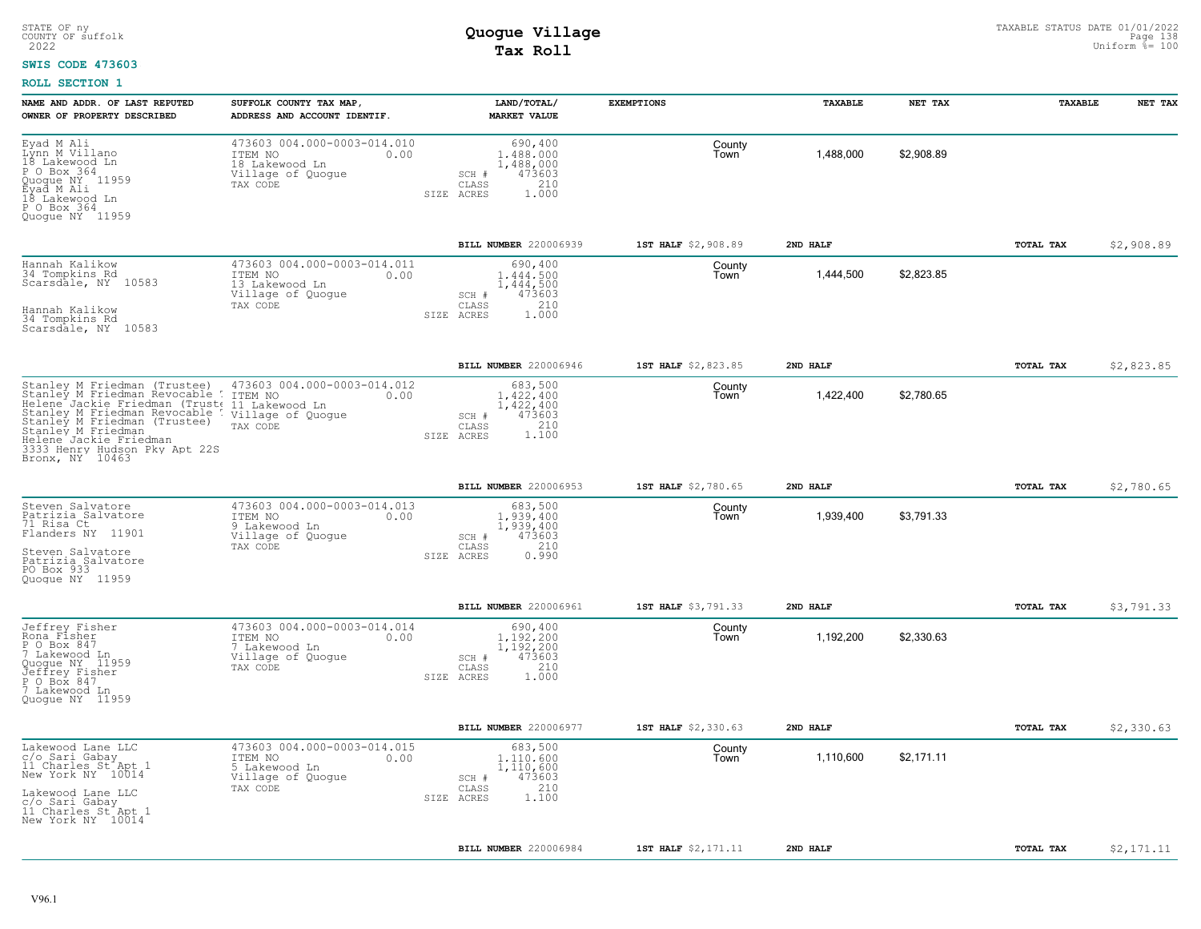STATE OF ny
COUNTY OF suffolk
2022

# Quogue Village
## Tax Roll

TAXABLE STATUS DATE 01/01/2022
Uniform %= 100

**SWIS CODE 473603**

**ROLL SECTION 1**

| NAME AND ADDR. OF LAST REPUTED OWNER OF PROPERTY DESCRIBED | SUFFOLK COUNTY TAX MAP, ADDRESS AND ACCOUNT IDENTIF. | LAND/TOTAL/ MARKET VALUE | EXEMPTIONS | TAXABLE | NET TAX | TAXABLE | NET TAX |
|---|---|---|---|---|---|---|---|
| Eyad M Ali<br>Lynn M Villano<br>18 Lakewood Ln<br>P O Box 364<br>Quogue NY 11959<br>Eyad M Ali<br>18 Lakewood Ln<br>P O Box 364<br>Quogue NY 11959 | 473603 004.000-0003-014.010<br>ITEM NO 0.00<br>18 Lakewood Ln<br>Village of Quogue<br>TAX CODE | 690,400<br>1,488,000<br>1,488,000<br>SCH # 473603<br>CLASS 210<br>SIZE ACRES 1.000 | County<br>Town | 1,488,000 | $2,908.89 | | |
| | | BILL NUMBER 220006939 | 1ST HALF $2,908.89 | 2ND HALF | | TOTAL TAX | $2,908.89 |
| Hannah Kalikow<br>34 Tompkins Rd<br>Scarsdale, NY 10583<br><br>Hannah Kalikow<br>34 Tompkins Rd<br>Scarsdale, NY 10583 | 473603 004.000-0003-014.011<br>ITEM NO 0.00<br>13 Lakewood Ln<br>Village of Quogue<br>TAX CODE | 690,400<br>1,444,500<br>1,444,500<br>SCH # 473603<br>CLASS 210<br>SIZE ACRES 1.000 | County<br>Town | 1,444,500 | $2,823.85 | | |
| | | BILL NUMBER 220006946 | 1ST HALF $2,823.85 | 2ND HALF | | TOTAL TAX | $2,823.85 |
| Stanley M Friedman (Trustee)<br>Stanley M Friedman Revocable<br>Helene Jackie Friedman (Truste<br>Stanley M Friedman Revocable<br>Stanley M Friedman (Trustee)<br>Stanley M Friedman<br>Helene Jackie Friedman<br>3333 Henry Hudson Pky Apt 22S<br>Bronx, NY 10463 | 473603 004.000-0003-014.012<br>ITEM NO 0.00<br>11 Lakewood Ln<br>Village of Quogue<br>TAX CODE | 683,500<br>1,422,400<br>1,422,400<br>SCH # 473603<br>CLASS 210<br>SIZE ACRES 1.100 | County<br>Town | 1,422,400 | $2,780.65 | | |
| | | BILL NUMBER 220006953 | 1ST HALF $2,780.65 | 2ND HALF | | TOTAL TAX | $2,780.65 |
| Steven Salvatore<br>Patrizia Salvatore<br>71 Risa Ct<br>Flanders NY 11901<br><br>Steven Salvatore<br>Patrizia Salvatore<br>PO Box 933<br>Quogue NY 11959 | 473603 004.000-0003-014.013<br>ITEM NO 0.00<br>9 Lakewood Ln<br>Village of Quogue<br>TAX CODE | 683,500<br>1,939,400<br>1,939,400<br>SCH # 473603<br>CLASS 210<br>SIZE ACRES 0.990 | County<br>Town | 1,939,400 | $3,791.33 | | |
| | | BILL NUMBER 220006961 | 1ST HALF $3,791.33 | 2ND HALF | | TOTAL TAX | $3,791.33 |
| Jeffrey Fisher<br>Rona Fisher<br>P O Box 847<br>7 Lakewood Ln<br>Quogue NY 11959<br>Jeffrey Fisher<br>P O Box 847<br>7 Lakewood Ln<br>Quogue NY 11959 | 473603 004.000-0003-014.014<br>ITEM NO 0.00<br>7 Lakewood Ln<br>Village of Quogue<br>TAX CODE | 690,400<br>1,192,200<br>1,192,200<br>SCH # 473603<br>CLASS 210<br>SIZE ACRES 1.000 | County<br>Town | 1,192,200 | $2,330.63 | | |
| | | BILL NUMBER 220006977 | 1ST HALF $2,330.63 | 2ND HALF | | TOTAL TAX | $2,330.63 |
| Lakewood Lane LLC<br>c/o Sari Gabay<br>11 Charles St Apt 1<br>New York NY 10014<br><br>Lakewood Lane LLC<br>c/o Sari Gabay<br>11 Charles St Apt 1<br>New York NY 10014 | 473603 004.000-0003-014.015<br>ITEM NO 0.00<br>5 Lakewood Ln<br>Village of Quogue<br>TAX CODE | 683,500<br>1,110,600<br>1,110,600<br>SCH # 473603<br>CLASS 210<br>SIZE ACRES 1.100 | County<br>Town | 1,110,600 | $2,171.11 | | |
| | | BILL NUMBER 220006984 | 1ST HALF $2,171.11 | 2ND HALF | | TOTAL TAX | $2,171.11 |

V96.1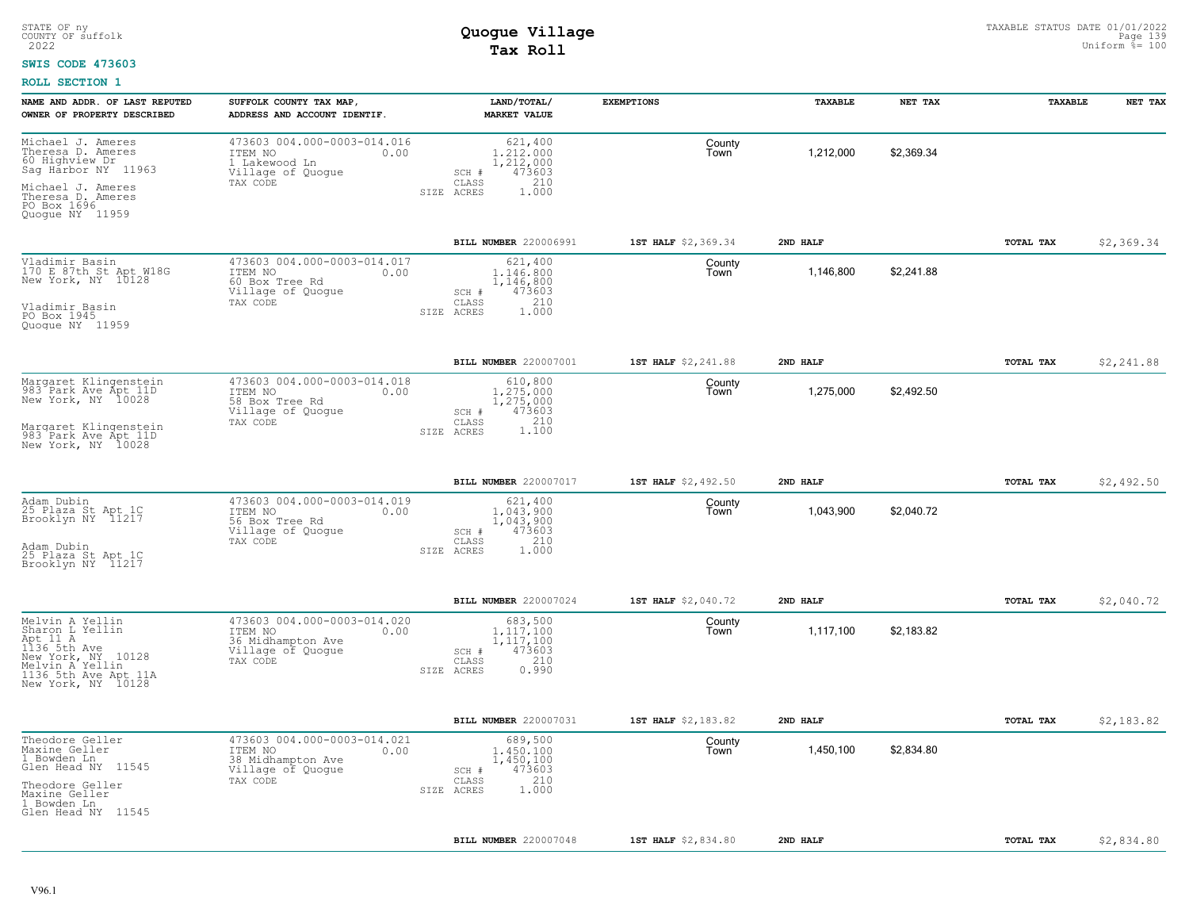STATE OF ny
COUNTY OF suffolk
2022

# Quogue Village
## Tax Roll

TAXABLE STATUS DATE 01/01/2022
Uniform %= 100

**SWIS CODE 473603**

**ROLL SECTION 1**

| NAME AND ADDR. OF LAST REPUTED OWNER OF PROPERTY DESCRIBED | SUFFOLK COUNTY TAX MAP, ADDRESS AND ACCOUNT IDENTIF. | LAND/TOTAL/ MARKET VALUE | EXEMPTIONS | | TAXABLE | NET TAX | TAXABLE | NET TAX |
|---|---|---|---|---|---|---|---|---|
| Michael J. Ameres<br>Theresa D. Ameres<br>60 Highview Dr<br>Sag Harbor NY 11963<br><br>Michael J. Ameres<br>Theresa D. Ameres<br>PO Box 1696<br>Quogue NY 11959 | 473603 004.000-0003-014.016<br>ITEM NO 0.00<br>1 Lakewood Ln<br>Village of Quogue<br>TAX CODE | 621,400<br>1,212,000<br>1,212,000<br>SCH # 473603<br>CLASS 210<br>SIZE ACRES 1.000 | | County<br>Town | 1,212,000 | $2,369.34 | | |
| | | **BILL NUMBER** 220006991 | **1ST HALF** $2,369.34 | **2ND HALF** | | | **TOTAL TAX** | $2,369.34 |
| Vladimir Basin<br>170 E 87th St Apt W18G<br>New York, NY 10128<br><br>Vladimir Basin<br>PO Box 1945<br>Quogue NY 11959 | 473603 004.000-0003-014.017<br>ITEM NO 0.00<br>60 Box Tree Rd<br>Village of Quogue<br>TAX CODE | 621,400<br>1,146,800<br>1,146,800<br>SCH # 473603<br>CLASS 210<br>SIZE ACRES 1.000 | | County<br>Town | 1,146,800 | $2,241.88 | | |
| | | **BILL NUMBER** 220007001 | **1ST HALF** $2,241.88 | **2ND HALF** | | | **TOTAL TAX** | $2,241.88 |
| Margaret Klingenstein<br>983 Park Ave Apt 11D<br>New York, NY 10028<br><br>Margaret Klingenstein<br>983 Park Ave Apt 11D<br>New York, NY 10028 | 473603 004.000-0003-014.018<br>ITEM NO 0.00<br>58 Box Tree Rd<br>Village of Quogue<br>TAX CODE | 610,800<br>1,275,000<br>1,275,000<br>SCH # 473603<br>CLASS 210<br>SIZE ACRES 1.100 | | County<br>Town | 1,275,000 | $2,492.50 | | |
| | | **BILL NUMBER** 220007017 | **1ST HALF** $2,492.50 | **2ND HALF** | | | **TOTAL TAX** | $2,492.50 |
| Adam Dubin<br>25 Plaza St Apt 1C<br>Brooklyn NY 11217<br><br>Adam Dubin<br>25 Plaza St Apt 1C<br>Brooklyn NY 11217 | 473603 004.000-0003-014.019<br>ITEM NO 0.00<br>56 Box Tree Rd<br>Village of Quogue<br>TAX CODE | 621,400<br>1,043,900<br>1,043,900<br>SCH # 473603<br>CLASS 210<br>SIZE ACRES 1.000 | | County<br>Town | 1,043,900 | $2,040.72 | | |
| | | **BILL NUMBER** 220007024 | **1ST HALF** $2,040.72 | **2ND HALF** | | | **TOTAL TAX** | $2,040.72 |
| Melvin A Yellin<br>Sharon L Yellin<br>Apt 11 A<br>1136 5th Ave<br>New York, NY 10128<br>Melvin A Yellin<br>1136 5th Ave Apt 11A<br>New York, NY 10128 | 473603 004.000-0003-014.020<br>ITEM NO 0.00<br>36 Midhampton Ave<br>Village of Quogue<br>TAX CODE | 683,500<br>1,117,100<br>1,117,100<br>SCH # 473603<br>CLASS 210<br>SIZE ACRES 0.990 | | County<br>Town | 1,117,100 | $2,183.82 | | |
| | | **BILL NUMBER** 220007031 | **1ST HALF** $2,183.82 | **2ND HALF** | | | **TOTAL TAX** | $2,183.82 |
| Theodore Geller<br>Maxine Geller<br>1 Bowden Ln<br>Glen Head NY 11545<br><br>Theodore Geller<br>Maxine Geller<br>1 Bowden Ln<br>Glen Head NY 11545 | 473603 004.000-0003-014.021<br>ITEM NO 0.00<br>38 Midhampton Ave<br>Village of Quogue<br>TAX CODE | 689,500<br>1,450,100<br>1,450,100<br>SCH # 473603<br>CLASS 210<br>SIZE ACRES 1.000 | | County<br>Town | 1,450,100 | $2,834.80 | | |
| | | **BILL NUMBER** 220007048 | **1ST HALF** $2,834.80 | **2ND HALF** | | | **TOTAL TAX** | $2,834.80 |

V96.1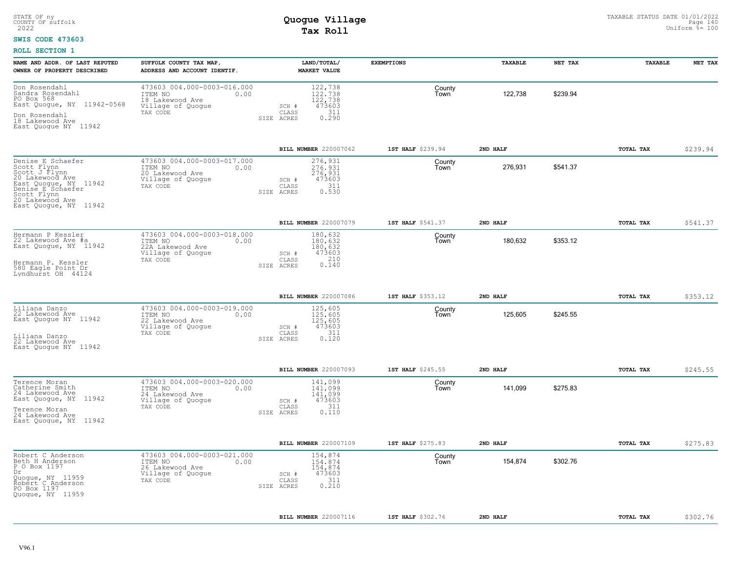STATE OF ny
COUNTY OF suffolk
2022

# Quogue Village
## Tax Roll

TAXABLE STATUS DATE 01/01/2022
Uniform %= 100

**SWIS CODE 473603**

**ROLL SECTION 1**

| NAME AND ADDR. OF LAST REPUTED OWNER OF PROPERTY DESCRIBED | SUFFOLK COUNTY TAX MAP, ADDRESS AND ACCOUNT IDENTIF. | LAND/TOTAL/ MARKET VALUE | EXEMPTIONS | | TAXABLE | NET TAX | TAXABLE | NET TAX |
|---|---|---|---|---|---|---|---|---|
| Don Rosendahl<br>Sandra Rosendahl<br>PO Box 568<br>East Quogue, NY 11942-0568<br><br>Don Rosendahl<br>18 Lakewood Ave<br>East Quogue NY 11942 | 473603 004.000-0003-016.000<br>ITEM NO 0.00<br>18 Lakewood Ave<br>Village of Quogue<br>TAX CODE | 122,738<br>122,738<br>122,738<br>SCH # 473603<br>CLASS 311<br>SIZE ACRES 0.290 | | County<br>Town | 122,738 | $239.94 | | |
| | | **BILL NUMBER** 220007062 | **1ST HALF** $239.94 | **2ND HALF** | | | **TOTAL TAX** | $239.94 |
| Denise E Schaefer<br>Scott Flynn<br>Scott J Flynn<br>20 Lakewood Ave<br>East Quogue, NY 11942<br>Denise E Schaefer<br>Scott Flynn<br>20 Lakewood Ave<br>East Quogue, NY 11942 | 473603 004.000-0003-017.000<br>ITEM NO 0.00<br>20 Lakewood Ave<br>Village of Quogue<br>TAX CODE | 276,931<br>276,931<br>276,931<br>SCH # 473603<br>CLASS 311<br>SIZE ACRES 0.530 | | County<br>Town | 276,931 | $541.37 | | |
| | | **BILL NUMBER** 220007079 | **1ST HALF** $541.37 | **2ND HALF** | | | **TOTAL TAX** | $541.37 |
| Hermann P Kessler<br>22 Lakewood Ave #a<br>East Quogue, NY 11942<br><br>Hermann P. Kessler<br>580 Eagle Point Dr<br>Lyndhurst OH 44124 | 473603 004.000-0003-018.000<br>ITEM NO 0.00<br>22A Lakewood Ave<br>Village of Quogue<br>TAX CODE | 180,632<br>180,632<br>180,632<br>SCH # 473603<br>CLASS 210<br>SIZE ACRES 0.140 | | County<br>Town | 180,632 | $353.12 | | |
| | | **BILL NUMBER** 220007086 | **1ST HALF** $353.12 | **2ND HALF** | | | **TOTAL TAX** | $353.12 |
| Liliana Danzo<br>22 Lakewood Ave<br>East Quogue NY 11942<br><br>Liliana Danzo<br>22 Lakewood Ave<br>East Quogue NY 11942 | 473603 004.000-0003-019.000<br>ITEM NO 0.00<br>22 Lakewood Ave<br>Village of Quogue<br>TAX CODE | 125,605<br>125,605<br>125,605<br>SCH # 473603<br>CLASS 311<br>SIZE ACRES 0.120 | | County<br>Town | 125,605 | $245.55 | | |
| | | **BILL NUMBER** 220007093 | **1ST HALF** $245.55 | **2ND HALF** | | | **TOTAL TAX** | $245.55 |
| Terence Moran<br>Catherine Smith<br>24 Lakewood Ave<br>East Quogue, NY 11942<br><br>Terence Moran<br>24 Lakewood Ave<br>East Quogue, NY 11942 | 473603 004.000-0003-020.000<br>ITEM NO 0.00<br>24 Lakewood Ave<br>Village of Quogue<br>TAX CODE | 141,099<br>141,099<br>141,099<br>SCH # 473603<br>CLASS 311<br>SIZE ACRES 0.110 | | County<br>Town | 141,099 | $275.83 | | |
| | | **BILL NUMBER** 220007109 | **1ST HALF** $275.83 | **2ND HALF** | | | **TOTAL TAX** | $275.83 |
| Robert C Anderson<br>Beth H Anderson<br>P O Box 1197<br>Dr<br>Quogue, NY 11959<br>Robert C Anderson<br>PO Box 1197<br>Quogue, NY 11959 | 473603 004.000-0003-021.000<br>ITEM NO 0.00<br>26 Lakewood Ave<br>Village of Quogue<br>TAX CODE | 154,874<br>154,874<br>154,874<br>SCH # 473603<br>CLASS 311<br>SIZE ACRES 0.210 | | County<br>Town | 154,874 | $302.76 | | |
| | | **BILL NUMBER** 220007116 | **1ST HALF** $302.76 | **2ND HALF** | | | **TOTAL TAX** | $302.76 |

V96.1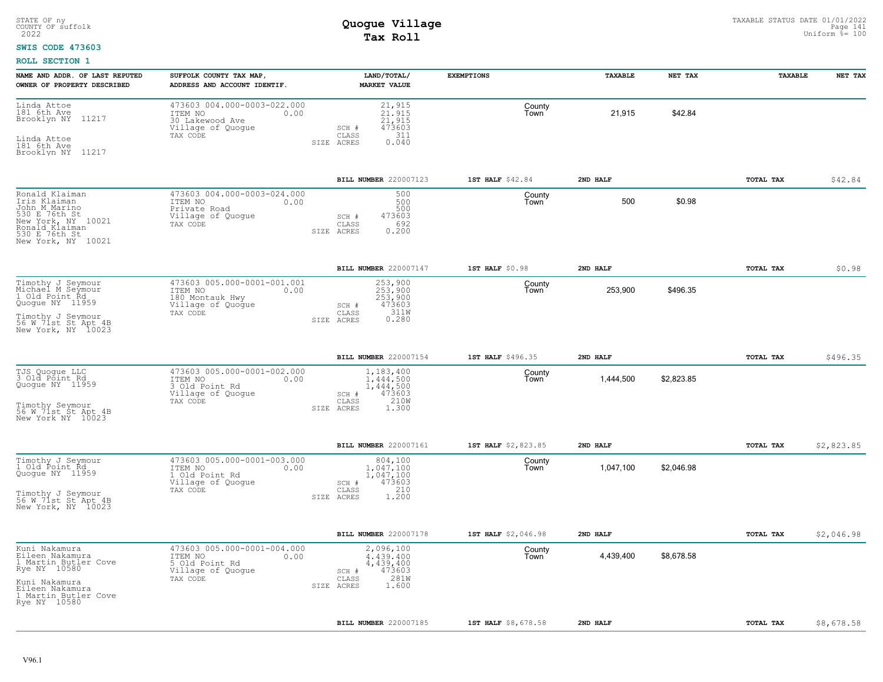STATE OF ny
COUNTY OF suffolk
2022

# Quogue Village
## Tax Roll

TAXABLE STATUS DATE 01/01/2022
Uniform %= 100

**SWIS CODE 473603**

**ROLL SECTION 1**

| NAME AND ADDR. OF LAST REPUTED OWNER OF PROPERTY DESCRIBED | SUFFOLK COUNTY TAX MAP, ADDRESS AND ACCOUNT IDENTIF. | LAND/TOTAL/ MARKET VALUE | EXEMPTIONS | TAXABLE | NET TAX | TAXABLE | NET TAX |
|---|---|---|---|---|---|---|---|
| Linda Attoe<br>181 6th Ave<br>Brooklyn NY 11217<br><br>Linda Attoe<br>181 6th Ave<br>Brooklyn NY 11217 | 473603 004.000-0003-022.000<br>ITEM NO 0.00<br>30 Lakewood Ave<br>Village of Quogue<br>TAX CODE | 21,915<br>21,915<br>21,915<br>SCH # 473603<br>CLASS 311<br>SIZE ACRES 0.040 | County<br>Town | 21,915 | $42.84 | | |
| | | **BILL NUMBER** 220007123 | **1ST HALF** $42.84 | **2ND HALF** | | **TOTAL TAX** | $42.84 |
| Ronald Klaiman<br>Iris Klaiman<br>John M Marino<br>530 E 76th St<br>New York, NY 10021<br>Ronald Klaiman<br>530 E 76th St<br>New York, NY 10021 | 473603 004.000-0003-024.000<br>ITEM NO 0.00<br>Private Road<br>Village of Quogue<br>TAX CODE | 500<br>500<br>500<br>SCH # 473603<br>CLASS 692<br>SIZE ACRES 0.200 | County<br>Town | 500 | $0.98 | | |
| | | **BILL NUMBER** 220007147 | **1ST HALF** $0.98 | **2ND HALF** | | **TOTAL TAX** | $0.98 |
| Timothy J Seymour<br>Michael M Seymour<br>1 Old Point Rd<br>Quogue NY 11959<br><br>Timothy J Seymour<br>56 W 71st St Apt 4B<br>New York, NY 10023 | 473603 005.000-0001-001.001<br>ITEM NO 0.00<br>180 Montauk Hwy<br>Village of Quogue<br>TAX CODE | 253,900<br>253,900<br>253,900<br>SCH # 473603<br>CLASS 311W<br>SIZE ACRES 0.280 | County<br>Town | 253,900 | $496.35 | | |
| | | **BILL NUMBER** 220007154 | **1ST HALF** $496.35 | **2ND HALF** | | **TOTAL TAX** | $496.35 |
| TJS Quogue LLC<br>3 Old Point Rd<br>Quogue NY 11959<br><br>Timothy Seymour<br>56 W 71st St Apt 4B<br>New York NY 10023 | 473603 005.000-0001-002.000<br>ITEM NO 0.00<br>3 Old Point Rd<br>Village of Quogue<br>TAX CODE | 1,183,400<br>1,444,500<br>1,444,500<br>SCH # 473603<br>CLASS 210W<br>SIZE ACRES 1.300 | County<br>Town | 1,444,500 | $2,823.85 | | |
| | | **BILL NUMBER** 220007161 | **1ST HALF** $2,823.85 | **2ND HALF** | | **TOTAL TAX** | $2,823.85 |
| Timothy J Seymour<br>1 Old Point Rd<br>Quogue NY 11959<br><br>Timothy J Seymour<br>56 W 71st St Apt 4B<br>New York, NY 10023 | 473603 005.000-0001-003.000<br>ITEM NO 0.00<br>1 Old Point Rd<br>Village of Quogue<br>TAX CODE | 804,100<br>1,047,100<br>1,047,100<br>SCH # 473603<br>CLASS 210<br>SIZE ACRES 1.200 | County<br>Town | 1,047,100 | $2,046.98 | | |
| | | **BILL NUMBER** 220007178 | **1ST HALF** $2,046.98 | **2ND HALF** | | **TOTAL TAX** | $2,046.98 |
| Kuni Nakamura<br>Eileen Nakamura<br>1 Martin Butler Cove<br>Rye NY 10580<br><br>Kuni Nakamura<br>Eileen Nakamura<br>1 Martin Butler Cove<br>Rye NY 10580 | 473603 005.000-0001-004.000<br>ITEM NO 0.00<br>5 Old Point Rd<br>Village of Quogue<br>TAX CODE | 2,096,100<br>4,439,400<br>4,439,400<br>SCH # 473603<br>CLASS 281W<br>SIZE ACRES 1.600 | County<br>Town | 4,439,400 | $8,678.58 | | |
| | | **BILL NUMBER** 220007185 | **1ST HALF** $8,678.58 | **2ND HALF** | | **TOTAL TAX** | $8,678.58 |

V96.1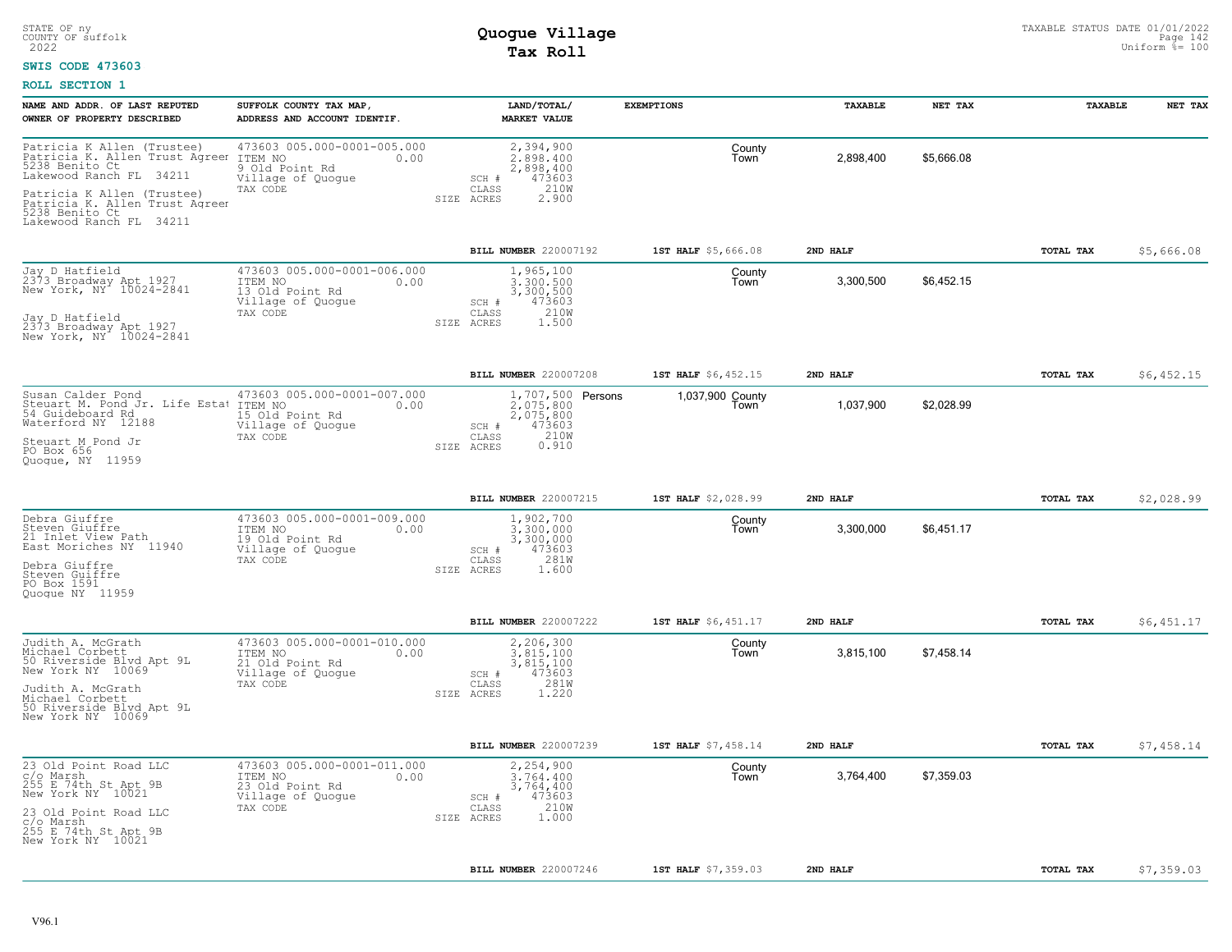STATE OF ny
COUNTY OF suffolk
2022

# Quogue Village
## Tax Roll

TAXABLE STATUS DATE 01/01/2022
Uniform %= 100

**SWIS CODE 473603**

**ROLL SECTION 1**

| NAME AND ADDR. OF LAST REPUTED OWNER OF PROPERTY DESCRIBED | SUFFOLK COUNTY TAX MAP, ADDRESS AND ACCOUNT IDENTIF. | LAND/TOTAL/ MARKET VALUE | EXEMPTIONS | | TAXABLE | NET TAX | TAXABLE | NET TAX |
|---|---|---|---|---|---|---|---|---|
| Patricia K Allen (Trustee)<br>Patricia K. Allen Trust Agreem<br>5238 Benito Ct<br>Lakewood Ranch FL 34211<br><br>Patricia K Allen (Trustee)<br>Patricia K. Allen Trust Agreem<br>5238 Benito Ct<br>Lakewood Ranch FL 34211 | 473603 005.000-0001-005.000<br>ITEM NO 0.00<br>9 Old Point Rd<br>Village of Quogue<br>TAX CODE | 2,394,900<br>2,898,400<br>2,898,400<br>SCH # 473603<br>CLASS 210W<br>SIZE ACRES 2.900 | | County<br>Town | 2,898,400 | $5,666.08 | | |
| | | **BILL NUMBER** 220007192 | **1ST HALF** $5,666.08 | **2ND HALF** | | | **TOTAL TAX** | $5,666.08 |
| Jay D Hatfield<br>2373 Broadway Apt 1927<br>New York, NY 10024-2841<br><br>Jay D Hatfield<br>2373 Broadway Apt 1927<br>New York, NY 10024-2841 | 473603 005.000-0001-006.000<br>ITEM NO 0.00<br>13 Old Point Rd<br>Village of Quogue<br>TAX CODE | 1,965,100<br>3,300,500<br>3,300,500<br>SCH # 473603<br>CLASS 210W<br>SIZE ACRES 1.500 | | County<br>Town | 3,300,500 | $6,452.15 | | |
| | | **BILL NUMBER** 220007208 | **1ST HALF** $6,452.15 | **2ND HALF** | | | **TOTAL TAX** | $6,452.15 |
| Susan Calder Pond<br>Steuart M. Pond Jr. Life Estat<br>54 Guideboard Rd<br>Waterford NY 12188<br><br>Steuart M Pond Jr<br>PO Box 656<br>Quogue, NY 11959 | 473603 005.000-0001-007.000<br>ITEM NO 0.00<br>15 Old Point Rd<br>Village of Quogue<br>TAX CODE | 1,707,500<br>2,075,800<br>2,075,800<br>SCH # 473603<br>CLASS 210W<br>SIZE ACRES 0.910 | Persons 1,037,900 | County<br>Town | 1,037,900 | $2,028.99 | | |
| | | **BILL NUMBER** 220007215 | **1ST HALF** $2,028.99 | **2ND HALF** | | | **TOTAL TAX** | $2,028.99 |
| Debra Giuffre<br>Steven Giuffre<br>21 Inlet View Path<br>East Moriches NY 11940<br><br>Debra Giuffre<br>Steven Giuffre<br>PO Box 1591<br>Quogue NY 11959 | 473603 005.000-0001-009.000<br>ITEM NO 0.00<br>19 Old Point Rd<br>Village of Quogue<br>TAX CODE | 1,902,700<br>3,300,000<br>3,300,000<br>SCH # 473603<br>CLASS 281W<br>SIZE ACRES 1.600 | | County<br>Town | 3,300,000 | $6,451.17 | | |
| | | **BILL NUMBER** 220007222 | **1ST HALF** $6,451.17 | **2ND HALF** | | | **TOTAL TAX** | $6,451.17 |
| Judith A. McGrath<br>Michael Corbett<br>50 Riverside Blvd Apt 9L<br>New York NY 10069<br><br>Judith A. McGrath<br>Michael Corbett<br>50 Riverside Blvd Apt 9L<br>New York NY 10069 | 473603 005.000-0001-010.000<br>ITEM NO 0.00<br>21 Old Point Rd<br>Village of Quogue<br>TAX CODE | 2,206,300<br>3,815,100<br>3,815,100<br>SCH # 473603<br>CLASS 281W<br>SIZE ACRES 1.220 | | County<br>Town | 3,815,100 | $7,458.14 | | |
| | | **BILL NUMBER** 220007239 | **1ST HALF** $7,458.14 | **2ND HALF** | | | **TOTAL TAX** | $7,458.14 |
| 23 Old Point Road LLC<br>c/o Marsh<br>255 E 74th St Apt 9B<br>New York NY 10021<br><br>23 Old Point Road LLC<br>c/o Marsh<br>255 E 74th St Apt 9B<br>New York NY 10021 | 473603 005.000-0001-011.000<br>ITEM NO 0.00<br>23 Old Point Rd<br>Village of Quogue<br>TAX CODE | 2,254,900<br>3,764,400<br>3,764,400<br>SCH # 473603<br>CLASS 210W<br>SIZE ACRES 1.000 | | County<br>Town | 3,764,400 | $7,359.03 | | |
| | | **BILL NUMBER** 220007246 | **1ST HALF** $7,359.03 | **2ND HALF** | | | **TOTAL TAX** | $7,359.03 |

V96.1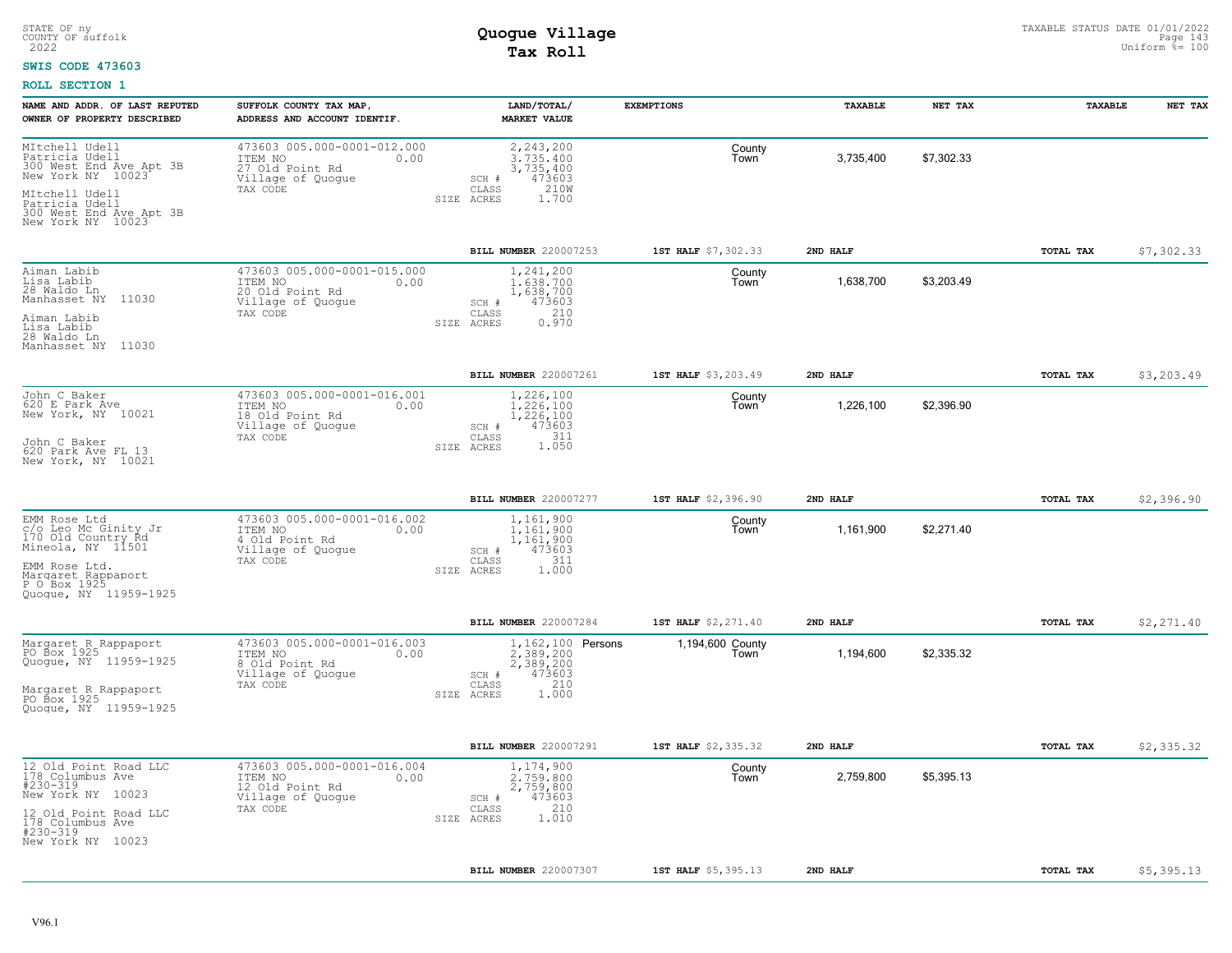STATE OF ny
COUNTY OF suffolk
2022

# Quogue Village
## Tax Roll

TAXABLE STATUS DATE 01/01/2022
Uniform %= 100

**SWIS CODE 473603**

**ROLL SECTION 1**

| NAME AND ADDR. OF LAST REPUTED OWNER OF PROPERTY DESCRIBED | SUFFOLK COUNTY TAX MAP, ADDRESS AND ACCOUNT IDENTIF. | LAND/TOTAL/ MARKET VALUE | EXEMPTIONS | | TAXABLE | NET TAX | TAXABLE | NET TAX |
|---|---|---|---|---|---|---|---|---|
| MItchell Udell<br>Patricia Udell<br>300 West End Ave Apt 3B<br>New York NY 10023<br><br>MItchell Udell<br>Patricia Udell<br>300 West End Ave Apt 3B<br>New York NY 10023 | 473603 005.000-0001-012.000<br>ITEM NO 0.00<br>27 Old Point Rd<br>Village of Quogue<br>TAX CODE | 2,243,200<br>3,735,400<br>3,735,400<br>SCH # 473603<br>CLASS 210W<br>SIZE ACRES 1.700 | | County<br>Town | 3,735,400 | $7,302.33 | | |
| | | BILL NUMBER 220007253 | 1ST HALF $7,302.33 | | 2ND HALF | | TOTAL TAX | $7,302.33 |
| Aiman Labib<br>Lisa Labib<br>28 Waldo Ln<br>Manhasset NY 11030<br><br>Aiman Labib<br>Lisa Labib<br>28 Waldo Ln<br>Manhasset NY 11030 | 473603 005.000-0001-015.000<br>ITEM NO 0.00<br>20 Old Point Rd<br>Village of Quogue<br>TAX CODE | 1,241,200<br>1,638,700<br>1,638,700<br>SCH # 473603<br>CLASS 210<br>SIZE ACRES 0.970 | | County<br>Town | 1,638,700 | $3,203.49 | | |
| | | BILL NUMBER 220007261 | 1ST HALF $3,203.49 | | 2ND HALF | | TOTAL TAX | $3,203.49 |
| John C Baker<br>620 E Park Ave<br>New York, NY 10021<br><br>John C Baker<br>620 Park Ave FL 13<br>New York, NY 10021 | 473603 005.000-0001-016.001<br>ITEM NO 0.00<br>18 Old Point Rd<br>Village of Quogue<br>TAX CODE | 1,226,100<br>1,226,100<br>1,226,100<br>SCH # 473603<br>CLASS 311<br>SIZE ACRES 1.050 | | County<br>Town | 1,226,100 | $2,396.90 | | |
| | | BILL NUMBER 220007277 | 1ST HALF $2,396.90 | | 2ND HALF | | TOTAL TAX | $2,396.90 |
| EMM Rose Ltd<br>c/o Leo Mc Ginity Jr<br>170 Old Country Rd<br>Mineola, NY 11501<br><br>EMM Rose Ltd.<br>Margaret Rappaport<br>P O Box 1925<br>Quogue, NY 11959-1925 | 473603 005.000-0001-016.002<br>ITEM NO 0.00<br>4 Old Point Rd<br>Village of Quogue<br>TAX CODE | 1,161,900<br>1,161,900<br>1,161,900<br>SCH # 473603<br>CLASS 311<br>SIZE ACRES 1.000 | | County<br>Town | 1,161,900 | $2,271.40 | | |
| | | BILL NUMBER 220007284 | 1ST HALF $2,271.40 | | 2ND HALF | | TOTAL TAX | $2,271.40 |
| Margaret R Rappaport<br>PO Box 1925<br>Quogue, NY 11959-1925<br><br>Margaret R Rappaport<br>PO Box 1925<br>Quogue, NY 11959-1925 | 473603 005.000-0001-016.003<br>ITEM NO 0.00<br>8 Old Point Rd<br>Village of Quogue<br>TAX CODE | 1,162,100<br>2,389,200<br>2,389,200<br>SCH # 473603<br>CLASS 210<br>SIZE ACRES 1.000 | Persons 1,194,600 | County<br>Town | 1,194,600 | $2,335.32 | | |
| | | BILL NUMBER 220007291 | 1ST HALF $2,335.32 | | 2ND HALF | | TOTAL TAX | $2,335.32 |
| 12 Old Point Road LLC<br>178 Columbus Ave<br>#230-319<br>New York NY 10023<br><br>12 Old Point Road LLC<br>178 Columbus Ave<br>#230-319<br>New York NY 10023 | 473603 005.000-0001-016.004<br>ITEM NO 0.00<br>12 Old Point Rd<br>Village of Quogue<br>TAX CODE | 1,174,900<br>2,759,800<br>2,759,800<br>SCH # 473603<br>CLASS 210<br>SIZE ACRES 1.010 | | County<br>Town | 2,759,800 | $5,395.13 | | |
| | | BILL NUMBER 220007307 | 1ST HALF $5,395.13 | | 2ND HALF | | TOTAL TAX | $5,395.13 |

V96.1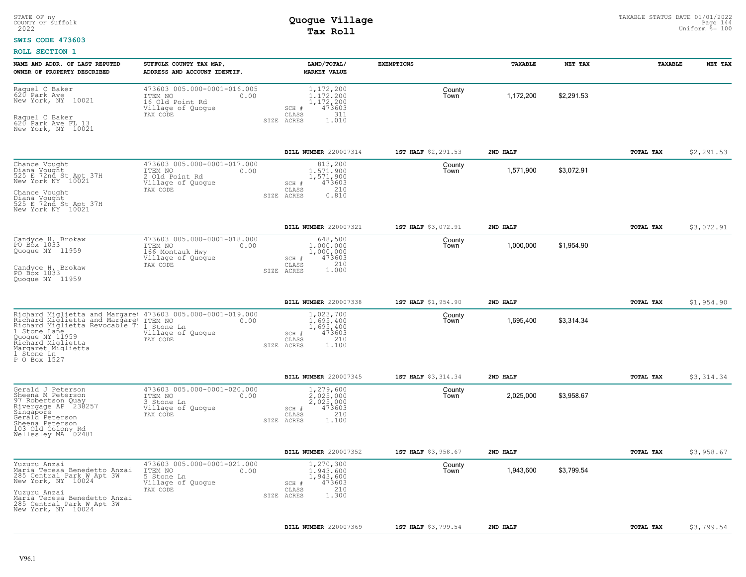STATE OF ny
COUNTY OF suffolk
2022

# Quogue Village
## Tax Roll

TAXABLE STATUS DATE 01/01/2022
Uniform %= 100

**SWIS CODE 473603**

**ROLL SECTION 1**

| NAME AND ADDR. OF LAST REPUTED OWNER OF PROPERTY DESCRIBED | SUFFOLK COUNTY TAX MAP, ADDRESS AND ACCOUNT IDENTIF. | LAND/TOTAL/ MARKET VALUE | EXEMPTIONS | | TAXABLE | NET TAX | TAXABLE | NET TAX |
|---|---|---|---|---|---|---|---|---|
| Raquel C Baker<br>620 Park Ave<br>New York, NY 10021<br><br>Raquel C Baker<br>620 Park Ave FL 13<br>New York, NY 10021 | 473603 005.000-0001-016.005<br>ITEM NO 0.00<br>16 Old Point Rd<br>Village of Quogue<br>TAX CODE | 1,172,200<br>1,172,200<br>1,172,200<br>SCH # 473603<br>CLASS 311<br>SIZE ACRES 1.010 | | County<br>Town | 1,172,200 | $2,291.53 | | |
| | | BILL NUMBER 220007314 | 1ST HALF $2,291.53 | | 2ND HALF | | TOTAL TAX | $2,291.53 |
| Chance Vought<br>Diana Vought<br>525 E 72nd St Apt 37H<br>New York NY 10021<br><br>Chance Vought<br>Diana Vought<br>525 E 72nd St Apt 37H<br>New York NY 10021 | 473603 005.000-0001-017.000<br>ITEM NO 0.00<br>2 Old Point Rd<br>Village of Quogue<br>TAX CODE | 813,200<br>1,571,900<br>1,571,900<br>SCH # 473603<br>CLASS 210<br>SIZE ACRES 0.810 | | County<br>Town | 1,571,900 | $3,072.91 | | |
| | | BILL NUMBER 220007321 | 1ST HALF $3,072.91 | | 2ND HALF | | TOTAL TAX | $3,072.91 |
| Candyce H. Brokaw<br>PO Box 1033<br>Quogue NY 11959<br><br>Candyce H. Brokaw<br>PO Box 1033<br>Quogue NY 11959 | 473603 005.000-0001-018.000<br>ITEM NO 0.00<br>166 Montauk Hwy<br>Village of Quogue<br>TAX CODE | 648,500<br>1,000,000<br>1,000,000<br>SCH # 473603<br>CLASS 210<br>SIZE ACRES 1.000 | | County<br>Town | 1,000,000 | $1,954.90 | | |
| | | BILL NUMBER 220007338 | 1ST HALF $1,954.90 | | 2ND HALF | | TOTAL TAX | $1,954.90 |
| Richard Miglietta and Margaret<br>Richard Miglietta and Margaret<br>Richard Miglietta Revocable T<br>1 Stone Lane<br>Quogue NY 11959<br>Richard Miglietta<br>Margaret Miglietta<br>1 Stone Ln<br>P O Box 1527 | 473603 005.000-0001-019.000<br>ITEM NO 0.00<br>1 Stone Ln<br>Village of Quogue<br>TAX CODE | 1,023,700<br>1,695,400<br>1,695,400<br>SCH # 473603<br>CLASS 210<br>SIZE ACRES 1.100 | | County<br>Town | 1,695,400 | $3,314.34 | | |
| | | BILL NUMBER 220007345 | 1ST HALF $3,314.34 | | 2ND HALF | | TOTAL TAX | $3,314.34 |
| Gerald J Peterson<br>Sheena M Peterson<br>97 Robertson Quay<br>Rivergage AP 238257<br>Singapore<br>Gerald Peterson<br>Sheena Peterson<br>103 Old Colony Rd<br>Wellesley MA 02481 | 473603 005.000-0001-020.000<br>ITEM NO 0.00<br>3 Stone Ln<br>Village of Quogue<br>TAX CODE | 1,279,600<br>2,025,000<br>2,025,000<br>SCH # 473603<br>CLASS 210<br>SIZE ACRES 1.100 | | County<br>Town | 2,025,000 | $3,958.67 | | |
| | | BILL NUMBER 220007352 | 1ST HALF $3,958.67 | | 2ND HALF | | TOTAL TAX | $3,958.67 |
| Yuzuru Anzai<br>Maria Teresa Benedetto Anzai<br>285 Central Park W Apt 3W<br>New York, NY 10024<br><br>Yuzuru Anzai<br>Maria Teresa Benedetto Anzai<br>285 Central Park W Apt 3W<br>New York, NY 10024 | 473603 005.000-0001-021.000<br>ITEM NO 0.00<br>5 Stone Ln<br>Village of Quogue<br>TAX CODE | 1,270,300<br>1,943,600<br>1,943,600<br>SCH # 473603<br>CLASS 210<br>SIZE ACRES 1.300 | | County<br>Town | 1,943,600 | $3,799.54 | | |
| | | BILL NUMBER 220007369 | 1ST HALF $3,799.54 | | 2ND HALF | | TOTAL TAX | $3,799.54 |

V96.1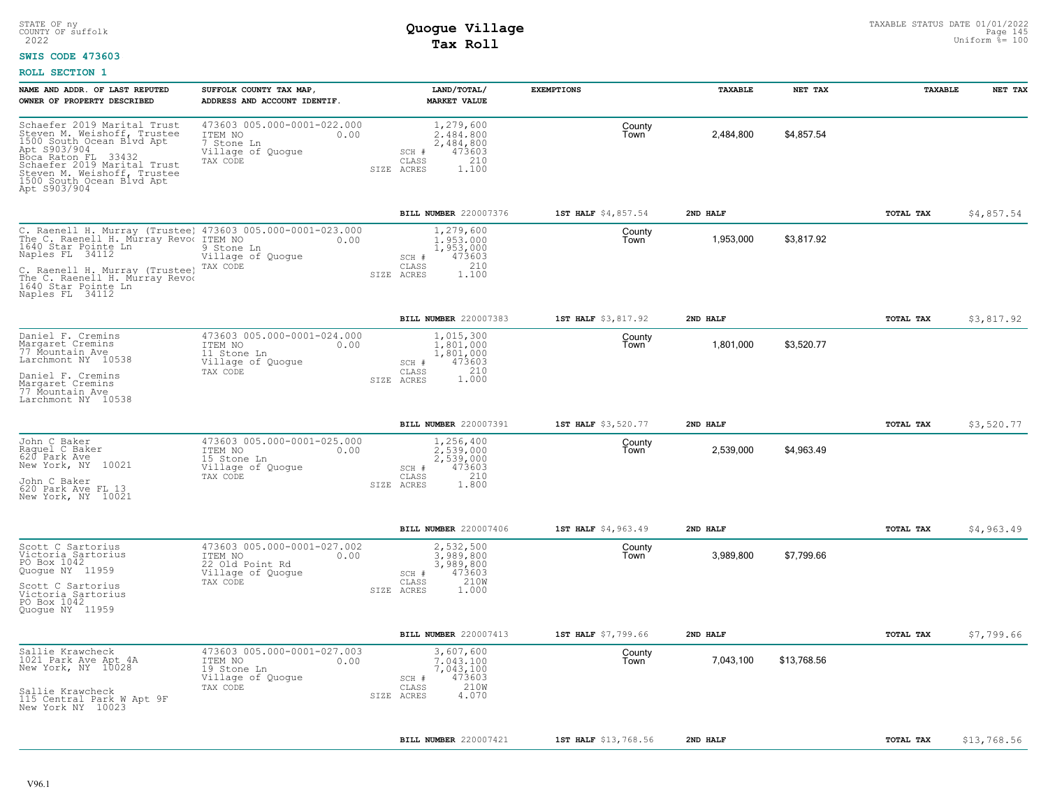**SWIS CODE 473603**

**ROLL SECTION 1**

Quogue Village Tax Roll

| NAME AND ADDR. OF LAST REPUTED OWNER OF PROPERTY DESCRIBED | SUFFOLK COUNTY TAX MAP, ADDRESS AND ACCOUNT IDENTIF. | LAND/TOTAL/ MARKET VALUE | EXEMPTIONS | TAXABLE | NET TAX | TAXABLE | NET TAX |
|---|---|---|---|---|---|---|---|
| Schaefer 2019 Marital Trust<br>Steven M. Weishoff, Trustee<br>1500 South Ocean Blvd Apt<br>Apt S903/904<br>Boca Raton FL 33432<br>Schaefer 2019 Marital Trust<br>Steven M. Weishoff, Trustee<br>1500 South Ocean Blvd Apt<br>Apt S903/904 | 473603 005.000-0001-022.000<br>ITEM NO 0.00<br>7 Stone Ln<br>Village of Quogue<br>TAX CODE | 1,279,600<br>2,484,800<br>2,484,800<br>SCH # 473603<br>CLASS 210<br>SIZE ACRES 1.100 | County<br>Town | 2,484,800 | $4,857.54 | | |
| | | **BILL NUMBER** 220007376 | **1ST HALF** $4,857.54 | **2ND HALF** | | **TOTAL TAX** | $4,857.54 |
| C. Raenell H. Murray (Trustee)<br>The C. Raenell H. Murray Revoc<br>1640 Star Pointe Ln<br>Naples FL 34112<br>C. Raenell H. Murray (Trustee)<br>The C. Raenell H. Murray Revoc<br>1640 Star Pointe Ln<br>Naples FL 34112 | 473603 005.000-0001-023.000<br>ITEM NO 0.00<br>9 Stone Ln<br>Village of Quogue<br>TAX CODE | 1,279,600<br>1,953,000<br>1,953,000<br>SCH # 473603<br>CLASS 210<br>SIZE ACRES 1.100 | County<br>Town | 1,953,000 | $3,817.92 | | |
| | | **BILL NUMBER** 220007383 | **1ST HALF** $3,817.92 | **2ND HALF** | | **TOTAL TAX** | $3,817.92 |
| Daniel F. Cremins<br>Margaret Cremins<br>77 Mountain Ave<br>Larchmont NY 10538<br>Daniel F. Cremins<br>Margaret Cremins<br>77 Mountain Ave<br>Larchmont NY 10538 | 473603 005.000-0001-024.000<br>ITEM NO 0.00<br>11 Stone Ln<br>Village of Quogue<br>TAX CODE | 1,015,300<br>1,801,000<br>1,801,000<br>SCH # 473603<br>CLASS 210<br>SIZE ACRES 1.000 | County<br>Town | 1,801,000 | $3,520.77 | | |
| | | **BILL NUMBER** 220007391 | **1ST HALF** $3,520.77 | **2ND HALF** | | **TOTAL TAX** | $3,520.77 |
| John C Baker<br>Raquel C Baker<br>620 Park Ave<br>New York, NY 10021<br>John C Baker<br>620 Park Ave FL 13<br>New York, NY 10021 | 473603 005.000-0001-025.000<br>ITEM NO 0.00<br>15 Stone Ln<br>Village of Quogue<br>TAX CODE | 1,256,400<br>2,539,000<br>2,539,000<br>SCH # 473603<br>CLASS 210<br>SIZE ACRES 1.800 | County<br>Town | 2,539,000 | $4,963.49 | | |
| | | **BILL NUMBER** 220007406 | **1ST HALF** $4,963.49 | **2ND HALF** | | **TOTAL TAX** | $4,963.49 |
| Scott C Sartorius<br>Victoria Sartorius<br>PO Box 1042<br>Quogue NY 11959<br>Scott C Sartorius<br>Victoria Sartorius<br>PO Box 1042<br>Quogue NY 11959 | 473603 005.000-0001-027.002<br>ITEM NO 0.00<br>22 Old Point Rd<br>Village of Quogue<br>TAX CODE | 2,532,500<br>3,989,800<br>3,989,800<br>SCH # 473603<br>CLASS 210W<br>SIZE ACRES 1.000 | County<br>Town | 3,989,800 | $7,799.66 | | |
| | | **BILL NUMBER** 220007413 | **1ST HALF** $7,799.66 | **2ND HALF** | | **TOTAL TAX** | $7,799.66 |
| Sallie Krawcheck<br>1021 Park Ave Apt 4A<br>New York, NY 10028<br>Sallie Krawcheck<br>115 Central Park W Apt 9F<br>New York NY 10023 | 473603 005.000-0001-027.003<br>ITEM NO 0.00<br>19 Stone Ln<br>Village of Quogue<br>TAX CODE | 3,607,600<br>7,043,100<br>7,043,100<br>SCH # 473603<br>CLASS 210W<br>SIZE ACRES 4.070 | County<br>Town | 7,043,100 | $13,768.56 | | |
| | | **BILL NUMBER** 220007421 | **1ST HALF** $13,768.56 | **2ND HALF** | | **TOTAL TAX** | $13,768.56 |

V96.1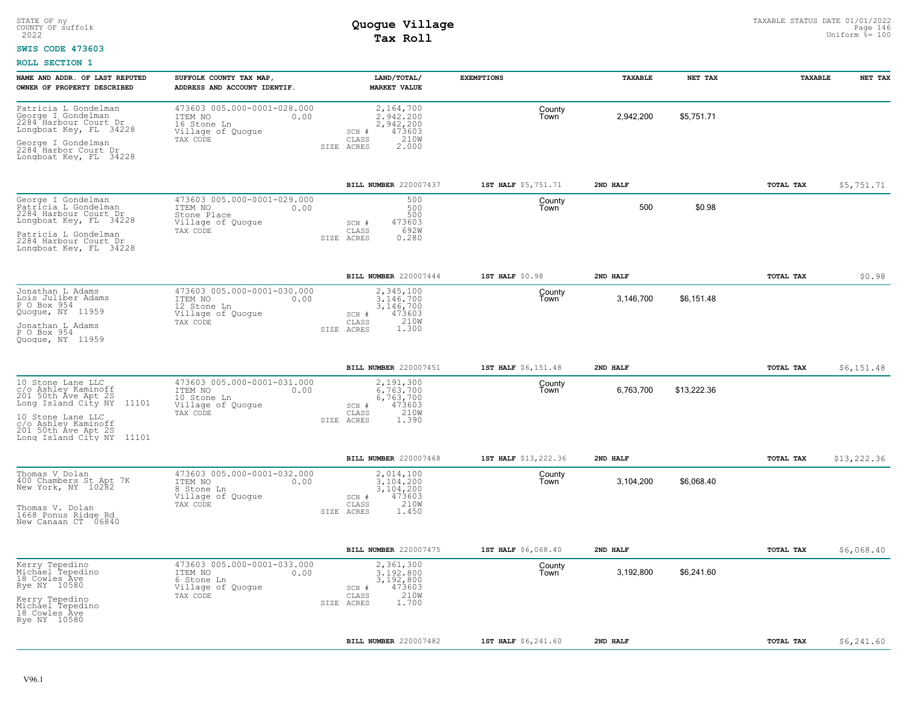STATE OF ny
COUNTY OF suffolk
2022

# Quogue Village
## Tax Roll

TAXABLE STATUS DATE 01/01/2022
Uniform %= 100

**SWIS CODE 473603**

**ROLL SECTION 1**

| NAME AND ADDR. OF LAST REPUTED OWNER OF PROPERTY DESCRIBED | SUFFOLK COUNTY TAX MAP, ADDRESS AND ACCOUNT IDENTIF. | LAND/TOTAL/ MARKET VALUE | EXEMPTIONS | TAXABLE | NET TAX | TAXABLE | NET TAX |
|---|---|---|---|---|---|---|---|
| Patricia L Gondelman<br>George I Gondelman<br>2284 Harbour Court Dr<br>Longboat Key, FL 34228<br><br>George I Gondelman<br>2284 Harbor Court Dr<br>Longboat Key, FL 34228 | 473603 005.000-0001-028.000<br>ITEM NO 0.00<br>16 Stone Ln<br>Village of Quogue<br>TAX CODE | 2,164,700<br>2,942,200<br>2,942,200<br>SCH # 473603<br>CLASS 210W<br>SIZE ACRES 2.000 | County<br>Town | 2,942,200 | $5,751.71 | | |
| | | BILL NUMBER 220007437 | 1ST HALF $5,751.71 | 2ND HALF | | TOTAL TAX | $5,751.71 |
| George I Gondelman<br>Patricia L Gondelman<br>2284 Harbour Court Dr<br>Longboat Key, FL 34228<br><br>Patricia L Gondelman<br>2284 Harbour Court Dr<br>Longboat Key, FL 34228 | 473603 005.000-0001-029.000<br>ITEM NO 0.00<br>Stone Place<br>Village of Quogue<br>TAX CODE | 500<br>500<br>500<br>SCH # 473603<br>CLASS 692W<br>SIZE ACRES 0.280 | County<br>Town | 500 | $0.98 | | |
| | | BILL NUMBER 220007444 | 1ST HALF $0.98 | 2ND HALF | | TOTAL TAX | $0.98 |
| Jonathan L Adams<br>Lois Juliber Adams<br>P O Box 954<br>Quogue, NY 11959<br><br>Jonathan L Adams<br>P O Box 954<br>Quogue, NY 11959 | 473603 005.000-0001-030.000<br>ITEM NO 0.00<br>12 Stone Ln<br>Village of Quogue<br>TAX CODE | 2,345,100<br>3,146,700<br>3,146,700<br>SCH # 473603<br>CLASS 210W<br>SIZE ACRES 1.300 | County<br>Town | 3,146,700 | $6,151.48 | | |
| | | BILL NUMBER 220007451 | 1ST HALF $6,151.48 | 2ND HALF | | TOTAL TAX | $6,151.48 |
| 10 Stone Lane LLC<br>c/o Ashley Kaminoff<br>201 50th Ave Apt 2S<br>Long Island City NY 11101<br><br>10 Stone Lane LLC<br>c/o Ashley Kaminoff<br>201 50th Ave Apt 2S<br>Long Island City NY 11101 | 473603 005.000-0001-031.000<br>ITEM NO 0.00<br>10 Stone Ln<br>Village of Quogue<br>TAX CODE | 2,191,300<br>6,763,700<br>6,763,700<br>SCH # 473603<br>CLASS 210W<br>SIZE ACRES 1.390 | County<br>Town | 6,763,700 | $13,222.36 | | |
| | | BILL NUMBER 220007468 | 1ST HALF $13,222.36 | 2ND HALF | | TOTAL TAX | $13,222.36 |
| Thomas V Dolan<br>400 Chambers St Apt 7K<br>New York, NY 10282<br><br>Thomas V. Dolan<br>1668 Ponus Ridge Rd<br>New Canaan CT 06840 | 473603 005.000-0001-032.000<br>ITEM NO 0.00<br>8 Stone Ln<br>Village of Quogue<br>TAX CODE | 2,014,100<br>3,104,200<br>3,104,200<br>SCH # 473603<br>CLASS 210W<br>SIZE ACRES 1.450 | County<br>Town | 3,104,200 | $6,068.40 | | |
| | | BILL NUMBER 220007475 | 1ST HALF $6,068.40 | 2ND HALF | | TOTAL TAX | $6,068.40 |
| Kerry Tepedino<br>Michael Tepedino<br>18 Cowles Ave<br>Rye NY 10580<br><br>Kerry Tepedino<br>Michael Tepedino<br>18 Cowles Ave<br>Rye NY 10580 | 473603 005.000-0001-033.000<br>ITEM NO 0.00<br>6 Stone Ln<br>Village of Quogue<br>TAX CODE | 2,361,300<br>3,192,800<br>3,192,800<br>SCH # 473603<br>CLASS 210W<br>SIZE ACRES 1.700 | County<br>Town | 3,192,800 | $6,241.60 | | |
| | | BILL NUMBER 220007482 | 1ST HALF $6,241.60 | 2ND HALF | | TOTAL TAX | $6,241.60 |

V96.1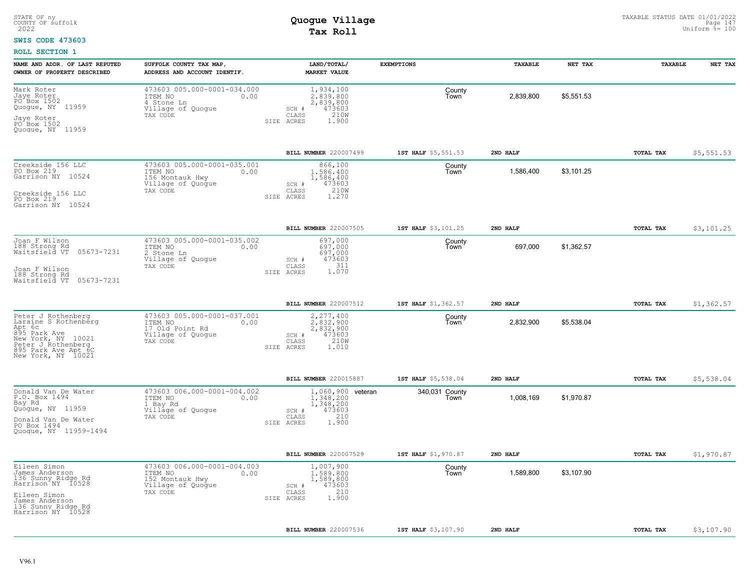STATE OF ny
COUNTY OF suffolk
2022

# Quogue Village
## Tax Roll

TAXABLE STATUS DATE 01/01/2022
Uniform %= 100

**SWIS CODE 473603**

**ROLL SECTION 1**

| NAME AND ADDR. OF LAST REPUTED OWNER OF PROPERTY DESCRIBED | SUFFOLK COUNTY TAX MAP, ADDRESS AND ACCOUNT IDENTIF. | LAND/TOTAL/ MARKET VALUE | EXEMPTIONS | | TAXABLE | NET TAX | TAXABLE | NET TAX |
|---|---|---|---|---|---|---|---|---|
| Mark Roter<br>Jaye Roter<br>PO Box 1502<br>Quogue, NY 11959<br><br>Jaye Roter<br>PO Box 1502<br>Quogue, NY 11959 | 473603 005.000-0001-034.000<br>ITEM NO 0.00<br>4 Stone Ln<br>Village of Quogue<br>TAX CODE | 1,934,100<br>2,839,800<br>2,839,800<br>SCH # 473603<br>CLASS 210W<br>SIZE ACRES 1.900 | | County<br>Town | 2,839,800 | $5,551.53 | | |
| | | BILL NUMBER 220007499 | 1ST HALF $5,551.53 | | 2ND HALF | | TOTAL TAX | $5,551.53 |
| Creekside 156 LLC<br>PO Box 219<br>Garrison NY 10524<br><br>Creekside 156 LLC<br>PO Box 219<br>Garrison NY 10524 | 473603 005.000-0001-035.001<br>ITEM NO 0.00<br>156 Montauk Hwy<br>Village of Quogue<br>TAX CODE | 866,100<br>1,586,400<br>1,586,400<br>SCH # 473603<br>CLASS 210W<br>SIZE ACRES 1.270 | | County<br>Town | 1,586,400 | $3,101.25 | | |
| | | BILL NUMBER 220007505 | 1ST HALF $3,101.25 | | 2ND HALF | | TOTAL TAX | $3,101.25 |
| Joan F Wilson<br>188 Strong Rd<br>Waitsfield VT 05673-7231<br><br>Joan F Wilson<br>188 Strong Rd<br>Waitsfield VT 05673-7231 | 473603 005.000-0001-035.002<br>ITEM NO 0.00<br>2 Stone Ln<br>Village of Quogue<br>TAX CODE | 697,000<br>697,000<br>697,000<br>SCH # 473603<br>CLASS 311<br>SIZE ACRES 1.070 | | County<br>Town | 697,000 | $1,362.57 | | |
| | | BILL NUMBER 220007512 | 1ST HALF $1,362.57 | | 2ND HALF | | TOTAL TAX | $1,362.57 |
| Peter J Rothenberg<br>Laraine S Rothenberg<br>Apt 6c<br>895 Park Ave<br>New York, NY 10021<br>Peter J Rothenberg<br>895 Park Ave Apt 6C<br>New York, NY 10021 | 473603 005.000-0001-037.001<br>ITEM NO 0.00<br>17 Old Point Rd<br>Village of Quogue<br>TAX CODE | 2,277,400<br>2,832,900<br>2,832,900<br>SCH # 473603<br>CLASS 210W<br>SIZE ACRES 1.010 | | County<br>Town | 2,832,900 | $5,538.04 | | |
| | | BILL NUMBER 220015887 | 1ST HALF $5,538.04 | | 2ND HALF | | TOTAL TAX | $5,538.04 |
| Donald Van De Water<br>P.O. Box 1494<br>Bay Rd<br>Quogue, NY 11959<br><br>Donald Van De Water<br>PO Box 1494<br>Quogue, NY 11959-1494 | 473603 006.000-0001-004.002<br>ITEM NO 0.00<br>1 Bay Rd<br>Village of Quogue<br>TAX CODE | 1,060,900<br>1,348,200<br>1,348,200<br>SCH # 473603<br>CLASS 210<br>SIZE ACRES 1.900 | veteran 340,031 | County<br>Town | 1,008,169 | $1,970.87 | | |
| | | BILL NUMBER 220007529 | 1ST HALF $1,970.87 | | 2ND HALF | | TOTAL TAX | $1,970.87 |
| Eileen Simon<br>James Anderson<br>136 Sunny Ridge Rd<br>Harrison NY 10528<br><br>Eileen Simon<br>James Anderson<br>136 Sunny Ridge Rd<br>Harrison NY 10528 | 473603 006.000-0001-004.003<br>ITEM NO 0.00<br>152 Montauk Hwy<br>Village of Quogue<br>TAX CODE | 1,007,900<br>1,589,800<br>1,589,800<br>SCH # 473603<br>CLASS 210<br>SIZE ACRES 1.900 | | County<br>Town | 1,589,800 | $3,107.90 | | |
| | | BILL NUMBER 220007536 | 1ST HALF $3,107.90 | | 2ND HALF | | TOTAL TAX | $3,107.90 |

V96.1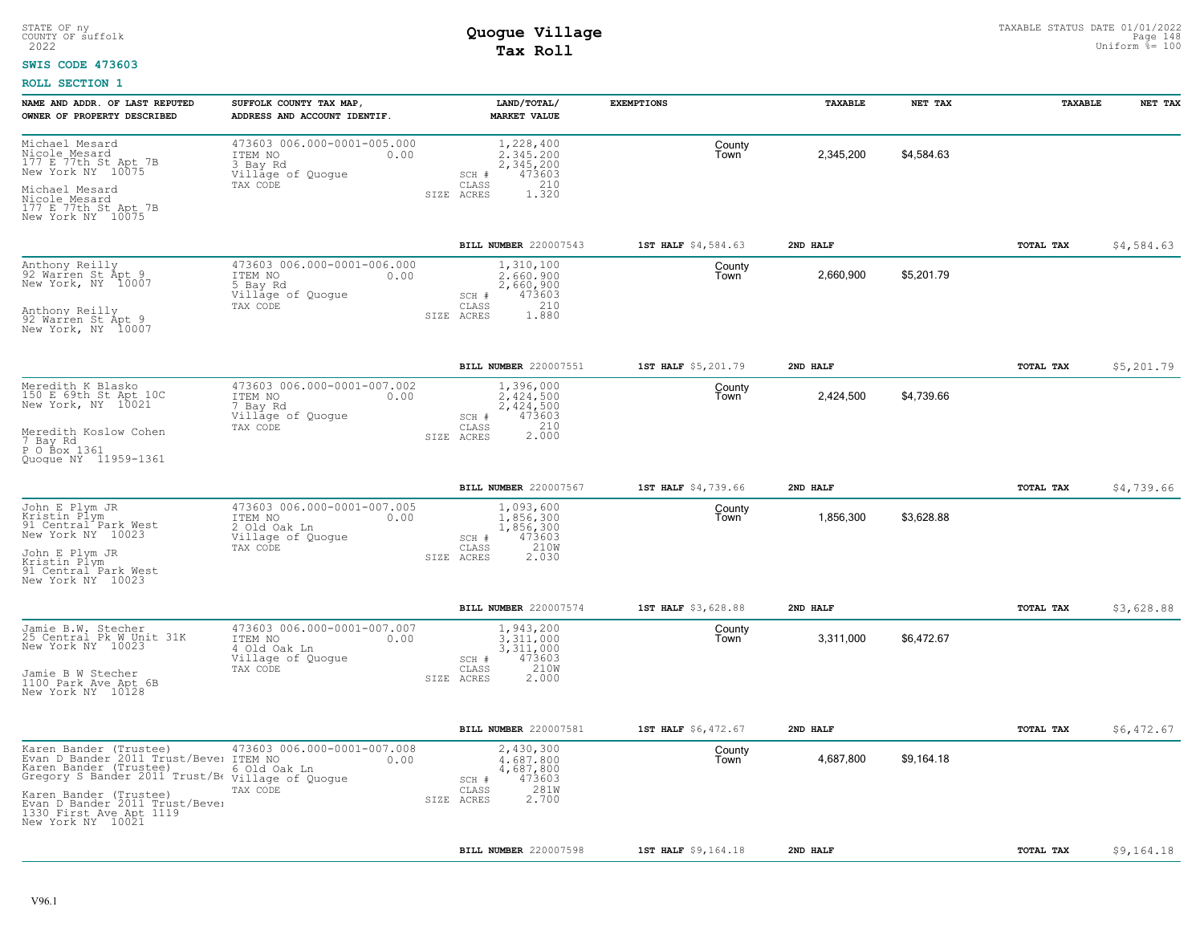STATE OF ny
COUNTY OF suffolk
2022

# Quogue Village
## Tax Roll

TAXABLE STATUS DATE 01/01/2022
Uniform %= 100

**SWIS CODE 473603**

**ROLL SECTION 1**

| NAME AND ADDR. OF LAST REPUTED OWNER OF PROPERTY DESCRIBED | SUFFOLK COUNTY TAX MAP, ADDRESS AND ACCOUNT IDENTIF. | LAND/TOTAL/ MARKET VALUE | EXEMPTIONS | TAXABLE | NET TAX | TAXABLE | NET TAX |
|---|---|---|---|---|---|---|---|
| Michael Mesard<br>Nicole Mesard<br>177 E 77th St Apt 7B<br>New York NY 10075<br><br>Michael Mesard<br>Nicole Mesard<br>177 E 77th St Apt 7B<br>New York NY 10075 | 473603 006.000-0001-005.000<br>ITEM NO 0.00<br>3 Bay Rd<br>Village of Quogue<br>TAX CODE | 1,228,400<br>2,345,200<br>2,345,200<br>SCH # 473603<br>CLASS 210<br>SIZE ACRES 1.320 | County<br>Town | 2,345,200 | $4,584.63 | | |
| | | **BILL NUMBER** 220007543 | **1ST HALF** $4,584.63 | **2ND HALF** | | **TOTAL TAX** | $4,584.63 |
| Anthony Reilly<br>92 Warren St Apt 9<br>New York, NY 10007<br><br>Anthony Reilly<br>92 Warren St Apt 9<br>New York, NY 10007 | 473603 006.000-0001-006.000<br>ITEM NO 0.00<br>5 Bay Rd<br>Village of Quogue<br>TAX CODE | 1,310,100<br>2,660,900<br>2,660,900<br>SCH # 473603<br>CLASS 210<br>SIZE ACRES 1.880 | County<br>Town | 2,660,900 | $5,201.79 | | |
| | | **BILL NUMBER** 220007551 | **1ST HALF** $5,201.79 | **2ND HALF** | | **TOTAL TAX** | $5,201.79 |
| Meredith K Blasko<br>150 E 69th St Apt 10C<br>New York, NY 10021<br><br>Meredith Koslow Cohen<br>7 Bay Rd<br>P O Box 1361<br>Quogue NY 11959-1361 | 473603 006.000-0001-007.002<br>ITEM NO 0.00<br>7 Bay Rd<br>Village of Quogue<br>TAX CODE | 1,396,000<br>2,424,500<br>2,424,500<br>SCH # 473603<br>CLASS 210<br>SIZE ACRES 2.000 | County<br>Town | 2,424,500 | $4,739.66 | | |
| | | **BILL NUMBER** 220007567 | **1ST HALF** $4,739.66 | **2ND HALF** | | **TOTAL TAX** | $4,739.66 |
| John E Plym JR<br>Kristin Plym<br>91 Central Park West<br>New York NY 10023<br><br>John E Plym JR<br>Kristin Plym<br>91 Central Park West<br>New York NY 10023 | 473603 006.000-0001-007.005<br>ITEM NO 0.00<br>2 Old Oak Ln<br>Village of Quogue<br>TAX CODE | 1,093,600<br>1,856,300<br>1,856,300<br>SCH # 473603<br>CLASS 210W<br>SIZE ACRES 2.030 | County<br>Town | 1,856,300 | $3,628.88 | | |
| | | **BILL NUMBER** 220007574 | **1ST HALF** $3,628.88 | **2ND HALF** | | **TOTAL TAX** | $3,628.88 |
| Jamie B.W. Stecher<br>25 Central Pk W Unit 31K<br>New York NY 10023<br><br>Jamie B W Stecher<br>1100 Park Ave Apt 6B<br>New York NY 10128 | 473603 006.000-0001-007.007<br>ITEM NO 0.00<br>4 Old Oak Ln<br>Village of Quogue<br>TAX CODE | 1,943,200<br>3,311,000<br>3,311,000<br>SCH # 473603<br>CLASS 210W<br>SIZE ACRES 2.000 | County<br>Town | 3,311,000 | $6,472.67 | | |
| | | **BILL NUMBER** 220007581 | **1ST HALF** $6,472.67 | **2ND HALF** | | **TOTAL TAX** | $6,472.67 |
| Karen Bander (Trustee)<br>Evan D Bander 2011 Trust/Bever<br>Karen Bander (Trustee)<br>Gregory S Bander 2011 Trust/Be<br><br>Karen Bander (Trustee)<br>Evan D Bander 2011 Trust/Bever<br>1330 First Ave Apt 1119<br>New York NY 10021 | 473603 006.000-0001-007.008<br>ITEM NO 0.00<br>6 Old Oak Ln<br>Village of Quogue<br>TAX CODE | 2,430,300<br>4,687,800<br>4,687,800<br>SCH # 473603<br>CLASS 281W<br>SIZE ACRES 2.700 | County<br>Town | 4,687,800 | $9,164.18 | | |
| | | **BILL NUMBER** 220007598 | **1ST HALF** $9,164.18 | **2ND HALF** | | **TOTAL TAX** | $9,164.18 |

V96.1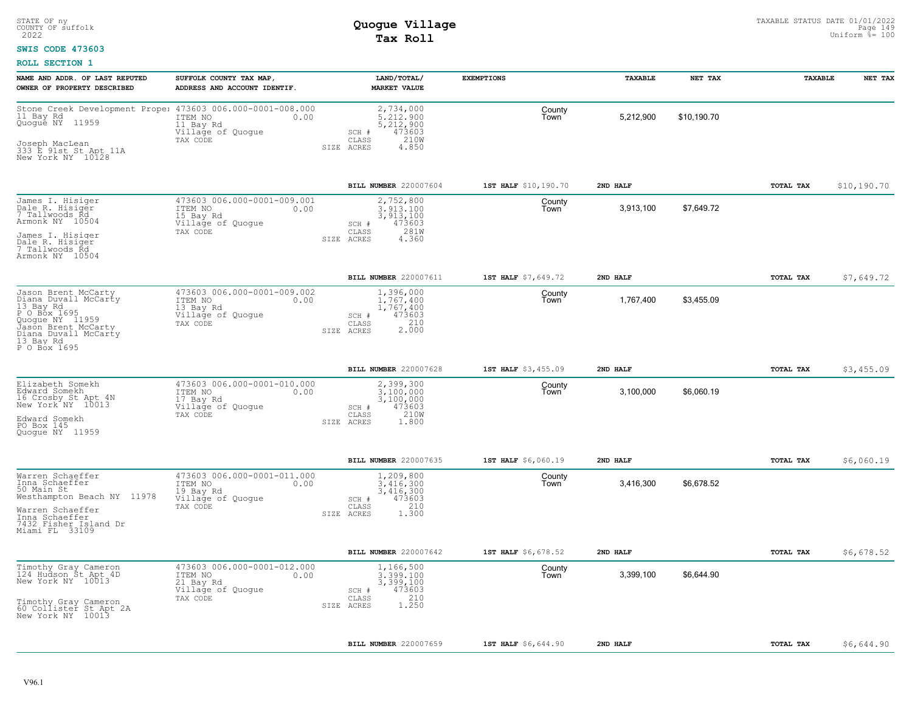STATE OF ny
COUNTY OF suffolk
2022

# Quogue Village
## Tax Roll

TAXABLE STATUS DATE 01/01/2022
Uniform %= 100

**SWIS CODE 473603**

**ROLL SECTION 1**

| NAME AND ADDR. OF LAST REPUTED OWNER OF PROPERTY DESCRIBED | SUFFOLK COUNTY TAX MAP, ADDRESS AND ACCOUNT IDENTIF. | LAND/TOTAL/ MARKET VALUE | EXEMPTIONS | TAXABLE | NET TAX | TAXABLE | NET TAX |
|---|---|---|---|---|---|---|---|
| Stone Creek Development Prope: 11 Bay Rd, Quogue NY 11959 / Joseph MacLean, 333 E 91st St Apt 11A, New York NY 10128 | 473603 006.000-0001-008.000 ITEM NO 0.00 11 Bay Rd Village of Quogue TAX CODE | 2,734,000 5,212,900 5,212,900 SCH # 473603 CLASS 210W SIZE ACRES 4.850 | County Town | 5,212,900 | $10,190.70 | | |
| | | BILL NUMBER 220007604 | 1ST HALF $10,190.70 | 2ND HALF | | TOTAL TAX | $10,190.70 |
| James I. Hisiger, Dale R. Hisiger, 7 Tallwoods Rd, Armonk NY 10504 / James I. Hisiger, Dale R. Hisiger, 7 Tallwoods Rd, Armonk NY 10504 | 473603 006.000-0001-009.001 ITEM NO 0.00 15 Bay Rd Village of Quogue TAX CODE | 2,752,800 3,913,100 3,913,100 SCH # 473603 CLASS 281W SIZE ACRES 4.360 | County Town | 3,913,100 | $7,649.72 | | |
| | | BILL NUMBER 220007611 | 1ST HALF $7,649.72 | 2ND HALF | | TOTAL TAX | $7,649.72 |
| Jason Brent McCarty, Diana Duvall McCarty, 13 Bay Rd, P O Box 1695, Quogue NY 11959 / Jason Brent McCarty, Diana Duvall McCarty, 13 Bay Rd, P O Box 1695 | 473603 006.000-0001-009.002 ITEM NO 0.00 13 Bay Rd Village of Quogue TAX CODE | 1,396,000 1,767,400 1,767,400 SCH # 473603 CLASS 210 SIZE ACRES 2.000 | County Town | 1,767,400 | $3,455.09 | | |
| | | BILL NUMBER 220007628 | 1ST HALF $3,455.09 | 2ND HALF | | TOTAL TAX | $3,455.09 |
| Elizabeth Somekh, Edward Somekh, 16 Crosby St Apt 4N, New York NY 10013 / Edward Somekh, PO Box 145, Quogue NY 11959 | 473603 006.000-0001-010.000 ITEM NO 0.00 17 Bay Rd Village of Quogue TAX CODE | 2,399,300 3,100,000 3,100,000 SCH # 473603 CLASS 210W SIZE ACRES 1.800 | County Town | 3,100,000 | $6,060.19 | | |
| | | BILL NUMBER 220007635 | 1ST HALF $6,060.19 | 2ND HALF | | TOTAL TAX | $6,060.19 |
| Warren Schaeffer, Inna Schaeffer, 50 Main St, Westhampton Beach NY 11978 / Warren Schaeffer, Inna Schaeffer, 7432 Fisher Island Dr, Miami FL 33109 | 473603 006.000-0001-011.000 ITEM NO 0.00 19 Bay Rd Village of Quogue TAX CODE | 1,209,800 3,416,300 3,416,300 SCH # 473603 CLASS 210 SIZE ACRES 1.300 | County Town | 3,416,300 | $6,678.52 | | |
| | | BILL NUMBER 220007642 | 1ST HALF $6,678.52 | 2ND HALF | | TOTAL TAX | $6,678.52 |
| Timothy Gray Cameron, 124 Hudson St Apt 4D, New York NY 10013 / Timothy Gray Cameron, 60 Collister St Apt 2A, New York NY 10013 | 473603 006.000-0001-012.000 ITEM NO 0.00 21 Bay Rd Village of Quogue TAX CODE | 1,166,500 3,399,100 3,399,100 SCH # 473603 CLASS 210 SIZE ACRES 1.250 | County Town | 3,399,100 | $6,644.90 | | |
| | | BILL NUMBER 220007659 | 1ST HALF $6,644.90 | 2ND HALF | | TOTAL TAX | $6,644.90 |

V96.1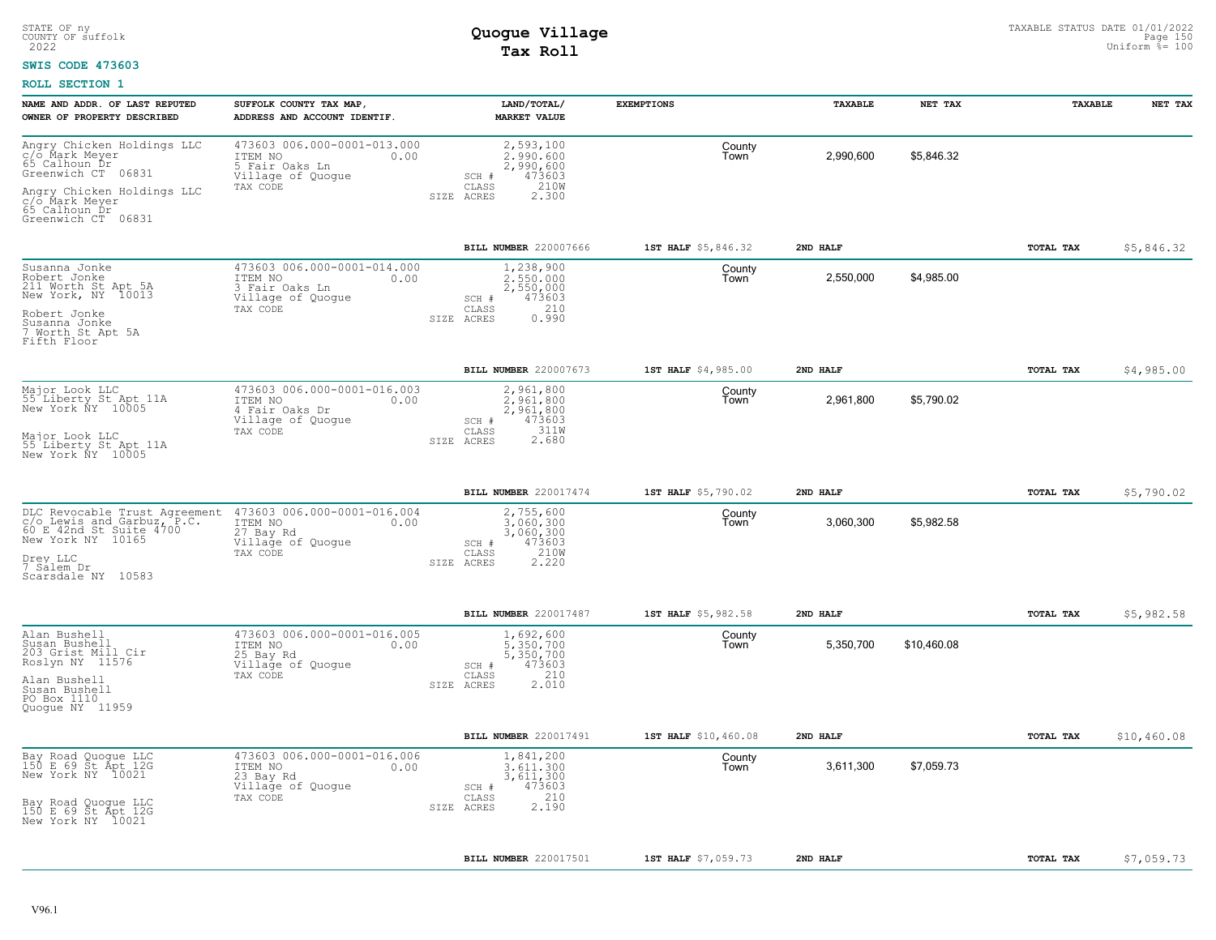STATE OF ny
COUNTY OF suffolk
2022

# Quogue Village
## Tax Roll

TAXABLE STATUS DATE 01/01/2022
Uniform %= 100

**SWIS CODE 473603**

**ROLL SECTION 1**

| NAME AND ADDR. OF LAST REPUTED OWNER OF PROPERTY DESCRIBED | SUFFOLK COUNTY TAX MAP, ADDRESS AND ACCOUNT IDENTIF. | LAND/TOTAL/ MARKET VALUE | EXEMPTIONS | TAXABLE | NET TAX | TAXABLE | NET TAX |
|---|---|---|---|---|---|---|---|
| Angry Chicken Holdings LLC<br>c/o Mark Meyer<br>65 Calhoun Dr<br>Greenwich CT 06831<br><br>Angry Chicken Holdings LLC<br>c/o Mark Meyer<br>65 Calhoun Dr<br>Greenwich CT 06831 | 473603 006.000-0001-013.000<br>ITEM NO 0.00<br>5 Fair Oaks Ln<br>Village of Quogue<br>TAX CODE | 2,593,100<br>2,990,600<br>2,990,600<br>SCH # 473603<br>CLASS 210W<br>SIZE ACRES 2.300 | County<br>Town | 2,990,600 | $5,846.32 | | |
| | | BILL NUMBER 220007666 | 1ST HALF $5,846.32 | 2ND HALF | | TOTAL TAX | $5,846.32 |
| Susanna Jonke<br>Robert Jonke<br>211 Worth St Apt 5A<br>New York, NY 10013<br><br>Robert Jonke<br>Susanna Jonke<br>7 Worth St Apt 5A<br>Fifth Floor | 473603 006.000-0001-014.000<br>ITEM NO 0.00<br>3 Fair Oaks Ln<br>Village of Quogue<br>TAX CODE | 1,238,900<br>2,550,000<br>2,550,000<br>SCH # 473603<br>CLASS 210<br>SIZE ACRES 0.990 | County<br>Town | 2,550,000 | $4,985.00 | | |
| | | BILL NUMBER 220007673 | 1ST HALF $4,985.00 | 2ND HALF | | TOTAL TAX | $4,985.00 |
| Major Look LLC<br>55 Liberty St Apt 11A<br>New York NY 10005<br><br>Major Look LLC<br>55 Liberty St Apt 11A<br>New York NY 10005 | 473603 006.000-0001-016.003<br>ITEM NO 0.00<br>4 Fair Oaks Dr<br>Village of Quogue<br>TAX CODE | 2,961,800<br>2,961,800<br>2,961,800<br>SCH # 473603<br>CLASS 311W<br>SIZE ACRES 2.680 | County<br>Town | 2,961,800 | $5,790.02 | | |
| | | BILL NUMBER 220017474 | 1ST HALF $5,790.02 | 2ND HALF | | TOTAL TAX | $5,790.02 |
| DLC Revocable Trust Agreement<br>c/o Lewis and Garbuz, P.C.<br>60 E 42nd St Suite 4700<br>New York NY 10165<br><br>Drey LLC<br>7 Salem Dr<br>Scarsdale NY 10583 | 473603 006.000-0001-016.004<br>ITEM NO 0.00<br>27 Bay Rd<br>Village of Quogue<br>TAX CODE | 2,755,600<br>3,060,300<br>3,060,300<br>SCH # 473603<br>CLASS 210W<br>SIZE ACRES 2.220 | County<br>Town | 3,060,300 | $5,982.58 | | |
| | | BILL NUMBER 220017487 | 1ST HALF $5,982.58 | 2ND HALF | | TOTAL TAX | $5,982.58 |
| Alan Bushell<br>Susan Bushell<br>203 Grist Mill Cir<br>Roslyn NY 11576<br><br>Alan Bushell<br>Susan Bushell<br>PO Box 1110<br>Quogue NY 11959 | 473603 006.000-0001-016.005<br>ITEM NO 0.00<br>25 Bay Rd<br>Village of Quogue<br>TAX CODE | 1,692,600<br>5,350,700<br>5,350,700<br>SCH # 473603<br>CLASS 210<br>SIZE ACRES 2.010 | County<br>Town | 5,350,700 | $10,460.08 | | |
| | | BILL NUMBER 220017491 | 1ST HALF $10,460.08 | 2ND HALF | | TOTAL TAX | $10,460.08 |
| Bay Road Quogue LLC<br>150 E 69 St Apt 12G<br>New York NY 10021<br><br>Bay Road Quogue LLC<br>150 E 69 St Apt 12G<br>New York NY 10021 | 473603 006.000-0001-016.006<br>ITEM NO 0.00<br>23 Bay Rd<br>Village of Quogue<br>TAX CODE | 1,841,200<br>3,611,300<br>3,611,300<br>SCH # 473603<br>CLASS 210<br>SIZE ACRES 2.190 | County<br>Town | 3,611,300 | $7,059.73 | | |
| | | BILL NUMBER 220017501 | 1ST HALF $7,059.73 | 2ND HALF | | TOTAL TAX | $7,059.73 |

V96.1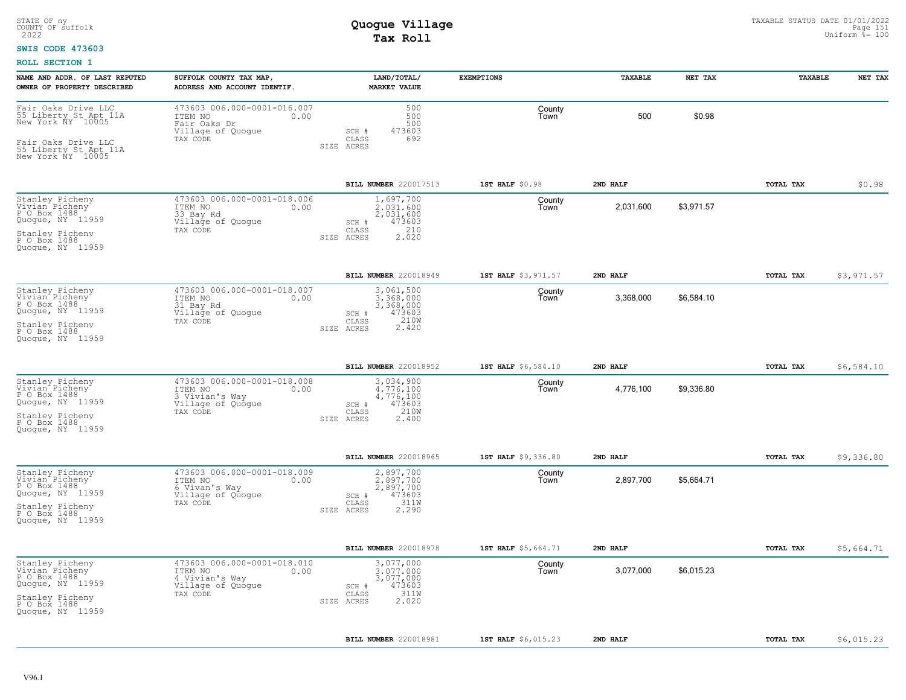STATE OF ny
COUNTY OF suffolk
2022

# Quogue Village
## Tax Roll

TAXABLE STATUS DATE 01/01/2022
Uniform %= 100

**SWIS CODE 473603**

**ROLL SECTION 1**

| NAME AND ADDR. OF LAST REPUTED OWNER OF PROPERTY DESCRIBED | SUFFOLK COUNTY TAX MAP, ADDRESS AND ACCOUNT IDENTIF. | LAND/TOTAL/ MARKET VALUE | EXEMPTIONS | TAXABLE | NET TAX | TAXABLE | NET TAX |
|---|---|---|---|---|---|---|---|
| Fair Oaks Drive LLC<br>55 Liberty St Apt 11A<br>New York NY 10005<br><br>Fair Oaks Drive LLC<br>55 Liberty St Apt 11A<br>New York NY 10005 | 473603 006.000-0001-016.007<br>ITEM NO 0.00<br>Fair Oaks Dr<br>Village of Quogue<br>TAX CODE | 500<br>500<br>500<br>SCH # 473603<br>CLASS 692<br>SIZE ACRES | County<br>Town | 500 | $0.98 | | |
| | | BILL NUMBER 220017513 | 1ST HALF $0.98 | 2ND HALF | | TOTAL TAX | $0.98 |
| Stanley Picheny<br>Vivian Picheny<br>P O Box 1488<br>Quogue, NY 11959<br><br>Stanley Picheny<br>P O Box 1488<br>Quogue, NY 11959 | 473603 006.000-0001-018.006<br>ITEM NO 0.00<br>33 Bay Rd<br>Village of Quogue<br>TAX CODE | 1,697,700<br>2,031,600<br>2,031,600<br>SCH # 473603<br>CLASS 210<br>SIZE ACRES 2.020 | County<br>Town | 2,031,600 | $3,971.57 | | |
| | | BILL NUMBER 220018949 | 1ST HALF $3,971.57 | 2ND HALF | | TOTAL TAX | $3,971.57 |
| Stanley Picheny<br>Vivian Picheny<br>P O Box 1488<br>Quogue, NY 11959<br><br>Stanley Picheny<br>P O Box 1488<br>Quogue, NY 11959 | 473603 006.000-0001-018.007<br>ITEM NO 0.00<br>31 Bay Rd<br>Village of Quogue<br>TAX CODE | 3,061,500<br>3,368,000<br>3,368,000<br>SCH # 473603<br>CLASS 210W<br>SIZE ACRES 2.420 | County<br>Town | 3,368,000 | $6,584.10 | | |
| | | BILL NUMBER 220018952 | 1ST HALF $6,584.10 | 2ND HALF | | TOTAL TAX | $6,584.10 |
| Stanley Picheny<br>Vivian Picheny<br>P O Box 1488<br>Quogue, NY 11959<br><br>Stanley Picheny<br>P O Box 1488<br>Quogue, NY 11959 | 473603 006.000-0001-018.008<br>ITEM NO 0.00<br>3 Vivian's Way<br>Village of Quogue<br>TAX CODE | 3,034,900<br>4,776,100<br>4,776,100<br>SCH # 473603<br>CLASS 210W<br>SIZE ACRES 2.400 | County<br>Town | 4,776,100 | $9,336.80 | | |
| | | BILL NUMBER 220018965 | 1ST HALF $9,336.80 | 2ND HALF | | TOTAL TAX | $9,336.80 |
| Stanley Picheny<br>Vivian Picheny<br>P O Box 1488<br>Quogue, NY 11959<br><br>Stanley Picheny<br>P O Box 1488<br>Quogue, NY 11959 | 473603 006.000-0001-018.009<br>ITEM NO 0.00<br>6 Vivan's Way<br>Village of Quogue<br>TAX CODE | 2,897,700<br>2,897,700<br>2,897,700<br>SCH # 473603<br>CLASS 311W<br>SIZE ACRES 2.290 | County<br>Town | 2,897,700 | $5,664.71 | | |
| | | BILL NUMBER 220018978 | 1ST HALF $5,664.71 | 2ND HALF | | TOTAL TAX | $5,664.71 |
| Stanley Picheny<br>Vivian Picheny<br>P O Box 1488<br>Quogue, NY 11959<br><br>Stanley Picheny<br>P O Box 1488<br>Quogue, NY 11959 | 473603 006.000-0001-018.010<br>ITEM NO 0.00<br>4 Vivian's Way<br>Village of Quogue<br>TAX CODE | 3,077,000<br>3,077,000<br>3,077,000<br>SCH # 473603<br>CLASS 311W<br>SIZE ACRES 2.020 | County<br>Town | 3,077,000 | $6,015.23 | | |
| | | BILL NUMBER 220018981 | 1ST HALF $6,015.23 | 2ND HALF | | TOTAL TAX | $6,015.23 |

V96.1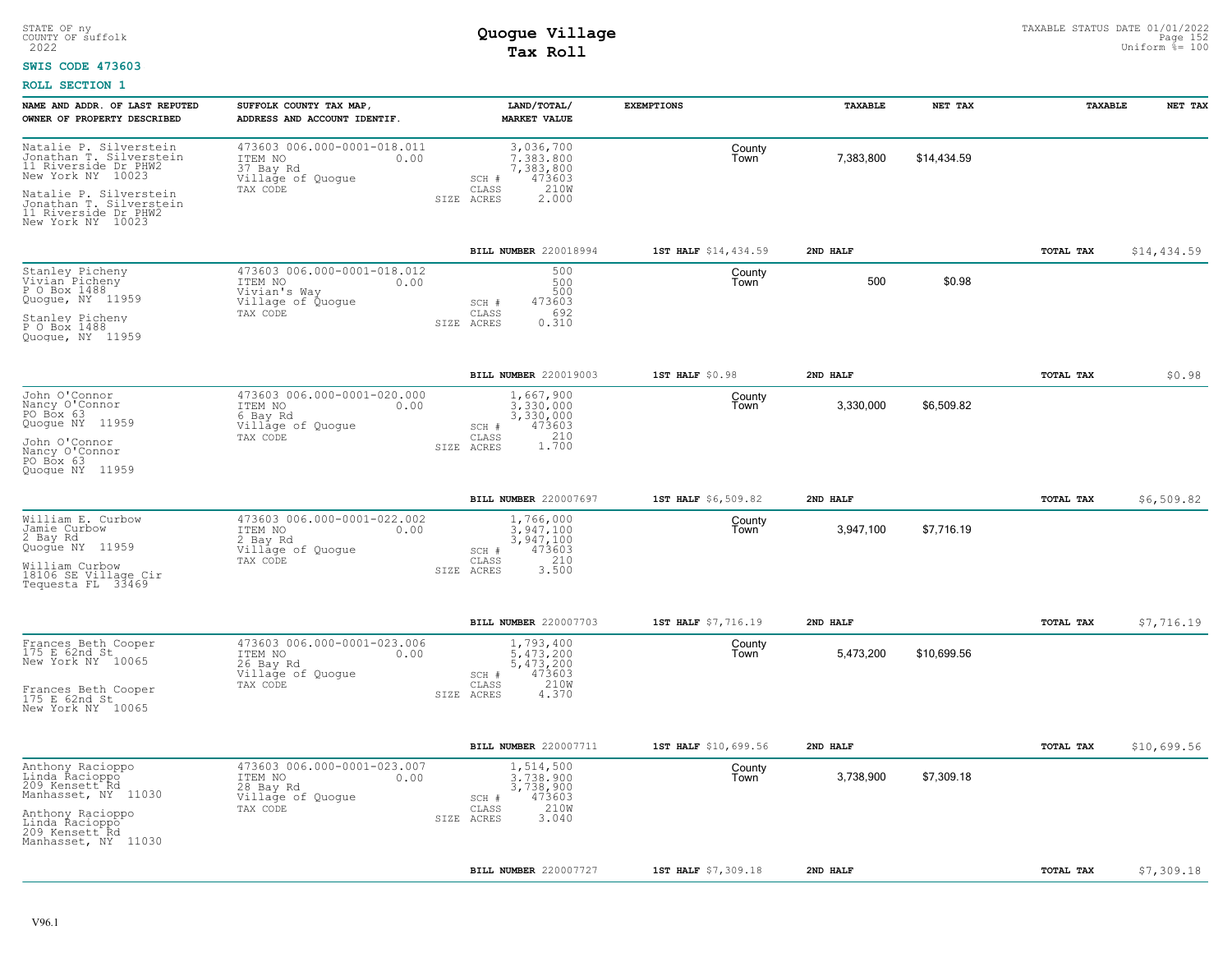STATE OF ny
COUNTY OF suffolk
2022

# Quogue Village
## Tax Roll

TAXABLE STATUS DATE 01/01/2022
Uniform %= 100

**SWIS CODE 473603**

**ROLL SECTION 1**

| NAME AND ADDR. OF LAST REPUTED OWNER OF PROPERTY DESCRIBED | SUFFOLK COUNTY TAX MAP, ADDRESS AND ACCOUNT IDENTIF. | LAND/TOTAL/ MARKET VALUE | EXEMPTIONS | TAXABLE | NET TAX | TAXABLE | NET TAX |
|---|---|---|---|---|---|---|---|
| Natalie P. Silverstein<br>Jonathan T. Silverstein<br>11 Riverside Dr PHW2<br>New York NY 10023<br><br>Natalie P. Silverstein<br>Jonathan T. Silverstein<br>11 Riverside Dr PHW2<br>New York NY 10023 | 473603 006.000-0001-018.011<br>ITEM NO 0.00<br>37 Bay Rd<br>Village of Quogue<br>TAX CODE | 3,036,700<br>7,383,800<br>7,383,800<br>SCH # 473603<br>CLASS 210W<br>SIZE ACRES 2.000 | County<br>Town | 7,383,800 | $14,434.59 | | |
| | | **BILL NUMBER** 220018994 | **1ST HALF** $14,434.59 | **2ND HALF** | | **TOTAL TAX** | $14,434.59 |
| Stanley Picheny<br>Vivian Picheny<br>P O Box 1488<br>Quogue, NY 11959<br><br>Stanley Picheny<br>P O Box 1488<br>Quogue, NY 11959 | 473603 006.000-0001-018.012<br>ITEM NO 0.00<br>Vivian's Way<br>Village of Quogue<br>TAX CODE | 500<br>500<br>500<br>SCH # 473603<br>CLASS 692<br>SIZE ACRES 0.310 | County<br>Town | 500 | $0.98 | | |
| | | **BILL NUMBER** 220019003 | **1ST HALF** $0.98 | **2ND HALF** | | **TOTAL TAX** | $0.98 |
| John O'Connor<br>Nancy O'Connor<br>PO Box 63<br>Quogue NY 11959<br><br>John O'Connor<br>Nancy O'Connor<br>PO Box 63<br>Quogue NY 11959 | 473603 006.000-0001-020.000<br>ITEM NO 0.00<br>6 Bay Rd<br>Village of Quogue<br>TAX CODE | 1,667,900<br>3,330,000<br>3,330,000<br>SCH # 473603<br>CLASS 210<br>SIZE ACRES 1.700 | County<br>Town | 3,330,000 | $6,509.82 | | |
| | | **BILL NUMBER** 220007697 | **1ST HALF** $6,509.82 | **2ND HALF** | | **TOTAL TAX** | $6,509.82 |
| William E. Curbow<br>Jamie Curbow<br>2 Bay Rd<br>Quogue NY 11959<br><br>William Curbow<br>18106 SE Village Cir<br>Tequesta FL 33469 | 473603 006.000-0001-022.002<br>ITEM NO 0.00<br>2 Bay Rd<br>Village of Quogue<br>TAX CODE | 1,766,000<br>3,947,100<br>3,947,100<br>SCH # 473603<br>CLASS 210<br>SIZE ACRES 3.500 | County<br>Town | 3,947,100 | $7,716.19 | | |
| | | **BILL NUMBER** 220007703 | **1ST HALF** $7,716.19 | **2ND HALF** | | **TOTAL TAX** | $7,716.19 |
| Frances Beth Cooper<br>175 E 62nd St<br>New York NY 10065<br><br>Frances Beth Cooper<br>175 E 62nd St<br>New York NY 10065 | 473603 006.000-0001-023.006<br>ITEM NO 0.00<br>26 Bay Rd<br>Village of Quogue<br>TAX CODE | 1,793,400<br>5,473,200<br>5,473,200<br>SCH # 473603<br>CLASS 210W<br>SIZE ACRES 4.370 | County<br>Town | 5,473,200 | $10,699.56 | | |
| | | **BILL NUMBER** 220007711 | **1ST HALF** $10,699.56 | **2ND HALF** | | **TOTAL TAX** | $10,699.56 |
| Anthony Racioppo<br>Linda Racioppo<br>209 Kensett Rd<br>Manhasset, NY 11030<br><br>Anthony Racioppo<br>Linda Racioppo<br>209 Kensett Rd<br>Manhasset, NY 11030 | 473603 006.000-0001-023.007<br>ITEM NO 0.00<br>28 Bay Rd<br>Village of Quogue<br>TAX CODE | 1,514,500<br>3,738,900<br>3,738,900<br>SCH # 473603<br>CLASS 210W<br>SIZE ACRES 3.040 | County<br>Town | 3,738,900 | $7,309.18 | | |
| | | **BILL NUMBER** 220007727 | **1ST HALF** $7,309.18 | **2ND HALF** | | **TOTAL TAX** | $7,309.18 |

V96.1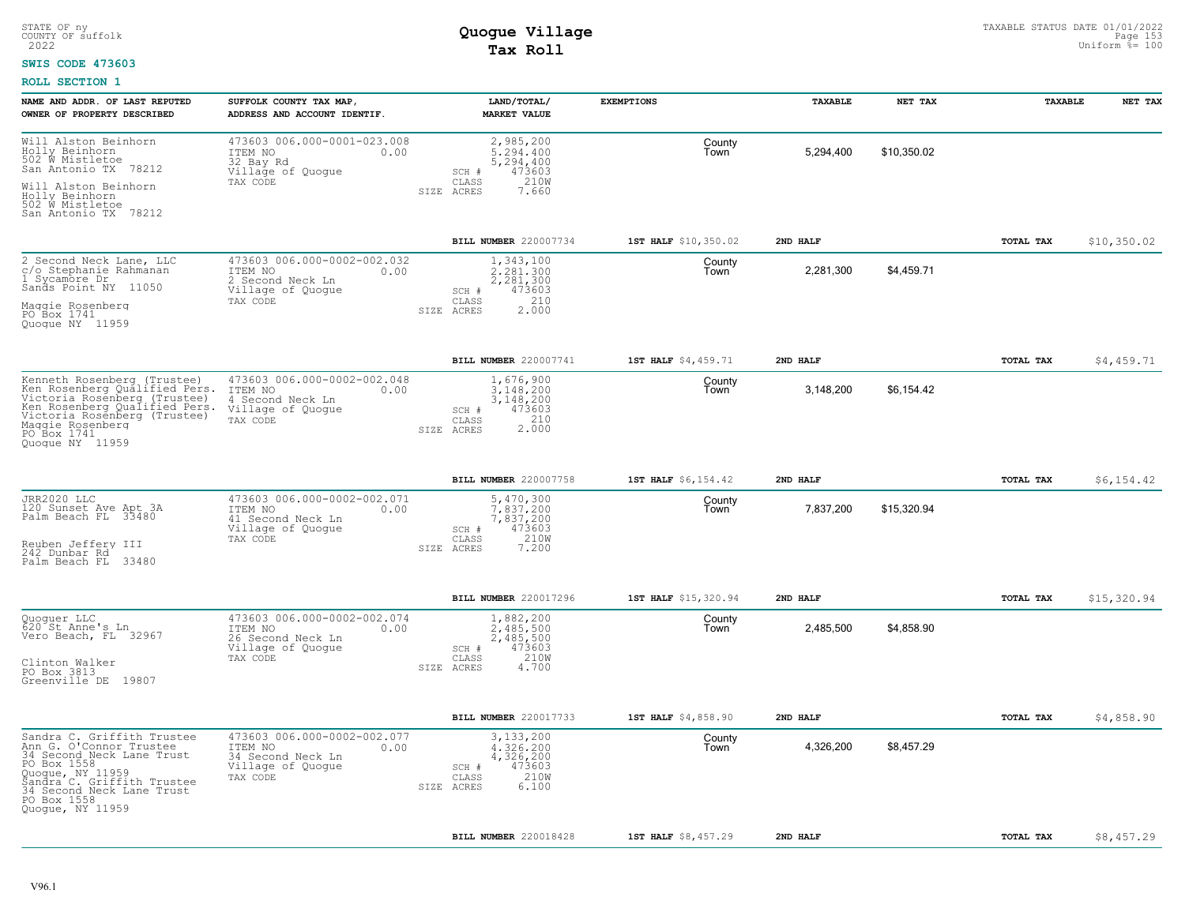STATE OF ny
COUNTY OF suffolk
2022

# Quogue Village
## Tax Roll

TAXABLE STATUS DATE 01/01/2022
Uniform %= 100

**SWIS CODE 473603**

**ROLL SECTION 1**

| NAME AND ADDR. OF LAST REPUTED OWNER OF PROPERTY DESCRIBED | SUFFOLK COUNTY TAX MAP, ADDRESS AND ACCOUNT IDENTIF. | LAND/TOTAL/ MARKET VALUE | EXEMPTIONS | | TAXABLE | NET TAX | TAXABLE | NET TAX |
|---|---|---|---|---|---|---|---|---|
| Will Alston Beinhorn<br>Holly Beinhorn<br>502 W Mistletoe<br>San Antonio TX 78212<br><br>Will Alston Beinhorn<br>Holly Beinhorn<br>502 W Mistletoe<br>San Antonio TX 78212 | 473603 006.000-0001-023.008<br>ITEM NO 0.00<br>32 Bay Rd<br>Village of Quogue<br>TAX CODE | 2,985,200<br>5,294,400<br>5,294,400<br>SCH # 473603<br>CLASS 210W<br>SIZE ACRES 7.660 | | County<br>Town | 5,294,400 | $10,350.02 | | |
| | | BILL NUMBER 220007734 | 1ST HALF $10,350.02 | | 2ND HALF | | TOTAL TAX | $10,350.02 |
| 2 Second Neck Lane, LLC<br>c/o Stephanie Rahmanan<br>1 Sycamore Dr<br>Sands Point NY 11050<br><br>Maggie Rosenberg<br>PO Box 1741<br>Quogue NY 11959 | 473603 006.000-0002-002.032<br>ITEM NO 0.00<br>2 Second Neck Ln<br>Village of Quogue<br>TAX CODE | 1,343,100<br>2,281,300<br>2,281,300<br>SCH # 473603<br>CLASS 210<br>SIZE ACRES 2.000 | | County<br>Town | 2,281,300 | $4,459.71 | | |
| | | BILL NUMBER 220007741 | 1ST HALF $4,459.71 | | 2ND HALF | | TOTAL TAX | $4,459.71 |
| Kenneth Rosenberg (Trustee)<br>Ken Rosenberg Qualified Pers.<br>Victoria Rosenberg (Trustee)<br>Ken Rosenberg Qualified Pers.<br>Victoria Rosenberg (Trustee)<br>Maggie Rosenberg<br>PO Box 1741<br>Quogue NY 11959 | 473603 006.000-0002-002.048<br>ITEM NO 0.00<br>4 Second Neck Ln<br>Village of Quogue<br>TAX CODE | 1,676,900<br>3,148,200<br>3,148,200<br>SCH # 473603<br>CLASS 210<br>SIZE ACRES 2.000 | | County<br>Town | 3,148,200 | $6,154.42 | | |
| | | BILL NUMBER 220007758 | 1ST HALF $6,154.42 | | 2ND HALF | | TOTAL TAX | $6,154.42 |
| JRR2020 LLC<br>120 Sunset Ave Apt 3A<br>Palm Beach FL 33480<br><br>Reuben Jeffery III<br>242 Dunbar Rd<br>Palm Beach FL 33480 | 473603 006.000-0002-002.071<br>ITEM NO 0.00<br>41 Second Neck Ln<br>Village of Quogue<br>TAX CODE | 5,470,300<br>7,837,200<br>7,837,200<br>SCH # 473603<br>CLASS 210W<br>SIZE ACRES 7.200 | | County<br>Town | 7,837,200 | $15,320.94 | | |
| | | BILL NUMBER 220017296 | 1ST HALF $15,320.94 | | 2ND HALF | | TOTAL TAX | $15,320.94 |
| Quoguer LLC<br>620 St Anne's Ln<br>Vero Beach, FL 32967<br><br>Clinton Walker<br>PO Box 3813<br>Greenville DE 19807 | 473603 006.000-0002-002.074<br>ITEM NO 0.00<br>26 Second Neck Ln<br>Village of Quogue<br>TAX CODE | 1,882,200<br>2,485,500<br>2,485,500<br>SCH # 473603<br>CLASS 210W<br>SIZE ACRES 4.700 | | County<br>Town | 2,485,500 | $4,858.90 | | |
| | | BILL NUMBER 220017733 | 1ST HALF $4,858.90 | | 2ND HALF | | TOTAL TAX | $4,858.90 |
| Sandra C. Griffith Trustee<br>Ann G. O'Connor Trustee<br>34 Second Neck Lane Trust<br>PO Box 1558<br>Quogue, NY 11959<br>Sandra C. Griffith Trustee<br>34 Second Neck Lane Trust<br>PO Box 1558<br>Quogue, NY 11959 | 473603 006.000-0002-002.077<br>ITEM NO 0.00<br>34 Second Neck Ln<br>Village of Quogue<br>TAX CODE | 3,133,200<br>4,326,200<br>4,326,200<br>SCH # 473603<br>CLASS 210W<br>SIZE ACRES 6.100 | | County<br>Town | 4,326,200 | $8,457.29 | | |
| | | BILL NUMBER 220018428 | 1ST HALF $8,457.29 | | 2ND HALF | | TOTAL TAX | $8,457.29 |

V96.1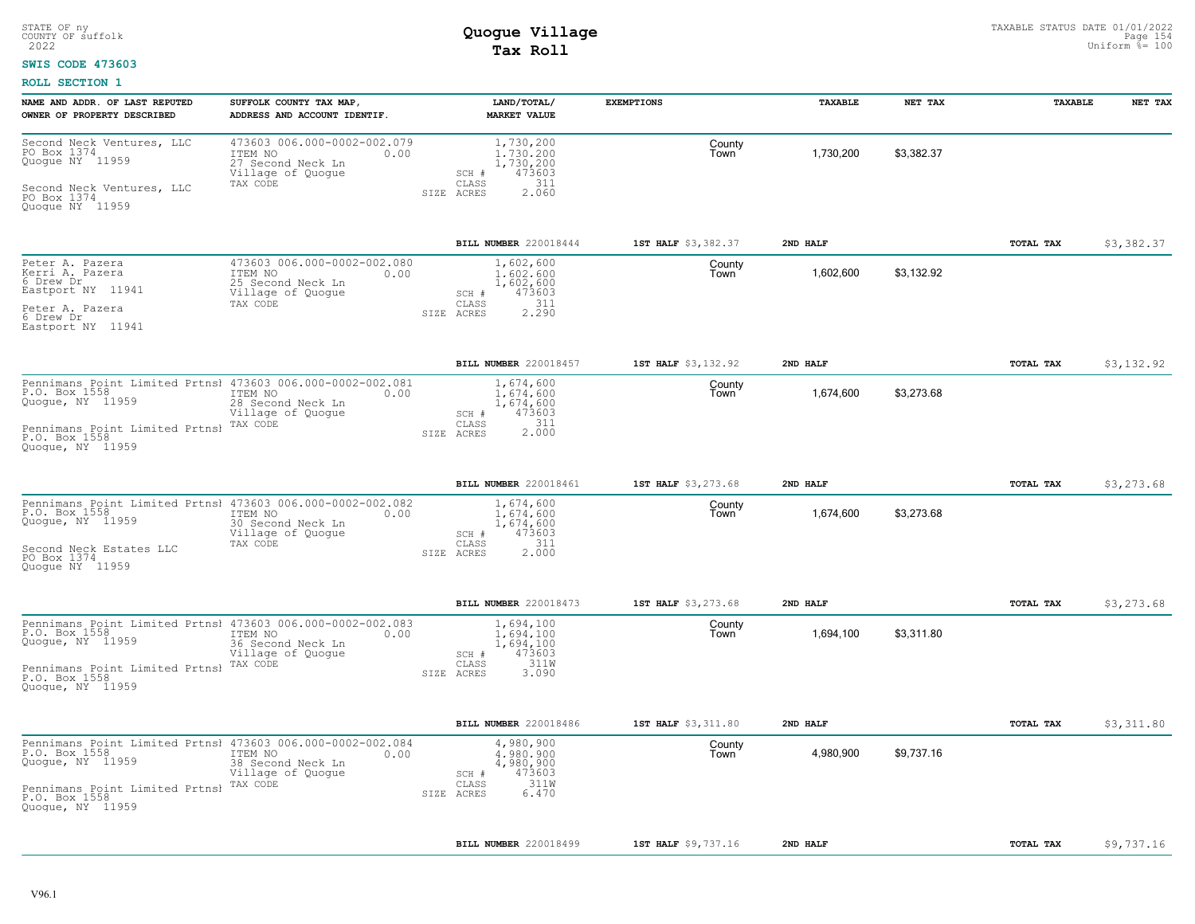STATE OF ny
COUNTY OF suffolk
2022

# Quogue Village
## Tax Roll

TAXABLE STATUS DATE 01/01/2022
Uniform %= 100

**SWIS CODE 473603**

**ROLL SECTION 1**

| NAME AND ADDR. OF LAST REPUTED OWNER OF PROPERTY DESCRIBED | SUFFOLK COUNTY TAX MAP, ADDRESS AND ACCOUNT IDENTIF. | LAND/TOTAL/ MARKET VALUE | EXEMPTIONS | | TAXABLE | NET TAX | TAXABLE | NET TAX |
|---|---|---|---|---|---|---|---|---|
| Second Neck Ventures, LLC<br>PO Box 1374<br>Quogue NY 11959<br><br>Second Neck Ventures, LLC<br>PO Box 1374<br>Quogue NY 11959 | 473603 006.000-0002-002.079<br>ITEM NO 0.00<br>27 Second Neck Ln<br>Village of Quogue<br>TAX CODE | 1,730,200<br>1,730,200<br>1,730,200<br>SCH # 473603<br>CLASS 311<br>SIZE ACRES 2.060 | | County<br>Town | 1,730,200 | $3,382.37 | | |
| | | BILL NUMBER 220018444 | 1ST HALF $3,382.37 | 2ND HALF | | | TOTAL TAX | $3,382.37 |
| Peter A. Pazera<br>Kerri A. Pazera<br>6 Drew Dr<br>Eastport NY 11941<br><br>Peter A. Pazera<br>6 Drew Dr<br>Eastport NY 11941 | 473603 006.000-0002-002.080<br>ITEM NO 0.00<br>25 Second Neck Ln<br>Village of Quogue<br>TAX CODE | 1,602,600<br>1,602,600<br>1,602,600<br>SCH # 473603<br>CLASS 311<br>SIZE ACRES 2.290 | | County<br>Town | 1,602,600 | $3,132.92 | | |
| | | BILL NUMBER 220018457 | 1ST HALF $3,132.92 | 2ND HALF | | | TOTAL TAX | $3,132.92 |
| Pennimans Point Limited Prtnsl<br>P.O. Box 1558<br>Quogue, NY 11959<br><br>Pennimans Point Limited Prtnsl<br>P.O. Box 1558<br>Quogue, NY 11959 | 473603 006.000-0002-002.081<br>ITEM NO 0.00<br>28 Second Neck Ln<br>Village of Quogue<br>TAX CODE | 1,674,600<br>1,674,600<br>1,674,600<br>SCH # 473603<br>CLASS 311<br>SIZE ACRES 2.000 | | County<br>Town | 1,674,600 | $3,273.68 | | |
| | | BILL NUMBER 220018461 | 1ST HALF $3,273.68 | 2ND HALF | | | TOTAL TAX | $3,273.68 |
| Pennimans Point Limited Prtnsl<br>P.O. Box 1558<br>Quogue, NY 11959<br><br>Second Neck Estates LLC<br>PO Box 1374<br>Quogue NY 11959 | 473603 006.000-0002-002.082<br>ITEM NO 0.00<br>30 Second Neck Ln<br>Village of Quogue<br>TAX CODE | 1,674,600<br>1,674,600<br>1,674,600<br>SCH # 473603<br>CLASS 311<br>SIZE ACRES 2.000 | | County<br>Town | 1,674,600 | $3,273.68 | | |
| | | BILL NUMBER 220018473 | 1ST HALF $3,273.68 | 2ND HALF | | | TOTAL TAX | $3,273.68 |
| Pennimans Point Limited Prtnsl<br>P.O. Box 1558<br>Quogue, NY 11959<br><br>Pennimans Point Limited Prtnsl<br>P.O. Box 1558<br>Quogue, NY 11959 | 473603 006.000-0002-002.083<br>ITEM NO 0.00<br>36 Second Neck Ln<br>Village of Quogue<br>TAX CODE | 1,694,100<br>1,694,100<br>1,694,100<br>SCH # 473603<br>CLASS 311W<br>SIZE ACRES 3.090 | | County<br>Town | 1,694,100 | $3,311.80 | | |
| | | BILL NUMBER 220018486 | 1ST HALF $3,311.80 | 2ND HALF | | | TOTAL TAX | $3,311.80 |
| Pennimans Point Limited Prtnsl<br>P.O. Box 1558<br>Quogue, NY 11959<br><br>Pennimans Point Limited Prtnsl<br>P.O. Box 1558<br>Quogue, NY 11959 | 473603 006.000-0002-002.084<br>ITEM NO 0.00<br>38 Second Neck Ln<br>Village of Quogue<br>TAX CODE | 4,980,900<br>4,980,900<br>4,980,900<br>SCH # 473603<br>CLASS 311W<br>SIZE ACRES 6.470 | | County<br>Town | 4,980,900 | $9,737.16 | | |
| | | BILL NUMBER 220018499 | 1ST HALF $9,737.16 | 2ND HALF | | | TOTAL TAX | $9,737.16 |

V96.1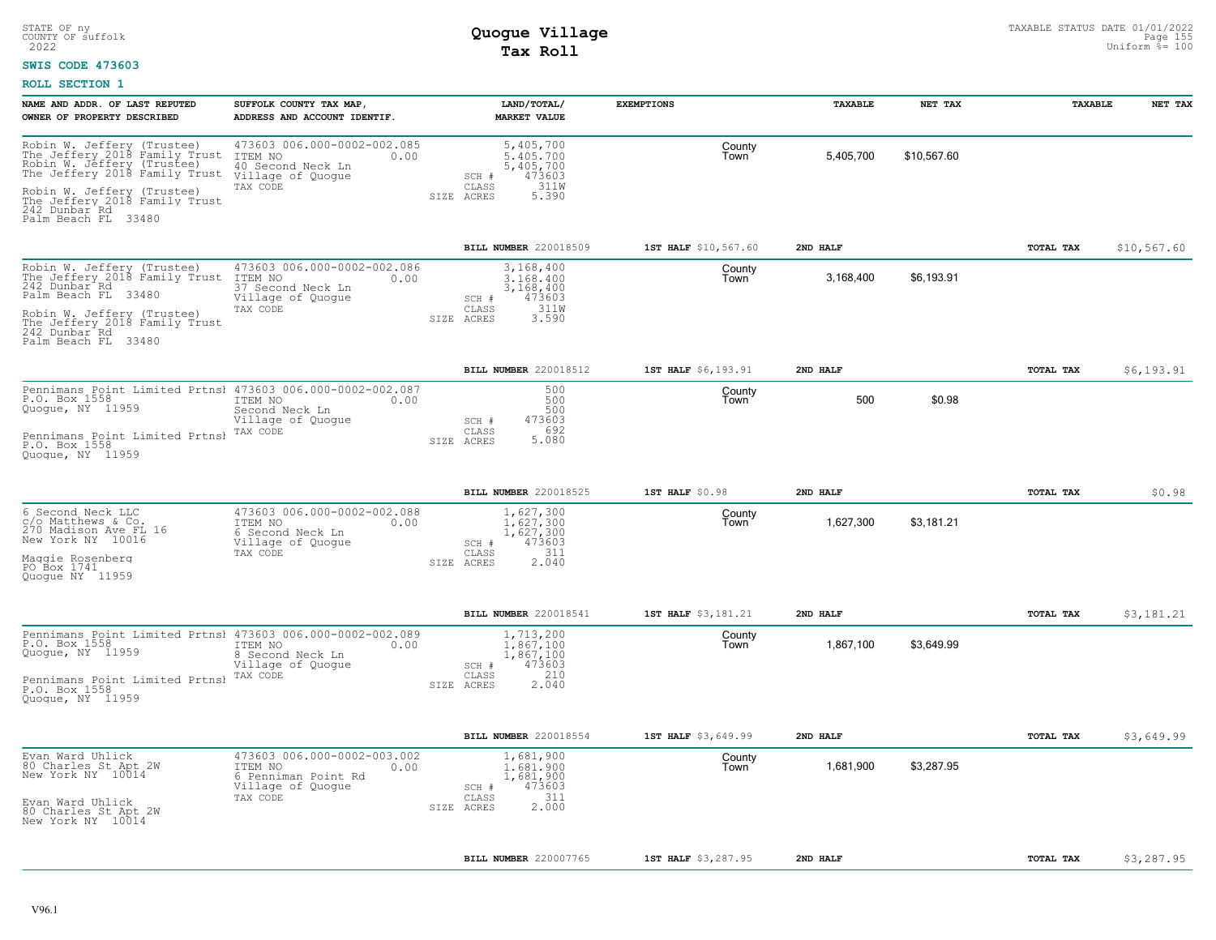STATE OF ny
COUNTY OF suffolk
2022

# Quogue Village
## Tax Roll

TAXABLE STATUS DATE 01/01/2022
Uniform %= 100

**SWIS CODE 473603**

**ROLL SECTION 1**

| NAME AND ADDR. OF LAST REPUTED OWNER OF PROPERTY DESCRIBED | SUFFOLK COUNTY TAX MAP, ADDRESS AND ACCOUNT IDENTIF. | LAND/TOTAL/ MARKET VALUE | EXEMPTIONS | TAXABLE | NET TAX | TAXABLE | NET TAX |
|---|---|---|---|---|---|---|---|
| Robin W. Jeffery (Trustee)<br>The Jeffery 2018 Family Trust<br>Robin W. Jeffery (Trustee)<br>The Jeffery 2018 Family Trust<br><br>Robin W. Jeffery (Trustee)<br>The Jeffery 2018 Family Trust<br>242 Dunbar Rd<br>Palm Beach FL 33480 | 473603 006.000-0002-002.085<br>ITEM NO 0.00<br>40 Second Neck Ln<br>Village of Quogue<br>TAX CODE | 5,405,700<br>5,405,700<br>5,405,700<br>SCH # 473603<br>CLASS 311W<br>SIZE ACRES 5.390 | County<br>Town | 5,405,700 | $10,567.60 | | |
| | | BILL NUMBER 220018509 | 1ST HALF $10,567.60 | 2ND HALF | | TOTAL TAX | $10,567.60 |
| Robin W. Jeffery (Trustee)<br>The Jeffery 2018 Family Trust<br>242 Dunbar Rd<br>Palm Beach FL 33480<br><br>Robin W. Jeffery (Trustee)<br>The Jeffery 2018 Family Trust<br>242 Dunbar Rd<br>Palm Beach FL 33480 | 473603 006.000-0002-002.086<br>ITEM NO 0.00<br>37 Second Neck Ln<br>Village of Quogue<br>TAX CODE | 3,168,400<br>3,168,400<br>3,168,400<br>SCH # 473603<br>CLASS 311W<br>SIZE ACRES 3.590 | County<br>Town | 3,168,400 | $6,193.91 | | |
| | | BILL NUMBER 220018512 | 1ST HALF $6,193.91 | 2ND HALF | | TOTAL TAX | $6,193.91 |
| Pennimans Point Limited Prtnsl<br>P.O. Box 1558<br>Quogue, NY 11959<br><br>Pennimans Point Limited Prtnsl<br>P.O. Box 1558<br>Quogue, NY 11959 | 473603 006.000-0002-002.087<br>ITEM NO 0.00<br>Second Neck Ln<br>Village of Quogue<br>TAX CODE | 500<br>500<br>500<br>SCH # 473603<br>CLASS 692<br>SIZE ACRES 5.080 | County<br>Town | 500 | $0.98 | | |
| | | BILL NUMBER 220018525 | 1ST HALF $0.98 | 2ND HALF | | TOTAL TAX | $0.98 |
| 6 Second Neck LLC<br>c/o Matthews & Co.<br>270 Madison Ave FL 16<br>New York NY 10016<br><br>Maggie Rosenberg<br>PO Box 1741<br>Quogue NY 11959 | 473603 006.000-0002-002.088<br>ITEM NO 0.00<br>6 Second Neck Ln<br>Village of Quogue<br>TAX CODE | 1,627,300<br>1,627,300<br>1,627,300<br>SCH # 473603<br>CLASS 311<br>SIZE ACRES 2.040 | County<br>Town | 1,627,300 | $3,181.21 | | |
| | | BILL NUMBER 220018541 | 1ST HALF $3,181.21 | 2ND HALF | | TOTAL TAX | $3,181.21 |
| Pennimans Point Limited Prtnsl<br>P.O. Box 1558<br>Quogue, NY 11959<br><br>Pennimans Point Limited Prtnsl<br>P.O. Box 1558<br>Quogue, NY 11959 | 473603 006.000-0002-002.089<br>ITEM NO 0.00<br>8 Second Neck Ln<br>Village of Quogue<br>TAX CODE | 1,713,200<br>1,867,100<br>1,867,100<br>SCH # 473603<br>CLASS 210<br>SIZE ACRES 2.040 | County<br>Town | 1,867,100 | $3,649.99 | | |
| | | BILL NUMBER 220018554 | 1ST HALF $3,649.99 | 2ND HALF | | TOTAL TAX | $3,649.99 |
| Evan Ward Uhlick<br>80 Charles St Apt 2W<br>New York NY 10014<br><br>Evan Ward Uhlick<br>80 Charles St Apt 2W<br>New York NY 10014 | 473603 006.000-0002-003.002<br>ITEM NO 0.00<br>6 Penniman Point Rd<br>Village of Quogue<br>TAX CODE | 1,681,900<br>1,681,900<br>1,681,900<br>SCH # 473603<br>CLASS 311<br>SIZE ACRES 2.000 | County<br>Town | 1,681,900 | $3,287.95 | | |
| | | BILL NUMBER 220007765 | 1ST HALF $3,287.95 | 2ND HALF | | TOTAL TAX | $3,287.95 |

V96.1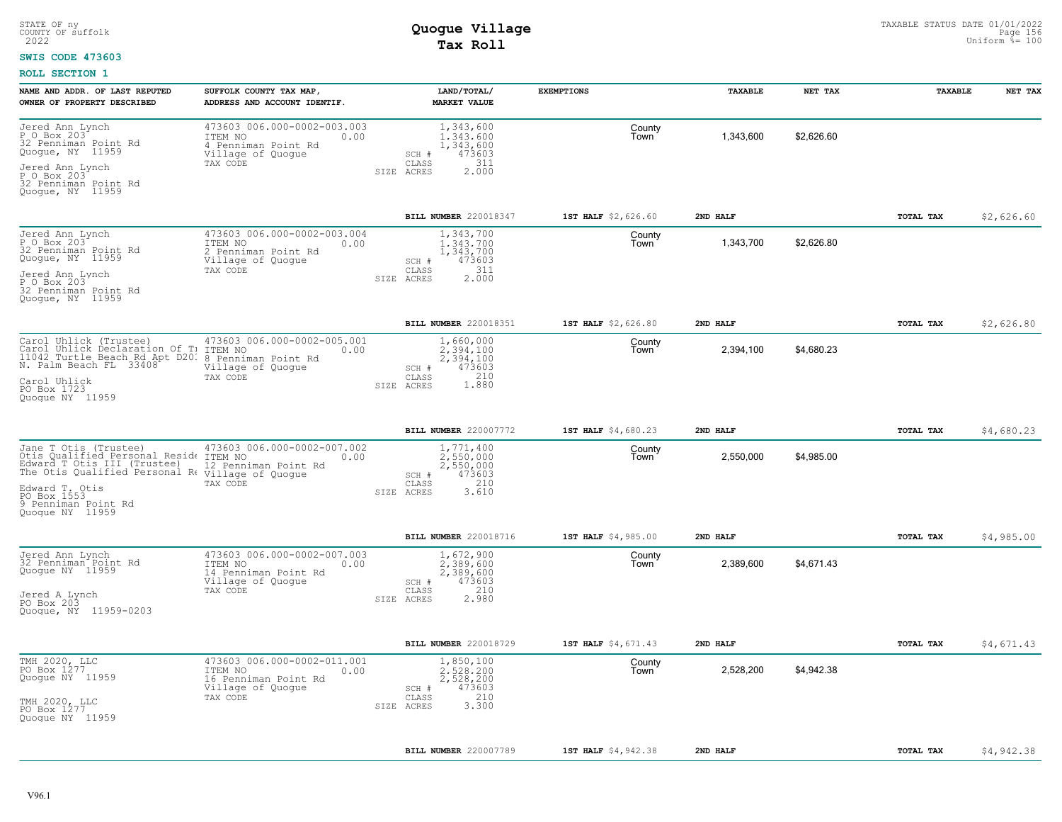STATE OF ny
COUNTY OF suffolk
2022

# Quogue Village
## Tax Roll

TAXABLE STATUS DATE 01/01/2022
Uniform %= 100

**SWIS CODE 473603**

**ROLL SECTION 1**

| NAME AND ADDR. OF LAST REPUTED OWNER OF PROPERTY DESCRIBED | SUFFOLK COUNTY TAX MAP, ADDRESS AND ACCOUNT IDENTIF. | LAND/TOTAL/ MARKET VALUE | EXEMPTIONS | TAXABLE | NET TAX | TAXABLE | NET TAX |
|---|---|---|---|---|---|---|---|
| Jered Ann Lynch<br>P O Box 203<br>32 Penniman Point Rd<br>Quogue, NY 11959<br><br>Jered Ann Lynch<br>P O Box 203<br>32 Penniman Point Rd<br>Quogue, NY 11959 | 473603 006.000-0002-003.003<br>ITEM NO 0.00<br>4 Penniman Point Rd<br>Village of Quogue<br>TAX CODE | 1,343,600<br>1,343,600<br>1,343,600<br>SCH # 473603<br>CLASS 311<br>SIZE ACRES 2.000 | County<br>Town | 1,343,600 | $2,626.60 | | |
| | | **BILL NUMBER** 220018347 | **1ST HALF** $2,626.60 | **2ND HALF** | | **TOTAL TAX** | $2,626.60 |
| Jered Ann Lynch<br>P O Box 203<br>32 Penniman Point Rd<br>Quogue, NY 11959<br><br>Jered Ann Lynch<br>P O Box 203<br>32 Penniman Point Rd<br>Quogue, NY 11959 | 473603 006.000-0002-003.004<br>ITEM NO 0.00<br>2 Penniman Point Rd<br>Village of Quogue<br>TAX CODE | 1,343,700<br>1,343,700<br>1,343,700<br>SCH # 473603<br>CLASS 311<br>SIZE ACRES 2.000 | County<br>Town | 1,343,700 | $2,626.80 | | |
| | | **BILL NUMBER** 220018351 | **1ST HALF** $2,626.80 | **2ND HALF** | | **TOTAL TAX** | $2,626.80 |
| Carol Uhlick (Trustee)<br>Carol Uhlick Declaration Of Tr<br>11042 Turtle Beach Rd Apt D20:<br>N. Palm Beach FL 33408<br><br>Carol Uhlick<br>PO Box 1723<br>Quogue NY 11959 | 473603 006.000-0002-005.001<br>ITEM NO 0.00<br>8 Penniman Point Rd<br>Village of Quogue<br>TAX CODE | 1,660,000<br>2,394,100<br>2,394,100<br>SCH # 473603<br>CLASS 210<br>SIZE ACRES 1.880 | County<br>Town | 2,394,100 | $4,680.23 | | |
| | | **BILL NUMBER** 220007772 | **1ST HALF** $4,680.23 | **2ND HALF** | | **TOTAL TAX** | $4,680.23 |
| Jane T Otis (Trustee)<br>Otis Qualified Personal Reside<br>Edward T Otis III (Trustee)<br>The Otis Qualified Personal Re<br><br>Edward T. Otis<br>PO Box 1553<br>9 Penniman Point Rd<br>Quogue NY 11959 | 473603 006.000-0002-007.002<br>ITEM NO 0.00<br>12 Penniman Point Rd<br>Village of Quogue<br>TAX CODE | 1,771,400<br>2,550,000<br>2,550,000<br>SCH # 473603<br>CLASS 210<br>SIZE ACRES 3.610 | County<br>Town | 2,550,000 | $4,985.00 | | |
| | | **BILL NUMBER** 220018716 | **1ST HALF** $4,985.00 | **2ND HALF** | | **TOTAL TAX** | $4,985.00 |
| Jered Ann Lynch<br>32 Penniman Point Rd<br>Quogue NY 11959<br><br>Jered A Lynch<br>PO Box 203<br>Quogue, NY 11959-0203 | 473603 006.000-0002-007.003<br>ITEM NO 0.00<br>14 Penniman Point Rd<br>Village of Quogue<br>TAX CODE | 1,672,900<br>2,389,600<br>2,389,600<br>SCH # 473603<br>CLASS 210<br>SIZE ACRES 2.980 | County<br>Town | 2,389,600 | $4,671.43 | | |
| | | **BILL NUMBER** 220018729 | **1ST HALF** $4,671.43 | **2ND HALF** | | **TOTAL TAX** | $4,671.43 |
| TMH 2020, LLC<br>PO Box 1277<br>Quogue NY 11959<br><br>TMH 2020, LLC<br>PO Box 1277<br>Quogue NY 11959 | 473603 006.000-0002-011.001<br>ITEM NO 0.00<br>16 Penniman Point Rd<br>Village of Quogue<br>TAX CODE | 1,850,100<br>2,528,200<br>2,528,200<br>SCH # 473603<br>CLASS 210<br>SIZE ACRES 3.300 | County<br>Town | 2,528,200 | $4,942.38 | | |
| | | **BILL NUMBER** 220007789 | **1ST HALF** $4,942.38 | **2ND HALF** | | **TOTAL TAX** | $4,942.38 |

V96.1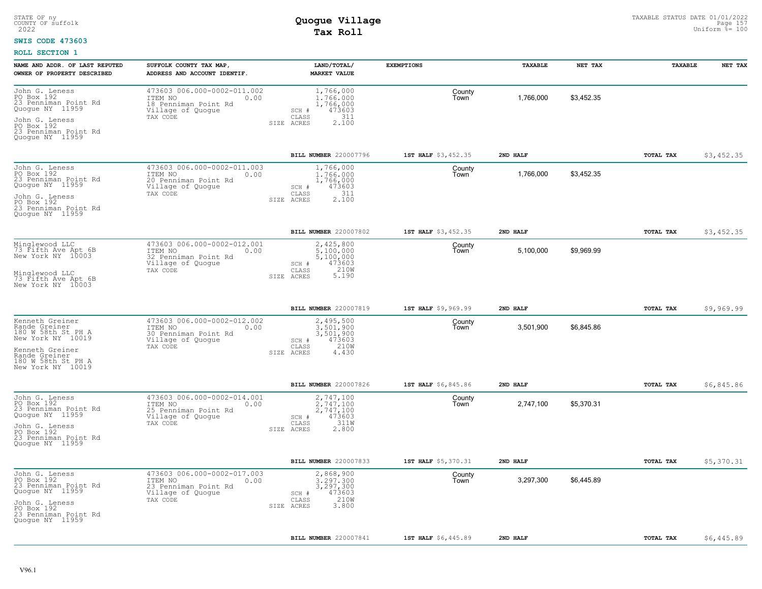STATE OF ny
COUNTY OF suffolk
2022

# Quogue Village
## Tax Roll

TAXABLE STATUS DATE 01/01/2022
Uniform %= 100

**SWIS CODE 473603**

**ROLL SECTION 1**

| NAME AND ADDR. OF LAST REPUTED OWNER OF PROPERTY DESCRIBED | SUFFOLK COUNTY TAX MAP, ADDRESS AND ACCOUNT IDENTIF. | LAND/TOTAL/ MARKET VALUE | EXEMPTIONS | TAXABLE | NET TAX | TAXABLE | NET TAX |
|---|---|---|---|---|---|---|---|
| John G. Leness<br>PO Box 192<br>23 Penniman Point Rd<br>Quogue NY 11959<br><br>John G. Leness<br>PO Box 192<br>23 Penniman Point Rd<br>Quogue NY 11959 | 473603 006.000-0002-011.002<br>ITEM NO 0.00<br>18 Penniman Point Rd<br>Village of Quogue<br>TAX CODE | 1,766,000<br>1,766,000<br>1,766,000<br>SCH # 473603<br>CLASS 311<br>SIZE ACRES 2.100 | County<br>Town | 1,766,000 | $3,452.35 | | |
| | | **BILL NUMBER** 220007796 | **1ST HALF** $3,452.35 | **2ND HALF** | | **TOTAL TAX** | $3,452.35 |
| John G. Leness<br>PO Box 192<br>23 Penniman Point Rd<br>Quogue NY 11959<br><br>John G. Leness<br>PO Box 192<br>23 Penniman Point Rd<br>Quogue NY 11959 | 473603 006.000-0002-011.003<br>ITEM NO 0.00<br>20 Penniman Point Rd<br>Village of Quogue<br>TAX CODE | 1,766,000<br>1,766,000<br>1,766,000<br>SCH # 473603<br>CLASS 311<br>SIZE ACRES 2.100 | County<br>Town | 1,766,000 | $3,452.35 | | |
| | | **BILL NUMBER** 220007802 | **1ST HALF** $3,452.35 | **2ND HALF** | | **TOTAL TAX** | $3,452.35 |
| Minglewood LLC<br>73 Fifth Ave Apt 6B<br>New York NY 10003<br><br>Minglewood LLC<br>73 Fifth Ave Apt 6B<br>New York NY 10003 | 473603 006.000-0002-012.001<br>ITEM NO 0.00<br>32 Penniman Point Rd<br>Village of Quogue<br>TAX CODE | 2,425,800<br>5,100,000<br>5,100,000<br>SCH # 473603<br>CLASS 210W<br>SIZE ACRES 5.190 | County<br>Town | 5,100,000 | $9,969.99 | | |
| | | **BILL NUMBER** 220007819 | **1ST HALF** $9,969.99 | **2ND HALF** | | **TOTAL TAX** | $9,969.99 |
| Kenneth Greiner<br>Rande Greiner<br>180 W 58th St PH A<br>New York NY 10019<br><br>Kenneth Greiner<br>Rande Greiner<br>180 W 58th St PH A<br>New York NY 10019 | 473603 006.000-0002-012.002<br>ITEM NO 0.00<br>30 Penniman Point Rd<br>Village of Quogue<br>TAX CODE | 2,495,500<br>3,501,900<br>3,501,900<br>SCH # 473603<br>CLASS 210W<br>SIZE ACRES 4.430 | County<br>Town | 3,501,900 | $6,845.86 | | |
| | | **BILL NUMBER** 220007826 | **1ST HALF** $6,845.86 | **2ND HALF** | | **TOTAL TAX** | $6,845.86 |
| John G. Leness<br>PO Box 192<br>23 Penniman Point Rd<br>Quogue NY 11959<br><br>John G. Leness<br>PO Box 192<br>23 Penniman Point Rd<br>Quogue NY 11959 | 473603 006.000-0002-014.001<br>ITEM NO 0.00<br>25 Penniman Point Rd<br>Village of Quogue<br>TAX CODE | 2,747,100<br>2,747,100<br>2,747,100<br>SCH # 473603<br>CLASS 311W<br>SIZE ACRES 2.800 | County<br>Town | 2,747,100 | $5,370.31 | | |
| | | **BILL NUMBER** 220007833 | **1ST HALF** $5,370.31 | **2ND HALF** | | **TOTAL TAX** | $5,370.31 |
| John G. Leness<br>PO Box 192<br>23 Penniman Point Rd<br>Quogue NY 11959<br><br>John G. Leness<br>PO Box 192<br>23 Penniman Point Rd<br>Quogue NY 11959 | 473603 006.000-0002-017.003<br>ITEM NO 0.00<br>23 Penniman Point Rd<br>Village of Quogue<br>TAX CODE | 2,868,900<br>3,297,300<br>3,297,300<br>SCH # 473603<br>CLASS 210W<br>SIZE ACRES 3.800 | County<br>Town | 3,297,300 | $6,445.89 | | |
| | | **BILL NUMBER** 220007841 | **1ST HALF** $6,445.89 | **2ND HALF** | | **TOTAL TAX** | $6,445.89 |

V96.1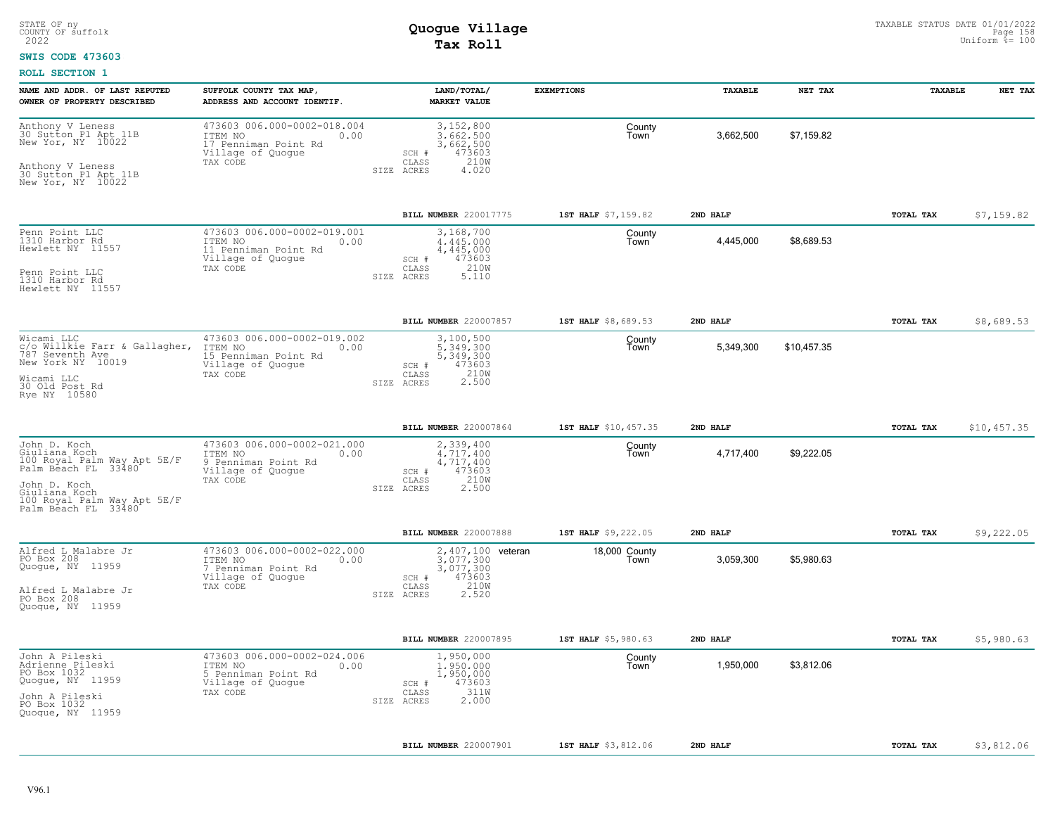STATE OF ny
COUNTY OF suffolk
2022

# Quogue Village
## Tax Roll

TAXABLE STATUS DATE 01/01/2022
Uniform %= 100

**SWIS CODE 473603**

**ROLL SECTION 1**

| NAME AND ADDR. OF LAST REPUTED OWNER OF PROPERTY DESCRIBED | SUFFOLK COUNTY TAX MAP, ADDRESS AND ACCOUNT IDENTIF. | LAND/TOTAL/ MARKET VALUE | EXEMPTIONS | | TAXABLE | NET TAX | TAXABLE | NET TAX |
|---|---|---|---|---|---|---|---|---|
| Anthony V Leness<br>30 Sutton Pl Apt 11B<br>New Yor, NY 10022<br><br>Anthony V Leness<br>30 Sutton Pl Apt 11B<br>New Yor, NY 10022 | 473603 006.000-0002-018.004<br>ITEM NO 0.00<br>17 Penniman Point Rd<br>Village of Quogue<br>TAX CODE | 3,152,800<br>3,662,500<br>3,662,500<br>SCH # 473603<br>CLASS 210W<br>SIZE ACRES 4.020 | | County<br>Town | 3,662,500 | $7,159.82 | | |
| | | BILL NUMBER 220017775 | 1ST HALF $7,159.82 | | 2ND HALF | | TOTAL TAX | $7,159.82 |
| Penn Point LLC<br>1310 Harbor Rd<br>Hewlett NY 11557<br><br>Penn Point LLC<br>1310 Harbor Rd<br>Hewlett NY 11557 | 473603 006.000-0002-019.001<br>ITEM NO 0.00<br>11 Penniman Point Rd<br>Village of Quogue<br>TAX CODE | 3,168,700<br>4,445,000<br>4,445,000<br>SCH # 473603<br>CLASS 210W<br>SIZE ACRES 5.110 | | County<br>Town | 4,445,000 | $8,689.53 | | |
| | | BILL NUMBER 220007857 | 1ST HALF $8,689.53 | | 2ND HALF | | TOTAL TAX | $8,689.53 |
| Wicami LLC<br>c/o Willkie Farr & Gallagher,<br>787 Seventh Ave<br>New York NY 10019<br><br>Wicami LLC<br>30 Old Post Rd<br>Rye NY 10580 | 473603 006.000-0002-019.002<br>ITEM NO 0.00<br>15 Penniman Point Rd<br>Village of Quogue<br>TAX CODE | 3,100,500<br>5,349,300<br>5,349,300<br>SCH # 473603<br>CLASS 210W<br>SIZE ACRES 2.500 | | County<br>Town | 5,349,300 | $10,457.35 | | |
| | | BILL NUMBER 220007864 | 1ST HALF $10,457.35 | | 2ND HALF | | TOTAL TAX | $10,457.35 |
| John D. Koch<br>Giuliana Koch<br>100 Royal Palm Way Apt 5E/F<br>Palm Beach FL 33480<br><br>John D. Koch<br>Giuliana Koch<br>100 Royal Palm Way Apt 5E/F<br>Palm Beach FL 33480 | 473603 006.000-0002-021.000<br>ITEM NO 0.00<br>9 Penniman Point Rd<br>Village of Quogue<br>TAX CODE | 2,339,400<br>4,717,400<br>4,717,400<br>SCH # 473603<br>CLASS 210W<br>SIZE ACRES 2.500 | | County<br>Town | 4,717,400 | $9,222.05 | | |
| | | BILL NUMBER 220007888 | 1ST HALF $9,222.05 | | 2ND HALF | | TOTAL TAX | $9,222.05 |
| Alfred L Malabre Jr<br>PO Box 208<br>Quogue, NY 11959<br><br>Alfred L Malabre Jr<br>PO Box 208<br>Quogue, NY 11959 | 473603 006.000-0002-022.000<br>ITEM NO 0.00<br>7 Penniman Point Rd<br>Village of Quogue<br>TAX CODE | 2,407,100<br>3,077,300<br>3,077,300<br>SCH # 473603<br>CLASS 210W<br>SIZE ACRES 2.520 | veteran 18,000 | County<br>Town | 3,059,300 | $5,980.63 | | |
| | | BILL NUMBER 220007895 | 1ST HALF $5,980.63 | | 2ND HALF | | TOTAL TAX | $5,980.63 |
| John A Pileski<br>Adrienne Pileski<br>PO Box 1032<br>Quogue, NY 11959<br><br>John A Pileski<br>PO Box 1032<br>Quogue, NY 11959 | 473603 006.000-0002-024.006<br>ITEM NO 0.00<br>5 Penniman Point Rd<br>Village of Quogue<br>TAX CODE | 1,950,000<br>1,950,000<br>1,950,000<br>SCH # 473603<br>CLASS 311W<br>SIZE ACRES 2.000 | | County<br>Town | 1,950,000 | $3,812.06 | | |
| | | BILL NUMBER 220007901 | 1ST HALF $3,812.06 | | 2ND HALF | | TOTAL TAX | $3,812.06 |

V96.1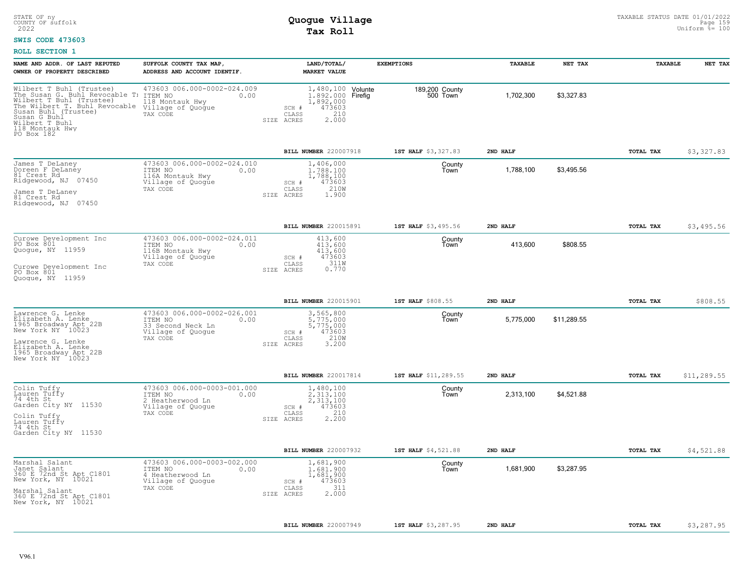STATE OF ny
COUNTY OF suffolk
2022

# Quogue Village
## Tax Roll

TAXABLE STATUS DATE 01/01/2022
Uniform %= 100

**SWIS CODE 473603**

**ROLL SECTION 1**

| NAME AND ADDR. OF LAST REPUTED OWNER OF PROPERTY DESCRIBED | SUFFOLK COUNTY TAX MAP, ADDRESS AND ACCOUNT IDENTIF. | LAND/TOTAL/ MARKET VALUE | EXEMPTIONS | | TAXABLE | NET TAX | TAXABLE | NET TAX |
|---|---|---|---|---|---|---|---|---|
| Wilbert T Buhl (Trustee)<br>The Susan G. Buhl Revocable Tr<br>Wilbert T Buhl (Trustee)<br>The Wilbert T. Buhl Revocable<br>Susan Buhl (Trustee)<br>Susan G Buhl<br>Wilbert T Buhl<br>118 Montauk Hwy<br>PO Box 182 | 473603 006.000-0002-024.009<br>ITEM NO 0.00<br>118 Montauk Hwy<br>Village of Quogue<br>TAX CODE | 1,480,100<br>1,892,000<br>1,892,000<br>SCH # 473603<br>CLASS 210<br>SIZE ACRES 2.000 | Volunte<br>Firefig | 189,200 County<br>500 Town | 1,702,300 | $3,327.83 | | |
| | | BILL NUMBER 220007918 | 1ST HALF $3,327.83 | | 2ND HALF | | TOTAL TAX | $3,327.83 |
| James T DeLaney<br>Doreen F DeLaney<br>81 Crest Rd<br>Ridgewood, NJ 07450<br><br>James T DeLaney<br>81 Crest Rd<br>Ridgewood, NJ 07450 | 473603 006.000-0002-024.010<br>ITEM NO 0.00<br>116A Montauk Hwy<br>Village of Quogue<br>TAX CODE | 1,406,000<br>1,788,100<br>1,788,100<br>SCH # 473603<br>CLASS 210W<br>SIZE ACRES 1.900 | | County<br>Town | 1,788,100 | $3,495.56 | | |
| | | BILL NUMBER 220015891 | 1ST HALF $3,495.56 | | 2ND HALF | | TOTAL TAX | $3,495.56 |
| Curowe Development Inc<br>PO Box 801<br>Quogue, NY 11959<br><br>Curowe Development Inc<br>PO Box 801<br>Quogue, NY 11959 | 473603 006.000-0002-024.011<br>ITEM NO 0.00<br>116B Montauk Hwy<br>Village of Quogue<br>TAX CODE | 413,600<br>413,600<br>413,600<br>SCH # 473603<br>CLASS 311W<br>SIZE ACRES 0.770 | | County<br>Town | 413,600 | $808.55 | | |
| | | BILL NUMBER 220015901 | 1ST HALF $808.55 | | 2ND HALF | | TOTAL TAX | $808.55 |
| Lawrence G. Lenke<br>Elizabeth A. Lenke<br>1965 Broadway Apt 22B<br>New York NY 10023<br><br>Lawrence G. Lenke<br>Elizabeth A. Lenke<br>1965 Broadway Apt 22B<br>New York NY 10023 | 473603 006.000-0002-026.001<br>ITEM NO 0.00<br>33 Second Neck Ln<br>Village of Quogue<br>TAX CODE | 3,565,800<br>5,775,000<br>5,775,000<br>SCH # 473603<br>CLASS 210W<br>SIZE ACRES 3.200 | | County<br>Town | 5,775,000 | $11,289.55 | | |
| | | BILL NUMBER 220017814 | 1ST HALF $11,289.55 | | 2ND HALF | | TOTAL TAX | $11,289.55 |
| Colin Tuffy<br>Lauren Tuffy<br>74 4th St<br>Garden City NY 11530<br><br>Colin Tuffy<br>Lauren Tuffy<br>74 4th St<br>Garden City NY 11530 | 473603 006.000-0003-001.000<br>ITEM NO 0.00<br>2 Heatherwood Ln<br>Village of Quogue<br>TAX CODE | 1,480,100<br>2,313,100<br>2,313,100<br>SCH # 473603<br>CLASS 210<br>SIZE ACRES 2.200 | | County<br>Town | 2,313,100 | $4,521.88 | | |
| | | BILL NUMBER 220007932 | 1ST HALF $4,521.88 | | 2ND HALF | | TOTAL TAX | $4,521.88 |
| Marshal Salant<br>Janet Salant<br>360 E 72nd St Apt C1801<br>New York, NY 10021<br><br>Marshal Salant<br>360 E 72nd St Apt C1801<br>New York, NY 10021 | 473603 006.000-0003-002.000<br>ITEM NO 0.00<br>4 Heatherwood Ln<br>Village of Quogue<br>TAX CODE | 1,681,900<br>1,681,900<br>1,681,900<br>SCH # 473603<br>CLASS 311<br>SIZE ACRES 2.000 | | County<br>Town | 1,681,900 | $3,287.95 | | |
| | | BILL NUMBER 220007949 | 1ST HALF $3,287.95 | | 2ND HALF | | TOTAL TAX | $3,287.95 |

V96.1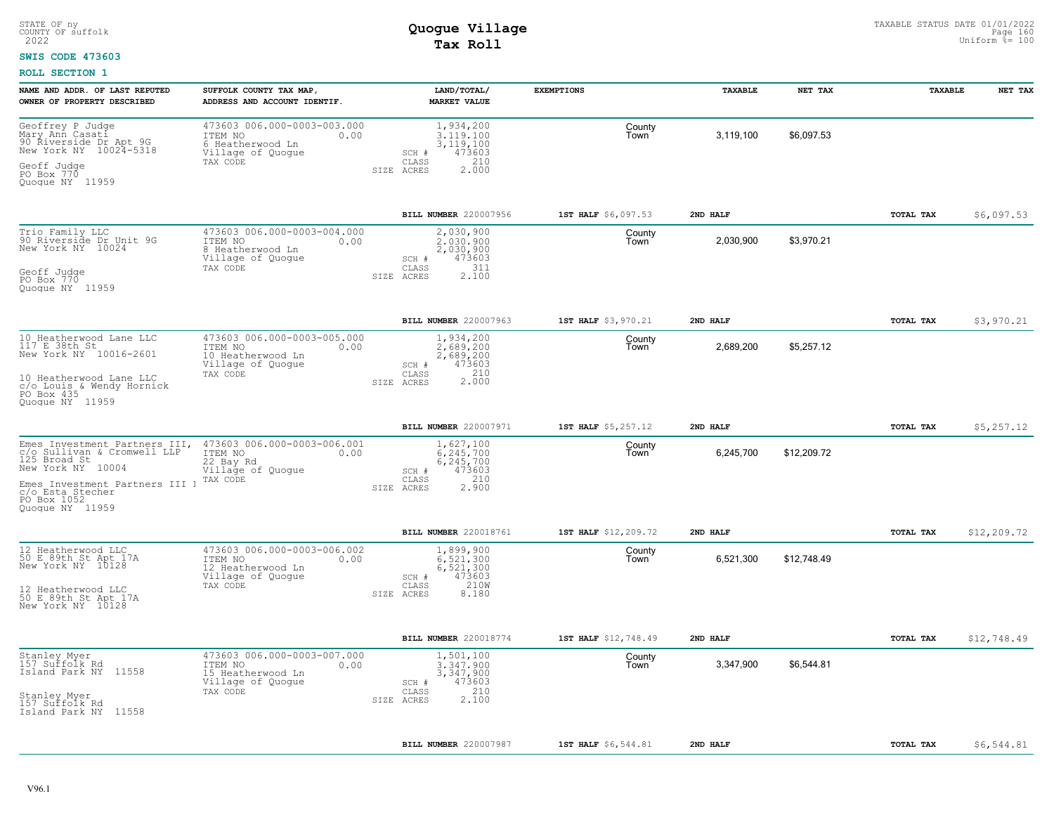STATE OF ny
COUNTY OF suffolk
2022

# Quogue Village
## Tax Roll

TAXABLE STATUS DATE 01/01/2022
Uniform %= 100

**SWIS CODE 473603**

**ROLL SECTION 1**

| NAME AND ADDR. OF LAST REPUTED OWNER OF PROPERTY DESCRIBED | SUFFOLK COUNTY TAX MAP, ADDRESS AND ACCOUNT IDENTIF. | LAND/TOTAL/ MARKET VALUE | EXEMPTIONS | TAXABLE | NET TAX | TAXABLE | NET TAX |
|---|---|---|---|---|---|---|---|
| Geoffrey P Judge<br>Mary Ann Casati<br>90 Riverside Dr Apt 9G<br>New York NY 10024-5318<br><br>Geoff Judge<br>PO Box 770<br>Quogue NY 11959 | 473603 006.000-0003-003.000<br>ITEM NO 0.00<br>6 Heatherwood Ln<br>Village of Quogue<br>TAX CODE | 1,934,200<br>3,119,100<br>3,119,100<br>SCH # 473603<br>CLASS 210<br>SIZE ACRES 2.000 | County<br>Town | 3,119,100 | $6,097.53 | | |
| | | BILL NUMBER 220007956 | 1ST HALF $6,097.53 | 2ND HALF | | TOTAL TAX | $6,097.53 |
| Trio Family LLC<br>90 Riverside Dr Unit 9G<br>New York NY 10024<br><br>Geoff Judge<br>PO Box 770<br>Quogue NY 11959 | 473603 006.000-0003-004.000<br>ITEM NO 0.00<br>8 Heatherwood Ln<br>Village of Quogue<br>TAX CODE | 2,030,900<br>2,030,900<br>2,030,900<br>SCH # 473603<br>CLASS 311<br>SIZE ACRES 2.100 | County<br>Town | 2,030,900 | $3,970.21 | | |
| | | BILL NUMBER 220007963 | 1ST HALF $3,970.21 | 2ND HALF | | TOTAL TAX | $3,970.21 |
| 10 Heatherwood Lane LLC<br>117 E 38th St<br>New York NY 10016-2601<br><br>10 Heatherwood Lane LLC<br>c/o Louis & Wendy Hornick<br>PO Box 435<br>Quogue NY 11959 | 473603 006.000-0003-005.000<br>ITEM NO 0.00<br>10 Heatherwood Ln<br>Village of Quogue<br>TAX CODE | 1,934,200<br>2,689,200<br>2,689,200<br>SCH # 473603<br>CLASS 210<br>SIZE ACRES 2.000 | County<br>Town | 2,689,200 | $5,257.12 | | |
| | | BILL NUMBER 220007971 | 1ST HALF $5,257.12 | 2ND HALF | | TOTAL TAX | $5,257.12 |
| Emes Investment Partners III,<br>c/o Sullivan & Cromwell LLP<br>125 Broad St<br>New York NY 10004<br><br>Emes Investment Partners III I<br>c/o Esta Stecher<br>PO Box 1052<br>Quogue NY 11959 | 473603 006.000-0003-006.001<br>ITEM NO 0.00<br>22 Bay Rd<br>Village of Quogue<br>TAX CODE | 1,627,100<br>6,245,700<br>6,245,700<br>SCH # 473603<br>CLASS 210<br>SIZE ACRES 2.900 | County<br>Town | 6,245,700 | $12,209.72 | | |
| | | BILL NUMBER 220018761 | 1ST HALF $12,209.72 | 2ND HALF | | TOTAL TAX | $12,209.72 |
| 12 Heatherwood LLC<br>50 E 89th St Apt 17A<br>New York NY 10128<br><br>12 Heatherwood LLC<br>50 E 89th St Apt 17A<br>New York NY 10128 | 473603 006.000-0003-006.002<br>ITEM NO 0.00<br>12 Heatherwood Ln<br>Village of Quogue<br>TAX CODE | 1,899,900<br>6,521,300<br>6,521,300<br>SCH # 473603<br>CLASS 210W<br>SIZE ACRES 8.180 | County<br>Town | 6,521,300 | $12,748.49 | | |
| | | BILL NUMBER 220018774 | 1ST HALF $12,748.49 | 2ND HALF | | TOTAL TAX | $12,748.49 |
| Stanley Myer<br>157 Suffolk Rd<br>Island Park NY 11558<br><br>Stanley Myer<br>157 Suffolk Rd<br>Island Park NY 11558 | 473603 006.000-0003-007.000<br>ITEM NO 0.00<br>15 Heatherwood Ln<br>Village of Quogue<br>TAX CODE | 1,501,100<br>3,347,900<br>3,347,900<br>SCH # 473603<br>CLASS 210<br>SIZE ACRES 2.100 | County<br>Town | 3,347,900 | $6,544.81 | | |
| | | BILL NUMBER 220007987 | 1ST HALF $6,544.81 | 2ND HALF | | TOTAL TAX | $6,544.81 |

V96.1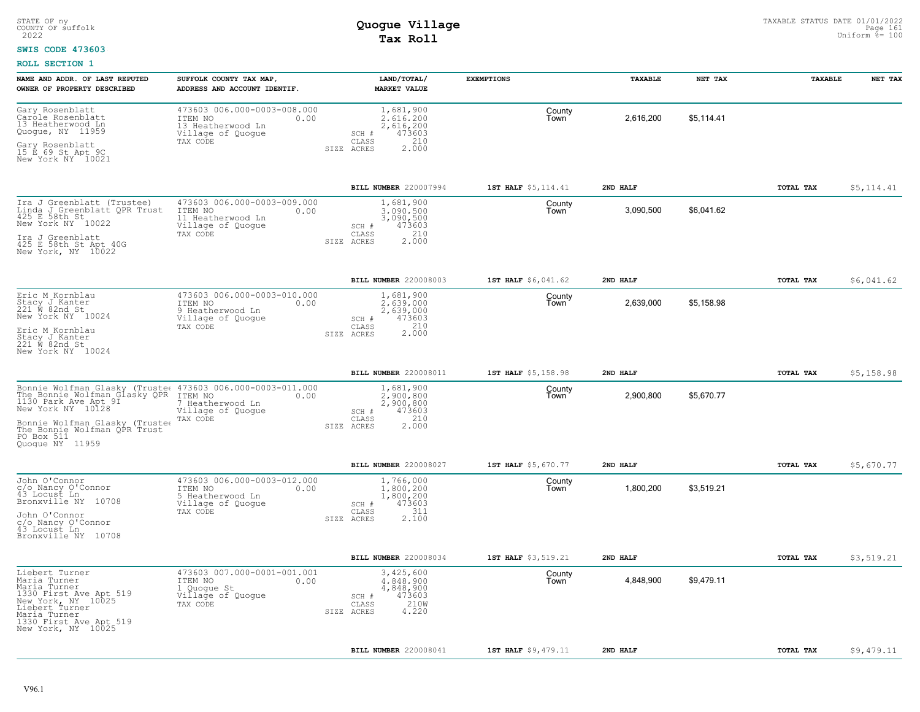STATE OF ny
COUNTY OF suffolk
2022

# Quogue Village
## Tax Roll

TAXABLE STATUS DATE 01/01/2022
Uniform %= 100

**SWIS CODE 473603**

**ROLL SECTION 1**

| NAME AND ADDR. OF LAST REPUTED OWNER OF PROPERTY DESCRIBED | SUFFOLK COUNTY TAX MAP, ADDRESS AND ACCOUNT IDENTIF. | LAND/TOTAL/ MARKET VALUE | EXEMPTIONS | TAXABLE | NET TAX | TAXABLE | NET TAX |
|---|---|---|---|---|---|---|---|
| Gary Rosenblatt<br>Carole Rosenblatt<br>13 Heatherwood Ln<br>Quogue, NY 11959<br><br>Gary Rosenblatt<br>15 E 69 St Apt 9C<br>New York NY 10021 | 473603 006.000-0003-008.000<br>ITEM NO 0.00<br>13 Heatherwood Ln<br>Village of Quogue<br>TAX CODE | 1,681,900<br>2,616,200<br>2,616,200<br>SCH # 473603<br>CLASS 210<br>SIZE ACRES 2.000 | County<br>Town | 2,616,200 | $5,114.41 | | |
| | | **BILL NUMBER** 220007994 | **1ST HALF** $5,114.41 | **2ND HALF** | | **TOTAL TAX** | $5,114.41 |
| Ira J Greenblatt (Trustee)<br>Linda J Greenblatt QPR Trust<br>425 E 58th St<br>New York NY 10022<br><br>Ira J Greenblatt<br>425 E 58th St Apt 40G<br>New York, NY 10022 | 473603 006.000-0003-009.000<br>ITEM NO 0.00<br>11 Heatherwood Ln<br>Village of Quogue<br>TAX CODE | 1,681,900<br>3,090,500<br>3,090,500<br>SCH # 473603<br>CLASS 210<br>SIZE ACRES 2.000 | County<br>Town | 3,090,500 | $6,041.62 | | |
| | | **BILL NUMBER** 220008003 | **1ST HALF** $6,041.62 | **2ND HALF** | | **TOTAL TAX** | $6,041.62 |
| Eric M Kornblau<br>Stacy J Kanter<br>221 W 82nd St<br>New York NY 10024<br><br>Eric M Kornblau<br>Stacy J Kanter<br>221 W 82nd St<br>New York NY 10024 | 473603 006.000-0003-010.000<br>ITEM NO 0.00<br>9 Heatherwood Ln<br>Village of Quogue<br>TAX CODE | 1,681,900<br>2,639,000<br>2,639,000<br>SCH # 473603<br>CLASS 210<br>SIZE ACRES 2.000 | County<br>Town | 2,639,000 | $5,158.98 | | |
| | | **BILL NUMBER** 220008011 | **1ST HALF** $5,158.98 | **2ND HALF** | | **TOTAL TAX** | $5,158.98 |
| Bonnie Wolfman Glasky (Trustee<br>The Bonnie Wolfman Glasky QPR<br>1130 Park Ave Apt 9I<br>New York NY 10128<br><br>Bonnie Wolfman Glasky (Trustee<br>The Bonnie Wolfman QPR Trust<br>PO Box 511<br>Quogue NY 11959 | 473603 006.000-0003-011.000<br>ITEM NO 0.00<br>7 Heatherwood Ln<br>Village of Quogue<br>TAX CODE | 1,681,900<br>2,900,800<br>2,900,800<br>SCH # 473603<br>CLASS 210<br>SIZE ACRES 2.000 | County<br>Town | 2,900,800 | $5,670.77 | | |
| | | **BILL NUMBER** 220008027 | **1ST HALF** $5,670.77 | **2ND HALF** | | **TOTAL TAX** | $5,670.77 |
| John O'Connor<br>c/o Nancy O'Connor<br>43 Locust Ln<br>Bronxville NY 10708<br><br>John O'Connor<br>c/o Nancy O'Connor<br>43 Locust Ln<br>Bronxville NY 10708 | 473603 006.000-0003-012.000<br>ITEM NO 0.00<br>5 Heatherwood Ln<br>Village of Quogue<br>TAX CODE | 1,766,000<br>1,800,200<br>1,800,200<br>SCH # 473603<br>CLASS 311<br>SIZE ACRES 2.100 | County<br>Town | 1,800,200 | $3,519.21 | | |
| | | **BILL NUMBER** 220008034 | **1ST HALF** $3,519.21 | **2ND HALF** | | **TOTAL TAX** | $3,519.21 |
| Liebert Turner<br>Maria Turner<br>Maria Turner<br>1330 First Ave Apt 519<br>New York, NY 10025<br>Liebert Turner<br>Maria Turner<br>1330 First Ave Apt 519<br>New York, NY 10025 | 473603 007.000-0001-001.001<br>ITEM NO 0.00<br>1 Quogue St<br>Village of Quogue<br>TAX CODE | 3,425,600<br>4,848,900<br>4,848,900<br>SCH # 473603<br>CLASS 210W<br>SIZE ACRES 4.220 | County<br>Town | 4,848,900 | $9,479.11 | | |
| | | **BILL NUMBER** 220008041 | **1ST HALF** $9,479.11 | **2ND HALF** | | **TOTAL TAX** | $9,479.11 |

V96.1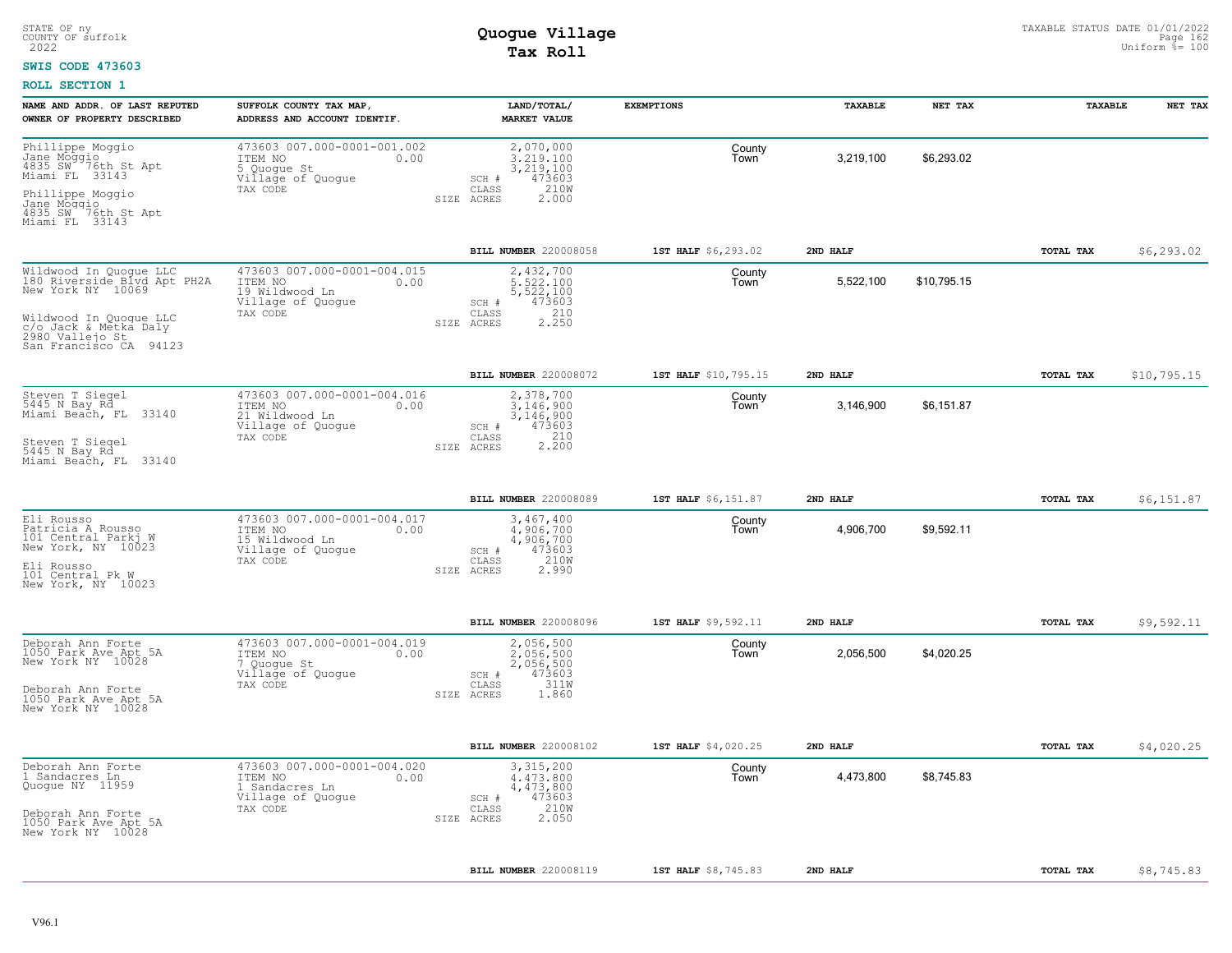STATE OF ny
COUNTY OF suffolk
2022

# Quogue Village
## Tax Roll

TAXABLE STATUS DATE 01/01/2022
Uniform %= 100

**SWIS CODE 473603**

**ROLL SECTION 1**

| NAME AND ADDR. OF LAST REPUTED OWNER OF PROPERTY DESCRIBED | SUFFOLK COUNTY TAX MAP, ADDRESS AND ACCOUNT IDENTIF. | LAND/TOTAL/ MARKET VALUE | EXEMPTIONS | TAXABLE | NET TAX | TAXABLE | NET TAX |
|---|---|---|---|---|---|---|---|
| Phillippe Moggio<br>Jane Moggio<br>4835 SW 76th St Apt<br>Miami FL 33143<br><br>Phillippe Moggio<br>Jane Moggio<br>4835 SW 76th St Apt<br>Miami FL 33143 | 473603 007.000-0001-001.002<br>ITEM NO 0.00<br>5 Quogue St<br>Village of Quogue<br>TAX CODE | 2,070,000<br>3,219,100<br>3,219,100<br>SCH # 473603<br>CLASS 210W<br>SIZE ACRES 2.000 | County<br>Town | 3,219,100 | $6,293.02 | | |
| | | BILL NUMBER 220008058 | 1ST HALF $6,293.02 | 2ND HALF | | TOTAL TAX | $6,293.02 |
| Wildwood In Quogue LLC<br>180 Riverside Blvd Apt PH2A<br>New York NY 10069<br><br>Wildwood In Quogue LLC<br>c/o Jack & Metka Daly<br>2980 Vallejo St<br>San Francisco CA 94123 | 473603 007.000-0001-004.015<br>ITEM NO 0.00<br>19 Wildwood Ln<br>Village of Quogue<br>TAX CODE | 2,432,700<br>5,522,100<br>5,522,100<br>SCH # 473603<br>CLASS 210<br>SIZE ACRES 2.250 | County<br>Town | 5,522,100 | $10,795.15 | | |
| | | BILL NUMBER 220008072 | 1ST HALF $10,795.15 | 2ND HALF | | TOTAL TAX | $10,795.15 |
| Steven T Siegel<br>5445 N Bay Rd<br>Miami Beach, FL 33140<br><br>Steven T Siegel<br>5445 N Bay Rd<br>Miami Beach, FL 33140 | 473603 007.000-0001-004.016<br>ITEM NO 0.00<br>21 Wildwood Ln<br>Village of Quogue<br>TAX CODE | 2,378,700<br>3,146,900<br>3,146,900<br>SCH # 473603<br>CLASS 210<br>SIZE ACRES 2.200 | County<br>Town | 3,146,900 | $6,151.87 | | |
| | | BILL NUMBER 220008089 | 1ST HALF $6,151.87 | 2ND HALF | | TOTAL TAX | $6,151.87 |
| Eli Rousso<br>Patricia A Rousso<br>101 Central Parkj W<br>New York, NY 10023<br><br>Eli Rousso<br>101 Central Pk W<br>New York, NY 10023 | 473603 007.000-0001-004.017<br>ITEM NO 0.00<br>15 Wildwood Ln<br>Village of Quogue<br>TAX CODE | 3,467,400<br>4,906,700<br>4,906,700<br>SCH # 473603<br>CLASS 210W<br>SIZE ACRES 2.990 | County<br>Town | 4,906,700 | $9,592.11 | | |
| | | BILL NUMBER 220008096 | 1ST HALF $9,592.11 | 2ND HALF | | TOTAL TAX | $9,592.11 |
| Deborah Ann Forte<br>1050 Park Ave Apt 5A<br>New York NY 10028<br><br>Deborah Ann Forte<br>1050 Park Ave Apt 5A<br>New York NY 10028 | 473603 007.000-0001-004.019<br>ITEM NO 0.00<br>7 Quogue St<br>Village of Quogue<br>TAX CODE | 2,056,500<br>2,056,500<br>2,056,500<br>SCH # 473603<br>CLASS 311W<br>SIZE ACRES 1.860 | County<br>Town | 2,056,500 | $4,020.25 | | |
| | | BILL NUMBER 220008102 | 1ST HALF $4,020.25 | 2ND HALF | | TOTAL TAX | $4,020.25 |
| Deborah Ann Forte<br>1 Sandacres Ln<br>Quogue NY 11959<br><br>Deborah Ann Forte<br>1050 Park Ave Apt 5A<br>New York NY 10028 | 473603 007.000-0001-004.020<br>ITEM NO 0.00<br>1 Sandacres Ln<br>Village of Quogue<br>TAX CODE | 3,315,200<br>4,473,800<br>4,473,800<br>SCH # 473603<br>CLASS 210W<br>SIZE ACRES 2.050 | County<br>Town | 4,473,800 | $8,745.83 | | |
| | | BILL NUMBER 220008119 | 1ST HALF $8,745.83 | 2ND HALF | | TOTAL TAX | $8,745.83 |

V96.1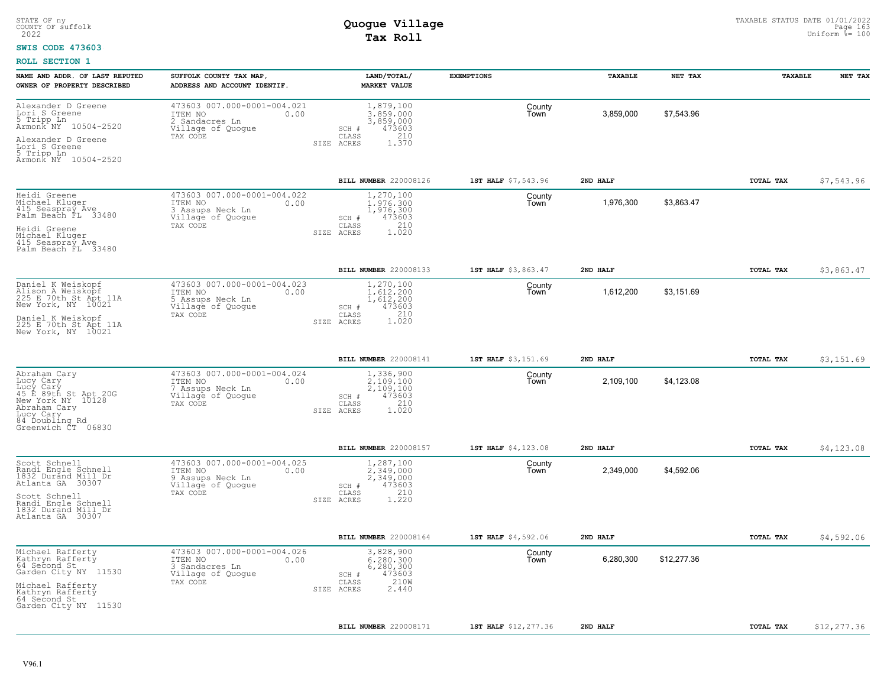STATE OF ny
COUNTY OF suffolk
2022

# Quogue Village
## Tax Roll

TAXABLE STATUS DATE 01/01/2022
Uniform %= 100

**SWIS CODE 473603**

**ROLL SECTION 1**

| NAME AND ADDR. OF LAST REPUTED OWNER OF PROPERTY DESCRIBED | SUFFOLK COUNTY TAX MAP, ADDRESS AND ACCOUNT IDENTIF. | LAND/TOTAL/ MARKET VALUE | EXEMPTIONS | TAXABLE | NET TAX | TAXABLE | NET TAX |
|---|---|---|---|---|---|---|---|
| Alexander D Greene<br>Lori S Greene<br>5 Tripp Ln<br>Armonk NY 10504-2520<br><br>Alexander D Greene<br>Lori S Greene<br>5 Tripp Ln<br>Armonk NY 10504-2520 | 473603 007.000-0001-004.021<br>ITEM NO 0.00<br>2 Sandacres Ln<br>Village of Quogue<br>TAX CODE | 1,879,100<br>3,859,000<br>3,859,000<br>SCH # 473603<br>CLASS 210<br>SIZE ACRES 1.370 | County<br>Town | 3,859,000 | $7,543.96 | | |
| | | **BILL NUMBER** 220008126 | **1ST HALF** $7,543.96 | **2ND HALF** | | **TOTAL TAX** | $7,543.96 |
| Heidi Greene<br>Michael Kluger<br>415 Seaspray Ave<br>Palm Beach FL 33480<br><br>Heidi Greene<br>Michael Kluger<br>415 Seaspray Ave<br>Palm Beach FL 33480 | 473603 007.000-0001-004.022<br>ITEM NO 0.00<br>3 Assups Neck Ln<br>Village of Quogue<br>TAX CODE | 1,270,100<br>1,976,300<br>1,976,300<br>SCH # 473603<br>CLASS 210<br>SIZE ACRES 1.020 | County<br>Town | 1,976,300 | $3,863.47 | | |
| | | **BILL NUMBER** 220008133 | **1ST HALF** $3,863.47 | **2ND HALF** | | **TOTAL TAX** | $3,863.47 |
| Daniel K Weiskopf<br>Alison A Weiskopf<br>225 E 70th St Apt 11A<br>New York, NY 10021<br><br>Daniel K Weiskopf<br>225 E 70th St Apt 11A<br>New York, NY 10021 | 473603 007.000-0001-004.023<br>ITEM NO 0.00<br>5 Assups Neck Ln<br>Village of Quogue<br>TAX CODE | 1,270,100<br>1,612,200<br>1,612,200<br>SCH # 473603<br>CLASS 210<br>SIZE ACRES 1.020 | County<br>Town | 1,612,200 | $3,151.69 | | |
| | | **BILL NUMBER** 220008141 | **1ST HALF** $3,151.69 | **2ND HALF** | | **TOTAL TAX** | $3,151.69 |
| Abraham Cary<br>Lucy Cary<br>Lucy Cary<br>45 E 89th St Apt 20G<br>New York NY 10128<br>Abraham Cary<br>Lucy Cary<br>84 Doubling Rd<br>Greenwich CT 06830 | 473603 007.000-0001-004.024<br>ITEM NO 0.00<br>7 Assups Neck Ln<br>Village of Quogue<br>TAX CODE | 1,336,900<br>2,109,100<br>2,109,100<br>SCH # 473603<br>CLASS 210<br>SIZE ACRES 1.020 | County<br>Town | 2,109,100 | $4,123.08 | | |
| | | **BILL NUMBER** 220008157 | **1ST HALF** $4,123.08 | **2ND HALF** | | **TOTAL TAX** | $4,123.08 |
| Scott Schnell<br>Randi Engle Schnell<br>1832 Durand Mill Dr<br>Atlanta GA 30307<br><br>Scott Schnell<br>Randi Engle Schnell<br>1832 Durand Mill Dr<br>Atlanta GA 30307 | 473603 007.000-0001-004.025<br>ITEM NO 0.00<br>9 Assups Neck Ln<br>Village of Quogue<br>TAX CODE | 1,287,100<br>2,349,000<br>2,349,000<br>SCH # 473603<br>CLASS 210<br>SIZE ACRES 1.220 | County<br>Town | 2,349,000 | $4,592.06 | | |
| | | **BILL NUMBER** 220008164 | **1ST HALF** $4,592.06 | **2ND HALF** | | **TOTAL TAX** | $4,592.06 |
| Michael Rafferty<br>Kathryn Rafferty<br>64 Second St<br>Garden City NY 11530<br><br>Michael Rafferty<br>Kathryn Rafferty<br>64 Second St<br>Garden City NY 11530 | 473603 007.000-0001-004.026<br>ITEM NO 0.00<br>3 Sandacres Ln<br>Village of Quogue<br>TAX CODE | 3,828,900<br>6,280,300<br>6,280,300<br>SCH # 473603<br>CLASS 210W<br>SIZE ACRES 2.440 | County<br>Town | 6,280,300 | $12,277.36 | | |
| | | **BILL NUMBER** 220008171 | **1ST HALF** $12,277.36 | **2ND HALF** | | **TOTAL TAX** | $12,277.36 |

V96.1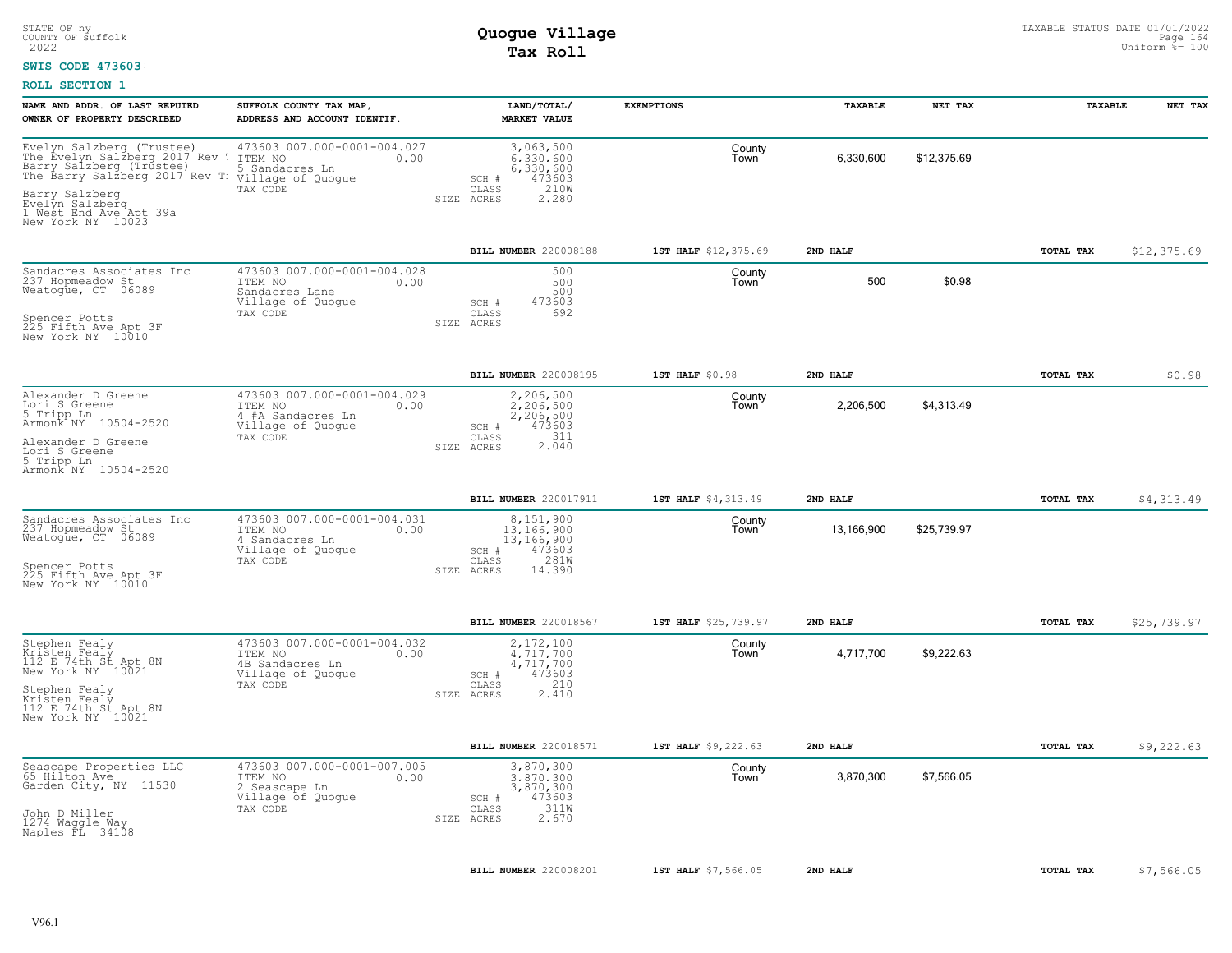STATE OF ny
COUNTY OF suffolk
2022

# Quogue Village
## Tax Roll

TAXABLE STATUS DATE 01/01/2022
Uniform %= 100

**SWIS CODE 473603**

**ROLL SECTION 1**

| NAME AND ADDR. OF LAST REPUTED OWNER OF PROPERTY DESCRIBED | SUFFOLK COUNTY TAX MAP, ADDRESS AND ACCOUNT IDENTIF. | LAND/TOTAL/ MARKET VALUE | EXEMPTIONS | TAXABLE | NET TAX | TAXABLE | NET TAX |
|---|---|---|---|---|---|---|---|
| Evelyn Salzberg (Trustee)<br>The Evelyn Salzberg 2017 Rev<br>Barry Salzberg (Trustee)<br>The Barry Salzberg 2017 Rev T<br><br>Barry Salzberg<br>Evelyn Salzberg<br>1 West End Ave Apt 39a<br>New York NY 10023 | 473603 007.000-0001-004.027<br>ITEM NO 0.00<br>5 Sandacres Ln<br>Village of Quogue<br>TAX CODE | 3,063,500<br>6,330,600<br>6,330,600<br>SCH # 473603<br>CLASS 210W<br>SIZE ACRES 2.280 | County<br>Town | 6,330,600 | $12,375.69 | | |
| | | **BILL NUMBER** 220008188 | **1ST HALF** $12,375.69 | **2ND HALF** | | **TOTAL TAX** | $12,375.69 |
| Sandacres Associates Inc<br>237 Hopmeadow St<br>Weatogue, CT 06089<br><br>Spencer Potts<br>225 Fifth Ave Apt 3F<br>New York NY 10010 | 473603 007.000-0001-004.028<br>ITEM NO 0.00<br>Sandacres Lane<br>Village of Quogue<br>TAX CODE | 500<br>500<br>500<br>SCH # 473603<br>CLASS 692<br>SIZE ACRES | County<br>Town | 500 | $0.98 | | |
| | | **BILL NUMBER** 220008195 | **1ST HALF** $0.98 | **2ND HALF** | | **TOTAL TAX** | $0.98 |
| Alexander D Greene<br>Lori S Greene<br>5 Tripp Ln<br>Armonk NY 10504-2520<br><br>Alexander D Greene<br>Lori S Greene<br>5 Tripp Ln<br>Armonk NY 10504-2520 | 473603 007.000-0001-004.029<br>ITEM NO 0.00<br>4 #A Sandacres Ln<br>Village of Quogue<br>TAX CODE | 2,206,500<br>2,206,500<br>2,206,500<br>SCH # 473603<br>CLASS 311<br>SIZE ACRES 2.040 | County<br>Town | 2,206,500 | $4,313.49 | | |
| | | **BILL NUMBER** 220017911 | **1ST HALF** $4,313.49 | **2ND HALF** | | **TOTAL TAX** | $4,313.49 |
| Sandacres Associates Inc<br>237 Hopmeadow St<br>Weatogue, CT 06089<br><br>Spencer Potts<br>225 Fifth Ave Apt 3F<br>New York NY 10010 | 473603 007.000-0001-004.031<br>ITEM NO 0.00<br>4 Sandacres Ln<br>Village of Quogue<br>TAX CODE | 8,151,900<br>13,166,900<br>13,166,900<br>SCH # 473603<br>CLASS 281W<br>SIZE ACRES 14.390 | County<br>Town | 13,166,900 | $25,739.97 | | |
| | | **BILL NUMBER** 220018567 | **1ST HALF** $25,739.97 | **2ND HALF** | | **TOTAL TAX** | $25,739.97 |
| Stephen Fealy<br>Kristen Fealy<br>112 E 74th St Apt 8N<br>New York NY 10021<br><br>Stephen Fealy<br>Kristen Fealy<br>112 E 74th St Apt 8N<br>New York NY 10021 | 473603 007.000-0001-004.032<br>ITEM NO 0.00<br>4B Sandacres Ln<br>Village of Quogue<br>TAX CODE | 2,172,100<br>4,717,700<br>4,717,700<br>SCH # 473603<br>CLASS 210<br>SIZE ACRES 2.410 | County<br>Town | 4,717,700 | $9,222.63 | | |
| | | **BILL NUMBER** 220018571 | **1ST HALF** $9,222.63 | **2ND HALF** | | **TOTAL TAX** | $9,222.63 |
| Seascape Properties LLC<br>65 Hilton Ave<br>Garden City, NY 11530<br><br>John D Miller<br>1274 Waggle Way<br>Naples FL 34108 | 473603 007.000-0001-007.005<br>ITEM NO 0.00<br>2 Seascape Ln<br>Village of Quogue<br>TAX CODE | 3,870,300<br>3,870,300<br>3,870,300<br>SCH # 473603<br>CLASS 311W<br>SIZE ACRES 2.670 | County<br>Town | 3,870,300 | $7,566.05 | | |
| | | **BILL NUMBER** 220008201 | **1ST HALF** $7,566.05 | **2ND HALF** | | **TOTAL TAX** | $7,566.05 |

V96.1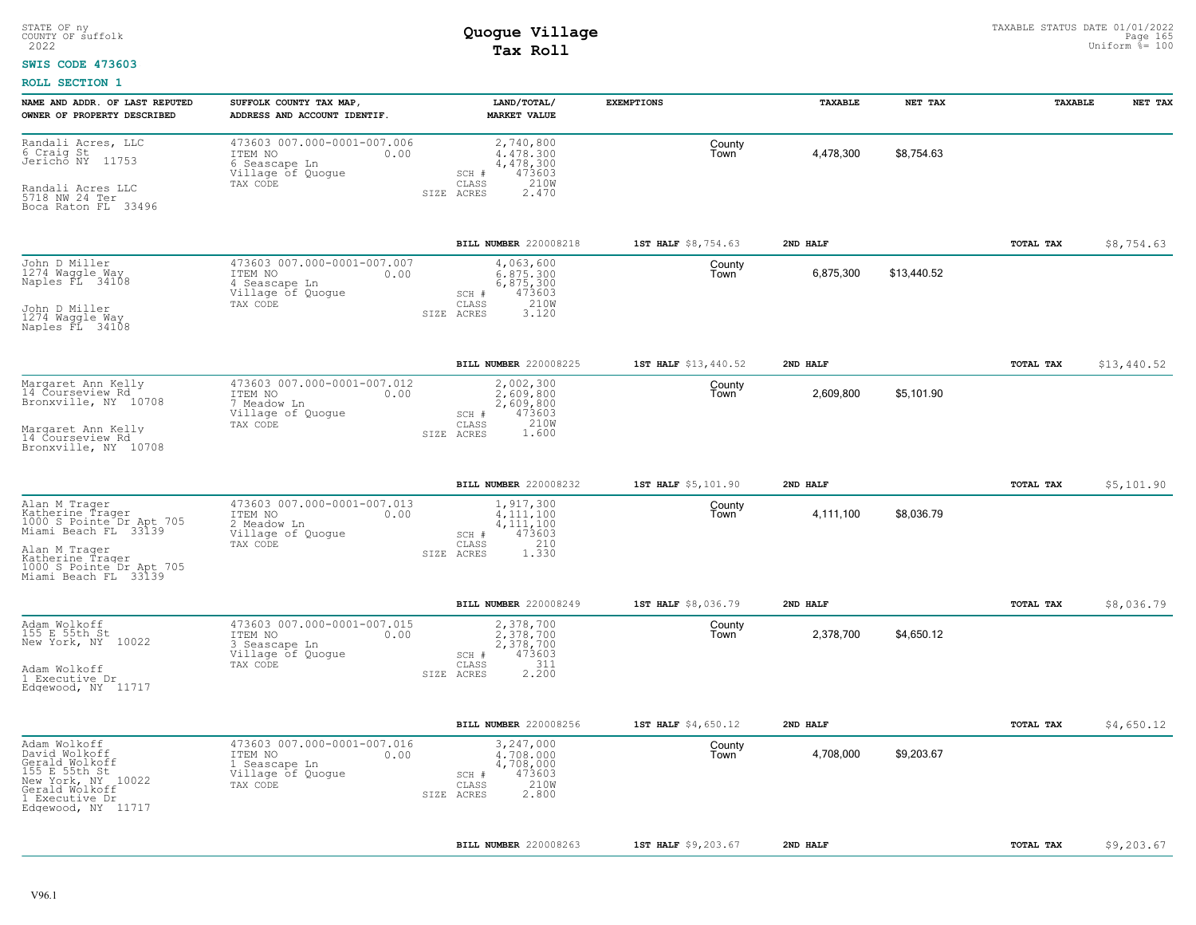STATE OF ny
COUNTY OF suffolk
2022

# Quogue Village
## Tax Roll

TAXABLE STATUS DATE 01/01/2022
Uniform %= 100

**SWIS CODE 473603**

**ROLL SECTION 1**

| NAME AND ADDR. OF LAST REPUTED OWNER OF PROPERTY DESCRIBED | SUFFOLK COUNTY TAX MAP, ADDRESS AND ACCOUNT IDENTIF. | LAND/TOTAL/ MARKET VALUE | EXEMPTIONS | | TAXABLE | NET TAX | TAXABLE | NET TAX |
|---|---|---|---|---|---|---|---|---|
| Randali Acres, LLC<br>6 Craig St<br>Jericho NY 11753<br><br>Randali Acres LLC<br>5718 NW 24 Ter<br>Boca Raton FL 33496 | 473603 007.000-0001-007.006<br>ITEM NO 0.00<br>6 Seascape Ln<br>Village of Quogue<br>TAX CODE | 2,740,800<br>4,478,300<br>4,478,300<br>SCH # 473603<br>CLASS 210W<br>SIZE ACRES 2.470 | | County<br>Town | 4,478,300 | $8,754.63 | | |
| | | BILL NUMBER 220008218 | 1ST HALF $8,754.63 | | 2ND HALF | | TOTAL TAX | $8,754.63 |
| John D Miller<br>1274 Waggle Way<br>Naples FL 34108<br><br>John D Miller<br>1274 Waggle Way<br>Naples FL 34108 | 473603 007.000-0001-007.007<br>ITEM NO 0.00<br>4 Seascape Ln<br>Village of Quogue<br>TAX CODE | 4,063,600<br>6,875,300<br>6,875,300<br>SCH # 473603<br>CLASS 210W<br>SIZE ACRES 3.120 | | County<br>Town | 6,875,300 | $13,440.52 | | |
| | | BILL NUMBER 220008225 | 1ST HALF $13,440.52 | | 2ND HALF | | TOTAL TAX | $13,440.52 |
| Margaret Ann Kelly<br>14 Courseview Rd<br>Bronxville, NY 10708<br><br>Margaret Ann Kelly<br>14 Courseview Rd<br>Bronxville, NY 10708 | 473603 007.000-0001-007.012<br>ITEM NO 0.00<br>7 Meadow Ln<br>Village of Quogue<br>TAX CODE | 2,002,300<br>2,609,800<br>2,609,800<br>SCH # 473603<br>CLASS 210W<br>SIZE ACRES 1.600 | | County<br>Town | 2,609,800 | $5,101.90 | | |
| | | BILL NUMBER 220008232 | 1ST HALF $5,101.90 | | 2ND HALF | | TOTAL TAX | $5,101.90 |
| Alan M Trager<br>Katherine Trager<br>1000 S Pointe Dr Apt 705<br>Miami Beach FL 33139<br><br>Alan M Trager<br>Katherine Trager<br>1000 S Pointe Dr Apt 705<br>Miami Beach FL 33139 | 473603 007.000-0001-007.013<br>ITEM NO 0.00<br>2 Meadow Ln<br>Village of Quogue<br>TAX CODE | 1,917,300<br>4,111,100<br>4,111,100<br>SCH # 473603<br>CLASS 210<br>SIZE ACRES 1.330 | | County<br>Town | 4,111,100 | $8,036.79 | | |
| | | BILL NUMBER 220008249 | 1ST HALF $8,036.79 | | 2ND HALF | | TOTAL TAX | $8,036.79 |
| Adam Wolkoff<br>155 E 55th St<br>New York, NY 10022<br><br>Adam Wolkoff<br>1 Executive Dr<br>Edgewood, NY 11717 | 473603 007.000-0001-007.015<br>ITEM NO 0.00<br>3 Seascape Ln<br>Village of Quogue<br>TAX CODE | 2,378,700<br>2,378,700<br>2,378,700<br>SCH # 473603<br>CLASS 311<br>SIZE ACRES 2.200 | | County<br>Town | 2,378,700 | $4,650.12 | | |
| | | BILL NUMBER 220008256 | 1ST HALF $4,650.12 | | 2ND HALF | | TOTAL TAX | $4,650.12 |
| Adam Wolkoff<br>David Wolkoff<br>Gerald Wolkoff<br>155 E 55th St<br>New York, NY 10022<br>Gerald Wolkoff<br>1 Executive Dr<br>Edgewood, NY 11717 | 473603 007.000-0001-007.016<br>ITEM NO 0.00<br>1 Seascape Ln<br>Village of Quogue<br>TAX CODE | 3,247,000<br>4,708,000<br>4,708,000<br>SCH # 473603<br>CLASS 210W<br>SIZE ACRES 2.800 | | County<br>Town | 4,708,000 | $9,203.67 | | |
| | | BILL NUMBER 220008263 | 1ST HALF $9,203.67 | | 2ND HALF | | TOTAL TAX | $9,203.67 |

V96.1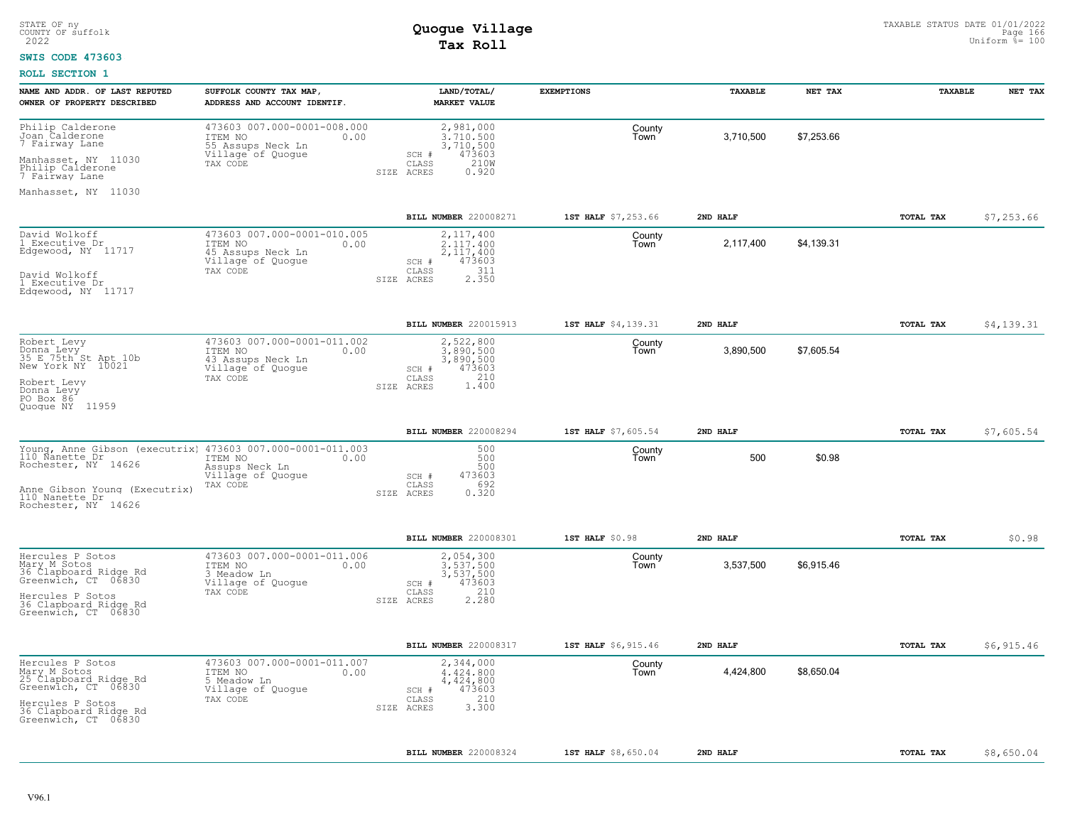STATE OF ny
COUNTY OF suffolk
2022

# Quogue Village
## Tax Roll

TAXABLE STATUS DATE 01/01/2022
Uniform %= 100

**SWIS CODE 473603**

**ROLL SECTION 1**

| NAME AND ADDR. OF LAST REPUTED OWNER OF PROPERTY DESCRIBED | SUFFOLK COUNTY TAX MAP, ADDRESS AND ACCOUNT IDENTIF. | LAND/TOTAL/ MARKET VALUE | EXEMPTIONS | | TAXABLE | NET TAX | TAXABLE | NET TAX |
|---|---|---|---|---|---|---|---|---|
| Philip Calderone<br>Joan Calderone<br>7 Fairway Lane<br><br>Manhasset, NY 11030<br>Philip Calderone<br>7 Fairway Lane<br><br>Manhasset, NY 11030 | 473603 007.000-0001-008.000<br>ITEM NO 0.00<br>55 Assups Neck Ln<br>Village of Quogue<br>TAX CODE | 2,981,000<br>3,710,500<br>3,710,500<br>SCH # 473603<br>CLASS 210W<br>SIZE ACRES 0.920 | | County<br>Town | 3,710,500 | $7,253.66 | | |
| | | BILL NUMBER 220008271 | 1ST HALF $7,253.66 | | 2ND HALF | | TOTAL TAX | $7,253.66 |
| David Wolkoff<br>1 Executive Dr<br>Edgewood, NY 11717<br><br>David Wolkoff<br>1 Executive Dr<br>Edgewood, NY 11717 | 473603 007.000-0001-010.005<br>ITEM NO 0.00<br>45 Assups Neck Ln<br>Village of Quogue<br>TAX CODE | 2,117,400<br>2,117,400<br>2,117,400<br>SCH # 473603<br>CLASS 311<br>SIZE ACRES 2.350 | | County<br>Town | 2,117,400 | $4,139.31 | | |
| | | BILL NUMBER 220015913 | 1ST HALF $4,139.31 | | 2ND HALF | | TOTAL TAX | $4,139.31 |
| Robert Levy<br>Donna Levy<br>35 E 75th St Apt 10b<br>New York NY 10021<br><br>Robert Levy<br>Donna Levy<br>PO Box 86<br>Quogue NY 11959 | 473603 007.000-0001-011.002<br>ITEM NO 0.00<br>43 Assups Neck Ln<br>Village of Quogue<br>TAX CODE | 2,522,800<br>3,890,500<br>3,890,500<br>SCH # 473603<br>CLASS 210<br>SIZE ACRES 1.400 | | County<br>Town | 3,890,500 | $7,605.54 | | |
| | | BILL NUMBER 220008294 | 1ST HALF $7,605.54 | | 2ND HALF | | TOTAL TAX | $7,605.54 |
| Young, Anne Gibson (executrix)<br>110 Nanette Dr<br>Rochester, NY 14626<br><br>Anne Gibson Young (Executrix)<br>110 Nanette Dr<br>Rochester, NY 14626 | 473603 007.000-0001-011.003<br>ITEM NO 0.00<br>Assups Neck Ln<br>Village of Quogue<br>TAX CODE | 500<br>500<br>500<br>SCH # 473603<br>CLASS 692<br>SIZE ACRES 0.320 | | County<br>Town | 500 | $0.98 | | |
| | | BILL NUMBER 220008301 | 1ST HALF $0.98 | | 2ND HALF | | TOTAL TAX | $0.98 |
| Hercules P Sotos<br>Mary M Sotos<br>36 Clapboard Ridge Rd<br>Greenwich, CT 06830<br><br>Hercules P Sotos<br>36 Clapboard Ridge Rd<br>Greenwich, CT 06830 | 473603 007.000-0001-011.006<br>ITEM NO 0.00<br>3 Meadow Ln<br>Village of Quogue<br>TAX CODE | 2,054,300<br>3,537,500<br>3,537,500<br>SCH # 473603<br>CLASS 210<br>SIZE ACRES 2.280 | | County<br>Town | 3,537,500 | $6,915.46 | | |
| | | BILL NUMBER 220008317 | 1ST HALF $6,915.46 | | 2ND HALF | | TOTAL TAX | $6,915.46 |
| Hercules P Sotos<br>Mary M Sotos<br>25 Clapboard Ridge Rd<br>Greenwich, CT 06830<br><br>Hercules P Sotos<br>36 Clapboard Ridge Rd<br>Greenwich, CT 06830 | 473603 007.000-0001-011.007<br>ITEM NO 0.00<br>5 Meadow Ln<br>Village of Quogue<br>TAX CODE | 2,344,000<br>4,424,800<br>4,424,800<br>SCH # 473603<br>CLASS 210<br>SIZE ACRES 3.300 | | County<br>Town | 4,424,800 | $8,650.04 | | |
| | | BILL NUMBER 220008324 | 1ST HALF $8,650.04 | | 2ND HALF | | TOTAL TAX | $8,650.04 |

V96.1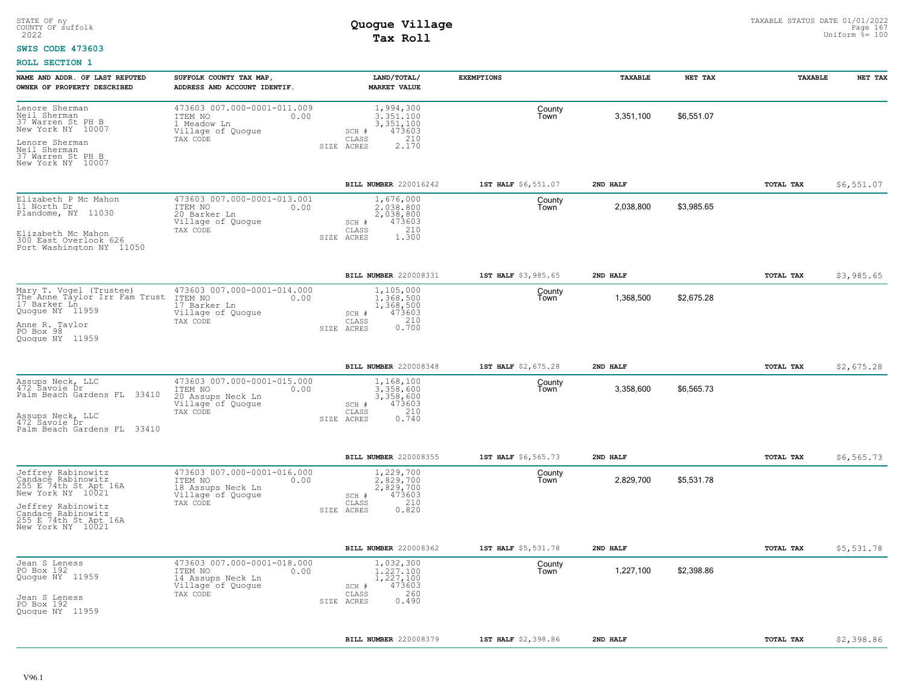STATE OF ny
COUNTY OF suffolk
2022

# Quogue Village
## Tax Roll

TAXABLE STATUS DATE 01/01/2022
Uniform %= 100

**SWIS CODE 473603**

**ROLL SECTION 1**

| NAME AND ADDR. OF LAST REPUTED OWNER OF PROPERTY DESCRIBED | SUFFOLK COUNTY TAX MAP, ADDRESS AND ACCOUNT IDENTIF. | LAND/TOTAL/ MARKET VALUE | EXEMPTIONS | TAXABLE | NET TAX | TAXABLE | NET TAX |
|---|---|---|---|---|---|---|---|
| Lenore Sherman<br>Neil Sherman<br>37 Warren St PH B<br>New York NY 10007<br><br>Lenore Sherman<br>Neil Sherman<br>37 Warren St PH B<br>New York NY 10007 | 473603 007.000-0001-011.009<br>ITEM NO 0.00<br>1 Meadow Ln<br>Village of Quogue<br>TAX CODE | 1,994,300<br>3,351,100<br>3,351,100<br>SCH # 473603<br>CLASS 210<br>SIZE ACRES 2.170 | County<br>Town | 3,351,100 | $6,551.07 | | |
| | | **BILL NUMBER** 220016242 | **1ST HALF** $6,551.07 | **2ND HALF** | | **TOTAL TAX** | $6,551.07 |
| Elizabeth P Mc Mahon<br>11 North Dr<br>Plandome, NY 11030<br><br>Elizabeth Mc Mahon<br>300 East Overlook 626<br>Port Washington NY 11050 | 473603 007.000-0001-013.001<br>ITEM NO 0.00<br>20 Barker Ln<br>Village of Quogue<br>TAX CODE | 1,676,000<br>2,038,800<br>2,038,800<br>SCH # 473603<br>CLASS 210<br>SIZE ACRES 1.300 | County<br>Town | 2,038,800 | $3,985.65 | | |
| | | **BILL NUMBER** 220008331 | **1ST HALF** $3,985.65 | **2ND HALF** | | **TOTAL TAX** | $3,985.65 |
| Mary T. Vogel (Trustee)<br>The Anne Taylor Irr Fam Trust<br>17 Barker Ln<br>Quogue NY 11959<br><br>Anne R. Taylor<br>PO Box 98<br>Quogue NY 11959 | 473603 007.000-0001-014.000<br>ITEM NO 0.00<br>17 Barker Ln<br>Village of Quogue<br>TAX CODE | 1,105,000<br>1,368,500<br>1,368,500<br>SCH # 473603<br>CLASS 210<br>SIZE ACRES 0.700 | County<br>Town | 1,368,500 | $2,675.28 | | |
| | | **BILL NUMBER** 220008348 | **1ST HALF** $2,675.28 | **2ND HALF** | | **TOTAL TAX** | $2,675.28 |
| Assups Neck, LLC<br>472 Savoie Dr<br>Palm Beach Gardens FL 33410<br><br>Assups Neck, LLC<br>472 Savoie Dr<br>Palm Beach Gardens FL 33410 | 473603 007.000-0001-015.000<br>ITEM NO 0.00<br>20 Assups Neck Ln<br>Village of Quogue<br>TAX CODE | 1,168,100<br>3,358,600<br>3,358,600<br>SCH # 473603<br>CLASS 210<br>SIZE ACRES 0.740 | County<br>Town | 3,358,600 | $6,565.73 | | |
| | | **BILL NUMBER** 220008355 | **1ST HALF** $6,565.73 | **2ND HALF** | | **TOTAL TAX** | $6,565.73 |
| Jeffrey Rabinowitz<br>Candace Rabinowitz<br>255 E 74th St Apt 16A<br>New York NY 10021<br><br>Jeffrey Rabinowitz<br>Candace Rabinowitz<br>255 E 74th St Apt 16A<br>New York NY 10021 | 473603 007.000-0001-016.000<br>ITEM NO 0.00<br>18 Assups Neck Ln<br>Village of Quogue<br>TAX CODE | 1,229,700<br>2,829,700<br>2,829,700<br>SCH # 473603<br>CLASS 210<br>SIZE ACRES 0.820 | County<br>Town | 2,829,700 | $5,531.78 | | |
| | | **BILL NUMBER** 220008362 | **1ST HALF** $5,531.78 | **2ND HALF** | | **TOTAL TAX** | $5,531.78 |
| Jean S Leness<br>PO Box 192<br>Quogue NY 11959<br><br>Jean S Leness<br>PO Box 192<br>Quogue NY 11959 | 473603 007.000-0001-018.000<br>ITEM NO 0.00<br>14 Assups Neck Ln<br>Village of Quogue<br>TAX CODE | 1,032,300<br>1,227,100<br>1,227,100<br>SCH # 473603<br>CLASS 260<br>SIZE ACRES 0.490 | County<br>Town | 1,227,100 | $2,398.86 | | |
| | | **BILL NUMBER** 220008379 | **1ST HALF** $2,398.86 | **2ND HALF** | | **TOTAL TAX** | $2,398.86 |

V96.1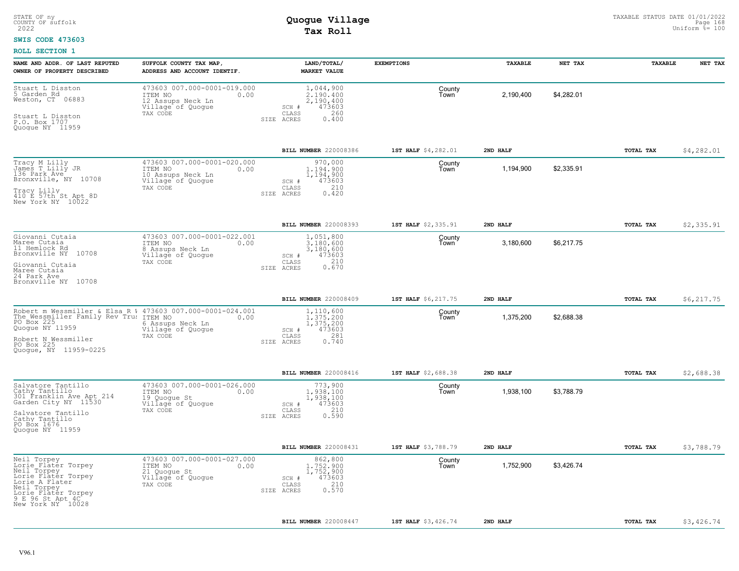STATE OF ny
COUNTY OF suffolk
2022

# Quogue Village
## Tax Roll

TAXABLE STATUS DATE 01/01/2022
Uniform %= 100

**SWIS CODE 473603**

**ROLL SECTION 1**

| NAME AND ADDR. OF LAST REPUTED OWNER OF PROPERTY DESCRIBED | SUFFOLK COUNTY TAX MAP, ADDRESS AND ACCOUNT IDENTIF. | LAND/TOTAL/ MARKET VALUE | EXEMPTIONS | | TAXABLE | NET TAX | TAXABLE | NET TAX |
|---|---|---|---|---|---|---|---|---|
| Stuart L Disston<br>5 Garden Rd<br>Weston, CT 06883<br><br>Stuart L Disston<br>P.O. Box 1707<br>Quogue NY 11959 | 473603 007.000-0001-019.000<br>ITEM NO 0.00<br>12 Assups Neck Ln<br>Village of Quogue<br>TAX CODE | 1,044,900<br>2,190,400<br>2,190,400<br>SCH # 473603<br>CLASS 260<br>SIZE ACRES 0.400 | | County<br>Town | 2,190,400 | $4,282.01 | | |
| | | **BILL NUMBER** 220008386 | **1ST HALF** $4,282.01 | **2ND HALF** | | | **TOTAL TAX** | $4,282.01 |
| Tracy M Lilly<br>James T Lilly JR<br>136 Park Ave<br>Bronxville, NY 10708<br><br>Tracy Lilly<br>410 E 57th St Apt 8D<br>New York NY 10022 | 473603 007.000-0001-020.000<br>ITEM NO 0.00<br>10 Assups Neck Ln<br>Village of Quogue<br>TAX CODE | 970,000<br>1,194,900<br>1,194,900<br>SCH # 473603<br>CLASS 210<br>SIZE ACRES 0.420 | | County<br>Town | 1,194,900 | $2,335.91 | | |
| | | **BILL NUMBER** 220008393 | **1ST HALF** $2,335.91 | **2ND HALF** | | | **TOTAL TAX** | $2,335.91 |
| Giovanni Cutaia<br>Maree Cutaia<br>11 Hemlock Rd<br>Bronxville NY 10708<br><br>Giovanni Cutaia<br>Maree Cutaia<br>24 Park Ave<br>Bronxville NY 10708 | 473603 007.000-0001-022.001<br>ITEM NO 0.00<br>8 Assups Neck Ln<br>Village of Quogue<br>TAX CODE | 1,051,800<br>3,180,600<br>3,180,600<br>SCH # 473603<br>CLASS 210<br>SIZE ACRES 0.670 | | County<br>Town | 3,180,600 | $6,217.75 | | |
| | | **BILL NUMBER** 220008409 | **1ST HALF** $6,217.75 | **2ND HALF** | | | **TOTAL TAX** | $6,217.75 |
| Robert m Wessmiller & Elsa R W<br>The Wessmiller Family Rev Trus<br>PO Box 225<br>Quogue NY 11959<br><br>Robert N Wessmiller<br>PO Box 225<br>Quogue, NY 11959-0225 | 473603 007.000-0001-024.001<br>ITEM NO 0.00<br>6 Assups Neck Ln<br>Village of Quogue<br>TAX CODE | 1,110,600<br>1,375,200<br>1,375,200<br>SCH # 473603<br>CLASS 281<br>SIZE ACRES 0.740 | | County<br>Town | 1,375,200 | $2,688.38 | | |
| | | **BILL NUMBER** 220008416 | **1ST HALF** $2,688.38 | **2ND HALF** | | | **TOTAL TAX** | $2,688.38 |
| Salvatore Tantillo<br>Cathy Tantillo<br>301 Franklin Ave Apt 214<br>Garden City NY 11530<br><br>Salvatore Tantillo<br>Cathy Tantillo<br>PO Box 1676<br>Quogue NY 11959 | 473603 007.000-0001-026.000<br>ITEM NO 0.00<br>19 Quogue St<br>Village of Quogue<br>TAX CODE | 773,900<br>1,938,100<br>1,938,100<br>SCH # 473603<br>CLASS 210<br>SIZE ACRES 0.590 | | County<br>Town | 1,938,100 | $3,788.79 | | |
| | | **BILL NUMBER** 220008431 | **1ST HALF** $3,788.79 | **2ND HALF** | | | **TOTAL TAX** | $3,788.79 |
| Neil Torpey<br>Lorie Flater Torpey<br>Neil Torpey<br>Lorie Flater Torpey<br>Lorie A Flater<br>Neil Torpey<br>Lorie Flater Torpey<br>9 E 96 St Apt 4C<br>New York NY 10028 | 473603 007.000-0001-027.000<br>ITEM NO 0.00<br>21 Quogue St<br>Village of Quogue<br>TAX CODE | 862,800<br>1,752,900<br>1,752,900<br>SCH # 473603<br>CLASS 210<br>SIZE ACRES 0.570 | | County<br>Town | 1,752,900 | $3,426.74 | | |
| | | **BILL NUMBER** 220008447 | **1ST HALF** $3,426.74 | **2ND HALF** | | | **TOTAL TAX** | $3,426.74 |

V96.1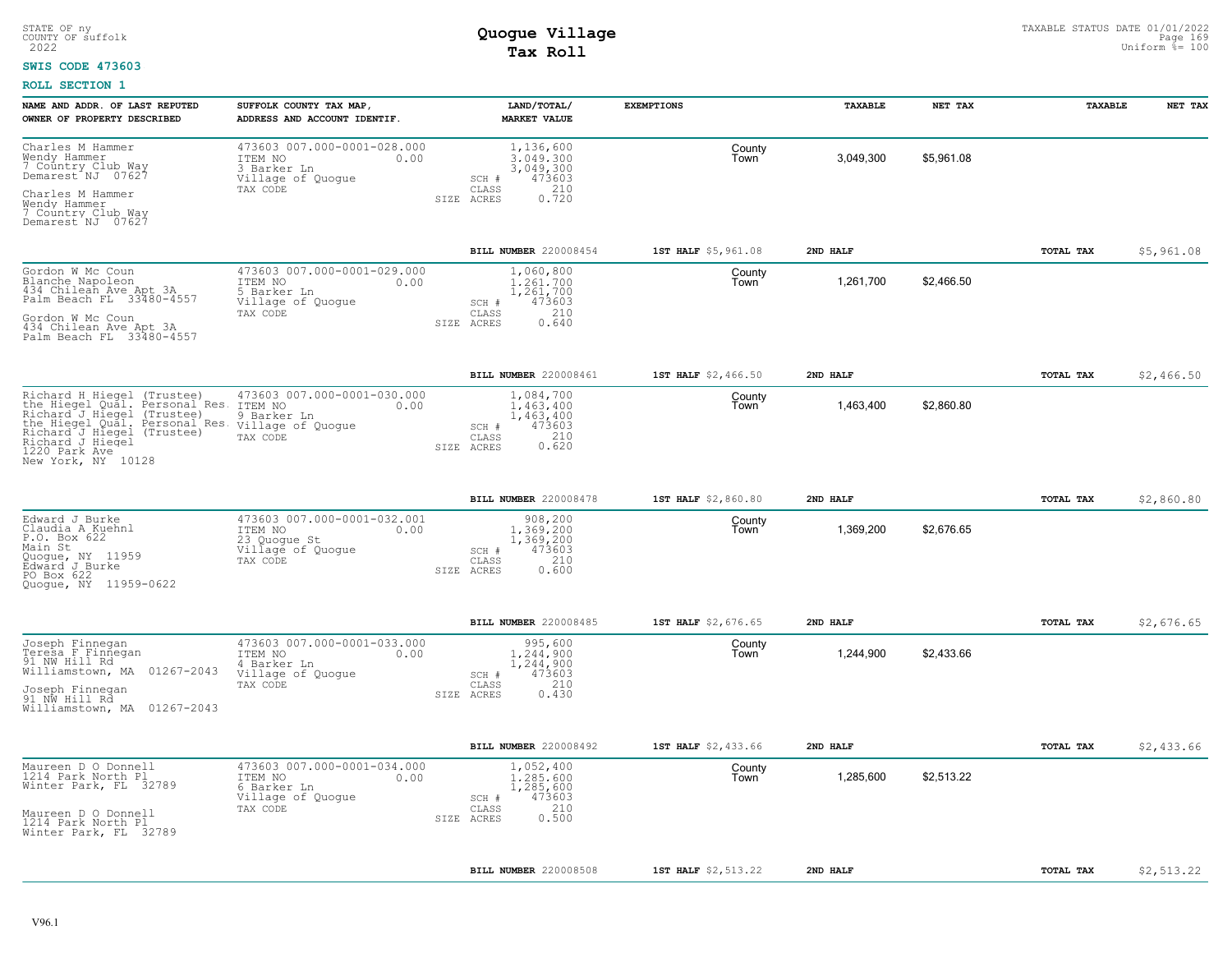STATE OF ny
COUNTY OF suffolk
2022

# Quogue Village
## Tax Roll

TAXABLE STATUS DATE 01/01/2022
Uniform %= 100

**SWIS CODE 473603**

**ROLL SECTION 1**

| NAME AND ADDR. OF LAST REPUTED OWNER OF PROPERTY DESCRIBED | SUFFOLK COUNTY TAX MAP, ADDRESS AND ACCOUNT IDENTIF. | LAND/TOTAL/ MARKET VALUE | EXEMPTIONS | TAXABLE | NET TAX | TAXABLE | NET TAX |
|---|---|---|---|---|---|---|---|
| Charles M Hammer<br>Wendy Hammer<br>7 Country Club Way<br>Demarest NJ 07627<br><br>Charles M Hammer<br>Wendy Hammer<br>7 Country Club Way<br>Demarest NJ 07627 | 473603 007.000-0001-028.000<br>ITEM NO 0.00<br>3 Barker Ln<br>Village of Quogue<br>TAX CODE | 1,136,600<br>3,049,300<br>3,049,300<br>SCH # 473603<br>CLASS 210<br>SIZE ACRES 0.720 | County<br>Town | 3,049,300 | $5,961.08 | | |
| | | BILL NUMBER 220008454 | 1ST HALF $5,961.08 | 2ND HALF | | TOTAL TAX | $5,961.08 |
| Gordon W Mc Coun<br>Blanche Napoleon<br>434 Chilean Ave Apt 3A<br>Palm Beach FL 33480-4557<br><br>Gordon W Mc Coun<br>434 Chilean Ave Apt 3A<br>Palm Beach FL 33480-4557 | 473603 007.000-0001-029.000<br>ITEM NO 0.00<br>5 Barker Ln<br>Village of Quogue<br>TAX CODE | 1,060,800<br>1,261,700<br>1,261,700<br>SCH # 473603<br>CLASS 210<br>SIZE ACRES 0.640 | County<br>Town | 1,261,700 | $2,466.50 | | |
| | | BILL NUMBER 220008461 | 1ST HALF $2,466.50 | 2ND HALF | | TOTAL TAX | $2,466.50 |
| Richard H Hiegel (Trustee)<br>the Hiegel Qual. Personal Res.<br>Richard J Hiegel (Trustee)<br>the Hiegel Qual. Personal Res.<br>Richard J Hiegel (Trustee)<br>Richard J Hiegel<br>1220 Park Ave<br>New York, NY 10128 | 473603 007.000-0001-030.000<br>ITEM NO 0.00<br>9 Barker Ln<br>Village of Quogue<br>TAX CODE | 1,084,700<br>1,463,400<br>1,463,400<br>SCH # 473603<br>CLASS 210<br>SIZE ACRES 0.620 | County<br>Town | 1,463,400 | $2,860.80 | | |
| | | BILL NUMBER 220008478 | 1ST HALF $2,860.80 | 2ND HALF | | TOTAL TAX | $2,860.80 |
| Edward J Burke<br>Claudia A Kuehnl<br>P.O. Box 622<br>Main St<br>Quogue, NY 11959<br>Edward J Burke<br>PO Box 622<br>Quogue, NY 11959-0622 | 473603 007.000-0001-032.001<br>ITEM NO 0.00<br>23 Quogue St<br>Village of Quogue<br>TAX CODE | 908,200<br>1,369,200<br>1,369,200<br>SCH # 473603<br>CLASS 210<br>SIZE ACRES 0.600 | County<br>Town | 1,369,200 | $2,676.65 | | |
| | | BILL NUMBER 220008485 | 1ST HALF $2,676.65 | 2ND HALF | | TOTAL TAX | $2,676.65 |
| Joseph Finnegan<br>Teresa F Finnegan<br>91 NW Hill Rd<br>Williamstown, MA 01267-2043<br><br>Joseph Finnegan<br>91 NW Hill Rd<br>Williamstown, MA 01267-2043 | 473603 007.000-0001-033.000<br>ITEM NO 0.00<br>4 Barker Ln<br>Village of Quogue<br>TAX CODE | 995,600<br>1,244,900<br>1,244,900<br>SCH # 473603<br>CLASS 210<br>SIZE ACRES 0.430 | County<br>Town | 1,244,900 | $2,433.66 | | |
| | | BILL NUMBER 220008492 | 1ST HALF $2,433.66 | 2ND HALF | | TOTAL TAX | $2,433.66 |
| Maureen D O Donnell<br>1214 Park North Pl<br>Winter Park, FL 32789<br><br>Maureen D O Donnell<br>1214 Park North Pl<br>Winter Park, FL 32789 | 473603 007.000-0001-034.000<br>ITEM NO 0.00<br>6 Barker Ln<br>Village of Quogue<br>TAX CODE | 1,052,400<br>1,285,600<br>1,285,600<br>SCH # 473603<br>CLASS 210<br>SIZE ACRES 0.500 | County<br>Town | 1,285,600 | $2,513.22 | | |
| | | BILL NUMBER 220008508 | 1ST HALF $2,513.22 | 2ND HALF | | TOTAL TAX | $2,513.22 |

V96.1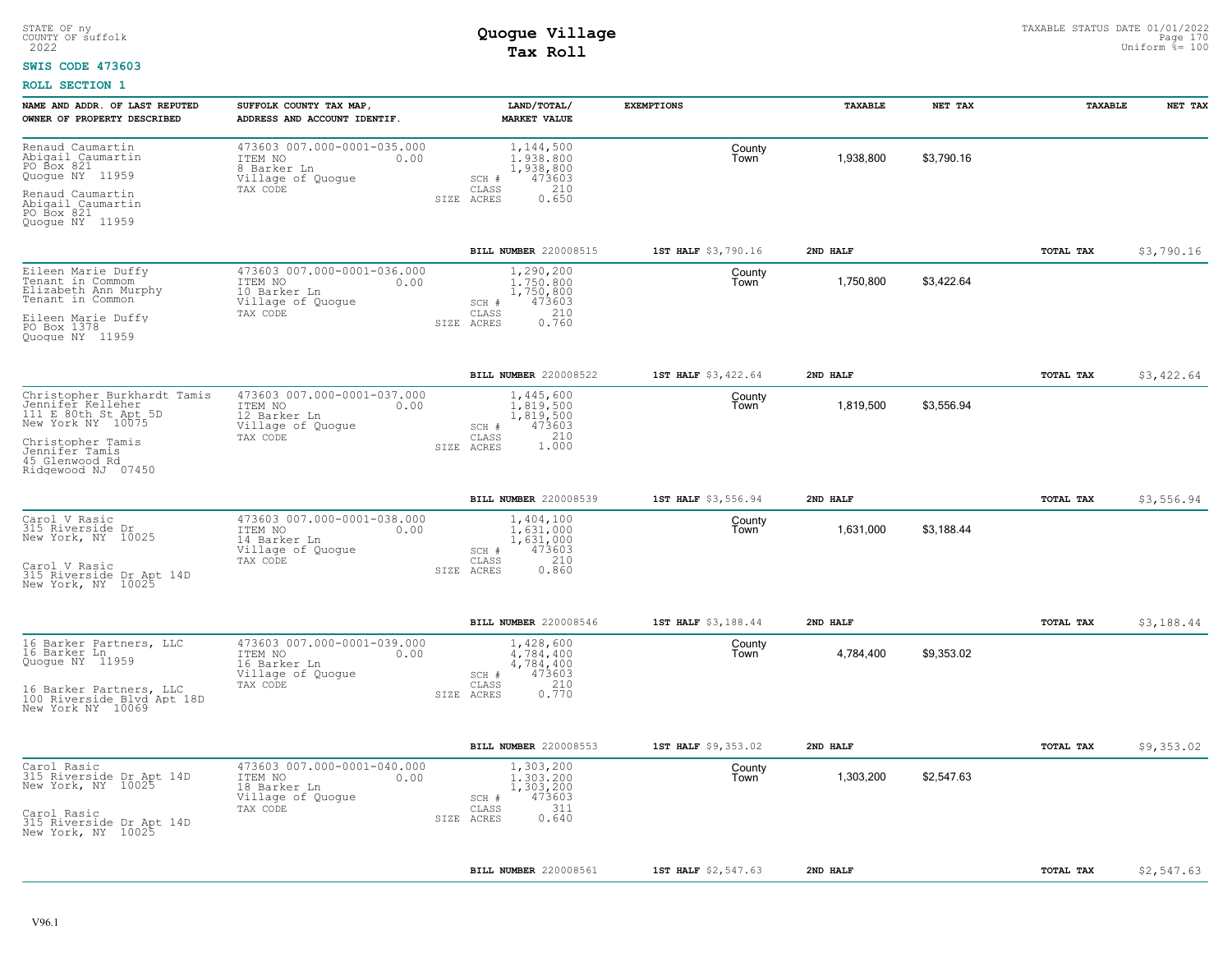STATE OF ny
COUNTY OF suffolk
2022

# Quogue Village
## Tax Roll

TAXABLE STATUS DATE 01/01/2022
Uniform %= 100

**SWIS CODE 473603**

**ROLL SECTION 1**

| NAME AND ADDR. OF LAST REPUTED OWNER OF PROPERTY DESCRIBED | SUFFOLK COUNTY TAX MAP, ADDRESS AND ACCOUNT IDENTIF. | LAND/TOTAL/ MARKET VALUE | EXEMPTIONS | TAXABLE | NET TAX | TAXABLE | NET TAX |
|---|---|---|---|---|---|---|---|
| Renaud Caumartin<br>Abigail Caumartin<br>PO Box 821<br>Quogue NY 11959<br><br>Renaud Caumartin<br>Abigail Caumartin<br>PO Box 821<br>Quogue NY 11959 | 473603 007.000-0001-035.000<br>ITEM NO 0.00<br>8 Barker Ln<br>Village of Quogue<br>TAX CODE | 1,144,500<br>1,938,800<br>1,938,800<br>SCH # 473603<br>CLASS 210<br>SIZE ACRES 0.650 | County<br>Town | 1,938,800 | $3,790.16 | | |
| | | BILL NUMBER 220008515 | 1ST HALF $3,790.16 | 2ND HALF | | TOTAL TAX | $3,790.16 |
| Eileen Marie Duffy<br>Tenant in Commom<br>Elizabeth Ann Murphy<br>Tenant in Common<br><br>Eileen Marie Duffy<br>PO Box 1378<br>Quogue NY 11959 | 473603 007.000-0001-036.000<br>ITEM NO 0.00<br>10 Barker Ln<br>Village of Quogue<br>TAX CODE | 1,290,200<br>1,750,800<br>1,750,800<br>SCH # 473603<br>CLASS 210<br>SIZE ACRES 0.760 | County<br>Town | 1,750,800 | $3,422.64 | | |
| | | BILL NUMBER 220008522 | 1ST HALF $3,422.64 | 2ND HALF | | TOTAL TAX | $3,422.64 |
| Christopher Burkhardt Tamis<br>Jennifer Kelleher<br>111 E 80th St Apt 5D<br>New York NY 10075<br><br>Christopher Tamis<br>Jennifer Tamis<br>45 Glenwood Rd<br>Ridgewood NJ 07450 | 473603 007.000-0001-037.000<br>ITEM NO 0.00<br>12 Barker Ln<br>Village of Quogue<br>TAX CODE | 1,445,600<br>1,819,500<br>1,819,500<br>SCH # 473603<br>CLASS 210<br>SIZE ACRES 1.000 | County<br>Town | 1,819,500 | $3,556.94 | | |
| | | BILL NUMBER 220008539 | 1ST HALF $3,556.94 | 2ND HALF | | TOTAL TAX | $3,556.94 |
| Carol V Rasic<br>315 Riverside Dr<br>New York, NY 10025<br><br>Carol V Rasic<br>315 Riverside Dr Apt 14D<br>New York, NY 10025 | 473603 007.000-0001-038.000<br>ITEM NO 0.00<br>14 Barker Ln<br>Village of Quogue<br>TAX CODE | 1,404,100<br>1,631,000<br>1,631,000<br>SCH # 473603<br>CLASS 210<br>SIZE ACRES 0.860 | County<br>Town | 1,631,000 | $3,188.44 | | |
| | | BILL NUMBER 220008546 | 1ST HALF $3,188.44 | 2ND HALF | | TOTAL TAX | $3,188.44 |
| 16 Barker Partners, LLC<br>16 Barker Ln<br>Quogue NY 11959<br><br>16 Barker Partners, LLC<br>100 Riverside Blvd Apt 18D<br>New York NY 10069 | 473603 007.000-0001-039.000<br>ITEM NO 0.00<br>16 Barker Ln<br>Village of Quogue<br>TAX CODE | 1,428,600<br>4,784,400<br>4,784,400<br>SCH # 473603<br>CLASS 210<br>SIZE ACRES 0.770 | County<br>Town | 4,784,400 | $9,353.02 | | |
| | | BILL NUMBER 220008553 | 1ST HALF $9,353.02 | 2ND HALF | | TOTAL TAX | $9,353.02 |
| Carol Rasic<br>315 Riverside Dr Apt 14D<br>New York, NY 10025<br><br>Carol Rasic<br>315 Riverside Dr Apt 14D<br>New York, NY 10025 | 473603 007.000-0001-040.000<br>ITEM NO 0.00<br>18 Barker Ln<br>Village of Quogue<br>TAX CODE | 1,303,200<br>1,303,200<br>1,303,200<br>SCH # 473603<br>CLASS 311<br>SIZE ACRES 0.640 | County<br>Town | 1,303,200 | $2,547.63 | | |
| | | BILL NUMBER 220008561 | 1ST HALF $2,547.63 | 2ND HALF | | TOTAL TAX | $2,547.63 |

V96.1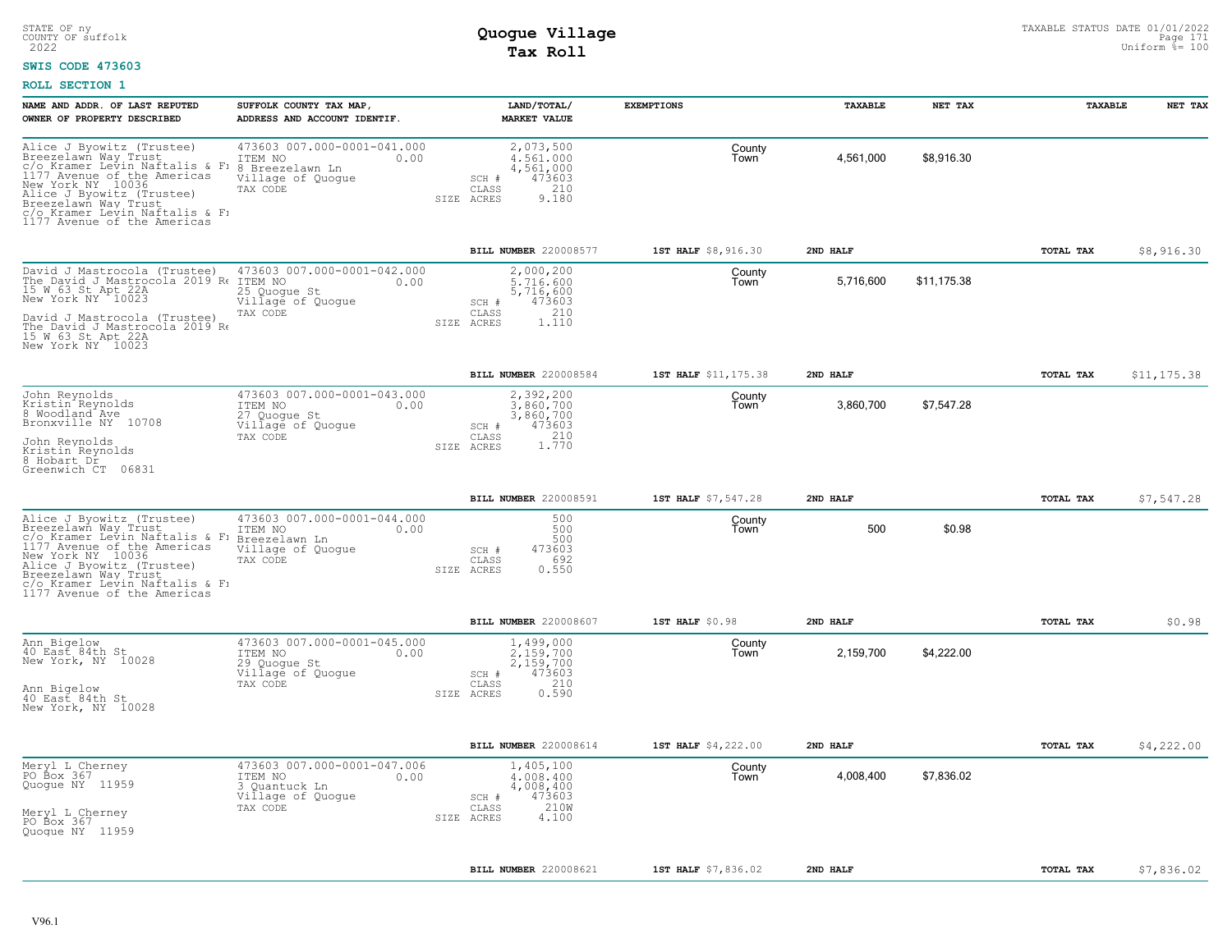STATE OF ny
COUNTY OF suffolk
2022

# Quogue Village
## Tax Roll

TAXABLE STATUS DATE 01/01/2022
Uniform %= 100

**SWIS CODE 473603**

**ROLL SECTION 1**

| NAME AND ADDR. OF LAST REPUTED OWNER OF PROPERTY DESCRIBED | SUFFOLK COUNTY TAX MAP, ADDRESS AND ACCOUNT IDENTIF. | LAND/TOTAL/ MARKET VALUE | EXEMPTIONS | TAXABLE | NET TAX | TAXABLE | NET TAX |
|---|---|---|---|---|---|---|---|
| Alice J Byowitz (Trustee)<br>Breezelawn Way Trust<br>c/o Kramer Levin Naftalis & Fr<br>1177 Avenue of the Americas<br>New York NY 10036<br>Alice J Byowitz (Trustee)<br>Breezelawn Way Trust<br>c/o Kramer Levin Naftalis & Fr<br>1177 Avenue of the Americas | 473603 007.000-0001-041.000<br>ITEM NO 0.00<br>8 Breezelawn Ln<br>Village of Quogue<br>TAX CODE | 2,073,500<br>4,561,000<br>4,561,000<br>SCH # 473603<br>CLASS 210<br>SIZE ACRES 9.180 | County<br>Town | 4,561,000 | $8,916.30 | | |
| | | BILL NUMBER 220008577 | 1ST HALF $8,916.30 | 2ND HALF | | TOTAL TAX | $8,916.30 |
| David J Mastrocola (Trustee)<br>The David J Mastrocola 2019 Re<br>15 W 63 St Apt 22A<br>New York NY 10023<br>David J Mastrocola (Trustee)<br>The David J Mastrocola 2019 Re<br>15 W 63 St Apt 22A<br>New York NY 10023 | 473603 007.000-0001-042.000<br>ITEM NO 0.00<br>25 Quogue St<br>Village of Quogue<br>TAX CODE | 2,000,200<br>5,716,600<br>5,716,600<br>SCH # 473603<br>CLASS 210<br>SIZE ACRES 1.110 | County<br>Town | 5,716,600 | $11,175.38 | | |
| | | BILL NUMBER 220008584 | 1ST HALF $11,175.38 | 2ND HALF | | TOTAL TAX | $11,175.38 |
| John Reynolds<br>Kristin Reynolds<br>8 Woodland Ave<br>Bronxville NY 10708<br>John Reynolds<br>Kristin Reynolds<br>8 Hobart Dr<br>Greenwich CT 06831 | 473603 007.000-0001-043.000<br>ITEM NO 0.00<br>27 Quogue St<br>Village of Quogue<br>TAX CODE | 2,392,200<br>3,860,700<br>3,860,700<br>SCH # 473603<br>CLASS 210<br>SIZE ACRES 1.770 | County<br>Town | 3,860,700 | $7,547.28 | | |
| | | BILL NUMBER 220008591 | 1ST HALF $7,547.28 | 2ND HALF | | TOTAL TAX | $7,547.28 |
| Alice J Byowitz (Trustee)<br>Breezelawn Way Trust<br>c/o Kramer Levin Naftalis & Fr<br>1177 Avenue of the Americas<br>New York NY 10036<br>Alice J Byowitz (Trustee)<br>Breezelawn Way Trust<br>c/o Kramer Levin Naftalis & Fr<br>1177 Avenue of the Americas | 473603 007.000-0001-044.000<br>ITEM NO 0.00<br>Breezelawn Ln<br>Village of Quogue<br>TAX CODE | 500<br>500<br>500<br>SCH # 473603<br>CLASS 692<br>SIZE ACRES 0.550 | County<br>Town | 500 | $0.98 | | |
| | | BILL NUMBER 220008607 | 1ST HALF $0.98 | 2ND HALF | | TOTAL TAX | $0.98 |
| Ann Bigelow<br>40 East 84th St<br>New York, NY 10028<br>Ann Bigelow<br>40 East 84th St<br>New York, NY 10028 | 473603 007.000-0001-045.000<br>ITEM NO 0.00<br>29 Quogue St<br>Village of Quogue<br>TAX CODE | 1,499,000<br>2,159,700<br>2,159,700<br>SCH # 473603<br>CLASS 210<br>SIZE ACRES 0.590 | County<br>Town | 2,159,700 | $4,222.00 | | |
| | | BILL NUMBER 220008614 | 1ST HALF $4,222.00 | 2ND HALF | | TOTAL TAX | $4,222.00 |
| Meryl L Cherney<br>PO Box 367<br>Quogue NY 11959<br>Meryl L Cherney<br>PO Box 367<br>Quogue NY 11959 | 473603 007.000-0001-047.006<br>ITEM NO 0.00<br>3 Quantuck Ln<br>Village of Quogue<br>TAX CODE | 1,405,100<br>4,008,400<br>4,008,400<br>SCH # 473603<br>CLASS 210W<br>SIZE ACRES 4.100 | County<br>Town | 4,008,400 | $7,836.02 | | |
| | | BILL NUMBER 220008621 | 1ST HALF $7,836.02 | 2ND HALF | | TOTAL TAX | $7,836.02 |

V96.1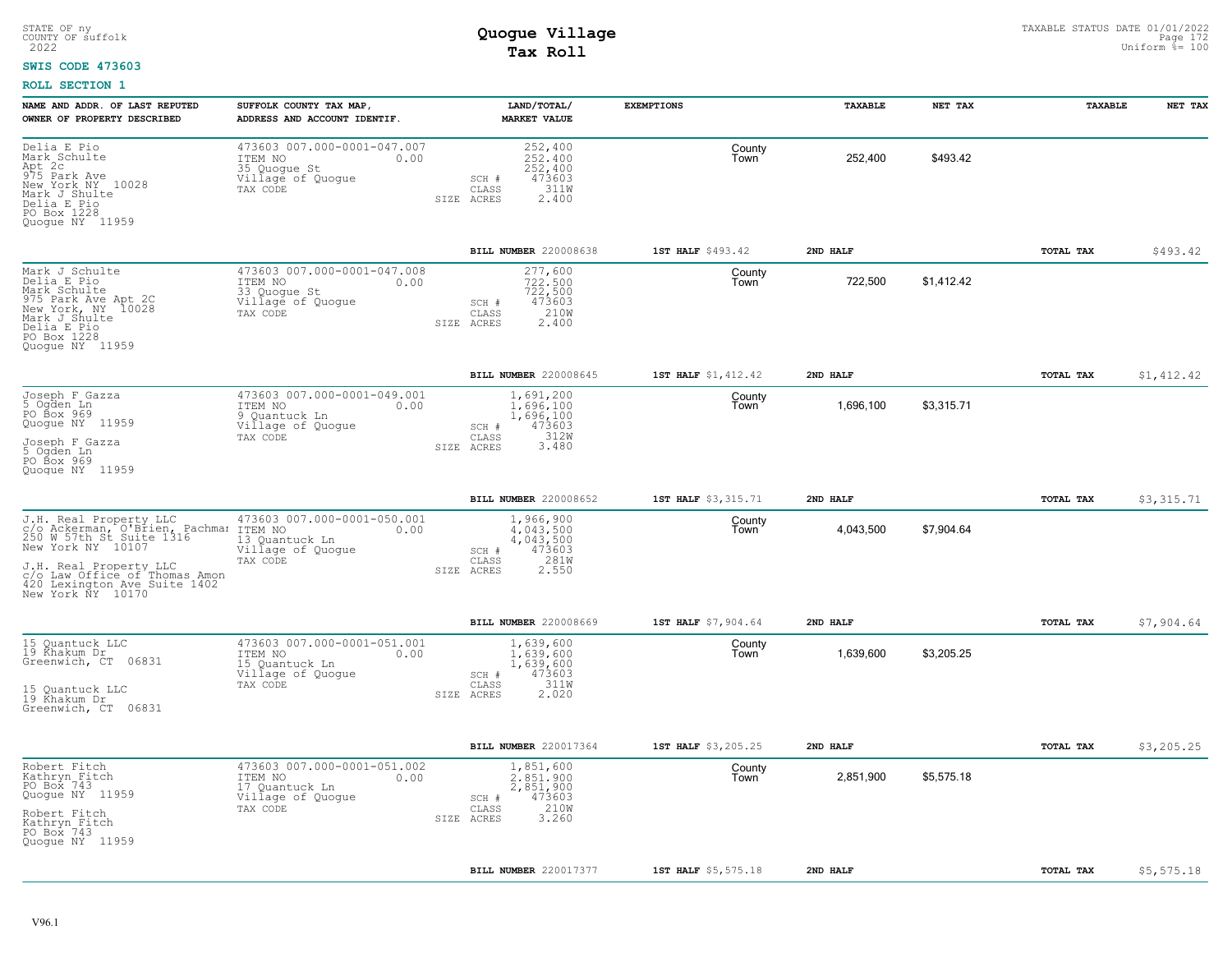STATE OF ny
COUNTY OF suffolk
2022

# Quogue Village
## Tax Roll

TAXABLE STATUS DATE 01/01/2022
Uniform %= 100

**SWIS CODE 473603**

**ROLL SECTION 1**

| NAME AND ADDR. OF LAST REPUTED OWNER OF PROPERTY DESCRIBED | SUFFOLK COUNTY TAX MAP, ADDRESS AND ACCOUNT IDENTIF. | LAND/TOTAL/ MARKET VALUE | EXEMPTIONS | TAXABLE | NET TAX | TAXABLE | NET TAX |
|---|---|---|---|---|---|---|---|
| Delia E Pio<br>Mark Schulte<br>Apt 2c<br>975 Park Ave<br>New York NY 10028<br>Mark J Shulte<br>Delia E Pio<br>PO Box 1228<br>Quogue NY 11959 | 473603 007.000-0001-047.007<br>ITEM NO 0.00<br>35 Quogue St<br>Village of Quogue<br>TAX CODE | 252,400<br>252,400<br>252,400<br>SCH # 473603<br>CLASS 311W<br>SIZE ACRES 2.400 | County<br>Town | 252,400 | $493.42 | | |
| | | **BILL NUMBER** 220008638 | **1ST HALF** $493.42 | **2ND HALF** | | **TOTAL TAX** | $493.42 |
| Mark J Schulte<br>Delia E Pio<br>Mark Schulte<br>975 Park Ave Apt 2C<br>New York, NY 10028<br>Mark J Shulte<br>Delia E Pio<br>PO Box 1228<br>Quogue NY 11959 | 473603 007.000-0001-047.008<br>ITEM NO 0.00<br>33 Quogue St<br>Village of Quogue<br>TAX CODE | 277,600<br>722,500<br>722,500<br>SCH # 473603<br>CLASS 210W<br>SIZE ACRES 2.400 | County<br>Town | 722,500 | $1,412.42 | | |
| | | **BILL NUMBER** 220008645 | **1ST HALF** $1,412.42 | **2ND HALF** | | **TOTAL TAX** | $1,412.42 |
| Joseph F Gazza<br>5 Ogden Ln<br>PO Box 969<br>Quogue NY 11959<br><br>Joseph F Gazza<br>5 Ogden Ln<br>PO Box 969<br>Quogue NY 11959 | 473603 007.000-0001-049.001<br>ITEM NO 0.00<br>9 Quantuck Ln<br>Village of Quogue<br>TAX CODE | 1,691,200<br>1,696,100<br>1,696,100<br>SCH # 473603<br>CLASS 312W<br>SIZE ACRES 3.480 | County<br>Town | 1,696,100 | $3,315.71 | | |
| | | **BILL NUMBER** 220008652 | **1ST HALF** $3,315.71 | **2ND HALF** | | **TOTAL TAX** | $3,315.71 |
| J.H. Real Property LLC<br>c/o Ackerman, O'Brien, Pachmar<br>250 W 57th St Suite 1316<br>New York NY 10107<br><br>J.H. Real Property LLC<br>c/o Law Office of Thomas Amon<br>420 Lexington Ave Suite 1402<br>New York NY 10170 | 473603 007.000-0001-050.001<br>ITEM NO 0.00<br>13 Quantuck Ln<br>Village of Quogue<br>TAX CODE | 1,966,900<br>4,043,500<br>4,043,500<br>SCH # 473603<br>CLASS 281W<br>SIZE ACRES 2.550 | County<br>Town | 4,043,500 | $7,904.64 | | |
| | | **BILL NUMBER** 220008669 | **1ST HALF** $7,904.64 | **2ND HALF** | | **TOTAL TAX** | $7,904.64 |
| 15 Quantuck LLC<br>19 Khakum Dr<br>Greenwich, CT 06831<br><br>15 Quantuck LLC<br>19 Khakum Dr<br>Greenwich, CT 06831 | 473603 007.000-0001-051.001<br>ITEM NO 0.00<br>15 Quantuck Ln<br>Village of Quogue<br>TAX CODE | 1,639,600<br>1,639,600<br>1,639,600<br>SCH # 473603<br>CLASS 311W<br>SIZE ACRES 2.020 | County<br>Town | 1,639,600 | $3,205.25 | | |
| | | **BILL NUMBER** 220017364 | **1ST HALF** $3,205.25 | **2ND HALF** | | **TOTAL TAX** | $3,205.25 |
| Robert Fitch<br>Kathryn Fitch<br>PO Box 743<br>Quogue NY 11959<br><br>Robert Fitch<br>Kathryn Fitch<br>PO Box 743<br>Quogue NY 11959 | 473603 007.000-0001-051.002<br>ITEM NO 0.00<br>17 Quantuck Ln<br>Village of Quogue<br>TAX CODE | 1,851,600<br>2,851,900<br>2,851,900<br>SCH # 473603<br>CLASS 210W<br>SIZE ACRES 3.260 | County<br>Town | 2,851,900 | $5,575.18 | | |
| | | **BILL NUMBER** 220017377 | **1ST HALF** $5,575.18 | **2ND HALF** | | **TOTAL TAX** | $5,575.18 |

V96.1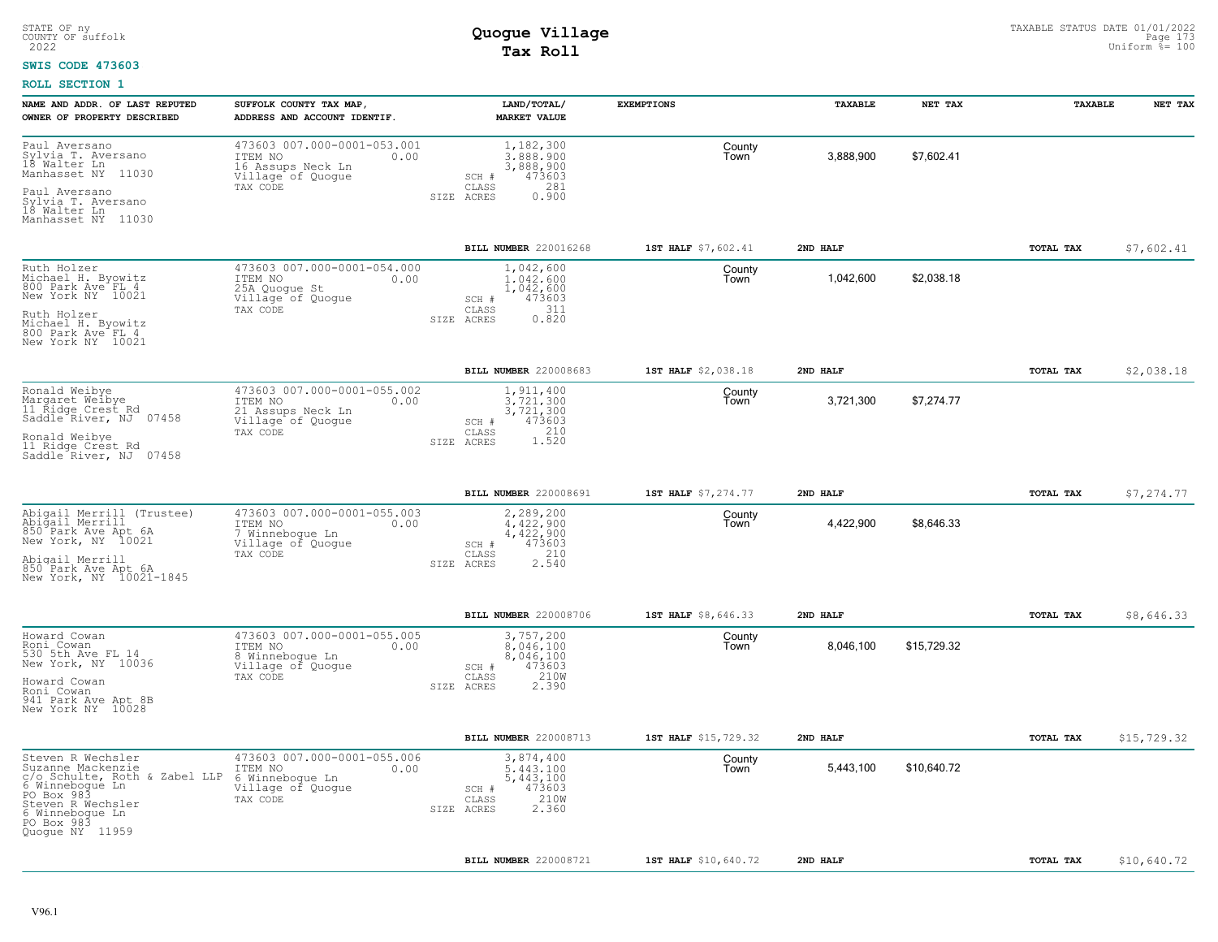STATE OF ny
COUNTY OF suffolk
2022

# Quogue Village
## Tax Roll

TAXABLE STATUS DATE 01/01/2022
Uniform %= 100

**SWIS CODE 473603**

**ROLL SECTION 1**

| NAME AND ADDR. OF LAST REPUTED OWNER OF PROPERTY DESCRIBED | SUFFOLK COUNTY TAX MAP, ADDRESS AND ACCOUNT IDENTIF. | LAND/TOTAL/ MARKET VALUE | EXEMPTIONS | TAXABLE | NET TAX | TAXABLE | NET TAX |
|---|---|---|---|---|---|---|---|
| Paul Aversano<br>Sylvia T. Aversano<br>18 Walter Ln<br>Manhasset NY 11030<br><br>Paul Aversano<br>Sylvia T. Aversano<br>18 Walter Ln<br>Manhasset NY 11030 | 473603 007.000-0001-053.001<br>ITEM NO 0.00<br>16 Assups Neck Ln<br>Village of Quogue<br>TAX CODE | 1,182,300<br>3,888,900<br>3,888,900<br>SCH # 473603<br>CLASS 281<br>SIZE ACRES 0.900 | County<br>Town | 3,888,900 | $7,602.41 | | |
| | | BILL NUMBER 220016268 | 1ST HALF $7,602.41 | 2ND HALF | | TOTAL TAX | $7,602.41 |
| Ruth Holzer<br>Michael H. Byowitz<br>800 Park Ave FL 4<br>New York NY 10021<br><br>Ruth Holzer<br>Michael H. Byowitz<br>800 Park Ave FL 4<br>New York NY 10021 | 473603 007.000-0001-054.000<br>ITEM NO 0.00<br>25A Quogue St<br>Village of Quogue<br>TAX CODE | 1,042,600<br>1,042,600<br>1,042,600<br>SCH # 473603<br>CLASS 311<br>SIZE ACRES 0.820 | County<br>Town | 1,042,600 | $2,038.18 | | |
| | | BILL NUMBER 220008683 | 1ST HALF $2,038.18 | 2ND HALF | | TOTAL TAX | $2,038.18 |
| Ronald Weibye<br>Margaret Weibye<br>11 Ridge Crest Rd<br>Saddle River, NJ 07458<br><br>Ronald Weibye<br>11 Ridge Crest Rd<br>Saddle River, NJ 07458 | 473603 007.000-0001-055.002<br>ITEM NO 0.00<br>21 Assups Neck Ln<br>Village of Quogue<br>TAX CODE | 1,911,400<br>3,721,300<br>3,721,300<br>SCH # 473603<br>CLASS 210<br>SIZE ACRES 1.520 | County<br>Town | 3,721,300 | $7,274.77 | | |
| | | BILL NUMBER 220008691 | 1ST HALF $7,274.77 | 2ND HALF | | TOTAL TAX | $7,274.77 |
| Abigail Merrill (Trustee)<br>Abigail Merrill<br>850 Park Ave Apt 6A<br>New York, NY 10021<br><br>Abigail Merrill<br>850 Park Ave Apt 6A<br>New York, NY 10021-1845 | 473603 007.000-0001-055.003<br>ITEM NO 0.00<br>7 Winnebogue Ln<br>Village of Quogue<br>TAX CODE | 2,289,200<br>4,422,900<br>4,422,900<br>SCH # 473603<br>CLASS 210<br>SIZE ACRES 2.540 | County<br>Town | 4,422,900 | $8,646.33 | | |
| | | BILL NUMBER 220008706 | 1ST HALF $8,646.33 | 2ND HALF | | TOTAL TAX | $8,646.33 |
| Howard Cowan<br>Roni Cowan<br>530 5th Ave FL 14<br>New York, NY 10036<br><br>Howard Cowan<br>Roni Cowan<br>941 Park Ave Apt 8B<br>New York NY 10028 | 473603 007.000-0001-055.005<br>ITEM NO 0.00<br>8 Winnebogue Ln<br>Village of Quogue<br>TAX CODE | 3,757,200<br>8,046,100<br>8,046,100<br>SCH # 473603<br>CLASS 210W<br>SIZE ACRES 2.390 | County<br>Town | 8,046,100 | $15,729.32 | | |
| | | BILL NUMBER 220008713 | 1ST HALF $15,729.32 | 2ND HALF | | TOTAL TAX | $15,729.32 |
| Steven R Wechsler<br>Suzanne Mackenzie<br>c/o Schulte, Roth & Zabel LLP<br>6 Winnebogue Ln<br>PO Box 983<br>Steven R Wechsler<br>6 Winnebogue Ln<br>PO Box 983<br>Quogue NY 11959 | 473603 007.000-0001-055.006<br>ITEM NO 0.00<br>6 Winnebogue Ln<br>Village of Quogue<br>TAX CODE | 3,874,400<br>5,443,100<br>5,443,100<br>SCH # 473603<br>CLASS 210W<br>SIZE ACRES 2.360 | County<br>Town | 5,443,100 | $10,640.72 | | |
| | | BILL NUMBER 220008721 | 1ST HALF $10,640.72 | 2ND HALF | | TOTAL TAX | $10,640.72 |

V96.1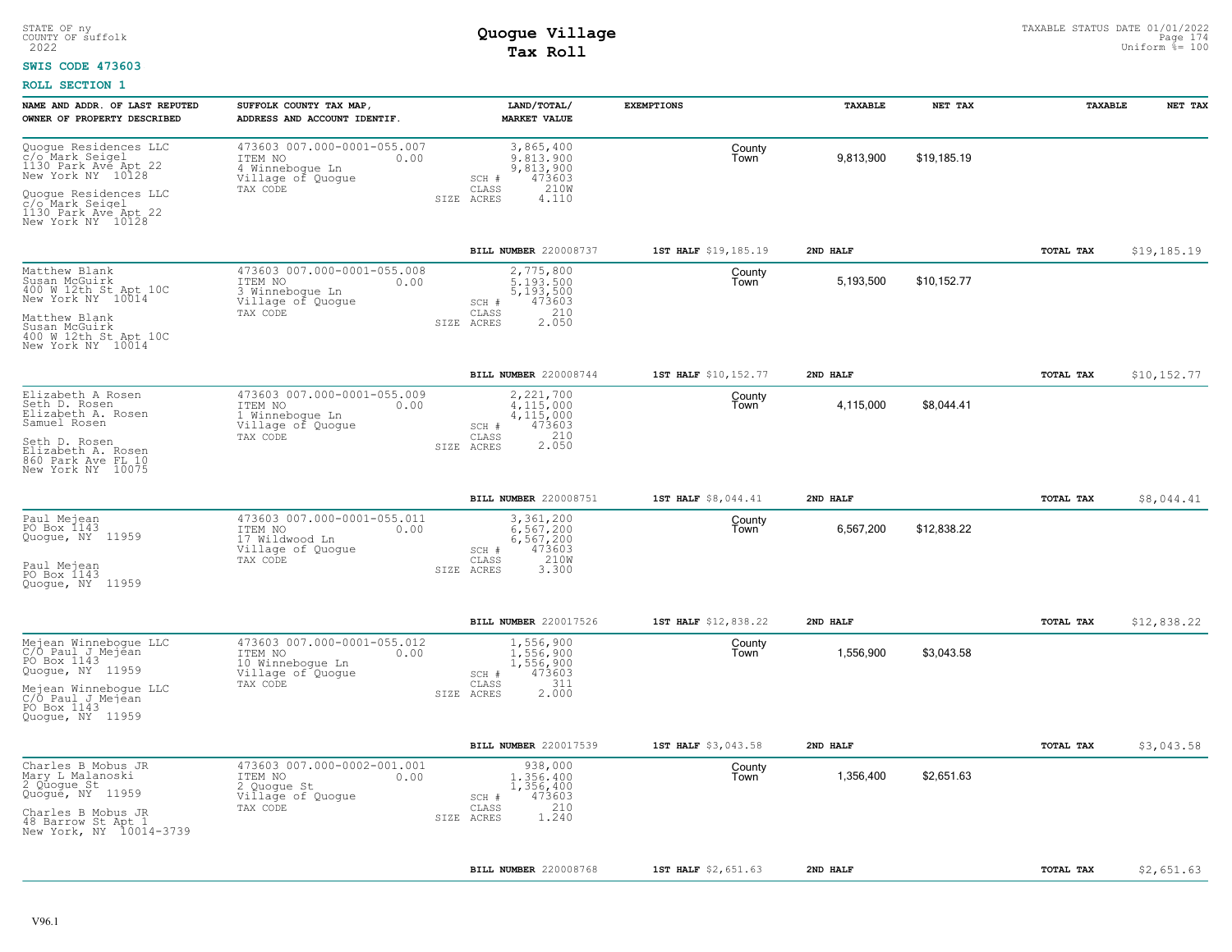STATE OF ny
COUNTY OF suffolk
2022

# Quogue Village
## Tax Roll

TAXABLE STATUS DATE 01/01/2022
Uniform %= 100

**SWIS CODE 473603**

**ROLL SECTION 1**

| NAME AND ADDR. OF LAST REPUTED OWNER OF PROPERTY DESCRIBED | SUFFOLK COUNTY TAX MAP, ADDRESS AND ACCOUNT IDENTIF. | LAND/TOTAL/ MARKET VALUE | EXEMPTIONS | TAXABLE | NET TAX | TAXABLE | NET TAX |
|---|---|---|---|---|---|---|---|
| Quogue Residences LLC<br>c/o Mark Seigel<br>1130 Park Ave Apt 22<br>New York NY 10128<br><br>Quogue Residences LLC<br>c/o Mark Seigel<br>1130 Park Ave Apt 22<br>New York NY 10128 | 473603 007.000-0001-055.007<br>ITEM NO 0.00<br>4 Winnebogue Ln<br>Village of Quogue<br>TAX CODE | 3,865,400<br>9,813,900<br>9,813,900<br>SCH # 473603<br>CLASS 210W<br>SIZE ACRES 4.110 | County<br>Town | 9,813,900 | $19,185.19 | | |
| | | **BILL NUMBER** 220008737 | **1ST HALF** $19,185.19 | **2ND HALF** | | **TOTAL TAX** | $19,185.19 |
| Matthew Blank<br>Susan McGuirk<br>400 W 12th St Apt 10C<br>New York NY 10014<br><br>Matthew Blank<br>Susan McGuirk<br>400 W 12th St Apt 10C<br>New York NY 10014 | 473603 007.000-0001-055.008<br>ITEM NO 0.00<br>3 Winnebogue Ln<br>Village of Quogue<br>TAX CODE | 2,775,800<br>5,193,500<br>5,193,500<br>SCH # 473603<br>CLASS 210<br>SIZE ACRES 2.050 | County<br>Town | 5,193,500 | $10,152.77 | | |
| | | **BILL NUMBER** 220008744 | **1ST HALF** $10,152.77 | **2ND HALF** | | **TOTAL TAX** | $10,152.77 |
| Elizabeth A Rosen<br>Seth D. Rosen<br>Elizabeth A. Rosen<br>Samuel Rosen<br><br>Seth D. Rosen<br>Elizabeth A. Rosen<br>860 Park Ave FL 10<br>New York NY 10075 | 473603 007.000-0001-055.009<br>ITEM NO 0.00<br>1 Winnebogue Ln<br>Village of Quogue<br>TAX CODE | 2,221,700<br>4,115,000<br>4,115,000<br>SCH # 473603<br>CLASS 210<br>SIZE ACRES 2.050 | County<br>Town | 4,115,000 | $8,044.41 | | |
| | | **BILL NUMBER** 220008751 | **1ST HALF** $8,044.41 | **2ND HALF** | | **TOTAL TAX** | $8,044.41 |
| Paul Mejean<br>PO Box 1143<br>Quogue, NY 11959<br><br>Paul Mejean<br>PO Box 1143<br>Quogue, NY 11959 | 473603 007.000-0001-055.011<br>ITEM NO 0.00<br>17 Wildwood Ln<br>Village of Quogue<br>TAX CODE | 3,361,200<br>6,567,200<br>6,567,200<br>SCH # 473603<br>CLASS 210W<br>SIZE ACRES 3.300 | County<br>Town | 6,567,200 | $12,838.22 | | |
| | | **BILL NUMBER** 220017526 | **1ST HALF** $12,838.22 | **2ND HALF** | | **TOTAL TAX** | $12,838.22 |
| Mejean Winnebogue LLC<br>C/O Paul J Mejean<br>PO Box 1143<br>Quogue, NY 11959<br><br>Mejean Winnebogue LLC<br>C/O Paul J Mejean<br>PO Box 1143<br>Quogue, NY 11959 | 473603 007.000-0001-055.012<br>ITEM NO 0.00<br>10 Winnebogue Ln<br>Village of Quogue<br>TAX CODE | 1,556,900<br>1,556,900<br>1,556,900<br>SCH # 473603<br>CLASS 311<br>SIZE ACRES 2.000 | County<br>Town | 1,556,900 | $3,043.58 | | |
| | | **BILL NUMBER** 220017539 | **1ST HALF** $3,043.58 | **2ND HALF** | | **TOTAL TAX** | $3,043.58 |
| Charles B Mobus JR<br>Mary L Malanoski<br>2 Quogue St<br>Quogue, NY 11959<br><br>Charles B Mobus JR<br>48 Barrow St Apt 1<br>New York, NY 10014-3739 | 473603 007.000-0002-001.001<br>ITEM NO 0.00<br>2 Quogue St<br>Village of Quogue<br>TAX CODE | 938,000<br>1,356,400<br>1,356,400<br>SCH # 473603<br>CLASS 210<br>SIZE ACRES 1.240 | County<br>Town | 1,356,400 | $2,651.63 | | |
| | | **BILL NUMBER** 220008768 | **1ST HALF** $2,651.63 | **2ND HALF** | | **TOTAL TAX** | $2,651.63 |

V96.1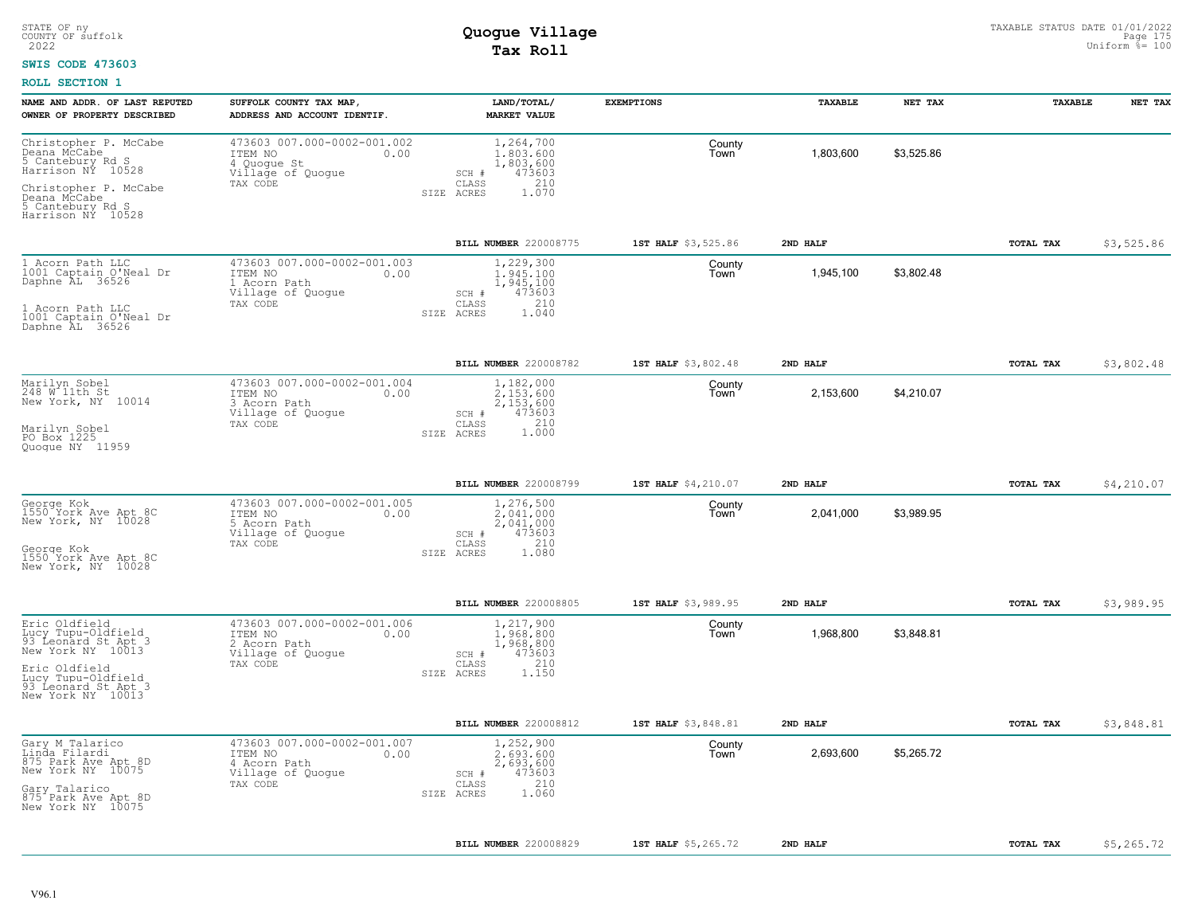STATE OF ny
COUNTY OF suffolk
2022

# Quogue Village
## Tax Roll

TAXABLE STATUS DATE 01/01/2022
Uniform %= 100

**SWIS CODE 473603**

**ROLL SECTION 1**

| NAME AND ADDR. OF LAST REPUTED OWNER OF PROPERTY DESCRIBED | SUFFOLK COUNTY TAX MAP, ADDRESS AND ACCOUNT IDENTIF. | LAND/TOTAL/ MARKET VALUE | EXEMPTIONS | TAXABLE | NET TAX | TAXABLE | NET TAX |
|---|---|---|---|---|---|---|---|
| Christopher P. McCabe<br>Deana McCabe<br>5 Cantebury Rd S<br>Harrison NY 10528<br><br>Christopher P. McCabe<br>Deana McCabe<br>5 Cantebury Rd S<br>Harrison NY 10528 | 473603 007.000-0002-001.002<br>ITEM NO 0.00<br>4 Quogue St<br>Village of Quogue<br>TAX CODE | 1,264,700<br>1,803,600<br>1,803,600<br>SCH # 473603<br>CLASS 210<br>SIZE ACRES 1.070 | County<br>Town | 1,803,600 | $3,525.86 | | |
| | | **BILL NUMBER** 220008775 | **1ST HALF** $3,525.86 | **2ND HALF** | | **TOTAL TAX** | $3,525.86 |
| 1 Acorn Path LLC<br>1001 Captain O'Neal Dr<br>Daphne AL 36526<br><br>1 Acorn Path LLC<br>1001 Captain O'Neal Dr<br>Daphne AL 36526 | 473603 007.000-0002-001.003<br>ITEM NO 0.00<br>1 Acorn Path<br>Village of Quogue<br>TAX CODE | 1,229,300<br>1,945,100<br>1,945,100<br>SCH # 473603<br>CLASS 210<br>SIZE ACRES 1.040 | County<br>Town | 1,945,100 | $3,802.48 | | |
| | | **BILL NUMBER** 220008782 | **1ST HALF** $3,802.48 | **2ND HALF** | | **TOTAL TAX** | $3,802.48 |
| Marilyn Sobel<br>248 W 11th St<br>New York, NY 10014<br><br>Marilyn Sobel<br>PO Box 1225<br>Quogue NY 11959 | 473603 007.000-0002-001.004<br>ITEM NO 0.00<br>3 Acorn Path<br>Village of Quogue<br>TAX CODE | 1,182,000<br>2,153,600<br>2,153,600<br>SCH # 473603<br>CLASS 210<br>SIZE ACRES 1.000 | County<br>Town | 2,153,600 | $4,210.07 | | |
| | | **BILL NUMBER** 220008799 | **1ST HALF** $4,210.07 | **2ND HALF** | | **TOTAL TAX** | $4,210.07 |
| George Kok<br>1550 York Ave Apt 8C<br>New York, NY 10028<br><br>George Kok<br>1550 York Ave Apt 8C<br>New York, NY 10028 | 473603 007.000-0002-001.005<br>ITEM NO 0.00<br>5 Acorn Path<br>Village of Quogue<br>TAX CODE | 1,276,500<br>2,041,000<br>2,041,000<br>SCH # 473603<br>CLASS 210<br>SIZE ACRES 1.080 | County<br>Town | 2,041,000 | $3,989.95 | | |
| | | **BILL NUMBER** 220008805 | **1ST HALF** $3,989.95 | **2ND HALF** | | **TOTAL TAX** | $3,989.95 |
| Eric Oldfield<br>Lucy Tupu-Oldfield<br>93 Leonard St Apt 3<br>New York NY 10013<br><br>Eric Oldfield<br>Lucy Tupu-Oldfield<br>93 Leonard St Apt 3<br>New York NY 10013 | 473603 007.000-0002-001.006<br>ITEM NO 0.00<br>2 Acorn Path<br>Village of Quogue<br>TAX CODE | 1,217,900<br>1,968,800<br>1,968,800<br>SCH # 473603<br>CLASS 210<br>SIZE ACRES 1.150 | County<br>Town | 1,968,800 | $3,848.81 | | |
| | | **BILL NUMBER** 220008812 | **1ST HALF** $3,848.81 | **2ND HALF** | | **TOTAL TAX** | $3,848.81 |
| Gary M Talarico<br>Linda Filardi<br>875 Park Ave Apt 8D<br>New York NY 10075<br><br>Gary Talarico<br>875 Park Ave Apt 8D<br>New York NY 10075 | 473603 007.000-0002-001.007<br>ITEM NO 0.00<br>4 Acorn Path<br>Village of Quogue<br>TAX CODE | 1,252,900<br>2,693,600<br>2,693,600<br>SCH # 473603<br>CLASS 210<br>SIZE ACRES 1.060 | County<br>Town | 2,693,600 | $5,265.72 | | |
| | | **BILL NUMBER** 220008829 | **1ST HALF** $5,265.72 | **2ND HALF** | | **TOTAL TAX** | $5,265.72 |

V96.1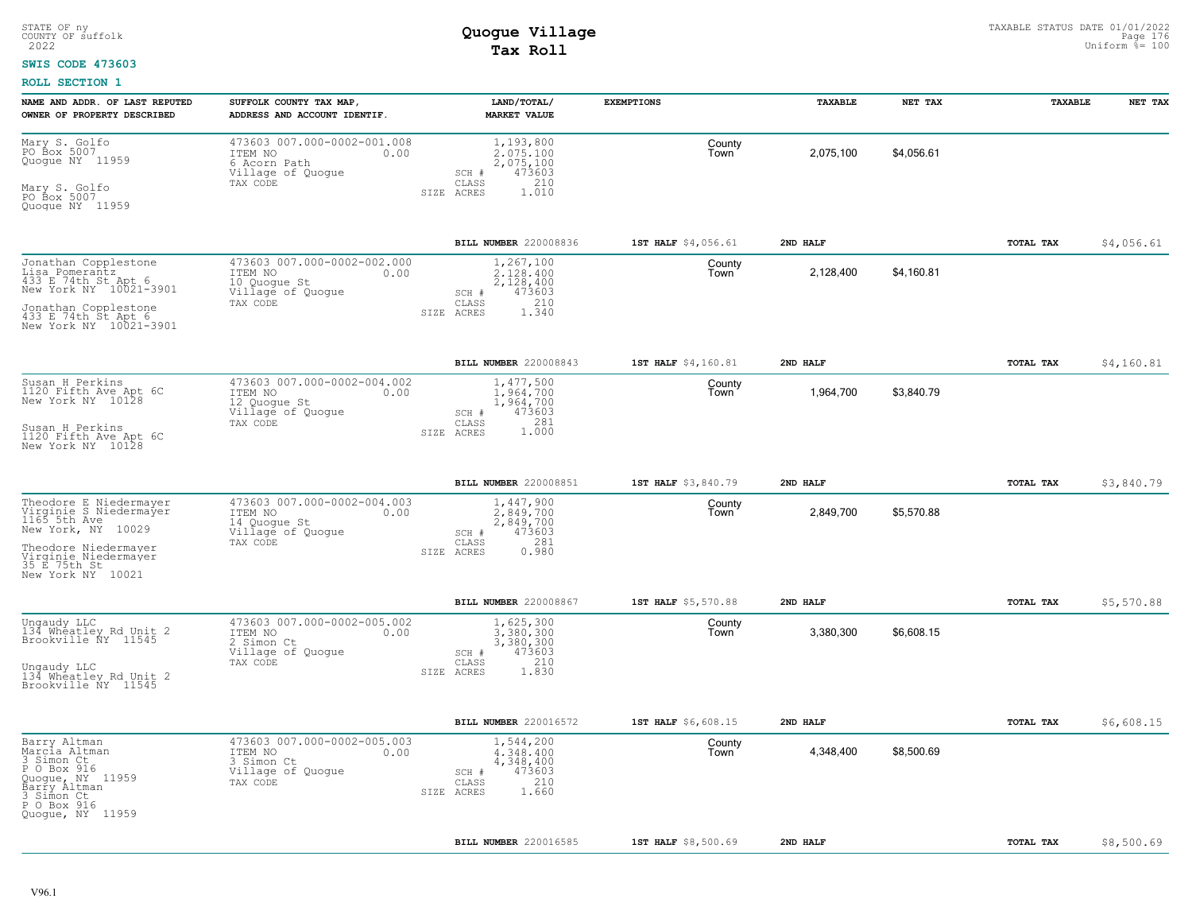STATE OF ny
COUNTY OF suffolk
2022

# Quogue Village
## Tax Roll

TAXABLE STATUS DATE 01/01/2022
Uniform %= 100

**SWIS CODE 473603**

**ROLL SECTION 1**

| NAME AND ADDR. OF LAST REPUTED OWNER OF PROPERTY DESCRIBED | SUFFOLK COUNTY TAX MAP, ADDRESS AND ACCOUNT IDENTIF. | LAND/TOTAL/ MARKET VALUE | EXEMPTIONS | | TAXABLE | NET TAX | TAXABLE | NET TAX |
|---|---|---|---|---|---|---|---|---|
| Mary S. Golfo<br>PO Box 5007<br>Quogue NY 11959<br><br>Mary S. Golfo<br>PO Box 5007<br>Quogue NY 11959 | 473603 007.000-0002-001.008<br>ITEM NO 0.00<br>6 Acorn Path<br>Village of Quogue<br>TAX CODE | 1,193,800<br>2,075,100<br>2,075,100<br>SCH # 473603<br>CLASS 210<br>SIZE ACRES 1.010 | | County<br>Town | 2,075,100 | $4,056.61 | | |
| | | BILL NUMBER 220008836 | 1ST HALF $4,056.61 | | 2ND HALF | | TOTAL TAX | $4,056.61 |
| Jonathan Copplestone<br>Lisa Pomerantz<br>433 E 74th St Apt 6<br>New York NY 10021-3901<br><br>Jonathan Copplestone<br>433 E 74th St Apt 6<br>New York NY 10021-3901 | 473603 007.000-0002-002.000<br>ITEM NO 0.00<br>10 Quogue St<br>Village of Quogue<br>TAX CODE | 1,267,100<br>2,128,400<br>2,128,400<br>SCH # 473603<br>CLASS 210<br>SIZE ACRES 1.340 | | County<br>Town | 2,128,400 | $4,160.81 | | |
| | | BILL NUMBER 220008843 | 1ST HALF $4,160.81 | | 2ND HALF | | TOTAL TAX | $4,160.81 |
| Susan H Perkins<br>1120 Fifth Ave Apt 6C<br>New York NY 10128<br><br>Susan H Perkins<br>1120 Fifth Ave Apt 6C<br>New York NY 10128 | 473603 007.000-0002-004.002<br>ITEM NO 0.00<br>12 Quogue St<br>Village of Quogue<br>TAX CODE | 1,477,500<br>1,964,700<br>1,964,700<br>SCH # 473603<br>CLASS 281<br>SIZE ACRES 1.000 | | County<br>Town | 1,964,700 | $3,840.79 | | |
| | | BILL NUMBER 220008851 | 1ST HALF $3,840.79 | | 2ND HALF | | TOTAL TAX | $3,840.79 |
| Theodore E Niedermayer<br>Virginie S Niedermayer<br>1165 5th Ave<br>New York, NY 10029<br><br>Theodore Niedermayer<br>Virginie Niedermayer<br>35 E 75th St<br>New York NY 10021 | 473603 007.000-0002-004.003<br>ITEM NO 0.00<br>14 Quogue St<br>Village of Quogue<br>TAX CODE | 1,447,900<br>2,849,700<br>2,849,700<br>SCH # 473603<br>CLASS 281<br>SIZE ACRES 0.980 | | County<br>Town | 2,849,700 | $5,570.88 | | |
| | | BILL NUMBER 220008867 | 1ST HALF $5,570.88 | | 2ND HALF | | TOTAL TAX | $5,570.88 |
| Ungaudy LLC<br>134 Wheatley Rd Unit 2<br>Brookville NY 11545<br><br>Ungaudy LLC<br>134 Wheatley Rd Unit 2<br>Brookville NY 11545 | 473603 007.000-0002-005.002<br>ITEM NO 0.00<br>2 Simon Ct<br>Village of Quogue<br>TAX CODE | 1,625,300<br>3,380,300<br>3,380,300<br>SCH # 473603<br>CLASS 210<br>SIZE ACRES 1.830 | | County<br>Town | 3,380,300 | $6,608.15 | | |
| | | BILL NUMBER 220016572 | 1ST HALF $6,608.15 | | 2ND HALF | | TOTAL TAX | $6,608.15 |
| Barry Altman<br>Marcia Altman<br>3 Simon Ct<br>P O Box 916<br>Quogue, NY 11959<br>Barry Altman<br>3 Simon Ct<br>P O Box 916<br>Quogue, NY 11959 | 473603 007.000-0002-005.003<br>ITEM NO 0.00<br>3 Simon Ct<br>Village of Quogue<br>TAX CODE | 1,544,200<br>4,348,400<br>4,348,400<br>SCH # 473603<br>CLASS 210<br>SIZE ACRES 1.660 | | County<br>Town | 4,348,400 | $8,500.69 | | |
| | | BILL NUMBER 220016585 | 1ST HALF $8,500.69 | | 2ND HALF | | TOTAL TAX | $8,500.69 |

V96.1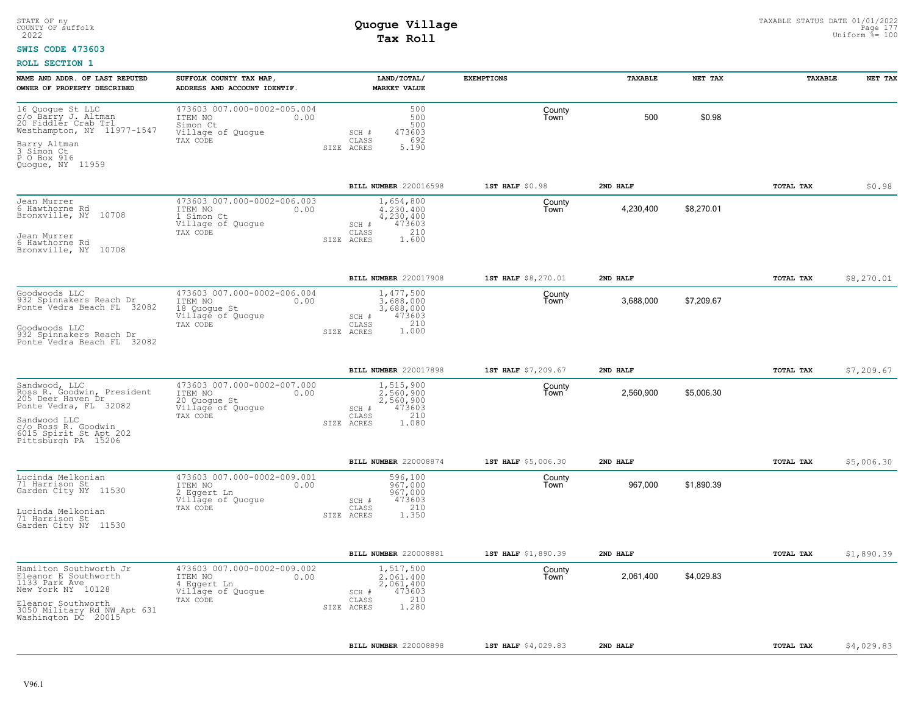STATE OF ny
COUNTY OF suffolk
2022

# Quogue Village
## Tax Roll

TAXABLE STATUS DATE 01/01/2022
Uniform %= 100

**SWIS CODE 473603**

**ROLL SECTION 1**

| NAME AND ADDR. OF LAST REPUTED OWNER OF PROPERTY DESCRIBED | SUFFOLK COUNTY TAX MAP, ADDRESS AND ACCOUNT IDENTIF. | LAND/TOTAL/ MARKET VALUE | EXEMPTIONS | TAXABLE | NET TAX | TAXABLE | NET TAX |
|---|---|---|---|---|---|---|---|
| 16 Quogue St LLC<br>c/o Barry J. Altman<br>20 Fiddler Crab Trl<br>Westhampton, NY 11977-1547<br><br>Barry Altman<br>3 Simon Ct<br>P O Box 916<br>Quogue, NY 11959 | 473603 007.000-0002-005.004<br>ITEM NO 0.00<br>Simon Ct<br>Village of Quogue<br>TAX CODE | 500<br>500<br>500<br>SCH # 473603<br>CLASS 692<br>SIZE ACRES 5.190 | County<br>Town | 500 | $0.98 | | |
| | | BILL NUMBER 220016598 | 1ST HALF $0.98 | 2ND HALF | | TOTAL TAX | $0.98 |
| Jean Murrer<br>6 Hawthorne Rd<br>Bronxville, NY 10708<br><br>Jean Murrer<br>6 Hawthorne Rd<br>Bronxville, NY 10708 | 473603 007.000-0002-006.003<br>ITEM NO 0.00<br>1 Simon Ct<br>Village of Quogue<br>TAX CODE | 1,654,800<br>4,230,400<br>4,230,400<br>SCH # 473603<br>CLASS 210<br>SIZE ACRES 1.600 | County<br>Town | 4,230,400 | $8,270.01 | | |
| | | BILL NUMBER 220017908 | 1ST HALF $8,270.01 | 2ND HALF | | TOTAL TAX | $8,270.01 |
| Goodwoods LLC<br>932 Spinnakers Reach Dr<br>Ponte Vedra Beach FL 32082<br><br>Goodwoods LLC<br>932 Spinnakers Reach Dr<br>Ponte Vedra Beach FL 32082 | 473603 007.000-0002-006.004<br>ITEM NO 0.00<br>18 Quogue St<br>Village of Quogue<br>TAX CODE | 1,477,500<br>3,688,000<br>3,688,000<br>SCH # 473603<br>CLASS 210<br>SIZE ACRES 1.000 | County<br>Town | 3,688,000 | $7,209.67 | | |
| | | BILL NUMBER 220017898 | 1ST HALF $7,209.67 | 2ND HALF | | TOTAL TAX | $7,209.67 |
| Sandwood, LLC<br>Ross R. Goodwin, President<br>205 Deer Haven Dr<br>Ponte Vedra, FL 32082<br><br>Sandwood LLC<br>c/o Ross R. Goodwin<br>6015 Spirit St Apt 202<br>Pittsburgh PA 15206 | 473603 007.000-0002-007.000<br>ITEM NO 0.00<br>20 Quogue St<br>Village of Quogue<br>TAX CODE | 1,515,900<br>2,560,900<br>2,560,900<br>SCH # 473603<br>CLASS 210<br>SIZE ACRES 1.080 | County<br>Town | 2,560,900 | $5,006.30 | | |
| | | BILL NUMBER 220008874 | 1ST HALF $5,006.30 | 2ND HALF | | TOTAL TAX | $5,006.30 |
| Lucinda Melkonian<br>71 Harrison St<br>Garden City NY 11530<br><br>Lucinda Melkonian<br>71 Harrison St<br>Garden City NY 11530 | 473603 007.000-0002-009.001<br>ITEM NO 0.00<br>2 Eggert Ln<br>Village of Quogue<br>TAX CODE | 596,100<br>967,000<br>967,000<br>SCH # 473603<br>CLASS 210<br>SIZE ACRES 1.350 | County<br>Town | 967,000 | $1,890.39 | | |
| | | BILL NUMBER 220008881 | 1ST HALF $1,890.39 | 2ND HALF | | TOTAL TAX | $1,890.39 |
| Hamilton Southworth Jr<br>Eleanor E Southworth<br>1133 Park Ave<br>New York NY 10128<br><br>Eleanor Southworth<br>3050 Military Rd NW Apt 631<br>Washington DC 20015 | 473603 007.000-0002-009.002<br>ITEM NO 0.00<br>4 Eggert Ln<br>Village of Quogue<br>TAX CODE | 1,517,500<br>2,061,400<br>2,061,400<br>SCH # 473603<br>CLASS 210<br>SIZE ACRES 1.280 | County<br>Town | 2,061,400 | $4,029.83 | | |
| | | BILL NUMBER 220008898 | 1ST HALF $4,029.83 | 2ND HALF | | TOTAL TAX | $4,029.83 |

V96.1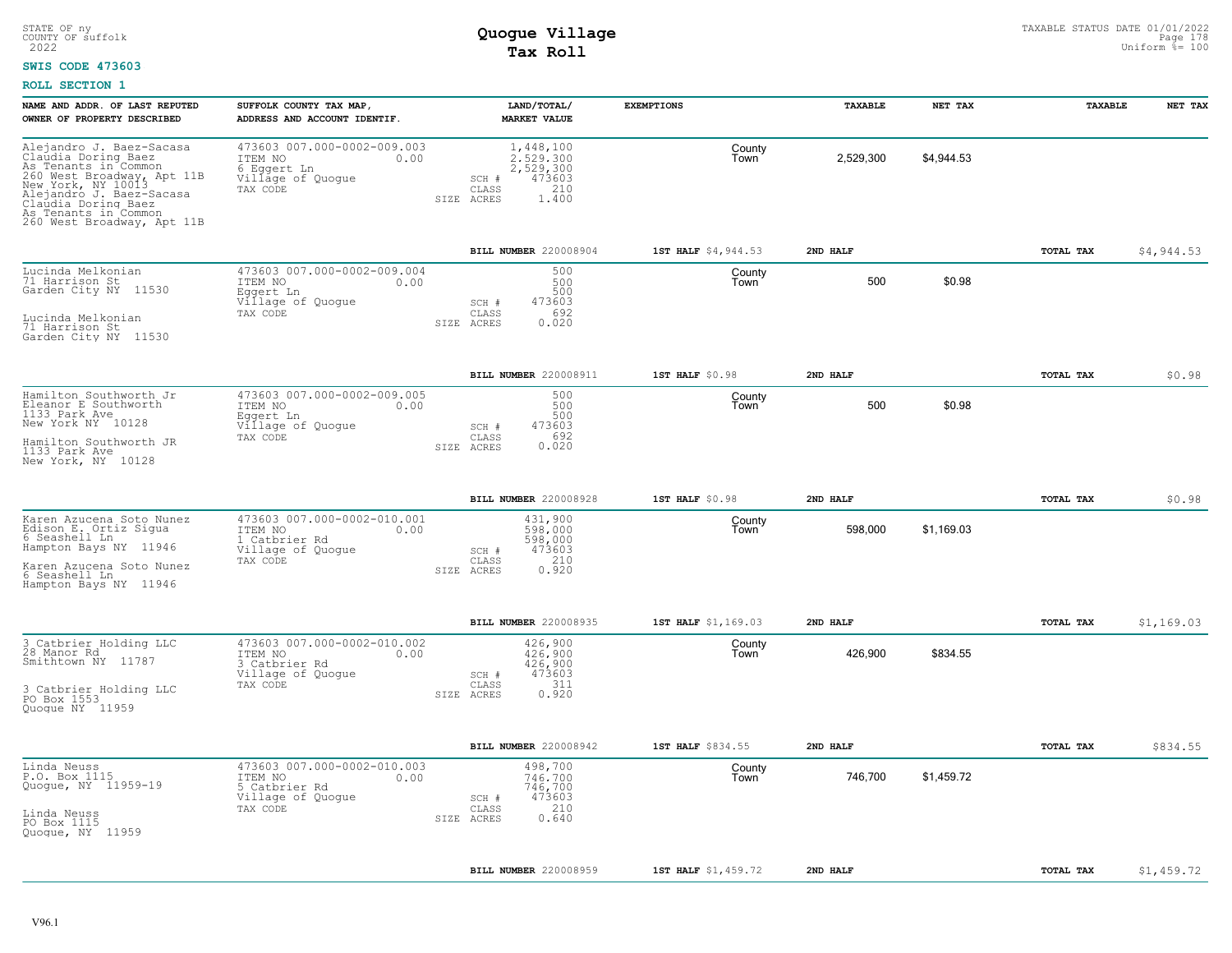STATE OF ny
COUNTY OF suffolk
2022

# Quogue Village
## Tax Roll

TAXABLE STATUS DATE 01/01/2022
Uniform %= 100

**SWIS CODE 473603**

**ROLL SECTION 1**

| NAME AND ADDR. OF LAST REPUTED OWNER OF PROPERTY DESCRIBED | SUFFOLK COUNTY TAX MAP, ADDRESS AND ACCOUNT IDENTIF. | LAND/TOTAL/ MARKET VALUE | EXEMPTIONS | TAXABLE | NET TAX | TAXABLE | NET TAX |
|---|---|---|---|---|---|---|---|
| Alejandro J. Baez-Sacasa<br>Claudia Doring Baez<br>As Tenants in Common<br>260 West Broadway, Apt 11B<br>New York, NY 10013<br>Alejandro J. Baez-Sacasa<br>Claudia Doring Baez<br>As Tenants in Common<br>260 West Broadway, Apt 11B | 473603 007.000-0002-009.003<br>ITEM NO 0.00<br>6 Eggert Ln<br>Village of Quogue<br>TAX CODE | 1,448,100<br>2,529,300<br>2,529,300<br>SCH # 473603<br>CLASS 210<br>SIZE ACRES 1.400 | County<br>Town | 2,529,300 | $4,944.53 | | |
| | | **BILL NUMBER** 220008904 | **1ST HALF** $4,944.53 | **2ND HALF** | | **TOTAL TAX** | $4,944.53 |
| Lucinda Melkonian<br>71 Harrison St<br>Garden City NY 11530<br><br>Lucinda Melkonian<br>71 Harrison St<br>Garden City NY 11530 | 473603 007.000-0002-009.004<br>ITEM NO 0.00<br>Eggert Ln<br>Village of Quogue<br>TAX CODE | 500<br>500<br>500<br>SCH # 473603<br>CLASS 692<br>SIZE ACRES 0.020 | County<br>Town | 500 | $0.98 | | |
| | | **BILL NUMBER** 220008911 | **1ST HALF** $0.98 | **2ND HALF** | | **TOTAL TAX** | $0.98 |
| Hamilton Southworth Jr<br>Eleanor E Southworth<br>1133 Park Ave<br>New York NY 10128<br><br>Hamilton Southworth JR<br>1133 Park Ave<br>New York, NY 10128 | 473603 007.000-0002-009.005<br>ITEM NO 0.00<br>Eggert Ln<br>Village of Quogue<br>TAX CODE | 500<br>500<br>500<br>SCH # 473603<br>CLASS 692<br>SIZE ACRES 0.020 | County<br>Town | 500 | $0.98 | | |
| | | **BILL NUMBER** 220008928 | **1ST HALF** $0.98 | **2ND HALF** | | **TOTAL TAX** | $0.98 |
| Karen Azucena Soto Nunez<br>Edison E. Ortiz Sigua<br>6 Seashell Ln<br>Hampton Bays NY 11946<br><br>Karen Azucena Soto Nunez<br>6 Seashell Ln<br>Hampton Bays NY 11946 | 473603 007.000-0002-010.001<br>ITEM NO 0.00<br>1 Catbrier Rd<br>Village of Quogue<br>TAX CODE | 431,900<br>598,000<br>598,000<br>SCH # 473603<br>CLASS 210<br>SIZE ACRES 0.920 | County<br>Town | 598,000 | $1,169.03 | | |
| | | **BILL NUMBER** 220008935 | **1ST HALF** $1,169.03 | **2ND HALF** | | **TOTAL TAX** | $1,169.03 |
| 3 Catbrier Holding LLC<br>28 Manor Rd<br>Smithtown NY 11787<br><br>3 Catbrier Holding LLC<br>PO Box 1553<br>Quogue NY 11959 | 473603 007.000-0002-010.002<br>ITEM NO 0.00<br>3 Catbrier Rd<br>Village of Quogue<br>TAX CODE | 426,900<br>426,900<br>426,900<br>SCH # 473603<br>CLASS 311<br>SIZE ACRES 0.920 | County<br>Town | 426,900 | $834.55 | | |
| | | **BILL NUMBER** 220008942 | **1ST HALF** $834.55 | **2ND HALF** | | **TOTAL TAX** | $834.55 |
| Linda Neuss<br>P.O. Box 1115<br>Quogue, NY 11959-19<br><br>Linda Neuss<br>PO Box 1115<br>Quogue, NY 11959 | 473603 007.000-0002-010.003<br>ITEM NO 0.00<br>5 Catbrier Rd<br>Village of Quogue<br>TAX CODE | 498,700<br>746,700<br>746,700<br>SCH # 473603<br>CLASS 210<br>SIZE ACRES 0.640 | County<br>Town | 746,700 | $1,459.72 | | |
| | | **BILL NUMBER** 220008959 | **1ST HALF** $1,459.72 | **2ND HALF** | | **TOTAL TAX** | $1,459.72 |

V96.1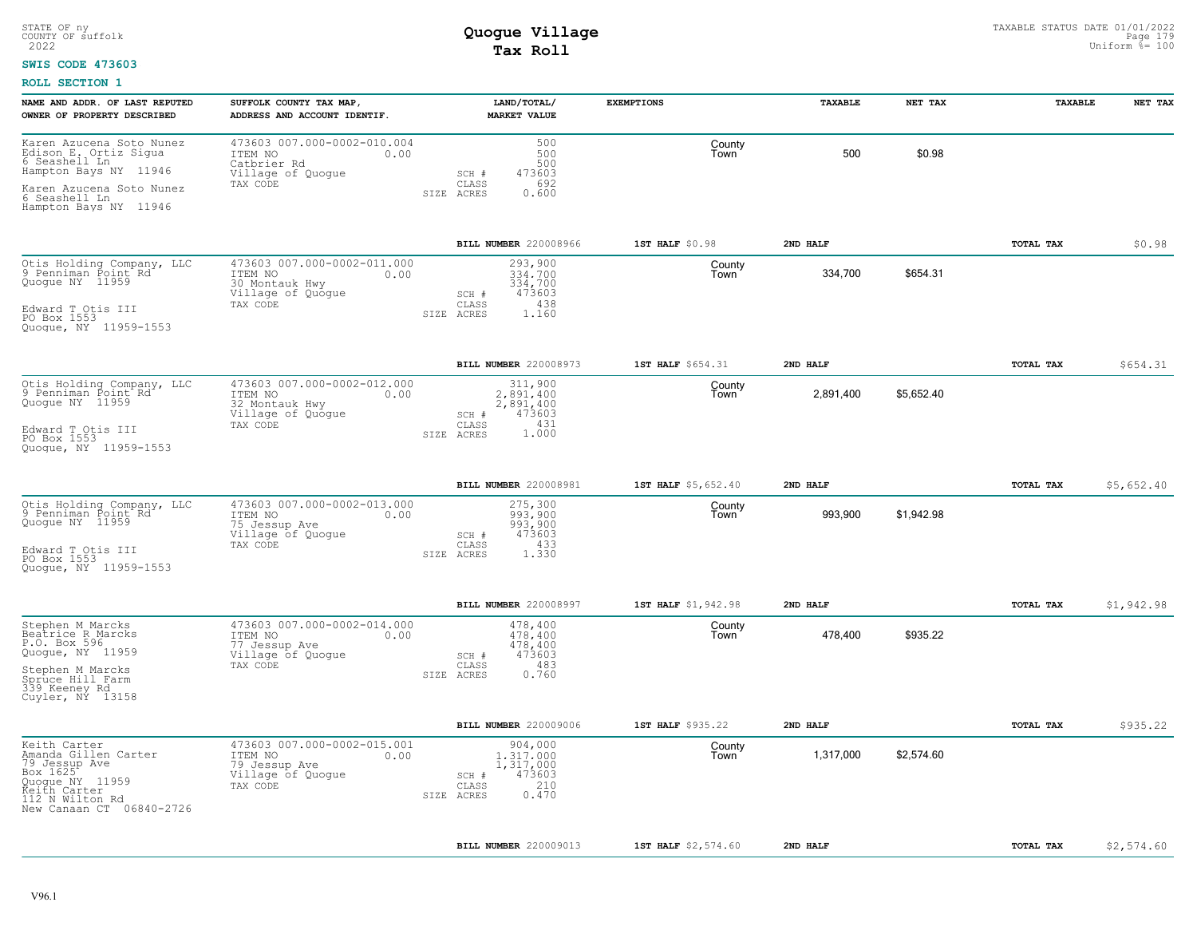STATE OF ny
COUNTY OF suffolk
2022

# Quogue Village
## Tax Roll

TAXABLE STATUS DATE 01/01/2022
Uniform %= 100

**SWIS CODE 473603**

**ROLL SECTION 1**

| NAME AND ADDR. OF LAST REPUTED OWNER OF PROPERTY DESCRIBED | SUFFOLK COUNTY TAX MAP, ADDRESS AND ACCOUNT IDENTIF. | LAND/TOTAL/ MARKET VALUE | EXEMPTIONS | | TAXABLE | NET TAX | TAXABLE | NET TAX |
|---|---|---|---|---|---|---|---|---|
| Karen Azucena Soto Nunez<br>Edison E. Ortiz Sigua<br>6 Seashell Ln<br>Hampton Bays NY 11946<br>Karen Azucena Soto Nunez<br>6 Seashell Ln<br>Hampton Bays NY 11946 | 473603 007.000-0002-010.004<br>ITEM NO 0.00<br>Catbrier Rd<br>Village of Quogue<br>TAX CODE | 500<br>500<br>500<br>SCH # 473603<br>CLASS 692<br>SIZE ACRES 0.600 | | County<br>Town | 500 | $0.98 | | |
| | | BILL NUMBER 220008966 | 1ST HALF $0.98 | | 2ND HALF | | TOTAL TAX | $0.98 |
| Otis Holding Company, LLC<br>9 Penniman Point Rd<br>Quogue NY 11959<br>Edward T Otis III<br>PO Box 1553<br>Quogue, NY 11959-1553 | 473603 007.000-0002-011.000<br>ITEM NO 0.00<br>30 Montauk Hwy<br>Village of Quogue<br>TAX CODE | 293,900<br>334,700<br>334,700<br>SCH # 473603<br>CLASS 438<br>SIZE ACRES 1.160 | | County<br>Town | 334,700 | $654.31 | | |
| | | BILL NUMBER 220008973 | 1ST HALF $654.31 | | 2ND HALF | | TOTAL TAX | $654.31 |
| Otis Holding Company, LLC<br>9 Penniman Point Rd<br>Quogue NY 11959<br>Edward T Otis III<br>PO Box 1553<br>Quogue, NY 11959-1553 | 473603 007.000-0002-012.000<br>ITEM NO 0.00<br>32 Montauk Hwy<br>Village of Quogue<br>TAX CODE | 311,900<br>2,891,400<br>2,891,400<br>SCH # 473603<br>CLASS 431<br>SIZE ACRES 1.000 | | County<br>Town | 2,891,400 | $5,652.40 | | |
| | | BILL NUMBER 220008981 | 1ST HALF $5,652.40 | | 2ND HALF | | TOTAL TAX | $5,652.40 |
| Otis Holding Company, LLC<br>9 Penniman Point Rd<br>Quogue NY 11959<br>Edward T Otis III<br>PO Box 1553<br>Quogue, NY 11959-1553 | 473603 007.000-0002-013.000<br>ITEM NO 0.00<br>75 Jessup Ave<br>Village of Quogue<br>TAX CODE | 275,300<br>993,900<br>993,900<br>SCH # 473603<br>CLASS 433<br>SIZE ACRES 1.330 | | County<br>Town | 993,900 | $1,942.98 | | |
| | | BILL NUMBER 220008997 | 1ST HALF $1,942.98 | | 2ND HALF | | TOTAL TAX | $1,942.98 |
| Stephen M Marcks<br>Beatrice R Marcks<br>P.O. Box 596<br>Quogue, NY 11959<br>Stephen M Marcks<br>Spruce Hill Farm<br>339 Keeney Rd<br>Cuyler, NY 13158 | 473603 007.000-0002-014.000<br>ITEM NO 0.00<br>77 Jessup Ave<br>Village of Quogue<br>TAX CODE | 478,400<br>478,400<br>478,400<br>SCH # 473603<br>CLASS 483<br>SIZE ACRES 0.760 | | County<br>Town | 478,400 | $935.22 | | |
| | | BILL NUMBER 220009006 | 1ST HALF $935.22 | | 2ND HALF | | TOTAL TAX | $935.22 |
| Keith Carter<br>Amanda Gillen Carter<br>79 Jessup Ave<br>Box 1625<br>Quogue NY 11959<br>Keith Carter<br>112 N Wilton Rd<br>New Canaan CT 06840-2726 | 473603 007.000-0002-015.001<br>ITEM NO 0.00<br>79 Jessup Ave<br>Village of Quogue<br>TAX CODE | 904,000<br>1,317,000<br>1,317,000<br>SCH # 473603<br>CLASS 210<br>SIZE ACRES 0.470 | | County<br>Town | 1,317,000 | $2,574.60 | | |
| | | BILL NUMBER 220009013 | 1ST HALF $2,574.60 | | 2ND HALF | | TOTAL TAX | $2,574.60 |

V96.1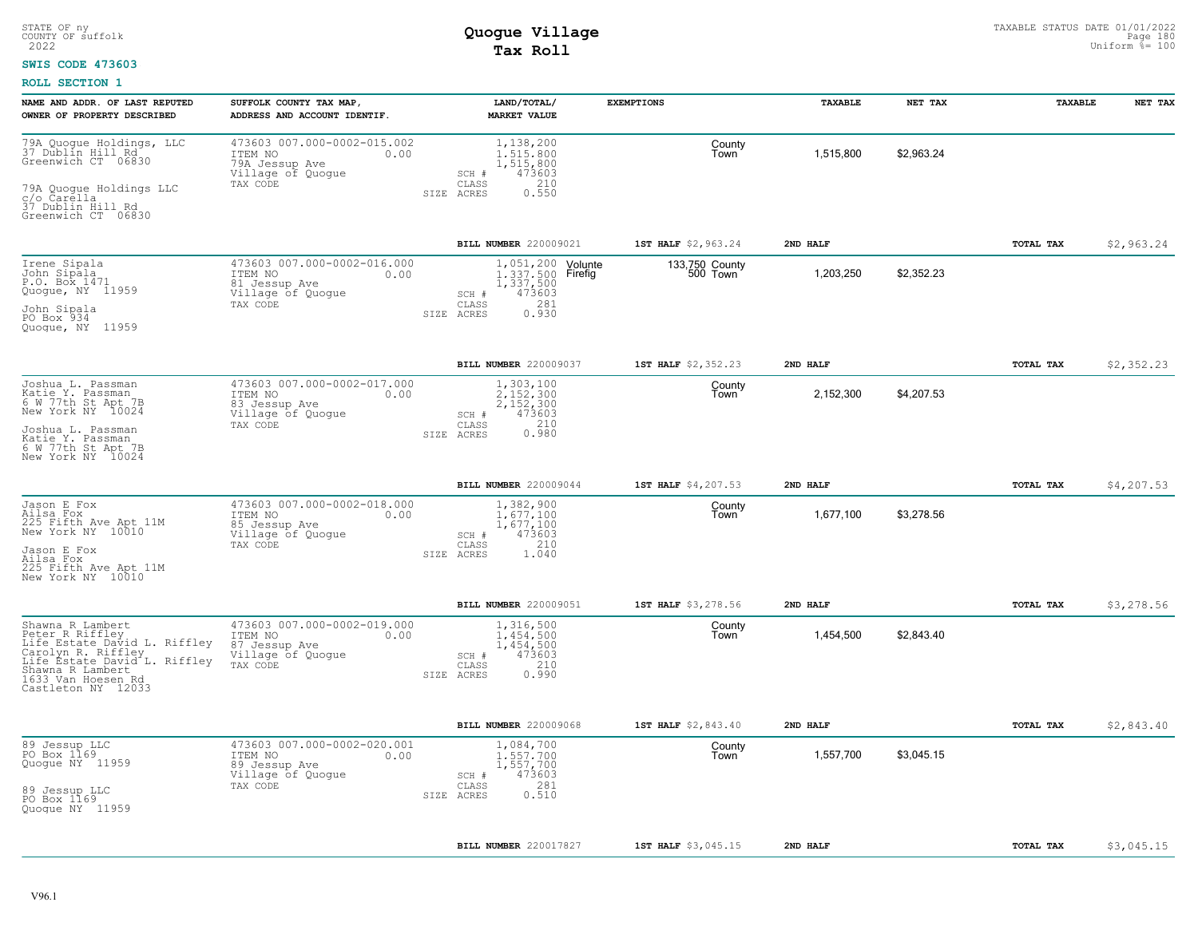STATE OF ny
COUNTY OF suffolk
2022

# Quogue Village
## Tax Roll

TAXABLE STATUS DATE 01/01/2022
Uniform %= 100

**SWIS CODE 473603**

**ROLL SECTION 1**

| NAME AND ADDR. OF LAST REPUTED OWNER OF PROPERTY DESCRIBED | SUFFOLK COUNTY TAX MAP, ADDRESS AND ACCOUNT IDENTIF. | LAND/TOTAL/ MARKET VALUE | EXEMPTIONS | | TAXABLE | NET TAX | TAXABLE | NET TAX |
|---|---|---|---|---|---|---|---|---|
| 79A Quogue Holdings, LLC<br>37 Dublin Hill Rd<br>Greenwich CT 06830<br><br>79A Quogue Holdings LLC<br>c/o Carella<br>37 Dublin Hill Rd<br>Greenwich CT 06830 | 473603 007.000-0002-015.002<br>ITEM NO 0.00<br>79A Jessup Ave<br>Village of Quogue<br>TAX CODE | 1,138,200<br>1,515,800<br>1,515,800<br>SCH # 473603<br>CLASS 210<br>SIZE ACRES 0.550 | | County<br>Town | 1,515,800 | $2,963.24 | | |
| | | BILL NUMBER 220009021 | 1ST HALF $2,963.24 | | 2ND HALF | | TOTAL TAX | $2,963.24 |
| Irene Sipala<br>John Sipala<br>P.O. Box 1471<br>Quogue, NY 11959<br><br>John Sipala<br>PO Box 934<br>Quogue, NY 11959 | 473603 007.000-0002-016.000<br>ITEM NO 0.00<br>81 Jessup Ave<br>Village of Quogue<br>TAX CODE | 1,051,200<br>1,337,500<br>1,337,500<br>SCH # 473603<br>CLASS 281<br>SIZE ACRES 0.930 | Volunte<br>Firefig | 133,750 County<br>500 Town | 1,203,250 | $2,352.23 | | |
| | | BILL NUMBER 220009037 | 1ST HALF $2,352.23 | | 2ND HALF | | TOTAL TAX | $2,352.23 |
| Joshua L. Passman<br>Katie Y. Passman<br>6 W 77th St Apt 7B<br>New York NY 10024<br><br>Joshua L. Passman<br>Katie Y. Passman<br>6 W 77th St Apt 7B<br>New York NY 10024 | 473603 007.000-0002-017.000<br>ITEM NO 0.00<br>83 Jessup Ave<br>Village of Quogue<br>TAX CODE | 1,303,100<br>2,152,300<br>2,152,300<br>SCH # 473603<br>CLASS 210<br>SIZE ACRES 0.980 | | County<br>Town | 2,152,300 | $4,207.53 | | |
| | | BILL NUMBER 220009044 | 1ST HALF $4,207.53 | | 2ND HALF | | TOTAL TAX | $4,207.53 |
| Jason E Fox<br>Ailsa Fox<br>225 Fifth Ave Apt 11M<br>New York NY 10010<br><br>Jason E Fox<br>Ailsa Fox<br>225 Fifth Ave Apt 11M<br>New York NY 10010 | 473603 007.000-0002-018.000<br>ITEM NO 0.00<br>85 Jessup Ave<br>Village of Quogue<br>TAX CODE | 1,382,900<br>1,677,100<br>1,677,100<br>SCH # 473603<br>CLASS 210<br>SIZE ACRES 1.040 | | County<br>Town | 1,677,100 | $3,278.56 | | |
| | | BILL NUMBER 220009051 | 1ST HALF $3,278.56 | | 2ND HALF | | TOTAL TAX | $3,278.56 |
| Shawna R Lambert<br>Peter R Riffley<br>Life Estate David L. Riffley<br>Carolyn R. Riffley<br>Life Estate David L. Riffley<br>Shawna R Lambert<br>1633 Van Hoesen Rd<br>Castleton NY 12033 | 473603 007.000-0002-019.000<br>ITEM NO 0.00<br>87 Jessup Ave<br>Village of Quogue<br>TAX CODE | 1,316,500<br>1,454,500<br>1,454,500<br>SCH # 473603<br>CLASS 210<br>SIZE ACRES 0.990 | | County<br>Town | 1,454,500 | $2,843.40 | | |
| | | BILL NUMBER 220009068 | 1ST HALF $2,843.40 | | 2ND HALF | | TOTAL TAX | $2,843.40 |
| 89 Jessup LLC<br>PO Box 1169<br>Quogue NY 11959<br><br>89 Jessup LLC<br>PO Box 1169<br>Quogue NY 11959 | 473603 007.000-0002-020.001<br>ITEM NO 0.00<br>89 Jessup Ave<br>Village of Quogue<br>TAX CODE | 1,084,700<br>1,557,700<br>1,557,700<br>SCH # 473603<br>CLASS 281<br>SIZE ACRES 0.510 | | County<br>Town | 1,557,700 | $3,045.15 | | |
| | | BILL NUMBER 220017827 | 1ST HALF $3,045.15 | | 2ND HALF | | TOTAL TAX | $3,045.15 |

V96.1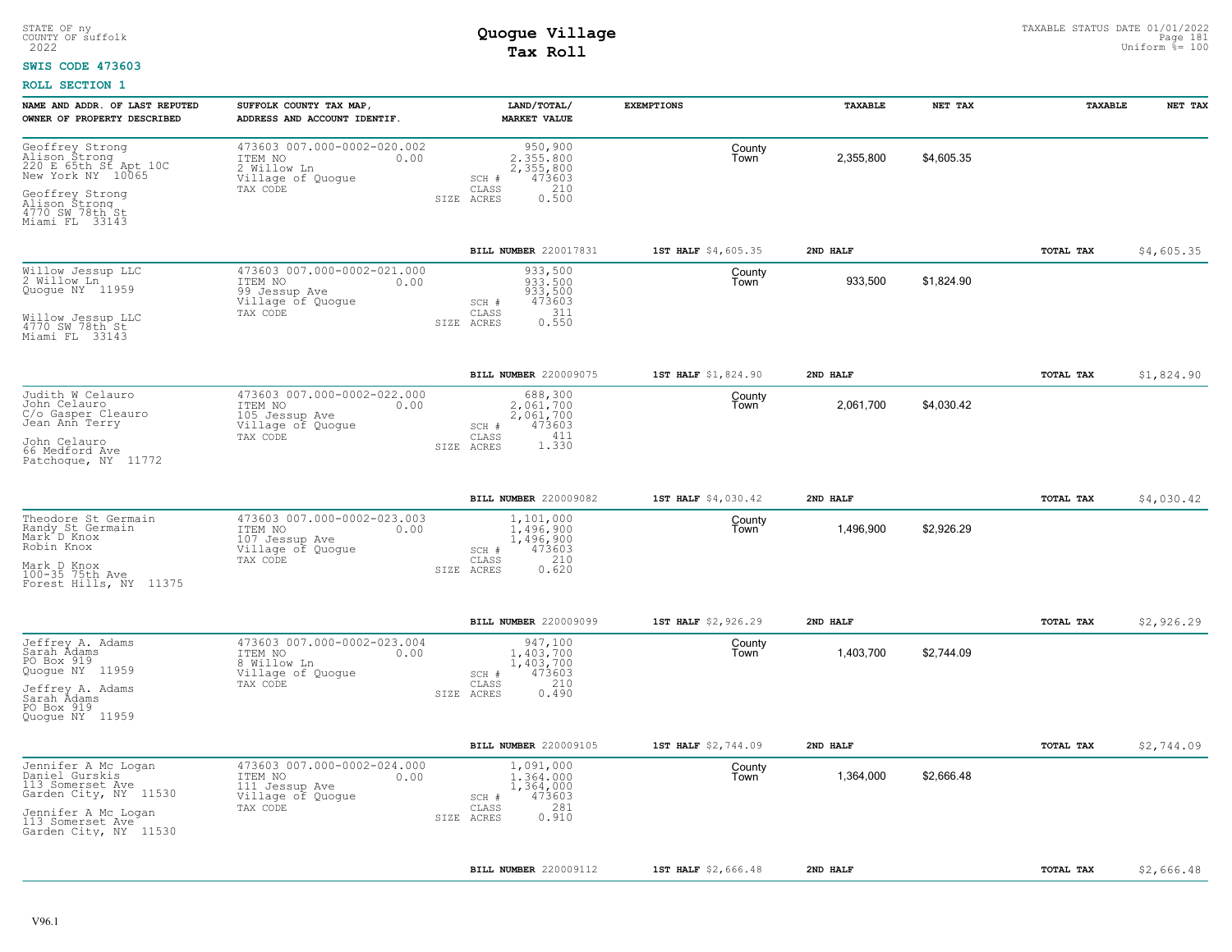STATE OF ny
COUNTY OF suffolk
2022

# Quogue Village
## Tax Roll

TAXABLE STATUS DATE 01/01/2022
Uniform %= 100

**SWIS CODE 473603**

**ROLL SECTION 1**

| NAME AND ADDR. OF LAST REPUTED OWNER OF PROPERTY DESCRIBED | SUFFOLK COUNTY TAX MAP, ADDRESS AND ACCOUNT IDENTIF. | LAND/TOTAL/ MARKET VALUE | EXEMPTIONS | | TAXABLE | NET TAX | TAXABLE | NET TAX |
|---|---|---|---|---|---|---|---|---|
| Geoffrey Strong<br>Alison Strong<br>220 E 65th St Apt 10C<br>New York NY 10065<br><br>Geoffrey Strong<br>Alison Strong<br>4770 SW 78th St<br>Miami FL 33143 | 473603 007.000-0002-020.002<br>ITEM NO 0.00<br>2 Willow Ln<br>Village of Quogue<br>TAX CODE | 950,900<br>2,355,800<br>2,355,800<br>SCH # 473603<br>CLASS 210<br>SIZE ACRES 0.500 | | County<br>Town | 2,355,800 | $4,605.35 | | |
| | | BILL NUMBER 220017831 | 1ST HALF $4,605.35 | 2ND HALF | | | TOTAL TAX | $4,605.35 |
| Willow Jessup LLC<br>2 Willow Ln<br>Quogue NY 11959<br><br>Willow Jessup LLC<br>4770 SW 78th St<br>Miami FL 33143 | 473603 007.000-0002-021.000<br>ITEM NO 0.00<br>99 Jessup Ave<br>Village of Quogue<br>TAX CODE | 933,500<br>933,500<br>933,500<br>SCH # 473603<br>CLASS 311<br>SIZE ACRES 0.550 | | County<br>Town | 933,500 | $1,824.90 | | |
| | | BILL NUMBER 220009075 | 1ST HALF $1,824.90 | 2ND HALF | | | TOTAL TAX | $1,824.90 |
| Judith W Celauro<br>John Celauro<br>C/o Gasper Cleauro<br>Jean Ann Terry<br><br>John Celauro<br>66 Medford Ave<br>Patchogue, NY 11772 | 473603 007.000-0002-022.000<br>ITEM NO 0.00<br>105 Jessup Ave<br>Village of Quogue<br>TAX CODE | 688,300<br>2,061,700<br>2,061,700<br>SCH # 473603<br>CLASS 411<br>SIZE ACRES 1.330 | | County<br>Town | 2,061,700 | $4,030.42 | | |
| | | BILL NUMBER 220009082 | 1ST HALF $4,030.42 | 2ND HALF | | | TOTAL TAX | $4,030.42 |
| Theodore St Germain<br>Randy St Germain<br>Mark D Knox<br>Robin Knox<br><br>Mark D Knox<br>100-35 75th Ave<br>Forest Hills, NY 11375 | 473603 007.000-0002-023.003<br>ITEM NO 0.00<br>107 Jessup Ave<br>Village of Quogue<br>TAX CODE | 1,101,000<br>1,496,900<br>1,496,900<br>SCH # 473603<br>CLASS 210<br>SIZE ACRES 0.620 | | County<br>Town | 1,496,900 | $2,926.29 | | |
| | | BILL NUMBER 220009099 | 1ST HALF $2,926.29 | 2ND HALF | | | TOTAL TAX | $2,926.29 |
| Jeffrey A. Adams<br>Sarah Adams<br>PO Box 919<br>Quogue NY 11959<br><br>Jeffrey A. Adams<br>Sarah Adams<br>PO Box 919<br>Quogue NY 11959 | 473603 007.000-0002-023.004<br>ITEM NO 0.00<br>8 Willow Ln<br>Village of Quogue<br>TAX CODE | 947,100<br>1,403,700<br>1,403,700<br>SCH # 473603<br>CLASS 210<br>SIZE ACRES 0.490 | | County<br>Town | 1,403,700 | $2,744.09 | | |
| | | BILL NUMBER 220009105 | 1ST HALF $2,744.09 | 2ND HALF | | | TOTAL TAX | $2,744.09 |
| Jennifer A Mc Logan<br>Daniel Gurskis<br>113 Somerset Ave<br>Garden City, NY 11530<br><br>Jennifer A Mc Logan<br>113 Somerset Ave<br>Garden City, NY 11530 | 473603 007.000-0002-024.000<br>ITEM NO 0.00<br>111 Jessup Ave<br>Village of Quogue<br>TAX CODE | 1,091,000<br>1,364,000<br>1,364,000<br>SCH # 473603<br>CLASS 281<br>SIZE ACRES 0.910 | | County<br>Town | 1,364,000 | $2,666.48 | | |
| | | BILL NUMBER 220009112 | 1ST HALF $2,666.48 | 2ND HALF | | | TOTAL TAX | $2,666.48 |

V96.1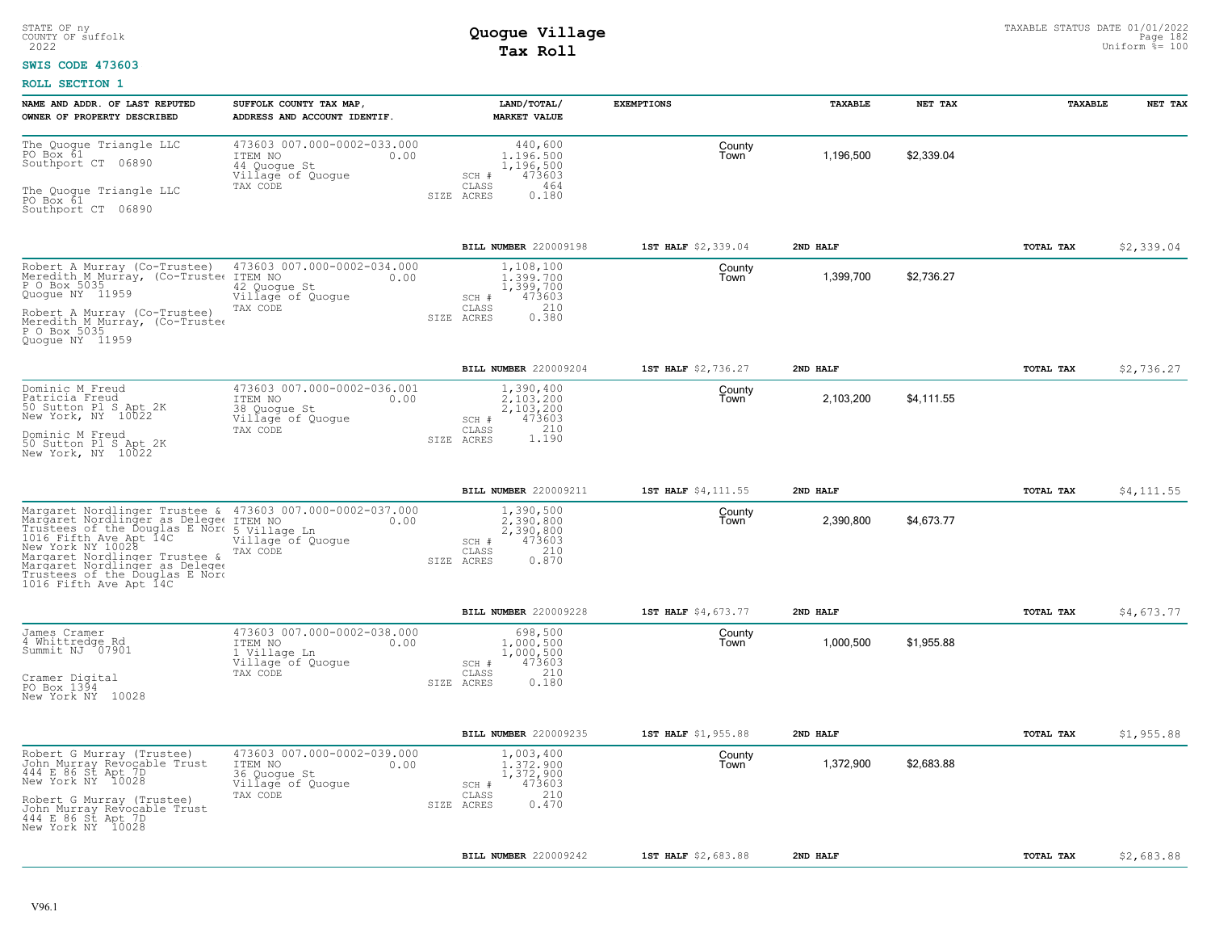STATE OF ny
COUNTY OF suffolk
2022

# Quogue Village
## Tax Roll

TAXABLE STATUS DATE 01/01/2022
Uniform %= 100

**SWIS CODE 473603**

**ROLL SECTION 1**

| NAME AND ADDR. OF LAST REPUTED OWNER OF PROPERTY DESCRIBED | SUFFOLK COUNTY TAX MAP, ADDRESS AND ACCOUNT IDENTIF. | LAND/TOTAL/ MARKET VALUE | EXEMPTIONS | TAXABLE | NET TAX | TAXABLE | NET TAX |
|---|---|---|---|---|---|---|---|
| The Quogue Triangle LLC<br>PO Box 61<br>Southport CT 06890<br><br>The Quogue Triangle LLC<br>PO Box 61<br>Southport CT 06890 | 473603 007.000-0002-033.000<br>ITEM NO 0.00<br>44 Quogue St<br>Village of Quogue<br>TAX CODE | 440,600<br>1,196,500<br>1,196,500<br>SCH # 473603<br>CLASS 464<br>SIZE ACRES 0.180 | County<br>Town | 1,196,500 | $2,339.04 | | |
| | | **BILL NUMBER** 220009198 | **1ST HALF** $2,339.04 | **2ND HALF** | | **TOTAL TAX** | $2,339.04 |
| Robert A Murray (Co-Trustee)<br>Meredith M Murray, (Co-Trustee<br>P O Box 5035<br>Quogue NY 11959<br><br>Robert A Murray (Co-Trustee)<br>Meredith M Murray, (Co-Trustee<br>P O Box 5035<br>Quogue NY 11959 | 473603 007.000-0002-034.000<br>ITEM NO 0.00<br>42 Quogue St<br>Village of Quogue<br>TAX CODE | 1,108,100<br>1,399,700<br>1,399,700<br>SCH # 473603<br>CLASS 210<br>SIZE ACRES 0.380 | County<br>Town | 1,399,700 | $2,736.27 | | |
| | | **BILL NUMBER** 220009204 | **1ST HALF** $2,736.27 | **2ND HALF** | | **TOTAL TAX** | $2,736.27 |
| Dominic M Freud<br>Patricia Freud<br>50 Sutton Pl S Apt 2K<br>New York, NY 10022<br><br>Dominic M Freud<br>50 Sutton Pl S Apt 2K<br>New York, NY 10022 | 473603 007.000-0002-036.001<br>ITEM NO 0.00<br>38 Quogue St<br>Village of Quogue<br>TAX CODE | 1,390,400<br>2,103,200<br>2,103,200<br>SCH # 473603<br>CLASS 210<br>SIZE ACRES 1.190 | County<br>Town | 2,103,200 | $4,111.55 | | |
| | | **BILL NUMBER** 220009211 | **1ST HALF** $4,111.55 | **2ND HALF** | | **TOTAL TAX** | $4,111.55 |
| Margaret Nordlinger Trustee &<br>Margaret Nordlinger as Delegee<br>Trustees of the Douglas E Norc<br>1016 Fifth Ave Apt 14C<br>New York NY 10028<br>Margaret Nordlinger Trustee &<br>Margaret Nordlinger as Delegee<br>Trustees of the Douglas E Norc<br>1016 Fifth Ave Apt 14C | 473603 007.000-0002-037.000<br>ITEM NO 0.00<br>5 Village Ln<br>Village of Quogue<br>TAX CODE | 1,390,500<br>2,390,800<br>2,390,800<br>SCH # 473603<br>CLASS 210<br>SIZE ACRES 0.870 | County<br>Town | 2,390,800 | $4,673.77 | | |
| | | **BILL NUMBER** 220009228 | **1ST HALF** $4,673.77 | **2ND HALF** | | **TOTAL TAX** | $4,673.77 |
| James Cramer<br>4 Whittredge Rd<br>Summit NJ 07901<br><br>Cramer Digital<br>PO Box 1394<br>New York NY 10028 | 473603 007.000-0002-038.000<br>ITEM NO 0.00<br>1 Village Ln<br>Village of Quogue<br>TAX CODE | 698,500<br>1,000,500<br>1,000,500<br>SCH # 473603<br>CLASS 210<br>SIZE ACRES 0.180 | County<br>Town | 1,000,500 | $1,955.88 | | |
| | | **BILL NUMBER** 220009235 | **1ST HALF** $1,955.88 | **2ND HALF** | | **TOTAL TAX** | $1,955.88 |
| Robert G Murray (Trustee)<br>John Murray Revocable Trust<br>444 E 86 St Apt 7D<br>New York NY 10028<br><br>Robert G Murray (Trustee)<br>John Murray Revocable Trust<br>444 E 86 St Apt 7D<br>New York NY 10028 | 473603 007.000-0002-039.000<br>ITEM NO 0.00<br>36 Quogue St<br>Village of Quogue<br>TAX CODE | 1,003,400<br>1,372,900<br>1,372,900<br>SCH # 473603<br>CLASS 210<br>SIZE ACRES 0.470 | County<br>Town | 1,372,900 | $2,683.88 | | |
| | | **BILL NUMBER** 220009242 | **1ST HALF** $2,683.88 | **2ND HALF** | | **TOTAL TAX** | $2,683.88 |

V96.1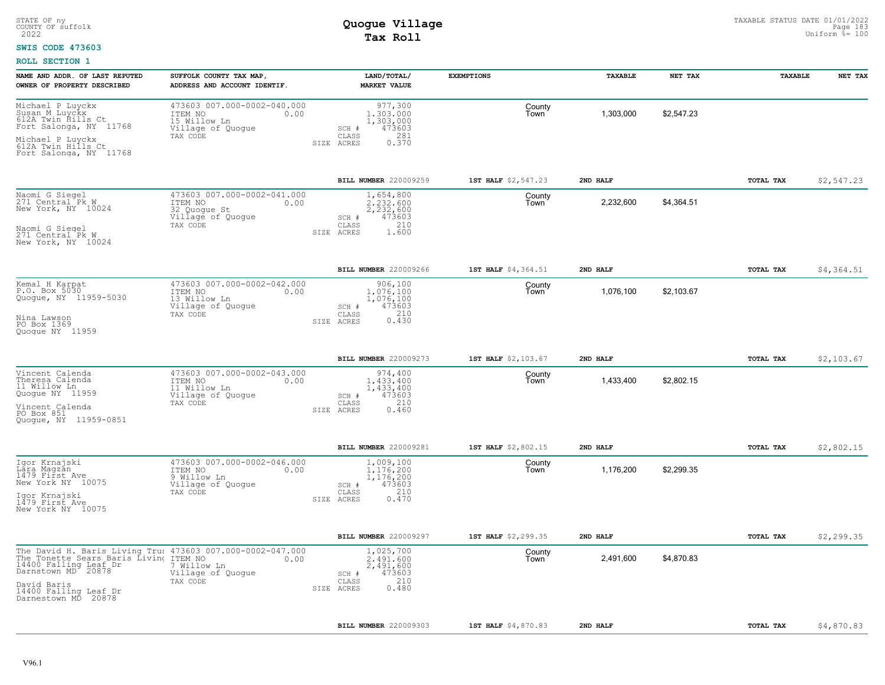STATE OF ny
COUNTY OF suffolk
2022

# Quogue Village
## Tax Roll

TAXABLE STATUS DATE 01/01/2022
Uniform %= 100

**SWIS CODE 473603**

**ROLL SECTION 1**

| NAME AND ADDR. OF LAST REPUTED OWNER OF PROPERTY DESCRIBED | SUFFOLK COUNTY TAX MAP, ADDRESS AND ACCOUNT IDENTIF. | LAND/TOTAL/ MARKET VALUE | EXEMPTIONS | | TAXABLE | NET TAX | TAXABLE | NET TAX |
|---|---|---|---|---|---|---|---|---|
| Michael P Luyckx<br>Susan M Luyckx<br>612A Twin Hills Ct<br>Fort Salonga, NY 11768<br><br>Michael P Luyckx<br>612A Twin Hills Ct<br>Fort Salonga, NY 11768 | 473603 007.000-0002-040.000<br>ITEM NO 0.00<br>15 Willow Ln<br>Village of Quogue<br>TAX CODE | 977,300<br>1,303,000<br>1,303,000<br>SCH # 473603<br>CLASS 281<br>SIZE ACRES 0.370 | | County<br>Town | 1,303,000 | $2,547.23 | | |
| | | BILL NUMBER 220009259 | 1ST HALF $2,547.23 | 2ND HALF | | | TOTAL TAX | $2,547.23 |
| Naomi G Siegel<br>271 Central Pk W<br>New York, NY 10024<br><br>Naomi G Siegel<br>271 Central Pk W<br>New York, NY 10024 | 473603 007.000-0002-041.000<br>ITEM NO 0.00<br>32 Quogue St<br>Village of Quogue<br>TAX CODE | 1,654,800<br>2,232,600<br>2,232,600<br>SCH # 473603<br>CLASS 210<br>SIZE ACRES 1.600 | | County<br>Town | 2,232,600 | $4,364.51 | | |
| | | BILL NUMBER 220009266 | 1ST HALF $4,364.51 | 2ND HALF | | | TOTAL TAX | $4,364.51 |
| Kemal H Karpat<br>P.O. Box 5030<br>Quogue, NY 11959-5030<br><br>Nina Lawson<br>PO Box 1369<br>Quogue NY 11959 | 473603 007.000-0002-042.000<br>ITEM NO 0.00<br>13 Willow Ln<br>Village of Quogue<br>TAX CODE | 906,100<br>1,076,100<br>1,076,100<br>SCH # 473603<br>CLASS 210<br>SIZE ACRES 0.430 | | County<br>Town | 1,076,100 | $2,103.67 | | |
| | | BILL NUMBER 220009273 | 1ST HALF $2,103.67 | 2ND HALF | | | TOTAL TAX | $2,103.67 |
| Vincent Calenda<br>Theresa Calenda<br>11 Willow Ln<br>Quogue NY 11959<br><br>Vincent Calenda<br>PO Box 851<br>Quogue, NY 11959-0851 | 473603 007.000-0002-043.000<br>ITEM NO 0.00<br>11 Willow Ln<br>Village of Quogue<br>TAX CODE | 974,400<br>1,433,400<br>1,433,400<br>SCH # 473603<br>CLASS 210<br>SIZE ACRES 0.460 | | County<br>Town | 1,433,400 | $2,802.15 | | |
| | | BILL NUMBER 220009281 | 1ST HALF $2,802.15 | 2ND HALF | | | TOTAL TAX | $2,802.15 |
| Igor Krnajski<br>Lara Magzan<br>1479 First Ave<br>New York NY 10075<br><br>Igor Krnajski<br>1479 First Ave<br>New York NY 10075 | 473603 007.000-0002-046.000<br>ITEM NO 0.00<br>9 Willow Ln<br>Village of Quogue<br>TAX CODE | 1,009,100<br>1,176,200<br>1,176,200<br>SCH # 473603<br>CLASS 210<br>SIZE ACRES 0.470 | | County<br>Town | 1,176,200 | $2,299.35 | | |
| | | BILL NUMBER 220009297 | 1ST HALF $2,299.35 | 2ND HALF | | | TOTAL TAX | $2,299.35 |
| The David H. Baris Living Trus<br>The Tonette Sears Baris Living<br>14400 Falling Leaf Dr<br>Darnstown MD 20878<br><br>David Baris<br>14400 Falling Leaf Dr<br>Darnestown MD 20878 | 473603 007.000-0002-047.000<br>ITEM NO 0.00<br>7 Willow Ln<br>Village of Quogue<br>TAX CODE | 1,025,700<br>2,491,600<br>2,491,600<br>SCH # 473603<br>CLASS 210<br>SIZE ACRES 0.480 | | County<br>Town | 2,491,600 | $4,870.83 | | |
| | | BILL NUMBER 220009303 | 1ST HALF $4,870.83 | 2ND HALF | | | TOTAL TAX | $4,870.83 |

V96.1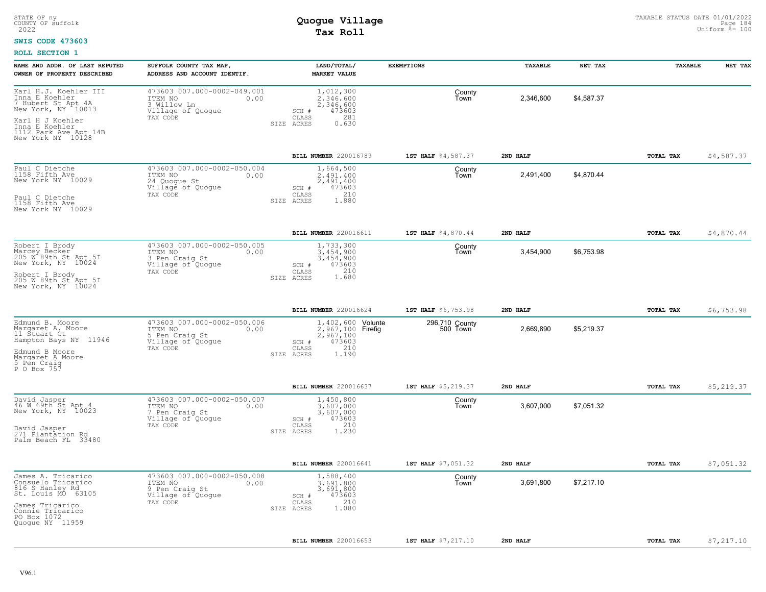STATE OF ny
COUNTY OF suffolk
2022

# Quogue Village
## Tax Roll

TAXABLE STATUS DATE 01/01/2022
Uniform %= 100

**SWIS CODE 473603**

**ROLL SECTION 1**

| NAME AND ADDR. OF LAST REPUTED OWNER OF PROPERTY DESCRIBED | SUFFOLK COUNTY TAX MAP, ADDRESS AND ACCOUNT IDENTIF. | LAND/TOTAL/ MARKET VALUE | EXEMPTIONS | | TAXABLE | NET TAX | TAXABLE | NET TAX |
|---|---|---|---|---|---|---|---|---|
| Karl H.J. Koehler III<br>Inna E Koehler<br>7 Hubert St Apt 4A<br>New York, NY 10013<br><br>Karl H J Koehler<br>Inna E Koehler<br>1112 Park Ave Apt 14B<br>New York NY 10128 | 473603 007.000-0002-049.001<br>ITEM NO 0.00<br>3 Willow Ln<br>Village of Quogue<br>TAX CODE | 1,012,300<br>2,346,600<br>2,346,600<br>SCH # 473603<br>CLASS 281<br>SIZE ACRES 0.630 | | County<br>Town | 2,346,600 | $4,587.37 | | |
| | | BILL NUMBER 220016789 | 1ST HALF $4,587.37 | | 2ND HALF | | TOTAL TAX | $4,587.37 |
| Paul C Dietche<br>1158 Fifth Ave<br>New York NY 10029<br><br>Paul C Dietche<br>1158 Fifth Ave<br>New York NY 10029 | 473603 007.000-0002-050.004<br>ITEM NO 0.00<br>24 Quogue St<br>Village of Quogue<br>TAX CODE | 1,664,500<br>2,491,400<br>2,491,400<br>SCH # 473603<br>CLASS 210<br>SIZE ACRES 1.880 | | County<br>Town | 2,491,400 | $4,870.44 | | |
| | | BILL NUMBER 220016611 | 1ST HALF $4,870.44 | | 2ND HALF | | TOTAL TAX | $4,870.44 |
| Robert I Brody<br>Marcey Becker<br>205 W 89th St Apt 5I<br>New York, NY 10024<br><br>Robert I Brody<br>205 W 89th St Apt 5I<br>New York, NY 10024 | 473603 007.000-0002-050.005<br>ITEM NO 0.00<br>3 Pen Craig St<br>Village of Quogue<br>TAX CODE | 1,733,300<br>3,454,900<br>3,454,900<br>SCH # 473603<br>CLASS 210<br>SIZE ACRES 1.680 | | County<br>Town | 3,454,900 | $6,753.98 | | |
| | | BILL NUMBER 220016624 | 1ST HALF $6,753.98 | | 2ND HALF | | TOTAL TAX | $6,753.98 |
| Edmund B. Moore<br>Margaret A. Moore<br>11 Stuart Ct<br>Hampton Bays NY 11946<br><br>Edmund B Moore<br>Margaret A Moore<br>5 Pen Craig<br>P O Box 757 | 473603 007.000-0002-050.006<br>ITEM NO 0.00<br>5 Pen Craig St<br>Village of Quogue<br>TAX CODE | 1,402,600<br>2,967,100<br>2,967,100<br>SCH # 473603<br>CLASS 210<br>SIZE ACRES 1.190 | Volunte 296,710<br>Firefig 500 | County<br>Town | 2,669,890 | $5,219.37 | | |
| | | BILL NUMBER 220016637 | 1ST HALF $5,219.37 | | 2ND HALF | | TOTAL TAX | $5,219.37 |
| David Jasper<br>46 W 69th St Apt 4<br>New York, NY 10023<br><br>David Jasper<br>271 Plantation Rd<br>Palm Beach FL 33480 | 473603 007.000-0002-050.007<br>ITEM NO 0.00<br>7 Pen Craig St<br>Village of Quogue<br>TAX CODE | 1,450,800<br>3,607,000<br>3,607,000<br>SCH # 473603<br>CLASS 210<br>SIZE ACRES 1.230 | | County<br>Town | 3,607,000 | $7,051.32 | | |
| | | BILL NUMBER 220016641 | 1ST HALF $7,051.32 | | 2ND HALF | | TOTAL TAX | $7,051.32 |
| James A. Tricarico<br>Consuelo Tricarico<br>816 S Hanley Rd<br>St. Louis MO 63105<br><br>James Tricarico<br>Connie Tricarico<br>PO Box 1072<br>Quogue NY 11959 | 473603 007.000-0002-050.008<br>ITEM NO 0.00<br>9 Pen Craig St<br>Village of Quogue<br>TAX CODE | 1,588,400<br>3,691,800<br>3,691,800<br>SCH # 473603<br>CLASS 210<br>SIZE ACRES 1.080 | | County<br>Town | 3,691,800 | $7,217.10 | | |
| | | BILL NUMBER 220016653 | 1ST HALF $7,217.10 | | 2ND HALF | | TOTAL TAX | $7,217.10 |

V96.1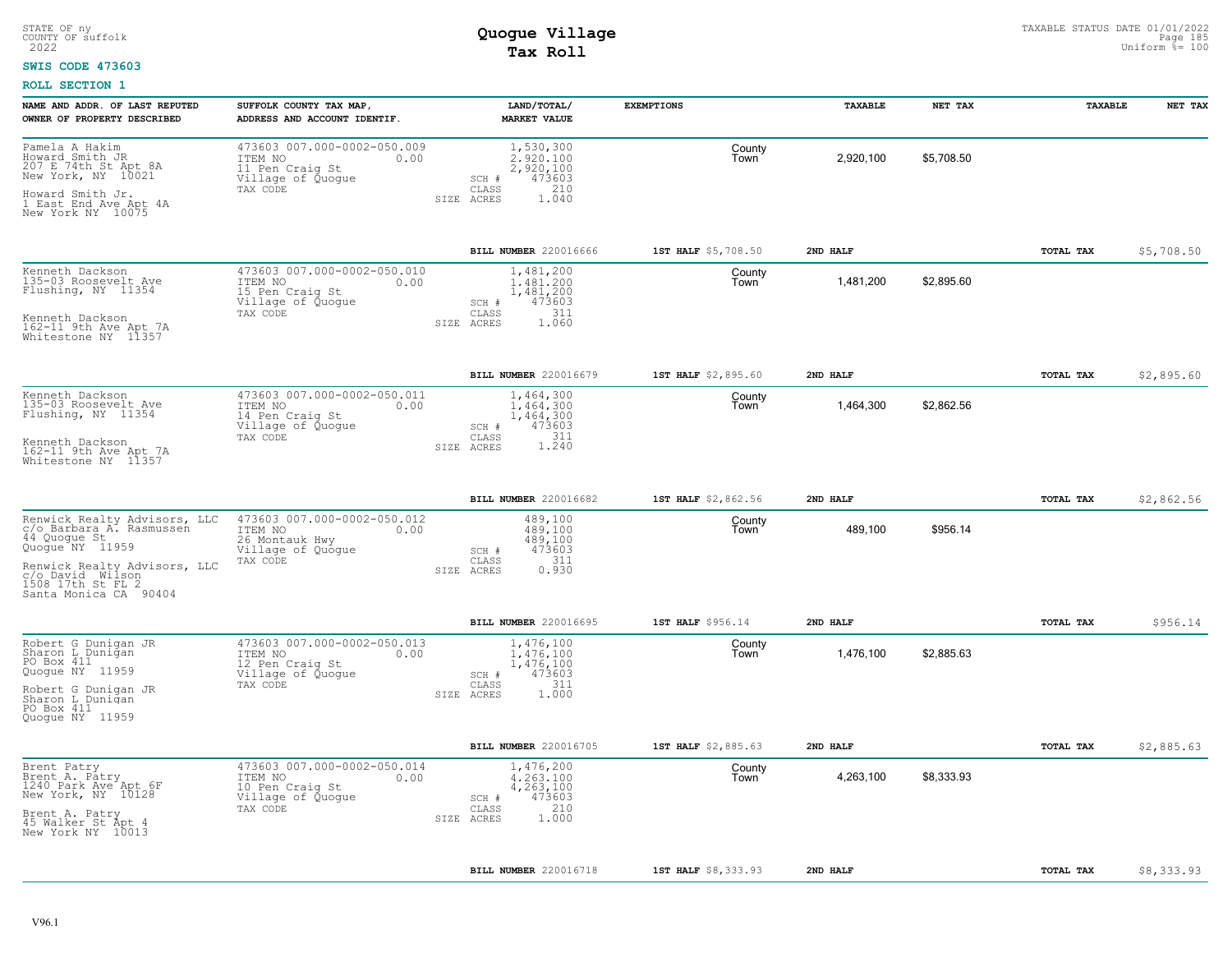STATE OF ny
COUNTY OF suffolk
2022

# Quogue Village
# Tax Roll

TAXABLE STATUS DATE 01/01/2022
Uniform %= 100

**SWIS CODE 473603**

**ROLL SECTION 1**

| NAME AND ADDR. OF LAST REPUTED OWNER OF PROPERTY DESCRIBED | SUFFOLK COUNTY TAX MAP, ADDRESS AND ACCOUNT IDENTIF. | LAND/TOTAL/ MARKET VALUE | EXEMPTIONS | | TAXABLE | NET TAX | TAXABLE | NET TAX |
|---|---|---|---|---|---|---|---|---|
| Pamela A Hakim<br>Howard Smith JR<br>207 E 74th St Apt 8A<br>New York, NY 10021<br><br>Howard Smith Jr.<br>1 East End Ave Apt 4A<br>New York NY 10075 | 473603 007.000-0002-050.009<br>ITEM NO 0.00<br>11 Pen Craig St<br>Village of Quogue<br>TAX CODE | 1,530,300<br>2,920,100<br>2,920,100<br>SCH # 473603<br>CLASS 210<br>SIZE ACRES 1.040 | | County<br>Town | 2,920,100 | $5,708.50 | | |
| | | BILL NUMBER 220016666 | 1ST HALF $5,708.50 | | 2ND HALF | | TOTAL TAX | $5,708.50 |
| Kenneth Dackson<br>135-03 Roosevelt Ave<br>Flushing, NY 11354<br><br>Kenneth Dackson<br>162-11 9th Ave Apt 7A<br>Whitestone NY 11357 | 473603 007.000-0002-050.010<br>ITEM NO 0.00<br>15 Pen Craig St<br>Village of Quogue<br>TAX CODE | 1,481,200<br>1,481,200<br>1,481,200<br>SCH # 473603<br>CLASS 311<br>SIZE ACRES 1.060 | | County<br>Town | 1,481,200 | $2,895.60 | | |
| | | BILL NUMBER 220016679 | 1ST HALF $2,895.60 | | 2ND HALF | | TOTAL TAX | $2,895.60 |
| Kenneth Dackson<br>135-03 Roosevelt Ave<br>Flushing, NY 11354<br><br>Kenneth Dackson<br>162-11 9th Ave Apt 7A<br>Whitestone NY 11357 | 473603 007.000-0002-050.011<br>ITEM NO 0.00<br>14 Pen Craig St<br>Village of Quogue<br>TAX CODE | 1,464,300<br>1,464,300<br>1,464,300<br>SCH # 473603<br>CLASS 311<br>SIZE ACRES 1.240 | | County<br>Town | 1,464,300 | $2,862.56 | | |
| | | BILL NUMBER 220016682 | 1ST HALF $2,862.56 | | 2ND HALF | | TOTAL TAX | $2,862.56 |
| Renwick Realty Advisors, LLC<br>c/o Barbara A. Rasmussen<br>44 Quogue St<br>Quogue NY 11959<br><br>Renwick Realty Advisors, LLC<br>c/o David Wilson<br>1508 17th St FL 2<br>Santa Monica CA 90404 | 473603 007.000-0002-050.012<br>ITEM NO 0.00<br>26 Montauk Hwy<br>Village of Quogue<br>TAX CODE | 489,100<br>489,100<br>489,100<br>SCH # 473603<br>CLASS 311<br>SIZE ACRES 0.930 | | County<br>Town | 489,100 | $956.14 | | |
| | | BILL NUMBER 220016695 | 1ST HALF $956.14 | | 2ND HALF | | TOTAL TAX | $956.14 |
| Robert G Dunigan JR<br>Sharon L Dunigan<br>PO Box 411<br>Quogue NY 11959<br><br>Robert G Dunigan JR<br>Sharon L Dunigan<br>PO Box 411<br>Quogue NY 11959 | 473603 007.000-0002-050.013<br>ITEM NO 0.00<br>12 Pen Craig St<br>Village of Quogue<br>TAX CODE | 1,476,100<br>1,476,100<br>1,476,100<br>SCH # 473603<br>CLASS 311<br>SIZE ACRES 1.000 | | County<br>Town | 1,476,100 | $2,885.63 | | |
| | | BILL NUMBER 220016705 | 1ST HALF $2,885.63 | | 2ND HALF | | TOTAL TAX | $2,885.63 |
| Brent Patry<br>Brent A. Patry<br>1240 Park Ave Apt 6F<br>New York, NY 10128<br><br>Brent A. Patry<br>45 Walker St Apt 4<br>New York NY 10013 | 473603 007.000-0002-050.014<br>ITEM NO 0.00<br>10 Pen Craig St<br>Village of Quogue<br>TAX CODE | 1,476,200<br>4,263,100<br>4,263,100<br>SCH # 473603<br>CLASS 210<br>SIZE ACRES 1.000 | | County<br>Town | 4,263,100 | $8,333.93 | | |
| | | BILL NUMBER 220016718 | 1ST HALF $8,333.93 | | 2ND HALF | | TOTAL TAX | $8,333.93 |

V96.1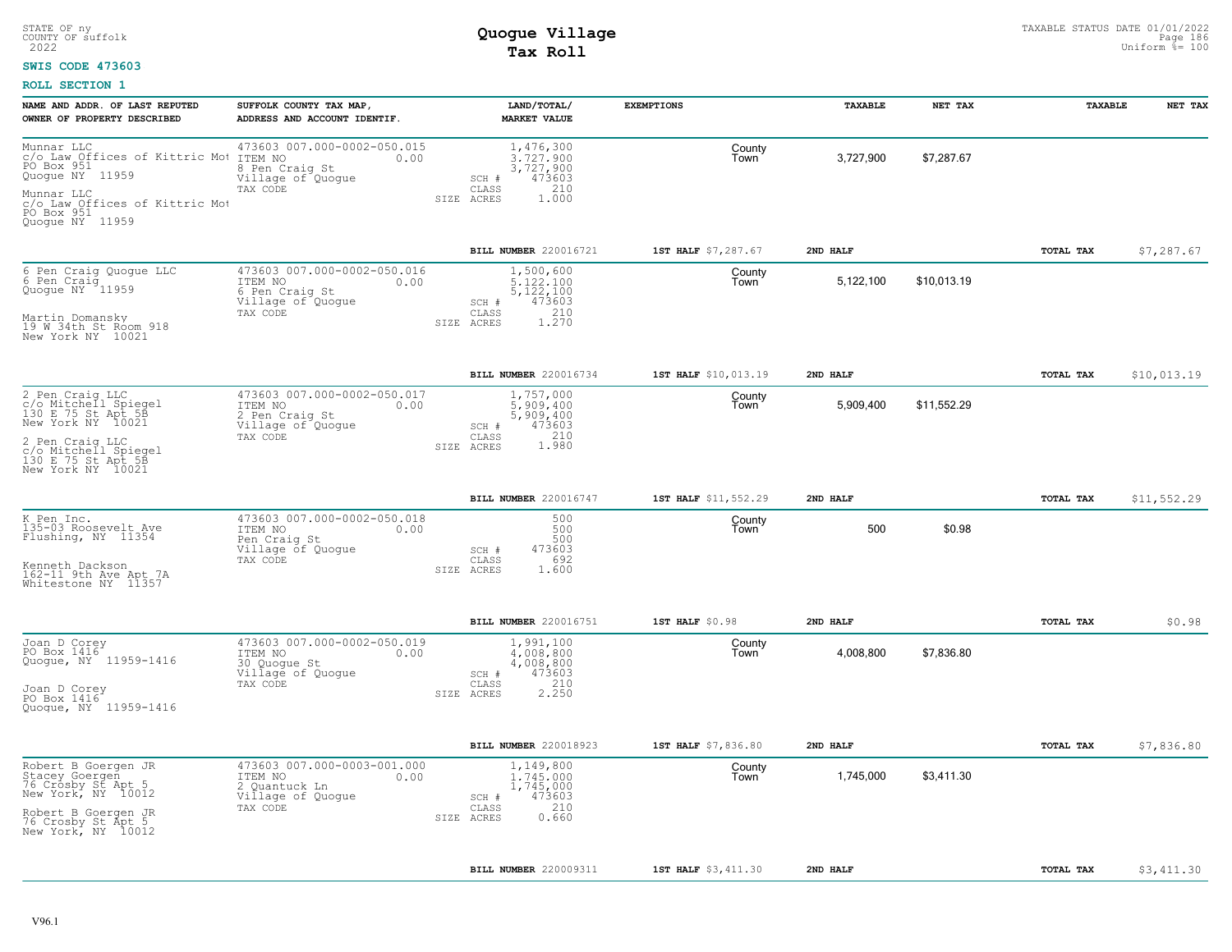STATE OF ny
COUNTY OF suffolk
2022

# Quogue Village
## Tax Roll

TAXABLE STATUS DATE 01/01/2022
Uniform %= 100

**SWIS CODE 473603**

**ROLL SECTION 1**

| NAME AND ADDR. OF LAST REPUTED OWNER OF PROPERTY DESCRIBED | SUFFOLK COUNTY TAX MAP, ADDRESS AND ACCOUNT IDENTIF. | LAND/TOTAL/ MARKET VALUE | EXEMPTIONS | TAXABLE | NET TAX | TAXABLE | NET TAX |
|---|---|---|---|---|---|---|---|
| Munnar LLC<br>c/o Law Offices of Kittric Mot<br>PO Box 951<br>Quogue NY 11959<br><br>Munnar LLC<br>c/o Law Offices of Kittric Mot<br>PO Box 951<br>Quogue NY 11959 | 473603 007.000-0002-050.015<br>ITEM NO 0.00<br>8 Pen Craig St<br>Village of Quogue<br>TAX CODE | 1,476,300<br>3,727,900<br>3,727,900<br>SCH # 473603<br>CLASS 210<br>SIZE ACRES 1.000 | County<br>Town | 3,727,900 | $7,287.67 | | |
| | | BILL NUMBER 220016721 | 1ST HALF $7,287.67 | 2ND HALF | | TOTAL TAX | $7,287.67 |
| 6 Pen Craig Quogue LLC<br>6 Pen Craig<br>Quogue NY 11959<br><br>Martin Domansky<br>19 W 34th St Room 918<br>New York NY 10021 | 473603 007.000-0002-050.016<br>ITEM NO 0.00<br>6 Pen Craig St<br>Village of Quogue<br>TAX CODE | 1,500,600<br>5,122,100<br>5,122,100<br>SCH # 473603<br>CLASS 210<br>SIZE ACRES 1.270 | County<br>Town | 5,122,100 | $10,013.19 | | |
| | | BILL NUMBER 220016734 | 1ST HALF $10,013.19 | 2ND HALF | | TOTAL TAX | $10,013.19 |
| 2 Pen Craig LLC<br>c/o Mitchell Spiegel<br>130 E 75 St Apt 5B<br>New York NY 10021<br><br>2 Pen Craig LLC<br>c/o Mitchell Spiegel<br>130 E 75 St Apt 5B<br>New York NY 10021 | 473603 007.000-0002-050.017<br>ITEM NO 0.00<br>2 Pen Craig St<br>Village of Quogue<br>TAX CODE | 1,757,000<br>5,909,400<br>5,909,400<br>SCH # 473603<br>CLASS 210<br>SIZE ACRES 1.980 | County<br>Town | 5,909,400 | $11,552.29 | | |
| | | BILL NUMBER 220016747 | 1ST HALF $11,552.29 | 2ND HALF | | TOTAL TAX | $11,552.29 |
| K Pen Inc.<br>135-03 Roosevelt Ave<br>Flushing, NY 11354<br><br>Kenneth Dackson<br>162-11 9th Ave Apt 7A<br>Whitestone NY 11357 | 473603 007.000-0002-050.018<br>ITEM NO 0.00<br>Pen Craig St<br>Village of Quogue<br>TAX CODE | 500<br>500<br>500<br>SCH # 473603<br>CLASS 692<br>SIZE ACRES 1.600 | County<br>Town | 500 | $0.98 | | |
| | | BILL NUMBER 220016751 | 1ST HALF $0.98 | 2ND HALF | | TOTAL TAX | $0.98 |
| Joan D Corey<br>PO Box 1416<br>Quogue, NY 11959-1416<br><br>Joan D Corey<br>PO Box 1416<br>Quogue, NY 11959-1416 | 473603 007.000-0002-050.019<br>ITEM NO 0.00<br>30 Quogue St<br>Village of Quogue<br>TAX CODE | 1,991,100<br>4,008,800<br>4,008,800<br>SCH # 473603<br>CLASS 210<br>SIZE ACRES 2.250 | County<br>Town | 4,008,800 | $7,836.80 | | |
| | | BILL NUMBER 220018923 | 1ST HALF $7,836.80 | 2ND HALF | | TOTAL TAX | $7,836.80 |
| Robert B Goergen JR<br>Stacey Goergen<br>76 Crosby St Apt 5<br>New York, NY 10012<br><br>Robert B Goergen JR<br>76 Crosby St Apt 5<br>New York, NY 10012 | 473603 007.000-0003-001.000<br>ITEM NO 0.00<br>2 Quantuck Ln<br>Village of Quogue<br>TAX CODE | 1,149,800<br>1,745,000<br>1,745,000<br>SCH # 473603<br>CLASS 210<br>SIZE ACRES 0.660 | County<br>Town | 1,745,000 | $3,411.30 | | |
| | | BILL NUMBER 220009311 | 1ST HALF $3,411.30 | 2ND HALF | | TOTAL TAX | $3,411.30 |

V96.1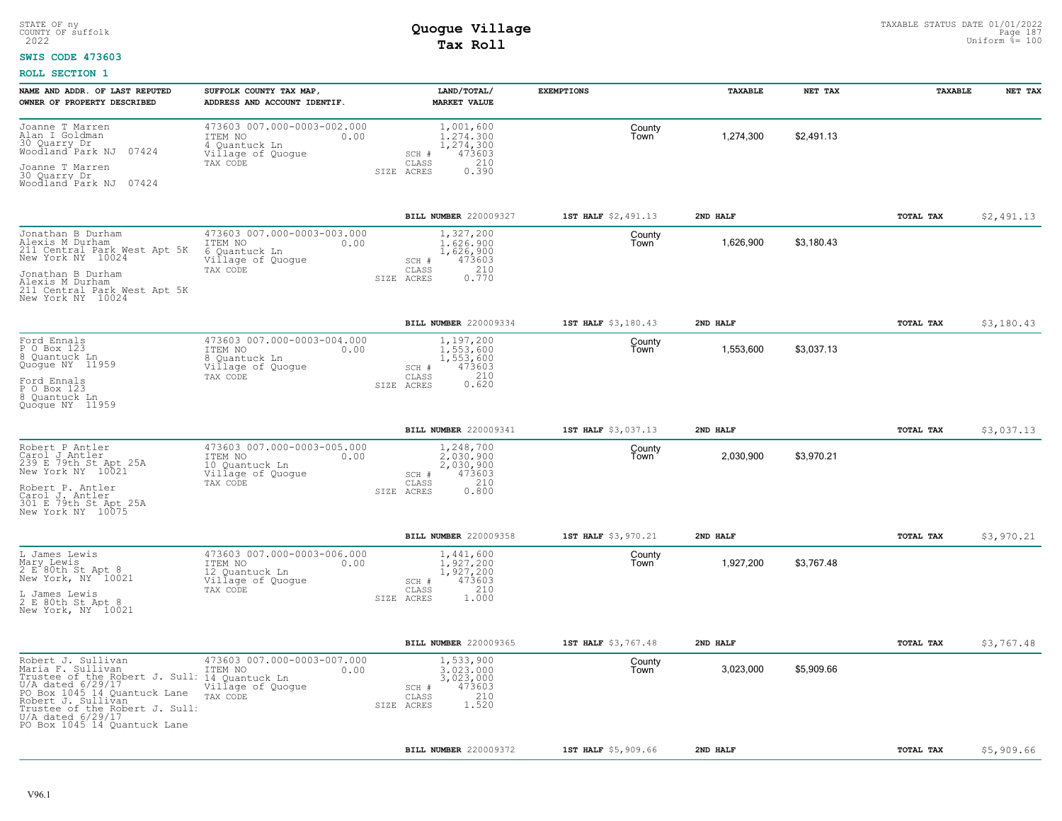STATE OF ny
COUNTY OF suffolk
2022

**SWIS CODE 473603**

# Quogue Village
## Tax Roll

TAXABLE STATUS DATE 01/01/2022
Uniform %= 100

**ROLL SECTION 1**

| NAME AND ADDR. OF LAST REPUTED OWNER OF PROPERTY DESCRIBED | SUFFOLK COUNTY TAX MAP, ADDRESS AND ACCOUNT IDENTIF. | LAND/TOTAL/ MARKET VALUE | EXEMPTIONS | TAXABLE | NET TAX | TAXABLE | NET TAX |
|---|---|---|---|---|---|---|---|
| Joanne T Marren<br>Alan I Goldman<br>30 Quarry Dr<br>Woodland Park NJ 07424<br><br>Joanne T Marren<br>30 Quarry Dr<br>Woodland Park NJ 07424 | 473603 007.000-0003-002.000<br>ITEM NO 0.00<br>4 Quantuck Ln<br>Village of Quogue<br>TAX CODE | 1,001,600<br>1,274,300<br>1,274,300<br>SCH # 473603<br>CLASS 210<br>SIZE ACRES 0.390 | County<br>Town | 1,274,300 | $2,491.13 | | |
| | | BILL NUMBER 220009327 | 1ST HALF $2,491.13 | 2ND HALF | | TOTAL TAX | $2,491.13 |
| Jonathan B Durham<br>Alexis M Durham<br>211 Central Park West Apt 5K<br>New York NY 10024<br><br>Jonathan B Durham<br>Alexis M Durham<br>211 Central Park West Apt 5K<br>New York NY 10024 | 473603 007.000-0003-003.000<br>ITEM NO 0.00<br>6 Quantuck Ln<br>Village of Quogue<br>TAX CODE | 1,327,200<br>1,626,900<br>1,626,900<br>SCH # 473603<br>CLASS 210<br>SIZE ACRES 0.770 | County<br>Town | 1,626,900 | $3,180.43 | | |
| | | BILL NUMBER 220009334 | 1ST HALF $3,180.43 | 2ND HALF | | TOTAL TAX | $3,180.43 |
| Ford Ennals<br>P O Box 123<br>8 Quantuck Ln<br>Quogue NY 11959<br><br>Ford Ennals<br>P O Box 123<br>8 Quantuck Ln<br>Quogue NY 11959 | 473603 007.000-0003-004.000<br>ITEM NO 0.00<br>8 Quantuck Ln<br>Village of Quogue<br>TAX CODE | 1,197,200<br>1,553,600<br>1,553,600<br>SCH # 473603<br>CLASS 210<br>SIZE ACRES 0.620 | County<br>Town | 1,553,600 | $3,037.13 | | |
| | | BILL NUMBER 220009341 | 1ST HALF $3,037.13 | 2ND HALF | | TOTAL TAX | $3,037.13 |
| Robert P Antler<br>Carol J Antler<br>239 E 79th St Apt 25A<br>New York NY 10021<br><br>Robert P. Antler<br>Carol J. Antler<br>301 E 79th St Apt 25A<br>New York NY 10075 | 473603 007.000-0003-005.000<br>ITEM NO 0.00<br>10 Quantuck Ln<br>Village of Quogue<br>TAX CODE | 1,248,700<br>2,030,900<br>2,030,900<br>SCH # 473603<br>CLASS 210<br>SIZE ACRES 0.800 | County<br>Town | 2,030,900 | $3,970.21 | | |
| | | BILL NUMBER 220009358 | 1ST HALF $3,970.21 | 2ND HALF | | TOTAL TAX | $3,970.21 |
| L James Lewis<br>Mary Lewis<br>2 E 80th St Apt 8<br>New York, NY 10021<br><br>L James Lewis<br>2 E 80th St Apt 8<br>New York, NY 10021 | 473603 007.000-0003-006.000<br>ITEM NO 0.00<br>12 Quantuck Ln<br>Village of Quogue<br>TAX CODE | 1,441,600<br>1,927,200<br>1,927,200<br>SCH # 473603<br>CLASS 210<br>SIZE ACRES 1.000 | County<br>Town | 1,927,200 | $3,767.48 | | |
| | | BILL NUMBER 220009365 | 1ST HALF $3,767.48 | 2ND HALF | | TOTAL TAX | $3,767.48 |
| Robert J. Sullivan<br>Maria F. Sullivan<br>Trustee of the Robert J. Sull:<br>U/A dated 6/29/17<br>PO Box 1045 14 Quantuck Lane<br>Robert J. Sullivan<br>Trustee of the Robert J. Sull:<br>U/A dated 6/29/17<br>PO Box 1045 14 Quantuck Lane | 473603 007.000-0003-007.000<br>ITEM NO 0.00<br>14 Quantuck Ln<br>Village of Quogue<br>TAX CODE | 1,533,900<br>3,023,000<br>3,023,000<br>SCH # 473603<br>CLASS 210<br>SIZE ACRES 1.520 | County<br>Town | 3,023,000 | $5,909.66 | | |
| | | BILL NUMBER 220009372 | 1ST HALF $5,909.66 | 2ND HALF | | TOTAL TAX | $5,909.66 |

V96.1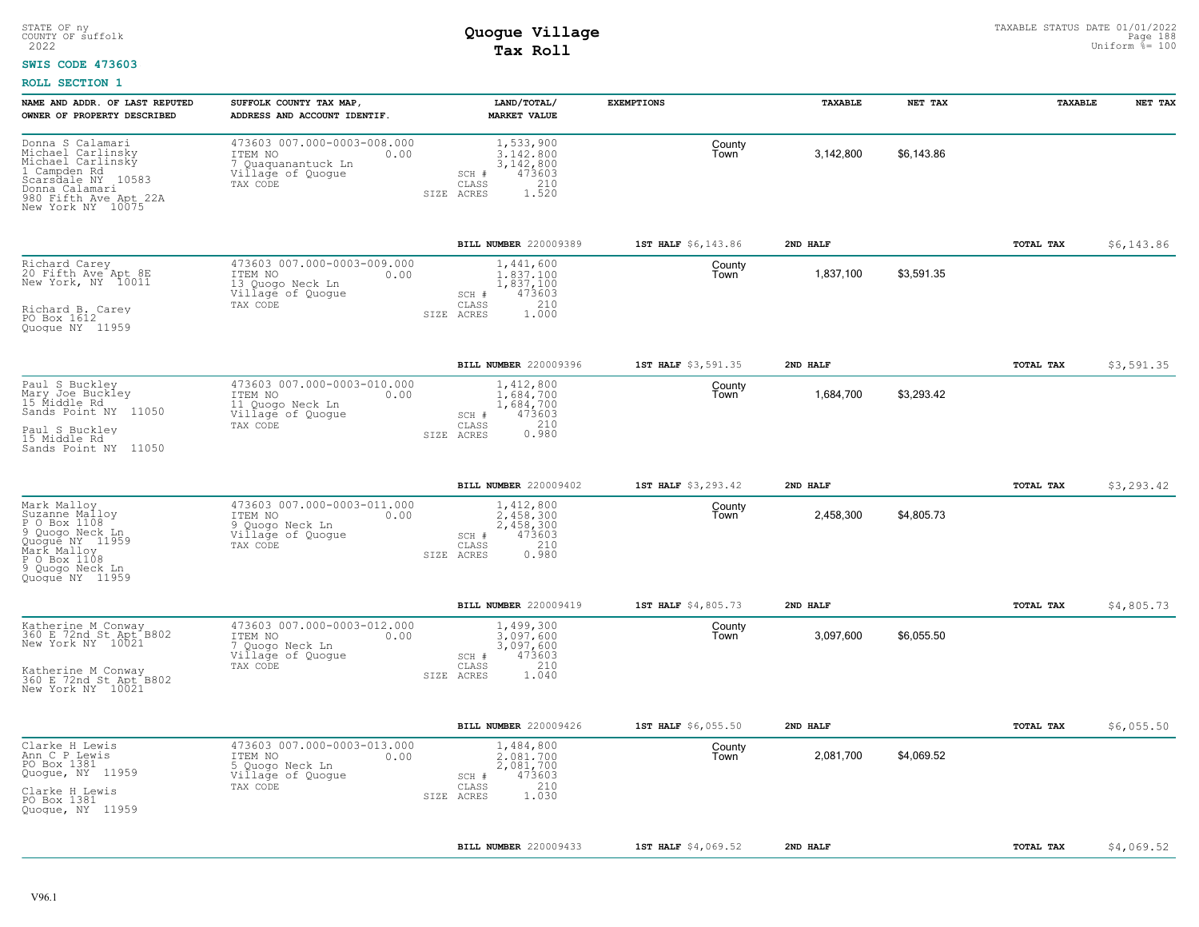STATE OF ny
COUNTY OF suffolk
2022

# Quogue Village
## Tax Roll

TAXABLE STATUS DATE 01/01/2022
Uniform %= 100

**SWIS CODE 473603**

**ROLL SECTION 1**

| NAME AND ADDR. OF LAST REPUTED OWNER OF PROPERTY DESCRIBED | SUFFOLK COUNTY TAX MAP, ADDRESS AND ACCOUNT IDENTIF. | LAND/TOTAL/ MARKET VALUE | EXEMPTIONS | TAXABLE | NET TAX | TAXABLE | NET TAX |
|---|---|---|---|---|---|---|---|
| Donna S Calamari<br>Michael Carlinsky<br>Michael Carlinsky<br>1 Campden Rd<br>Scarsdale NY 10583<br>Donna Calamari<br>980 Fifth Ave Apt 22A<br>New York NY 10075 | 473603 007.000-0003-008.000<br>ITEM NO 0.00<br>7 Quaquanantuck Ln<br>Village of Quogue<br>TAX CODE | 1,533,900<br>3,142,800<br>3,142,800<br>SCH # 473603<br>CLASS 210<br>SIZE ACRES 1.520 | County<br>Town | 3,142,800 | $6,143.86 | | |
| | | BILL NUMBER 220009389 | 1ST HALF $6,143.86 | 2ND HALF | | TOTAL TAX | $6,143.86 |
| Richard Carey<br>20 Fifth Ave Apt 8E<br>New York, NY 10011<br><br>Richard B. Carey<br>PO Box 1612<br>Quogue NY 11959 | 473603 007.000-0003-009.000<br>ITEM NO 0.00<br>13 Quogo Neck Ln<br>Village of Quogue<br>TAX CODE | 1,441,600<br>1,837,100<br>1,837,100<br>SCH # 473603<br>CLASS 210<br>SIZE ACRES 1.000 | County<br>Town | 1,837,100 | $3,591.35 | | |
| | | BILL NUMBER 220009396 | 1ST HALF $3,591.35 | 2ND HALF | | TOTAL TAX | $3,591.35 |
| Paul S Buckley<br>Mary Joe Buckley<br>15 Middle Rd<br>Sands Point NY 11050<br><br>Paul S Buckley<br>15 Middle Rd<br>Sands Point NY 11050 | 473603 007.000-0003-010.000<br>ITEM NO 0.00<br>11 Quogo Neck Ln<br>Village of Quogue<br>TAX CODE | 1,412,800<br>1,684,700<br>1,684,700<br>SCH # 473603<br>CLASS 210<br>SIZE ACRES 0.980 | County<br>Town | 1,684,700 | $3,293.42 | | |
| | | BILL NUMBER 220009402 | 1ST HALF $3,293.42 | 2ND HALF | | TOTAL TAX | $3,293.42 |
| Mark Malloy<br>Suzanne Malloy<br>P O Box 1108<br>9 Quogo Neck Ln<br>Quogue NY 11959<br>Mark Malloy<br>P O Box 1108<br>9 Quogo Neck Ln<br>Quogue NY 11959 | 473603 007.000-0003-011.000<br>ITEM NO 0.00<br>9 Quogo Neck Ln<br>Village of Quogue<br>TAX CODE | 1,412,800<br>2,458,300<br>2,458,300<br>SCH # 473603<br>CLASS 210<br>SIZE ACRES 0.980 | County<br>Town | 2,458,300 | $4,805.73 | | |
| | | BILL NUMBER 220009419 | 1ST HALF $4,805.73 | 2ND HALF | | TOTAL TAX | $4,805.73 |
| Katherine M Conway<br>360 E 72nd St Apt B802<br>New York NY 10021<br><br>Katherine M Conway<br>360 E 72nd St Apt B802<br>New York NY 10021 | 473603 007.000-0003-012.000<br>ITEM NO 0.00<br>7 Quogo Neck Ln<br>Village of Quogue<br>TAX CODE | 1,499,300<br>3,097,600<br>3,097,600<br>SCH # 473603<br>CLASS 210<br>SIZE ACRES 1.040 | County<br>Town | 3,097,600 | $6,055.50 | | |
| | | BILL NUMBER 220009426 | 1ST HALF $6,055.50 | 2ND HALF | | TOTAL TAX | $6,055.50 |
| Clarke H Lewis<br>Ann C P Lewis<br>PO Box 1381<br>Quogue, NY 11959<br><br>Clarke H Lewis<br>PO Box 1381<br>Quogue, NY 11959 | 473603 007.000-0003-013.000<br>ITEM NO 0.00<br>5 Quogo Neck Ln<br>Village of Quogue<br>TAX CODE | 1,484,800<br>2,081,700<br>2,081,700<br>SCH # 473603<br>CLASS 210<br>SIZE ACRES 1.030 | County<br>Town | 2,081,700 | $4,069.52 | | |
| | | BILL NUMBER 220009433 | 1ST HALF $4,069.52 | 2ND HALF | | TOTAL TAX | $4,069.52 |

V96.1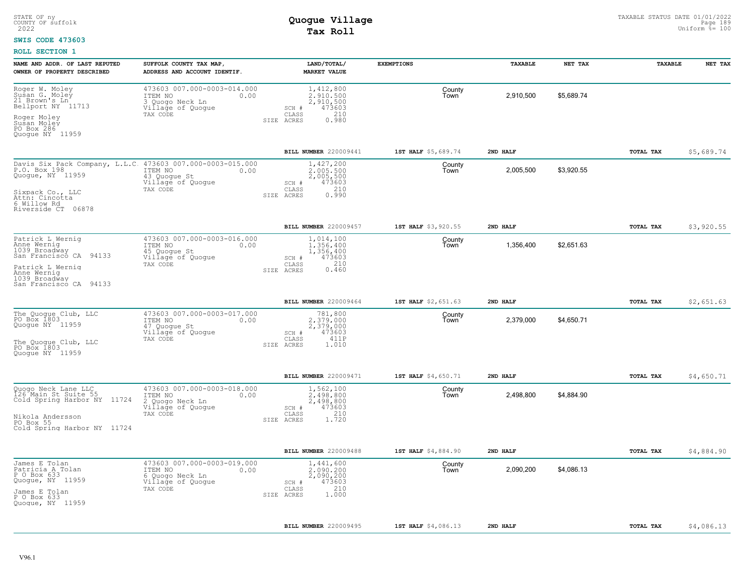STATE OF ny
COUNTY OF suffolk
2022

# Quogue Village
## Tax Roll

TAXABLE STATUS DATE 01/01/2022
Uniform %= 100

**SWIS CODE 473603**

**ROLL SECTION 1**

| NAME AND ADDR. OF LAST REPUTED OWNER OF PROPERTY DESCRIBED | SUFFOLK COUNTY TAX MAP, ADDRESS AND ACCOUNT IDENTIF. | LAND/TOTAL/ MARKET VALUE | EXEMPTIONS | TAXABLE | NET TAX | TAXABLE | NET TAX |
|---|---|---|---|---|---|---|---|
| Roger W. Moley<br>Susan G. Moley<br>21 Brown's Ln<br>Bellport NY 11713<br><br>Roger Moley<br>Susan Moley<br>PO Box 286<br>Quogue NY 11959 | 473603 007.000-0003-014.000<br>ITEM NO 0.00<br>3 Quogo Neck Ln<br>Village of Quogue<br>TAX CODE | 1,412,800<br>2,910,500<br>2,910,500<br>SCH # 473603<br>CLASS 210<br>SIZE ACRES 0.980 | County<br>Town | 2,910,500 | $5,689.74 | | |
| | | **BILL NUMBER** 220009441 | **1ST HALF** $5,689.74 | **2ND HALF** | | **TOTAL TAX** | $5,689.74 |
| Davis Six Pack Company, L.L.C.<br>P.O. Box 198<br>Quogue, NY 11959<br><br>Sixpack Co., LLC<br>Attn: Cincotta<br>6 Willow Rd<br>Riverside CT 06878 | 473603 007.000-0003-015.000<br>ITEM NO 0.00<br>43 Quogue St<br>Village of Quogue<br>TAX CODE | 1,427,200<br>2,005,500<br>2,005,500<br>SCH # 473603<br>CLASS 210<br>SIZE ACRES 0.990 | County<br>Town | 2,005,500 | $3,920.55 | | |
| | | **BILL NUMBER** 220009457 | **1ST HALF** $3,920.55 | **2ND HALF** | | **TOTAL TAX** | $3,920.55 |
| Patrick L Wernig<br>Anne Wernig<br>1039 Broadway<br>San Francisco CA 94133<br><br>Patrick L Wernig<br>Anne Wernig<br>1039 Broadway<br>San Francisco CA 94133 | 473603 007.000-0003-016.000<br>ITEM NO 0.00<br>45 Quogue St<br>Village of Quogue<br>TAX CODE | 1,014,100<br>1,356,400<br>1,356,400<br>SCH # 473603<br>CLASS 210<br>SIZE ACRES 0.460 | County<br>Town | 1,356,400 | $2,651.63 | | |
| | | **BILL NUMBER** 220009464 | **1ST HALF** $2,651.63 | **2ND HALF** | | **TOTAL TAX** | $2,651.63 |
| The Quogue Club, LLC<br>PO Box 1803<br>Quogue NY 11959<br><br>The Quogue Club, LLC<br>PO Box 1803<br>Quogue NY 11959 | 473603 007.000-0003-017.000<br>ITEM NO 0.00<br>47 Quogue St<br>Village of Quogue<br>TAX CODE | 781,800<br>2,379,000<br>2,379,000<br>SCH # 473603<br>CLASS 411P<br>SIZE ACRES 1.010 | County<br>Town | 2,379,000 | $4,650.71 | | |
| | | **BILL NUMBER** 220009471 | **1ST HALF** $4,650.71 | **2ND HALF** | | **TOTAL TAX** | $4,650.71 |
| Quogo Neck Lane LLC<br>126 Main St Suite 55<br>Cold Spring Harbor NY 11724<br><br>Nikola Andersson<br>PO Box 55<br>Cold Spring Harbor NY 11724 | 473603 007.000-0003-018.000<br>ITEM NO 0.00<br>2 Quogo Neck Ln<br>Village of Quogue<br>TAX CODE | 1,562,100<br>2,498,800<br>2,498,800<br>SCH # 473603<br>CLASS 210<br>SIZE ACRES 1.720 | County<br>Town | 2,498,800 | $4,884.90 | | |
| | | **BILL NUMBER** 220009488 | **1ST HALF** $4,884.90 | **2ND HALF** | | **TOTAL TAX** | $4,884.90 |
| James E Tolan<br>Patricia A Tolan<br>P O Box 633<br>Quogue, NY 11959<br><br>James E Tolan<br>P O Box 633<br>Quogue, NY 11959 | 473603 007.000-0003-019.000<br>ITEM NO 0.00<br>6 Quogo Neck Ln<br>Village of Quogue<br>TAX CODE | 1,441,600<br>2,090,200<br>2,090,200<br>SCH # 473603<br>CLASS 210<br>SIZE ACRES 1.000 | County<br>Town | 2,090,200 | $4,086.13 | | |
| | | **BILL NUMBER** 220009495 | **1ST HALF** $4,086.13 | **2ND HALF** | | **TOTAL TAX** | $4,086.13 |

V96.1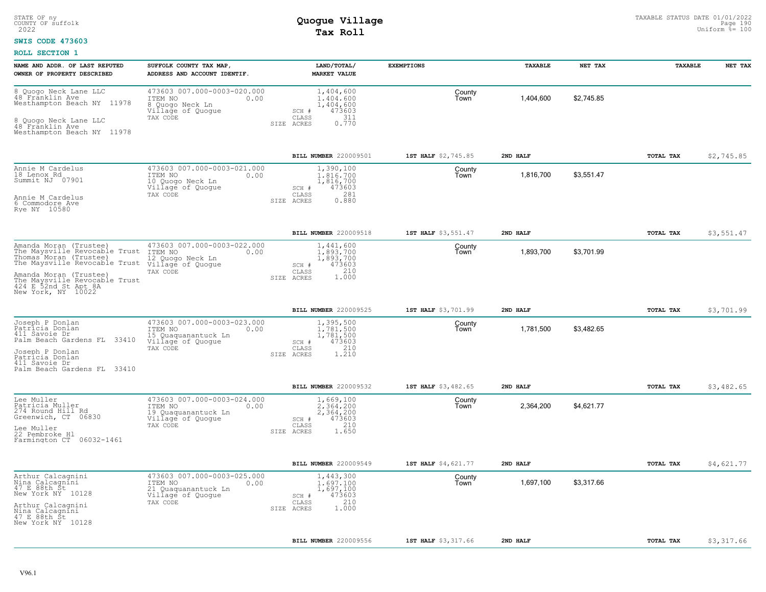STATE OF ny
COUNTY OF suffolk
2022

# Quogue Village
## Tax Roll

TAXABLE STATUS DATE 01/01/2022
Uniform %= 100

**SWIS CODE 473603**

**ROLL SECTION 1**

| NAME AND ADDR. OF LAST REPUTED OWNER OF PROPERTY DESCRIBED | SUFFOLK COUNTY TAX MAP, ADDRESS AND ACCOUNT IDENTIF. | LAND/TOTAL/ MARKET VALUE | EXEMPTIONS | TAXABLE | NET TAX | TAXABLE | NET TAX |
|---|---|---|---|---|---|---|---|
| 8 Quogo Neck Lane LLC<br>48 Franklin Ave<br>Westhampton Beach NY 11978<br><br>8 Quogo Neck Lane LLC<br>48 Franklin Ave<br>Westhampton Beach NY 11978 | 473603 007.000-0003-020.000<br>ITEM NO 0.00<br>8 Quogo Neck Ln<br>Village of Quogue<br>TAX CODE | 1,404,600<br>1,404,600<br>1,404,600<br>SCH # 473603<br>CLASS 311<br>SIZE ACRES 0.770 | County<br>Town | 1,404,600 | $2,745.85 | | |
| | | **BILL NUMBER** 220009501 | **1ST HALF** $2,745.85 | **2ND HALF** | | **TOTAL TAX** | $2,745.85 |
| Annie M Cardelus<br>18 Lenox Rd<br>Summit NJ 07901<br><br>Annie M Cardelus<br>6 Commodore Ave<br>Rye NY 10580 | 473603 007.000-0003-021.000<br>ITEM NO 0.00<br>10 Quogo Neck Ln<br>Village of Quogue<br>TAX CODE | 1,390,100<br>1,816,700<br>1,816,700<br>SCH # 473603<br>CLASS 281<br>SIZE ACRES 0.880 | County<br>Town | 1,816,700 | $3,551.47 | | |
| | | **BILL NUMBER** 220009518 | **1ST HALF** $3,551.47 | **2ND HALF** | | **TOTAL TAX** | $3,551.47 |
| Amanda Moran (Trustee)<br>The Maysville Revocable Trust<br>Thomas Moran (Trustee)<br>The Maysville Revocable Trust<br><br>Amanda Moran (Trustee)<br>The Maysville Revocable Trust<br>424 E 52nd St Apt 8A<br>New York, NY 10022 | 473603 007.000-0003-022.000<br>ITEM NO 0.00<br>12 Quogo Neck Ln<br>Village of Quogue<br>TAX CODE | 1,441,600<br>1,893,700<br>1,893,700<br>SCH # 473603<br>CLASS 210<br>SIZE ACRES 1.000 | County<br>Town | 1,893,700 | $3,701.99 | | |
| | | **BILL NUMBER** 220009525 | **1ST HALF** $3,701.99 | **2ND HALF** | | **TOTAL TAX** | $3,701.99 |
| Joseph P Donlan<br>Patricia Donlan<br>411 Savoie Dr<br>Palm Beach Gardens FL 33410<br><br>Joseph P Donlan<br>Patricia Donlan<br>411 Savoie Dr<br>Palm Beach Gardens FL 33410 | 473603 007.000-0003-023.000<br>ITEM NO 0.00<br>15 Quaquanantuck Ln<br>Village of Quogue<br>TAX CODE | 1,395,500<br>1,781,500<br>1,781,500<br>SCH # 473603<br>CLASS 210<br>SIZE ACRES 1.210 | County<br>Town | 1,781,500 | $3,482.65 | | |
| | | **BILL NUMBER** 220009532 | **1ST HALF** $3,482.65 | **2ND HALF** | | **TOTAL TAX** | $3,482.65 |
| Lee Muller<br>Patricia Muller<br>274 Round Hill Rd<br>Greenwich, CT 06830<br><br>Lee Muller<br>22 Pembroke Hl<br>Farmington CT 06032-1461 | 473603 007.000-0003-024.000<br>ITEM NO 0.00<br>19 Quaquanantuck Ln<br>Village of Quogue<br>TAX CODE | 1,669,100<br>2,364,200<br>2,364,200<br>SCH # 473603<br>CLASS 210<br>SIZE ACRES 1.650 | County<br>Town | 2,364,200 | $4,621.77 | | |
| | | **BILL NUMBER** 220009549 | **1ST HALF** $4,621.77 | **2ND HALF** | | **TOTAL TAX** | $4,621.77 |
| Arthur Calcagnini<br>Nina Calcagnini<br>47 E 88th St<br>New York NY 10128<br><br>Arthur Calcagnini<br>Nina Calcagnini<br>47 E 88th St<br>New York NY 10128 | 473603 007.000-0003-025.000<br>ITEM NO 0.00<br>21 Quaquanantuck Ln<br>Village of Quogue<br>TAX CODE | 1,443,300<br>1,697,100<br>1,697,100<br>SCH # 473603<br>CLASS 210<br>SIZE ACRES 1.000 | County<br>Town | 1,697,100 | $3,317.66 | | |
| | | **BILL NUMBER** 220009556 | **1ST HALF** $3,317.66 | **2ND HALF** | | **TOTAL TAX** | $3,317.66 |

V96.1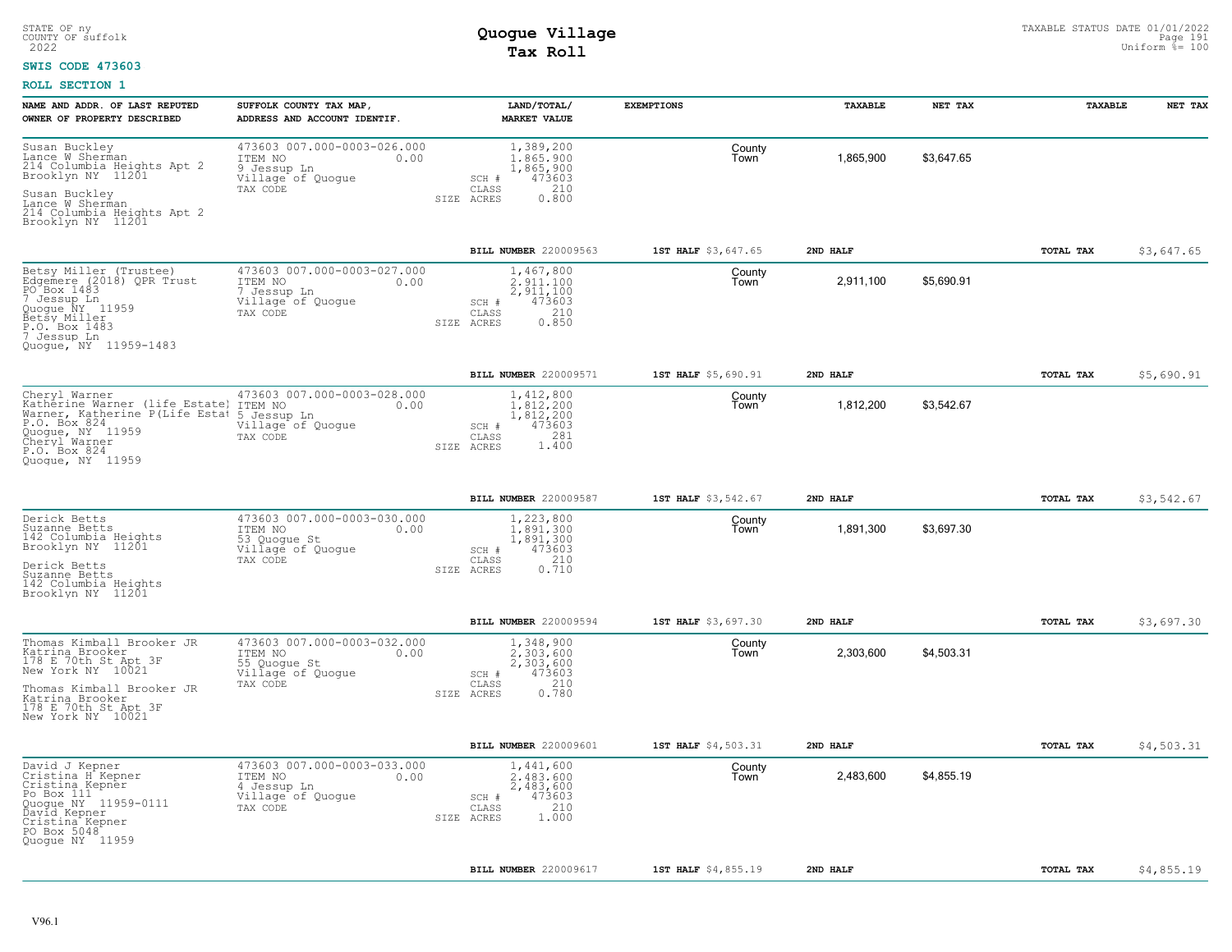STATE OF ny
COUNTY OF suffolk
2022

# Quogue Village
## Tax Roll

TAXABLE STATUS DATE 01/01/2022
Uniform %= 100

**SWIS CODE 473603**

**ROLL SECTION 1**

| NAME AND ADDR. OF LAST REPUTED OWNER OF PROPERTY DESCRIBED | SUFFOLK COUNTY TAX MAP, ADDRESS AND ACCOUNT IDENTIF. | LAND/TOTAL/ MARKET VALUE | EXEMPTIONS | TAXABLE | NET TAX | TAXABLE | NET TAX |
|---|---|---|---|---|---|---|---|
| Susan Buckley<br>Lance W Sherman<br>214 Columbia Heights Apt 2<br>Brooklyn NY 11201<br>Susan Buckley<br>Lance W Sherman<br>214 Columbia Heights Apt 2<br>Brooklyn NY 11201 | 473603 007.000-0003-026.000<br>ITEM NO 0.00<br>9 Jessup Ln<br>Village of Quogue<br>TAX CODE | 1,389,200<br>1,865,900<br>1,865,900<br>SCH # 473603<br>CLASS 210<br>SIZE ACRES 0.800 | County<br>Town | 1,865,900 | $3,647.65 | | |
| | | BILL NUMBER 220009563 | 1ST HALF $3,647.65 | 2ND HALF | | TOTAL TAX | $3,647.65 |
| Betsy Miller (Trustee)<br>Edgemere (2018) QPR Trust<br>PO Box 1483<br>7 Jessup Ln<br>Quogue NY 11959<br>Betsy Miller<br>P.O. Box 1483<br>7 Jessup Ln<br>Quogue, NY 11959-1483 | 473603 007.000-0003-027.000<br>ITEM NO 0.00<br>7 Jessup Ln<br>Village of Quogue<br>TAX CODE | 1,467,800<br>2,911,100<br>2,911,100<br>SCH # 473603<br>CLASS 210<br>SIZE ACRES 0.850 | County<br>Town | 2,911,100 | $5,690.91 | | |
| | | BILL NUMBER 220009571 | 1ST HALF $5,690.91 | 2ND HALF | | TOTAL TAX | $5,690.91 |
| Cheryl Warner<br>Katherine Warner (life Estate)<br>Warner, Katherine P(Life Estat<br>P.O. Box 824<br>Quogue, NY 11959<br>Cheryl Warner<br>P.O. Box 824<br>Quogue, NY 11959 | 473603 007.000-0003-028.000<br>ITEM NO 0.00<br>5 Jessup Ln<br>Village of Quogue<br>TAX CODE | 1,412,800<br>1,812,200<br>1,812,200<br>SCH # 473603<br>CLASS 281<br>SIZE ACRES 1.400 | County<br>Town | 1,812,200 | $3,542.67 | | |
| | | BILL NUMBER 220009587 | 1ST HALF $3,542.67 | 2ND HALF | | TOTAL TAX | $3,542.67 |
| Derick Betts<br>Suzanne Betts<br>142 Columbia Heights<br>Brooklyn NY 11201<br>Derick Betts<br>Suzanne Betts<br>142 Columbia Heights<br>Brooklyn NY 11201 | 473603 007.000-0003-030.000<br>ITEM NO 0.00<br>53 Quogue St<br>Village of Quogue<br>TAX CODE | 1,223,800<br>1,891,300<br>1,891,300<br>SCH # 473603<br>CLASS 210<br>SIZE ACRES 0.710 | County<br>Town | 1,891,300 | $3,697.30 | | |
| | | BILL NUMBER 220009594 | 1ST HALF $3,697.30 | 2ND HALF | | TOTAL TAX | $3,697.30 |
| Thomas Kimball Brooker JR<br>Katrina Brooker<br>178 E 70th St Apt 3F<br>New York NY 10021<br>Thomas Kimball Brooker JR<br>Katrina Brooker<br>178 E 70th St Apt 3F<br>New York NY 10021 | 473603 007.000-0003-032.000<br>ITEM NO 0.00<br>55 Quogue St<br>Village of Quogue<br>TAX CODE | 1,348,900<br>2,303,600<br>2,303,600<br>SCH # 473603<br>CLASS 210<br>SIZE ACRES 0.780 | County<br>Town | 2,303,600 | $4,503.31 | | |
| | | BILL NUMBER 220009601 | 1ST HALF $4,503.31 | 2ND HALF | | TOTAL TAX | $4,503.31 |
| David J Kepner<br>Cristina H Kepner<br>Cristina Kepner<br>Po Box 111<br>Quogue NY 11959-0111<br>David Kepner<br>Cristina Kepner<br>PO Box 5048<br>Quogue NY 11959 | 473603 007.000-0003-033.000<br>ITEM NO 0.00<br>4 Jessup Ln<br>Village of Quogue<br>TAX CODE | 1,441,600<br>2,483,600<br>2,483,600<br>SCH # 473603<br>CLASS 210<br>SIZE ACRES 1.000 | County<br>Town | 2,483,600 | $4,855.19 | | |
| | | BILL NUMBER 220009617 | 1ST HALF $4,855.19 | 2ND HALF | | TOTAL TAX | $4,855.19 |

V96.1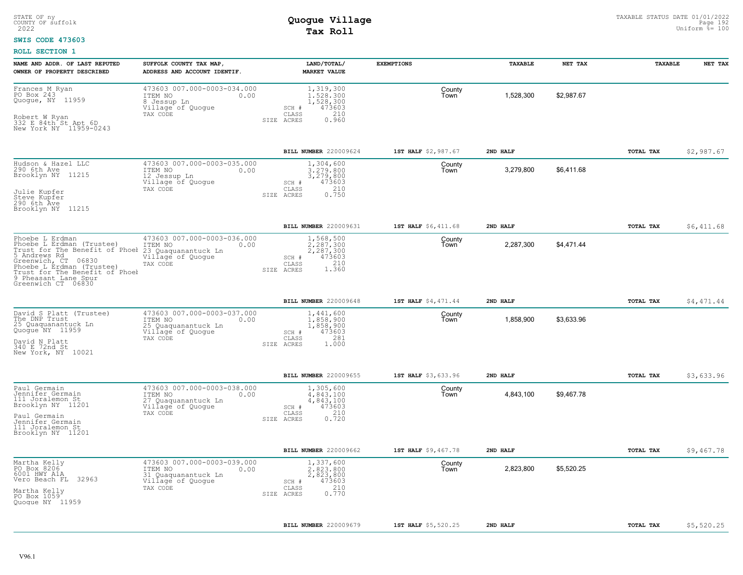STATE OF ny
COUNTY OF suffolk
2022

# Quogue Village
## Tax Roll

TAXABLE STATUS DATE 01/01/2022
Uniform %= 100

**SWIS CODE 473603**

**ROLL SECTION 1**

| NAME AND ADDR. OF LAST REPUTED OWNER OF PROPERTY DESCRIBED | SUFFOLK COUNTY TAX MAP, ADDRESS AND ACCOUNT IDENTIF. | LAND/TOTAL/ MARKET VALUE | EXEMPTIONS | TAXABLE | NET TAX | TAXABLE | NET TAX |
|---|---|---|---|---|---|---|---|
| Frances M Ryan<br>PO Box 243<br>Quogue, NY 11959<br><br>Robert W Ryan<br>332 E 84th St Apt 6D<br>New York NY 11959-0243 | 473603 007.000-0003-034.000<br>ITEM NO 0.00<br>8 Jessup Ln<br>Village of Quogue<br>TAX CODE | 1,319,300<br>1,528,300<br>1,528,300<br>SCH # 473603<br>CLASS 210<br>SIZE ACRES 0.960 | County<br>Town | 1,528,300 | $2,987.67 | | |
| | | **BILL NUMBER** 220009624 | **1ST HALF** $2,987.67 | **2ND HALF** | | **TOTAL TAX** | $2,987.67 |
| Hudson & Hazel LLC<br>290 6th Ave<br>Brooklyn NY 11215<br><br>Julie Kupfer<br>Steve Kupfer<br>290 6th Ave<br>Brooklyn NY 11215 | 473603 007.000-0003-035.000<br>ITEM NO 0.00<br>12 Jessup Ln<br>Village of Quogue<br>TAX CODE | 1,304,600<br>3,279,800<br>3,279,800<br>SCH # 473603<br>CLASS 210<br>SIZE ACRES 0.750 | County<br>Town | 3,279,800 | $6,411.68 | | |
| | | **BILL NUMBER** 220009631 | **1ST HALF** $6,411.68 | **2ND HALF** | | **TOTAL TAX** | $6,411.68 |
| Phoebe L Erdman<br>Phoebe L Erdman (Trustee)<br>Trust for The Benefit of Phoel<br>5 Andrews Rd<br>Greenwich, CT 06830<br>Phoebe L Erdman (Trustee)<br>Trust for The Benefit of Phoel<br>9 Pheasant Lane Spur<br>Greenwich CT 06830 | 473603 007.000-0003-036.000<br>ITEM NO 0.00<br>23 Quaquanantuck Ln<br>Village of Quogue<br>TAX CODE | 1,568,500<br>2,287,300<br>2,287,300<br>SCH # 473603<br>CLASS 210<br>SIZE ACRES 1.360 | County<br>Town | 2,287,300 | $4,471.44 | | |
| | | **BILL NUMBER** 220009648 | **1ST HALF** $4,471.44 | **2ND HALF** | | **TOTAL TAX** | $4,471.44 |
| David S Platt (Trustee)<br>The DNP Trust<br>25 Quaquanantuck Ln<br>Quogue NY 11959<br><br>David N Platt<br>340 E 72nd St<br>New York, NY 10021 | 473603 007.000-0003-037.000<br>ITEM NO 0.00<br>25 Quaquanantuck Ln<br>Village of Quogue<br>TAX CODE | 1,441,600<br>1,858,900<br>1,858,900<br>SCH # 473603<br>CLASS 281<br>SIZE ACRES 1.000 | County<br>Town | 1,858,900 | $3,633.96 | | |
| | | **BILL NUMBER** 220009655 | **1ST HALF** $3,633.96 | **2ND HALF** | | **TOTAL TAX** | $3,633.96 |
| Paul Germain<br>Jennifer Germain<br>111 Joralemon St<br>Brooklyn NY 11201<br><br>Paul Germain<br>Jennifer Germain<br>111 Joralemon St<br>Brooklyn NY 11201 | 473603 007.000-0003-038.000<br>ITEM NO 0.00<br>27 Quaquanantuck Ln<br>Village of Quogue<br>TAX CODE | 1,305,600<br>4,843,100<br>4,843,100<br>SCH # 473603<br>CLASS 210<br>SIZE ACRES 0.720 | County<br>Town | 4,843,100 | $9,467.78 | | |
| | | **BILL NUMBER** 220009662 | **1ST HALF** $9,467.78 | **2ND HALF** | | **TOTAL TAX** | $9,467.78 |
| Martha Kelly<br>PO Box 8206<br>6001 HWY A1A<br>Vero Beach FL 32963<br><br>Martha Kelly<br>PO Box 1059<br>Quogue NY 11959 | 473603 007.000-0003-039.000<br>ITEM NO 0.00<br>31 Quaquanantuck Ln<br>Village of Quogue<br>TAX CODE | 1,337,600<br>2,823,800<br>2,823,800<br>SCH # 473603<br>CLASS 210<br>SIZE ACRES 0.770 | County<br>Town | 2,823,800 | $5,520.25 | | |
| | | **BILL NUMBER** 220009679 | **1ST HALF** $5,520.25 | **2ND HALF** | | **TOTAL TAX** | $5,520.25 |

V96.1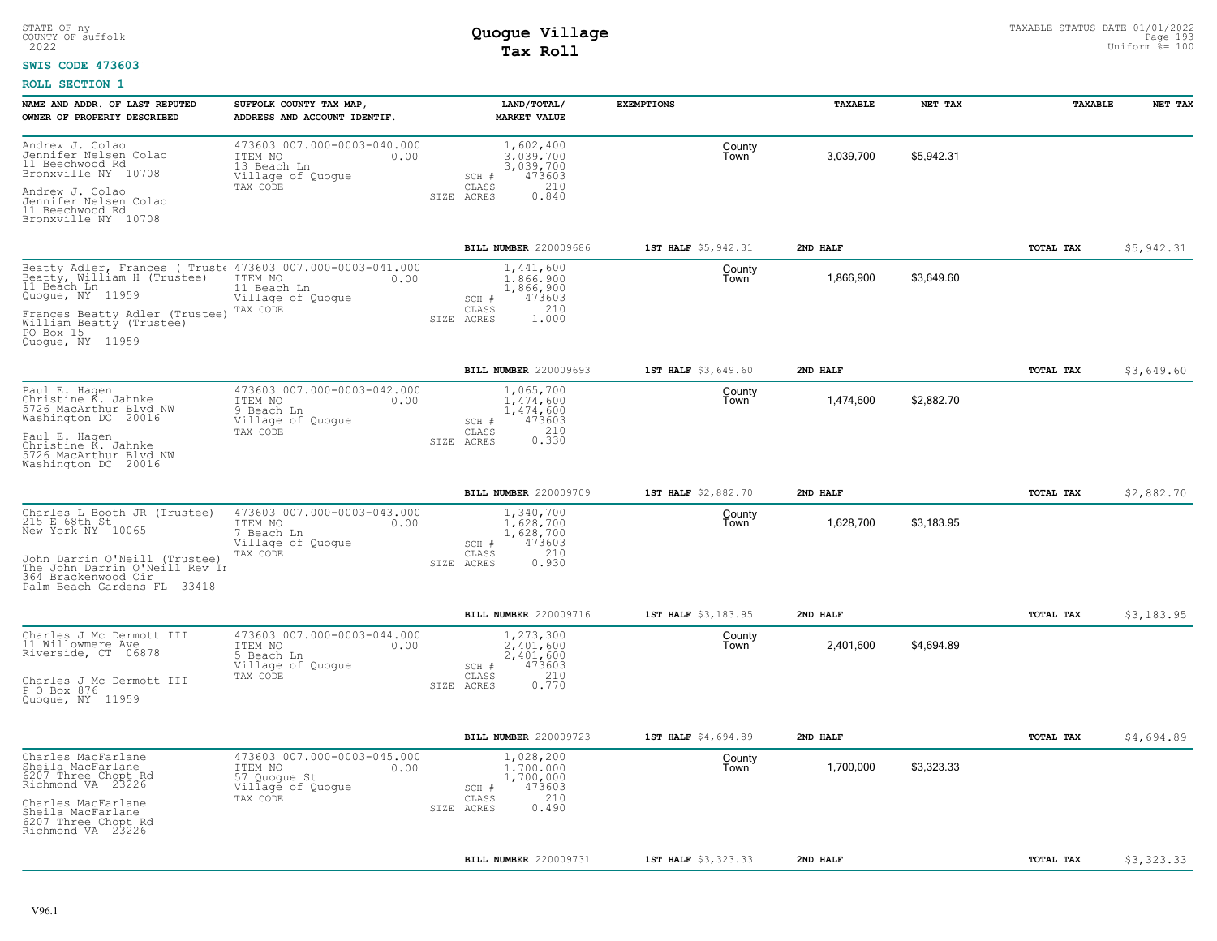STATE OF ny
COUNTY OF suffolk
2022

# Quogue Village
## Tax Roll

TAXABLE STATUS DATE 01/01/2022
Uniform %= 100

**SWIS CODE 473603**

**ROLL SECTION 1**

| NAME AND ADDR. OF LAST REPUTED OWNER OF PROPERTY DESCRIBED | SUFFOLK COUNTY TAX MAP, ADDRESS AND ACCOUNT IDENTIF. | LAND/TOTAL/ MARKET VALUE | EXEMPTIONS | | TAXABLE | NET TAX | TAXABLE | NET TAX |
|---|---|---|---|---|---|---|---|---|
| Andrew J. Colao<br>Jennifer Nelsen Colao<br>11 Beechwood Rd<br>Bronxville NY 10708<br><br>Andrew J. Colao<br>Jennifer Nelsen Colao<br>11 Beechwood Rd<br>Bronxville NY 10708 | 473603 007.000-0003-040.000<br>ITEM NO 0.00<br>13 Beach Ln<br>Village of Quogue<br>TAX CODE | 1,602,400<br>3,039,700<br>3,039,700<br>SCH # 473603<br>CLASS 210<br>SIZE ACRES 0.840 | | County<br>Town | 3,039,700 | $5,942.31 | | |
| | | BILL NUMBER 220009686 | 1ST HALF $5,942.31 | | 2ND HALF | | TOTAL TAX | $5,942.31 |
| Beatty Adler, Frances ( Truste<br>Beatty, William H (Trustee)<br>11 Beach Ln<br>Quogue, NY 11959<br><br>Frances Beatty Adler (Trustee)<br>William Beatty (Trustee)<br>PO Box 15<br>Quogue, NY 11959 | 473603 007.000-0003-041.000<br>ITEM NO 0.00<br>11 Beach Ln<br>Village of Quogue<br>TAX CODE | 1,441,600<br>1,866,900<br>1,866,900<br>SCH # 473603<br>CLASS 210<br>SIZE ACRES 1.000 | | County<br>Town | 1,866,900 | $3,649.60 | | |
| | | BILL NUMBER 220009693 | 1ST HALF $3,649.60 | | 2ND HALF | | TOTAL TAX | $3,649.60 |
| Paul E. Hagen<br>Christine K. Jahnke<br>5726 MacArthur Blvd NW<br>Washington DC 20016<br><br>Paul E. Hagen<br>Christine K. Jahnke<br>5726 MacArthur Blvd NW<br>Washington DC 20016 | 473603 007.000-0003-042.000<br>ITEM NO 0.00<br>9 Beach Ln<br>Village of Quogue<br>TAX CODE | 1,065,700<br>1,474,600<br>1,474,600<br>SCH # 473603<br>CLASS 210<br>SIZE ACRES 0.330 | | County<br>Town | 1,474,600 | $2,882.70 | | |
| | | BILL NUMBER 220009709 | 1ST HALF $2,882.70 | | 2ND HALF | | TOTAL TAX | $2,882.70 |
| Charles L Booth JR (Trustee)<br>215 E 68th St<br>New York NY 10065<br><br>John Darrin O'Neill (Trustee)<br>The John Darrin O'Neill Rev Ir<br>364 Brackenwood Cir<br>Palm Beach Gardens FL 33418 | 473603 007.000-0003-043.000<br>ITEM NO 0.00<br>7 Beach Ln<br>Village of Quogue<br>TAX CODE | 1,340,700<br>1,628,700<br>1,628,700<br>SCH # 473603<br>CLASS 210<br>SIZE ACRES 0.930 | | County<br>Town | 1,628,700 | $3,183.95 | | |
| | | BILL NUMBER 220009716 | 1ST HALF $3,183.95 | | 2ND HALF | | TOTAL TAX | $3,183.95 |
| Charles J Mc Dermott III<br>11 Willowmere Ave<br>Riverside, CT 06878<br><br>Charles J Mc Dermott III<br>P O Box 876<br>Quogue, NY 11959 | 473603 007.000-0003-044.000<br>ITEM NO 0.00<br>5 Beach Ln<br>Village of Quogue<br>TAX CODE | 1,273,300<br>2,401,600<br>2,401,600<br>SCH # 473603<br>CLASS 210<br>SIZE ACRES 0.770 | | County<br>Town | 2,401,600 | $4,694.89 | | |
| | | BILL NUMBER 220009723 | 1ST HALF $4,694.89 | | 2ND HALF | | TOTAL TAX | $4,694.89 |
| Charles MacFarlane<br>Sheila MacFarlane<br>6207 Three Chopt Rd<br>Richmond VA 23226<br><br>Charles MacFarlane<br>Sheila MacFarlane<br>6207 Three Chopt Rd<br>Richmond VA 23226 | 473603 007.000-0003-045.000<br>ITEM NO 0.00<br>57 Quogue St<br>Village of Quogue<br>TAX CODE | 1,028,200<br>1,700,000<br>1,700,000<br>SCH # 473603<br>CLASS 210<br>SIZE ACRES 0.490 | | County<br>Town | 1,700,000 | $3,323.33 | | |
| | | BILL NUMBER 220009731 | 1ST HALF $3,323.33 | | 2ND HALF | | TOTAL TAX | $3,323.33 |

V96.1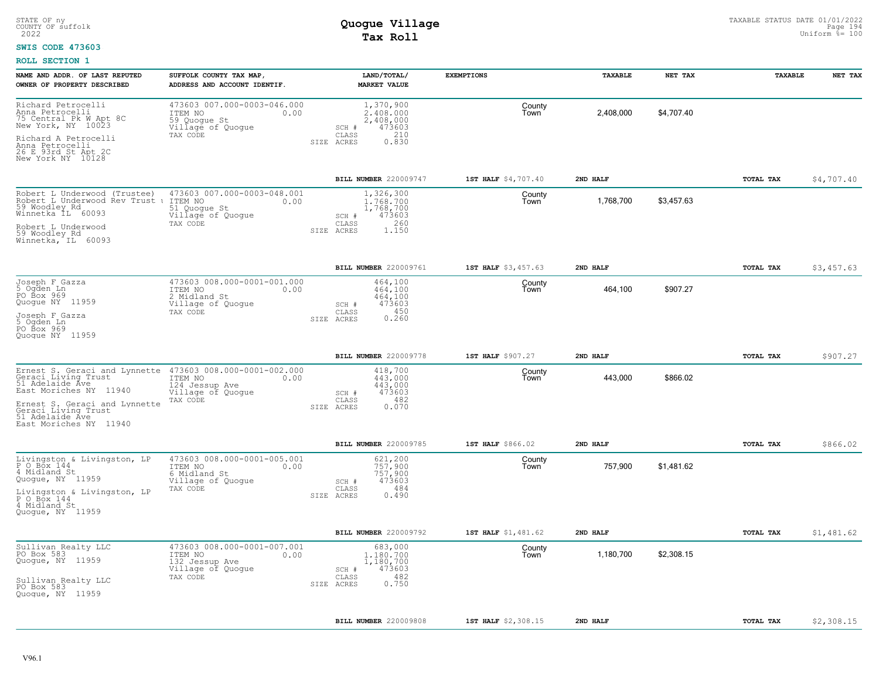STATE OF ny
COUNTY OF suffolk
2022

# Quogue Village
## Tax Roll

TAXABLE STATUS DATE 01/01/2022
Uniform %= 100

**SWIS CODE 473603**

**ROLL SECTION 1**

| NAME AND ADDR. OF LAST REPUTED OWNER OF PROPERTY DESCRIBED | SUFFOLK COUNTY TAX MAP, ADDRESS AND ACCOUNT IDENTIF. | LAND/TOTAL/ MARKET VALUE | EXEMPTIONS | | TAXABLE | NET TAX | TAXABLE | NET TAX |
|---|---|---|---|---|---|---|---|---|
| Richard Petrocelli<br>Anna Petrocelli<br>75 Central Pk W Apt 8C<br>New York, NY 10023<br><br>Richard A Petrocelli<br>Anna Petrocelli<br>26 E 93rd St Apt 2C<br>New York NY 10128 | 473603 007.000-0003-046.000<br>ITEM NO 0.00<br>59 Quogue St<br>Village of Quogue<br>TAX CODE | 1,370,900<br>2,408,000<br>2,408,000<br>SCH # 473603<br>CLASS 210<br>SIZE ACRES 0.830 | | County<br>Town | 2,408,000 | $4,707.40 | | |
| | | **BILL NUMBER** 220009747 | **1ST HALF** $4,707.40 | | **2ND HALF** | | **TOTAL TAX** | $4,707.40 |
| Robert L Underwood (Trustee)<br>Robert L Underwood Rev Trust u<br>59 Woodley Rd<br>Winnetka IL 60093<br><br>Robert L Underwood<br>59 Woodley Rd<br>Winnetka, IL 60093 | 473603 007.000-0003-048.001<br>ITEM NO 0.00<br>51 Quogue St<br>Village of Quogue<br>TAX CODE | 1,326,300<br>1,768,700<br>1,768,700<br>SCH # 473603<br>CLASS 260<br>SIZE ACRES 1.150 | | County<br>Town | 1,768,700 | $3,457.63 | | |
| | | **BILL NUMBER** 220009761 | **1ST HALF** $3,457.63 | | **2ND HALF** | | **TOTAL TAX** | $3,457.63 |
| Joseph F Gazza<br>5 Ogden Ln<br>PO Box 969<br>Quogue NY 11959<br><br>Joseph F Gazza<br>5 Ogden Ln<br>PO Box 969<br>Quogue NY 11959 | 473603 008.000-0001-001.000<br>ITEM NO 0.00<br>2 Midland St<br>Village of Quogue<br>TAX CODE | 464,100<br>464,100<br>464,100<br>SCH # 473603<br>CLASS 450<br>SIZE ACRES 0.260 | | County<br>Town | 464,100 | $907.27 | | |
| | | **BILL NUMBER** 220009778 | **1ST HALF** $907.27 | | **2ND HALF** | | **TOTAL TAX** | $907.27 |
| Ernest S. Geraci and Lynnette<br>Geraci Living Trust<br>51 Adelaide Ave<br>East Moriches NY 11940<br><br>Ernest S. Geraci and Lynnette<br>Geraci Living Trust<br>51 Adelaide Ave<br>East Moriches NY 11940 | 473603 008.000-0001-002.000<br>ITEM NO 0.00<br>124 Jessup Ave<br>Village of Quogue<br>TAX CODE | 418,700<br>443,000<br>443,000<br>SCH # 473603<br>CLASS 482<br>SIZE ACRES 0.070 | | County<br>Town | 443,000 | $866.02 | | |
| | | **BILL NUMBER** 220009785 | **1ST HALF** $866.02 | | **2ND HALF** | | **TOTAL TAX** | $866.02 |
| Livingston & Livingston, LP<br>P O Box 144<br>4 Midland St<br>Quogue, NY 11959<br><br>Livingston & Livingston, LP<br>P O Box 144<br>4 Midland St<br>Quogue, NY 11959 | 473603 008.000-0001-005.001<br>ITEM NO 0.00<br>6 Midland St<br>Village of Quogue<br>TAX CODE | 621,200<br>757,900<br>757,900<br>SCH # 473603<br>CLASS 484<br>SIZE ACRES 0.490 | | County<br>Town | 757,900 | $1,481.62 | | |
| | | **BILL NUMBER** 220009792 | **1ST HALF** $1,481.62 | | **2ND HALF** | | **TOTAL TAX** | $1,481.62 |
| Sullivan Realty LLC<br>PO Box 583<br>Quogue, NY 11959<br><br>Sullivan Realty LLC<br>PO Box 583<br>Quogue, NY 11959 | 473603 008.000-0001-007.001<br>ITEM NO 0.00<br>132 Jessup Ave<br>Village of Quogue<br>TAX CODE | 683,000<br>1,180,700<br>1,180,700<br>SCH # 473603<br>CLASS 482<br>SIZE ACRES 0.750 | | County<br>Town | 1,180,700 | $2,308.15 | | |
| | | **BILL NUMBER** 220009808 | **1ST HALF** $2,308.15 | | **2ND HALF** | | **TOTAL TAX** | $2,308.15 |

V96.1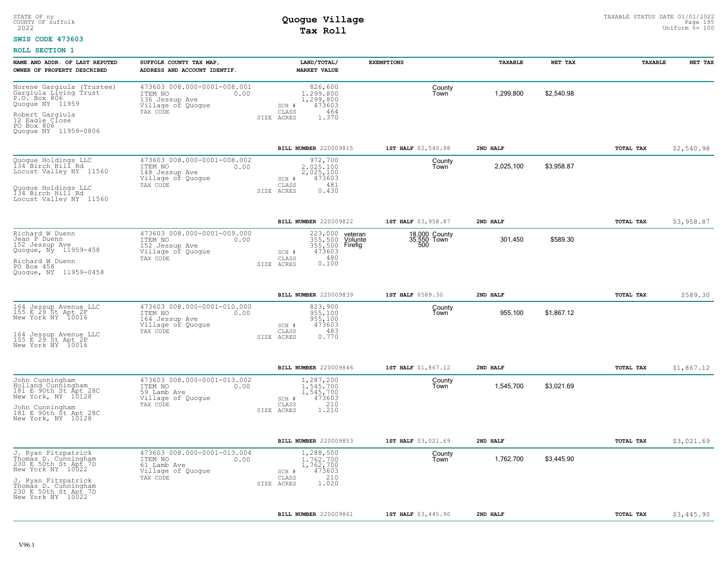STATE OF ny
COUNTY OF suffolk
2022

# Quogue Village
## Tax Roll

TAXABLE STATUS DATE 01/01/2022
Uniform %= 100

**SWIS CODE 473603**

**ROLL SECTION 1**

| NAME AND ADDR. OF LAST REPUTED OWNER OF PROPERTY DESCRIBED | SUFFOLK COUNTY TAX MAP, ADDRESS AND ACCOUNT IDENTIF. | LAND/TOTAL/ MARKET VALUE | EXEMPTIONS | | TAXABLE | NET TAX | TAXABLE | NET TAX |
|---|---|---|---|---|---|---|---|---|
| Norene Gargiula (Trustee)<br>Gargiula Living Trust<br>P.O. Box 806<br>Quogue NY 11959<br><br>Robert Gargiula<br>12 Eagle Close<br>PO Box 806<br>Quogue NY 11959-0806 | 473603 008.000-0001-008.001<br>ITEM NO 0.00<br>136 Jessup Ave<br>Village of Quogue<br>TAX CODE | 826,600<br>1,299,800<br>1,299,800<br>SCH # 473603<br>CLASS 464<br>SIZE ACRES 1.370 | | County<br>Town | 1,299,800 | $2,540.98 | | |
| | | BILL NUMBER 220009815 | 1ST HALF $2,540.98 | | 2ND HALF | | TOTAL TAX | $2,540.98 |
| Quogue Holdings LLC<br>134 Birch Hill Rd<br>Locust Valley NY 11560<br><br>Quogue Holdings LLC<br>134 Birch Hill Rd<br>Locust Valley NY 11560 | 473603 008.000-0001-008.002<br>ITEM NO 0.00<br>148 Jessup Ave<br>Village of Quogue<br>TAX CODE | 972,700<br>2,025,100<br>2,025,100<br>SCH # 473603<br>CLASS 481<br>SIZE ACRES 0.430 | | County<br>Town | 2,025,100 | $3,958.87 | | |
| | | BILL NUMBER 220009822 | 1ST HALF $3,958.87 | | 2ND HALF | | TOTAL TAX | $3,958.87 |
| Richard W Duenn<br>Jean P Duenn<br>152 Jessup Ave<br>Quogue, Ny 11959-458<br><br>Richard W Duenn<br>PO Box 458<br>Quogue, NY 11959-0458 | 473603 008.000-0001-009.000<br>ITEM NO 0.00<br>152 Jessup Ave<br>Village of Quogue<br>TAX CODE | 223,000<br>355,500<br>355,500<br>SCH # 473603<br>CLASS 480<br>SIZE ACRES 0.100 | veteran 18,000<br>Volunte 35,550<br>Firefig 500 | County<br>Town | 301,450 | $589.30 | | |
| | | BILL NUMBER 220009839 | 1ST HALF $589.30 | | 2ND HALF | | TOTAL TAX | $589.30 |
| 164 Jessup Avenue LLC<br>155 E 29 St Apt 2F<br>New York NY 10016<br><br>164 Jessup Avenue LLC<br>155 E 29 St Apt 2F<br>New York NY 10016 | 473603 008.000-0001-010.000<br>ITEM NO 0.00<br>164 Jessup Ave<br>Village of Quogue<br>TAX CODE | 823,900<br>955,100<br>955,100<br>SCH # 473603<br>CLASS 483<br>SIZE ACRES 0.770 | | County<br>Town | 955,100 | $1,867.12 | | |
| | | BILL NUMBER 220009846 | 1ST HALF $1,867.12 | | 2ND HALF | | TOTAL TAX | $1,867.12 |
| John Cunningham<br>Holland Cunningham<br>181 E 90th St Apt 28C<br>New York, NY 10128<br><br>John Cunningham<br>181 E 90th St Apt 28C<br>New York, NY 10128 | 473603 008.000-0001-013.002<br>ITEM NO 0.00<br>59 Lamb Ave<br>Village of Quogue<br>TAX CODE | 1,287,200<br>1,545,700<br>1,545,700<br>SCH # 473603<br>CLASS 210<br>SIZE ACRES 1.210 | | County<br>Town | 1,545,700 | $3,021.69 | | |
| | | BILL NUMBER 220009853 | 1ST HALF $3,021.69 | | 2ND HALF | | TOTAL TAX | $3,021.69 |
| J. Ryan Fitzpatrick<br>Thomas D. Cunningham<br>230 E 50th St Apt 7D<br>New York NY 10022<br><br>J. Ryan Fitzpatrick<br>Thomas D. Cunningham<br>230 E 50th St Apt 7D<br>New York NY 10022 | 473603 008.000-0001-013.004<br>ITEM NO 0.00<br>61 Lamb Ave<br>Village of Quogue<br>TAX CODE | 1,288,500<br>1,762,700<br>1,762,700<br>SCH # 473603<br>CLASS 210<br>SIZE ACRES 1.020 | | County<br>Town | 1,762,700 | $3,445.90 | | |
| | | BILL NUMBER 220009861 | 1ST HALF $3,445.90 | | 2ND HALF | | TOTAL TAX | $3,445.90 |

V96.1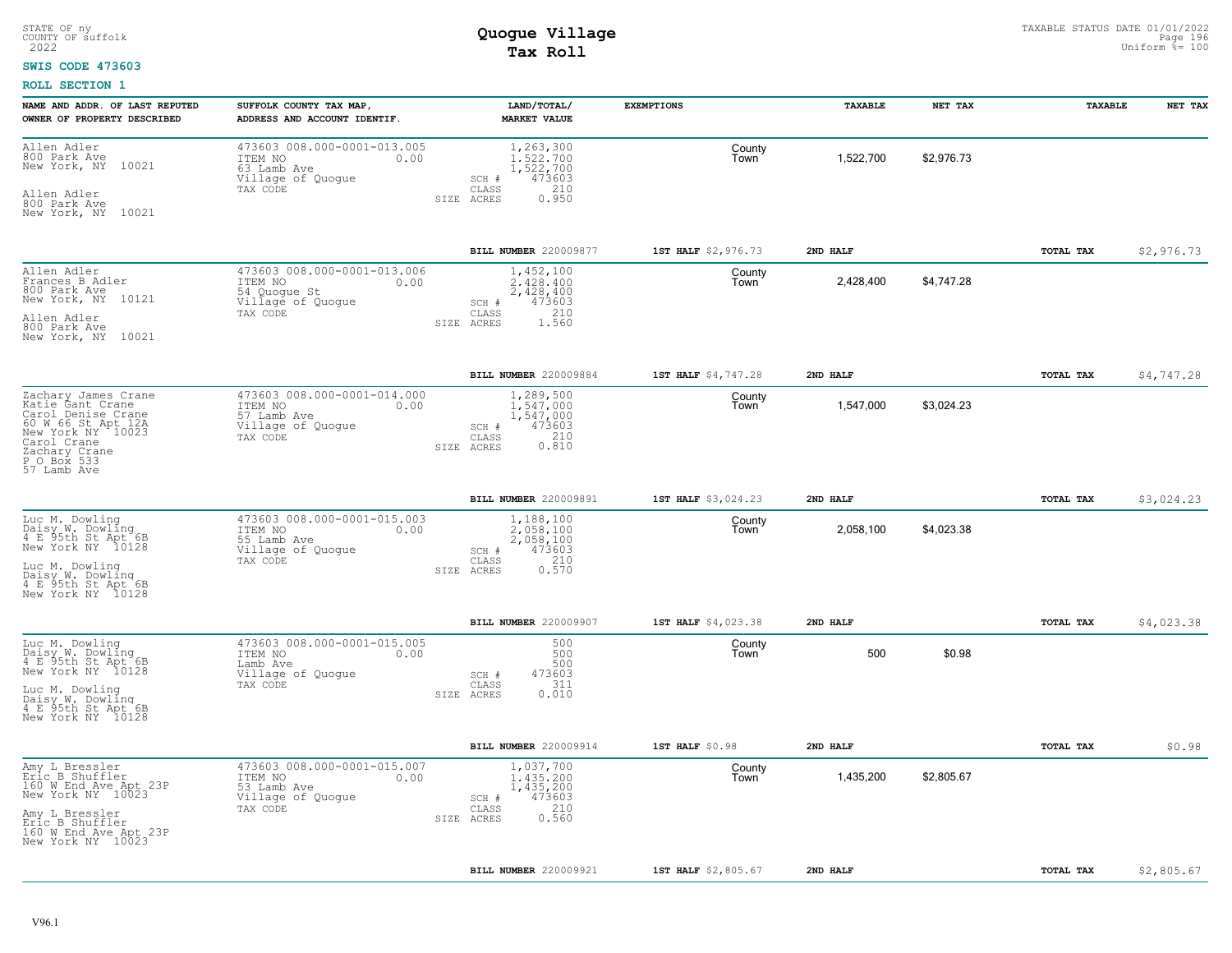STATE OF ny
COUNTY OF suffolk
2022

# Quogue Village
## Tax Roll

TAXABLE STATUS DATE 01/01/2022
Uniform %= 100

**SWIS CODE 473603**

**ROLL SECTION 1**

| NAME AND ADDR. OF LAST REPUTED OWNER OF PROPERTY DESCRIBED | SUFFOLK COUNTY TAX MAP, ADDRESS AND ACCOUNT IDENTIF. | LAND/TOTAL/ MARKET VALUE | EXEMPTIONS | TAXABLE | NET TAX | TAXABLE | NET TAX |
|---|---|---|---|---|---|---|---|
| Allen Adler<br>800 Park Ave<br>New York, NY 10021<br><br>Allen Adler<br>800 Park Ave<br>New York, NY 10021 | 473603 008.000-0001-013.005<br>ITEM NO 0.00<br>63 Lamb Ave<br>Village of Quogue<br>TAX CODE | 1,263,300<br>1,522,700<br>1,522,700<br>SCH # 473603<br>CLASS 210<br>SIZE ACRES 0.950 | County<br>Town | 1,522,700 | $2,976.73 | | |
| | | BILL NUMBER 220009877 | 1ST HALF $2,976.73 | 2ND HALF | | TOTAL TAX | $2,976.73 |
| Allen Adler<br>Frances B Adler<br>800 Park Ave<br>New York, NY 10121<br><br>Allen Adler<br>800 Park Ave<br>New York, NY 10021 | 473603 008.000-0001-013.006<br>ITEM NO 0.00<br>54 Quogue St<br>Village of Quogue<br>TAX CODE | 1,452,100<br>2,428,400<br>2,428,400<br>SCH # 473603<br>CLASS 210<br>SIZE ACRES 1.560 | County<br>Town | 2,428,400 | $4,747.28 | | |
| | | BILL NUMBER 220009884 | 1ST HALF $4,747.28 | 2ND HALF | | TOTAL TAX | $4,747.28 |
| Zachary James Crane<br>Katie Gant Crane<br>Carol Denise Crane<br>60 W 66 St Apt 12A<br>New York NY 10023<br>Carol Crane<br>Zachary Crane<br>P O Box 533<br>57 Lamb Ave | 473603 008.000-0001-014.000<br>ITEM NO 0.00<br>57 Lamb Ave<br>Village of Quogue<br>TAX CODE | 1,289,500<br>1,547,000<br>1,547,000<br>SCH # 473603<br>CLASS 210<br>SIZE ACRES 0.810 | County<br>Town | 1,547,000 | $3,024.23 | | |
| | | BILL NUMBER 220009891 | 1ST HALF $3,024.23 | 2ND HALF | | TOTAL TAX | $3,024.23 |
| Luc M. Dowling<br>Daisy W. Dowling<br>4 E 95th St Apt 6B<br>New York NY 10128<br><br>Luc M. Dowling<br>Daisy W. Dowling<br>4 E 95th St Apt 6B<br>New York NY 10128 | 473603 008.000-0001-015.003<br>ITEM NO 0.00<br>55 Lamb Ave<br>Village of Quogue<br>TAX CODE | 1,188,100<br>2,058,100<br>2,058,100<br>SCH # 473603<br>CLASS 210<br>SIZE ACRES 0.570 | County<br>Town | 2,058,100 | $4,023.38 | | |
| | | BILL NUMBER 220009907 | 1ST HALF $4,023.38 | 2ND HALF | | TOTAL TAX | $4,023.38 |
| Luc M. Dowling<br>Daisy W. Dowling<br>4 E 95th St Apt 6B<br>New York NY 10128<br><br>Luc M. Dowling<br>Daisy W. Dowling<br>4 E 95th St Apt 6B<br>New York NY 10128 | 473603 008.000-0001-015.005<br>ITEM NO 0.00<br>Lamb Ave<br>Village of Quogue<br>TAX CODE | 500<br>500<br>500<br>SCH # 473603<br>CLASS 311<br>SIZE ACRES 0.010 | County<br>Town | 500 | $0.98 | | |
| | | BILL NUMBER 220009914 | 1ST HALF $0.98 | 2ND HALF | | TOTAL TAX | $0.98 |
| Amy L Bressler<br>Eric B Shuffler<br>160 W End Ave Apt 23P<br>New York NY 10023<br><br>Amy L Bressler<br>Eric B Shuffler<br>160 W End Ave Apt 23P<br>New York NY 10023 | 473603 008.000-0001-015.007<br>ITEM NO 0.00<br>53 Lamb Ave<br>Village of Quogue<br>TAX CODE | 1,037,700<br>1,435,200<br>1,435,200<br>SCH # 473603<br>CLASS 210<br>SIZE ACRES 0.560 | County<br>Town | 1,435,200 | $2,805.67 | | |
| | | BILL NUMBER 220009921 | 1ST HALF $2,805.67 | 2ND HALF | | TOTAL TAX | $2,805.67 |

V96.1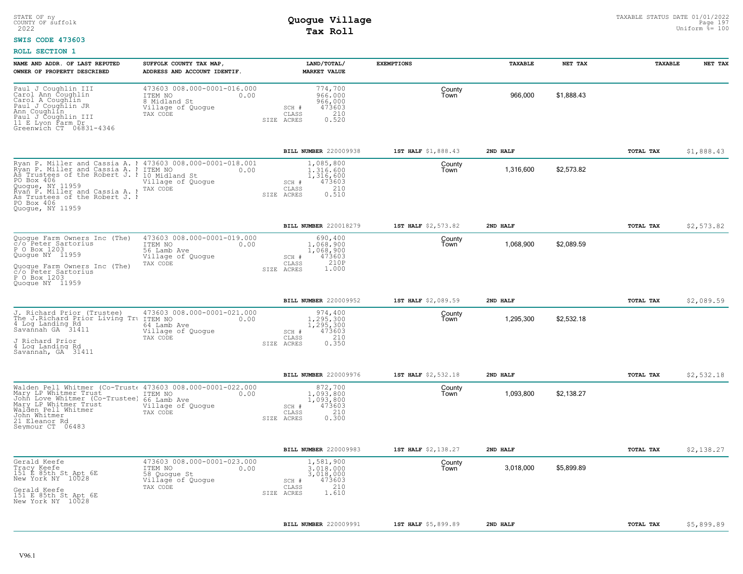STATE OF ny
COUNTY OF suffolk
2022

# Quogue Village
## Tax Roll

TAXABLE STATUS DATE 01/01/2022
Uniform %= 100

**SWIS CODE 473603**

**ROLL SECTION 1**

| NAME AND ADDR. OF LAST REPUTED OWNER OF PROPERTY DESCRIBED | SUFFOLK COUNTY TAX MAP, ADDRESS AND ACCOUNT IDENTIF. | LAND/TOTAL/ MARKET VALUE | EXEMPTIONS | TAXABLE | NET TAX | TAXABLE | NET TAX |
|---|---|---|---|---|---|---|---|
| Paul J Coughlin III<br>Carol Ann Coughlin<br>Carol A Coughlin<br>Paul J Coughlin JR<br>Ann Coughlin<br>Paul J Coughlin III<br>11 E Lyon Farm Dr<br>Greenwich CT 06831-4346 | 473603 008.000-0001-016.000<br>ITEM NO 0.00<br>8 Midland St<br>Village of Quogue<br>TAX CODE | 774,700<br>966,000<br>966,000<br>SCH # 473603<br>CLASS 210<br>SIZE ACRES 0.520 | County<br>Town | 966,000 | $1,888.43 | | |
| | | **BILL NUMBER** 220009938 | **1ST HALF** $1,888.43 | **2ND HALF** | | **TOTAL TAX** | $1,888.43 |
| Ryan P. Miller and Cassia A. M<br>Ryan P. Miller and Cassia A. M<br>As Trustees of the Robert J. M<br>PO Box 406<br>Quogue, NY 11959<br>Ryan P. Miller and Cassia A. M<br>As Trustees of the Robert J. M<br>PO Box 406<br>Quogue, NY 11959 | 473603 008.000-0001-018.001<br>ITEM NO 0.00<br>10 Midland St<br>Village of Quogue<br>TAX CODE | 1,085,800<br>1,316,600<br>1,316,600<br>SCH # 473603<br>CLASS 210<br>SIZE ACRES 0.510 | County<br>Town | 1,316,600 | $2,573.82 | | |
| | | **BILL NUMBER** 220018279 | **1ST HALF** $2,573.82 | **2ND HALF** | | **TOTAL TAX** | $2,573.82 |
| Quogue Farm Owners Inc (The)<br>c/o Peter Sartorius<br>P O Box 1203<br>Quogue NY 11959<br><br>Quogue Farm Owners Inc (The)<br>c/o Peter Sartorius<br>P O Box 1203<br>Quogue NY 11959 | 473603 008.000-0001-019.000<br>ITEM NO 0.00<br>56 Lamb Ave<br>Village of Quogue<br>TAX CODE | 690,400<br>1,068,900<br>1,068,900<br>SCH # 473603<br>CLASS 210P<br>SIZE ACRES 1.000 | County<br>Town | 1,068,900 | $2,089.59 | | |
| | | **BILL NUMBER** 220009952 | **1ST HALF** $2,089.59 | **2ND HALF** | | **TOTAL TAX** | $2,089.59 |
| J. Richard Prior (Trustee)<br>The J.Richard Prior Living Tru<br>4 Log Landing Rd<br>Savannah GA 31411<br><br>J Richard Prior<br>4 Log Landing Rd<br>Savannah, GA 31411 | 473603 008.000-0001-021.000<br>ITEM NO 0.00<br>64 Lamb Ave<br>Village of Quogue<br>TAX CODE | 974,400<br>1,295,300<br>1,295,300<br>SCH # 473603<br>CLASS 210<br>SIZE ACRES 0.350 | County<br>Town | 1,295,300 | $2,532.18 | | |
| | | **BILL NUMBER** 220009976 | **1ST HALF** $2,532.18 | **2ND HALF** | | **TOTAL TAX** | $2,532.18 |
| Walden Pell Whitmer (Co-Truste<br>Mary LP Whitmer Trust<br>John Love Whitmer (Co-Trustee)<br>Mary LP Whitmer Trust<br>Walden Pell Whitmer<br>John Whitmer<br>21 Eleanor Rd<br>Seymour CT 06483 | 473603 008.000-0001-022.000<br>ITEM NO 0.00<br>66 Lamb Ave<br>Village of Quogue<br>TAX CODE | 872,700<br>1,093,800<br>1,093,800<br>SCH # 473603<br>CLASS 210<br>SIZE ACRES 0.300 | County<br>Town | 1,093,800 | $2,138.27 | | |
| | | **BILL NUMBER** 220009983 | **1ST HALF** $2,138.27 | **2ND HALF** | | **TOTAL TAX** | $2,138.27 |
| Gerald Keefe<br>Tracy Keefe<br>151 E 85th St Apt 6E<br>New York NY 10028<br><br>Gerald Keefe<br>151 E 85th St Apt 6E<br>New York NY 10028 | 473603 008.000-0001-023.000<br>ITEM NO 0.00<br>58 Quogue St<br>Village of Quogue<br>TAX CODE | 1,581,900<br>3,018,000<br>3,018,000<br>SCH # 473603<br>CLASS 210<br>SIZE ACRES 1.610 | County<br>Town | 3,018,000 | $5,899.89 | | |
| | | **BILL NUMBER** 220009991 | **1ST HALF** $5,899.89 | **2ND HALF** | | **TOTAL TAX** | $5,899.89 |

V96.1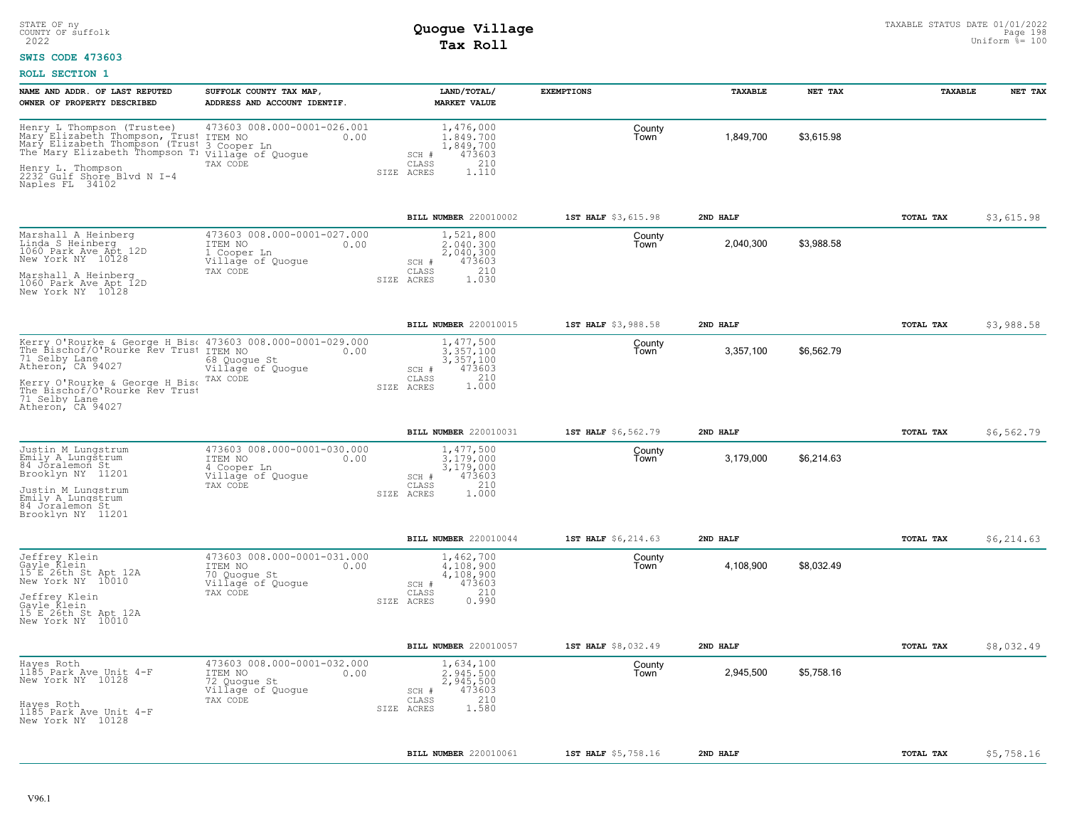STATE OF ny
COUNTY OF suffolk
2022

# Quogue Village
## Tax Roll

TAXABLE STATUS DATE 01/01/2022
Uniform %= 100

**SWIS CODE 473603**

**ROLL SECTION 1**

| NAME AND ADDR. OF LAST REPUTED OWNER OF PROPERTY DESCRIBED | SUFFOLK COUNTY TAX MAP, ADDRESS AND ACCOUNT IDENTIF. | LAND/TOTAL/ MARKET VALUE | EXEMPTIONS | TAXABLE | NET TAX | TAXABLE | NET TAX |
|---|---|---|---|---|---|---|---|
| Henry L Thompson (Trustee)<br>Mary Elizabeth Thompson, Trust<br>Mary Elizabeth Thompson (Trust<br>The Mary Elizabeth Thompson T<br><br>Henry L. Thompson<br>2232 Gulf Shore Blvd N I-4<br>Naples FL 34102 | 473603 008.000-0001-026.001<br>ITEM NO 0.00<br>3 Cooper Ln<br>Village of Quogue<br>TAX CODE | 1,476,000<br>1,849,700<br>1,849,700<br>SCH # 473603<br>CLASS 210<br>SIZE ACRES 1.110 | County<br>Town | 1,849,700 | $3,615.98 | | |
| | | BILL NUMBER 220010002 | 1ST HALF $3,615.98 | 2ND HALF | | TOTAL TAX | $3,615.98 |
| Marshall A Heinberg<br>Linda S Heinberg<br>1060 Park Ave Apt 12D<br>New York NY 10128<br><br>Marshall A Heinberg<br>1060 Park Ave Apt 12D<br>New York NY 10128 | 473603 008.000-0001-027.000<br>ITEM NO 0.00<br>1 Cooper Ln<br>Village of Quogue<br>TAX CODE | 1,521,800<br>2,040,300<br>2,040,300<br>SCH # 473603<br>CLASS 210<br>SIZE ACRES 1.030 | County<br>Town | 2,040,300 | $3,988.58 | | |
| | | BILL NUMBER 220010015 | 1ST HALF $3,988.58 | 2ND HALF | | TOTAL TAX | $3,988.58 |
| Kerry O'Rourke & George H Bisc<br>The Bischof/O'Rourke Rev Trust<br>71 Selby Lane<br>Atheron, CA 94027<br><br>Kerry O'Rourke & George H Bisc<br>The Bischof/O'Rourke Rev Trust<br>71 Selby Lane<br>Atheron, CA 94027 | 473603 008.000-0001-029.000<br>ITEM NO 0.00<br>68 Quogue St<br>Village of Quogue<br>TAX CODE | 1,477,500<br>3,357,100<br>3,357,100<br>SCH # 473603<br>CLASS 210<br>SIZE ACRES 1.000 | County<br>Town | 3,357,100 | $6,562.79 | | |
| | | BILL NUMBER 220010031 | 1ST HALF $6,562.79 | 2ND HALF | | TOTAL TAX | $6,562.79 |
| Justin M Lungstrum<br>Emily A Lungstrum<br>84 Joralemon St<br>Brooklyn NY 11201<br><br>Justin M Lungstrum<br>Emily A Lungstrum<br>84 Joralemon St<br>Brooklyn NY 11201 | 473603 008.000-0001-030.000<br>ITEM NO 0.00<br>4 Cooper Ln<br>Village of Quogue<br>TAX CODE | 1,477,500<br>3,179,000<br>3,179,000<br>SCH # 473603<br>CLASS 210<br>SIZE ACRES 1.000 | County<br>Town | 3,179,000 | $6,214.63 | | |
| | | BILL NUMBER 220010044 | 1ST HALF $6,214.63 | 2ND HALF | | TOTAL TAX | $6,214.63 |
| Jeffrey Klein<br>Gayle Klein<br>15 E 26th St Apt 12A<br>New York NY 10010<br><br>Jeffrey Klein<br>Gayle Klein<br>15 E 26th St Apt 12A<br>New York NY 10010 | 473603 008.000-0001-031.000<br>ITEM NO 0.00<br>70 Quogue St<br>Village of Quogue<br>TAX CODE | 1,462,700<br>4,108,900<br>4,108,900<br>SCH # 473603<br>CLASS 210<br>SIZE ACRES 0.990 | County<br>Town | 4,108,900 | $8,032.49 | | |
| | | BILL NUMBER 220010057 | 1ST HALF $8,032.49 | 2ND HALF | | TOTAL TAX | $8,032.49 |
| Hayes Roth<br>1185 Park Ave Unit 4-F<br>New York NY 10128<br><br>Hayes Roth<br>1185 Park Ave Unit 4-F<br>New York NY 10128 | 473603 008.000-0001-032.000<br>ITEM NO 0.00<br>72 Quogue St<br>Village of Quogue<br>TAX CODE | 1,634,100<br>2,945,500<br>2,945,500<br>SCH # 473603<br>CLASS 210<br>SIZE ACRES 1.580 | County<br>Town | 2,945,500 | $5,758.16 | | |
| | | BILL NUMBER 220010061 | 1ST HALF $5,758.16 | 2ND HALF | | TOTAL TAX | $5,758.16 |

V96.1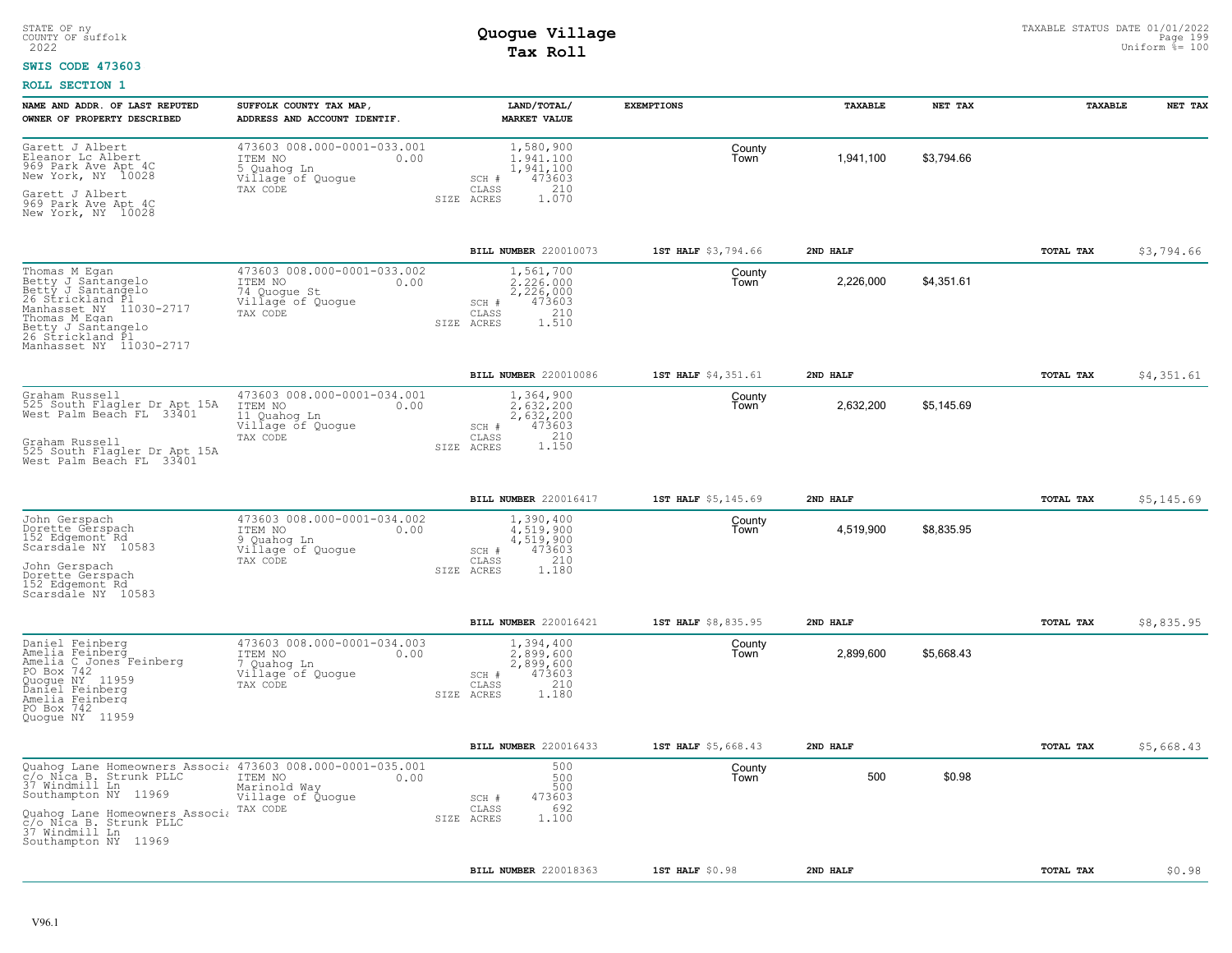STATE OF ny
COUNTY OF suffolk
2022

# Quogue Village
## Tax Roll

TAXABLE STATUS DATE 01/01/2022
Uniform %= 100

**SWIS CODE 473603**

**ROLL SECTION 1**

| NAME AND ADDR. OF LAST REPUTED OWNER OF PROPERTY DESCRIBED | SUFFOLK COUNTY TAX MAP, ADDRESS AND ACCOUNT IDENTIF. | LAND/TOTAL/ MARKET VALUE | EXEMPTIONS | TAXABLE | NET TAX | TAXABLE | NET TAX |
|---|---|---|---|---|---|---|---|
| Garett J Albert<br>Eleanor Lc Albert<br>969 Park Ave Apt 4C<br>New York, NY 10028<br>Garett J Albert<br>969 Park Ave Apt 4C<br>New York, NY 10028 | 473603 008.000-0001-033.001<br>ITEM NO 0.00<br>5 Quahog Ln<br>Village of Quogue<br>TAX CODE | 1,580,900<br>1,941,100<br>1,941,100<br>SCH # 473603<br>CLASS 210<br>SIZE ACRES 1.070 | County<br>Town | 1,941,100 | $3,794.66 | | |
| | | **BILL NUMBER** 220010073 | **1ST HALF** $3,794.66 | **2ND HALF** | | **TOTAL TAX** | $3,794.66 |
| Thomas M Egan<br>Betty J Santangelo<br>Betty J Santangelo<br>26 Strickland Pl<br>Manhasset NY 11030-2717<br>Thomas M Egan<br>Betty J Santangelo<br>26 Strickland Pl<br>Manhasset NY 11030-2717 | 473603 008.000-0001-033.002<br>ITEM NO 0.00<br>74 Quogue St<br>Village of Quogue<br>TAX CODE | 1,561,700<br>2,226,000<br>2,226,000<br>SCH # 473603<br>CLASS 210<br>SIZE ACRES 1.510 | County<br>Town | 2,226,000 | $4,351.61 | | |
| | | **BILL NUMBER** 220010086 | **1ST HALF** $4,351.61 | **2ND HALF** | | **TOTAL TAX** | $4,351.61 |
| Graham Russell<br>525 South Flagler Dr Apt 15A<br>West Palm Beach FL 33401<br>Graham Russell<br>525 South Flagler Dr Apt 15A<br>West Palm Beach FL 33401 | 473603 008.000-0001-034.001<br>ITEM NO 0.00<br>11 Quahog Ln<br>Village of Quogue<br>TAX CODE | 1,364,900<br>2,632,200<br>2,632,200<br>SCH # 473603<br>CLASS 210<br>SIZE ACRES 1.150 | County<br>Town | 2,632,200 | $5,145.69 | | |
| | | **BILL NUMBER** 220016417 | **1ST HALF** $5,145.69 | **2ND HALF** | | **TOTAL TAX** | $5,145.69 |
| John Gerspach<br>Dorette Gerspach<br>152 Edgemont Rd<br>Scarsdale NY 10583<br>John Gerspach<br>Dorette Gerspach<br>152 Edgemont Rd<br>Scarsdale NY 10583 | 473603 008.000-0001-034.002<br>ITEM NO 0.00<br>9 Quahog Ln<br>Village of Quogue<br>TAX CODE | 1,390,400<br>4,519,900<br>4,519,900<br>SCH # 473603<br>CLASS 210<br>SIZE ACRES 1.180 | County<br>Town | 4,519,900 | $8,835.95 | | |
| | | **BILL NUMBER** 220016421 | **1ST HALF** $8,835.95 | **2ND HALF** | | **TOTAL TAX** | $8,835.95 |
| Daniel Feinberg<br>Amelia Feinberg<br>Amelia C Jones Feinberg<br>PO Box 742<br>Quogue NY 11959<br>Daniel Feinberg<br>Amelia Feinberg<br>PO Box 742<br>Quogue NY 11959 | 473603 008.000-0001-034.003<br>ITEM NO 0.00<br>7 Quahog Ln<br>Village of Quogue<br>TAX CODE | 1,394,400<br>2,899,600<br>2,899,600<br>SCH # 473603<br>CLASS 210<br>SIZE ACRES 1.180 | County<br>Town | 2,899,600 | $5,668.43 | | |
| | | **BILL NUMBER** 220016433 | **1ST HALF** $5,668.43 | **2ND HALF** | | **TOTAL TAX** | $5,668.43 |
| Quahog Lane Homeowners Associa<br>c/o Nica B. Strunk PLLC<br>37 Windmill Ln<br>Southampton NY 11969<br>Quahog Lane Homeowners Associa<br>c/o Nica B. Strunk PLLC<br>37 Windmill Ln<br>Southampton NY 11969 | 473603 008.000-0001-035.001<br>ITEM NO 0.00<br>Marinold Way<br>Village of Quogue<br>TAX CODE | 500<br>500<br>500<br>SCH # 473603<br>CLASS 692<br>SIZE ACRES 1.100 | County<br>Town | 500 | $0.98 | | |
| | | **BILL NUMBER** 220018363 | **1ST HALF** $0.98 | **2ND HALF** | | **TOTAL TAX** | $0.98 |

V96.1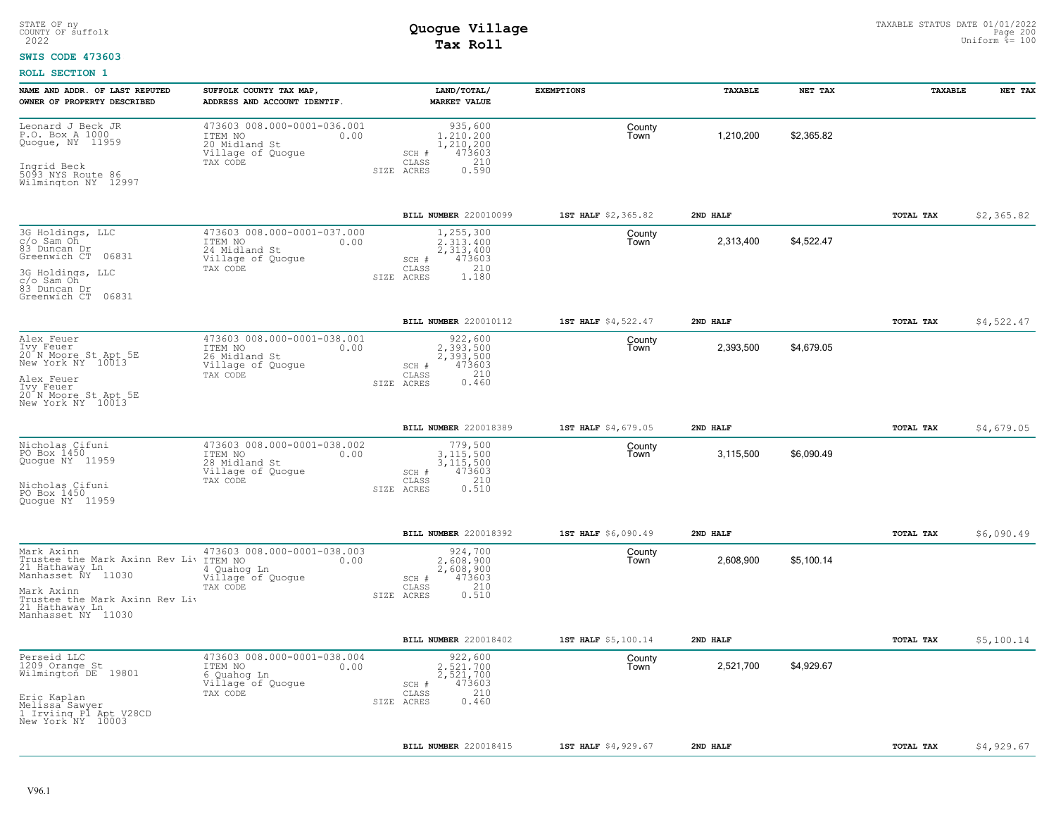STATE OF ny
COUNTY OF suffolk
2022

# Quogue Village
## Tax Roll

TAXABLE STATUS DATE 01/01/2022
Uniform %= 100

**SWIS CODE 473603**

**ROLL SECTION 1**

| NAME AND ADDR. OF LAST REPUTED OWNER OF PROPERTY DESCRIBED | SUFFOLK COUNTY TAX MAP, ADDRESS AND ACCOUNT IDENTIF. | LAND/TOTAL/ MARKET VALUE | EXEMPTIONS | TAXABLE | NET TAX | TAXABLE | NET TAX |
|---|---|---|---|---|---|---|---|
| Leonard J Beck JR<br>P.O. Box A 1000<br>Quogue, NY 11959<br><br>Ingrid Beck<br>5093 NYS Route 86<br>Wilmington NY 12997 | 473603 008.000-0001-036.001<br>ITEM NO 0.00<br>20 Midland St<br>Village of Quogue<br>TAX CODE | 935,600<br>1,210,200<br>1,210,200<br>SCH # 473603<br>CLASS 210<br>SIZE ACRES 0.590 | County<br>Town | 1,210,200 | $2,365.82 | | |
| | | **BILL NUMBER** 220010099 | **1ST HALF** $2,365.82 | **2ND HALF** | | **TOTAL TAX** | $2,365.82 |
| 3G Holdings, LLC<br>c/o Sam Oh<br>83 Duncan Dr<br>Greenwich CT 06831<br><br>3G Holdings, LLC<br>c/o Sam Oh<br>83 Duncan Dr<br>Greenwich CT 06831 | 473603 008.000-0001-037.000<br>ITEM NO 0.00<br>24 Midland St<br>Village of Quogue<br>TAX CODE | 1,255,300<br>2,313,400<br>2,313,400<br>SCH # 473603<br>CLASS 210<br>SIZE ACRES 1.180 | County<br>Town | 2,313,400 | $4,522.47 | | |
| | | **BILL NUMBER** 220010112 | **1ST HALF** $4,522.47 | **2ND HALF** | | **TOTAL TAX** | $4,522.47 |
| Alex Feuer<br>Ivy Feuer<br>20 N Moore St Apt 5E<br>New York NY 10013<br><br>Alex Feuer<br>Ivy Feuer<br>20 N Moore St Apt 5E<br>New York NY 10013 | 473603 008.000-0001-038.001<br>ITEM NO 0.00<br>26 Midland St<br>Village of Quogue<br>TAX CODE | 922,600<br>2,393,500<br>2,393,500<br>SCH # 473603<br>CLASS 210<br>SIZE ACRES 0.460 | County<br>Town | 2,393,500 | $4,679.05 | | |
| | | **BILL NUMBER** 220018389 | **1ST HALF** $4,679.05 | **2ND HALF** | | **TOTAL TAX** | $4,679.05 |
| Nicholas Cifuni<br>PO Box 1450<br>Quogue NY 11959<br><br>Nicholas Cifuni<br>PO Box 1450<br>Quogue NY 11959 | 473603 008.000-0001-038.002<br>ITEM NO 0.00<br>28 Midland St<br>Village of Quogue<br>TAX CODE | 779,500<br>3,115,500<br>3,115,500<br>SCH # 473603<br>CLASS 210<br>SIZE ACRES 0.510 | County<br>Town | 3,115,500 | $6,090.49 | | |
| | | **BILL NUMBER** 220018392 | **1ST HALF** $6,090.49 | **2ND HALF** | | **TOTAL TAX** | $6,090.49 |
| Mark Axinn<br>Trustee the Mark Axinn Rev Liv<br>21 Hathaway Ln<br>Manhasset NY 11030<br><br>Mark Axinn<br>Trustee the Mark Axinn Rev Liv<br>21 Hathaway Ln<br>Manhasset NY 11030 | 473603 008.000-0001-038.003<br>ITEM NO 0.00<br>4 Quahog Ln<br>Village of Quogue<br>TAX CODE | 924,700<br>2,608,900<br>2,608,900<br>SCH # 473603<br>CLASS 210<br>SIZE ACRES 0.510 | County<br>Town | 2,608,900 | $5,100.14 | | |
| | | **BILL NUMBER** 220018402 | **1ST HALF** $5,100.14 | **2ND HALF** | | **TOTAL TAX** | $5,100.14 |
| Perseid LLC<br>1209 Orange St<br>Wilmington DE 19801<br><br>Eric Kaplan<br>Melissa Sawyer<br>1 Irviing Pl Apt V28CD<br>New York NY 10003 | 473603 008.000-0001-038.004<br>ITEM NO 0.00<br>6 Quahog Ln<br>Village of Quogue<br>TAX CODE | 922,600<br>2,521,700<br>2,521,700<br>SCH # 473603<br>CLASS 210<br>SIZE ACRES 0.460 | County<br>Town | 2,521,700 | $4,929.67 | | |
| | | **BILL NUMBER** 220018415 | **1ST HALF** $4,929.67 | **2ND HALF** | | **TOTAL TAX** | $4,929.67 |

V96.1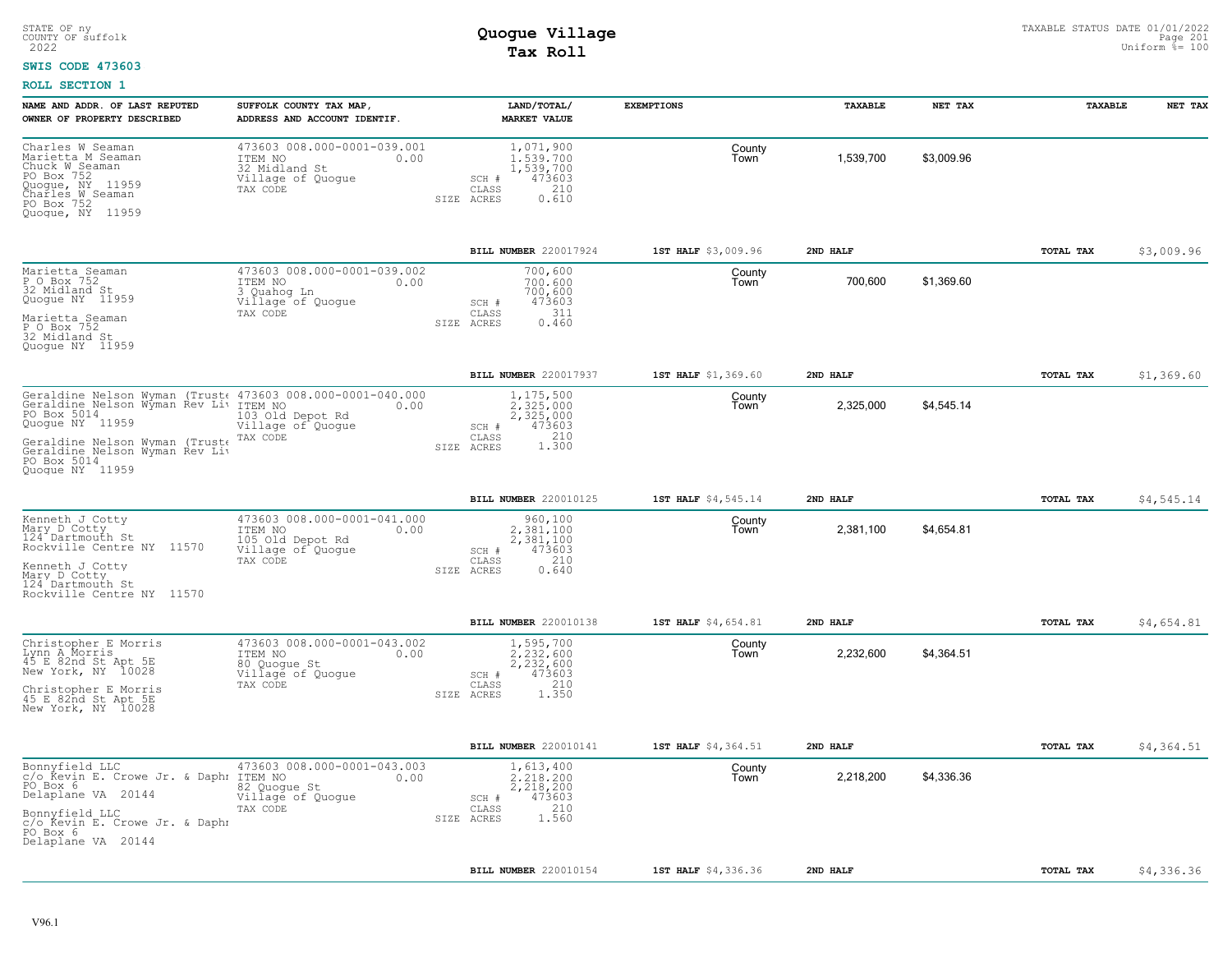STATE OF ny
COUNTY OF suffolk
2022

# Quogue Village
## Tax Roll

TAXABLE STATUS DATE 01/01/2022
Uniform %= 100

**SWIS CODE 473603**

**ROLL SECTION 1**

| NAME AND ADDR. OF LAST REPUTED OWNER OF PROPERTY DESCRIBED | SUFFOLK COUNTY TAX MAP, ADDRESS AND ACCOUNT IDENTIF. | LAND/TOTAL/ MARKET VALUE | EXEMPTIONS | | TAXABLE | NET TAX | TAXABLE | NET TAX |
|---|---|---|---|---|---|---|---|---|
| Charles W Seaman<br>Marietta M Seaman<br>Chuck W Seaman<br>PO Box 752<br>Quogue, NY 11959<br>Charles W Seaman<br>PO Box 752<br>Quogue, NY 11959 | 473603 008.000-0001-039.001<br>ITEM NO 0.00<br>32 Midland St<br>Village of Quogue<br>TAX CODE | 1,071,900<br>1,539,700<br>1,539,700<br>SCH # 473603<br>CLASS 210<br>SIZE ACRES 0.610 | | County<br>Town | 1,539,700 | $3,009.96 | | |
| | | BILL NUMBER 220017924 | 1ST HALF $3,009.96 | | 2ND HALF | | TOTAL TAX | $3,009.96 |
| Marietta Seaman<br>P O Box 752<br>32 Midland St<br>Quogue NY 11959<br>Marietta Seaman<br>P O Box 752<br>32 Midland St<br>Quogue NY 11959 | 473603 008.000-0001-039.002<br>ITEM NO 0.00<br>3 Quahog Ln<br>Village of Quogue<br>TAX CODE | 700,600<br>700,600<br>700,600<br>SCH # 473603<br>CLASS 311<br>SIZE ACRES 0.460 | | County<br>Town | 700,600 | $1,369.60 | | |
| | | BILL NUMBER 220017937 | 1ST HALF $1,369.60 | | 2ND HALF | | TOTAL TAX | $1,369.60 |
| Geraldine Nelson Wyman (Truste<br>Geraldine Nelson Wyman Rev Liv<br>PO Box 5014<br>Quogue NY 11959<br>Geraldine Nelson Wyman (Truste<br>Geraldine Nelson Wyman Rev Liv<br>PO Box 5014<br>Quogue NY 11959 | 473603 008.000-0001-040.000<br>ITEM NO 0.00<br>103 Old Depot Rd<br>Village of Quogue<br>TAX CODE | 1,175,500<br>2,325,000<br>2,325,000<br>SCH # 473603<br>CLASS 210<br>SIZE ACRES 1.300 | | County<br>Town | 2,325,000 | $4,545.14 | | |
| | | BILL NUMBER 220010125 | 1ST HALF $4,545.14 | | 2ND HALF | | TOTAL TAX | $4,545.14 |
| Kenneth J Cotty<br>Mary D Cotty<br>124 Dartmouth St<br>Rockville Centre NY 11570<br>Kenneth J Cotty<br>Mary D Cotty<br>124 Dartmouth St<br>Rockville Centre NY 11570 | 473603 008.000-0001-041.000<br>ITEM NO 0.00<br>105 Old Depot Rd<br>Village of Quogue<br>TAX CODE | 960,100<br>2,381,100<br>2,381,100<br>SCH # 473603<br>CLASS 210<br>SIZE ACRES 0.640 | | County<br>Town | 2,381,100 | $4,654.81 | | |
| | | BILL NUMBER 220010138 | 1ST HALF $4,654.81 | | 2ND HALF | | TOTAL TAX | $4,654.81 |
| Christopher E Morris<br>Lynn A Morris<br>45 E 82nd St Apt 5E<br>New York, NY 10028<br>Christopher E Morris<br>45 E 82nd St Apt 5E<br>New York, NY 10028 | 473603 008.000-0001-043.002<br>ITEM NO 0.00<br>80 Quogue St<br>Village of Quogue<br>TAX CODE | 1,595,700<br>2,232,600<br>2,232,600<br>SCH # 473603<br>CLASS 210<br>SIZE ACRES 1.350 | | County<br>Town | 2,232,600 | $4,364.51 | | |
| | | BILL NUMBER 220010141 | 1ST HALF $4,364.51 | | 2ND HALF | | TOTAL TAX | $4,364.51 |
| Bonnyfield LLC<br>c/o Kevin E. Crowe Jr. & Daphr<br>PO Box 6<br>Delaplane VA 20144<br>Bonnyfield LLC<br>c/o Kevin E. Crowe Jr. & Daphr<br>PO Box 6<br>Delaplane VA 20144 | 473603 008.000-0001-043.003<br>ITEM NO 0.00<br>82 Quogue St<br>Village of Quogue<br>TAX CODE | 1,613,400<br>2,218,200<br>2,218,200<br>SCH # 473603<br>CLASS 210<br>SIZE ACRES 1.560 | | County<br>Town | 2,218,200 | $4,336.36 | | |
| | | BILL NUMBER 220010154 | 1ST HALF $4,336.36 | | 2ND HALF | | TOTAL TAX | $4,336.36 |

V96.1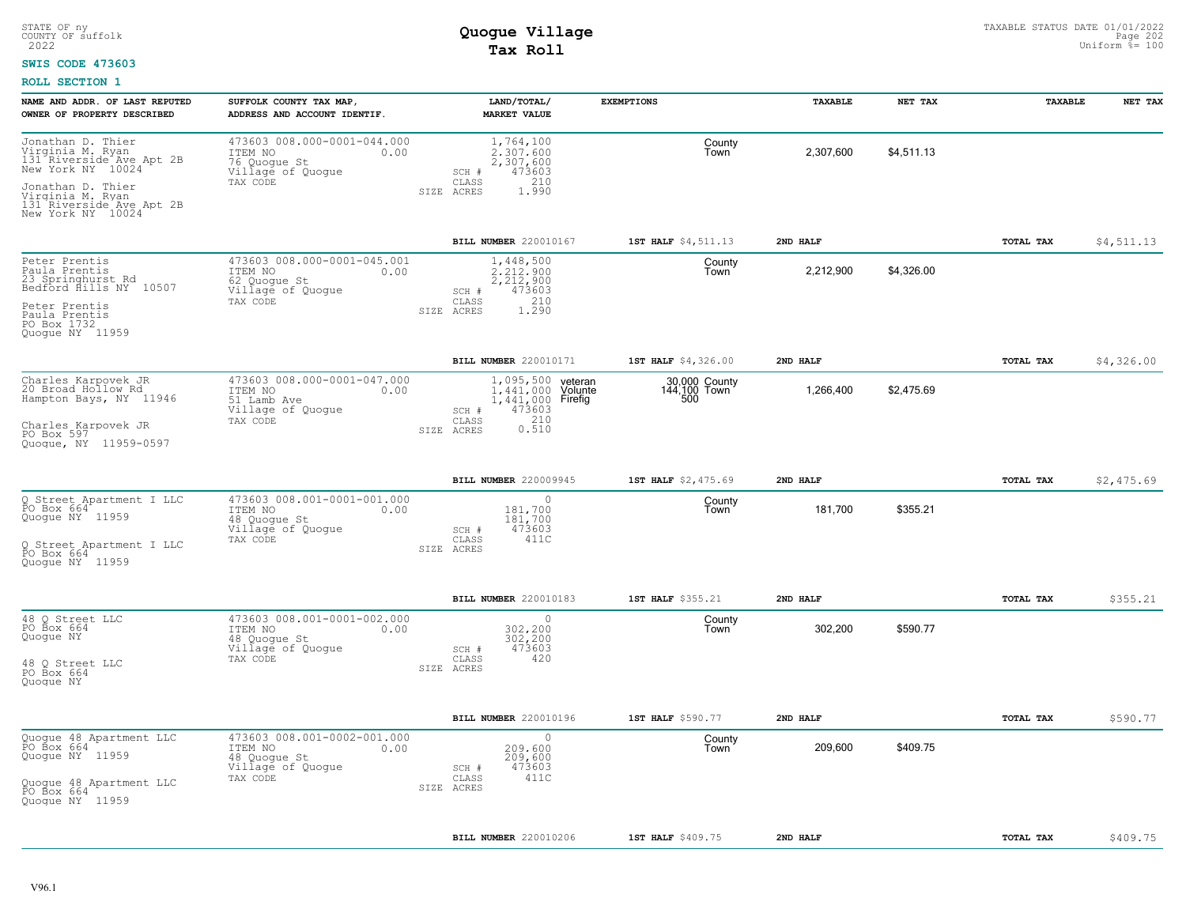STATE OF ny
COUNTY OF suffolk
2022

# Quogue Village
## Tax Roll

TAXABLE STATUS DATE 01/01/2022
Uniform %= 100

**SWIS CODE 473603**

**ROLL SECTION 1**

| NAME AND ADDR. OF LAST REPUTED OWNER OF PROPERTY DESCRIBED | SUFFOLK COUNTY TAX MAP, ADDRESS AND ACCOUNT IDENTIF. | LAND/TOTAL/ MARKET VALUE | EXEMPTIONS | | TAXABLE | NET TAX | TAXABLE | NET TAX |
|---|---|---|---|---|---|---|---|---|
| Jonathan D. Thier<br>Virginia M. Ryan<br>131 Riverside Ave Apt 2B<br>New York NY 10024<br><br>Jonathan D. Thier<br>Virginia M. Ryan<br>131 Riverside Ave Apt 2B<br>New York NY 10024 | 473603 008.000-0001-044.000<br>ITEM NO 0.00<br>76 Quogue St<br>Village of Quogue<br>TAX CODE | 1,764,100<br>2,307,600<br>2,307,600<br>SCH # 473603<br>CLASS 210<br>SIZE ACRES 1.990 | | County<br>Town | 2,307,600 | $4,511.13 | | |
| | | BILL NUMBER 220010167 | 1ST HALF $4,511.13 | | 2ND HALF | | TOTAL TAX | $4,511.13 |
| Peter Prentis<br>Paula Prentis<br>23 Springhurst Rd<br>Bedford Hills NY 10507<br><br>Peter Prentis<br>Paula Prentis<br>PO Box 1732<br>Quogue NY 11959 | 473603 008.000-0001-045.001<br>ITEM NO 0.00<br>62 Quogue St<br>Village of Quogue<br>TAX CODE | 1,448,500<br>2,212,900<br>2,212,900<br>SCH # 473603<br>CLASS 210<br>SIZE ACRES 1.290 | | County<br>Town | 2,212,900 | $4,326.00 | | |
| | | BILL NUMBER 220010171 | 1ST HALF $4,326.00 | | 2ND HALF | | TOTAL TAX | $4,326.00 |
| Charles Karpovek JR<br>20 Broad Hollow Rd<br>Hampton Bays, NY 11946<br><br>Charles Karpovek JR<br>PO Box 597<br>Quogue, NY 11959-0597 | 473603 008.000-0001-047.000<br>ITEM NO 0.00<br>51 Lamb Ave<br>Village of Quogue<br>TAX CODE | 1,095,500<br>1,441,000<br>1,441,000<br>SCH # 473603<br>CLASS 210<br>SIZE ACRES 0.510 | veteran 30,000<br>Volunte 144,100<br>Firefig 500 | County<br>Town | 1,266,400 | $2,475.69 | | |
| | | BILL NUMBER 220009945 | 1ST HALF $2,475.69 | | 2ND HALF | | TOTAL TAX | $2,475.69 |
| Q Street Apartment I LLC<br>PO Box 664<br>Quogue NY 11959<br><br>Q Street Apartment I LLC<br>PO Box 664<br>Quogue NY 11959 | 473603 008.001-0001-001.000<br>ITEM NO 0.00<br>48 Quogue St<br>Village of Quogue<br>TAX CODE | 0<br>181,700<br>181,700<br>SCH # 473603<br>CLASS 411C<br>SIZE ACRES | | County<br>Town | 181,700 | $355.21 | | |
| | | BILL NUMBER 220010183 | 1ST HALF $355.21 | | 2ND HALF | | TOTAL TAX | $355.21 |
| 48 Q Street LLC<br>PO Box 664<br>Quogue NY<br><br>48 Q Street LLC<br>PO Box 664<br>Quogue NY | 473603 008.001-0001-002.000<br>ITEM NO 0.00<br>48 Quogue St<br>Village of Quogue<br>TAX CODE | 0<br>302,200<br>302,200<br>SCH # 473603<br>CLASS 420<br>SIZE ACRES | | County<br>Town | 302,200 | $590.77 | | |
| | | BILL NUMBER 220010196 | 1ST HALF $590.77 | | 2ND HALF | | TOTAL TAX | $590.77 |
| Quogue 48 Apartment LLC<br>PO Box 664<br>Quogue NY 11959<br><br>Quogue 48 Apartment LLC<br>PO Box 664<br>Quogue NY 11959 | 473603 008.001-0002-001.000<br>ITEM NO 0.00<br>48 Quogue St<br>Village of Quogue<br>TAX CODE | 0<br>209,600<br>209,600<br>SCH # 473603<br>CLASS 411C<br>SIZE ACRES | | County<br>Town | 209,600 | $409.75 | | |
| | | BILL NUMBER 220010206 | 1ST HALF $409.75 | | 2ND HALF | | TOTAL TAX | $409.75 |

V96.1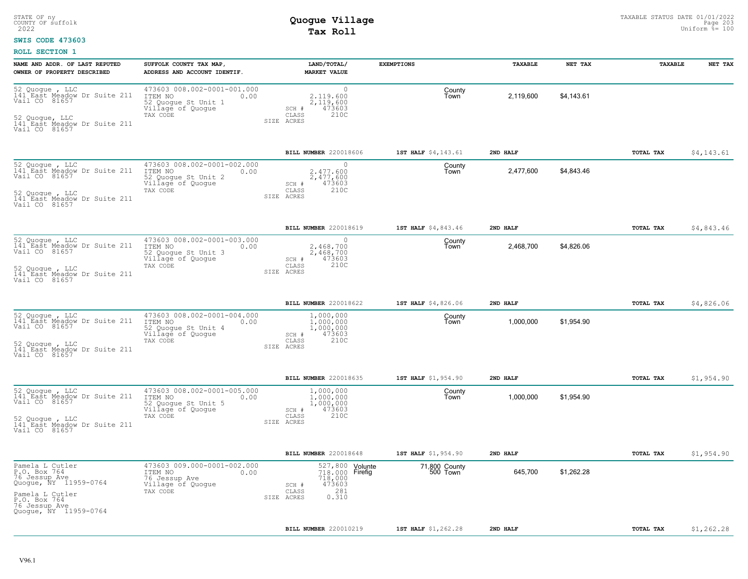STATE OF ny
COUNTY OF suffolk
2022

# Quogue Village
## Tax Roll

TAXABLE STATUS DATE 01/01/2022
Uniform %= 100

**SWIS CODE 473603**

**ROLL SECTION 1**

| NAME AND ADDR. OF LAST REPUTED OWNER OF PROPERTY DESCRIBED | SUFFOLK COUNTY TAX MAP, ADDRESS AND ACCOUNT IDENTIF. | LAND/TOTAL/ MARKET VALUE | EXEMPTIONS | | TAXABLE | NET TAX | TAXABLE | NET TAX |
|---|---|---|---|---|---|---|---|---|
| 52 Quogue , LLC<br>141 East Meadow Dr Suite 211<br>Vail CO 81657<br><br>52 Quogue, LLC<br>141 East Meadow Dr Suite 211<br>Vail CO 81657 | 473603 008.002-0001-001.000<br>ITEM NO 0.00<br>52 Quogue St Unit 1<br>Village of Quogue<br>TAX CODE | 0<br>2,119,600<br>2,119,600<br>SCH # 473603<br>CLASS 210C<br>SIZE ACRES | | County<br>Town | 2,119,600 | $4,143.61 | | |
| | | BILL NUMBER 220018606 | 1ST HALF $4,143.61 | | 2ND HALF | | TOTAL TAX | $4,143.61 |
| 52 Quogue , LLC<br>141 East Meadow Dr Suite 211<br>Vail CO 81657<br><br>52 Quogue , LLC<br>141 East Meadow Dr Suite 211<br>Vail CO 81657 | 473603 008.002-0001-002.000<br>ITEM NO 0.00<br>52 Quogue St Unit 2<br>Village of Quogue<br>TAX CODE | 0<br>2,477,600<br>2,477,600<br>SCH # 473603<br>CLASS 210C<br>SIZE ACRES | | County<br>Town | 2,477,600 | $4,843.46 | | |
| | | BILL NUMBER 220018619 | 1ST HALF $4,843.46 | | 2ND HALF | | TOTAL TAX | $4,843.46 |
| 52 Quogue , LLC<br>141 East Meadow Dr Suite 211<br>Vail CO 81657<br><br>52 Quogue , LLC<br>141 East Meadow Dr Suite 211<br>Vail CO 81657 | 473603 008.002-0001-003.000<br>ITEM NO 0.00<br>52 Quogue St Unit 3<br>Village of Quogue<br>TAX CODE | 0<br>2,468,700<br>2,468,700<br>SCH # 473603<br>CLASS 210C<br>SIZE ACRES | | County<br>Town | 2,468,700 | $4,826.06 | | |
| | | BILL NUMBER 220018622 | 1ST HALF $4,826.06 | | 2ND HALF | | TOTAL TAX | $4,826.06 |
| 52 Quogue , LLC<br>141 East Meadow Dr Suite 211<br>Vail CO 81657<br><br>52 Quogue , LLC<br>141 East Meadow Dr Suite 211<br>Vail CO 81657 | 473603 008.002-0001-004.000<br>ITEM NO 0.00<br>52 Quogue St Unit 4<br>Village of Quogue<br>TAX CODE | 1,000,000<br>1,000,000<br>1,000,000<br>SCH # 473603<br>CLASS 210C<br>SIZE ACRES | | County<br>Town | 1,000,000 | $1,954.90 | | |
| | | BILL NUMBER 220018635 | 1ST HALF $1,954.90 | | 2ND HALF | | TOTAL TAX | $1,954.90 |
| 52 Quogue , LLC<br>141 East Meadow Dr Suite 211<br>Vail CO 81657<br><br>52 Quogue , LLC<br>141 East Meadow Dr Suite 211<br>Vail CO 81657 | 473603 008.002-0001-005.000<br>ITEM NO 0.00<br>52 Quogue St Unit 5<br>Village of Quogue<br>TAX CODE | 1,000,000<br>1,000,000<br>1,000,000<br>SCH # 473603<br>CLASS 210C<br>SIZE ACRES | | County<br>Town | 1,000,000 | $1,954.90 | | |
| | | BILL NUMBER 220018648 | 1ST HALF $1,954.90 | | 2ND HALF | | TOTAL TAX | $1,954.90 |
| Pamela L Cutler<br>P.O. Box 764<br>76 Jessup Ave<br>Quogue, NY 11959-0764<br><br>Pamela L Cutler<br>P.O. Box 764<br>76 Jessup Ave<br>Quogue, NY 11959-0764 | 473603 009.000-0001-002.000<br>ITEM NO 0.00<br>76 Jessup Ave<br>Village of Quogue<br>TAX CODE | 527,800<br>718,000<br>718,000<br>SCH # 473603<br>CLASS 281<br>SIZE ACRES 0.310 | Volunte<br>Firefig | 71,800 County<br>500 Town | 645,700 | $1,262.28 | | |
| | | BILL NUMBER 220010219 | 1ST HALF $1,262.28 | | 2ND HALF | | TOTAL TAX | $1,262.28 |

V96.1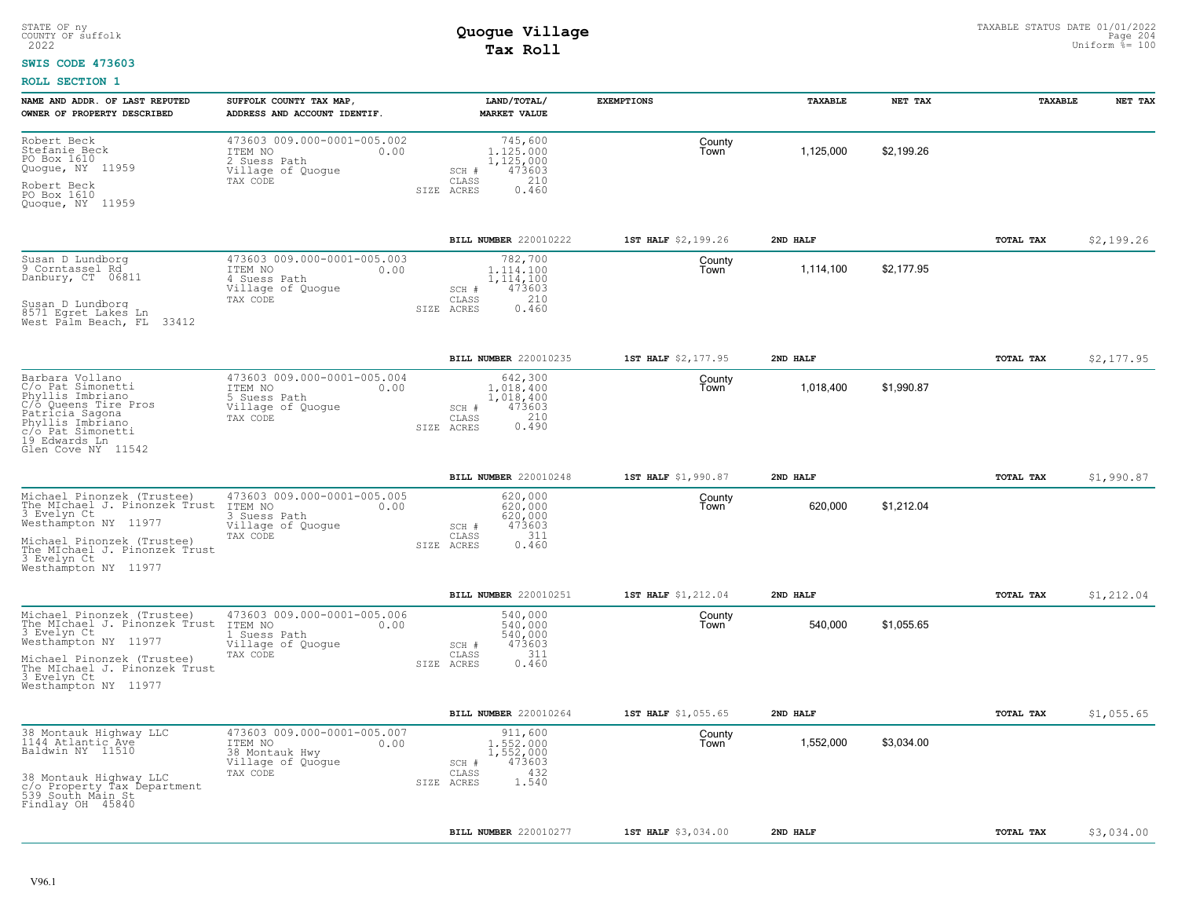STATE OF ny
COUNTY OF suffolk
2022

# Quogue Village
## Tax Roll

TAXABLE STATUS DATE 01/01/2022
Uniform %= 100

**SWIS CODE 473603**

**ROLL SECTION 1**

| NAME AND ADDR. OF LAST REPUTED OWNER OF PROPERTY DESCRIBED | SUFFOLK COUNTY TAX MAP, ADDRESS AND ACCOUNT IDENTIF. | LAND/TOTAL/ MARKET VALUE | EXEMPTIONS | TAXABLE | NET TAX | TAXABLE | NET TAX |
|---|---|---|---|---|---|---|---|
| Robert Beck<br>Stefanie Beck<br>PO Box 1610<br>Quogue, NY 11959<br><br>Robert Beck<br>PO Box 1610<br>Quogue, NY 11959 | 473603 009.000-0001-005.002<br>ITEM NO 0.00<br>2 Suess Path<br>Village of Quogue<br>TAX CODE | 745,600<br>1,125,000<br>1,125,000<br>SCH # 473603<br>CLASS 210<br>SIZE ACRES 0.460 | County<br>Town | 1,125,000 | $2,199.26 | | |
| | | BILL NUMBER 220010222 | 1ST HALF $2,199.26 | 2ND HALF | | TOTAL TAX | $2,199.26 |
| Susan D Lundborg<br>9 Corntassel Rd<br>Danbury, CT 06811<br><br>Susan D Lundborg<br>8571 Egret Lakes Ln<br>West Palm Beach, FL 33412 | 473603 009.000-0001-005.003<br>ITEM NO 0.00<br>4 Suess Path<br>Village of Quogue<br>TAX CODE | 782,700<br>1,114,100<br>1,114,100<br>SCH # 473603<br>CLASS 210<br>SIZE ACRES 0.460 | County<br>Town | 1,114,100 | $2,177.95 | | |
| | | BILL NUMBER 220010235 | 1ST HALF $2,177.95 | 2ND HALF | | TOTAL TAX | $2,177.95 |
| Barbara Vollano<br>C/o Pat Simonetti<br>Phyllis Imbriano<br>C/o Queens Tire Pros<br>Patricia Sagona<br>Phyllis Imbriano<br>c/o Pat Simonetti<br>19 Edwards Ln<br>Glen Cove NY 11542 | 473603 009.000-0001-005.004<br>ITEM NO 0.00<br>5 Suess Path<br>Village of Quogue<br>TAX CODE | 642,300<br>1,018,400<br>1,018,400<br>SCH # 473603<br>CLASS 210<br>SIZE ACRES 0.490 | County<br>Town | 1,018,400 | $1,990.87 | | |
| | | BILL NUMBER 220010248 | 1ST HALF $1,990.87 | 2ND HALF | | TOTAL TAX | $1,990.87 |
| Michael Pinonzek (Trustee)<br>The MIchael J. Pinonzek Trust<br>3 Evelyn Ct<br>Westhampton NY 11977<br><br>Michael Pinonzek (Trustee)<br>The MIchael J. Pinonzek Trust<br>3 Evelyn Ct<br>Westhampton NY 11977 | 473603 009.000-0001-005.005<br>ITEM NO 0.00<br>3 Suess Path<br>Village of Quogue<br>TAX CODE | 620,000<br>620,000<br>620,000<br>SCH # 473603<br>CLASS 311<br>SIZE ACRES 0.460 | County<br>Town | 620,000 | $1,212.04 | | |
| | | BILL NUMBER 220010251 | 1ST HALF $1,212.04 | 2ND HALF | | TOTAL TAX | $1,212.04 |
| Michael Pinonzek (Trustee)<br>The MIchael J. Pinonzek Trust<br>3 Evelyn Ct<br>Westhampton NY 11977<br><br>Michael Pinonzek (Trustee)<br>The MIchael J. Pinonzek Trust<br>3 Evelyn Ct<br>Westhampton NY 11977 | 473603 009.000-0001-005.006<br>ITEM NO 0.00<br>1 Suess Path<br>Village of Quogue<br>TAX CODE | 540,000<br>540,000<br>540,000<br>SCH # 473603<br>CLASS 311<br>SIZE ACRES 0.460 | County<br>Town | 540,000 | $1,055.65 | | |
| | | BILL NUMBER 220010264 | 1ST HALF $1,055.65 | 2ND HALF | | TOTAL TAX | $1,055.65 |
| 38 Montauk Highway LLC<br>1144 Atlantic Ave<br>Baldwin NY 11510<br><br>38 Montauk Highway LLC<br>c/o Property Tax Department<br>539 South Main St<br>Findlay OH 45840 | 473603 009.000-0001-005.007<br>ITEM NO 0.00<br>38 Montauk Hwy<br>Village of Quogue<br>TAX CODE | 911,600<br>1,552,000<br>1,552,000<br>SCH # 473603<br>CLASS 432<br>SIZE ACRES 1.540 | County<br>Town | 1,552,000 | $3,034.00 | | |
| | | BILL NUMBER 220010277 | 1ST HALF $3,034.00 | 2ND HALF | | TOTAL TAX | $3,034.00 |

V96.1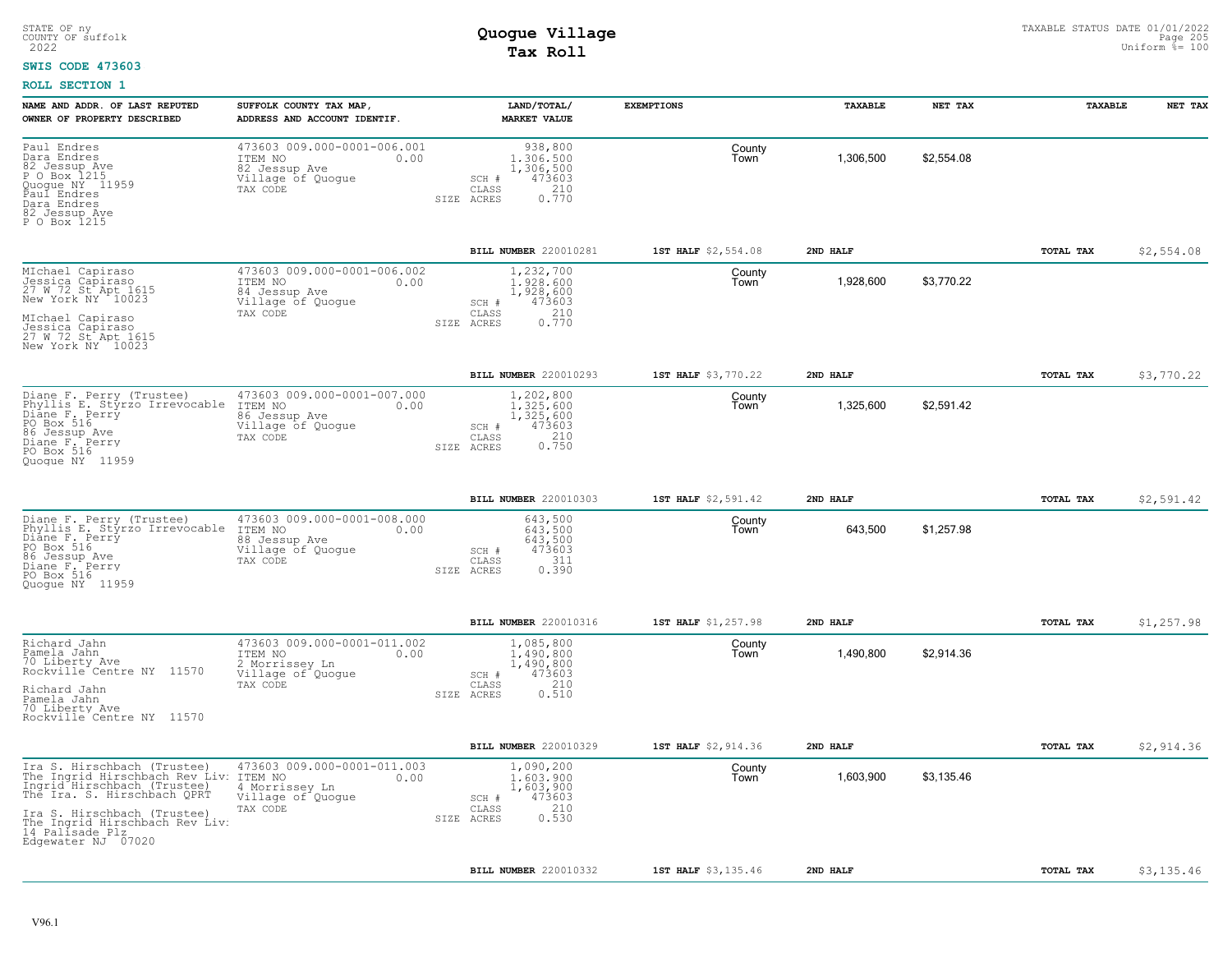STATE OF ny
COUNTY OF suffolk
2022

# Quogue Village
## Tax Roll

TAXABLE STATUS DATE 01/01/2022
Uniform %= 100

**SWIS CODE 473603**

**ROLL SECTION 1**

| NAME AND ADDR. OF LAST REPUTED OWNER OF PROPERTY DESCRIBED | SUFFOLK COUNTY TAX MAP, ADDRESS AND ACCOUNT IDENTIF. | LAND/TOTAL/ MARKET VALUE | EXEMPTIONS | TAXABLE | NET TAX | TAXABLE | NET TAX |
|---|---|---|---|---|---|---|---|
| Paul Endres<br>Dara Endres<br>82 Jessup Ave<br>P O Box 1215<br>Quogue NY 11959<br>Paul Endres<br>Dara Endres<br>82 Jessup Ave<br>P O Box 1215 | 473603 009.000-0001-006.001<br>ITEM NO 0.00<br>82 Jessup Ave<br>Village of Quogue<br>TAX CODE | 938,800<br>1,306,500<br>1,306,500<br>SCH # 473603<br>CLASS 210<br>SIZE ACRES 0.770 | County<br>Town | 1,306,500 | $2,554.08 | | |
| | | **BILL NUMBER** 220010281 | **1ST HALF** $2,554.08 | **2ND HALF** | | **TOTAL TAX** | $2,554.08 |
| MIchael Capiraso<br>Jessica Capiraso<br>27 W 72 St Apt 1615<br>New York NY 10023<br>MIchael Capiraso<br>Jessica Capiraso<br>27 W 72 St Apt 1615<br>New York NY 10023 | 473603 009.000-0001-006.002<br>ITEM NO 0.00<br>84 Jessup Ave<br>Village of Quogue<br>TAX CODE | 1,232,700<br>1,928,600<br>1,928,600<br>SCH # 473603<br>CLASS 210<br>SIZE ACRES 0.770 | County<br>Town | 1,928,600 | $3,770.22 | | |
| | | **BILL NUMBER** 220010293 | **1ST HALF** $3,770.22 | **2ND HALF** | | **TOTAL TAX** | $3,770.22 |
| Diane F. Perry (Trustee)<br>Phyllis E. Styrzo Irrevocable<br>Diane F. Perry<br>PO Box 516<br>86 Jessup Ave<br>Diane F. Perry<br>PO Box 516<br>Quogue NY 11959 | 473603 009.000-0001-007.000<br>ITEM NO 0.00<br>86 Jessup Ave<br>Village of Quogue<br>TAX CODE | 1,202,800<br>1,325,600<br>1,325,600<br>SCH # 473603<br>CLASS 210<br>SIZE ACRES 0.750 | County<br>Town | 1,325,600 | $2,591.42 | | |
| | | **BILL NUMBER** 220010303 | **1ST HALF** $2,591.42 | **2ND HALF** | | **TOTAL TAX** | $2,591.42 |
| Diane F. Perry (Trustee)<br>Phyllis E. Styrzo Irrevocable<br>Diane F. Perry<br>PO Box 516<br>86 Jessup Ave<br>Diane F. Perry<br>PO Box 516<br>Quogue NY 11959 | 473603 009.000-0001-008.000<br>ITEM NO 0.00<br>88 Jessup Ave<br>Village of Quogue<br>TAX CODE | 643,500<br>643,500<br>643,500<br>SCH # 473603<br>CLASS 311<br>SIZE ACRES 0.390 | County<br>Town | 643,500 | $1,257.98 | | |
| | | **BILL NUMBER** 220010316 | **1ST HALF** $1,257.98 | **2ND HALF** | | **TOTAL TAX** | $1,257.98 |
| Richard Jahn<br>Pamela Jahn<br>70 Liberty Ave<br>Rockville Centre NY 11570<br>Richard Jahn<br>Pamela Jahn<br>70 Liberty Ave<br>Rockville Centre NY 11570 | 473603 009.000-0001-011.002<br>ITEM NO 0.00<br>2 Morrissey Ln<br>Village of Quogue<br>TAX CODE | 1,085,800<br>1,490,800<br>1,490,800<br>SCH # 473603<br>CLASS 210<br>SIZE ACRES 0.510 | County<br>Town | 1,490,800 | $2,914.36 | | |
| | | **BILL NUMBER** 220010329 | **1ST HALF** $2,914.36 | **2ND HALF** | | **TOTAL TAX** | $2,914.36 |
| Ira S. Hirschbach (Trustee)<br>The Ingrid Hirschbach Rev Liv:<br>Ingrid Hirschbach (Trustee)<br>The Ira. S. Hirschbach QPRT<br>Ira S. Hirschbach (Trustee)<br>The Ingrid Hirschbach Rev Liv:<br>14 Palisade Plz<br>Edgewater NJ 07020 | 473603 009.000-0001-011.003<br>ITEM NO 0.00<br>4 Morrissey Ln<br>Village of Quogue<br>TAX CODE | 1,090,200<br>1,603,900<br>1,603,900<br>SCH # 473603<br>CLASS 210<br>SIZE ACRES 0.530 | County<br>Town | 1,603,900 | $3,135.46 | | |
| | | **BILL NUMBER** 220010332 | **1ST HALF** $3,135.46 | **2ND HALF** | | **TOTAL TAX** | $3,135.46 |

V96.1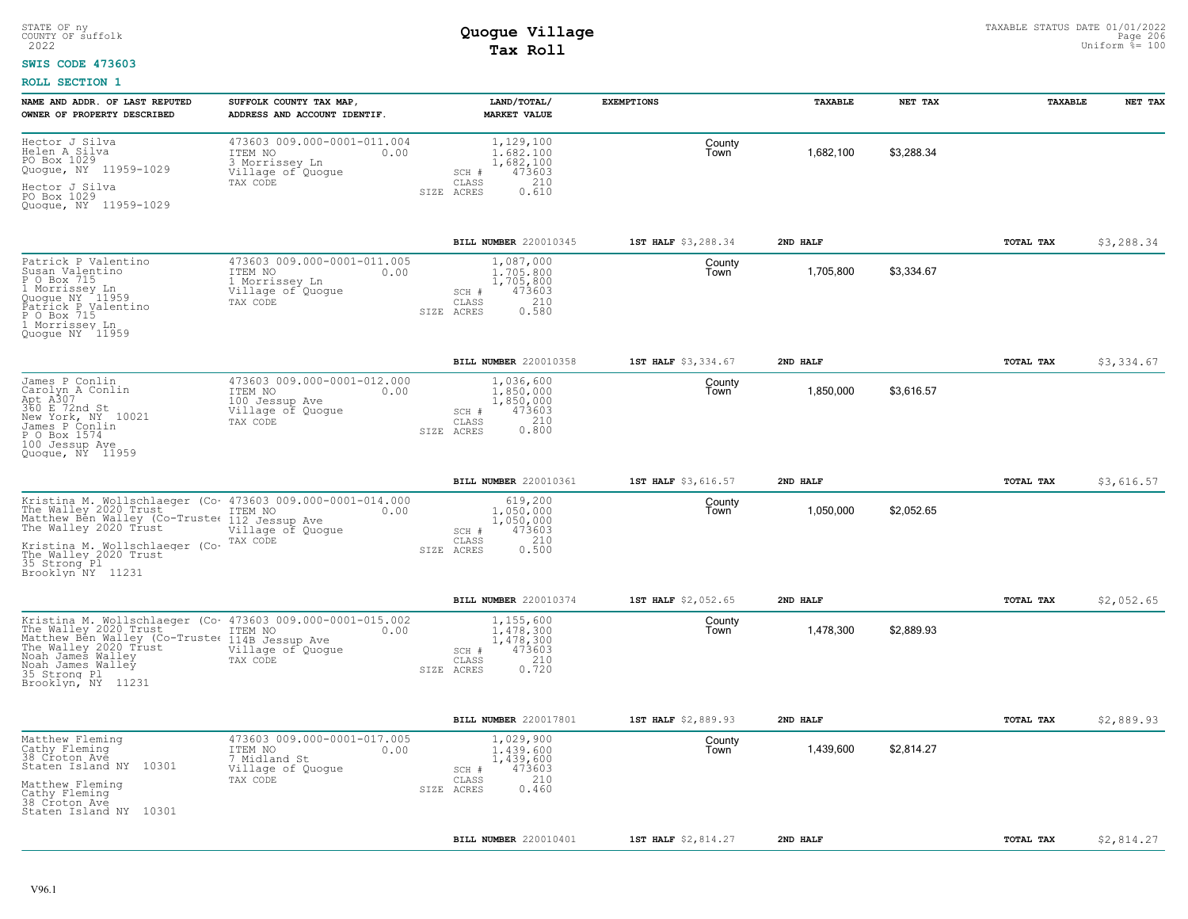STATE OF ny
COUNTY OF suffolk
2022

# Quogue Village
## Tax Roll

TAXABLE STATUS DATE 01/01/2022
Uniform %= 100

**SWIS CODE 473603**

**ROLL SECTION 1**

| NAME AND ADDR. OF LAST REPUTED OWNER OF PROPERTY DESCRIBED | SUFFOLK COUNTY TAX MAP, ADDRESS AND ACCOUNT IDENTIF. | LAND/TOTAL/ MARKET VALUE | EXEMPTIONS | | TAXABLE | NET TAX | TAXABLE | NET TAX |
|---|---|---|---|---|---|---|---|---|
| Hector J Silva<br>Helen A Silva<br>PO Box 1029<br>Quogue, NY 11959-1029<br><br>Hector J Silva<br>PO Box 1029<br>Quogue, NY 11959-1029 | 473603 009.000-0001-011.004<br>ITEM NO 0.00<br>3 Morrissey Ln<br>Village of Quogue<br>TAX CODE | 1,129,100<br>1,682,100<br>1,682,100<br>SCH # 473603<br>CLASS 210<br>SIZE ACRES 0.610 | | County<br>Town | 1,682,100 | $3,288.34 | | |
| | | BILL NUMBER 220010345 | 1ST HALF $3,288.34 | | 2ND HALF | | TOTAL TAX | $3,288.34 |
| Patrick P Valentino<br>Susan Valentino<br>P O Box 715<br>1 Morrissey Ln<br>Quogue NY 11959<br>Patrick P Valentino<br>P O Box 715<br>1 Morrissey Ln<br>Quogue NY 11959 | 473603 009.000-0001-011.005<br>ITEM NO 0.00<br>1 Morrissey Ln<br>Village of Quogue<br>TAX CODE | 1,087,000<br>1,705,800<br>1,705,800<br>SCH # 473603<br>CLASS 210<br>SIZE ACRES 0.580 | | County<br>Town | 1,705,800 | $3,334.67 | | |
| | | BILL NUMBER 220010358 | 1ST HALF $3,334.67 | | 2ND HALF | | TOTAL TAX | $3,334.67 |
| James P Conlin<br>Carolyn A Conlin<br>Apt A307<br>360 E 72nd St<br>New York, NY 10021<br>James P Conlin<br>P O Box 1574<br>100 Jessup Ave<br>Quogue, NY 11959 | 473603 009.000-0001-012.000<br>ITEM NO 0.00<br>100 Jessup Ave<br>Village of Quogue<br>TAX CODE | 1,036,600<br>1,850,000<br>1,850,000<br>SCH # 473603<br>CLASS 210<br>SIZE ACRES 0.800 | | County<br>Town | 1,850,000 | $3,616.57 | | |
| | | BILL NUMBER 220010361 | 1ST HALF $3,616.57 | | 2ND HALF | | TOTAL TAX | $3,616.57 |
| Kristina M. Wollschlaeger (Co-<br>The Walley 2020 Trust<br>Matthew Ben Walley (Co-Trustee<br>The Walley 2020 Trust<br><br>Kristina M. Wollschlaeger (Co-<br>The Walley 2020 Trust<br>35 Strong Pl<br>Brooklyn NY 11231 | 473603 009.000-0001-014.000<br>ITEM NO 0.00<br>112 Jessup Ave<br>Village of Quogue<br>TAX CODE | 619,200<br>1,050,000<br>1,050,000<br>SCH # 473603<br>CLASS 210<br>SIZE ACRES 0.500 | | County<br>Town | 1,050,000 | $2,052.65 | | |
| | | BILL NUMBER 220010374 | 1ST HALF $2,052.65 | | 2ND HALF | | TOTAL TAX | $2,052.65 |
| Kristina M. Wollschlaeger (Co-<br>The Walley 2020 Trust<br>Matthew Ben Walley (Co-Trustee<br>The Walley 2020 Trust<br>Noah James Walley<br>Noah James Walley<br>35 Strong Pl<br>Brooklyn, NY 11231 | 473603 009.000-0001-015.002<br>ITEM NO 0.00<br>114B Jessup Ave<br>Village of Quogue<br>TAX CODE | 1,155,600<br>1,478,300<br>1,478,300<br>SCH # 473603<br>CLASS 210<br>SIZE ACRES 0.720 | | County<br>Town | 1,478,300 | $2,889.93 | | |
| | | BILL NUMBER 220017801 | 1ST HALF $2,889.93 | | 2ND HALF | | TOTAL TAX | $2,889.93 |
| Matthew Fleming<br>Cathy Fleming<br>38 Croton Ave<br>Staten Island NY 10301<br><br>Matthew Fleming<br>Cathy Fleming<br>38 Croton Ave<br>Staten Island NY 10301 | 473603 009.000-0001-017.005<br>ITEM NO 0.00<br>7 Midland St<br>Village of Quogue<br>TAX CODE | 1,029,900<br>1,439,600<br>1,439,600<br>SCH # 473603<br>CLASS 210<br>SIZE ACRES 0.460 | | County<br>Town | 1,439,600 | $2,814.27 | | |
| | | BILL NUMBER 220010401 | 1ST HALF $2,814.27 | | 2ND HALF | | TOTAL TAX | $2,814.27 |

V96.1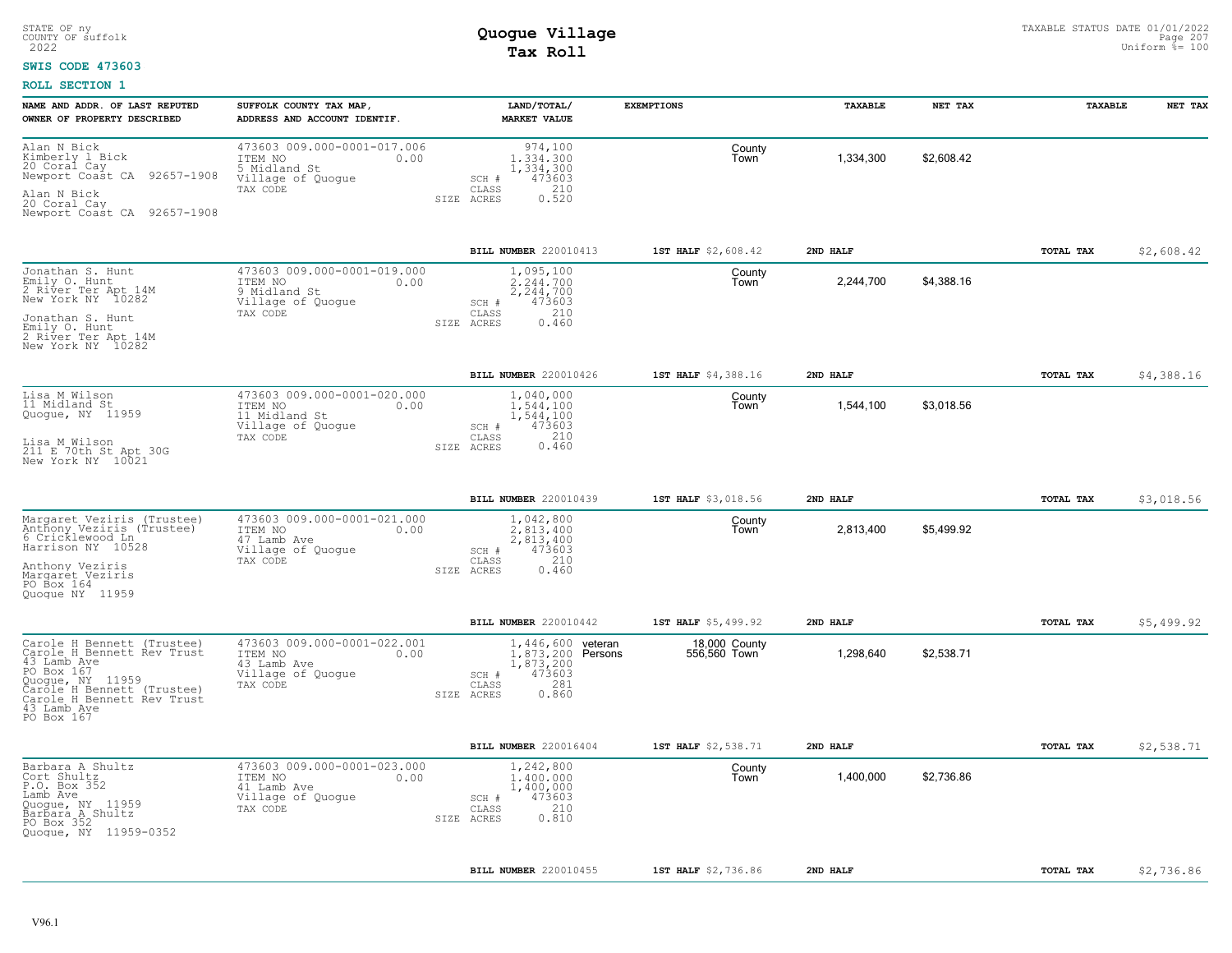STATE OF ny
COUNTY OF suffolk
2022

# Quogue Village
## Tax Roll

TAXABLE STATUS DATE 01/01/2022
Uniform %= 100

**SWIS CODE 473603**

**ROLL SECTION 1**

| NAME AND ADDR. OF LAST REPUTED OWNER OF PROPERTY DESCRIBED | SUFFOLK COUNTY TAX MAP, ADDRESS AND ACCOUNT IDENTIF. | LAND/TOTAL/ MARKET VALUE | EXEMPTIONS | | TAXABLE | NET TAX | TAXABLE | NET TAX |
|---|---|---|---|---|---|---|---|---|
| Alan N Bick<br>Kimberly l Bick<br>20 Coral Cay<br>Newport Coast CA 92657-1908<br>Alan N Bick<br>20 Coral Cay<br>Newport Coast CA 92657-1908 | 473603 009.000-0001-017.006<br>ITEM NO 0.00<br>5 Midland St<br>Village of Quogue<br>TAX CODE | 974,100<br>1,334,300<br>1,334,300<br>SCH # 473603<br>CLASS 210<br>SIZE ACRES 0.520 | | County<br>Town | 1,334,300 | $2,608.42 | | |
| | | BILL NUMBER 220010413 | 1ST HALF $2,608.42 | | 2ND HALF | | TOTAL TAX | $2,608.42 |
| Jonathan S. Hunt<br>Emily O. Hunt<br>2 River Ter Apt 14M<br>New York NY 10282<br>Jonathan S. Hunt<br>Emily O. Hunt<br>2 River Ter Apt 14M<br>New York NY 10282 | 473603 009.000-0001-019.000<br>ITEM NO 0.00<br>9 Midland St<br>Village of Quogue<br>TAX CODE | 1,095,100<br>2,244,700<br>2,244,700<br>SCH # 473603<br>CLASS 210<br>SIZE ACRES 0.460 | | County<br>Town | 2,244,700 | $4,388.16 | | |
| | | BILL NUMBER 220010426 | 1ST HALF $4,388.16 | | 2ND HALF | | TOTAL TAX | $4,388.16 |
| Lisa M Wilson<br>11 Midland St<br>Quogue, NY 11959<br>Lisa M Wilson<br>211 E 70th St Apt 30G<br>New York NY 10021 | 473603 009.000-0001-020.000<br>ITEM NO 0.00<br>11 Midland St<br>Village of Quogue<br>TAX CODE | 1,040,000<br>1,544,100<br>1,544,100<br>SCH # 473603<br>CLASS 210<br>SIZE ACRES 0.460 | | County<br>Town | 1,544,100 | $3,018.56 | | |
| | | BILL NUMBER 220010439 | 1ST HALF $3,018.56 | | 2ND HALF | | TOTAL TAX | $3,018.56 |
| Margaret Veziris (Trustee)<br>Anthony Veziris (Trustee)<br>6 Cricklewood Ln<br>Harrison NY 10528<br>Anthony Veziris<br>Margaret Veziris<br>PO Box 164<br>Quogue NY 11959 | 473603 009.000-0001-021.000<br>ITEM NO 0.00<br>47 Lamb Ave<br>Village of Quogue<br>TAX CODE | 1,042,800<br>2,813,400<br>2,813,400<br>SCH # 473603<br>CLASS 210<br>SIZE ACRES 0.460 | | County<br>Town | 2,813,400 | $5,499.92 | | |
| | | BILL NUMBER 220010442 | 1ST HALF $5,499.92 | | 2ND HALF | | TOTAL TAX | $5,499.92 |
| Carole H Bennett (Trustee)<br>Carole H Bennett Rev Trust<br>43 Lamb Ave<br>PO Box 167<br>Quogue, NY 11959<br>Carole H Bennett (Trustee)<br>Carole H Bennett Rev Trust<br>43 Lamb Ave<br>PO Box 167 | 473603 009.000-0001-022.001<br>ITEM NO 0.00<br>43 Lamb Ave<br>Village of Quogue<br>TAX CODE | 1,446,600<br>1,873,200<br>1,873,200<br>SCH # 473603<br>CLASS 281<br>SIZE ACRES 0.860 | veteran<br>Persons | 18,000 County<br>556,560 Town | 1,298,640 | $2,538.71 | | |
| | | BILL NUMBER 220016404 | 1ST HALF $2,538.71 | | 2ND HALF | | TOTAL TAX | $2,538.71 |
| Barbara A Shultz<br>Cort Shultz<br>P.O. Box 352<br>Lamb Ave<br>Quogue, NY 11959<br>Barbara A Shultz<br>PO Box 352<br>Quogue, NY 11959-0352 | 473603 009.000-0001-023.000<br>ITEM NO 0.00<br>41 Lamb Ave<br>Village of Quogue<br>TAX CODE | 1,242,800<br>1,400,000<br>1,400,000<br>SCH # 473603<br>CLASS 210<br>SIZE ACRES 0.810 | | County<br>Town | 1,400,000 | $2,736.86 | | |
| | | BILL NUMBER 220010455 | 1ST HALF $2,736.86 | | 2ND HALF | | TOTAL TAX | $2,736.86 |

V96.1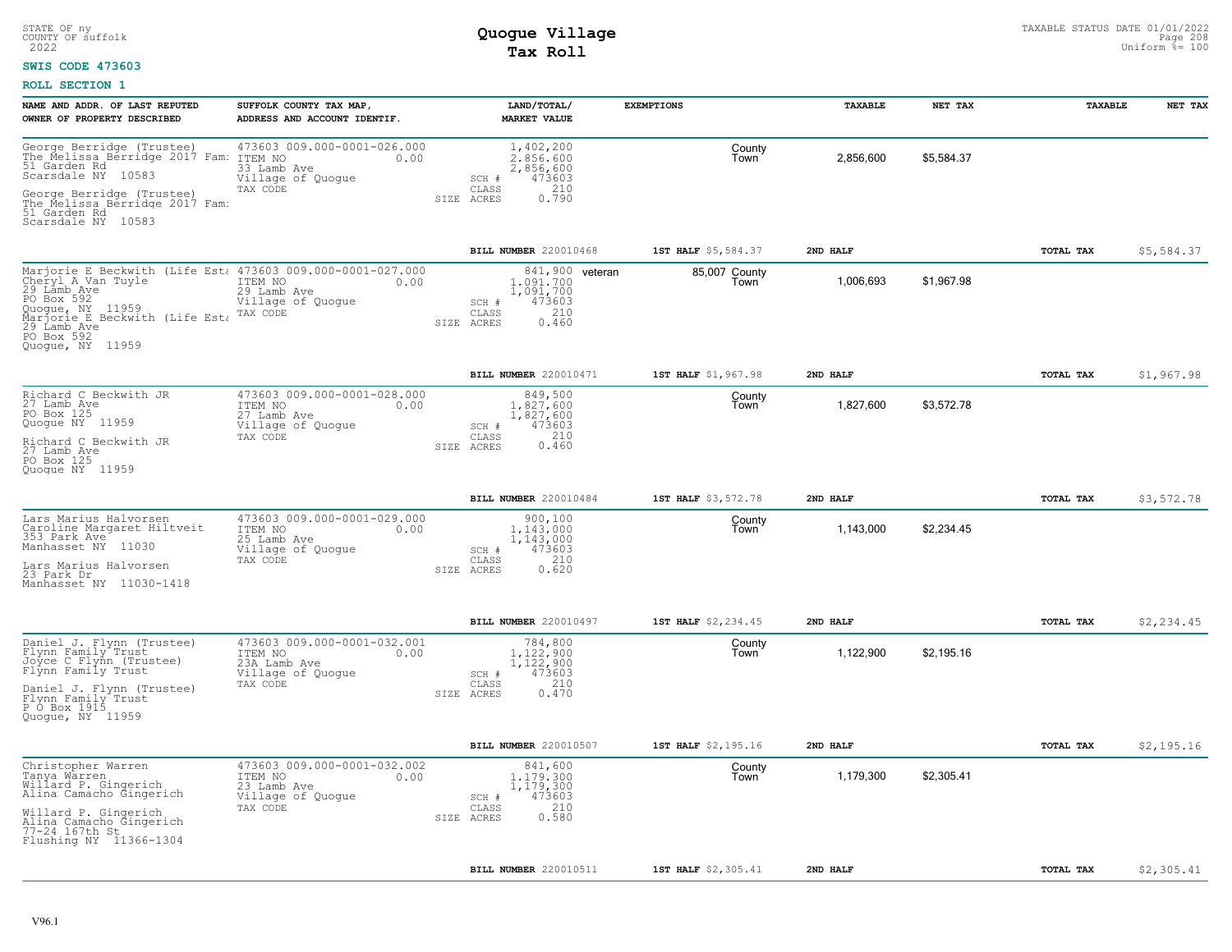STATE OF ny
COUNTY OF suffolk
2022

# Quogue Village
## Tax Roll

TAXABLE STATUS DATE 01/01/2022
Uniform %= 100

**SWIS CODE 473603**

**ROLL SECTION 1**

| NAME AND ADDR. OF LAST REPUTED OWNER OF PROPERTY DESCRIBED | SUFFOLK COUNTY TAX MAP, ADDRESS AND ACCOUNT IDENTIF. | LAND/TOTAL/ MARKET VALUE | EXEMPTIONS | | TAXABLE | NET TAX | TAXABLE | NET TAX |
|---|---|---|---|---|---|---|---|---|
| George Berridge (Trustee) The Melissa Berridge 2017 Fam: 51 Garden Rd Scarsdale NY 10583 George Berridge (Trustee) The Melissa Berridge 2017 Fam: 51 Garden Rd Scarsdale NY 10583 | 473603 009.000-0001-026.000 ITEM NO 0.00 33 Lamb Ave Village of Quogue TAX CODE | 1,402,200 2,856,600 2,856,600 SCH # 473603 CLASS 210 SIZE ACRES 0.790 | | County Town | 2,856,600 | $5,584.37 | | |
| | | BILL NUMBER 220010468 | 1ST HALF $5,584.37 | 2ND HALF | | | TOTAL TAX | $5,584.37 |
| Marjorie E Beckwith (Life Esta Cheryl A Van Tuyle 29 Lamb Ave PO Box 592 Quogue, NY 11959 Marjorie E Beckwith (Life Esta 29 Lamb Ave PO Box 592 Quogue, NY 11959 | 473603 009.000-0001-027.000 ITEM NO 0.00 29 Lamb Ave Village of Quogue TAX CODE | 841,900 1,091,700 1,091,700 SCH # 473603 CLASS 210 SIZE ACRES 0.460 | veteran 85,007 | County Town | 1,006,693 | $1,967.98 | | |
| | | BILL NUMBER 220010471 | 1ST HALF $1,967.98 | 2ND HALF | | | TOTAL TAX | $1,967.98 |
| Richard C Beckwith JR 27 Lamb Ave PO Box 125 Quogue NY 11959 Richard C Beckwith JR 27 Lamb Ave PO Box 125 Quogue NY 11959 | 473603 009.000-0001-028.000 ITEM NO 0.00 27 Lamb Ave Village of Quogue TAX CODE | 849,500 1,827,600 1,827,600 SCH # 473603 CLASS 210 SIZE ACRES 0.460 | | County Town | 1,827,600 | $3,572.78 | | |
| | | BILL NUMBER 220010484 | 1ST HALF $3,572.78 | 2ND HALF | | | TOTAL TAX | $3,572.78 |
| Lars Marius Halvorsen Caroline Margaret Hiltveit 353 Park Ave Manhasset NY 11030 Lars Marius Halvorsen 23 Park Dr Manhasset NY 11030-1418 | 473603 009.000-0001-029.000 ITEM NO 0.00 25 Lamb Ave Village of Quogue TAX CODE | 900,100 1,143,000 1,143,000 SCH # 473603 CLASS 210 SIZE ACRES 0.620 | | County Town | 1,143,000 | $2,234.45 | | |
| | | BILL NUMBER 220010497 | 1ST HALF $2,234.45 | 2ND HALF | | | TOTAL TAX | $2,234.45 |
| Daniel J. Flynn (Trustee) Flynn Family Trust Joyce C Flynn (Trustee) Flynn Family Trust Daniel J. Flynn (Trustee) Flynn Family Trust P O Box 1915 Quogue, NY 11959 | 473603 009.000-0001-032.001 ITEM NO 0.00 23A Lamb Ave Village of Quogue TAX CODE | 784,800 1,122,900 1,122,900 SCH # 473603 CLASS 210 SIZE ACRES 0.470 | | County Town | 1,122,900 | $2,195.16 | | |
| | | BILL NUMBER 220010507 | 1ST HALF $2,195.16 | 2ND HALF | | | TOTAL TAX | $2,195.16 |
| Christopher Warren Tanya Warren Willard P. Gingerich Alina Camacho Gingerich Willard P. Gingerich Alina Camacho Gingerich 77-24 167th St Flushing NY 11366-1304 | 473603 009.000-0001-032.002 ITEM NO 0.00 23 Lamb Ave Village of Quogue TAX CODE | 841,600 1,179,300 1,179,300 SCH # 473603 CLASS 210 SIZE ACRES 0.580 | | County Town | 1,179,300 | $2,305.41 | | |
| | | BILL NUMBER 220010511 | 1ST HALF $2,305.41 | 2ND HALF | | | TOTAL TAX | $2,305.41 |

V96.1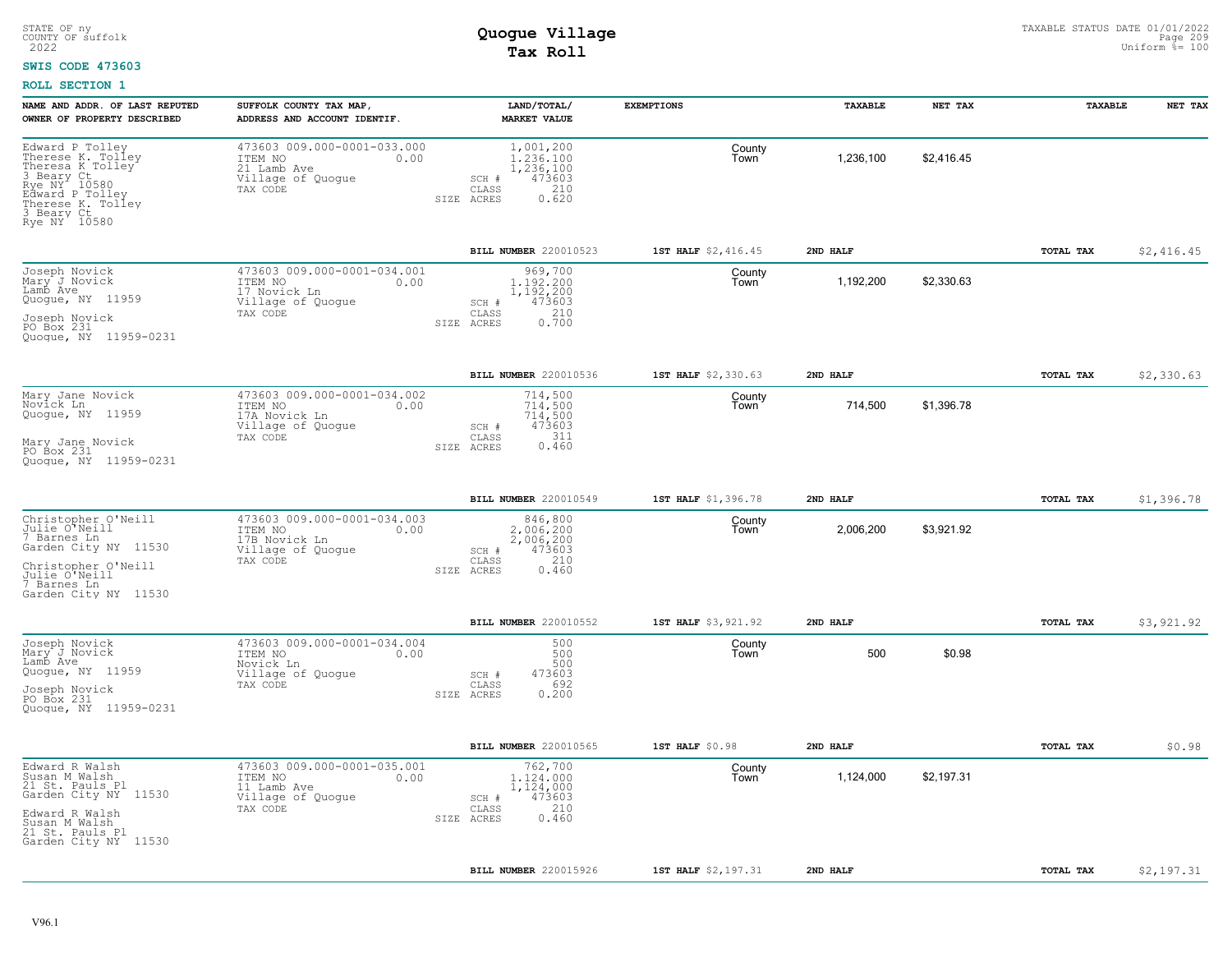STATE OF ny
COUNTY OF suffolk
2022

# Quogue Village
## Tax Roll

TAXABLE STATUS DATE 01/01/2022
Uniform %= 100

**SWIS CODE 473603**

**ROLL SECTION 1**

| NAME AND ADDR. OF LAST REPUTED OWNER OF PROPERTY DESCRIBED | SUFFOLK COUNTY TAX MAP, ADDRESS AND ACCOUNT IDENTIF. | LAND/TOTAL/ MARKET VALUE | EXEMPTIONS | TAXABLE | NET TAX | TAXABLE | NET TAX |
|---|---|---|---|---|---|---|---|
| Edward P Tolley<br>Therese K. Tolley<br>Theresa K Tolley<br>3 Beary Ct<br>Rye NY 10580<br>Edward P Tolley<br>Therese K. Tolley<br>3 Beary Ct<br>Rye NY 10580 | 473603 009.000-0001-033.000<br>ITEM NO 0.00<br>21 Lamb Ave<br>Village of Quogue<br>TAX CODE | 1,001,200<br>1,236,100<br>1,236,100<br>SCH # 473603<br>CLASS 210<br>SIZE ACRES 0.620 | County<br>Town | 1,236,100 | $2,416.45 | | |
| | | BILL NUMBER 220010523 | 1ST HALF $2,416.45 | 2ND HALF | | TOTAL TAX | $2,416.45 |
| Joseph Novick<br>Mary J Novick<br>Lamb Ave<br>Quogue, NY 11959<br>Joseph Novick<br>PO Box 231<br>Quogue, NY 11959-0231 | 473603 009.000-0001-034.001<br>ITEM NO 0.00<br>17 Novick Ln<br>Village of Quogue<br>TAX CODE | 969,700<br>1,192,200<br>1,192,200<br>SCH # 473603<br>CLASS 210<br>SIZE ACRES 0.700 | County<br>Town | 1,192,200 | $2,330.63 | | |
| | | BILL NUMBER 220010536 | 1ST HALF $2,330.63 | 2ND HALF | | TOTAL TAX | $2,330.63 |
| Mary Jane Novick<br>Novick Ln<br>Quogue, NY 11959<br>Mary Jane Novick<br>PO Box 231<br>Quogue, NY 11959-0231 | 473603 009.000-0001-034.002<br>ITEM NO 0.00<br>17A Novick Ln<br>Village of Quogue<br>TAX CODE | 714,500<br>714,500<br>714,500<br>SCH # 473603<br>CLASS 311<br>SIZE ACRES 0.460 | County<br>Town | 714,500 | $1,396.78 | | |
| | | BILL NUMBER 220010549 | 1ST HALF $1,396.78 | 2ND HALF | | TOTAL TAX | $1,396.78 |
| Christopher O'Neill<br>Julie O'Neill<br>7 Barnes Ln<br>Garden City NY 11530<br>Christopher O'Neill<br>Julie O'Neill<br>7 Barnes Ln<br>Garden City NY 11530 | 473603 009.000-0001-034.003<br>ITEM NO 0.00<br>17B Novick Ln<br>Village of Quogue<br>TAX CODE | 846,800<br>2,006,200<br>2,006,200<br>SCH # 473603<br>CLASS 210<br>SIZE ACRES 0.460 | County<br>Town | 2,006,200 | $3,921.92 | | |
| | | BILL NUMBER 220010552 | 1ST HALF $3,921.92 | 2ND HALF | | TOTAL TAX | $3,921.92 |
| Joseph Novick<br>Mary J Novick<br>Lamb Ave<br>Quogue, NY 11959<br>Joseph Novick<br>PO Box 231<br>Quogue, NY 11959-0231 | 473603 009.000-0001-034.004<br>ITEM NO 0.00<br>Novick Ln<br>Village of Quogue<br>TAX CODE | 500<br>500<br>500<br>SCH # 473603<br>CLASS 692<br>SIZE ACRES 0.200 | County<br>Town | 500 | $0.98 | | |
| | | BILL NUMBER 220010565 | 1ST HALF $0.98 | 2ND HALF | | TOTAL TAX | $0.98 |
| Edward R Walsh<br>Susan M Walsh<br>21 St. Pauls Pl<br>Garden City NY 11530<br>Edward R Walsh<br>Susan M Walsh<br>21 St. Pauls Pl<br>Garden City NY 11530 | 473603 009.000-0001-035.001<br>ITEM NO 0.00<br>11 Lamb Ave<br>Village of Quogue<br>TAX CODE | 762,700<br>1,124,000<br>1,124,000<br>SCH # 473603<br>CLASS 210<br>SIZE ACRES 0.460 | County<br>Town | 1,124,000 | $2,197.31 | | |
| | | BILL NUMBER 220015926 | 1ST HALF $2,197.31 | 2ND HALF | | TOTAL TAX | $2,197.31 |

V96.1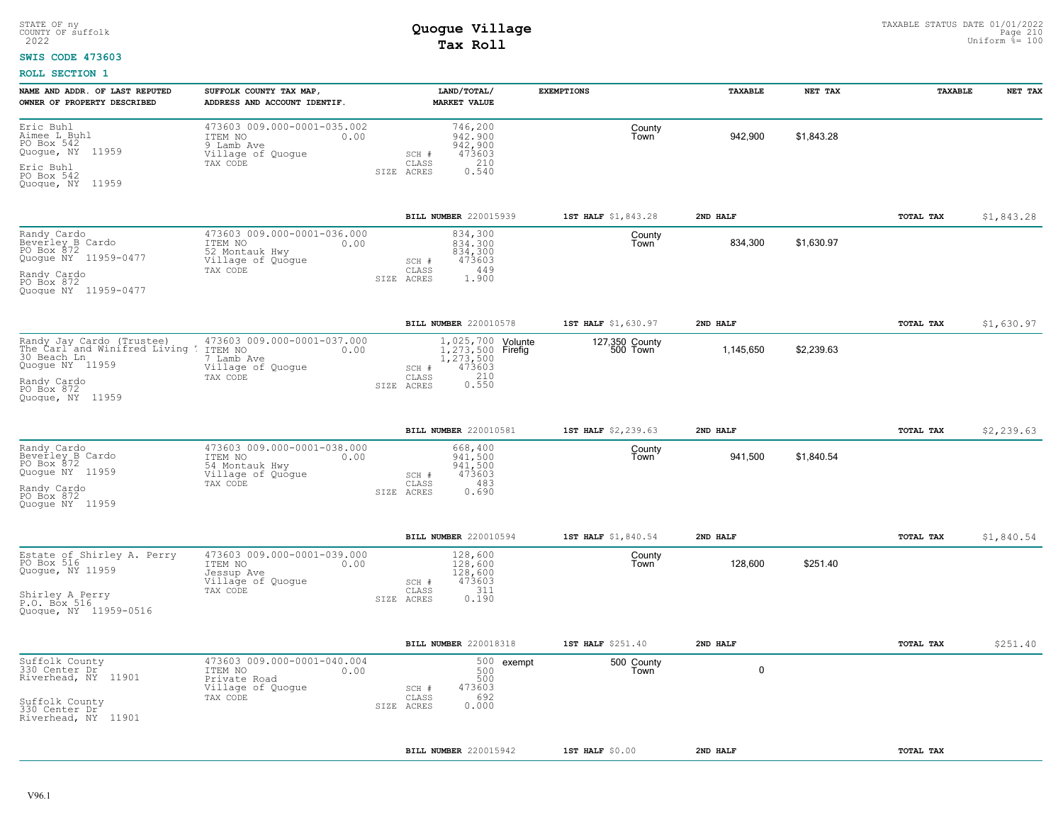STATE OF ny
COUNTY OF suffolk
2022

# Quogue Village
## Tax Roll

TAXABLE STATUS DATE 01/01/2022
Uniform %= 100

**SWIS CODE 473603**

**ROLL SECTION 1**

| NAME AND ADDR. OF LAST REPUTED OWNER OF PROPERTY DESCRIBED | SUFFOLK COUNTY TAX MAP, ADDRESS AND ACCOUNT IDENTIF. | LAND/TOTAL/ MARKET VALUE | EXEMPTIONS | | TAXABLE | NET TAX | TAXABLE | NET TAX |
|---|---|---|---|---|---|---|---|---|
| Eric Buhl<br>Aimee L Buhl<br>PO Box 542<br>Quogue, NY 11959<br>Eric Buhl<br>PO Box 542<br>Quogue, NY 11959 | 473603 009.000-0001-035.002<br>ITEM NO 0.00<br>9 Lamb Ave<br>Village of Quogue<br>TAX CODE | 746,200<br>942,900<br>942,900<br>SCH # 473603<br>CLASS 210<br>SIZE ACRES 0.540 | | County<br>Town | 942,900 | $1,843.28 | | |
| | | BILL NUMBER 220015939 | 1ST HALF $1,843.28 | 2ND HALF | | | TOTAL TAX | $1,843.28 |
| Randy Cardo<br>Beverley B Cardo<br>PO Box 872<br>Quogue NY 11959-0477<br>Randy Cardo<br>PO Box 872<br>Quogue NY 11959-0477 | 473603 009.000-0001-036.000<br>ITEM NO 0.00<br>52 Montauk Hwy<br>Village of Quogue<br>TAX CODE | 834,300<br>834,300<br>834,300<br>SCH # 473603<br>CLASS 449<br>SIZE ACRES 1.900 | | County<br>Town | 834,300 | $1,630.97 | | |
| | | BILL NUMBER 220010578 | 1ST HALF $1,630.97 | 2ND HALF | | | TOTAL TAX | $1,630.97 |
| Randy Jay Cardo (Trustee)<br>The Carl and Winifred Living<br>30 Beach Ln<br>Quogue NY 11959<br>Randy Cardo<br>PO Box 872<br>Quogue, NY 11959 | 473603 009.000-0001-037.000<br>ITEM NO 0.00<br>7 Lamb Ave<br>Village of Quogue<br>TAX CODE | 1,025,700<br>1,273,500<br>1,273,500<br>SCH # 473603<br>CLASS 210<br>SIZE ACRES 0.550 | Volunte 127,350<br>Firefig 500 | County<br>Town | 1,145,650 | $2,239.63 | | |
| | | BILL NUMBER 220010581 | 1ST HALF $2,239.63 | 2ND HALF | | | TOTAL TAX | $2,239.63 |
| Randy Cardo<br>Beverley B Cardo<br>PO Box 872<br>Quogue NY 11959<br>Randy Cardo<br>PO Box 872<br>Quogue NY 11959 | 473603 009.000-0001-038.000<br>ITEM NO 0.00<br>54 Montauk Hwy<br>Village of Quogue<br>TAX CODE | 668,400<br>941,500<br>941,500<br>SCH # 473603<br>CLASS 483<br>SIZE ACRES 0.690 | | County<br>Town | 941,500 | $1,840.54 | | |
| | | BILL NUMBER 220010594 | 1ST HALF $1,840.54 | 2ND HALF | | | TOTAL TAX | $1,840.54 |
| Estate of Shirley A. Perry<br>PO Box 516<br>Quogue, NY 11959<br>Shirley A Perry<br>P.O. Box 516<br>Quogue, NY 11959-0516 | 473603 009.000-0001-039.000<br>ITEM NO 0.00<br>Jessup Ave<br>Village of Quogue<br>TAX CODE | 128,600<br>128,600<br>128,600<br>SCH # 473603<br>CLASS 311<br>SIZE ACRES 0.190 | | County<br>Town | 128,600 | $251.40 | | |
| | | BILL NUMBER 220018318 | 1ST HALF $251.40 | 2ND HALF | | | TOTAL TAX | $251.40 |
| Suffolk County<br>330 Center Dr<br>Riverhead, NY 11901<br>Suffolk County<br>330 Center Dr<br>Riverhead, NY 11901 | 473603 009.000-0001-040.004<br>ITEM NO 0.00<br>Private Road<br>Village of Quogue<br>TAX CODE | 500<br>500<br>500<br>SCH # 473603<br>CLASS 692<br>SIZE ACRES 0.000 | exempt 500 | County<br>Town | 0 | | | |
| | | BILL NUMBER 220015942 | 1ST HALF $0.00 | 2ND HALF | | | TOTAL TAX | |

V96.1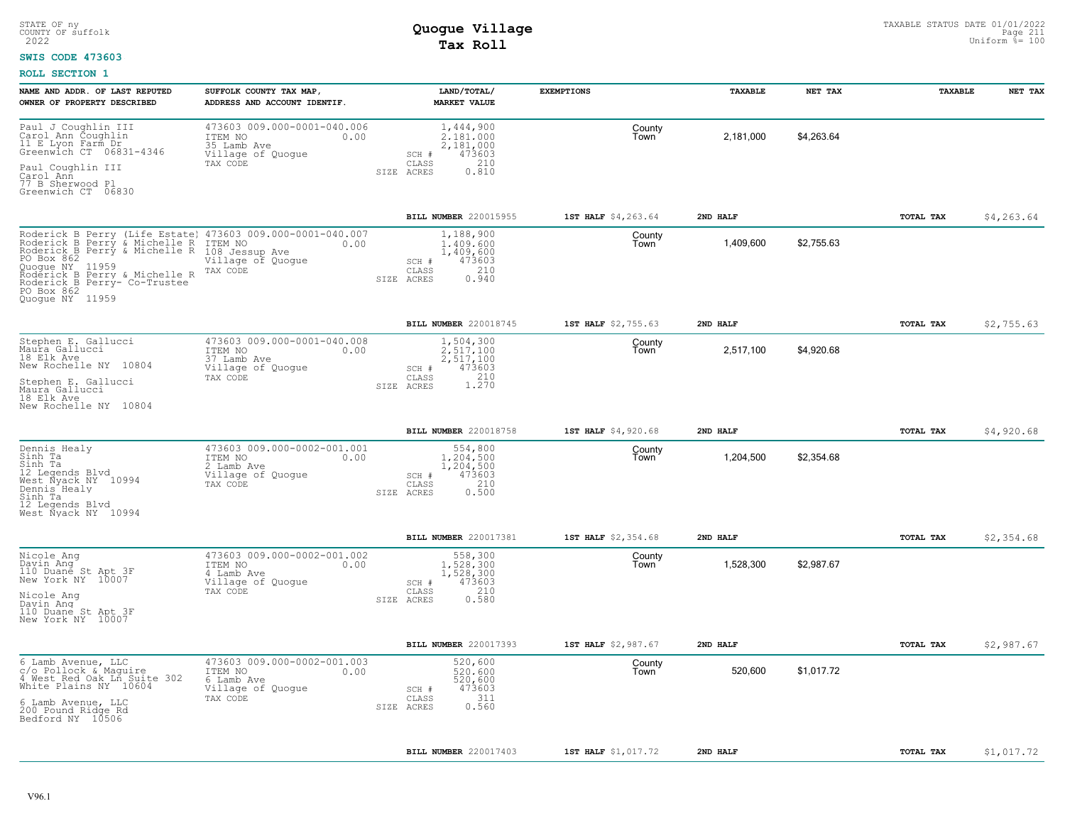STATE OF ny
COUNTY OF suffolk
2022

# Quogue Village
## Tax Roll

TAXABLE STATUS DATE 01/01/2022
Uniform %= 100

**SWIS CODE 473603**

**ROLL SECTION 1**

| NAME AND ADDR. OF LAST REPUTED OWNER OF PROPERTY DESCRIBED | SUFFOLK COUNTY TAX MAP, ADDRESS AND ACCOUNT IDENTIF. | LAND/TOTAL/ MARKET VALUE | EXEMPTIONS | TAXABLE | NET TAX | TAXABLE | NET TAX |
|---|---|---|---|---|---|---|---|
| Paul J Coughlin III<br>Carol Ann Coughlin<br>11 E Lyon Farm Dr<br>Greenwich CT 06831-4346<br><br>Paul Coughlin III<br>Carol Ann<br>77 B Sherwood Pl<br>Greenwich CT 06830 | 473603 009.000-0001-040.006<br>ITEM NO 0.00<br>35 Lamb Ave<br>Village of Quogue<br>TAX CODE | 1,444,900<br>2,181,000<br>2,181,000<br>SCH # 473603<br>CLASS 210<br>SIZE ACRES 0.810 | County<br>Town | 2,181,000 | $4,263.64 | | |
| | | **BILL NUMBER** 220015955 | **1ST HALF** $4,263.64 | **2ND HALF** | | **TOTAL TAX** | $4,263.64 |
| Roderick B Perry (Life Estate)<br>Roderick B Perry & Michelle R<br>Roderick B Perry & Michelle R<br>PO Box 862<br>Quogue NY 11959<br>Roderick B Perry & Michelle R<br>Roderick B Perry- Co-Trustee<br>PO Box 862<br>Quogue NY 11959 | 473603 009.000-0001-040.007<br>ITEM NO 0.00<br>108 Jessup Ave<br>Village of Quogue<br>TAX CODE | 1,188,900<br>1,409,600<br>1,409,600<br>SCH # 473603<br>CLASS 210<br>SIZE ACRES 0.940 | County<br>Town | 1,409,600 | $2,755.63 | | |
| | | **BILL NUMBER** 220018745 | **1ST HALF** $2,755.63 | **2ND HALF** | | **TOTAL TAX** | $2,755.63 |
| Stephen E. Gallucci<br>Maura Gallucci<br>18 Elk Ave<br>New Rochelle NY 10804<br><br>Stephen E. Gallucci<br>Maura Gallucci<br>18 Elk Ave<br>New Rochelle NY 10804 | 473603 009.000-0001-040.008<br>ITEM NO 0.00<br>37 Lamb Ave<br>Village of Quogue<br>TAX CODE | 1,504,300<br>2,517,100<br>2,517,100<br>SCH # 473603<br>CLASS 210<br>SIZE ACRES 1.270 | County<br>Town | 2,517,100 | $4,920.68 | | |
| | | **BILL NUMBER** 220018758 | **1ST HALF** $4,920.68 | **2ND HALF** | | **TOTAL TAX** | $4,920.68 |
| Dennis Healy<br>Sinh Ta<br>Sinh Ta<br>12 Legends Blvd<br>West Nyack NY 10994<br>Dennis Healy<br>Sinh Ta<br>12 Legends Blvd<br>West Nyack NY 10994 | 473603 009.000-0002-001.001<br>ITEM NO 0.00<br>2 Lamb Ave<br>Village of Quogue<br>TAX CODE | 554,800<br>1,204,500<br>1,204,500<br>SCH # 473603<br>CLASS 210<br>SIZE ACRES 0.500 | County<br>Town | 1,204,500 | $2,354.68 | | |
| | | **BILL NUMBER** 220017381 | **1ST HALF** $2,354.68 | **2ND HALF** | | **TOTAL TAX** | $2,354.68 |
| Nicole Ang<br>Davin Ang<br>110 Duane St Apt 3F<br>New York NY 10007<br><br>Nicole Ang<br>Davin Ang<br>110 Duane St Apt 3F<br>New York NY 10007 | 473603 009.000-0002-001.002<br>ITEM NO 0.00<br>4 Lamb Ave<br>Village of Quogue<br>TAX CODE | 558,300<br>1,528,300<br>1,528,300<br>SCH # 473603<br>CLASS 210<br>SIZE ACRES 0.580 | County<br>Town | 1,528,300 | $2,987.67 | | |
| | | **BILL NUMBER** 220017393 | **1ST HALF** $2,987.67 | **2ND HALF** | | **TOTAL TAX** | $2,987.67 |
| 6 Lamb Avenue, LLC<br>c/o Pollock & Maguire<br>4 West Red Oak Ln Suite 302<br>White Plains NY 10604<br><br>6 Lamb Avenue, LLC<br>200 Pound Ridge Rd<br>Bedford NY 10506 | 473603 009.000-0002-001.003<br>ITEM NO 0.00<br>6 Lamb Ave<br>Village of Quogue<br>TAX CODE | 520,600<br>520,600<br>520,600<br>SCH # 473603<br>CLASS 311<br>SIZE ACRES 0.560 | County<br>Town | 520,600 | $1,017.72 | | |
| | | **BILL NUMBER** 220017403 | **1ST HALF** $1,017.72 | **2ND HALF** | | **TOTAL TAX** | $1,017.72 |

V96.1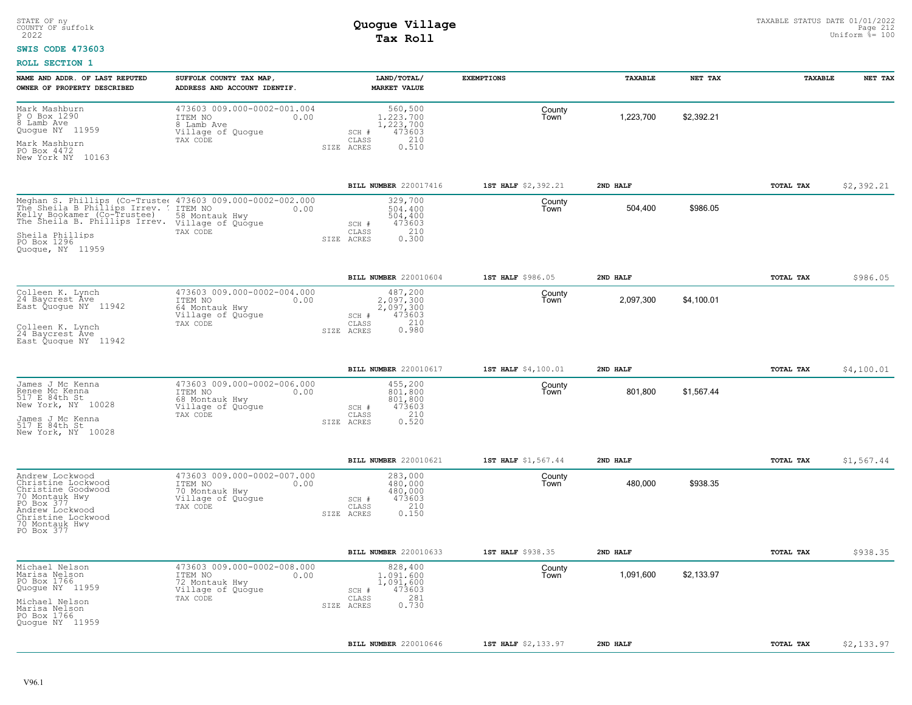STATE OF ny
COUNTY OF suffolk
2022

# Quogue Village
## Tax Roll

TAXABLE STATUS DATE 01/01/2022
Uniform %= 100

**SWIS CODE 473603**

**ROLL SECTION 1**

| NAME AND ADDR. OF LAST REPUTED OWNER OF PROPERTY DESCRIBED | SUFFOLK COUNTY TAX MAP, ADDRESS AND ACCOUNT IDENTIF. | LAND/TOTAL/ MARKET VALUE | EXEMPTIONS | TAXABLE | NET TAX | TAXABLE | NET TAX |
|---|---|---|---|---|---|---|---|
| Mark Mashburn<br>P O Box 1290<br>8 Lamb Ave<br>Quogue NY 11959<br><br>Mark Mashburn<br>PO Box 4472<br>New York NY 10163 | 473603 009.000-0002-001.004<br>ITEM NO 0.00<br>8 Lamb Ave<br>Village of Quogue<br>TAX CODE | 560,500<br>1,223,700<br>1,223,700<br>SCH # 473603<br>CLASS 210<br>SIZE ACRES 0.510 | County<br>Town | 1,223,700 | $2,392.21 | | |
| | | BILL NUMBER 220017416 | 1ST HALF $2,392.21 | 2ND HALF | | TOTAL TAX | $2,392.21 |
| Meghan S. Phillips (Co-Trustee<br>The Sheila B Phillips Irrev.<br>Kelly Bookamer (Co-Trustee)<br>The Sheila B. Phillips Irrev.<br><br>Sheila Phillips<br>PO Box 1296<br>Quogue, NY 11959 | 473603 009.000-0002-002.000<br>ITEM NO 0.00<br>58 Montauk Hwy<br>Village of Quogue<br>TAX CODE | 329,700<br>504,400<br>504,400<br>SCH # 473603<br>CLASS 210<br>SIZE ACRES 0.300 | County<br>Town | 504,400 | $986.05 | | |
| | | BILL NUMBER 220010604 | 1ST HALF $986.05 | 2ND HALF | | TOTAL TAX | $986.05 |
| Colleen K. Lynch<br>24 Baycrest Ave<br>East Quogue NY 11942<br><br>Colleen K. Lynch<br>24 Baycrest Ave<br>East Quogue NY 11942 | 473603 009.000-0002-004.000<br>ITEM NO 0.00<br>64 Montauk Hwy<br>Village of Quogue<br>TAX CODE | 487,200<br>2,097,300<br>2,097,300<br>SCH # 473603<br>CLASS 210<br>SIZE ACRES 0.980 | County<br>Town | 2,097,300 | $4,100.01 | | |
| | | BILL NUMBER 220010617 | 1ST HALF $4,100.01 | 2ND HALF | | TOTAL TAX | $4,100.01 |
| James J Mc Kenna<br>Renee Mc Kenna<br>517 E 84th St<br>New York, NY 10028<br><br>James J Mc Kenna<br>517 E 84th St<br>New York, NY 10028 | 473603 009.000-0002-006.000<br>ITEM NO 0.00<br>68 Montauk Hwy<br>Village of Quogue<br>TAX CODE | 455,200<br>801,800<br>801,800<br>SCH # 473603<br>CLASS 210<br>SIZE ACRES 0.520 | County<br>Town | 801,800 | $1,567.44 | | |
| | | BILL NUMBER 220010621 | 1ST HALF $1,567.44 | 2ND HALF | | TOTAL TAX | $1,567.44 |
| Andrew Lockwood<br>Christine Lockwood<br>Christine Goodwood<br>70 Montauk Hwy<br>PO Box 377<br>Andrew Lockwood<br>Christine Lockwood<br>70 Montauk Hwy<br>PO Box 377 | 473603 009.000-0002-007.000<br>ITEM NO 0.00<br>70 Montauk Hwy<br>Village of Quogue<br>TAX CODE | 283,000<br>480,000<br>480,000<br>SCH # 473603<br>CLASS 210<br>SIZE ACRES 0.150 | County<br>Town | 480,000 | $938.35 | | |
| | | BILL NUMBER 220010633 | 1ST HALF $938.35 | 2ND HALF | | TOTAL TAX | $938.35 |
| Michael Nelson<br>Marisa Nelson<br>PO Box 1766<br>Quogue NY 11959<br><br>Michael Nelson<br>Marisa Nelson<br>PO Box 1766<br>Quogue NY 11959 | 473603 009.000-0002-008.000<br>ITEM NO 0.00<br>72 Montauk Hwy<br>Village of Quogue<br>TAX CODE | 828,400<br>1,091,600<br>1,091,600<br>SCH # 473603<br>CLASS 281<br>SIZE ACRES 0.730 | County<br>Town | 1,091,600 | $2,133.97 | | |
| | | BILL NUMBER 220010646 | 1ST HALF $2,133.97 | 2ND HALF | | TOTAL TAX | $2,133.97 |

V96.1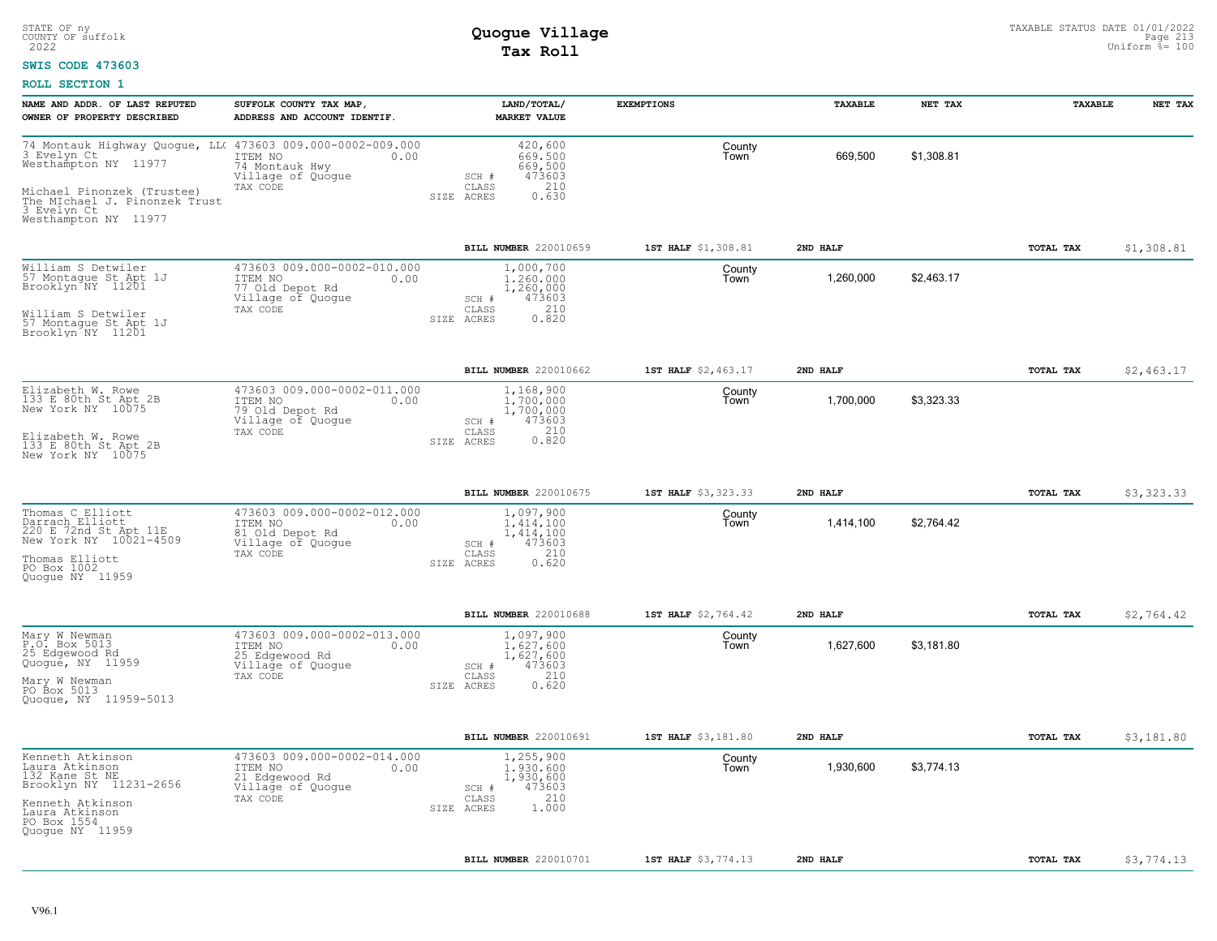STATE OF ny
COUNTY OF suffolk
2022

# Quogue Village
## Tax Roll

TAXABLE STATUS DATE 01/01/2022
Uniform %= 100

**SWIS CODE 473603**

**ROLL SECTION 1**

| NAME AND ADDR. OF LAST REPUTED OWNER OF PROPERTY DESCRIBED | SUFFOLK COUNTY TAX MAP, ADDRESS AND ACCOUNT IDENTIF. | LAND/TOTAL/ MARKET VALUE | EXEMPTIONS | TAXABLE | NET TAX | TAXABLE | NET TAX |
|---|---|---|---|---|---|---|---|
| 74 Montauk Highway Quogue, LL( 3 Evelyn Ct Westhampton NY 11977<br><br>Michael Pinonzek (Trustee) The MIchael J. Pinonzek Trust 3 Evelyn Ct Westhampton NY 11977 | 473603 009.000-0002-009.000<br>ITEM NO 0.00<br>74 Montauk Hwy<br>Village of Quogue<br>TAX CODE | 420,600<br>669,500<br>669,500<br>SCH # 473603<br>CLASS 210<br>SIZE ACRES 0.630 | County<br>Town | 669,500 | $1,308.81 | | |
| | | BILL NUMBER 220010659 | 1ST HALF $1,308.81 | 2ND HALF | | TOTAL TAX | $1,308.81 |
| William S Detwiler 57 Montague St Apt 1J Brooklyn NY 11201<br><br>William S Detwiler 57 Montague St Apt 1J Brooklyn NY 11201 | 473603 009.000-0002-010.000<br>ITEM NO 0.00<br>77 Old Depot Rd<br>Village of Quogue<br>TAX CODE | 1,000,700<br>1,260,000<br>1,260,000<br>SCH # 473603<br>CLASS 210<br>SIZE ACRES 0.820 | County<br>Town | 1,260,000 | $2,463.17 | | |
| | | BILL NUMBER 220010662 | 1ST HALF $2,463.17 | 2ND HALF | | TOTAL TAX | $2,463.17 |
| Elizabeth W. Rowe 133 E 80th St Apt 2B New York NY 10075<br><br>Elizabeth W. Rowe 133 E 80th St Apt 2B New York NY 10075 | 473603 009.000-0002-011.000<br>ITEM NO 0.00<br>79 Old Depot Rd<br>Village of Quogue<br>TAX CODE | 1,168,900<br>1,700,000<br>1,700,000<br>SCH # 473603<br>CLASS 210<br>SIZE ACRES 0.820 | County<br>Town | 1,700,000 | $3,323.33 | | |
| | | BILL NUMBER 220010675 | 1ST HALF $3,323.33 | 2ND HALF | | TOTAL TAX | $3,323.33 |
| Thomas C Elliott Darrach Elliott 220 E 72nd St Apt 11E New York NY 10021-4509<br><br>Thomas Elliott PO Box 1002 Quogue NY 11959 | 473603 009.000-0002-012.000<br>ITEM NO 0.00<br>81 Old Depot Rd<br>Village of Quogue<br>TAX CODE | 1,097,900<br>1,414,100<br>1,414,100<br>SCH # 473603<br>CLASS 210<br>SIZE ACRES 0.620 | County<br>Town | 1,414,100 | $2,764.42 | | |
| | | BILL NUMBER 220010688 | 1ST HALF $2,764.42 | 2ND HALF | | TOTAL TAX | $2,764.42 |
| Mary W Newman P.O. Box 5013 25 Edgewood Rd Quogue, NY 11959<br><br>Mary W Newman PO Box 5013 Quogue, NY 11959-5013 | 473603 009.000-0002-013.000<br>ITEM NO 0.00<br>25 Edgewood Rd<br>Village of Quogue<br>TAX CODE | 1,097,900<br>1,627,600<br>1,627,600<br>SCH # 473603<br>CLASS 210<br>SIZE ACRES 0.620 | County<br>Town | 1,627,600 | $3,181.80 | | |
| | | BILL NUMBER 220010691 | 1ST HALF $3,181.80 | 2ND HALF | | TOTAL TAX | $3,181.80 |
| Kenneth Atkinson Laura Atkinson 132 Kane St NE Brooklyn NY 11231-2656<br><br>Kenneth Atkinson Laura Atkinson PO Box 1554 Quogue NY 11959 | 473603 009.000-0002-014.000<br>ITEM NO 0.00<br>21 Edgewood Rd<br>Village of Quogue<br>TAX CODE | 1,255,900<br>1,930,600<br>1,930,600<br>SCH # 473603<br>CLASS 210<br>SIZE ACRES 1.000 | County<br>Town | 1,930,600 | $3,774.13 | | |
| | | BILL NUMBER 220010701 | 1ST HALF $3,774.13 | 2ND HALF | | TOTAL TAX | $3,774.13 |

V96.1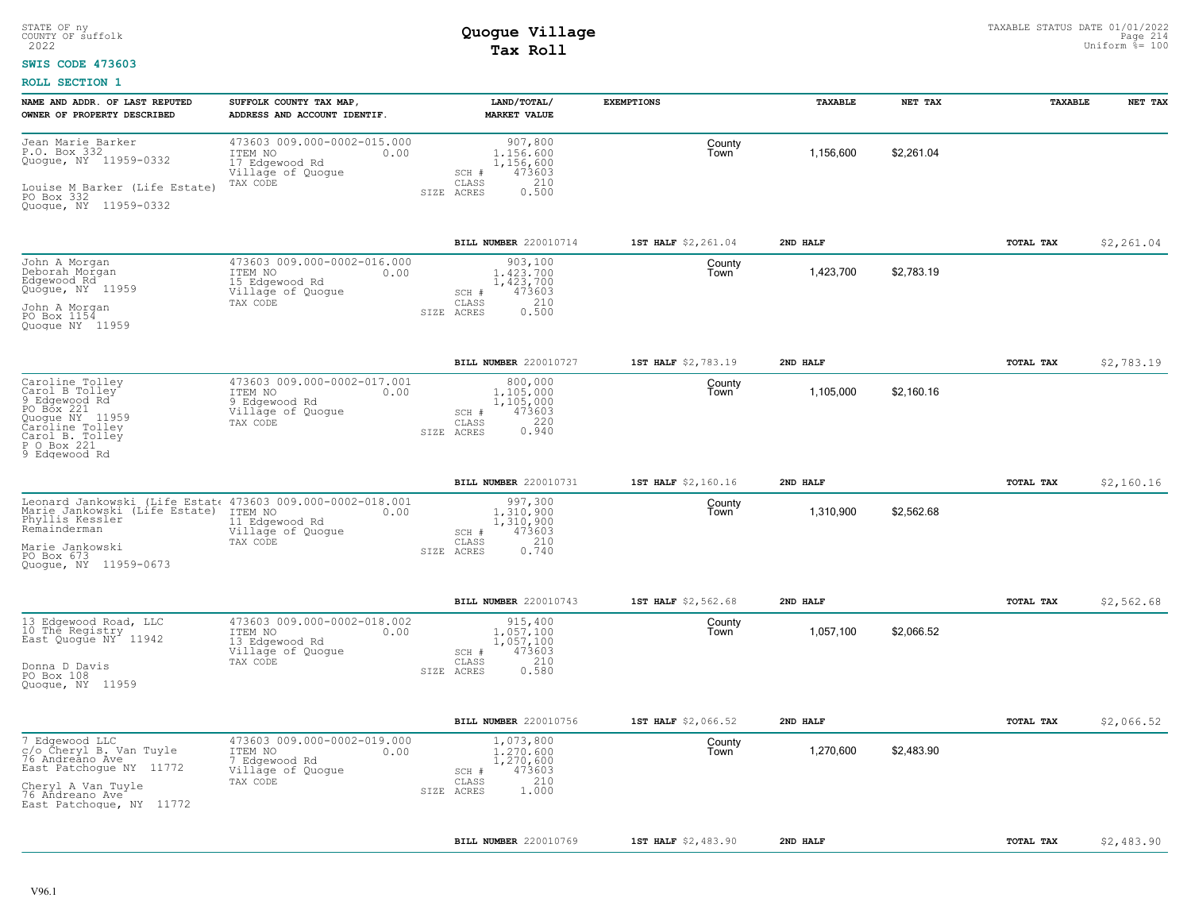STATE OF ny
COUNTY OF suffolk
2022

# Quogue Village
## Tax Roll

TAXABLE STATUS DATE 01/01/2022
Uniform %= 100

**SWIS CODE 473603**

**ROLL SECTION 1**

| NAME AND ADDR. OF LAST REPUTED OWNER OF PROPERTY DESCRIBED | SUFFOLK COUNTY TAX MAP, ADDRESS AND ACCOUNT IDENTIF. | LAND/TOTAL/ MARKET VALUE | EXEMPTIONS | TAXABLE | NET TAX | TAXABLE | NET TAX |
|---|---|---|---|---|---|---|---|
| Jean Marie Barker<br>P.O. Box 332<br>Quogue, NY 11959-0332<br><br>Louise M Barker (Life Estate)<br>PO Box 332<br>Quogue, NY 11959-0332 | 473603 009.000-0002-015.000<br>ITEM NO 0.00<br>17 Edgewood Rd<br>Village of Quogue<br>TAX CODE | 907,800<br>1,156,600<br>1,156,600<br>SCH # 473603<br>CLASS 210<br>SIZE ACRES 0.500 | County<br>Town | 1,156,600 | $2,261.04 | | |
| | | BILL NUMBER 220010714 | 1ST HALF $2,261.04 | 2ND HALF | | TOTAL TAX | $2,261.04 |
| John A Morgan<br>Deborah Morgan<br>Edgewood Rd<br>Quogue, NY 11959<br><br>John A Morgan<br>PO Box 1154<br>Quogue NY 11959 | 473603 009.000-0002-016.000<br>ITEM NO 0.00<br>15 Edgewood Rd<br>Village of Quogue<br>TAX CODE | 903,100<br>1,423,700<br>1,423,700<br>SCH # 473603<br>CLASS 210<br>SIZE ACRES 0.500 | County<br>Town | 1,423,700 | $2,783.19 | | |
| | | BILL NUMBER 220010727 | 1ST HALF $2,783.19 | 2ND HALF | | TOTAL TAX | $2,783.19 |
| Caroline Tolley<br>Carol B Tolley<br>9 Edgewood Rd<br>PO Box 221<br>Quogue NY 11959<br>Caroline Tolley<br>Carol B. Tolley<br>P O Box 221<br>9 Edgewood Rd | 473603 009.000-0002-017.001<br>ITEM NO 0.00<br>9 Edgewood Rd<br>Village of Quogue<br>TAX CODE | 800,000<br>1,105,000<br>1,105,000<br>SCH # 473603<br>CLASS 220<br>SIZE ACRES 0.940 | County<br>Town | 1,105,000 | $2,160.16 | | |
| | | BILL NUMBER 220010731 | 1ST HALF $2,160.16 | 2ND HALF | | TOTAL TAX | $2,160.16 |
| Leonard Jankowski (Life Estate)<br>Marie Jankowski (Life Estate)<br>Phyllis Kessler<br>Remainderman<br><br>Marie Jankowski<br>PO Box 673<br>Quogue, NY 11959-0673 | 473603 009.000-0002-018.001<br>ITEM NO 0.00<br>11 Edgewood Rd<br>Village of Quogue<br>TAX CODE | 997,300<br>1,310,900<br>1,310,900<br>SCH # 473603<br>CLASS 210<br>SIZE ACRES 0.740 | County<br>Town | 1,310,900 | $2,562.68 | | |
| | | BILL NUMBER 220010743 | 1ST HALF $2,562.68 | 2ND HALF | | TOTAL TAX | $2,562.68 |
| 13 Edgewood Road, LLC<br>10 The Registry<br>East Quogue NY 11942<br><br>Donna D Davis<br>PO Box 108<br>Quogue, NY 11959 | 473603 009.000-0002-018.002<br>ITEM NO 0.00<br>13 Edgewood Rd<br>Village of Quogue<br>TAX CODE | 915,400<br>1,057,100<br>1,057,100<br>SCH # 473603<br>CLASS 210<br>SIZE ACRES 0.580 | County<br>Town | 1,057,100 | $2,066.52 | | |
| | | BILL NUMBER 220010756 | 1ST HALF $2,066.52 | 2ND HALF | | TOTAL TAX | $2,066.52 |
| 7 Edgewood LLC<br>c/o Cheryl B. Van Tuyle<br>76 Andreano Ave<br>East Patchogue NY 11772<br><br>Cheryl A Van Tuyle<br>76 Andreano Ave<br>East Patchogue, NY 11772 | 473603 009.000-0002-019.000<br>ITEM NO 0.00<br>7 Edgewood Rd<br>Village of Quogue<br>TAX CODE | 1,073,800<br>1,270,600<br>1,270,600<br>SCH # 473603<br>CLASS 210<br>SIZE ACRES 1.000 | County<br>Town | 1,270,600 | $2,483.90 | | |
| | | BILL NUMBER 220010769 | 1ST HALF $2,483.90 | 2ND HALF | | TOTAL TAX | $2,483.90 |

V96.1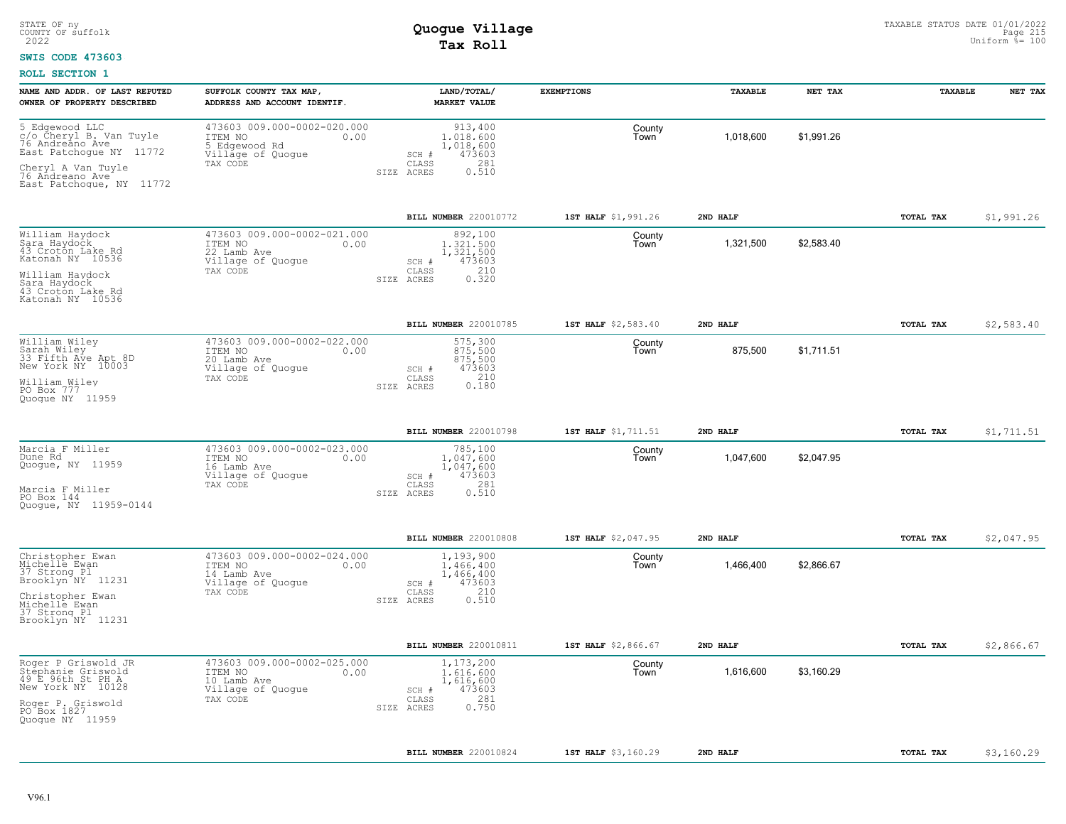STATE OF ny
COUNTY OF suffolk
2022

# Quogue Village
## Tax Roll

TAXABLE STATUS DATE 01/01/2022
Uniform %= 100

**SWIS CODE 473603**

**ROLL SECTION 1**

| NAME AND ADDR. OF LAST REPUTED OWNER OF PROPERTY DESCRIBED | SUFFOLK COUNTY TAX MAP, ADDRESS AND ACCOUNT IDENTIF. | LAND/TOTAL/ MARKET VALUE | EXEMPTIONS | TAXABLE | NET TAX | TAXABLE | NET TAX |
|---|---|---|---|---|---|---|---|
| 5 Edgewood LLC<br>c/o Cheryl B. Van Tuyle<br>76 Andreano Ave<br>East Patchogue NY 11772<br><br>Cheryl A Van Tuyle<br>76 Andreano Ave<br>East Patchogue, NY 11772 | 473603 009.000-0002-020.000<br>ITEM NO 0.00<br>5 Edgewood Rd<br>Village of Quogue<br>TAX CODE | 913,400<br>1,018,600<br>1,018,600<br>SCH # 473603<br>CLASS 281<br>SIZE ACRES 0.510 | County<br>Town | 1,018,600 | $1,991.26 | | |
| | | BILL NUMBER 220010772 | 1ST HALF $1,991.26 | 2ND HALF | | TOTAL TAX | $1,991.26 |
| William Haydock<br>Sara Haydock<br>43 Croton Lake Rd<br>Katonah NY 10536<br><br>William Haydock<br>Sara Haydock<br>43 Croton Lake Rd<br>Katonah NY 10536 | 473603 009.000-0002-021.000<br>ITEM NO 0.00<br>22 Lamb Ave<br>Village of Quogue<br>TAX CODE | 892,100<br>1,321,500<br>1,321,500<br>SCH # 473603<br>CLASS 210<br>SIZE ACRES 0.320 | County<br>Town | 1,321,500 | $2,583.40 | | |
| | | BILL NUMBER 220010785 | 1ST HALF $2,583.40 | 2ND HALF | | TOTAL TAX | $2,583.40 |
| William Wiley<br>Sarah Wiley<br>33 Fifth Ave Apt 8D<br>New York NY 10003<br><br>William Wiley<br>PO Box 777<br>Quogue NY 11959 | 473603 009.000-0002-022.000<br>ITEM NO 0.00<br>20 Lamb Ave<br>Village of Quogue<br>TAX CODE | 575,300<br>875,500<br>875,500<br>SCH # 473603<br>CLASS 210<br>SIZE ACRES 0.180 | County<br>Town | 875,500 | $1,711.51 | | |
| | | BILL NUMBER 220010798 | 1ST HALF $1,711.51 | 2ND HALF | | TOTAL TAX | $1,711.51 |
| Marcia F Miller<br>Dune Rd<br>Quogue, NY 11959<br><br>Marcia F Miller<br>PO Box 144<br>Quogue, NY 11959-0144 | 473603 009.000-0002-023.000<br>ITEM NO 0.00<br>16 Lamb Ave<br>Village of Quogue<br>TAX CODE | 785,100<br>1,047,600<br>1,047,600<br>SCH # 473603<br>CLASS 281<br>SIZE ACRES 0.510 | County<br>Town | 1,047,600 | $2,047.95 | | |
| | | BILL NUMBER 220010808 | 1ST HALF $2,047.95 | 2ND HALF | | TOTAL TAX | $2,047.95 |
| Christopher Ewan<br>Michelle Ewan<br>37 Strong Pl<br>Brooklyn NY 11231<br><br>Christopher Ewan<br>Michelle Ewan<br>37 Strong Pl<br>Brooklyn NY 11231 | 473603 009.000-0002-024.000<br>ITEM NO 0.00<br>14 Lamb Ave<br>Village of Quogue<br>TAX CODE | 1,193,900<br>1,466,400<br>1,466,400<br>SCH # 473603<br>CLASS 210<br>SIZE ACRES 0.510 | County<br>Town | 1,466,400 | $2,866.67 | | |
| | | BILL NUMBER 220010811 | 1ST HALF $2,866.67 | 2ND HALF | | TOTAL TAX | $2,866.67 |
| Roger P Griswold JR<br>Stephanie Griswold<br>49 E 96th St PH A<br>New York NY 10128<br><br>Roger P. Griswold<br>PO Box 1827<br>Quogue NY 11959 | 473603 009.000-0002-025.000<br>ITEM NO 0.00<br>10 Lamb Ave<br>Village of Quogue<br>TAX CODE | 1,173,200<br>1,616,600<br>1,616,600<br>SCH # 473603<br>CLASS 281<br>SIZE ACRES 0.750 | County<br>Town | 1,616,600 | $3,160.29 | | |
| | | BILL NUMBER 220010824 | 1ST HALF $3,160.29 | 2ND HALF | | TOTAL TAX | $3,160.29 |

V96.1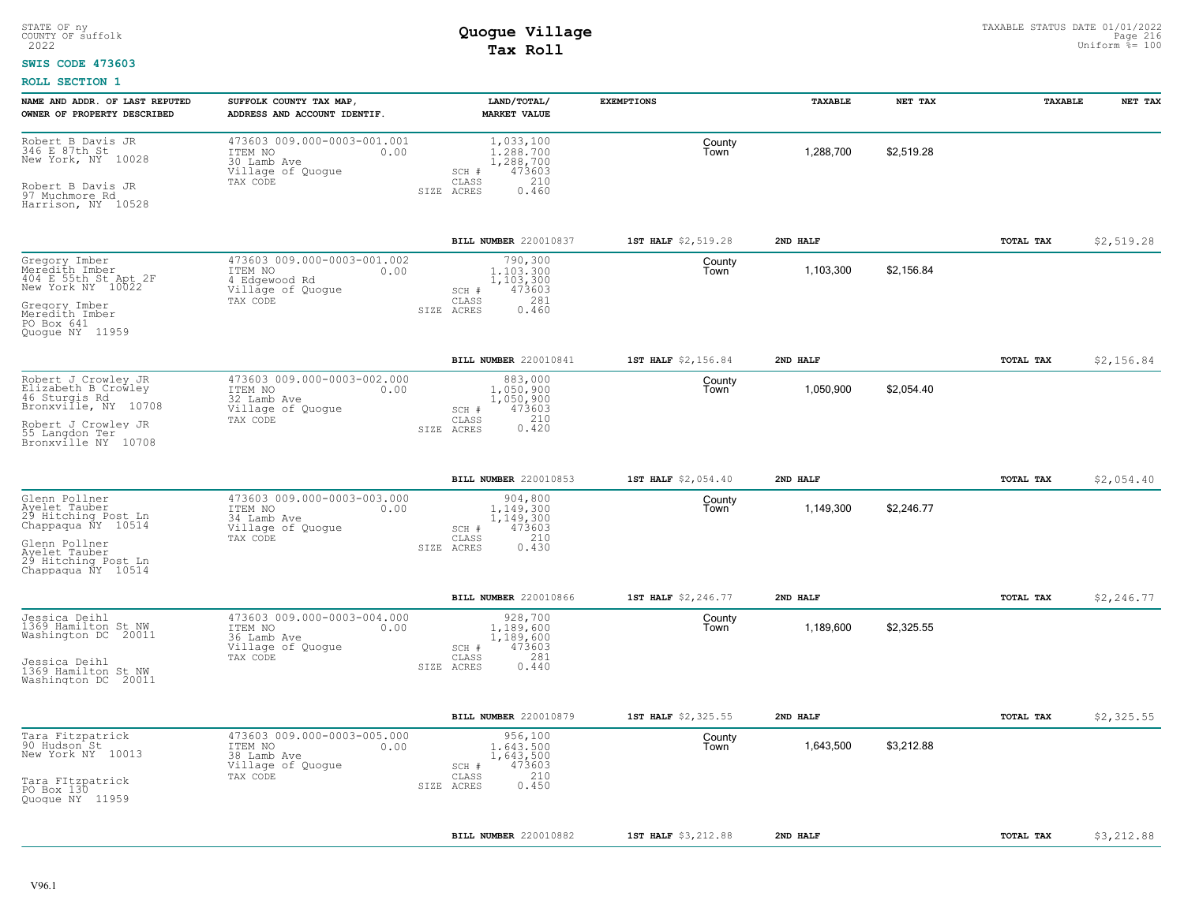STATE OF ny
COUNTY OF suffolk
2022

# Quogue Village
## Tax Roll

TAXABLE STATUS DATE 01/01/2022
Uniform %= 100

**SWIS CODE 473603**

**ROLL SECTION 1**

| NAME AND ADDR. OF LAST REPUTED OWNER OF PROPERTY DESCRIBED | SUFFOLK COUNTY TAX MAP, ADDRESS AND ACCOUNT IDENTIF. | LAND/TOTAL/ MARKET VALUE | EXEMPTIONS | TAXABLE | NET TAX | TAXABLE | NET TAX |
|---|---|---|---|---|---|---|---|
| Robert B Davis JR<br>346 E 87th St<br>New York, NY 10028<br><br>Robert B Davis JR<br>97 Muchmore Rd<br>Harrison, NY 10528 | 473603 009.000-0003-001.001<br>ITEM NO 0.00<br>30 Lamb Ave<br>Village of Quogue<br>TAX CODE | 1,033,100<br>1,288,700<br>1,288,700<br>SCH # 473603<br>CLASS 210<br>SIZE ACRES 0.460 | County<br>Town | 1,288,700 | $2,519.28 | | |
| | | BILL NUMBER 220010837 | 1ST HALF $2,519.28 | 2ND HALF | | TOTAL TAX | $2,519.28 |
| Gregory Imber<br>Meredith Imber<br>404 E 55th St Apt 2F<br>New York NY 10022<br><br>Gregory Imber<br>Meredith Imber<br>PO Box 641<br>Quogue NY 11959 | 473603 009.000-0003-001.002<br>ITEM NO 0.00<br>4 Edgewood Rd<br>Village of Quogue<br>TAX CODE | 790,300<br>1,103,300<br>1,103,300<br>SCH # 473603<br>CLASS 281<br>SIZE ACRES 0.460 | County<br>Town | 1,103,300 | $2,156.84 | | |
| | | BILL NUMBER 220010841 | 1ST HALF $2,156.84 | 2ND HALF | | TOTAL TAX | $2,156.84 |
| Robert J Crowley JR<br>Elizabeth B Crowley<br>46 Sturgis Rd<br>Bronxville, NY 10708<br><br>Robert J Crowley JR<br>55 Langdon Ter<br>Bronxville NY 10708 | 473603 009.000-0003-002.000<br>ITEM NO 0.00<br>32 Lamb Ave<br>Village of Quogue<br>TAX CODE | 883,000<br>1,050,900<br>1,050,900<br>SCH # 473603<br>CLASS 210<br>SIZE ACRES 0.420 | County<br>Town | 1,050,900 | $2,054.40 | | |
| | | BILL NUMBER 220010853 | 1ST HALF $2,054.40 | 2ND HALF | | TOTAL TAX | $2,054.40 |
| Glenn Pollner<br>Ayelet Tauber<br>29 Hitching Post Ln<br>Chappaqua NY 10514<br><br>Glenn Pollner<br>Ayelet Tauber<br>29 Hitching Post Ln<br>Chappaqua NY 10514 | 473603 009.000-0003-003.000<br>ITEM NO 0.00<br>34 Lamb Ave<br>Village of Quogue<br>TAX CODE | 904,800<br>1,149,300<br>1,149,300<br>SCH # 473603<br>CLASS 210<br>SIZE ACRES 0.430 | County<br>Town | 1,149,300 | $2,246.77 | | |
| | | BILL NUMBER 220010866 | 1ST HALF $2,246.77 | 2ND HALF | | TOTAL TAX | $2,246.77 |
| Jessica Deihl<br>1369 Hamilton St NW<br>Washington DC 20011<br><br>Jessica Deihl<br>1369 Hamilton St NW<br>Washington DC 20011 | 473603 009.000-0003-004.000<br>ITEM NO 0.00<br>36 Lamb Ave<br>Village of Quogue<br>TAX CODE | 928,700<br>1,189,600<br>1,189,600<br>SCH # 473603<br>CLASS 281<br>SIZE ACRES 0.440 | County<br>Town | 1,189,600 | $2,325.55 | | |
| | | BILL NUMBER 220010879 | 1ST HALF $2,325.55 | 2ND HALF | | TOTAL TAX | $2,325.55 |
| Tara Fitzpatrick<br>90 Hudson St<br>New York NY 10013<br><br>Tara FItzpatrick<br>PO Box 130<br>Quogue NY 11959 | 473603 009.000-0003-005.000<br>ITEM NO 0.00<br>38 Lamb Ave<br>Village of Quogue<br>TAX CODE | 956,100<br>1,643,500<br>1,643,500<br>SCH # 473603<br>CLASS 210<br>SIZE ACRES 0.450 | County<br>Town | 1,643,500 | $3,212.88 | | |
| | | BILL NUMBER 220010882 | 1ST HALF $3,212.88 | 2ND HALF | | TOTAL TAX | $3,212.88 |

V96.1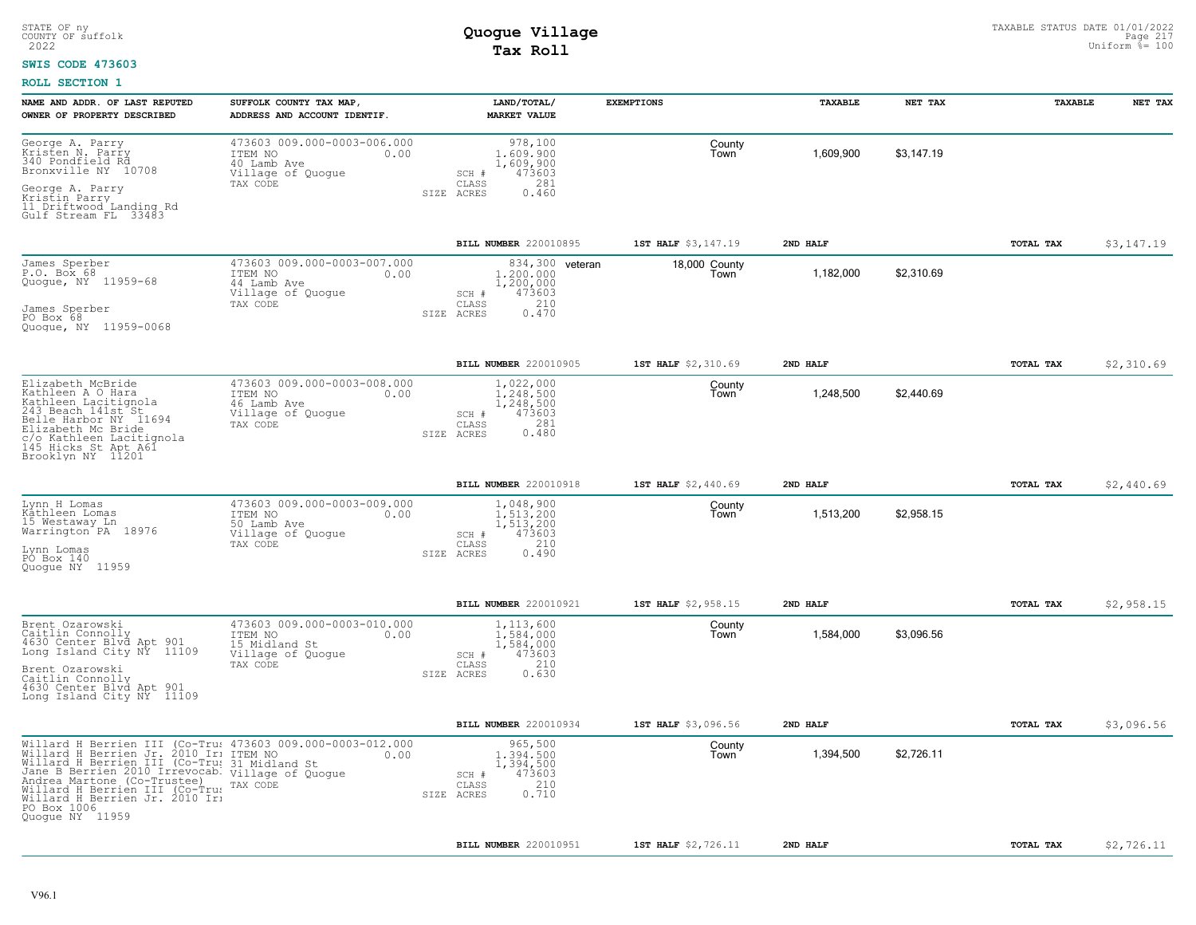STATE OF ny
COUNTY OF suffolk
2022

# Quogue Village
## Tax Roll

TAXABLE STATUS DATE 01/01/2022
Uniform %= 100

**SWIS CODE 473603**

**ROLL SECTION 1**

| NAME AND ADDR. OF LAST REPUTED OWNER OF PROPERTY DESCRIBED | SUFFOLK COUNTY TAX MAP, ADDRESS AND ACCOUNT IDENTIF. | LAND/TOTAL/ MARKET VALUE | EXEMPTIONS | | TAXABLE | NET TAX | TAXABLE | NET TAX |
|---|---|---|---|---|---|---|---|---|
| George A. Parry<br>Kristen N. Parry<br>340 Pondfield Rd<br>Bronxville NY 10708<br><br>George A. Parry<br>Kristin Parry<br>11 Driftwood Landing Rd<br>Gulf Stream FL 33483 | 473603 009.000-0003-006.000<br>ITEM NO 0.00<br>40 Lamb Ave<br>Village of Quogue<br>TAX CODE | 978,100<br>1,609,900<br>1,609,900<br>SCH # 473603<br>CLASS 281<br>SIZE ACRES 0.460 | | County<br>Town | 1,609,900 | $3,147.19 | | |
| | | BILL NUMBER 220010895 | 1ST HALF $3,147.19 | | 2ND HALF | | TOTAL TAX | $3,147.19 |
| James Sperber<br>P.O. Box 68<br>Quogue, NY 11959-68<br><br>James Sperber<br>PO Box 68<br>Quogue, NY 11959-0068 | 473603 009.000-0003-007.000<br>ITEM NO 0.00<br>44 Lamb Ave<br>Village of Quogue<br>TAX CODE | 834,300<br>1,200,000<br>1,200,000<br>SCH # 473603<br>CLASS 210<br>SIZE ACRES 0.470 | veteran 18,000 | County<br>Town | 1,182,000 | $2,310.69 | | |
| | | BILL NUMBER 220010905 | 1ST HALF $2,310.69 | | 2ND HALF | | TOTAL TAX | $2,310.69 |
| Elizabeth McBride<br>Kathleen A O Hara<br>Kathleen Lacitignola<br>243 Beach 141st St<br>Belle Harbor NY 11694<br>Elizabeth Mc Bride<br>c/o Kathleen Lacitignola<br>145 Hicks St Apt A61<br>Brooklyn NY 11201 | 473603 009.000-0003-008.000<br>ITEM NO 0.00<br>46 Lamb Ave<br>Village of Quogue<br>TAX CODE | 1,022,000<br>1,248,500<br>1,248,500<br>SCH # 473603<br>CLASS 281<br>SIZE ACRES 0.480 | | County<br>Town | 1,248,500 | $2,440.69 | | |
| | | BILL NUMBER 220010918 | 1ST HALF $2,440.69 | | 2ND HALF | | TOTAL TAX | $2,440.69 |
| Lynn H Lomas<br>Kathleen Lomas<br>15 Westaway Ln<br>Warrington PA 18976<br><br>Lynn Lomas<br>PO Box 140<br>Quogue NY 11959 | 473603 009.000-0003-009.000<br>ITEM NO 0.00<br>50 Lamb Ave<br>Village of Quogue<br>TAX CODE | 1,048,900<br>1,513,200<br>1,513,200<br>SCH # 473603<br>CLASS 210<br>SIZE ACRES 0.490 | | County<br>Town | 1,513,200 | $2,958.15 | | |
| | | BILL NUMBER 220010921 | 1ST HALF $2,958.15 | | 2ND HALF | | TOTAL TAX | $2,958.15 |
| Brent Ozarowski<br>Caitlin Connolly<br>4630 Center Blvd Apt 901<br>Long Island City NY 11109<br><br>Brent Ozarowski<br>Caitlin Connolly<br>4630 Center Blvd Apt 901<br>Long Island City NY 11109 | 473603 009.000-0003-010.000<br>ITEM NO 0.00<br>15 Midland St<br>Village of Quogue<br>TAX CODE | 1,113,600<br>1,584,000<br>1,584,000<br>SCH # 473603<br>CLASS 210<br>SIZE ACRES 0.630 | | County<br>Town | 1,584,000 | $3,096.56 | | |
| | | BILL NUMBER 220010934 | 1ST HALF $3,096.56 | | 2ND HALF | | TOTAL TAX | $3,096.56 |
| Willard H Berrien III (Co-Trus<br>Willard H Berrien Jr. 2010 Irr<br>Willard H Berrien III (Co-Trus<br>Jane B Berrien 2010 Irrevocab.<br>Andrea Martone (Co-Trustee)<br>Willard H Berrien III (Co-Trus<br>Willard H Berrien Jr. 2010 Irr<br>PO Box 1006<br>Quogue NY 11959 | 473603 009.000-0003-012.000<br>ITEM NO 0.00<br>31 Midland St<br>Village of Quogue<br>TAX CODE | 965,500<br>1,394,500<br>1,394,500<br>SCH # 473603<br>CLASS 210<br>SIZE ACRES 0.710 | | County<br>Town | 1,394,500 | $2,726.11 | | |
| | | BILL NUMBER 220010951 | 1ST HALF $2,726.11 | | 2ND HALF | | TOTAL TAX | $2,726.11 |

V96.1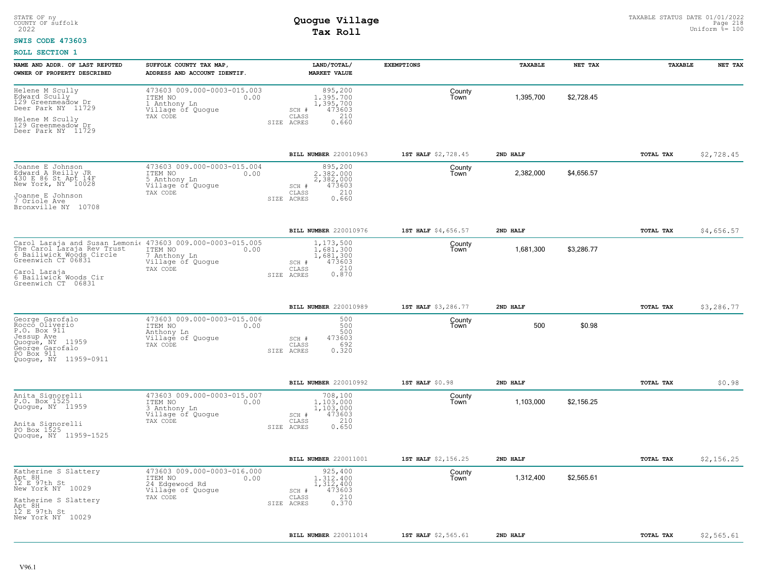STATE OF ny
COUNTY OF suffolk
2022

# Quogue Village
## Tax Roll

TAXABLE STATUS DATE 01/01/2022
Uniform %= 100

**SWIS CODE 473603**

**ROLL SECTION 1**

| NAME AND ADDR. OF LAST REPUTED OWNER OF PROPERTY DESCRIBED | SUFFOLK COUNTY TAX MAP, ADDRESS AND ACCOUNT IDENTIF. | LAND/TOTAL/ MARKET VALUE | EXEMPTIONS | TAXABLE | NET TAX | TAXABLE | NET TAX |
|---|---|---|---|---|---|---|---|
| Helene M Scully<br>Edward Scully<br>129 Greenmeadow Dr<br>Deer Park NY 11729<br><br>Helene M Scully<br>129 Greenmeadow Dr<br>Deer Park NY 11729 | 473603 009.000-0003-015.003<br>ITEM NO 0.00<br>1 Anthony Ln<br>Village of Quogue<br>TAX CODE | 895,200<br>1,395,700<br>1,395,700<br>SCH # 473603<br>CLASS 210<br>SIZE ACRES 0.660 | County<br>Town | 1,395,700 | $2,728.45 | | |
| | | BILL NUMBER 220010963 | 1ST HALF $2,728.45 | 2ND HALF | | TOTAL TAX | $2,728.45 |
| Joanne E Johnson<br>Edward A Reilly JR<br>430 E 86 St Apt 14F<br>New York, NY 10028<br><br>Joanne E Johnson<br>7 Oriole Ave<br>Bronxville NY 10708 | 473603 009.000-0003-015.004<br>ITEM NO 0.00<br>5 Anthony Ln<br>Village of Quogue<br>TAX CODE | 895,200<br>2,382,000<br>2,382,000<br>SCH # 473603<br>CLASS 210<br>SIZE ACRES 0.660 | County<br>Town | 2,382,000 | $4,656.57 | | |
| | | BILL NUMBER 220010976 | 1ST HALF $4,656.57 | 2ND HALF | | TOTAL TAX | $4,656.57 |
| Carol Laraja and Susan Lemonie<br>The Carol Laraja Rev Trust<br>6 Bailiwick Woods Circle<br>Greenwich CT 06831<br><br>Carol Laraja<br>6 Bailiwick Woods Cir<br>Greenwich CT 06831 | 473603 009.000-0003-015.005<br>ITEM NO 0.00<br>7 Anthony Ln<br>Village of Quogue<br>TAX CODE | 1,173,500<br>1,681,300<br>1,681,300<br>SCH # 473603<br>CLASS 210<br>SIZE ACRES 0.870 | County<br>Town | 1,681,300 | $3,286.77 | | |
| | | BILL NUMBER 220010989 | 1ST HALF $3,286.77 | 2ND HALF | | TOTAL TAX | $3,286.77 |
| George Garofalo<br>Rocco Oliverio<br>P.O. Box 911<br>Jessup Ave<br>Quogue, NY 11959<br>George Garofalo<br>PO Box 911<br>Quogue, NY 11959-0911 | 473603 009.000-0003-015.006<br>ITEM NO 0.00<br>Anthony Ln<br>Village of Quogue<br>TAX CODE | 500<br>500<br>500<br>SCH # 473603<br>CLASS 692<br>SIZE ACRES 0.320 | County<br>Town | 500 | $0.98 | | |
| | | BILL NUMBER 220010992 | 1ST HALF $0.98 | 2ND HALF | | TOTAL TAX | $0.98 |
| Anita Signorelli<br>P.O. Box 1525<br>Quogue, NY 11959<br><br>Anita Signorelli<br>PO Box 1525<br>Quogue, NY 11959-1525 | 473603 009.000-0003-015.007<br>ITEM NO 0.00<br>3 Anthony Ln<br>Village of Quogue<br>TAX CODE | 708,100<br>1,103,000<br>1,103,000<br>SCH # 473603<br>CLASS 210<br>SIZE ACRES 0.650 | County<br>Town | 1,103,000 | $2,156.25 | | |
| | | BILL NUMBER 220011001 | 1ST HALF $2,156.25 | 2ND HALF | | TOTAL TAX | $2,156.25 |
| Katherine S Slattery<br>Apt 8H<br>12 E 97th St<br>New York NY 10029<br><br>Katherine S Slattery<br>Apt 8H<br>12 E 97th St<br>New York NY 10029 | 473603 009.000-0003-016.000<br>ITEM NO 0.00<br>24 Edgewood Rd<br>Village of Quogue<br>TAX CODE | 925,400<br>1,312,400<br>1,312,400<br>SCH # 473603<br>CLASS 210<br>SIZE ACRES 0.370 | County<br>Town | 1,312,400 | $2,565.61 | | |
| | | BILL NUMBER 220011014 | 1ST HALF $2,565.61 | 2ND HALF | | TOTAL TAX | $2,565.61 |

V96.1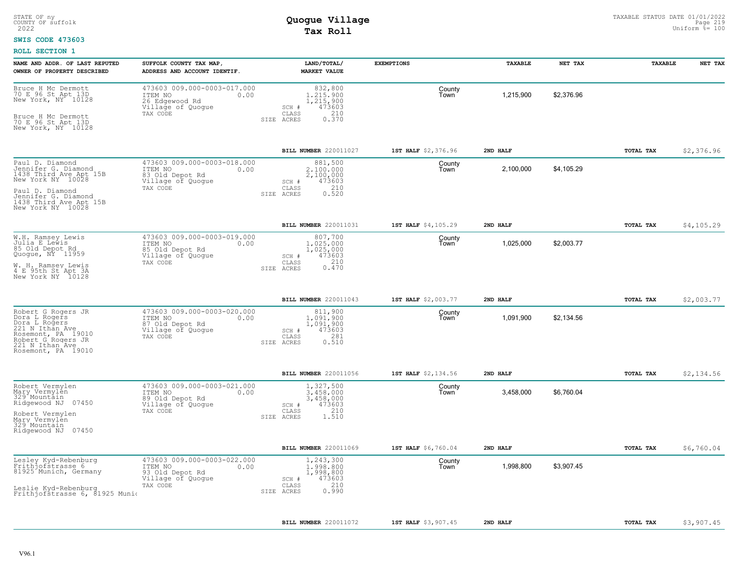STATE OF ny
COUNTY OF suffolk
2022

# Quogue Village
# Tax Roll

TAXABLE STATUS DATE 01/01/2022
Uniform %= 100

**SWIS CODE 473603**

**ROLL SECTION 1**

| NAME AND ADDR. OF LAST REPUTED OWNER OF PROPERTY DESCRIBED | SUFFOLK COUNTY TAX MAP, ADDRESS AND ACCOUNT IDENTIF. | LAND/TOTAL/ MARKET VALUE | EXEMPTIONS | TAXABLE | NET TAX | TAXABLE | NET TAX |
|---|---|---|---|---|---|---|---|
| Bruce H Mc Dermott<br>70 E 96 St Apt 13D<br>New York, NY 10128<br><br>Bruce H Mc Dermott<br>70 E 96 St Apt 13D<br>New York, NY 10128 | 473603 009.000-0003-017.000<br>ITEM NO 0.00<br>26 Edgewood Rd<br>Village of Quogue<br>TAX CODE | 832,800<br>1,215,900<br>1,215,900<br>SCH # 473603<br>CLASS 210<br>SIZE ACRES 0.370 | County<br>Town | 1,215,900 | $2,376.96 | | |
| | | BILL NUMBER 220011027 | 1ST HALF $2,376.96 | 2ND HALF | | TOTAL TAX | $2,376.96 |
| Paul D. Diamond<br>Jennifer G. Diamond<br>1438 Third Ave Apt 15B<br>New York NY 10028<br><br>Paul D. Diamond<br>Jennifer G. Diamond<br>1438 Third Ave Apt 15B<br>New York NY 10028 | 473603 009.000-0003-018.000<br>ITEM NO 0.00<br>83 Old Depot Rd<br>Village of Quogue<br>TAX CODE | 881,500<br>2,100,000<br>2,100,000<br>SCH # 473603<br>CLASS 210<br>SIZE ACRES 0.520 | County<br>Town | 2,100,000 | $4,105.29 | | |
| | | BILL NUMBER 220011031 | 1ST HALF $4,105.29 | 2ND HALF | | TOTAL TAX | $4,105.29 |
| W.H. Ramsey Lewis<br>Julia E Lewis<br>85 Old Depot Rd<br>Quogue, NY 11959<br><br>W. H. Ramsey Lewis<br>4 E 95th St Apt 3A<br>New York NY 10128 | 473603 009.000-0003-019.000<br>ITEM NO 0.00<br>85 Old Depot Rd<br>Village of Quogue<br>TAX CODE | 807,700<br>1,025,000<br>1,025,000<br>SCH # 473603<br>CLASS 210<br>SIZE ACRES 0.470 | County<br>Town | 1,025,000 | $2,003.77 | | |
| | | BILL NUMBER 220011043 | 1ST HALF $2,003.77 | 2ND HALF | | TOTAL TAX | $2,003.77 |
| Robert G Rogers JR<br>Dora L Rogers<br>Dora L Rogers<br>221 N Ithan Ave<br>Rosemont, PA 19010<br>Robert G Rogers JR<br>221 N Ithan Ave<br>Rosemont, PA 19010 | 473603 009.000-0003-020.000<br>ITEM NO 0.00<br>87 Old Depot Rd<br>Village of Quogue<br>TAX CODE | 811,900<br>1,091,900<br>1,091,900<br>SCH # 473603<br>CLASS 281<br>SIZE ACRES 0.510 | County<br>Town | 1,091,900 | $2,134.56 | | |
| | | BILL NUMBER 220011056 | 1ST HALF $2,134.56 | 2ND HALF | | TOTAL TAX | $2,134.56 |
| Robert Vermylen<br>Mary Vermylen<br>329 Mountain<br>Ridgewood NJ 07450<br><br>Robert Vermylen<br>Mary Vermylen<br>329 Mountain<br>Ridgewood NJ 07450 | 473603 009.000-0003-021.000<br>ITEM NO 0.00<br>89 Old Depot Rd<br>Village of Quogue<br>TAX CODE | 1,327,500<br>3,458,000<br>3,458,000<br>SCH # 473603<br>CLASS 210<br>SIZE ACRES 1.510 | County<br>Town | 3,458,000 | $6,760.04 | | |
| | | BILL NUMBER 220011069 | 1ST HALF $6,760.04 | 2ND HALF | | TOTAL TAX | $6,760.04 |
| Lesley Kyd-Rebenburg<br>Frithjofstrasse 6<br>81925 Munich, Germany<br><br>Leslie Kyd-Rebenburg<br>Frithjofstrasse 6, 81925 Munic | 473603 009.000-0003-022.000<br>ITEM NO 0.00<br>93 Old Depot Rd<br>Village of Quogue<br>TAX CODE | 1,243,300<br>1,998,800<br>1,998,800<br>SCH # 473603<br>CLASS 210<br>SIZE ACRES 0.990 | County<br>Town | 1,998,800 | $3,907.45 | | |
| | | BILL NUMBER 220011072 | 1ST HALF $3,907.45 | 2ND HALF | | TOTAL TAX | $3,907.45 |

V96.1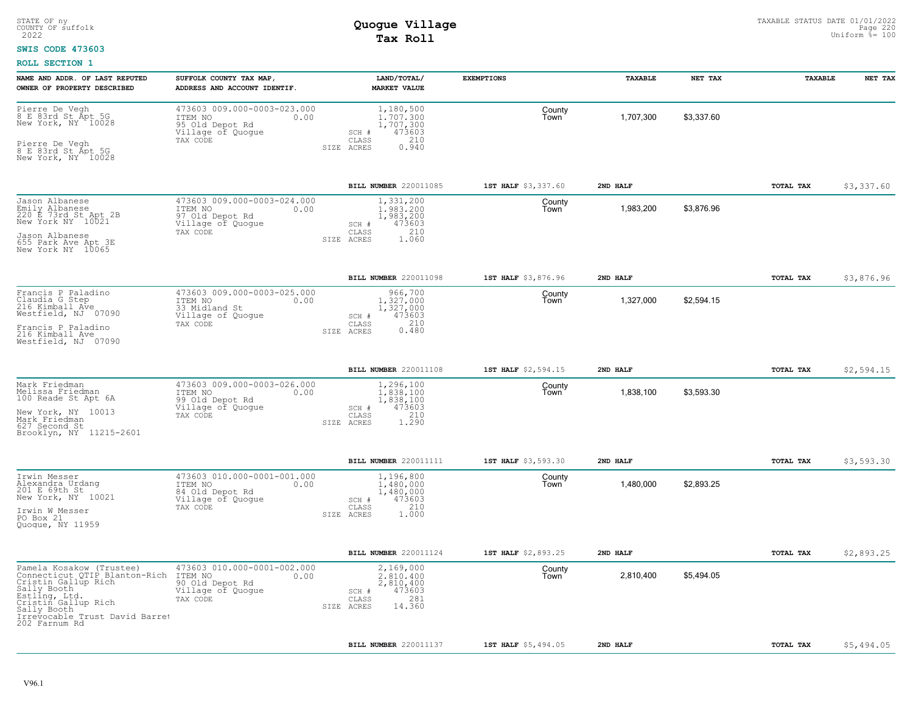STATE OF ny
COUNTY OF suffolk
2022

# Quogue Village
## Tax Roll

TAXABLE STATUS DATE 01/01/2022
Uniform %= 100

**SWIS CODE 473603**

**ROLL SECTION 1**

| NAME AND ADDR. OF LAST REPUTED OWNER OF PROPERTY DESCRIBED | SUFFOLK COUNTY TAX MAP, ADDRESS AND ACCOUNT IDENTIF. | LAND/TOTAL/ MARKET VALUE | EXEMPTIONS | TAXABLE | NET TAX | TAXABLE | NET TAX |
|---|---|---|---|---|---|---|---|
| Pierre De Vegh<br>8 E 83rd St Apt 5G<br>New York, NY 10028<br><br>Pierre De Vegh<br>8 E 83rd St Apt 5G<br>New York, NY 10028 | 473603 009.000-0003-023.000<br>ITEM NO 0.00<br>95 Old Depot Rd<br>Village of Quogue<br>TAX CODE | 1,180,500<br>1,707,300<br>1,707,300<br>SCH # 473603<br>CLASS 210<br>SIZE ACRES 0.940 | County<br>Town | 1,707,300 | $3,337.60 | | |
| | | BILL NUMBER 220011085 | 1ST HALF $3,337.60 | 2ND HALF | | TOTAL TAX | $3,337.60 |
| Jason Albanese<br>Emily Albanese<br>220 E 73rd St Apt 2B<br>New York NY 10021<br><br>Jason Albanese<br>655 Park Ave Apt 3E<br>New York NY 10065 | 473603 009.000-0003-024.000<br>ITEM NO 0.00<br>97 Old Depot Rd<br>Village of Quogue<br>TAX CODE | 1,331,200<br>1,983,200<br>1,983,200<br>SCH # 473603<br>CLASS 210<br>SIZE ACRES 1.060 | County<br>Town | 1,983,200 | $3,876.96 | | |
| | | BILL NUMBER 220011098 | 1ST HALF $3,876.96 | 2ND HALF | | TOTAL TAX | $3,876.96 |
| Francis P Paladino<br>Claudia G Step<br>216 Kimball Ave<br>Westfield, NJ 07090<br><br>Francis P Paladino<br>216 Kimball Ave<br>Westfield, NJ 07090 | 473603 009.000-0003-025.000<br>ITEM NO 0.00<br>33 Midland St<br>Village of Quogue<br>TAX CODE | 966,700<br>1,327,000<br>1,327,000<br>SCH # 473603<br>CLASS 210<br>SIZE ACRES 0.480 | County<br>Town | 1,327,000 | $2,594.15 | | |
| | | BILL NUMBER 220011108 | 1ST HALF $2,594.15 | 2ND HALF | | TOTAL TAX | $2,594.15 |
| Mark Friedman<br>Melissa Friedman<br>100 Reade St Apt 6A<br><br>New York, NY 10013<br>Mark Friedman<br>627 Second St<br>Brooklyn, NY 11215-2601 | 473603 009.000-0003-026.000<br>ITEM NO 0.00<br>99 Old Depot Rd<br>Village of Quogue<br>TAX CODE | 1,296,100<br>1,838,100<br>1,838,100<br>SCH # 473603<br>CLASS 210<br>SIZE ACRES 1.290 | County<br>Town | 1,838,100 | $3,593.30 | | |
| | | BILL NUMBER 220011111 | 1ST HALF $3,593.30 | 2ND HALF | | TOTAL TAX | $3,593.30 |
| Irwin Messer<br>Alexandra Urdang<br>201 E 69th St<br>New York, NY 10021<br><br>Irwin W Messer<br>PO Box 21<br>Quogue, NY 11959 | 473603 010.000-0001-001.000<br>ITEM NO 0.00<br>84 Old Depot Rd<br>Village of Quogue<br>TAX CODE | 1,196,800<br>1,480,000<br>1,480,000<br>SCH # 473603<br>CLASS 210<br>SIZE ACRES 1.000 | County<br>Town | 1,480,000 | $2,893.25 | | |
| | | BILL NUMBER 220011124 | 1ST HALF $2,893.25 | 2ND HALF | | TOTAL TAX | $2,893.25 |
| Pamela Kosakow (Trustee)<br>Connecticut QTIP Blanton-Rich<br>Cristin Gallup Rich<br>Sally Booth<br>Estling, Ltd.<br>Cristin Gallup Rich<br>Sally Booth<br>Irrevocable Trust David Barret<br>202 Farnum Rd | 473603 010.000-0001-002.000<br>ITEM NO 0.00<br>90 Old Depot Rd<br>Village of Quogue<br>TAX CODE | 2,169,000<br>2,810,400<br>2,810,400<br>SCH # 473603<br>CLASS 281<br>SIZE ACRES 14.360 | County<br>Town | 2,810,400 | $5,494.05 | | |
| | | BILL NUMBER 220011137 | 1ST HALF $5,494.05 | 2ND HALF | | TOTAL TAX | $5,494.05 |

V96.1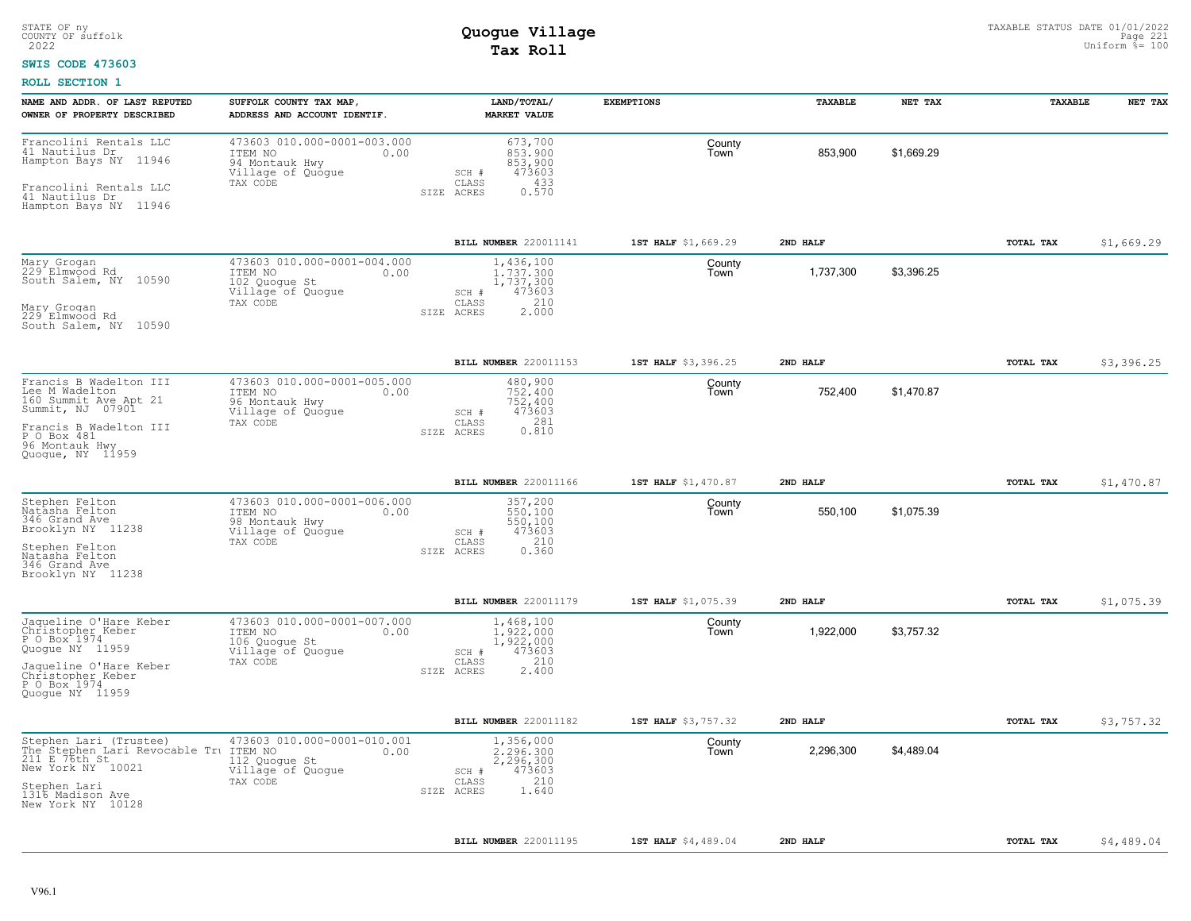STATE OF ny
COUNTY OF suffolk
2022

# Quogue Village
## Tax Roll

TAXABLE STATUS DATE 01/01/2022
Uniform %= 100

**SWIS CODE 473603**

**ROLL SECTION 1**

| NAME AND ADDR. OF LAST REPUTED OWNER OF PROPERTY DESCRIBED | SUFFOLK COUNTY TAX MAP, ADDRESS AND ACCOUNT IDENTIF. | LAND/TOTAL/ MARKET VALUE | EXEMPTIONS | TAXABLE | NET TAX | TAXABLE | NET TAX |
|---|---|---|---|---|---|---|---|
| Francolini Rentals LLC<br>41 Nautilus Dr<br>Hampton Bays NY 11946<br><br>Francolini Rentals LLC<br>41 Nautilus Dr<br>Hampton Bays NY 11946 | 473603 010.000-0001-003.000<br>ITEM NO 0.00<br>94 Montauk Hwy<br>Village of Quogue<br>TAX CODE | 673,700<br>853,900<br>853,900<br>SCH # 473603<br>CLASS 433<br>SIZE ACRES 0.570 | County<br>Town | 853,900 | $1,669.29 | | |
| | | BILL NUMBER 220011141 | 1ST HALF $1,669.29 | 2ND HALF | | TOTAL TAX | $1,669.29 |
| Mary Grogan<br>229 Elmwood Rd<br>South Salem, NY 10590<br><br>Mary Grogan<br>229 Elmwood Rd<br>South Salem, NY 10590 | 473603 010.000-0001-004.000<br>ITEM NO 0.00<br>102 Quogue St<br>Village of Quogue<br>TAX CODE | 1,436,100<br>1,737,300<br>1,737,300<br>SCH # 473603<br>CLASS 210<br>SIZE ACRES 2.000 | County<br>Town | 1,737,300 | $3,396.25 | | |
| | | BILL NUMBER 220011153 | 1ST HALF $3,396.25 | 2ND HALF | | TOTAL TAX | $3,396.25 |
| Francis B Wadelton III<br>Lee M Wadelton<br>160 Summit Ave Apt 21<br>Summit, NJ 07901<br><br>Francis B Wadelton III<br>P O Box 481<br>96 Montauk Hwy<br>Quogue, NY 11959 | 473603 010.000-0001-005.000<br>ITEM NO 0.00<br>96 Montauk Hwy<br>Village of Quogue<br>TAX CODE | 480,900<br>752,400<br>752,400<br>SCH # 473603<br>CLASS 281<br>SIZE ACRES 0.810 | County<br>Town | 752,400 | $1,470.87 | | |
| | | BILL NUMBER 220011166 | 1ST HALF $1,470.87 | 2ND HALF | | TOTAL TAX | $1,470.87 |
| Stephen Felton<br>Natasha Felton<br>346 Grand Ave<br>Brooklyn NY 11238<br><br>Stephen Felton<br>Natasha Felton<br>346 Grand Ave<br>Brooklyn NY 11238 | 473603 010.000-0001-006.000<br>ITEM NO 0.00<br>98 Montauk Hwy<br>Village of Quogue<br>TAX CODE | 357,200<br>550,100<br>550,100<br>SCH # 473603<br>CLASS 210<br>SIZE ACRES 0.360 | County<br>Town | 550,100 | $1,075.39 | | |
| | | BILL NUMBER 220011179 | 1ST HALF $1,075.39 | 2ND HALF | | TOTAL TAX | $1,075.39 |
| Jaqueline O'Hare Keber<br>Christopher Keber<br>P O Box 1974<br>Quogue NY 11959<br><br>Jaqueline O'Hare Keber<br>Christopher Keber<br>P O Box 1974<br>Quogue NY 11959 | 473603 010.000-0001-007.000<br>ITEM NO 0.00<br>106 Quogue St<br>Village of Quogue<br>TAX CODE | 1,468,100<br>1,922,000<br>1,922,000<br>SCH # 473603<br>CLASS 210<br>SIZE ACRES 2.400 | County<br>Town | 1,922,000 | $3,757.32 | | |
| | | BILL NUMBER 220011182 | 1ST HALF $3,757.32 | 2ND HALF | | TOTAL TAX | $3,757.32 |
| Stephen Lari (Trustee)<br>The Stephen Lari Revocable Tru<br>211 E 76th St<br>New York NY 10021<br><br>Stephen Lari<br>1316 Madison Ave<br>New York NY 10128 | 473603 010.000-0001-010.001<br>ITEM NO 0.00<br>112 Quogue St<br>Village of Quogue<br>TAX CODE | 1,356,000<br>2,296,300<br>2,296,300<br>SCH # 473603<br>CLASS 210<br>SIZE ACRES 1.640 | County<br>Town | 2,296,300 | $4,489.04 | | |
| | | BILL NUMBER 220011195 | 1ST HALF $4,489.04 | 2ND HALF | | TOTAL TAX | $4,489.04 |

V96.1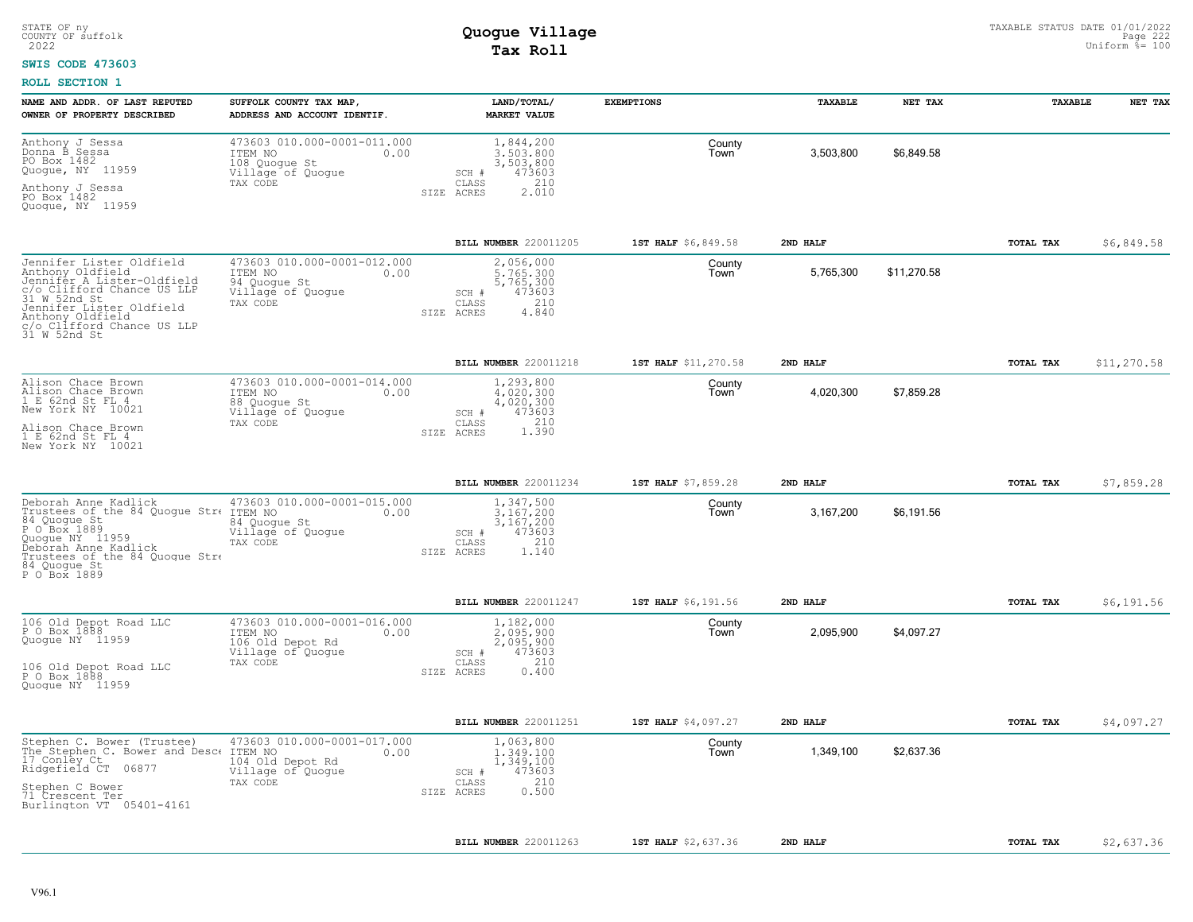STATE OF ny
COUNTY OF suffolk
2022

# Quogue Village
## Tax Roll

TAXABLE STATUS DATE 01/01/2022
Uniform %= 100

**SWIS CODE 473603**

**ROLL SECTION 1**

| NAME AND ADDR. OF LAST REPUTED OWNER OF PROPERTY DESCRIBED | SUFFOLK COUNTY TAX MAP, ADDRESS AND ACCOUNT IDENTIF. | LAND/TOTAL/ MARKET VALUE | EXEMPTIONS | | TAXABLE | NET TAX | TAXABLE | NET TAX |
|---|---|---|---|---|---|---|---|---|
| Anthony J Sessa<br>Donna B Sessa<br>PO Box 1482<br>Quogue, NY 11959<br><br>Anthony J Sessa<br>PO Box 1482<br>Quogue, NY 11959 | 473603 010.000-0001-011.000<br>ITEM NO 0.00<br>108 Quogue St<br>Village of Quogue<br>TAX CODE | 1,844,200<br>3,503,800<br>3,503,800<br>SCH # 473603<br>CLASS 210<br>SIZE ACRES 2.010 | | County<br>Town | 3,503,800 | $6,849.58 | | |
| | | **BILL NUMBER** 220011205 | **1ST HALF** $6,849.58 | | **2ND HALF** | | **TOTAL TAX** | $6,849.58 |
| Jennifer Lister Oldfield<br>Anthony Oldfield<br>Jennifer A Lister-Oldfield<br>c/o Clifford Chance US LLP<br>31 W 52nd St<br>Jennifer Lister Oldfield<br>Anthony Oldfield<br>c/o Clifford Chance US LLP<br>31 W 52nd St | 473603 010.000-0001-012.000<br>ITEM NO 0.00<br>94 Quogue St<br>Village of Quogue<br>TAX CODE | 2,056,000<br>5,765,300<br>5,765,300<br>SCH # 473603<br>CLASS 210<br>SIZE ACRES 4.840 | | County<br>Town | 5,765,300 | $11,270.58 | | |
| | | **BILL NUMBER** 220011218 | **1ST HALF** $11,270.58 | | **2ND HALF** | | **TOTAL TAX** | $11,270.58 |
| Alison Chace Brown<br>Alison Chace Brown<br>1 E 62nd St FL 4<br>New York NY 10021<br><br>Alison Chace Brown<br>1 E 62nd St FL 4<br>New York NY 10021 | 473603 010.000-0001-014.000<br>ITEM NO 0.00<br>88 Quogue St<br>Village of Quogue<br>TAX CODE | 1,293,800<br>4,020,300<br>4,020,300<br>SCH # 473603<br>CLASS 210<br>SIZE ACRES 1.390 | | County<br>Town | 4,020,300 | $7,859.28 | | |
| | | **BILL NUMBER** 220011234 | **1ST HALF** $7,859.28 | | **2ND HALF** | | **TOTAL TAX** | $7,859.28 |
| Deborah Anne Kadlick<br>Trustees of the 84 Quogue Stre<br>84 Quogue St<br>P O Box 1889<br>Quogue NY 11959<br>Deborah Anne Kadlick<br>Trustees of the 84 Quogue Stre<br>84 Quogue St<br>P O Box 1889 | 473603 010.000-0001-015.000<br>ITEM NO 0.00<br>84 Quogue St<br>Village of Quogue<br>TAX CODE | 1,347,500<br>3,167,200<br>3,167,200<br>SCH # 473603<br>CLASS 210<br>SIZE ACRES 1.140 | | County<br>Town | 3,167,200 | $6,191.56 | | |
| | | **BILL NUMBER** 220011247 | **1ST HALF** $6,191.56 | | **2ND HALF** | | **TOTAL TAX** | $6,191.56 |
| 106 Old Depot Road LLC<br>P O Box 1888<br>Quogue NY 11959<br><br>106 Old Depot Road LLC<br>P O Box 1888<br>Quogue NY 11959 | 473603 010.000-0001-016.000<br>ITEM NO 0.00<br>106 Old Depot Rd<br>Village of Quogue<br>TAX CODE | 1,182,000<br>2,095,900<br>2,095,900<br>SCH # 473603<br>CLASS 210<br>SIZE ACRES 0.400 | | County<br>Town | 2,095,900 | $4,097.27 | | |
| | | **BILL NUMBER** 220011251 | **1ST HALF** $4,097.27 | | **2ND HALF** | | **TOTAL TAX** | $4,097.27 |
| Stephen C. Bower (Trustee)<br>The Stephen C. Bower and Desce<br>17 Conley Ct<br>Ridgefield CT 06877<br><br>Stephen C Bower<br>71 Crescent Ter<br>Burlington VT 05401-4161 | 473603 010.000-0001-017.000<br>ITEM NO 0.00<br>104 Old Depot Rd<br>Village of Quogue<br>TAX CODE | 1,063,800<br>1,349,100<br>1,349,100<br>SCH # 473603<br>CLASS 210<br>SIZE ACRES 0.500 | | County<br>Town | 1,349,100 | $2,637.36 | | |
| | | **BILL NUMBER** 220011263 | **1ST HALF** $2,637.36 | | **2ND HALF** | | **TOTAL TAX** | $2,637.36 |

V96.1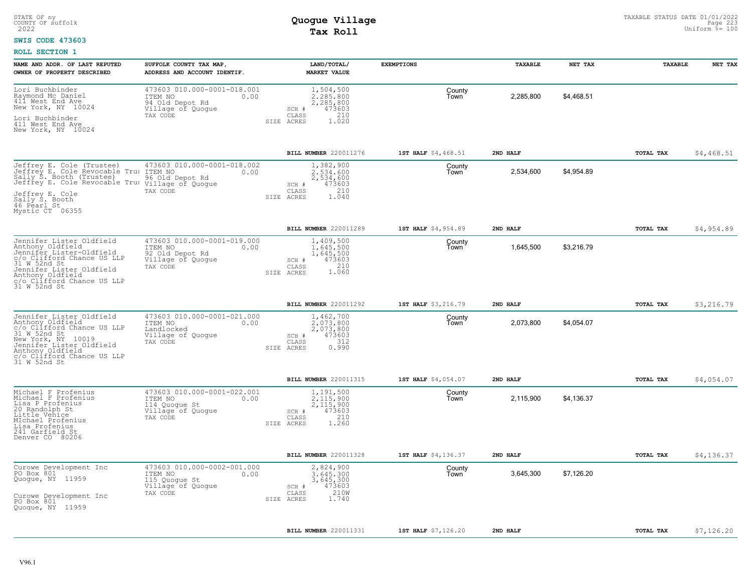STATE OF ny
COUNTY OF suffolk
2022

# Quogue Village
## Tax Roll

TAXABLE STATUS DATE 01/01/2022
Uniform %= 100

**SWIS CODE 473603**

**ROLL SECTION 1**

| NAME AND ADDR. OF LAST REPUTED OWNER OF PROPERTY DESCRIBED | SUFFOLK COUNTY TAX MAP, ADDRESS AND ACCOUNT IDENTIF. | LAND/TOTAL/ MARKET VALUE | EXEMPTIONS | | TAXABLE | NET TAX | TAXABLE | NET TAX |
|---|---|---|---|---|---|---|---|---|
| Lori Buchbinder<br>Raymond Mc Daniel<br>411 West End Ave<br>New York, NY 10024<br><br>Lori Buchbinder<br>411 West End Ave<br>New York, NY 10024 | 473603 010.000-0001-018.001<br>ITEM NO 0.00<br>94 Old Depot Rd<br>Village of Quogue<br>TAX CODE | 1,504,500<br>2,285,800<br>2,285,800<br>SCH # 473603<br>CLASS 210<br>SIZE ACRES 1.020 | | County<br>Town | 2,285,800 | $4,468.51 | | |
| | | **BILL NUMBER** 220011276 | **1ST HALF** $4,468.51 | **2ND HALF** | | | **TOTAL TAX** | $4,468.51 |
| Jeffrey E. Cole (Trustee)<br>Jeffrey E. Cole Revocable Trus<br>Sally S. Booth (Trustee)<br>Jeffrey E. Cole Revocable Trus<br><br>Jeffrey E. Cole<br>Sally S. Booth<br>46 Pearl St<br>Mystic CT 06355 | 473603 010.000-0001-018.002<br>ITEM NO 0.00<br>96 Old Depot Rd<br>Village of Quogue<br>TAX CODE | 1,382,900<br>2,534,600<br>2,534,600<br>SCH # 473603<br>CLASS 210<br>SIZE ACRES 1.040 | | County<br>Town | 2,534,600 | $4,954.89 | | |
| | | **BILL NUMBER** 220011289 | **1ST HALF** $4,954.89 | **2ND HALF** | | | **TOTAL TAX** | $4,954.89 |
| Jennifer Lister Oldfield<br>Anthony Oldfield<br>Jennifer Lister-Oldfield<br>c/o Clifford Chance US LLP<br>31 W 52nd St<br>Jennifer Lister Oldfield<br>Anthony Oldfield<br>c/o Clifford Chance US LLP<br>31 W 52nd St | 473603 010.000-0001-019.000<br>ITEM NO 0.00<br>92 Old Depot Rd<br>Village of Quogue<br>TAX CODE | 1,409,500<br>1,645,500<br>1,645,500<br>SCH # 473603<br>CLASS 210<br>SIZE ACRES 1.060 | | County<br>Town | 1,645,500 | $3,216.79 | | |
| | | **BILL NUMBER** 220011292 | **1ST HALF** $3,216.79 | **2ND HALF** | | | **TOTAL TAX** | $3,216.79 |
| Jennifer Lister Oldfield<br>Anthony Oldfield<br>c/o Clifford Chance US LLP<br>31 W 52nd St<br>New York, NY 10019<br>Jennifer Lister Oldfield<br>Anthony Oldfield<br>c/o Clifford Chance US LLP<br>31 W 52nd St | 473603 010.000-0001-021.000<br>ITEM NO 0.00<br>Landlocked<br>Village of Quogue<br>TAX CODE | 1,462,700<br>2,073,800<br>2,073,800<br>SCH # 473603<br>CLASS 312<br>SIZE ACRES 0.990 | | County<br>Town | 2,073,800 | $4,054.07 | | |
| | | **BILL NUMBER** 220011315 | **1ST HALF** $4,054.07 | **2ND HALF** | | | **TOTAL TAX** | $4,054.07 |
| Michael F Profenius<br>Michael F Profenius<br>Lisa P Profenius<br>20 Randolph St<br>Little Venice<br>MIchael Profenius<br>Lisa Profenius<br>241 Garfield St<br>Denver CO 80206 | 473603 010.000-0001-022.001<br>ITEM NO 0.00<br>114 Quogue St<br>Village of Quogue<br>TAX CODE | 1,191,500<br>2,115,900<br>2,115,900<br>SCH # 473603<br>CLASS 210<br>SIZE ACRES 1.260 | | County<br>Town | 2,115,900 | $4,136.37 | | |
| | | **BILL NUMBER** 220011328 | **1ST HALF** $4,136.37 | **2ND HALF** | | | **TOTAL TAX** | $4,136.37 |
| Curowe Development Inc<br>PO Box 801<br>Quogue, NY 11959<br><br>Curowe Development Inc<br>PO Box 801<br>Quogue, NY 11959 | 473603 010.000-0002-001.000<br>ITEM NO 0.00<br>115 Quogue St<br>Village of Quogue<br>TAX CODE | 2,824,900<br>3,645,300<br>3,645,300<br>SCH # 473603<br>CLASS 210W<br>SIZE ACRES 1.740 | | County<br>Town | 3,645,300 | $7,126.20 | | |
| | | **BILL NUMBER** 220011331 | **1ST HALF** $7,126.20 | **2ND HALF** | | | **TOTAL TAX** | $7,126.20 |

V96.1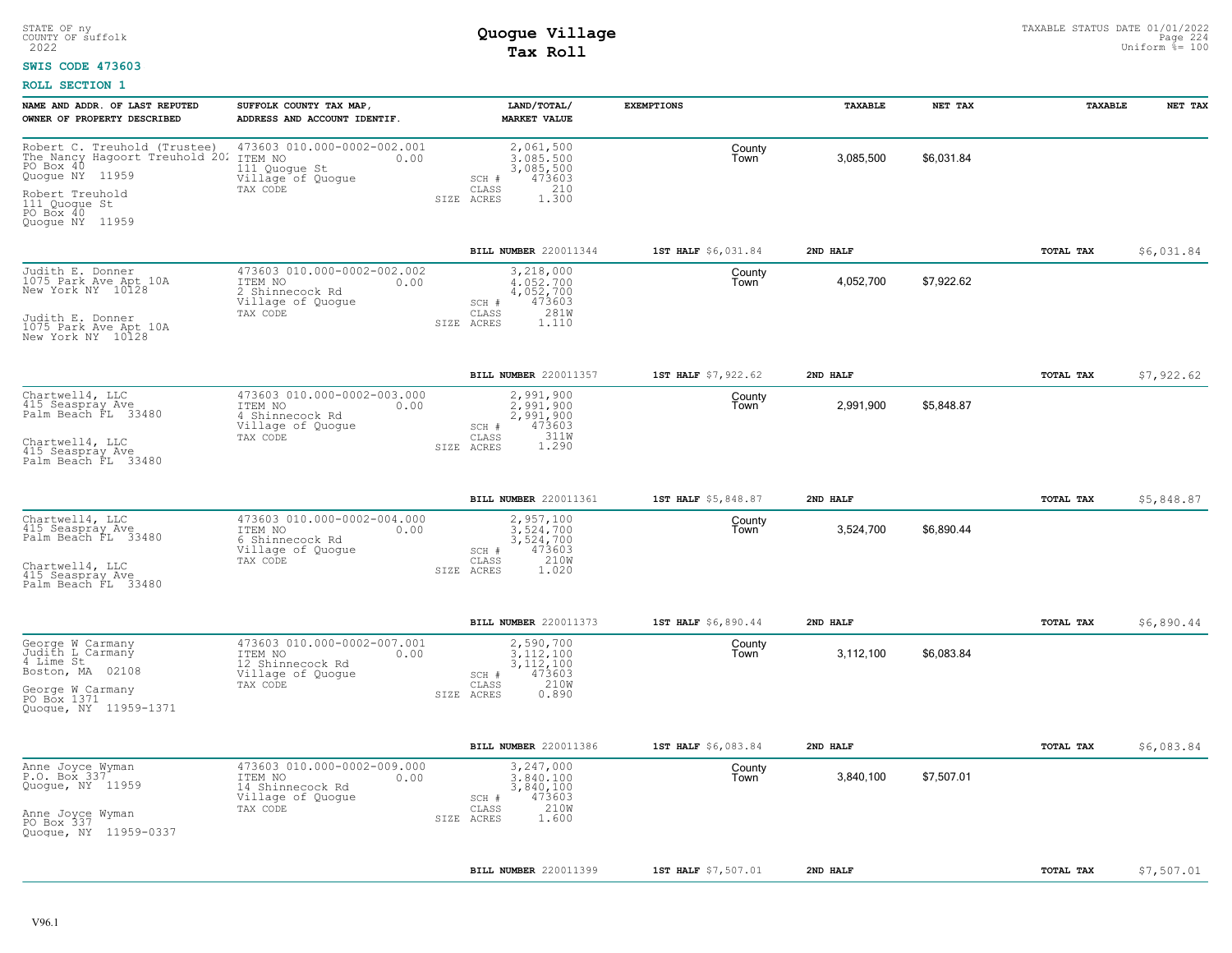STATE OF ny
COUNTY OF suffolk
2022

# Quogue Village
## Tax Roll

TAXABLE STATUS DATE 01/01/2022
Uniform %= 100

**SWIS CODE 473603**

**ROLL SECTION 1**

| NAME AND ADDR. OF LAST REPUTED OWNER OF PROPERTY DESCRIBED | SUFFOLK COUNTY TAX MAP, ADDRESS AND ACCOUNT IDENTIF. | LAND/TOTAL/ MARKET VALUE | EXEMPTIONS | | TAXABLE | NET TAX | TAXABLE | NET TAX |
|---|---|---|---|---|---|---|---|---|
| Robert C. Treuhold (Trustee) The Nancy Hagoort Treuhold 202 PO Box 40 Quogue NY 11959 Robert Treuhold 111 Quogue St PO Box 40 Quogue NY 11959 | 473603 010.000-0002-002.001 ITEM NO 0.00 111 Quogue St Village of Quogue TAX CODE | 2,061,500 3,085,500 3,085,500 SCH # 473603 CLASS 210 SIZE ACRES 1.300 | | County Town | 3,085,500 | $6,031.84 | | |
| | | BILL NUMBER 220011344 | 1ST HALF $6,031.84 | 2ND HALF | | | TOTAL TAX | $6,031.84 |
| Judith E. Donner 1075 Park Ave Apt 10A New York NY 10128 Judith E. Donner 1075 Park Ave Apt 10A New York NY 10128 | 473603 010.000-0002-002.002 ITEM NO 0.00 2 Shinnecock Rd Village of Quogue TAX CODE | 3,218,000 4,052,700 4,052,700 SCH # 473603 CLASS 281W SIZE ACRES 1.110 | | County Town | 4,052,700 | $7,922.62 | | |
| | | BILL NUMBER 220011357 | 1ST HALF $7,922.62 | 2ND HALF | | | TOTAL TAX | $7,922.62 |
| Chartwell4, LLC 415 Seaspray Ave Palm Beach FL 33480 Chartwell4, LLC 415 Seaspray Ave Palm Beach FL 33480 | 473603 010.000-0002-003.000 ITEM NO 0.00 4 Shinnecock Rd Village of Quogue TAX CODE | 2,991,900 2,991,900 2,991,900 SCH # 473603 CLASS 311W SIZE ACRES 1.290 | | County Town | 2,991,900 | $5,848.87 | | |
| | | BILL NUMBER 220011361 | 1ST HALF $5,848.87 | 2ND HALF | | | TOTAL TAX | $5,848.87 |
| Chartwell4, LLC 415 Seaspray Ave Palm Beach FL 33480 Chartwell4, LLC 415 Seaspray Ave Palm Beach FL 33480 | 473603 010.000-0002-004.000 ITEM NO 0.00 6 Shinnecock Rd Village of Quogue TAX CODE | 2,957,100 3,524,700 3,524,700 SCH # 473603 CLASS 210W SIZE ACRES 1.020 | | County Town | 3,524,700 | $6,890.44 | | |
| | | BILL NUMBER 220011373 | 1ST HALF $6,890.44 | 2ND HALF | | | TOTAL TAX | $6,890.44 |
| George W Carmany Judith L Carmany 4 Lime St Boston, MA 02108 George W Carmany PO Box 1371 Quogue, NY 11959-1371 | 473603 010.000-0002-007.001 ITEM NO 0.00 12 Shinnecock Rd Village of Quogue TAX CODE | 2,590,700 3,112,100 3,112,100 SCH # 473603 CLASS 210W SIZE ACRES 0.890 | | County Town | 3,112,100 | $6,083.84 | | |
| | | BILL NUMBER 220011386 | 1ST HALF $6,083.84 | 2ND HALF | | | TOTAL TAX | $6,083.84 |
| Anne Joyce Wyman P.O. Box 337 Quogue, NY 11959 Anne Joyce Wyman PO Box 337 Quogue, NY 11959-0337 | 473603 010.000-0002-009.000 ITEM NO 0.00 14 Shinnecock Rd Village of Quogue TAX CODE | 3,247,000 3,840,100 3,840,100 SCH # 473603 CLASS 210W SIZE ACRES 1.600 | | County Town | 3,840,100 | $7,507.01 | | |
| | | BILL NUMBER 220011399 | 1ST HALF $7,507.01 | 2ND HALF | | | TOTAL TAX | $7,507.01 |

V96.1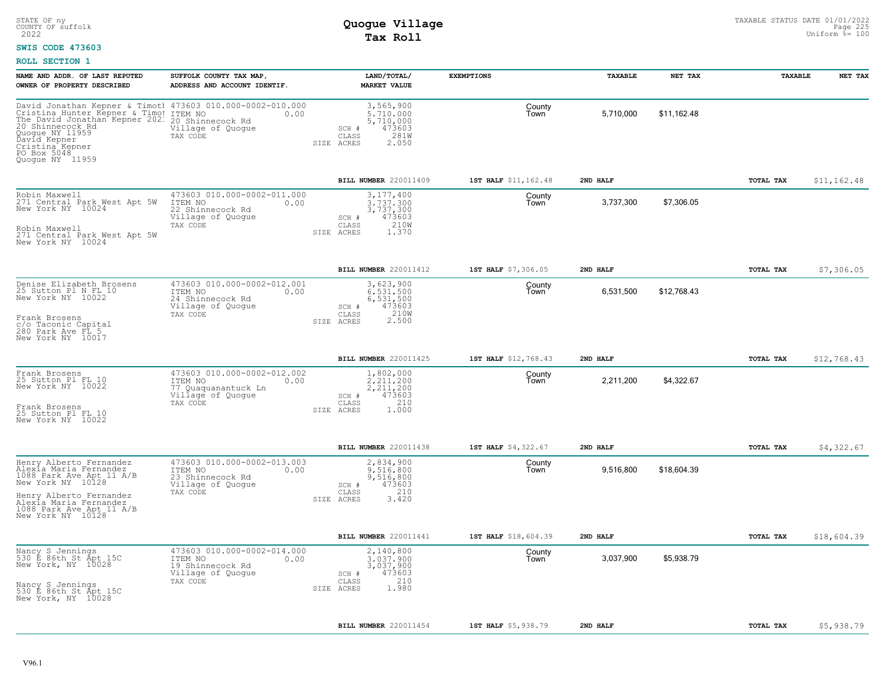STATE OF ny
COUNTY OF suffolk
2022

# Quogue Village
## Tax Roll

TAXABLE STATUS DATE 01/01/2022
Uniform %= 100

**SWIS CODE 473603**

**ROLL SECTION 1**

| NAME AND ADDR. OF LAST REPUTED OWNER OF PROPERTY DESCRIBED | SUFFOLK COUNTY TAX MAP, ADDRESS AND ACCOUNT IDENTIF. | LAND/TOTAL/ MARKET VALUE | EXEMPTIONS | TAXABLE | NET TAX | TAXABLE | NET TAX |
|---|---|---|---|---|---|---|---|
| David Jonathan Kepner & Timotl<br>Cristina Hunter Kepner & Timot<br>The David Jonathan Kepner 202:<br>20 Shinnecock Rd<br>Quogue NY 11959<br>David Kepner<br>Cristina Kepner<br>PO Box 5048<br>Quogue NY 11959 | 473603 010.000-0002-010.000<br>ITEM NO 0.00<br>20 Shinnecock Rd<br>Village of Quogue<br>TAX CODE | 3,565,900<br>5,710,000<br>5,710,000<br>SCH # 473603<br>CLASS 281W<br>SIZE ACRES 2.050 | County<br>Town | 5,710,000 | $11,162.48 | | |
| | | **BILL NUMBER** 220011409 | **1ST HALF** $11,162.48 | **2ND HALF** | | **TOTAL TAX** | $11,162.48 |
| Robin Maxwell<br>271 Central Park West Apt 5W<br>New York NY 10024<br><br>Robin Maxwell<br>271 Central Park West Apt 5W<br>New York NY 10024 | 473603 010.000-0002-011.000<br>ITEM NO 0.00<br>22 Shinnecock Rd<br>Village of Quogue<br>TAX CODE | 3,177,400<br>3,737,300<br>3,737,300<br>SCH # 473603<br>CLASS 210W<br>SIZE ACRES 1.370 | County<br>Town | 3,737,300 | $7,306.05 | | |
| | | **BILL NUMBER** 220011412 | **1ST HALF** $7,306.05 | **2ND HALF** | | **TOTAL TAX** | $7,306.05 |
| Denise Elizabeth Brosens<br>25 Sutton Pl N FL 10<br>New York NY 10022<br><br>Frank Brosens<br>c/o Taconic Capital<br>280 Park Ave FL 5<br>New York NY 10017 | 473603 010.000-0002-012.001<br>ITEM NO 0.00<br>24 Shinnecock Rd<br>Village of Quogue<br>TAX CODE | 3,623,900<br>6,531,500<br>6,531,500<br>SCH # 473603<br>CLASS 210W<br>SIZE ACRES 2.500 | County<br>Town | 6,531,500 | $12,768.43 | | |
| | | **BILL NUMBER** 220011425 | **1ST HALF** $12,768.43 | **2ND HALF** | | **TOTAL TAX** | $12,768.43 |
| Frank Brosens<br>25 Sutton Pl FL 10<br>New York NY 10022<br><br>Frank Brosens<br>25 Sutton Pl FL 10<br>New York NY 10022 | 473603 010.000-0002-012.002<br>ITEM NO 0.00<br>77 Quaquanantuck Ln<br>Village of Quogue<br>TAX CODE | 1,802,000<br>2,211,200<br>2,211,200<br>SCH # 473603<br>CLASS 210<br>SIZE ACRES 1.000 | County<br>Town | 2,211,200 | $4,322.67 | | |
| | | **BILL NUMBER** 220011438 | **1ST HALF** $4,322.67 | **2ND HALF** | | **TOTAL TAX** | $4,322.67 |
| Henry Alberto Fernandez<br>Alexia Maria Fernandez<br>1088 Park Ave Apt 11 A/B<br>New York NY 10128<br><br>Henry Alberto Fernandez<br>Alexia Maria Fernandez<br>1088 Park Ave Apt 11 A/B<br>New York NY 10128 | 473603 010.000-0002-013.003<br>ITEM NO 0.00<br>23 Shinnecock Rd<br>Village of Quogue<br>TAX CODE | 2,834,900<br>9,516,800<br>9,516,800<br>SCH # 473603<br>CLASS 210<br>SIZE ACRES 3.420 | County<br>Town | 9,516,800 | $18,604.39 | | |
| | | **BILL NUMBER** 220011441 | **1ST HALF** $18,604.39 | **2ND HALF** | | **TOTAL TAX** | $18,604.39 |
| Nancy S Jennings<br>530 E 86th St Apt 15C<br>New York, NY 10028<br><br>Nancy S Jennings<br>530 E 86th St Apt 15C<br>New York, NY 10028 | 473603 010.000-0002-014.000<br>ITEM NO 0.00<br>19 Shinnecock Rd<br>Village of Quogue<br>TAX CODE | 2,140,800<br>3,037,900<br>3,037,900<br>SCH # 473603<br>CLASS 210<br>SIZE ACRES 1.980 | County<br>Town | 3,037,900 | $5,938.79 | | |
| | | **BILL NUMBER** 220011454 | **1ST HALF** $5,938.79 | **2ND HALF** | | **TOTAL TAX** | $5,938.79 |

V96.1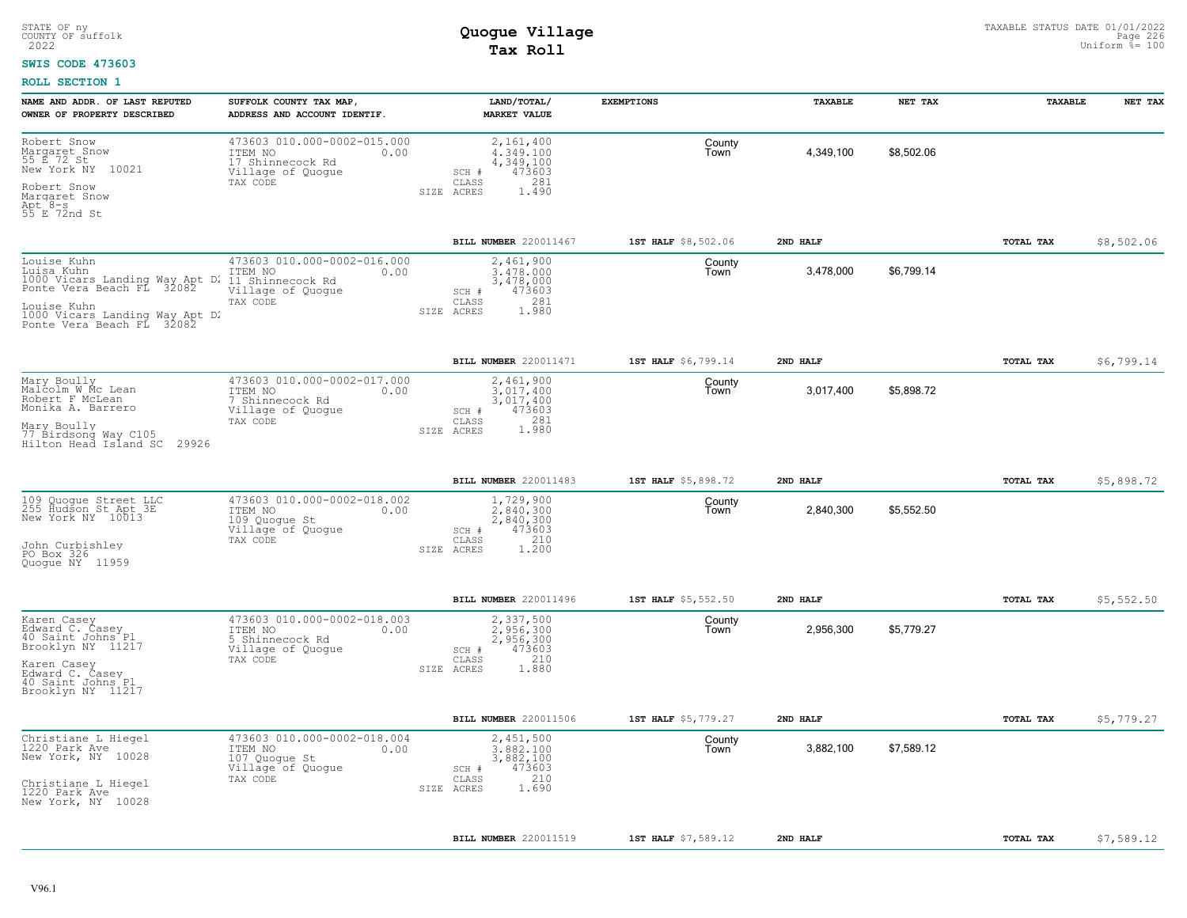STATE OF ny
COUNTY OF suffolk
2022

# Quogue Village
## Tax Roll

TAXABLE STATUS DATE 01/01/2022
Uniform %= 100

**SWIS CODE 473603**

**ROLL SECTION 1**

| NAME AND ADDR. OF LAST REPUTED OWNER OF PROPERTY DESCRIBED | SUFFOLK COUNTY TAX MAP, ADDRESS AND ACCOUNT IDENTIF. | LAND/TOTAL/ MARKET VALUE | EXEMPTIONS | TAXABLE | NET TAX | TAXABLE | NET TAX |
|---|---|---|---|---|---|---|---|
| Robert Snow<br>Margaret Snow<br>55 E 72 St<br>New York NY 10021<br><br>Robert Snow<br>Margaret Snow<br>Apt 8-s<br>55 E 72nd St | 473603 010.000-0002-015.000<br>ITEM NO 0.00<br>17 Shinnecock Rd<br>Village of Quogue<br>TAX CODE | 2,161,400<br>4,349,100<br>4,349,100<br>SCH # 473603<br>CLASS 281<br>SIZE ACRES 1.490 | County<br>Town | 4,349,100 | $8,502.06 | | |
| | | BILL NUMBER 220011467 | 1ST HALF $8,502.06 | 2ND HALF | | TOTAL TAX | $8,502.06 |
| Louise Kuhn<br>Luisa Kuhn<br>1000 Vicars Landing Way Apt D2<br>Ponte Vera Beach FL 32082<br><br>Louise Kuhn<br>1000 Vicars Landing Way Apt D2<br>Ponte Vera Beach FL 32082 | 473603 010.000-0002-016.000<br>ITEM NO 0.00<br>11 Shinnecock Rd<br>Village of Quogue<br>TAX CODE | 2,461,900<br>3,478,000<br>3,478,000<br>SCH # 473603<br>CLASS 281<br>SIZE ACRES 1.980 | County<br>Town | 3,478,000 | $6,799.14 | | |
| | | BILL NUMBER 220011471 | 1ST HALF $6,799.14 | 2ND HALF | | TOTAL TAX | $6,799.14 |
| Mary Boully<br>Malcolm W Mc Lean<br>Robert F McLean<br>Monika A. Barrero<br><br>Mary Boully<br>77 Birdsong Way C105<br>Hilton Head Island SC 29926 | 473603 010.000-0002-017.000<br>ITEM NO 0.00<br>7 Shinnecock Rd<br>Village of Quogue<br>TAX CODE | 2,461,900<br>3,017,400<br>3,017,400<br>SCH # 473603<br>CLASS 281<br>SIZE ACRES 1.980 | County<br>Town | 3,017,400 | $5,898.72 | | |
| | | BILL NUMBER 220011483 | 1ST HALF $5,898.72 | 2ND HALF | | TOTAL TAX | $5,898.72 |
| 109 Quogue Street LLC<br>255 Hudson St Apt 3E<br>New York NY 10013<br><br>John Curbishley<br>PO Box 326<br>Quogue NY 11959 | 473603 010.000-0002-018.002<br>ITEM NO 0.00<br>109 Quogue St<br>Village of Quogue<br>TAX CODE | 1,729,900<br>2,840,300<br>2,840,300<br>SCH # 473603<br>CLASS 210<br>SIZE ACRES 1.200 | County<br>Town | 2,840,300 | $5,552.50 | | |
| | | BILL NUMBER 220011496 | 1ST HALF $5,552.50 | 2ND HALF | | TOTAL TAX | $5,552.50 |
| Karen Casey<br>Edward C. Casey<br>40 Saint Johns Pl<br>Brooklyn NY 11217<br><br>Karen Casey<br>Edward C. Casey<br>40 Saint Johns Pl<br>Brooklyn NY 11217 | 473603 010.000-0002-018.003<br>ITEM NO 0.00<br>5 Shinnecock Rd<br>Village of Quogue<br>TAX CODE | 2,337,500<br>2,956,300<br>2,956,300<br>SCH # 473603<br>CLASS 210<br>SIZE ACRES 1.880 | County<br>Town | 2,956,300 | $5,779.27 | | |
| | | BILL NUMBER 220011506 | 1ST HALF $5,779.27 | 2ND HALF | | TOTAL TAX | $5,779.27 |
| Christiane L Hiegel<br>1220 Park Ave<br>New York, NY 10028<br><br>Christiane L Hiegel<br>1220 Park Ave<br>New York, NY 10028 | 473603 010.000-0002-018.004<br>ITEM NO 0.00<br>107 Quogue St<br>Village of Quogue<br>TAX CODE | 2,451,500<br>3,882,100<br>3,882,100<br>SCH # 473603<br>CLASS 210<br>SIZE ACRES 1.690 | County<br>Town | 3,882,100 | $7,589.12 | | |
| | | BILL NUMBER 220011519 | 1ST HALF $7,589.12 | 2ND HALF | | TOTAL TAX | $7,589.12 |

V96.1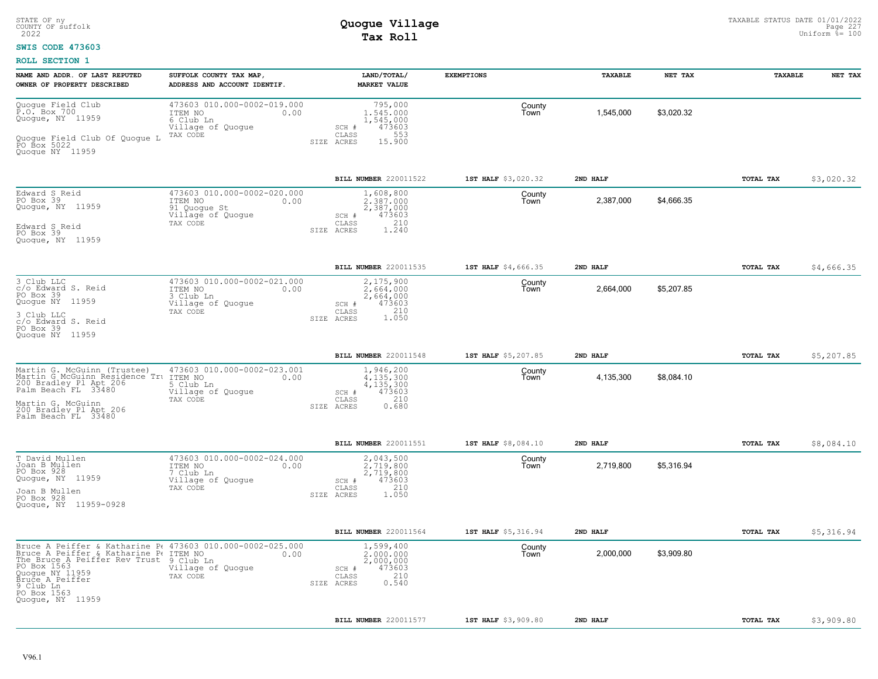STATE OF ny
COUNTY OF suffolk
2022

# Quogue Village
## Tax Roll

TAXABLE STATUS DATE 01/01/2022
Uniform %= 100

**SWIS CODE 473603**

**ROLL SECTION 1**

| NAME AND ADDR. OF LAST REPUTED OWNER OF PROPERTY DESCRIBED | SUFFOLK COUNTY TAX MAP, ADDRESS AND ACCOUNT IDENTIF. | LAND/TOTAL/ MARKET VALUE | EXEMPTIONS | TAXABLE | NET TAX | TAXABLE | NET TAX |
|---|---|---|---|---|---|---|---|
| Quogue Field Club<br>P.O. Box 700<br>Quogue, NY 11959<br><br>Quogue Field Club Of Quogue L<br>PO Box 5022<br>Quogue NY 11959 | 473603 010.000-0002-019.000<br>ITEM NO 0.00<br>6 Club Ln<br>Village of Quogue<br>TAX CODE | 795,000<br>1,545,000<br>1,545,000<br>SCH # 473603<br>CLASS 553<br>SIZE ACRES 15.900 | County<br>Town | 1,545,000 | $3,020.32 | | |
| | | BILL NUMBER 220011522 | 1ST HALF $3,020.32 | 2ND HALF | | TOTAL TAX | $3,020.32 |
| Edward S Reid<br>PO Box 39<br>Quogue, NY 11959<br><br>Edward S Reid<br>PO Box 39<br>Quogue, NY 11959 | 473603 010.000-0002-020.000<br>ITEM NO 0.00<br>91 Quogue St<br>Village of Quogue<br>TAX CODE | 1,608,800<br>2,387,000<br>2,387,000<br>SCH # 473603<br>CLASS 210<br>SIZE ACRES 1.240 | County<br>Town | 2,387,000 | $4,666.35 | | |
| | | BILL NUMBER 220011535 | 1ST HALF $4,666.35 | 2ND HALF | | TOTAL TAX | $4,666.35 |
| 3 Club LLC<br>c/o Edward S. Reid<br>PO Box 39<br>Quogue NY 11959<br><br>3 Club LLC<br>c/o Edward S. Reid<br>PO Box 39<br>Quogue NY 11959 | 473603 010.000-0002-021.000<br>ITEM NO 0.00<br>3 Club Ln<br>Village of Quogue<br>TAX CODE | 2,175,900<br>2,664,000<br>2,664,000<br>SCH # 473603<br>CLASS 210<br>SIZE ACRES 1.050 | County<br>Town | 2,664,000 | $5,207.85 | | |
| | | BILL NUMBER 220011548 | 1ST HALF $5,207.85 | 2ND HALF | | TOTAL TAX | $5,207.85 |
| Martin G. McGuinn (Trustee)<br>Martin G McGuinn Residence Tru<br>200 Bradley Pl Apt 206<br>Palm Beach FL 33480<br><br>Martin G. McGuinn<br>200 Bradley Pl Apt 206<br>Palm Beach FL 33480 | 473603 010.000-0002-023.001<br>ITEM NO 0.00<br>5 Club Ln<br>Village of Quogue<br>TAX CODE | 1,946,200<br>4,135,300<br>4,135,300<br>SCH # 473603<br>CLASS 210<br>SIZE ACRES 0.680 | County<br>Town | 4,135,300 | $8,084.10 | | |
| | | BILL NUMBER 220011551 | 1ST HALF $8,084.10 | 2ND HALF | | TOTAL TAX | $8,084.10 |
| T David Mullen<br>Joan B Mullen<br>PO Box 928<br>Quogue, NY 11959<br><br>Joan B Mullen<br>PO Box 928<br>Quogue, NY 11959-0928 | 473603 010.000-0002-024.000<br>ITEM NO 0.00<br>7 Club Ln<br>Village of Quogue<br>TAX CODE | 2,043,500<br>2,719,800<br>2,719,800<br>SCH # 473603<br>CLASS 210<br>SIZE ACRES 1.050 | County<br>Town | 2,719,800 | $5,316.94 | | |
| | | BILL NUMBER 220011564 | 1ST HALF $5,316.94 | 2ND HALF | | TOTAL TAX | $5,316.94 |
| Bruce A Peiffer & Katharine Pe<br>Bruce A Peiffer & Katharine Pe<br>The Bruce A Peiffer Rev Trust<br>PO Box 1563<br>Quogue NY 11959<br>Bruce A Peiffer<br>9 Club Ln<br>PO Box 1563<br>Quogue, NY 11959 | 473603 010.000-0002-025.000<br>ITEM NO 0.00<br>9 Club Ln<br>Village of Quogue<br>TAX CODE | 1,599,400<br>2,000,000<br>2,000,000<br>SCH # 473603<br>CLASS 210<br>SIZE ACRES 0.540 | County<br>Town | 2,000,000 | $3,909.80 | | |
| | | BILL NUMBER 220011577 | 1ST HALF $3,909.80 | 2ND HALF | | TOTAL TAX | $3,909.80 |

V96.1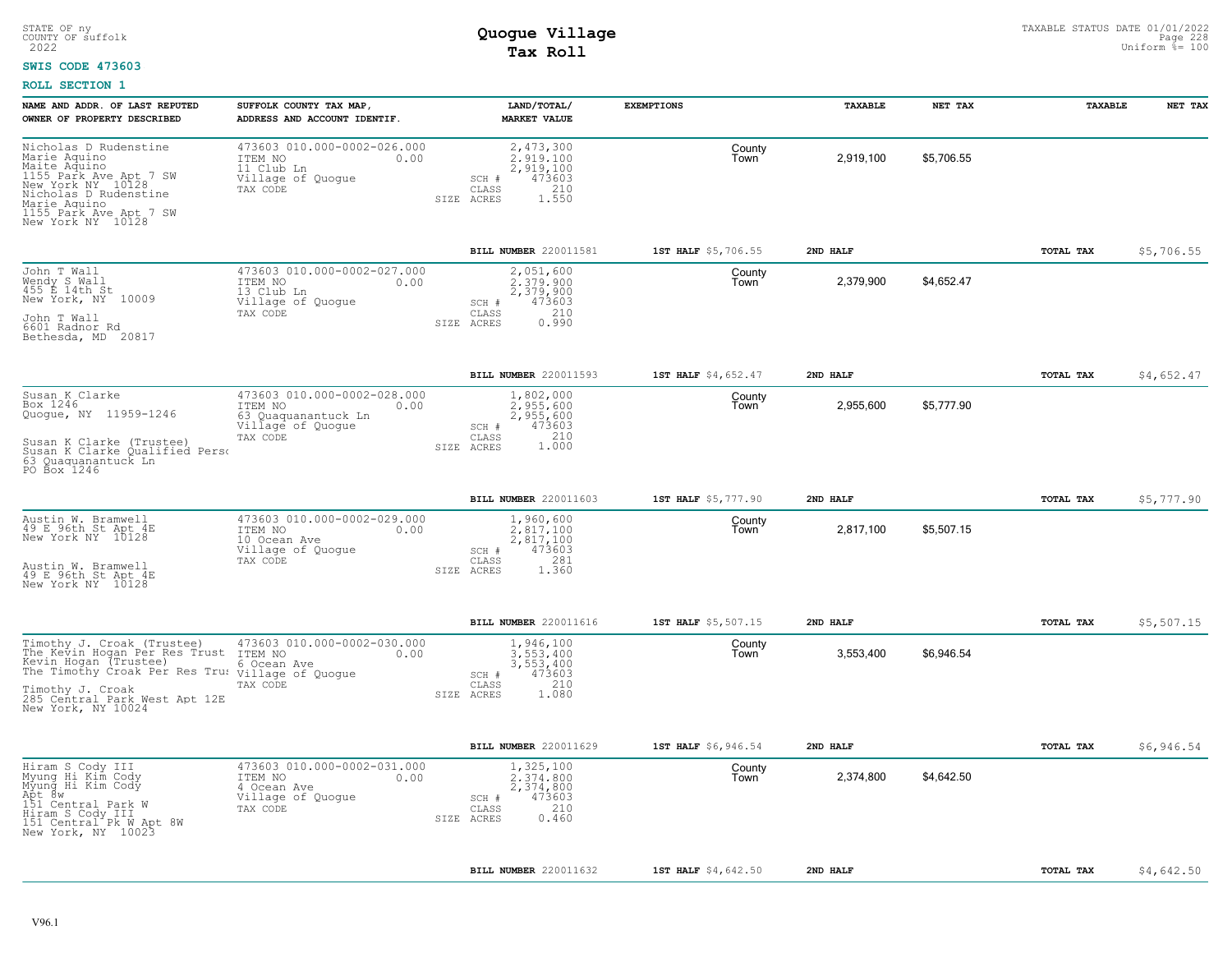STATE OF ny
COUNTY OF suffolk
2022

# Quogue Village
## Tax Roll

TAXABLE STATUS DATE 01/01/2022
Uniform %= 100

**SWIS CODE 473603**

**ROLL SECTION 1**

| NAME AND ADDR. OF LAST REPUTED OWNER OF PROPERTY DESCRIBED | SUFFOLK COUNTY TAX MAP, ADDRESS AND ACCOUNT IDENTIF. | LAND/TOTAL/ MARKET VALUE | EXEMPTIONS | TAXABLE | NET TAX | TAXABLE | NET TAX |
|---|---|---|---|---|---|---|---|
| Nicholas D Rudenstine<br>Marie Aquino<br>Maite Aquino<br>1155 Park Ave Apt 7 SW<br>New York NY 10128<br>Nicholas D Rudenstine<br>Marie Aquino<br>1155 Park Ave Apt 7 SW<br>New York NY 10128 | 473603 010.000-0002-026.000<br>ITEM NO 0.00<br>11 Club Ln<br>Village of Quogue<br>TAX CODE | 2,473,300<br>2,919,100<br>2,919,100<br>SCH # 473603<br>CLASS 210<br>SIZE ACRES 1.550 | County<br>Town | 2,919,100 | $5,706.55 | | |
| | | BILL NUMBER 220011581 | 1ST HALF $5,706.55 | 2ND HALF | | TOTAL TAX | $5,706.55 |
| John T Wall<br>Wendy S Wall<br>455 E 14th St<br>New York, NY 10009<br>John T Wall<br>6601 Radnor Rd<br>Bethesda, MD 20817 | 473603 010.000-0002-027.000<br>ITEM NO 0.00<br>13 Club Ln<br>Village of Quogue<br>TAX CODE | 2,051,600<br>2,379,900<br>2,379,900<br>SCH # 473603<br>CLASS 210<br>SIZE ACRES 0.990 | County<br>Town | 2,379,900 | $4,652.47 | | |
| | | BILL NUMBER 220011593 | 1ST HALF $4,652.47 | 2ND HALF | | TOTAL TAX | $4,652.47 |
| Susan K Clarke<br>Box 1246<br>Quogue, NY 11959-1246<br>Susan K Clarke (Trustee)<br>Susan K Clarke Qualified Perso<br>63 Quaquanantuck Ln<br>PO Box 1246 | 473603 010.000-0002-028.000<br>ITEM NO 0.00<br>63 Quaquanantuck Ln<br>Village of Quogue<br>TAX CODE | 1,802,000<br>2,955,600<br>2,955,600<br>SCH # 473603<br>CLASS 210<br>SIZE ACRES 1.000 | County<br>Town | 2,955,600 | $5,777.90 | | |
| | | BILL NUMBER 220011603 | 1ST HALF $5,777.90 | 2ND HALF | | TOTAL TAX | $5,777.90 |
| Austin W. Bramwell<br>49 E 96th St Apt 4E<br>New York NY 10128<br>Austin W. Bramwell<br>49 E 96th St Apt 4E<br>New York NY 10128 | 473603 010.000-0002-029.000<br>ITEM NO 0.00<br>10 Ocean Ave<br>Village of Quogue<br>TAX CODE | 1,960,600<br>2,817,100<br>2,817,100<br>SCH # 473603<br>CLASS 281<br>SIZE ACRES 1.360 | County<br>Town | 2,817,100 | $5,507.15 | | |
| | | BILL NUMBER 220011616 | 1ST HALF $5,507.15 | 2ND HALF | | TOTAL TAX | $5,507.15 |
| Timothy J. Croak (Trustee)<br>The Kevin Hogan Per Res Trust<br>Kevin Hogan (Trustee)<br>The Timothy Croak Per Res Trus<br>Timothy J. Croak<br>285 Central Park West Apt 12E<br>New York, NY 10024 | 473603 010.000-0002-030.000<br>ITEM NO 0.00<br>6 Ocean Ave<br>Village of Quogue<br>TAX CODE | 1,946,100<br>3,553,400<br>3,553,400<br>SCH # 473603<br>CLASS 210<br>SIZE ACRES 1.080 | County<br>Town | 3,553,400 | $6,946.54 | | |
| | | BILL NUMBER 220011629 | 1ST HALF $6,946.54 | 2ND HALF | | TOTAL TAX | $6,946.54 |
| Hiram S Cody III<br>Myung Hi Kim Cody<br>Myung Hi Kim Cody<br>Apt 8w<br>151 Central Park W<br>Hiram S Cody III<br>151 Central Pk W Apt 8W<br>New York, NY 10023 | 473603 010.000-0002-031.000<br>ITEM NO 0.00<br>4 Ocean Ave<br>Village of Quogue<br>TAX CODE | 1,325,100<br>2,374,800<br>2,374,800<br>SCH # 473603<br>CLASS 210<br>SIZE ACRES 0.460 | County<br>Town | 2,374,800 | $4,642.50 | | |
| | | BILL NUMBER 220011632 | 1ST HALF $4,642.50 | 2ND HALF | | TOTAL TAX | $4,642.50 |

V96.1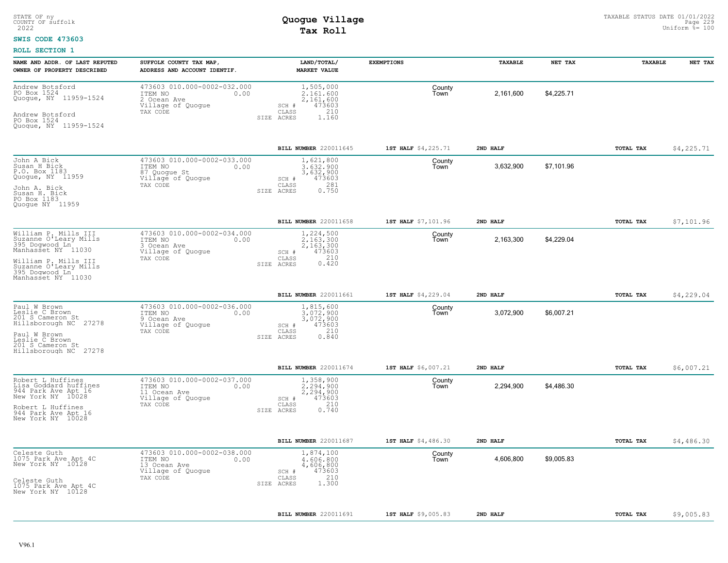STATE OF ny
COUNTY OF suffolk
2022

# Quogue Village
## Tax Roll

TAXABLE STATUS DATE 01/01/2022
Uniform %= 100

**SWIS CODE 473603**

**ROLL SECTION 1**

| NAME AND ADDR. OF LAST REPUTED OWNER OF PROPERTY DESCRIBED | SUFFOLK COUNTY TAX MAP, ADDRESS AND ACCOUNT IDENTIF. | LAND/TOTAL/ MARKET VALUE | EXEMPTIONS | TAXABLE | NET TAX | TAXABLE | NET TAX |
|---|---|---|---|---|---|---|---|
| Andrew Botsford<br>PO Box 1524<br>Quogue, NY 11959-1524<br><br>Andrew Botsford<br>PO Box 1524<br>Quogue, NY 11959-1524 | 473603 010.000-0002-032.000<br>ITEM NO 0.00<br>2 Ocean Ave<br>Village of Quogue<br>TAX CODE | 1,505,000<br>2,161,600<br>2,161,600<br>SCH # 473603<br>CLASS 210<br>SIZE ACRES 1.160 | County<br>Town | 2,161,600 | $4,225.71 | | |
| | | **BILL NUMBER** 220011645 | **1ST HALF** $4,225.71 | **2ND HALF** | | **TOTAL TAX** | $4,225.71 |
| John A Bick<br>Susan H Bick<br>P.O. Box 1183<br>Quogue, NY 11959<br><br>John A. Bick<br>Susan H. Bick<br>PO Box 1183<br>Quogue NY 11959 | 473603 010.000-0002-033.000<br>ITEM NO 0.00<br>87 Quogue St<br>Village of Quogue<br>TAX CODE | 1,621,800<br>3,632,900<br>3,632,900<br>SCH # 473603<br>CLASS 281<br>SIZE ACRES 0.750 | County<br>Town | 3,632,900 | $7,101.96 | | |
| | | **BILL NUMBER** 220011658 | **1ST HALF** $7,101.96 | **2ND HALF** | | **TOTAL TAX** | $7,101.96 |
| William P. Mills III<br>Suzanne O'Leary Mills<br>395 Dogwood Ln<br>Manhasset NY 11030<br><br>William P. Mills III<br>Suzanne O'Leary Mills<br>395 Dogwood Ln<br>Manhasset NY 11030 | 473603 010.000-0002-034.000<br>ITEM NO 0.00<br>3 Ocean Ave<br>Village of Quogue<br>TAX CODE | 1,224,500<br>2,163,300<br>2,163,300<br>SCH # 473603<br>CLASS 210<br>SIZE ACRES 0.420 | County<br>Town | 2,163,300 | $4,229.04 | | |
| | | **BILL NUMBER** 220011661 | **1ST HALF** $4,229.04 | **2ND HALF** | | **TOTAL TAX** | $4,229.04 |
| Paul W Brown<br>Leslie C Brown<br>201 S Cameron St<br>Hillsborough NC 27278<br><br>Paul W Brown<br>Leslie C Brown<br>201 S Cameron St<br>Hillsborough NC 27278 | 473603 010.000-0002-036.000<br>ITEM NO 0.00<br>9 Ocean Ave<br>Village of Quogue<br>TAX CODE | 1,815,600<br>3,072,900<br>3,072,900<br>SCH # 473603<br>CLASS 210<br>SIZE ACRES 0.840 | County<br>Town | 3,072,900 | $6,007.21 | | |
| | | **BILL NUMBER** 220011674 | **1ST HALF** $6,007.21 | **2ND HALF** | | **TOTAL TAX** | $6,007.21 |
| Robert L Huffines<br>Lisa Goddard huffines<br>944 Park Ave Apt 16<br>New York NY 10028<br><br>Robert L Huffines<br>944 Park Ave Apt 16<br>New York NY 10028 | 473603 010.000-0002-037.000<br>ITEM NO 0.00<br>11 Ocean Ave<br>Village of Quogue<br>TAX CODE | 1,358,900<br>2,294,900<br>2,294,900<br>SCH # 473603<br>CLASS 210<br>SIZE ACRES 0.740 | County<br>Town | 2,294,900 | $4,486.30 | | |
| | | **BILL NUMBER** 220011687 | **1ST HALF** $4,486.30 | **2ND HALF** | | **TOTAL TAX** | $4,486.30 |
| Celeste Guth<br>1075 Park Ave Apt 4C<br>New York NY 10128<br><br>Celeste Guth<br>1075 Park Ave Apt 4C<br>New York NY 10128 | 473603 010.000-0002-038.000<br>ITEM NO 0.00<br>13 Ocean Ave<br>Village of Quogue<br>TAX CODE | 1,874,100<br>4,606,800<br>4,606,800<br>SCH # 473603<br>CLASS 210<br>SIZE ACRES 1.300 | County<br>Town | 4,606,800 | $9,005.83 | | |
| | | **BILL NUMBER** 220011691 | **1ST HALF** $9,005.83 | **2ND HALF** | | **TOTAL TAX** | $9,005.83 |

V96.1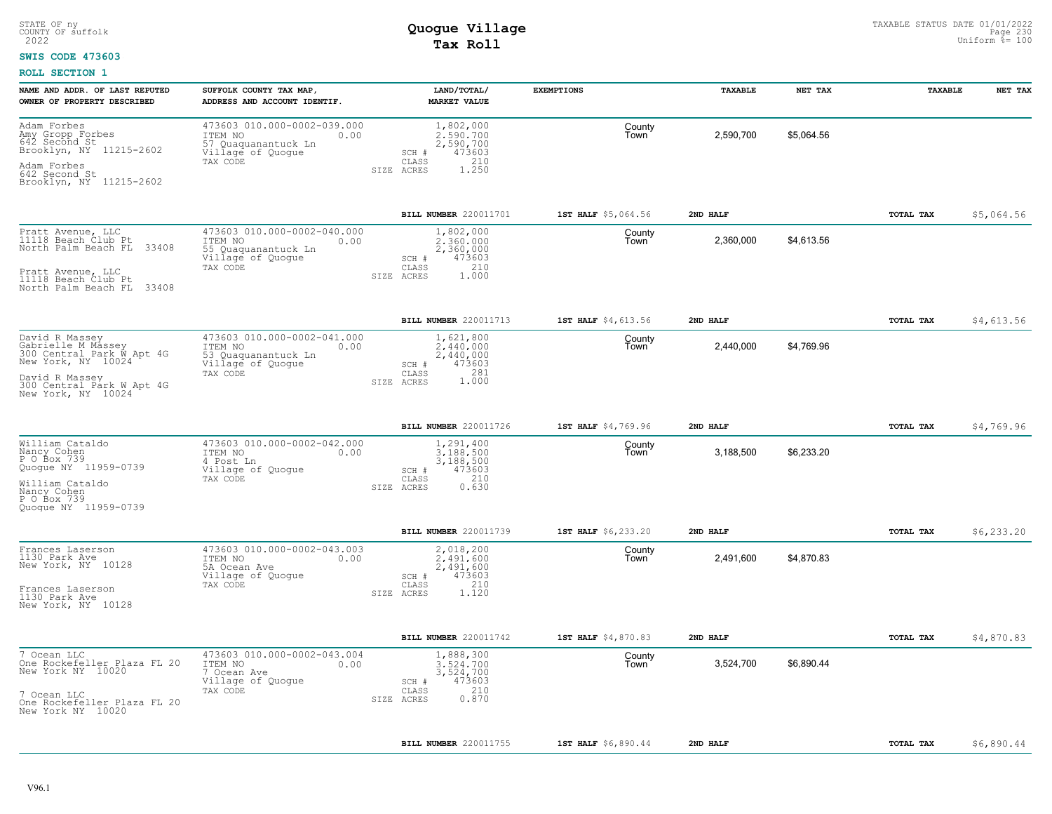STATE OF ny
COUNTY OF suffolk
2022

# Quogue Village
## Tax Roll

TAXABLE STATUS DATE 01/01/2022
Uniform %= 100

**SWIS CODE 473603**

**ROLL SECTION 1**

| NAME AND ADDR. OF LAST REPUTED OWNER OF PROPERTY DESCRIBED | SUFFOLK COUNTY TAX MAP, ADDRESS AND ACCOUNT IDENTIF. | LAND/TOTAL/ MARKET VALUE | EXEMPTIONS | TAXABLE | NET TAX | TAXABLE | NET TAX |
|---|---|---|---|---|---|---|---|
| Adam Forbes<br>Amy Gropp Forbes<br>642 Second St<br>Brooklyn, NY 11215-2602<br><br>Adam Forbes<br>642 Second St<br>Brooklyn, NY 11215-2602 | 473603 010.000-0002-039.000<br>ITEM NO 0.00<br>57 Quaquanantuck Ln<br>Village of Quogue<br>TAX CODE | 1,802,000<br>2,590,700<br>2,590,700<br>SCH # 473603<br>CLASS 210<br>SIZE ACRES 1.250 | County<br>Town | 2,590,700 | $5,064.56 | | |
| | | BILL NUMBER 220011701 | 1ST HALF $5,064.56 | 2ND HALF | | TOTAL TAX | $5,064.56 |
| Pratt Avenue, LLC<br>11118 Beach Club Pt<br>North Palm Beach FL 33408<br><br>Pratt Avenue, LLC<br>11118 Beach Club Pt<br>North Palm Beach FL 33408 | 473603 010.000-0002-040.000<br>ITEM NO 0.00<br>55 Quaquanantuck Ln<br>Village of Quogue<br>TAX CODE | 1,802,000<br>2,360,000<br>2,360,000<br>SCH # 473603<br>CLASS 210<br>SIZE ACRES 1.000 | County<br>Town | 2,360,000 | $4,613.56 | | |
| | | BILL NUMBER 220011713 | 1ST HALF $4,613.56 | 2ND HALF | | TOTAL TAX | $4,613.56 |
| David R Massey<br>Gabrielle M Massey<br>300 Central Park W Apt 4G<br>New York, NY 10024<br><br>David R Massey<br>300 Central Park W Apt 4G<br>New York, NY 10024 | 473603 010.000-0002-041.000<br>ITEM NO 0.00<br>53 Quaquanantuck Ln<br>Village of Quogue<br>TAX CODE | 1,621,800<br>2,440,000<br>2,440,000<br>SCH # 473603<br>CLASS 281<br>SIZE ACRES 1.000 | County<br>Town | 2,440,000 | $4,769.96 | | |
| | | BILL NUMBER 220011726 | 1ST HALF $4,769.96 | 2ND HALF | | TOTAL TAX | $4,769.96 |
| William Cataldo<br>Nancy Cohen<br>P O Box 739<br>Quogue NY 11959-0739<br><br>William Cataldo<br>Nancy Cohen<br>P O Box 739<br>Quogue NY 11959-0739 | 473603 010.000-0002-042.000<br>ITEM NO 0.00<br>4 Post Ln<br>Village of Quogue<br>TAX CODE | 1,291,400<br>3,188,500<br>3,188,500<br>SCH # 473603<br>CLASS 210<br>SIZE ACRES 0.630 | County<br>Town | 3,188,500 | $6,233.20 | | |
| | | BILL NUMBER 220011739 | 1ST HALF $6,233.20 | 2ND HALF | | TOTAL TAX | $6,233.20 |
| Frances Laserson<br>1130 Park Ave<br>New York, NY 10128<br><br>Frances Laserson<br>1130 Park Ave<br>New York, NY 10128 | 473603 010.000-0002-043.003<br>ITEM NO 0.00<br>5A Ocean Ave<br>Village of Quogue<br>TAX CODE | 2,018,200<br>2,491,600<br>2,491,600<br>SCH # 473603<br>CLASS 210<br>SIZE ACRES 1.120 | County<br>Town | 2,491,600 | $4,870.83 | | |
| | | BILL NUMBER 220011742 | 1ST HALF $4,870.83 | 2ND HALF | | TOTAL TAX | $4,870.83 |
| 7 Ocean LLC<br>One Rockefeller Plaza FL 20<br>New York NY 10020<br><br>7 Ocean LLC<br>One Rockefeller Plaza FL 20<br>New York NY 10020 | 473603 010.000-0002-043.004<br>ITEM NO 0.00<br>7 Ocean Ave<br>Village of Quogue<br>TAX CODE | 1,888,300<br>3,524,700<br>3,524,700<br>SCH # 473603<br>CLASS 210<br>SIZE ACRES 0.870 | County<br>Town | 3,524,700 | $6,890.44 | | |
| | | BILL NUMBER 220011755 | 1ST HALF $6,890.44 | 2ND HALF | | TOTAL TAX | $6,890.44 |

V96.1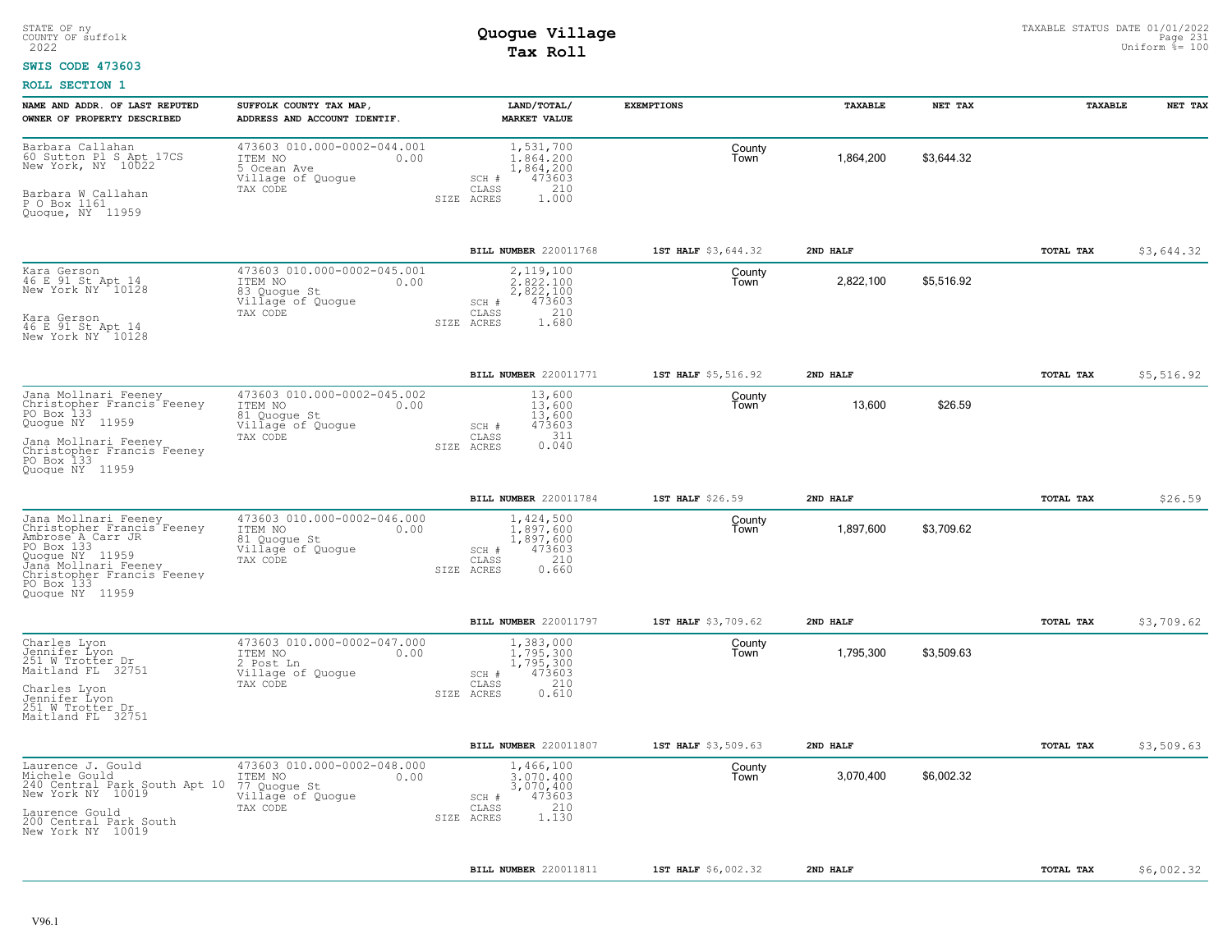STATE OF ny
COUNTY OF suffolk
2022

# Quogue Village
## Tax Roll

TAXABLE STATUS DATE 01/01/2022
Uniform %= 100

**SWIS CODE 473603**

**ROLL SECTION 1**

| NAME AND ADDR. OF LAST REPUTED OWNER OF PROPERTY DESCRIBED | SUFFOLK COUNTY TAX MAP, ADDRESS AND ACCOUNT IDENTIF. | LAND/TOTAL/ MARKET VALUE | EXEMPTIONS | | TAXABLE | NET TAX | TAXABLE | NET TAX |
|---|---|---|---|---|---|---|---|---|
| Barbara Callahan<br>60 Sutton Pl S Apt 17CS<br>New York, NY 10022<br><br>Barbara W Callahan<br>P O Box 1161<br>Quogue, NY 11959 | 473603 010.000-0002-044.001<br>ITEM NO 0.00<br>5 Ocean Ave<br>Village of Quogue<br>TAX CODE | 1,531,700<br>1,864,200<br>1,864,200<br>SCH # 473603<br>CLASS 210<br>SIZE ACRES 1.000 | | County<br>Town | 1,864,200 | $3,644.32 | | |
| | | **BILL NUMBER** 220011768 | **1ST HALF** $3,644.32 | | **2ND HALF** | | **TOTAL TAX** | $3,644.32 |
| Kara Gerson<br>46 E 91 St Apt 14<br>New York NY 10128<br><br>Kara Gerson<br>46 E 91 St Apt 14<br>New York NY 10128 | 473603 010.000-0002-045.001<br>ITEM NO 0.00<br>83 Quogue St<br>Village of Quogue<br>TAX CODE | 2,119,100<br>2,822,100<br>2,822,100<br>SCH # 473603<br>CLASS 210<br>SIZE ACRES 1.680 | | County<br>Town | 2,822,100 | $5,516.92 | | |
| | | **BILL NUMBER** 220011771 | **1ST HALF** $5,516.92 | | **2ND HALF** | | **TOTAL TAX** | $5,516.92 |
| Jana Mollnari Feeney<br>Christopher Francis Feeney<br>PO Box 133<br>Quogue NY 11959<br><br>Jana Mollnari Feeney<br>Christopher Francis Feeney<br>PO Box 133<br>Quogue NY 11959 | 473603 010.000-0002-045.002<br>ITEM NO 0.00<br>81 Quogue St<br>Village of Quogue<br>TAX CODE | 13,600<br>13,600<br>13,600<br>SCH # 473603<br>CLASS 311<br>SIZE ACRES 0.040 | | County<br>Town | 13,600 | $26.59 | | |
| | | **BILL NUMBER** 220011784 | **1ST HALF** $26.59 | | **2ND HALF** | | **TOTAL TAX** | $26.59 |
| Jana Mollnari Feeney<br>Christopher Francis Feeney<br>Ambrose A Carr JR<br>PO Box 133<br>Quogue NY 11959<br>Jana Mollnari Feeney<br>Christopher Francis Feeney<br>PO Box 133<br>Quogue NY 11959 | 473603 010.000-0002-046.000<br>ITEM NO 0.00<br>81 Quogue St<br>Village of Quogue<br>TAX CODE | 1,424,500<br>1,897,600<br>1,897,600<br>SCH # 473603<br>CLASS 210<br>SIZE ACRES 0.660 | | County<br>Town | 1,897,600 | $3,709.62 | | |
| | | **BILL NUMBER** 220011797 | **1ST HALF** $3,709.62 | | **2ND HALF** | | **TOTAL TAX** | $3,709.62 |
| Charles Lyon<br>Jennifer Lyon<br>251 W Trotter Dr<br>Maitland FL 32751<br><br>Charles Lyon<br>Jennifer Lyon<br>251 W Trotter Dr<br>Maitland FL 32751 | 473603 010.000-0002-047.000<br>ITEM NO 0.00<br>2 Post Ln<br>Village of Quogue<br>TAX CODE | 1,383,000<br>1,795,300<br>1,795,300<br>SCH # 473603<br>CLASS 210<br>SIZE ACRES 0.610 | | County<br>Town | 1,795,300 | $3,509.63 | | |
| | | **BILL NUMBER** 220011807 | **1ST HALF** $3,509.63 | | **2ND HALF** | | **TOTAL TAX** | $3,509.63 |
| Laurence J. Gould<br>Michele Gould<br>240 Central Park South Apt 10<br>New York NY 10019<br><br>Laurence Gould<br>200 Central Park South<br>New York NY 10019 | 473603 010.000-0002-048.000<br>ITEM NO 0.00<br>77 Quogue St<br>Village of Quogue<br>TAX CODE | 1,466,100<br>3,070,400<br>3,070,400<br>SCH # 473603<br>CLASS 210<br>SIZE ACRES 1.130 | | County<br>Town | 3,070,400 | $6,002.32 | | |
| | | **BILL NUMBER** 220011811 | **1ST HALF** $6,002.32 | | **2ND HALF** | | **TOTAL TAX** | $6,002.32 |

V96.1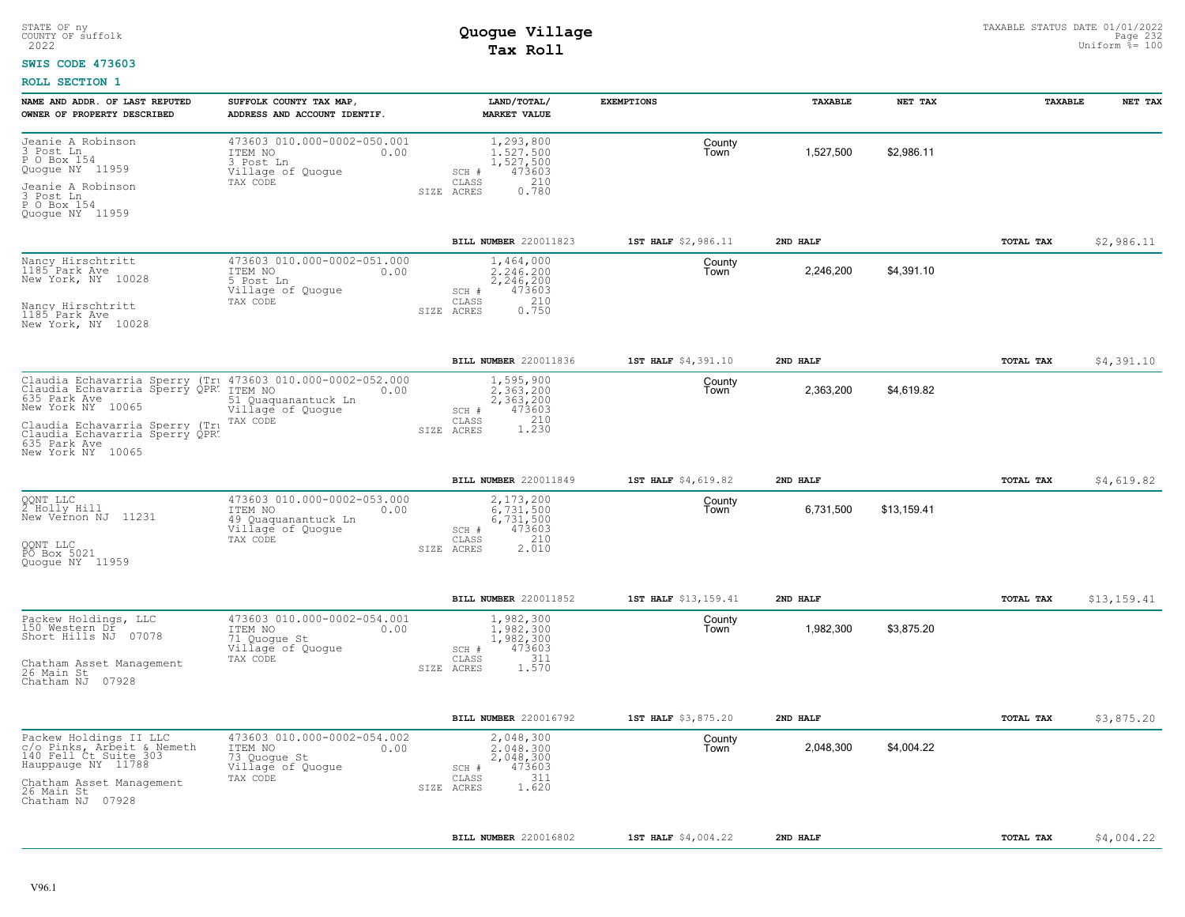STATE OF ny
COUNTY OF suffolk
2022

# Quogue Village
## Tax Roll

TAXABLE STATUS DATE 01/01/2022
Uniform %= 100

**SWIS CODE 473603**

**ROLL SECTION 1**

| NAME AND ADDR. OF LAST REPUTED OWNER OF PROPERTY DESCRIBED | SUFFOLK COUNTY TAX MAP, ADDRESS AND ACCOUNT IDENTIF. | LAND/TOTAL/ MARKET VALUE | EXEMPTIONS | TAXABLE | NET TAX | TAXABLE | NET TAX |
|---|---|---|---|---|---|---|---|
| Jeanie A Robinson<br>3 Post Ln<br>P O Box 154<br>Quogue NY 11959<br><br>Jeanie A Robinson<br>3 Post Ln<br>P O Box 154<br>Quogue NY 11959 | 473603 010.000-0002-050.001<br>ITEM NO 0.00<br>3 Post Ln<br>Village of Quogue<br>TAX CODE | 1,293,800<br>1,527,500<br>1,527,500<br>SCH # 473603<br>CLASS 210<br>SIZE ACRES 0.780 | County<br>Town | 1,527,500 | $2,986.11 | | |
| | | **BILL NUMBER** 220011823 | **1ST HALF** $2,986.11 | **2ND HALF** | | **TOTAL TAX** | $2,986.11 |
| Nancy Hirschtritt<br>1185 Park Ave<br>New York, NY 10028<br><br>Nancy Hirschtritt<br>1185 Park Ave<br>New York, NY 10028 | 473603 010.000-0002-051.000<br>ITEM NO 0.00<br>5 Post Ln<br>Village of Quogue<br>TAX CODE | 1,464,000<br>2,246,200<br>2,246,200<br>SCH # 473603<br>CLASS 210<br>SIZE ACRES 0.750 | County<br>Town | 2,246,200 | $4,391.10 | | |
| | | **BILL NUMBER** 220011836 | **1ST HALF** $4,391.10 | **2ND HALF** | | **TOTAL TAX** | $4,391.10 |
| Claudia Echavarria Sperry (Tru<br>Claudia Echavarria Sperry QPR<br>635 Park Ave<br>New York NY 10065<br><br>Claudia Echavarria Sperry (Tru<br>Claudia Echavarria Sperry QPR<br>635 Park Ave<br>New York NY 10065 | 473603 010.000-0002-052.000<br>ITEM NO 0.00<br>51 Quaquanantuck Ln<br>Village of Quogue<br>TAX CODE | 1,595,900<br>2,363,200<br>2,363,200<br>SCH # 473603<br>CLASS 210<br>SIZE ACRES 1.230 | County<br>Town | 2,363,200 | $4,619.82 | | |
| | | **BILL NUMBER** 220011849 | **1ST HALF** $4,619.82 | **2ND HALF** | | **TOTAL TAX** | $4,619.82 |
| QQNT LLC<br>2 Holly Hill<br>New Vernon NJ 11231<br><br>QQNT LLC<br>PO Box 5021<br>Quogue NY 11959 | 473603 010.000-0002-053.000<br>ITEM NO 0.00<br>49 Quaquanantuck Ln<br>Village of Quogue<br>TAX CODE | 2,173,200<br>6,731,500<br>6,731,500<br>SCH # 473603<br>CLASS 210<br>SIZE ACRES 2.010 | County<br>Town | 6,731,500 | $13,159.41 | | |
| | | **BILL NUMBER** 220011852 | **1ST HALF** $13,159.41 | **2ND HALF** | | **TOTAL TAX** | $13,159.41 |
| Packew Holdings, LLC<br>150 Western Dr<br>Short Hills NJ 07078<br><br>Chatham Asset Management<br>26 Main St<br>Chatham NJ 07928 | 473603 010.000-0002-054.001<br>ITEM NO 0.00<br>71 Quogue St<br>Village of Quogue<br>TAX CODE | 1,982,300<br>1,982,300<br>1,982,300<br>SCH # 473603<br>CLASS 311<br>SIZE ACRES 1.570 | County<br>Town | 1,982,300 | $3,875.20 | | |
| | | **BILL NUMBER** 220016792 | **1ST HALF** $3,875.20 | **2ND HALF** | | **TOTAL TAX** | $3,875.20 |
| Packew Holdings II LLC<br>c/o Pinks, Arbeit & Nemeth<br>140 Fell Ct Suite 303<br>Hauppauge NY 11788<br><br>Chatham Asset Management<br>26 Main St<br>Chatham NJ 07928 | 473603 010.000-0002-054.002<br>ITEM NO 0.00<br>73 Quogue St<br>Village of Quogue<br>TAX CODE | 2,048,300<br>2,048,300<br>2,048,300<br>SCH # 473603<br>CLASS 311<br>SIZE ACRES 1.620 | County<br>Town | 2,048,300 | $4,004.22 | | |
| | | **BILL NUMBER** 220016802 | **1ST HALF** $4,004.22 | **2ND HALF** | | **TOTAL TAX** | $4,004.22 |

V96.1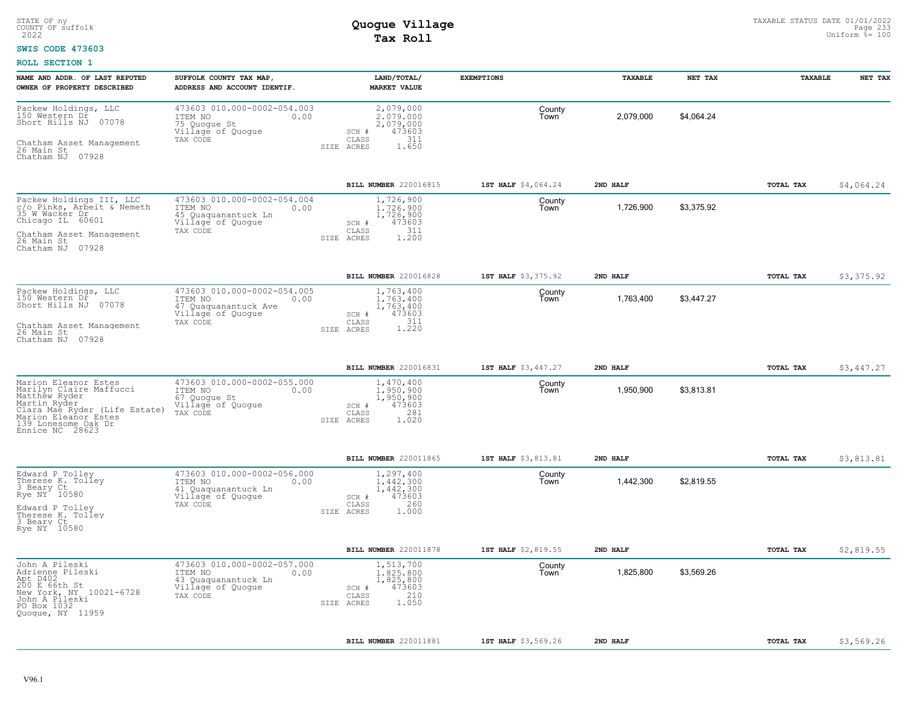STATE OF ny
COUNTY OF suffolk
2022

# Quogue Village
## Tax Roll

TAXABLE STATUS DATE 01/01/2022
Uniform %= 100

**SWIS CODE 473603**

**ROLL SECTION 1**

| NAME AND ADDR. OF LAST REPUTED OWNER OF PROPERTY DESCRIBED | SUFFOLK COUNTY TAX MAP, ADDRESS AND ACCOUNT IDENTIF. | LAND/TOTAL/ MARKET VALUE | EXEMPTIONS | TAXABLE | NET TAX | TAXABLE | NET TAX |
|---|---|---|---|---|---|---|---|
| Packew Holdings, LLC<br>150 Western Dr<br>Short Hills NJ 07078<br><br>Chatham Asset Management<br>26 Main St<br>Chatham NJ 07928 | 473603 010.000-0002-054.003<br>ITEM NO 0.00<br>75 Quogue St<br>Village of Quogue<br>TAX CODE | 2,079,000<br>2,079,000<br>2,079,000<br>SCH # 473603<br>CLASS 311<br>SIZE ACRES 1.650 | County<br>Town | 2,079,000 | $4,064.24 | | |
| | BILL NUMBER 220016815 | 1ST HALF $4,064.24 | 2ND HALF | | | TOTAL TAX | $4,064.24 |
| Packew Holdings III, LLC<br>c/o Pinks, Arbeit & Nemeth<br>35 W Wacker Dr<br>Chicago IL 60601<br><br>Chatham Asset Management<br>26 Main St<br>Chatham NJ 07928 | 473603 010.000-0002-054.004<br>ITEM NO 0.00<br>45 Quaquanantuck Ln<br>Village of Quogue<br>TAX CODE | 1,726,900<br>1,726,900<br>1,726,900<br>SCH # 473603<br>CLASS 311<br>SIZE ACRES 1.200 | County<br>Town | 1,726,900 | $3,375.92 | | |
| | BILL NUMBER 220016828 | 1ST HALF $3,375.92 | 2ND HALF | | | TOTAL TAX | $3,375.92 |
| Packew Holdings, LLC<br>150 Western Dr<br>Short Hills NJ 07078<br><br>Chatham Asset Management<br>26 Main St<br>Chatham NJ 07928 | 473603 010.000-0002-054.005<br>ITEM NO 0.00<br>47 Quaquanantuck Ave<br>Village of Quogue<br>TAX CODE | 1,763,400<br>1,763,400<br>1,763,400<br>SCH # 473603<br>CLASS 311<br>SIZE ACRES 1.220 | County<br>Town | 1,763,400 | $3,447.27 | | |
| | BILL NUMBER 220016831 | 1ST HALF $3,447.27 | 2ND HALF | | | TOTAL TAX | $3,447.27 |
| Marion Eleanor Estes<br>Marilyn Claire Maffucci<br>Matthew Ryder<br>Martin Ryder<br>Clara Mae Ryder (Life Estate)<br>Marion Eleanor Estes<br>139 Lonesome Oak Dr<br>Ennice NC 28623 | 473603 010.000-0002-055.000<br>ITEM NO 0.00<br>67 Quogue St<br>Village of Quogue<br>TAX CODE | 1,470,400<br>1,950,900<br>1,950,900<br>SCH # 473603<br>CLASS 281<br>SIZE ACRES 1.020 | County<br>Town | 1,950,900 | $3,813.81 | | |
| | BILL NUMBER 220011865 | 1ST HALF $3,813.81 | 2ND HALF | | | TOTAL TAX | $3,813.81 |
| Edward P Tolley<br>Therese K. Tolley<br>3 Beary Ct<br>Rye NY 10580<br><br>Edward P Tolley<br>Therese K. Tolley<br>3 Beary Ct<br>Rye NY 10580 | 473603 010.000-0002-056.000<br>ITEM NO 0.00<br>41 Quaquanantuck Ln<br>Village of Quogue<br>TAX CODE | 1,297,400<br>1,442,300<br>1,442,300<br>SCH # 473603<br>CLASS 260<br>SIZE ACRES 1.000 | County<br>Town | 1,442,300 | $2,819.55 | | |
| | BILL NUMBER 220011878 | 1ST HALF $2,819.55 | 2ND HALF | | | TOTAL TAX | $2,819.55 |
| John A Pileski<br>Adrienne Pileski<br>Apt D402<br>200 E 66th St<br>New York, NY 10021-6728<br>John A Pileski<br>PO Box 1032<br>Quogue, NY 11959 | 473603 010.000-0002-057.000<br>ITEM NO 0.00<br>43 Quaquanantuck Ln<br>Village of Quogue<br>TAX CODE | 1,513,700<br>1,825,800<br>1,825,800<br>SCH # 473603<br>CLASS 210<br>SIZE ACRES 1.050 | County<br>Town | 1,825,800 | $3,569.26 | | |
| | BILL NUMBER 220011881 | 1ST HALF $3,569.26 | 2ND HALF | | | TOTAL TAX | $3,569.26 |

V96.1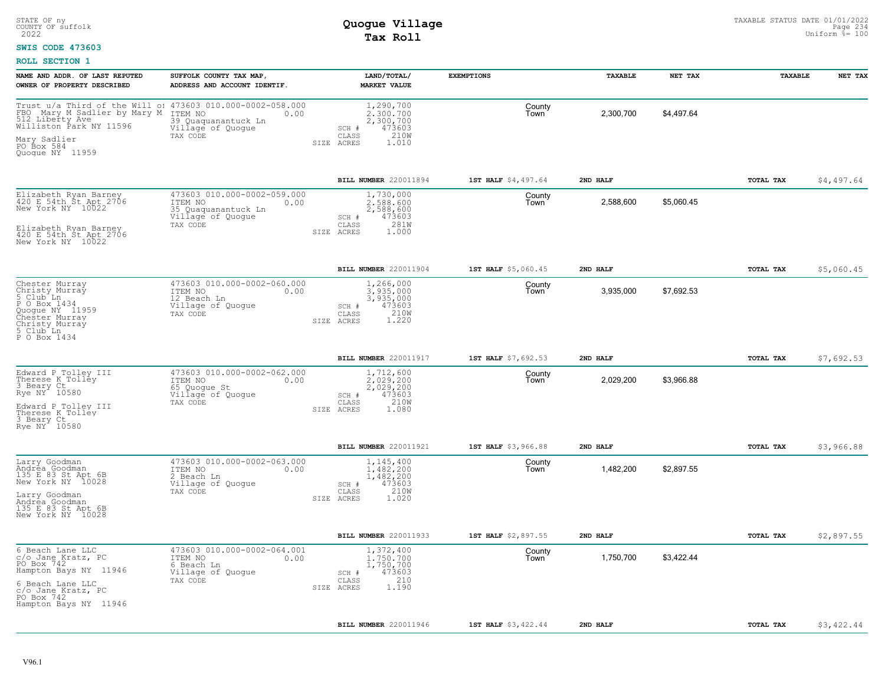STATE OF ny
COUNTY OF suffolk
2022

## Quogue Village
## Tax Roll

TAXABLE STATUS DATE 01/01/2022
Uniform %= 100

**SWIS CODE 473603**

**ROLL SECTION 1**

| NAME AND ADDR. OF LAST REPUTED OWNER OF PROPERTY DESCRIBED | SUFFOLK COUNTY TAX MAP, ADDRESS AND ACCOUNT IDENTIF. | LAND/TOTAL/ MARKET VALUE | EXEMPTIONS | TAXABLE | NET TAX | TAXABLE | NET TAX |
|---|---|---|---|---|---|---|---|
| Trust u/a Third of the Will of FBO Mary M Sadlier by Mary M 512 Liberty Ave Williston Park NY 11596 Mary Sadlier PO Box 584 Quogue NY 11959 | 473603 010.000-0002-058.000 ITEM NO 0.00 39 Quaquanantuck Ln Village of Quogue TAX CODE | 1,290,700 2,300,700 2,300,700 SCH # 473603 CLASS 210W SIZE ACRES 1.010 | County Town | 2,300,700 | $4,497.64 | | |
| | | BILL NUMBER 220011894 | 1ST HALF $4,497.64 | 2ND HALF | | TOTAL TAX | $4,497.64 |
| Elizabeth Ryan Barney 420 E 54th St Apt 2706 New York NY 10022 Elizabeth Ryan Barney 420 E 54th St Apt 2706 New York NY 10022 | 473603 010.000-0002-059.000 ITEM NO 0.00 35 Quaquanantuck Ln Village of Quogue TAX CODE | 1,730,000 2,588,600 2,588,600 SCH # 473603 CLASS 281W SIZE ACRES 1.000 | County Town | 2,588,600 | $5,060.45 | | |
| | | BILL NUMBER 220011904 | 1ST HALF $5,060.45 | 2ND HALF | | TOTAL TAX | $5,060.45 |
| Chester Murray Christy Murray 5 Club Ln P O Box 1434 Quogue NY 11959 Chester Murray Christy Murray 5 Club Ln P O Box 1434 | 473603 010.000-0002-060.000 ITEM NO 0.00 12 Beach Ln Village of Quogue TAX CODE | 1,266,000 3,935,000 3,935,000 SCH # 473603 CLASS 210W SIZE ACRES 1.220 | County Town | 3,935,000 | $7,692.53 | | |
| | | BILL NUMBER 220011917 | 1ST HALF $7,692.53 | 2ND HALF | | TOTAL TAX | $7,692.53 |
| Edward P Tolley III Therese K Tolley 3 Beary Ct Rye NY 10580 Edward P Tolley III Therese K Tolley 3 Beary Ct Rye NY 10580 | 473603 010.000-0002-062.000 ITEM NO 0.00 65 Quogue St Village of Quogue TAX CODE | 1,712,600 2,029,200 2,029,200 SCH # 473603 CLASS 210W SIZE ACRES 1.080 | County Town | 2,029,200 | $3,966.88 | | |
| | | BILL NUMBER 220011921 | 1ST HALF $3,966.88 | 2ND HALF | | TOTAL TAX | $3,966.88 |
| Larry Goodman Andrea Goodman 135 E 83 St Apt 6B New York NY 10028 Larry Goodman Andrea Goodman 135 E 83 St Apt 6B New York NY 10028 | 473603 010.000-0002-063.000 ITEM NO 0.00 2 Beach Ln Village of Quogue TAX CODE | 1,145,400 1,482,200 1,482,200 SCH # 473603 CLASS 210W SIZE ACRES 1.020 | County Town | 1,482,200 | $2,897.55 | | |
| | | BILL NUMBER 220011933 | 1ST HALF $2,897.55 | 2ND HALF | | TOTAL TAX | $2,897.55 |
| 6 Beach Lane LLC c/o Jane Kratz, PC PO Box 742 Hampton Bays NY 11946 6 Beach Lane LLC c/o Jane Kratz, PC PO Box 742 Hampton Bays NY 11946 | 473603 010.000-0002-064.001 ITEM NO 0.00 6 Beach Ln Village of Quogue TAX CODE | 1,372,400 1,750,700 1,750,700 SCH # 473603 CLASS 210 SIZE ACRES 1.190 | County Town | 1,750,700 | $3,422.44 | | |
| | | BILL NUMBER 220011946 | 1ST HALF $3,422.44 | 2ND HALF | | TOTAL TAX | $3,422.44 |

V96.1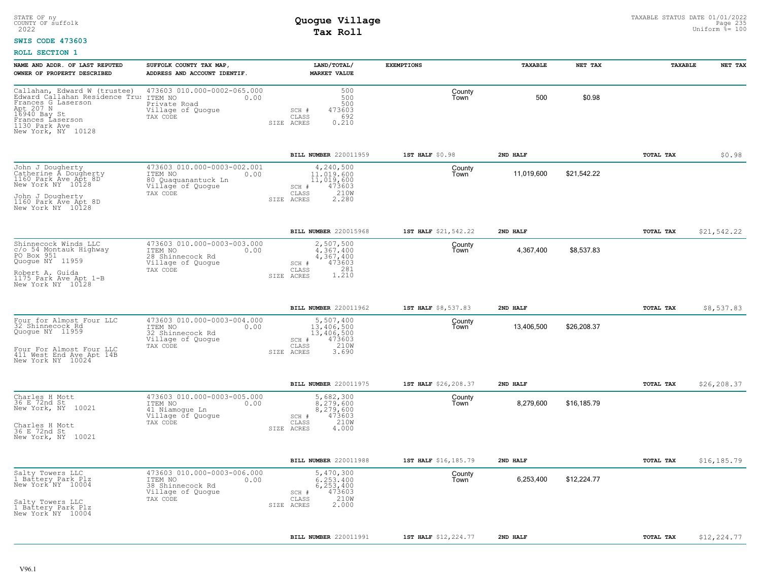STATE OF ny
COUNTY OF suffolk
2022

# Quogue Village
## Tax Roll

TAXABLE STATUS DATE 01/01/2022
Uniform %= 100

**SWIS CODE 473603**

**ROLL SECTION 1**

| NAME AND ADDR. OF LAST REPUTED OWNER OF PROPERTY DESCRIBED | SUFFOLK COUNTY TAX MAP, ADDRESS AND ACCOUNT IDENTIF. | LAND/TOTAL/ MARKET VALUE | EXEMPTIONS | TAXABLE | NET TAX | TAXABLE | NET TAX |
|---|---|---|---|---|---|---|---|
| Callahan, Edward W (trustee)<br>Edward Callahan Residence Trus<br>Frances G Laserson<br>Apt 207 N<br>16940 Bay St<br>Frances Laserson<br>1130 Park Ave<br>New York, NY 10128 | 473603 010.000-0002-065.000<br>ITEM NO 0.00<br>Private Road<br>Village of Quogue<br>TAX CODE | 500<br>500<br>500<br>SCH # 473603<br>CLASS 692<br>SIZE ACRES 0.210 | County<br>Town | 500 | $0.98 | | |
| | | BILL NUMBER 220011959 | 1ST HALF $0.98 | 2ND HALF | | TOTAL TAX | $0.98 |
| John J Dougherty<br>Catherine A Dougherty<br>1160 Park Ave Apt 8D<br>New York NY 10128<br><br>John J Dougherty<br>1160 Park Ave Apt 8D<br>New York NY 10128 | 473603 010.000-0003-002.001<br>ITEM NO 0.00<br>80 Quaquanantuck Ln<br>Village of Quogue<br>TAX CODE | 4,240,500<br>11,019,600<br>11,019,600<br>SCH # 473603<br>CLASS 210W<br>SIZE ACRES 2.280 | County<br>Town | 11,019,600 | $21,542.22 | | |
| | | BILL NUMBER 220015968 | 1ST HALF $21,542.22 | 2ND HALF | | TOTAL TAX | $21,542.22 |
| Shinnecock Winds LLC<br>c/o 54 Montauk Highway<br>PO Box 951<br>Quogue NY 11959<br><br>Robert A. Guida<br>1175 Park Ave Apt 1-B<br>New York NY 10128 | 473603 010.000-0003-003.000<br>ITEM NO 0.00<br>28 Shinnecock Rd<br>Village of Quogue<br>TAX CODE | 2,507,500<br>4,367,400<br>4,367,400<br>SCH # 473603<br>CLASS 281<br>SIZE ACRES 1.210 | County<br>Town | 4,367,400 | $8,537.83 | | |
| | | BILL NUMBER 220011962 | 1ST HALF $8,537.83 | 2ND HALF | | TOTAL TAX | $8,537.83 |
| Four for Almost Four LLC<br>32 Shinnecock Rd<br>Quogue NY 11959<br><br>Four For Almost Four LLC<br>411 West End Ave Apt 14B<br>New York NY 10024 | 473603 010.000-0003-004.000<br>ITEM NO 0.00<br>32 Shinnecock Rd<br>Village of Quogue<br>TAX CODE | 5,507,400<br>13,406,500<br>13,406,500<br>SCH # 473603<br>CLASS 210W<br>SIZE ACRES 3.690 | County<br>Town | 13,406,500 | $26,208.37 | | |
| | | BILL NUMBER 220011975 | 1ST HALF $26,208.37 | 2ND HALF | | TOTAL TAX | $26,208.37 |
| Charles H Mott<br>36 E 72nd St<br>New York, NY 10021<br><br>Charles H Mott<br>36 E 72nd St<br>New York, NY 10021 | 473603 010.000-0003-005.000<br>ITEM NO 0.00<br>41 Niamogue Ln<br>Village of Quogue<br>TAX CODE | 5,682,300<br>8,279,600<br>8,279,600<br>SCH # 473603<br>CLASS 210W<br>SIZE ACRES 4.000 | County<br>Town | 8,279,600 | $16,185.79 | | |
| | | BILL NUMBER 220011988 | 1ST HALF $16,185.79 | 2ND HALF | | TOTAL TAX | $16,185.79 |
| Salty Towers LLC<br>1 Battery Park Plz<br>New York NY 10004<br><br>Salty Towers LLC<br>1 Battery Park Plz<br>New York NY 10004 | 473603 010.000-0003-006.000<br>ITEM NO 0.00<br>38 Shinnecock Rd<br>Village of Quogue<br>TAX CODE | 5,470,300<br>6,253,400<br>6,253,400<br>SCH # 473603<br>CLASS 210W<br>SIZE ACRES 2.000 | County<br>Town | 6,253,400 | $12,224.77 | | |
| | | BILL NUMBER 220011991 | 1ST HALF $12,224.77 | 2ND HALF | | TOTAL TAX | $12,224.77 |

V96.1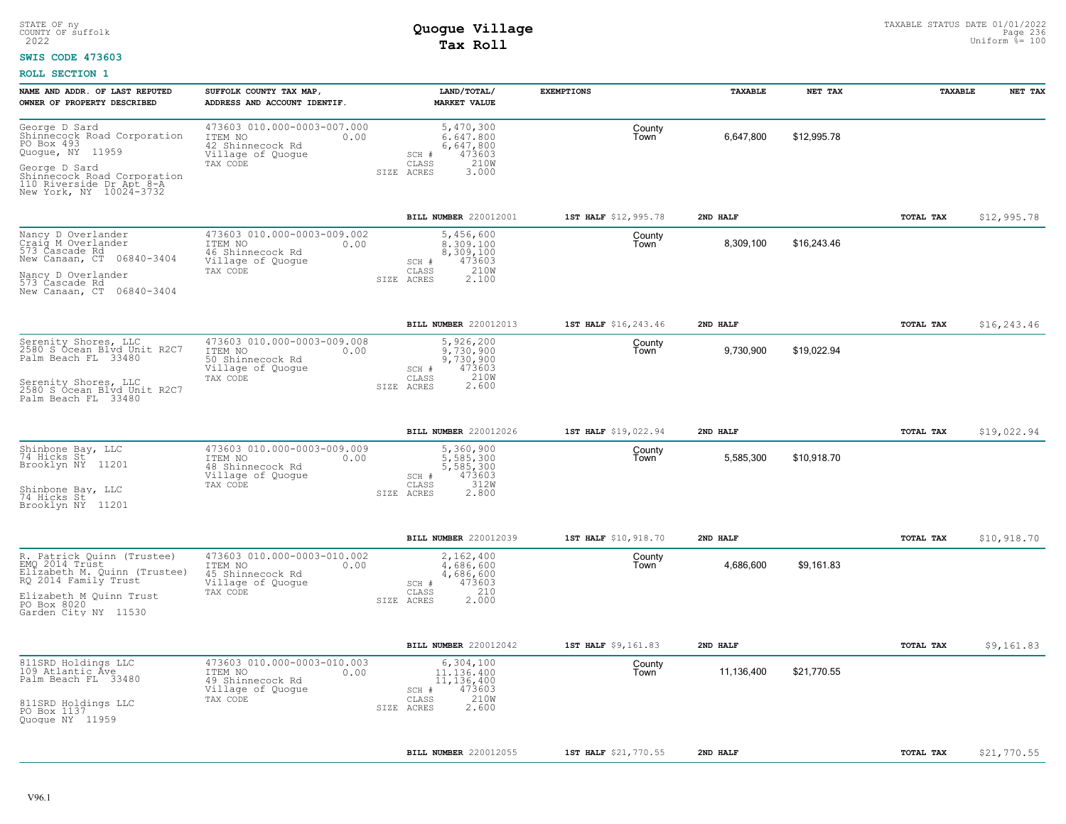STATE OF ny
COUNTY OF suffolk
2022

# Quogue Village
## Tax Roll

TAXABLE STATUS DATE 01/01/2022
Uniform %= 100

**SWIS CODE 473603**

**ROLL SECTION 1**

| NAME AND ADDR. OF LAST REPUTED OWNER OF PROPERTY DESCRIBED | SUFFOLK COUNTY TAX MAP, ADDRESS AND ACCOUNT IDENTIF. | LAND/TOTAL/ MARKET VALUE | EXEMPTIONS | TAXABLE | NET TAX | TAXABLE | NET TAX |
|---|---|---|---|---|---|---|---|
| George D Sard<br>Shinnecock Road Corporation<br>PO Box 493<br>Quogue, NY 11959<br><br>George D Sard<br>Shinnecock Road Corporation<br>110 Riverside Dr Apt 8-A<br>New York, NY 10024-3732 | 473603 010.000-0003-007.000<br>ITEM NO 0.00<br>42 Shinnecock Rd<br>Village of Quogue<br>TAX CODE | 5,470,300<br>6,647,800<br>6,647,800<br>SCH # 473603<br>CLASS 210W<br>SIZE ACRES 3.000 | County<br>Town | 6,647,800 | $12,995.78 | | |
| | | **BILL NUMBER** 220012001 | **1ST HALF** $12,995.78 | **2ND HALF** | | **TOTAL TAX** | $12,995.78 |
| Nancy D Overlander<br>Craig M Overlander<br>573 Cascade Rd<br>New Canaan, CT 06840-3404<br><br>Nancy D Overlander<br>573 Cascade Rd<br>New Canaan, CT 06840-3404 | 473603 010.000-0003-009.002<br>ITEM NO 0.00<br>46 Shinnecock Rd<br>Village of Quogue<br>TAX CODE | 5,456,600<br>8,309,100<br>8,309,100<br>SCH # 473603<br>CLASS 210W<br>SIZE ACRES 2.100 | County<br>Town | 8,309,100 | $16,243.46 | | |
| | | **BILL NUMBER** 220012013 | **1ST HALF** $16,243.46 | **2ND HALF** | | **TOTAL TAX** | $16,243.46 |
| Serenity Shores, LLC<br>2580 S Ocean Blvd Unit R2C7<br>Palm Beach FL 33480<br><br>Serenity Shores, LLC<br>2580 S Ocean Blvd Unit R2C7<br>Palm Beach FL 33480 | 473603 010.000-0003-009.008<br>ITEM NO 0.00<br>50 Shinnecock Rd<br>Village of Quogue<br>TAX CODE | 5,926,200<br>9,730,900<br>9,730,900<br>SCH # 473603<br>CLASS 210W<br>SIZE ACRES 2.600 | County<br>Town | 9,730,900 | $19,022.94 | | |
| | | **BILL NUMBER** 220012026 | **1ST HALF** $19,022.94 | **2ND HALF** | | **TOTAL TAX** | $19,022.94 |
| Shinbone Bay, LLC<br>74 Hicks St<br>Brooklyn NY 11201<br><br>Shinbone Bay, LLC<br>74 Hicks St<br>Brooklyn NY 11201 | 473603 010.000-0003-009.009<br>ITEM NO 0.00<br>48 Shinnecock Rd<br>Village of Quogue<br>TAX CODE | 5,360,900<br>5,585,300<br>5,585,300<br>SCH # 473603<br>CLASS 312W<br>SIZE ACRES 2.800 | County<br>Town | 5,585,300 | $10,918.70 | | |
| | | **BILL NUMBER** 220012039 | **1ST HALF** $10,918.70 | **2ND HALF** | | **TOTAL TAX** | $10,918.70 |
| R. Patrick Quinn (Trustee)<br>EMQ 2014 Trust<br>Elizabeth M. Quinn (Trustee)<br>RQ 2014 Family Trust<br><br>Elizabeth M Quinn Trust<br>PO Box 8020<br>Garden City NY 11530 | 473603 010.000-0003-010.002<br>ITEM NO 0.00<br>45 Shinnecock Rd<br>Village of Quogue<br>TAX CODE | 2,162,400<br>4,686,600<br>4,686,600<br>SCH # 473603<br>CLASS 210<br>SIZE ACRES 2.000 | County<br>Town | 4,686,600 | $9,161.83 | | |
| | | **BILL NUMBER** 220012042 | **1ST HALF** $9,161.83 | **2ND HALF** | | **TOTAL TAX** | $9,161.83 |
| 811SRD Holdings LLC<br>109 Atlantic Ave<br>Palm Beach FL 33480<br><br>811SRD Holdings LLC<br>PO Box 1137<br>Quogue NY 11959 | 473603 010.000-0003-010.003<br>ITEM NO 0.00<br>49 Shinnecock Rd<br>Village of Quogue<br>TAX CODE | 6,304,100<br>11,136,400<br>11,136,400<br>SCH # 473603<br>CLASS 210W<br>SIZE ACRES 2.600 | County<br>Town | 11,136,400 | $21,770.55 | | |
| | | **BILL NUMBER** 220012055 | **1ST HALF** $21,770.55 | **2ND HALF** | | **TOTAL TAX** | $21,770.55 |

V96.1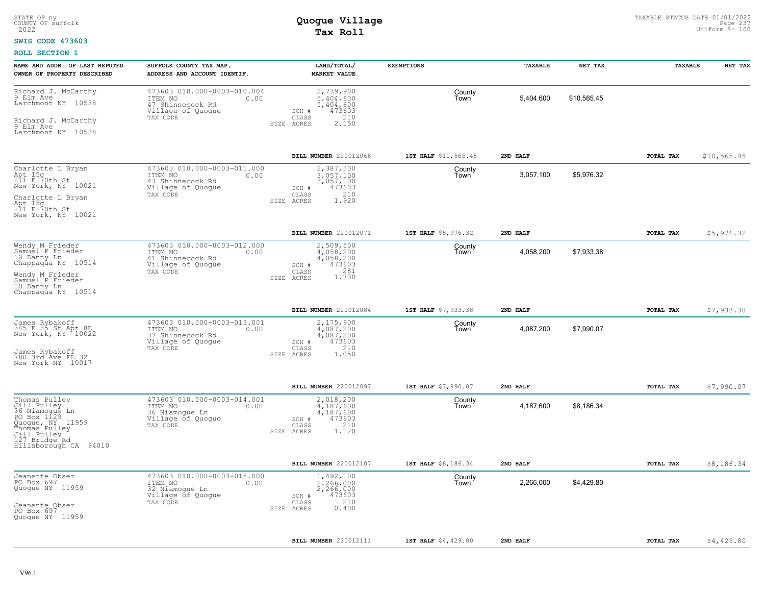STATE OF ny
COUNTY OF suffolk
2022

# Quogue Village
## Tax Roll

TAXABLE STATUS DATE 01/01/2022
Uniform %= 100

**SWIS CODE 473603**

**ROLL SECTION 1**

| NAME AND ADDR. OF LAST REPUTED OWNER OF PROPERTY DESCRIBED | SUFFOLK COUNTY TAX MAP, ADDRESS AND ACCOUNT IDENTIF. | LAND/TOTAL/ MARKET VALUE | EXEMPTIONS | TAXABLE | NET TAX | TAXABLE | NET TAX |
|---|---|---|---|---|---|---|---|
| Richard J. McCarthy<br>9 Elm Ave<br>Larchmont NY 10538<br><br>Richard J. McCarthy<br>9 Elm Ave<br>Larchmont NY 10538 | 473603 010.000-0003-010.004<br>ITEM NO 0.00<br>47 Shinnecock Rd<br>Village of Quogue<br>TAX CODE | 2,739,900<br>5,404,600<br>5,404,600<br>SCH # 473603<br>CLASS 210<br>SIZE ACRES 2.150 | County<br>Town | 5,404,600 | $10,565.45 | | |
| | | **BILL NUMBER** 220012068 | **1ST HALF** $10,565.45 | **2ND HALF** | | **TOTAL TAX** | $10,565.45 |
| Charlotte L Bryan<br>Apt 15g<br>211 E 70th St<br>New York, NY 10021<br><br>Charlotte L Bryan<br>Apt 15g<br>211 E 70th St<br>New York, NY 10021 | 473603 010.000-0003-011.000<br>ITEM NO 0.00<br>43 Shinnecock Rd<br>Village of Quogue<br>TAX CODE | 2,387,300<br>3,057,100<br>3,057,100<br>SCH # 473603<br>CLASS 210<br>SIZE ACRES 1.920 | County<br>Town | 3,057,100 | $5,976.32 | | |
| | | **BILL NUMBER** 220012071 | **1ST HALF** $5,976.32 | **2ND HALF** | | **TOTAL TAX** | $5,976.32 |
| Wendy M Frieder<br>Samuel P Frieder<br>10 Danny Ln<br>Chappaqua NY 10514<br><br>Wendy M Frieder<br>Samuel P Frieder<br>10 Danny Ln<br>Chappaqua NY 10514 | 473603 010.000-0003-012.000<br>ITEM NO 0.00<br>41 Shinnecock Rd<br>Village of Quogue<br>TAX CODE | 2,509,500<br>4,058,200<br>4,058,200<br>SCH # 473603<br>CLASS 281<br>SIZE ACRES 1.730 | County<br>Town | 4,058,200 | $7,933.38 | | |
| | | **BILL NUMBER** 220012084 | **1ST HALF** $7,933.38 | **2ND HALF** | | **TOTAL TAX** | $7,933.38 |
| James Rybakoff<br>345 E 85 St Apt 8E<br>New York, NY 10022<br><br>James Rybakoff<br>780 3rd Ave FL 32<br>New York NY 10017 | 473603 010.000-0003-013.001<br>ITEM NO 0.00<br>37 Shinnecock Rd<br>Village of Quogue<br>TAX CODE | 2,175,900<br>4,087,200<br>4,087,200<br>SCH # 473603<br>CLASS 210<br>SIZE ACRES 1.050 | County<br>Town | 4,087,200 | $7,990.07 | | |
| | | **BILL NUMBER** 220012097 | **1ST HALF** $7,990.07 | **2ND HALF** | | **TOTAL TAX** | $7,990.07 |
| Thomas Pulley<br>Jill Pulley<br>36 Niamogue Ln<br>PO Box 1129<br>Quogue, NY 11959<br>Thomas Pulley<br>Jill Pulley<br>127 Bridge Rd<br>Hillsborough CA 94010 | 473603 010.000-0003-014.001<br>ITEM NO 0.00<br>36 Niamogue Ln<br>Village of Quogue<br>TAX CODE | 2,018,200<br>4,187,600<br>4,187,600<br>SCH # 473603<br>CLASS 210<br>SIZE ACRES 1.120 | County<br>Town | 4,187,600 | $8,186.34 | | |
| | | **BILL NUMBER** 220012107 | **1ST HALF** $8,186.34 | **2ND HALF** | | **TOTAL TAX** | $8,186.34 |
| Jeanette Obser<br>PO Box 697<br>Quogue NY 11959<br><br>Jeanette Obser<br>PO Box 697<br>Quogue NY 11959 | 473603 010.000-0003-015.000<br>ITEM NO 0.00<br>32 Niamogue Ln<br>Village of Quogue<br>TAX CODE | 1,492,100<br>2,266,000<br>2,266,000<br>SCH # 473603<br>CLASS 210<br>SIZE ACRES 0.400 | County<br>Town | 2,266,000 | $4,429.80 | | |
| | | **BILL NUMBER** 220012111 | **1ST HALF** $4,429.80 | **2ND HALF** | | **TOTAL TAX** | $4,429.80 |

V96.1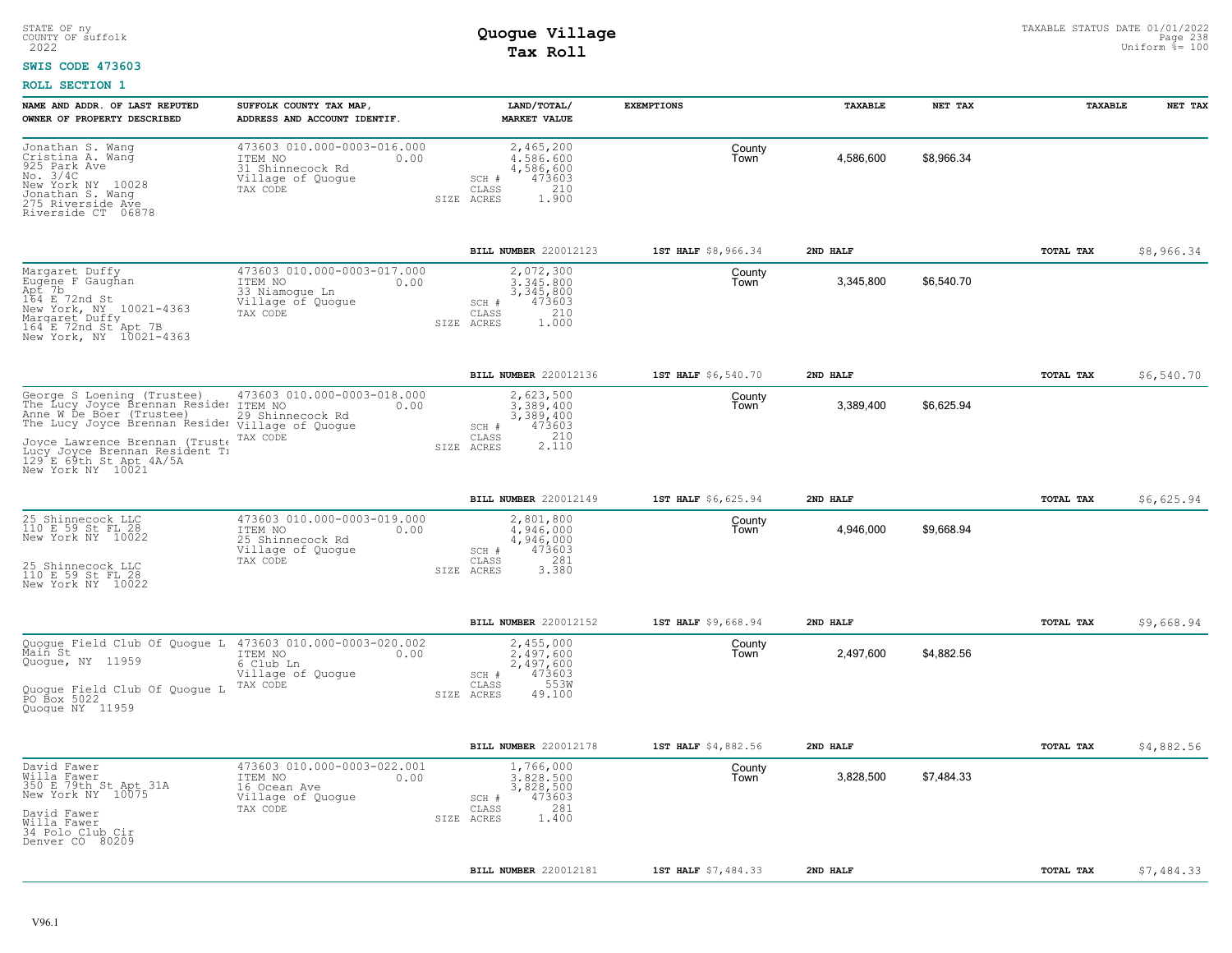STATE OF ny
COUNTY OF suffolk
2022

# Quogue Village
## Tax Roll

TAXABLE STATUS DATE 01/01/2022
Uniform %= 100

**SWIS CODE 473603**

**ROLL SECTION 1**

| NAME AND ADDR. OF LAST REPUTED OWNER OF PROPERTY DESCRIBED | SUFFOLK COUNTY TAX MAP, ADDRESS AND ACCOUNT IDENTIF. | LAND/TOTAL/ MARKET VALUE | EXEMPTIONS | | TAXABLE | NET TAX | TAXABLE | NET TAX |
|---|---|---|---|---|---|---|---|---|
| Jonathan S. Wang<br>Cristina A. Wang<br>925 Park Ave<br>No. 3/4C<br>New York NY 10028<br>Jonathan S. Wang<br>275 Riverside Ave<br>Riverside CT 06878 | 473603 010.000-0003-016.000<br>ITEM NO 0.00<br>31 Shinnecock Rd<br>Village of Quogue<br>TAX CODE | 2,465,200<br>4,586,600<br>4,586,600<br>SCH # 473603<br>CLASS 210<br>SIZE ACRES 1.900 | | County<br>Town | 4,586,600 | $8,966.34 | | |
| | | BILL NUMBER 220012123 | 1ST HALF $8,966.34 | | 2ND HALF | | TOTAL TAX | $8,966.34 |
| Margaret Duffy<br>Eugene F Gaughan<br>Apt 7b<br>164 E 72nd St<br>New York, NY 10021-4363<br>Margaret Duffy<br>164 E 72nd St Apt 7B<br>New York, NY 10021-4363 | 473603 010.000-0003-017.000<br>ITEM NO 0.00<br>33 Niamogue Ln<br>Village of Quogue<br>TAX CODE | 2,072,300<br>3,345,800<br>3,345,800<br>SCH # 473603<br>CLASS 210<br>SIZE ACRES 1.000 | | County<br>Town | 3,345,800 | $6,540.70 | | |
| | | BILL NUMBER 220012136 | 1ST HALF $6,540.70 | | 2ND HALF | | TOTAL TAX | $6,540.70 |
| George S Loening (Trustee)<br>The Lucy Joyce Brennan Resider<br>Anne W De Boer (Trustee)<br>The Lucy Joyce Brennan Resider<br><br>Joyce Lawrence Brennan (Truste<br>Lucy Joyce Brennan Resident Tı<br>129 E 69th St Apt 4A/5A<br>New York NY 10021 | 473603 010.000-0003-018.000<br>ITEM NO 0.00<br>29 Shinnecock Rd<br>Village of Quogue<br>TAX CODE | 2,623,500<br>3,389,400<br>3,389,400<br>SCH # 473603<br>CLASS 210<br>SIZE ACRES 2.110 | | County<br>Town | 3,389,400 | $6,625.94 | | |
| | | BILL NUMBER 220012149 | 1ST HALF $6,625.94 | | 2ND HALF | | TOTAL TAX | $6,625.94 |
| 25 Shinnecock LLC<br>110 E 59 St FL 28<br>New York NY 10022<br><br>25 Shinnecock LLC<br>110 E 59 St FL 28<br>New York NY 10022 | 473603 010.000-0003-019.000<br>ITEM NO 0.00<br>25 Shinnecock Rd<br>Village of Quogue<br>TAX CODE | 2,801,800<br>4,946,000<br>4,946,000<br>SCH # 473603<br>CLASS 281<br>SIZE ACRES 3.380 | | County<br>Town | 4,946,000 | $9,668.94 | | |
| | | BILL NUMBER 220012152 | 1ST HALF $9,668.94 | | 2ND HALF | | TOTAL TAX | $9,668.94 |
| Quogue Field Club Of Quogue L<br>Main St<br>Quogue, NY 11959<br><br>Quogue Field Club Of Quogue L<br>PO Box 5022<br>Quogue NY 11959 | 473603 010.000-0003-020.002<br>ITEM NO 0.00<br>6 Club Ln<br>Village of Quogue<br>TAX CODE | 2,455,000<br>2,497,600<br>2,497,600<br>SCH # 473603<br>CLASS 553W<br>SIZE ACRES 49.100 | | County<br>Town | 2,497,600 | $4,882.56 | | |
| | | BILL NUMBER 220012178 | 1ST HALF $4,882.56 | | 2ND HALF | | TOTAL TAX | $4,882.56 |
| David Fawer<br>Willa Fawer<br>350 E 79th St Apt 31A<br>New York NY 10075<br><br>David Fawer<br>Willa Fawer<br>34 Polo Club Cir<br>Denver CO 80209 | 473603 010.000-0003-022.001<br>ITEM NO 0.00<br>16 Ocean Ave<br>Village of Quogue<br>TAX CODE | 1,766,000<br>3,828,500<br>3,828,500<br>SCH # 473603<br>CLASS 281<br>SIZE ACRES 1.400 | | County<br>Town | 3,828,500 | $7,484.33 | | |
| | | BILL NUMBER 220012181 | 1ST HALF $7,484.33 | | 2ND HALF | | TOTAL TAX | $7,484.33 |

V96.1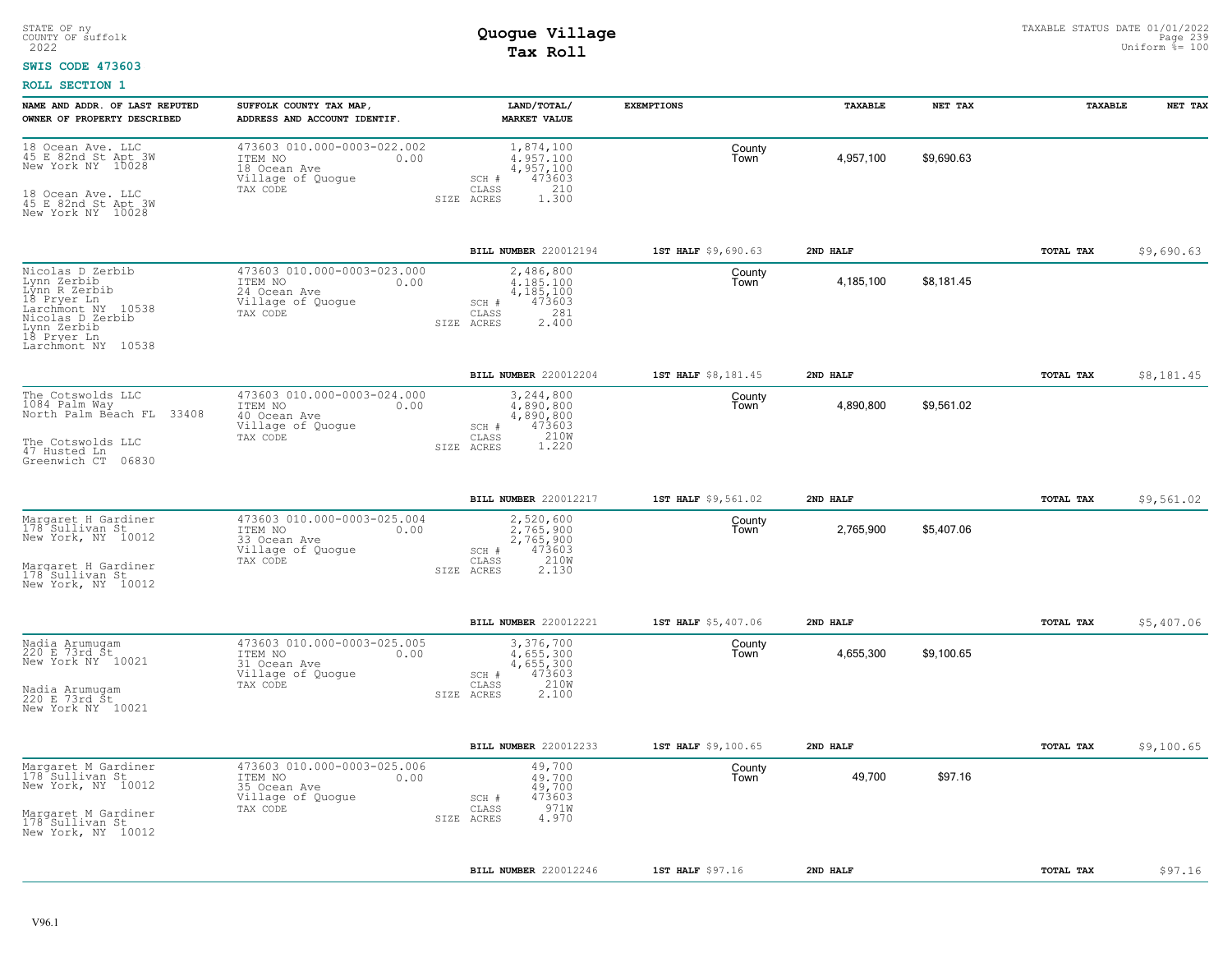STATE OF ny
COUNTY OF suffolk
2022

# Quogue Village
## Tax Roll

TAXABLE STATUS DATE 01/01/2022
Uniform %= 100

**SWIS CODE 473603**

**ROLL SECTION 1**

| NAME AND ADDR. OF LAST REPUTED OWNER OF PROPERTY DESCRIBED | SUFFOLK COUNTY TAX MAP, ADDRESS AND ACCOUNT IDENTIF. | LAND/TOTAL/ MARKET VALUE | EXEMPTIONS | TAXABLE | NET TAX | TAXABLE | NET TAX |
|---|---|---|---|---|---|---|---|
| 18 Ocean Ave. LLC<br>45 E 82nd St Apt 3W<br>New York NY 10028<br><br>18 Ocean Ave. LLC<br>45 E 82nd St Apt 3W<br>New York NY 10028 | 473603 010.000-0003-022.002<br>ITEM NO 0.00<br>18 Ocean Ave<br>Village of Quogue<br>TAX CODE | 1,874,100<br>4,957,100<br>4,957,100<br>SCH # 473603<br>CLASS 210<br>SIZE ACRES 1.300 | County<br>Town | 4,957,100 | $9,690.63 | | |
| | | BILL NUMBER 220012194 | 1ST HALF $9,690.63 | 2ND HALF | | TOTAL TAX | $9,690.63 |
| Nicolas D Zerbib<br>Lynn Zerbib<br>Lynn R Zerbib<br>18 Pryer Ln<br>Larchmont NY 10538<br>Nicolas D Zerbib<br>Lynn Zerbib<br>18 Pryer Ln<br>Larchmont NY 10538 | 473603 010.000-0003-023.000<br>ITEM NO 0.00<br>24 Ocean Ave<br>Village of Quogue<br>TAX CODE | 2,486,800<br>4,185,100<br>4,185,100<br>SCH # 473603<br>CLASS 281<br>SIZE ACRES 2.400 | County<br>Town | 4,185,100 | $8,181.45 | | |
| | | BILL NUMBER 220012204 | 1ST HALF $8,181.45 | 2ND HALF | | TOTAL TAX | $8,181.45 |
| The Cotswolds LLC<br>1084 Palm Way<br>North Palm Beach FL 33408<br><br>The Cotswolds LLC<br>47 Husted Ln<br>Greenwich CT 06830 | 473603 010.000-0003-024.000<br>ITEM NO 0.00<br>40 Ocean Ave<br>Village of Quogue<br>TAX CODE | 3,244,800<br>4,890,800<br>4,890,800<br>SCH # 473603<br>CLASS 210W<br>SIZE ACRES 1.220 | County<br>Town | 4,890,800 | $9,561.02 | | |
| | | BILL NUMBER 220012217 | 1ST HALF $9,561.02 | 2ND HALF | | TOTAL TAX | $9,561.02 |
| Margaret H Gardiner<br>178 Sullivan St<br>New York, NY 10012<br><br>Margaret H Gardiner<br>178 Sullivan St<br>New York, NY 10012 | 473603 010.000-0003-025.004<br>ITEM NO 0.00<br>33 Ocean Ave<br>Village of Quogue<br>TAX CODE | 2,520,600<br>2,765,900<br>2,765,900<br>SCH # 473603<br>CLASS 210W<br>SIZE ACRES 2.130 | County<br>Town | 2,765,900 | $5,407.06 | | |
| | | BILL NUMBER 220012221 | 1ST HALF $5,407.06 | 2ND HALF | | TOTAL TAX | $5,407.06 |
| Nadia Arumugam<br>220 E 73rd St<br>New York NY 10021<br><br>Nadia Arumugam<br>220 E 73rd St<br>New York NY 10021 | 473603 010.000-0003-025.005<br>ITEM NO 0.00<br>31 Ocean Ave<br>Village of Quogue<br>TAX CODE | 3,376,700<br>4,655,300<br>4,655,300<br>SCH # 473603<br>CLASS 210W<br>SIZE ACRES 2.100 | County<br>Town | 4,655,300 | $9,100.65 | | |
| | | BILL NUMBER 220012233 | 1ST HALF $9,100.65 | 2ND HALF | | TOTAL TAX | $9,100.65 |
| Margaret M Gardiner<br>178 Sullivan St<br>New York, NY 10012<br><br>Margaret M Gardiner<br>178 Sullivan St<br>New York, NY 10012 | 473603 010.000-0003-025.006<br>ITEM NO 0.00<br>35 Ocean Ave<br>Village of Quogue<br>TAX CODE | 49,700<br>49,700<br>49,700<br>SCH # 473603<br>CLASS 971W<br>SIZE ACRES 4.970 | County<br>Town | 49,700 | $97.16 | | |
| | | BILL NUMBER 220012246 | 1ST HALF $97.16 | 2ND HALF | | TOTAL TAX | $97.16 |

V96.1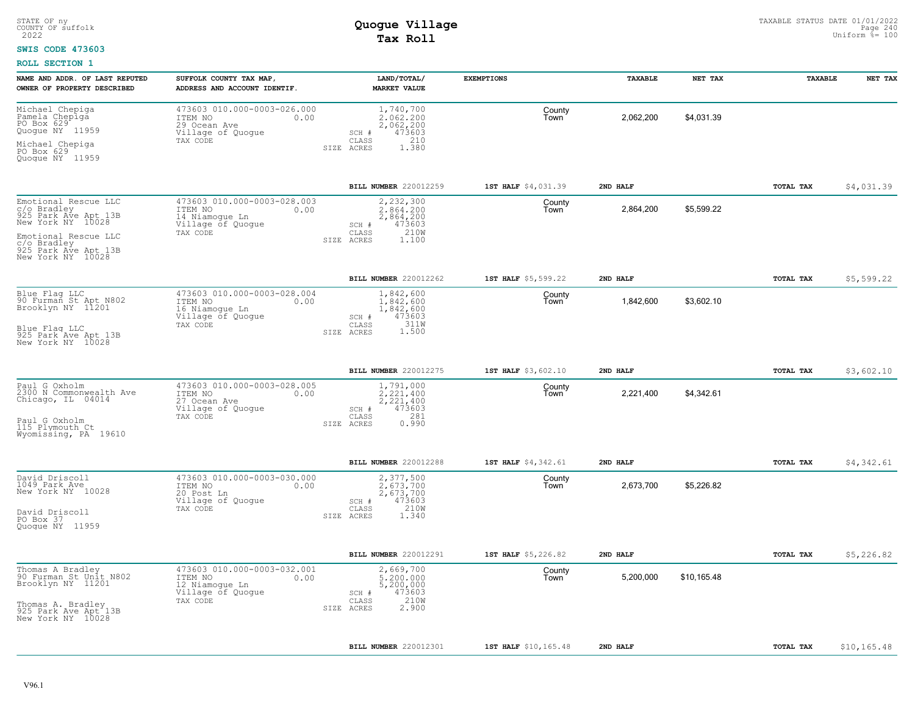STATE OF ny
COUNTY OF suffolk
2022

# Quogue Village
## Tax Roll

TAXABLE STATUS DATE 01/01/2022
Uniform %= 100

**SWIS CODE 473603**

**ROLL SECTION 1**

| NAME AND ADDR. OF LAST REPUTED OWNER OF PROPERTY DESCRIBED | SUFFOLK COUNTY TAX MAP, ADDRESS AND ACCOUNT IDENTIF. | LAND/TOTAL/ MARKET VALUE | EXEMPTIONS | | TAXABLE | NET TAX | TAXABLE | NET TAX |
|---|---|---|---|---|---|---|---|---|
| Michael Chepiga<br>Pamela Chepiga<br>PO Box 629<br>Quogue NY 11959<br><br>Michael Chepiga<br>PO Box 629<br>Quogue NY 11959 | 473603 010.000-0003-026.000<br>ITEM NO 0.00<br>29 Ocean Ave<br>Village of Quogue<br>TAX CODE | 1,740,700<br>2,062,200<br>2,062,200<br>SCH # 473603<br>CLASS 210<br>SIZE ACRES 1.380 | | County<br>Town | 2,062,200 | $4,031.39 | | |
| | | BILL NUMBER 220012259 | 1ST HALF $4,031.39 | 2ND HALF | | | TOTAL TAX | $4,031.39 |
| Emotional Rescue LLC<br>c/o Bradley<br>925 Park Ave Apt 13B<br>New York NY 10028<br><br>Emotional Rescue LLC<br>c/o Bradley<br>925 Park Ave Apt 13B<br>New York NY 10028 | 473603 010.000-0003-028.003<br>ITEM NO 0.00<br>14 Niamogue Ln<br>Village of Quogue<br>TAX CODE | 2,232,300<br>2,864,200<br>2,864,200<br>SCH # 473603<br>CLASS 210W<br>SIZE ACRES 1.100 | | County<br>Town | 2,864,200 | $5,599.22 | | |
| | | BILL NUMBER 220012262 | 1ST HALF $5,599.22 | 2ND HALF | | | TOTAL TAX | $5,599.22 |
| Blue Flag LLC<br>90 Furman St Apt N802<br>Brooklyn NY 11201<br><br>Blue Flag LLC<br>925 Park Ave Apt 13B<br>New York NY 10028 | 473603 010.000-0003-028.004<br>ITEM NO 0.00<br>16 Niamogue Ln<br>Village of Quogue<br>TAX CODE | 1,842,600<br>1,842,600<br>1,842,600<br>SCH # 473603<br>CLASS 311W<br>SIZE ACRES 1.500 | | County<br>Town | 1,842,600 | $3,602.10 | | |
| | | BILL NUMBER 220012275 | 1ST HALF $3,602.10 | 2ND HALF | | | TOTAL TAX | $3,602.10 |
| Paul G Oxholm<br>2300 N Commonwealth Ave<br>Chicago, IL 04014<br><br>Paul G Oxholm<br>115 Plymouth Ct<br>Wyomissing, PA 19610 | 473603 010.000-0003-028.005<br>ITEM NO 0.00<br>27 Ocean Ave<br>Village of Quogue<br>TAX CODE | 1,791,000<br>2,221,400<br>2,221,400<br>SCH # 473603<br>CLASS 281<br>SIZE ACRES 0.990 | | County<br>Town | 2,221,400 | $4,342.61 | | |
| | | BILL NUMBER 220012288 | 1ST HALF $4,342.61 | 2ND HALF | | | TOTAL TAX | $4,342.61 |
| David Driscoll<br>1049 Park Ave<br>New York NY 10028<br><br>David Driscoll<br>PO Box 37<br>Quogue NY 11959 | 473603 010.000-0003-030.000<br>ITEM NO 0.00<br>20 Post Ln<br>Village of Quogue<br>TAX CODE | 2,377,500<br>2,673,700<br>2,673,700<br>SCH # 473603<br>CLASS 210W<br>SIZE ACRES 1.340 | | County<br>Town | 2,673,700 | $5,226.82 | | |
| | | BILL NUMBER 220012291 | 1ST HALF $5,226.82 | 2ND HALF | | | TOTAL TAX | $5,226.82 |
| Thomas A Bradley<br>90 Furman St Unit N802<br>Brooklyn NY 11201<br><br>Thomas A. Bradley<br>925 Park Ave Apt 13B<br>New York NY 10028 | 473603 010.000-0003-032.001<br>ITEM NO 0.00<br>12 Niamogue Ln<br>Village of Quogue<br>TAX CODE | 2,669,700<br>5,200,000<br>5,200,000<br>SCH # 473603<br>CLASS 210W<br>SIZE ACRES 2.900 | | County<br>Town | 5,200,000 | $10,165.48 | | |
| | | BILL NUMBER 220012301 | 1ST HALF $10,165.48 | 2ND HALF | | | TOTAL TAX | $10,165.48 |

V96.1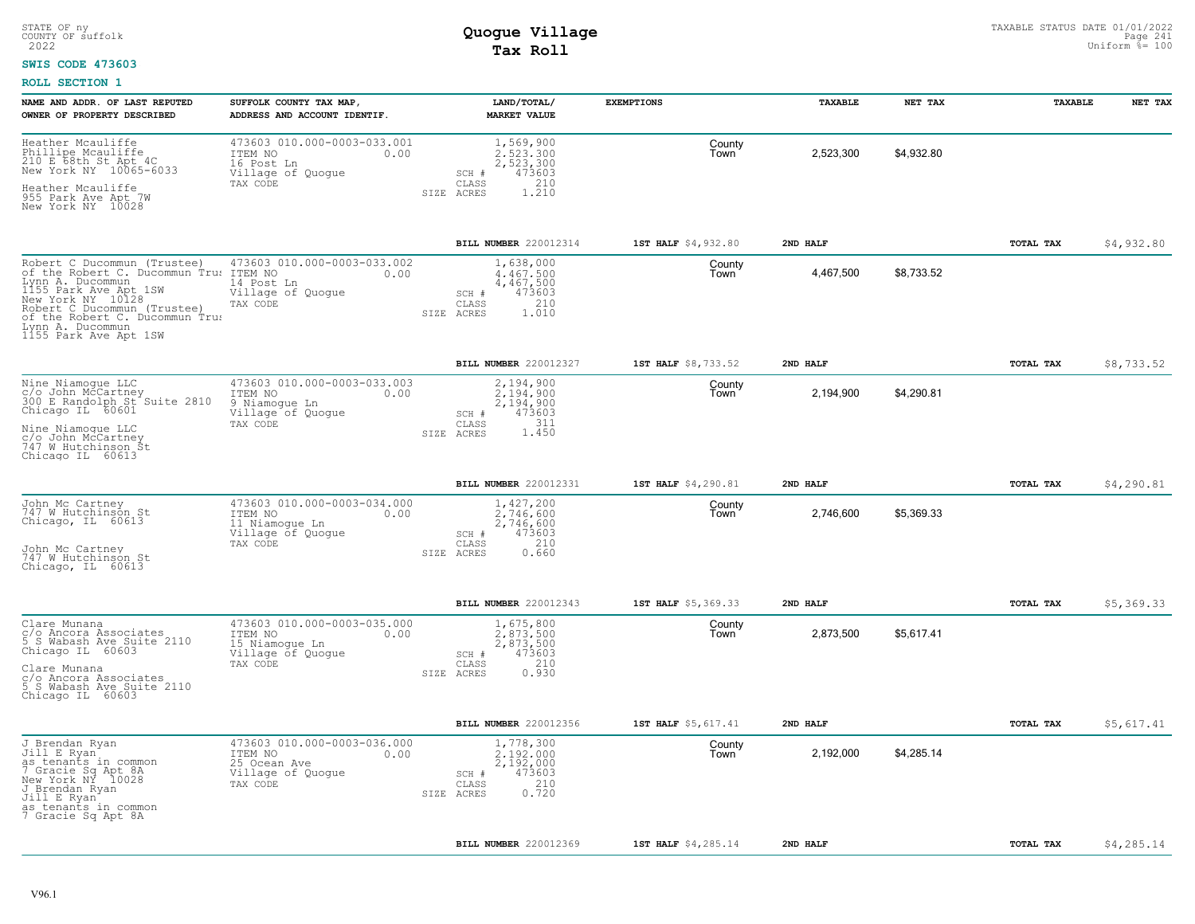STATE OF ny
COUNTY OF suffolk
2022

# Quogue Village
## Tax Roll

TAXABLE STATUS DATE 01/01/2022
Uniform %= 100

**SWIS CODE 473603**

**ROLL SECTION 1**

| NAME AND ADDR. OF LAST REPUTED OWNER OF PROPERTY DESCRIBED | SUFFOLK COUNTY TAX MAP, ADDRESS AND ACCOUNT IDENTIF. | LAND/TOTAL/ MARKET VALUE | EXEMPTIONS | | TAXABLE | NET TAX | TAXABLE | NET TAX |
|---|---|---|---|---|---|---|---|---|
| Heather Mcauliffe<br>Phillipe Mcauliffe<br>210 E 68th St Apt 4C<br>New York NY 10065-6033<br>Heather Mcauliffe<br>955 Park Ave Apt 7W<br>New York NY 10028 | 473603 010.000-0003-033.001<br>ITEM NO 0.00<br>16 Post Ln<br>Village of Quogue<br>TAX CODE | 1,569,900<br>2,523,300<br>2,523,300<br>SCH # 473603<br>CLASS 210<br>SIZE ACRES 1.210 | | County<br>Town | 2,523,300 | $4,932.80 | | |
| | | BILL NUMBER 220012314 | 1ST HALF $4,932.80 | | 2ND HALF | | TOTAL TAX | $4,932.80 |
| Robert C Ducommun (Trustee)<br>of the Robert C. Ducommun Trus<br>Lynn A. Ducommun<br>1155 Park Ave Apt 1SW<br>New York NY 10128<br>Robert C Ducommun (Trustee)<br>of the Robert C. Ducommun Trus<br>Lynn A. Ducommun<br>1155 Park Ave Apt 1SW | 473603 010.000-0003-033.002<br>ITEM NO 0.00<br>14 Post Ln<br>Village of Quogue<br>TAX CODE | 1,638,000<br>4,467,500<br>4,467,500<br>SCH # 473603<br>CLASS 210<br>SIZE ACRES 1.010 | | County<br>Town | 4,467,500 | $8,733.52 | | |
| | | BILL NUMBER 220012327 | 1ST HALF $8,733.52 | | 2ND HALF | | TOTAL TAX | $8,733.52 |
| Nine Niamogue LLC<br>c/o John McCartney<br>300 E Randolph St Suite 2810<br>Chicago IL 60601<br>Nine Niamogue LLC<br>c/o John McCartney<br>747 W Hutchinson St<br>Chicago IL 60613 | 473603 010.000-0003-033.003<br>ITEM NO 0.00<br>9 Niamogue Ln<br>Village of Quogue<br>TAX CODE | 2,194,900<br>2,194,900<br>2,194,900<br>SCH # 473603<br>CLASS 311<br>SIZE ACRES 1.450 | | County<br>Town | 2,194,900 | $4,290.81 | | |
| | | BILL NUMBER 220012331 | 1ST HALF $4,290.81 | | 2ND HALF | | TOTAL TAX | $4,290.81 |
| John Mc Cartney<br>747 W Hutchinson St<br>Chicago, IL 60613<br>John Mc Cartney<br>747 W Hutchinson St<br>Chicago, IL 60613 | 473603 010.000-0003-034.000<br>ITEM NO 0.00<br>11 Niamogue Ln<br>Village of Quogue<br>TAX CODE | 1,427,200<br>2,746,600<br>2,746,600<br>SCH # 473603<br>CLASS 210<br>SIZE ACRES 0.660 | | County<br>Town | 2,746,600 | $5,369.33 | | |
| | | BILL NUMBER 220012343 | 1ST HALF $5,369.33 | | 2ND HALF | | TOTAL TAX | $5,369.33 |
| Clare Munana<br>c/o Ancora Associates<br>5 S Wabash Ave Suite 2110<br>Chicago IL 60603<br>Clare Munana<br>c/o Ancora Associates<br>5 S Wabash Ave Suite 2110<br>Chicago IL 60603 | 473603 010.000-0003-035.000<br>ITEM NO 0.00<br>15 Niamogue Ln<br>Village of Quogue<br>TAX CODE | 1,675,800<br>2,873,500<br>2,873,500<br>SCH # 473603<br>CLASS 210<br>SIZE ACRES 0.930 | | County<br>Town | 2,873,500 | $5,617.41 | | |
| | | BILL NUMBER 220012356 | 1ST HALF $5,617.41 | | 2ND HALF | | TOTAL TAX | $5,617.41 |
| J Brendan Ryan<br>Jill E Ryan<br>as tenants in common<br>7 Gracie Sq Apt 8A<br>New York NY 10028<br>J Brendan Ryan<br>Jill E Ryan<br>as tenants in common<br>7 Gracie Sq Apt 8A | 473603 010.000-0003-036.000<br>ITEM NO 0.00<br>25 Ocean Ave<br>Village of Quogue<br>TAX CODE | 1,778,300<br>2,192,000<br>2,192,000<br>SCH # 473603<br>CLASS 210<br>SIZE ACRES 0.720 | | County<br>Town | 2,192,000 | $4,285.14 | | |
| | | BILL NUMBER 220012369 | 1ST HALF $4,285.14 | | 2ND HALF | | TOTAL TAX | $4,285.14 |

V96.1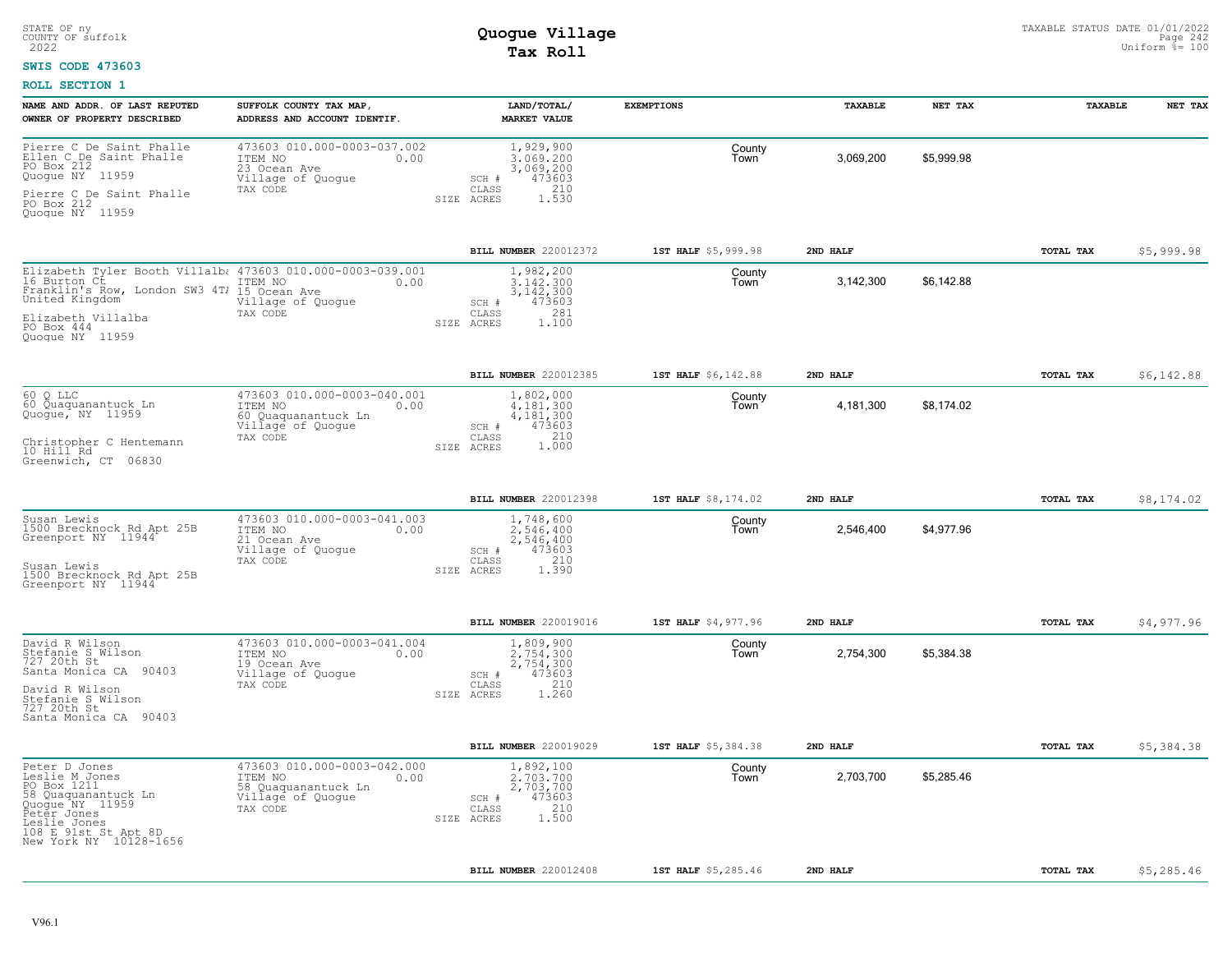STATE OF ny
COUNTY OF suffolk
2022

# Quogue Village
## Tax Roll

TAXABLE STATUS DATE 01/01/2022
Uniform %= 100

**SWIS CODE 473603**

**ROLL SECTION 1**

| NAME AND ADDR. OF LAST REPUTED OWNER OF PROPERTY DESCRIBED | SUFFOLK COUNTY TAX MAP, ADDRESS AND ACCOUNT IDENTIF. | LAND/TOTAL/ MARKET VALUE | EXEMPTIONS | TAXABLE | NET TAX | TAXABLE | NET TAX |
|---|---|---|---|---|---|---|---|
| Pierre C De Saint Phalle<br>Ellen C De Saint Phalle<br>PO Box 212<br>Quogue NY 11959<br><br>Pierre C De Saint Phalle<br>PO Box 212<br>Quogue NY 11959 | 473603 010.000-0003-037.002<br>ITEM NO 0.00<br>23 Ocean Ave<br>Village of Quogue<br>TAX CODE | 1,929,900<br>3,069,200<br>3,069,200<br>SCH # 473603<br>CLASS 210<br>SIZE ACRES 1.530 | County<br>Town | 3,069,200 | $5,999.98 | | |
| | | **BILL NUMBER** 220012372 | **1ST HALF** $5,999.98 | **2ND HALF** | | **TOTAL TAX** | $5,999.98 |
| Elizabeth Tyler Booth Villalba<br>16 Burton Ct<br>Franklin's Row, London SW3 4TA<br>United Kingdom<br><br>Elizabeth Villalba<br>PO Box 444<br>Quogue NY 11959 | 473603 010.000-0003-039.001<br>ITEM NO 0.00<br>15 Ocean Ave<br>Village of Quogue<br>TAX CODE | 1,982,200<br>3,142,300<br>3,142,300<br>SCH # 473603<br>CLASS 281<br>SIZE ACRES 1.100 | County<br>Town | 3,142,300 | $6,142.88 | | |
| | | **BILL NUMBER** 220012385 | **1ST HALF** $6,142.88 | **2ND HALF** | | **TOTAL TAX** | $6,142.88 |
| 60 Q LLC<br>60 Quaquanantuck Ln<br>Quogue, NY 11959<br><br>Christopher C Hentemann<br>10 Hill Rd<br>Greenwich, CT 06830 | 473603 010.000-0003-040.001<br>ITEM NO 0.00<br>60 Quaquanantuck Ln<br>Village of Quogue<br>TAX CODE | 1,802,000<br>4,181,300<br>4,181,300<br>SCH # 473603<br>CLASS 210<br>SIZE ACRES 1.000 | County<br>Town | 4,181,300 | $8,174.02 | | |
| | | **BILL NUMBER** 220012398 | **1ST HALF** $8,174.02 | **2ND HALF** | | **TOTAL TAX** | $8,174.02 |
| Susan Lewis<br>1500 Brecknock Rd Apt 25B<br>Greenport NY 11944<br><br>Susan Lewis<br>1500 Brecknock Rd Apt 25B<br>Greenport NY 11944 | 473603 010.000-0003-041.003<br>ITEM NO 0.00<br>21 Ocean Ave<br>Village of Quogue<br>TAX CODE | 1,748,600<br>2,546,400<br>2,546,400<br>SCH # 473603<br>CLASS 210<br>SIZE ACRES 1.390 | County<br>Town | 2,546,400 | $4,977.96 | | |
| | | **BILL NUMBER** 220019016 | **1ST HALF** $4,977.96 | **2ND HALF** | | **TOTAL TAX** | $4,977.96 |
| David R Wilson<br>Stefanie S Wilson<br>727 20th St<br>Santa Monica CA 90403<br><br>David R Wilson<br>Stefanie S Wilson<br>727 20th St<br>Santa Monica CA 90403 | 473603 010.000-0003-041.004<br>ITEM NO 0.00<br>19 Ocean Ave<br>Village of Quogue<br>TAX CODE | 1,809,900<br>2,754,300<br>2,754,300<br>SCH # 473603<br>CLASS 210<br>SIZE ACRES 1.260 | County<br>Town | 2,754,300 | $5,384.38 | | |
| | | **BILL NUMBER** 220019029 | **1ST HALF** $5,384.38 | **2ND HALF** | | **TOTAL TAX** | $5,384.38 |
| Peter D Jones<br>Leslie M Jones<br>PO Box 1211<br>58 Quaquanantuck Ln<br>Quogue NY 11959<br>Peter Jones<br>Leslie Jones<br>108 E 91st St Apt 8D<br>New York NY 10128-1656 | 473603 010.000-0003-042.000<br>ITEM NO 0.00<br>58 Quaquanantuck Ln<br>Village of Quogue<br>TAX CODE | 1,892,100<br>2,703,700<br>2,703,700<br>SCH # 473603<br>CLASS 210<br>SIZE ACRES 1.500 | County<br>Town | 2,703,700 | $5,285.46 | | |
| | | **BILL NUMBER** 220012408 | **1ST HALF** $5,285.46 | **2ND HALF** | | **TOTAL TAX** | $5,285.46 |

V96.1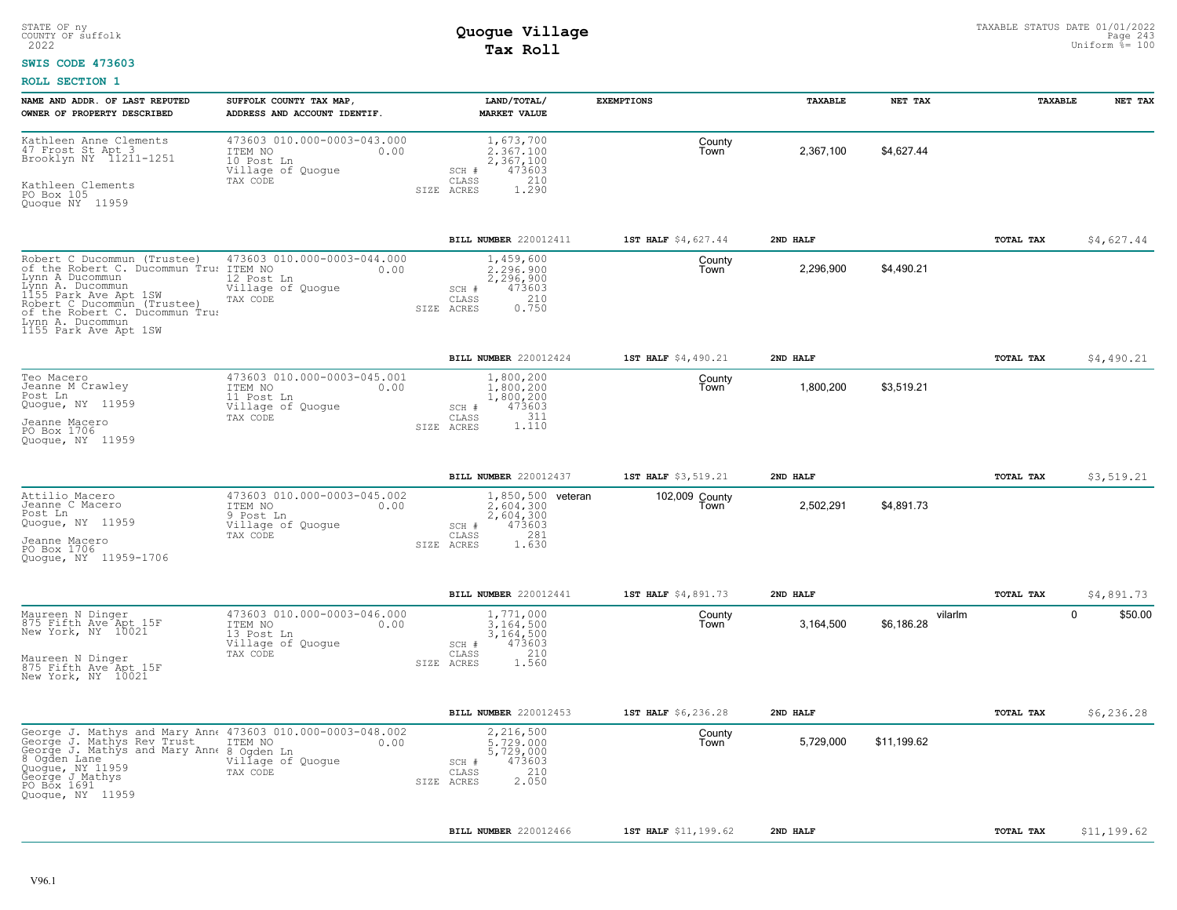STATE OF ny
COUNTY OF suffolk
2022

# Quogue Village
## Tax Roll

TAXABLE STATUS DATE 01/01/2022
Uniform %= 100

**SWIS CODE 473603**

**ROLL SECTION 1**

| NAME AND ADDR. OF LAST REPUTED OWNER OF PROPERTY DESCRIBED | SUFFOLK COUNTY TAX MAP, ADDRESS AND ACCOUNT IDENTIF. | LAND/TOTAL/ MARKET VALUE | EXEMPTIONS | | TAXABLE | NET TAX | | TAXABLE | NET TAX |
|---|---|---|---|---|---|---|---|---|---|
| Kathleen Anne Clements<br>47 Frost St Apt 3<br>Brooklyn NY 11211-1251<br><br>Kathleen Clements<br>PO Box 105<br>Quogue NY 11959 | 473603 010.000-0003-043.000<br>ITEM NO 0.00<br>10 Post Ln<br>Village of Quogue<br>TAX CODE | 1,673,700<br>2,367,100<br>2,367,100<br>SCH # 473603<br>CLASS 210<br>SIZE ACRES 1.290 | | County<br>Town | 2,367,100 | $4,627.44 | | | |
| | | **BILL NUMBER** 220012411 | **1ST HALF** $4,627.44 | | **2ND HALF** | | | **TOTAL TAX** | $4,627.44 |
| Robert C Ducommun (Trustee)<br>of the Robert C. Ducommun Trus<br>Lynn A Ducommun<br>Lynn A. Ducommun<br>1155 Park Ave Apt 1SW<br>Robert C Ducommun (Trustee)<br>of the Robert C. Ducommun Trus<br>Lynn A. Ducommun<br>1155 Park Ave Apt 1SW | 473603 010.000-0003-044.000<br>ITEM NO 0.00<br>12 Post Ln<br>Village of Quogue<br>TAX CODE | 1,459,600<br>2,296,900<br>2,296,900<br>SCH # 473603<br>CLASS 210<br>SIZE ACRES 0.750 | | County<br>Town | 2,296,900 | $4,490.21 | | | |
| | | **BILL NUMBER** 220012424 | **1ST HALF** $4,490.21 | | **2ND HALF** | | | **TOTAL TAX** | $4,490.21 |
| Teo Macero<br>Jeanne M Crawley<br>Post Ln<br>Quogue, NY 11959<br><br>Jeanne Macero<br>PO Box 1706<br>Quogue, NY 11959 | 473603 010.000-0003-045.001<br>ITEM NO 0.00<br>11 Post Ln<br>Village of Quogue<br>TAX CODE | 1,800,200<br>1,800,200<br>1,800,200<br>SCH # 473603<br>CLASS 311<br>SIZE ACRES 1.110 | | County<br>Town | 1,800,200 | $3,519.21 | | | |
| | | **BILL NUMBER** 220012437 | **1ST HALF** $3,519.21 | | **2ND HALF** | | | **TOTAL TAX** | $3,519.21 |
| Attilio Macero<br>Jeanne C Macero<br>Post Ln<br>Quogue, NY 11959<br><br>Jeanne Macero<br>PO Box 1706<br>Quogue, NY 11959-1706 | 473603 010.000-0003-045.002<br>ITEM NO 0.00<br>9 Post Ln<br>Village of Quogue<br>TAX CODE | 1,850,500<br>2,604,300<br>2,604,300<br>SCH # 473603<br>CLASS 281<br>SIZE ACRES 1.630 | veteran 102,009 | County<br>Town | 2,502,291 | $4,891.73 | | | |
| | | **BILL NUMBER** 220012441 | **1ST HALF** $4,891.73 | | **2ND HALF** | | | **TOTAL TAX** | $4,891.73 |
| Maureen N Dinger<br>875 Fifth Ave Apt 15F<br>New York, NY 10021<br><br>Maureen N Dinger<br>875 Fifth Ave Apt 15F<br>New York, NY 10021 | 473603 010.000-0003-046.000<br>ITEM NO 0.00<br>13 Post Ln<br>Village of Quogue<br>TAX CODE | 1,771,000<br>3,164,500<br>3,164,500<br>SCH # 473603<br>CLASS 210<br>SIZE ACRES 1.560 | | County<br>Town | 3,164,500 | $6,186.28 | vilarlm | 0 | $50.00 |
| | | **BILL NUMBER** 220012453 | **1ST HALF** $6,236.28 | | **2ND HALF** | | | **TOTAL TAX** | $6,236.28 |
| George J. Mathys and Mary Anne<br>George J. Mathys Rev Trust<br>George J. Mathys and Mary Anne<br>8 Ogden Lane<br>Quogue, NY 11959<br>George J Mathys<br>PO Box 1691<br>Quogue, NY 11959 | 473603 010.000-0003-048.002<br>ITEM NO 0.00<br>8 Ogden Ln<br>Village of Quogue<br>TAX CODE | 2,216,500<br>5,729,000<br>5,729,000<br>SCH # 473603<br>CLASS 210<br>SIZE ACRES 2.050 | | County<br>Town | 5,729,000 | $11,199.62 | | | |
| | | **BILL NUMBER** 220012466 | **1ST HALF** $11,199.62 | | **2ND HALF** | | | **TOTAL TAX** | $11,199.62 |

V96.1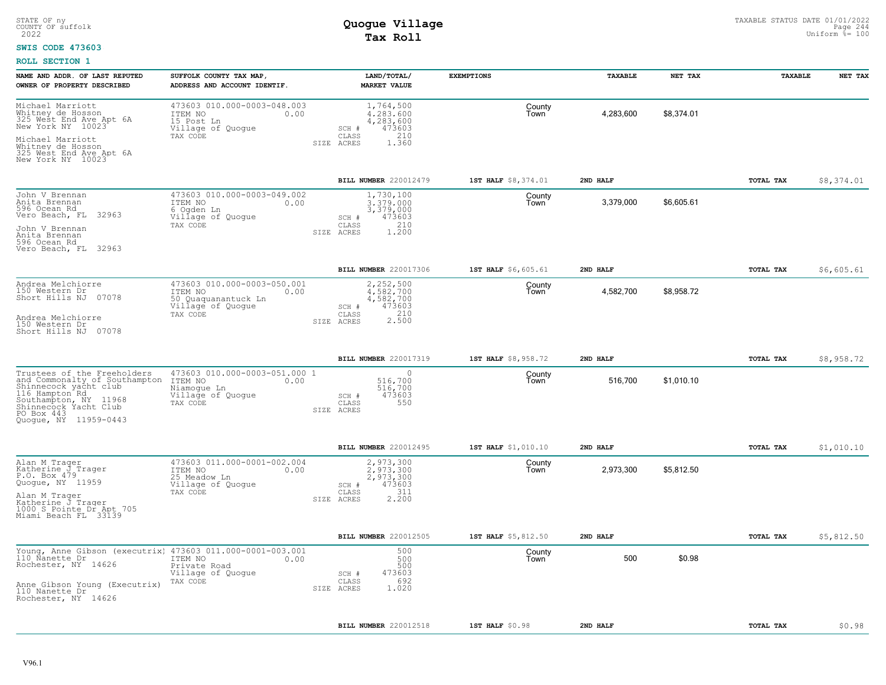STATE OF ny
COUNTY OF suffolk
2022

# Quogue Village
## Tax Roll

TAXABLE STATUS DATE 01/01/2022
Uniform %= 100

**SWIS CODE 473603**

**ROLL SECTION 1**

| NAME AND ADDR. OF LAST REPUTED OWNER OF PROPERTY DESCRIBED | SUFFOLK COUNTY TAX MAP, ADDRESS AND ACCOUNT IDENTIF. | LAND/TOTAL/ MARKET VALUE | EXEMPTIONS | | TAXABLE | NET TAX | TAXABLE | NET TAX |
|---|---|---|---|---|---|---|---|---|
| Michael Marriott<br>Whitney de Hosson<br>325 West End Ave Apt 6A<br>New York NY 10023<br><br>Michael Marriott<br>Whitney de Hosson<br>325 West End Ave Apt 6A<br>New York NY 10023 | 473603 010.000-0003-048.003<br>ITEM NO 0.00<br>15 Post Ln<br>Village of Quogue<br>TAX CODE | 1,764,500<br>4,283,600<br>4,283,600<br>SCH # 473603<br>CLASS 210<br>SIZE ACRES 1.360 | | County<br>Town | 4,283,600 | $8,374.01 | | |
| | | BILL NUMBER 220012479 | 1ST HALF $8,374.01 | | 2ND HALF | | TOTAL TAX | $8,374.01 |
| John V Brennan<br>Anita Brennan<br>596 Ocean Rd<br>Vero Beach, FL 32963<br><br>John V Brennan<br>Anita Brennan<br>596 Ocean Rd<br>Vero Beach, FL 32963 | 473603 010.000-0003-049.002<br>ITEM NO 0.00<br>6 Ogden Ln<br>Village of Quogue<br>TAX CODE | 1,730,100<br>3,379,000<br>3,379,000<br>SCH # 473603<br>CLASS 210<br>SIZE ACRES 1.200 | | County<br>Town | 3,379,000 | $6,605.61 | | |
| | | BILL NUMBER 220017306 | 1ST HALF $6,605.61 | | 2ND HALF | | TOTAL TAX | $6,605.61 |
| Andrea Melchiorre<br>150 Western Dr<br>Short Hills NJ 07078<br><br>Andrea Melchiorre<br>150 Western Dr<br>Short Hills NJ 07078 | 473603 010.000-0003-050.001<br>ITEM NO 0.00<br>50 Quaquanantuck Ln<br>Village of Quogue<br>TAX CODE | 2,252,500<br>4,582,700<br>4,582,700<br>SCH # 473603<br>CLASS 210<br>SIZE ACRES 2.500 | | County<br>Town | 4,582,700 | $8,958.72 | | |
| | | BILL NUMBER 220017319 | 1ST HALF $8,958.72 | | 2ND HALF | | TOTAL TAX | $8,958.72 |
| Trustees of the Freeholders<br>and Commonalty of Southampton<br>Shinnecock yacht club<br>116 Hampton Rd<br>Southampton, NY 11968<br>Shinnecock Yacht Club<br>PO Box 443<br>Quogue, NY 11959-0443 | 473603 010.000-0003-051.000 1<br>ITEM NO 0.00<br>Niamogue Ln<br>Village of Quogue<br>TAX CODE | 0<br>516,700<br>516,700<br>SCH # 473603<br>CLASS 550<br>SIZE ACRES | | County<br>Town | 516,700 | $1,010.10 | | |
| | | BILL NUMBER 220012495 | 1ST HALF $1,010.10 | | 2ND HALF | | TOTAL TAX | $1,010.10 |
| Alan M Trager<br>Katherine J Trager<br>P.O. Box 479<br>Quogue, NY 11959<br><br>Alan M Trager<br>Katherine J Trager<br>1000 S Pointe Dr Apt 705<br>Miami Beach FL 33139 | 473603 011.000-0001-002.004<br>ITEM NO 0.00<br>25 Meadow Ln<br>Village of Quogue<br>TAX CODE | 2,973,300<br>2,973,300<br>2,973,300<br>SCH # 473603<br>CLASS 311<br>SIZE ACRES 2.200 | | County<br>Town | 2,973,300 | $5,812.50 | | |
| | | BILL NUMBER 220012505 | 1ST HALF $5,812.50 | | 2ND HALF | | TOTAL TAX | $5,812.50 |
| Young, Anne Gibson (executrix)<br>110 Nanette Dr<br>Rochester, NY 14626<br><br>Anne Gibson Young (Executrix)<br>110 Nanette Dr<br>Rochester, NY 14626 | 473603 011.000-0001-003.001<br>ITEM NO 0.00<br>Private Road<br>Village of Quogue<br>TAX CODE | 500<br>500<br>500<br>SCH # 473603<br>CLASS 692<br>SIZE ACRES 1.020 | | County<br>Town | 500 | $0.98 | | |
| | | BILL NUMBER 220012518 | 1ST HALF $0.98 | | 2ND HALF | | TOTAL TAX | $0.98 |

V96.1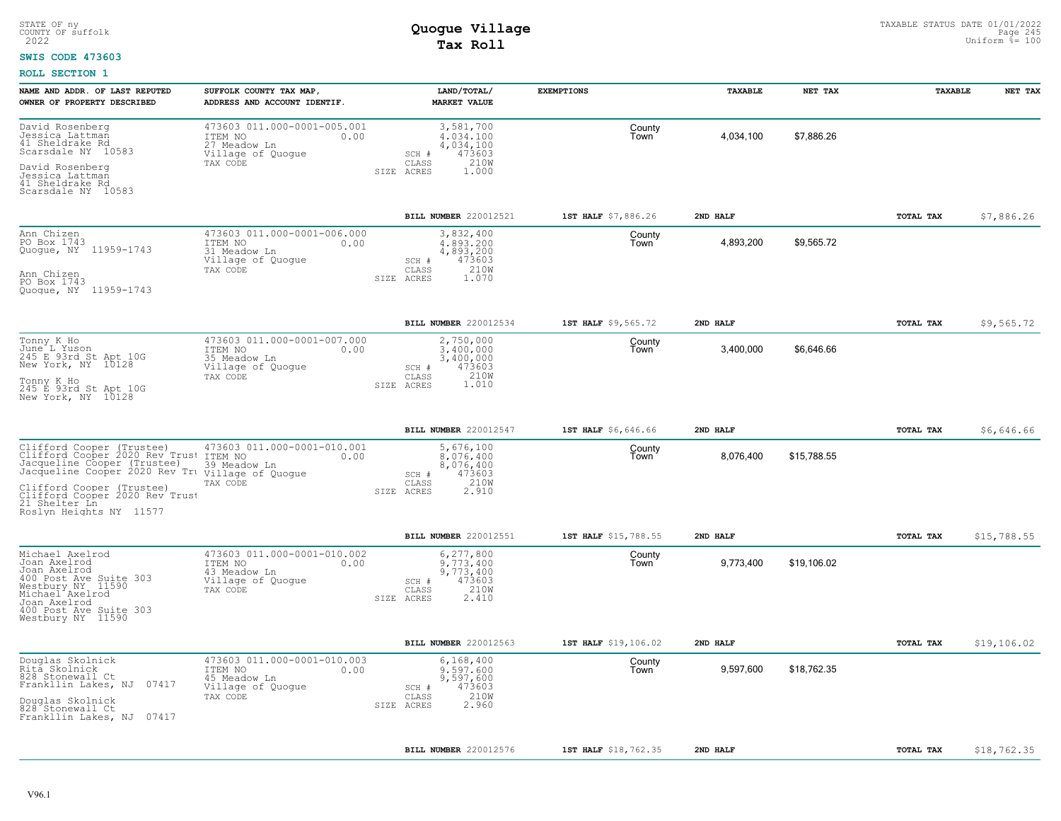STATE OF ny
COUNTY OF suffolk
2022

# Quogue Village
## Tax Roll

TAXABLE STATUS DATE 01/01/2022
Uniform %= 100

**SWIS CODE 473603**

**ROLL SECTION 1**

| NAME AND ADDR. OF LAST REPUTED OWNER OF PROPERTY DESCRIBED | SUFFOLK COUNTY TAX MAP, ADDRESS AND ACCOUNT IDENTIF. | LAND/TOTAL/ MARKET VALUE | EXEMPTIONS | TAXABLE | NET TAX | TAXABLE | NET TAX |
|---|---|---|---|---|---|---|---|
| David Rosenberg<br>Jessica Lattman<br>41 Sheldrake Rd<br>Scarsdale NY 10583<br><br>David Rosenberg<br>Jessica Lattman<br>41 Sheldrake Rd<br>Scarsdale NY 10583 | 473603 011.000-0001-005.001<br>ITEM NO 0.00<br>27 Meadow Ln<br>Village of Quogue<br>TAX CODE | 3,581,700<br>4,034,100<br>4,034,100<br>SCH # 473603<br>CLASS 210W<br>SIZE ACRES 1.000 | County<br>Town | 4,034,100 | $7,886.26 | | |
| | | **BILL NUMBER** 220012521 | **1ST HALF** $7,886.26 | **2ND HALF** | | **TOTAL TAX** | $7,886.26 |
| Ann Chizen<br>PO Box 1743<br>Quogue, NY 11959-1743<br><br>Ann Chizen<br>PO Box 1743<br>Quogue, NY 11959-1743 | 473603 011.000-0001-006.000<br>ITEM NO 0.00<br>31 Meadow Ln<br>Village of Quogue<br>TAX CODE | 3,832,400<br>4,893,200<br>4,893,200<br>SCH # 473603<br>CLASS 210W<br>SIZE ACRES 1.070 | County<br>Town | 4,893,200 | $9,565.72 | | |
| | | **BILL NUMBER** 220012534 | **1ST HALF** $9,565.72 | **2ND HALF** | | **TOTAL TAX** | $9,565.72 |
| Tonny K Ho<br>June L Yuson<br>245 E 93rd St Apt 10G<br>New York, NY 10128<br><br>Tonny K Ho<br>245 E 93rd St Apt 10G<br>New York, NY 10128 | 473603 011.000-0001-007.000<br>ITEM NO 0.00<br>35 Meadow Ln<br>Village of Quogue<br>TAX CODE | 2,750,000<br>3,400,000<br>3,400,000<br>SCH # 473603<br>CLASS 210W<br>SIZE ACRES 1.010 | County<br>Town | 3,400,000 | $6,646.66 | | |
| | | **BILL NUMBER** 220012547 | **1ST HALF** $6,646.66 | **2ND HALF** | | **TOTAL TAX** | $6,646.66 |
| Clifford Cooper (Trustee)<br>Clifford Cooper 2020 Rev Trust<br>Jacqueline Cooper (Trustee)<br>Jacqueline Cooper 2020 Rev Tru<br><br>Clifford Cooper (Trustee)<br>Clifford Cooper 2020 Rev Trust<br>21 Shelter Ln<br>Roslyn Heights NY 11577 | 473603 011.000-0001-010.001<br>ITEM NO 0.00<br>39 Meadow Ln<br>Village of Quogue<br>TAX CODE | 5,676,100<br>8,076,400<br>8,076,400<br>SCH # 473603<br>CLASS 210W<br>SIZE ACRES 2.910 | County<br>Town | 8,076,400 | $15,788.55 | | |
| | | **BILL NUMBER** 220012551 | **1ST HALF** $15,788.55 | **2ND HALF** | | **TOTAL TAX** | $15,788.55 |
| Michael Axelrod<br>Joan Axelrod<br>Joan Axelrod<br>400 Post Ave Suite 303<br>Westbury NY 11590<br>Michael Axelrod<br>Joan Axelrod<br>400 Post Ave Suite 303<br>Westbury NY 11590 | 473603 011.000-0001-010.002<br>ITEM NO 0.00<br>43 Meadow Ln<br>Village of Quogue<br>TAX CODE | 6,277,800<br>9,773,400<br>9,773,400<br>SCH # 473603<br>CLASS 210W<br>SIZE ACRES 2.410 | County<br>Town | 9,773,400 | $19,106.02 | | |
| | | **BILL NUMBER** 220012563 | **1ST HALF** $19,106.02 | **2ND HALF** | | **TOTAL TAX** | $19,106.02 |
| Douglas Skolnick<br>Rita Skolnick<br>828 Stonewall Ct<br>Frankllin Lakes, NJ 07417<br><br>Douglas Skolnick<br>828 Stonewall Ct<br>Frankllin Lakes, NJ 07417 | 473603 011.000-0001-010.003<br>ITEM NO 0.00<br>45 Meadow Ln<br>Village of Quogue<br>TAX CODE | 6,168,400<br>9,597,600<br>9,597,600<br>SCH # 473603<br>CLASS 210W<br>SIZE ACRES 2.960 | County<br>Town | 9,597,600 | $18,762.35 | | |
| | | **BILL NUMBER** 220012576 | **1ST HALF** $18,762.35 | **2ND HALF** | | **TOTAL TAX** | $18,762.35 |

V96.1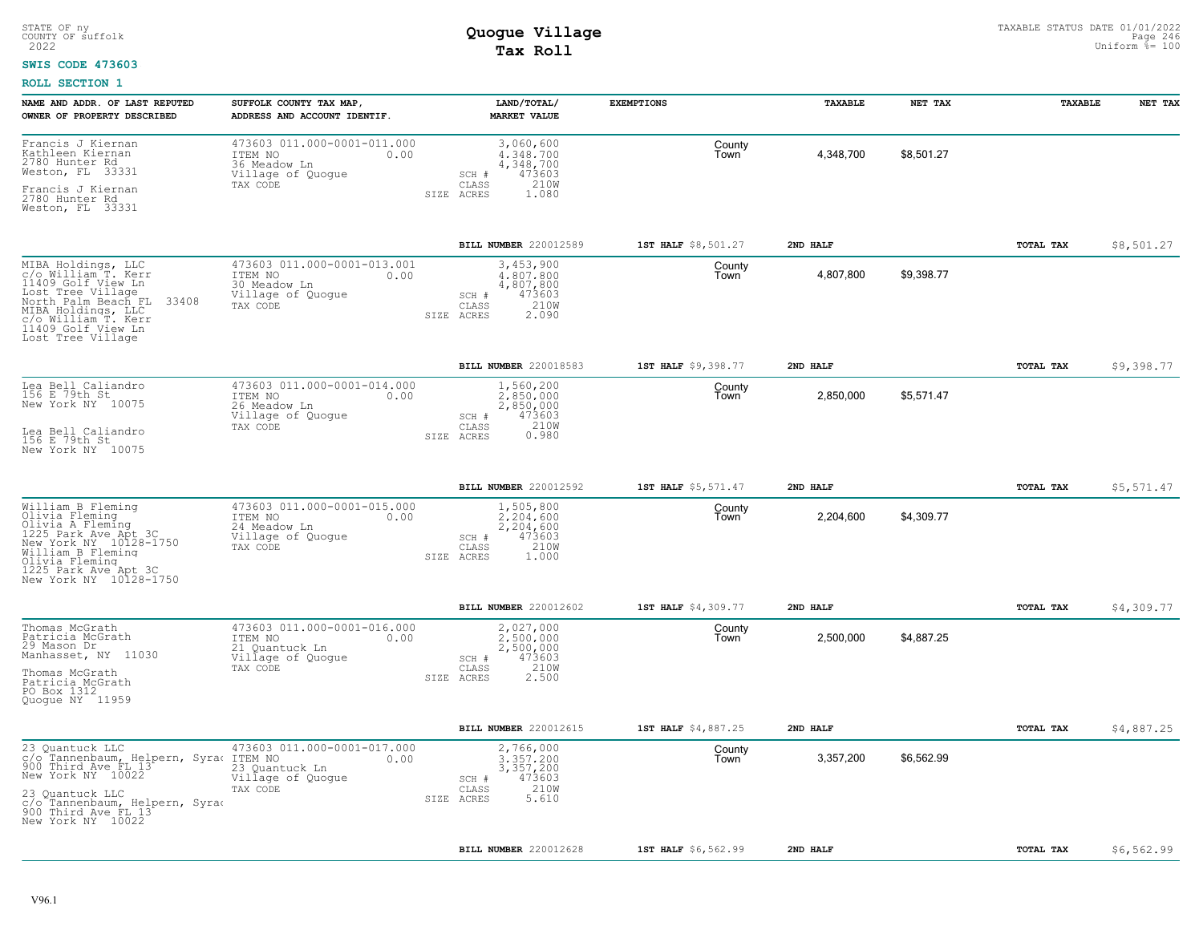STATE OF ny
COUNTY OF suffolk
2022

# Quogue Village
## Tax Roll

TAXABLE STATUS DATE 01/01/2022
Uniform %= 100

**SWIS CODE 473603**

**ROLL SECTION 1**

| NAME AND ADDR. OF LAST REPUTED OWNER OF PROPERTY DESCRIBED | SUFFOLK COUNTY TAX MAP, ADDRESS AND ACCOUNT IDENTIF. | LAND/TOTAL/ MARKET VALUE | EXEMPTIONS | | TAXABLE | NET TAX | TAXABLE | NET TAX |
|---|---|---|---|---|---|---|---|---|
| Francis J Kiernan<br>Kathleen Kiernan<br>2780 Hunter Rd<br>Weston, FL 33331<br><br>Francis J Kiernan<br>2780 Hunter Rd<br>Weston, FL 33331 | 473603 011.000-0001-011.000<br>ITEM NO 0.00<br>36 Meadow Ln<br>Village of Quogue<br>TAX CODE | 3,060,600<br>4,348,700<br>4,348,700<br>SCH # 473603<br>CLASS 210W<br>SIZE ACRES 1.080 | | County<br>Town | 4,348,700 | $8,501.27 | | |
| | | BILL NUMBER 220012589 | 1ST HALF $8,501.27 | | 2ND HALF | | TOTAL TAX | $8,501.27 |
| MIBA Holdings, LLC<br>c/o William T. Kerr<br>11409 Golf View Ln<br>Lost Tree Village<br>North Palm Beach FL 33408<br>MIBA Holdings, LLC<br>c/o William T. Kerr<br>11409 Golf View Ln<br>Lost Tree Village | 473603 011.000-0001-013.001<br>ITEM NO 0.00<br>30 Meadow Ln<br>Village of Quogue<br>TAX CODE | 3,453,900<br>4,807,800<br>4,807,800<br>SCH # 473603<br>CLASS 210W<br>SIZE ACRES 2.090 | | County<br>Town | 4,807,800 | $9,398.77 | | |
| | | BILL NUMBER 220018583 | 1ST HALF $9,398.77 | | 2ND HALF | | TOTAL TAX | $9,398.77 |
| Lea Bell Caliandro<br>156 E 79th St<br>New York NY 10075<br><br>Lea Bell Caliandro<br>156 E 79th St<br>New York NY 10075 | 473603 011.000-0001-014.000<br>ITEM NO 0.00<br>26 Meadow Ln<br>Village of Quogue<br>TAX CODE | 1,560,200<br>2,850,000<br>2,850,000<br>SCH # 473603<br>CLASS 210W<br>SIZE ACRES 0.980 | | County<br>Town | 2,850,000 | $5,571.47 | | |
| | | BILL NUMBER 220012592 | 1ST HALF $5,571.47 | | 2ND HALF | | TOTAL TAX | $5,571.47 |
| William B Fleming<br>Olivia Fleming<br>Olivia A Fleming<br>1225 Park Ave Apt 3C<br>New York NY 10128-1750<br>William B Fleming<br>Olivia Fleming<br>1225 Park Ave Apt 3C<br>New York NY 10128-1750 | 473603 011.000-0001-015.000<br>ITEM NO 0.00<br>24 Meadow Ln<br>Village of Quogue<br>TAX CODE | 1,505,800<br>2,204,600<br>2,204,600<br>SCH # 473603<br>CLASS 210W<br>SIZE ACRES 1.000 | | County<br>Town | 2,204,600 | $4,309.77 | | |
| | | BILL NUMBER 220012602 | 1ST HALF $4,309.77 | | 2ND HALF | | TOTAL TAX | $4,309.77 |
| Thomas McGrath<br>Patricia McGrath<br>29 Mason Dr<br>Manhasset, NY 11030<br><br>Thomas McGrath<br>Patricia McGrath<br>PO Box 1312<br>Quogue NY 11959 | 473603 011.000-0001-016.000<br>ITEM NO 0.00<br>21 Quantuck Ln<br>Village of Quogue<br>TAX CODE | 2,027,000<br>2,500,000<br>2,500,000<br>SCH # 473603<br>CLASS 210W<br>SIZE ACRES 2.500 | | County<br>Town | 2,500,000 | $4,887.25 | | |
| | | BILL NUMBER 220012615 | 1ST HALF $4,887.25 | | 2ND HALF | | TOTAL TAX | $4,887.25 |
| 23 Quantuck LLC<br>c/o Tannenbaum, Helpern, Syrac<br>900 Third Ave FL 13<br>New York NY 10022<br><br>23 Quantuck LLC<br>c/o Tannenbaum, Helpern, Syrac<br>900 Third Ave FL 13<br>New York NY 10022 | 473603 011.000-0001-017.000<br>ITEM NO 0.00<br>23 Quantuck Ln<br>Village of Quogue<br>TAX CODE | 2,766,000<br>3,357,200<br>3,357,200<br>SCH # 473603<br>CLASS 210W<br>SIZE ACRES 5.610 | | County<br>Town | 3,357,200 | $6,562.99 | | |
| | | BILL NUMBER 220012628 | 1ST HALF $6,562.99 | | 2ND HALF | | TOTAL TAX | $6,562.99 |

V96.1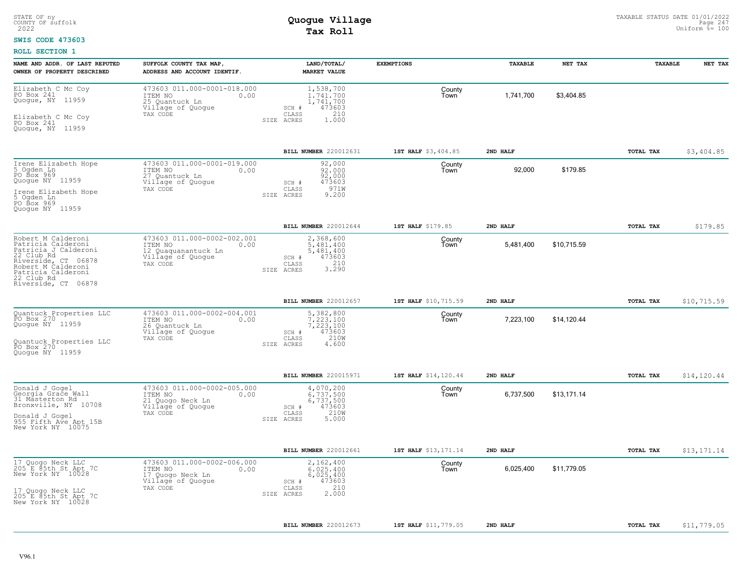STATE OF ny
COUNTY OF suffolk
2022

# Quogue Village
## Tax Roll

TAXABLE STATUS DATE 01/01/2022
Uniform %= 100

**SWIS CODE 473603**

**ROLL SECTION 1**

| NAME AND ADDR. OF LAST REPUTED OWNER OF PROPERTY DESCRIBED | SUFFOLK COUNTY TAX MAP, ADDRESS AND ACCOUNT IDENTIF. | LAND/TOTAL/ MARKET VALUE | EXEMPTIONS | | TAXABLE | NET TAX | TAXABLE | NET TAX |
|---|---|---|---|---|---|---|---|---|
| Elizabeth C Mc Coy<br>PO Box 241<br>Quogue, NY 11959<br><br>Elizabeth C Mc Coy<br>PO Box 241<br>Quogue, NY 11959 | 473603 011.000-0001-018.000<br>ITEM NO 0.00<br>25 Quantuck Ln<br>Village of Quogue<br>TAX CODE | 1,538,700<br>1,741,700<br>1,741,700<br>SCH # 473603<br>CLASS 210<br>SIZE ACRES 1.000 | | County<br>Town | 1,741,700 | $3,404.85 | | |
| | | **BILL NUMBER** 220012631 | **1ST HALF** $3,404.85 | | **2ND HALF** | | **TOTAL TAX** | $3,404.85 |
| Irene Elizabeth Hope<br>5 Ogden Ln<br>PO Box 969<br>Quogue NY 11959<br><br>Irene Elizabeth Hope<br>5 Ogden Ln<br>PO Box 969<br>Quogue NY 11959 | 473603 011.000-0001-019.000<br>ITEM NO 0.00<br>27 Quantuck Ln<br>Village of Quogue<br>TAX CODE | 92,000<br>92,000<br>92,000<br>SCH # 473603<br>CLASS 971W<br>SIZE ACRES 9.200 | | County<br>Town | 92,000 | $179.85 | | |
| | | **BILL NUMBER** 220012644 | **1ST HALF** $179.85 | | **2ND HALF** | | **TOTAL TAX** | $179.85 |
| Robert M Calderoni<br>Patricia Calderoni<br>Patricia J Calderoni<br>22 Club Rd<br>Riverside, CT 06878<br>Robert M Calderoni<br>Patricia Calderoni<br>22 Club Rd<br>Riverside, CT 06878 | 473603 011.000-0002-002.001<br>ITEM NO 0.00<br>12 Quaquanantuck Ln<br>Village of Quogue<br>TAX CODE | 2,368,600<br>5,481,400<br>5,481,400<br>SCH # 473603<br>CLASS 210<br>SIZE ACRES 3.290 | | County<br>Town | 5,481,400 | $10,715.59 | | |
| | | **BILL NUMBER** 220012657 | **1ST HALF** $10,715.59 | | **2ND HALF** | | **TOTAL TAX** | $10,715.59 |
| Quantuck Properties LLC<br>PO Box 270<br>Quogue NY 11959<br><br>Quantuck Properties LLC<br>PO Box 270<br>Quogue NY 11959 | 473603 011.000-0002-004.001<br>ITEM NO 0.00<br>26 Quantuck Ln<br>Village of Quogue<br>TAX CODE | 5,382,800<br>7,223,100<br>7,223,100<br>SCH # 473603<br>CLASS 210W<br>SIZE ACRES 4.600 | | County<br>Town | 7,223,100 | $14,120.44 | | |
| | | **BILL NUMBER** 220015971 | **1ST HALF** $14,120.44 | | **2ND HALF** | | **TOTAL TAX** | $14,120.44 |
| Donald J Gogel<br>Georgia Grace Wall<br>31 Masterton Rd<br>Bronxville, NY 10708<br><br>Donald J Gogel<br>955 Fifth Ave Apt 15B<br>New York NY 10075 | 473603 011.000-0002-005.000<br>ITEM NO 0.00<br>21 Quogo Neck Ln<br>Village of Quogue<br>TAX CODE | 4,070,200<br>6,737,500<br>6,737,500<br>SCH # 473603<br>CLASS 210W<br>SIZE ACRES 5.000 | | County<br>Town | 6,737,500 | $13,171.14 | | |
| | | **BILL NUMBER** 220012661 | **1ST HALF** $13,171.14 | | **2ND HALF** | | **TOTAL TAX** | $13,171.14 |
| 17 Quogo Neck LLC<br>205 E 85th St Apt 7C<br>New York NY 10028<br><br>17 Quogo Neck LLC<br>205 E 85th St Apt 7C<br>New York NY 10028 | 473603 011.000-0002-006.000<br>ITEM NO 0.00<br>17 Quogo Neck Ln<br>Village of Quogue<br>TAX CODE | 2,162,400<br>6,025,400<br>6,025,400<br>SCH # 473603<br>CLASS 210<br>SIZE ACRES 2.000 | | County<br>Town | 6,025,400 | $11,779.05 | | |
| | | **BILL NUMBER** 220012673 | **1ST HALF** $11,779.05 | | **2ND HALF** | | **TOTAL TAX** | $11,779.05 |

V96.1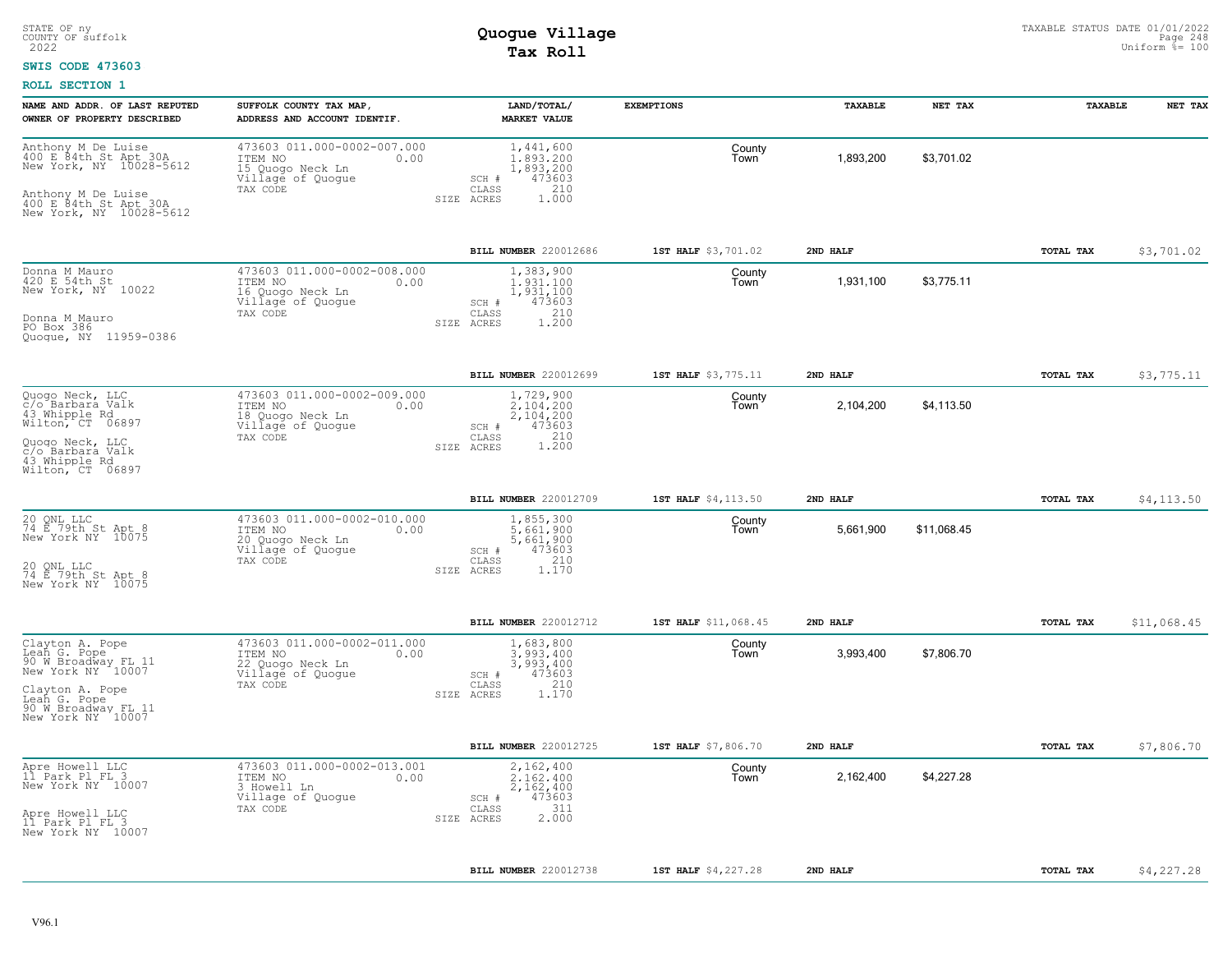STATE OF ny
COUNTY OF suffolk
2022

# Quogue Village
## Tax Roll

TAXABLE STATUS DATE 01/01/2022
Uniform %= 100

**SWIS CODE 473603**

**ROLL SECTION 1**

| NAME AND ADDR. OF LAST REPUTED OWNER OF PROPERTY DESCRIBED | SUFFOLK COUNTY TAX MAP, ADDRESS AND ACCOUNT IDENTIF. | LAND/TOTAL/ MARKET VALUE | EXEMPTIONS | | TAXABLE | NET TAX | TAXABLE | NET TAX |
|---|---|---|---|---|---|---|---|---|
| Anthony M De Luise<br>400 E 84th St Apt 30A<br>New York, NY 10028-5612<br><br>Anthony M De Luise<br>400 E 84th St Apt 30A<br>New York, NY 10028-5612 | 473603 011.000-0002-007.000<br>ITEM NO 0.00<br>15 Quogo Neck Ln<br>Village of Quogue<br>TAX CODE | 1,441,600<br>1,893,200<br>1,893,200<br>SCH # 473603<br>CLASS 210<br>SIZE ACRES 1.000 | | County<br>Town | 1,893,200 | $3,701.02 | | |
| | | **BILL NUMBER** 220012686 | **1ST HALF** $3,701.02 | **2ND HALF** | | | **TOTAL TAX** | $3,701.02 |
| Donna M Mauro<br>420 E 54th St<br>New York, NY 10022<br><br>Donna M Mauro<br>PO Box 386<br>Quogue, NY 11959-0386 | 473603 011.000-0002-008.000<br>ITEM NO 0.00<br>16 Quogo Neck Ln<br>Village of Quogue<br>TAX CODE | 1,383,900<br>1,931,100<br>1,931,100<br>SCH # 473603<br>CLASS 210<br>SIZE ACRES 1.200 | | County<br>Town | 1,931,100 | $3,775.11 | | |
| | | **BILL NUMBER** 220012699 | **1ST HALF** $3,775.11 | **2ND HALF** | | | **TOTAL TAX** | $3,775.11 |
| Quogo Neck, LLC<br>c/o Barbara Valk<br>43 Whipple Rd<br>Wilton, CT 06897<br><br>Quogo Neck, LLC<br>c/o Barbara Valk<br>43 Whipple Rd<br>Wilton, CT 06897 | 473603 011.000-0002-009.000<br>ITEM NO 0.00<br>18 Quogo Neck Ln<br>Village of Quogue<br>TAX CODE | 1,729,900<br>2,104,200<br>2,104,200<br>SCH # 473603<br>CLASS 210<br>SIZE ACRES 1.200 | | County<br>Town | 2,104,200 | $4,113.50 | | |
| | | **BILL NUMBER** 220012709 | **1ST HALF** $4,113.50 | **2ND HALF** | | | **TOTAL TAX** | $4,113.50 |
| 20 QNL LLC<br>74 E 79th St Apt 8<br>New York NY 10075<br><br>20 QNL LLC<br>74 E 79th St Apt 8<br>New York NY 10075 | 473603 011.000-0002-010.000<br>ITEM NO 0.00<br>20 Quogo Neck Ln<br>Village of Quogue<br>TAX CODE | 1,855,300<br>5,661,900<br>5,661,900<br>SCH # 473603<br>CLASS 210<br>SIZE ACRES 1.170 | | County<br>Town | 5,661,900 | $11,068.45 | | |
| | | **BILL NUMBER** 220012712 | **1ST HALF** $11,068.45 | **2ND HALF** | | | **TOTAL TAX** | $11,068.45 |
| Clayton A. Pope<br>Leah G. Pope<br>90 W Broadway FL 11<br>New York NY 10007<br><br>Clayton A. Pope<br>Leah G. Pope<br>90 W Broadway FL 11<br>New York NY 10007 | 473603 011.000-0002-011.000<br>ITEM NO 0.00<br>22 Quogo Neck Ln<br>Village of Quogue<br>TAX CODE | 1,683,800<br>3,993,400<br>3,993,400<br>SCH # 473603<br>CLASS 210<br>SIZE ACRES 1.170 | | County<br>Town | 3,993,400 | $7,806.70 | | |
| | | **BILL NUMBER** 220012725 | **1ST HALF** $7,806.70 | **2ND HALF** | | | **TOTAL TAX** | $7,806.70 |
| Apre Howell LLC<br>11 Park Pl FL 3<br>New York NY 10007<br><br>Apre Howell LLC<br>11 Park Pl FL 3<br>New York NY 10007 | 473603 011.000-0002-013.001<br>ITEM NO 0.00<br>3 Howell Ln<br>Village of Quogue<br>TAX CODE | 2,162,400<br>2,162,400<br>2,162,400<br>SCH # 473603<br>CLASS 311<br>SIZE ACRES 2.000 | | County<br>Town | 2,162,400 | $4,227.28 | | |
| | | **BILL NUMBER** 220012738 | **1ST HALF** $4,227.28 | **2ND HALF** | | | **TOTAL TAX** | $4,227.28 |

V96.1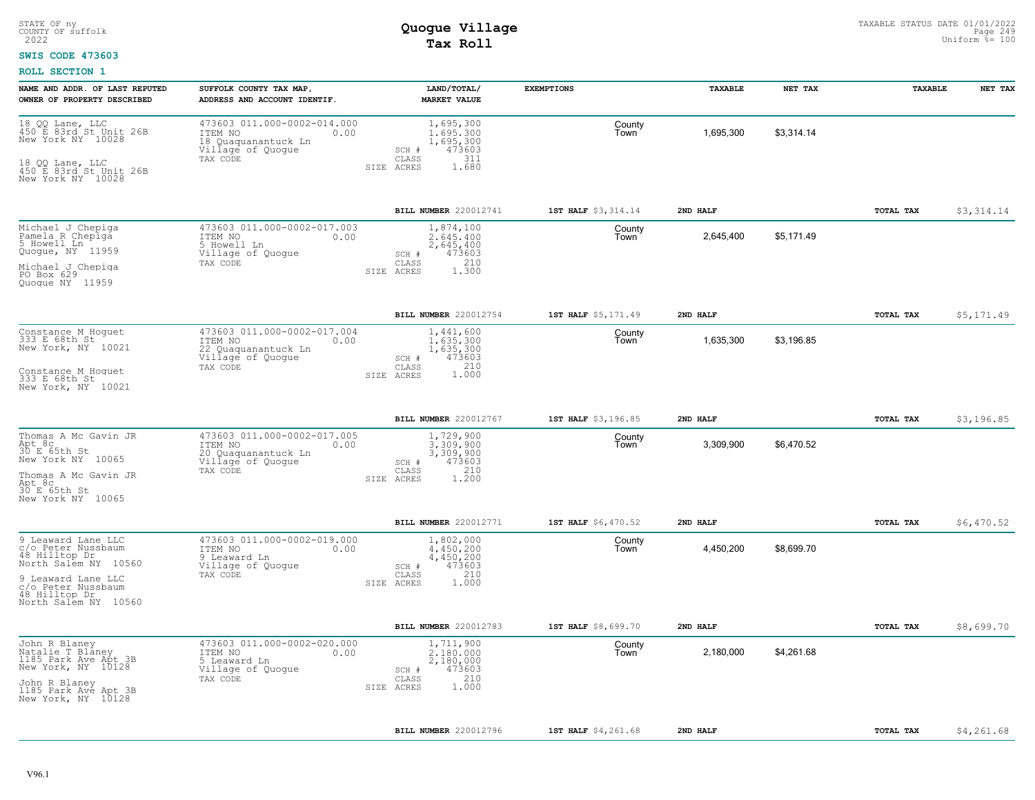STATE OF ny
COUNTY OF suffolk
2022

# Quogue Village
## Tax Roll

TAXABLE STATUS DATE 01/01/2022
Uniform %= 100

**SWIS CODE 473603**

**ROLL SECTION 1**

| NAME AND ADDR. OF LAST REPUTED OWNER OF PROPERTY DESCRIBED | SUFFOLK COUNTY TAX MAP, ADDRESS AND ACCOUNT IDENTIF. | LAND/TOTAL/ MARKET VALUE | EXEMPTIONS | | TAXABLE | NET TAX | TAXABLE | NET TAX |
|---|---|---|---|---|---|---|---|---|
| 18 QQ Lane, LLC<br>450 E 83rd St Unit 26B<br>New York NY 10028<br><br>18 QQ Lane, LLC<br>450 E 83rd St Unit 26B<br>New York NY 10028 | 473603 011.000-0002-014.000<br>ITEM NO 0.00<br>18 Quaquanantuck Ln<br>Village of Quogue<br>TAX CODE | 1,695,300<br>1,695,300<br>1,695,300<br>SCH # 473603<br>CLASS 311<br>SIZE ACRES 1.680 | | County<br>Town | 1,695,300 | $3,314.14 | | |
| | | **BILL NUMBER** 220012741 | **1ST HALF** $3,314.14 | **2ND HALF** | | | **TOTAL TAX** | $3,314.14 |
| Michael J Chepiga<br>Pamela R Chepiga<br>5 Howell Ln<br>Quogue, NY 11959<br><br>Michael J Chepiga<br>PO Box 629<br>Quogue NY 11959 | 473603 011.000-0002-017.003<br>ITEM NO 0.00<br>5 Howell Ln<br>Village of Quogue<br>TAX CODE | 1,874,100<br>2,645,400<br>2,645,400<br>SCH # 473603<br>CLASS 210<br>SIZE ACRES 1.300 | | County<br>Town | 2,645,400 | $5,171.49 | | |
| | | **BILL NUMBER** 220012754 | **1ST HALF** $5,171.49 | **2ND HALF** | | | **TOTAL TAX** | $5,171.49 |
| Constance M Hoguet<br>333 E 68th St<br>New York, NY 10021<br><br>Constance M Hoguet<br>333 E 68th St<br>New York, NY 10021 | 473603 011.000-0002-017.004<br>ITEM NO 0.00<br>22 Quaquanantuck Ln<br>Village of Quogue<br>TAX CODE | 1,441,600<br>1,635,300<br>1,635,300<br>SCH # 473603<br>CLASS 210<br>SIZE ACRES 1.000 | | County<br>Town | 1,635,300 | $3,196.85 | | |
| | | **BILL NUMBER** 220012767 | **1ST HALF** $3,196.85 | **2ND HALF** | | | **TOTAL TAX** | $3,196.85 |
| Thomas A Mc Gavin JR<br>Apt 8c<br>30 E 65th St<br>New York NY 10065<br><br>Thomas A Mc Gavin JR<br>Apt 8c<br>30 E 65th St<br>New York NY 10065 | 473603 011.000-0002-017.005<br>ITEM NO 0.00<br>20 Quaquanantuck Ln<br>Village of Quogue<br>TAX CODE | 1,729,900<br>3,309,900<br>3,309,900<br>SCH # 473603<br>CLASS 210<br>SIZE ACRES 1.200 | | County<br>Town | 3,309,900 | $6,470.52 | | |
| | | **BILL NUMBER** 220012771 | **1ST HALF** $6,470.52 | **2ND HALF** | | | **TOTAL TAX** | $6,470.52 |
| 9 Leaward Lane LLC<br>c/o Peter Nussbaum<br>48 Hilltop Dr<br>North Salem NY 10560<br><br>9 Leaward Lane LLC<br>c/o Peter Nussbaum<br>48 Hilltop Dr<br>North Salem NY 10560 | 473603 011.000-0002-019.000<br>ITEM NO 0.00<br>9 Leaward Ln<br>Village of Quogue<br>TAX CODE | 1,802,000<br>4,450,200<br>4,450,200<br>SCH # 473603<br>CLASS 210<br>SIZE ACRES 1.000 | | County<br>Town | 4,450,200 | $8,699.70 | | |
| | | **BILL NUMBER** 220012783 | **1ST HALF** $8,699.70 | **2ND HALF** | | | **TOTAL TAX** | $8,699.70 |
| John R Blaney<br>Natalie T Blaney<br>1185 Park Ave Apt 3B<br>New York, NY 10128<br><br>John R Blaney<br>1185 Park Ave Apt 3B<br>New York, NY 10128 | 473603 011.000-0002-020.000<br>ITEM NO 0.00<br>5 Leaward Ln<br>Village of Quogue<br>TAX CODE | 1,711,900<br>2,180,000<br>2,180,000<br>SCH # 473603<br>CLASS 210<br>SIZE ACRES 1.000 | | County<br>Town | 2,180,000 | $4,261.68 | | |
| | | **BILL NUMBER** 220012796 | **1ST HALF** $4,261.68 | **2ND HALF** | | | **TOTAL TAX** | $4,261.68 |

V96.1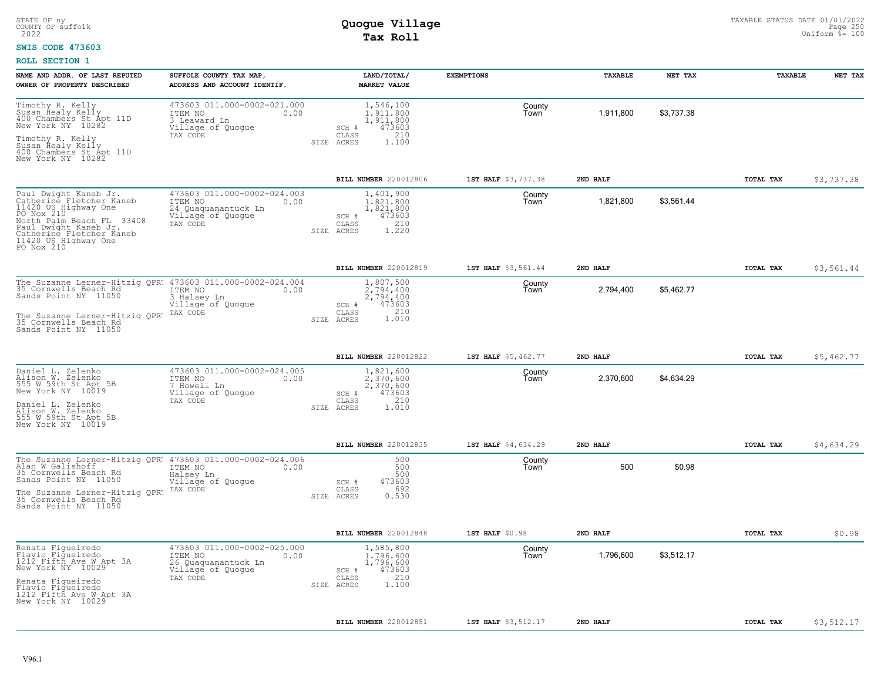STATE OF ny
COUNTY OF suffolk
2022

# Quogue Village
## Tax Roll

TAXABLE STATUS DATE 01/01/2022
Uniform %= 100

**SWIS CODE 473603**

**ROLL SECTION 1**

| NAME AND ADDR. OF LAST REPUTED OWNER OF PROPERTY DESCRIBED | SUFFOLK COUNTY TAX MAP, ADDRESS AND ACCOUNT IDENTIF. | LAND/TOTAL/ MARKET VALUE | EXEMPTIONS | TAXABLE | NET TAX | TAXABLE | NET TAX |
|---|---|---|---|---|---|---|---|
| Timothy R. Kelly<br>Susan Healy Kelly<br>400 Chambers St Apt 11D<br>New York NY 10282<br>Timothy R. Kelly<br>Susan Healy Kelly<br>400 Chambers St Apt 11D<br>New York NY 10282 | 473603 011.000-0002-021.000<br>ITEM NO 0.00<br>3 Leaward Ln<br>Village of Quogue<br>TAX CODE | 1,546,100<br>1,911,800<br>1,911,800<br>SCH # 473603<br>CLASS 210<br>SIZE ACRES 1.100 | County<br>Town | 1,911,800 | $3,737.38 | | |
| | | BILL NUMBER 220012806 | 1ST HALF $3,737.38 | 2ND HALF | | TOTAL TAX | $3,737.38 |
| Paul Dwight Kaneb Jr.<br>Catherine Fletcher Kaneb<br>11420 US Highway One<br>PO Nox 210<br>North Palm Beach FL 33408<br>Paul Dwight Kaneb Jr.<br>Catherine Fletcher Kaneb<br>11420 US Highway One<br>PO Nox 210 | 473603 011.000-0002-024.003<br>ITEM NO 0.00<br>24 Quaquanantuck Ln<br>Village of Quogue<br>TAX CODE | 1,401,900<br>1,821,800<br>1,821,800<br>SCH # 473603<br>CLASS 210<br>SIZE ACRES 1.220 | County<br>Town | 1,821,800 | $3,561.44 | | |
| | | BILL NUMBER 220012819 | 1ST HALF $3,561.44 | 2ND HALF | | TOTAL TAX | $3,561.44 |
| The Suzanne Lerner-Hitzig QPR<br>35 Cornwells Beach Rd<br>Sands Point NY 11050<br>The Suzanne Lerner-Hitzig QPR<br>35 Cornwells Beach Rd<br>Sands Point NY 11050 | 473603 011.000-0002-024.004<br>ITEM NO 0.00<br>3 Halsey Ln<br>Village of Quogue<br>TAX CODE | 1,807,500<br>2,794,400<br>2,794,400<br>SCH # 473603<br>CLASS 210<br>SIZE ACRES 1.010 | County<br>Town | 2,794,400 | $5,462.77 | | |
| | | BILL NUMBER 220012822 | 1ST HALF $5,462.77 | 2ND HALF | | TOTAL TAX | $5,462.77 |
| Daniel L. Zelenko<br>Alison W. Zelenko<br>555 W 59th St Apt 5B<br>New York NY 10019<br>Daniel L. Zelenko<br>Alison W. Zelenko<br>555 W 59th St Apt 5B<br>New York NY 10019 | 473603 011.000-0002-024.005<br>ITEM NO 0.00<br>7 Howell Ln<br>Village of Quogue<br>TAX CODE | 1,821,600<br>2,370,600<br>2,370,600<br>SCH # 473603<br>CLASS 210<br>SIZE ACRES 1.010 | County<br>Town | 2,370,600 | $4,634.29 | | |
| | | BILL NUMBER 220012835 | 1ST HALF $4,634.29 | 2ND HALF | | TOTAL TAX | $4,634.29 |
| The Suzanne Lerner-Hitzig QPR<br>Alan W Galishoff<br>35 Cornwells Beach Rd<br>Sands Point NY 11050<br>The Suzanne Lerner-Hitzig QPR<br>35 Cornwells Beach Rd<br>Sands Point NY 11050 | 473603 011.000-0002-024.006<br>ITEM NO 0.00<br>Halsey Ln<br>Village of Quogue<br>TAX CODE | 500<br>500<br>500<br>SCH # 473603<br>CLASS 692<br>SIZE ACRES 0.530 | County<br>Town | 500 | $0.98 | | |
| | | BILL NUMBER 220012848 | 1ST HALF $0.98 | 2ND HALF | | TOTAL TAX | $0.98 |
| Renata Figueiredo<br>Flavio Figueiredo<br>1212 Fifth Ave W Apt 3A<br>New York NY 10029<br>Renata Figueiredo<br>Flavio Figueiredo<br>1212 Fifth Ave W Apt 3A<br>New York NY 10029 | 473603 011.000-0002-025.000<br>ITEM NO 0.00<br>26 Quaquanantuck Ln<br>Village of Quogue<br>TAX CODE | 1,585,800<br>1,796,600<br>1,796,600<br>SCH # 473603<br>CLASS 210<br>SIZE ACRES 1.100 | County<br>Town | 1,796,600 | $3,512.17 | | |
| | | BILL NUMBER 220012851 | 1ST HALF $3,512.17 | 2ND HALF | | TOTAL TAX | $3,512.17 |

V96.1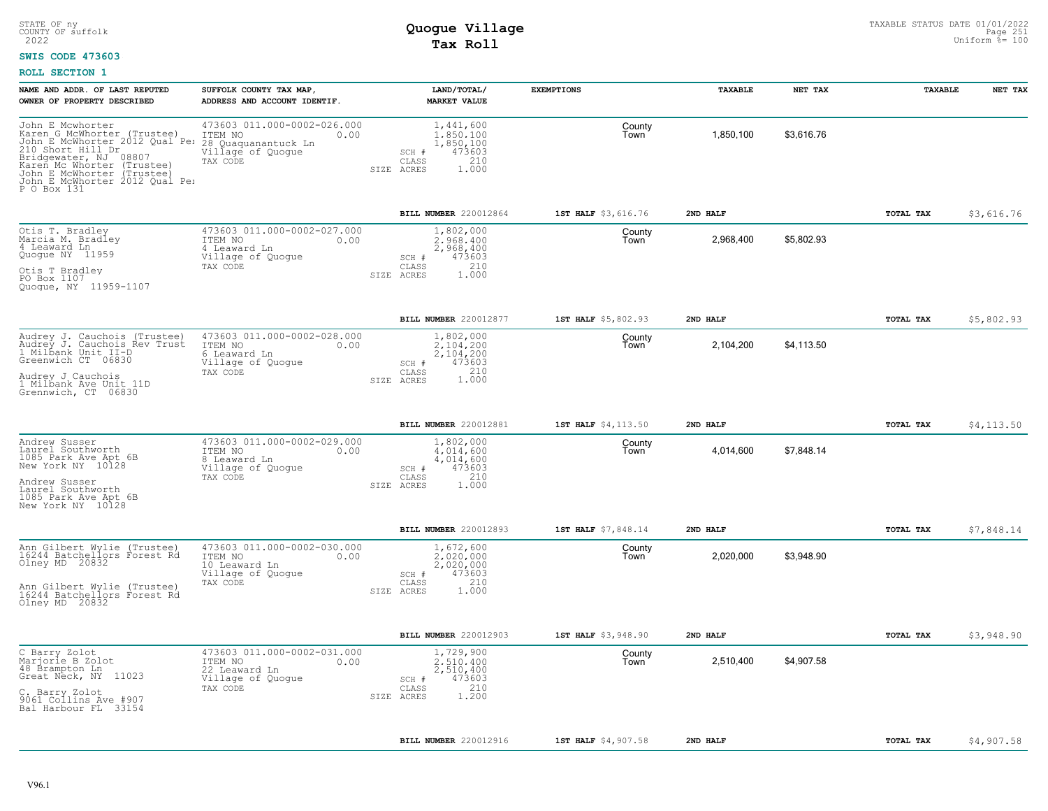STATE OF ny
COUNTY OF suffolk
2022

# Quogue Village
## Tax Roll

TAXABLE STATUS DATE 01/01/2022
Uniform %= 100

**SWIS CODE 473603**

**ROLL SECTION 1**

| NAME AND ADDR. OF LAST REPUTED OWNER OF PROPERTY DESCRIBED | SUFFOLK COUNTY TAX MAP, ADDRESS AND ACCOUNT IDENTIF. | LAND/TOTAL/ MARKET VALUE | EXEMPTIONS | TAXABLE | NET TAX | TAXABLE | NET TAX |
|---|---|---|---|---|---|---|---|
| John E Mcwhorter<br>Karen G McWhorter (Trustee)<br>John E McWhorter 2012 Qual Pe:<br>210 Short Hill Dr<br>Bridgewater, NJ 08807<br>Karen Mc Whorter (Trustee)<br>John E McWhorter (Trustee)<br>John E McWhorter 2012 Qual Pe:<br>P O Box 131 | 473603 011.000-0002-026.000<br>ITEM NO 0.00<br>28 Quaquanantuck Ln<br>Village of Quogue<br>TAX CODE | 1,441,600<br>1,850,100<br>1,850,100<br>SCH # 473603<br>CLASS 210<br>SIZE ACRES 1.000 | County<br>Town | 1,850,100 | $3,616.76 | | |
| | | BILL NUMBER 220012864 | 1ST HALF $3,616.76 | 2ND HALF | | TOTAL TAX | $3,616.76 |
| Otis T. Bradley<br>Marcia M. Bradley<br>4 Leaward Ln<br>Quogue NY 11959<br><br>Otis T Bradley<br>PO Box 1107<br>Quogue, NY 11959-1107 | 473603 011.000-0002-027.000<br>ITEM NO 0.00<br>4 Leaward Ln<br>Village of Quogue<br>TAX CODE | 1,802,000<br>2,968,400<br>2,968,400<br>SCH # 473603<br>CLASS 210<br>SIZE ACRES 1.000 | County<br>Town | 2,968,400 | $5,802.93 | | |
| | | BILL NUMBER 220012877 | 1ST HALF $5,802.93 | 2ND HALF | | TOTAL TAX | $5,802.93 |
| Audrey J. Cauchois (Trustee)<br>Audrey J. Cauchois Rev Trust<br>1 Milbank Unit II-D<br>Greenwich CT 06830<br><br>Audrey J Cauchois<br>1 Milbank Ave Unit 11D<br>Grennwich, CT 06830 | 473603 011.000-0002-028.000<br>ITEM NO 0.00<br>6 Leaward Ln<br>Village of Quogue<br>TAX CODE | 1,802,000<br>2,104,200<br>2,104,200<br>SCH # 473603<br>CLASS 210<br>SIZE ACRES 1.000 | County<br>Town | 2,104,200 | $4,113.50 | | |
| | | BILL NUMBER 220012881 | 1ST HALF $4,113.50 | 2ND HALF | | TOTAL TAX | $4,113.50 |
| Andrew Susser<br>Laurel Southworth<br>1085 Park Ave Apt 6B<br>New York NY 10128<br><br>Andrew Susser<br>Laurel Southworth<br>1085 Park Ave Apt 6B<br>New York NY 10128 | 473603 011.000-0002-029.000<br>ITEM NO 0.00<br>8 Leaward Ln<br>Village of Quogue<br>TAX CODE | 1,802,000<br>4,014,600<br>4,014,600<br>SCH # 473603<br>CLASS 210<br>SIZE ACRES 1.000 | County<br>Town | 4,014,600 | $7,848.14 | | |
| | | BILL NUMBER 220012893 | 1ST HALF $7,848.14 | 2ND HALF | | TOTAL TAX | $7,848.14 |
| Ann Gilbert Wylie (Trustee)<br>16244 Batchellors Forest Rd<br>Olney MD 20832<br><br>Ann Gilbert Wylie (Trustee)<br>16244 Batchellors Forest Rd<br>Olney MD 20832 | 473603 011.000-0002-030.000<br>ITEM NO 0.00<br>10 Leaward Ln<br>Village of Quogue<br>TAX CODE | 1,672,600<br>2,020,000<br>2,020,000<br>SCH # 473603<br>CLASS 210<br>SIZE ACRES 1.000 | County<br>Town | 2,020,000 | $3,948.90 | | |
| | | BILL NUMBER 220012903 | 1ST HALF $3,948.90 | 2ND HALF | | TOTAL TAX | $3,948.90 |
| C Barry Zolot<br>Marjorie B Zolot<br>48 Brampton Ln<br>Great Neck, NY 11023<br><br>C. Barry Zolot<br>9061 Collins Ave #907<br>Bal Harbour FL 33154 | 473603 011.000-0002-031.000<br>ITEM NO 0.00<br>22 Leaward Ln<br>Village of Quogue<br>TAX CODE | 1,729,900<br>2,510,400<br>2,510,400<br>SCH # 473603<br>CLASS 210<br>SIZE ACRES 1.200 | County<br>Town | 2,510,400 | $4,907.58 | | |
| | | BILL NUMBER 220012916 | 1ST HALF $4,907.58 | 2ND HALF | | TOTAL TAX | $4,907.58 |

V96.1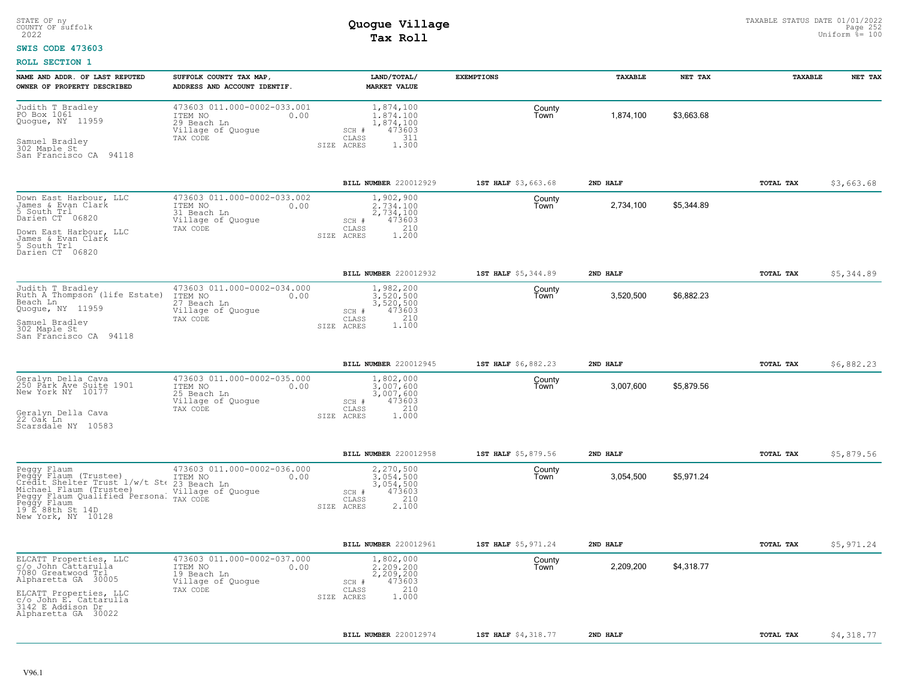STATE OF ny
COUNTY OF suffolk
2022

# Quogue Village
## Tax Roll

TAXABLE STATUS DATE 01/01/2022
Uniform %= 100

**SWIS CODE 473603**

**ROLL SECTION 1**

| NAME AND ADDR. OF LAST REPUTED OWNER OF PROPERTY DESCRIBED | SUFFOLK COUNTY TAX MAP, ADDRESS AND ACCOUNT IDENTIF. | LAND/TOTAL/ MARKET VALUE | EXEMPTIONS | TAXABLE | NET TAX | TAXABLE | NET TAX |
|---|---|---|---|---|---|---|---|
| Judith T Bradley<br>PO Box 1061<br>Quogue, NY 11959<br><br>Samuel Bradley<br>302 Maple St<br>San Francisco CA 94118 | 473603 011.000-0002-033.001<br>ITEM NO 0.00<br>29 Beach Ln<br>Village of Quogue<br>TAX CODE | 1,874,100<br>1,874,100<br>1,874,100<br>SCH # 473603<br>CLASS 311<br>SIZE ACRES 1.300 | County<br>Town | 1,874,100 | $3,663.68 | | |
| | | BILL NUMBER 220012929 | 1ST HALF $3,663.68 | 2ND HALF | | TOTAL TAX | $3,663.68 |
| Down East Harbour, LLC<br>James & Evan Clark<br>5 South Trl<br>Darien CT 06820<br><br>Down East Harbour, LLC<br>James & Evan Clark<br>5 South Trl<br>Darien CT 06820 | 473603 011.000-0002-033.002<br>ITEM NO 0.00<br>31 Beach Ln<br>Village of Quogue<br>TAX CODE | 1,902,900<br>2,734,100<br>2,734,100<br>SCH # 473603<br>CLASS 210<br>SIZE ACRES 1.200 | County<br>Town | 2,734,100 | $5,344.89 | | |
| | | BILL NUMBER 220012932 | 1ST HALF $5,344.89 | 2ND HALF | | TOTAL TAX | $5,344.89 |
| Judith T Bradley<br>Ruth A Thompson (life Estate)<br>Beach Ln<br>Quogue, NY 11959<br><br>Samuel Bradley<br>302 Maple St<br>San Francisco CA 94118 | 473603 011.000-0002-034.000<br>ITEM NO 0.00<br>27 Beach Ln<br>Village of Quogue<br>TAX CODE | 1,982,200<br>3,520,500<br>3,520,500<br>SCH # 473603<br>CLASS 210<br>SIZE ACRES 1.100 | County<br>Town | 3,520,500 | $6,882.23 | | |
| | | BILL NUMBER 220012945 | 1ST HALF $6,882.23 | 2ND HALF | | TOTAL TAX | $6,882.23 |
| Geralyn Della Cava<br>250 Park Ave Suite 1901<br>New York NY 10177<br><br>Geralyn Della Cava<br>22 Oak Ln<br>Scarsdale NY 10583 | 473603 011.000-0002-035.000<br>ITEM NO 0.00<br>25 Beach Ln<br>Village of Quogue<br>TAX CODE | 1,802,000<br>3,007,600<br>3,007,600<br>SCH # 473603<br>CLASS 210<br>SIZE ACRES 1.000 | County<br>Town | 3,007,600 | $5,879.56 | | |
| | | BILL NUMBER 220012958 | 1ST HALF $5,879.56 | 2ND HALF | | TOTAL TAX | $5,879.56 |
| Peggy Flaum<br>Peggy Flaum (Trustee)<br>Credit Shelter Trust 1/w/t Ste<br>Michael Flaum (Trustee)<br>Peggy Flaum Qualified Persona<br>Peggy Flaum<br>19 E 88th St 14D<br>New York, NY 10128 | 473603 011.000-0002-036.000<br>ITEM NO 0.00<br>23 Beach Ln<br>Village of Quogue<br>TAX CODE | 2,270,500<br>3,054,500<br>3,054,500<br>SCH # 473603<br>CLASS 210<br>SIZE ACRES 2.100 | County<br>Town | 3,054,500 | $5,971.24 | | |
| | | BILL NUMBER 220012961 | 1ST HALF $5,971.24 | 2ND HALF | | TOTAL TAX | $5,971.24 |
| ELCATT Properties, LLC<br>c/o John Cattarulla<br>7080 Greatwood Trl<br>Alpharetta GA 30005<br><br>ELCATT Properties, LLC<br>c/o John E. Cattarulla<br>3142 E Addison Dr<br>Alpharetta GA 30022 | 473603 011.000-0002-037.000<br>ITEM NO 0.00<br>19 Beach Ln<br>Village of Quogue<br>TAX CODE | 1,802,000<br>2,209,200<br>2,209,200<br>SCH # 473603<br>CLASS 210<br>SIZE ACRES 1.000 | County<br>Town | 2,209,200 | $4,318.77 | | |
| | | BILL NUMBER 220012974 | 1ST HALF $4,318.77 | 2ND HALF | | TOTAL TAX | $4,318.77 |

V96.1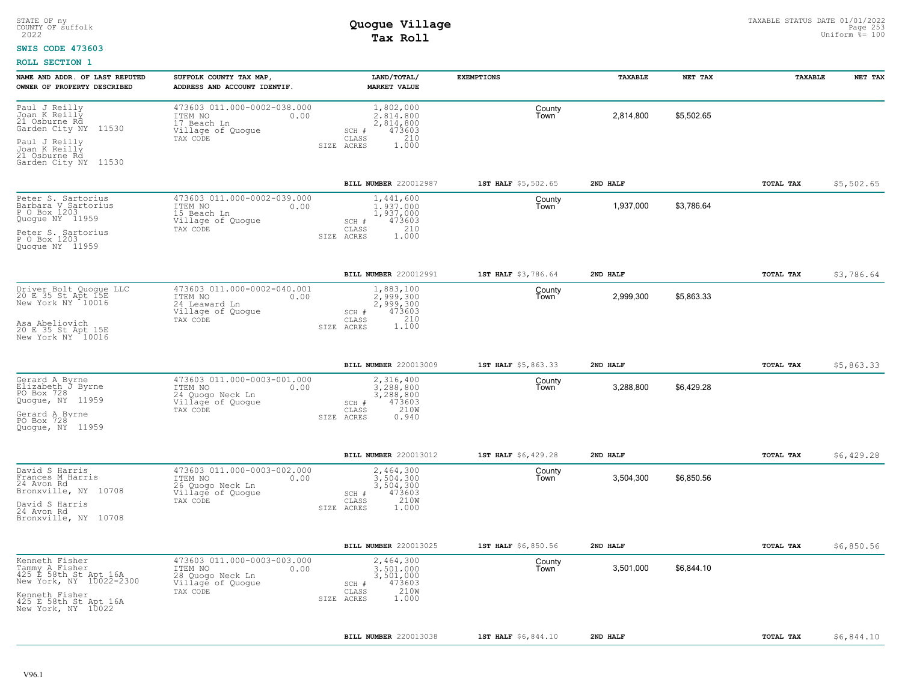STATE OF ny
COUNTY OF suffolk
2022

# Quogue Village
## Tax Roll

TAXABLE STATUS DATE 01/01/2022
Uniform %= 100

**SWIS CODE 473603**

**ROLL SECTION 1**

| NAME AND ADDR. OF LAST REPUTED OWNER OF PROPERTY DESCRIBED | SUFFOLK COUNTY TAX MAP, ADDRESS AND ACCOUNT IDENTIF. | LAND/TOTAL/ MARKET VALUE | EXEMPTIONS | TAXABLE | NET TAX | TAXABLE | NET TAX |
|---|---|---|---|---|---|---|---|
| Paul J Reilly<br>Joan K Reilly<br>21 Osburne Rd<br>Garden City NY 11530<br><br>Paul J Reilly<br>Joan K Reilly<br>21 Osburne Rd<br>Garden City NY 11530 | 473603 011.000-0002-038.000<br>ITEM NO 0.00<br>17 Beach Ln<br>Village of Quogue<br>TAX CODE | 1,802,000<br>2,814,800<br>2,814,800<br>SCH # 473603<br>CLASS 210<br>SIZE ACRES 1.000 | County<br>Town | 2,814,800 | $5,502.65 | | |
| | | **BILL NUMBER** 220012987 | **1ST HALF** $5,502.65 | **2ND HALF** | | **TOTAL TAX** | $5,502.65 |
| Peter S. Sartorius<br>Barbara V Sartorius<br>P O Box 1203<br>Quogue NY 11959<br><br>Peter S. Sartorius<br>P O Box 1203<br>Quogue NY 11959 | 473603 011.000-0002-039.000<br>ITEM NO 0.00<br>15 Beach Ln<br>Village of Quogue<br>TAX CODE | 1,441,600<br>1,937,000<br>1,937,000<br>SCH # 473603<br>CLASS 210<br>SIZE ACRES 1.000 | County<br>Town | 1,937,000 | $3,786.64 | | |
| | | **BILL NUMBER** 220012991 | **1ST HALF** $3,786.64 | **2ND HALF** | | **TOTAL TAX** | $3,786.64 |
| Driver Bolt Quogue LLC<br>20 E 35 St Apt 15E<br>New York NY 10016<br><br>Asa Abeliovich<br>20 E 35 St Apt 15E<br>New York NY 10016 | 473603 011.000-0002-040.001<br>ITEM NO 0.00<br>24 Leaward Ln<br>Village of Quogue<br>TAX CODE | 1,883,100<br>2,999,300<br>2,999,300<br>SCH # 473603<br>CLASS 210<br>SIZE ACRES 1.100 | County<br>Town | 2,999,300 | $5,863.33 | | |
| | | **BILL NUMBER** 220013009 | **1ST HALF** $5,863.33 | **2ND HALF** | | **TOTAL TAX** | $5,863.33 |
| Gerard A Byrne<br>Elizabeth J Byrne<br>PO Box 728<br>Quogue, NY 11959<br><br>Gerard A Byrne<br>PO Box 728<br>Quogue, NY 11959 | 473603 011.000-0003-001.000<br>ITEM NO 0.00<br>24 Quogo Neck Ln<br>Village of Quogue<br>TAX CODE | 2,316,400<br>3,288,800<br>3,288,800<br>SCH # 473603<br>CLASS 210W<br>SIZE ACRES 0.940 | County<br>Town | 3,288,800 | $6,429.28 | | |
| | | **BILL NUMBER** 220013012 | **1ST HALF** $6,429.28 | **2ND HALF** | | **TOTAL TAX** | $6,429.28 |
| David S Harris<br>Frances M Harris<br>24 Avon Rd<br>Bronxville, NY 10708<br><br>David S Harris<br>24 Avon Rd<br>Bronxville, NY 10708 | 473603 011.000-0003-002.000<br>ITEM NO 0.00<br>26 Quogo Neck Ln<br>Village of Quogue<br>TAX CODE | 2,464,300<br>3,504,300<br>3,504,300<br>SCH # 473603<br>CLASS 210W<br>SIZE ACRES 1.000 | County<br>Town | 3,504,300 | $6,850.56 | | |
| | | **BILL NUMBER** 220013025 | **1ST HALF** $6,850.56 | **2ND HALF** | | **TOTAL TAX** | $6,850.56 |
| Kenneth Fisher<br>Tammy A Fisher<br>425 E 58th St Apt 16A<br>New York, NY 10022-2300<br><br>Kenneth Fisher<br>425 E 58th St Apt 16A<br>New York, NY 10022 | 473603 011.000-0003-003.000<br>ITEM NO 0.00<br>28 Quogo Neck Ln<br>Village of Quogue<br>TAX CODE | 2,464,300<br>3,501,000<br>3,501,000<br>SCH # 473603<br>CLASS 210W<br>SIZE ACRES 1.000 | County<br>Town | 3,501,000 | $6,844.10 | | |
| | | **BILL NUMBER** 220013038 | **1ST HALF** $6,844.10 | **2ND HALF** | | **TOTAL TAX** | $6,844.10 |

V96.1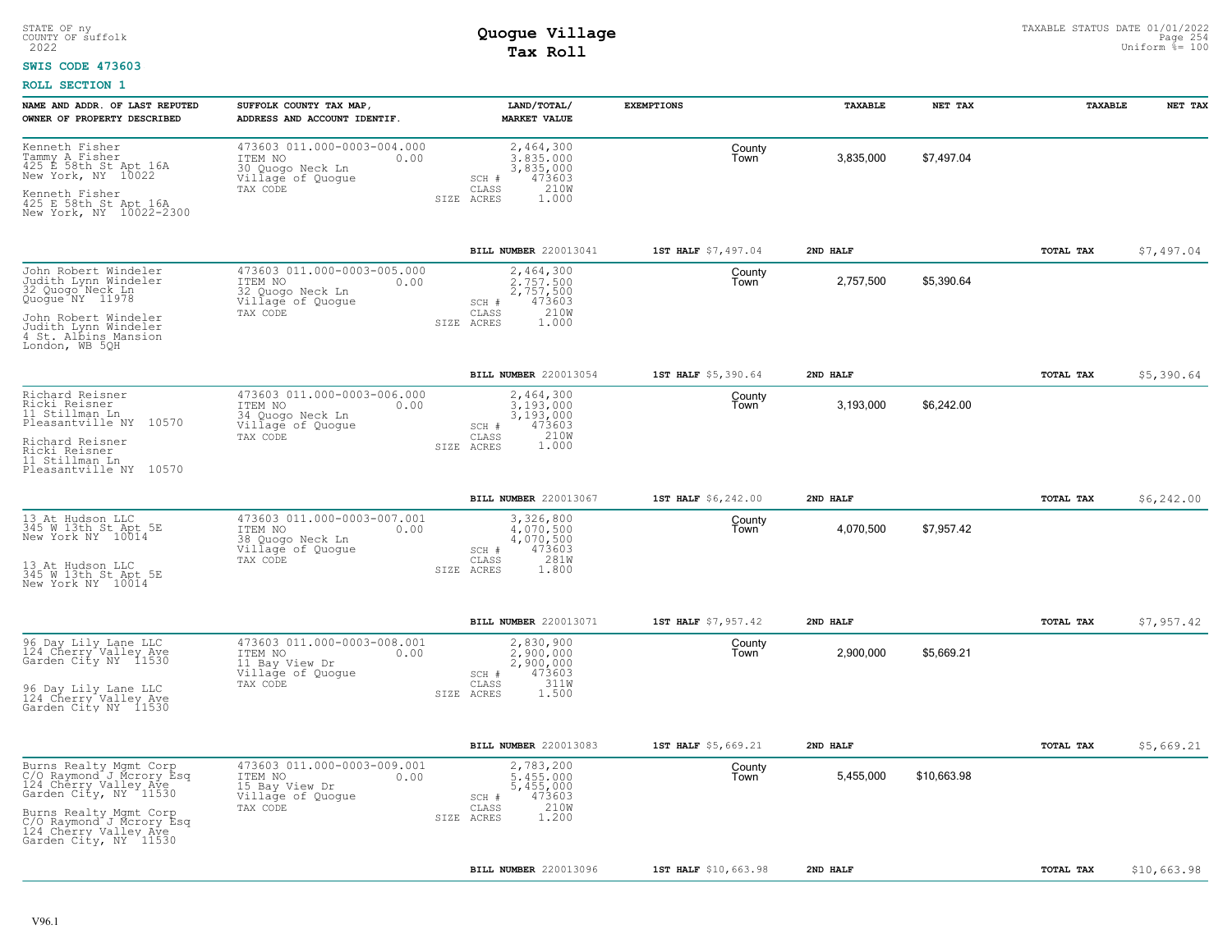STATE OF ny
COUNTY OF suffolk
2022

# Quogue Village
## Tax Roll

TAXABLE STATUS DATE 01/01/2022
Uniform %= 100

**SWIS CODE 473603**

**ROLL SECTION 1**

| NAME AND ADDR. OF LAST REPUTED OWNER OF PROPERTY DESCRIBED | SUFFOLK COUNTY TAX MAP, ADDRESS AND ACCOUNT IDENTIF. | LAND/TOTAL/ MARKET VALUE | EXEMPTIONS | TAXABLE | NET TAX | TAXABLE | NET TAX |
|---|---|---|---|---|---|---|---|
| Kenneth Fisher<br>Tammy A Fisher<br>425 E 58th St Apt 16A<br>New York, NY 10022<br><br>Kenneth Fisher<br>425 E 58th St Apt 16A<br>New York, NY 10022-2300 | 473603 011.000-0003-004.000<br>ITEM NO 0.00<br>30 Quogo Neck Ln<br>Village of Quogue<br>TAX CODE | 2,464,300<br>3,835,000<br>3,835,000<br>SCH # 473603<br>CLASS 210W<br>SIZE ACRES 1.000 | County<br>Town | 3,835,000 | $7,497.04 | | |
| | | BILL NUMBER 220013041 | 1ST HALF $7,497.04 | 2ND HALF | | TOTAL TAX | $7,497.04 |
| John Robert Windeler<br>Judith Lynn Windeler<br>32 Quogo Neck Ln<br>Quogue NY 11978<br><br>John Robert Windeler<br>Judith Lynn Windeler<br>4 St. Albins Mansion<br>London, WB 5QH | 473603 011.000-0003-005.000<br>ITEM NO 0.00<br>32 Quogo Neck Ln<br>Village of Quogue<br>TAX CODE | 2,464,300<br>2,757,500<br>2,757,500<br>SCH # 473603<br>CLASS 210W<br>SIZE ACRES 1.000 | County<br>Town | 2,757,500 | $5,390.64 | | |
| | | BILL NUMBER 220013054 | 1ST HALF $5,390.64 | 2ND HALF | | TOTAL TAX | $5,390.64 |
| Richard Reisner<br>Ricki Reisner<br>11 Stillman Ln<br>Pleasantville NY 10570<br><br>Richard Reisner<br>Ricki Reisner<br>11 Stillman Ln<br>Pleasantville NY 10570 | 473603 011.000-0003-006.000<br>ITEM NO 0.00<br>34 Quogo Neck Ln<br>Village of Quogue<br>TAX CODE | 2,464,300<br>3,193,000<br>3,193,000<br>SCH # 473603<br>CLASS 210W<br>SIZE ACRES 1.000 | County<br>Town | 3,193,000 | $6,242.00 | | |
| | | BILL NUMBER 220013067 | 1ST HALF $6,242.00 | 2ND HALF | | TOTAL TAX | $6,242.00 |
| 13 At Hudson LLC<br>345 W 13th St Apt 5E<br>New York NY 10014<br><br>13 At Hudson LLC<br>345 W 13th St Apt 5E<br>New York NY 10014 | 473603 011.000-0003-007.001<br>ITEM NO 0.00<br>38 Quogo Neck Ln<br>Village of Quogue<br>TAX CODE | 3,326,800<br>4,070,500<br>4,070,500<br>SCH # 473603<br>CLASS 281W<br>SIZE ACRES 1.800 | County<br>Town | 4,070,500 | $7,957.42 | | |
| | | BILL NUMBER 220013071 | 1ST HALF $7,957.42 | 2ND HALF | | TOTAL TAX | $7,957.42 |
| 96 Day Lily Lane LLC<br>124 Cherry Valley Ave<br>Garden City NY 11530<br><br>96 Day Lily Lane LLC<br>124 Cherry Valley Ave<br>Garden City NY 11530 | 473603 011.000-0003-008.001<br>ITEM NO 0.00<br>11 Bay View Dr<br>Village of Quogue<br>TAX CODE | 2,830,900<br>2,900,000<br>2,900,000<br>SCH # 473603<br>CLASS 311W<br>SIZE ACRES 1.500 | County<br>Town | 2,900,000 | $5,669.21 | | |
| | | BILL NUMBER 220013083 | 1ST HALF $5,669.21 | 2ND HALF | | TOTAL TAX | $5,669.21 |
| Burns Realty Mgmt Corp<br>C/O Raymond J Mcrory Esq<br>124 Cherry Valley Ave<br>Garden City, NY 11530<br><br>Burns Realty Mgmt Corp<br>C/O Raymond J Mcrory Esq<br>124 Cherry Valley Ave<br>Garden City, NY 11530 | 473603 011.000-0003-009.001<br>ITEM NO 0.00<br>15 Bay View Dr<br>Village of Quogue<br>TAX CODE | 2,783,200<br>5,455,000<br>5,455,000<br>SCH # 473603<br>CLASS 210W<br>SIZE ACRES 1.200 | County<br>Town | 5,455,000 | $10,663.98 | | |
| | | BILL NUMBER 220013096 | 1ST HALF $10,663.98 | 2ND HALF | | TOTAL TAX | $10,663.98 |

V96.1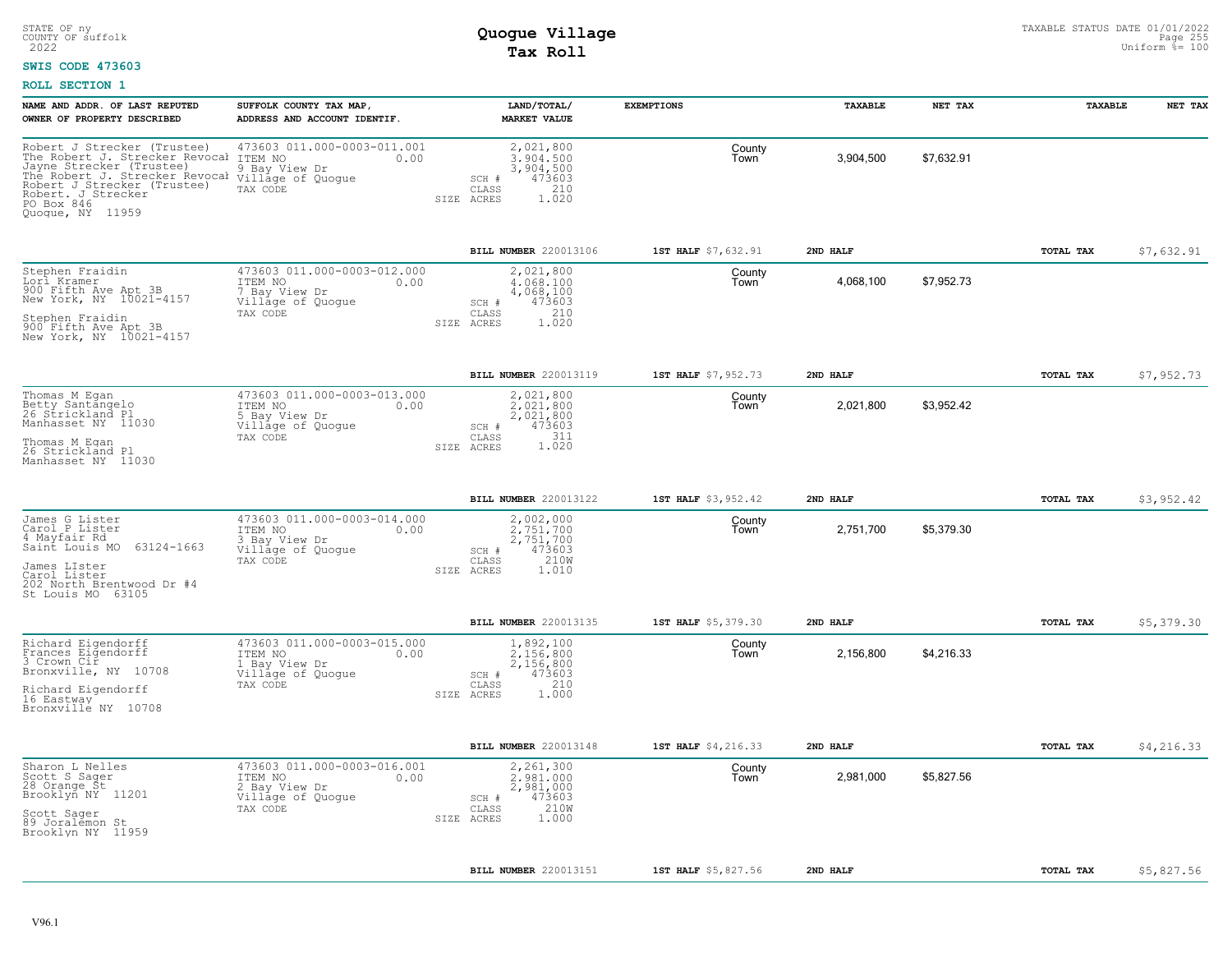STATE OF ny
COUNTY OF suffolk
2022

# Quogue Village
## Tax Roll

TAXABLE STATUS DATE 01/01/2022
Uniform %= 100

**SWIS CODE 473603**

**ROLL SECTION 1**

| NAME AND ADDR. OF LAST REPUTED OWNER OF PROPERTY DESCRIBED | SUFFOLK COUNTY TAX MAP, ADDRESS AND ACCOUNT IDENTIF. | LAND/TOTAL/ MARKET VALUE | EXEMPTIONS | TAXABLE | NET TAX | TAXABLE | NET TAX |
|---|---|---|---|---|---|---|---|
| Robert J Strecker (Trustee)<br>The Robert J. Strecker Revocab<br>Jayne Strecker (Trustee)<br>The Robert J. Strecker Revocab<br>Robert J Strecker (Trustee)<br>Robert. J Strecker<br>PO Box 846<br>Quogue, NY 11959 | 473603 011.000-0003-011.001<br>ITEM NO 0.00<br>9 Bay View Dr<br>Village of Quogue<br>TAX CODE | 2,021,800<br>3,904,500<br>3,904,500<br>SCH # 473603<br>CLASS 210<br>SIZE ACRES 1.020 | County<br>Town | 3,904,500 | $7,632.91 | | |
| | | BILL NUMBER 220013106 | 1ST HALF $7,632.91 | 2ND HALF | | TOTAL TAX | $7,632.91 |
| Stephen Fraidin<br>Lori Kramer<br>900 Fifth Ave Apt 3B<br>New York, NY 10021-4157<br><br>Stephen Fraidin<br>900 Fifth Ave Apt 3B<br>New York, NY 10021-4157 | 473603 011.000-0003-012.000<br>ITEM NO 0.00<br>7 Bay View Dr<br>Village of Quogue<br>TAX CODE | 2,021,800<br>4,068,100<br>4,068,100<br>SCH # 473603<br>CLASS 210<br>SIZE ACRES 1.020 | County<br>Town | 4,068,100 | $7,952.73 | | |
| | | BILL NUMBER 220013119 | 1ST HALF $7,952.73 | 2ND HALF | | TOTAL TAX | $7,952.73 |
| Thomas M Egan<br>Betty Santangelo<br>26 Strickland Pl<br>Manhasset NY 11030<br><br>Thomas M Egan<br>26 Strickland Pl<br>Manhasset NY 11030 | 473603 011.000-0003-013.000<br>ITEM NO 0.00<br>5 Bay View Dr<br>Village of Quogue<br>TAX CODE | 2,021,800<br>2,021,800<br>2,021,800<br>SCH # 473603<br>CLASS 311<br>SIZE ACRES 1.020 | County<br>Town | 2,021,800 | $3,952.42 | | |
| | | BILL NUMBER 220013122 | 1ST HALF $3,952.42 | 2ND HALF | | TOTAL TAX | $3,952.42 |
| James G Lister<br>Carol P Lister<br>4 Mayfair Rd<br>Saint Louis MO 63124-1663<br><br>James LIster<br>Carol Lister<br>202 North Brentwood Dr #4<br>St Louis MO 63105 | 473603 011.000-0003-014.000<br>ITEM NO 0.00<br>3 Bay View Dr<br>Village of Quogue<br>TAX CODE | 2,002,000<br>2,751,700<br>2,751,700<br>SCH # 473603<br>CLASS 210W<br>SIZE ACRES 1.010 | County<br>Town | 2,751,700 | $5,379.30 | | |
| | | BILL NUMBER 220013135 | 1ST HALF $5,379.30 | 2ND HALF | | TOTAL TAX | $5,379.30 |
| Richard Eigendorff<br>Frances Eigendorff<br>3 Crown Cir<br>Bronxville, NY 10708<br><br>Richard Eigendorff<br>16 Eastway<br>Bronxville NY 10708 | 473603 011.000-0003-015.000<br>ITEM NO 0.00<br>1 Bay View Dr<br>Village of Quogue<br>TAX CODE | 1,892,100<br>2,156,800<br>2,156,800<br>SCH # 473603<br>CLASS 210<br>SIZE ACRES 1.000 | County<br>Town | 2,156,800 | $4,216.33 | | |
| | | BILL NUMBER 220013148 | 1ST HALF $4,216.33 | 2ND HALF | | TOTAL TAX | $4,216.33 |
| Sharon L Nelles<br>Scott S Sager<br>28 Orange St<br>Brooklyn NY 11201<br><br>Scott Sager<br>89 Joralemon St<br>Brooklyn NY 11959 | 473603 011.000-0003-016.001<br>ITEM NO 0.00<br>2 Bay View Dr<br>Village of Quogue<br>TAX CODE | 2,261,300<br>2,981,000<br>2,981,000<br>SCH # 473603<br>CLASS 210W<br>SIZE ACRES 1.000 | County<br>Town | 2,981,000 | $5,827.56 | | |
| | | BILL NUMBER 220013151 | 1ST HALF $5,827.56 | 2ND HALF | | TOTAL TAX | $5,827.56 |

V96.1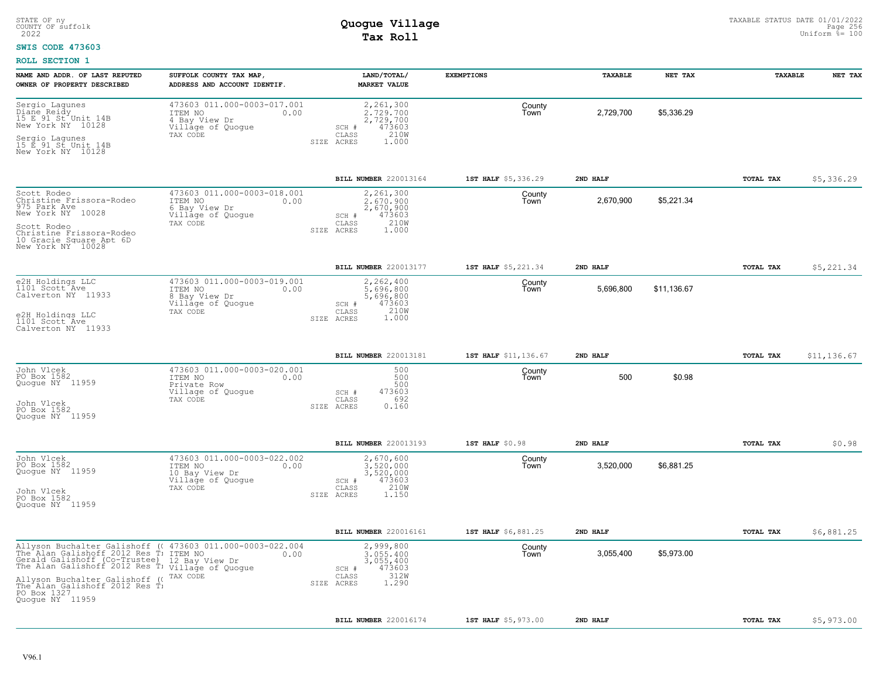STATE OF ny
COUNTY OF suffolk
2022

# Quogue Village
## Tax Roll

TAXABLE STATUS DATE 01/01/2022
Uniform %= 100

**SWIS CODE 473603**

**ROLL SECTION 1**

| NAME AND ADDR. OF LAST REPUTED OWNER OF PROPERTY DESCRIBED | SUFFOLK COUNTY TAX MAP, ADDRESS AND ACCOUNT IDENTIF. | LAND/TOTAL/ MARKET VALUE | EXEMPTIONS | TAXABLE | NET TAX | TAXABLE | NET TAX |
|---|---|---|---|---|---|---|---|
| Sergio Lagunes<br>Diane Reidy<br>15 E 91 St Unit 14B<br>New York NY 10128<br><br>Sergio Lagunes<br>15 E 91 St Unit 14B<br>New York NY 10128 | 473603 011.000-0003-017.001<br>ITEM NO 0.00<br>4 Bay View Dr<br>Village of Quogue<br>TAX CODE | 2,261,300<br>2,729,700<br>2,729,700<br>SCH # 473603<br>CLASS 210W<br>SIZE ACRES 1.000 | County<br>Town | 2,729,700 | $5,336.29 | | |
| | | BILL NUMBER 220013164 | 1ST HALF $5,336.29 | 2ND HALF | | TOTAL TAX | $5,336.29 |
| Scott Rodeo<br>Christine Frissora-Rodeo<br>975 Park Ave<br>New York NY 10028<br><br>Scott Rodeo<br>Christine Frissora-Rodeo<br>10 Gracie Square Apt 6D<br>New York NY 10028 | 473603 011.000-0003-018.001<br>ITEM NO 0.00<br>6 Bay View Dr<br>Village of Quogue<br>TAX CODE | 2,261,300<br>2,670,900<br>2,670,900<br>SCH # 473603<br>CLASS 210W<br>SIZE ACRES 1.000 | County<br>Town | 2,670,900 | $5,221.34 | | |
| | | BILL NUMBER 220013177 | 1ST HALF $5,221.34 | 2ND HALF | | TOTAL TAX | $5,221.34 |
| e2H Holdings LLC<br>1101 Scott Ave<br>Calverton NY 11933<br><br>e2H Holdings LLC<br>1101 Scott Ave<br>Calverton NY 11933 | 473603 011.000-0003-019.001<br>ITEM NO 0.00<br>8 Bay View Dr<br>Village of Quogue<br>TAX CODE | 2,262,400<br>5,696,800<br>5,696,800<br>SCH # 473603<br>CLASS 210W<br>SIZE ACRES 1.000 | County<br>Town | 5,696,800 | $11,136.67 | | |
| | | BILL NUMBER 220013181 | 1ST HALF $11,136.67 | 2ND HALF | | TOTAL TAX | $11,136.67 |
| John Vlcek<br>PO Box 1582<br>Quogue NY 11959<br><br>John Vlcek<br>PO Box 1582<br>Quogue NY 11959 | 473603 011.000-0003-020.001<br>ITEM NO 0.00<br>Private Row<br>Village of Quogue<br>TAX CODE | 500<br>500<br>500<br>SCH # 473603<br>CLASS 692<br>SIZE ACRES 0.160 | County<br>Town | 500 | $0.98 | | |
| | | BILL NUMBER 220013193 | 1ST HALF $0.98 | 2ND HALF | | TOTAL TAX | $0.98 |
| John Vlcek<br>PO Box 1582<br>Quogue NY 11959<br><br>John Vlcek<br>PO Box 1582<br>Quogue NY 11959 | 473603 011.000-0003-022.002<br>ITEM NO 0.00<br>10 Bay View Dr<br>Village of Quogue<br>TAX CODE | 2,670,600<br>3,520,000<br>3,520,000<br>SCH # 473603<br>CLASS 210W<br>SIZE ACRES 1.150 | County<br>Town | 3,520,000 | $6,881.25 | | |
| | | BILL NUMBER 220016161 | 1ST HALF $6,881.25 | 2ND HALF | | TOTAL TAX | $6,881.25 |
| Allyson Buchalter Galishoff (<br>The Alan Galishoff 2012 Res T<br>Gerald Galishoff (Co-Trustee)<br>The Alan Galishoff 2012 Res T<br><br>Allyson Buchalter Galishoff (<br>The Alan Galishoff 2012 Res T<br>PO Box 1327<br>Quogue NY 11959 | 473603 011.000-0003-022.004<br>ITEM NO 0.00<br>12 Bay View Dr<br>Village of Quogue<br>TAX CODE | 2,999,800<br>3,055,400<br>3,055,400<br>SCH # 473603<br>CLASS 312W<br>SIZE ACRES 1.290 | County<br>Town | 3,055,400 | $5,973.00 | | |
| | | BILL NUMBER 220016174 | 1ST HALF $5,973.00 | 2ND HALF | | TOTAL TAX | $5,973.00 |

V96.1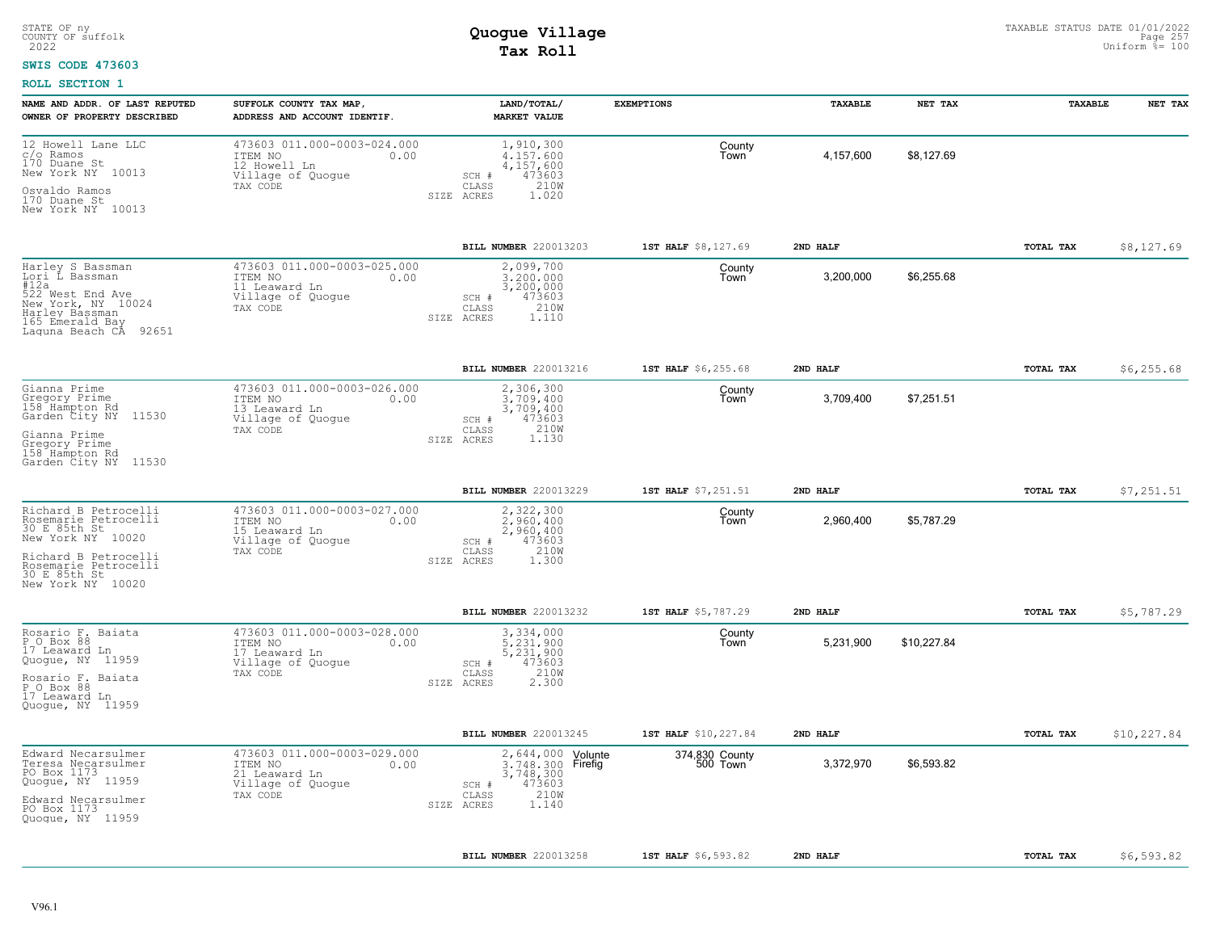STATE OF ny
COUNTY OF suffolk
2022

# Quogue Village
## Tax Roll

TAXABLE STATUS DATE 01/01/2022
Uniform %= 100

**SWIS CODE 473603**

**ROLL SECTION 1**

| NAME AND ADDR. OF LAST REPUTED OWNER OF PROPERTY DESCRIBED | SUFFOLK COUNTY TAX MAP, ADDRESS AND ACCOUNT IDENTIF. | LAND/TOTAL/ MARKET VALUE | EXEMPTIONS | | TAXABLE | NET TAX | TAXABLE | NET TAX |
|---|---|---|---|---|---|---|---|---|
| 12 Howell Lane LLC<br>c/o Ramos<br>170 Duane St<br>New York NY 10013<br><br>Osvaldo Ramos<br>170 Duane St<br>New York NY 10013 | 473603 011.000-0003-024.000<br>ITEM NO 0.00<br>12 Howell Ln<br>Village of Quogue<br>TAX CODE | 1,910,300<br>4,157,600<br>4,157,600<br>SCH # 473603<br>CLASS 210W<br>SIZE ACRES 1.020 | | County<br>Town | 4,157,600 | $8,127.69 | | |
| | | BILL NUMBER 220013203 | 1ST HALF $8,127.69 | | 2ND HALF | | TOTAL TAX | $8,127.69 |
| Harley S Bassman<br>Lori L Bassman<br>#12a<br>522 West End Ave<br>New York, NY 10024<br>Harley Bassman<br>165 Emerald Bay<br>Laguna Beach CA 92651 | 473603 011.000-0003-025.000<br>ITEM NO 0.00<br>11 Leaward Ln<br>Village of Quogue<br>TAX CODE | 2,099,700<br>3,200,000<br>3,200,000<br>SCH # 473603<br>CLASS 210W<br>SIZE ACRES 1.110 | | County<br>Town | 3,200,000 | $6,255.68 | | |
| | | BILL NUMBER 220013216 | 1ST HALF $6,255.68 | | 2ND HALF | | TOTAL TAX | $6,255.68 |
| Gianna Prime<br>Gregory Prime<br>158 Hampton Rd<br>Garden City NY 11530<br><br>Gianna Prime<br>Gregory Prime<br>158 Hampton Rd<br>Garden City NY 11530 | 473603 011.000-0003-026.000<br>ITEM NO 0.00<br>13 Leaward Ln<br>Village of Quogue<br>TAX CODE | 2,306,300<br>3,709,400<br>3,709,400<br>SCH # 473603<br>CLASS 210W<br>SIZE ACRES 1.130 | | County<br>Town | 3,709,400 | $7,251.51 | | |
| | | BILL NUMBER 220013229 | 1ST HALF $7,251.51 | | 2ND HALF | | TOTAL TAX | $7,251.51 |
| Richard B Petrocelli<br>Rosemarie Petrocelli<br>30 E 85th St<br>New York NY 10020<br><br>Richard B Petrocelli<br>Rosemarie Petrocelli<br>30 E 85th St<br>New York NY 10020 | 473603 011.000-0003-027.000<br>ITEM NO 0.00<br>15 Leaward Ln<br>Village of Quogue<br>TAX CODE | 2,322,300<br>2,960,400<br>2,960,400<br>SCH # 473603<br>CLASS 210W<br>SIZE ACRES 1.300 | | County<br>Town | 2,960,400 | $5,787.29 | | |
| | | BILL NUMBER 220013232 | 1ST HALF $5,787.29 | | 2ND HALF | | TOTAL TAX | $5,787.29 |
| Rosario F. Baiata<br>P O Box 88<br>17 Leaward Ln<br>Quogue, NY 11959<br><br>Rosario F. Baiata<br>P O Box 88<br>17 Leaward Ln<br>Quogue, NY 11959 | 473603 011.000-0003-028.000<br>ITEM NO 0.00<br>17 Leaward Ln<br>Village of Quogue<br>TAX CODE | 3,334,000<br>5,231,900<br>5,231,900<br>SCH # 473603<br>CLASS 210W<br>SIZE ACRES 2.300 | | County<br>Town | 5,231,900 | $10,227.84 | | |
| | | BILL NUMBER 220013245 | 1ST HALF $10,227.84 | | 2ND HALF | | TOTAL TAX | $10,227.84 |
| Edward Necarsulmer<br>Teresa Necarsulmer<br>PO Box 1173<br>Quogue, NY 11959<br><br>Edward Necarsulmer<br>PO Box 1173<br>Quogue, NY 11959 | 473603 011.000-0003-029.000<br>ITEM NO 0.00<br>21 Leaward Ln<br>Village of Quogue<br>TAX CODE | 2,644,000<br>3,748,300<br>3,748,300<br>SCH # 473603<br>CLASS 210W<br>SIZE ACRES 1.140 | Volunte<br>Firefig | 374,830 County<br>500 Town | 3,372,970 | $6,593.82 | | |
| | | BILL NUMBER 220013258 | 1ST HALF $6,593.82 | | 2ND HALF | | TOTAL TAX | $6,593.82 |

V96.1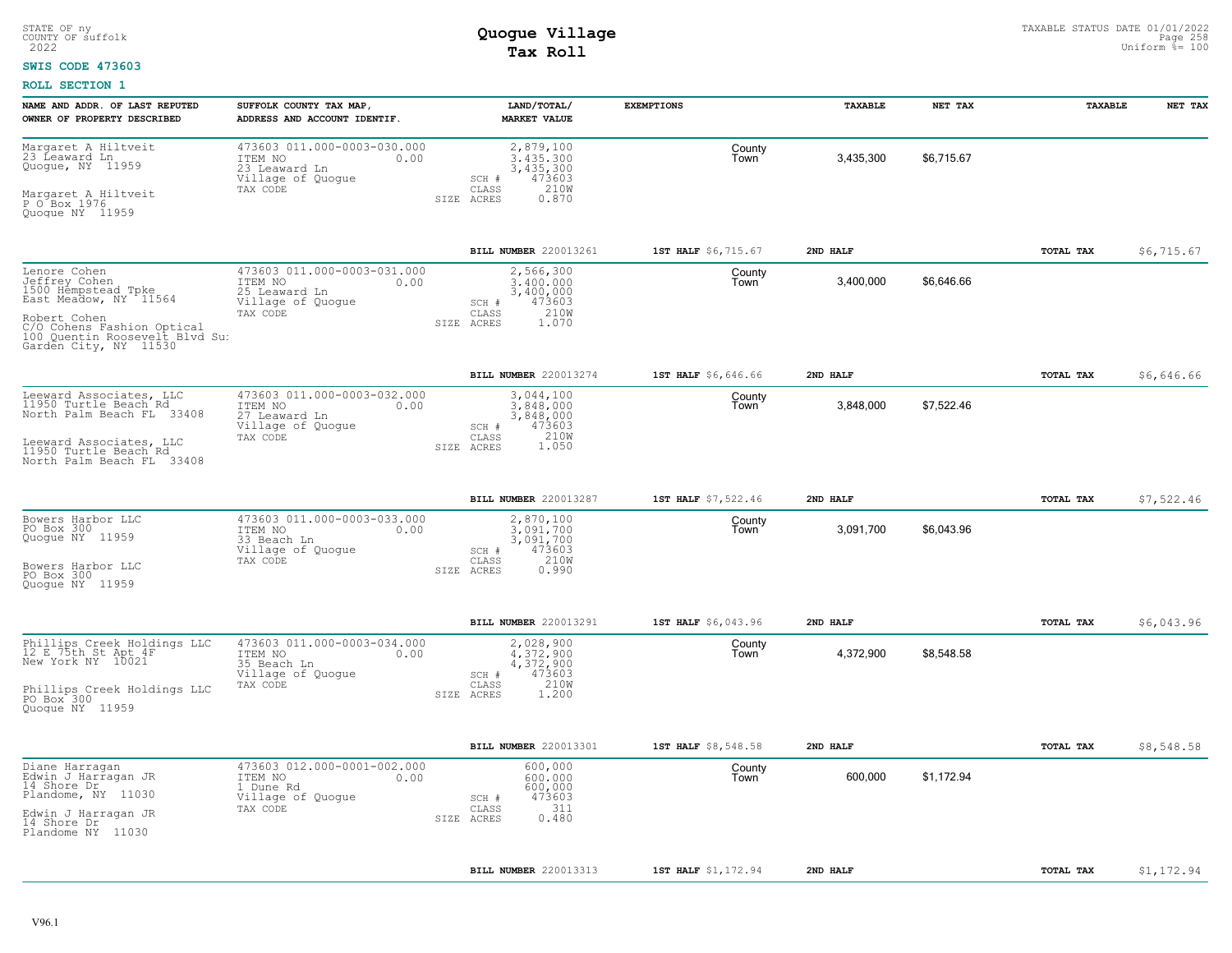STATE OF ny
COUNTY OF suffolk
2022

# Quogue Village
## Tax Roll

TAXABLE STATUS DATE 01/01/2022
Uniform %= 100

**SWIS CODE 473603**

**ROLL SECTION 1**

| NAME AND ADDR. OF LAST REPUTED OWNER OF PROPERTY DESCRIBED | SUFFOLK COUNTY TAX MAP, ADDRESS AND ACCOUNT IDENTIF. | LAND/TOTAL/ MARKET VALUE | EXEMPTIONS | | TAXABLE | NET TAX | TAXABLE | NET TAX |
|---|---|---|---|---|---|---|---|---|
| Margaret A Hiltveit<br>23 Leaward Ln<br>Quogue, NY 11959<br><br>Margaret A Hiltveit<br>P O Box 1976<br>Quogue NY 11959 | 473603 011.000-0003-030.000<br>ITEM NO 0.00<br>23 Leaward Ln<br>Village of Quogue<br>TAX CODE | 2,879,100<br>3,435,300<br>3,435,300<br>SCH # 473603<br>CLASS 210W<br>SIZE ACRES 0.870 | | County<br>Town | 3,435,300 | $6,715.67 | | |
| | | **BILL NUMBER** 220013261 | **1ST HALF** $6,715.67 | | **2ND HALF** | | **TOTAL TAX** | $6,715.67 |
| Lenore Cohen<br>Jeffrey Cohen<br>1500 Hempstead Tpke<br>East Meadow, NY 11564<br><br>Robert Cohen<br>C/O Cohens Fashion Optical<br>100 Quentin Roosevelt Blvd Su:<br>Garden City, NY 11530 | 473603 011.000-0003-031.000<br>ITEM NO 0.00<br>25 Leaward Ln<br>Village of Quogue<br>TAX CODE | 2,566,300<br>3,400,000<br>3,400,000<br>SCH # 473603<br>CLASS 210W<br>SIZE ACRES 1.070 | | County<br>Town | 3,400,000 | $6,646.66 | | |
| | | **BILL NUMBER** 220013274 | **1ST HALF** $6,646.66 | | **2ND HALF** | | **TOTAL TAX** | $6,646.66 |
| Leeward Associates, LLC<br>11950 Turtle Beach Rd<br>North Palm Beach FL 33408<br><br>Leeward Associates, LLC<br>11950 Turtle Beach Rd<br>North Palm Beach FL 33408 | 473603 011.000-0003-032.000<br>ITEM NO 0.00<br>27 Leaward Ln<br>Village of Quogue<br>TAX CODE | 3,044,100<br>3,848,000<br>3,848,000<br>SCH # 473603<br>CLASS 210W<br>SIZE ACRES 1.050 | | County<br>Town | 3,848,000 | $7,522.46 | | |
| | | **BILL NUMBER** 220013287 | **1ST HALF** $7,522.46 | | **2ND HALF** | | **TOTAL TAX** | $7,522.46 |
| Bowers Harbor LLC<br>PO Box 300<br>Quogue NY 11959<br><br>Bowers Harbor LLC<br>PO Box 300<br>Quogue NY 11959 | 473603 011.000-0003-033.000<br>ITEM NO 0.00<br>33 Beach Ln<br>Village of Quogue<br>TAX CODE | 2,870,100<br>3,091,700<br>3,091,700<br>SCH # 473603<br>CLASS 210W<br>SIZE ACRES 0.990 | | County<br>Town | 3,091,700 | $6,043.96 | | |
| | | **BILL NUMBER** 220013291 | **1ST HALF** $6,043.96 | | **2ND HALF** | | **TOTAL TAX** | $6,043.96 |
| Phillips Creek Holdings LLC<br>12 E 75th St Apt 4F<br>New York NY 10021<br><br>Phillips Creek Holdings LLC<br>PO Box 300<br>Quogue NY 11959 | 473603 011.000-0003-034.000<br>ITEM NO 0.00<br>35 Beach Ln<br>Village of Quogue<br>TAX CODE | 2,028,900<br>4,372,900<br>4,372,900<br>SCH # 473603<br>CLASS 210W<br>SIZE ACRES 1.200 | | County<br>Town | 4,372,900 | $8,548.58 | | |
| | | **BILL NUMBER** 220013301 | **1ST HALF** $8,548.58 | | **2ND HALF** | | **TOTAL TAX** | $8,548.58 |
| Diane Harragan<br>Edwin J Harragan JR<br>14 Shore Dr<br>Plandome, NY 11030<br><br>Edwin J Harragan JR<br>14 Shore Dr<br>Plandome NY 11030 | 473603 012.000-0001-002.000<br>ITEM NO 0.00<br>1 Dune Rd<br>Village of Quogue<br>TAX CODE | 600,000<br>600,000<br>600,000<br>SCH # 473603<br>CLASS 311<br>SIZE ACRES 0.480 | | County<br>Town | 600,000 | $1,172.94 | | |
| | | **BILL NUMBER** 220013313 | **1ST HALF** $1,172.94 | | **2ND HALF** | | **TOTAL TAX** | $1,172.94 |

V96.1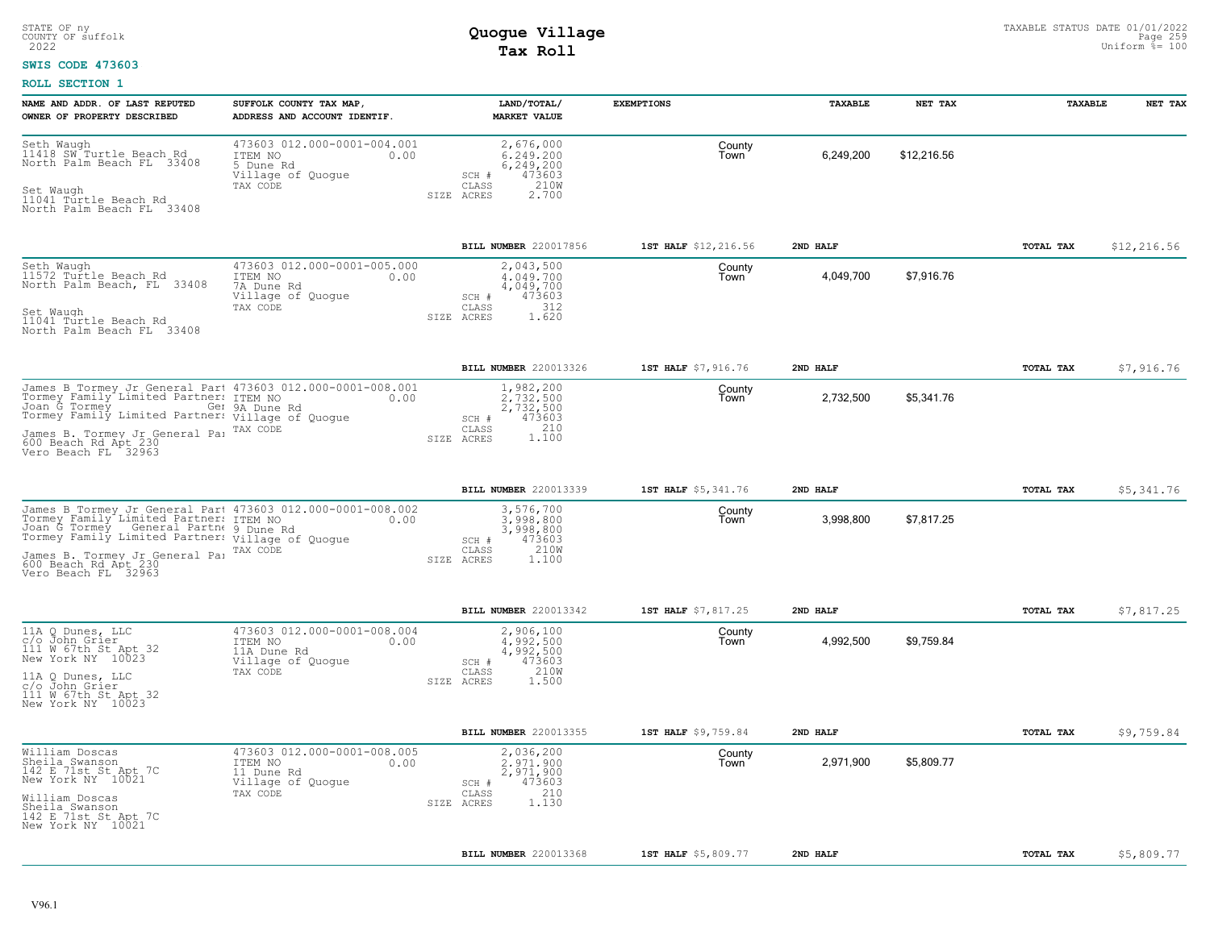STATE OF ny
COUNTY OF suffolk
2022

# Quogue Village
## Tax Roll

TAXABLE STATUS DATE 01/01/2022
Uniform %= 100

**SWIS CODE 473603**

**ROLL SECTION 1**

| NAME AND ADDR. OF LAST REPUTED OWNER OF PROPERTY DESCRIBED | SUFFOLK COUNTY TAX MAP, ADDRESS AND ACCOUNT IDENTIF. | LAND/TOTAL/ MARKET VALUE | EXEMPTIONS | TAXABLE | NET TAX | TAXABLE | NET TAX |
|---|---|---|---|---|---|---|---|
| Seth Waugh<br>11418 SW Turtle Beach Rd<br>North Palm Beach FL 33408<br><br>Set Waugh<br>11041 Turtle Beach Rd<br>North Palm Beach FL 33408 | 473603 012.000-0001-004.001<br>ITEM NO 0.00<br>5 Dune Rd<br>Village of Quogue<br>TAX CODE | 2,676,000<br>6,249,200<br>6,249,200<br>SCH # 473603<br>CLASS 210W<br>SIZE ACRES 2.700 | County<br>Town | 6,249,200 | $12,216.56 | | |
| | | BILL NUMBER 220017856 | 1ST HALF $12,216.56 | 2ND HALF | | TOTAL TAX | $12,216.56 |
| Seth Waugh<br>11572 Turtle Beach Rd<br>North Palm Beach, FL 33408<br><br>Set Waugh<br>11041 Turtle Beach Rd<br>North Palm Beach FL 33408 | 473603 012.000-0001-005.000<br>ITEM NO 0.00<br>7A Dune Rd<br>Village of Quogue<br>TAX CODE | 2,043,500<br>4,049,700<br>4,049,700<br>SCH # 473603<br>CLASS 312<br>SIZE ACRES 1.620 | County<br>Town | 4,049,700 | $7,916.76 | | |
| | | BILL NUMBER 220013326 | 1ST HALF $7,916.76 | 2ND HALF | | TOTAL TAX | $7,916.76 |
| James B Tormey Jr General Part<br>Tormey Family Limited Partners<br>Joan G Tormey Ger<br>Tormey Family Limited Partners<br><br>James B. Tormey Jr General Pa<br>600 Beach Rd Apt 230<br>Vero Beach FL 32963 | 473603 012.000-0001-008.001<br>ITEM NO 0.00<br>9A Dune Rd<br>Village of Quogue<br>TAX CODE | 1,982,200<br>2,732,500<br>2,732,500<br>SCH # 473603<br>CLASS 210<br>SIZE ACRES 1.100 | County<br>Town | 2,732,500 | $5,341.76 | | |
| | | BILL NUMBER 220013339 | 1ST HALF $5,341.76 | 2ND HALF | | TOTAL TAX | $5,341.76 |
| James B Tormey Jr General Part<br>Tormey Family Limited Partners<br>Joan G Tormey General Partne<br>Tormey Family Limited Partners<br><br>James B. Tormey Jr General Pa<br>600 Beach Rd Apt 230<br>Vero Beach FL 32963 | 473603 012.000-0001-008.002<br>ITEM NO 0.00<br>9 Dune Rd<br>Village of Quogue<br>TAX CODE | 3,576,700<br>3,998,800<br>3,998,800<br>SCH # 473603<br>CLASS 210W<br>SIZE ACRES 1.100 | County<br>Town | 3,998,800 | $7,817.25 | | |
| | | BILL NUMBER 220013342 | 1ST HALF $7,817.25 | 2ND HALF | | TOTAL TAX | $7,817.25 |
| 11A Q Dunes, LLC<br>c/o John Grier<br>111 W 67th St Apt 32<br>New York NY 10023<br><br>11A Q Dunes, LLC<br>c/o John Grier<br>111 W 67th St Apt 32<br>New York NY 10023 | 473603 012.000-0001-008.004<br>ITEM NO 0.00<br>11A Dune Rd<br>Village of Quogue<br>TAX CODE | 2,906,100<br>4,992,500<br>4,992,500<br>SCH # 473603<br>CLASS 210W<br>SIZE ACRES 1.500 | County<br>Town | 4,992,500 | $9,759.84 | | |
| | | BILL NUMBER 220013355 | 1ST HALF $9,759.84 | 2ND HALF | | TOTAL TAX | $9,759.84 |
| William Doscas<br>Sheila Swanson<br>142 E 71st St Apt 7C<br>New York NY 10021<br><br>William Doscas<br>Sheila Swanson<br>142 E 71st St Apt 7C<br>New York NY 10021 | 473603 012.000-0001-008.005<br>ITEM NO 0.00<br>11 Dune Rd<br>Village of Quogue<br>TAX CODE | 2,036,200<br>2,971,900<br>2,971,900<br>SCH # 473603<br>CLASS 210<br>SIZE ACRES 1.130 | County<br>Town | 2,971,900 | $5,809.77 | | |
| | | BILL NUMBER 220013368 | 1ST HALF $5,809.77 | 2ND HALF | | TOTAL TAX | $5,809.77 |

V96.1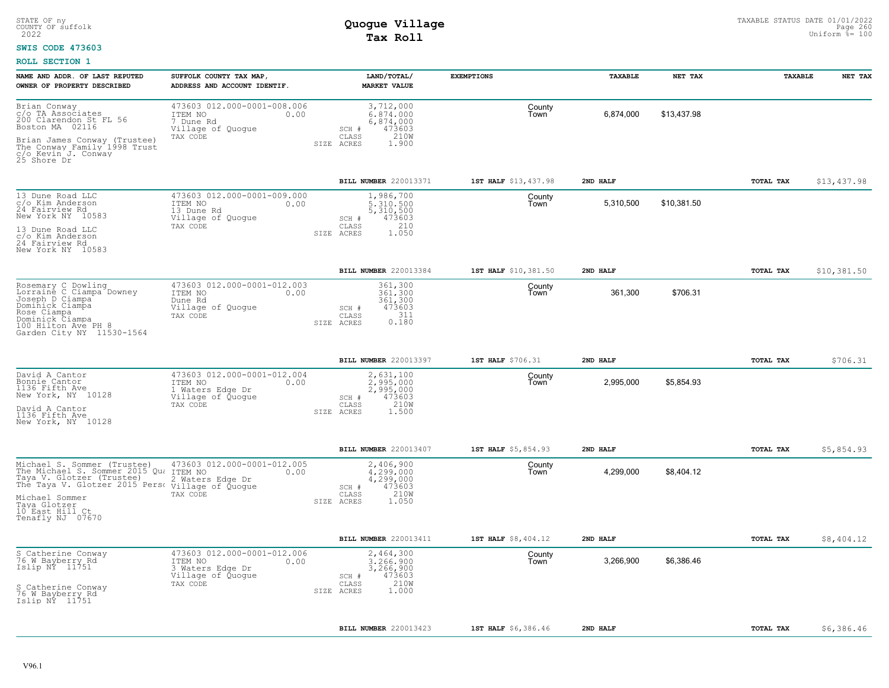STATE OF ny
COUNTY OF suffolk
2022

# Quogue Village
## Tax Roll

TAXABLE STATUS DATE 01/01/2022
Uniform %= 100

**SWIS CODE 473603**

**ROLL SECTION 1**

| NAME AND ADDR. OF LAST REPUTED OWNER OF PROPERTY DESCRIBED | SUFFOLK COUNTY TAX MAP, ADDRESS AND ACCOUNT IDENTIF. | LAND/TOTAL/ MARKET VALUE | EXEMPTIONS | TAXABLE | NET TAX | TAXABLE | NET TAX |
|---|---|---|---|---|---|---|---|
| Brian Conway<br>c/o TA Associates<br>200 Clarendon St FL 56<br>Boston MA 02116<br><br>Brian James Conway (Trustee)<br>The Conway Family 1998 Trust<br>c/o Kevin J. Conway<br>25 Shore Dr | 473603 012.000-0001-008.006<br>ITEM NO 0.00<br>7 Dune Rd<br>Village of Quogue<br>TAX CODE | 3,712,000<br>6,874,000<br>6,874,000<br>SCH # 473603<br>CLASS 210W<br>SIZE ACRES 1.900 | County<br>Town | 6,874,000 | $13,437.98 | | |
| | | **BILL NUMBER** 220013371 | **1ST HALF** $13,437.98 | **2ND HALF** | | **TOTAL TAX** | $13,437.98 |
| 13 Dune Road LLC<br>c/o Kim Anderson<br>24 Fairview Rd<br>New York NY 10583<br><br>13 Dune Road LLC<br>c/o Kim Anderson<br>24 Fairview Rd<br>New York NY 10583 | 473603 012.000-0001-009.000<br>ITEM NO 0.00<br>13 Dune Rd<br>Village of Quogue<br>TAX CODE | 1,986,700<br>5,310,500<br>5,310,500<br>SCH # 473603<br>CLASS 210<br>SIZE ACRES 1.050 | County<br>Town | 5,310,500 | $10,381.50 | | |
| | | **BILL NUMBER** 220013384 | **1ST HALF** $10,381.50 | **2ND HALF** | | **TOTAL TAX** | $10,381.50 |
| Rosemary C Dowling<br>Lorraine C Ciampa Downey<br>Joseph D Ciampa<br>Dominick Ciampa<br>Rose Ciampa<br>Dominick Ciampa<br>100 Hilton Ave PH 8<br>Garden City NY 11530-1564 | 473603 012.000-0001-012.003<br>ITEM NO 0.00<br>Dune Rd<br>Village of Quogue<br>TAX CODE | 361,300<br>361,300<br>361,300<br>SCH # 473603<br>CLASS 311<br>SIZE ACRES 0.180 | County<br>Town | 361,300 | $706.31 | | |
| | | **BILL NUMBER** 220013397 | **1ST HALF** $706.31 | **2ND HALF** | | **TOTAL TAX** | $706.31 |
| David A Cantor<br>Bonnie Cantor<br>1136 Fifth Ave<br>New York, NY 10128<br><br>David A Cantor<br>1136 Fifth Ave<br>New York, NY 10128 | 473603 012.000-0001-012.004<br>ITEM NO 0.00<br>1 Waters Edge Dr<br>Village of Quogue<br>TAX CODE | 2,631,100<br>2,995,000<br>2,995,000<br>SCH # 473603<br>CLASS 210W<br>SIZE ACRES 1.500 | County<br>Town | 2,995,000 | $5,854.93 | | |
| | | **BILL NUMBER** 220013407 | **1ST HALF** $5,854.93 | **2ND HALF** | | **TOTAL TAX** | $5,854.93 |
| Michael S. Sommer (Trustee)<br>The Michael S. Sommer 2015 Qua<br>Taya V. Glotzer (Trustee)<br>The Taya V. Glotzer 2015 Perso<br><br>Michael Sommer<br>Taya Glotzer<br>10 East Hill Ct<br>Tenafly NJ 07670 | 473603 012.000-0001-012.005<br>ITEM NO 0.00<br>2 Waters Edge Dr<br>Village of Quogue<br>TAX CODE | 2,406,900<br>4,299,000<br>4,299,000<br>SCH # 473603<br>CLASS 210W<br>SIZE ACRES 1.050 | County<br>Town | 4,299,000 | $8,404.12 | | |
| | | **BILL NUMBER** 220013411 | **1ST HALF** $8,404.12 | **2ND HALF** | | **TOTAL TAX** | $8,404.12 |
| S Catherine Conway<br>76 W Bayberry Rd<br>Islip NY 11751<br><br>S Catherine Conway<br>76 W Bayberry Rd<br>Islip NY 11751 | 473603 012.000-0001-012.006<br>ITEM NO 0.00<br>3 Waters Edge Dr<br>Village of Quogue<br>TAX CODE | 2,464,300<br>3,266,900<br>3,266,900<br>SCH # 473603<br>CLASS 210W<br>SIZE ACRES 1.000 | County<br>Town | 3,266,900 | $6,386.46 | | |
| | | **BILL NUMBER** 220013423 | **1ST HALF** $6,386.46 | **2ND HALF** | | **TOTAL TAX** | $6,386.46 |

V96.1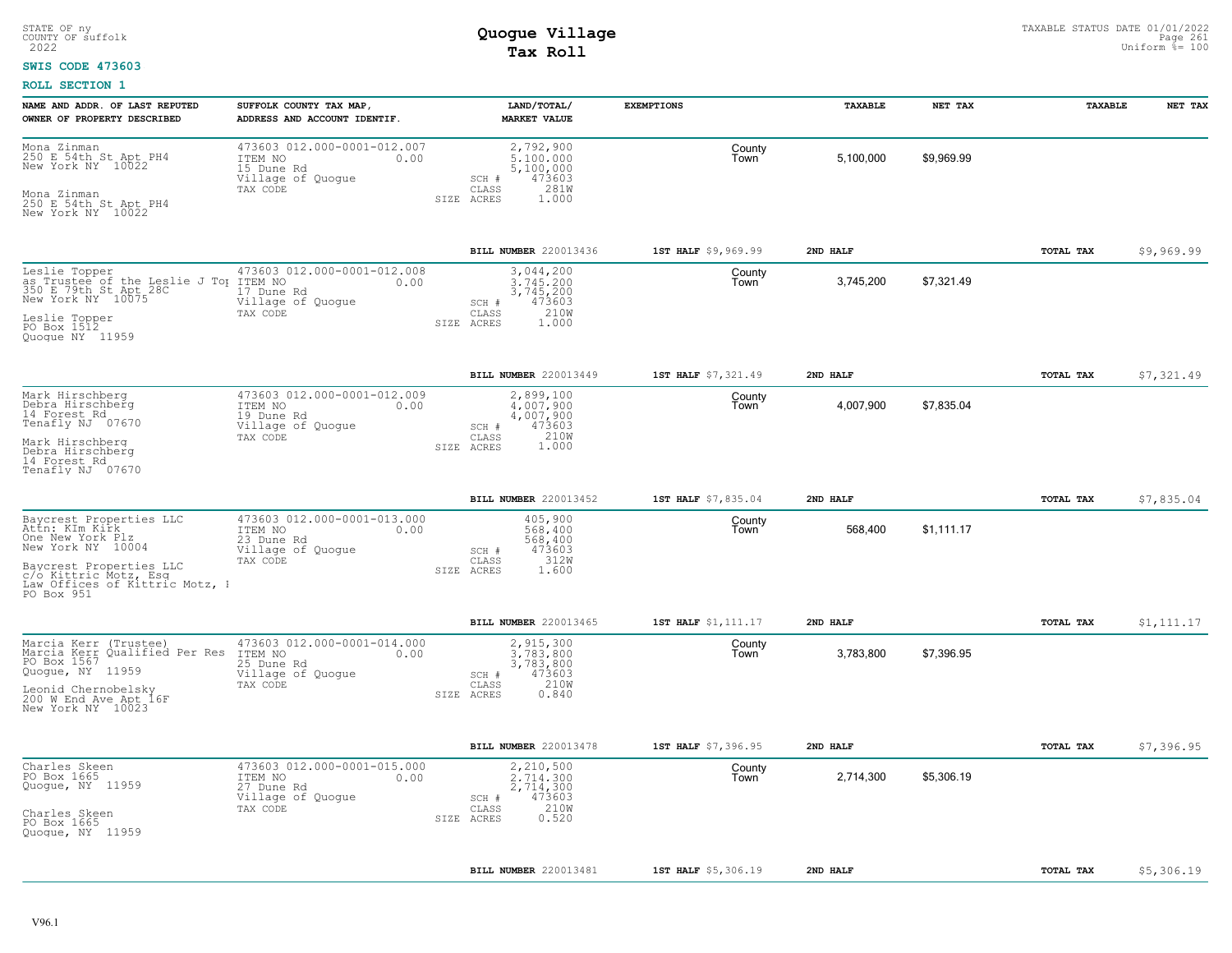STATE OF ny
COUNTY OF suffolk
2022

# Quogue Village
## Tax Roll

TAXABLE STATUS DATE 01/01/2022
Uniform %= 100

**SWIS CODE 473603**

**ROLL SECTION 1**

| NAME AND ADDR. OF LAST REPUTED OWNER OF PROPERTY DESCRIBED | SUFFOLK COUNTY TAX MAP, ADDRESS AND ACCOUNT IDENTIF. | LAND/TOTAL/ MARKET VALUE | EXEMPTIONS | TAXABLE | NET TAX | TAXABLE | NET TAX |
|---|---|---|---|---|---|---|---|
| Mona Zinman<br>250 E 54th St Apt PH4<br>New York NY 10022<br><br>Mona Zinman<br>250 E 54th St Apt PH4<br>New York NY 10022 | 473603 012.000-0001-012.007<br>ITEM NO 0.00<br>15 Dune Rd<br>Village of Quogue<br>TAX CODE | 2,792,900<br>5,100,000<br>5,100,000<br>SCH # 473603<br>CLASS 281W<br>SIZE ACRES 1.000 | County<br>Town | 5,100,000 | $9,969.99 | | |
| | | BILL NUMBER 220013436 | 1ST HALF $9,969.99 | 2ND HALF | | TOTAL TAX | $9,969.99 |
| Leslie Topper<br>as Trustee of the Leslie J Top<br>350 E 79th St Apt 28C<br>New York NY 10075<br><br>Leslie Topper<br>PO Box 1512<br>Quogue NY 11959 | 473603 012.000-0001-012.008<br>ITEM NO 0.00<br>17 Dune Rd<br>Village of Quogue<br>TAX CODE | 3,044,200<br>3,745,200<br>3,745,200<br>SCH # 473603<br>CLASS 210W<br>SIZE ACRES 1.000 | County<br>Town | 3,745,200 | $7,321.49 | | |
| | | BILL NUMBER 220013449 | 1ST HALF $7,321.49 | 2ND HALF | | TOTAL TAX | $7,321.49 |
| Mark Hirschberg<br>Debra Hirschberg<br>14 Forest Rd<br>Tenafly NJ 07670<br><br>Mark Hirschberg<br>Debra Hirschberg<br>14 Forest Rd<br>Tenafly NJ 07670 | 473603 012.000-0001-012.009<br>ITEM NO 0.00<br>19 Dune Rd<br>Village of Quogue<br>TAX CODE | 2,899,100<br>4,007,900<br>4,007,900<br>SCH # 473603<br>CLASS 210W<br>SIZE ACRES 1.000 | County<br>Town | 4,007,900 | $7,835.04 | | |
| | | BILL NUMBER 220013452 | 1ST HALF $7,835.04 | 2ND HALF | | TOTAL TAX | $7,835.04 |
| Baycrest Properties LLC<br>Attn: KIm Kirk<br>One New York Plz<br>New York NY 10004<br><br>Baycrest Properties LLC<br>c/o Kittric Motz, Esq<br>Law Offices of Kittric Motz, I<br>PO Box 951 | 473603 012.000-0001-013.000<br>ITEM NO 0.00<br>23 Dune Rd<br>Village of Quogue<br>TAX CODE | 405,900<br>568,400<br>568,400<br>SCH # 473603<br>CLASS 312W<br>SIZE ACRES 1.600 | County<br>Town | 568,400 | $1,111.17 | | |
| | | BILL NUMBER 220013465 | 1ST HALF $1,111.17 | 2ND HALF | | TOTAL TAX | $1,111.17 |
| Marcia Kerr (Trustee)<br>Marcia Kerr Qualified Per Res<br>PO Box 1567<br>Quogue, NY 11959<br><br>Leonid Chernobelsky<br>200 W End Ave Apt 16F<br>New York NY 10023 | 473603 012.000-0001-014.000<br>ITEM NO 0.00<br>25 Dune Rd<br>Village of Quogue<br>TAX CODE | 2,915,300<br>3,783,800<br>3,783,800<br>SCH # 473603<br>CLASS 210W<br>SIZE ACRES 0.840 | County<br>Town | 3,783,800 | $7,396.95 | | |
| | | BILL NUMBER 220013478 | 1ST HALF $7,396.95 | 2ND HALF | | TOTAL TAX | $7,396.95 |
| Charles Skeen<br>PO Box 1665<br>Quogue, NY 11959<br><br>Charles Skeen<br>PO Box 1665<br>Quogue, NY 11959 | 473603 012.000-0001-015.000<br>ITEM NO 0.00<br>27 Dune Rd<br>Village of Quogue<br>TAX CODE | 2,210,500<br>2,714,300<br>2,714,300<br>SCH # 473603<br>CLASS 210W<br>SIZE ACRES 0.520 | County<br>Town | 2,714,300 | $5,306.19 | | |
| | | BILL NUMBER 220013481 | 1ST HALF $5,306.19 | 2ND HALF | | TOTAL TAX | $5,306.19 |

V96.1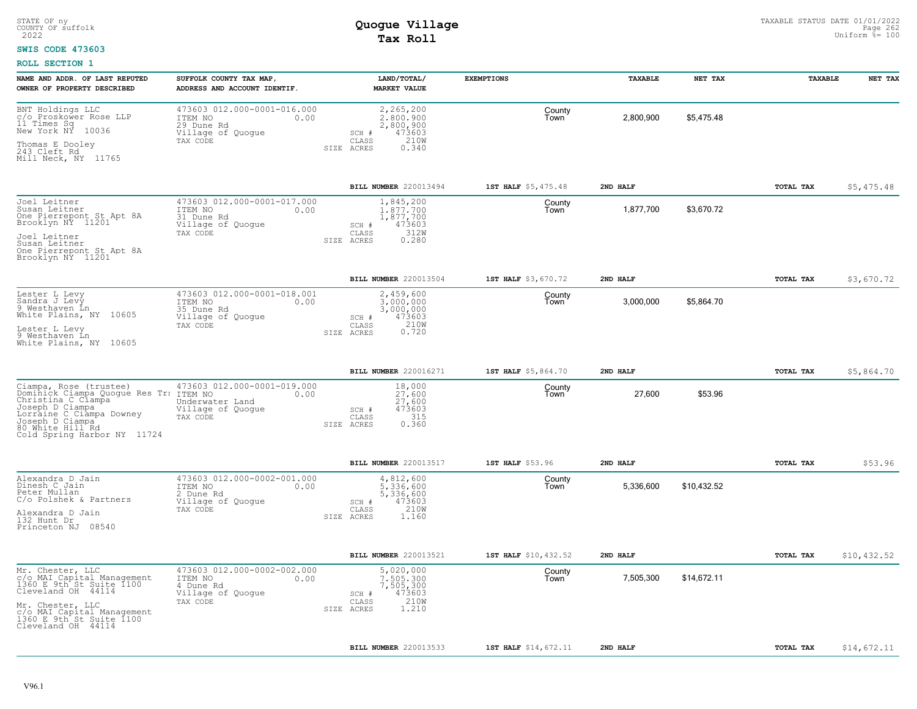STATE OF ny
COUNTY OF suffolk
2022

# Quogue Village
## Tax Roll

TAXABLE STATUS DATE 01/01/2022
Uniform %= 100

**SWIS CODE 473603**

**ROLL SECTION 1**

| NAME AND ADDR. OF LAST REPUTED OWNER OF PROPERTY DESCRIBED | SUFFOLK COUNTY TAX MAP, ADDRESS AND ACCOUNT IDENTIF. | LAND/TOTAL/ MARKET VALUE | EXEMPTIONS | TAXABLE | NET TAX | TAXABLE | NET TAX |
|---|---|---|---|---|---|---|---|
| BNT Holdings LLC<br>c/o Proskower Rose LLP<br>11 Times Sq<br>New York NY 10036<br><br>Thomas E Dooley<br>243 Cleft Rd<br>Mill Neck, NY 11765 | 473603 012.000-0001-016.000<br>ITEM NO 0.00<br>29 Dune Rd<br>Village of Quogue<br>TAX CODE | 2,265,200<br>2,800,900<br>2,800,900<br>SCH # 473603<br>CLASS 210W<br>SIZE ACRES 0.340 | County<br>Town | 2,800,900 | $5,475.48 | | |
| | | **BILL NUMBER** 220013494 | **1ST HALF** $5,475.48 | **2ND HALF** | | **TOTAL TAX** | $5,475.48 |
| Joel Leitner<br>Susan Leitner<br>One Pierrepont St Apt 8A<br>Brooklyn NY 11201<br><br>Joel Leitner<br>Susan Leitner<br>One Pierrepont St Apt 8A<br>Brooklyn NY 11201 | 473603 012.000-0001-017.000<br>ITEM NO 0.00<br>31 Dune Rd<br>Village of Quogue<br>TAX CODE | 1,845,200<br>1,877,700<br>1,877,700<br>SCH # 473603<br>CLASS 312W<br>SIZE ACRES 0.280 | County<br>Town | 1,877,700 | $3,670.72 | | |
| | | **BILL NUMBER** 220013504 | **1ST HALF** $3,670.72 | **2ND HALF** | | **TOTAL TAX** | $3,670.72 |
| Lester L Levy<br>Sandra J Levy<br>9 Westhaven Ln<br>White Plains, NY 10605<br><br>Lester L Levy<br>9 Westhaven Ln<br>White Plains, NY 10605 | 473603 012.000-0001-018.001<br>ITEM NO 0.00<br>35 Dune Rd<br>Village of Quogue<br>TAX CODE | 2,459,600<br>3,000,000<br>3,000,000<br>SCH # 473603<br>CLASS 210W<br>SIZE ACRES 0.720 | County<br>Town | 3,000,000 | $5,864.70 | | |
| | | **BILL NUMBER** 220016271 | **1ST HALF** $5,864.70 | **2ND HALF** | | **TOTAL TAX** | $5,864.70 |
| Ciampa, Rose (trustee)<br>Dominick Ciampa Quogue Res Tr:<br>Christina C Ciampa<br>Joseph D Ciampa<br>Lorraine C Ciampa Downey<br>Joseph D Ciampa<br>80 White Hill Rd<br>Cold Spring Harbor NY 11724 | 473603 012.000-0001-019.000<br>ITEM NO 0.00<br>Underwater Land<br>Village of Quogue<br>TAX CODE | 18,000<br>27,600<br>27,600<br>SCH # 473603<br>CLASS 315<br>SIZE ACRES 0.360 | County<br>Town | 27,600 | $53.96 | | |
| | | **BILL NUMBER** 220013517 | **1ST HALF** $53.96 | **2ND HALF** | | **TOTAL TAX** | $53.96 |
| Alexandra D Jain<br>Dinesh C Jain<br>Peter Mullan<br>C/o Polshek & Partners<br><br>Alexandra D Jain<br>132 Hunt Dr<br>Princeton NJ 08540 | 473603 012.000-0002-001.000<br>ITEM NO 0.00<br>2 Dune Rd<br>Village of Quogue<br>TAX CODE | 4,812,600<br>5,336,600<br>5,336,600<br>SCH # 473603<br>CLASS 210W<br>SIZE ACRES 1.160 | County<br>Town | 5,336,600 | $10,432.52 | | |
| | | **BILL NUMBER** 220013521 | **1ST HALF** $10,432.52 | **2ND HALF** | | **TOTAL TAX** | $10,432.52 |
| Mr. Chester, LLC<br>c/o MAI Capital Management<br>1360 E 9th St Suite 1100<br>Cleveland OH 44114<br><br>Mr. Chester, LLC<br>c/o MAI Capital Management<br>1360 E 9th St Suite 1100<br>Cleveland OH 44114 | 473603 012.000-0002-002.000<br>ITEM NO 0.00<br>4 Dune Rd<br>Village of Quogue<br>TAX CODE | 5,020,000<br>7,505,300<br>7,505,300<br>SCH # 473603<br>CLASS 210W<br>SIZE ACRES 1.210 | County<br>Town | 7,505,300 | $14,672.11 | | |
| | | **BILL NUMBER** 220013533 | **1ST HALF** $14,672.11 | **2ND HALF** | | **TOTAL TAX** | $14,672.11 |

V96.1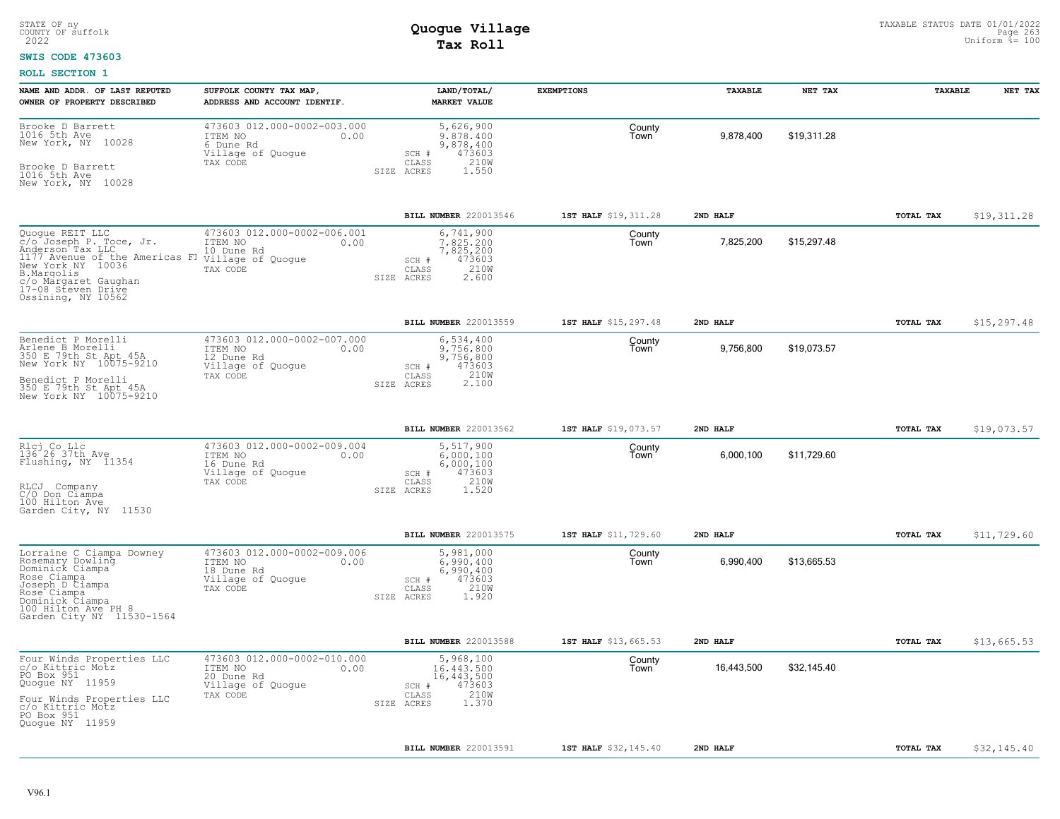STATE OF ny
COUNTY OF suffolk
2022

# Quogue Village
## Tax Roll

TAXABLE STATUS DATE 01/01/2022
Uniform %= 100

**SWIS CODE 473603**

**ROLL SECTION 1**

| NAME AND ADDR. OF LAST REPUTED OWNER OF PROPERTY DESCRIBED | SUFFOLK COUNTY TAX MAP, ADDRESS AND ACCOUNT IDENTIF. | LAND/TOTAL/ MARKET VALUE | EXEMPTIONS | TAXABLE | NET TAX | TAXABLE | NET TAX |
|---|---|---|---|---|---|---|---|
| Brooke D Barrett<br>1016 5th Ave<br>New York, NY 10028<br><br>Brooke D Barrett<br>1016 5th Ave<br>New York, NY 10028 | 473603 012.000-0002-003.000<br>ITEM NO 0.00<br>6 Dune Rd<br>Village of Quogue<br>TAX CODE | 5,626,900<br>9,878,400<br>9,878,400<br>SCH # 473603<br>CLASS 210W<br>SIZE ACRES 1.550 | County<br>Town | 9,878,400 | $19,311.28 | | |
| | | **BILL NUMBER** 220013546 | **1ST HALF** $19,311.28 | **2ND HALF** | | **TOTAL TAX** | $19,311.28 |
| Quogue REIT LLC<br>c/o Joseph P. Toce, Jr.<br>Anderson Tax LLC<br>1177 Avenue of the Americas Fl<br>New York NY 10036<br>B.Margolis<br>c/o Margaret Gaughan<br>17-08 Steven Drive<br>Ossining, NY 10562 | 473603 012.000-0002-006.001<br>ITEM NO 0.00<br>10 Dune Rd<br>Village of Quogue<br>TAX CODE | 6,741,900<br>7,825,200<br>7,825,200<br>SCH # 473603<br>CLASS 210W<br>SIZE ACRES 2.600 | County<br>Town | 7,825,200 | $15,297.48 | | |
| | | **BILL NUMBER** 220013559 | **1ST HALF** $15,297.48 | **2ND HALF** | | **TOTAL TAX** | $15,297.48 |
| Benedict P Morelli<br>Arlene B Morelli<br>350 E 79th St Apt 45A<br>New York NY 10075-9210<br><br>Benedict P Morelli<br>350 E 79th St Apt 45A<br>New York NY 10075-9210 | 473603 012.000-0002-007.000<br>ITEM NO 0.00<br>12 Dune Rd<br>Village of Quogue<br>TAX CODE | 6,534,400<br>9,756,800<br>9,756,800<br>SCH # 473603<br>CLASS 210W<br>SIZE ACRES 2.100 | County<br>Town | 9,756,800 | $19,073.57 | | |
| | | **BILL NUMBER** 220013562 | **1ST HALF** $19,073.57 | **2ND HALF** | | **TOTAL TAX** | $19,073.57 |
| Rlcj Co Llc<br>136 26 37th Ave<br>Flushing, NY 11354<br><br>RLCJ Company<br>C/O Don Ciampa<br>100 Hilton Ave<br>Garden City, NY 11530 | 473603 012.000-0002-009.004<br>ITEM NO 0.00<br>16 Dune Rd<br>Village of Quogue<br>TAX CODE | 5,517,900<br>6,000,100<br>6,000,100<br>SCH # 473603<br>CLASS 210W<br>SIZE ACRES 1.520 | County<br>Town | 6,000,100 | $11,729.60 | | |
| | | **BILL NUMBER** 220013575 | **1ST HALF** $11,729.60 | **2ND HALF** | | **TOTAL TAX** | $11,729.60 |
| Lorraine C Ciampa Downey<br>Rosemary Dowling<br>Dominick Ciampa<br>Rose Ciampa<br>Joseph D Ciampa<br>Rose Ciampa<br>Dominick Ciampa<br>100 Hilton Ave PH 8<br>Garden City NY 11530-1564 | 473603 012.000-0002-009.006<br>ITEM NO 0.00<br>18 Dune Rd<br>Village of Quogue<br>TAX CODE | 5,981,000<br>6,990,400<br>6,990,400<br>SCH # 473603<br>CLASS 210W<br>SIZE ACRES 1.920 | County<br>Town | 6,990,400 | $13,665.53 | | |
| | | **BILL NUMBER** 220013588 | **1ST HALF** $13,665.53 | **2ND HALF** | | **TOTAL TAX** | $13,665.53 |
| Four Winds Properties LLC<br>c/o Kittric Motz<br>PO Box 951<br>Quogue NY 11959<br><br>Four Winds Properties LLC<br>c/o Kittric Motz<br>PO Box 951<br>Quogue NY 11959 | 473603 012.000-0002-010.000<br>ITEM NO 0.00<br>20 Dune Rd<br>Village of Quogue<br>TAX CODE | 5,968,100<br>16,443,500<br>16,443,500<br>SCH # 473603<br>CLASS 210W<br>SIZE ACRES 1.370 | County<br>Town | 16,443,500 | $32,145.40 | | |
| | | **BILL NUMBER** 220013591 | **1ST HALF** $32,145.40 | **2ND HALF** | | **TOTAL TAX** | $32,145.40 |

V96.1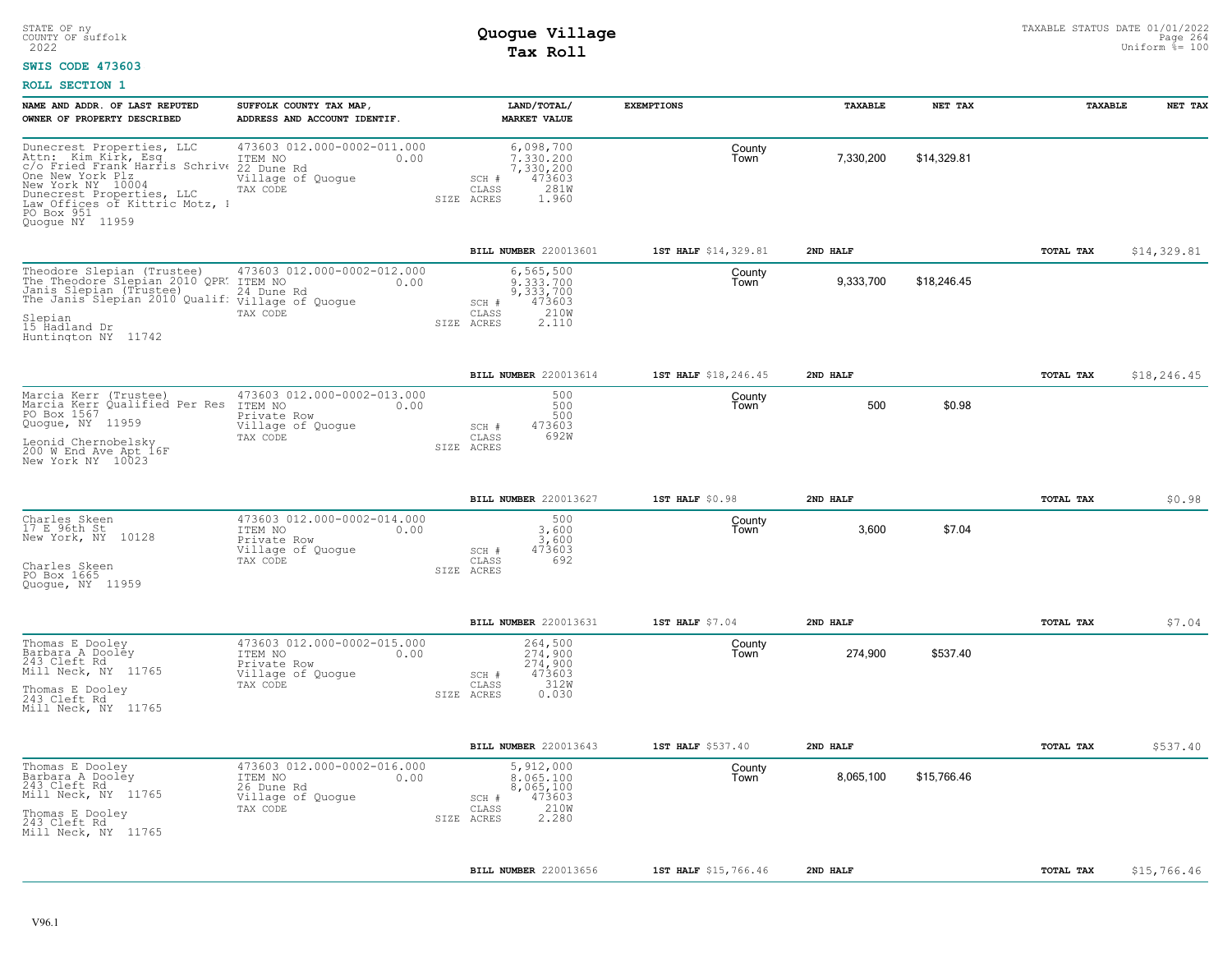STATE OF ny
COUNTY OF suffolk
2022

# Quogue Village
## Tax Roll

TAXABLE STATUS DATE 01/01/2022
Uniform %= 100

**SWIS CODE 473603**

**ROLL SECTION 1**

| NAME AND ADDR. OF LAST REPUTED OWNER OF PROPERTY DESCRIBED | SUFFOLK COUNTY TAX MAP, ADDRESS AND ACCOUNT IDENTIF. | LAND/TOTAL/ MARKET VALUE | EXEMPTIONS | | TAXABLE | NET TAX | TAXABLE | NET TAX |
|---|---|---|---|---|---|---|---|---|
| Dunecrest Properties, LLC<br>Attn: Kim Kirk, Esq<br>c/o Fried Frank Harris Schrive<br>One New York Plz<br>New York NY 10004<br>Dunecrest Properties, LLC<br>Law Offices of Kittric Motz, I<br>PO Box 951<br>Quogue NY 11959 | 473603 012.000-0002-011.000<br>ITEM NO 0.00<br>22 Dune Rd<br>Village of Quogue<br>TAX CODE | 6,098,700<br>7,330,200<br>7,330,200<br>SCH # 473603<br>CLASS 281W<br>SIZE ACRES 1.960 | | County<br>Town | 7,330,200 | $14,329.81 | | |
| | | BILL NUMBER 220013601 | 1ST HALF $14,329.81 | | 2ND HALF | | TOTAL TAX | $14,329.81 |
| Theodore Slepian (Trustee)<br>The Theodore Slepian 2010 QPRT<br>Janis Slepian (Trustee)<br>The Janis Slepian 2010 Qualif:<br><br>Slepian<br>15 Hadland Dr<br>Huntington NY 11742 | 473603 012.000-0002-012.000<br>ITEM NO 0.00<br>24 Dune Rd<br>Village of Quogue<br>TAX CODE | 6,565,500<br>9,333,700<br>9,333,700<br>SCH # 473603<br>CLASS 210W<br>SIZE ACRES 2.110 | | County<br>Town | 9,333,700 | $18,246.45 | | |
| | | BILL NUMBER 220013614 | 1ST HALF $18,246.45 | | 2ND HALF | | TOTAL TAX | $18,246.45 |
| Marcia Kerr (Trustee)<br>Marcia Kerr Qualified Per Res<br>PO Box 1567<br>Quogue, NY 11959<br><br>Leonid Chernobelsky<br>200 W End Ave Apt 16F<br>New York NY 10023 | 473603 012.000-0002-013.000<br>ITEM NO 0.00<br>Private Row<br>Village of Quogue<br>TAX CODE | 500<br>500<br>500<br>SCH # 473603<br>CLASS 692W<br>SIZE ACRES | | County<br>Town | 500 | $0.98 | | |
| | | BILL NUMBER 220013627 | 1ST HALF $0.98 | | 2ND HALF | | TOTAL TAX | $0.98 |
| Charles Skeen<br>17 E 96th St<br>New York, NY 10128<br><br>Charles Skeen<br>PO Box 1665<br>Quogue, NY 11959 | 473603 012.000-0002-014.000<br>ITEM NO 0.00<br>Private Row<br>Village of Quogue<br>TAX CODE | 500<br>3,600<br>3,600<br>SCH # 473603<br>CLASS 692<br>SIZE ACRES | | County<br>Town | 3,600 | $7.04 | | |
| | | BILL NUMBER 220013631 | 1ST HALF $7.04 | | 2ND HALF | | TOTAL TAX | $7.04 |
| Thomas E Dooley<br>Barbara A Dooley<br>243 Cleft Rd<br>Mill Neck, NY 11765<br><br>Thomas E Dooley<br>243 Cleft Rd<br>Mill Neck, NY 11765 | 473603 012.000-0002-015.000<br>ITEM NO 0.00<br>Private Row<br>Village of Quogue<br>TAX CODE | 264,500<br>274,900<br>274,900<br>SCH # 473603<br>CLASS 312W<br>SIZE ACRES 0.030 | | County<br>Town | 274,900 | $537.40 | | |
| | | BILL NUMBER 220013643 | 1ST HALF $537.40 | | 2ND HALF | | TOTAL TAX | $537.40 |
| Thomas E Dooley<br>Barbara A Dooley<br>243 Cleft Rd<br>Mill Neck, NY 11765<br><br>Thomas E Dooley<br>243 Cleft Rd<br>Mill Neck, NY 11765 | 473603 012.000-0002-016.000<br>ITEM NO 0.00<br>26 Dune Rd<br>Village of Quogue<br>TAX CODE | 5,912,000<br>8,065,100<br>8,065,100<br>SCH # 473603<br>CLASS 210W<br>SIZE ACRES 2.280 | | County<br>Town | 8,065,100 | $15,766.46 | | |
| | | BILL NUMBER 220013656 | 1ST HALF $15,766.46 | | 2ND HALF | | TOTAL TAX | $15,766.46 |

V96.1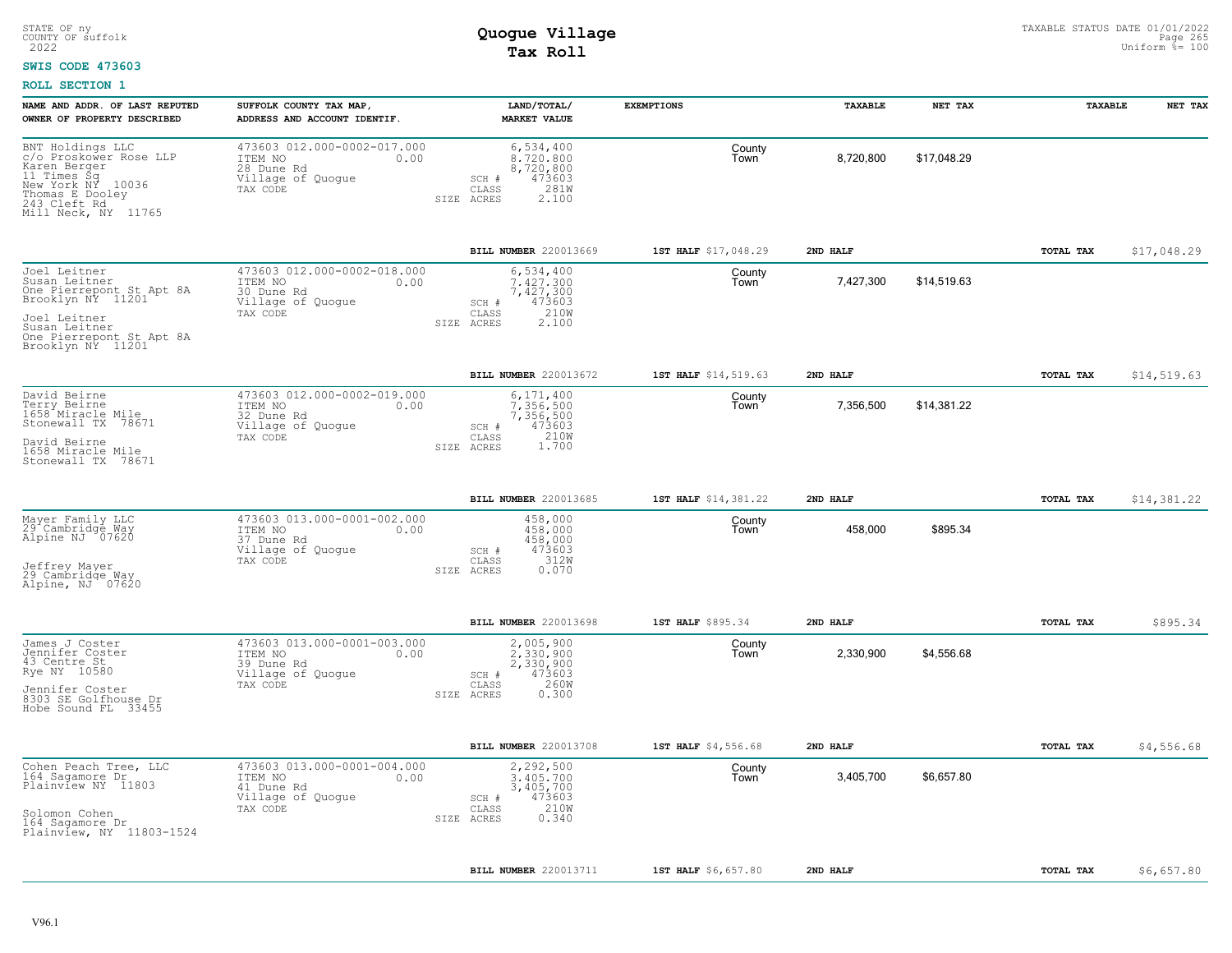STATE OF ny
COUNTY OF suffolk
2022

# Quogue Village
## Tax Roll

TAXABLE STATUS DATE 01/01/2022
Uniform %= 100

**SWIS CODE 473603**

**ROLL SECTION 1**

| NAME AND ADDR. OF LAST REPUTED OWNER OF PROPERTY DESCRIBED | SUFFOLK COUNTY TAX MAP, ADDRESS AND ACCOUNT IDENTIF. | LAND/TOTAL/ MARKET VALUE | EXEMPTIONS | TAXABLE | NET TAX | TAXABLE | NET TAX |
|---|---|---|---|---|---|---|---|
| BNT Holdings LLC<br>c/o Proskower Rose LLP<br>Karen Berger<br>11 Times Sq<br>New York NY 10036<br>Thomas E Dooley<br>243 Cleft Rd<br>Mill Neck, NY 11765 | 473603 012.000-0002-017.000<br>ITEM NO 0.00<br>28 Dune Rd<br>Village of Quogue<br>TAX CODE | 6,534,400<br>8,720,800<br>8,720,800<br>SCH # 473603<br>CLASS 281W<br>SIZE ACRES 2.100 | County<br>Town | 8,720,800 | $17,048.29 | | |
| | | **BILL NUMBER** 220013669 | **1ST HALF** $17,048.29 | **2ND HALF** | | **TOTAL TAX** | $17,048.29 |
| Joel Leitner<br>Susan Leitner<br>One Pierrepont St Apt 8A<br>Brooklyn NY 11201<br>Joel Leitner<br>Susan Leitner<br>One Pierrepont St Apt 8A<br>Brooklyn NY 11201 | 473603 012.000-0002-018.000<br>ITEM NO 0.00<br>30 Dune Rd<br>Village of Quogue<br>TAX CODE | 6,534,400<br>7,427,300<br>7,427,300<br>SCH # 473603<br>CLASS 210W<br>SIZE ACRES 2.100 | County<br>Town | 7,427,300 | $14,519.63 | | |
| | | **BILL NUMBER** 220013672 | **1ST HALF** $14,519.63 | **2ND HALF** | | **TOTAL TAX** | $14,519.63 |
| David Beirne<br>Terry Beirne<br>1658 Miracle Mile<br>Stonewall TX 78671<br>David Beirne<br>1658 Miracle Mile<br>Stonewall TX 78671 | 473603 012.000-0002-019.000<br>ITEM NO 0.00<br>32 Dune Rd<br>Village of Quogue<br>TAX CODE | 6,171,400<br>7,356,500<br>7,356,500<br>SCH # 473603<br>CLASS 210W<br>SIZE ACRES 1.700 | County<br>Town | 7,356,500 | $14,381.22 | | |
| | | **BILL NUMBER** 220013685 | **1ST HALF** $14,381.22 | **2ND HALF** | | **TOTAL TAX** | $14,381.22 |
| Mayer Family LLC<br>29 Cambridge Way<br>Alpine NJ 07620<br>Jeffrey Mayer<br>29 Cambridge Way<br>Alpine, NJ 07620 | 473603 013.000-0001-002.000<br>ITEM NO 0.00<br>37 Dune Rd<br>Village of Quogue<br>TAX CODE | 458,000<br>458,000<br>458,000<br>SCH # 473603<br>CLASS 312W<br>SIZE ACRES 0.070 | County<br>Town | 458,000 | $895.34 | | |
| | | **BILL NUMBER** 220013698 | **1ST HALF** $895.34 | **2ND HALF** | | **TOTAL TAX** | $895.34 |
| James J Coster<br>Jennifer Coster<br>43 Centre St<br>Rye NY 10580<br>Jennifer Coster<br>8303 SE Golfhouse Dr<br>Hobe Sound FL 33455 | 473603 013.000-0001-003.000<br>ITEM NO 0.00<br>39 Dune Rd<br>Village of Quogue<br>TAX CODE | 2,005,900<br>2,330,900<br>2,330,900<br>SCH # 473603<br>CLASS 260W<br>SIZE ACRES 0.300 | County<br>Town | 2,330,900 | $4,556.68 | | |
| | | **BILL NUMBER** 220013708 | **1ST HALF** $4,556.68 | **2ND HALF** | | **TOTAL TAX** | $4,556.68 |
| Cohen Peach Tree, LLC<br>164 Sagamore Dr<br>Plainview NY 11803<br>Solomon Cohen<br>164 Sagamore Dr<br>Plainview, NY 11803-1524 | 473603 013.000-0001-004.000<br>ITEM NO 0.00<br>41 Dune Rd<br>Village of Quogue<br>TAX CODE | 2,292,500<br>3,405,700<br>3,405,700<br>SCH # 473603<br>CLASS 210W<br>SIZE ACRES 0.340 | County<br>Town | 3,405,700 | $6,657.80 | | |
| | | **BILL NUMBER** 220013711 | **1ST HALF** $6,657.80 | **2ND HALF** | | **TOTAL TAX** | $6,657.80 |

V96.1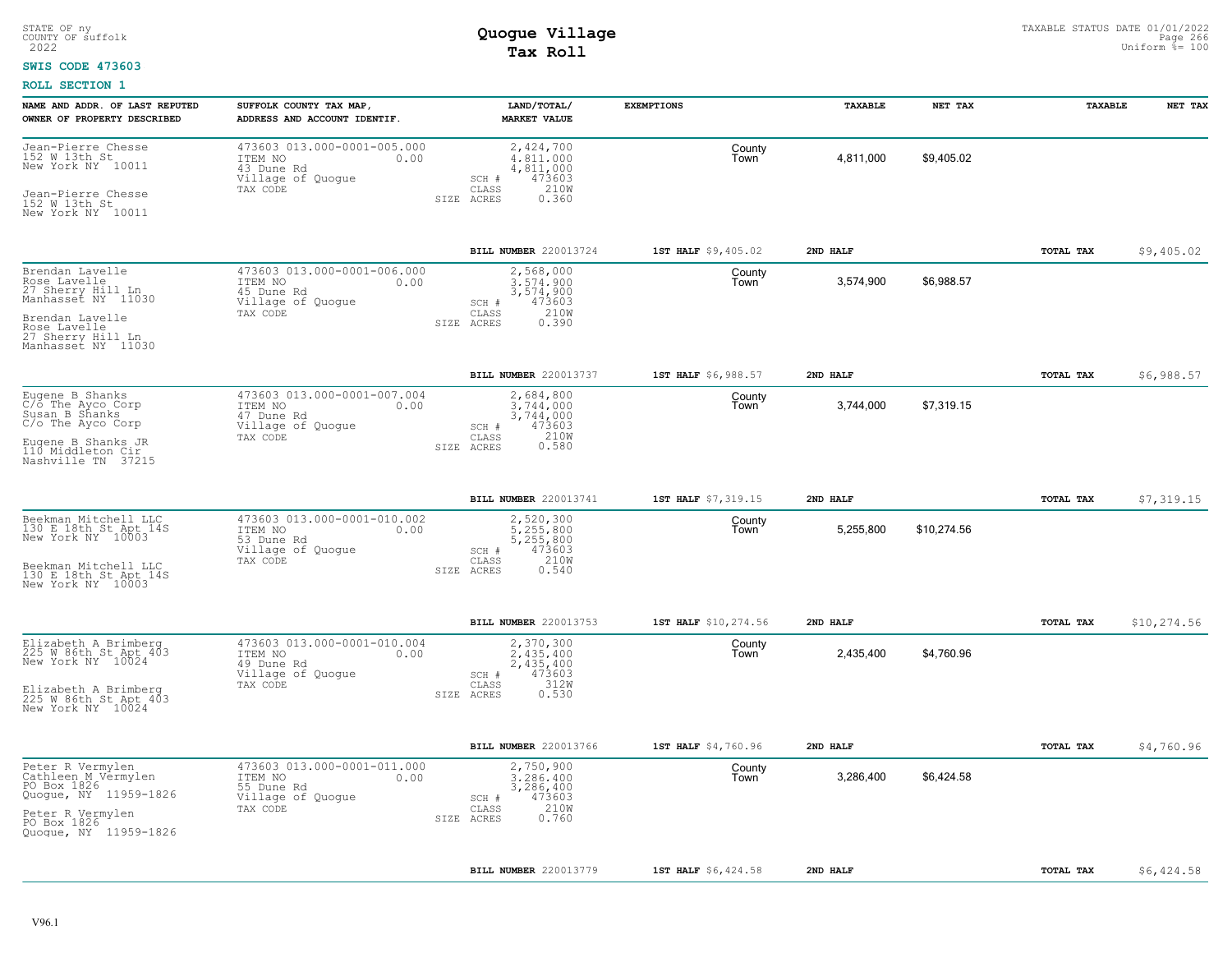STATE OF ny
COUNTY OF suffolk
2022

# Quogue Village
## Tax Roll

TAXABLE STATUS DATE 01/01/2022
Uniform %= 100

**SWIS CODE 473603**

**ROLL SECTION 1**

| NAME AND ADDR. OF LAST REPUTED OWNER OF PROPERTY DESCRIBED | SUFFOLK COUNTY TAX MAP, ADDRESS AND ACCOUNT IDENTIF. | LAND/TOTAL/ MARKET VALUE | EXEMPTIONS | TAXABLE | NET TAX | TAXABLE | NET TAX |
|---|---|---|---|---|---|---|---|
| Jean-Pierre Chesse<br>152 W 13th St<br>New York NY 10011<br><br>Jean-Pierre Chesse<br>152 W 13th St<br>New York NY 10011 | 473603 013.000-0001-005.000<br>ITEM NO 0.00<br>43 Dune Rd<br>Village of Quogue<br>TAX CODE | 2,424,700<br>4,811,000<br>4,811,000<br>SCH # 473603<br>CLASS 210W<br>SIZE ACRES 0.360 | County<br>Town | 4,811,000 | $9,405.02 | | |
| | | BILL NUMBER 220013724 | 1ST HALF $9,405.02 | 2ND HALF | | TOTAL TAX | $9,405.02 |
| Brendan Lavelle<br>Rose Lavelle<br>27 Sherry Hill Ln<br>Manhasset NY 11030<br><br>Brendan Lavelle<br>Rose Lavelle<br>27 Sherry Hill Ln<br>Manhasset NY 11030 | 473603 013.000-0001-006.000<br>ITEM NO 0.00<br>45 Dune Rd<br>Village of Quogue<br>TAX CODE | 2,568,000<br>3,574,900<br>3,574,900<br>SCH # 473603<br>CLASS 210W<br>SIZE ACRES 0.390 | County<br>Town | 3,574,900 | $6,988.57 | | |
| | | BILL NUMBER 220013737 | 1ST HALF $6,988.57 | 2ND HALF | | TOTAL TAX | $6,988.57 |
| Eugene B Shanks<br>C/o The Ayco Corp<br>Susan B Shanks<br>C/o The Ayco Corp<br><br>Eugene B Shanks JR<br>110 Middleton Cir<br>Nashville TN 37215 | 473603 013.000-0001-007.004<br>ITEM NO 0.00<br>47 Dune Rd<br>Village of Quogue<br>TAX CODE | 2,684,800<br>3,744,000<br>3,744,000<br>SCH # 473603<br>CLASS 210W<br>SIZE ACRES 0.580 | County<br>Town | 3,744,000 | $7,319.15 | | |
| | | BILL NUMBER 220013741 | 1ST HALF $7,319.15 | 2ND HALF | | TOTAL TAX | $7,319.15 |
| Beekman Mitchell LLC<br>130 E 18th St Apt 14S<br>New York NY 10003<br><br>Beekman Mitchell LLC<br>130 E 18th St Apt 14S<br>New York NY 10003 | 473603 013.000-0001-010.002<br>ITEM NO 0.00<br>53 Dune Rd<br>Village of Quogue<br>TAX CODE | 2,520,300<br>5,255,800<br>5,255,800<br>SCH # 473603<br>CLASS 210W<br>SIZE ACRES 0.540 | County<br>Town | 5,255,800 | $10,274.56 | | |
| | | BILL NUMBER 220013753 | 1ST HALF $10,274.56 | 2ND HALF | | TOTAL TAX | $10,274.56 |
| Elizabeth A Brimberg<br>225 W 86th St Apt 403<br>New York NY 10024<br><br>Elizabeth A Brimberg<br>225 W 86th St Apt 403<br>New York NY 10024 | 473603 013.000-0001-010.004<br>ITEM NO 0.00<br>49 Dune Rd<br>Village of Quogue<br>TAX CODE | 2,370,300<br>2,435,400<br>2,435,400<br>SCH # 473603<br>CLASS 312W<br>SIZE ACRES 0.530 | County<br>Town | 2,435,400 | $4,760.96 | | |
| | | BILL NUMBER 220013766 | 1ST HALF $4,760.96 | 2ND HALF | | TOTAL TAX | $4,760.96 |
| Peter R Vermylen<br>Cathleen M Vermylen<br>PO Box 1826<br>Quogue, NY 11959-1826<br><br>Peter R Vermylen<br>PO Box 1826<br>Quogue, NY 11959-1826 | 473603 013.000-0001-011.000<br>ITEM NO 0.00<br>55 Dune Rd<br>Village of Quogue<br>TAX CODE | 2,750,900<br>3,286,400<br>3,286,400<br>SCH # 473603<br>CLASS 210W<br>SIZE ACRES 0.760 | County<br>Town | 3,286,400 | $6,424.58 | | |
| | | BILL NUMBER 220013779 | 1ST HALF $6,424.58 | 2ND HALF | | TOTAL TAX | $6,424.58 |

V96.1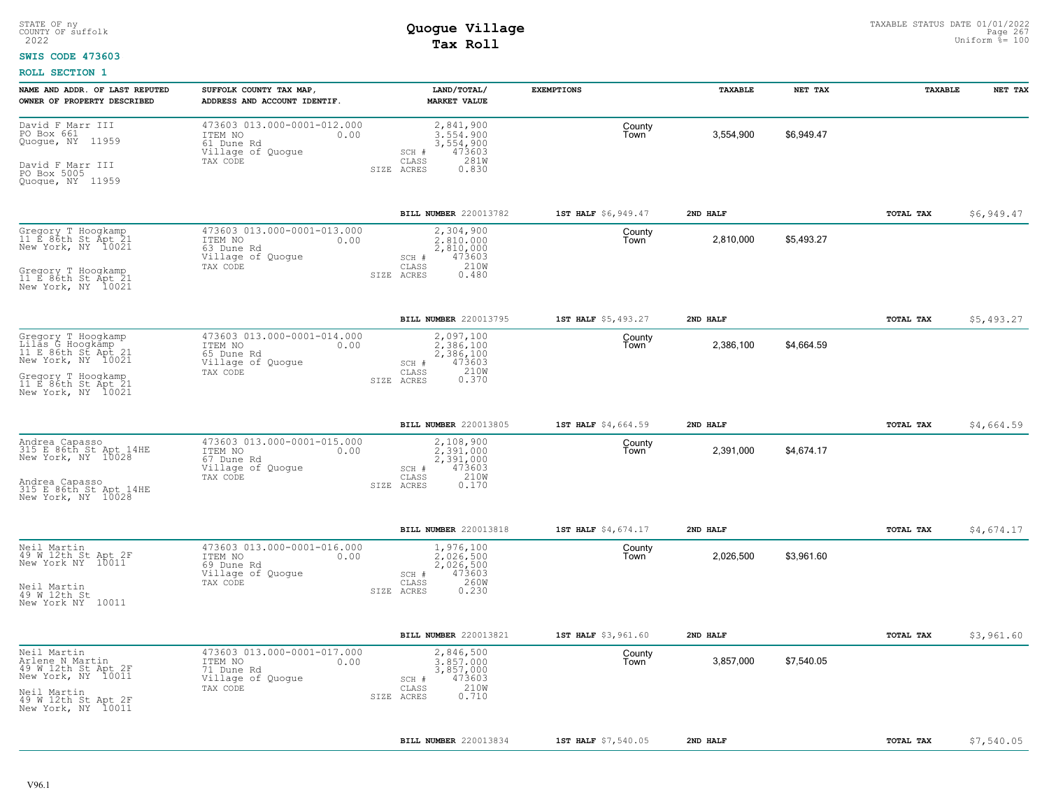STATE OF ny
COUNTY OF suffolk
2022

# Quogue Village
## Tax Roll

TAXABLE STATUS DATE 01/01/2022
Uniform %= 100

**SWIS CODE 473603**

**ROLL SECTION 1**

| NAME AND ADDR. OF LAST REPUTED OWNER OF PROPERTY DESCRIBED | SUFFOLK COUNTY TAX MAP, ADDRESS AND ACCOUNT IDENTIF. | LAND/TOTAL/ MARKET VALUE | EXEMPTIONS | TAXABLE | NET TAX | TAXABLE | NET TAX |
|---|---|---|---|---|---|---|---|
| David F Marr III<br>PO Box 661<br>Quogue, NY 11959<br><br>David F Marr III<br>PO Box 5005<br>Quogue, NY 11959 | 473603 013.000-0001-012.000<br>ITEM NO 0.00<br>61 Dune Rd<br>Village of Quogue<br>TAX CODE | 2,841,900<br>3,554,900<br>3,554,900<br>SCH # 473603<br>CLASS 281W<br>SIZE ACRES 0.830 | County<br>Town | 3,554,900 | $6,949.47 | | |
| | | **BILL NUMBER** 220013782 | **1ST HALF** $6,949.47 | **2ND HALF** | | **TOTAL TAX** | $6,949.47 |
| Gregory T Hoogkamp<br>11 E 86th St Apt 21<br>New York, NY 10021<br><br>Gregory T Hoogkamp<br>11 E 86th St Apt 21<br>New York, NY 10021 | 473603 013.000-0001-013.000<br>ITEM NO 0.00<br>63 Dune Rd<br>Village of Quogue<br>TAX CODE | 2,304,900<br>2,810,000<br>2,810,000<br>SCH # 473603<br>CLASS 210W<br>SIZE ACRES 0.480 | County<br>Town | 2,810,000 | $5,493.27 | | |
| | | **BILL NUMBER** 220013795 | **1ST HALF** $5,493.27 | **2ND HALF** | | **TOTAL TAX** | $5,493.27 |
| Gregory T Hoogkamp<br>Lilas G Hoogkamp<br>11 E 86th St Apt 21<br>New York, NY 10021<br><br>Gregory T Hoogkamp<br>11 E 86th St Apt 21<br>New York, NY 10021 | 473603 013.000-0001-014.000<br>ITEM NO 0.00<br>65 Dune Rd<br>Village of Quogue<br>TAX CODE | 2,097,100<br>2,386,100<br>2,386,100<br>SCH # 473603<br>CLASS 210W<br>SIZE ACRES 0.370 | County<br>Town | 2,386,100 | $4,664.59 | | |
| | | **BILL NUMBER** 220013805 | **1ST HALF** $4,664.59 | **2ND HALF** | | **TOTAL TAX** | $4,664.59 |
| Andrea Capasso<br>315 E 86th St Apt 14HE<br>New York, NY 10028<br><br>Andrea Capasso<br>315 E 86th St Apt 14HE<br>New York, NY 10028 | 473603 013.000-0001-015.000<br>ITEM NO 0.00<br>67 Dune Rd<br>Village of Quogue<br>TAX CODE | 2,108,900<br>2,391,000<br>2,391,000<br>SCH # 473603<br>CLASS 210W<br>SIZE ACRES 0.170 | County<br>Town | 2,391,000 | $4,674.17 | | |
| | | **BILL NUMBER** 220013818 | **1ST HALF** $4,674.17 | **2ND HALF** | | **TOTAL TAX** | $4,674.17 |
| Neil Martin<br>49 W 12th St Apt 2F<br>New York NY 10011<br><br>Neil Martin<br>49 W 12th St<br>New York NY 10011 | 473603 013.000-0001-016.000<br>ITEM NO 0.00<br>69 Dune Rd<br>Village of Quogue<br>TAX CODE | 1,976,100<br>2,026,500<br>2,026,500<br>SCH # 473603<br>CLASS 260W<br>SIZE ACRES 0.230 | County<br>Town | 2,026,500 | $3,961.60 | | |
| | | **BILL NUMBER** 220013821 | **1ST HALF** $3,961.60 | **2ND HALF** | | **TOTAL TAX** | $3,961.60 |
| Neil Martin<br>Arlene N Martin<br>49 W 12th St Apt 2F<br>New York, NY 10011<br><br>Neil Martin<br>49 W 12th St Apt 2F<br>New York, NY 10011 | 473603 013.000-0001-017.000<br>ITEM NO 0.00<br>71 Dune Rd<br>Village of Quogue<br>TAX CODE | 2,846,500<br>3,857,000<br>3,857,000<br>SCH # 473603<br>CLASS 210W<br>SIZE ACRES 0.710 | County<br>Town | 3,857,000 | $7,540.05 | | |
| | | **BILL NUMBER** 220013834 | **1ST HALF** $7,540.05 | **2ND HALF** | | **TOTAL TAX** | $7,540.05 |

V96.1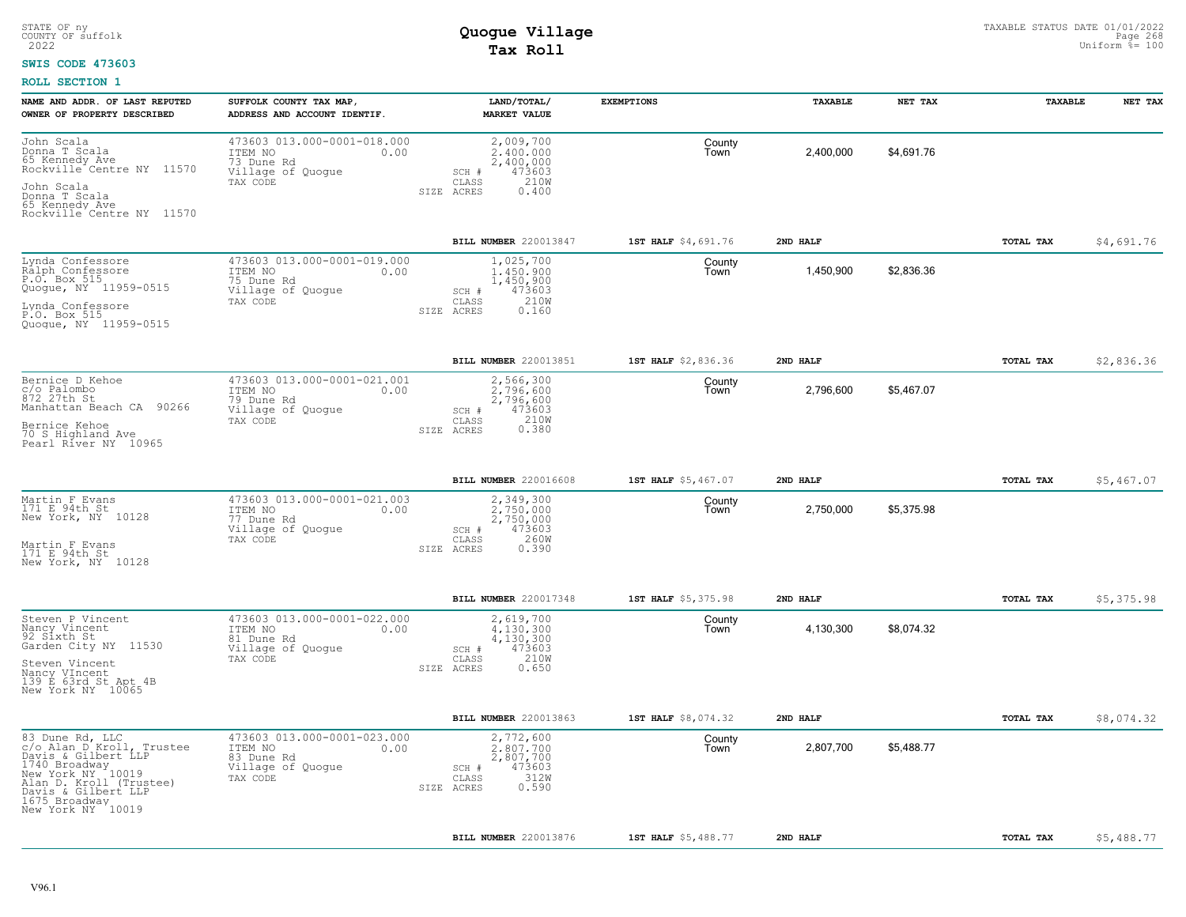STATE OF ny
COUNTY OF suffolk
2022

# Quogue Village
## Tax Roll

TAXABLE STATUS DATE 01/01/2022
Uniform %= 100

**SWIS CODE 473603**

**ROLL SECTION 1**

| NAME AND ADDR. OF LAST REPUTED OWNER OF PROPERTY DESCRIBED | SUFFOLK COUNTY TAX MAP, ADDRESS AND ACCOUNT IDENTIF. | LAND/TOTAL/ MARKET VALUE | EXEMPTIONS | | TAXABLE | NET TAX | TAXABLE | NET TAX |
|---|---|---|---|---|---|---|---|---|
| John Scala<br>Donna T Scala<br>65 Kennedy Ave<br>Rockville Centre NY 11570<br><br>John Scala<br>Donna T Scala<br>65 Kennedy Ave<br>Rockville Centre NY 11570 | 473603 013.000-0001-018.000<br>ITEM NO 0.00<br>73 Dune Rd<br>Village of Quogue<br>TAX CODE | 2,009,700<br>2,400,000<br>2,400,000<br>SCH # 473603<br>CLASS 210W<br>SIZE ACRES 0.400 | | County<br>Town | 2,400,000 | $4,691.76 | | |
| | | **BILL NUMBER** 220013847 | **1ST HALF** $4,691.76 | **2ND HALF** | | | **TOTAL TAX** | $4,691.76 |
| Lynda Confessore<br>Ralph Confessore<br>P.O. Box 515<br>Quogue, NY 11959-0515<br><br>Lynda Confessore<br>P.O. Box 515<br>Quogue, NY 11959-0515 | 473603 013.000-0001-019.000<br>ITEM NO 0.00<br>75 Dune Rd<br>Village of Quogue<br>TAX CODE | 1,025,700<br>1,450,900<br>1,450,900<br>SCH # 473603<br>CLASS 210W<br>SIZE ACRES 0.160 | | County<br>Town | 1,450,900 | $2,836.36 | | |
| | | **BILL NUMBER** 220013851 | **1ST HALF** $2,836.36 | **2ND HALF** | | | **TOTAL TAX** | $2,836.36 |
| Bernice D Kehoe<br>c/o Palombo<br>872 27th St<br>Manhattan Beach CA 90266<br><br>Bernice Kehoe<br>70 S Highland Ave<br>Pearl River NY 10965 | 473603 013.000-0001-021.001<br>ITEM NO 0.00<br>79 Dune Rd<br>Village of Quogue<br>TAX CODE | 2,566,300<br>2,796,600<br>2,796,600<br>SCH # 473603<br>CLASS 210W<br>SIZE ACRES 0.380 | | County<br>Town | 2,796,600 | $5,467.07 | | |
| | | **BILL NUMBER** 220016608 | **1ST HALF** $5,467.07 | **2ND HALF** | | | **TOTAL TAX** | $5,467.07 |
| Martin F Evans<br>171 E 94th St<br>New York, NY 10128<br><br>Martin F Evans<br>171 E 94th St<br>New York, NY 10128 | 473603 013.000-0001-021.003<br>ITEM NO 0.00<br>77 Dune Rd<br>Village of Quogue<br>TAX CODE | 2,349,300<br>2,750,000<br>2,750,000<br>SCH # 473603<br>CLASS 260W<br>SIZE ACRES 0.390 | | County<br>Town | 2,750,000 | $5,375.98 | | |
| | | **BILL NUMBER** 220017348 | **1ST HALF** $5,375.98 | **2ND HALF** | | | **TOTAL TAX** | $5,375.98 |
| Steven P Vincent<br>Nancy Vincent<br>92 Sixth St<br>Garden City NY 11530<br><br>Steven Vincent<br>Nancy VIncent<br>139 E 63rd St Apt 4B<br>New York NY 10065 | 473603 013.000-0001-022.000<br>ITEM NO 0.00<br>81 Dune Rd<br>Village of Quogue<br>TAX CODE | 2,619,700<br>4,130,300<br>4,130,300<br>SCH # 473603<br>CLASS 210W<br>SIZE ACRES 0.650 | | County<br>Town | 4,130,300 | $8,074.32 | | |
| | | **BILL NUMBER** 220013863 | **1ST HALF** $8,074.32 | **2ND HALF** | | | **TOTAL TAX** | $8,074.32 |
| 83 Dune Rd, LLC<br>c/o Alan D Kroll, Trustee<br>Davis & Gilbert LLP<br>1740 Broadway<br>New York NY 10019<br>Alan D. Kroll (Trustee)<br>Davis & Gilbert LLP<br>1675 Broadway<br>New York NY 10019 | 473603 013.000-0001-023.000<br>ITEM NO 0.00<br>83 Dune Rd<br>Village of Quogue<br>TAX CODE | 2,772,600<br>2,807,700<br>2,807,700<br>SCH # 473603<br>CLASS 312W<br>SIZE ACRES 0.590 | | County<br>Town | 2,807,700 | $5,488.77 | | |
| | | **BILL NUMBER** 220013876 | **1ST HALF** $5,488.77 | **2ND HALF** | | | **TOTAL TAX** | $5,488.77 |

V96.1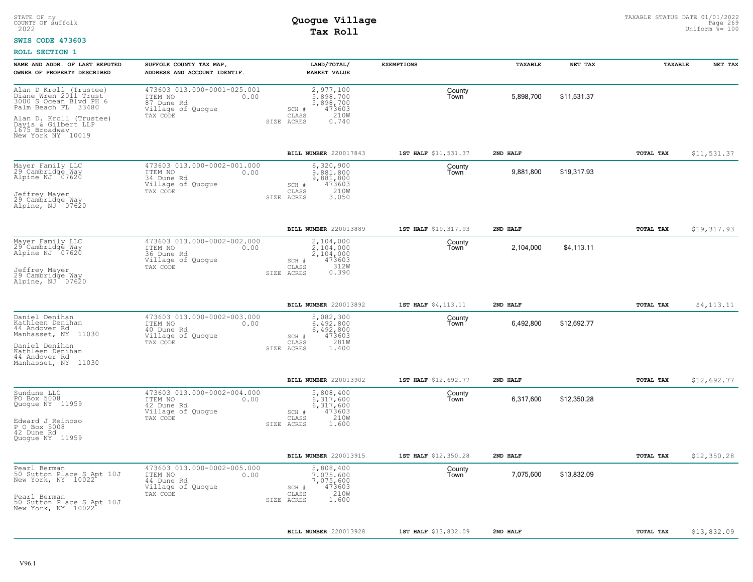STATE OF ny
COUNTY OF suffolk
2022

# Quogue Village
## Tax Roll

TAXABLE STATUS DATE 01/01/2022
Uniform %= 100

**SWIS CODE 473603**

**ROLL SECTION 1**

| NAME AND ADDR. OF LAST REPUTED OWNER OF PROPERTY DESCRIBED | SUFFOLK COUNTY TAX MAP, ADDRESS AND ACCOUNT IDENTIF. | LAND/TOTAL/ MARKET VALUE | EXEMPTIONS | TAXABLE | NET TAX | TAXABLE | NET TAX |
|---|---|---|---|---|---|---|---|
| Alan D Kroll (Trustee)<br>Diane Wren 2011 Trust<br>3000 S Ocean Blvd PH 6<br>Palm Beach FL 33480<br><br>Alan D. Kroll (Trustee)<br>Davis & Gilbert LLP<br>1675 Broadway<br>New York NY 10019 | 473603 013.000-0001-025.001<br>ITEM NO 0.00<br>87 Dune Rd<br>Village of Quogue<br>TAX CODE | 2,977,100<br>5,898,700<br>5,898,700<br>SCH # 473603<br>CLASS 210W<br>SIZE ACRES 0.740 | County<br>Town | 5,898,700 | $11,531.37 | | |
| | | **BILL NUMBER** 220017843 | **1ST HALF** $11,531.37 | **2ND HALF** | | **TOTAL TAX** | $11,531.37 |
| Mayer Family LLC<br>29 Cambridge Way<br>Alpine NJ 07620<br><br>Jeffrey Mayer<br>29 Cambridge Way<br>Alpine, NJ 07620 | 473603 013.000-0002-001.000<br>ITEM NO 0.00<br>34 Dune Rd<br>Village of Quogue<br>TAX CODE | 6,320,900<br>9,881,800<br>9,881,800<br>SCH # 473603<br>CLASS 210W<br>SIZE ACRES 3.050 | County<br>Town | 9,881,800 | $19,317.93 | | |
| | | **BILL NUMBER** 220013889 | **1ST HALF** $19,317.93 | **2ND HALF** | | **TOTAL TAX** | $19,317.93 |
| Mayer Family LLC<br>29 Cambridge Way<br>Alpine NJ 07620<br><br>Jeffrey Mayer<br>29 Cambridge Way<br>Alpine, NJ 07620 | 473603 013.000-0002-002.000<br>ITEM NO 0.00<br>36 Dune Rd<br>Village of Quogue<br>TAX CODE | 2,104,000<br>2,104,000<br>2,104,000<br>SCH # 473603<br>CLASS 312W<br>SIZE ACRES 0.390 | County<br>Town | 2,104,000 | $4,113.11 | | |
| | | **BILL NUMBER** 220013892 | **1ST HALF** $4,113.11 | **2ND HALF** | | **TOTAL TAX** | $4,113.11 |
| Daniel Denihan<br>Kathleen Denihan<br>44 Andover Rd<br>Manhasset, NY 11030<br><br>Daniel Denihan<br>Kathleen Denihan<br>44 Andover Rd<br>Manhasset, NY 11030 | 473603 013.000-0002-003.000<br>ITEM NO 0.00<br>40 Dune Rd<br>Village of Quogue<br>TAX CODE | 5,082,300<br>6,492,800<br>6,492,800<br>SCH # 473603<br>CLASS 281W<br>SIZE ACRES 1.400 | County<br>Town | 6,492,800 | $12,692.77 | | |
| | | **BILL NUMBER** 220013902 | **1ST HALF** $12,692.77 | **2ND HALF** | | **TOTAL TAX** | $12,692.77 |
| Sundune LLC<br>PO Box 5008<br>Quogue NY 11959<br><br>Edward J Reinoso<br>P O Box 5008<br>42 Dune Rd<br>Quogue NY 11959 | 473603 013.000-0002-004.000<br>ITEM NO 0.00<br>42 Dune Rd<br>Village of Quogue<br>TAX CODE | 5,808,400<br>6,317,600<br>6,317,600<br>SCH # 473603<br>CLASS 210W<br>SIZE ACRES 1.600 | County<br>Town | 6,317,600 | $12,350.28 | | |
| | | **BILL NUMBER** 220013915 | **1ST HALF** $12,350.28 | **2ND HALF** | | **TOTAL TAX** | $12,350.28 |
| Pearl Berman<br>50 Sutton Place S Apt 10J<br>New York, NY 10022<br><br>Pearl Berman<br>50 Sutton Place S Apt 10J<br>New York, NY 10022 | 473603 013.000-0002-005.000<br>ITEM NO 0.00<br>44 Dune Rd<br>Village of Quogue<br>TAX CODE | 5,808,400<br>7,075,600<br>7,075,600<br>SCH # 473603<br>CLASS 210W<br>SIZE ACRES 1.600 | County<br>Town | 7,075,600 | $13,832.09 | | |
| | | **BILL NUMBER** 220013928 | **1ST HALF** $13,832.09 | **2ND HALF** | | **TOTAL TAX** | $13,832.09 |

V96.1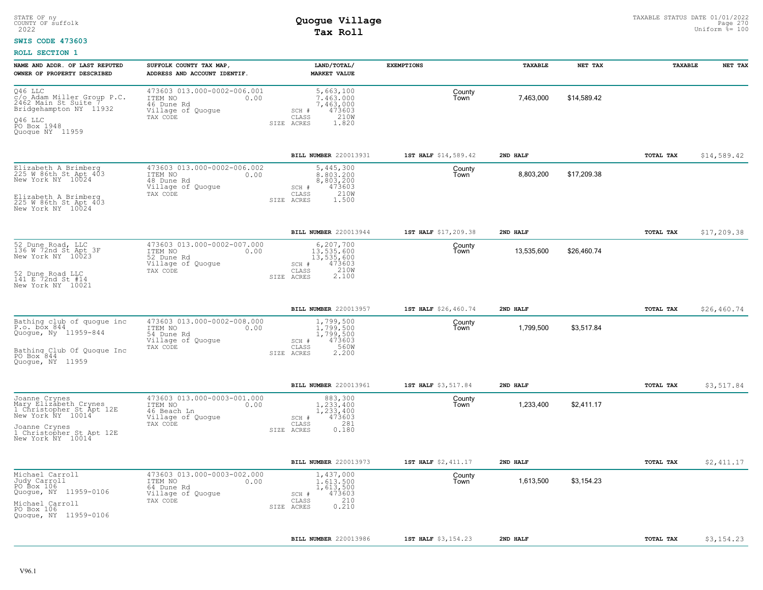STATE OF ny
COUNTY OF suffolk
2022

# Quogue Village
## Tax Roll

TAXABLE STATUS DATE 01/01/2022
Uniform %= 100

**SWIS CODE 473603**

**ROLL SECTION 1**

| NAME AND ADDR. OF LAST REPUTED OWNER OF PROPERTY DESCRIBED | SUFFOLK COUNTY TAX MAP, ADDRESS AND ACCOUNT IDENTIF. | LAND/TOTAL/ MARKET VALUE | EXEMPTIONS | | TAXABLE | NET TAX | TAXABLE | NET TAX |
|---|---|---|---|---|---|---|---|---|
| Q46 LLC<br>c/o Adam Miller Group P.C.<br>2462 Main St Suite 7<br>Bridgehampton NY 11932<br><br>Q46 LLC<br>PO Box 1948<br>Quogue NY 11959 | 473603 013.000-0002-006.001<br>ITEM NO 0.00<br>46 Dune Rd<br>Village of Quogue<br>TAX CODE | 5,663,100<br>7,463,000<br>7,463,000<br>SCH # 473603<br>CLASS 210W<br>SIZE ACRES 1.820 | County<br>Town | | 7,463,000 | $14,589.42 | | |
| | | BILL NUMBER 220013931 | 1ST HALF $14,589.42 | 2ND HALF | | | TOTAL TAX | $14,589.42 |
| Elizabeth A Brimberg<br>225 W 86th St Apt 403<br>New York NY 10024<br><br>Elizabeth A Brimberg<br>225 W 86th St Apt 403<br>New York NY 10024 | 473603 013.000-0002-006.002<br>ITEM NO 0.00<br>48 Dune Rd<br>Village of Quogue<br>TAX CODE | 5,445,300<br>8,803,200<br>8,803,200<br>SCH # 473603<br>CLASS 210W<br>SIZE ACRES 1.500 | County<br>Town | | 8,803,200 | $17,209.38 | | |
| | | BILL NUMBER 220013944 | 1ST HALF $17,209.38 | 2ND HALF | | | TOTAL TAX | $17,209.38 |
| 52 Dune Road, LLC<br>136 W 72nd St Apt 3F<br>New York NY 10023<br><br>52 Dune Road LLC<br>141 E 72nd St #14<br>New York NY 10021 | 473603 013.000-0002-007.000<br>ITEM NO 0.00<br>52 Dune Rd<br>Village of Quogue<br>TAX CODE | 6,207,700<br>13,535,600<br>13,535,600<br>SCH # 473603<br>CLASS 210W<br>SIZE ACRES 2.100 | County<br>Town | | 13,535,600 | $26,460.74 | | |
| | | BILL NUMBER 220013957 | 1ST HALF $26,460.74 | 2ND HALF | | | TOTAL TAX | $26,460.74 |
| Bathing club of quogue inc<br>P.o. box 844<br>Quogue, Ny 11959-844<br><br>Bathing Club Of Quogue Inc<br>PO Box 844<br>Quogue, NY 11959 | 473603 013.000-0002-008.000<br>ITEM NO 0.00<br>54 Dune Rd<br>Village of Quogue<br>TAX CODE | 1,799,500<br>1,799,500<br>1,799,500<br>SCH # 473603<br>CLASS 560W<br>SIZE ACRES 2.200 | County<br>Town | | 1,799,500 | $3,517.84 | | |
| | | BILL NUMBER 220013961 | 1ST HALF $3,517.84 | 2ND HALF | | | TOTAL TAX | $3,517.84 |
| Joanne Crynes<br>Mary Elizabeth Crynes<br>1 Christopher St Apt 12E<br>New York NY 10014<br><br>Joanne Crynes<br>1 Christopher St Apt 12E<br>New York NY 10014 | 473603 013.000-0003-001.000<br>ITEM NO 0.00<br>46 Beach Ln<br>Village of Quogue<br>TAX CODE | 883,300<br>1,233,400<br>1,233,400<br>SCH # 473603<br>CLASS 281<br>SIZE ACRES 0.180 | County<br>Town | | 1,233,400 | $2,411.17 | | |
| | | BILL NUMBER 220013973 | 1ST HALF $2,411.17 | 2ND HALF | | | TOTAL TAX | $2,411.17 |
| Michael Carroll<br>Judy Carroll<br>PO Box 106<br>Quogue, NY 11959-0106<br><br>Michael Carroll<br>PO Box 106<br>Quogue, NY 11959-0106 | 473603 013.000-0003-002.000<br>ITEM NO 0.00<br>64 Dune Rd<br>Village of Quogue<br>TAX CODE | 1,437,000<br>1,613,500<br>1,613,500<br>SCH # 473603<br>CLASS 210<br>SIZE ACRES 0.210 | County<br>Town | | 1,613,500 | $3,154.23 | | |
| | | BILL NUMBER 220013986 | 1ST HALF $3,154.23 | 2ND HALF | | | TOTAL TAX | $3,154.23 |

V96.1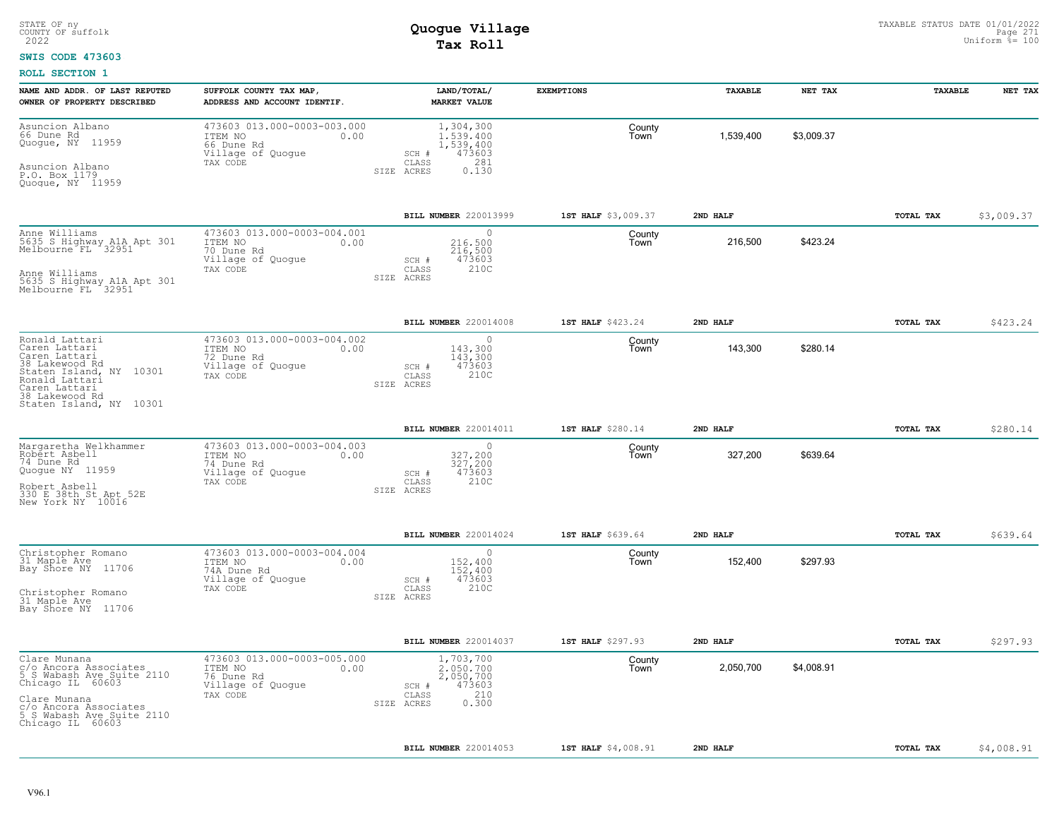STATE OF ny
COUNTY OF suffolk
2022

# Quogue Village
## Tax Roll

TAXABLE STATUS DATE 01/01/2022
Uniform %= 100

**SWIS CODE 473603**

**ROLL SECTION 1**

| NAME AND ADDR. OF LAST REPUTED OWNER OF PROPERTY DESCRIBED | SUFFOLK COUNTY TAX MAP, ADDRESS AND ACCOUNT IDENTIF. | LAND/TOTAL/ MARKET VALUE | EXEMPTIONS | | TAXABLE | NET TAX | TAXABLE | NET TAX |
|---|---|---|---|---|---|---|---|---|
| Asuncion Albano<br>66 Dune Rd<br>Quogue, NY 11959<br><br>Asuncion Albano<br>P.O. Box 1179<br>Quogue, NY 11959 | 473603 013.000-0003-003.000<br>ITEM NO 0.00<br>66 Dune Rd<br>Village of Quogue<br>TAX CODE | 1,304,300<br>1,539,400<br>1,539,400<br>SCH # 473603<br>CLASS 281<br>SIZE ACRES 0.130 | | County<br>Town | 1,539,400 | $3,009.37 | | |
| | | **BILL NUMBER** 220013999 | **1ST HALF** $3,009.37 | | **2ND HALF** | | **TOTAL TAX** | $3,009.37 |
| Anne Williams<br>5635 S Highway A1A Apt 301<br>Melbourne FL 32951<br><br>Anne Williams<br>5635 S Highway A1A Apt 301<br>Melbourne FL 32951 | 473603 013.000-0003-004.001<br>ITEM NO 0.00<br>70 Dune Rd<br>Village of Quogue<br>TAX CODE | 0<br>216,500<br>216,500<br>SCH # 473603<br>CLASS 210C<br>SIZE ACRES | | County<br>Town | 216,500 | $423.24 | | |
| | | **BILL NUMBER** 220014008 | **1ST HALF** $423.24 | | **2ND HALF** | | **TOTAL TAX** | $423.24 |
| Ronald Lattari<br>Caren Lattari<br>Caren Lattari<br>38 Lakewood Rd<br>Staten Island, NY 10301<br>Ronald Lattari<br>Caren Lattari<br>38 Lakewood Rd<br>Staten Island, NY 10301 | 473603 013.000-0003-004.002<br>ITEM NO 0.00<br>72 Dune Rd<br>Village of Quogue<br>TAX CODE | 0<br>143,300<br>143,300<br>SCH # 473603<br>CLASS 210C<br>SIZE ACRES | | County<br>Town | 143,300 | $280.14 | | |
| | | **BILL NUMBER** 220014011 | **1ST HALF** $280.14 | | **2ND HALF** | | **TOTAL TAX** | $280.14 |
| Margaretha Welkhammer<br>Robert Asbell<br>74 Dune Rd<br>Quogue NY 11959<br><br>Robert Asbell<br>330 E 38th St Apt 52E<br>New York NY 10016 | 473603 013.000-0003-004.003<br>ITEM NO 0.00<br>74 Dune Rd<br>Village of Quogue<br>TAX CODE | 0<br>327,200<br>327,200<br>SCH # 473603<br>CLASS 210C<br>SIZE ACRES | | County<br>Town | 327,200 | $639.64 | | |
| | | **BILL NUMBER** 220014024 | **1ST HALF** $639.64 | | **2ND HALF** | | **TOTAL TAX** | $639.64 |
| Christopher Romano<br>31 Maple Ave<br>Bay Shore NY 11706<br><br>Christopher Romano<br>31 Maple Ave<br>Bay Shore NY 11706 | 473603 013.000-0003-004.004<br>ITEM NO 0.00<br>74A Dune Rd<br>Village of Quogue<br>TAX CODE | 0<br>152,400<br>152,400<br>SCH # 473603<br>CLASS 210C<br>SIZE ACRES | | County<br>Town | 152,400 | $297.93 | | |
| | | **BILL NUMBER** 220014037 | **1ST HALF** $297.93 | | **2ND HALF** | | **TOTAL TAX** | $297.93 |
| Clare Munana<br>c/o Ancora Associates<br>5 S Wabash Ave Suite 2110<br>Chicago IL 60603<br><br>Clare Munana<br>c/o Ancora Associates<br>5 S Wabash Ave Suite 2110<br>Chicago IL 60603 | 473603 013.000-0003-005.000<br>ITEM NO 0.00<br>76 Dune Rd<br>Village of Quogue<br>TAX CODE | 1,703,700<br>2,050,700<br>2,050,700<br>SCH # 473603<br>CLASS 210<br>SIZE ACRES 0.300 | | County<br>Town | 2,050,700 | $4,008.91 | | |
| | | **BILL NUMBER** 220014053 | **1ST HALF** $4,008.91 | | **2ND HALF** | | **TOTAL TAX** | $4,008.91 |

V96.1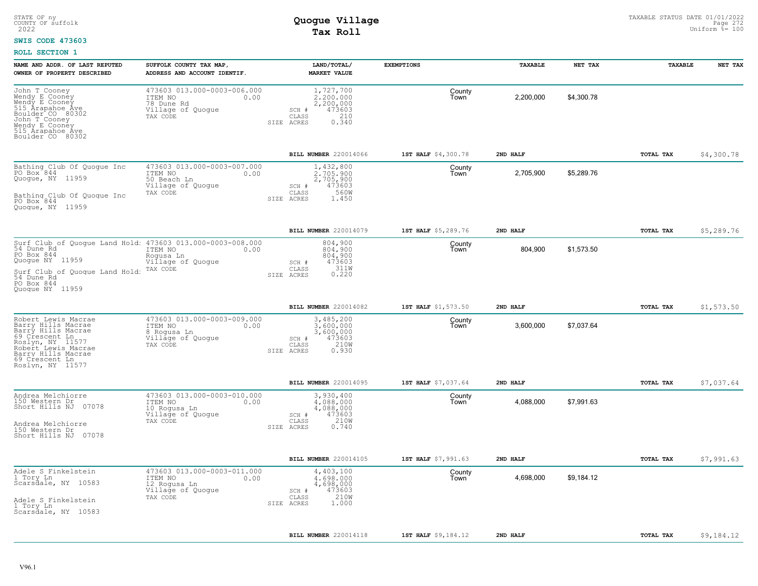STATE OF ny
COUNTY OF suffolk
2022

# Quogue Village
## Tax Roll

TAXABLE STATUS DATE 01/01/2022
Uniform %= 100

**SWIS CODE 473603**

**ROLL SECTION 1**

| NAME AND ADDR. OF LAST REPUTED OWNER OF PROPERTY DESCRIBED | SUFFOLK COUNTY TAX MAP, ADDRESS AND ACCOUNT IDENTIF. | LAND/TOTAL/ MARKET VALUE | EXEMPTIONS | TAXABLE | NET TAX | TAXABLE | NET TAX |
|---|---|---|---|---|---|---|---|
| John T Cooney<br>Wendy E Cooney<br>Wendy E Cooney<br>515 Arapahoe Ave<br>Boulder CO 80302<br>John T Cooney<br>Wendy E Cooney<br>515 Arapahoe Ave<br>Boulder CO 80302 | 473603 013.000-0003-006.000<br>ITEM NO 0.00<br>78 Dune Rd<br>Village of Quogue<br>TAX CODE | 1,727,700<br>2,200,000<br>2,200,000<br>SCH # 473603<br>CLASS 210<br>SIZE ACRES 0.340 | County<br>Town | 2,200,000 | $4,300.78 | | |
| | | BILL NUMBER 220014066 | 1ST HALF $4,300.78 | 2ND HALF | | TOTAL TAX | $4,300.78 |
| Bathing Club Of Quogue Inc<br>PO Box 844<br>Quogue, NY 11959<br><br>Bathing Club Of Quogue Inc<br>PO Box 844<br>Quogue, NY 11959 | 473603 013.000-0003-007.000<br>ITEM NO 0.00<br>50 Beach Ln<br>Village of Quogue<br>TAX CODE | 1,432,800<br>2,705,900<br>2,705,900<br>SCH # 473603<br>CLASS 560W<br>SIZE ACRES 1.450 | County<br>Town | 2,705,900 | $5,289.76 | | |
| | | BILL NUMBER 220014079 | 1ST HALF $5,289.76 | 2ND HALF | | TOTAL TAX | $5,289.76 |
| Surf Club of Quogue Land Hold:<br>54 Dune Rd<br>PO Box 844<br>Quogue NY 11959<br><br>Surf Club of Quogue Land Hold:<br>54 Dune Rd<br>PO Box 844<br>Quogue NY 11959 | 473603 013.000-0003-008.000<br>ITEM NO 0.00<br>Rogusa Ln<br>Village of Quogue<br>TAX CODE | 804,900<br>804,900<br>804,900<br>SCH # 473603<br>CLASS 311W<br>SIZE ACRES 0.220 | County<br>Town | 804,900 | $1,573.50 | | |
| | | BILL NUMBER 220014082 | 1ST HALF $1,573.50 | 2ND HALF | | TOTAL TAX | $1,573.50 |
| Robert Lewis Macrae<br>Barry Hills Macrae<br>Barry Hills Macrae<br>69 Crescent Ln<br>Roslyn, NY 11577<br>Robert Lewis Macrae<br>Barry Hills Macrae<br>69 Crescent Ln<br>Roslyn, NY 11577 | 473603 013.000-0003-009.000<br>ITEM NO 0.00<br>8 Rogusa Ln<br>Village of Quogue<br>TAX CODE | 3,485,200<br>3,600,000<br>3,600,000<br>SCH # 473603<br>CLASS 210W<br>SIZE ACRES 0.930 | County<br>Town | 3,600,000 | $7,037.64 | | |
| | | BILL NUMBER 220014095 | 1ST HALF $7,037.64 | 2ND HALF | | TOTAL TAX | $7,037.64 |
| Andrea Melchiorre<br>150 Western Dr<br>Short Hills NJ 07078<br><br>Andrea Melchiorre<br>150 Western Dr<br>Short Hills NJ 07078 | 473603 013.000-0003-010.000<br>ITEM NO 0.00<br>10 Rogusa Ln<br>Village of Quogue<br>TAX CODE | 3,930,400<br>4,088,000<br>4,088,000<br>SCH # 473603<br>CLASS 210W<br>SIZE ACRES 0.740 | County<br>Town | 4,088,000 | $7,991.63 | | |
| | | BILL NUMBER 220014105 | 1ST HALF $7,991.63 | 2ND HALF | | TOTAL TAX | $7,991.63 |
| Adele S Finkelstein<br>1 Tory Ln<br>Scarsdale, NY 10583<br><br>Adele S Finkelstein<br>1 Tory Ln<br>Scarsdale, NY 10583 | 473603 013.000-0003-011.000<br>ITEM NO 0.00<br>12 Rogusa Ln<br>Village of Quogue<br>TAX CODE | 4,403,100<br>4,698,000<br>4,698,000<br>SCH # 473603<br>CLASS 210W<br>SIZE ACRES 1.000 | County<br>Town | 4,698,000 | $9,184.12 | | |
| | | BILL NUMBER 220014118 | 1ST HALF $9,184.12 | 2ND HALF | | TOTAL TAX | $9,184.12 |

V96.1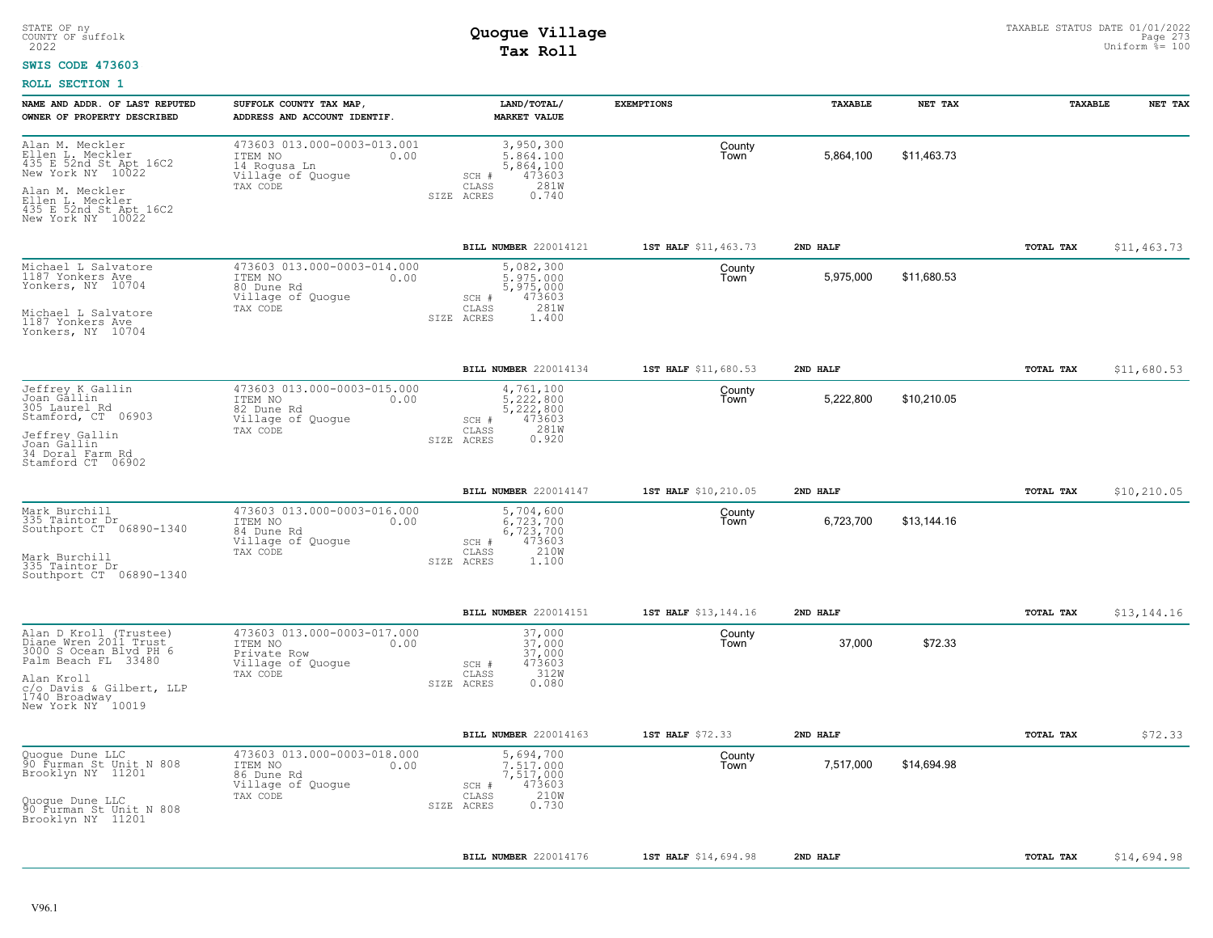STATE OF ny
COUNTY OF suffolk
2022

# Quogue Village
## Tax Roll

TAXABLE STATUS DATE 01/01/2022
Uniform %= 100

**SWIS CODE 473603**

**ROLL SECTION 1**

| NAME AND ADDR. OF LAST REPUTED OWNER OF PROPERTY DESCRIBED | SUFFOLK COUNTY TAX MAP, ADDRESS AND ACCOUNT IDENTIF. | LAND/TOTAL/ MARKET VALUE | EXEMPTIONS | TAXABLE | NET TAX | TAXABLE | NET TAX |
|---|---|---|---|---|---|---|---|
| Alan M. Meckler<br>Ellen L. Meckler<br>435 E 52nd St Apt 16C2<br>New York NY 10022<br><br>Alan M. Meckler<br>Ellen L. Meckler<br>435 E 52nd St Apt 16C2<br>New York NY 10022 | 473603 013.000-0003-013.001<br>ITEM NO 0.00<br>14 Rogusa Ln<br>Village of Quogue<br>TAX CODE | 3,950,300<br>5,864,100<br>5,864,100<br>SCH # 473603<br>CLASS 281W<br>SIZE ACRES 0.740 | County<br>Town | 5,864,100 | $11,463.73 | | |
| | | **BILL NUMBER** 220014121 | **1ST HALF** $11,463.73 | **2ND HALF** | | **TOTAL TAX** | $11,463.73 |
| Michael L Salvatore<br>1187 Yonkers Ave<br>Yonkers, NY 10704<br><br>Michael L Salvatore<br>1187 Yonkers Ave<br>Yonkers, NY 10704 | 473603 013.000-0003-014.000<br>ITEM NO 0.00<br>80 Dune Rd<br>Village of Quogue<br>TAX CODE | 5,082,300<br>5,975,000<br>5,975,000<br>SCH # 473603<br>CLASS 281W<br>SIZE ACRES 1.400 | County<br>Town | 5,975,000 | $11,680.53 | | |
| | | **BILL NUMBER** 220014134 | **1ST HALF** $11,680.53 | **2ND HALF** | | **TOTAL TAX** | $11,680.53 |
| Jeffrey K Gallin<br>Joan Gallin<br>305 Laurel Rd<br>Stamford, CT 06903<br><br>Jeffrey Gallin<br>Joan Gallin<br>34 Doral Farm Rd<br>Stamford CT 06902 | 473603 013.000-0003-015.000<br>ITEM NO 0.00<br>82 Dune Rd<br>Village of Quogue<br>TAX CODE | 4,761,100<br>5,222,800<br>5,222,800<br>SCH # 473603<br>CLASS 281W<br>SIZE ACRES 0.920 | County<br>Town | 5,222,800 | $10,210.05 | | |
| | | **BILL NUMBER** 220014147 | **1ST HALF** $10,210.05 | **2ND HALF** | | **TOTAL TAX** | $10,210.05 |
| Mark Burchill<br>335 Taintor Dr<br>Southport CT 06890-1340<br><br>Mark Burchill<br>335 Taintor Dr<br>Southport CT 06890-1340 | 473603 013.000-0003-016.000<br>ITEM NO 0.00<br>84 Dune Rd<br>Village of Quogue<br>TAX CODE | 5,704,600<br>6,723,700<br>6,723,700<br>SCH # 473603<br>CLASS 210W<br>SIZE ACRES 1.100 | County<br>Town | 6,723,700 | $13,144.16 | | |
| | | **BILL NUMBER** 220014151 | **1ST HALF** $13,144.16 | **2ND HALF** | | **TOTAL TAX** | $13,144.16 |
| Alan D Kroll (Trustee)<br>Diane Wren 2011 Trust<br>3000 S Ocean Blvd PH 6<br>Palm Beach FL 33480<br><br>Alan Kroll<br>c/o Davis & Gilbert, LLP<br>1740 Broadway<br>New York NY 10019 | 473603 013.000-0003-017.000<br>ITEM NO 0.00<br>Private Row<br>Village of Quogue<br>TAX CODE | 37,000<br>37,000<br>37,000<br>SCH # 473603<br>CLASS 312W<br>SIZE ACRES 0.080 | County<br>Town | 37,000 | $72.33 | | |
| | | **BILL NUMBER** 220014163 | **1ST HALF** $72.33 | **2ND HALF** | | **TOTAL TAX** | $72.33 |
| Quogue Dune LLC<br>90 Furman St Unit N 808<br>Brooklyn NY 11201<br><br>Quogue Dune LLC<br>90 Furman St Unit N 808<br>Brooklyn NY 11201 | 473603 013.000-0003-018.000<br>ITEM NO 0.00<br>86 Dune Rd<br>Village of Quogue<br>TAX CODE | 5,694,700<br>7,517,000<br>7,517,000<br>SCH # 473603<br>CLASS 210W<br>SIZE ACRES 0.730 | County<br>Town | 7,517,000 | $14,694.98 | | |
| | | **BILL NUMBER** 220014176 | **1ST HALF** $14,694.98 | **2ND HALF** | | **TOTAL TAX** | $14,694.98 |

V96.1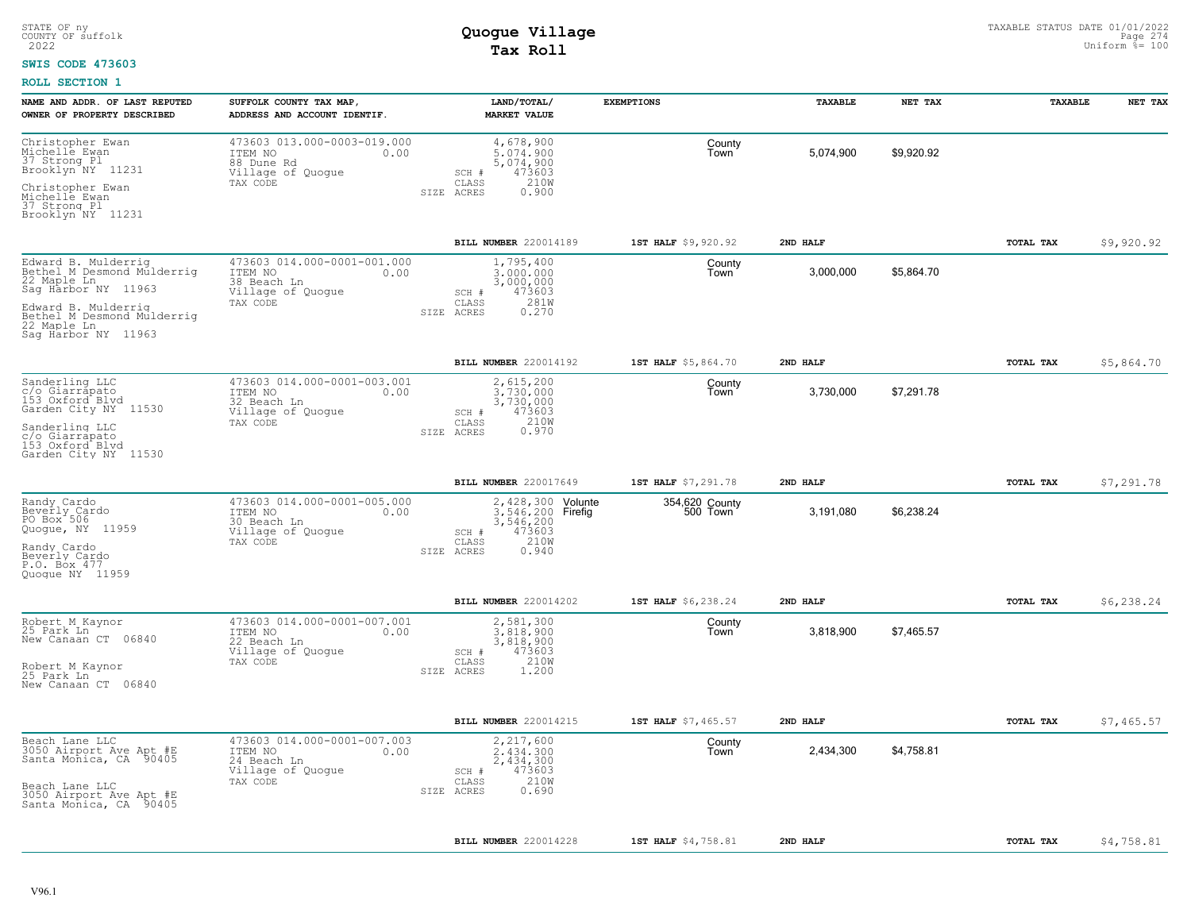STATE OF ny
COUNTY OF suffolk
2022

# Quogue Village
## Tax Roll

TAXABLE STATUS DATE 01/01/2022
Uniform %= 100

**SWIS CODE 473603**

**ROLL SECTION 1**

| NAME AND ADDR. OF LAST REPUTED OWNER OF PROPERTY DESCRIBED | SUFFOLK COUNTY TAX MAP, ADDRESS AND ACCOUNT IDENTIF. | LAND/TOTAL/ MARKET VALUE | EXEMPTIONS | | TAXABLE | NET TAX | TAXABLE | NET TAX |
|---|---|---|---|---|---|---|---|---|
| Christopher Ewan<br>Michelle Ewan<br>37 Strong Pl<br>Brooklyn NY 11231<br><br>Christopher Ewan<br>Michelle Ewan<br>37 Strong Pl<br>Brooklyn NY 11231 | 473603 013.000-0003-019.000<br>ITEM NO 0.00<br>88 Dune Rd<br>Village of Quogue<br>TAX CODE | 4,678,900<br>5,074,900<br>5,074,900<br>SCH # 473603<br>CLASS 210W<br>SIZE ACRES 0.900 | | County<br>Town | 5,074,900 | $9,920.92 | | |
| | | BILL NUMBER 220014189 | 1ST HALF $9,920.92 | | 2ND HALF | | TOTAL TAX | $9,920.92 |
| Edward B. Mulderrig<br>Bethel M Desmond Mulderrig<br>22 Maple Ln<br>Sag Harbor NY 11963<br><br>Edward B. Mulderrig<br>Bethel M Desmond Mulderrig<br>22 Maple Ln<br>Sag Harbor NY 11963 | 473603 014.000-0001-001.000<br>ITEM NO 0.00<br>38 Beach Ln<br>Village of Quogue<br>TAX CODE | 1,795,400<br>3,000,000<br>3,000,000<br>SCH # 473603<br>CLASS 281W<br>SIZE ACRES 0.270 | | County<br>Town | 3,000,000 | $5,864.70 | | |
| | | BILL NUMBER 220014192 | 1ST HALF $5,864.70 | | 2ND HALF | | TOTAL TAX | $5,864.70 |
| Sanderling LLC<br>c/o Giarrapato<br>153 Oxford Blvd<br>Garden City NY 11530<br><br>Sanderling LLC<br>c/o Giarrapato<br>153 Oxford Blvd<br>Garden City NY 11530 | 473603 014.000-0001-003.001<br>ITEM NO 0.00<br>32 Beach Ln<br>Village of Quogue<br>TAX CODE | 2,615,200<br>3,730,000<br>3,730,000<br>SCH # 473603<br>CLASS 210W<br>SIZE ACRES 0.970 | | County<br>Town | 3,730,000 | $7,291.78 | | |
| | | BILL NUMBER 220017649 | 1ST HALF $7,291.78 | | 2ND HALF | | TOTAL TAX | $7,291.78 |
| Randy Cardo<br>Beverly Cardo<br>PO Box 506<br>Quogue, NY 11959<br><br>Randy Cardo<br>Beverly Cardo<br>P.O. Box 477<br>Quogue NY 11959 | 473603 014.000-0001-005.000<br>ITEM NO 0.00<br>30 Beach Ln<br>Village of Quogue<br>TAX CODE | 2,428,300<br>3,546,200<br>3,546,200<br>SCH # 473603<br>CLASS 210W<br>SIZE ACRES 0.940 | Volunte 354,620<br>Firefig 500 | County<br>Town | 3,191,080 | $6,238.24 | | |
| | | BILL NUMBER 220014202 | 1ST HALF $6,238.24 | | 2ND HALF | | TOTAL TAX | $6,238.24 |
| Robert M Kaynor<br>25 Park Ln<br>New Canaan CT 06840<br><br>Robert M Kaynor<br>25 Park Ln<br>New Canaan CT 06840 | 473603 014.000-0001-007.001<br>ITEM NO 0.00<br>22 Beach Ln<br>Village of Quogue<br>TAX CODE | 2,581,300<br>3,818,900<br>3,818,900<br>SCH # 473603<br>CLASS 210W<br>SIZE ACRES 1.200 | | County<br>Town | 3,818,900 | $7,465.57 | | |
| | | BILL NUMBER 220014215 | 1ST HALF $7,465.57 | | 2ND HALF | | TOTAL TAX | $7,465.57 |
| Beach Lane LLC<br>3050 Airport Ave Apt #E<br>Santa Monica, CA 90405<br><br>Beach Lane LLC<br>3050 Airport Ave Apt #E<br>Santa Monica, CA 90405 | 473603 014.000-0001-007.003<br>ITEM NO 0.00<br>24 Beach Ln<br>Village of Quogue<br>TAX CODE | 2,217,600<br>2,434,300<br>2,434,300<br>SCH # 473603<br>CLASS 210W<br>SIZE ACRES 0.690 | | County<br>Town | 2,434,300 | $4,758.81 | | |
| | | BILL NUMBER 220014228 | 1ST HALF $4,758.81 | | 2ND HALF | | TOTAL TAX | $4,758.81 |

V96.1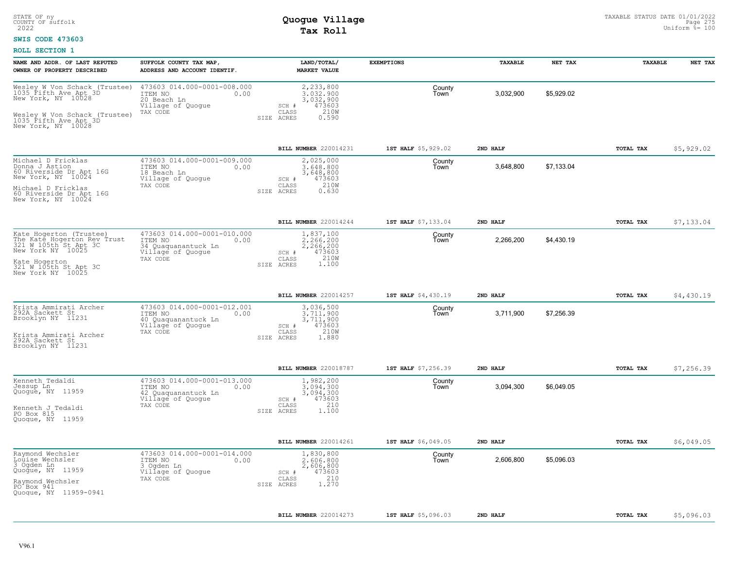STATE OF ny
COUNTY OF suffolk
2022

# Quogue Village
## Tax Roll

TAXABLE STATUS DATE 01/01/2022
Uniform %= 100

**SWIS CODE 473603**

**ROLL SECTION 1**

| NAME AND ADDR. OF LAST REPUTED OWNER OF PROPERTY DESCRIBED | SUFFOLK COUNTY TAX MAP, ADDRESS AND ACCOUNT IDENTIF. | LAND/TOTAL/ MARKET VALUE | EXEMPTIONS | | TAXABLE | NET TAX | TAXABLE | NET TAX |
|---|---|---|---|---|---|---|---|---|
| Wesley W Von Schack (Trustee)<br>1035 Fifth Ave Apt 3D<br>New York, NY 10028<br><br>Wesley W Von Schack (Trustee)<br>1035 Fifth Ave Apt 3D<br>New York, NY 10028 | 473603 014.000-0001-008.000<br>ITEM NO 0.00<br>20 Beach Ln<br>Village of Quogue<br>TAX CODE | 2,233,800<br>3,032,900<br>3,032,900<br>SCH # 473603<br>CLASS 210W<br>SIZE ACRES 0.590 | | County<br>Town | 3,032,900 | $5,929.02 | | |
| | | BILL NUMBER 220014231 | 1ST HALF $5,929.02 | | 2ND HALF | | TOTAL TAX | $5,929.02 |
| Michael D Fricklas<br>Donna J Astion<br>60 Riverside Dr Apt 16G<br>New York, NY 10024<br><br>Michael D Fricklas<br>60 Riverside Dr Apt 16G<br>New York, NY 10024 | 473603 014.000-0001-009.000<br>ITEM NO 0.00<br>18 Beach Ln<br>Village of Quogue<br>TAX CODE | 2,025,000<br>3,648,800<br>3,648,800<br>SCH # 473603<br>CLASS 210W<br>SIZE ACRES 0.630 | | County<br>Town | 3,648,800 | $7,133.04 | | |
| | | BILL NUMBER 220014244 | 1ST HALF $7,133.04 | | 2ND HALF | | TOTAL TAX | $7,133.04 |
| Kate Hogerton (Trustee)<br>The Kate Hogerton Rev Trust<br>321 W 105th St Apt 3C<br>New York NY 10025<br><br>Kate Hogerton<br>321 W 105th St Apt 3C<br>New York NY 10025 | 473603 014.000-0001-010.000<br>ITEM NO 0.00<br>34 Quaquanantuck Ln<br>Village of Quogue<br>TAX CODE | 1,837,100<br>2,266,200<br>2,266,200<br>SCH # 473603<br>CLASS 210W<br>SIZE ACRES 1.100 | | County<br>Town | 2,266,200 | $4,430.19 | | |
| | | BILL NUMBER 220014257 | 1ST HALF $4,430.19 | | 2ND HALF | | TOTAL TAX | $4,430.19 |
| Krista Ammirati Archer<br>292A Sackett St<br>Brooklyn NY 11231<br><br>Krista Ammirati Archer<br>292A Sackett St<br>Brooklyn NY 11231 | 473603 014.000-0001-012.001<br>ITEM NO 0.00<br>40 Quaquanantuck Ln<br>Village of Quogue<br>TAX CODE | 3,036,500<br>3,711,900<br>3,711,900<br>SCH # 473603<br>CLASS 210W<br>SIZE ACRES 1.880 | | County<br>Town | 3,711,900 | $7,256.39 | | |
| | | BILL NUMBER 220018787 | 1ST HALF $7,256.39 | | 2ND HALF | | TOTAL TAX | $7,256.39 |
| Kenneth Tedaldi<br>Jessup Ln<br>Quogue, NY 11959<br><br>Kenneth J Tedaldi<br>PO Box 815<br>Quogue, NY 11959 | 473603 014.000-0001-013.000<br>ITEM NO 0.00<br>42 Quaquanantuck Ln<br>Village of Quogue<br>TAX CODE | 1,982,200<br>3,094,300<br>3,094,300<br>SCH # 473603<br>CLASS 210<br>SIZE ACRES 1.100 | | County<br>Town | 3,094,300 | $6,049.05 | | |
| | | BILL NUMBER 220014261 | 1ST HALF $6,049.05 | | 2ND HALF | | TOTAL TAX | $6,049.05 |
| Raymond Wechsler<br>Louise Wechsler<br>3 Ogden Ln<br>Quogue, NY 11959<br><br>Raymond Wechsler<br>PO Box 941<br>Quogue, NY 11959-0941 | 473603 014.000-0001-014.000<br>ITEM NO 0.00<br>3 Ogden Ln<br>Village of Quogue<br>TAX CODE | 1,830,800<br>2,606,800<br>2,606,800<br>SCH # 473603<br>CLASS 210<br>SIZE ACRES 1.270 | | County<br>Town | 2,606,800 | $5,096.03 | | |
| | | BILL NUMBER 220014273 | 1ST HALF $5,096.03 | | 2ND HALF | | TOTAL TAX | $5,096.03 |

V96.1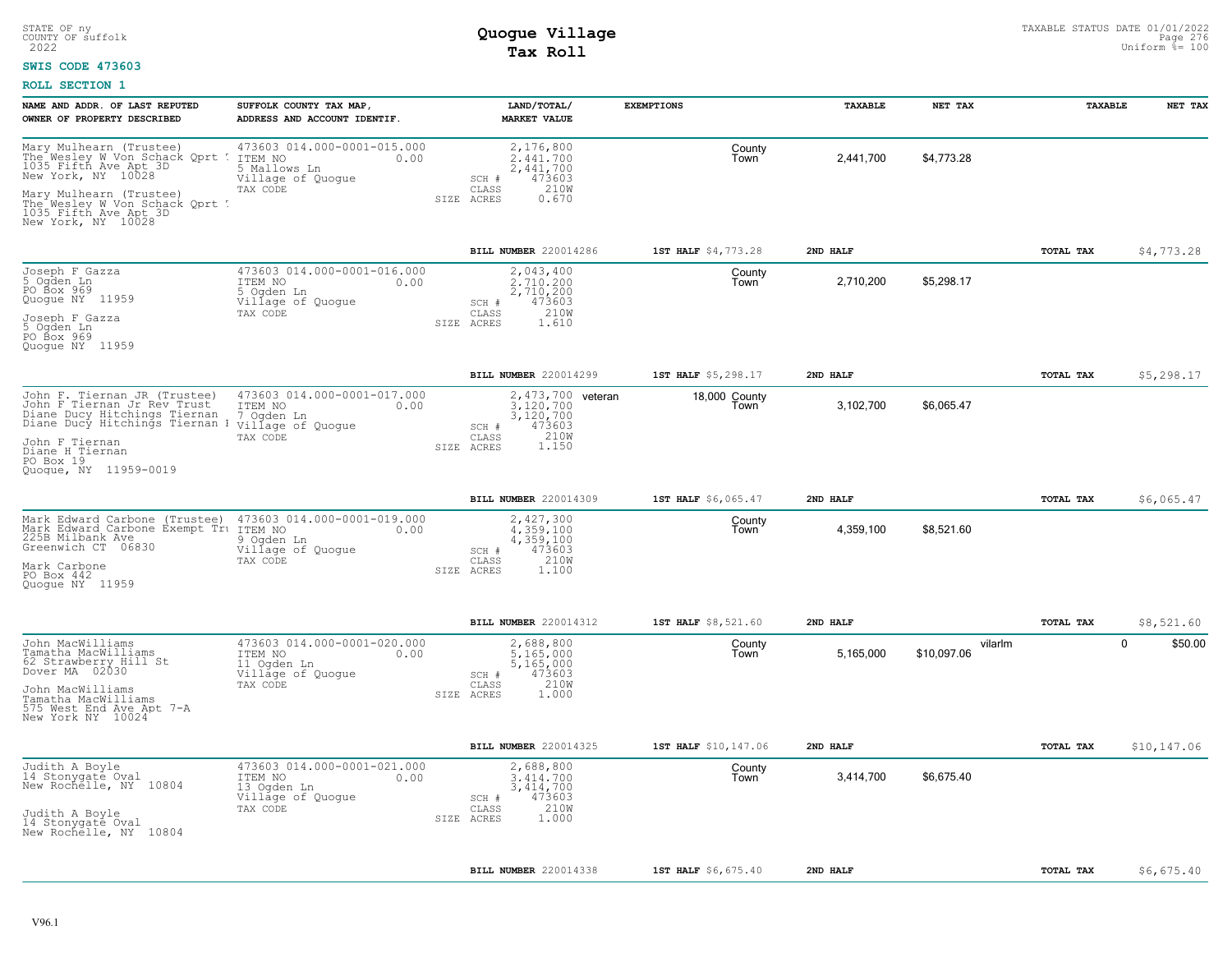STATE OF ny
COUNTY OF suffolk
2022

# Quogue Village
## Tax Roll

TAXABLE STATUS DATE 01/01/2022
Uniform %= 100

**SWIS CODE 473603**

**ROLL SECTION 1**

| NAME AND ADDR. OF LAST REPUTED OWNER OF PROPERTY DESCRIBED | SUFFOLK COUNTY TAX MAP, ADDRESS AND ACCOUNT IDENTIF. | LAND/TOTAL/ MARKET VALUE | EXEMPTIONS | | TAXABLE | NET TAX | | TAXABLE | NET TAX |
|---|---|---|---|---|---|---|---|---|---|
| Mary Mulhearn (Trustee)<br>The Wesley W Von Schack Qprt T<br>1035 Fifth Ave Apt 3D<br>New York, NY 10028<br><br>Mary Mulhearn (Trustee)<br>The Wesley W Von Schack Qprt T<br>1035 Fifth Ave Apt 3D<br>New York, NY 10028 | 473603 014.000-0001-015.000<br>ITEM NO 0.00<br>5 Mallows Ln<br>Village of Quogue<br>TAX CODE | 2,176,800<br>2,441,700<br>2,441,700<br>SCH # 473603<br>CLASS 210W<br>SIZE ACRES 0.670 | | County<br>Town | 2,441,700 | $4,773.28 | | | |
| | | BILL NUMBER 220014286 | 1ST HALF $4,773.28 | 2ND HALF | | | | TOTAL TAX | $4,773.28 |
| Joseph F Gazza<br>5 Ogden Ln<br>PO Box 969<br>Quogue NY 11959<br><br>Joseph F Gazza<br>5 Ogden Ln<br>PO Box 969<br>Quogue NY 11959 | 473603 014.000-0001-016.000<br>ITEM NO 0.00<br>5 Ogden Ln<br>Village of Quogue<br>TAX CODE | 2,043,400<br>2,710,200<br>2,710,200<br>SCH # 473603<br>CLASS 210W<br>SIZE ACRES 1.610 | | County<br>Town | 2,710,200 | $5,298.17 | | | |
| | | BILL NUMBER 220014299 | 1ST HALF $5,298.17 | 2ND HALF | | | | TOTAL TAX | $5,298.17 |
| John F. Tiernan JR (Trustee)<br>John F Tiernan Jr Rev Trust<br>Diane Ducy Hitchings Tiernan<br>Diane Ducy Hitchings Tiernan I<br><br>John F Tiernan<br>Diane H Tiernan<br>PO Box 19<br>Quogue, NY 11959-0019 | 473603 014.000-0001-017.000<br>ITEM NO 0.00<br>7 Ogden Ln<br>Village of Quogue<br>TAX CODE | 2,473,700<br>3,120,700<br>3,120,700<br>SCH # 473603<br>CLASS 210W<br>SIZE ACRES 1.150 | veteran 18,000 | County<br>Town | 3,102,700 | $6,065.47 | | | |
| | | BILL NUMBER 220014309 | 1ST HALF $6,065.47 | 2ND HALF | | | | TOTAL TAX | $6,065.47 |
| Mark Edward Carbone (Trustee)<br>Mark Edward Carbone Exempt Tru<br>225B Milbank Ave<br>Greenwich CT 06830<br><br>Mark Carbone<br>PO Box 442<br>Quogue NY 11959 | 473603 014.000-0001-019.000<br>ITEM NO 0.00<br>9 Ogden Ln<br>Village of Quogue<br>TAX CODE | 2,427,300<br>4,359,100<br>4,359,100<br>SCH # 473603<br>CLASS 210W<br>SIZE ACRES 1.100 | | County<br>Town | 4,359,100 | $8,521.60 | | | |
| | | BILL NUMBER 220014312 | 1ST HALF $8,521.60 | 2ND HALF | | | | TOTAL TAX | $8,521.60 |
| John MacWilliams<br>Tamatha MacWilliams<br>62 Strawberry Hill St<br>Dover MA 02030<br><br>John MacWilliams<br>Tamatha MacWilliams<br>575 West End Ave Apt 7-A<br>New York NY 10024 | 473603 014.000-0001-020.000<br>ITEM NO 0.00<br>11 Ogden Ln<br>Village of Quogue<br>TAX CODE | 2,688,800<br>5,165,000<br>5,165,000<br>SCH # 473603<br>CLASS 210W<br>SIZE ACRES 1.000 | | County<br>Town | 5,165,000 | $10,097.06 | vilarlm | 0 | $50.00 |
| | | BILL NUMBER 220014325 | 1ST HALF $10,147.06 | 2ND HALF | | | | TOTAL TAX | $10,147.06 |
| Judith A Boyle<br>14 Stonygate Oval<br>New Rochelle, NY 10804<br><br>Judith A Boyle<br>14 Stonygate Oval<br>New Rochelle, NY 10804 | 473603 014.000-0001-021.000<br>ITEM NO 0.00<br>13 Ogden Ln<br>Village of Quogue<br>TAX CODE | 2,688,800<br>3,414,700<br>3,414,700<br>SCH # 473603<br>CLASS 210W<br>SIZE ACRES 1.000 | | County<br>Town | 3,414,700 | $6,675.40 | | | |
| | | BILL NUMBER 220014338 | 1ST HALF $6,675.40 | 2ND HALF | | | | TOTAL TAX | $6,675.40 |

V96.1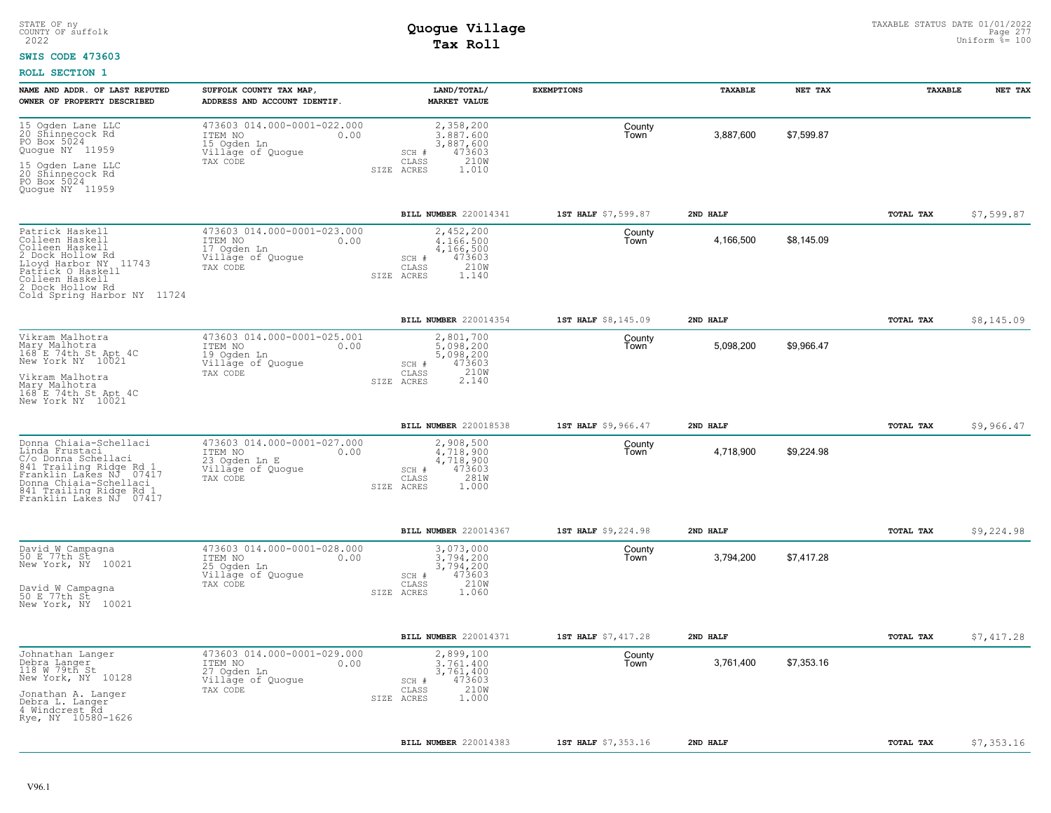STATE OF ny
COUNTY OF suffolk
2022

# Quogue Village
## Tax Roll

TAXABLE STATUS DATE 01/01/2022
Uniform %= 100

**SWIS CODE 473603**

**ROLL SECTION 1**

| NAME AND ADDR. OF LAST REPUTED OWNER OF PROPERTY DESCRIBED | SUFFOLK COUNTY TAX MAP, ADDRESS AND ACCOUNT IDENTIF. | LAND/TOTAL/ MARKET VALUE | EXEMPTIONS | TAXABLE | NET TAX | TAXABLE | NET TAX |
|---|---|---|---|---|---|---|---|
| 15 Ogden Lane LLC<br>20 Shinnecock Rd<br>PO Box 5024<br>Quogue NY 11959<br><br>15 Ogden Lane LLC<br>20 Shinnecock Rd<br>PO Box 5024<br>Quogue NY 11959 | 473603 014.000-0001-022.000<br>ITEM NO 0.00<br>15 Ogden Ln<br>Village of Quogue<br>TAX CODE | 2,358,200<br>3,887,600<br>3,887,600<br>SCH # 473603<br>CLASS 210W<br>SIZE ACRES 1.010 | County<br>Town | 3,887,600 | $7,599.87 | | |
| | | **BILL NUMBER** 220014341 | **1ST HALF** $7,599.87 | **2ND HALF** | | **TOTAL TAX** | $7,599.87 |
| Patrick Haskell<br>Colleen Haskell<br>Colleen Haskell<br>2 Dock Hollow Rd<br>Lloyd Harbor NY 11743<br>Patrick O Haskell<br>Colleen Haskell<br>2 Dock Hollow Rd<br>Cold Spring Harbor NY 11724 | 473603 014.000-0001-023.000<br>ITEM NO 0.00<br>17 Ogden Ln<br>Village of Quogue<br>TAX CODE | 2,452,200<br>4,166,500<br>4,166,500<br>SCH # 473603<br>CLASS 210W<br>SIZE ACRES 1.140 | County<br>Town | 4,166,500 | $8,145.09 | | |
| | | **BILL NUMBER** 220014354 | **1ST HALF** $8,145.09 | **2ND HALF** | | **TOTAL TAX** | $8,145.09 |
| Vikram Malhotra<br>Mary Malhotra<br>168 E 74th St Apt 4C<br>New York NY 10021<br><br>Vikram Malhotra<br>Mary Malhotra<br>168 E 74th St Apt 4C<br>New York NY 10021 | 473603 014.000-0001-025.001<br>ITEM NO 0.00<br>19 Ogden Ln<br>Village of Quogue<br>TAX CODE | 2,801,700<br>5,098,200<br>5,098,200<br>SCH # 473603<br>CLASS 210W<br>SIZE ACRES 2.140 | County<br>Town | 5,098,200 | $9,966.47 | | |
| | | **BILL NUMBER** 220018538 | **1ST HALF** $9,966.47 | **2ND HALF** | | **TOTAL TAX** | $9,966.47 |
| Donna Chiaia-Schellaci<br>Linda Frustaci<br>C/o Donna Schellaci<br>841 Trailing Ridge Rd 1<br>Franklin Lakes NJ 07417<br>Donna Chiaia-Schellaci<br>841 Trailing Ridge Rd 1<br>Franklin Lakes NJ 07417 | 473603 014.000-0001-027.000<br>ITEM NO 0.00<br>23 Ogden Ln E<br>Village of Quogue<br>TAX CODE | 2,908,500<br>4,718,900<br>4,718,900<br>SCH # 473603<br>CLASS 281W<br>SIZE ACRES 1.000 | County<br>Town | 4,718,900 | $9,224.98 | | |
| | | **BILL NUMBER** 220014367 | **1ST HALF** $9,224.98 | **2ND HALF** | | **TOTAL TAX** | $9,224.98 |
| David W Campagna<br>50 E 77th St<br>New York, NY 10021<br><br>David W Campagna<br>50 E 77th St<br>New York, NY 10021 | 473603 014.000-0001-028.000<br>ITEM NO 0.00<br>25 Ogden Ln<br>Village of Quogue<br>TAX CODE | 3,073,000<br>3,794,200<br>3,794,200<br>SCH # 473603<br>CLASS 210W<br>SIZE ACRES 1.060 | County<br>Town | 3,794,200 | $7,417.28 | | |
| | | **BILL NUMBER** 220014371 | **1ST HALF** $7,417.28 | **2ND HALF** | | **TOTAL TAX** | $7,417.28 |
| Johnathan Langer<br>Debra Langer<br>118 W 79th St<br>New York, NY 10128<br><br>Jonathan A. Langer<br>Debra L. Langer<br>4 Windcrest Rd<br>Rye, NY 10580-1626 | 473603 014.000-0001-029.000<br>ITEM NO 0.00<br>27 Ogden Ln<br>Village of Quogue<br>TAX CODE | 2,899,100<br>3,761,400<br>3,761,400<br>SCH # 473603<br>CLASS 210W<br>SIZE ACRES 1.000 | County<br>Town | 3,761,400 | $7,353.16 | | |
| | | **BILL NUMBER** 220014383 | **1ST HALF** $7,353.16 | **2ND HALF** | | **TOTAL TAX** | $7,353.16 |

V96.1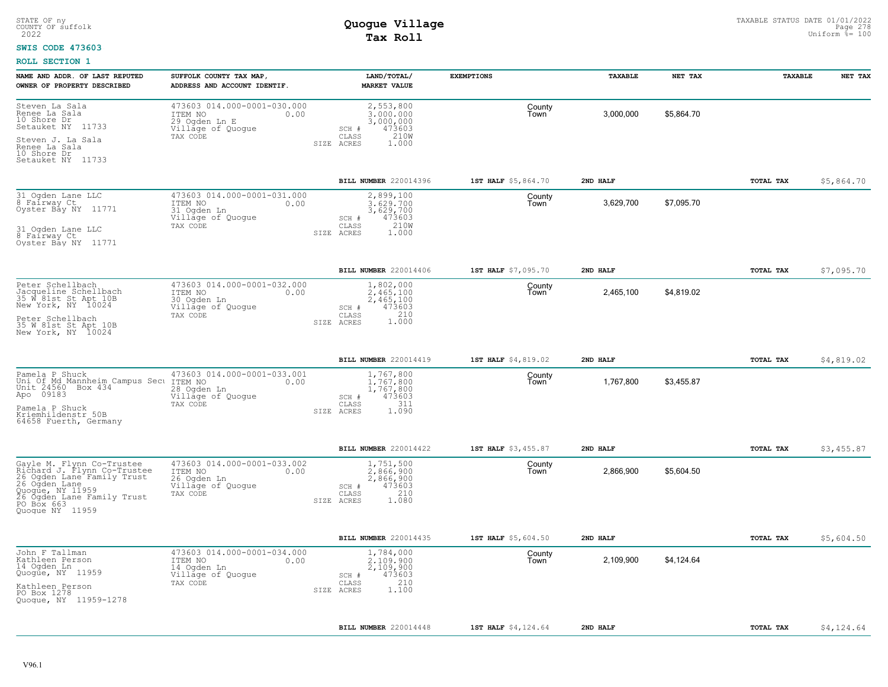STATE OF ny
COUNTY OF suffolk
2022

# Quogue Village
# Tax Roll

TAXABLE STATUS DATE 01/01/2022
Uniform %= 100

**SWIS CODE 473603**

**ROLL SECTION 1**

| NAME AND ADDR. OF LAST REPUTED OWNER OF PROPERTY DESCRIBED | SUFFOLK COUNTY TAX MAP, ADDRESS AND ACCOUNT IDENTIF. | LAND/TOTAL/ MARKET VALUE | EXEMPTIONS | TAXABLE | NET TAX | TAXABLE | NET TAX |
|---|---|---|---|---|---|---|---|
| Steven La Sala<br>Renee La Sala<br>10 Shore Dr<br>Setauket NY 11733<br><br>Steven J. La Sala<br>Renee La Sala<br>10 Shore Dr<br>Setauket NY 11733 | 473603 014.000-0001-030.000<br>ITEM NO 0.00<br>29 Ogden Ln E<br>Village of Quogue<br>TAX CODE | 2,553,800<br>3,000,000<br>3,000,000<br>SCH # 473603<br>CLASS 210W<br>SIZE ACRES 1.000 | County<br>Town | 3,000,000 | $5,864.70 | | |
| | | **BILL NUMBER** 220014396 | **1ST HALF** $5,864.70 | **2ND HALF** | | **TOTAL TAX** | $5,864.70 |
| 31 Ogden Lane LLC<br>8 Fairway Ct<br>Oyster Bay NY 11771<br><br>31 Ogden Lane LLC<br>8 Fairway Ct<br>Oyster Bay NY 11771 | 473603 014.000-0001-031.000<br>ITEM NO 0.00<br>31 Ogden Ln<br>Village of Quogue<br>TAX CODE | 2,899,100<br>3,629,700<br>3,629,700<br>SCH # 473603<br>CLASS 210W<br>SIZE ACRES 1.000 | County<br>Town | 3,629,700 | $7,095.70 | | |
| | | **BILL NUMBER** 220014406 | **1ST HALF** $7,095.70 | **2ND HALF** | | **TOTAL TAX** | $7,095.70 |
| Peter Schellbach<br>Jacqueline Schellbach<br>35 W 81st St Apt 10B<br>New York, NY 10024<br><br>Peter Schellbach<br>35 W 81st St Apt 10B<br>New York, NY 10024 | 473603 014.000-0001-032.000<br>ITEM NO 0.00<br>30 Ogden Ln<br>Village of Quogue<br>TAX CODE | 1,802,000<br>2,465,100<br>2,465,100<br>SCH # 473603<br>CLASS 210<br>SIZE ACRES 1.000 | County<br>Town | 2,465,100 | $4,819.02 | | |
| | | **BILL NUMBER** 220014419 | **1ST HALF** $4,819.02 | **2ND HALF** | | **TOTAL TAX** | $4,819.02 |
| Pamela P Shuck<br>Uni Of Md Mannheim Campus Secu<br>Unit 24560 Box 434<br>Apo 09183<br><br>Pamela P Shuck<br>Kriemhildenstr 50B<br>64658 Fuerth, Germany | 473603 014.000-0001-033.001<br>ITEM NO 0.00<br>28 Ogden Ln<br>Village of Quogue<br>TAX CODE | 1,767,800<br>1,767,800<br>1,767,800<br>SCH # 473603<br>CLASS 311<br>SIZE ACRES 1.090 | County<br>Town | 1,767,800 | $3,455.87 | | |
| | | **BILL NUMBER** 220014422 | **1ST HALF** $3,455.87 | **2ND HALF** | | **TOTAL TAX** | $3,455.87 |
| Gayle M. Flynn Co-Trustee<br>Richard J. Flynn Co-Trustee<br>26 Ogden Lane Family Trust<br>26 Ogden Lane<br>Quogue, NY 11959<br>26 Ogden Lane Family Trust<br>PO Box 663<br>Quogue NY 11959 | 473603 014.000-0001-033.002<br>ITEM NO 0.00<br>26 Ogden Ln<br>Village of Quogue<br>TAX CODE | 1,751,500<br>2,866,900<br>2,866,900<br>SCH # 473603<br>CLASS 210<br>SIZE ACRES 1.080 | County<br>Town | 2,866,900 | $5,604.50 | | |
| | | **BILL NUMBER** 220014435 | **1ST HALF** $5,604.50 | **2ND HALF** | | **TOTAL TAX** | $5,604.50 |
| John F Tallman<br>Kathleen Person<br>14 Ogden Ln<br>Quogue, NY 11959<br><br>Kathleen Person<br>PO Box 1278<br>Quogue, NY 11959-1278 | 473603 014.000-0001-034.000<br>ITEM NO 0.00<br>14 Ogden Ln<br>Village of Quogue<br>TAX CODE | 1,784,000<br>2,109,900<br>2,109,900<br>SCH # 473603<br>CLASS 210<br>SIZE ACRES 1.100 | County<br>Town | 2,109,900 | $4,124.64 | | |
| | | **BILL NUMBER** 220014448 | **1ST HALF** $4,124.64 | **2ND HALF** | | **TOTAL TAX** | $4,124.64 |

V96.1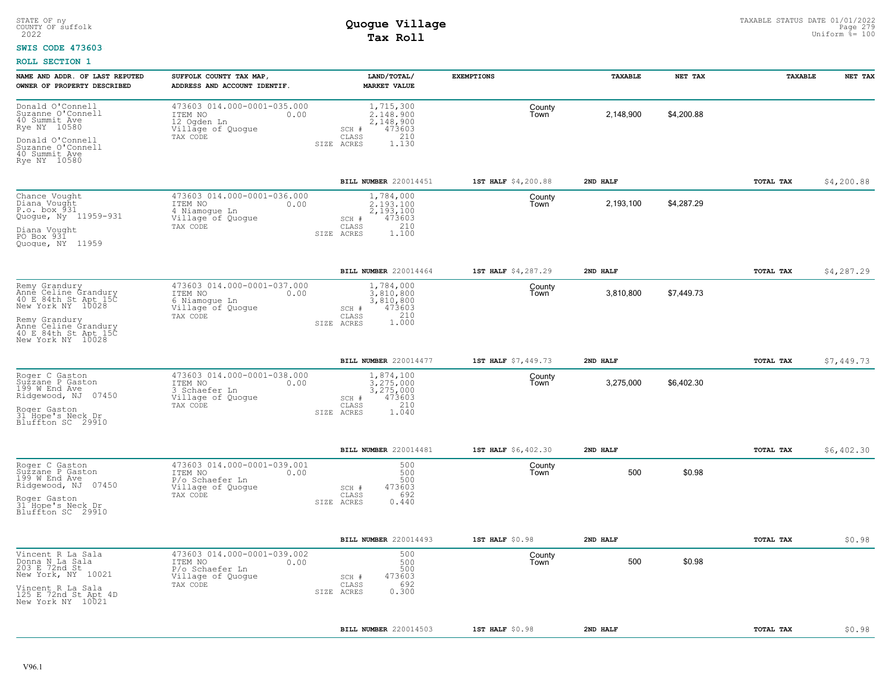STATE OF ny
COUNTY OF suffolk
2022

# Quogue Village
## Tax Roll

TAXABLE STATUS DATE 01/01/2022
Uniform %= 100

**SWIS CODE 473603**

**ROLL SECTION 1**

| NAME AND ADDR. OF LAST REPUTED OWNER OF PROPERTY DESCRIBED | SUFFOLK COUNTY TAX MAP, ADDRESS AND ACCOUNT IDENTIF. | LAND/TOTAL/ MARKET VALUE | EXEMPTIONS | TAXABLE | NET TAX | TAXABLE | NET TAX |
|---|---|---|---|---|---|---|---|
| Donald O'Connell<br>Suzanne O'Connell<br>40 Summit Ave<br>Rye NY 10580<br><br>Donald O'Connell<br>Suzanne O'Connell<br>40 Summit Ave<br>Rye NY 10580 | 473603 014.000-0001-035.000<br>ITEM NO 0.00<br>12 Ogden Ln<br>Village of Quogue<br>TAX CODE | 1,715,300<br>2,148,900<br>2,148,900<br>SCH # 473603<br>CLASS 210<br>SIZE ACRES 1.130 | County<br>Town | 2,148,900 | $4,200.88 | | |
| | | BILL NUMBER 220014451 | 1ST HALF $4,200.88 | 2ND HALF | | TOTAL TAX | $4,200.88 |
| Chance Vought<br>Diana Vought<br>P.o. box 931<br>Quogue, Ny 11959-931<br><br>Diana Vought<br>PO Box 931<br>Quogue, NY 11959 | 473603 014.000-0001-036.000<br>ITEM NO 0.00<br>4 Niamogue Ln<br>Village of Quogue<br>TAX CODE | 1,784,000<br>2,193,100<br>2,193,100<br>SCH # 473603<br>CLASS 210<br>SIZE ACRES 1.100 | County<br>Town | 2,193,100 | $4,287.29 | | |
| | | BILL NUMBER 220014464 | 1ST HALF $4,287.29 | 2ND HALF | | TOTAL TAX | $4,287.29 |
| Remy Grandury<br>Anne Celine Grandury<br>40 E 84th St Apt 15C<br>New York NY 10028<br><br>Remy Grandury<br>Anne Celine Grandury<br>40 E 84th St Apt 15C<br>New York NY 10028 | 473603 014.000-0001-037.000<br>ITEM NO 0.00<br>6 Niamogue Ln<br>Village of Quogue<br>TAX CODE | 1,784,000<br>3,810,800<br>3,810,800<br>SCH # 473603<br>CLASS 210<br>SIZE ACRES 1.000 | County<br>Town | 3,810,800 | $7,449.73 | | |
| | | BILL NUMBER 220014477 | 1ST HALF $7,449.73 | 2ND HALF | | TOTAL TAX | $7,449.73 |
| Roger C Gaston<br>Suzzane P Gaston<br>199 W End Ave<br>Ridgewood, NJ 07450<br><br>Roger Gaston<br>31 Hope's Neck Dr<br>Bluffton SC 29910 | 473603 014.000-0001-038.000<br>ITEM NO 0.00<br>3 Schaefer Ln<br>Village of Quogue<br>TAX CODE | 1,874,100<br>3,275,000<br>3,275,000<br>SCH # 473603<br>CLASS 210<br>SIZE ACRES 1.040 | County<br>Town | 3,275,000 | $6,402.30 | | |
| | | BILL NUMBER 220014481 | 1ST HALF $6,402.30 | 2ND HALF | | TOTAL TAX | $6,402.30 |
| Roger C Gaston<br>Suzzane P Gaston<br>199 W End Ave<br>Ridgewood, NJ 07450<br><br>Roger Gaston<br>31 Hope's Neck Dr<br>Bluffton SC 29910 | 473603 014.000-0001-039.001<br>ITEM NO 0.00<br>P/o Schaefer Ln<br>Village of Quogue<br>TAX CODE | 500<br>500<br>500<br>SCH # 473603<br>CLASS 692<br>SIZE ACRES 0.440 | County<br>Town | 500 | $0.98 | | |
| | | BILL NUMBER 220014493 | 1ST HALF $0.98 | 2ND HALF | | TOTAL TAX | $0.98 |
| Vincent R La Sala<br>Donna N La Sala<br>203 E 72nd St<br>New York, NY 10021<br><br>Vincent R La Sala<br>125 E 72nd St Apt 4D<br>New York NY 10021 | 473603 014.000-0001-039.002<br>ITEM NO 0.00<br>P/o Schaefer Ln<br>Village of Quogue<br>TAX CODE | 500<br>500<br>500<br>SCH # 473603<br>CLASS 692<br>SIZE ACRES 0.300 | County<br>Town | 500 | $0.98 | | |
| | | BILL NUMBER 220014503 | 1ST HALF $0.98 | 2ND HALF | | TOTAL TAX | $0.98 |

V96.1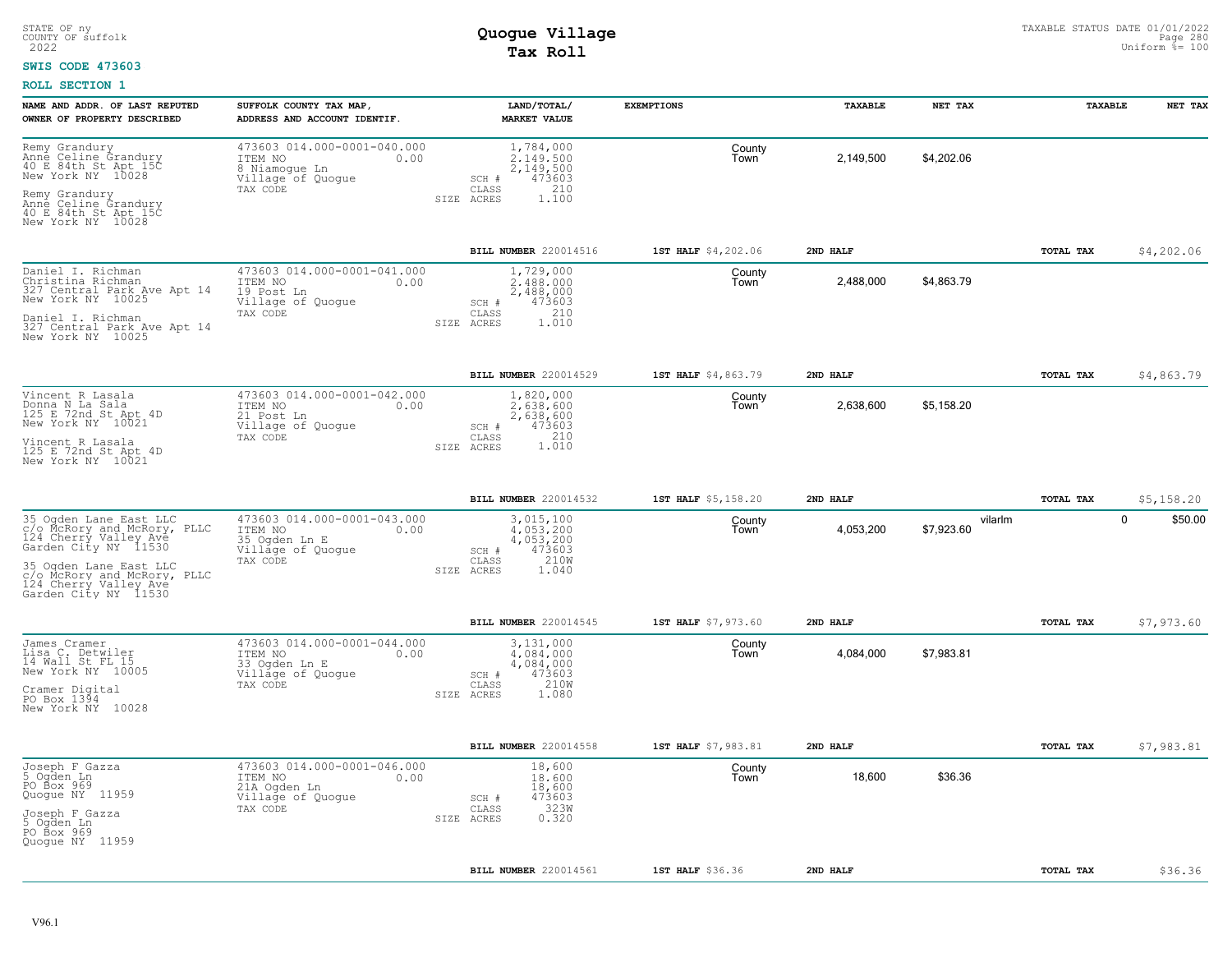STATE OF ny
COUNTY OF suffolk
2022

**SWIS CODE 473603**

# Quogue Village
## Tax Roll

TAXABLE STATUS DATE 01/01/2022
Uniform %= 100

**ROLL SECTION 1**

| NAME AND ADDR. OF LAST REPUTED OWNER OF PROPERTY DESCRIBED | SUFFOLK COUNTY TAX MAP, ADDRESS AND ACCOUNT IDENTIF. | LAND/TOTAL/ MARKET VALUE | EXEMPTIONS | TAXABLE | NET TAX | | TAXABLE | NET TAX |
|---|---|---|---|---|---|---|---|---|
| Remy Grandury<br>Anne Celine Grandury<br>40 E 84th St Apt 15C<br>New York NY 10028<br><br>Remy Grandury<br>Anne Celine Grandury<br>40 E 84th St Apt 15C<br>New York NY 10028 | 473603 014.000-0001-040.000<br>ITEM NO 0.00<br>8 Niamogue Ln<br>Village of Quogue<br>TAX CODE | 1,784,000<br>2,149,500<br>2,149,500<br>SCH # 473603<br>CLASS 210<br>SIZE ACRES 1.100 | County<br>Town | 2,149,500 | $4,202.06 | | | |
| | | BILL NUMBER 220014516 | 1ST HALF $4,202.06 | 2ND HALF | | | TOTAL TAX | $4,202.06 |
| Daniel I. Richman<br>Christina Richman<br>327 Central Park Ave Apt 14<br>New York NY 10025<br><br>Daniel I. Richman<br>327 Central Park Ave Apt 14<br>New York NY 10025 | 473603 014.000-0001-041.000<br>ITEM NO 0.00<br>19 Post Ln<br>Village of Quogue<br>TAX CODE | 1,729,000<br>2,488,000<br>2,488,000<br>SCH # 473603<br>CLASS 210<br>SIZE ACRES 1.010 | County<br>Town | 2,488,000 | $4,863.79 | | | |
| | | BILL NUMBER 220014529 | 1ST HALF $4,863.79 | 2ND HALF | | | TOTAL TAX | $4,863.79 |
| Vincent R Lasala<br>Donna N La Sala<br>125 E 72nd St Apt 4D<br>New York NY 10021<br><br>Vincent R Lasala<br>125 E 72nd St Apt 4D<br>New York NY 10021 | 473603 014.000-0001-042.000<br>ITEM NO 0.00<br>21 Post Ln<br>Village of Quogue<br>TAX CODE | 1,820,000<br>2,638,600<br>2,638,600<br>SCH # 473603<br>CLASS 210<br>SIZE ACRES 1.010 | County<br>Town | 2,638,600 | $5,158.20 | | | |
| | | BILL NUMBER 220014532 | 1ST HALF $5,158.20 | 2ND HALF | | | TOTAL TAX | $5,158.20 |
| 35 Ogden Lane East LLC<br>c/o McRory and McRory, PLLC<br>124 Cherry Valley Ave<br>Garden City NY 11530<br><br>35 Ogden Lane East LLC<br>c/o McRory and McRory, PLLC<br>124 Cherry Valley Ave<br>Garden City NY 11530 | 473603 014.000-0001-043.000<br>ITEM NO 0.00<br>35 Ogden Ln E<br>Village of Quogue<br>TAX CODE | 3,015,100<br>4,053,200<br>4,053,200<br>SCH # 473603<br>CLASS 210W<br>SIZE ACRES 1.040 | County<br>Town | 4,053,200 | $7,923.60 | vilarlm | 0 | $50.00 |
| | | BILL NUMBER 220014545 | 1ST HALF $7,973.60 | 2ND HALF | | | TOTAL TAX | $7,973.60 |
| James Cramer<br>Lisa C. Detwiler<br>14 Wall St FL 15<br>New York NY 10005<br><br>Cramer Digital<br>PO Box 1394<br>New York NY 10028 | 473603 014.000-0001-044.000<br>ITEM NO 0.00<br>33 Ogden Ln E<br>Village of Quogue<br>TAX CODE | 3,131,000<br>4,084,000<br>4,084,000<br>SCH # 473603<br>CLASS 210W<br>SIZE ACRES 1.080 | County<br>Town | 4,084,000 | $7,983.81 | | | |
| | | BILL NUMBER 220014558 | 1ST HALF $7,983.81 | 2ND HALF | | | TOTAL TAX | $7,983.81 |
| Joseph F Gazza<br>5 Ogden Ln<br>PO Box 969<br>Quogue NY 11959<br><br>Joseph F Gazza<br>5 Ogden Ln<br>PO Box 969<br>Quogue NY 11959 | 473603 014.000-0001-046.000<br>ITEM NO 0.00<br>21A Ogden Ln<br>Village of Quogue<br>TAX CODE | 18,600<br>18,600<br>18,600<br>SCH # 473603<br>CLASS 323W<br>SIZE ACRES 0.320 | County<br>Town | 18,600 | $36.36 | | | |
| | | BILL NUMBER 220014561 | 1ST HALF $36.36 | 2ND HALF | | | TOTAL TAX | $36.36 |

V96.1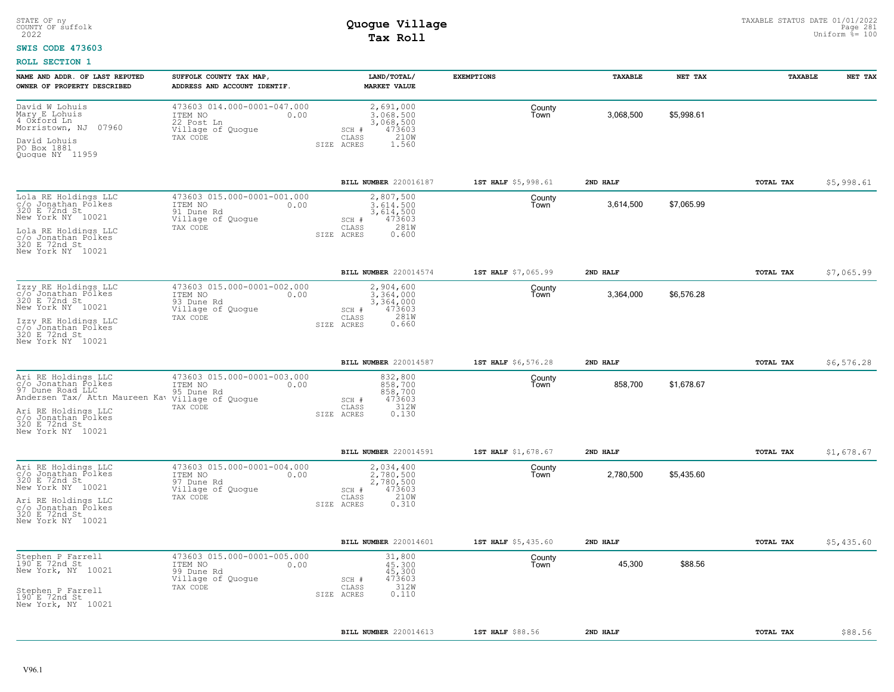**SWIS CODE 473603**

**ROLL SECTION 1**

| NAME AND ADDR. OF LAST REPUTED OWNER OF PROPERTY DESCRIBED | SUFFOLK COUNTY TAX MAP, ADDRESS AND ACCOUNT IDENTIF. | LAND/TOTAL/ MARKET VALUE | EXEMPTIONS | TAXABLE | NET TAX | TAXABLE | NET TAX |
|---|---|---|---|---|---|---|---|
| David W Lohuis<br>Mary E Lohuis<br>4 Oxford Ln<br>Morristown, NJ 07960<br>David Lohuis<br>PO Box 1881<br>Quogue NY 11959 | 473603 014.000-0001-047.000<br>ITEM NO 0.00<br>22 Post Ln<br>Village of Quogue<br>TAX CODE | 2,691,000<br>3,068,500<br>3,068,500<br>SCH # 473603<br>CLASS 210W<br>SIZE ACRES 1.560 | County<br>Town | 3,068,500 | $5,998.61 | | |
| | | **BILL NUMBER** 220016187 | **1ST HALF** $5,998.61 | **2ND HALF** | | **TOTAL TAX** | $5,998.61 |
| Lola RE Holdings LLC<br>c/o Jonathan Polkes<br>320 E 72nd St<br>New York NY 10021<br>Lola RE Holdings LLC<br>c/o Jonathan Polkes<br>320 E 72nd St<br>New York NY 10021 | 473603 015.000-0001-001.000<br>ITEM NO 0.00<br>91 Dune Rd<br>Village of Quogue<br>TAX CODE | 2,807,500<br>3,614,500<br>3,614,500<br>SCH # 473603<br>CLASS 281W<br>SIZE ACRES 0.600 | County<br>Town | 3,614,500 | $7,065.99 | | |
| | | **BILL NUMBER** 220014574 | **1ST HALF** $7,065.99 | **2ND HALF** | | **TOTAL TAX** | $7,065.99 |
| Izzy RE Holdings LLC<br>c/o Jonathan Polkes<br>320 E 72nd St<br>New York NY 10021<br>Izzy RE Holdings LLC<br>c/o Jonathan Polkes<br>320 E 72nd St<br>New York NY 10021 | 473603 015.000-0001-002.000<br>ITEM NO 0.00<br>93 Dune Rd<br>Village of Quogue<br>TAX CODE | 2,904,600<br>3,364,000<br>3,364,000<br>SCH # 473603<br>CLASS 281W<br>SIZE ACRES 0.660 | County<br>Town | 3,364,000 | $6,576.28 | | |
| | | **BILL NUMBER** 220014587 | **1ST HALF** $6,576.28 | **2ND HALF** | | **TOTAL TAX** | $6,576.28 |
| Ari RE Holdings LLC<br>c/o Jonathan Polkes<br>97 Dune Road LLC<br>Andersen Tax/ Attn Maureen Kav<br>Ari RE Holdings LLC<br>c/o Jonathan Polkes<br>320 E 72nd St<br>New York NY 10021 | 473603 015.000-0001-003.000<br>ITEM NO 0.00<br>95 Dune Rd<br>Village of Quogue<br>TAX CODE | 832,800<br>858,700<br>858,700<br>SCH # 473603<br>CLASS 312W<br>SIZE ACRES 0.130 | County<br>Town | 858,700 | $1,678.67 | | |
| | | **BILL NUMBER** 220014591 | **1ST HALF** $1,678.67 | **2ND HALF** | | **TOTAL TAX** | $1,678.67 |
| Ari RE Holdings LLC<br>c/o Jonathan Polkes<br>320 E 72nd St<br>New York NY 10021<br>Ari RE Holdings LLC<br>c/o Jonathan Polkes<br>320 E 72nd St<br>New York NY 10021 | 473603 015.000-0001-004.000<br>ITEM NO 0.00<br>97 Dune Rd<br>Village of Quogue<br>TAX CODE | 2,034,400<br>2,780,500<br>2,780,500<br>SCH # 473603<br>CLASS 210W<br>SIZE ACRES 0.310 | County<br>Town | 2,780,500 | $5,435.60 | | |
| | | **BILL NUMBER** 220014601 | **1ST HALF** $5,435.60 | **2ND HALF** | | **TOTAL TAX** | $5,435.60 |
| Stephen P Farrell<br>190 E 72nd St<br>New York, NY 10021<br>Stephen P Farrell<br>190 E 72nd St<br>New York, NY 10021 | 473603 015.000-0001-005.000<br>ITEM NO 0.00<br>99 Dune Rd<br>Village of Quogue<br>TAX CODE | 31,800<br>45,300<br>45,300<br>SCH # 473603<br>CLASS 312W<br>SIZE ACRES 0.110 | County<br>Town | 45,300 | $88.56 | | |
| | | **BILL NUMBER** 220014613 | **1ST HALF** $88.56 | **2ND HALF** | | **TOTAL TAX** | $88.56 |

V96.1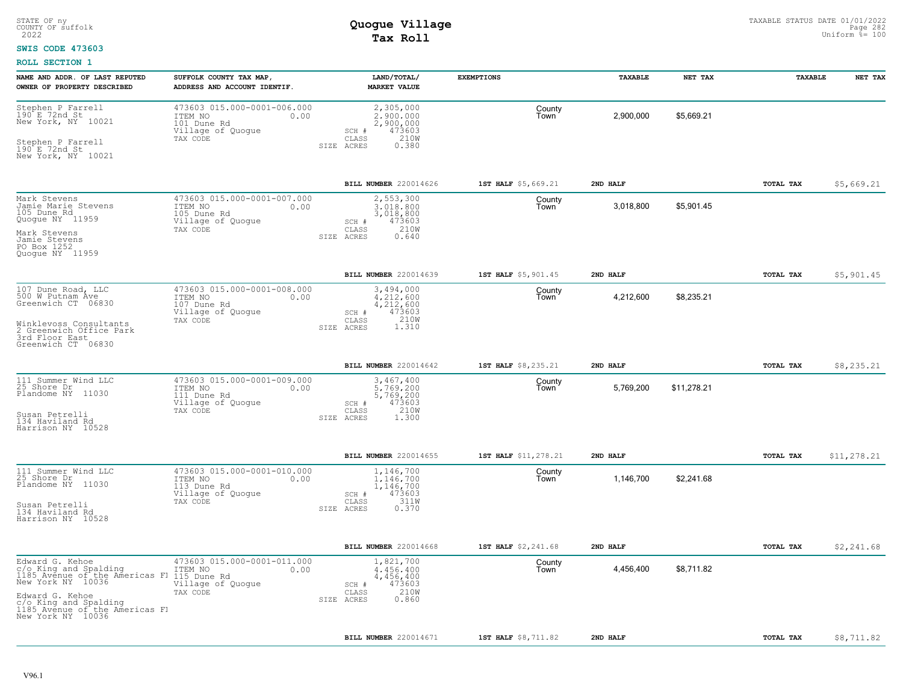STATE OF ny
COUNTY OF suffolk
2022

# Quogue Village
## Tax Roll

TAXABLE STATUS DATE 01/01/2022
Uniform %= 100

**SWIS CODE 473603**

**ROLL SECTION 1**

| NAME AND ADDR. OF LAST REPUTED OWNER OF PROPERTY DESCRIBED | SUFFOLK COUNTY TAX MAP, ADDRESS AND ACCOUNT IDENTIF. | LAND/TOTAL/ MARKET VALUE | EXEMPTIONS | TAXABLE | NET TAX | TAXABLE | NET TAX |
|---|---|---|---|---|---|---|---|
| Stephen P Farrell<br>190 E 72nd St<br>New York, NY 10021<br><br>Stephen P Farrell<br>190 E 72nd St<br>New York, NY 10021 | 473603 015.000-0001-006.000<br>ITEM NO 0.00<br>101 Dune Rd<br>Village of Quogue<br>TAX CODE | 2,305,000<br>2,900,000<br>2,900,000<br>SCH # 473603<br>CLASS 210W<br>SIZE ACRES 0.380 | County<br>Town | 2,900,000 | $5,669.21 | | |
| | | BILL NUMBER 220014626 | 1ST HALF $5,669.21 | 2ND HALF | | TOTAL TAX | $5,669.21 |
| Mark Stevens<br>Jamie Marie Stevens<br>105 Dune Rd<br>Quogue NY 11959<br><br>Mark Stevens<br>Jamie Stevens<br>PO Box 1252<br>Quogue NY 11959 | 473603 015.000-0001-007.000<br>ITEM NO 0.00<br>105 Dune Rd<br>Village of Quogue<br>TAX CODE | 2,553,300<br>3,018,800<br>3,018,800<br>SCH # 473603<br>CLASS 210W<br>SIZE ACRES 0.640 | County<br>Town | 3,018,800 | $5,901.45 | | |
| | | BILL NUMBER 220014639 | 1ST HALF $5,901.45 | 2ND HALF | | TOTAL TAX | $5,901.45 |
| 107 Dune Road, LLC<br>500 W Putnam Ave<br>Greenwich CT 06830<br><br>Winklevoss Consultants<br>2 Greenwich Office Park<br>3rd Floor East<br>Greenwich CT 06830 | 473603 015.000-0001-008.000<br>ITEM NO 0.00<br>107 Dune Rd<br>Village of Quogue<br>TAX CODE | 3,494,000<br>4,212,600<br>4,212,600<br>SCH # 473603<br>CLASS 210W<br>SIZE ACRES 1.310 | County<br>Town | 4,212,600 | $8,235.21 | | |
| | | BILL NUMBER 220014642 | 1ST HALF $8,235.21 | 2ND HALF | | TOTAL TAX | $8,235.21 |
| 111 Summer Wind LLC<br>25 Shore Dr<br>Plandome NY 11030<br><br>Susan Petrelli<br>134 Haviland Rd<br>Harrison NY 10528 | 473603 015.000-0001-009.000<br>ITEM NO 0.00<br>111 Dune Rd<br>Village of Quogue<br>TAX CODE | 3,467,400<br>5,769,200<br>5,769,200<br>SCH # 473603<br>CLASS 210W<br>SIZE ACRES 1.300 | County<br>Town | 5,769,200 | $11,278.21 | | |
| | | BILL NUMBER 220014655 | 1ST HALF $11,278.21 | 2ND HALF | | TOTAL TAX | $11,278.21 |
| 111 Summer Wind LLC<br>25 Shore Dr<br>Plandome NY 11030<br><br>Susan Petrelli<br>134 Haviland Rd<br>Harrison NY 10528 | 473603 015.000-0001-010.000<br>ITEM NO 0.00<br>113 Dune Rd<br>Village of Quogue<br>TAX CODE | 1,146,700<br>1,146,700<br>1,146,700<br>SCH # 473603<br>CLASS 311W<br>SIZE ACRES 0.370 | County<br>Town | 1,146,700 | $2,241.68 | | |
| | | BILL NUMBER 220014668 | 1ST HALF $2,241.68 | 2ND HALF | | TOTAL TAX | $2,241.68 |
| Edward G. Kehoe<br>c/o King and Spalding<br>1185 Avenue of the Americas Fl<br>New York NY 10036<br><br>Edward G. Kehoe<br>c/o King and Spalding<br>1185 Avenue of the Americas Fl<br>New York NY 10036 | 473603 015.000-0001-011.000<br>ITEM NO 0.00<br>115 Dune Rd<br>Village of Quogue<br>TAX CODE | 1,821,700<br>4,456,400<br>4,456,400<br>SCH # 473603<br>CLASS 210W<br>SIZE ACRES 0.860 | County<br>Town | 4,456,400 | $8,711.82 | | |
| | | BILL NUMBER 220014671 | 1ST HALF $8,711.82 | 2ND HALF | | TOTAL TAX | $8,711.82 |

V96.1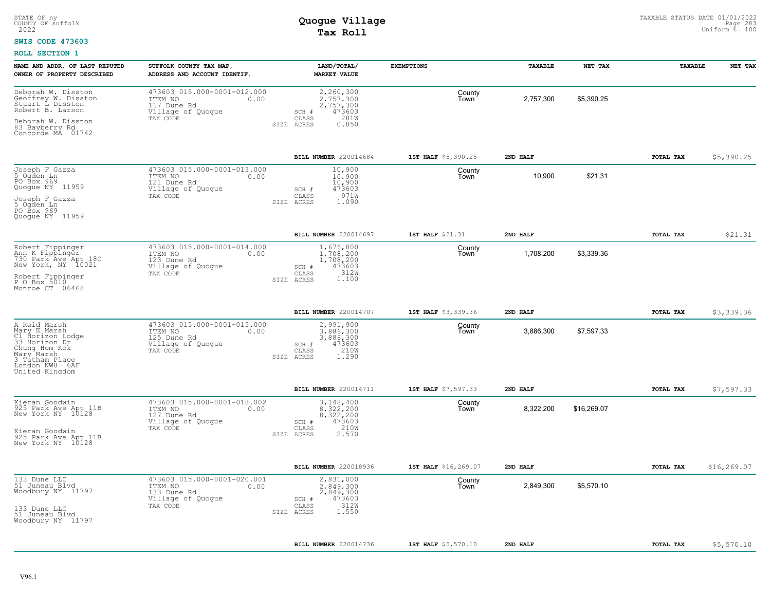STATE OF ny
COUNTY OF suffolk
2022

# Quogue Village
## Tax Roll

TAXABLE STATUS DATE 01/01/2022
Uniform %= 100

**SWIS CODE 473603**

**ROLL SECTION 1**

| NAME AND ADDR. OF LAST REPUTED OWNER OF PROPERTY DESCRIBED | SUFFOLK COUNTY TAX MAP, ADDRESS AND ACCOUNT IDENTIF. | LAND/TOTAL/ MARKET VALUE | EXEMPTIONS | | TAXABLE | NET TAX | TAXABLE | NET TAX |
|---|---|---|---|---|---|---|---|---|
| Deborah W. Disston<br>Geoffrey W. Disston<br>Stuart L Disston<br>Robert B. Larson<br><br>Deborah W. Disston<br>83 Bayberry Rd<br>Concorde MA 01742 | 473603 015.000-0001-012.000<br>ITEM NO 0.00<br>117 Dune Rd<br>Village of Quogue<br>TAX CODE | 2,260,300<br>2,757,300<br>2,757,300<br>SCH # 473603<br>CLASS 281W<br>SIZE ACRES 0.850 | | County<br>Town | 2,757,300 | $5,390.25 | | |
| | | **BILL NUMBER** 220014684 | **1ST HALF** $5,390.25 | **2ND HALF** | | | **TOTAL TAX** | $5,390.25 |
| Joseph F Gazza<br>5 Ogden Ln<br>PO Box 969<br>Quogue NY 11959<br><br>Joseph F Gazza<br>5 Ogden Ln<br>PO Box 969<br>Quogue NY 11959 | 473603 015.000-0001-013.000<br>ITEM NO 0.00<br>121 Dune Rd<br>Village of Quogue<br>TAX CODE | 10,900<br>10,900<br>10,900<br>SCH # 473603<br>CLASS 971W<br>SIZE ACRES 1.090 | | County<br>Town | 10,900 | $21.31 | | |
| | | **BILL NUMBER** 220014697 | **1ST HALF** $21.31 | **2ND HALF** | | | **TOTAL TAX** | $21.31 |
| Robert Fippinger<br>Ann K Fippinger<br>730 Park Ave Apt 18C<br>New York, NY 10021<br><br>Robert Fippinger<br>P O Box 5010<br>Monroe CT 06468 | 473603 015.000-0001-014.000<br>ITEM NO 0.00<br>123 Dune Rd<br>Village of Quogue<br>TAX CODE | 1,676,800<br>1,708,200<br>1,708,200<br>SCH # 473603<br>CLASS 312W<br>SIZE ACRES 1.100 | | County<br>Town | 1,708,200 | $3,339.36 | | |
| | | **BILL NUMBER** 220014707 | **1ST HALF** $3,339.36 | **2ND HALF** | | | **TOTAL TAX** | $3,339.36 |
| A Reid Marsh<br>Mary E Marsh<br>C1 Horizon Lodge<br>33 Horizon Dr<br>Chung Hom Kok<br>Mary Marsh<br>3 Tatham Place<br>London NW8 6AF<br>United Kingdom | 473603 015.000-0001-015.000<br>ITEM NO 0.00<br>125 Dune Rd<br>Village of Quogue<br>TAX CODE | 2,991,900<br>3,886,300<br>3,886,300<br>SCH # 473603<br>CLASS 210W<br>SIZE ACRES 1.290 | | County<br>Town | 3,886,300 | $7,597.33 | | |
| | | **BILL NUMBER** 220014711 | **1ST HALF** $7,597.33 | **2ND HALF** | | | **TOTAL TAX** | $7,597.33 |
| Kieran Goodwin<br>925 Park Ave Apt 11B<br>New York NY 10128<br><br>Kieran Goodwin<br>925 Park Ave Apt 11B<br>New York NY 10128 | 473603 015.000-0001-018.002<br>ITEM NO 0.00<br>127 Dune Rd<br>Village of Quogue<br>TAX CODE | 3,148,400<br>8,322,200<br>8,322,200<br>SCH # 473603<br>CLASS 210W<br>SIZE ACRES 2.570 | | County<br>Town | 8,322,200 | $16,269.07 | | |
| | | **BILL NUMBER** 220018936 | **1ST HALF** $16,269.07 | **2ND HALF** | | | **TOTAL TAX** | $16,269.07 |
| 133 Dune LLC<br>51 Juneau Blvd<br>Woodbury NY 11797<br><br>133 Dune LLC<br>51 Juneau Blvd<br>Woodbury NY 11797 | 473603 015.000-0001-020.001<br>ITEM NO 0.00<br>133 Dune Rd<br>Village of Quogue<br>TAX CODE | 2,831,000<br>2,849,300<br>2,849,300<br>SCH # 473603<br>CLASS 312W<br>SIZE ACRES 1.550 | | County<br>Town | 2,849,300 | $5,570.10 | | |
| | | **BILL NUMBER** 220014736 | **1ST HALF** $5,570.10 | **2ND HALF** | | | **TOTAL TAX** | $5,570.10 |

V96.1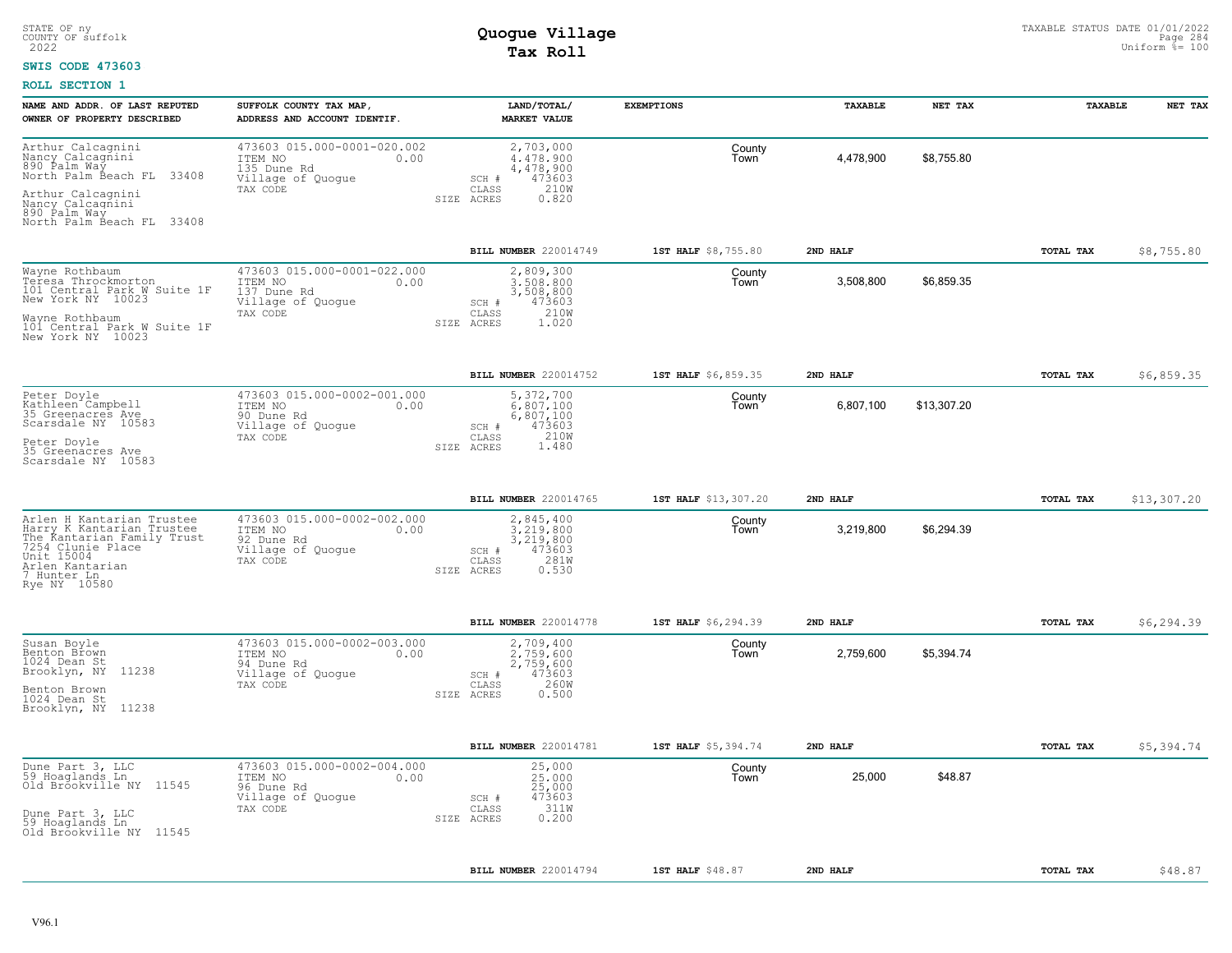STATE OF ny
COUNTY OF suffolk
2022

# Quogue Village
## Tax Roll

TAXABLE STATUS DATE 01/01/2022
Uniform %= 100

**SWIS CODE 473603**

**ROLL SECTION 1**

| NAME AND ADDR. OF LAST REPUTED OWNER OF PROPERTY DESCRIBED | SUFFOLK COUNTY TAX MAP, ADDRESS AND ACCOUNT IDENTIF. | LAND/TOTAL/ MARKET VALUE | EXEMPTIONS | TAXABLE | NET TAX | TAXABLE | NET TAX |
|---|---|---|---|---|---|---|---|
| Arthur Calcagnini<br>Nancy Calcagnini<br>890 Palm Way<br>North Palm Beach FL 33408<br><br>Arthur Calcagnini<br>Nancy Calcagnini<br>890 Palm Way<br>North Palm Beach FL 33408 | 473603 015.000-0001-020.002<br>ITEM NO 0.00<br>135 Dune Rd<br>Village of Quogue<br>TAX CODE | 2,703,000<br>4,478,900<br>4,478,900<br>SCH # 473603<br>CLASS 210W<br>SIZE ACRES 0.820 | County<br>Town | 4,478,900 | $8,755.80 | | |
| | | BILL NUMBER 220014749 | 1ST HALF $8,755.80 | 2ND HALF | | TOTAL TAX | $8,755.80 |
| Wayne Rothbaum<br>Teresa Throckmorton<br>101 Central Park W Suite 1F<br>New York NY 10023<br><br>Wayne Rothbaum<br>101 Central Park W Suite 1F<br>New York NY 10023 | 473603 015.000-0001-022.000<br>ITEM NO 0.00<br>137 Dune Rd<br>Village of Quogue<br>TAX CODE | 2,809,300<br>3,508,800<br>3,508,800<br>SCH # 473603<br>CLASS 210W<br>SIZE ACRES 1.020 | County<br>Town | 3,508,800 | $6,859.35 | | |
| | | BILL NUMBER 220014752 | 1ST HALF $6,859.35 | 2ND HALF | | TOTAL TAX | $6,859.35 |
| Peter Doyle<br>Kathleen Campbell<br>35 Greenacres Ave<br>Scarsdale NY 10583<br><br>Peter Doyle<br>35 Greenacres Ave<br>Scarsdale NY 10583 | 473603 015.000-0002-001.000<br>ITEM NO 0.00<br>90 Dune Rd<br>Village of Quogue<br>TAX CODE | 5,372,700<br>6,807,100<br>6,807,100<br>SCH # 473603<br>CLASS 210W<br>SIZE ACRES 1.480 | County<br>Town | 6,807,100 | $13,307.20 | | |
| | | BILL NUMBER 220014765 | 1ST HALF $13,307.20 | 2ND HALF | | TOTAL TAX | $13,307.20 |
| Arlen H Kantarian Trustee<br>Harry K Kantarian Trustee<br>The Kantarian Family Trust<br>7254 Clunie Place<br>Unit 15004<br>Arlen Kantarian<br>7 Hunter Ln<br>Rye NY 10580 | 473603 015.000-0002-002.000<br>ITEM NO 0.00<br>92 Dune Rd<br>Village of Quogue<br>TAX CODE | 2,845,400<br>3,219,800<br>3,219,800<br>SCH # 473603<br>CLASS 281W<br>SIZE ACRES 0.530 | County<br>Town | 3,219,800 | $6,294.39 | | |
| | | BILL NUMBER 220014778 | 1ST HALF $6,294.39 | 2ND HALF | | TOTAL TAX | $6,294.39 |
| Susan Boyle<br>Benton Brown<br>1024 Dean St<br>Brooklyn, NY 11238<br><br>Benton Brown<br>1024 Dean St<br>Brooklyn, NY 11238 | 473603 015.000-0002-003.000<br>ITEM NO 0.00<br>94 Dune Rd<br>Village of Quogue<br>TAX CODE | 2,709,400<br>2,759,600<br>2,759,600<br>SCH # 473603<br>CLASS 260W<br>SIZE ACRES 0.500 | County<br>Town | 2,759,600 | $5,394.74 | | |
| | | BILL NUMBER 220014781 | 1ST HALF $5,394.74 | 2ND HALF | | TOTAL TAX | $5,394.74 |
| Dune Part 3, LLC<br>59 Hoaglands Ln<br>Old Brookville NY 11545<br><br>Dune Part 3, LLC<br>59 Hoaglands Ln<br>Old Brookville NY 11545 | 473603 015.000-0002-004.000<br>ITEM NO 0.00<br>96 Dune Rd<br>Village of Quogue<br>TAX CODE | 25,000<br>25,000<br>25,000<br>SCH # 473603<br>CLASS 311W<br>SIZE ACRES 0.200 | County<br>Town | 25,000 | $48.87 | | |
| | | BILL NUMBER 220014794 | 1ST HALF $48.87 | 2ND HALF | | TOTAL TAX | $48.87 |

V96.1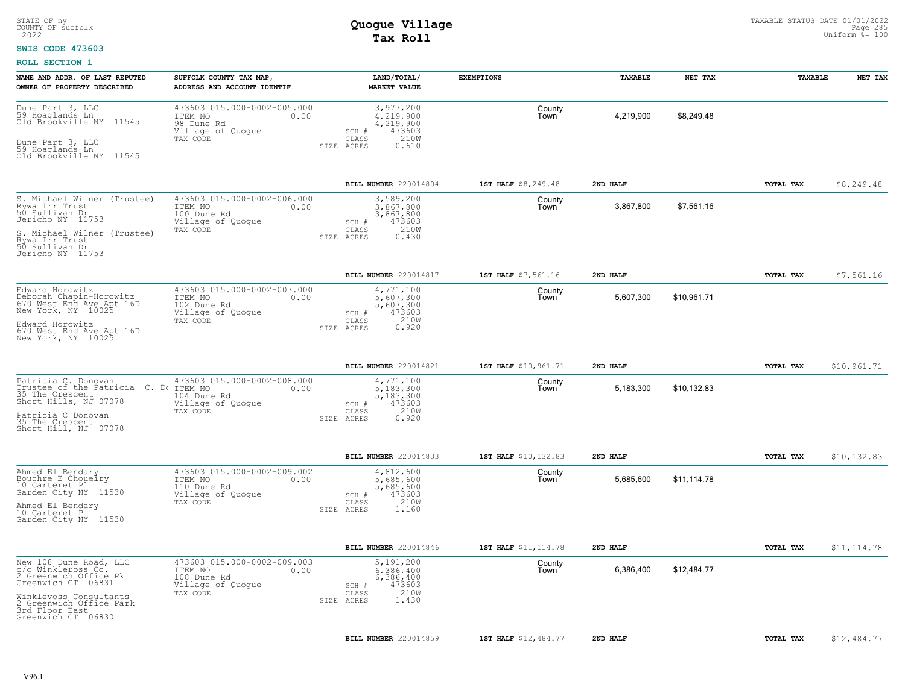STATE OF ny
COUNTY OF suffolk
2022

**SWIS CODE 473603**

# Quogue Village
## Tax Roll

TAXABLE STATUS DATE 01/01/2022
Uniform %= 100

**ROLL SECTION 1**

| NAME AND ADDR. OF LAST REPUTED OWNER OF PROPERTY DESCRIBED | SUFFOLK COUNTY TAX MAP, ADDRESS AND ACCOUNT IDENTIF. | LAND/TOTAL/ MARKET VALUE | EXEMPTIONS | TAXABLE | NET TAX | TAXABLE | NET TAX |
|---|---|---|---|---|---|---|---|
| Dune Part 3, LLC<br>59 Hoaglands Ln<br>Old Brookville NY 11545<br><br>Dune Part 3, LLC<br>59 Hoaglands Ln<br>Old Brookville NY 11545 | 473603 015.000-0002-005.000<br>ITEM NO 0.00<br>98 Dune Rd<br>Village of Quogue<br>TAX CODE | 3,977,200<br>4,219,900<br>4,219,900<br>SCH # 473603<br>CLASS 210W<br>SIZE ACRES 0.610 | County<br>Town | 4,219,900 | $8,249.48 | | |
| | | **BILL NUMBER** 220014804 | **1ST HALF** $8,249.48 | **2ND HALF** | | **TOTAL TAX** | $8,249.48 |
| S. Michael Wilner (Trustee)<br>Rywa Irr Trust<br>50 Sullivan Dr<br>Jericho NY 11753<br><br>S. Michael Wilner (Trustee)<br>Rywa Irr Trust<br>50 Sullivan Dr<br>Jericho NY 11753 | 473603 015.000-0002-006.000<br>ITEM NO 0.00<br>100 Dune Rd<br>Village of Quogue<br>TAX CODE | 3,589,200<br>3,867,800<br>3,867,800<br>SCH # 473603<br>CLASS 210W<br>SIZE ACRES 0.430 | County<br>Town | 3,867,800 | $7,561.16 | | |
| | | **BILL NUMBER** 220014817 | **1ST HALF** $7,561.16 | **2ND HALF** | | **TOTAL TAX** | $7,561.16 |
| Edward Horowitz<br>Deborah Chapin-Horowitz<br>670 West End Ave Apt 16D<br>New York, NY 10025<br><br>Edward Horowitz<br>670 West End Ave Apt 16D<br>New York, NY 10025 | 473603 015.000-0002-007.000<br>ITEM NO 0.00<br>102 Dune Rd<br>Village of Quogue<br>TAX CODE | 4,771,100<br>5,607,300<br>5,607,300<br>SCH # 473603<br>CLASS 210W<br>SIZE ACRES 0.920 | County<br>Town | 5,607,300 | $10,961.71 | | |
| | | **BILL NUMBER** 220014821 | **1ST HALF** $10,961.71 | **2ND HALF** | | **TOTAL TAX** | $10,961.71 |
| Patricia C. Donovan<br>Trustee of the Patricia C. Do<br>35 The Crescent<br>Short Hills, NJ 07078<br><br>Patricia C Donovan<br>35 The Crescent<br>Short Hill, NJ 07078 | 473603 015.000-0002-008.000<br>ITEM NO 0.00<br>104 Dune Rd<br>Village of Quogue<br>TAX CODE | 4,771,100<br>5,183,300<br>5,183,300<br>SCH # 473603<br>CLASS 210W<br>SIZE ACRES 0.920 | County<br>Town | 5,183,300 | $10,132.83 | | |
| | | **BILL NUMBER** 220014833 | **1ST HALF** $10,132.83 | **2ND HALF** | | **TOTAL TAX** | $10,132.83 |
| Ahmed El Bendary<br>Bouchre E Choueiry<br>10 Carteret Pl<br>Garden City NY 11530<br><br>Ahmed El Bendary<br>10 Carteret Pl<br>Garden City NY 11530 | 473603 015.000-0002-009.002<br>ITEM NO 0.00<br>110 Dune Rd<br>Village of Quogue<br>TAX CODE | 4,812,600<br>5,685,600<br>5,685,600<br>SCH # 473603<br>CLASS 210W<br>SIZE ACRES 1.160 | County<br>Town | 5,685,600 | $11,114.78 | | |
| | | **BILL NUMBER** 220014846 | **1ST HALF** $11,114.78 | **2ND HALF** | | **TOTAL TAX** | $11,114.78 |
| New 108 Dune Road, LLC<br>c/o Winkleross Co.<br>2 Greenwich Office Pk<br>Greenwich CT 06831<br><br>Winklevoss Consultants<br>2 Greenwich Office Park<br>3rd Floor East<br>Greenwich CT 06830 | 473603 015.000-0002-009.003<br>ITEM NO 0.00<br>108 Dune Rd<br>Village of Quogue<br>TAX CODE | 5,191,200<br>6,386,400<br>6,386,400<br>SCH # 473603<br>CLASS 210W<br>SIZE ACRES 1.430 | County<br>Town | 6,386,400 | $12,484.77 | | |
| | | **BILL NUMBER** 220014859 | **1ST HALF** $12,484.77 | **2ND HALF** | | **TOTAL TAX** | $12,484.77 |

V96.1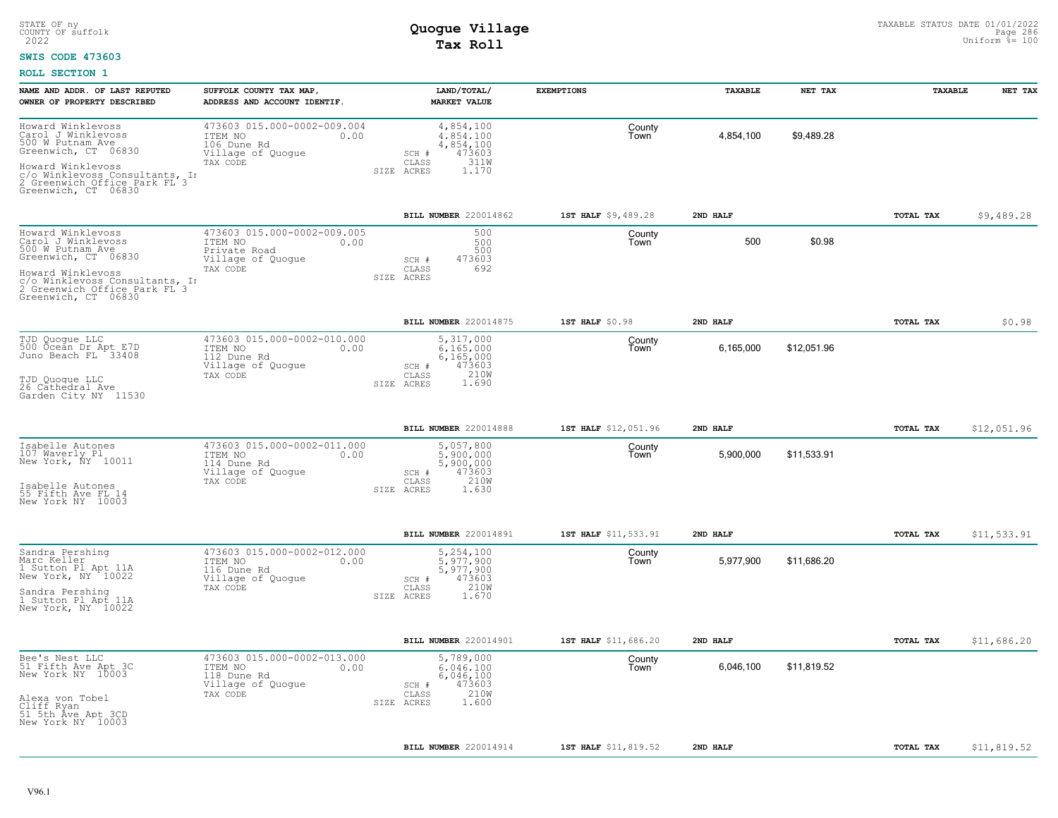STATE OF ny
COUNTY OF suffolk
2022

# Quogue Village
## Tax Roll

TAXABLE STATUS DATE 01/01/2022
Uniform %= 100

**SWIS CODE 473603**

**ROLL SECTION 1**

| NAME AND ADDR. OF LAST REPUTED OWNER OF PROPERTY DESCRIBED | SUFFOLK COUNTY TAX MAP, ADDRESS AND ACCOUNT IDENTIF. | LAND/TOTAL/ MARKET VALUE | EXEMPTIONS | | TAXABLE | NET TAX | TAXABLE | NET TAX |
|---|---|---|---|---|---|---|---|---|
| Howard Winklevoss<br>Carol J Winklevoss<br>500 W Putnam Ave<br>Greenwich, CT 06830<br><br>Howard Winklevoss<br>c/o Winklevoss Consultants, Ir<br>2 Greenwich Office Park FL 3<br>Greenwich, CT 06830 | 473603 015.000-0002-009.004<br>ITEM NO 0.00<br>106 Dune Rd<br>Village of Quogue<br>TAX CODE | 4,854,100<br>4,854,100<br>4,854,100<br>SCH # 473603<br>CLASS 311W<br>SIZE ACRES 1.170 | | County<br>Town | 4,854,100 | $9,489.28 | | |
| | | **BILL NUMBER** 220014862 | **1ST HALF** $9,489.28 | **2ND HALF** | | | **TOTAL TAX** | $9,489.28 |
| Howard Winklevoss<br>Carol J Winklevoss<br>500 W Putnam Ave<br>Greenwich, CT 06830<br><br>Howard Winklevoss<br>c/o Winklevoss Consultants, Ir<br>2 Greenwich Office Park FL 3<br>Greenwich, CT 06830 | 473603 015.000-0002-009.005<br>ITEM NO 0.00<br>Private Road<br>Village of Quogue<br>TAX CODE | 500<br>500<br>500<br>SCH # 473603<br>CLASS 692<br>SIZE ACRES | | County<br>Town | 500 | $0.98 | | |
| | | **BILL NUMBER** 220014875 | **1ST HALF** $0.98 | **2ND HALF** | | | **TOTAL TAX** | $0.98 |
| TJD Quogue LLC<br>500 Ocean Dr Apt E7D<br>Juno Beach FL 33408<br><br>TJD Quogue LLC<br>26 Cathedral Ave<br>Garden City NY 11530 | 473603 015.000-0002-010.000<br>ITEM NO 0.00<br>112 Dune Rd<br>Village of Quogue<br>TAX CODE | 5,317,000<br>6,165,000<br>6,165,000<br>SCH # 473603<br>CLASS 210W<br>SIZE ACRES 1.690 | | County<br>Town | 6,165,000 | $12,051.96 | | |
| | | **BILL NUMBER** 220014888 | **1ST HALF** $12,051.96 | **2ND HALF** | | | **TOTAL TAX** | $12,051.96 |
| Isabelle Autones<br>107 Waverly Pl<br>New York, NY 10011<br><br>Isabelle Autones<br>55 Fifth Ave FL 14<br>New York NY 10003 | 473603 015.000-0002-011.000<br>ITEM NO 0.00<br>114 Dune Rd<br>Village of Quogue<br>TAX CODE | 5,057,800<br>5,900,000<br>5,900,000<br>SCH # 473603<br>CLASS 210W<br>SIZE ACRES 1.630 | | County<br>Town | 5,900,000 | $11,533.91 | | |
| | | **BILL NUMBER** 220014891 | **1ST HALF** $11,533.91 | **2ND HALF** | | | **TOTAL TAX** | $11,533.91 |
| Sandra Pershing<br>Marc Keller<br>1 Sutton Pl Apt 11A<br>New York, NY 10022<br><br>Sandra Pershing<br>1 Sutton Pl Apt 11A<br>New York, NY 10022 | 473603 015.000-0002-012.000<br>ITEM NO 0.00<br>116 Dune Rd<br>Village of Quogue<br>TAX CODE | 5,254,100<br>5,977,900<br>5,977,900<br>SCH # 473603<br>CLASS 210W<br>SIZE ACRES 1.670 | | County<br>Town | 5,977,900 | $11,686.20 | | |
| | | **BILL NUMBER** 220014901 | **1ST HALF** $11,686.20 | **2ND HALF** | | | **TOTAL TAX** | $11,686.20 |
| Bee's Nest LLC<br>51 Fifth Ave Apt 3C<br>New York NY 10003<br><br>Alexa von Tobel<br>Cliff Ryan<br>51 5th Ave Apt 3CD<br>New York NY 10003 | 473603 015.000-0002-013.000<br>ITEM NO 0.00<br>118 Dune Rd<br>Village of Quogue<br>TAX CODE | 5,789,000<br>6,046,100<br>6,046,100<br>SCH # 473603<br>CLASS 210W<br>SIZE ACRES 1.600 | | County<br>Town | 6,046,100 | $11,819.52 | | |
| | | **BILL NUMBER** 220014914 | **1ST HALF** $11,819.52 | **2ND HALF** | | | **TOTAL TAX** | $11,819.52 |

V96.1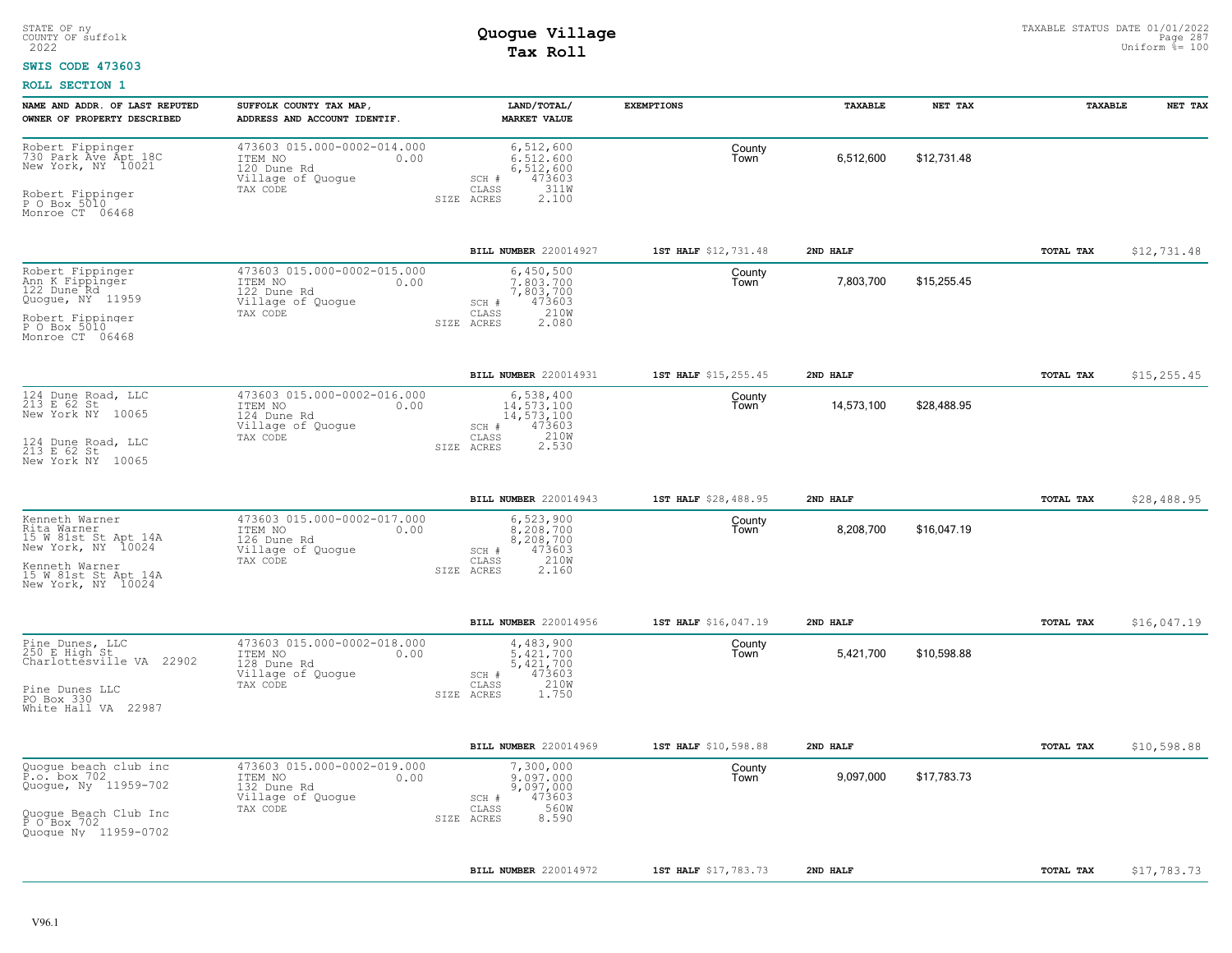STATE OF ny
COUNTY OF suffolk
2022

# Quogue Village
## Tax Roll

TAXABLE STATUS DATE 01/01/2022
Uniform %= 100

**SWIS CODE 473603**

**ROLL SECTION 1**

| NAME AND ADDR. OF LAST REPUTED OWNER OF PROPERTY DESCRIBED | SUFFOLK COUNTY TAX MAP, ADDRESS AND ACCOUNT IDENTIF. | LAND/TOTAL/ MARKET VALUE | EXEMPTIONS | TAXABLE | NET TAX | TAXABLE | NET TAX |
|---|---|---|---|---|---|---|---|
| Robert Fippinger<br>730 Park Ave Apt 18C<br>New York, NY 10021<br><br>Robert Fippinger<br>P O Box 5010<br>Monroe CT 06468 | 473603 015.000-0002-014.000<br>ITEM NO 0.00<br>120 Dune Rd<br>Village of Quogue<br>TAX CODE | 6,512,600<br>6,512,600<br>6,512,600<br>SCH # 473603<br>CLASS 311W<br>SIZE ACRES 2.100 | County<br>Town | 6,512,600 | $12,731.48 | | |
| | | **BILL NUMBER** 220014927 | **1ST HALF** $12,731.48 | **2ND HALF** | | **TOTAL TAX** | $12,731.48 |
| Robert Fippinger<br>Ann K Fippinger<br>122 Dune Rd<br>Quogue, NY 11959<br><br>Robert Fippinger<br>P O Box 5010<br>Monroe CT 06468 | 473603 015.000-0002-015.000<br>ITEM NO 0.00<br>122 Dune Rd<br>Village of Quogue<br>TAX CODE | 6,450,500<br>7,803,700<br>7,803,700<br>SCH # 473603<br>CLASS 210W<br>SIZE ACRES 2.080 | County<br>Town | 7,803,700 | $15,255.45 | | |
| | | **BILL NUMBER** 220014931 | **1ST HALF** $15,255.45 | **2ND HALF** | | **TOTAL TAX** | $15,255.45 |
| 124 Dune Road, LLC<br>213 E 62 St<br>New York NY 10065<br><br>124 Dune Road, LLC<br>213 E 62 St<br>New York NY 10065 | 473603 015.000-0002-016.000<br>ITEM NO 0.00<br>124 Dune Rd<br>Village of Quogue<br>TAX CODE | 6,538,400<br>14,573,100<br>14,573,100<br>SCH # 473603<br>CLASS 210W<br>SIZE ACRES 2.530 | County<br>Town | 14,573,100 | $28,488.95 | | |
| | | **BILL NUMBER** 220014943 | **1ST HALF** $28,488.95 | **2ND HALF** | | **TOTAL TAX** | $28,488.95 |
| Kenneth Warner<br>Rita Warner<br>15 W 81st St Apt 14A<br>New York, NY 10024<br><br>Kenneth Warner<br>15 W 81st St Apt 14A<br>New York, NY 10024 | 473603 015.000-0002-017.000<br>ITEM NO 0.00<br>126 Dune Rd<br>Village of Quogue<br>TAX CODE | 6,523,900<br>8,208,700<br>8,208,700<br>SCH # 473603<br>CLASS 210W<br>SIZE ACRES 2.160 | County<br>Town | 8,208,700 | $16,047.19 | | |
| | | **BILL NUMBER** 220014956 | **1ST HALF** $16,047.19 | **2ND HALF** | | **TOTAL TAX** | $16,047.19 |
| Pine Dunes, LLC<br>250 E High St<br>Charlottesville VA 22902<br><br>Pine Dunes LLC<br>PO Box 330<br>White Hall VA 22987 | 473603 015.000-0002-018.000<br>ITEM NO 0.00<br>128 Dune Rd<br>Village of Quogue<br>TAX CODE | 4,483,900<br>5,421,700<br>5,421,700<br>SCH # 473603<br>CLASS 210W<br>SIZE ACRES 1.750 | County<br>Town | 5,421,700 | $10,598.88 | | |
| | | **BILL NUMBER** 220014969 | **1ST HALF** $10,598.88 | **2ND HALF** | | **TOTAL TAX** | $10,598.88 |
| Quogue beach club inc<br>P.o. box 702<br>Quogue, Ny 11959-702<br><br>Quogue Beach Club Inc<br>P O Box 702<br>Quogue Ny 11959-0702 | 473603 015.000-0002-019.000<br>ITEM NO 0.00<br>132 Dune Rd<br>Village of Quogue<br>TAX CODE | 7,300,000<br>9,097,000<br>9,097,000<br>SCH # 473603<br>CLASS 560W<br>SIZE ACRES 8.590 | County<br>Town | 9,097,000 | $17,783.73 | | |
| | | **BILL NUMBER** 220014972 | **1ST HALF** $17,783.73 | **2ND HALF** | | **TOTAL TAX** | $17,783.73 |

V96.1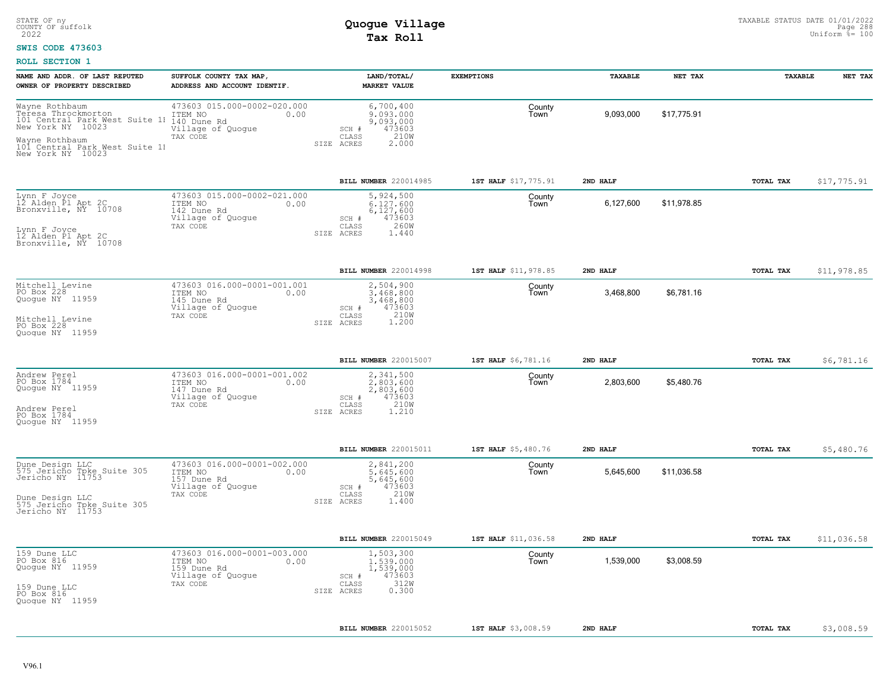STATE OF ny
COUNTY OF suffolk
2022

# Quogue Village
# Tax Roll

TAXABLE STATUS DATE 01/01/2022
Uniform %= 100

**SWIS CODE 473603**

**ROLL SECTION 1**

| NAME AND ADDR. OF LAST REPUTED OWNER OF PROPERTY DESCRIBED | SUFFOLK COUNTY TAX MAP, ADDRESS AND ACCOUNT IDENTIF. | LAND/TOTAL/ MARKET VALUE | EXEMPTIONS | TAXABLE | NET TAX | TAXABLE | NET TAX |
|---|---|---|---|---|---|---|---|
| Wayne Rothbaum<br>Teresa Throckmorton<br>101 Central Park West Suite 1I<br>New York NY 10023<br><br>Wayne Rothbaum<br>101 Central Park West Suite 1I<br>New York NY 10023 | 473603 015.000-0002-020.000<br>ITEM NO 0.00<br>140 Dune Rd<br>Village of Quogue<br>TAX CODE | 6,700,400<br>9,093,000<br>9,093,000<br>SCH # 473603<br>CLASS 210W<br>SIZE ACRES 2.000 | County<br>Town | 9,093,000 | $17,775.91 | | |
| | | BILL NUMBER 220014985 | 1ST HALF $17,775.91 | 2ND HALF | | TOTAL TAX | $17,775.91 |
| Lynn F Joyce<br>12 Alden Pl Apt 2C<br>Bronxville, NY 10708<br><br>Lynn F Joyce<br>12 Alden Pl Apt 2C<br>Bronxville, NY 10708 | 473603 015.000-0002-021.000<br>ITEM NO 0.00<br>142 Dune Rd<br>Village of Quogue<br>TAX CODE | 5,924,500<br>6,127,600<br>6,127,600<br>SCH # 473603<br>CLASS 260W<br>SIZE ACRES 1.440 | County<br>Town | 6,127,600 | $11,978.85 | | |
| | | BILL NUMBER 220014998 | 1ST HALF $11,978.85 | 2ND HALF | | TOTAL TAX | $11,978.85 |
| Mitchell Levine<br>PO Box 228<br>Quogue NY 11959<br><br>Mitchell Levine<br>PO Box 228<br>Quogue NY 11959 | 473603 016.000-0001-001.001<br>ITEM NO 0.00<br>145 Dune Rd<br>Village of Quogue<br>TAX CODE | 2,504,900<br>3,468,800<br>3,468,800<br>SCH # 473603<br>CLASS 210W<br>SIZE ACRES 1.200 | County<br>Town | 3,468,800 | $6,781.16 | | |
| | | BILL NUMBER 220015007 | 1ST HALF $6,781.16 | 2ND HALF | | TOTAL TAX | $6,781.16 |
| Andrew Perel<br>PO Box 1784<br>Quogue NY 11959<br><br>Andrew Perel<br>PO Box 1784<br>Quogue NY 11959 | 473603 016.000-0001-001.002<br>ITEM NO 0.00<br>147 Dune Rd<br>Village of Quogue<br>TAX CODE | 2,341,500<br>2,803,600<br>2,803,600<br>SCH # 473603<br>CLASS 210W<br>SIZE ACRES 1.210 | County<br>Town | 2,803,600 | $5,480.76 | | |
| | | BILL NUMBER 220015011 | 1ST HALF $5,480.76 | 2ND HALF | | TOTAL TAX | $5,480.76 |
| Dune Design LLC<br>575 Jericho Tpke Suite 305<br>Jericho NY 11753<br><br>Dune Design LLC<br>575 Jericho Tpke Suite 305<br>Jericho NY 11753 | 473603 016.000-0001-002.000<br>ITEM NO 0.00<br>157 Dune Rd<br>Village of Quogue<br>TAX CODE | 2,841,200<br>5,645,600<br>5,645,600<br>SCH # 473603<br>CLASS 210W<br>SIZE ACRES 1.400 | County<br>Town | 5,645,600 | $11,036.58 | | |
| | | BILL NUMBER 220015049 | 1ST HALF $11,036.58 | 2ND HALF | | TOTAL TAX | $11,036.58 |
| 159 Dune LLC<br>PO Box 816<br>Quogue NY 11959<br><br>159 Dune LLC<br>PO Box 816<br>Quogue NY 11959 | 473603 016.000-0001-003.000<br>ITEM NO 0.00<br>159 Dune Rd<br>Village of Quogue<br>TAX CODE | 1,503,300<br>1,539,000<br>1,539,000<br>SCH # 473603<br>CLASS 312W<br>SIZE ACRES 0.300 | County<br>Town | 1,539,000 | $3,008.59 | | |
| | | BILL NUMBER 220015052 | 1ST HALF $3,008.59 | 2ND HALF | | TOTAL TAX | $3,008.59 |

V96.1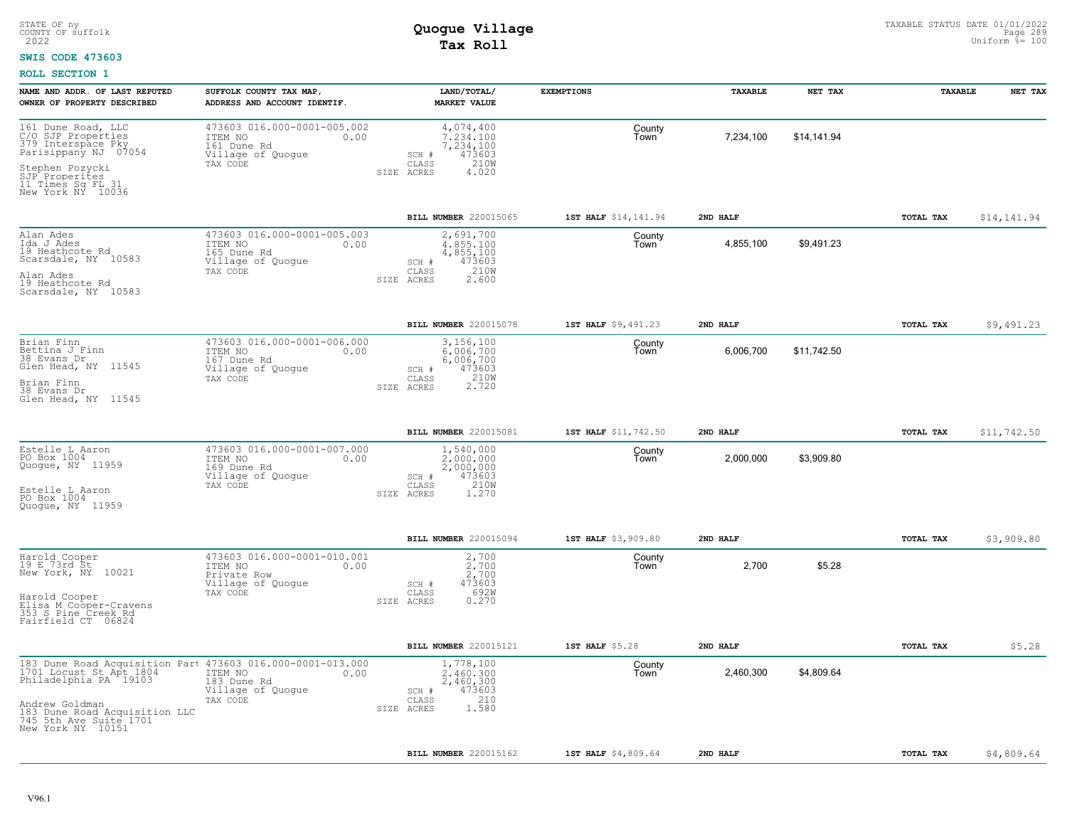STATE OF ny
COUNTY OF suffolk
2022

# Quogue Village
## Tax Roll

TAXABLE STATUS DATE 01/01/2022
Uniform %= 100

**SWIS CODE 473603**

**ROLL SECTION 1**

| NAME AND ADDR. OF LAST REPUTED OWNER OF PROPERTY DESCRIBED | SUFFOLK COUNTY TAX MAP, ADDRESS AND ACCOUNT IDENTIF. | LAND/TOTAL/ MARKET VALUE | EXEMPTIONS | TAXABLE | NET TAX | TAXABLE | NET TAX |
|---|---|---|---|---|---|---|---|
| 161 Dune Road, LLC<br>C/O SJP Properties<br>379 Interspace Pky<br>Parisippany NJ 07054<br><br>Stephen Pozycki<br>SJP Properites<br>11 Times Sq FL 31<br>New York NY 10036 | 473603 016.000-0001-005.002<br>ITEM NO 0.00<br>161 Dune Rd<br>Village of Quogue<br>TAX CODE | 4,074,400<br>7,234,100<br>7,234,100<br>SCH # 473603<br>CLASS 210W<br>SIZE ACRES 4.020 | County<br>Town | 7,234,100 | $14,141.94 | | |
| | | **BILL NUMBER** 220015065 | **1ST HALF** $14,141.94 | **2ND HALF** | | **TOTAL TAX** | $14,141.94 |
| Alan Ades<br>Ida J Ades<br>19 Heathcote Rd<br>Scarsdale, NY 10583<br><br>Alan Ades<br>19 Heathcote Rd<br>Scarsdale, NY 10583 | 473603 016.000-0001-005.003<br>ITEM NO 0.00<br>165 Dune Rd<br>Village of Quogue<br>TAX CODE | 2,691,700<br>4,855,100<br>4,855,100<br>SCH # 473603<br>CLASS 210W<br>SIZE ACRES 2.600 | County<br>Town | 4,855,100 | $9,491.23 | | |
| | | **BILL NUMBER** 220015078 | **1ST HALF** $9,491.23 | **2ND HALF** | | **TOTAL TAX** | $9,491.23 |
| Brian Finn<br>Bettina J Finn<br>38 Evans Dr<br>Glen Head, NY 11545<br><br>Brian Finn<br>38 Evans Dr<br>Glen Head, NY 11545 | 473603 016.000-0001-006.000<br>ITEM NO 0.00<br>167 Dune Rd<br>Village of Quogue<br>TAX CODE | 3,156,100<br>6,006,700<br>6,006,700<br>SCH # 473603<br>CLASS 210W<br>SIZE ACRES 2.720 | County<br>Town | 6,006,700 | $11,742.50 | | |
| | | **BILL NUMBER** 220015081 | **1ST HALF** $11,742.50 | **2ND HALF** | | **TOTAL TAX** | $11,742.50 |
| Estelle L Aaron<br>PO Box 1004<br>Quogue, NY 11959<br><br>Estelle L Aaron<br>PO Box 1004<br>Quogue, NY 11959 | 473603 016.000-0001-007.000<br>ITEM NO 0.00<br>169 Dune Rd<br>Village of Quogue<br>TAX CODE | 1,540,000<br>2,000,000<br>2,000,000<br>SCH # 473603<br>CLASS 210W<br>SIZE ACRES 1.270 | County<br>Town | 2,000,000 | $3,909.80 | | |
| | | **BILL NUMBER** 220015094 | **1ST HALF** $3,909.80 | **2ND HALF** | | **TOTAL TAX** | $3,909.80 |
| Harold Cooper<br>19 E 73rd St<br>New York, NY 10021<br><br>Harold Cooper<br>Elisa M Cooper-Cravens<br>353 S Pine Creek Rd<br>Fairfield CT 06824 | 473603 016.000-0001-010.001<br>ITEM NO 0.00<br>Private Row<br>Village of Quogue<br>TAX CODE | 2,700<br>2,700<br>2,700<br>SCH # 473603<br>CLASS 692W<br>SIZE ACRES 0.270 | County<br>Town | 2,700 | $5.28 | | |
| | | **BILL NUMBER** 220015121 | **1ST HALF** $5.28 | **2ND HALF** | | **TOTAL TAX** | $5.28 |
| 183 Dune Road Acquisition Part<br>1701 Locust St Apt 1804<br>Philadelphia PA 19103<br><br>Andrew Goldman<br>183 Dune Road Acquisition LLC<br>745 5th Ave Suite 1701<br>New York NY 10151 | 473603 016.000-0001-013.000<br>ITEM NO 0.00<br>183 Dune Rd<br>Village of Quogue<br>TAX CODE | 1,778,100<br>2,460,300<br>2,460,300<br>SCH # 473603<br>CLASS 210<br>SIZE ACRES 1.580 | County<br>Town | 2,460,300 | $4,809.64 | | |
| | | **BILL NUMBER** 220015162 | **1ST HALF** $4,809.64 | **2ND HALF** | | **TOTAL TAX** | $4,809.64 |

V96.1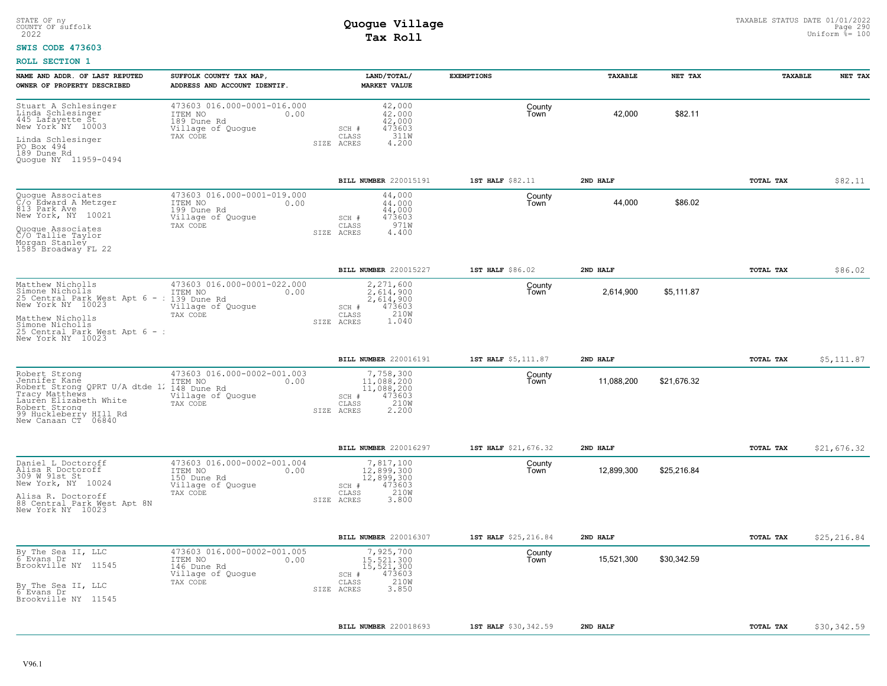STATE OF ny
COUNTY OF suffolk
2022

# Quogue Village
## Tax Roll

TAXABLE STATUS DATE 01/01/2022
Uniform %= 100

**SWIS CODE 473603**

**ROLL SECTION 1**

| NAME AND ADDR. OF LAST REPUTED OWNER OF PROPERTY DESCRIBED | SUFFOLK COUNTY TAX MAP, ADDRESS AND ACCOUNT IDENTIF. | LAND/TOTAL/ MARKET VALUE | EXEMPTIONS | TAXABLE | NET TAX | TAXABLE | NET TAX |
|---|---|---|---|---|---|---|---|
| Stuart A Schlesinger<br>Linda Schlesinger<br>445 Lafayette St<br>New York NY 10003<br>Linda Schlesinger<br>PO Box 494<br>189 Dune Rd<br>Quogue NY 11959-0494 | 473603 016.000-0001-016.000<br>ITEM NO 0.00<br>189 Dune Rd<br>Village of Quogue<br>TAX CODE | 42,000<br>42,000<br>42,000<br>SCH # 473603<br>CLASS 311W<br>SIZE ACRES 4.200 | County<br>Town | 42,000 | $82.11 | | |
| | | BILL NUMBER 220015191 | 1ST HALF $82.11 | 2ND HALF | | TOTAL TAX | $82.11 |
| Quogue Associates<br>C/o Edward A Metzger<br>813 Park Ave<br>New York, NY 10021<br>Quogue Associates<br>C/O Tallie Taylor<br>Morgan Stanley<br>1585 Broadway FL 22 | 473603 016.000-0001-019.000<br>ITEM NO 0.00<br>199 Dune Rd<br>Village of Quogue<br>TAX CODE | 44,000<br>44,000<br>44,000<br>SCH # 473603<br>CLASS 971W<br>SIZE ACRES 4.400 | County<br>Town | 44,000 | $86.02 | | |
| | | BILL NUMBER 220015227 | 1ST HALF $86.02 | 2ND HALF | | TOTAL TAX | $86.02 |
| Matthew Nicholls<br>Simone Nicholls<br>25 Central Park West Apt 6 - :<br>New York NY 10023<br>Matthew Nicholls<br>Simone Nicholls<br>25 Central Park West Apt 6 - :<br>New York NY 10023 | 473603 016.000-0001-022.000<br>ITEM NO 0.00<br>139 Dune Rd<br>Village of Quogue<br>TAX CODE | 2,271,600<br>2,614,900<br>2,614,900<br>SCH # 473603<br>CLASS 210W<br>SIZE ACRES 1.040 | County<br>Town | 2,614,900 | $5,111.87 | | |
| | | BILL NUMBER 220016191 | 1ST HALF $5,111.87 | 2ND HALF | | TOTAL TAX | $5,111.87 |
| Robert Strong<br>Jennifer Kane<br>Robert Strong QPRT U/A dtde 1:<br>Tracy Matthews<br>Lauren Elizabeth White<br>Robert Strong<br>99 Huckleberry HIll Rd<br>New Canaan CT 06840 | 473603 016.000-0002-001.003<br>ITEM NO 0.00<br>148 Dune Rd<br>Village of Quogue<br>TAX CODE | 7,758,300<br>11,088,200<br>11,088,200<br>SCH # 473603<br>CLASS 210W<br>SIZE ACRES 2.200 | County<br>Town | 11,088,200 | $21,676.32 | | |
| | | BILL NUMBER 220016297 | 1ST HALF $21,676.32 | 2ND HALF | | TOTAL TAX | $21,676.32 |
| Daniel L Doctoroff<br>Alisa R Doctoroff<br>309 W 91st St<br>New York, NY 10024<br>Alisa R. Doctoroff<br>88 Central Park West Apt 8N<br>New York NY 10023 | 473603 016.000-0002-001.004<br>ITEM NO 0.00<br>150 Dune Rd<br>Village of Quogue<br>TAX CODE | 7,817,100<br>12,899,300<br>12,899,300<br>SCH # 473603<br>CLASS 210W<br>SIZE ACRES 3.800 | County<br>Town | 12,899,300 | $25,216.84 | | |
| | | BILL NUMBER 220016307 | 1ST HALF $25,216.84 | 2ND HALF | | TOTAL TAX | $25,216.84 |
| By The Sea II, LLC<br>6 Evans Dr<br>Brookville NY 11545<br>By The Sea II, LLC<br>6 Evans Dr<br>Brookville NY 11545 | 473603 016.000-0002-001.005<br>ITEM NO 0.00<br>146 Dune Rd<br>Village of Quogue<br>TAX CODE | 7,925,700<br>15,521,300<br>15,521,300<br>SCH # 473603<br>CLASS 210W<br>SIZE ACRES 3.850 | County<br>Town | 15,521,300 | $30,342.59 | | |
| | | BILL NUMBER 220018693 | 1ST HALF $30,342.59 | 2ND HALF | | TOTAL TAX | $30,342.59 |

V96.1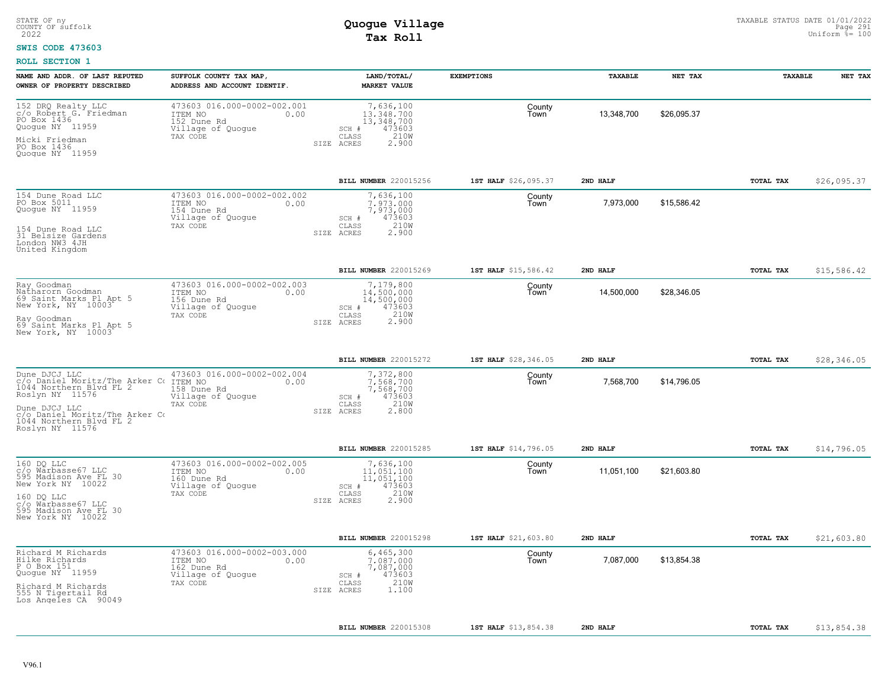STATE OF ny
COUNTY OF suffolk
2022

# Quogue Village
## Tax Roll

TAXABLE STATUS DATE 01/01/2022
Uniform %= 100

**SWIS CODE 473603**

**ROLL SECTION 1**

| NAME AND ADDR. OF LAST REPUTED OWNER OF PROPERTY DESCRIBED | SUFFOLK COUNTY TAX MAP, ADDRESS AND ACCOUNT IDENTIF. | LAND/TOTAL/ MARKET VALUE | EXEMPTIONS | TAXABLE | NET TAX | TAXABLE | NET TAX |
|---|---|---|---|---|---|---|---|
| 152 DRQ Realty LLC<br>c/o Robert G. Friedman<br>PO Box 1436<br>Quogue NY 11959<br><br>Micki Friedman<br>PO Box 1436<br>Quogue NY 11959 | 473603 016.000-0002-002.001<br>ITEM NO 0.00<br>152 Dune Rd<br>Village of Quogue<br>TAX CODE | 7,636,100<br>13,348,700<br>13,348,700<br>SCH # 473603<br>CLASS 210W<br>SIZE ACRES 2.900 | County<br>Town | 13,348,700 | $26,095.37 | | |
| | | BILL NUMBER 220015256 | 1ST HALF $26,095.37 | 2ND HALF | | TOTAL TAX | $26,095.37 |
| 154 Dune Road LLC<br>PO Box 5011<br>Quogue NY 11959<br><br>154 Dune Road LLC<br>31 Belsize Gardens<br>London NW3 4JH<br>United Kingdom | 473603 016.000-0002-002.002<br>ITEM NO 0.00<br>154 Dune Rd<br>Village of Quogue<br>TAX CODE | 7,636,100<br>7,973,000<br>7,973,000<br>SCH # 473603<br>CLASS 210W<br>SIZE ACRES 2.900 | County<br>Town | 7,973,000 | $15,586.42 | | |
| | | BILL NUMBER 220015269 | 1ST HALF $15,586.42 | 2ND HALF | | TOTAL TAX | $15,586.42 |
| Ray Goodman<br>Natharorn Goodman<br>69 Saint Marks Pl Apt 5<br>New York, NY 10003<br><br>Ray Goodman<br>69 Saint Marks Pl Apt 5<br>New York, NY 10003 | 473603 016.000-0002-002.003<br>ITEM NO 0.00<br>156 Dune Rd<br>Village of Quogue<br>TAX CODE | 7,179,800<br>14,500,000<br>14,500,000<br>SCH # 473603<br>CLASS 210W<br>SIZE ACRES 2.900 | County<br>Town | 14,500,000 | $28,346.05 | | |
| | | BILL NUMBER 220015272 | 1ST HALF $28,346.05 | 2ND HALF | | TOTAL TAX | $28,346.05 |
| Dune DJCJ LLC<br>c/o Daniel Moritz/The Arker Co<br>1044 Northern Blvd FL 2<br>Roslyn NY 11576<br><br>Dune DJCJ LLC<br>c/o Daniel Moritz/The Arker Co<br>1044 Northern Blvd FL 2<br>Roslyn NY 11576 | 473603 016.000-0002-002.004<br>ITEM NO 0.00<br>158 Dune Rd<br>Village of Quogue<br>TAX CODE | 7,372,800<br>7,568,700<br>7,568,700<br>SCH # 473603<br>CLASS 210W<br>SIZE ACRES 2.800 | County<br>Town | 7,568,700 | $14,796.05 | | |
| | | BILL NUMBER 220015285 | 1ST HALF $14,796.05 | 2ND HALF | | TOTAL TAX | $14,796.05 |
| 160 DQ LLC<br>c/o Warbasse67 LLC<br>595 Madison Ave FL 30<br>New York NY 10022<br><br>160 DQ LLC<br>c/o Warbasse67 LLC<br>595 Madison Ave FL 30<br>New York NY 10022 | 473603 016.000-0002-002.005<br>ITEM NO 0.00<br>160 Dune Rd<br>Village of Quogue<br>TAX CODE | 7,636,100<br>11,051,100<br>11,051,100<br>SCH # 473603<br>CLASS 210W<br>SIZE ACRES 2.900 | County<br>Town | 11,051,100 | $21,603.80 | | |
| | | BILL NUMBER 220015298 | 1ST HALF $21,603.80 | 2ND HALF | | TOTAL TAX | $21,603.80 |
| Richard M Richards<br>Hilke Richards<br>P O Box 151<br>Quogue NY 11959<br><br>Richard M Richards<br>555 N Tigertail Rd<br>Los Angeles CA 90049 | 473603 016.000-0002-003.000<br>ITEM NO 0.00<br>162 Dune Rd<br>Village of Quogue<br>TAX CODE | 6,465,300<br>7,087,000<br>7,087,000<br>SCH # 473603<br>CLASS 210W<br>SIZE ACRES 1.100 | County<br>Town | 7,087,000 | $13,854.38 | | |
| | | BILL NUMBER 220015308 | 1ST HALF $13,854.38 | 2ND HALF | | TOTAL TAX | $13,854.38 |

V96.1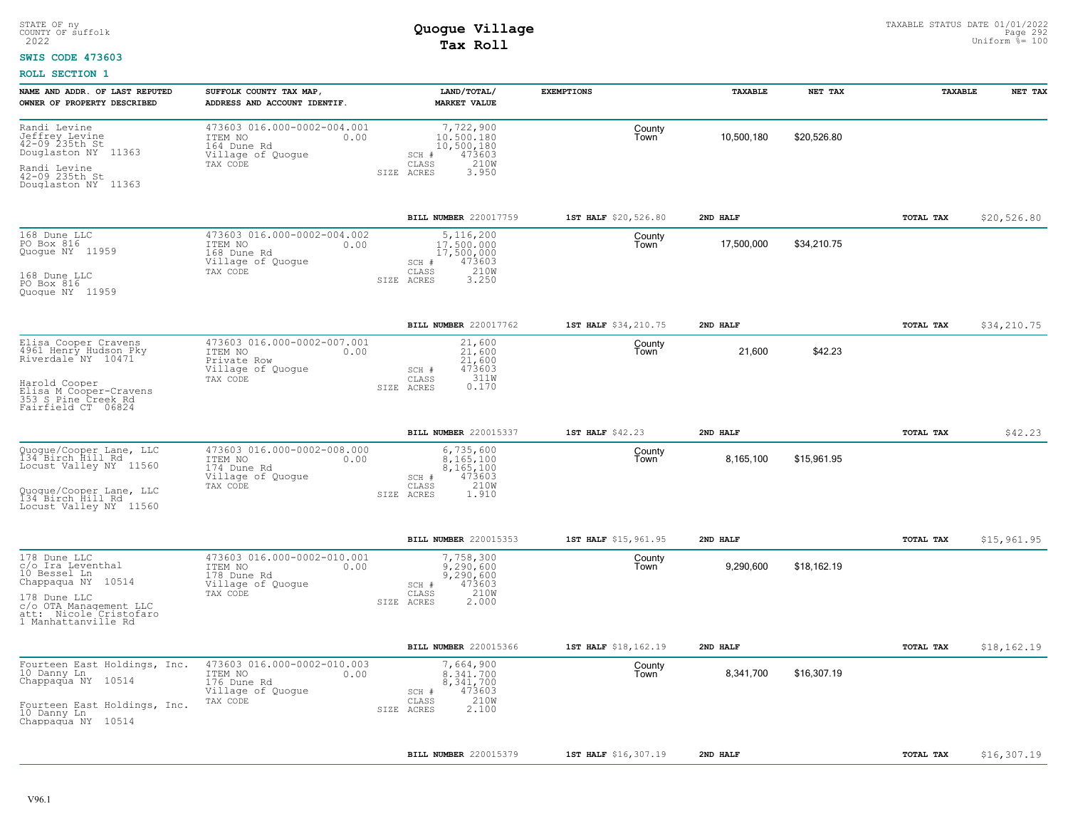STATE OF ny
COUNTY OF suffolk
2022

# Quogue Village
## Tax Roll

TAXABLE STATUS DATE 01/01/2022
Uniform %= 100

**SWIS CODE 473603**

**ROLL SECTION 1**

| NAME AND ADDR. OF LAST REPUTED OWNER OF PROPERTY DESCRIBED | SUFFOLK COUNTY TAX MAP, ADDRESS AND ACCOUNT IDENTIF. | LAND/TOTAL/ MARKET VALUE | EXEMPTIONS | TAXABLE | NET TAX | TAXABLE | NET TAX |
|---|---|---|---|---|---|---|---|
| Randi Levine<br>Jeffrey Levine<br>42-09 235th St<br>Douglaston NY 11363<br><br>Randi Levine<br>42-09 235th St<br>Douglaston NY 11363 | 473603 016.000-0002-004.001<br>ITEM NO 0.00<br>164 Dune Rd<br>Village of Quogue<br>TAX CODE | 7,722,900<br>10,500,180<br>10,500,180<br>SCH # 473603<br>CLASS 210W<br>SIZE ACRES 3.950 | County<br>Town | 10,500,180 | $20,526.80 | | |
| | | **BILL NUMBER** 220017759 | **1ST HALF** $20,526.80 | **2ND HALF** | | **TOTAL TAX** | $20,526.80 |
| 168 Dune LLC<br>PO Box 816<br>Quogue NY 11959<br><br>168 Dune LLC<br>PO Box 816<br>Quogue NY 11959 | 473603 016.000-0002-004.002<br>ITEM NO 0.00<br>168 Dune Rd<br>Village of Quogue<br>TAX CODE | 5,116,200<br>17,500,000<br>17,500,000<br>SCH # 473603<br>CLASS 210W<br>SIZE ACRES 3.250 | County<br>Town | 17,500,000 | $34,210.75 | | |
| | | **BILL NUMBER** 220017762 | **1ST HALF** $34,210.75 | **2ND HALF** | | **TOTAL TAX** | $34,210.75 |
| Elisa Cooper Cravens<br>4961 Henry Hudson Pky<br>Riverdale NY 10471<br><br>Harold Cooper<br>Elisa M Cooper-Cravens<br>353 S Pine Creek Rd<br>Fairfield CT 06824 | 473603 016.000-0002-007.001<br>ITEM NO 0.00<br>Private Row<br>Village of Quogue<br>TAX CODE | 21,600<br>21,600<br>21,600<br>SCH # 473603<br>CLASS 311W<br>SIZE ACRES 0.170 | County<br>Town | 21,600 | $42.23 | | |
| | | **BILL NUMBER** 220015337 | **1ST HALF** $42.23 | **2ND HALF** | | **TOTAL TAX** | $42.23 |
| Quogue/Cooper Lane, LLC<br>134 Birch Hill Rd<br>Locust Valley NY 11560<br><br>Quogue/Cooper Lane, LLC<br>134 Birch Hill Rd<br>Locust Valley NY 11560 | 473603 016.000-0002-008.000<br>ITEM NO 0.00<br>174 Dune Rd<br>Village of Quogue<br>TAX CODE | 6,735,600<br>8,165,100<br>8,165,100<br>SCH # 473603<br>CLASS 210W<br>SIZE ACRES 1.910 | County<br>Town | 8,165,100 | $15,961.95 | | |
| | | **BILL NUMBER** 220015353 | **1ST HALF** $15,961.95 | **2ND HALF** | | **TOTAL TAX** | $15,961.95 |
| 178 Dune LLC<br>c/o Ira Leventhal<br>10 Bessel Ln<br>Chappaqua NY 10514<br><br>178 Dune LLC<br>c/o OTA Management LLC<br>att: Nicole Cristofaro<br>1 Manhattanville Rd | 473603 016.000-0002-010.001<br>ITEM NO 0.00<br>178 Dune Rd<br>Village of Quogue<br>TAX CODE | 7,758,300<br>9,290,600<br>9,290,600<br>SCH # 473603<br>CLASS 210W<br>SIZE ACRES 2.000 | County<br>Town | 9,290,600 | $18,162.19 | | |
| | | **BILL NUMBER** 220015366 | **1ST HALF** $18,162.19 | **2ND HALF** | | **TOTAL TAX** | $18,162.19 |
| Fourteen East Holdings, Inc.<br>10 Danny Ln<br>Chappaqua NY 10514<br><br>Fourteen East Holdings, Inc.<br>10 Danny Ln<br>Chappaqua NY 10514 | 473603 016.000-0002-010.003<br>ITEM NO 0.00<br>176 Dune Rd<br>Village of Quogue<br>TAX CODE | 7,664,900<br>8,341,700<br>8,341,700<br>SCH # 473603<br>CLASS 210W<br>SIZE ACRES 2.100 | County<br>Town | 8,341,700 | $16,307.19 | | |
| | | **BILL NUMBER** 220015379 | **1ST HALF** $16,307.19 | **2ND HALF** | | **TOTAL TAX** | $16,307.19 |

V96.1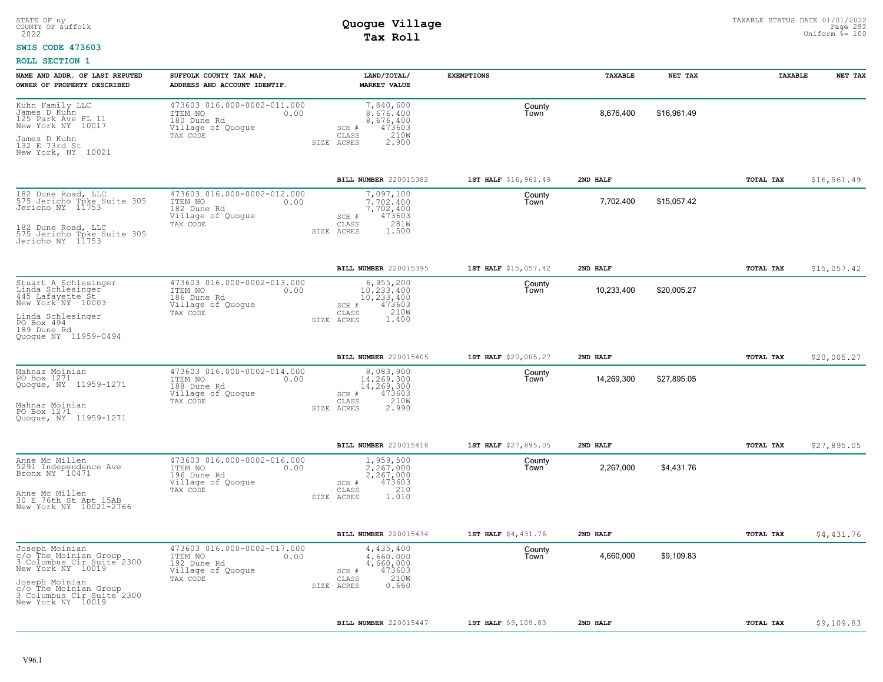STATE OF ny
COUNTY OF suffolk
2022

# Quogue Village
## Tax Roll

TAXABLE STATUS DATE 01/01/2022
Uniform %= 100

**SWIS CODE 473603**

**ROLL SECTION 1**

| NAME AND ADDR. OF LAST REPUTED OWNER OF PROPERTY DESCRIBED | SUFFOLK COUNTY TAX MAP, ADDRESS AND ACCOUNT IDENTIF. | LAND/TOTAL/ MARKET VALUE | EXEMPTIONS | TAXABLE | NET TAX | TAXABLE | NET TAX |
|---|---|---|---|---|---|---|---|
| Kuhn Family LLC<br>James D Kuhn<br>125 Park Ave FL 11<br>New York NY 10017<br><br>James D Kuhn<br>132 E 73rd St<br>New York, NY 10021 | 473603 016.000-0002-011.000<br>ITEM NO 0.00<br>180 Dune Rd<br>Village of Quogue<br>TAX CODE | 7,840,600<br>8,676,400<br>8,676,400<br>SCH # 473603<br>CLASS 210W<br>SIZE ACRES 2.900 | County<br>Town | 8,676,400 | $16,961.49 | | |
| | | **BILL NUMBER** 220015382 | **1ST HALF** $16,961.49 | **2ND HALF** | | **TOTAL TAX** | $16,961.49 |
| 182 Dune Road, LLC<br>575 Jericho Tpke Suite 305<br>Jericho NY 11753<br><br>182 Dune Road, LLC<br>575 Jericho Tpke Suite 305<br>Jericho NY 11753 | 473603 016.000-0002-012.000<br>ITEM NO 0.00<br>182 Dune Rd<br>Village of Quogue<br>TAX CODE | 7,097,100<br>7,702,400<br>7,702,400<br>SCH # 473603<br>CLASS 281W<br>SIZE ACRES 1.500 | County<br>Town | 7,702,400 | $15,057.42 | | |
| | | **BILL NUMBER** 220015395 | **1ST HALF** $15,057.42 | **2ND HALF** | | **TOTAL TAX** | $15,057.42 |
| Stuart A Schlesinger<br>Linda Schlesinger<br>445 Lafayette St<br>New York NY 10003<br><br>Linda Schlesinger<br>PO Box 494<br>189 Dune Rd<br>Quogue NY 11959-0494 | 473603 016.000-0002-013.000<br>ITEM NO 0.00<br>186 Dune Rd<br>Village of Quogue<br>TAX CODE | 6,955,200<br>10,233,400<br>10,233,400<br>SCH # 473603<br>CLASS 210W<br>SIZE ACRES 1.400 | County<br>Town | 10,233,400 | $20,005.27 | | |
| | | **BILL NUMBER** 220015405 | **1ST HALF** $20,005.27 | **2ND HALF** | | **TOTAL TAX** | $20,005.27 |
| Mahnaz Moinian<br>PO Box 1271<br>Quogue, NY 11959-1271<br><br>Mahnaz Moinian<br>PO Box 1271<br>Quogue, NY 11959-1271 | 473603 016.000-0002-014.000<br>ITEM NO 0.00<br>188 Dune Rd<br>Village of Quogue<br>TAX CODE | 8,083,900<br>14,269,300<br>14,269,300<br>SCH # 473603<br>CLASS 210W<br>SIZE ACRES 2.990 | County<br>Town | 14,269,300 | $27,895.05 | | |
| | | **BILL NUMBER** 220015418 | **1ST HALF** $27,895.05 | **2ND HALF** | | **TOTAL TAX** | $27,895.05 |
| Anne Mc Millen<br>5291 Independence Ave<br>Bronx NY 10471<br><br>Anne Mc Millen<br>30 E 76th St Apt 15AB<br>New York NY 10021-2766 | 473603 016.000-0002-016.000<br>ITEM NO 0.00<br>196 Dune Rd<br>Village of Quogue<br>TAX CODE | 1,959,500<br>2,267,000<br>2,267,000<br>SCH # 473603<br>CLASS 210<br>SIZE ACRES 1.010 | County<br>Town | 2,267,000 | $4,431.76 | | |
| | | **BILL NUMBER** 220015434 | **1ST HALF** $4,431.76 | **2ND HALF** | | **TOTAL TAX** | $4,431.76 |
| Joseph Moinian<br>c/o The Moinian Group<br>3 Columbus Cir Suite 2300<br>New York NY 10019<br><br>Joseph Moinian<br>c/o The Moinian Group<br>3 Columbus Cir Suite 2300<br>New York NY 10019 | 473603 016.000-0002-017.000<br>ITEM NO 0.00<br>192 Dune Rd<br>Village of Quogue<br>TAX CODE | 4,435,400<br>4,660,000<br>4,660,000<br>SCH # 473603<br>CLASS 210W<br>SIZE ACRES 0.660 | County<br>Town | 4,660,000 | $9,109.83 | | |
| | | **BILL NUMBER** 220015447 | **1ST HALF** $9,109.83 | **2ND HALF** | | **TOTAL TAX** | $9,109.83 |

V96.1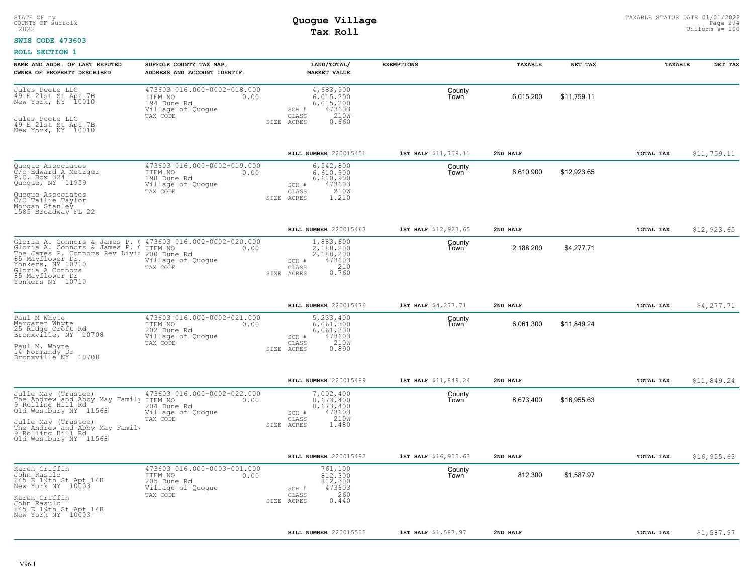STATE OF ny
COUNTY OF suffolk
2022

# Quogue Village
## Tax Roll

TAXABLE STATUS DATE 01/01/2022
Uniform %= 100

**SWIS CODE 473603**

**ROLL SECTION 1**

| NAME AND ADDR. OF LAST REPUTED OWNER OF PROPERTY DESCRIBED | SUFFOLK COUNTY TAX MAP, ADDRESS AND ACCOUNT IDENTIF. | LAND/TOTAL/ MARKET VALUE | EXEMPTIONS | TAXABLE | NET TAX | TAXABLE | NET TAX |
|---|---|---|---|---|---|---|---|
| Jules Peete LLC<br>49 E 21st St Apt 7B<br>New York, NY 10010<br><br>Jules Peete LLC<br>49 E 21st St Apt 7B<br>New York, NY 10010 | 473603 016.000-0002-018.000<br>ITEM NO 0.00<br>194 Dune Rd<br>Village of Quogue<br>TAX CODE | 4,683,900<br>6,015,200<br>6,015,200<br>SCH # 473603<br>CLASS 210W<br>SIZE ACRES 0.660 | County<br>Town | 6,015,200 | $11,759.11 | | |
| | | BILL NUMBER 220015451 | 1ST HALF $11,759.11 | 2ND HALF | | TOTAL TAX | $11,759.11 |
| Quogue Associates<br>C/o Edward A Metzger<br>P.O. Box 324<br>Quogue, NY 11959<br><br>Quogue Associates<br>C/O Tallie Taylor<br>Morgan Stanley<br>1585 Broadway FL 22 | 473603 016.000-0002-019.000<br>ITEM NO 0.00<br>198 Dune Rd<br>Village of Quogue<br>TAX CODE | 6,542,800<br>6,610,900<br>6,610,900<br>SCH # 473603<br>CLASS 210W<br>SIZE ACRES 1.210 | County<br>Town | 6,610,900 | $12,923.65 | | |
| | | BILL NUMBER 220015463 | 1ST HALF $12,923.65 | 2ND HALF | | TOTAL TAX | $12,923.65 |
| Gloria A. Connors & James P. (<br>Gloria A. Connors & James P. (<br>The James P. Connors Rev Livin<br>85 Mayflower Dr.<br>Yonkers, NY 10710<br>Gloria A Connors<br>85 Mayflower Dr<br>Yonkers NY 10710 | 473603 016.000-0002-020.000<br>ITEM NO 0.00<br>200 Dune Rd<br>Village of Quogue<br>TAX CODE | 1,883,600<br>2,188,200<br>2,188,200<br>SCH # 473603<br>CLASS 210<br>SIZE ACRES 0.760 | County<br>Town | 2,188,200 | $4,277.71 | | |
| | | BILL NUMBER 220015476 | 1ST HALF $4,277.71 | 2ND HALF | | TOTAL TAX | $4,277.71 |
| Paul M Whyte<br>Margaret Whyte<br>25 Ridge Croft Rd<br>Bronxville, NY 10708<br><br>Paul M. Whyte<br>14 Normandy Dr<br>Bronxville NY 10708 | 473603 016.000-0002-021.000<br>ITEM NO 0.00<br>202 Dune Rd<br>Village of Quogue<br>TAX CODE | 5,233,400<br>6,061,300<br>6,061,300<br>SCH # 473603<br>CLASS 210W<br>SIZE ACRES 0.890 | County<br>Town | 6,061,300 | $11,849.24 | | |
| | | BILL NUMBER 220015489 | 1ST HALF $11,849.24 | 2ND HALF | | TOTAL TAX | $11,849.24 |
| Julie May (Trustee)<br>The Andrew and Abby May Family<br>9 Rolling Hill Rd<br>Old Westbury NY 11568<br><br>Julie May (Trustee)<br>The Andrew and Abby May Family<br>9 Rolling Hill Rd<br>Old Westbury NY 11568 | 473603 016.000-0002-022.000<br>ITEM NO 0.00<br>204 Dune Rd<br>Village of Quogue<br>TAX CODE | 7,002,400<br>8,673,400<br>8,673,400<br>SCH # 473603<br>CLASS 210W<br>SIZE ACRES 1.480 | County<br>Town | 8,673,400 | $16,955.63 | | |
| | | BILL NUMBER 220015492 | 1ST HALF $16,955.63 | 2ND HALF | | TOTAL TAX | $16,955.63 |
| Karen Griffin<br>John Rasulo<br>245 E 19th St Apt 14H<br>New York NY 10003<br><br>Karen Griffin<br>John Rasulo<br>245 E 19th St Apt 14H<br>New York NY 10003 | 473603 016.000-0003-001.000<br>ITEM NO 0.00<br>205 Dune Rd<br>Village of Quogue<br>TAX CODE | 761,100<br>812,300<br>812,300<br>SCH # 473603<br>CLASS 260<br>SIZE ACRES 0.440 | County<br>Town | 812,300 | $1,587.97 | | |
| | | BILL NUMBER 220015502 | 1ST HALF $1,587.97 | 2ND HALF | | TOTAL TAX | $1,587.97 |

V96.1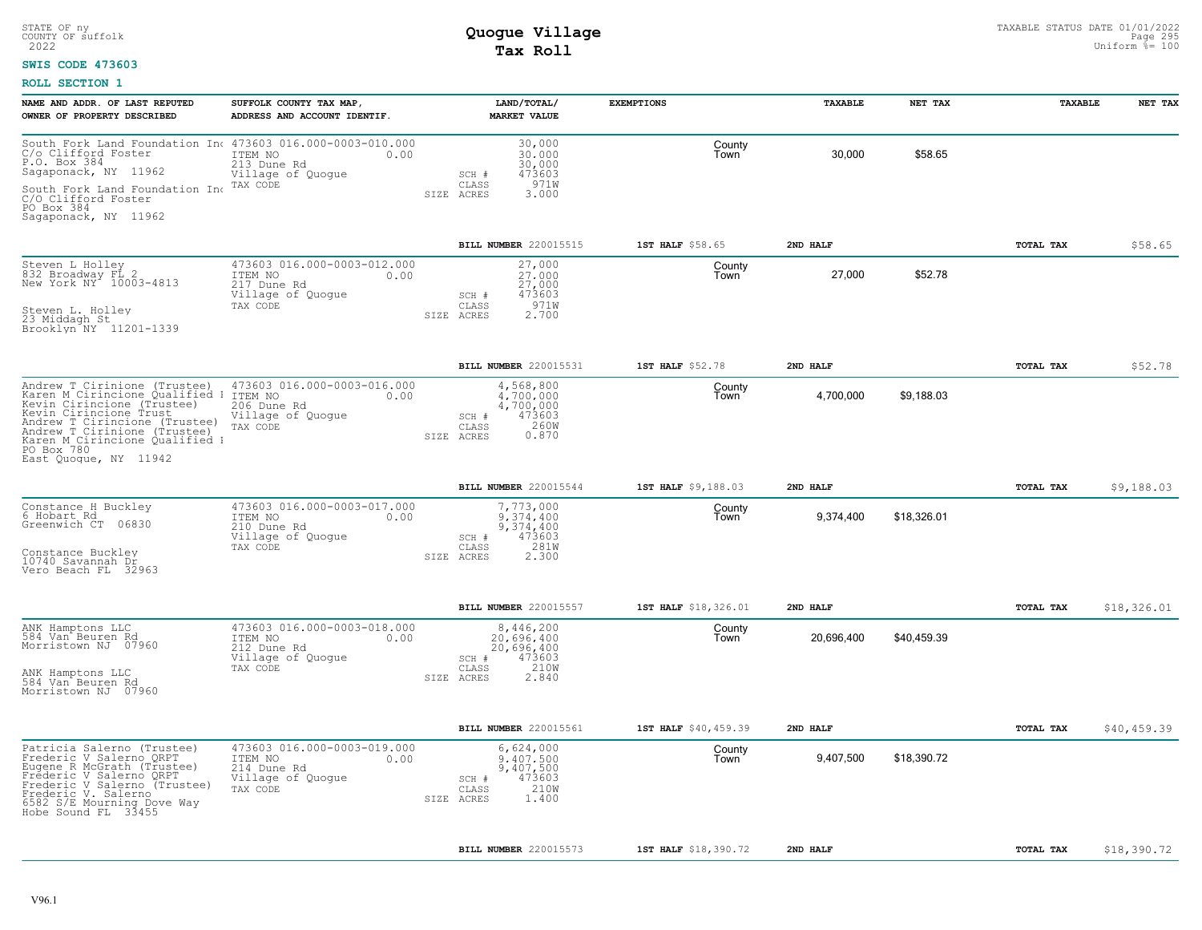STATE OF ny
COUNTY OF suffolk
2022

# Quogue Village
## Tax Roll

TAXABLE STATUS DATE 01/01/2022
Uniform %= 100

**SWIS CODE 473603**

**ROLL SECTION 1**

| NAME AND ADDR. OF LAST REPUTED OWNER OF PROPERTY DESCRIBED | SUFFOLK COUNTY TAX MAP, ADDRESS AND ACCOUNT IDENTIF. | LAND/TOTAL/ MARKET VALUE | EXEMPTIONS | | TAXABLE | NET TAX | TAXABLE | NET TAX |
|---|---|---|---|---|---|---|---|---|
| South Fork Land Foundation Inc C/o Clifford Foster P.O. Box 384 Sagaponack, NY 11962<br>South Fork Land Foundation Inc C/O Clifford Foster PO Box 384 Sagaponack, NY 11962 | 473603 016.000-0003-010.000 ITEM NO 0.00 213 Dune Rd Village of Quogue TAX CODE | 30,000 30,000 30,000 SCH # 473603 CLASS 971W SIZE ACRES 3.000 | | County Town | 30,000 | $58.65 | | |
| | | BILL NUMBER 220015515 | 1ST HALF $58.65 | 2ND HALF | | | TOTAL TAX | $58.65 |
| Steven L Holley 832 Broadway FL 2 New York NY 10003-4813<br>Steven L. Holley 23 Middagh St Brooklyn NY 11201-1339 | 473603 016.000-0003-012.000 ITEM NO 0.00 217 Dune Rd Village of Quogue TAX CODE | 27,000 27,000 27,000 SCH # 473603 CLASS 971W SIZE ACRES 2.700 | | County Town | 27,000 | $52.78 | | |
| | | BILL NUMBER 220015531 | 1ST HALF $52.78 | 2ND HALF | | | TOTAL TAX | $52.78 |
| Andrew T Cirinione (Trustee) Karen M Cirincione Qualified I Kevin Cirincione (Trustee) Kevin Cirincione Trust Andrew T Cirincione (Trustee) Andrew T Cirinione (Trustee) Karen M Cirincione Qualified I PO Box 780 East Quogue, NY 11942 | 473603 016.000-0003-016.000 ITEM NO 0.00 206 Dune Rd Village of Quogue TAX CODE | 4,568,800 4,700,000 4,700,000 SCH # 473603 CLASS 260W SIZE ACRES 0.870 | | County Town | 4,700,000 | $9,188.03 | | |
| | | BILL NUMBER 220015544 | 1ST HALF $9,188.03 | 2ND HALF | | | TOTAL TAX | $9,188.03 |
| Constance H Buckley 6 Hobart Rd Greenwich CT 06830<br>Constance Buckley 10740 Savannah Dr Vero Beach FL 32963 | 473603 016.000-0003-017.000 ITEM NO 0.00 210 Dune Rd Village of Quogue TAX CODE | 7,773,000 9,374,400 9,374,400 SCH # 473603 CLASS 281W SIZE ACRES 2.300 | | County Town | 9,374,400 | $18,326.01 | | |
| | | BILL NUMBER 220015557 | 1ST HALF $18,326.01 | 2ND HALF | | | TOTAL TAX | $18,326.01 |
| ANK Hamptons LLC 584 Van Beuren Rd Morristown NJ 07960<br>ANK Hamptons LLC 584 Van Beuren Rd Morristown NJ 07960 | 473603 016.000-0003-018.000 ITEM NO 0.00 212 Dune Rd Village of Quogue TAX CODE | 8,446,200 20,696,400 20,696,400 SCH # 473603 CLASS 210W SIZE ACRES 2.840 | | County Town | 20,696,400 | $40,459.39 | | |
| | | BILL NUMBER 220015561 | 1ST HALF $40,459.39 | 2ND HALF | | | TOTAL TAX | $40,459.39 |
| Patricia Salerno (Trustee) Frederic V Salerno QRPT Eugene R McGrath (Trustee) Frederic V Salerno QRPT Frederic V Salerno (Trustee) Frederic V. Salerno 6582 S/E Mourning Dove Way Hobe Sound FL 33455 | 473603 016.000-0003-019.000 ITEM NO 0.00 214 Dune Rd Village of Quogue TAX CODE | 6,624,000 9,407,500 9,407,500 SCH # 473603 CLASS 210W SIZE ACRES 1.400 | | County Town | 9,407,500 | $18,390.72 | | |
| | | BILL NUMBER 220015573 | 1ST HALF $18,390.72 | 2ND HALF | | | TOTAL TAX | $18,390.72 |

V96.1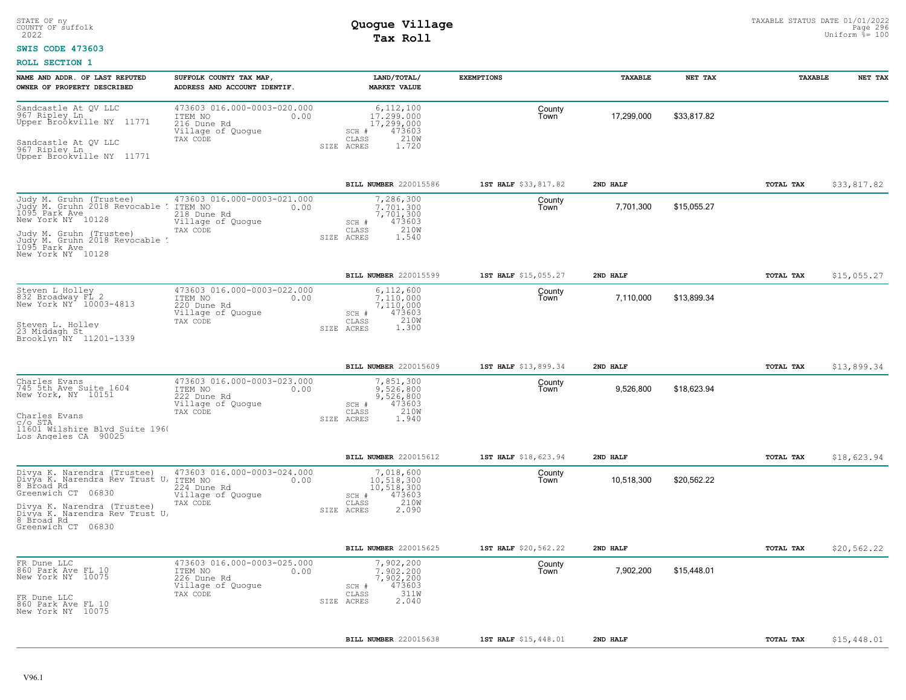STATE OF ny
COUNTY OF suffolk
2022

# Quogue Village
## Tax Roll

TAXABLE STATUS DATE 01/01/2022
Uniform %= 100

**SWIS CODE 473603**

**ROLL SECTION 1**

| NAME AND ADDR. OF LAST REPUTED OWNER OF PROPERTY DESCRIBED | SUFFOLK COUNTY TAX MAP, ADDRESS AND ACCOUNT IDENTIF. | LAND/TOTAL/ MARKET VALUE | EXEMPTIONS | TAXABLE | NET TAX | TAXABLE | NET TAX |
|---|---|---|---|---|---|---|---|
| Sandcastle At QV LLC<br>967 Ripley Ln<br>Upper Brookville NY 11771<br><br>Sandcastle At QV LLC<br>967 Ripley Ln<br>Upper Brookville NY 11771 | 473603 016.000-0003-020.000<br>ITEM NO 0.00<br>216 Dune Rd<br>Village of Quogue<br>TAX CODE | 6,112,100<br>17,299,000<br>17,299,000<br>SCH # 473603<br>CLASS 210W<br>SIZE ACRES 1.720 | County<br>Town | 17,299,000 | $33,817.82 | | |
| | | BILL NUMBER 220015586 | 1ST HALF $33,817.82 | 2ND HALF | | TOTAL TAX | $33,817.82 |
| Judy M. Gruhn (Trustee)<br>Judy M. Gruhn 2018 Revocable !<br>1095 Park Ave<br>New York NY 10128<br><br>Judy M. Gruhn (Trustee)<br>Judy M. Gruhn 2018 Revocable !<br>1095 Park Ave<br>New York NY 10128 | 473603 016.000-0003-021.000<br>ITEM NO 0.00<br>218 Dune Rd<br>Village of Quogue<br>TAX CODE | 7,286,300<br>7,701,300<br>7,701,300<br>SCH # 473603<br>CLASS 210W<br>SIZE ACRES 1.540 | County<br>Town | 7,701,300 | $15,055.27 | | |
| | | BILL NUMBER 220015599 | 1ST HALF $15,055.27 | 2ND HALF | | TOTAL TAX | $15,055.27 |
| Steven L Holley<br>832 Broadway FL 2<br>New York NY 10003-4813<br><br>Steven L. Holley<br>23 Middagh St<br>Brooklyn NY 11201-1339 | 473603 016.000-0003-022.000<br>ITEM NO 0.00<br>220 Dune Rd<br>Village of Quogue<br>TAX CODE | 6,112,600<br>7,110,000<br>7,110,000<br>SCH # 473603<br>CLASS 210W<br>SIZE ACRES 1.300 | County<br>Town | 7,110,000 | $13,899.34 | | |
| | | BILL NUMBER 220015609 | 1ST HALF $13,899.34 | 2ND HALF | | TOTAL TAX | $13,899.34 |
| Charles Evans<br>745 5th Ave Suite 1604<br>New York, NY 10151<br><br>Charles Evans<br>c/o STA<br>11601 Wilshire Blvd Suite 196(<br>Los Angeles CA 90025 | 473603 016.000-0003-023.000<br>ITEM NO 0.00<br>222 Dune Rd<br>Village of Quogue<br>TAX CODE | 7,851,300<br>9,526,800<br>9,526,800<br>SCH # 473603<br>CLASS 210W<br>SIZE ACRES 1.940 | County<br>Town | 9,526,800 | $18,623.94 | | |
| | | BILL NUMBER 220015612 | 1ST HALF $18,623.94 | 2ND HALF | | TOTAL TAX | $18,623.94 |
| Divya K. Narendra (Trustee)<br>Divya K. Narendra Rev Trust U,<br>8 Broad Rd<br>Greenwich CT 06830<br><br>Divya K. Narendra (Trustee)<br>Divya K. Narendra Rev Trust U,<br>8 Broad Rd<br>Greenwich CT 06830 | 473603 016.000-0003-024.000<br>ITEM NO 0.00<br>224 Dune Rd<br>Village of Quogue<br>TAX CODE | 7,018,600<br>10,518,300<br>10,518,300<br>SCH # 473603<br>CLASS 210W<br>SIZE ACRES 2.090 | County<br>Town | 10,518,300 | $20,562.22 | | |
| | | BILL NUMBER 220015625 | 1ST HALF $20,562.22 | 2ND HALF | | TOTAL TAX | $20,562.22 |
| FR Dune LLC<br>860 Park Ave FL 10<br>New York NY 10075<br><br>FR Dune LLC<br>860 Park Ave FL 10<br>New York NY 10075 | 473603 016.000-0003-025.000<br>ITEM NO 0.00<br>226 Dune Rd<br>Village of Quogue<br>TAX CODE | 7,902,200<br>7,902,200<br>7,902,200<br>SCH # 473603<br>CLASS 311W<br>SIZE ACRES 2.040 | County<br>Town | 7,902,200 | $15,448.01 | | |
| | | BILL NUMBER 220015638 | 1ST HALF $15,448.01 | 2ND HALF | | TOTAL TAX | $15,448.01 |

V96.1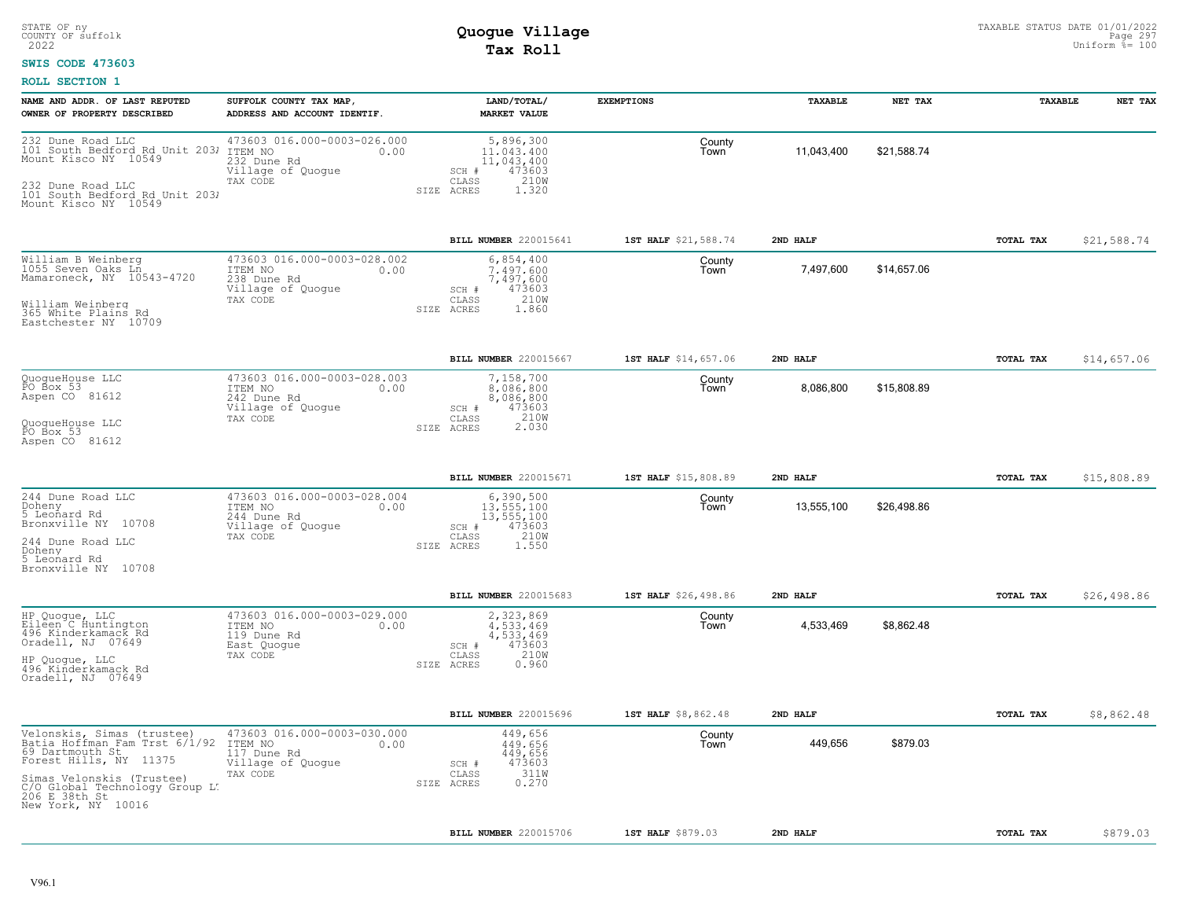STATE OF ny
COUNTY OF suffolk
2022

# Quogue Village
## Tax Roll

TAXABLE STATUS DATE 01/01/2022
Uniform %= 100

**SWIS CODE 473603**

**ROLL SECTION 1**

| NAME AND ADDR. OF LAST REPUTED OWNER OF PROPERTY DESCRIBED | SUFFOLK COUNTY TAX MAP, ADDRESS AND ACCOUNT IDENTIF. | LAND/TOTAL/ MARKET VALUE | EXEMPTIONS | TAXABLE | NET TAX | TAXABLE | NET TAX |
|---|---|---|---|---|---|---|---|
| 232 Dune Road LLC<br>101 South Bedford Rd Unit 203A<br>Mount Kisco NY 10549<br><br>232 Dune Road LLC<br>101 South Bedford Rd Unit 203A<br>Mount Kisco NY 10549 | 473603 016.000-0003-026.000<br>ITEM NO 0.00<br>232 Dune Rd<br>Village of Quogue<br>TAX CODE | 5,896,300<br>11,043,400<br>11,043,400<br>SCH # 473603<br>CLASS 210W<br>SIZE ACRES 1.320 | County<br>Town | 11,043,400 | $21,588.74 | | |
| | | **BILL NUMBER** 220015641 | **1ST HALF** $21,588.74 | **2ND HALF** | | **TOTAL TAX** | $21,588.74 |
| William B Weinberg<br>1055 Seven Oaks Ln<br>Mamaroneck, NY 10543-4720<br><br>William Weinberg<br>365 White Plains Rd<br>Eastchester NY 10709 | 473603 016.000-0003-028.002<br>ITEM NO 0.00<br>238 Dune Rd<br>Village of Quogue<br>TAX CODE | 6,854,400<br>7,497,600<br>7,497,600<br>SCH # 473603<br>CLASS 210W<br>SIZE ACRES 1.860 | County<br>Town | 7,497,600 | $14,657.06 | | |
| | | **BILL NUMBER** 220015667 | **1ST HALF** $14,657.06 | **2ND HALF** | | **TOTAL TAX** | $14,657.06 |
| QuogueHouse LLC<br>PO Box 53<br>Aspen CO 81612<br><br>QuogueHouse LLC<br>PO Box 53<br>Aspen CO 81612 | 473603 016.000-0003-028.003<br>ITEM NO 0.00<br>242 Dune Rd<br>Village of Quogue<br>TAX CODE | 7,158,700<br>8,086,800<br>8,086,800<br>SCH # 473603<br>CLASS 210W<br>SIZE ACRES 2.030 | County<br>Town | 8,086,800 | $15,808.89 | | |
| | | **BILL NUMBER** 220015671 | **1ST HALF** $15,808.89 | **2ND HALF** | | **TOTAL TAX** | $15,808.89 |
| 244 Dune Road LLC<br>Doheny<br>5 Leonard Rd<br>Bronxville NY 10708<br><br>244 Dune Road LLC<br>Doheny<br>5 Leonard Rd<br>Bronxville NY 10708 | 473603 016.000-0003-028.004<br>ITEM NO 0.00<br>244 Dune Rd<br>Village of Quogue<br>TAX CODE | 6,390,500<br>13,555,100<br>13,555,100<br>SCH # 473603<br>CLASS 210W<br>SIZE ACRES 1.550 | County<br>Town | 13,555,100 | $26,498.86 | | |
| | | **BILL NUMBER** 220015683 | **1ST HALF** $26,498.86 | **2ND HALF** | | **TOTAL TAX** | $26,498.86 |
| HP Quogue, LLC<br>Eileen C Huntington<br>496 Kinderkamack Rd<br>Oradell, NJ 07649<br><br>HP Quogue, LLC<br>496 Kinderkamack Rd<br>Oradell, NJ 07649 | 473603 016.000-0003-029.000<br>ITEM NO 0.00<br>119 Dune Rd<br>East Quogue<br>TAX CODE | 2,323,869<br>4,533,469<br>4,533,469<br>SCH # 473603<br>CLASS 210W<br>SIZE ACRES 0.960 | County<br>Town | 4,533,469 | $8,862.48 | | |
| | | **BILL NUMBER** 220015696 | **1ST HALF** $8,862.48 | **2ND HALF** | | **TOTAL TAX** | $8,862.48 |
| Velonskis, Simas (trustee)<br>Batia Hoffman Fam Trst 6/1/92<br>69 Dartmouth St<br>Forest Hills, NY 11375<br><br>Simas Velonskis (Trustee)<br>C/O Global Technology Group LT<br>206 E 38th St<br>New York, NY 10016 | 473603 016.000-0003-030.000<br>ITEM NO 0.00<br>117 Dune Rd<br>Village of Quogue<br>TAX CODE | 449,656<br>449,656<br>449,656<br>SCH # 473603<br>CLASS 311W<br>SIZE ACRES 0.270 | County<br>Town | 449,656 | $879.03 | | |
| | | **BILL NUMBER** 220015706 | **1ST HALF** $879.03 | **2ND HALF** | | **TOTAL TAX** | $879.03 |

V96.1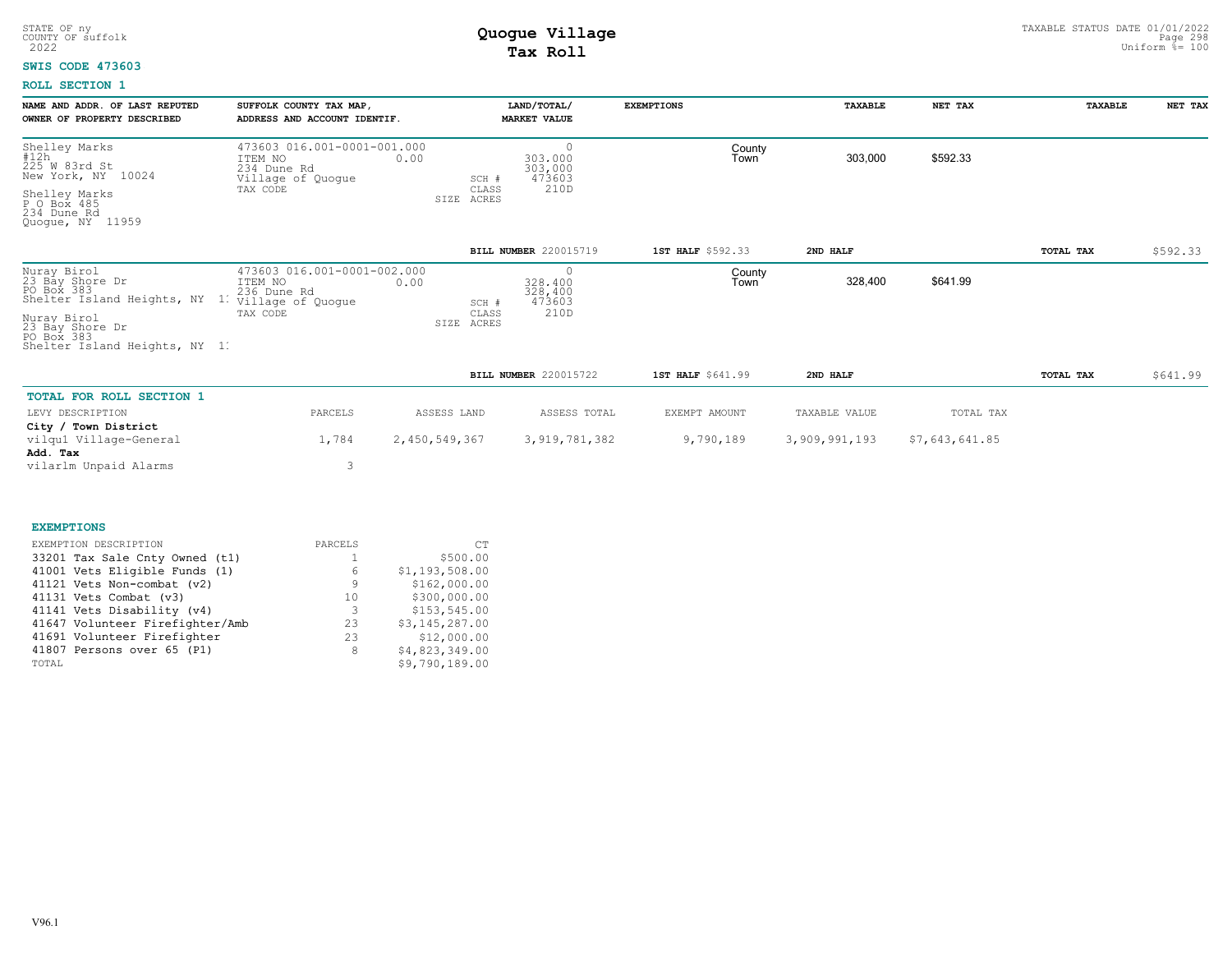STATE OF ny
COUNTY OF suffolk
2022

# Quogue Village
## Tax Roll

TAXABLE STATUS DATE 01/01/2022
Uniform %= 100

**SWIS CODE 473603**

**ROLL SECTION 1**

| NAME AND ADDR. OF LAST REPUTED OWNER OF PROPERTY DESCRIBED | SUFFOLK COUNTY TAX MAP, ADDRESS AND ACCOUNT IDENTIF. | LAND/TOTAL/ MARKET VALUE | EXEMPTIONS | TAXABLE | NET TAX | TAXABLE | NET TAX |
|---|---|---|---|---|---|---|---|
| Shelley Marks<br>#12h<br>225 W 83rd St<br>New York, NY 10024<br><br>Shelley Marks<br>P O Box 485<br>234 Dune Rd<br>Quogue, NY 11959 | 473603 016.001-0001-001.000<br>ITEM NO 0.00<br>234 Dune Rd<br>Village of Quogue<br>TAX CODE | 0<br>303.000<br>303,000<br>SCH # 473603<br>CLASS 210D<br>SIZE ACRES | County<br>Town | 303,000 | $592.33 | | |
| | | BILL NUMBER 220015719 | 1ST HALF $592.33 | 2ND HALF | | TOTAL TAX | $592.33 |
| Nuray Birol<br>23 Bay Shore Dr<br>PO Box 383<br>Shelter Island Heights, NY 1:<br><br>Nuray Birol<br>23 Bay Shore Dr<br>PO Box 383<br>Shelter Island Heights, NY 1: | 473603 016.001-0001-002.000<br>ITEM NO 0.00<br>236 Dune Rd<br>Village of Quogue<br>TAX CODE | 0<br>328.400<br>328,400<br>SCH # 473603<br>CLASS 210D<br>SIZE ACRES | County<br>Town | 328,400 | $641.99 | | |
| | | BILL NUMBER 220015722 | 1ST HALF $641.99 | 2ND HALF | | TOTAL TAX | $641.99 |

**TOTAL FOR ROLL SECTION 1**

| LEVY DESCRIPTION | PARCELS | ASSESS LAND | ASSESS TOTAL | EXEMPT AMOUNT | TAXABLE VALUE | TOTAL TAX |
|---|---|---|---|---|---|---|
| **City / Town District** | | | | | | |
| vilqu1 Village-General | 1,784 | 2,450,549,367 | 3,919,781,382 | 9,790,189 | 3,909,991,193 | $7,643,641.85 |
| **Add. Tax** | | | | | | |
| vilarlm Unpaid Alarms | 3 | | | | | |

**EXEMPTIONS**

| EXEMPTION DESCRIPTION | PARCELS | CT |
|---|---|---|
| 33201 Tax Sale Cnty Owned (t1) | 1 | $500.00 |
| 41001 Vets Eligible Funds (1) | 6 | $1,193,508.00 |
| 41121 Vets Non-combat (v2) | 9 | $162,000.00 |
| 41131 Vets Combat (v3) | 10 | $300,000.00 |
| 41141 Vets Disability (v4) | 3 | $153,545.00 |
| 41647 Volunteer Firefighter/Amb | 23 | $3,145,287.00 |
| 41691 Volunteer Firefighter | 23 | $12,000.00 |
| 41807 Persons over 65 (P1) | 8 | $4,823,349.00 |
| TOTAL | | $9,790,189.00 |

V96.1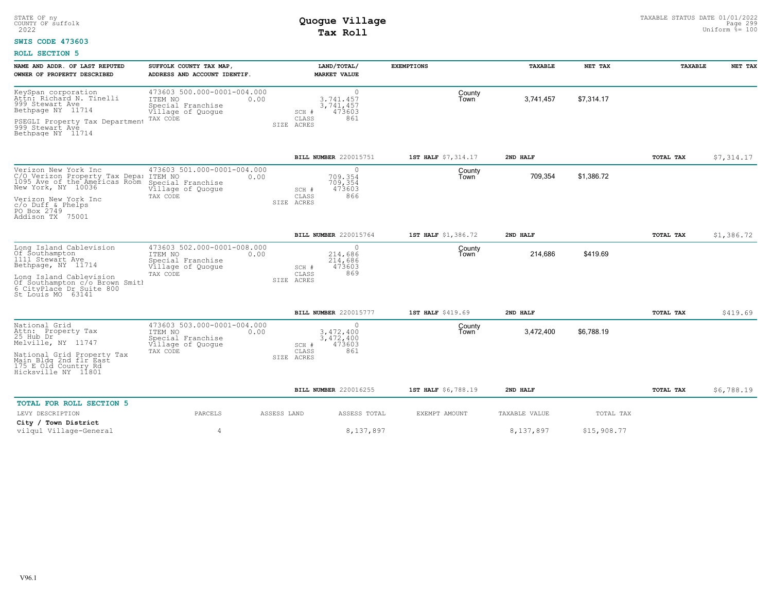STATE OF ny
COUNTY OF suffolk
2022

# Quogue Village
## Tax Roll

TAXABLE STATUS DATE 01/01/2022
Uniform %= 100

**SWIS CODE 473603**

**ROLL SECTION 5**

| NAME AND ADDR. OF LAST REPUTED OWNER OF PROPERTY DESCRIBED | SUFFOLK COUNTY TAX MAP, ADDRESS AND ACCOUNT IDENTIF. | LAND/TOTAL/ MARKET VALUE | EXEMPTIONS | TAXABLE | NET TAX | TAXABLE | NET TAX |
|---|---|---|---|---|---|---|---|
| KeySpan corporation<br>Attn: Richard N. Tinelli<br>999 Stewart Ave<br>Bethpage NY 11714<br><br>PSEGLI Property Tax Department<br>999 Stewart Ave<br>Bethpage NY 11714 | 473603 500.000-0001-004.000<br>ITEM NO 0.00<br>Special Franchise<br>Village of Quogue<br>TAX CODE | 0<br>3,741,457<br>3,741,457<br>SCH # 473603<br>CLASS 861<br>SIZE ACRES | County<br>Town | 3,741,457 | $7,314.17 | | |
| | | BILL NUMBER 220015751 | 1ST HALF $7,314.17 | 2ND HALF | | TOTAL TAX | $7,314.17 |
| Verizon New York Inc<br>C/O Verizon Property Tax Depai<br>1095 Ave of the Americas Room<br>New York, NY 10036<br><br>Verizon New York Inc<br>c/o Duff & Phelps<br>PO Box 2749<br>Addison TX 75001 | 473603 501.000-0001-004.000<br>ITEM NO 0.00<br>Special Franchise<br>Village of Quogue<br>TAX CODE | 0<br>709,354<br>709,354<br>SCH # 473603<br>CLASS 866<br>SIZE ACRES | County<br>Town | 709,354 | $1,386.72 | | |
| | | BILL NUMBER 220015764 | 1ST HALF $1,386.72 | 2ND HALF | | TOTAL TAX | $1,386.72 |
| Long Island Cablevision<br>Of Southampton<br>1111 Stewart Ave<br>Bethpage, NY 11714<br><br>Long Island Cablevision<br>Of Southampton c/o Brown Smitl<br>6 CityPlace Dr Suite 800<br>St Louis MO 63141 | 473603 502.000-0001-008.000<br>ITEM NO 0.00<br>Special Franchise<br>Village of Quogue<br>TAX CODE | 0<br>214,686<br>214,686<br>SCH # 473603<br>CLASS 869<br>SIZE ACRES | County<br>Town | 214,686 | $419.69 | | |
| | | BILL NUMBER 220015777 | 1ST HALF $419.69 | 2ND HALF | | TOTAL TAX | $419.69 |
| National Grid<br>Attn: Property Tax<br>25 Hub Dr<br>Melville, NY 11747<br><br>National Grid Property Tax<br>Main Bldg 2nd flr East<br>175 E Old Country Rd<br>Hicksville NY 11801 | 473603 503.000-0001-004.000<br>ITEM NO 0.00<br>Special Franchise<br>Village of Quogue<br>TAX CODE | 0<br>3,472,400<br>3,472,400<br>SCH # 473603<br>CLASS 861<br>SIZE ACRES | County<br>Town | 3,472,400 | $6,788.19 | | |
| | | BILL NUMBER 220016255 | 1ST HALF $6,788.19 | 2ND HALF | | TOTAL TAX | $6,788.19 |

**TOTAL FOR ROLL SECTION 5**

| LEVY DESCRIPTION | PARCELS | ASSESS LAND | ASSESS TOTAL | EXEMPT AMOUNT | TAXABLE VALUE | TOTAL TAX |
|---|---|---|---|---|---|---|
| **City / Town District** | | | | | | |
| vilqu1 Village-General | 4 | | 8,137,897 | | 8,137,897 | $15,908.77 |

V96.1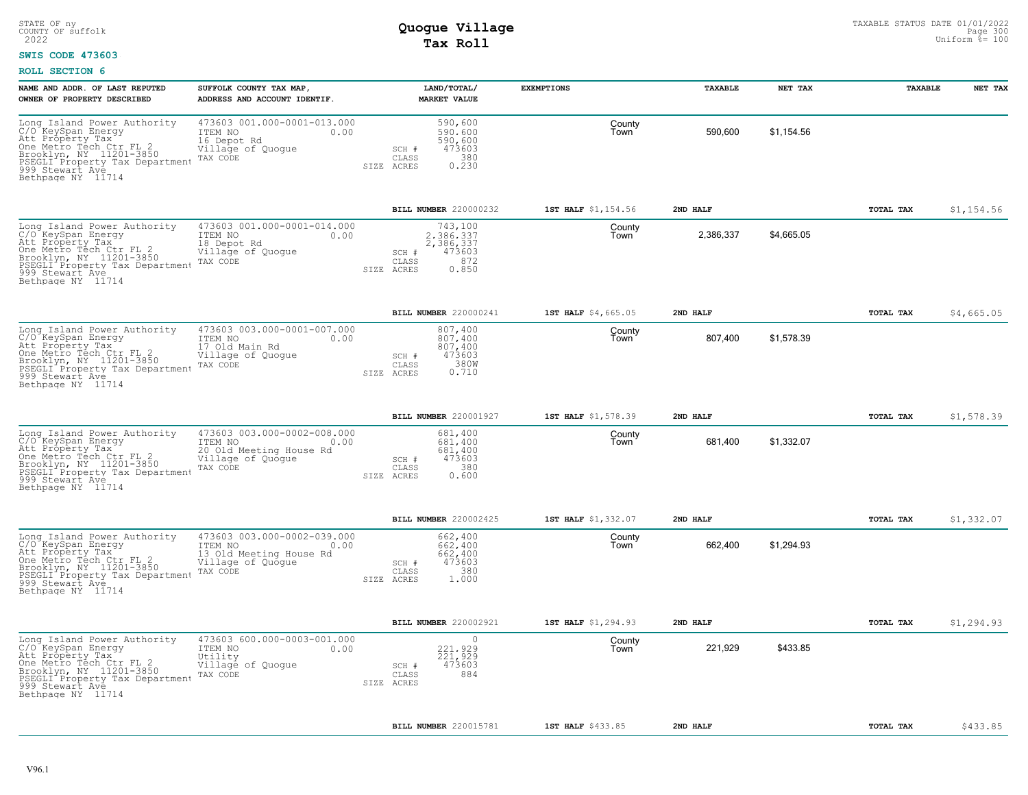STATE OF ny
COUNTY OF suffolk
2022

# Quogue Village
## Tax Roll

TAXABLE STATUS DATE 01/01/2022
Uniform %= 100

**SWIS CODE 473603**

**ROLL SECTION 6**

| NAME AND ADDR. OF LAST REPUTED OWNER OF PROPERTY DESCRIBED | SUFFOLK COUNTY TAX MAP, ADDRESS AND ACCOUNT IDENTIF. | LAND/TOTAL/ MARKET VALUE | EXEMPTIONS | TAXABLE | NET TAX | TAXABLE | NET TAX |
|---|---|---|---|---|---|---|---|
| Long Island Power Authority C/O KeySpan Energy Att Property Tax One Metro Tech Ctr FL 2 Brooklyn, NY 11201-3850 PSEGLI Property Tax Department 999 Stewart Ave Bethpage NY 11714 | 473603 001.000-0001-013.000 ITEM NO 0.00 16 Depot Rd Village of Quogue TAX CODE | 590,600 590,600 590,600 SCH # 473603 CLASS 380 SIZE ACRES 0.230 | County Town | 590,600 | $1,154.56 | | |
| | | BILL NUMBER 220000232 | 1ST HALF $1,154.56 | 2ND HALF | | TOTAL TAX | $1,154.56 |
| Long Island Power Authority C/O KeySpan Energy Att Property Tax One Metro Tech Ctr FL 2 Brooklyn, NY 11201-3850 PSEGLI Property Tax Department 999 Stewart Ave Bethpage NY 11714 | 473603 001.000-0001-014.000 ITEM NO 0.00 18 Depot Rd Village of Quogue TAX CODE | 743,100 2,386,337 2,386,337 SCH # 473603 CLASS 872 SIZE ACRES 0.850 | County Town | 2,386,337 | $4,665.05 | | |
| | | BILL NUMBER 220000241 | 1ST HALF $4,665.05 | 2ND HALF | | TOTAL TAX | $4,665.05 |
| Long Island Power Authority C/O KeySpan Energy Att Property Tax One Metro Tech Ctr FL 2 Brooklyn, NY 11201-3850 PSEGLI Property Tax Department 999 Stewart Ave Bethpage NY 11714 | 473603 003.000-0001-007.000 ITEM NO 0.00 17 Old Main Rd Village of Quogue TAX CODE | 807,400 807,400 807,400 SCH # 473603 CLASS 380W SIZE ACRES 0.710 | County Town | 807,400 | $1,578.39 | | |
| | | BILL NUMBER 220001927 | 1ST HALF $1,578.39 | 2ND HALF | | TOTAL TAX | $1,578.39 |
| Long Island Power Authority C/O KeySpan Energy Att Property Tax One Metro Tech Ctr FL 2 Brooklyn, NY 11201-3850 PSEGLI Property Tax Department 999 Stewart Ave Bethpage NY 11714 | 473603 003.000-0002-008.000 ITEM NO 0.00 20 Old Meeting House Rd Village of Quogue TAX CODE | 681,400 681,400 681,400 SCH # 473603 CLASS 380 SIZE ACRES 0.600 | County Town | 681,400 | $1,332.07 | | |
| | | BILL NUMBER 220002425 | 1ST HALF $1,332.07 | 2ND HALF | | TOTAL TAX | $1,332.07 |
| Long Island Power Authority C/O KeySpan Energy Att Property Tax One Metro Tech Ctr FL 2 Brooklyn, NY 11201-3850 PSEGLI Property Tax Department 999 Stewart Ave Bethpage NY 11714 | 473603 003.000-0002-039.000 ITEM NO 0.00 13 Old Meeting House Rd Village of Quogue TAX CODE | 662,400 662,400 662,400 SCH # 473603 CLASS 380 SIZE ACRES 1.000 | County Town | 662,400 | $1,294.93 | | |
| | | BILL NUMBER 220002921 | 1ST HALF $1,294.93 | 2ND HALF | | TOTAL TAX | $1,294.93 |
| Long Island Power Authority C/O KeySpan Energy Att Property Tax One Metro Tech Ctr FL 2 Brooklyn, NY 11201-3850 PSEGLI Property Tax Department 999 Stewart Ave Bethpage NY 11714 | 473603 600.000-0003-001.000 ITEM NO 0.00 Utility Village of Quogue TAX CODE | 0 221,929 221,929 SCH # 473603 CLASS 884 SIZE ACRES | County Town | 221,929 | $433.85 | | |
| | | BILL NUMBER 220015781 | 1ST HALF $433.85 | 2ND HALF | | TOTAL TAX | $433.85 |

V96.1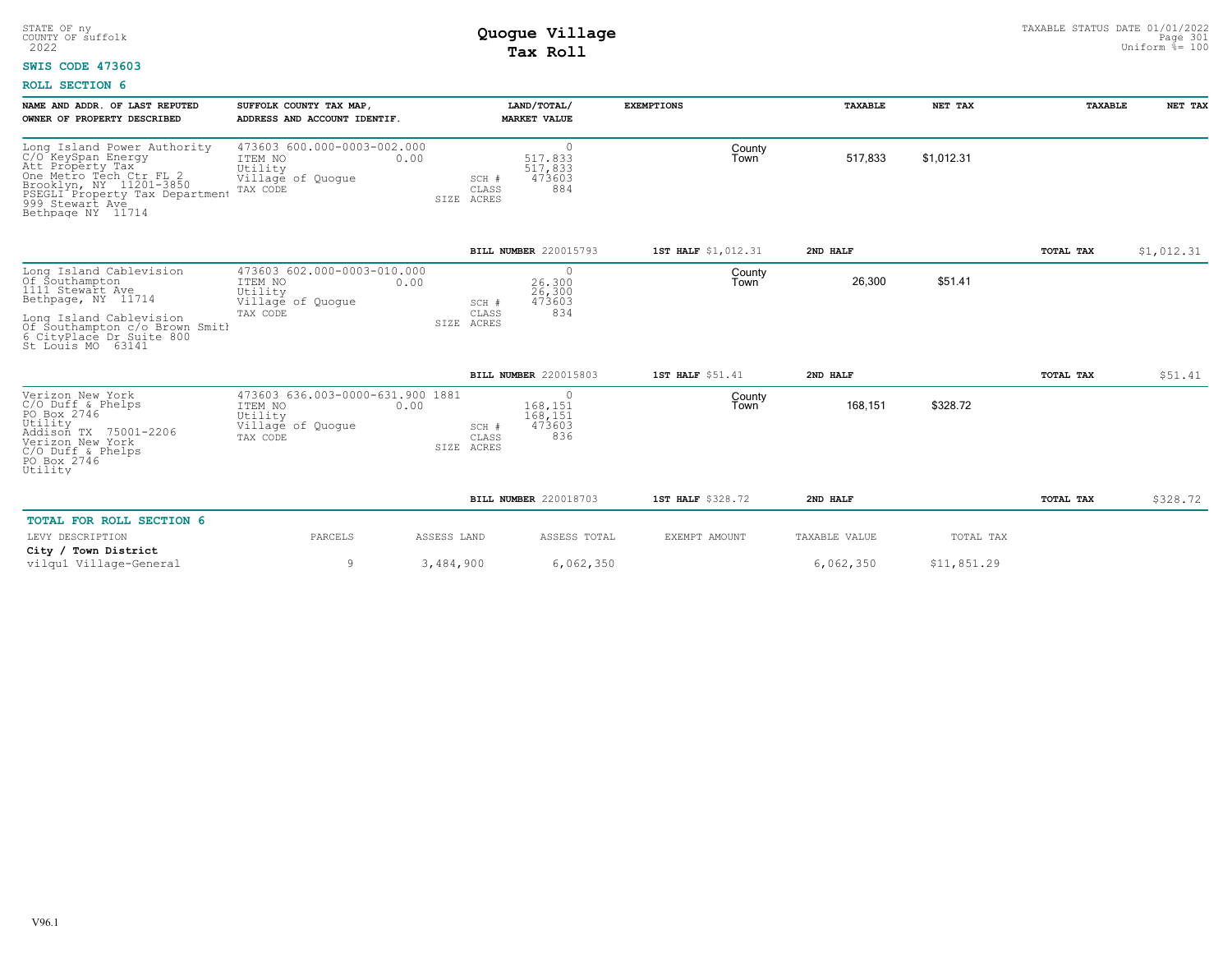STATE OF ny
COUNTY OF suffolk
2022

# Quogue Village
## Tax Roll

TAXABLE STATUS DATE 01/01/2022
Uniform %= 100

**SWIS CODE 473603**

**ROLL SECTION 6**

| NAME AND ADDR. OF LAST REPUTED OWNER OF PROPERTY DESCRIBED | SUFFOLK COUNTY TAX MAP, ADDRESS AND ACCOUNT IDENTIF. | | LAND/TOTAL/ MARKET VALUE | EXEMPTIONS | TAXABLE | NET TAX | TAXABLE | NET TAX |
|---|---|---|---|---|---|---|---|---|
| Long Island Power Authority<br>C/O KeySpan Energy<br>Att Property Tax<br>One Metro Tech Ctr FL 2<br>Brooklyn, NY 11201-3850<br>PSEGLI Property Tax Department<br>999 Stewart Ave<br>Bethpage NY 11714 | 473603 600.000-0003-002.000<br>ITEM NO 0.00<br>Utility<br>Village of Quogue<br>TAX CODE | SCH #<br>CLASS<br>SIZE ACRES | 0<br>517,833<br>517,833<br>473603<br>884 | County<br>Town | 517,833 | $1,012.31 | | |
| | | | BILL NUMBER 220015793 | 1ST HALF $1,012.31 | 2ND HALF | | TOTAL TAX | $1,012.31 |
| Long Island Cablevision<br>Of Southampton<br>1111 Stewart Ave<br>Bethpage, NY 11714<br><br>Long Island Cablevision<br>Of Southampton c/o Brown Smitl<br>6 CityPlace Dr Suite 800<br>St Louis MO 63141 | 473603 602.000-0003-010.000<br>ITEM NO 0.00<br>Utility<br>Village of Quogue<br>TAX CODE | SCH #<br>CLASS<br>SIZE ACRES | 0<br>26,300<br>26,300<br>473603<br>834 | County<br>Town | 26,300 | $51.41 | | |
| | | | BILL NUMBER 220015803 | 1ST HALF $51.41 | 2ND HALF | | TOTAL TAX | $51.41 |
| Verizon New York<br>C/O Duff & Phelps<br>PO Box 2746<br>Utility<br>Addison TX 75001-2206<br>Verizon New York<br>C/O Duff & Phelps<br>PO Box 2746<br>Utility | 473603 636.003-0000-631.900 1881<br>ITEM NO 0.00<br>Utility<br>Village of Quogue<br>TAX CODE | SCH #<br>CLASS<br>SIZE ACRES | 0<br>168,151<br>168,151<br>473603<br>836 | County<br>Town | 168,151 | $328.72 | | |
| | | | BILL NUMBER 220018703 | 1ST HALF $328.72 | 2ND HALF | | TOTAL TAX | $328.72 |

**TOTAL FOR ROLL SECTION 6**

| LEVY DESCRIPTION | PARCELS | ASSESS LAND | ASSESS TOTAL | EXEMPT AMOUNT | TAXABLE VALUE | TOTAL TAX |
|---|---|---|---|---|---|---|
| **City / Town District** | | | | | | |
| vilqu1 Village-General | 9 | 3,484,900 | 6,062,350 | | 6,062,350 | $11,851.29 |

V96.1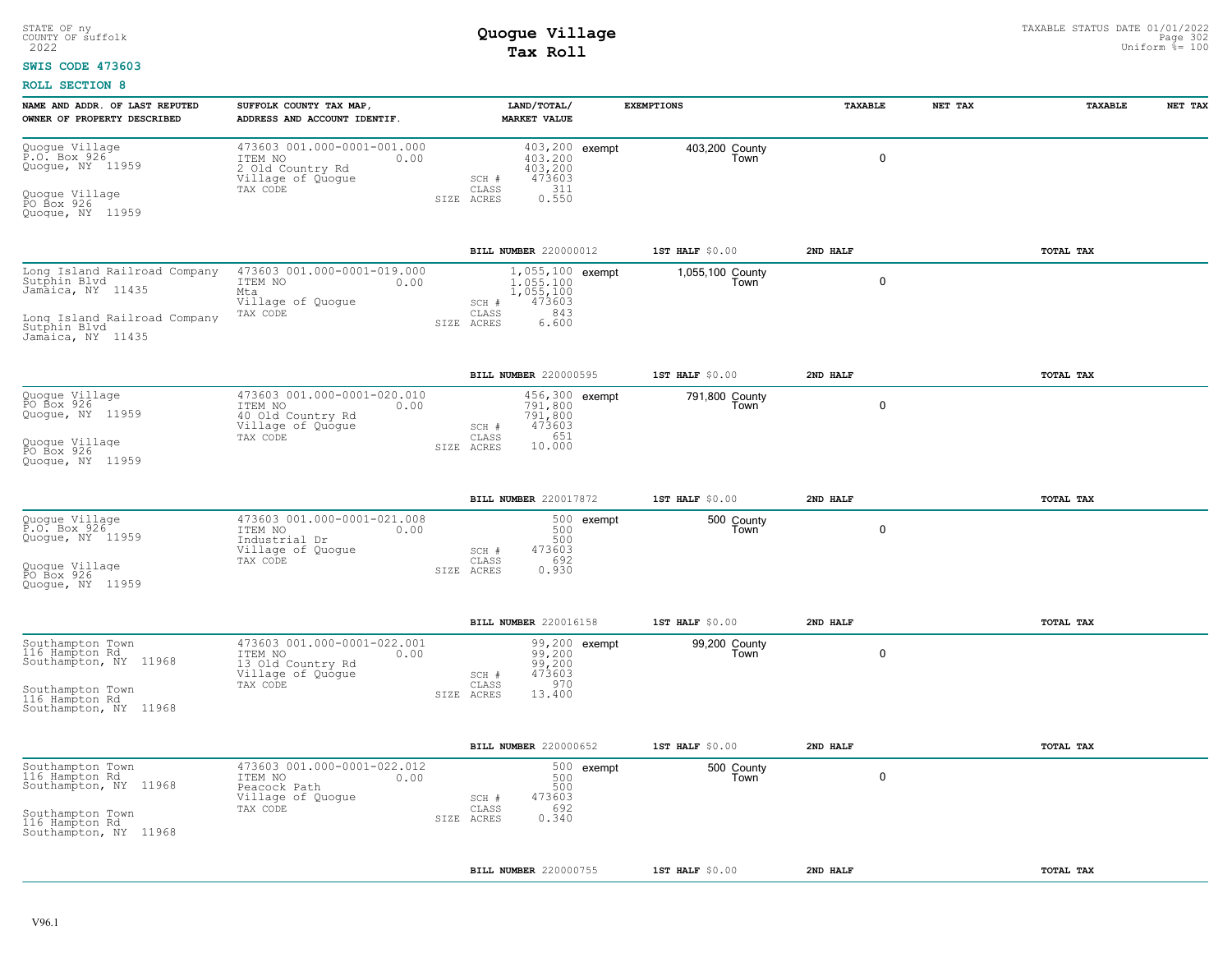STATE OF ny
COUNTY OF suffolk
2022

# Quogue Village
## Tax Roll

TAXABLE STATUS DATE 01/01/2022
Uniform %= 100

**SWIS CODE 473603**

**ROLL SECTION 8**

| NAME AND ADDR. OF LAST REPUTED OWNER OF PROPERTY DESCRIBED | SUFFOLK COUNTY TAX MAP, ADDRESS AND ACCOUNT IDENTIF. | LAND/TOTAL/ MARKET VALUE | EXEMPTIONS | TAXABLE | NET TAX | TAXABLE | NET TAX |
|---|---|---|---|---|---|---|---|
| Quogue Village<br>P.O. Box 926<br>Quogue, NY 11959<br><br>Quogue Village<br>PO Box 926<br>Quogue, NY 11959 | 473603 001.000-0001-001.000<br>ITEM NO 0.00<br>2 Old Country Rd<br>Village of Quogue<br>TAX CODE | 403,200<br>403,200<br>403,200<br>SCH # 473603<br>CLASS 311<br>SIZE ACRES 0.550 | exempt 403,200 County Town | 0 | | | |
| | | BILL NUMBER 220000012 | 1ST HALF $0.00 | 2ND HALF | | TOTAL TAX | |
| Long Island Railroad Company<br>Sutphin Blvd<br>Jamaica, NY 11435<br><br>Long Island Railroad Company<br>Sutphin Blvd<br>Jamaica, NY 11435 | 473603 001.000-0001-019.000<br>ITEM NO 0.00<br>Mta<br>Village of Quogue<br>TAX CODE | 1,055,100<br>1,055,100<br>1,055,100<br>SCH # 473603<br>CLASS 843<br>SIZE ACRES 6.600 | exempt 1,055,100 County Town | 0 | | | |
| | | BILL NUMBER 220000595 | 1ST HALF $0.00 | 2ND HALF | | TOTAL TAX | |
| Quogue Village<br>PO Box 926<br>Quogue, NY 11959<br><br>Quogue Village<br>PO Box 926<br>Quogue, NY 11959 | 473603 001.000-0001-020.010<br>ITEM NO 0.00<br>40 Old Country Rd<br>Village of Quogue<br>TAX CODE | 456,300<br>791,800<br>791,800<br>SCH # 473603<br>CLASS 651<br>SIZE ACRES 10.000 | exempt 791,800 County Town | 0 | | | |
| | | BILL NUMBER 220017872 | 1ST HALF $0.00 | 2ND HALF | | TOTAL TAX | |
| Quogue Village<br>P.O. Box 926<br>Quogue, NY 11959<br><br>Quogue Village<br>PO Box 926<br>Quogue, NY 11959 | 473603 001.000-0001-021.008<br>ITEM NO 0.00<br>Industrial Dr<br>Village of Quogue<br>TAX CODE | 500<br>500<br>500<br>SCH # 473603<br>CLASS 692<br>SIZE ACRES 0.930 | exempt 500 County Town | 0 | | | |
| | | BILL NUMBER 220016158 | 1ST HALF $0.00 | 2ND HALF | | TOTAL TAX | |
| Southampton Town<br>116 Hampton Rd<br>Southampton, NY 11968<br><br>Southampton Town<br>116 Hampton Rd<br>Southampton, NY 11968 | 473603 001.000-0001-022.001<br>ITEM NO 0.00<br>13 Old Country Rd<br>Village of Quogue<br>TAX CODE | 99,200<br>99,200<br>99,200<br>SCH # 473603<br>CLASS 970<br>SIZE ACRES 13.400 | exempt 99,200 County Town | 0 | | | |
| | | BILL NUMBER 220000652 | 1ST HALF $0.00 | 2ND HALF | | TOTAL TAX | |
| Southampton Town<br>116 Hampton Rd<br>Southampton, NY 11968<br><br>Southampton Town<br>116 Hampton Rd<br>Southampton, NY 11968 | 473603 001.000-0001-022.012<br>ITEM NO 0.00<br>Peacock Path<br>Village of Quogue<br>TAX CODE | 500<br>500<br>500<br>SCH # 473603<br>CLASS 692<br>SIZE ACRES 0.340 | exempt 500 County Town | 0 | | | |
| | | BILL NUMBER 220000755 | 1ST HALF $0.00 | 2ND HALF | | TOTAL TAX | |

V96.1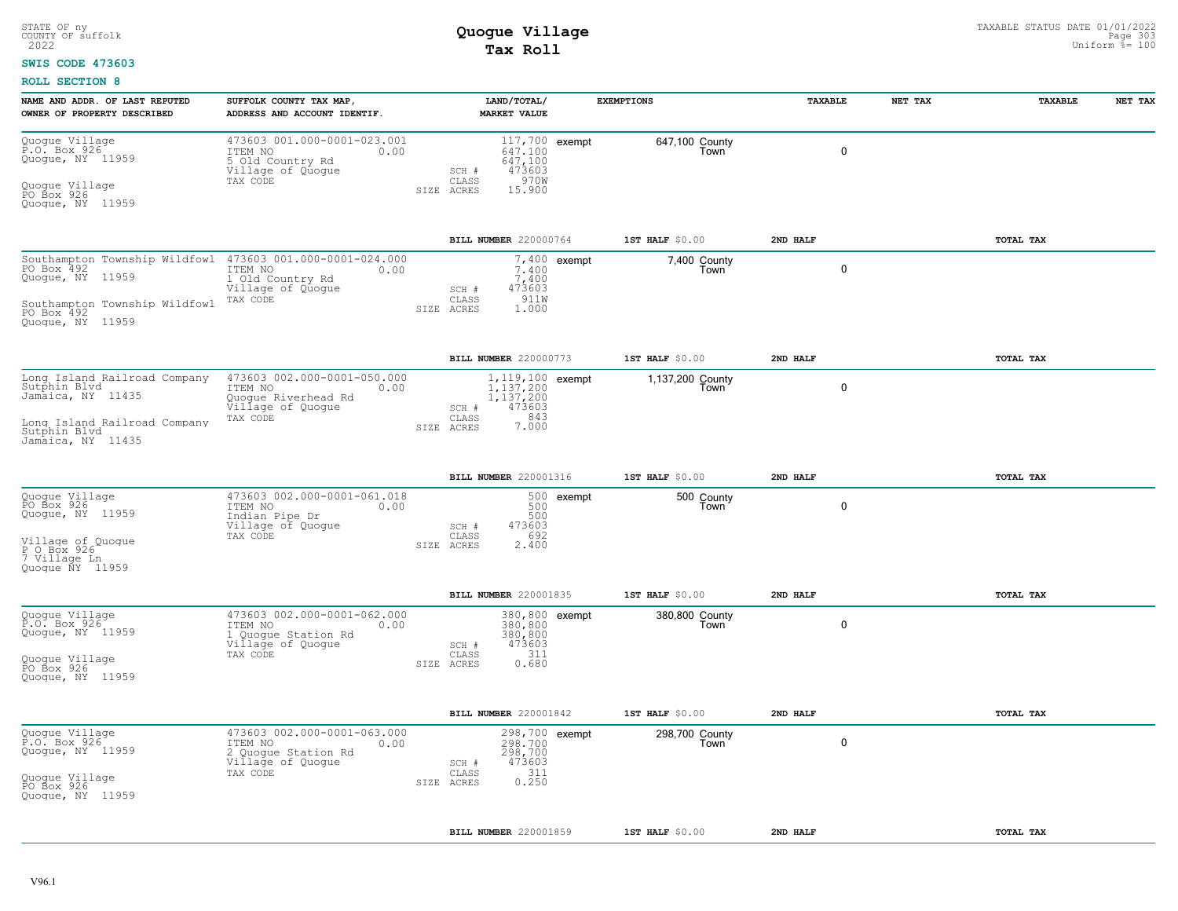STATE OF ny
COUNTY OF suffolk
2022

# Quogue Village
## Tax Roll

TAXABLE STATUS DATE 01/01/2022
Uniform %= 100

**SWIS CODE 473603**

**ROLL SECTION 8**

| NAME AND ADDR. OF LAST REPUTED OWNER OF PROPERTY DESCRIBED | SUFFOLK COUNTY TAX MAP, ADDRESS AND ACCOUNT IDENTIF. | LAND/TOTAL/ MARKET VALUE | EXEMPTIONS | TAXABLE | NET TAX | TAXABLE | NET TAX |
|---|---|---|---|---|---|---|---|
| Quogue Village<br>P.O. Box 926<br>Quogue, NY 11959<br><br>Quogue Village<br>PO Box 926<br>Quogue, NY 11959 | 473603 001.000-0001-023.001<br>ITEM NO 0.00<br>5 Old Country Rd<br>Village of Quogue<br>TAX CODE | 117,700<br>647,100<br>647,100<br>SCH # 473603<br>CLASS 970W<br>SIZE ACRES 15.900 | exempt 647,100 County Town | 0 | | | |
| | | **BILL NUMBER** 220000764 | **1ST HALF** $0.00 | **2ND HALF** | | **TOTAL TAX** | |
| Southampton Township Wildfowl<br>PO Box 492<br>Quogue, NY 11959<br><br>Southampton Township Wildfowl<br>PO Box 492<br>Quogue, NY 11959 | 473603 001.000-0001-024.000<br>ITEM NO 0.00<br>1 Old Country Rd<br>Village of Quogue<br>TAX CODE | 7,400<br>7,400<br>7,400<br>SCH # 473603<br>CLASS 911W<br>SIZE ACRES 1.000 | exempt 7,400 County Town | 0 | | | |
| | | **BILL NUMBER** 220000773 | **1ST HALF** $0.00 | **2ND HALF** | | **TOTAL TAX** | |
| Long Island Railroad Company<br>Sutphin Blvd<br>Jamaica, NY 11435<br><br>Long Island Railroad Company<br>Sutphin Blvd<br>Jamaica, NY 11435 | 473603 002.000-0001-050.000<br>ITEM NO 0.00<br>Quogue Riverhead Rd<br>Village of Quogue<br>TAX CODE | 1,119,100<br>1,137,200<br>1,137,200<br>SCH # 473603<br>CLASS 843<br>SIZE ACRES 7.000 | exempt 1,137,200 County Town | 0 | | | |
| | | **BILL NUMBER** 220001316 | **1ST HALF** $0.00 | **2ND HALF** | | **TOTAL TAX** | |
| Quogue Village<br>PO Box 926<br>Quogue, NY 11959<br><br>Village of Quogue<br>P O Box 926<br>7 Village Ln<br>Quogue NY 11959 | 473603 002.000-0001-061.018<br>ITEM NO 0.00<br>Indian Pipe Dr<br>Village of Quogue<br>TAX CODE | 500<br>500<br>500<br>SCH # 473603<br>CLASS 692<br>SIZE ACRES 2.400 | exempt 500 County Town | 0 | | | |
| | | **BILL NUMBER** 220001835 | **1ST HALF** $0.00 | **2ND HALF** | | **TOTAL TAX** | |
| Quogue Village<br>P.O. Box 926<br>Quogue, NY 11959<br><br>Quogue Village<br>PO Box 926<br>Quogue, NY 11959 | 473603 002.000-0001-062.000<br>ITEM NO 0.00<br>1 Quogue Station Rd<br>Village of Quogue<br>TAX CODE | 380,800<br>380,800<br>380,800<br>SCH # 473603<br>CLASS 311<br>SIZE ACRES 0.680 | exempt 380,800 County Town | 0 | | | |
| | | **BILL NUMBER** 220001842 | **1ST HALF** $0.00 | **2ND HALF** | | **TOTAL TAX** | |
| Quogue Village<br>P.O. Box 926<br>Quogue, NY 11959<br><br>Quogue Village<br>PO Box 926<br>Quogue, NY 11959 | 473603 002.000-0001-063.000<br>ITEM NO 0.00<br>2 Quogue Station Rd<br>Village of Quogue<br>TAX CODE | 298,700<br>298,700<br>298,700<br>SCH # 473603<br>CLASS 311<br>SIZE ACRES 0.250 | exempt 298,700 County Town | 0 | | | |
| | | **BILL NUMBER** 220001859 | **1ST HALF** $0.00 | **2ND HALF** | | **TOTAL TAX** | |

V96.1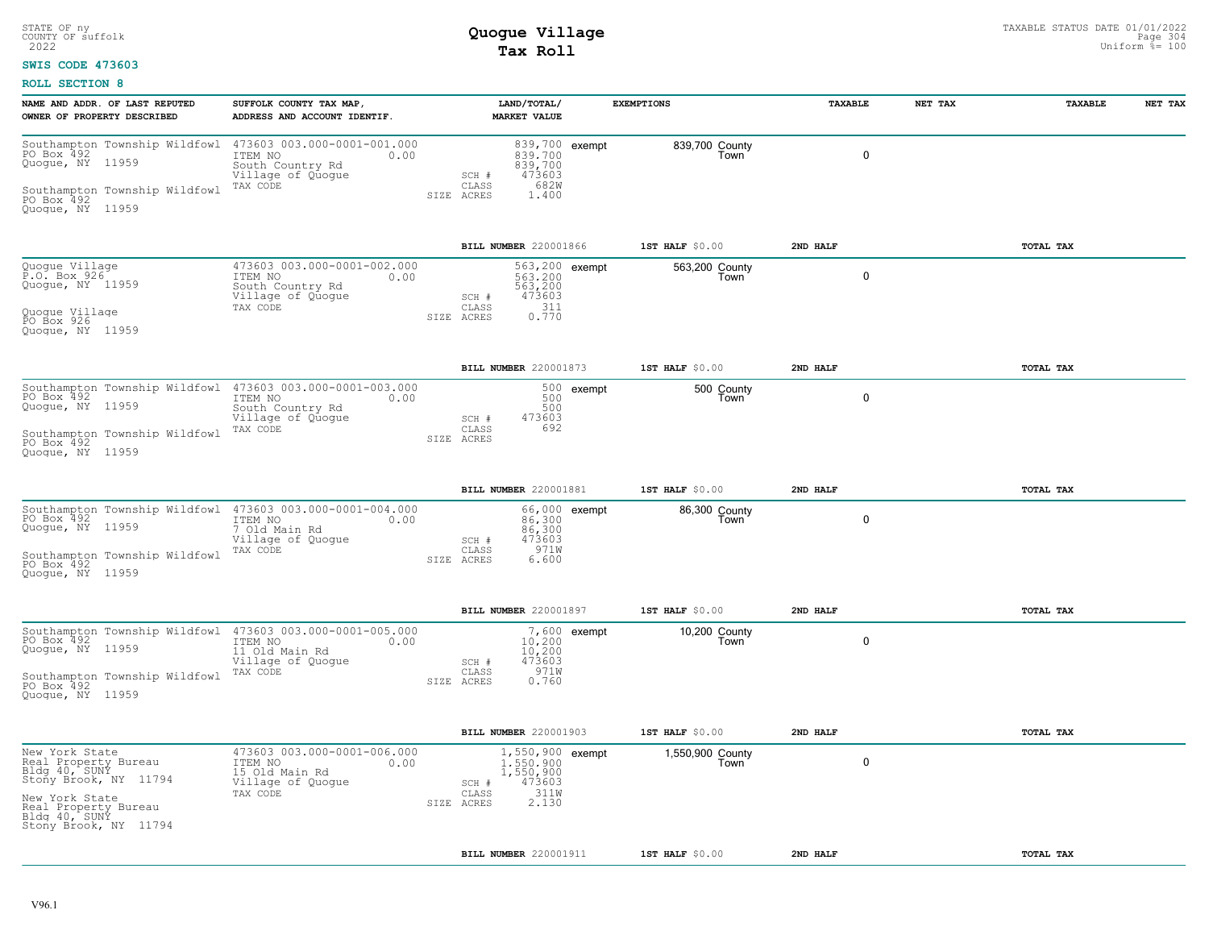STATE OF ny
COUNTY OF suffolk
2022

# Quogue Village
## Tax Roll

TAXABLE STATUS DATE 01/01/2022
Uniform %= 100

**SWIS CODE 473603**

**ROLL SECTION 8**

| NAME AND ADDR. OF LAST REPUTED OWNER OF PROPERTY DESCRIBED | SUFFOLK COUNTY TAX MAP, ADDRESS AND ACCOUNT IDENTIF. | | LAND/TOTAL/ MARKET VALUE | EXEMPTIONS | | TAXABLE | NET TAX | TAXABLE | NET TAX |
|---|---|---|---|---|---|---|---|---|---|
| Southampton Township Wildfowl<br>PO Box 492<br>Quogue, NY 11959<br><br>Southampton Township Wildfowl<br>PO Box 492<br>Quogue, NY 11959 | 473603 003.000-0001-001.000<br>ITEM NO 0.00<br>South Country Rd<br>Village of Quogue<br>TAX CODE | SCH #<br>CLASS<br>SIZE ACRES | 839,700<br>839,700<br>839,700<br>473603<br>682W<br>1.400 | exempt | 839,700 County<br>Town | 0 | | | |
| | | BILL NUMBER 220001866 | | 1ST HALF $0.00 | | 2ND HALF | | TOTAL TAX | |
| Quogue Village<br>P.O. Box 926<br>Quogue, NY 11959<br><br>Quogue Village<br>PO Box 926<br>Quogue, NY 11959 | 473603 003.000-0001-002.000<br>ITEM NO 0.00<br>South Country Rd<br>Village of Quogue<br>TAX CODE | SCH #<br>CLASS<br>SIZE ACRES | 563,200<br>563,200<br>563,200<br>473603<br>311<br>0.770 | exempt | 563,200 County<br>Town | 0 | | | |
| | | BILL NUMBER 220001873 | | 1ST HALF $0.00 | | 2ND HALF | | TOTAL TAX | |
| Southampton Township Wildfowl<br>PO Box 492<br>Quogue, NY 11959<br><br>Southampton Township Wildfowl<br>PO Box 492<br>Quogue, NY 11959 | 473603 003.000-0001-003.000<br>ITEM NO 0.00<br>South Country Rd<br>Village of Quogue<br>TAX CODE | SCH #<br>CLASS<br>SIZE ACRES | 500<br>500<br>500<br>473603<br>692 | exempt | 500 County<br>Town | 0 | | | |
| | | BILL NUMBER 220001881 | | 1ST HALF $0.00 | | 2ND HALF | | TOTAL TAX | |
| Southampton Township Wildfowl<br>PO Box 492<br>Quogue, NY 11959<br><br>Southampton Township Wildfowl<br>PO Box 492<br>Quogue, NY 11959 | 473603 003.000-0001-004.000<br>ITEM NO 0.00<br>7 Old Main Rd<br>Village of Quogue<br>TAX CODE | SCH #<br>CLASS<br>SIZE ACRES | 66,000<br>86,300<br>86,300<br>473603<br>971W<br>6.600 | exempt | 86,300 County<br>Town | 0 | | | |
| | | BILL NUMBER 220001897 | | 1ST HALF $0.00 | | 2ND HALF | | TOTAL TAX | |
| Southampton Township Wildfowl<br>PO Box 492<br>Quogue, NY 11959<br><br>Southampton Township Wildfowl<br>PO Box 492<br>Quogue, NY 11959 | 473603 003.000-0001-005.000<br>ITEM NO 0.00<br>11 Old Main Rd<br>Village of Quogue<br>TAX CODE | SCH #<br>CLASS<br>SIZE ACRES | 7,600<br>10,200<br>10,200<br>473603<br>971W<br>0.760 | exempt | 10,200 County<br>Town | 0 | | | |
| | | BILL NUMBER 220001903 | | 1ST HALF $0.00 | | 2ND HALF | | TOTAL TAX | |
| New York State<br>Real Property Bureau<br>Bldg 40, SUNY<br>Stony Brook, NY 11794<br><br>New York State<br>Real Property Bureau<br>Bldg 40, SUNY<br>Stony Brook, NY 11794 | 473603 003.000-0001-006.000<br>ITEM NO 0.00<br>15 Old Main Rd<br>Village of Quogue<br>TAX CODE | SCH #<br>CLASS<br>SIZE ACRES | 1,550,900<br>1,550,900<br>1,550,900<br>473603<br>311W<br>2.130 | exempt | 1,550,900 County<br>Town | 0 | | | |
| | | BILL NUMBER 220001911 | | 1ST HALF $0.00 | | 2ND HALF | | TOTAL TAX | |

V96.1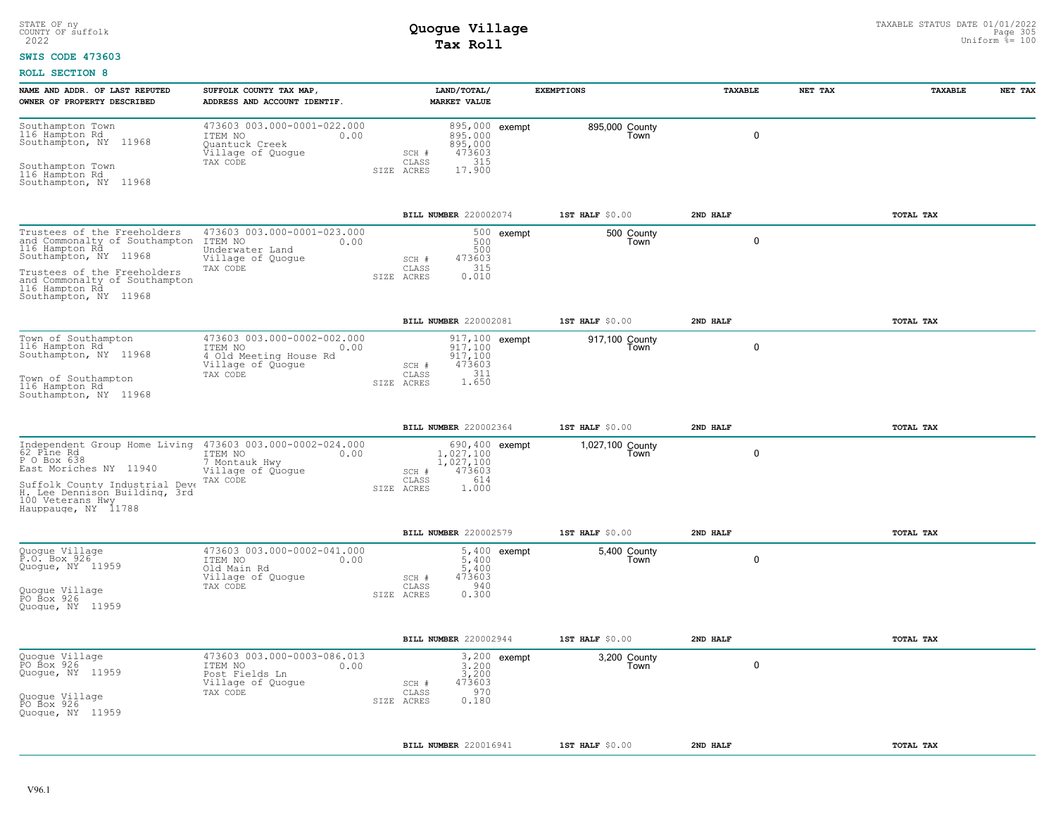STATE OF ny
COUNTY OF suffolk
2022

# Quogue Village
## Tax Roll

TAXABLE STATUS DATE 01/01/2022
Uniform %= 100

**SWIS CODE 473603**

**ROLL SECTION 8**

| NAME AND ADDR. OF LAST REPUTED OWNER OF PROPERTY DESCRIBED | SUFFOLK COUNTY TAX MAP, ADDRESS AND ACCOUNT IDENTIF. | LAND/TOTAL/ MARKET VALUE | EXEMPTIONS | TAXABLE | NET TAX | TAXABLE | NET TAX |
|---|---|---|---|---|---|---|---|
| Southampton Town<br>116 Hampton Rd<br>Southampton, NY 11968<br><br>Southampton Town<br>116 Hampton Rd<br>Southampton, NY 11968 | 473603 003.000-0001-022.000<br>ITEM NO 0.00<br>Quantuck Creek<br>Village of Quogue<br>TAX CODE | 895,000<br>895,000<br>895,000<br>SCH # 473603<br>CLASS 315<br>SIZE ACRES 17.900 | exempt 895,000 County Town | 0 | | | |
| | | **BILL NUMBER** 220002074 | **1ST HALF** $0.00 | **2ND HALF** | | **TOTAL TAX** | |
| Trustees of the Freeholders and Commonalty of Southampton<br>116 Hampton Rd<br>Southampton, NY 11968<br><br>Trustees of the Freeholders and Commonalty of Southampton<br>116 Hampton Rd<br>Southampton, NY 11968 | 473603 003.000-0001-023.000<br>ITEM NO 0.00<br>Underwater Land<br>Village of Quogue<br>TAX CODE | 500<br>500<br>500<br>SCH # 473603<br>CLASS 315<br>SIZE ACRES 0.010 | exempt 500 County Town | 0 | | | |
| | | **BILL NUMBER** 220002081 | **1ST HALF** $0.00 | **2ND HALF** | | **TOTAL TAX** | |
| Town of Southampton<br>116 Hampton Rd<br>Southampton, NY 11968<br><br>Town of Southampton<br>116 Hampton Rd<br>Southampton, NY 11968 | 473603 003.000-0002-002.000<br>ITEM NO 0.00<br>4 Old Meeting House Rd<br>Village of Quogue<br>TAX CODE | 917,100<br>917,100<br>917,100<br>SCH # 473603<br>CLASS 311<br>SIZE ACRES 1.650 | exempt 917,100 County Town | 0 | | | |
| | | **BILL NUMBER** 220002364 | **1ST HALF** $0.00 | **2ND HALF** | | **TOTAL TAX** | |
| Independent Group Home Living<br>62 Pine Rd<br>P O Box 638<br>East Moriches NY 11940<br><br>Suffolk County Industrial Deve<br>H. Lee Dennison Building, 3rd<br>100 Veterans Hwy<br>Hauppauge, NY 11788 | 473603 003.000-0002-024.000<br>ITEM NO 0.00<br>7 Montauk Hwy<br>Village of Quogue<br>TAX CODE | 690,400<br>1,027,100<br>1,027,100<br>SCH # 473603<br>CLASS 614<br>SIZE ACRES 1.000 | exempt 1,027,100 County Town | 0 | | | |
| | | **BILL NUMBER** 220002579 | **1ST HALF** $0.00 | **2ND HALF** | | **TOTAL TAX** | |
| Quogue Village<br>P.O. Box 926<br>Quogue, NY 11959<br><br>Quogue Village<br>PO Box 926<br>Quogue, NY 11959 | 473603 003.000-0002-041.000<br>ITEM NO 0.00<br>Old Main Rd<br>Village of Quogue<br>TAX CODE | 5,400<br>5,400<br>5,400<br>SCH # 473603<br>CLASS 940<br>SIZE ACRES 0.300 | exempt 5,400 County Town | 0 | | | |
| | | **BILL NUMBER** 220002944 | **1ST HALF** $0.00 | **2ND HALF** | | **TOTAL TAX** | |
| Quogue Village<br>PO Box 926<br>Quogue, NY 11959<br><br>Quogue Village<br>PO Box 926<br>Quogue, NY 11959 | 473603 003.000-0003-086.013<br>ITEM NO 0.00<br>Post Fields Ln<br>Village of Quogue<br>TAX CODE | 3,200<br>3,200<br>3,200<br>SCH # 473603<br>CLASS 970<br>SIZE ACRES 0.180 | exempt 3,200 County Town | 0 | | | |
| | | **BILL NUMBER** 220016941 | **1ST HALF** $0.00 | **2ND HALF** | | **TOTAL TAX** | |

V96.1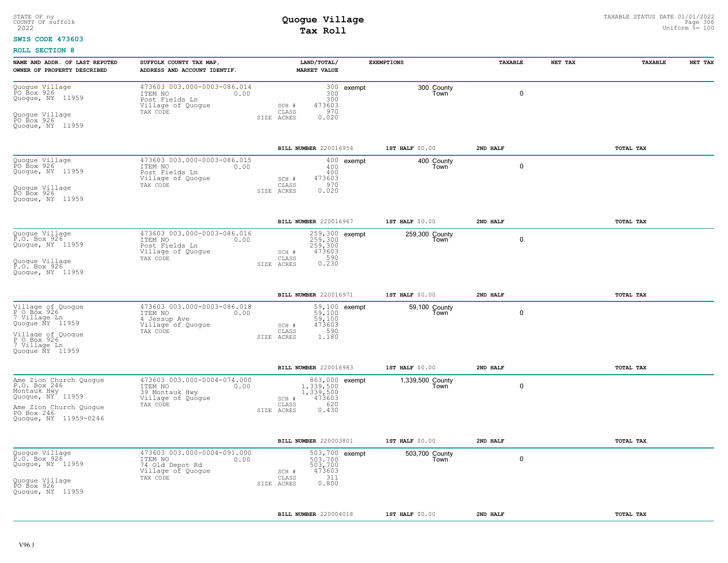STATE OF ny
COUNTY OF suffolk
2022

# Quogue Village
## Tax Roll

TAXABLE STATUS DATE 01/01/2022
Uniform %= 100

**SWIS CODE 473603**

**ROLL SECTION 8**

| NAME AND ADDR. OF LAST REPUTED OWNER OF PROPERTY DESCRIBED | SUFFOLK COUNTY TAX MAP, ADDRESS AND ACCOUNT IDENTIF. | LAND/TOTAL/ MARKET VALUE | EXEMPTIONS | TAXABLE | NET TAX | TAXABLE | NET TAX |
|---|---|---|---|---|---|---|---|
| Quogue Village<br>PO Box 926<br>Quogue, NY 11959<br><br>Quogue Village<br>PO Box 926<br>Quogue, NY 11959 | 473603 003.000-0003-086.014<br>ITEM NO 0.00<br>Post Fields Ln<br>Village of Quogue<br>TAX CODE | 300<br>300<br>300<br>SCH # 473603<br>CLASS 970<br>SIZE ACRES 0.020 | exempt 300 County<br>Town | 0 | | | |
| | | **BILL NUMBER** 220016954 | **1ST HALF** $0.00 | **2ND HALF** | | **TOTAL TAX** | |
| Quogue Village<br>PO Box 926<br>Quogue, NY 11959<br><br>Quogue Village<br>PO Box 926<br>Quogue, NY 11959 | 473603 003.000-0003-086.015<br>ITEM NO 0.00<br>Post Fields Ln<br>Village of Quogue<br>TAX CODE | 400<br>400<br>400<br>SCH # 473603<br>CLASS 970<br>SIZE ACRES 0.020 | exempt 400 County<br>Town | 0 | | | |
| | | **BILL NUMBER** 220016967 | **1ST HALF** $0.00 | **2ND HALF** | | **TOTAL TAX** | |
| Quogue Village<br>P.O. Box 926<br>Quogue, NY 11959<br><br>Quogue Village<br>P.O. Box 926<br>Quogue, NY 11959 | 473603 003.000-0003-086.016<br>ITEM NO 0.00<br>Post Fields Ln<br>Village of Quogue<br>TAX CODE | 259,300<br>259,300<br>259,300<br>SCH # 473603<br>CLASS 590<br>SIZE ACRES 0.230 | exempt 259,300 County<br>Town | 0 | | | |
| | | **BILL NUMBER** 220016971 | **1ST HALF** $0.00 | **2ND HALF** | | **TOTAL TAX** | |
| Village of Quogue<br>P O Box 926<br>7 Village Ln<br>Quogue NY 11959<br><br>Village of Quogue<br>P O Box 926<br>7 Village Ln<br>Quogue NY 11959 | 473603 003.000-0003-086.018<br>ITEM NO 0.00<br>4 Jessup Ave<br>Village of Quogue<br>TAX CODE | 59,100<br>59,100<br>59,100<br>SCH # 473603<br>CLASS 590<br>SIZE ACRES 1.180 | exempt 59,100 County<br>Town | 0 | | | |
| | | **BILL NUMBER** 220016983 | **1ST HALF** $0.00 | **2ND HALF** | | **TOTAL TAX** | |
| Ame Zion Church Quogue<br>P.O. Box 246<br>Montauk Hwy<br>Quogue, NY 11959<br><br>Ame Zion Church Quogue<br>PO Box 246<br>Quogue, NY 11959-0246 | 473603 003.000-0004-074.000<br>ITEM NO 0.00<br>39 Montauk Hwy<br>Village of Quogue<br>TAX CODE | 863,000<br>1,339,500<br>1,339,500<br>SCH # 473603<br>CLASS 620<br>SIZE ACRES 0.430 | exempt 1,339,500 County<br>Town | 0 | | | |
| | | **BILL NUMBER** 220003801 | **1ST HALF** $0.00 | **2ND HALF** | | **TOTAL TAX** | |
| Quogue Village<br>P.O. Box 926<br>Quogue, NY 11959<br><br>Quogue Village<br>PO Box 926<br>Quogue, NY 11959 | 473603 003.000-0004-091.000<br>ITEM NO 0.00<br>74 Old Depot Rd<br>Village of Quogue<br>TAX CODE | 503,700<br>503,700<br>503,700<br>SCH # 473603<br>CLASS 311<br>SIZE ACRES 0.800 | exempt 503,700 County<br>Town | 0 | | | |
| | | **BILL NUMBER** 220004018 | **1ST HALF** $0.00 | **2ND HALF** | | **TOTAL TAX** | |

V96.1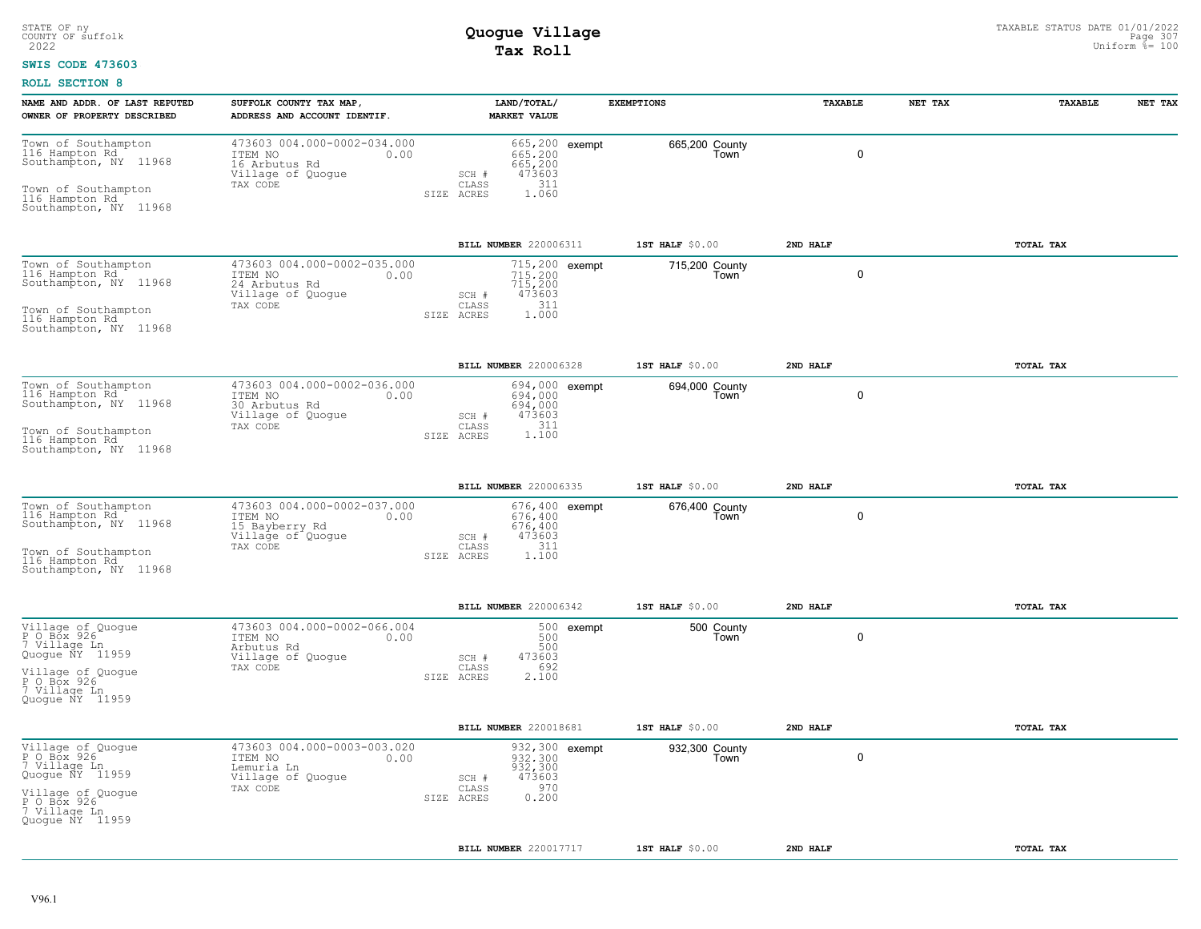STATE OF ny
COUNTY OF suffolk
2022

# Quogue Village
# Tax Roll

TAXABLE STATUS DATE 01/01/2022
Uniform %= 100

**SWIS CODE 473603**

**ROLL SECTION 8**

| NAME AND ADDR. OF LAST REPUTED OWNER OF PROPERTY DESCRIBED | SUFFOLK COUNTY TAX MAP, ADDRESS AND ACCOUNT IDENTIF. | LAND/TOTAL/ MARKET VALUE | EXEMPTIONS | TAXABLE | NET TAX | TAXABLE | NET TAX |
|---|---|---|---|---|---|---|---|
| Town of Southampton<br>116 Hampton Rd<br>Southampton, NY 11968<br><br>Town of Southampton<br>116 Hampton Rd<br>Southampton, NY 11968 | 473603 004.000-0002-034.000<br>ITEM NO 0.00<br>16 Arbutus Rd<br>Village of Quogue<br>TAX CODE | 665,200<br>665,200<br>665,200<br>SCH # 473603<br>CLASS 311<br>SIZE ACRES 1.060 | exempt 665,200 County<br>Town | 0 | | | |
| | | **BILL NUMBER** 220006311 | **1ST HALF** $0.00 | **2ND HALF** | | **TOTAL TAX** | |
| Town of Southampton<br>116 Hampton Rd<br>Southampton, NY 11968<br><br>Town of Southampton<br>116 Hampton Rd<br>Southampton, NY 11968 | 473603 004.000-0002-035.000<br>ITEM NO 0.00<br>24 Arbutus Rd<br>Village of Quogue<br>TAX CODE | 715,200<br>715,200<br>715,200<br>SCH # 473603<br>CLASS 311<br>SIZE ACRES 1.000 | exempt 715,200 County<br>Town | 0 | | | |
| | | **BILL NUMBER** 220006328 | **1ST HALF** $0.00 | **2ND HALF** | | **TOTAL TAX** | |
| Town of Southampton<br>116 Hampton Rd<br>Southampton, NY 11968<br><br>Town of Southampton<br>116 Hampton Rd<br>Southampton, NY 11968 | 473603 004.000-0002-036.000<br>ITEM NO 0.00<br>30 Arbutus Rd<br>Village of Quogue<br>TAX CODE | 694,000<br>694,000<br>694,000<br>SCH # 473603<br>CLASS 311<br>SIZE ACRES 1.100 | exempt 694,000 County<br>Town | 0 | | | |
| | | **BILL NUMBER** 220006335 | **1ST HALF** $0.00 | **2ND HALF** | | **TOTAL TAX** | |
| Town of Southampton<br>116 Hampton Rd<br>Southampton, NY 11968<br><br>Town of Southampton<br>116 Hampton Rd<br>Southampton, NY 11968 | 473603 004.000-0002-037.000<br>ITEM NO 0.00<br>15 Bayberry Rd<br>Village of Quogue<br>TAX CODE | 676,400<br>676,400<br>676,400<br>SCH # 473603<br>CLASS 311<br>SIZE ACRES 1.100 | exempt 676,400 County<br>Town | 0 | | | |
| | | **BILL NUMBER** 220006342 | **1ST HALF** $0.00 | **2ND HALF** | | **TOTAL TAX** | |
| Village of Quogue<br>P O Box 926<br>7 Village Ln<br>Quogue NY 11959<br><br>Village of Quogue<br>P O Box 926<br>7 Village Ln<br>Quogue NY 11959 | 473603 004.000-0002-066.004<br>ITEM NO 0.00<br>Arbutus Rd<br>Village of Quogue<br>TAX CODE | 500<br>500<br>500<br>SCH # 473603<br>CLASS 692<br>SIZE ACRES 2.100 | exempt 500 County<br>Town | 0 | | | |
| | | **BILL NUMBER** 220018681 | **1ST HALF** $0.00 | **2ND HALF** | | **TOTAL TAX** | |
| Village of Quogue<br>P O Box 926<br>7 Village Ln<br>Quogue NY 11959<br><br>Village of Quogue<br>P O Box 926<br>7 Village Ln<br>Quogue NY 11959 | 473603 004.000-0003-003.020<br>ITEM NO 0.00<br>Lemuria Ln<br>Village of Quogue<br>TAX CODE | 932,300<br>932,300<br>932,300<br>SCH # 473603<br>CLASS 970<br>SIZE ACRES 0.200 | exempt 932,300 County<br>Town | 0 | | | |
| | | **BILL NUMBER** 220017717 | **1ST HALF** $0.00 | **2ND HALF** | | **TOTAL TAX** | |

V96.1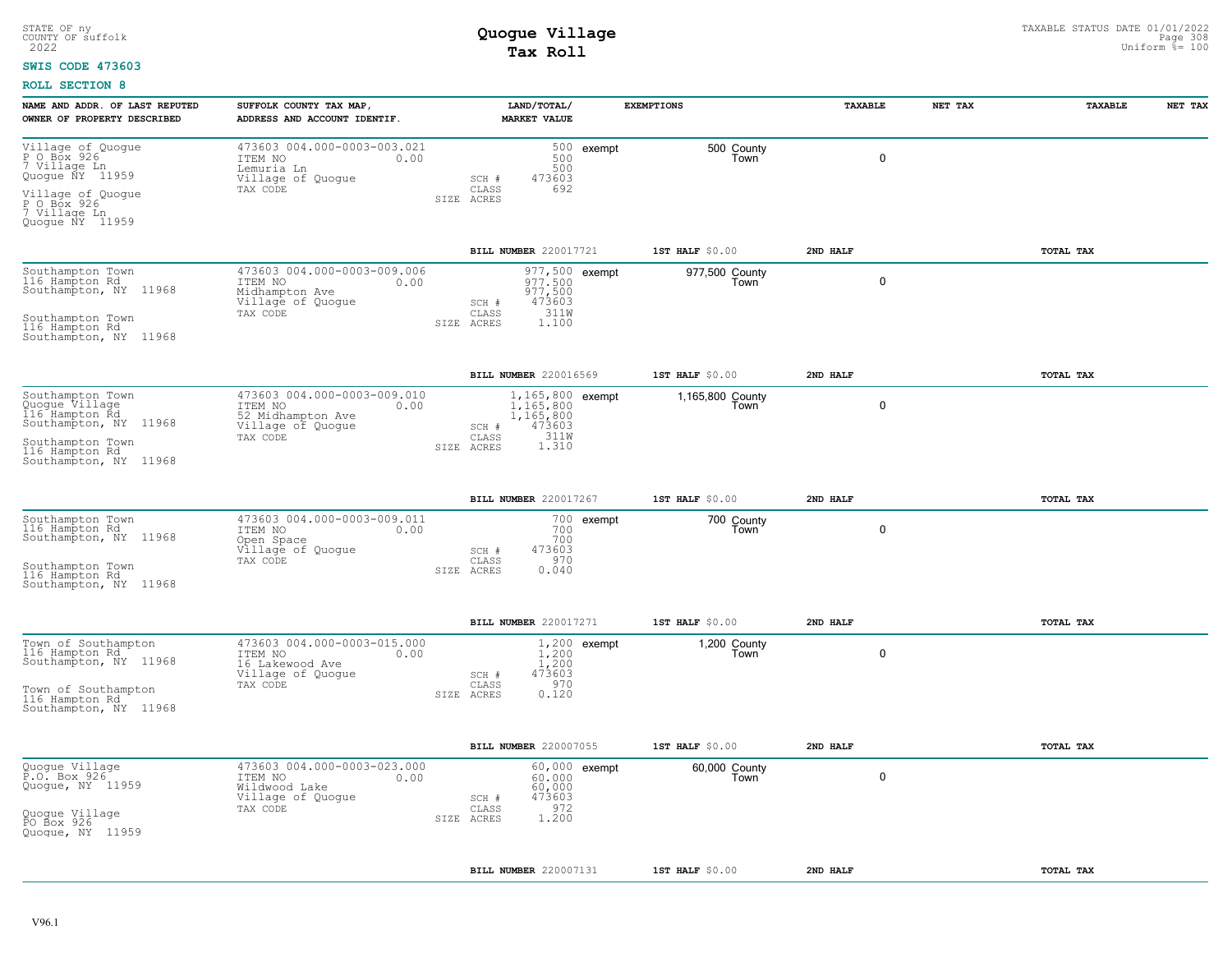STATE OF ny
COUNTY OF suffolk
2022

# Quogue Village
## Tax Roll

TAXABLE STATUS DATE 01/01/2022
Uniform %= 100

**SWIS CODE 473603**

**ROLL SECTION 8**

| NAME AND ADDR. OF LAST REPUTED OWNER OF PROPERTY DESCRIBED | SUFFOLK COUNTY TAX MAP, ADDRESS AND ACCOUNT IDENTIF. | LAND/TOTAL/ MARKET VALUE | EXEMPTIONS | TAXABLE | NET TAX | TAXABLE | NET TAX |
|---|---|---|---|---|---|---|---|
| Village of Quogue<br>P O Box 926<br>7 Village Ln<br>Quogue NY 11959<br><br>Village of Quogue<br>P O Box 926<br>7 Village Ln<br>Quogue NY 11959 | 473603 004.000-0003-003.021<br>ITEM NO 0.00<br>Lemuria Ln<br>Village of Quogue<br>TAX CODE | 500<br>500<br>500<br>SCH # 473603<br>CLASS 692<br>SIZE ACRES | exempt 500 County<br>Town | 0 | | | |
| | | BILL NUMBER 220017721 | 1ST HALF $0.00 | 2ND HALF | | TOTAL TAX | |
| Southampton Town<br>116 Hampton Rd<br>Southampton, NY 11968<br><br>Southampton Town<br>116 Hampton Rd<br>Southampton, NY 11968 | 473603 004.000-0003-009.006<br>ITEM NO 0.00<br>Midhampton Ave<br>Village of Quogue<br>TAX CODE | 977,500<br>977,500<br>977,500<br>SCH # 473603<br>CLASS 311W<br>SIZE ACRES 1.100 | exempt 977,500 County<br>Town | 0 | | | |
| | | BILL NUMBER 220016569 | 1ST HALF $0.00 | 2ND HALF | | TOTAL TAX | |
| Southampton Town<br>Quogue Village<br>116 Hampton Rd<br>Southampton, NY 11968<br><br>Southampton Town<br>116 Hampton Rd<br>Southampton, NY 11968 | 473603 004.000-0003-009.010<br>ITEM NO 0.00<br>52 Midhampton Ave<br>Village of Quogue<br>TAX CODE | 1,165,800<br>1,165,800<br>1,165,800<br>SCH # 473603<br>CLASS 311W<br>SIZE ACRES 1.310 | exempt 1,165,800 County<br>Town | 0 | | | |
| | | BILL NUMBER 220017267 | 1ST HALF $0.00 | 2ND HALF | | TOTAL TAX | |
| Southampton Town<br>116 Hampton Rd<br>Southampton, NY 11968<br><br>Southampton Town<br>116 Hampton Rd<br>Southampton, NY 11968 | 473603 004.000-0003-009.011<br>ITEM NO 0.00<br>Open Space<br>Village of Quogue<br>TAX CODE | 700<br>700<br>700<br>SCH # 473603<br>CLASS 970<br>SIZE ACRES 0.040 | exempt 700 County<br>Town | 0 | | | |
| | | BILL NUMBER 220017271 | 1ST HALF $0.00 | 2ND HALF | | TOTAL TAX | |
| Town of Southampton<br>116 Hampton Rd<br>Southampton, NY 11968<br><br>Town of Southampton<br>116 Hampton Rd<br>Southampton, NY 11968 | 473603 004.000-0003-015.000<br>ITEM NO 0.00<br>16 Lakewood Ave<br>Village of Quogue<br>TAX CODE | 1,200<br>1,200<br>1,200<br>SCH # 473603<br>CLASS 970<br>SIZE ACRES 0.120 | exempt 1,200 County<br>Town | 0 | | | |
| | | BILL NUMBER 220007055 | 1ST HALF $0.00 | 2ND HALF | | TOTAL TAX | |
| Quogue Village<br>P.O. Box 926<br>Quogue, NY 11959<br><br>Quogue Village<br>PO Box 926<br>Quogue, NY 11959 | 473603 004.000-0003-023.000<br>ITEM NO 0.00<br>Wildwood Lake<br>Village of Quogue<br>TAX CODE | 60,000<br>60,000<br>60,000<br>SCH # 473603<br>CLASS 972<br>SIZE ACRES 1.200 | exempt 60,000 County<br>Town | 0 | | | |
| | | BILL NUMBER 220007131 | 1ST HALF $0.00 | 2ND HALF | | TOTAL TAX | |

V96.1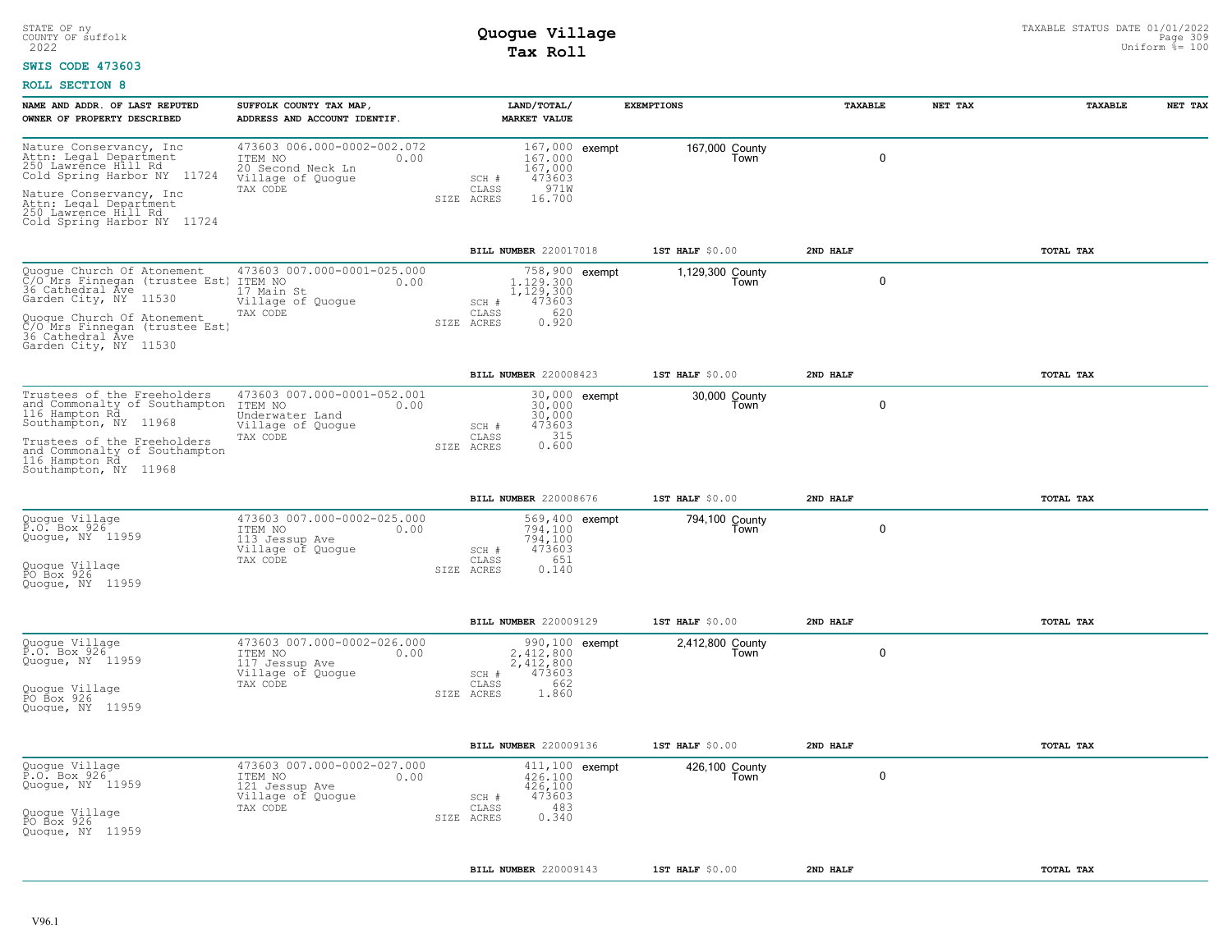STATE OF ny
COUNTY OF suffolk
2022

# Quogue Village
## Tax Roll

TAXABLE STATUS DATE 01/01/2022
Uniform %= 100

**SWIS CODE 473603**

**ROLL SECTION 8**

| NAME AND ADDR. OF LAST REPUTED OWNER OF PROPERTY DESCRIBED | SUFFOLK COUNTY TAX MAP, ADDRESS AND ACCOUNT IDENTIF. | LAND/TOTAL/ MARKET VALUE | EXEMPTIONS | TAXABLE | NET TAX | TAXABLE | NET TAX |
|---|---|---|---|---|---|---|---|
| Nature Conservancy, Inc<br>Attn: Legal Department<br>250 Lawrence Hill Rd<br>Cold Spring Harbor NY 11724<br><br>Nature Conservancy, Inc<br>Attn: Legal Department<br>250 Lawrence Hill Rd<br>Cold Spring Harbor NY 11724 | 473603 006.000-0002-002.072<br>ITEM NO 0.00<br>20 Second Neck Ln<br>Village of Quogue<br>TAX CODE | 167,000<br>167,000<br>167,000<br>SCH # 473603<br>CLASS 971W<br>SIZE ACRES 16.700 | exempt 167,000 County<br>Town | 0 | | | |
| | | BILL NUMBER 220017018 | 1ST HALF $0.00 | 2ND HALF | | TOTAL TAX | |
| Quogue Church Of Atonement<br>C/O Mrs Finnegan (trustee Est)<br>36 Cathedral Ave<br>Garden City, NY 11530<br><br>Quogue Church Of Atonement<br>C/O Mrs Finnegan (trustee Est)<br>36 Cathedral Ave<br>Garden City, NY 11530 | 473603 007.000-0001-025.000<br>ITEM NO 0.00<br>17 Main St<br>Village of Quogue<br>TAX CODE | 758,900<br>1,129,300<br>1,129,300<br>SCH # 473603<br>CLASS 620<br>SIZE ACRES 0.920 | exempt 1,129,300 County<br>Town | 0 | | | |
| | | BILL NUMBER 220008423 | 1ST HALF $0.00 | 2ND HALF | | TOTAL TAX | |
| Trustees of the Freeholders<br>and Commonalty of Southampton<br>116 Hampton Rd<br>Southampton, NY 11968<br><br>Trustees of the Freeholders<br>and Commonalty of Southampton<br>116 Hampton Rd<br>Southampton, NY 11968 | 473603 007.000-0001-052.001<br>ITEM NO 0.00<br>Underwater Land<br>Village of Quogue<br>TAX CODE | 30,000<br>30,000<br>30,000<br>SCH # 473603<br>CLASS 315<br>SIZE ACRES 0.600 | exempt 30,000 County<br>Town | 0 | | | |
| | | BILL NUMBER 220008676 | 1ST HALF $0.00 | 2ND HALF | | TOTAL TAX | |
| Quogue Village<br>P.O. Box 926<br>Quogue, NY 11959<br><br>Quogue Village<br>PO Box 926<br>Quogue, NY 11959 | 473603 007.000-0002-025.000<br>ITEM NO 0.00<br>113 Jessup Ave<br>Village of Quogue<br>TAX CODE | 569,400<br>794,100<br>794,100<br>SCH # 473603<br>CLASS 651<br>SIZE ACRES 0.140 | exempt 794,100 County<br>Town | 0 | | | |
| | | BILL NUMBER 220009129 | 1ST HALF $0.00 | 2ND HALF | | TOTAL TAX | |
| Quogue Village<br>P.O. Box 926<br>Quogue, NY 11959<br><br>Quogue Village<br>PO Box 926<br>Quogue, NY 11959 | 473603 007.000-0002-026.000<br>ITEM NO 0.00<br>117 Jessup Ave<br>Village of Quogue<br>TAX CODE | 990,100<br>2,412,800<br>2,412,800<br>SCH # 473603<br>CLASS 662<br>SIZE ACRES 1.860 | exempt 2,412,800 County<br>Town | 0 | | | |
| | | BILL NUMBER 220009136 | 1ST HALF $0.00 | 2ND HALF | | TOTAL TAX | |
| Quogue Village<br>P.O. Box 926<br>Quogue, NY 11959<br><br>Quogue Village<br>PO Box 926<br>Quogue, NY 11959 | 473603 007.000-0002-027.000<br>ITEM NO 0.00<br>121 Jessup Ave<br>Village of Quogue<br>TAX CODE | 411,100<br>426,100<br>426,100<br>SCH # 473603<br>CLASS 483<br>SIZE ACRES 0.340 | exempt 426,100 County<br>Town | 0 | | | |
| | | BILL NUMBER 220009143 | 1ST HALF $0.00 | 2ND HALF | | TOTAL TAX | |

V96.1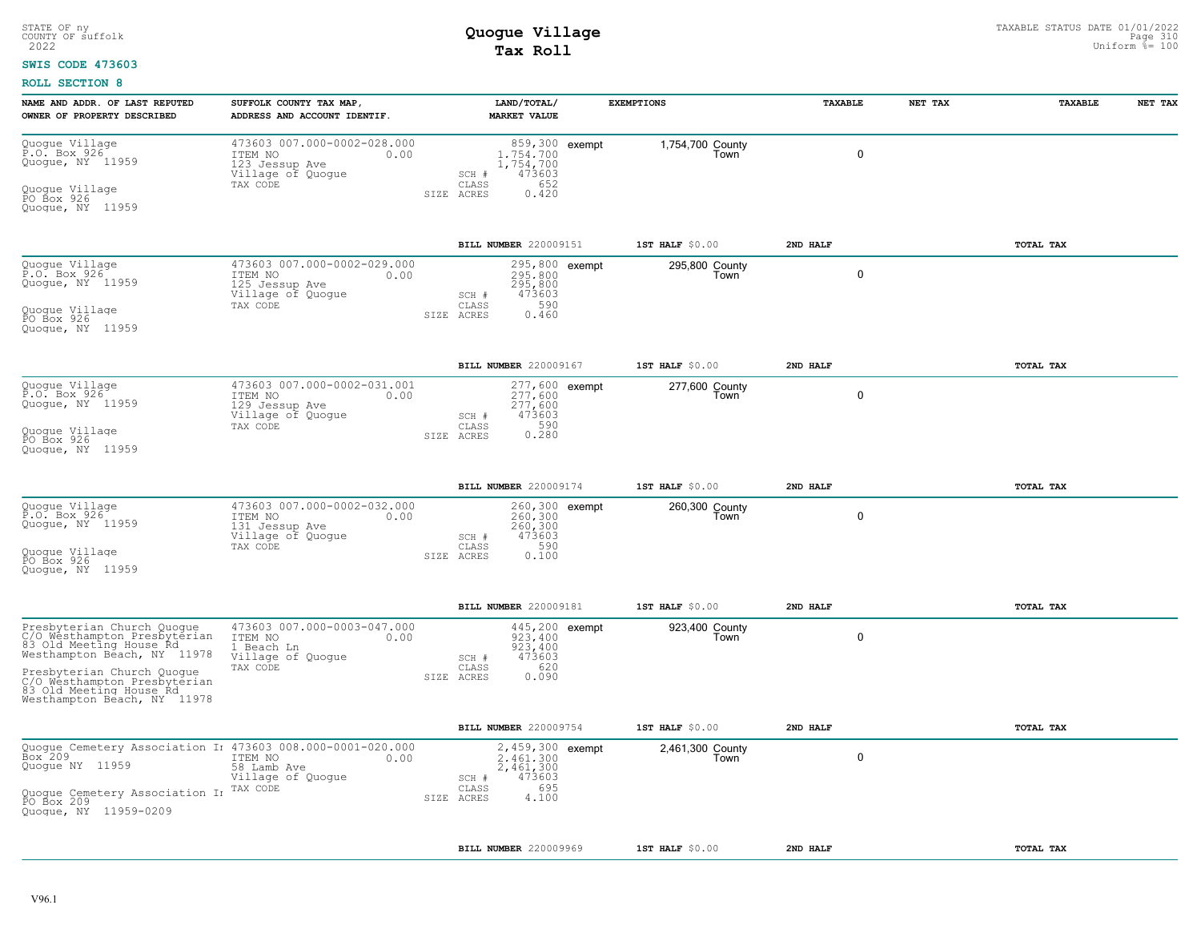STATE OF ny
COUNTY OF suffolk
2022

# Quogue Village
# Tax Roll

TAXABLE STATUS DATE 01/01/2022
Uniform %= 100

**SWIS CODE 473603**

**ROLL SECTION 8**

| NAME AND ADDR. OF LAST REPUTED OWNER OF PROPERTY DESCRIBED | SUFFOLK COUNTY TAX MAP, ADDRESS AND ACCOUNT IDENTIF. | LAND/TOTAL/ MARKET VALUE | EXEMPTIONS | | TAXABLE | NET TAX | TAXABLE | NET TAX |
|---|---|---|---|---|---|---|---|---|
| Quogue Village<br>P.O. Box 926<br>Quogue, NY 11959<br><br>Quogue Village<br>PO Box 926<br>Quogue, NY 11959 | 473603 007.000-0002-028.000<br>ITEM NO 0.00<br>123 Jessup Ave<br>Village of Quogue<br>TAX CODE | 859,300<br>1,754,700<br>1,754,700<br>SCH # 473603<br>CLASS 652<br>SIZE ACRES 0.420 | exempt | 1,754,700 County<br>Town | 0 | | | |
| | | **BILL NUMBER** 220009151 | **1ST HALF** $0.00 | | **2ND HALF** | | **TOTAL TAX** | |
| Quogue Village<br>P.O. Box 926<br>Quogue, NY 11959<br><br>Quogue Village<br>PO Box 926<br>Quogue, NY 11959 | 473603 007.000-0002-029.000<br>ITEM NO 0.00<br>125 Jessup Ave<br>Village of Quogue<br>TAX CODE | 295,800<br>295,800<br>295,800<br>SCH # 473603<br>CLASS 590<br>SIZE ACRES 0.460 | exempt | 295,800 County<br>Town | 0 | | | |
| | | **BILL NUMBER** 220009167 | **1ST HALF** $0.00 | | **2ND HALF** | | **TOTAL TAX** | |
| Quogue Village<br>P.O. Box 926<br>Quogue, NY 11959<br><br>Quogue Village<br>PO Box 926<br>Quogue, NY 11959 | 473603 007.000-0002-031.001<br>ITEM NO 0.00<br>129 Jessup Ave<br>Village of Quogue<br>TAX CODE | 277,600<br>277,600<br>277,600<br>SCH # 473603<br>CLASS 590<br>SIZE ACRES 0.280 | exempt | 277,600 County<br>Town | 0 | | | |
| | | **BILL NUMBER** 220009174 | **1ST HALF** $0.00 | | **2ND HALF** | | **TOTAL TAX** | |
| Quogue Village<br>P.O. Box 926<br>Quogue, NY 11959<br><br>Quogue Village<br>PO Box 926<br>Quogue, NY 11959 | 473603 007.000-0002-032.000<br>ITEM NO 0.00<br>131 Jessup Ave<br>Village of Quogue<br>TAX CODE | 260,300<br>260,300<br>260,300<br>SCH # 473603<br>CLASS 590<br>SIZE ACRES 0.100 | exempt | 260,300 County<br>Town | 0 | | | |
| | | **BILL NUMBER** 220009181 | **1ST HALF** $0.00 | | **2ND HALF** | | **TOTAL TAX** | |
| Presbyterian Church Quogue<br>C/O Westhampton Presbyterian<br>83 Old Meeting House Rd<br>Westhampton Beach, NY 11978<br><br>Presbyterian Church Quogue<br>C/O Westhampton Presbyterian<br>83 Old Meeting House Rd<br>Westhampton Beach, NY 11978 | 473603 007.000-0003-047.000<br>ITEM NO 0.00<br>1 Beach Ln<br>Village of Quogue<br>TAX CODE | 445,200<br>923,400<br>923,400<br>SCH # 473603<br>CLASS 620<br>SIZE ACRES 0.090 | exempt | 923,400 County<br>Town | 0 | | | |
| | | **BILL NUMBER** 220009754 | **1ST HALF** $0.00 | | **2ND HALF** | | **TOTAL TAX** | |
| Quogue Cemetery Association In<br>Box 209<br>Quogue NY 11959<br><br>Quogue Cemetery Association In<br>PO Box 209<br>Quogue, NY 11959-0209 | 473603 008.000-0001-020.000<br>ITEM NO 0.00<br>58 Lamb Ave<br>Village of Quogue<br>TAX CODE | 2,459,300<br>2,461,300<br>2,461,300<br>SCH # 473603<br>CLASS 695<br>SIZE ACRES 4.100 | exempt | 2,461,300 County<br>Town | 0 | | | |
| | | **BILL NUMBER** 220009969 | **1ST HALF** $0.00 | | **2ND HALF** | | **TOTAL TAX** | |

V96.1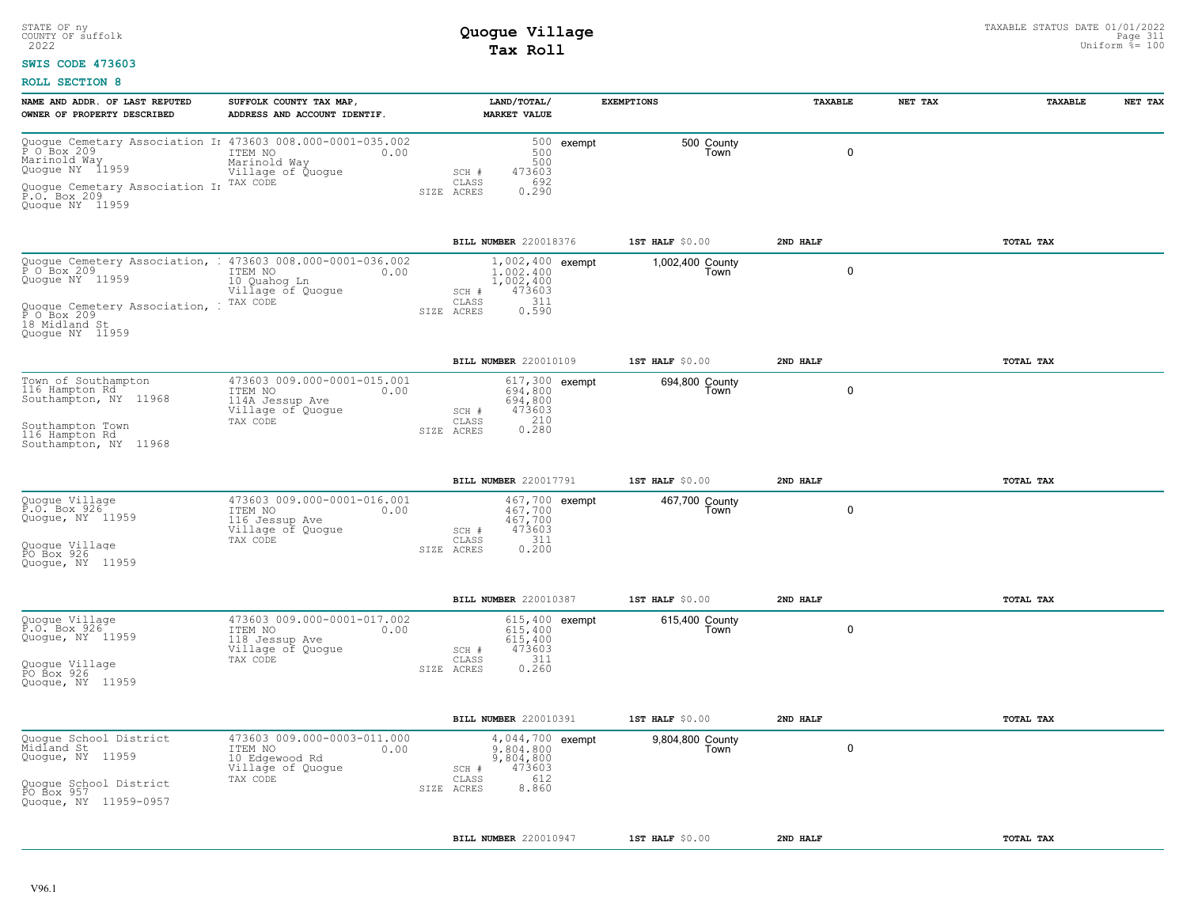STATE OF ny
COUNTY OF suffolk
2022

# Quogue Village
## Tax Roll

TAXABLE STATUS DATE 01/01/2022
Uniform %= 100

**SWIS CODE 473603**

**ROLL SECTION 8**

| NAME AND ADDR. OF LAST REPUTED OWNER OF PROPERTY DESCRIBED | SUFFOLK COUNTY TAX MAP, ADDRESS AND ACCOUNT IDENTIF. | LAND/TOTAL/ MARKET VALUE | EXEMPTIONS | TAXABLE | NET TAX | TAXABLE | NET TAX |
|---|---|---|---|---|---|---|---|
| Quogue Cemetary Association In<br>P O Box 209<br>Marinold Way<br>Quogue NY 11959<br><br>Quogue Cemetary Association In<br>P.O. Box 209<br>Quogue NY 11959 | 473603 008.000-0001-035.002<br>ITEM NO 0.00<br>Marinold Way<br>Village of Quogue<br>TAX CODE | 500<br>500<br>500<br>SCH # 473603<br>CLASS 692<br>SIZE ACRES 0.290 | exempt 500 County<br>Town | 0 | | | |
| | | BILL NUMBER 220018376 | 1ST HALF $0.00 | 2ND HALF | | TOTAL TAX | |
| Quogue Cemetery Association, I<br>P O Box 209<br>Quogue NY 11959<br><br>Quogue Cemetery Association, I<br>P O Box 209<br>18 Midland St<br>Quogue NY 11959 | 473603 008.000-0001-036.002<br>ITEM NO 0.00<br>10 Quahog Ln<br>Village of Quogue<br>TAX CODE | 1,002,400<br>1,002,400<br>1,002,400<br>SCH # 473603<br>CLASS 311<br>SIZE ACRES 0.590 | exempt 1,002,400 County<br>Town | 0 | | | |
| | | BILL NUMBER 220010109 | 1ST HALF $0.00 | 2ND HALF | | TOTAL TAX | |
| Town of Southampton<br>116 Hampton Rd<br>Southampton, NY 11968<br><br>Southampton Town<br>116 Hampton Rd<br>Southampton, NY 11968 | 473603 009.000-0001-015.001<br>ITEM NO 0.00<br>114A Jessup Ave<br>Village of Quogue<br>TAX CODE | 617,300<br>694,800<br>694,800<br>SCH # 473603<br>CLASS 210<br>SIZE ACRES 0.280 | exempt 694,800 County<br>Town | 0 | | | |
| | | BILL NUMBER 220017791 | 1ST HALF $0.00 | 2ND HALF | | TOTAL TAX | |
| Quogue Village<br>P.O. Box 926<br>Quogue, NY 11959<br><br>Quogue Village<br>PO Box 926<br>Quogue, NY 11959 | 473603 009.000-0001-016.001<br>ITEM NO 0.00<br>116 Jessup Ave<br>Village of Quogue<br>TAX CODE | 467,700<br>467,700<br>467,700<br>SCH # 473603<br>CLASS 311<br>SIZE ACRES 0.200 | exempt 467,700 County<br>Town | 0 | | | |
| | | BILL NUMBER 220010387 | 1ST HALF $0.00 | 2ND HALF | | TOTAL TAX | |
| Quogue Village<br>P.O. Box 926<br>Quogue, NY 11959<br><br>Quogue Village<br>PO Box 926<br>Quogue, NY 11959 | 473603 009.000-0001-017.002<br>ITEM NO 0.00<br>118 Jessup Ave<br>Village of Quogue<br>TAX CODE | 615,400<br>615,400<br>615,400<br>SCH # 473603<br>CLASS 311<br>SIZE ACRES 0.260 | exempt 615,400 County<br>Town | 0 | | | |
| | | BILL NUMBER 220010391 | 1ST HALF $0.00 | 2ND HALF | | TOTAL TAX | |
| Quogue School District<br>Midland St<br>Quogue, NY 11959<br><br>Quogue School District<br>PO Box 957<br>Quogue, NY 11959-0957 | 473603 009.000-0003-011.000<br>ITEM NO 0.00<br>10 Edgewood Rd<br>Village of Quogue<br>TAX CODE | 4,044,700<br>9,804,800<br>9,804,800<br>SCH # 473603<br>CLASS 612<br>SIZE ACRES 8.860 | exempt 9,804,800 County<br>Town | 0 | | | |
| | | BILL NUMBER 220010947 | 1ST HALF $0.00 | 2ND HALF | | TOTAL TAX | |

V96.1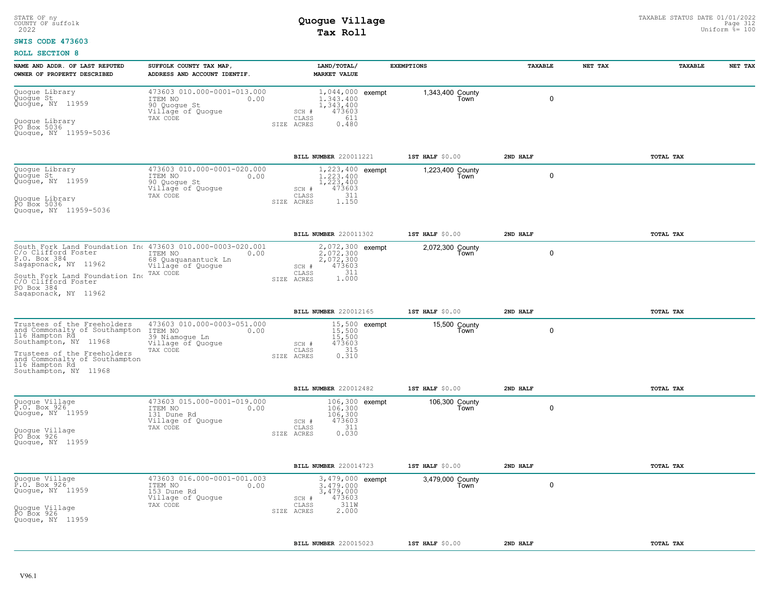STATE OF ny
COUNTY OF suffolk
2022

# Quogue Village
## Tax Roll

TAXABLE STATUS DATE 01/01/2022
Uniform %= 100

**SWIS CODE 473603**

**ROLL SECTION 8**

| NAME AND ADDR. OF LAST REPUTED OWNER OF PROPERTY DESCRIBED | SUFFOLK COUNTY TAX MAP, ADDRESS AND ACCOUNT IDENTIF. | LAND/TOTAL/ MARKET VALUE | EXEMPTIONS | TAXABLE | NET TAX | TAXABLE | NET TAX |
|---|---|---|---|---|---|---|---|
| Quogue Library<br>Quogue St<br>Quogue, NY 11959<br><br>Quogue Library<br>PO Box 5036<br>Quogue, NY 11959-5036 | 473603 010.000-0001-013.000<br>ITEM NO 0.00<br>90 Quogue St<br>Village of Quogue<br>TAX CODE | 1,044,000<br>1,343,400<br>1,343,400<br>SCH # 473603<br>CLASS 611<br>SIZE ACRES 0.480 | exempt 1,343,400 County Town | 0 | | | |
| | | **BILL NUMBER** 220011221 | **1ST HALF** $0.00 | **2ND HALF** | | **TOTAL TAX** | |
| Quogue Library<br>Quogue St<br>Quogue, NY 11959<br><br>Quogue Library<br>PO Box 5036<br>Quogue, NY 11959-5036 | 473603 010.000-0001-020.000<br>ITEM NO 0.00<br>90 Quogue St<br>Village of Quogue<br>TAX CODE | 1,223,400<br>1,223,400<br>1,223,400<br>SCH # 473603<br>CLASS 311<br>SIZE ACRES 1.150 | exempt 1,223,400 County Town | 0 | | | |
| | | **BILL NUMBER** 220011302 | **1ST HALF** $0.00 | **2ND HALF** | | **TOTAL TAX** | |
| South Fork Land Foundation Inc<br>C/o Clifford Foster<br>P.O. Box 384<br>Sagaponack, NY 11962<br><br>South Fork Land Foundation Inc<br>C/O Clifford Foster<br>PO Box 384<br>Sagaponack, NY 11962 | 473603 010.000-0003-020.001<br>ITEM NO 0.00<br>68 Quaquanantuck Ln<br>Village of Quogue<br>TAX CODE | 2,072,300<br>2,072,300<br>2,072,300<br>SCH # 473603<br>CLASS 311<br>SIZE ACRES 1.000 | exempt 2,072,300 County Town | 0 | | | |
| | | **BILL NUMBER** 220012165 | **1ST HALF** $0.00 | **2ND HALF** | | **TOTAL TAX** | |
| Trustees of the Freeholders and Commonalty of Southampton<br>116 Hampton Rd<br>Southampton, NY 11968<br><br>Trustees of the Freeholders and Commonalty of Southampton<br>116 Hampton Rd<br>Southampton, NY 11968 | 473603 010.000-0003-051.000<br>ITEM NO 0.00<br>39 Niamogue Ln<br>Village of Quogue<br>TAX CODE | 15,500<br>15,500<br>15,500<br>SCH # 473603<br>CLASS 315<br>SIZE ACRES 0.310 | exempt 15,500 County Town | 0 | | | |
| | | **BILL NUMBER** 220012482 | **1ST HALF** $0.00 | **2ND HALF** | | **TOTAL TAX** | |
| Quogue Village<br>P.O. Box 926<br>Quogue, NY 11959<br><br>Quogue Village<br>PO Box 926<br>Quogue, NY 11959 | 473603 015.000-0001-019.000<br>ITEM NO 0.00<br>131 Dune Rd<br>Village of Quogue<br>TAX CODE | 106,300<br>106,300<br>106,300<br>SCH # 473603<br>CLASS 311<br>SIZE ACRES 0.030 | exempt 106,300 County Town | 0 | | | |
| | | **BILL NUMBER** 220014723 | **1ST HALF** $0.00 | **2ND HALF** | | **TOTAL TAX** | |
| Quogue Village<br>P.O. Box 926<br>Quogue, NY 11959<br><br>Quogue Village<br>PO Box 926<br>Quogue, NY 11959 | 473603 016.000-0001-001.003<br>ITEM NO 0.00<br>153 Dune Rd<br>Village of Quogue<br>TAX CODE | 3,479,000<br>3,479,000<br>3,479,000<br>SCH # 473603<br>CLASS 311W<br>SIZE ACRES 2.000 | exempt 3,479,000 County Town | 0 | | | |
| | | **BILL NUMBER** 220015023 | **1ST HALF** $0.00 | **2ND HALF** | | **TOTAL TAX** | |

V96.1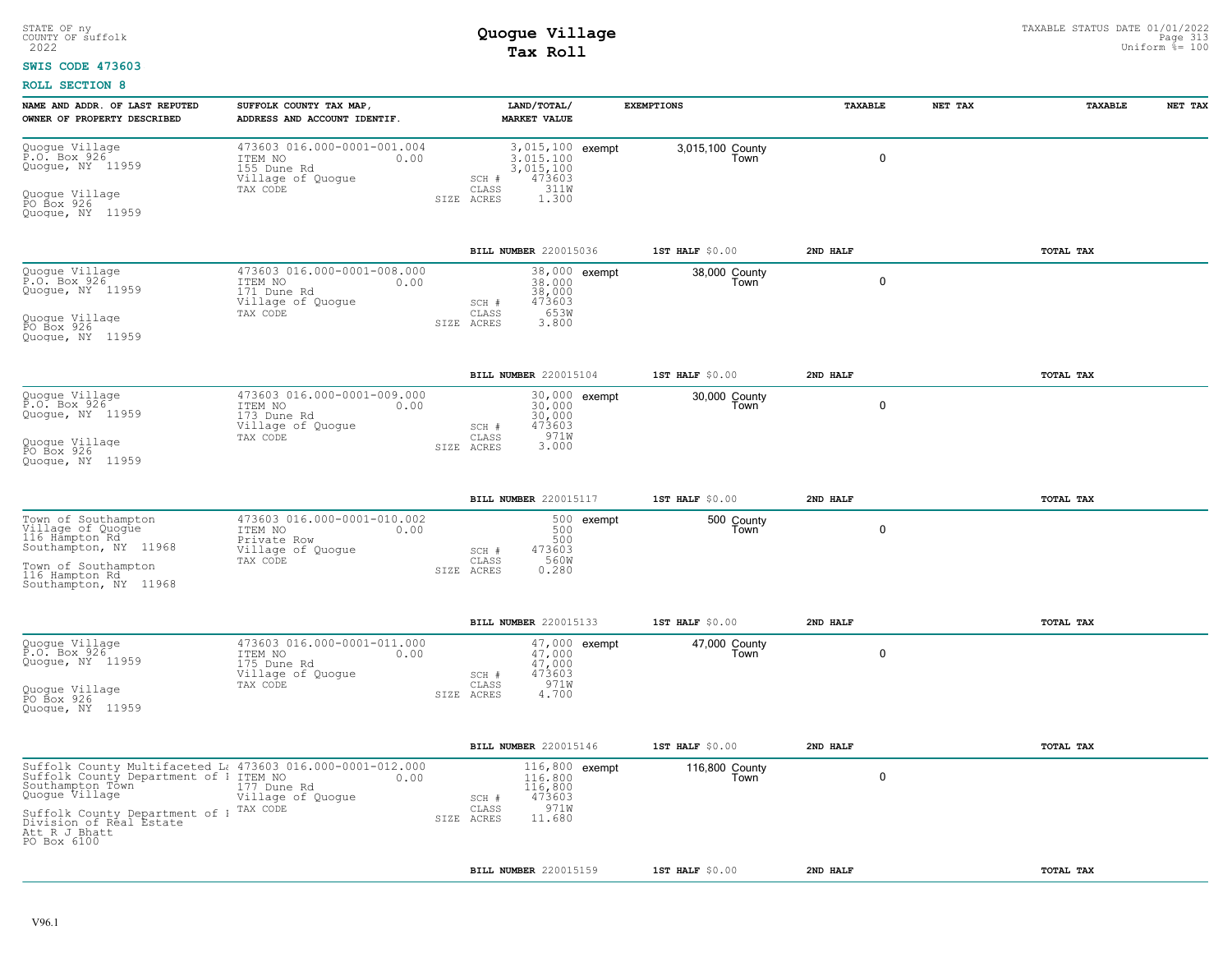STATE OF ny
COUNTY OF suffolk
2022

# Quogue Village
## Tax Roll

TAXABLE STATUS DATE 01/01/2022
Uniform %= 100

**SWIS CODE 473603**

**ROLL SECTION 8**

| NAME AND ADDR. OF LAST REPUTED OWNER OF PROPERTY DESCRIBED | SUFFOLK COUNTY TAX MAP, ADDRESS AND ACCOUNT IDENTIF. | LAND/TOTAL/ MARKET VALUE | EXEMPTIONS | TAXABLE | NET TAX | TAXABLE | NET TAX |
|---|---|---|---|---|---|---|---|
| Quogue Village<br>P.O. Box 926<br>Quogue, NY 11959<br><br>Quogue Village<br>PO Box 926<br>Quogue, NY 11959 | 473603 016.000-0001-001.004<br>ITEM NO 0.00<br>155 Dune Rd<br>Village of Quogue<br>TAX CODE | 3,015,100<br>3,015,100<br>3,015,100<br>SCH # 473603<br>CLASS 311W<br>SIZE ACRES 1.300 | exempt 3,015,100 County<br>Town | 0 | | | |
| | | BILL NUMBER 220015036 | 1ST HALF $0.00 | 2ND HALF | | TOTAL TAX | |
| Quogue Village<br>P.O. Box 926<br>Quogue, NY 11959<br><br>Quogue Village<br>PO Box 926<br>Quogue, NY 11959 | 473603 016.000-0001-008.000<br>ITEM NO 0.00<br>171 Dune Rd<br>Village of Quogue<br>TAX CODE | 38,000<br>38,000<br>38,000<br>SCH # 473603<br>CLASS 653W<br>SIZE ACRES 3.800 | exempt 38,000 County<br>Town | 0 | | | |
| | | BILL NUMBER 220015104 | 1ST HALF $0.00 | 2ND HALF | | TOTAL TAX | |
| Quogue Village<br>P.O. Box 926<br>Quogue, NY 11959<br><br>Quogue Village<br>PO Box 926<br>Quogue, NY 11959 | 473603 016.000-0001-009.000<br>ITEM NO 0.00<br>173 Dune Rd<br>Village of Quogue<br>TAX CODE | 30,000<br>30,000<br>30,000<br>SCH # 473603<br>CLASS 971W<br>SIZE ACRES 3.000 | exempt 30,000 County<br>Town | 0 | | | |
| | | BILL NUMBER 220015117 | 1ST HALF $0.00 | 2ND HALF | | TOTAL TAX | |
| Town of Southampton<br>Village of Quogue<br>116 Hampton Rd<br>Southampton, NY 11968<br><br>Town of Southampton<br>116 Hampton Rd<br>Southampton, NY 11968 | 473603 016.000-0001-010.002<br>ITEM NO 0.00<br>Private Row<br>Village of Quogue<br>TAX CODE | 500<br>500<br>500<br>SCH # 473603<br>CLASS 560W<br>SIZE ACRES 0.280 | exempt 500 County<br>Town | 0 | | | |
| | | BILL NUMBER 220015133 | 1ST HALF $0.00 | 2ND HALF | | TOTAL TAX | |
| Quogue Village<br>P.O. Box 926<br>Quogue, NY 11959<br><br>Quogue Village<br>PO Box 926<br>Quogue, NY 11959 | 473603 016.000-0001-011.000<br>ITEM NO 0.00<br>175 Dune Rd<br>Village of Quogue<br>TAX CODE | 47,000<br>47,000<br>47,000<br>SCH # 473603<br>CLASS 971W<br>SIZE ACRES 4.700 | exempt 47,000 County<br>Town | 0 | | | |
| | | BILL NUMBER 220015146 | 1ST HALF $0.00 | 2ND HALF | | TOTAL TAX | |
| Suffolk County Multifaceted La<br>Suffolk County Department of I<br>Southampton Town<br>Quogue Village<br><br>Suffolk County Department of I<br>Division of Real Estate<br>Att R J Bhatt<br>PO Box 6100 | 473603 016.000-0001-012.000<br>ITEM NO 0.00<br>177 Dune Rd<br>Village of Quogue<br>TAX CODE | 116,800<br>116,800<br>116,800<br>SCH # 473603<br>CLASS 971W<br>SIZE ACRES 11.680 | exempt 116,800 County<br>Town | 0 | | | |
| | | BILL NUMBER 220015159 | 1ST HALF $0.00 | 2ND HALF | | TOTAL TAX | |

V96.1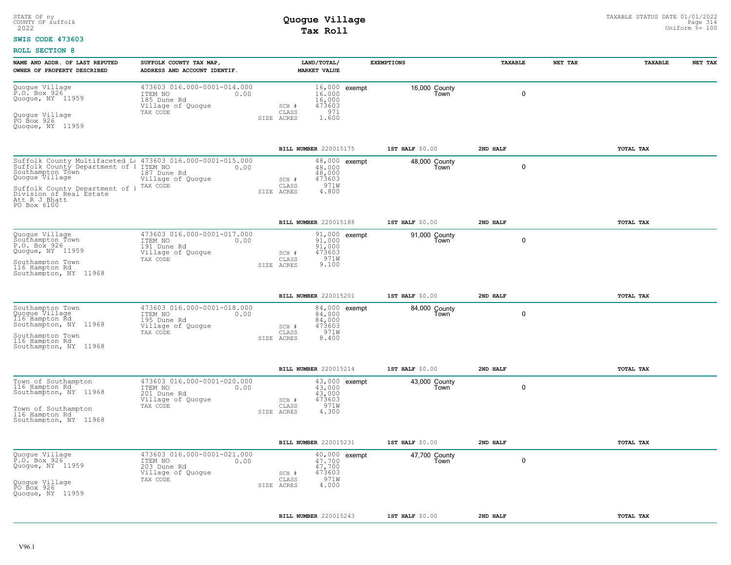STATE OF ny
COUNTY OF suffolk
2022

# Quogue Village
## Tax Roll

TAXABLE STATUS DATE 01/01/2022
Uniform %= 100

**SWIS CODE 473603**

**ROLL SECTION 8**

| NAME AND ADDR. OF LAST REPUTED OWNER OF PROPERTY DESCRIBED | SUFFOLK COUNTY TAX MAP, ADDRESS AND ACCOUNT IDENTIF. | LAND/TOTAL/ MARKET VALUE | EXEMPTIONS | TAXABLE | NET TAX | TAXABLE | NET TAX |
|---|---|---|---|---|---|---|---|
| Quogue Village<br>P.O. Box 926<br>Quogue, NY 11959<br><br>Quogue Village<br>PO Box 926<br>Quogue, NY 11959 | 473603 016.000-0001-014.000<br>ITEM NO 0.00<br>185 Dune Rd<br>Village of Quogue<br>TAX CODE | 16,000<br>16,000<br>16,000<br>SCH # 473603<br>CLASS 971<br>SIZE ACRES 1.600 | exempt 16,000 County<br>Town | 0 | | | |
| | | BILL NUMBER 220015175 | 1ST HALF $0.00 | 2ND HALF | | TOTAL TAX | |
| Suffolk County Multifaceted La<br>Suffolk County Department of I<br>Southampton Town<br>Quogue Village<br><br>Suffolk County Department of I<br>Division of Real Estate<br>Att R J Bhatt<br>PO Box 6100 | 473603 016.000-0001-015.000<br>ITEM NO 0.00<br>187 Dune Rd<br>Village of Quogue<br>TAX CODE | 48,000<br>48,000<br>48,000<br>SCH # 473603<br>CLASS 971W<br>SIZE ACRES 4.800 | exempt 48,000 County<br>Town | 0 | | | |
| | | BILL NUMBER 220015188 | 1ST HALF $0.00 | 2ND HALF | | TOTAL TAX | |
| Quogue Village<br>Southampton Town<br>P.O. Box 926<br>Quogue, NY 11959<br><br>Southampton Town<br>116 Hampton Rd<br>Southampton, NY 11968 | 473603 016.000-0001-017.000<br>ITEM NO 0.00<br>191 Dune Rd<br>Village of Quogue<br>TAX CODE | 91,000<br>91,000<br>91,000<br>SCH # 473603<br>CLASS 971W<br>SIZE ACRES 9.100 | exempt 91,000 County<br>Town | 0 | | | |
| | | BILL NUMBER 220015201 | 1ST HALF $0.00 | 2ND HALF | | TOTAL TAX | |
| Southampton Town<br>Quogue Village<br>116 Hampton Rd<br>Southampton, NY 11968<br><br>Southampton Town<br>116 Hampton Rd<br>Southampton, NY 11968 | 473603 016.000-0001-018.000<br>ITEM NO 0.00<br>195 Dune Rd<br>Village of Quogue<br>TAX CODE | 84,000<br>84,000<br>84,000<br>SCH # 473603<br>CLASS 971W<br>SIZE ACRES 8.400 | exempt 84,000 County<br>Town | 0 | | | |
| | | BILL NUMBER 220015214 | 1ST HALF $0.00 | 2ND HALF | | TOTAL TAX | |
| Town of Southampton<br>116 Hampton Rd<br>Southampton, NY 11968<br><br>Town of Southampton<br>116 Hampton Rd<br>Southampton, NY 11968 | 473603 016.000-0001-020.000<br>ITEM NO 0.00<br>201 Dune Rd<br>Village of Quogue<br>TAX CODE | 43,000<br>43,000<br>43,000<br>SCH # 473603<br>CLASS 971W<br>SIZE ACRES 4.300 | exempt 43,000 County<br>Town | 0 | | | |
| | | BILL NUMBER 220015231 | 1ST HALF $0.00 | 2ND HALF | | TOTAL TAX | |
| Quogue Village<br>P.O. Box 926<br>Quogue, NY 11959<br><br>Quogue Village<br>PO Box 926<br>Quogue, NY 11959 | 473603 016.000-0001-021.000<br>ITEM NO 0.00<br>203 Dune Rd<br>Village of Quogue<br>TAX CODE | 40,000<br>47,700<br>47,700<br>SCH # 473603<br>CLASS 971W<br>SIZE ACRES 4.000 | exempt 47,700 County<br>Town | 0 | | | |
| | | BILL NUMBER 220015243 | 1ST HALF $0.00 | 2ND HALF | | TOTAL TAX | |

V96.1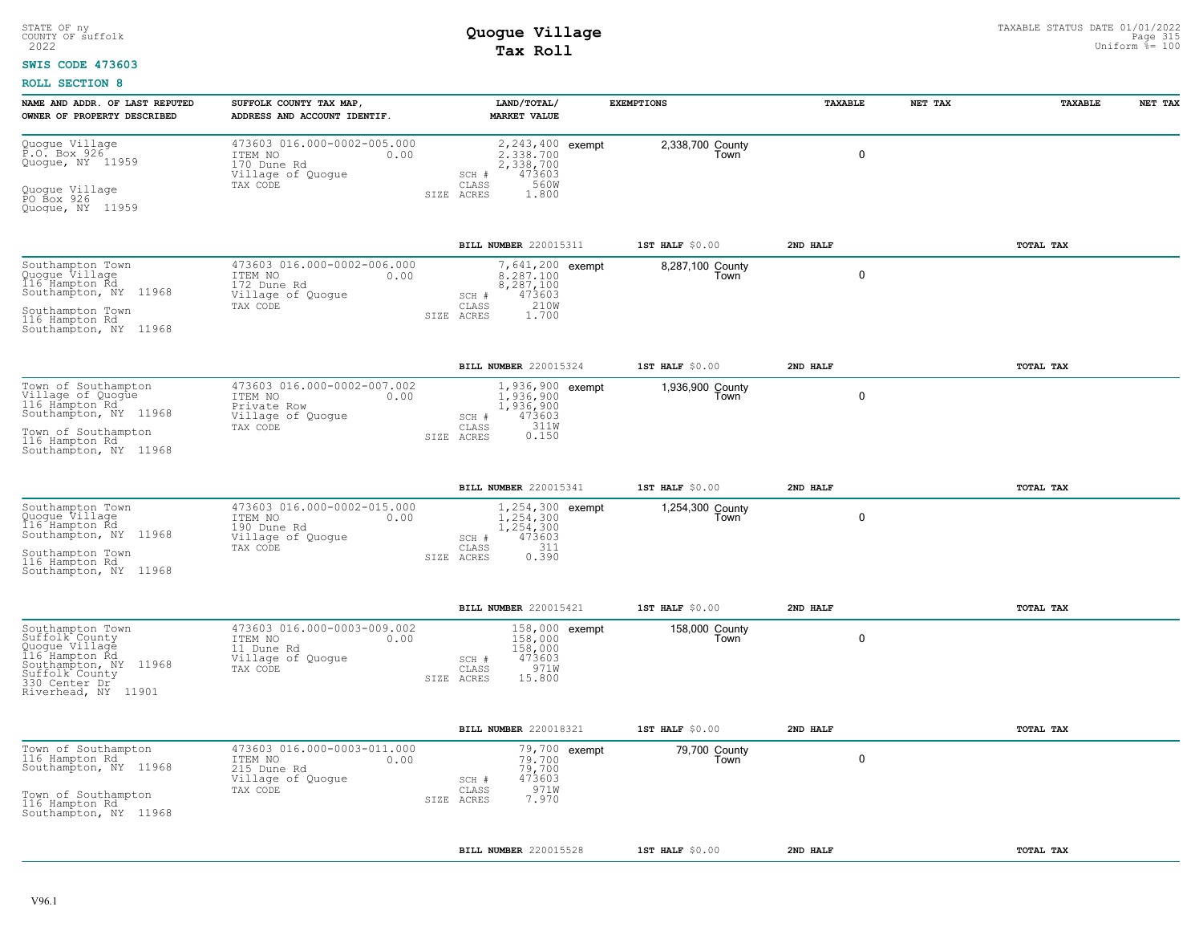STATE OF ny
COUNTY OF suffolk
2022

# Quogue Village
## Tax Roll

TAXABLE STATUS DATE 01/01/2022
Uniform %= 100

**SWIS CODE 473603**

**ROLL SECTION 8**

| NAME AND ADDR. OF LAST REPUTED OWNER OF PROPERTY DESCRIBED | SUFFOLK COUNTY TAX MAP, ADDRESS AND ACCOUNT IDENTIF. | LAND/TOTAL/ MARKET VALUE | EXEMPTIONS | TAXABLE | NET TAX | TAXABLE | NET TAX |
|---|---|---|---|---|---|---|---|
| Quogue Village<br>P.O. Box 926<br>Quogue, NY 11959<br><br>Quogue Village<br>PO Box 926<br>Quogue, NY 11959 | 473603 016.000-0002-005.000<br>ITEM NO 0.00<br>170 Dune Rd<br>Village of Quogue<br>TAX CODE | 2,243,400<br>2,338,700<br>2,338,700<br>SCH # 473603<br>CLASS 560W<br>SIZE ACRES 1.800 | exempt 2,338,700 County Town | 0 | | | |
| | | BILL NUMBER 220015311 | 1ST HALF $0.00 | 2ND HALF | | TOTAL TAX | |
| Southampton Town<br>Quogue Village<br>116 Hampton Rd<br>Southampton, NY 11968<br><br>Southampton Town<br>116 Hampton Rd<br>Southampton, NY 11968 | 473603 016.000-0002-006.000<br>ITEM NO 0.00<br>172 Dune Rd<br>Village of Quogue<br>TAX CODE | 7,641,200<br>8,287,100<br>8,287,100<br>SCH # 473603<br>CLASS 210W<br>SIZE ACRES 1.700 | exempt 8,287,100 County Town | 0 | | | |
| | | BILL NUMBER 220015324 | 1ST HALF $0.00 | 2ND HALF | | TOTAL TAX | |
| Town of Southampton<br>Village of Quogue<br>116 Hampton Rd<br>Southampton, NY 11968<br><br>Town of Southampton<br>116 Hampton Rd<br>Southampton, NY 11968 | 473603 016.000-0002-007.002<br>ITEM NO 0.00<br>Private Row<br>Village of Quogue<br>TAX CODE | 1,936,900<br>1,936,900<br>1,936,900<br>SCH # 473603<br>CLASS 311W<br>SIZE ACRES 0.150 | exempt 1,936,900 County Town | 0 | | | |
| | | BILL NUMBER 220015341 | 1ST HALF $0.00 | 2ND HALF | | TOTAL TAX | |
| Southampton Town<br>Quogue Village<br>116 Hampton Rd<br>Southampton, NY 11968<br><br>Southampton Town<br>116 Hampton Rd<br>Southampton, NY 11968 | 473603 016.000-0002-015.000<br>ITEM NO 0.00<br>190 Dune Rd<br>Village of Quogue<br>TAX CODE | 1,254,300<br>1,254,300<br>1,254,300<br>SCH # 473603<br>CLASS 311<br>SIZE ACRES 0.390 | exempt 1,254,300 County Town | 0 | | | |
| | | BILL NUMBER 220015421 | 1ST HALF $0.00 | 2ND HALF | | TOTAL TAX | |
| Southampton Town<br>Suffolk County<br>Quogue Village<br>116 Hampton Rd<br>Southampton, NY 11968<br>Suffolk County<br>330 Center Dr<br>Riverhead, NY 11901 | 473603 016.000-0003-009.002<br>ITEM NO 0.00<br>11 Dune Rd<br>Village of Quogue<br>TAX CODE | 158,000<br>158,000<br>158,000<br>SCH # 473603<br>CLASS 971W<br>SIZE ACRES 15.800 | exempt 158,000 County Town | 0 | | | |
| | | BILL NUMBER 220018321 | 1ST HALF $0.00 | 2ND HALF | | TOTAL TAX | |
| Town of Southampton<br>116 Hampton Rd<br>Southampton, NY 11968<br><br>Town of Southampton<br>116 Hampton Rd<br>Southampton, NY 11968 | 473603 016.000-0003-011.000<br>ITEM NO 0.00<br>215 Dune Rd<br>Village of Quogue<br>TAX CODE | 79,700<br>79,700<br>79,700<br>SCH # 473603<br>CLASS 971W<br>SIZE ACRES 7.970 | exempt 79,700 County Town | 0 | | | |
| | | BILL NUMBER 220015528 | 1ST HALF $0.00 | 2ND HALF | | TOTAL TAX | |

V96.1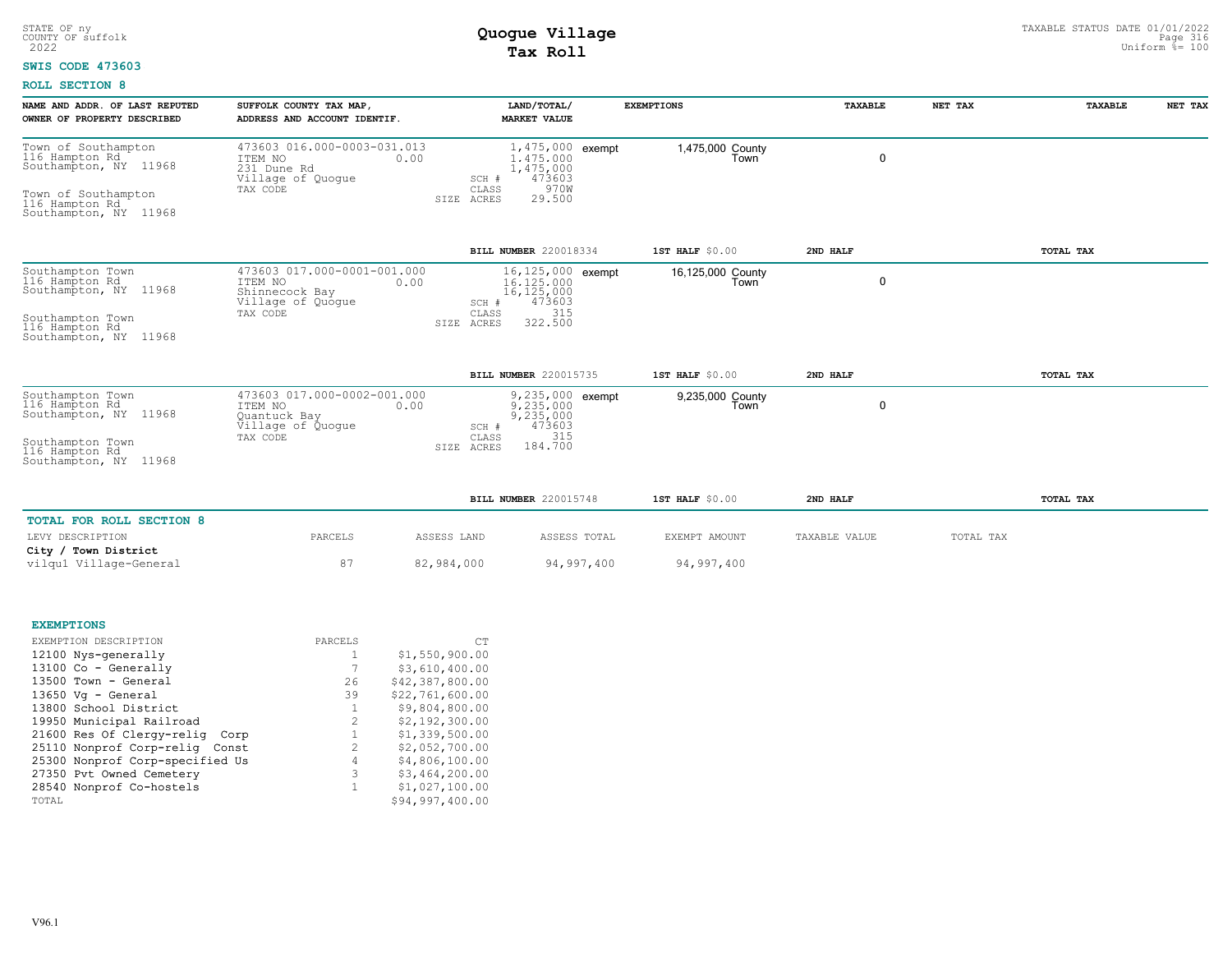STATE OF ny
COUNTY OF suffolk
2022

# Quogue Village
## Tax Roll

TAXABLE STATUS DATE 01/01/2022
Uniform %= 100

**SWIS CODE 473603**

**ROLL SECTION 8**

| NAME AND ADDR. OF LAST REPUTED OWNER OF PROPERTY DESCRIBED | SUFFOLK COUNTY TAX MAP, ADDRESS AND ACCOUNT IDENTIF. | LAND/TOTAL/ MARKET VALUE | EXEMPTIONS | TAXABLE | NET TAX | TAXABLE | NET TAX |
|---|---|---|---|---|---|---|---|
| Town of Southampton<br>116 Hampton Rd<br>Southampton, NY 11968<br><br>Town of Southampton<br>116 Hampton Rd<br>Southampton, NY 11968 | 473603 016.000-0003-031.013<br>ITEM NO 0.00<br>231 Dune Rd<br>Village of Quogue<br>TAX CODE | 1,475,000<br>1,475,000<br>1,475,000<br>SCH # 473603<br>CLASS 970W<br>SIZE ACRES 29.500 | exempt 1,475,000 County Town | 0 | | | |
| | | BILL NUMBER 220018334 | 1ST HALF $0.00 | 2ND HALF | | TOTAL TAX | |
| Southampton Town<br>116 Hampton Rd<br>Southampton, NY 11968<br><br>Southampton Town<br>116 Hampton Rd<br>Southampton, NY 11968 | 473603 017.000-0001-001.000<br>ITEM NO 0.00<br>Shinnecock Bay<br>Village of Quogue<br>TAX CODE | 16,125,000<br>16,125,000<br>16,125,000<br>SCH # 473603<br>CLASS 315<br>SIZE ACRES 322.500 | exempt 16,125,000 County Town | 0 | | | |
| | | BILL NUMBER 220015735 | 1ST HALF $0.00 | 2ND HALF | | TOTAL TAX | |
| Southampton Town<br>116 Hampton Rd<br>Southampton, NY 11968<br><br>Southampton Town<br>116 Hampton Rd<br>Southampton, NY 11968 | 473603 017.000-0002-001.000<br>ITEM NO 0.00<br>Quantuck Bay<br>Village of Quogue<br>TAX CODE | 9,235,000<br>9,235,000<br>9,235,000<br>SCH # 473603<br>CLASS 315<br>SIZE ACRES 184.700 | exempt 9,235,000 County Town | 0 | | | |
| | | BILL NUMBER 220015748 | 1ST HALF $0.00 | 2ND HALF | | TOTAL TAX | |

**TOTAL FOR ROLL SECTION 8**

| LEVY DESCRIPTION | PARCELS | ASSESS LAND | ASSESS TOTAL | EXEMPT AMOUNT | TAXABLE VALUE | TOTAL TAX |
|---|---|---|---|---|---|---|
| **City / Town District** | | | | | | |
| vilqu1 Village-General | 87 | 82,984,000 | 94,997,400 | 94,997,400 | | |

**EXEMPTIONS**

| EXEMPTION DESCRIPTION | PARCELS | CT |
|---|---|---|
| 12100 Nys-generally | 1 | $1,550,900.00 |
| 13100 Co - Generally | 7 | $3,610,400.00 |
| 13500 Town - General | 26 | $42,387,800.00 |
| 13650 Vg - General | 39 | $22,761,600.00 |
| 13800 School District | 1 | $9,804,800.00 |
| 19950 Municipal Railroad | 2 | $2,192,300.00 |
| 21600 Res Of Clergy-relig Corp | 1 | $1,339,500.00 |
| 25110 Nonprof Corp-relig Const | 2 | $2,052,700.00 |
| 25300 Nonprof Corp-specified Us | 4 | $4,806,100.00 |
| 27350 Pvt Owned Cemetery | 3 | $3,464,200.00 |
| 28540 Nonprof Co-hostels | 1 | $1,027,100.00 |
| TOTAL | | $94,997,400.00 |

V96.1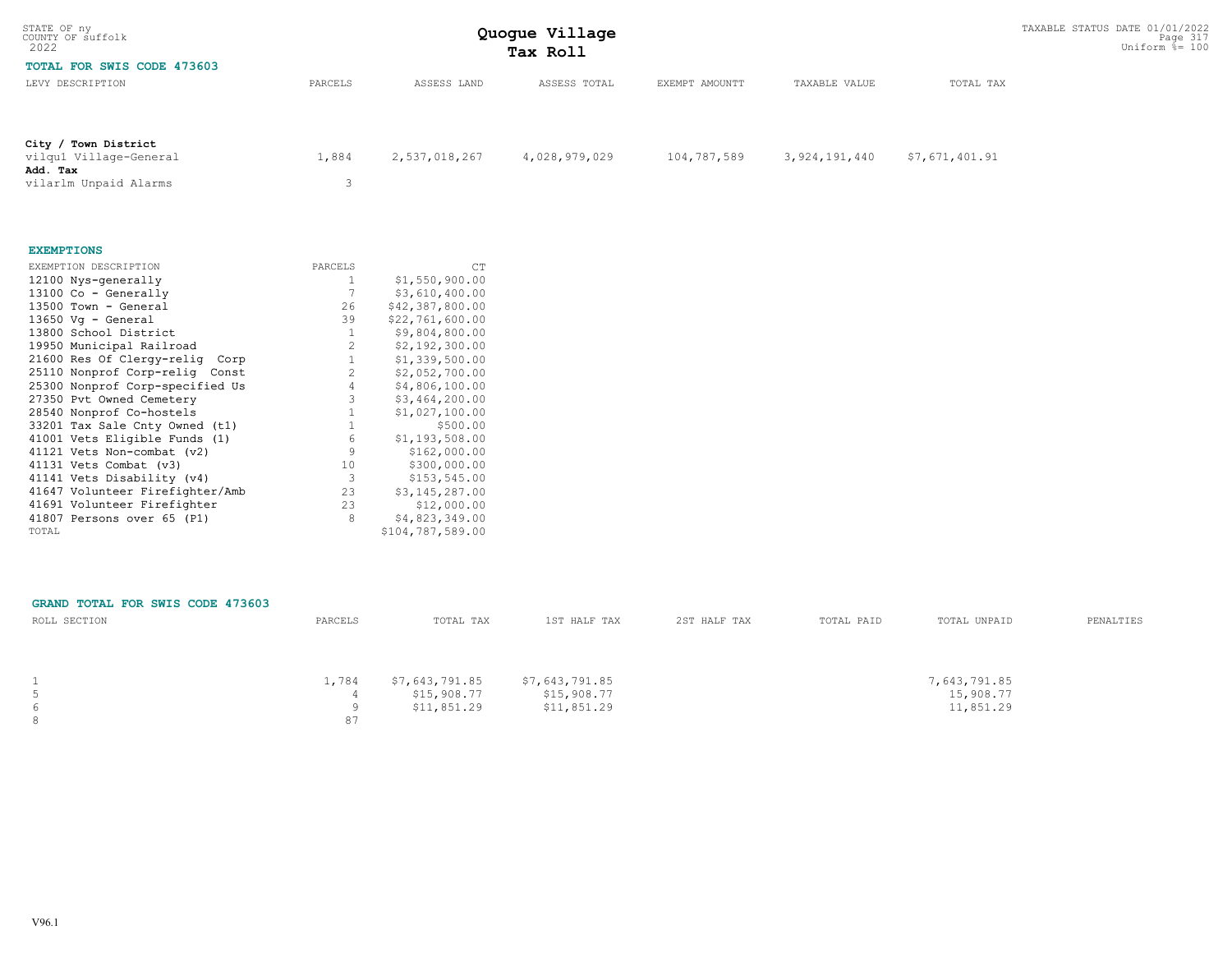STATE OF ny
COUNTY OF suffolk
2022

# Quogue Village
## Tax Roll

TAXABLE STATUS DATE 01/01/2022
Uniform %= 100

### TOTAL FOR SWIS CODE 473603

| LEVY DESCRIPTION | PARCELS | ASSESS LAND | ASSESS TOTAL | EXEMPT AMOUNTT | TAXABLE VALUE | TOTAL TAX |
|---|---|---|---|---|---|---|
| **City / Town District** | | | | | | |
| vilqu1 Village-General | 1,884 | 2,537,018,267 | 4,028,979,029 | 104,787,589 | 3,924,191,440 | $7,671,401.91 |
| **Add. Tax** | | | | | | |
| vilarlm Unpaid Alarms | 3 | | | | | |

### EXEMPTIONS

| EXEMPTION DESCRIPTION | PARCELS | CT |
|---|---|---|
| 12100 Nys-generally | 1 | $1,550,900.00 |
| 13100 Co - Generally | 7 | $3,610,400.00 |
| 13500 Town - General | 26 | $42,387,800.00 |
| 13650 Vg - General | 39 | $22,761,600.00 |
| 13800 School District | 1 | $9,804,800.00 |
| 19950 Municipal Railroad | 2 | $2,192,300.00 |
| 21600 Res Of Clergy-relig Corp | 1 | $1,339,500.00 |
| 25110 Nonprof Corp-relig Const | 2 | $2,052,700.00 |
| 25300 Nonprof Corp-specified Us | 4 | $4,806,100.00 |
| 27350 Pvt Owned Cemetery | 3 | $3,464,200.00 |
| 28540 Nonprof Co-hostels | 1 | $1,027,100.00 |
| 33201 Tax Sale Cnty Owned (t1) | 1 | $500.00 |
| 41001 Vets Eligible Funds (1) | 6 | $1,193,508.00 |
| 41121 Vets Non-combat (v2) | 9 | $162,000.00 |
| 41131 Vets Combat (v3) | 10 | $300,000.00 |
| 41141 Vets Disability (v4) | 3 | $153,545.00 |
| 41647 Volunteer Firefighter/Amb | 23 | $3,145,287.00 |
| 41691 Volunteer Firefighter | 23 | $12,000.00 |
| 41807 Persons over 65 (P1) | 8 | $4,823,349.00 |
| TOTAL | | $104,787,589.00 |

### GRAND TOTAL FOR SWIS CODE 473603

| ROLL SECTION | PARCELS | TOTAL TAX | 1ST HALF TAX | 2ST HALF TAX | TOTAL PAID | TOTAL UNPAID | PENALTIES |
|---|---|---|---|---|---|---|---|
| 1 | 1,784 | $7,643,791.85 | $7,643,791.85 | | | 7,643,791.85 | |
| 5 | 4 | $15,908.77 | $15,908.77 | | | 15,908.77 | |
| 6 | 9 | $11,851.29 | $11,851.29 | | | 11,851.29 | |
| 8 | 87 | | | | | | |

V96.1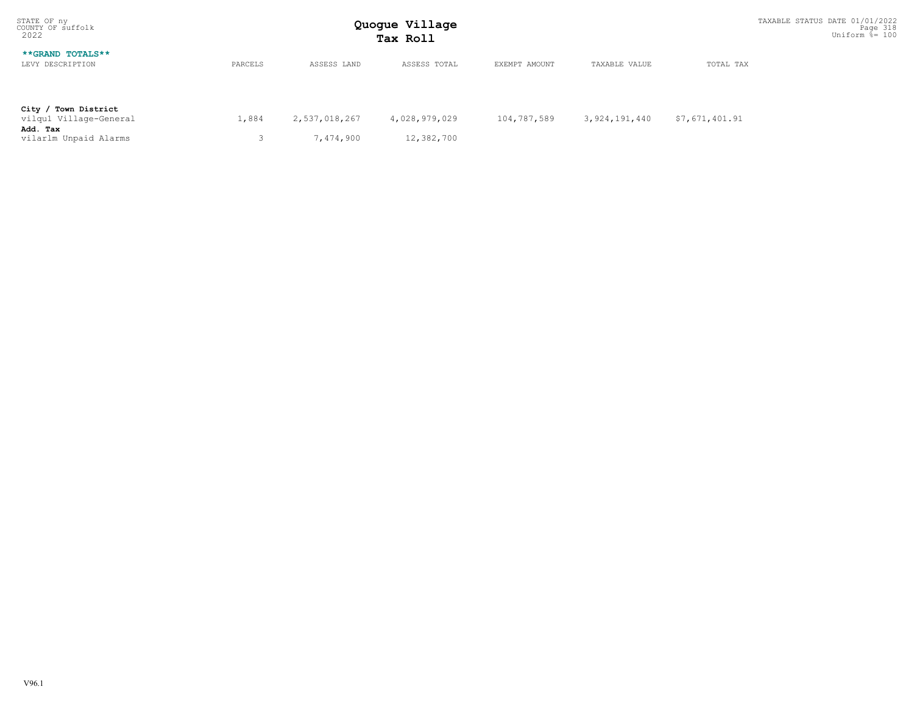STATE OF ny
COUNTY OF suffolk
2022

# Quogue Village
## Tax Roll

TAXABLE STATUS DATE 01/01/2022
Uniform %= 100

**\*\*GRAND TOTALS\*\***

| LEVY DESCRIPTION | PARCELS | ASSESS LAND | ASSESS TOTAL | EXEMPT AMOUNT | TAXABLE VALUE | TOTAL TAX |
|---|---|---|---|---|---|---|
| **City / Town District** | | | | | | |
| vilqu1 Village-General | 1,884 | 2,537,018,267 | 4,028,979,029 | 104,787,589 | 3,924,191,440 | $7,671,401.91 |
| **Add. Tax** | | | | | | |
| vilarlm Unpaid Alarms | 3 | 7,474,900 | 12,382,700 | | | |

V96.1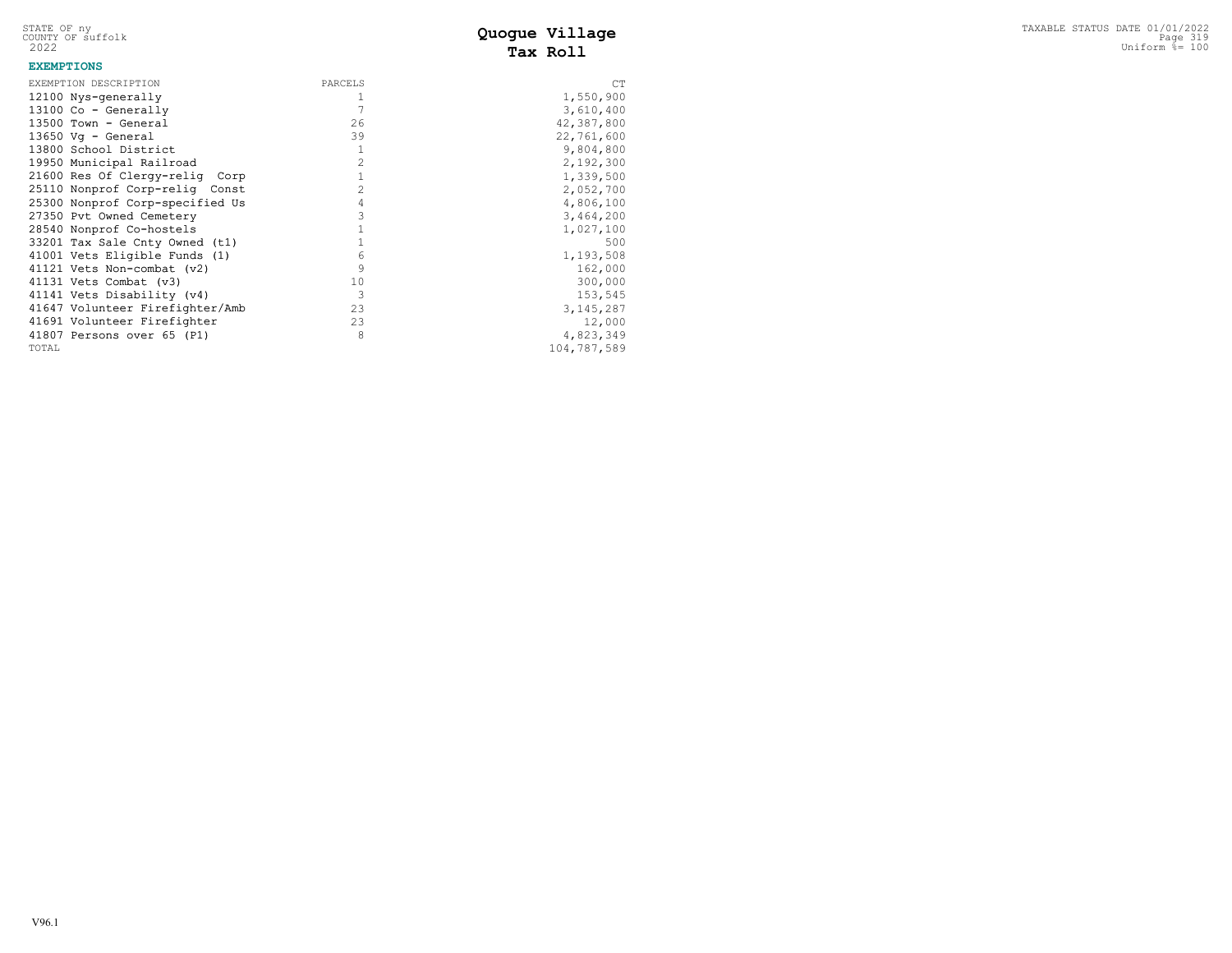STATE OF ny
COUNTY OF suffolk
2022

# Quogue Village
# Tax Roll

TAXABLE STATUS DATE 01/01/2022
Uniform %= 100

**EXEMPTIONS**

| EXEMPTION DESCRIPTION | PARCELS | CT |
|---|---|---|
| 12100 Nys-generally | 1 | 1,550,900 |
| 13100 Co - Generally | 7 | 3,610,400 |
| 13500 Town - General | 26 | 42,387,800 |
| 13650 Vg - General | 39 | 22,761,600 |
| 13800 School District | 1 | 9,804,800 |
| 19950 Municipal Railroad | 2 | 2,192,300 |
| 21600 Res Of Clergy-relig Corp | 1 | 1,339,500 |
| 25110 Nonprof Corp-relig Const | 2 | 2,052,700 |
| 25300 Nonprof Corp-specified Us | 4 | 4,806,100 |
| 27350 Pvt Owned Cemetery | 3 | 3,464,200 |
| 28540 Nonprof Co-hostels | 1 | 1,027,100 |
| 33201 Tax Sale Cnty Owned (t1) | 1 | 500 |
| 41001 Vets Eligible Funds (1) | 6 | 1,193,508 |
| 41121 Vets Non-combat (v2) | 9 | 162,000 |
| 41131 Vets Combat (v3) | 10 | 300,000 |
| 41141 Vets Disability (v4) | 3 | 153,545 |
| 41647 Volunteer Firefighter/Amb | 23 | 3,145,287 |
| 41691 Volunteer Firefighter | 23 | 12,000 |
| 41807 Persons over 65 (P1) | 8 | 4,823,349 |
| TOTAL | | 104,787,589 |

V96.1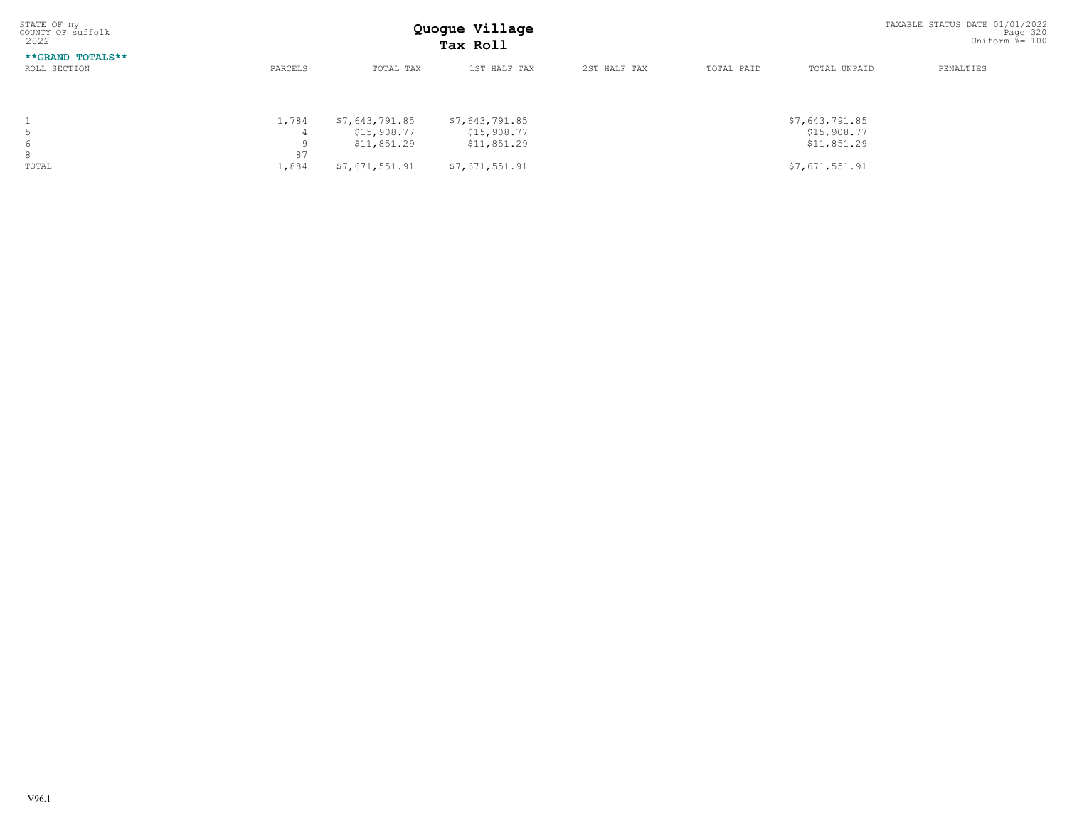STATE OF ny
COUNTY OF suffolk
2022

# Quogue Village
## Tax Roll

TAXABLE STATUS DATE 01/01/2022
Uniform %= 100

**\*\*GRAND TOTALS\*\***

| ROLL SECTION | PARCELS | TOTAL TAX | 1ST HALF TAX | 2ST HALF TAX | TOTAL PAID | TOTAL UNPAID | PENALTIES |
|---|---|---|---|---|---|---|---|
| 1 | 1,784 | $7,643,791.85 | $7,643,791.85 | | | $7,643,791.85 | |
| 5 | 4 | $15,908.77 | $15,908.77 | | | $15,908.77 | |
| 6 | 9 | $11,851.29 | $11,851.29 | | | $11,851.29 | |
| 8 | 87 | | | | | | |
| TOTAL | 1,884 | $7,671,551.91 | $7,671,551.91 | | | $7,671,551.91 | |

V96.1